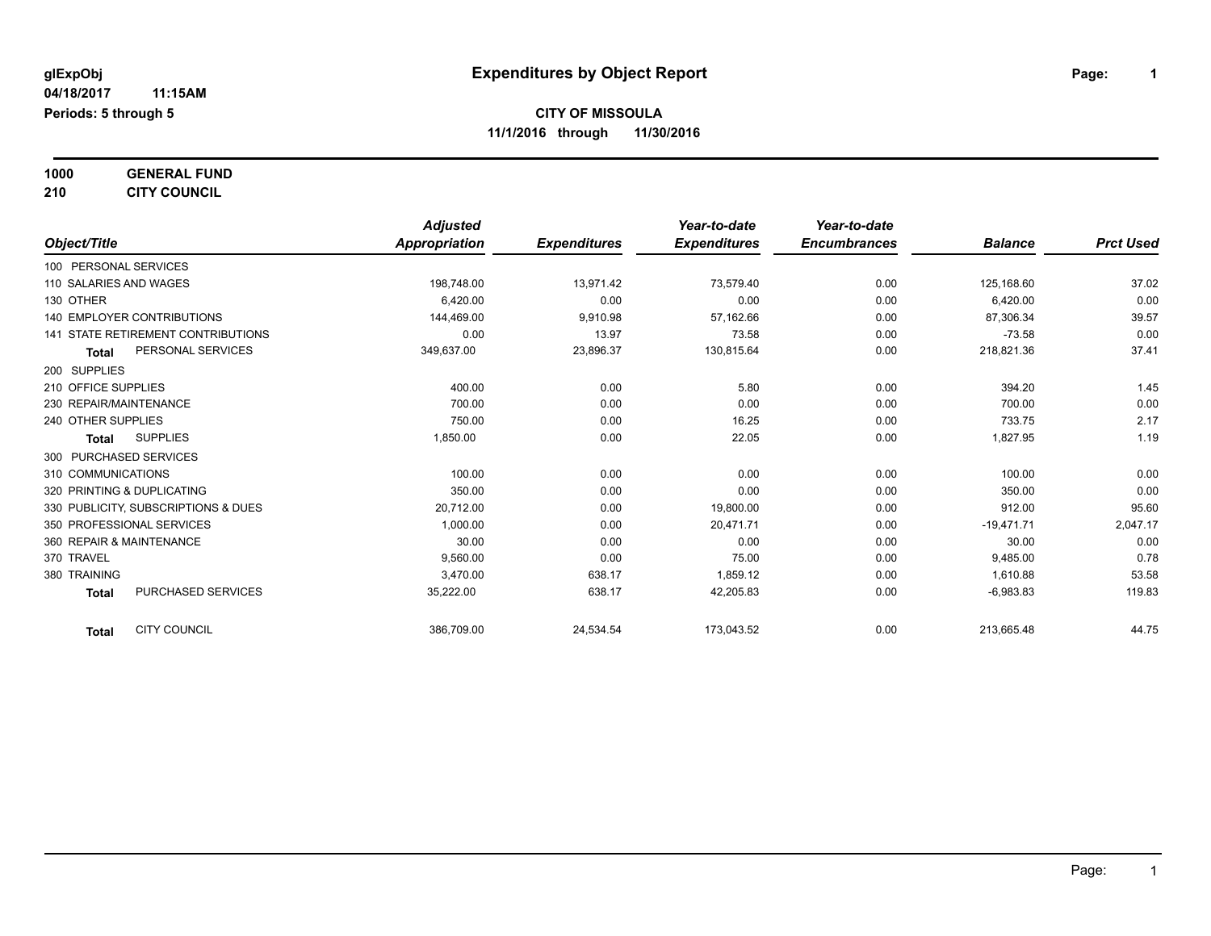glExpObj

04/18/2017 11:15AM

Periods: 5 through 5

# Expenditures by Object Report

**CITY OF MISSOULA**

**11/1/2016 through 11/30/2016**

**1000 GENERAL FUND**

**210 CITY COUNCIL**

| Object/Title | | Adjusted Appropriation | Expenditures | Year-to-date Expenditures | Year-to-date Encumbrances | Balance | Prct Used |
|---|---|---|---|---|---|---|---|
| 100 PERSONAL SERVICES | | | | | | | |
| 110 SALARIES AND WAGES | | 198,748.00 | 13,971.42 | 73,579.40 | 0.00 | 125,168.60 | 37.02 |
| 130 OTHER | | 6,420.00 | 0.00 | 0.00 | 0.00 | 6,420.00 | 0.00 |
| 140 EMPLOYER CONTRIBUTIONS | | 144,469.00 | 9,910.98 | 57,162.66 | 0.00 | 87,306.34 | 39.57 |
| 141 STATE RETIREMENT CONTRIBUTIONS | | 0.00 | 13.97 | 73.58 | 0.00 | -73.58 | 0.00 |
| **Total** | PERSONAL SERVICES | 349,637.00 | 23,896.37 | 130,815.64 | 0.00 | 218,821.36 | 37.41 |
| 200 SUPPLIES | | | | | | | |
| 210 OFFICE SUPPLIES | | 400.00 | 0.00 | 5.80 | 0.00 | 394.20 | 1.45 |
| 230 REPAIR/MAINTENANCE | | 700.00 | 0.00 | 0.00 | 0.00 | 700.00 | 0.00 |
| 240 OTHER SUPPLIES | | 750.00 | 0.00 | 16.25 | 0.00 | 733.75 | 2.17 |
| **Total** | SUPPLIES | 1,850.00 | 0.00 | 22.05 | 0.00 | 1,827.95 | 1.19 |
| 300 PURCHASED SERVICES | | | | | | | |
| 310 COMMUNICATIONS | | 100.00 | 0.00 | 0.00 | 0.00 | 100.00 | 0.00 |
| 320 PRINTING & DUPLICATING | | 350.00 | 0.00 | 0.00 | 0.00 | 350.00 | 0.00 |
| 330 PUBLICITY, SUBSCRIPTIONS & DUES | | 20,712.00 | 0.00 | 19,800.00 | 0.00 | 912.00 | 95.60 |
| 350 PROFESSIONAL SERVICES | | 1,000.00 | 0.00 | 20,471.71 | 0.00 | -19,471.71 | 2,047.17 |
| 360 REPAIR & MAINTENANCE | | 30.00 | 0.00 | 0.00 | 0.00 | 30.00 | 0.00 |
| 370 TRAVEL | | 9,560.00 | 0.00 | 75.00 | 0.00 | 9,485.00 | 0.78 |
| 380 TRAINING | | 3,470.00 | 638.17 | 1,859.12 | 0.00 | 1,610.88 | 53.58 |
| **Total** | PURCHASED SERVICES | 35,222.00 | 638.17 | 42,205.83 | 0.00 | -6,983.83 | 119.83 |
| **Total** | CITY COUNCIL | 386,709.00 | 24,534.54 | 173,043.52 | 0.00 | 213,665.48 | 44.75 |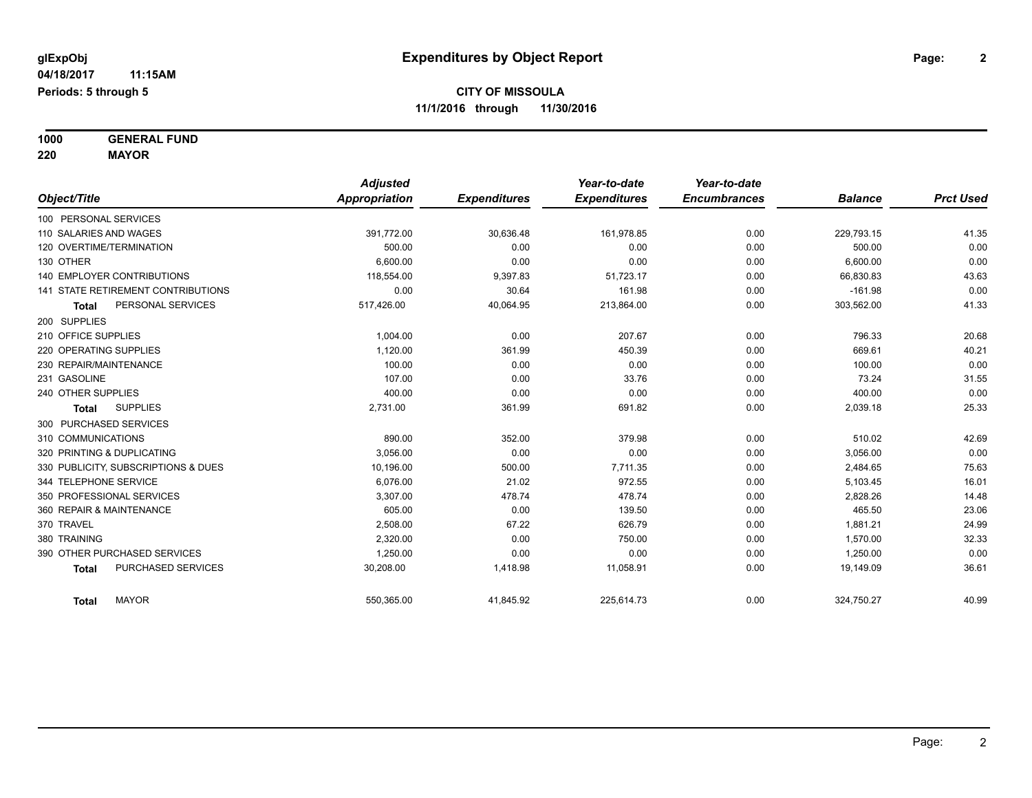# Expenditures by Object Report

glExpObj
04/18/2017 11:15AM
Periods: 5 through 5

**CITY OF MISSOULA**
**11/1/2016 through 11/30/2016**

**1000 GENERAL FUND**
**220 MAYOR**

| Object/Title | Adjusted Appropriation | Expenditures | Year-to-date Expenditures | Year-to-date Encumbrances | Balance | Prct Used |
|---|---|---|---|---|---|---|
| 100 PERSONAL SERVICES | | | | | | |
| 110 SALARIES AND WAGES | 391,772.00 | 30,636.48 | 161,978.85 | 0.00 | 229,793.15 | 41.35 |
| 120 OVERTIME/TERMINATION | 500.00 | 0.00 | 0.00 | 0.00 | 500.00 | 0.00 |
| 130 OTHER | 6,600.00 | 0.00 | 0.00 | 0.00 | 6,600.00 | 0.00 |
| 140 EMPLOYER CONTRIBUTIONS | 118,554.00 | 9,397.83 | 51,723.17 | 0.00 | 66,830.83 | 43.63 |
| 141 STATE RETIREMENT CONTRIBUTIONS | 0.00 | 30.64 | 161.98 | 0.00 | -161.98 | 0.00 |
| **Total** PERSONAL SERVICES | 517,426.00 | 40,064.95 | 213,864.00 | 0.00 | 303,562.00 | 41.33 |
| 200 SUPPLIES | | | | | | |
| 210 OFFICE SUPPLIES | 1,004.00 | 0.00 | 207.67 | 0.00 | 796.33 | 20.68 |
| 220 OPERATING SUPPLIES | 1,120.00 | 361.99 | 450.39 | 0.00 | 669.61 | 40.21 |
| 230 REPAIR/MAINTENANCE | 100.00 | 0.00 | 0.00 | 0.00 | 100.00 | 0.00 |
| 231 GASOLINE | 107.00 | 0.00 | 33.76 | 0.00 | 73.24 | 31.55 |
| 240 OTHER SUPPLIES | 400.00 | 0.00 | 0.00 | 0.00 | 400.00 | 0.00 |
| **Total** SUPPLIES | 2,731.00 | 361.99 | 691.82 | 0.00 | 2,039.18 | 25.33 |
| 300 PURCHASED SERVICES | | | | | | |
| 310 COMMUNICATIONS | 890.00 | 352.00 | 379.98 | 0.00 | 510.02 | 42.69 |
| 320 PRINTING & DUPLICATING | 3,056.00 | 0.00 | 0.00 | 0.00 | 3,056.00 | 0.00 |
| 330 PUBLICITY, SUBSCRIPTIONS & DUES | 10,196.00 | 500.00 | 7,711.35 | 0.00 | 2,484.65 | 75.63 |
| 344 TELEPHONE SERVICE | 6,076.00 | 21.02 | 972.55 | 0.00 | 5,103.45 | 16.01 |
| 350 PROFESSIONAL SERVICES | 3,307.00 | 478.74 | 478.74 | 0.00 | 2,828.26 | 14.48 |
| 360 REPAIR & MAINTENANCE | 605.00 | 0.00 | 139.50 | 0.00 | 465.50 | 23.06 |
| 370 TRAVEL | 2,508.00 | 67.22 | 626.79 | 0.00 | 1,881.21 | 24.99 |
| 380 TRAINING | 2,320.00 | 0.00 | 750.00 | 0.00 | 1,570.00 | 32.33 |
| 390 OTHER PURCHASED SERVICES | 1,250.00 | 0.00 | 0.00 | 0.00 | 1,250.00 | 0.00 |
| **Total** PURCHASED SERVICES | 30,208.00 | 1,418.98 | 11,058.91 | 0.00 | 19,149.09 | 36.61 |
| **Total** MAYOR | 550,365.00 | 41,845.92 | 225,614.73 | 0.00 | 324,750.27 | 40.99 |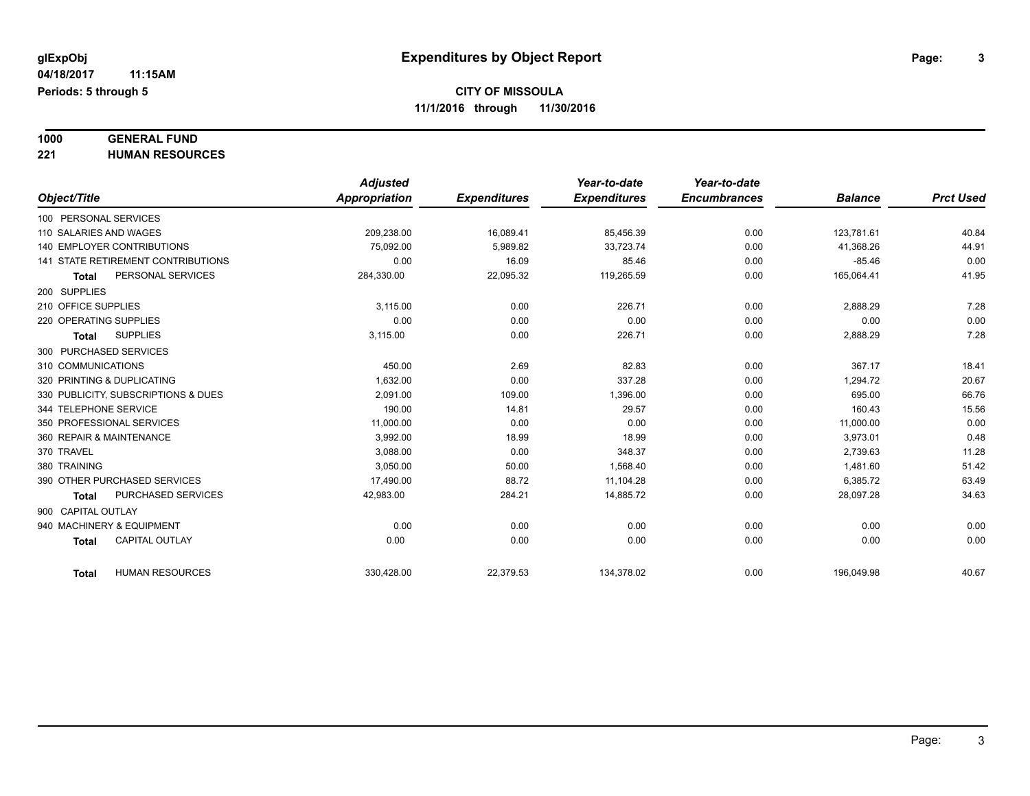glExpObj
04/18/2017 11:15AM
Periods: 5 through 5

# Expenditures by Object Report

**CITY OF MISSOULA**
**11/1/2016 through 11/30/2016**

**1000 GENERAL FUND**
**221 HUMAN RESOURCES**

| Object/Title | Adjusted Appropriation | Expenditures | Year-to-date Expenditures | Year-to-date Encumbrances | Balance | Prct Used |
|---|---|---|---|---|---|---|
| 100 PERSONAL SERVICES | | | | | | |
| 110 SALARIES AND WAGES | 209,238.00 | 16,089.41 | 85,456.39 | 0.00 | 123,781.61 | 40.84 |
| 140 EMPLOYER CONTRIBUTIONS | 75,092.00 | 5,989.82 | 33,723.74 | 0.00 | 41,368.26 | 44.91 |
| 141 STATE RETIREMENT CONTRIBUTIONS | 0.00 | 16.09 | 85.46 | 0.00 | -85.46 | 0.00 |
| **Total** PERSONAL SERVICES | 284,330.00 | 22,095.32 | 119,265.59 | 0.00 | 165,064.41 | 41.95 |
| 200 SUPPLIES | | | | | | |
| 210 OFFICE SUPPLIES | 3,115.00 | 0.00 | 226.71 | 0.00 | 2,888.29 | 7.28 |
| 220 OPERATING SUPPLIES | 0.00 | 0.00 | 0.00 | 0.00 | 0.00 | 0.00 |
| **Total** SUPPLIES | 3,115.00 | 0.00 | 226.71 | 0.00 | 2,888.29 | 7.28 |
| 300 PURCHASED SERVICES | | | | | | |
| 310 COMMUNICATIONS | 450.00 | 2.69 | 82.83 | 0.00 | 367.17 | 18.41 |
| 320 PRINTING & DUPLICATING | 1,632.00 | 0.00 | 337.28 | 0.00 | 1,294.72 | 20.67 |
| 330 PUBLICITY, SUBSCRIPTIONS & DUES | 2,091.00 | 109.00 | 1,396.00 | 0.00 | 695.00 | 66.76 |
| 344 TELEPHONE SERVICE | 190.00 | 14.81 | 29.57 | 0.00 | 160.43 | 15.56 |
| 350 PROFESSIONAL SERVICES | 11,000.00 | 0.00 | 0.00 | 0.00 | 11,000.00 | 0.00 |
| 360 REPAIR & MAINTENANCE | 3,992.00 | 18.99 | 18.99 | 0.00 | 3,973.01 | 0.48 |
| 370 TRAVEL | 3,088.00 | 0.00 | 348.37 | 0.00 | 2,739.63 | 11.28 |
| 380 TRAINING | 3,050.00 | 50.00 | 1,568.40 | 0.00 | 1,481.60 | 51.42 |
| 390 OTHER PURCHASED SERVICES | 17,490.00 | 88.72 | 11,104.28 | 0.00 | 6,385.72 | 63.49 |
| **Total** PURCHASED SERVICES | 42,983.00 | 284.21 | 14,885.72 | 0.00 | 28,097.28 | 34.63 |
| 900 CAPITAL OUTLAY | | | | | | |
| 940 MACHINERY & EQUIPMENT | 0.00 | 0.00 | 0.00 | 0.00 | 0.00 | 0.00 |
| **Total** CAPITAL OUTLAY | 0.00 | 0.00 | 0.00 | 0.00 | 0.00 | 0.00 |
| **Total** HUMAN RESOURCES | 330,428.00 | 22,379.53 | 134,378.02 | 0.00 | 196,049.98 | 40.67 |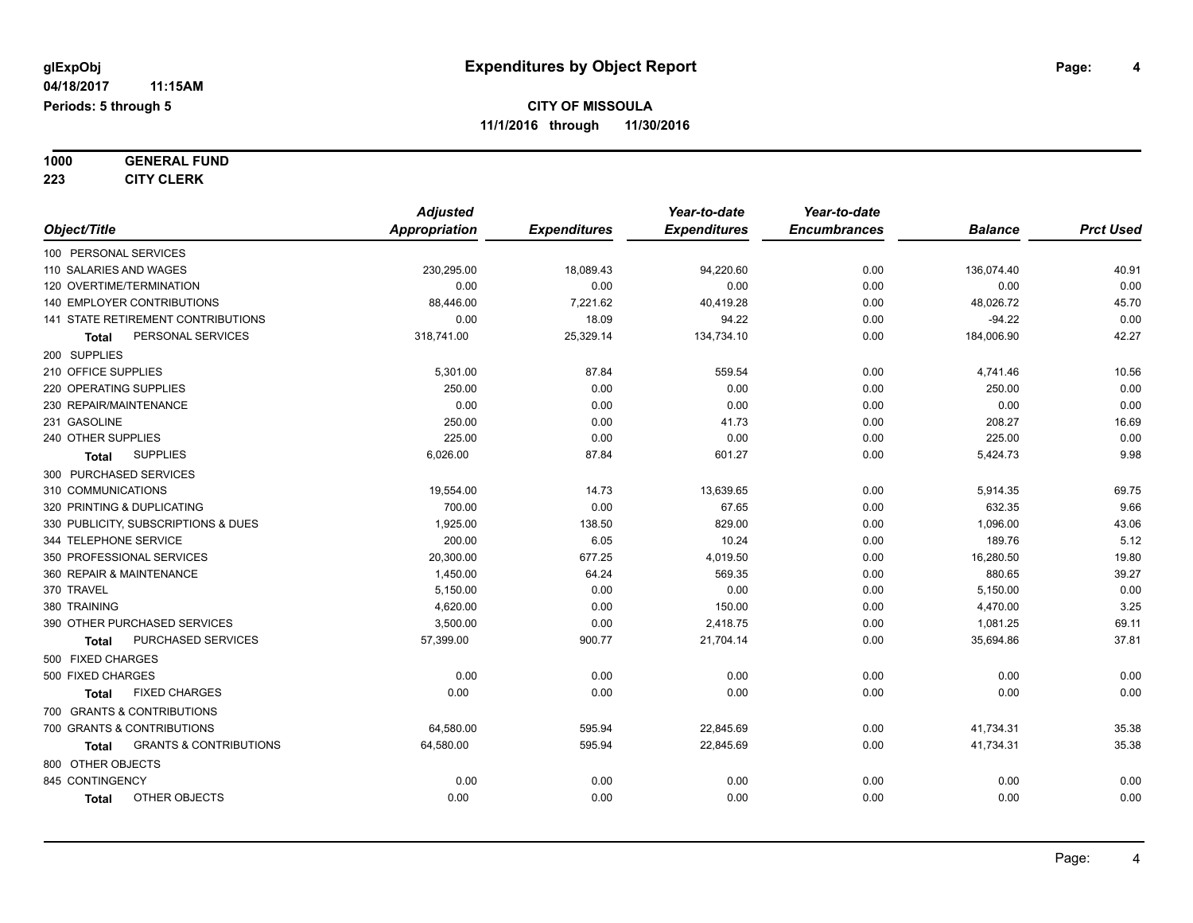# Expenditures by Object Report

glExpObj
04/18/2017 11:15AM
Periods: 5 through 5

**CITY OF MISSOULA**
**11/1/2016 through 11/30/2016**

**1000 GENERAL FUND**
**223 CITY CLERK**

| Object/Title | Adjusted Appropriation | Expenditures | Year-to-date Expenditures | Year-to-date Encumbrances | Balance | Prct Used |
|---|---|---|---|---|---|---|
| 100 PERSONAL SERVICES | | | | | | |
| 110 SALARIES AND WAGES | 230,295.00 | 18,089.43 | 94,220.60 | 0.00 | 136,074.40 | 40.91 |
| 120 OVERTIME/TERMINATION | 0.00 | 0.00 | 0.00 | 0.00 | 0.00 | 0.00 |
| 140 EMPLOYER CONTRIBUTIONS | 88,446.00 | 7,221.62 | 40,419.28 | 0.00 | 48,026.72 | 45.70 |
| 141 STATE RETIREMENT CONTRIBUTIONS | 0.00 | 18.09 | 94.22 | 0.00 | -94.22 | 0.00 |
| **Total** PERSONAL SERVICES | 318,741.00 | 25,329.14 | 134,734.10 | 0.00 | 184,006.90 | 42.27 |
| 200 SUPPLIES | | | | | | |
| 210 OFFICE SUPPLIES | 5,301.00 | 87.84 | 559.54 | 0.00 | 4,741.46 | 10.56 |
| 220 OPERATING SUPPLIES | 250.00 | 0.00 | 0.00 | 0.00 | 250.00 | 0.00 |
| 230 REPAIR/MAINTENANCE | 0.00 | 0.00 | 0.00 | 0.00 | 0.00 | 0.00 |
| 231 GASOLINE | 250.00 | 0.00 | 41.73 | 0.00 | 208.27 | 16.69 |
| 240 OTHER SUPPLIES | 225.00 | 0.00 | 0.00 | 0.00 | 225.00 | 0.00 |
| **Total** SUPPLIES | 6,026.00 | 87.84 | 601.27 | 0.00 | 5,424.73 | 9.98 |
| 300 PURCHASED SERVICES | | | | | | |
| 310 COMMUNICATIONS | 19,554.00 | 14.73 | 13,639.65 | 0.00 | 5,914.35 | 69.75 |
| 320 PRINTING & DUPLICATING | 700.00 | 0.00 | 67.65 | 0.00 | 632.35 | 9.66 |
| 330 PUBLICITY, SUBSCRIPTIONS & DUES | 1,925.00 | 138.50 | 829.00 | 0.00 | 1,096.00 | 43.06 |
| 344 TELEPHONE SERVICE | 200.00 | 6.05 | 10.24 | 0.00 | 189.76 | 5.12 |
| 350 PROFESSIONAL SERVICES | 20,300.00 | 677.25 | 4,019.50 | 0.00 | 16,280.50 | 19.80 |
| 360 REPAIR & MAINTENANCE | 1,450.00 | 64.24 | 569.35 | 0.00 | 880.65 | 39.27 |
| 370 TRAVEL | 5,150.00 | 0.00 | 0.00 | 0.00 | 5,150.00 | 0.00 |
| 380 TRAINING | 4,620.00 | 0.00 | 150.00 | 0.00 | 4,470.00 | 3.25 |
| 390 OTHER PURCHASED SERVICES | 3,500.00 | 0.00 | 2,418.75 | 0.00 | 1,081.25 | 69.11 |
| **Total** PURCHASED SERVICES | 57,399.00 | 900.77 | 21,704.14 | 0.00 | 35,694.86 | 37.81 |
| 500 FIXED CHARGES | | | | | | |
| 500 FIXED CHARGES | 0.00 | 0.00 | 0.00 | 0.00 | 0.00 | 0.00 |
| **Total** FIXED CHARGES | 0.00 | 0.00 | 0.00 | 0.00 | 0.00 | 0.00 |
| 700 GRANTS & CONTRIBUTIONS | | | | | | |
| 700 GRANTS & CONTRIBUTIONS | 64,580.00 | 595.94 | 22,845.69 | 0.00 | 41,734.31 | 35.38 |
| **Total** GRANTS & CONTRIBUTIONS | 64,580.00 | 595.94 | 22,845.69 | 0.00 | 41,734.31 | 35.38 |
| 800 OTHER OBJECTS | | | | | | |
| 845 CONTINGENCY | 0.00 | 0.00 | 0.00 | 0.00 | 0.00 | 0.00 |
| **Total** OTHER OBJECTS | 0.00 | 0.00 | 0.00 | 0.00 | 0.00 | 0.00 |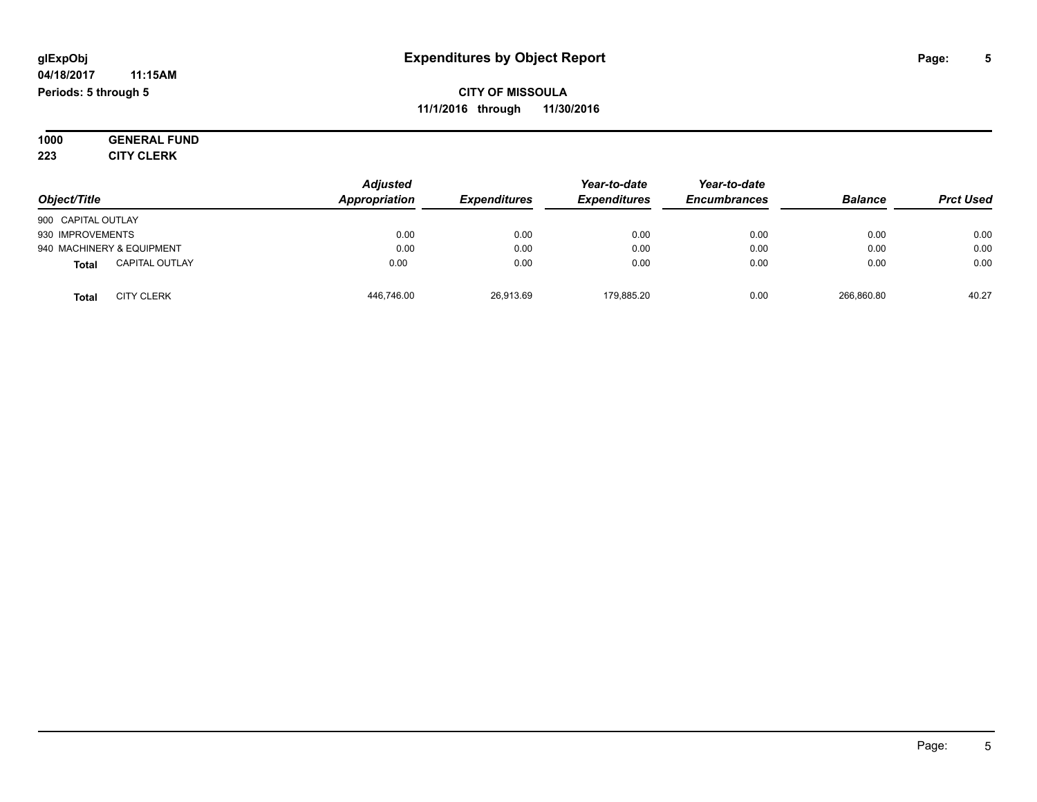**glExpObj**
**04/18/2017 11:15AM**
**Periods: 5 through 5**

# Expenditures by Object Report

**CITY OF MISSOULA**
**11/1/2016 through 11/30/2016**

**1000 GENERAL FUND**
**223 CITY CLERK**

| Object/Title | | *Adjusted Appropriation* | *Expenditures* | *Year-to-date Expenditures* | *Year-to-date Encumbrances* | *Balance* | *Prct Used* |
|---|---|---|---|---|---|---|---|
| 900 CAPITAL OUTLAY | | | | | | | |
| 930 IMPROVEMENTS | | 0.00 | 0.00 | 0.00 | 0.00 | 0.00 | 0.00 |
| 940 MACHINERY & EQUIPMENT | | 0.00 | 0.00 | 0.00 | 0.00 | 0.00 | 0.00 |
| **Total** | CAPITAL OUTLAY | 0.00 | 0.00 | 0.00 | 0.00 | 0.00 | 0.00 |
| **Total** | CITY CLERK | 446,746.00 | 26,913.69 | 179,885.20 | 0.00 | 266,860.80 | 40.27 |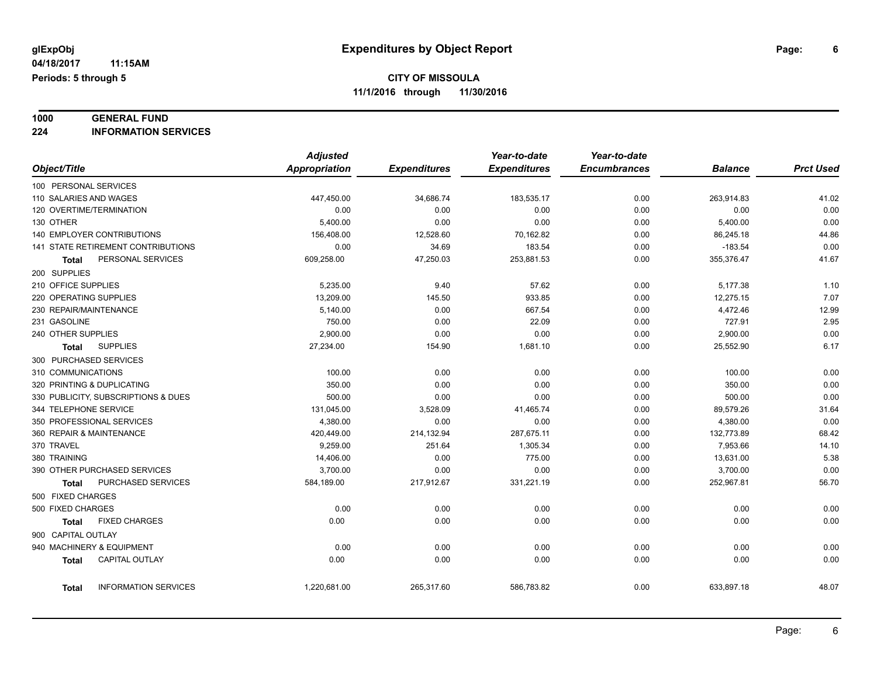glExpObj **Expenditures by Object Report**

04/18/2017 11:15AM

Periods: 5 through 5

**CITY OF MISSOULA**

**11/1/2016 through 11/30/2016**

**1000 GENERAL FUND**

**224 INFORMATION SERVICES**

| Object/Title | Adjusted Appropriation | Expenditures | Year-to-date Expenditures | Year-to-date Encumbrances | Balance | Prct Used |
|---|---|---|---|---|---|---|
| 100 PERSONAL SERVICES | | | | | | |
| 110 SALARIES AND WAGES | 447,450.00 | 34,686.74 | 183,535.17 | 0.00 | 263,914.83 | 41.02 |
| 120 OVERTIME/TERMINATION | 0.00 | 0.00 | 0.00 | 0.00 | 0.00 | 0.00 |
| 130 OTHER | 5,400.00 | 0.00 | 0.00 | 0.00 | 5,400.00 | 0.00 |
| 140 EMPLOYER CONTRIBUTIONS | 156,408.00 | 12,528.60 | 70,162.82 | 0.00 | 86,245.18 | 44.86 |
| 141 STATE RETIREMENT CONTRIBUTIONS | 0.00 | 34.69 | 183.54 | 0.00 | -183.54 | 0.00 |
| **Total** PERSONAL SERVICES | 609,258.00 | 47,250.03 | 253,881.53 | 0.00 | 355,376.47 | 41.67 |
| 200 SUPPLIES | | | | | | |
| 210 OFFICE SUPPLIES | 5,235.00 | 9.40 | 57.62 | 0.00 | 5,177.38 | 1.10 |
| 220 OPERATING SUPPLIES | 13,209.00 | 145.50 | 933.85 | 0.00 | 12,275.15 | 7.07 |
| 230 REPAIR/MAINTENANCE | 5,140.00 | 0.00 | 667.54 | 0.00 | 4,472.46 | 12.99 |
| 231 GASOLINE | 750.00 | 0.00 | 22.09 | 0.00 | 727.91 | 2.95 |
| 240 OTHER SUPPLIES | 2,900.00 | 0.00 | 0.00 | 0.00 | 2,900.00 | 0.00 |
| **Total** SUPPLIES | 27,234.00 | 154.90 | 1,681.10 | 0.00 | 25,552.90 | 6.17 |
| 300 PURCHASED SERVICES | | | | | | |
| 310 COMMUNICATIONS | 100.00 | 0.00 | 0.00 | 0.00 | 100.00 | 0.00 |
| 320 PRINTING & DUPLICATING | 350.00 | 0.00 | 0.00 | 0.00 | 350.00 | 0.00 |
| 330 PUBLICITY, SUBSCRIPTIONS & DUES | 500.00 | 0.00 | 0.00 | 0.00 | 500.00 | 0.00 |
| 344 TELEPHONE SERVICE | 131,045.00 | 3,528.09 | 41,465.74 | 0.00 | 89,579.26 | 31.64 |
| 350 PROFESSIONAL SERVICES | 4,380.00 | 0.00 | 0.00 | 0.00 | 4,380.00 | 0.00 |
| 360 REPAIR & MAINTENANCE | 420,449.00 | 214,132.94 | 287,675.11 | 0.00 | 132,773.89 | 68.42 |
| 370 TRAVEL | 9,259.00 | 251.64 | 1,305.34 | 0.00 | 7,953.66 | 14.10 |
| 380 TRAINING | 14,406.00 | 0.00 | 775.00 | 0.00 | 13,631.00 | 5.38 |
| 390 OTHER PURCHASED SERVICES | 3,700.00 | 0.00 | 0.00 | 0.00 | 3,700.00 | 0.00 |
| **Total** PURCHASED SERVICES | 584,189.00 | 217,912.67 | 331,221.19 | 0.00 | 252,967.81 | 56.70 |
| 500 FIXED CHARGES | | | | | | |
| 500 FIXED CHARGES | 0.00 | 0.00 | 0.00 | 0.00 | 0.00 | 0.00 |
| **Total** FIXED CHARGES | 0.00 | 0.00 | 0.00 | 0.00 | 0.00 | 0.00 |
| 900 CAPITAL OUTLAY | | | | | | |
| 940 MACHINERY & EQUIPMENT | 0.00 | 0.00 | 0.00 | 0.00 | 0.00 | 0.00 |
| **Total** CAPITAL OUTLAY | 0.00 | 0.00 | 0.00 | 0.00 | 0.00 | 0.00 |
| **Total** INFORMATION SERVICES | 1,220,681.00 | 265,317.60 | 586,783.82 | 0.00 | 633,897.18 | 48.07 |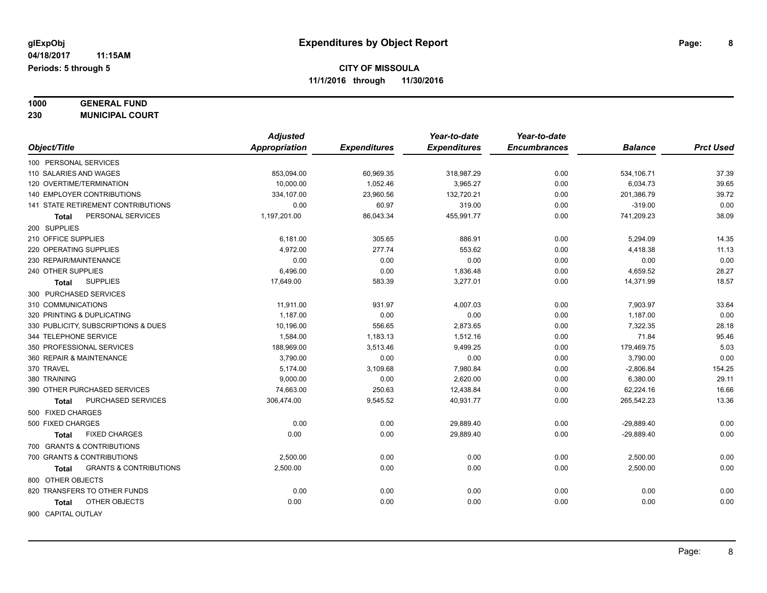**glExpObj**
**04/18/2017 11:15AM**
**Periods: 5 through 5**

# Expenditures by Object Report

**CITY OF MISSOULA**
**11/1/2016 through 11/30/2016**

**1000 GENERAL FUND**
**230 MUNICIPAL COURT**

| Object/Title | Adjusted Appropriation | Expenditures | Year-to-date Expenditures | Year-to-date Encumbrances | Balance | Prct Used |
|---|---|---|---|---|---|---|
| 100 PERSONAL SERVICES | | | | | | |
| 110 SALARIES AND WAGES | 853,094.00 | 60,969.35 | 318,987.29 | 0.00 | 534,106.71 | 37.39 |
| 120 OVERTIME/TERMINATION | 10,000.00 | 1,052.46 | 3,965.27 | 0.00 | 6,034.73 | 39.65 |
| 140 EMPLOYER CONTRIBUTIONS | 334,107.00 | 23,960.56 | 132,720.21 | 0.00 | 201,386.79 | 39.72 |
| 141 STATE RETIREMENT CONTRIBUTIONS | 0.00 | 60.97 | 319.00 | 0.00 | -319.00 | 0.00 |
| **Total** PERSONAL SERVICES | 1,197,201.00 | 86,043.34 | 455,991.77 | 0.00 | 741,209.23 | 38.09 |
| 200 SUPPLIES | | | | | | |
| 210 OFFICE SUPPLIES | 6,181.00 | 305.65 | 886.91 | 0.00 | 5,294.09 | 14.35 |
| 220 OPERATING SUPPLIES | 4,972.00 | 277.74 | 553.62 | 0.00 | 4,418.38 | 11.13 |
| 230 REPAIR/MAINTENANCE | 0.00 | 0.00 | 0.00 | 0.00 | 0.00 | 0.00 |
| 240 OTHER SUPPLIES | 6,496.00 | 0.00 | 1,836.48 | 0.00 | 4,659.52 | 28.27 |
| **Total** SUPPLIES | 17,649.00 | 583.39 | 3,277.01 | 0.00 | 14,371.99 | 18.57 |
| 300 PURCHASED SERVICES | | | | | | |
| 310 COMMUNICATIONS | 11,911.00 | 931.97 | 4,007.03 | 0.00 | 7,903.97 | 33.64 |
| 320 PRINTING & DUPLICATING | 1,187.00 | 0.00 | 0.00 | 0.00 | 1,187.00 | 0.00 |
| 330 PUBLICITY, SUBSCRIPTIONS & DUES | 10,196.00 | 556.65 | 2,873.65 | 0.00 | 7,322.35 | 28.18 |
| 344 TELEPHONE SERVICE | 1,584.00 | 1,183.13 | 1,512.16 | 0.00 | 71.84 | 95.46 |
| 350 PROFESSIONAL SERVICES | 188,969.00 | 3,513.46 | 9,499.25 | 0.00 | 179,469.75 | 5.03 |
| 360 REPAIR & MAINTENANCE | 3,790.00 | 0.00 | 0.00 | 0.00 | 3,790.00 | 0.00 |
| 370 TRAVEL | 5,174.00 | 3,109.68 | 7,980.84 | 0.00 | -2,806.84 | 154.25 |
| 380 TRAINING | 9,000.00 | 0.00 | 2,620.00 | 0.00 | 6,380.00 | 29.11 |
| 390 OTHER PURCHASED SERVICES | 74,663.00 | 250.63 | 12,438.84 | 0.00 | 62,224.16 | 16.66 |
| **Total** PURCHASED SERVICES | 306,474.00 | 9,545.52 | 40,931.77 | 0.00 | 265,542.23 | 13.36 |
| 500 FIXED CHARGES | | | | | | |
| 500 FIXED CHARGES | 0.00 | 0.00 | 29,889.40 | 0.00 | -29,889.40 | 0.00 |
| **Total** FIXED CHARGES | 0.00 | 0.00 | 29,889.40 | 0.00 | -29,889.40 | 0.00 |
| 700 GRANTS & CONTRIBUTIONS | | | | | | |
| 700 GRANTS & CONTRIBUTIONS | 2,500.00 | 0.00 | 0.00 | 0.00 | 2,500.00 | 0.00 |
| **Total** GRANTS & CONTRIBUTIONS | 2,500.00 | 0.00 | 0.00 | 0.00 | 2,500.00 | 0.00 |
| 800 OTHER OBJECTS | | | | | | |
| 820 TRANSFERS TO OTHER FUNDS | 0.00 | 0.00 | 0.00 | 0.00 | 0.00 | 0.00 |
| **Total** OTHER OBJECTS | 0.00 | 0.00 | 0.00 | 0.00 | 0.00 | 0.00 |
| 900 CAPITAL OUTLAY | | | | | | |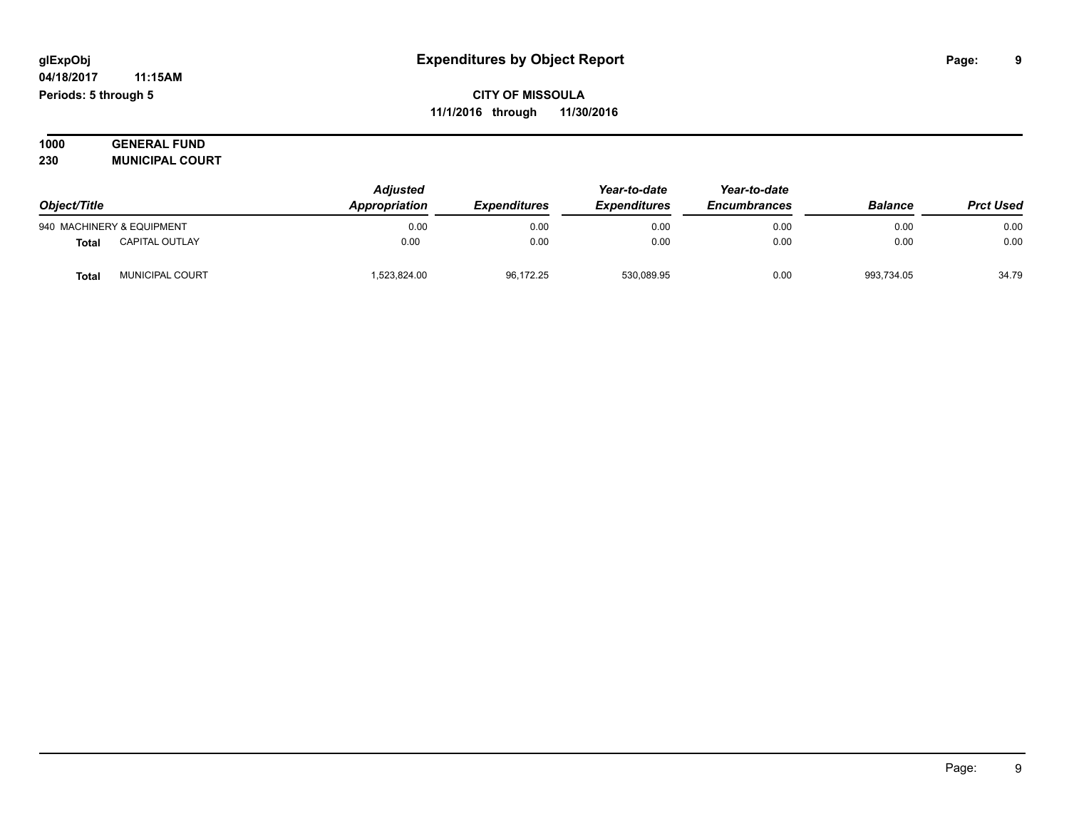**glExpObj** **Expenditures by Object Report**

**04/18/2017 11:15AM**

**Periods: 5 through 5**

**CITY OF MISSOULA**

**11/1/2016 through 11/30/2016**

**1000 GENERAL FUND**

**230 MUNICIPAL COURT**

| Object/Title | | *Adjusted Appropriation* | *Expenditures* | *Year-to-date Expenditures* | *Year-to-date Encumbrances* | *Balance* | *Prct Used* |
|---|---|---|---|---|---|---|---|
| 940 MACHINERY & EQUIPMENT | | 0.00 | 0.00 | 0.00 | 0.00 | 0.00 | 0.00 |
| **Total** | CAPITAL OUTLAY | 0.00 | 0.00 | 0.00 | 0.00 | 0.00 | 0.00 |
| **Total** | MUNICIPAL COURT | 1,523,824.00 | 96,172.25 | 530,089.95 | 0.00 | 993,734.05 | 34.79 |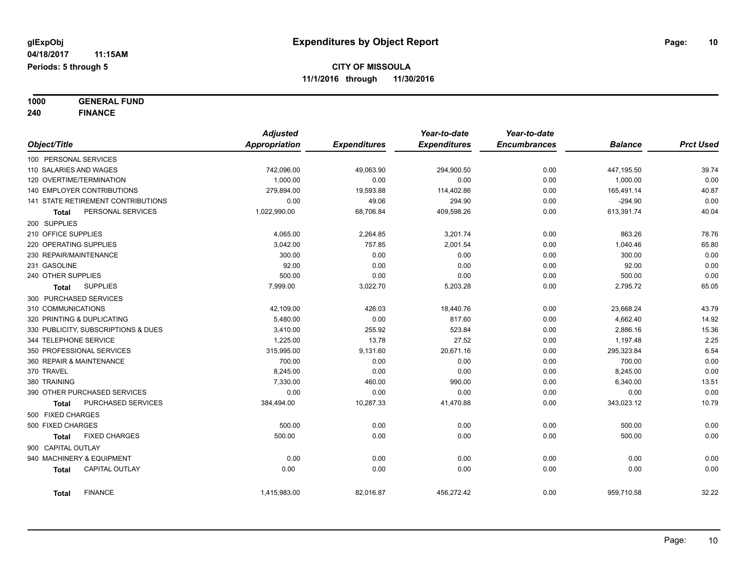**glExpObj** **Expenditures by Object Report**

**04/18/2017 11:15AM**

**Periods: 5 through 5**

**CITY OF MISSOULA**

**11/1/2016 through 11/30/2016**

**1000 GENERAL FUND**

**240 FINANCE**

| Object/Title | Adjusted Appropriation | Expenditures | Year-to-date Expenditures | Year-to-date Encumbrances | Balance | Prct Used |
|---|---|---|---|---|---|---|
| 100 PERSONAL SERVICES | | | | | | |
| 110 SALARIES AND WAGES | 742,096.00 | 49,063.90 | 294,900.50 | 0.00 | 447,195.50 | 39.74 |
| 120 OVERTIME/TERMINATION | 1,000.00 | 0.00 | 0.00 | 0.00 | 1,000.00 | 0.00 |
| 140 EMPLOYER CONTRIBUTIONS | 279,894.00 | 19,593.88 | 114,402.86 | 0.00 | 165,491.14 | 40.87 |
| 141 STATE RETIREMENT CONTRIBUTIONS | 0.00 | 49.06 | 294.90 | 0.00 | -294.90 | 0.00 |
| **Total** PERSONAL SERVICES | 1,022,990.00 | 68,706.84 | 409,598.26 | 0.00 | 613,391.74 | 40.04 |
| 200 SUPPLIES | | | | | | |
| 210 OFFICE SUPPLIES | 4,065.00 | 2,264.85 | 3,201.74 | 0.00 | 863.26 | 78.76 |
| 220 OPERATING SUPPLIES | 3,042.00 | 757.85 | 2,001.54 | 0.00 | 1,040.46 | 65.80 |
| 230 REPAIR/MAINTENANCE | 300.00 | 0.00 | 0.00 | 0.00 | 300.00 | 0.00 |
| 231 GASOLINE | 92.00 | 0.00 | 0.00 | 0.00 | 92.00 | 0.00 |
| 240 OTHER SUPPLIES | 500.00 | 0.00 | 0.00 | 0.00 | 500.00 | 0.00 |
| **Total** SUPPLIES | 7,999.00 | 3,022.70 | 5,203.28 | 0.00 | 2,795.72 | 65.05 |
| 300 PURCHASED SERVICES | | | | | | |
| 310 COMMUNICATIONS | 42,109.00 | 426.03 | 18,440.76 | 0.00 | 23,668.24 | 43.79 |
| 320 PRINTING & DUPLICATING | 5,480.00 | 0.00 | 817.60 | 0.00 | 4,662.40 | 14.92 |
| 330 PUBLICITY, SUBSCRIPTIONS & DUES | 3,410.00 | 255.92 | 523.84 | 0.00 | 2,886.16 | 15.36 |
| 344 TELEPHONE SERVICE | 1,225.00 | 13.78 | 27.52 | 0.00 | 1,197.48 | 2.25 |
| 350 PROFESSIONAL SERVICES | 315,995.00 | 9,131.60 | 20,671.16 | 0.00 | 295,323.84 | 6.54 |
| 360 REPAIR & MAINTENANCE | 700.00 | 0.00 | 0.00 | 0.00 | 700.00 | 0.00 |
| 370 TRAVEL | 8,245.00 | 0.00 | 0.00 | 0.00 | 8,245.00 | 0.00 |
| 380 TRAINING | 7,330.00 | 460.00 | 990.00 | 0.00 | 6,340.00 | 13.51 |
| 390 OTHER PURCHASED SERVICES | 0.00 | 0.00 | 0.00 | 0.00 | 0.00 | 0.00 |
| **Total** PURCHASED SERVICES | 384,494.00 | 10,287.33 | 41,470.88 | 0.00 | 343,023.12 | 10.79 |
| 500 FIXED CHARGES | | | | | | |
| 500 FIXED CHARGES | 500.00 | 0.00 | 0.00 | 0.00 | 500.00 | 0.00 |
| **Total** FIXED CHARGES | 500.00 | 0.00 | 0.00 | 0.00 | 500.00 | 0.00 |
| 900 CAPITAL OUTLAY | | | | | | |
| 940 MACHINERY & EQUIPMENT | 0.00 | 0.00 | 0.00 | 0.00 | 0.00 | 0.00 |
| **Total** CAPITAL OUTLAY | 0.00 | 0.00 | 0.00 | 0.00 | 0.00 | 0.00 |
| **Total** FINANCE | 1,415,983.00 | 82,016.87 | 456,272.42 | 0.00 | 959,710.58 | 32.22 |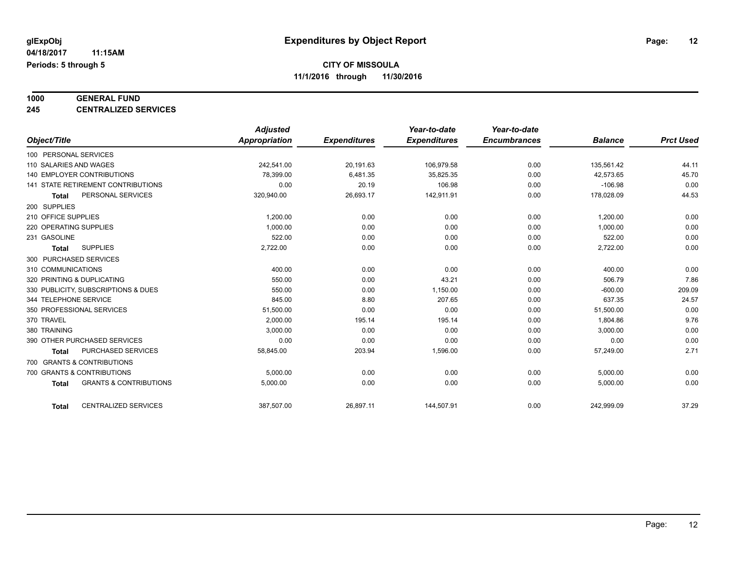glExpObj
04/18/2017 11:15AM
Periods: 5 through 5

# Expenditures by Object Report

**CITY OF MISSOULA**
**11/1/2016 through 11/30/2016**

**1000 GENERAL FUND**
**245 CENTRALIZED SERVICES**

| Object/Title | Adjusted Appropriation | Expenditures | Year-to-date Expenditures | Year-to-date Encumbrances | Balance | Prct Used |
|---|---|---|---|---|---|---|
| 100 PERSONAL SERVICES | | | | | | |
| 110 SALARIES AND WAGES | 242,541.00 | 20,191.63 | 106,979.58 | 0.00 | 135,561.42 | 44.11 |
| 140 EMPLOYER CONTRIBUTIONS | 78,399.00 | 6,481.35 | 35,825.35 | 0.00 | 42,573.65 | 45.70 |
| 141 STATE RETIREMENT CONTRIBUTIONS | 0.00 | 20.19 | 106.98 | 0.00 | -106.98 | 0.00 |
| **Total** PERSONAL SERVICES | 320,940.00 | 26,693.17 | 142,911.91 | 0.00 | 178,028.09 | 44.53 |
| 200 SUPPLIES | | | | | | |
| 210 OFFICE SUPPLIES | 1,200.00 | 0.00 | 0.00 | 0.00 | 1,200.00 | 0.00 |
| 220 OPERATING SUPPLIES | 1,000.00 | 0.00 | 0.00 | 0.00 | 1,000.00 | 0.00 |
| 231 GASOLINE | 522.00 | 0.00 | 0.00 | 0.00 | 522.00 | 0.00 |
| **Total** SUPPLIES | 2,722.00 | 0.00 | 0.00 | 0.00 | 2,722.00 | 0.00 |
| 300 PURCHASED SERVICES | | | | | | |
| 310 COMMUNICATIONS | 400.00 | 0.00 | 0.00 | 0.00 | 400.00 | 0.00 |
| 320 PRINTING & DUPLICATING | 550.00 | 0.00 | 43.21 | 0.00 | 506.79 | 7.86 |
| 330 PUBLICITY, SUBSCRIPTIONS & DUES | 550.00 | 0.00 | 1,150.00 | 0.00 | -600.00 | 209.09 |
| 344 TELEPHONE SERVICE | 845.00 | 8.80 | 207.65 | 0.00 | 637.35 | 24.57 |
| 350 PROFESSIONAL SERVICES | 51,500.00 | 0.00 | 0.00 | 0.00 | 51,500.00 | 0.00 |
| 370 TRAVEL | 2,000.00 | 195.14 | 195.14 | 0.00 | 1,804.86 | 9.76 |
| 380 TRAINING | 3,000.00 | 0.00 | 0.00 | 0.00 | 3,000.00 | 0.00 |
| 390 OTHER PURCHASED SERVICES | 0.00 | 0.00 | 0.00 | 0.00 | 0.00 | 0.00 |
| **Total** PURCHASED SERVICES | 58,845.00 | 203.94 | 1,596.00 | 0.00 | 57,249.00 | 2.71 |
| 700 GRANTS & CONTRIBUTIONS | | | | | | |
| 700 GRANTS & CONTRIBUTIONS | 5,000.00 | 0.00 | 0.00 | 0.00 | 5,000.00 | 0.00 |
| **Total** GRANTS & CONTRIBUTIONS | 5,000.00 | 0.00 | 0.00 | 0.00 | 5,000.00 | 0.00 |
| **Total** CENTRALIZED SERVICES | 387,507.00 | 26,897.11 | 144,507.91 | 0.00 | 242,999.09 | 37.29 |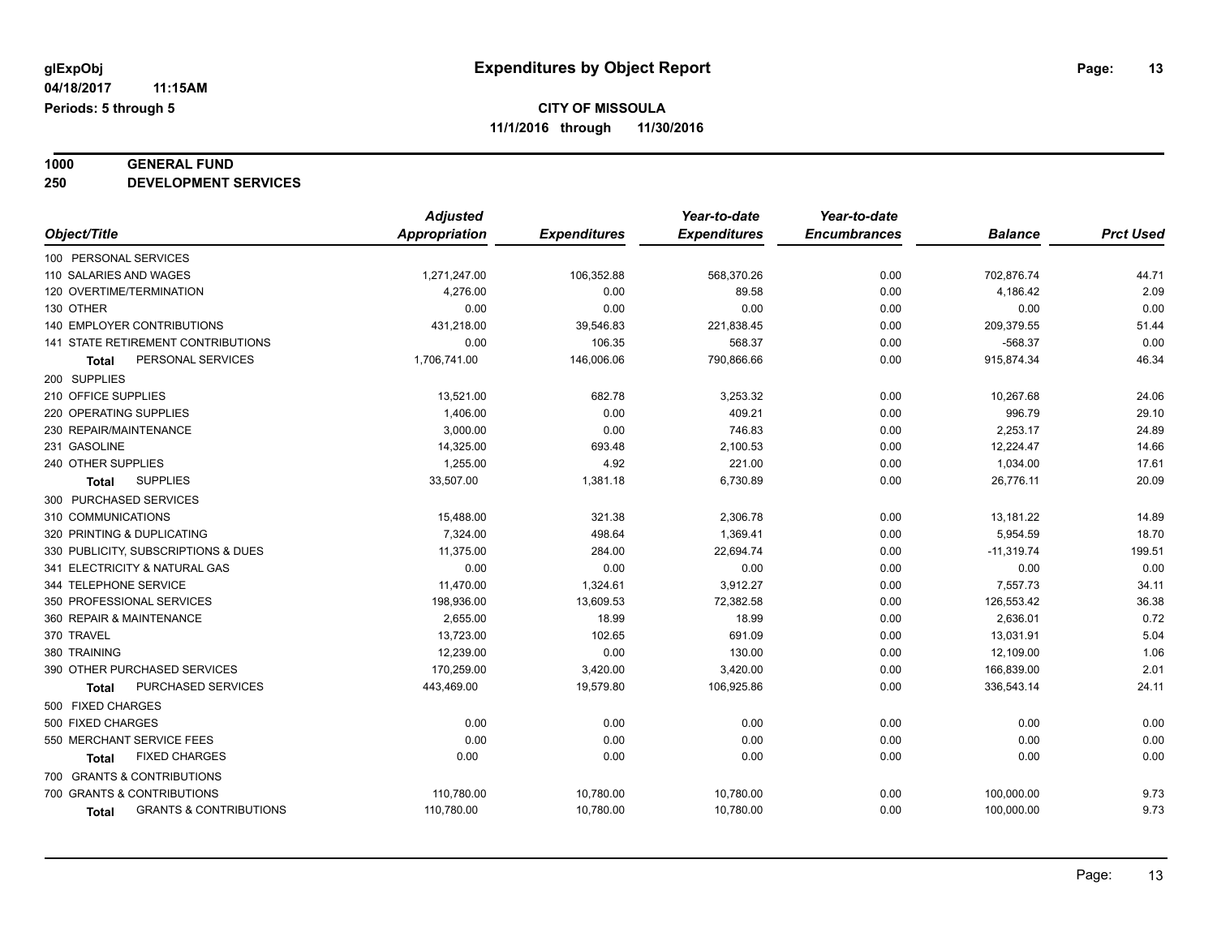**glExpObj** — **Expenditures by Object Report**

**04/18/2017 11:15AM**

**Periods: 5 through 5**

**CITY OF MISSOULA**

**11/1/2016 through 11/30/2016**

**1000 GENERAL FUND**

**250 DEVELOPMENT SERVICES**

| Object/Title | Adjusted Appropriation | Expenditures | Year-to-date Expenditures | Year-to-date Encumbrances | Balance | Prct Used |
|---|---|---|---|---|---|---|
| 100 PERSONAL SERVICES | | | | | | |
| 110 SALARIES AND WAGES | 1,271,247.00 | 106,352.88 | 568,370.26 | 0.00 | 702,876.74 | 44.71 |
| 120 OVERTIME/TERMINATION | 4,276.00 | 0.00 | 89.58 | 0.00 | 4,186.42 | 2.09 |
| 130 OTHER | 0.00 | 0.00 | 0.00 | 0.00 | 0.00 | 0.00 |
| 140 EMPLOYER CONTRIBUTIONS | 431,218.00 | 39,546.83 | 221,838.45 | 0.00 | 209,379.55 | 51.44 |
| 141 STATE RETIREMENT CONTRIBUTIONS | 0.00 | 106.35 | 568.37 | 0.00 | -568.37 | 0.00 |
| **Total** PERSONAL SERVICES | 1,706,741.00 | 146,006.06 | 790,866.66 | 0.00 | 915,874.34 | 46.34 |
| 200 SUPPLIES | | | | | | |
| 210 OFFICE SUPPLIES | 13,521.00 | 682.78 | 3,253.32 | 0.00 | 10,267.68 | 24.06 |
| 220 OPERATING SUPPLIES | 1,406.00 | 0.00 | 409.21 | 0.00 | 996.79 | 29.10 |
| 230 REPAIR/MAINTENANCE | 3,000.00 | 0.00 | 746.83 | 0.00 | 2,253.17 | 24.89 |
| 231 GASOLINE | 14,325.00 | 693.48 | 2,100.53 | 0.00 | 12,224.47 | 14.66 |
| 240 OTHER SUPPLIES | 1,255.00 | 4.92 | 221.00 | 0.00 | 1,034.00 | 17.61 |
| **Total** SUPPLIES | 33,507.00 | 1,381.18 | 6,730.89 | 0.00 | 26,776.11 | 20.09 |
| 300 PURCHASED SERVICES | | | | | | |
| 310 COMMUNICATIONS | 15,488.00 | 321.38 | 2,306.78 | 0.00 | 13,181.22 | 14.89 |
| 320 PRINTING & DUPLICATING | 7,324.00 | 498.64 | 1,369.41 | 0.00 | 5,954.59 | 18.70 |
| 330 PUBLICITY, SUBSCRIPTIONS & DUES | 11,375.00 | 284.00 | 22,694.74 | 0.00 | -11,319.74 | 199.51 |
| 341 ELECTRICITY & NATURAL GAS | 0.00 | 0.00 | 0.00 | 0.00 | 0.00 | 0.00 |
| 344 TELEPHONE SERVICE | 11,470.00 | 1,324.61 | 3,912.27 | 0.00 | 7,557.73 | 34.11 |
| 350 PROFESSIONAL SERVICES | 198,936.00 | 13,609.53 | 72,382.58 | 0.00 | 126,553.42 | 36.38 |
| 360 REPAIR & MAINTENANCE | 2,655.00 | 18.99 | 18.99 | 0.00 | 2,636.01 | 0.72 |
| 370 TRAVEL | 13,723.00 | 102.65 | 691.09 | 0.00 | 13,031.91 | 5.04 |
| 380 TRAINING | 12,239.00 | 0.00 | 130.00 | 0.00 | 12,109.00 | 1.06 |
| 390 OTHER PURCHASED SERVICES | 170,259.00 | 3,420.00 | 3,420.00 | 0.00 | 166,839.00 | 2.01 |
| **Total** PURCHASED SERVICES | 443,469.00 | 19,579.80 | 106,925.86 | 0.00 | 336,543.14 | 24.11 |
| 500 FIXED CHARGES | | | | | | |
| 500 FIXED CHARGES | 0.00 | 0.00 | 0.00 | 0.00 | 0.00 | 0.00 |
| 550 MERCHANT SERVICE FEES | 0.00 | 0.00 | 0.00 | 0.00 | 0.00 | 0.00 |
| **Total** FIXED CHARGES | 0.00 | 0.00 | 0.00 | 0.00 | 0.00 | 0.00 |
| 700 GRANTS & CONTRIBUTIONS | | | | | | |
| 700 GRANTS & CONTRIBUTIONS | 110,780.00 | 10,780.00 | 10,780.00 | 0.00 | 100,000.00 | 9.73 |
| **Total** GRANTS & CONTRIBUTIONS | 110,780.00 | 10,780.00 | 10,780.00 | 0.00 | 100,000.00 | 9.73 |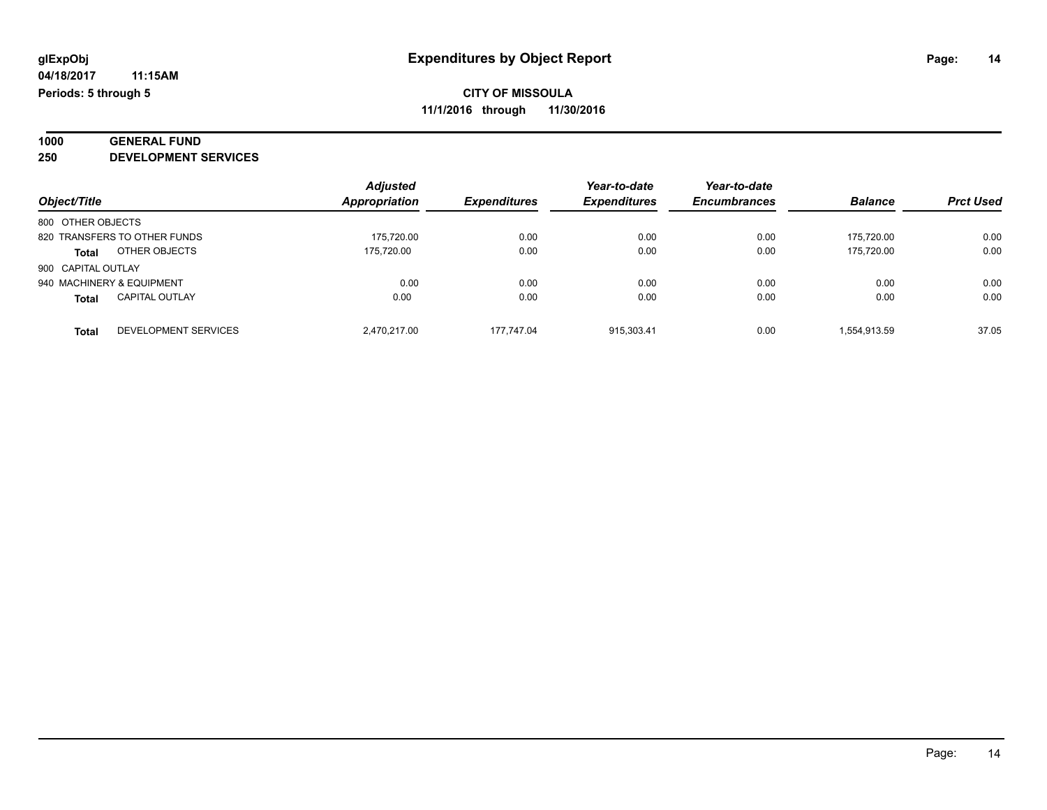glExpObj
04/18/2017 11:15AM
Periods: 5 through 5

# Expenditures by Object Report

**CITY OF MISSOULA**
**11/1/2016 through 11/30/2016**

**1000 GENERAL FUND**
**250 DEVELOPMENT SERVICES**

| Object/Title | | Adjusted Appropriation | Expenditures | Year-to-date Expenditures | Year-to-date Encumbrances | Balance | Prct Used |
|---|---|---|---|---|---|---|---|
| 800 OTHER OBJECTS | | | | | | | |
| 820 TRANSFERS TO OTHER FUNDS | | 175,720.00 | 0.00 | 0.00 | 0.00 | 175,720.00 | 0.00 |
| **Total** | OTHER OBJECTS | 175,720.00 | 0.00 | 0.00 | 0.00 | 175,720.00 | 0.00 |
| 900 CAPITAL OUTLAY | | | | | | | |
| 940 MACHINERY & EQUIPMENT | | 0.00 | 0.00 | 0.00 | 0.00 | 0.00 | 0.00 |
| **Total** | CAPITAL OUTLAY | 0.00 | 0.00 | 0.00 | 0.00 | 0.00 | 0.00 |
| **Total** | DEVELOPMENT SERVICES | 2,470,217.00 | 177,747.04 | 915,303.41 | 0.00 | 1,554,913.59 | 37.05 |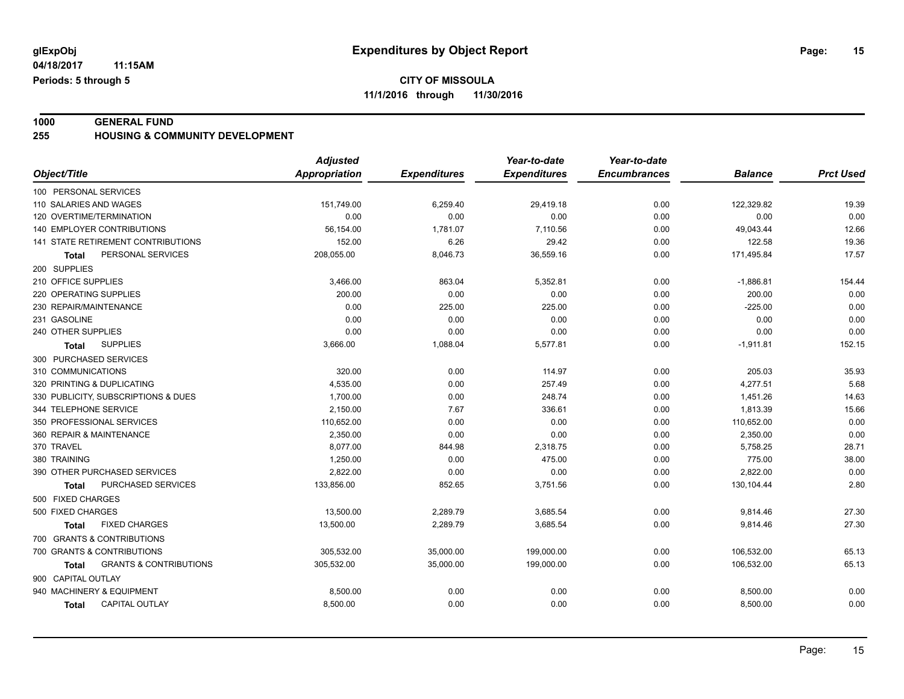**glExpObj** **Expenditures by Object Report**

**04/18/2017 11:15AM**

**Periods: 5 through 5**

**CITY OF MISSOULA**

**11/1/2016 through 11/30/2016**

**1000 GENERAL FUND**

**255 HOUSING & COMMUNITY DEVELOPMENT**

| Object/Title | Adjusted Appropriation | Expenditures | Year-to-date Expenditures | Year-to-date Encumbrances | Balance | Prct Used |
|---|---|---|---|---|---|---|
| 100 PERSONAL SERVICES | | | | | | |
| 110 SALARIES AND WAGES | 151,749.00 | 6,259.40 | 29,419.18 | 0.00 | 122,329.82 | 19.39 |
| 120 OVERTIME/TERMINATION | 0.00 | 0.00 | 0.00 | 0.00 | 0.00 | 0.00 |
| 140 EMPLOYER CONTRIBUTIONS | 56,154.00 | 1,781.07 | 7,110.56 | 0.00 | 49,043.44 | 12.66 |
| 141 STATE RETIREMENT CONTRIBUTIONS | 152.00 | 6.26 | 29.42 | 0.00 | 122.58 | 19.36 |
| **Total** PERSONAL SERVICES | 208,055.00 | 8,046.73 | 36,559.16 | 0.00 | 171,495.84 | 17.57 |
| 200 SUPPLIES | | | | | | |
| 210 OFFICE SUPPLIES | 3,466.00 | 863.04 | 5,352.81 | 0.00 | -1,886.81 | 154.44 |
| 220 OPERATING SUPPLIES | 200.00 | 0.00 | 0.00 | 0.00 | 200.00 | 0.00 |
| 230 REPAIR/MAINTENANCE | 0.00 | 225.00 | 225.00 | 0.00 | -225.00 | 0.00 |
| 231 GASOLINE | 0.00 | 0.00 | 0.00 | 0.00 | 0.00 | 0.00 |
| 240 OTHER SUPPLIES | 0.00 | 0.00 | 0.00 | 0.00 | 0.00 | 0.00 |
| **Total** SUPPLIES | 3,666.00 | 1,088.04 | 5,577.81 | 0.00 | -1,911.81 | 152.15 |
| 300 PURCHASED SERVICES | | | | | | |
| 310 COMMUNICATIONS | 320.00 | 0.00 | 114.97 | 0.00 | 205.03 | 35.93 |
| 320 PRINTING & DUPLICATING | 4,535.00 | 0.00 | 257.49 | 0.00 | 4,277.51 | 5.68 |
| 330 PUBLICITY, SUBSCRIPTIONS & DUES | 1,700.00 | 0.00 | 248.74 | 0.00 | 1,451.26 | 14.63 |
| 344 TELEPHONE SERVICE | 2,150.00 | 7.67 | 336.61 | 0.00 | 1,813.39 | 15.66 |
| 350 PROFESSIONAL SERVICES | 110,652.00 | 0.00 | 0.00 | 0.00 | 110,652.00 | 0.00 |
| 360 REPAIR & MAINTENANCE | 2,350.00 | 0.00 | 0.00 | 0.00 | 2,350.00 | 0.00 |
| 370 TRAVEL | 8,077.00 | 844.98 | 2,318.75 | 0.00 | 5,758.25 | 28.71 |
| 380 TRAINING | 1,250.00 | 0.00 | 475.00 | 0.00 | 775.00 | 38.00 |
| 390 OTHER PURCHASED SERVICES | 2,822.00 | 0.00 | 0.00 | 0.00 | 2,822.00 | 0.00 |
| **Total** PURCHASED SERVICES | 133,856.00 | 852.65 | 3,751.56 | 0.00 | 130,104.44 | 2.80 |
| 500 FIXED CHARGES | | | | | | |
| 500 FIXED CHARGES | 13,500.00 | 2,289.79 | 3,685.54 | 0.00 | 9,814.46 | 27.30 |
| **Total** FIXED CHARGES | 13,500.00 | 2,289.79 | 3,685.54 | 0.00 | 9,814.46 | 27.30 |
| 700 GRANTS & CONTRIBUTIONS | | | | | | |
| 700 GRANTS & CONTRIBUTIONS | 305,532.00 | 35,000.00 | 199,000.00 | 0.00 | 106,532.00 | 65.13 |
| **Total** GRANTS & CONTRIBUTIONS | 305,532.00 | 35,000.00 | 199,000.00 | 0.00 | 106,532.00 | 65.13 |
| 900 CAPITAL OUTLAY | | | | | | |
| 940 MACHINERY & EQUIPMENT | 8,500.00 | 0.00 | 0.00 | 0.00 | 8,500.00 | 0.00 |
| **Total** CAPITAL OUTLAY | 8,500.00 | 0.00 | 0.00 | 0.00 | 8,500.00 | 0.00 |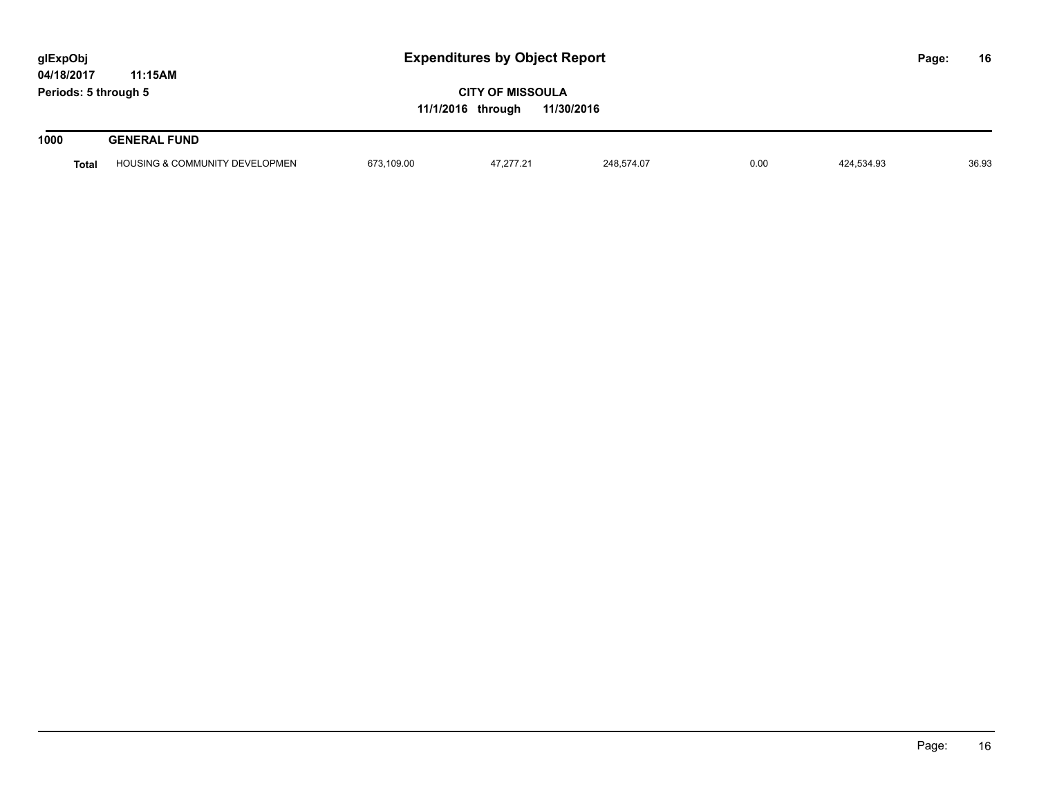**Expenditures by Object Report**

glExpObj
04/18/2017 11:15AM
Periods: 5 through 5

**CITY OF MISSOULA**

**11/1/2016 through 11/30/2016**

**1000 GENERAL FUND**

| | | | | | | | |
|---|---|---|---|---|---|---|---|
| **Total** | HOUSING & COMMUNITY DEVELOPMEN | 673,109.00 | 47,277.21 | 248,574.07 | 0.00 | 424,534.93 | 36.93 |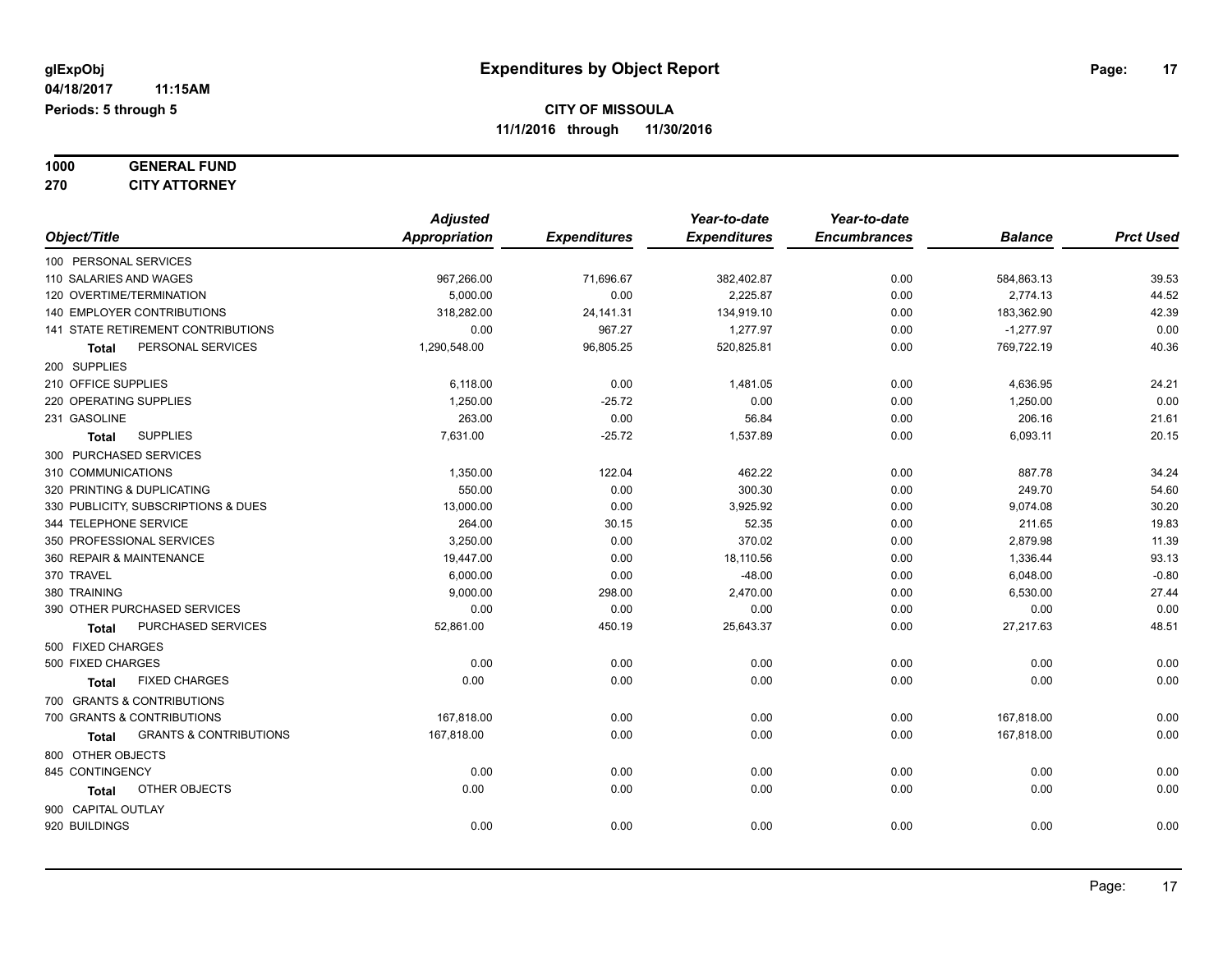**glExpObj** **Expenditures by Object Report**

**04/18/2017 11:15AM**

**Periods: 5 through 5**

**CITY OF MISSOULA**

**11/1/2016 through 11/30/2016**

**1000 GENERAL FUND**

**270 CITY ATTORNEY**

| Object/Title | Adjusted Appropriation | Expenditures | Year-to-date Expenditures | Year-to-date Encumbrances | Balance | Prct Used |
|---|---|---|---|---|---|---|
| 100 PERSONAL SERVICES | | | | | | |
| 110 SALARIES AND WAGES | 967,266.00 | 71,696.67 | 382,402.87 | 0.00 | 584,863.13 | 39.53 |
| 120 OVERTIME/TERMINATION | 5,000.00 | 0.00 | 2,225.87 | 0.00 | 2,774.13 | 44.52 |
| 140 EMPLOYER CONTRIBUTIONS | 318,282.00 | 24,141.31 | 134,919.10 | 0.00 | 183,362.90 | 42.39 |
| 141 STATE RETIREMENT CONTRIBUTIONS | 0.00 | 967.27 | 1,277.97 | 0.00 | -1,277.97 | 0.00 |
| **Total** PERSONAL SERVICES | 1,290,548.00 | 96,805.25 | 520,825.81 | 0.00 | 769,722.19 | 40.36 |
| 200 SUPPLIES | | | | | | |
| 210 OFFICE SUPPLIES | 6,118.00 | 0.00 | 1,481.05 | 0.00 | 4,636.95 | 24.21 |
| 220 OPERATING SUPPLIES | 1,250.00 | -25.72 | 0.00 | 0.00 | 1,250.00 | 0.00 |
| 231 GASOLINE | 263.00 | 0.00 | 56.84 | 0.00 | 206.16 | 21.61 |
| **Total** SUPPLIES | 7,631.00 | -25.72 | 1,537.89 | 0.00 | 6,093.11 | 20.15 |
| 300 PURCHASED SERVICES | | | | | | |
| 310 COMMUNICATIONS | 1,350.00 | 122.04 | 462.22 | 0.00 | 887.78 | 34.24 |
| 320 PRINTING & DUPLICATING | 550.00 | 0.00 | 300.30 | 0.00 | 249.70 | 54.60 |
| 330 PUBLICITY, SUBSCRIPTIONS & DUES | 13,000.00 | 0.00 | 3,925.92 | 0.00 | 9,074.08 | 30.20 |
| 344 TELEPHONE SERVICE | 264.00 | 30.15 | 52.35 | 0.00 | 211.65 | 19.83 |
| 350 PROFESSIONAL SERVICES | 3,250.00 | 0.00 | 370.02 | 0.00 | 2,879.98 | 11.39 |
| 360 REPAIR & MAINTENANCE | 19,447.00 | 0.00 | 18,110.56 | 0.00 | 1,336.44 | 93.13 |
| 370 TRAVEL | 6,000.00 | 0.00 | -48.00 | 0.00 | 6,048.00 | -0.80 |
| 380 TRAINING | 9,000.00 | 298.00 | 2,470.00 | 0.00 | 6,530.00 | 27.44 |
| 390 OTHER PURCHASED SERVICES | 0.00 | 0.00 | 0.00 | 0.00 | 0.00 | 0.00 |
| **Total** PURCHASED SERVICES | 52,861.00 | 450.19 | 25,643.37 | 0.00 | 27,217.63 | 48.51 |
| 500 FIXED CHARGES | | | | | | |
| 500 FIXED CHARGES | 0.00 | 0.00 | 0.00 | 0.00 | 0.00 | 0.00 |
| **Total** FIXED CHARGES | 0.00 | 0.00 | 0.00 | 0.00 | 0.00 | 0.00 |
| 700 GRANTS & CONTRIBUTIONS | | | | | | |
| 700 GRANTS & CONTRIBUTIONS | 167,818.00 | 0.00 | 0.00 | 0.00 | 167,818.00 | 0.00 |
| **Total** GRANTS & CONTRIBUTIONS | 167,818.00 | 0.00 | 0.00 | 0.00 | 167,818.00 | 0.00 |
| 800 OTHER OBJECTS | | | | | | |
| 845 CONTINGENCY | 0.00 | 0.00 | 0.00 | 0.00 | 0.00 | 0.00 |
| **Total** OTHER OBJECTS | 0.00 | 0.00 | 0.00 | 0.00 | 0.00 | 0.00 |
| 900 CAPITAL OUTLAY | | | | | | |
| 920 BUILDINGS | 0.00 | 0.00 | 0.00 | 0.00 | 0.00 | 0.00 |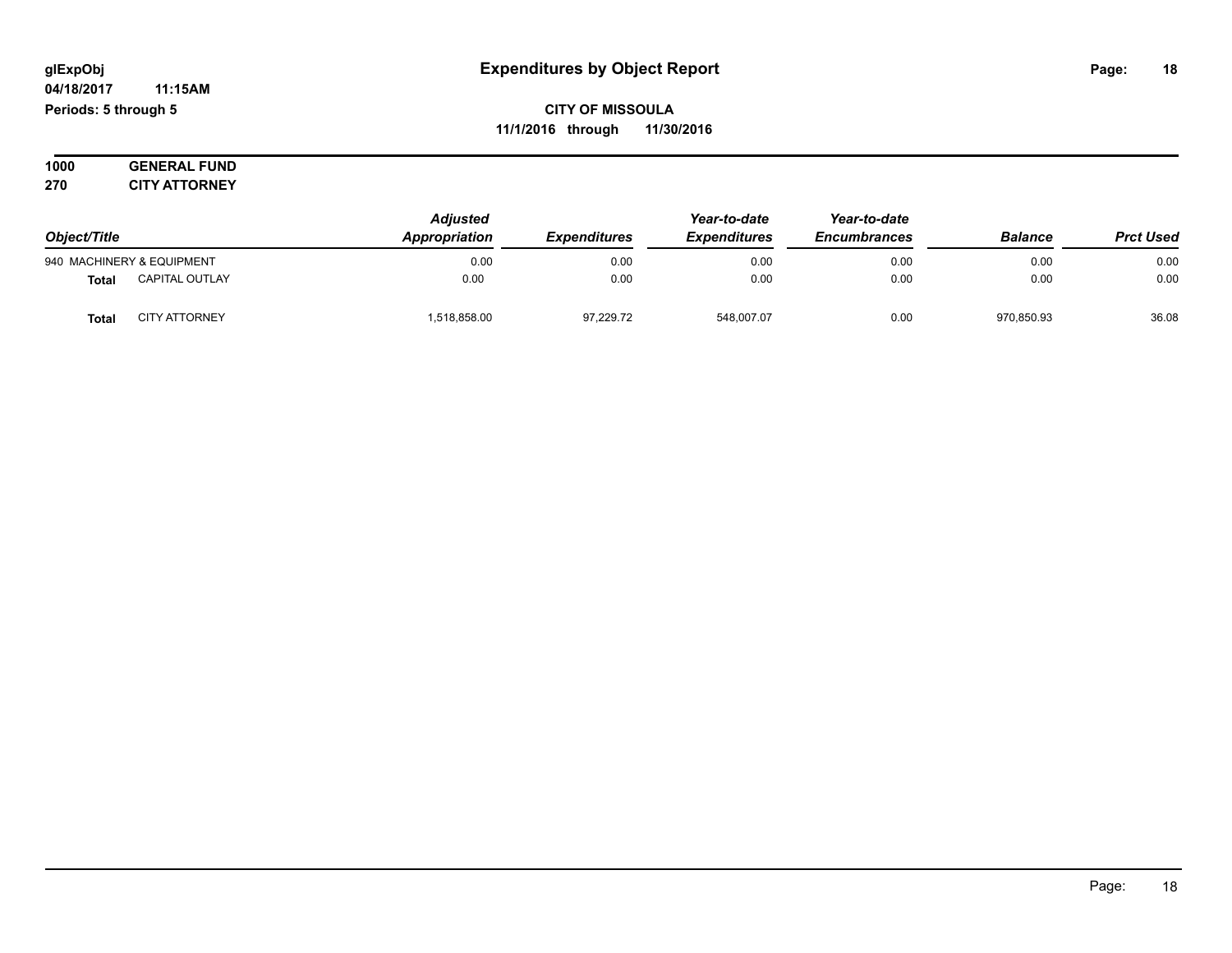**glExpObj** **Expenditures by Object Report**

**04/18/2017 11:15AM**

**Periods: 5 through 5**

**CITY OF MISSOULA**

**11/1/2016 through 11/30/2016**

**1000 GENERAL FUND**

**270 CITY ATTORNEY**

| Object/Title | | Adjusted Appropriation | Expenditures | Year-to-date Expenditures | Year-to-date Encumbrances | Balance | Prct Used |
|---|---|---|---|---|---|---|---|
| 940 MACHINERY & EQUIPMENT | | 0.00 | 0.00 | 0.00 | 0.00 | 0.00 | 0.00 |
| **Total** | CAPITAL OUTLAY | 0.00 | 0.00 | 0.00 | 0.00 | 0.00 | 0.00 |
| **Total** | CITY ATTORNEY | 1,518,858.00 | 97,229.72 | 548,007.07 | 0.00 | 970,850.93 | 36.08 |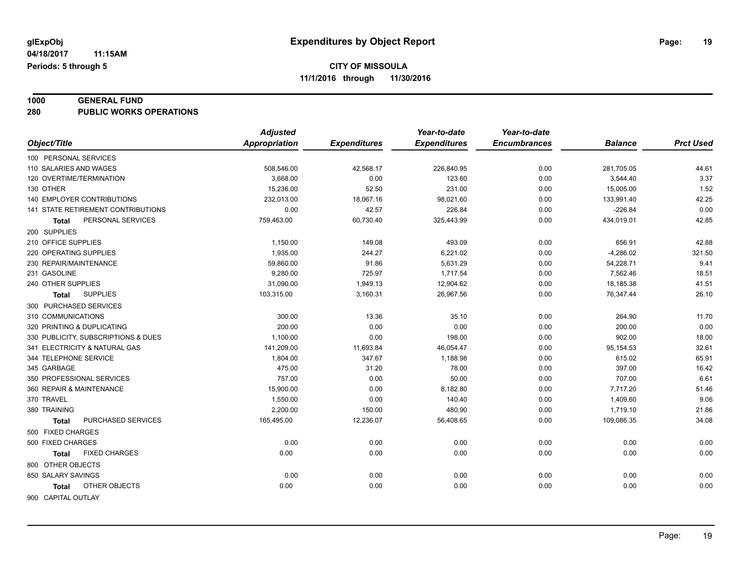**CITY OF MISSOULA**

**11/1/2016 through 11/30/2016**

**1000 GENERAL FUND**

**280 PUBLIC WORKS OPERATIONS**

| Object/Title | Adjusted Appropriation | Expenditures | Year-to-date Expenditures | Year-to-date Encumbrances | Balance | Prct Used |
|---|---|---|---|---|---|---|
| 100 PERSONAL SERVICES | | | | | | |
| 110 SALARIES AND WAGES | 508,546.00 | 42,568.17 | 226,840.95 | 0.00 | 281,705.05 | 44.61 |
| 120 OVERTIME/TERMINATION | 3,668.00 | 0.00 | 123.60 | 0.00 | 3,544.40 | 3.37 |
| 130 OTHER | 15,236.00 | 52.50 | 231.00 | 0.00 | 15,005.00 | 1.52 |
| 140 EMPLOYER CONTRIBUTIONS | 232,013.00 | 18,067.16 | 98,021.60 | 0.00 | 133,991.40 | 42.25 |
| 141 STATE RETIREMENT CONTRIBUTIONS | 0.00 | 42.57 | 226.84 | 0.00 | -226.84 | 0.00 |
| **Total** PERSONAL SERVICES | 759,463.00 | 60,730.40 | 325,443.99 | 0.00 | 434,019.01 | 42.85 |
| 200 SUPPLIES | | | | | | |
| 210 OFFICE SUPPLIES | 1,150.00 | 149.08 | 493.09 | 0.00 | 656.91 | 42.88 |
| 220 OPERATING SUPPLIES | 1,935.00 | 244.27 | 6,221.02 | 0.00 | -4,286.02 | 321.50 |
| 230 REPAIR/MAINTENANCE | 59,860.00 | 91.86 | 5,631.29 | 0.00 | 54,228.71 | 9.41 |
| 231 GASOLINE | 9,280.00 | 725.97 | 1,717.54 | 0.00 | 7,562.46 | 18.51 |
| 240 OTHER SUPPLIES | 31,090.00 | 1,949.13 | 12,904.62 | 0.00 | 18,185.38 | 41.51 |
| **Total** SUPPLIES | 103,315.00 | 3,160.31 | 26,967.56 | 0.00 | 76,347.44 | 26.10 |
| 300 PURCHASED SERVICES | | | | | | |
| 310 COMMUNICATIONS | 300.00 | 13.36 | 35.10 | 0.00 | 264.90 | 11.70 |
| 320 PRINTING & DUPLICATING | 200.00 | 0.00 | 0.00 | 0.00 | 200.00 | 0.00 |
| 330 PUBLICITY, SUBSCRIPTIONS & DUES | 1,100.00 | 0.00 | 198.00 | 0.00 | 902.00 | 18.00 |
| 341 ELECTRICITY & NATURAL GAS | 141,209.00 | 11,693.84 | 46,054.47 | 0.00 | 95,154.53 | 32.61 |
| 344 TELEPHONE SERVICE | 1,804.00 | 347.67 | 1,188.98 | 0.00 | 615.02 | 65.91 |
| 345 GARBAGE | 475.00 | 31.20 | 78.00 | 0.00 | 397.00 | 16.42 |
| 350 PROFESSIONAL SERVICES | 757.00 | 0.00 | 50.00 | 0.00 | 707.00 | 6.61 |
| 360 REPAIR & MAINTENANCE | 15,900.00 | 0.00 | 8,182.80 | 0.00 | 7,717.20 | 51.46 |
| 370 TRAVEL | 1,550.00 | 0.00 | 140.40 | 0.00 | 1,409.60 | 9.06 |
| 380 TRAINING | 2,200.00 | 150.00 | 480.90 | 0.00 | 1,719.10 | 21.86 |
| **Total** PURCHASED SERVICES | 165,495.00 | 12,236.07 | 56,408.65 | 0.00 | 109,086.35 | 34.08 |
| 500 FIXED CHARGES | | | | | | |
| 500 FIXED CHARGES | 0.00 | 0.00 | 0.00 | 0.00 | 0.00 | 0.00 |
| **Total** FIXED CHARGES | 0.00 | 0.00 | 0.00 | 0.00 | 0.00 | 0.00 |
| 800 OTHER OBJECTS | | | | | | |
| 850 SALARY SAVINGS | 0.00 | 0.00 | 0.00 | 0.00 | 0.00 | 0.00 |
| **Total** OTHER OBJECTS | 0.00 | 0.00 | 0.00 | 0.00 | 0.00 | 0.00 |
| 900 CAPITAL OUTLAY | | | | | | |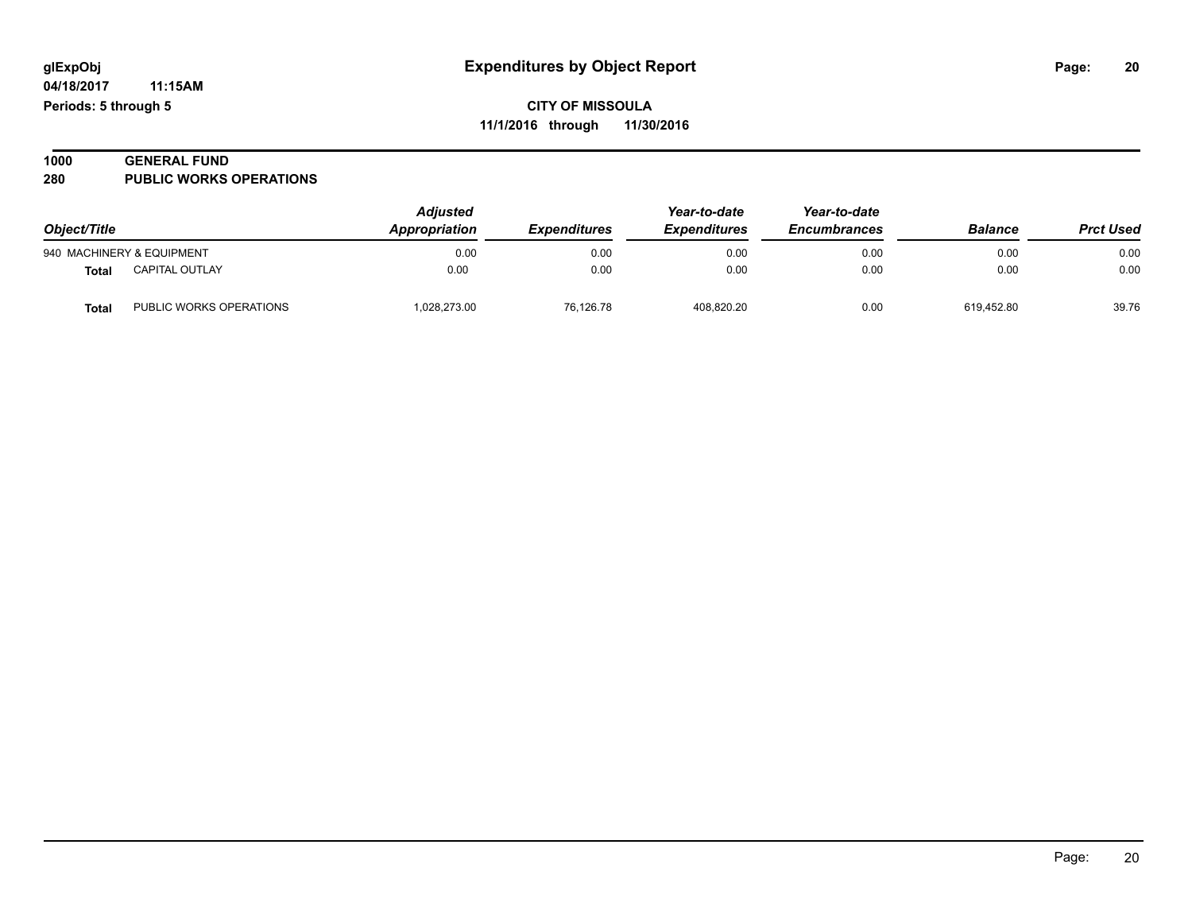**CITY OF MISSOULA**

**11/1/2016 through 11/30/2016**

**1000 GENERAL FUND**

**280 PUBLIC WORKS OPERATIONS**

| Object/Title | | Adjusted Appropriation | Expenditures | Year-to-date Expenditures | Year-to-date Encumbrances | Balance | Prct Used |
|---|---|---|---|---|---|---|---|
| 940 MACHINERY & EQUIPMENT | | 0.00 | 0.00 | 0.00 | 0.00 | 0.00 | 0.00 |
| **Total** | CAPITAL OUTLAY | 0.00 | 0.00 | 0.00 | 0.00 | 0.00 | 0.00 |
| **Total** | PUBLIC WORKS OPERATIONS | 1,028,273.00 | 76,126.78 | 408,820.20 | 0.00 | 619,452.80 | 39.76 |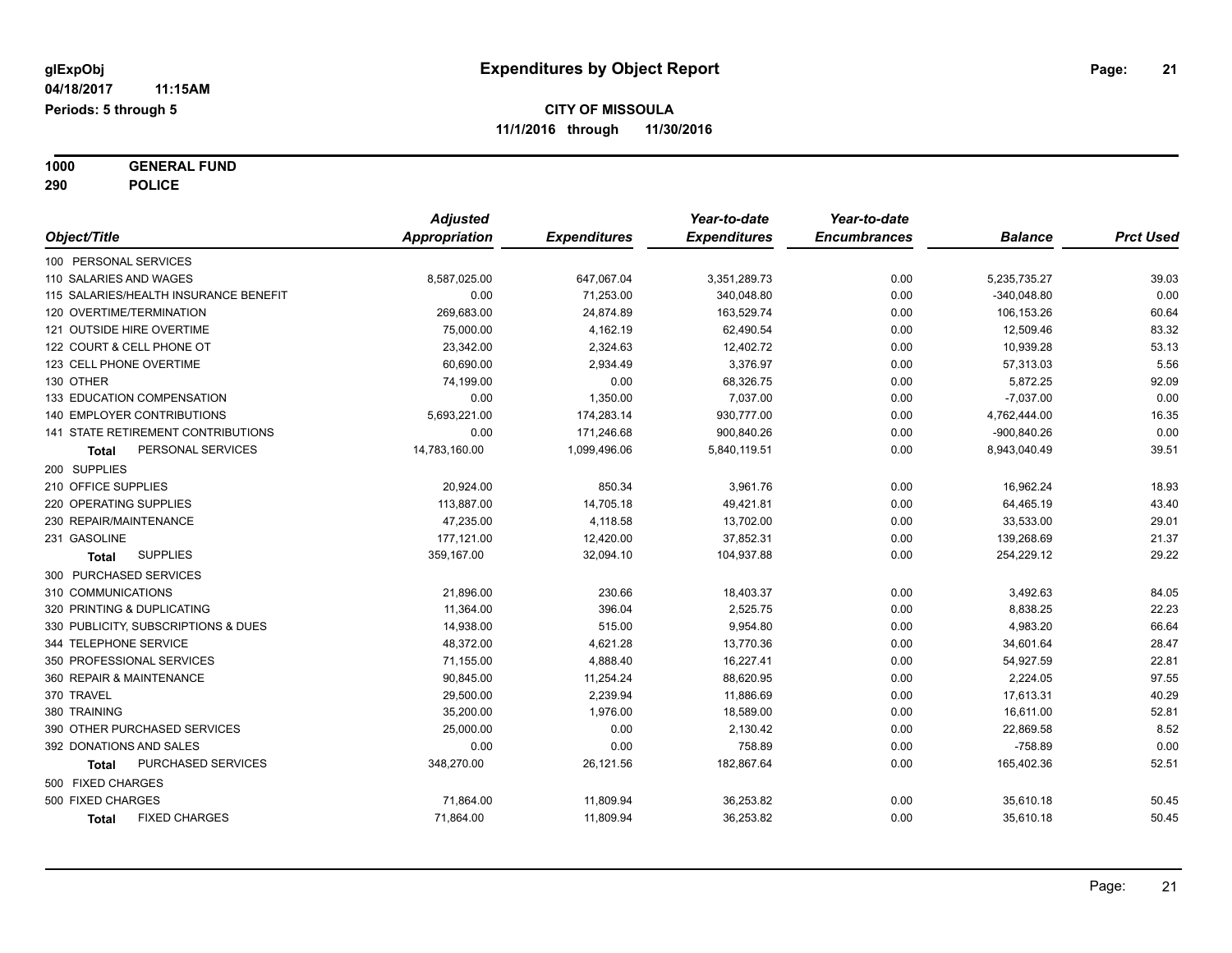**glExpObj** **Expenditures by Object Report**

**04/18/2017 11:15AM**

**Periods: 5 through 5**

**CITY OF MISSOULA**

**11/1/2016 through 11/30/2016**

**1000 GENERAL FUND**

**290 POLICE**

| Object/Title | Adjusted Appropriation | Expenditures | Year-to-date Expenditures | Year-to-date Encumbrances | Balance | Prct Used |
|---|---|---|---|---|---|---|
| 100 PERSONAL SERVICES | | | | | | |
| 110 SALARIES AND WAGES | 8,587,025.00 | 647,067.04 | 3,351,289.73 | 0.00 | 5,235,735.27 | 39.03 |
| 115 SALARIES/HEALTH INSURANCE BENEFIT | 0.00 | 71,253.00 | 340,048.80 | 0.00 | -340,048.80 | 0.00 |
| 120 OVERTIME/TERMINATION | 269,683.00 | 24,874.89 | 163,529.74 | 0.00 | 106,153.26 | 60.64 |
| 121 OUTSIDE HIRE OVERTIME | 75,000.00 | 4,162.19 | 62,490.54 | 0.00 | 12,509.46 | 83.32 |
| 122 COURT & CELL PHONE OT | 23,342.00 | 2,324.63 | 12,402.72 | 0.00 | 10,939.28 | 53.13 |
| 123 CELL PHONE OVERTIME | 60,690.00 | 2,934.49 | 3,376.97 | 0.00 | 57,313.03 | 5.56 |
| 130 OTHER | 74,199.00 | 0.00 | 68,326.75 | 0.00 | 5,872.25 | 92.09 |
| 133 EDUCATION COMPENSATION | 0.00 | 1,350.00 | 7,037.00 | 0.00 | -7,037.00 | 0.00 |
| 140 EMPLOYER CONTRIBUTIONS | 5,693,221.00 | 174,283.14 | 930,777.00 | 0.00 | 4,762,444.00 | 16.35 |
| 141 STATE RETIREMENT CONTRIBUTIONS | 0.00 | 171,246.68 | 900,840.26 | 0.00 | -900,840.26 | 0.00 |
| **Total** PERSONAL SERVICES | 14,783,160.00 | 1,099,496.06 | 5,840,119.51 | 0.00 | 8,943,040.49 | 39.51 |
| 200 SUPPLIES | | | | | | |
| 210 OFFICE SUPPLIES | 20,924.00 | 850.34 | 3,961.76 | 0.00 | 16,962.24 | 18.93 |
| 220 OPERATING SUPPLIES | 113,887.00 | 14,705.18 | 49,421.81 | 0.00 | 64,465.19 | 43.40 |
| 230 REPAIR/MAINTENANCE | 47,235.00 | 4,118.58 | 13,702.00 | 0.00 | 33,533.00 | 29.01 |
| 231 GASOLINE | 177,121.00 | 12,420.00 | 37,852.31 | 0.00 | 139,268.69 | 21.37 |
| **Total** SUPPLIES | 359,167.00 | 32,094.10 | 104,937.88 | 0.00 | 254,229.12 | 29.22 |
| 300 PURCHASED SERVICES | | | | | | |
| 310 COMMUNICATIONS | 21,896.00 | 230.66 | 18,403.37 | 0.00 | 3,492.63 | 84.05 |
| 320 PRINTING & DUPLICATING | 11,364.00 | 396.04 | 2,525.75 | 0.00 | 8,838.25 | 22.23 |
| 330 PUBLICITY, SUBSCRIPTIONS & DUES | 14,938.00 | 515.00 | 9,954.80 | 0.00 | 4,983.20 | 66.64 |
| 344 TELEPHONE SERVICE | 48,372.00 | 4,621.28 | 13,770.36 | 0.00 | 34,601.64 | 28.47 |
| 350 PROFESSIONAL SERVICES | 71,155.00 | 4,888.40 | 16,227.41 | 0.00 | 54,927.59 | 22.81 |
| 360 REPAIR & MAINTENANCE | 90,845.00 | 11,254.24 | 88,620.95 | 0.00 | 2,224.05 | 97.55 |
| 370 TRAVEL | 29,500.00 | 2,239.94 | 11,886.69 | 0.00 | 17,613.31 | 40.29 |
| 380 TRAINING | 35,200.00 | 1,976.00 | 18,589.00 | 0.00 | 16,611.00 | 52.81 |
| 390 OTHER PURCHASED SERVICES | 25,000.00 | 0.00 | 2,130.42 | 0.00 | 22,869.58 | 8.52 |
| 392 DONATIONS AND SALES | 0.00 | 0.00 | 758.89 | 0.00 | -758.89 | 0.00 |
| **Total** PURCHASED SERVICES | 348,270.00 | 26,121.56 | 182,867.64 | 0.00 | 165,402.36 | 52.51 |
| 500 FIXED CHARGES | | | | | | |
| 500 FIXED CHARGES | 71,864.00 | 11,809.94 | 36,253.82 | 0.00 | 35,610.18 | 50.45 |
| **Total** FIXED CHARGES | 71,864.00 | 11,809.94 | 36,253.82 | 0.00 | 35,610.18 | 50.45 |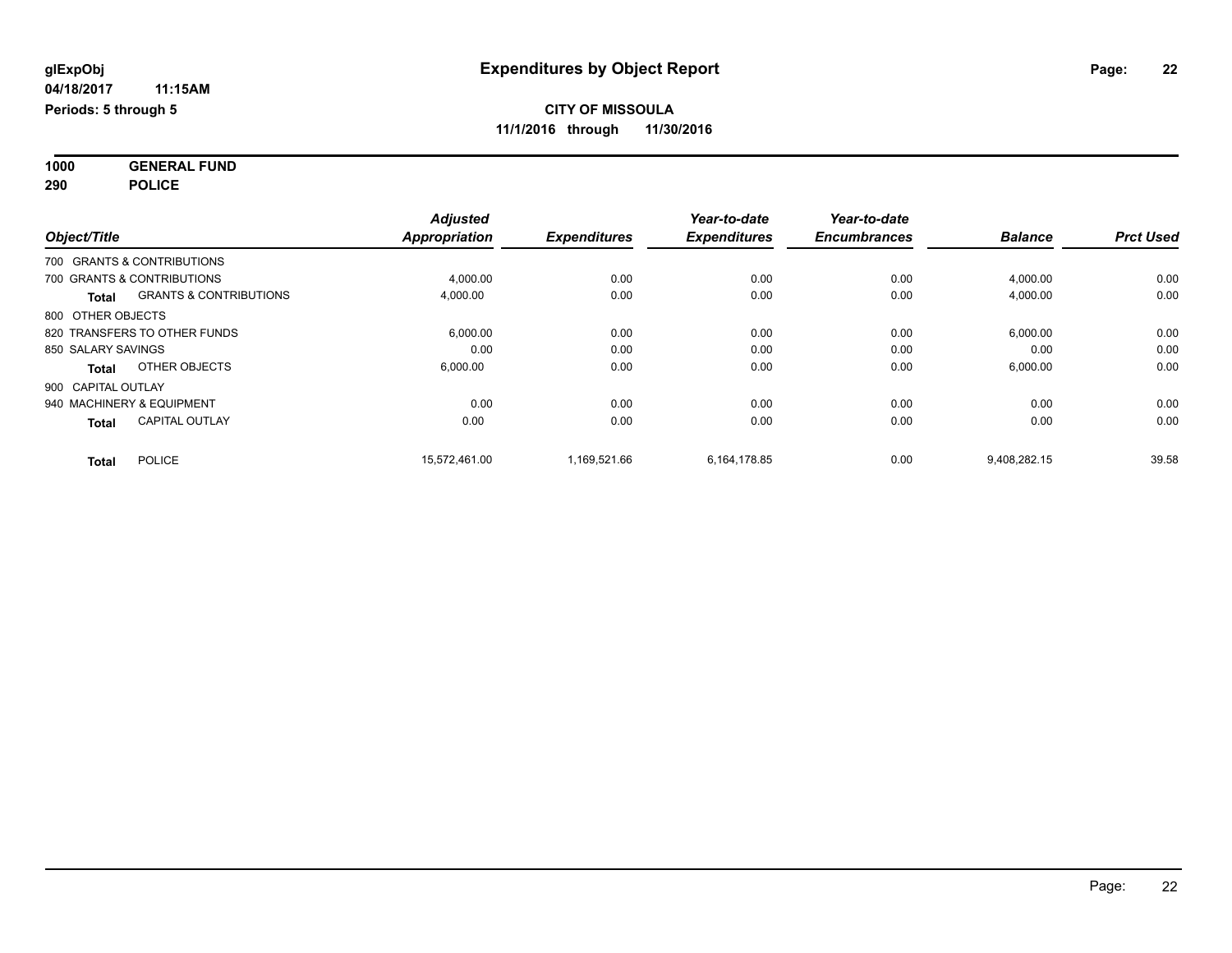**glExpObj** **Expenditures by Object Report**

**04/18/2017 11:15AM**

**Periods: 5 through 5**

**CITY OF MISSOULA**

**11/1/2016 through 11/30/2016**

**1000 GENERAL FUND**

**290 POLICE**

| Object/Title | | Adjusted Appropriation | Expenditures | Year-to-date Expenditures | Year-to-date Encumbrances | Balance | Prct Used |
|---|---|---|---|---|---|---|---|
| 700 GRANTS & CONTRIBUTIONS | | | | | | | |
| 700 GRANTS & CONTRIBUTIONS | | 4,000.00 | 0.00 | 0.00 | 0.00 | 4,000.00 | 0.00 |
| **Total** | GRANTS & CONTRIBUTIONS | 4,000.00 | 0.00 | 0.00 | 0.00 | 4,000.00 | 0.00 |
| 800 OTHER OBJECTS | | | | | | | |
| 820 TRANSFERS TO OTHER FUNDS | | 6,000.00 | 0.00 | 0.00 | 0.00 | 6,000.00 | 0.00 |
| 850 SALARY SAVINGS | | 0.00 | 0.00 | 0.00 | 0.00 | 0.00 | 0.00 |
| **Total** | OTHER OBJECTS | 6,000.00 | 0.00 | 0.00 | 0.00 | 6,000.00 | 0.00 |
| 900 CAPITAL OUTLAY | | | | | | | |
| 940 MACHINERY & EQUIPMENT | | 0.00 | 0.00 | 0.00 | 0.00 | 0.00 | 0.00 |
| **Total** | CAPITAL OUTLAY | 0.00 | 0.00 | 0.00 | 0.00 | 0.00 | 0.00 |
| **Total** | POLICE | 15,572,461.00 | 1,169,521.66 | 6,164,178.85 | 0.00 | 9,408,282.15 | 39.58 |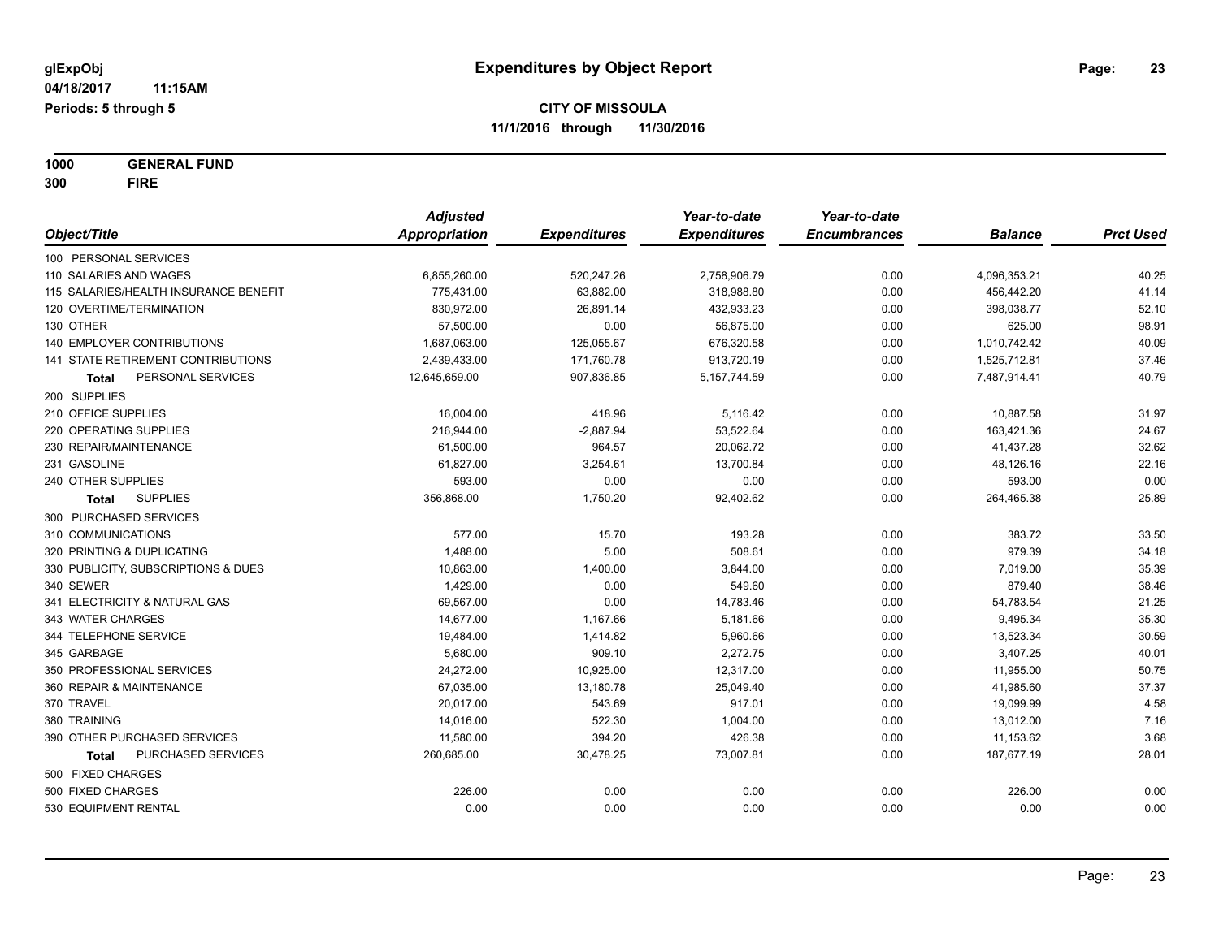**glExpObj** **Expenditures by Object Report**

**04/18/2017 11:15AM**

**Periods: 5 through 5**

**CITY OF MISSOULA**

**11/1/2016 through 11/30/2016**

**1000 GENERAL FUND**

**300 FIRE**

| Object/Title | Adjusted Appropriation | Expenditures | Year-to-date Expenditures | Year-to-date Encumbrances | Balance | Prct Used |
|---|---|---|---|---|---|---|
| 100 PERSONAL SERVICES | | | | | | |
| 110 SALARIES AND WAGES | 6,855,260.00 | 520,247.26 | 2,758,906.79 | 0.00 | 4,096,353.21 | 40.25 |
| 115 SALARIES/HEALTH INSURANCE BENEFIT | 775,431.00 | 63,882.00 | 318,988.80 | 0.00 | 456,442.20 | 41.14 |
| 120 OVERTIME/TERMINATION | 830,972.00 | 26,891.14 | 432,933.23 | 0.00 | 398,038.77 | 52.10 |
| 130 OTHER | 57,500.00 | 0.00 | 56,875.00 | 0.00 | 625.00 | 98.91 |
| 140 EMPLOYER CONTRIBUTIONS | 1,687,063.00 | 125,055.67 | 676,320.58 | 0.00 | 1,010,742.42 | 40.09 |
| 141 STATE RETIREMENT CONTRIBUTIONS | 2,439,433.00 | 171,760.78 | 913,720.19 | 0.00 | 1,525,712.81 | 37.46 |
| **Total** PERSONAL SERVICES | 12,645,659.00 | 907,836.85 | 5,157,744.59 | 0.00 | 7,487,914.41 | 40.79 |
| 200 SUPPLIES | | | | | | |
| 210 OFFICE SUPPLIES | 16,004.00 | 418.96 | 5,116.42 | 0.00 | 10,887.58 | 31.97 |
| 220 OPERATING SUPPLIES | 216,944.00 | -2,887.94 | 53,522.64 | 0.00 | 163,421.36 | 24.67 |
| 230 REPAIR/MAINTENANCE | 61,500.00 | 964.57 | 20,062.72 | 0.00 | 41,437.28 | 32.62 |
| 231 GASOLINE | 61,827.00 | 3,254.61 | 13,700.84 | 0.00 | 48,126.16 | 22.16 |
| 240 OTHER SUPPLIES | 593.00 | 0.00 | 0.00 | 0.00 | 593.00 | 0.00 |
| **Total** SUPPLIES | 356,868.00 | 1,750.20 | 92,402.62 | 0.00 | 264,465.38 | 25.89 |
| 300 PURCHASED SERVICES | | | | | | |
| 310 COMMUNICATIONS | 577.00 | 15.70 | 193.28 | 0.00 | 383.72 | 33.50 |
| 320 PRINTING & DUPLICATING | 1,488.00 | 5.00 | 508.61 | 0.00 | 979.39 | 34.18 |
| 330 PUBLICITY, SUBSCRIPTIONS & DUES | 10,863.00 | 1,400.00 | 3,844.00 | 0.00 | 7,019.00 | 35.39 |
| 340 SEWER | 1,429.00 | 0.00 | 549.60 | 0.00 | 879.40 | 38.46 |
| 341 ELECTRICITY & NATURAL GAS | 69,567.00 | 0.00 | 14,783.46 | 0.00 | 54,783.54 | 21.25 |
| 343 WATER CHARGES | 14,677.00 | 1,167.66 | 5,181.66 | 0.00 | 9,495.34 | 35.30 |
| 344 TELEPHONE SERVICE | 19,484.00 | 1,414.82 | 5,960.66 | 0.00 | 13,523.34 | 30.59 |
| 345 GARBAGE | 5,680.00 | 909.10 | 2,272.75 | 0.00 | 3,407.25 | 40.01 |
| 350 PROFESSIONAL SERVICES | 24,272.00 | 10,925.00 | 12,317.00 | 0.00 | 11,955.00 | 50.75 |
| 360 REPAIR & MAINTENANCE | 67,035.00 | 13,180.78 | 25,049.40 | 0.00 | 41,985.60 | 37.37 |
| 370 TRAVEL | 20,017.00 | 543.69 | 917.01 | 0.00 | 19,099.99 | 4.58 |
| 380 TRAINING | 14,016.00 | 522.30 | 1,004.00 | 0.00 | 13,012.00 | 7.16 |
| 390 OTHER PURCHASED SERVICES | 11,580.00 | 394.20 | 426.38 | 0.00 | 11,153.62 | 3.68 |
| **Total** PURCHASED SERVICES | 260,685.00 | 30,478.25 | 73,007.81 | 0.00 | 187,677.19 | 28.01 |
| 500 FIXED CHARGES | | | | | | |
| 500 FIXED CHARGES | 226.00 | 0.00 | 0.00 | 0.00 | 226.00 | 0.00 |
| 530 EQUIPMENT RENTAL | 0.00 | 0.00 | 0.00 | 0.00 | 0.00 | 0.00 |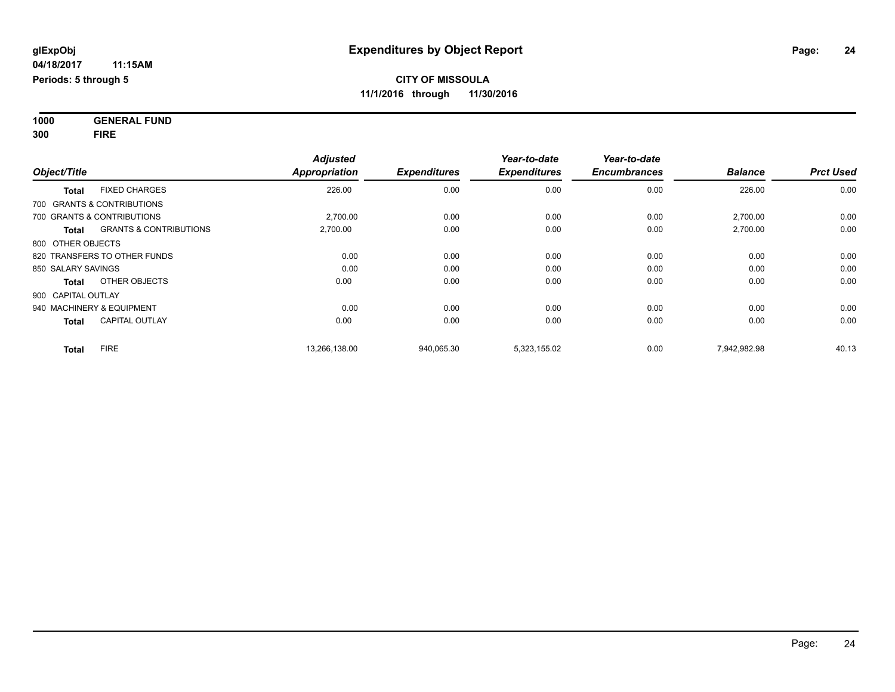**glExpObj** **Expenditures by Object Report**

**04/18/2017 11:15AM**

**Periods: 5 through 5**

**CITY OF MISSOULA**

**11/1/2016 through 11/30/2016**

**1000 GENERAL FUND**

**300 FIRE**

| Object/Title | | Adjusted Appropriation | Expenditures | Year-to-date Expenditures | Year-to-date Encumbrances | Balance | Prct Used |
|---|---|---|---|---|---|---|---|
| **Total** | FIXED CHARGES | 226.00 | 0.00 | 0.00 | 0.00 | 226.00 | 0.00 |
| 700 GRANTS & CONTRIBUTIONS | | | | | | | |
| 700 GRANTS & CONTRIBUTIONS | | 2,700.00 | 0.00 | 0.00 | 0.00 | 2,700.00 | 0.00 |
| **Total** | GRANTS & CONTRIBUTIONS | 2,700.00 | 0.00 | 0.00 | 0.00 | 2,700.00 | 0.00 |
| 800 OTHER OBJECTS | | | | | | | |
| 820 TRANSFERS TO OTHER FUNDS | | 0.00 | 0.00 | 0.00 | 0.00 | 0.00 | 0.00 |
| 850 SALARY SAVINGS | | 0.00 | 0.00 | 0.00 | 0.00 | 0.00 | 0.00 |
| **Total** | OTHER OBJECTS | 0.00 | 0.00 | 0.00 | 0.00 | 0.00 | 0.00 |
| 900 CAPITAL OUTLAY | | | | | | | |
| 940 MACHINERY & EQUIPMENT | | 0.00 | 0.00 | 0.00 | 0.00 | 0.00 | 0.00 |
| **Total** | CAPITAL OUTLAY | 0.00 | 0.00 | 0.00 | 0.00 | 0.00 | 0.00 |
| **Total** | FIRE | 13,266,138.00 | 940,065.30 | 5,323,155.02 | 0.00 | 7,942,982.98 | 40.13 |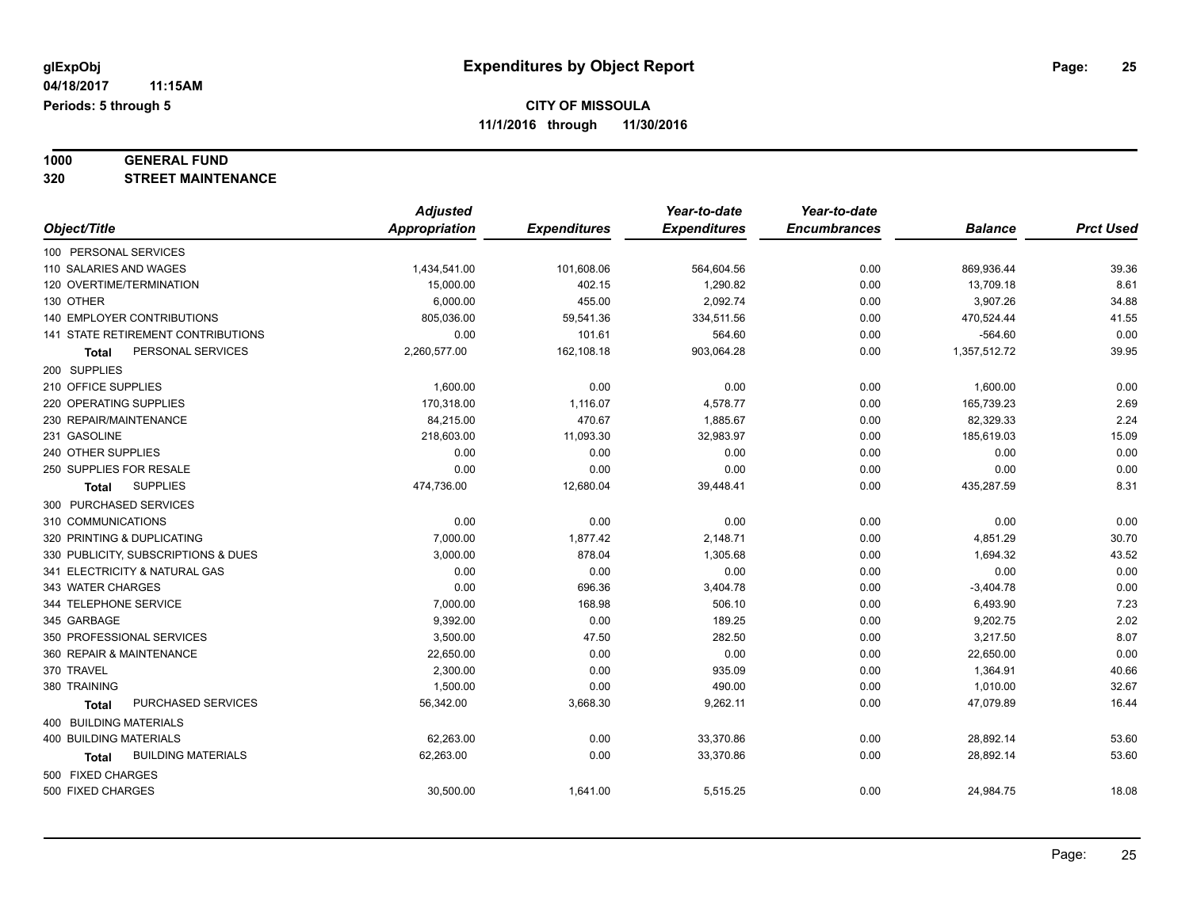**glExpObj**
**04/18/2017 11:15AM**
**Periods: 5 through 5**

# Expenditures by Object Report

## CITY OF MISSOULA

**11/1/2016 through 11/30/2016**

**1000 GENERAL FUND**
**320 STREET MAINTENANCE**

| Object/Title | Adjusted Appropriation | Expenditures | Year-to-date Expenditures | Year-to-date Encumbrances | Balance | Prct Used |
|---|---|---|---|---|---|---|
| 100 PERSONAL SERVICES | | | | | | |
| 110 SALARIES AND WAGES | 1,434,541.00 | 101,608.06 | 564,604.56 | 0.00 | 869,936.44 | 39.36 |
| 120 OVERTIME/TERMINATION | 15,000.00 | 402.15 | 1,290.82 | 0.00 | 13,709.18 | 8.61 |
| 130 OTHER | 6,000.00 | 455.00 | 2,092.74 | 0.00 | 3,907.26 | 34.88 |
| 140 EMPLOYER CONTRIBUTIONS | 805,036.00 | 59,541.36 | 334,511.56 | 0.00 | 470,524.44 | 41.55 |
| 141 STATE RETIREMENT CONTRIBUTIONS | 0.00 | 101.61 | 564.60 | 0.00 | -564.60 | 0.00 |
| **Total** PERSONAL SERVICES | 2,260,577.00 | 162,108.18 | 903,064.28 | 0.00 | 1,357,512.72 | 39.95 |
| 200 SUPPLIES | | | | | | |
| 210 OFFICE SUPPLIES | 1,600.00 | 0.00 | 0.00 | 0.00 | 1,600.00 | 0.00 |
| 220 OPERATING SUPPLIES | 170,318.00 | 1,116.07 | 4,578.77 | 0.00 | 165,739.23 | 2.69 |
| 230 REPAIR/MAINTENANCE | 84,215.00 | 470.67 | 1,885.67 | 0.00 | 82,329.33 | 2.24 |
| 231 GASOLINE | 218,603.00 | 11,093.30 | 32,983.97 | 0.00 | 185,619.03 | 15.09 |
| 240 OTHER SUPPLIES | 0.00 | 0.00 | 0.00 | 0.00 | 0.00 | 0.00 |
| 250 SUPPLIES FOR RESALE | 0.00 | 0.00 | 0.00 | 0.00 | 0.00 | 0.00 |
| **Total** SUPPLIES | 474,736.00 | 12,680.04 | 39,448.41 | 0.00 | 435,287.59 | 8.31 |
| 300 PURCHASED SERVICES | | | | | | |
| 310 COMMUNICATIONS | 0.00 | 0.00 | 0.00 | 0.00 | 0.00 | 0.00 |
| 320 PRINTING & DUPLICATING | 7,000.00 | 1,877.42 | 2,148.71 | 0.00 | 4,851.29 | 30.70 |
| 330 PUBLICITY, SUBSCRIPTIONS & DUES | 3,000.00 | 878.04 | 1,305.68 | 0.00 | 1,694.32 | 43.52 |
| 341 ELECTRICITY & NATURAL GAS | 0.00 | 0.00 | 0.00 | 0.00 | 0.00 | 0.00 |
| 343 WATER CHARGES | 0.00 | 696.36 | 3,404.78 | 0.00 | -3,404.78 | 0.00 |
| 344 TELEPHONE SERVICE | 7,000.00 | 168.98 | 506.10 | 0.00 | 6,493.90 | 7.23 |
| 345 GARBAGE | 9,392.00 | 0.00 | 189.25 | 0.00 | 9,202.75 | 2.02 |
| 350 PROFESSIONAL SERVICES | 3,500.00 | 47.50 | 282.50 | 0.00 | 3,217.50 | 8.07 |
| 360 REPAIR & MAINTENANCE | 22,650.00 | 0.00 | 0.00 | 0.00 | 22,650.00 | 0.00 |
| 370 TRAVEL | 2,300.00 | 0.00 | 935.09 | 0.00 | 1,364.91 | 40.66 |
| 380 TRAINING | 1,500.00 | 0.00 | 490.00 | 0.00 | 1,010.00 | 32.67 |
| **Total** PURCHASED SERVICES | 56,342.00 | 3,668.30 | 9,262.11 | 0.00 | 47,079.89 | 16.44 |
| 400 BUILDING MATERIALS | | | | | | |
| 400 BUILDING MATERIALS | 62,263.00 | 0.00 | 33,370.86 | 0.00 | 28,892.14 | 53.60 |
| **Total** BUILDING MATERIALS | 62,263.00 | 0.00 | 33,370.86 | 0.00 | 28,892.14 | 53.60 |
| 500 FIXED CHARGES | | | | | | |
| 500 FIXED CHARGES | 30,500.00 | 1,641.00 | 5,515.25 | 0.00 | 24,984.75 | 18.08 |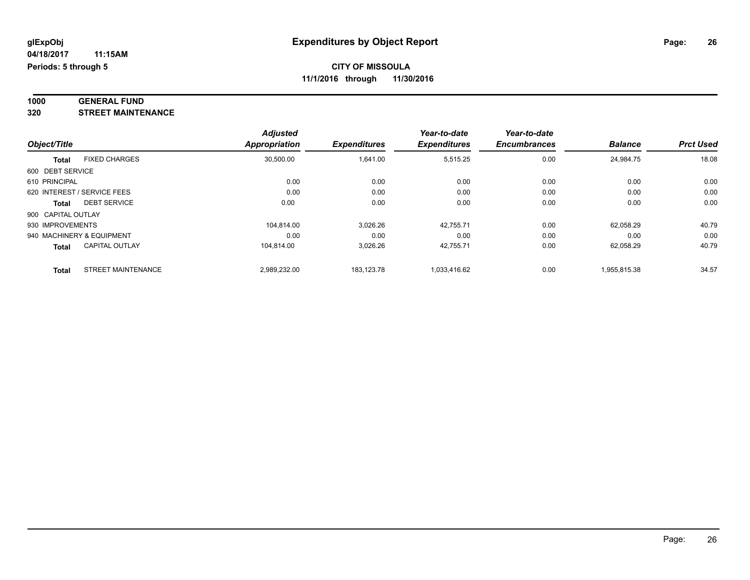# Expenditures by Object Report

glExpObj
04/18/2017 11:15AM
Periods: 5 through 5

**CITY OF MISSOULA**
**11/1/2016 through 11/30/2016**

**1000 GENERAL FUND**
**320 STREET MAINTENANCE**

| Object/Title | | Adjusted Appropriation | Expenditures | Year-to-date Expenditures | Year-to-date Encumbrances | Balance | Prct Used |
|---|---|---|---|---|---|---|---|
| **Total** | FIXED CHARGES | 30,500.00 | 1,641.00 | 5,515.25 | 0.00 | 24,984.75 | 18.08 |
| 600 DEBT SERVICE | | | | | | | |
| 610 PRINCIPAL | | 0.00 | 0.00 | 0.00 | 0.00 | 0.00 | 0.00 |
| 620 INTEREST / SERVICE FEES | | 0.00 | 0.00 | 0.00 | 0.00 | 0.00 | 0.00 |
| **Total** | DEBT SERVICE | 0.00 | 0.00 | 0.00 | 0.00 | 0.00 | 0.00 |
| 900 CAPITAL OUTLAY | | | | | | | |
| 930 IMPROVEMENTS | | 104,814.00 | 3,026.26 | 42,755.71 | 0.00 | 62,058.29 | 40.79 |
| 940 MACHINERY & EQUIPMENT | | 0.00 | 0.00 | 0.00 | 0.00 | 0.00 | 0.00 |
| **Total** | CAPITAL OUTLAY | 104,814.00 | 3,026.26 | 42,755.71 | 0.00 | 62,058.29 | 40.79 |
| **Total** | STREET MAINTENANCE | 2,989,232.00 | 183,123.78 | 1,033,416.62 | 0.00 | 1,955,815.38 | 34.57 |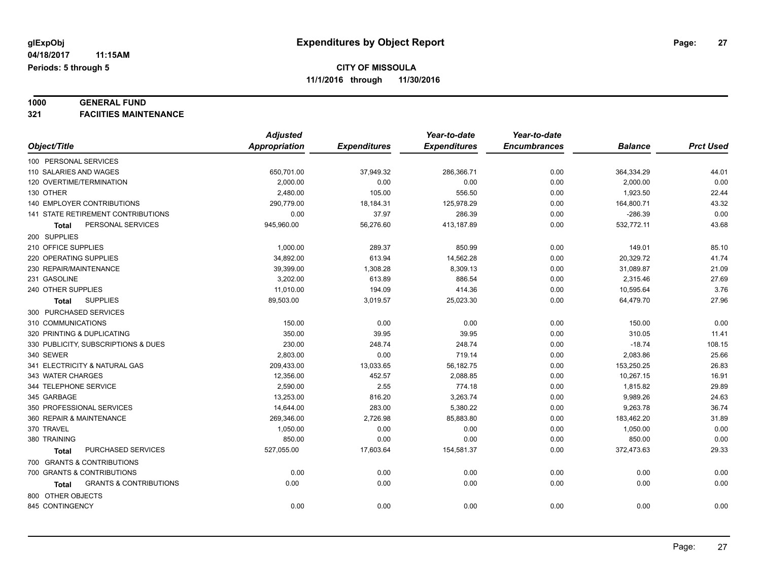glExpObj
04/18/2017 11:15AM
Periods: 5 through 5

# Expenditures by Object Report

**CITY OF MISSOULA**
**11/1/2016 through 11/30/2016**

**1000 GENERAL FUND**
**321 FACIITIES MAINTENANCE**

| Object/Title | Adjusted Appropriation | Expenditures | Year-to-date Expenditures | Year-to-date Encumbrances | Balance | Prct Used |
|---|---|---|---|---|---|---|
| 100 PERSONAL SERVICES | | | | | | |
| 110 SALARIES AND WAGES | 650,701.00 | 37,949.32 | 286,366.71 | 0.00 | 364,334.29 | 44.01 |
| 120 OVERTIME/TERMINATION | 2,000.00 | 0.00 | 0.00 | 0.00 | 2,000.00 | 0.00 |
| 130 OTHER | 2,480.00 | 105.00 | 556.50 | 0.00 | 1,923.50 | 22.44 |
| 140 EMPLOYER CONTRIBUTIONS | 290,779.00 | 18,184.31 | 125,978.29 | 0.00 | 164,800.71 | 43.32 |
| 141 STATE RETIREMENT CONTRIBUTIONS | 0.00 | 37.97 | 286.39 | 0.00 | -286.39 | 0.00 |
| **Total** PERSONAL SERVICES | 945,960.00 | 56,276.60 | 413,187.89 | 0.00 | 532,772.11 | 43.68 |
| 200 SUPPLIES | | | | | | |
| 210 OFFICE SUPPLIES | 1,000.00 | 289.37 | 850.99 | 0.00 | 149.01 | 85.10 |
| 220 OPERATING SUPPLIES | 34,892.00 | 613.94 | 14,562.28 | 0.00 | 20,329.72 | 41.74 |
| 230 REPAIR/MAINTENANCE | 39,399.00 | 1,308.28 | 8,309.13 | 0.00 | 31,089.87 | 21.09 |
| 231 GASOLINE | 3,202.00 | 613.89 | 886.54 | 0.00 | 2,315.46 | 27.69 |
| 240 OTHER SUPPLIES | 11,010.00 | 194.09 | 414.36 | 0.00 | 10,595.64 | 3.76 |
| **Total** SUPPLIES | 89,503.00 | 3,019.57 | 25,023.30 | 0.00 | 64,479.70 | 27.96 |
| 300 PURCHASED SERVICES | | | | | | |
| 310 COMMUNICATIONS | 150.00 | 0.00 | 0.00 | 0.00 | 150.00 | 0.00 |
| 320 PRINTING & DUPLICATING | 350.00 | 39.95 | 39.95 | 0.00 | 310.05 | 11.41 |
| 330 PUBLICITY, SUBSCRIPTIONS & DUES | 230.00 | 248.74 | 248.74 | 0.00 | -18.74 | 108.15 |
| 340 SEWER | 2,803.00 | 0.00 | 719.14 | 0.00 | 2,083.86 | 25.66 |
| 341 ELECTRICITY & NATURAL GAS | 209,433.00 | 13,033.65 | 56,182.75 | 0.00 | 153,250.25 | 26.83 |
| 343 WATER CHARGES | 12,356.00 | 452.57 | 2,088.85 | 0.00 | 10,267.15 | 16.91 |
| 344 TELEPHONE SERVICE | 2,590.00 | 2.55 | 774.18 | 0.00 | 1,815.82 | 29.89 |
| 345 GARBAGE | 13,253.00 | 816.20 | 3,263.74 | 0.00 | 9,989.26 | 24.63 |
| 350 PROFESSIONAL SERVICES | 14,644.00 | 283.00 | 5,380.22 | 0.00 | 9,263.78 | 36.74 |
| 360 REPAIR & MAINTENANCE | 269,346.00 | 2,726.98 | 85,883.80 | 0.00 | 183,462.20 | 31.89 |
| 370 TRAVEL | 1,050.00 | 0.00 | 0.00 | 0.00 | 1,050.00 | 0.00 |
| 380 TRAINING | 850.00 | 0.00 | 0.00 | 0.00 | 850.00 | 0.00 |
| **Total** PURCHASED SERVICES | 527,055.00 | 17,603.64 | 154,581.37 | 0.00 | 372,473.63 | 29.33 |
| 700 GRANTS & CONTRIBUTIONS | | | | | | |
| 700 GRANTS & CONTRIBUTIONS | 0.00 | 0.00 | 0.00 | 0.00 | 0.00 | 0.00 |
| **Total** GRANTS & CONTRIBUTIONS | 0.00 | 0.00 | 0.00 | 0.00 | 0.00 | 0.00 |
| 800 OTHER OBJECTS | | | | | | |
| 845 CONTINGENCY | 0.00 | 0.00 | 0.00 | 0.00 | 0.00 | 0.00 |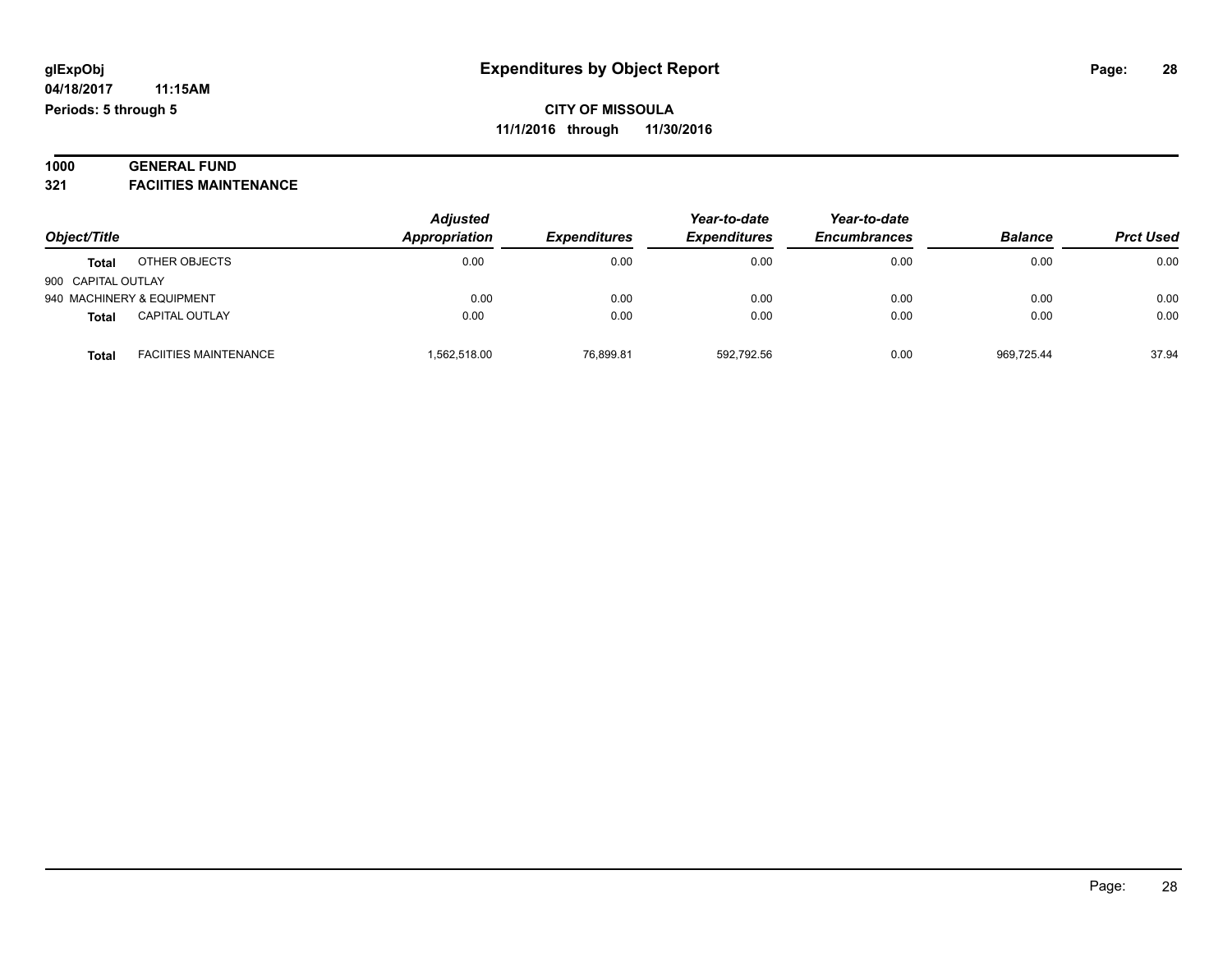**CITY OF MISSOULA**

**11/1/2016 through 11/30/2016**

**1000 GENERAL FUND**

**321 FACIITIES MAINTENANCE**

| Object/Title | | Adjusted Appropriation | Expenditures | Year-to-date Expenditures | Year-to-date Encumbrances | Balance | Prct Used |
|---|---|---|---|---|---|---|---|
| **Total** | OTHER OBJECTS | 0.00 | 0.00 | 0.00 | 0.00 | 0.00 | 0.00 |
| 900 CAPITAL OUTLAY | | | | | | | |
| 940 MACHINERY & EQUIPMENT | | 0.00 | 0.00 | 0.00 | 0.00 | 0.00 | 0.00 |
| **Total** | CAPITAL OUTLAY | 0.00 | 0.00 | 0.00 | 0.00 | 0.00 | 0.00 |
| **Total** | FACIITIES MAINTENANCE | 1,562,518.00 | 76,899.81 | 592,792.56 | 0.00 | 969,725.44 | 37.94 |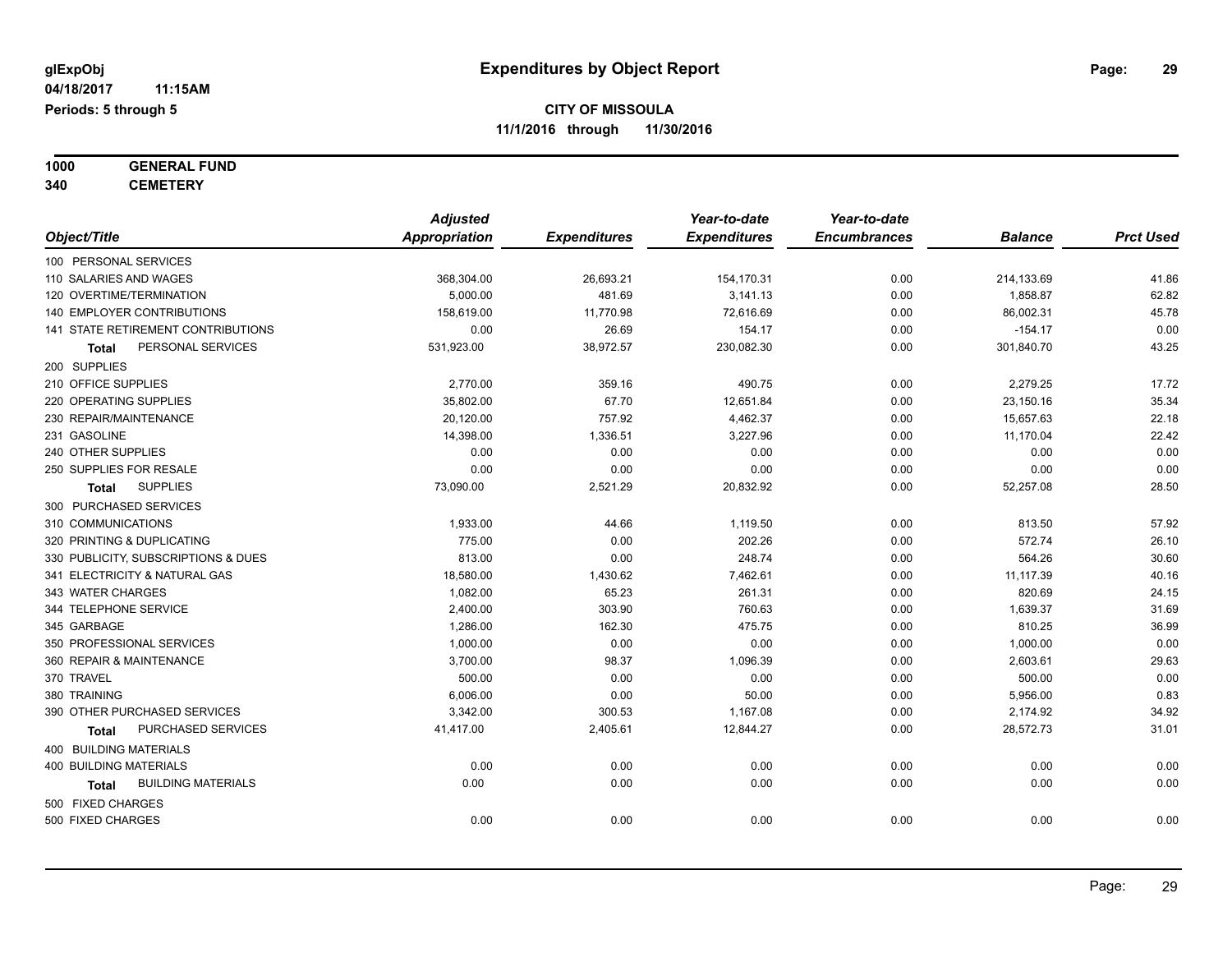**glExpObj**
**04/18/2017 11:15AM**
**Periods: 5 through 5**

# Expenditures by Object Report

**CITY OF MISSOULA**
**11/1/2016 through 11/30/2016**

**1000 GENERAL FUND**
**340 CEMETERY**

| Object/Title | Adjusted Appropriation | Expenditures | Year-to-date Expenditures | Year-to-date Encumbrances | Balance | Prct Used |
|---|---|---|---|---|---|---|
| 100 PERSONAL SERVICES | | | | | | |
| 110 SALARIES AND WAGES | 368,304.00 | 26,693.21 | 154,170.31 | 0.00 | 214,133.69 | 41.86 |
| 120 OVERTIME/TERMINATION | 5,000.00 | 481.69 | 3,141.13 | 0.00 | 1,858.87 | 62.82 |
| 140 EMPLOYER CONTRIBUTIONS | 158,619.00 | 11,770.98 | 72,616.69 | 0.00 | 86,002.31 | 45.78 |
| 141 STATE RETIREMENT CONTRIBUTIONS | 0.00 | 26.69 | 154.17 | 0.00 | -154.17 | 0.00 |
| **Total** PERSONAL SERVICES | 531,923.00 | 38,972.57 | 230,082.30 | 0.00 | 301,840.70 | 43.25 |
| 200 SUPPLIES | | | | | | |
| 210 OFFICE SUPPLIES | 2,770.00 | 359.16 | 490.75 | 0.00 | 2,279.25 | 17.72 |
| 220 OPERATING SUPPLIES | 35,802.00 | 67.70 | 12,651.84 | 0.00 | 23,150.16 | 35.34 |
| 230 REPAIR/MAINTENANCE | 20,120.00 | 757.92 | 4,462.37 | 0.00 | 15,657.63 | 22.18 |
| 231 GASOLINE | 14,398.00 | 1,336.51 | 3,227.96 | 0.00 | 11,170.04 | 22.42 |
| 240 OTHER SUPPLIES | 0.00 | 0.00 | 0.00 | 0.00 | 0.00 | 0.00 |
| 250 SUPPLIES FOR RESALE | 0.00 | 0.00 | 0.00 | 0.00 | 0.00 | 0.00 |
| **Total** SUPPLIES | 73,090.00 | 2,521.29 | 20,832.92 | 0.00 | 52,257.08 | 28.50 |
| 300 PURCHASED SERVICES | | | | | | |
| 310 COMMUNICATIONS | 1,933.00 | 44.66 | 1,119.50 | 0.00 | 813.50 | 57.92 |
| 320 PRINTING & DUPLICATING | 775.00 | 0.00 | 202.26 | 0.00 | 572.74 | 26.10 |
| 330 PUBLICITY, SUBSCRIPTIONS & DUES | 813.00 | 0.00 | 248.74 | 0.00 | 564.26 | 30.60 |
| 341 ELECTRICITY & NATURAL GAS | 18,580.00 | 1,430.62 | 7,462.61 | 0.00 | 11,117.39 | 40.16 |
| 343 WATER CHARGES | 1,082.00 | 65.23 | 261.31 | 0.00 | 820.69 | 24.15 |
| 344 TELEPHONE SERVICE | 2,400.00 | 303.90 | 760.63 | 0.00 | 1,639.37 | 31.69 |
| 345 GARBAGE | 1,286.00 | 162.30 | 475.75 | 0.00 | 810.25 | 36.99 |
| 350 PROFESSIONAL SERVICES | 1,000.00 | 0.00 | 0.00 | 0.00 | 1,000.00 | 0.00 |
| 360 REPAIR & MAINTENANCE | 3,700.00 | 98.37 | 1,096.39 | 0.00 | 2,603.61 | 29.63 |
| 370 TRAVEL | 500.00 | 0.00 | 0.00 | 0.00 | 500.00 | 0.00 |
| 380 TRAINING | 6,006.00 | 0.00 | 50.00 | 0.00 | 5,956.00 | 0.83 |
| 390 OTHER PURCHASED SERVICES | 3,342.00 | 300.53 | 1,167.08 | 0.00 | 2,174.92 | 34.92 |
| **Total** PURCHASED SERVICES | 41,417.00 | 2,405.61 | 12,844.27 | 0.00 | 28,572.73 | 31.01 |
| 400 BUILDING MATERIALS | | | | | | |
| 400 BUILDING MATERIALS | 0.00 | 0.00 | 0.00 | 0.00 | 0.00 | 0.00 |
| **Total** BUILDING MATERIALS | 0.00 | 0.00 | 0.00 | 0.00 | 0.00 | 0.00 |
| 500 FIXED CHARGES | | | | | | |
| 500 FIXED CHARGES | 0.00 | 0.00 | 0.00 | 0.00 | 0.00 | 0.00 |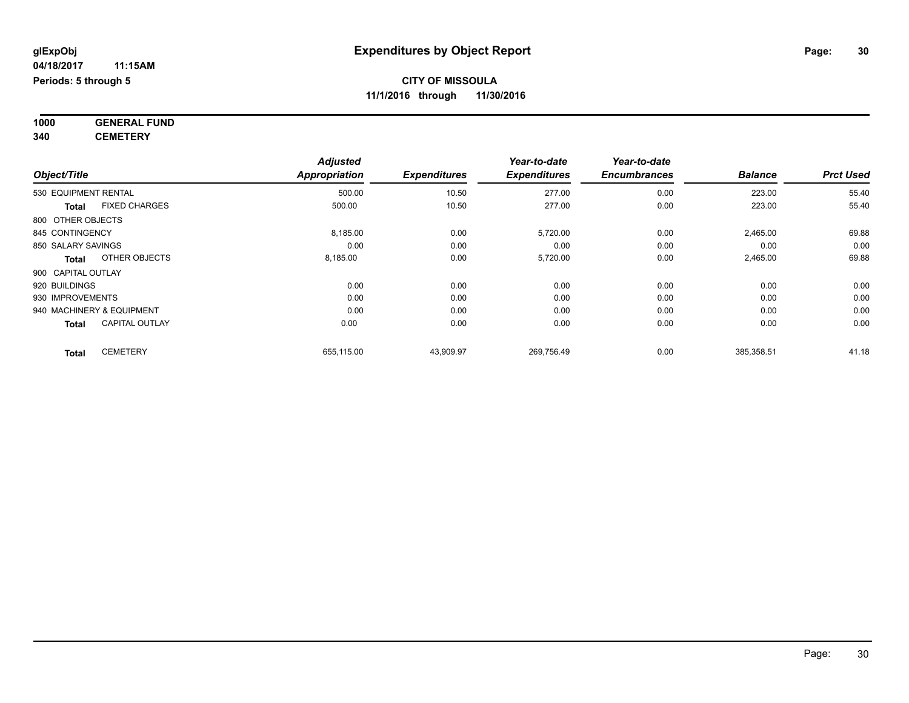# Expenditures by Object Report

glExpObj
04/18/2017 11:15AM
Periods: 5 through 5

**CITY OF MISSOULA**
**11/1/2016 through 11/30/2016**

**1000 GENERAL FUND**
**340 CEMETERY**

| Object/Title | | Adjusted Appropriation | Expenditures | Year-to-date Expenditures | Year-to-date Encumbrances | Balance | Prct Used |
|---|---|---|---|---|---|---|---|
| 530 EQUIPMENT RENTAL | | 500.00 | 10.50 | 277.00 | 0.00 | 223.00 | 55.40 |
| **Total** | FIXED CHARGES | 500.00 | 10.50 | 277.00 | 0.00 | 223.00 | 55.40 |
| 800 OTHER OBJECTS | | | | | | | |
| 845 CONTINGENCY | | 8,185.00 | 0.00 | 5,720.00 | 0.00 | 2,465.00 | 69.88 |
| 850 SALARY SAVINGS | | 0.00 | 0.00 | 0.00 | 0.00 | 0.00 | 0.00 |
| **Total** | OTHER OBJECTS | 8,185.00 | 0.00 | 5,720.00 | 0.00 | 2,465.00 | 69.88 |
| 900 CAPITAL OUTLAY | | | | | | | |
| 920 BUILDINGS | | 0.00 | 0.00 | 0.00 | 0.00 | 0.00 | 0.00 |
| 930 IMPROVEMENTS | | 0.00 | 0.00 | 0.00 | 0.00 | 0.00 | 0.00 |
| 940 MACHINERY & EQUIPMENT | | 0.00 | 0.00 | 0.00 | 0.00 | 0.00 | 0.00 |
| **Total** | CAPITAL OUTLAY | 0.00 | 0.00 | 0.00 | 0.00 | 0.00 | 0.00 |
| **Total** | CEMETERY | 655,115.00 | 43,909.97 | 269,756.49 | 0.00 | 385,358.51 | 41.18 |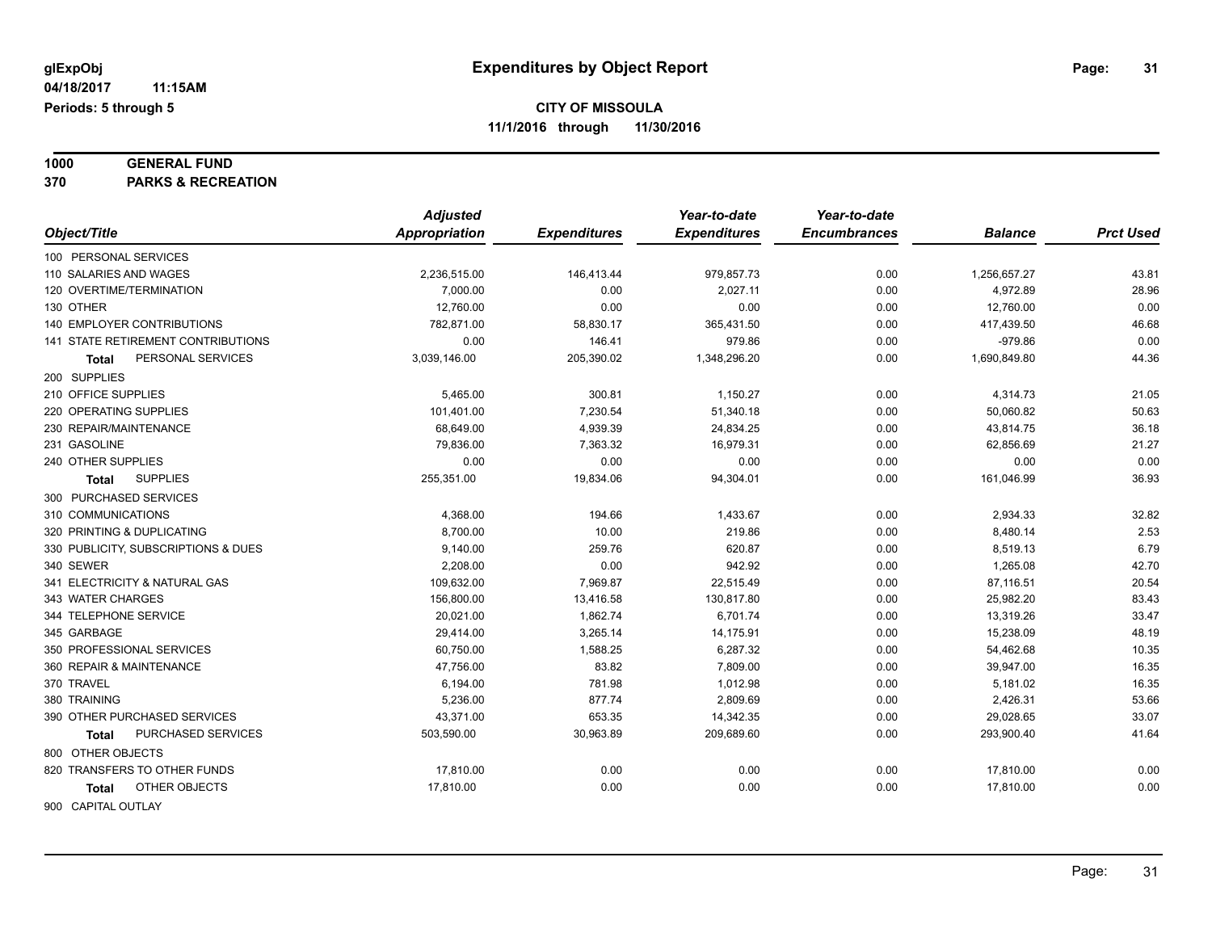glExpObj
04/18/2017 11:15AM
Periods: 5 through 5

# Expenditures by Object Report

**CITY OF MISSOULA**
**11/1/2016 through 11/30/2016**

**1000 GENERAL FUND**
**370 PARKS & RECREATION**

| Object/Title | Adjusted Appropriation | Expenditures | Year-to-date Expenditures | Year-to-date Encumbrances | Balance | Prct Used |
|---|---|---|---|---|---|---|
| 100 PERSONAL SERVICES | | | | | | |
| 110 SALARIES AND WAGES | 2,236,515.00 | 146,413.44 | 979,857.73 | 0.00 | 1,256,657.27 | 43.81 |
| 120 OVERTIME/TERMINATION | 7,000.00 | 0.00 | 2,027.11 | 0.00 | 4,972.89 | 28.96 |
| 130 OTHER | 12,760.00 | 0.00 | 0.00 | 0.00 | 12,760.00 | 0.00 |
| 140 EMPLOYER CONTRIBUTIONS | 782,871.00 | 58,830.17 | 365,431.50 | 0.00 | 417,439.50 | 46.68 |
| 141 STATE RETIREMENT CONTRIBUTIONS | 0.00 | 146.41 | 979.86 | 0.00 | -979.86 | 0.00 |
| **Total** PERSONAL SERVICES | 3,039,146.00 | 205,390.02 | 1,348,296.20 | 0.00 | 1,690,849.80 | 44.36 |
| 200 SUPPLIES | | | | | | |
| 210 OFFICE SUPPLIES | 5,465.00 | 300.81 | 1,150.27 | 0.00 | 4,314.73 | 21.05 |
| 220 OPERATING SUPPLIES | 101,401.00 | 7,230.54 | 51,340.18 | 0.00 | 50,060.82 | 50.63 |
| 230 REPAIR/MAINTENANCE | 68,649.00 | 4,939.39 | 24,834.25 | 0.00 | 43,814.75 | 36.18 |
| 231 GASOLINE | 79,836.00 | 7,363.32 | 16,979.31 | 0.00 | 62,856.69 | 21.27 |
| 240 OTHER SUPPLIES | 0.00 | 0.00 | 0.00 | 0.00 | 0.00 | 0.00 |
| **Total** SUPPLIES | 255,351.00 | 19,834.06 | 94,304.01 | 0.00 | 161,046.99 | 36.93 |
| 300 PURCHASED SERVICES | | | | | | |
| 310 COMMUNICATIONS | 4,368.00 | 194.66 | 1,433.67 | 0.00 | 2,934.33 | 32.82 |
| 320 PRINTING & DUPLICATING | 8,700.00 | 10.00 | 219.86 | 0.00 | 8,480.14 | 2.53 |
| 330 PUBLICITY, SUBSCRIPTIONS & DUES | 9,140.00 | 259.76 | 620.87 | 0.00 | 8,519.13 | 6.79 |
| 340 SEWER | 2,208.00 | 0.00 | 942.92 | 0.00 | 1,265.08 | 42.70 |
| 341 ELECTRICITY & NATURAL GAS | 109,632.00 | 7,969.87 | 22,515.49 | 0.00 | 87,116.51 | 20.54 |
| 343 WATER CHARGES | 156,800.00 | 13,416.58 | 130,817.80 | 0.00 | 25,982.20 | 83.43 |
| 344 TELEPHONE SERVICE | 20,021.00 | 1,862.74 | 6,701.74 | 0.00 | 13,319.26 | 33.47 |
| 345 GARBAGE | 29,414.00 | 3,265.14 | 14,175.91 | 0.00 | 15,238.09 | 48.19 |
| 350 PROFESSIONAL SERVICES | 60,750.00 | 1,588.25 | 6,287.32 | 0.00 | 54,462.68 | 10.35 |
| 360 REPAIR & MAINTENANCE | 47,756.00 | 83.82 | 7,809.00 | 0.00 | 39,947.00 | 16.35 |
| 370 TRAVEL | 6,194.00 | 781.98 | 1,012.98 | 0.00 | 5,181.02 | 16.35 |
| 380 TRAINING | 5,236.00 | 877.74 | 2,809.69 | 0.00 | 2,426.31 | 53.66 |
| 390 OTHER PURCHASED SERVICES | 43,371.00 | 653.35 | 14,342.35 | 0.00 | 29,028.65 | 33.07 |
| **Total** PURCHASED SERVICES | 503,590.00 | 30,963.89 | 209,689.60 | 0.00 | 293,900.40 | 41.64 |
| 800 OTHER OBJECTS | | | | | | |
| 820 TRANSFERS TO OTHER FUNDS | 17,810.00 | 0.00 | 0.00 | 0.00 | 17,810.00 | 0.00 |
| **Total** OTHER OBJECTS | 17,810.00 | 0.00 | 0.00 | 0.00 | 17,810.00 | 0.00 |
| 900 CAPITAL OUTLAY | | | | | | |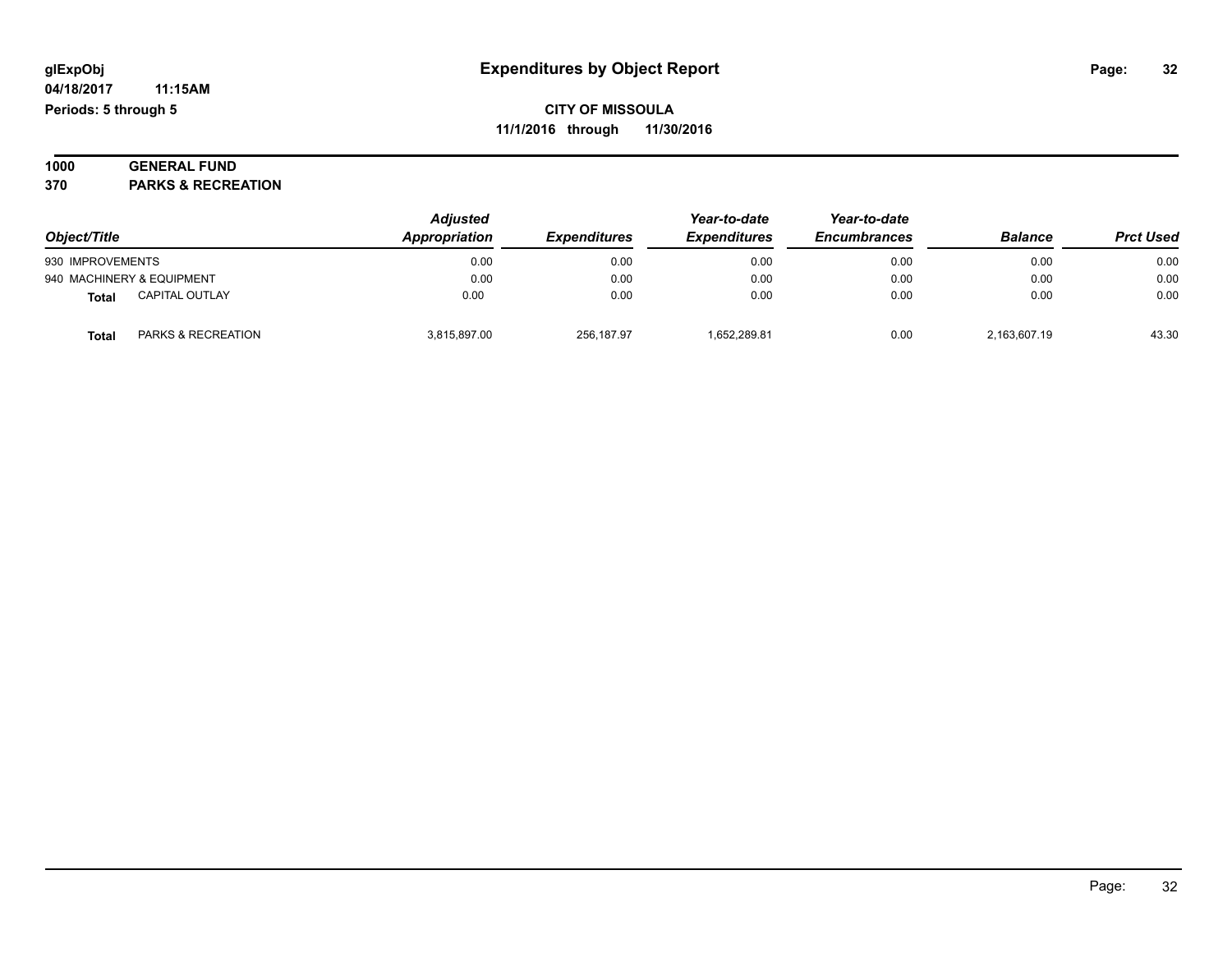# Expenditures by Object Report

glExpObj
04/18/2017 11:15AM
Periods: 5 through 5

**CITY OF MISSOULA**
**11/1/2016 through 11/30/2016**

**1000 GENERAL FUND**
**370 PARKS & RECREATION**

| Object/Title | Adjusted Appropriation | Expenditures | Year-to-date Expenditures | Year-to-date Encumbrances | Balance | Prct Used |
|---|---|---|---|---|---|---|
| 930 IMPROVEMENTS | 0.00 | 0.00 | 0.00 | 0.00 | 0.00 | 0.00 |
| 940 MACHINERY & EQUIPMENT | 0.00 | 0.00 | 0.00 | 0.00 | 0.00 | 0.00 |
| **Total** CAPITAL OUTLAY | 0.00 | 0.00 | 0.00 | 0.00 | 0.00 | 0.00 |
| **Total** PARKS & RECREATION | 3,815,897.00 | 256,187.97 | 1,652,289.81 | 0.00 | 2,163,607.19 | 43.30 |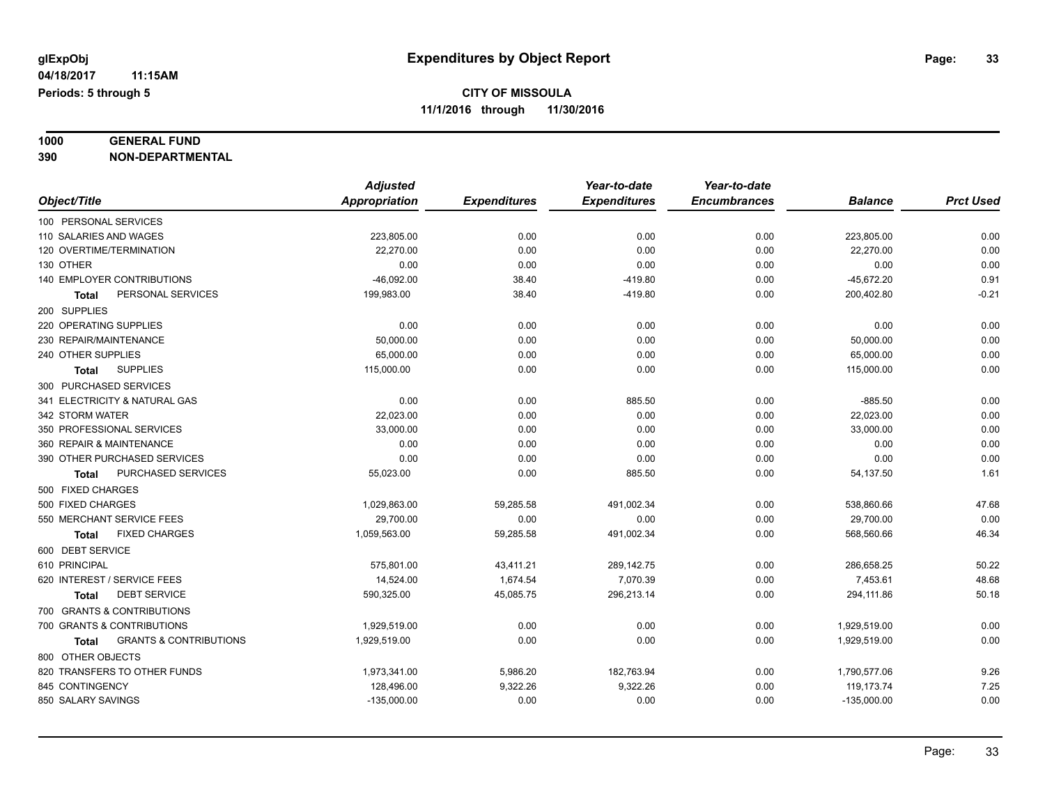**glExpObj**
**04/18/2017 11:15AM**
**Periods: 5 through 5**

# Expenditures by Object Report

## CITY OF MISSOULA

**11/1/2016 through 11/30/2016**

**1000 GENERAL FUND**
**390 NON-DEPARTMENTAL**

| Object/Title | Adjusted Appropriation | Expenditures | Year-to-date Expenditures | Year-to-date Encumbrances | Balance | Prct Used |
|---|---|---|---|---|---|---|
| 100 PERSONAL SERVICES | | | | | | |
| 110 SALARIES AND WAGES | 223,805.00 | 0.00 | 0.00 | 0.00 | 223,805.00 | 0.00 |
| 120 OVERTIME/TERMINATION | 22,270.00 | 0.00 | 0.00 | 0.00 | 22,270.00 | 0.00 |
| 130 OTHER | 0.00 | 0.00 | 0.00 | 0.00 | 0.00 | 0.00 |
| 140 EMPLOYER CONTRIBUTIONS | -46,092.00 | 38.40 | -419.80 | 0.00 | -45,672.20 | 0.91 |
| **Total** PERSONAL SERVICES | 199,983.00 | 38.40 | -419.80 | 0.00 | 200,402.80 | -0.21 |
| 200 SUPPLIES | | | | | | |
| 220 OPERATING SUPPLIES | 0.00 | 0.00 | 0.00 | 0.00 | 0.00 | 0.00 |
| 230 REPAIR/MAINTENANCE | 50,000.00 | 0.00 | 0.00 | 0.00 | 50,000.00 | 0.00 |
| 240 OTHER SUPPLIES | 65,000.00 | 0.00 | 0.00 | 0.00 | 65,000.00 | 0.00 |
| **Total** SUPPLIES | 115,000.00 | 0.00 | 0.00 | 0.00 | 115,000.00 | 0.00 |
| 300 PURCHASED SERVICES | | | | | | |
| 341 ELECTRICITY & NATURAL GAS | 0.00 | 0.00 | 885.50 | 0.00 | -885.50 | 0.00 |
| 342 STORM WATER | 22,023.00 | 0.00 | 0.00 | 0.00 | 22,023.00 | 0.00 |
| 350 PROFESSIONAL SERVICES | 33,000.00 | 0.00 | 0.00 | 0.00 | 33,000.00 | 0.00 |
| 360 REPAIR & MAINTENANCE | 0.00 | 0.00 | 0.00 | 0.00 | 0.00 | 0.00 |
| 390 OTHER PURCHASED SERVICES | 0.00 | 0.00 | 0.00 | 0.00 | 0.00 | 0.00 |
| **Total** PURCHASED SERVICES | 55,023.00 | 0.00 | 885.50 | 0.00 | 54,137.50 | 1.61 |
| 500 FIXED CHARGES | | | | | | |
| 500 FIXED CHARGES | 1,029,863.00 | 59,285.58 | 491,002.34 | 0.00 | 538,860.66 | 47.68 |
| 550 MERCHANT SERVICE FEES | 29,700.00 | 0.00 | 0.00 | 0.00 | 29,700.00 | 0.00 |
| **Total** FIXED CHARGES | 1,059,563.00 | 59,285.58 | 491,002.34 | 0.00 | 568,560.66 | 46.34 |
| 600 DEBT SERVICE | | | | | | |
| 610 PRINCIPAL | 575,801.00 | 43,411.21 | 289,142.75 | 0.00 | 286,658.25 | 50.22 |
| 620 INTEREST / SERVICE FEES | 14,524.00 | 1,674.54 | 7,070.39 | 0.00 | 7,453.61 | 48.68 |
| **Total** DEBT SERVICE | 590,325.00 | 45,085.75 | 296,213.14 | 0.00 | 294,111.86 | 50.18 |
| 700 GRANTS & CONTRIBUTIONS | | | | | | |
| 700 GRANTS & CONTRIBUTIONS | 1,929,519.00 | 0.00 | 0.00 | 0.00 | 1,929,519.00 | 0.00 |
| **Total** GRANTS & CONTRIBUTIONS | 1,929,519.00 | 0.00 | 0.00 | 0.00 | 1,929,519.00 | 0.00 |
| 800 OTHER OBJECTS | | | | | | |
| 820 TRANSFERS TO OTHER FUNDS | 1,973,341.00 | 5,986.20 | 182,763.94 | 0.00 | 1,790,577.06 | 9.26 |
| 845 CONTINGENCY | 128,496.00 | 9,322.26 | 9,322.26 | 0.00 | 119,173.74 | 7.25 |
| 850 SALARY SAVINGS | -135,000.00 | 0.00 | 0.00 | 0.00 | -135,000.00 | 0.00 |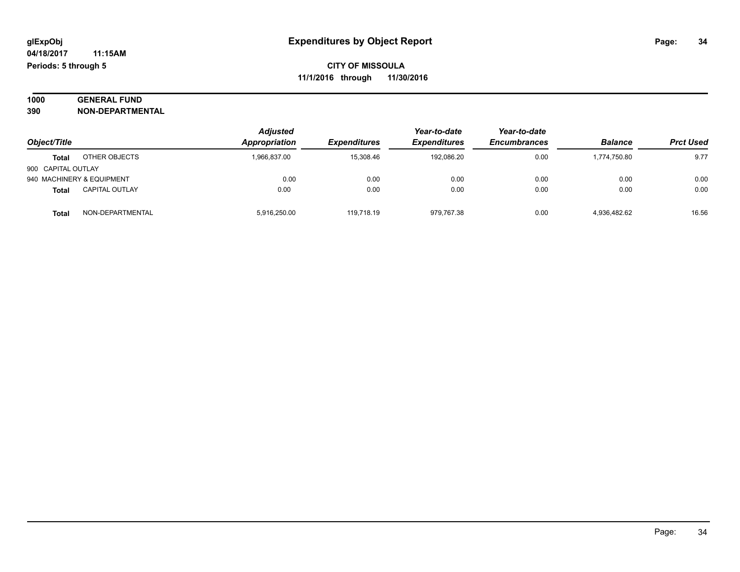**glExpObj** 
**04/18/2017 11:15AM**
**Periods: 5 through 5**

# Expenditures by Object Report

**CITY OF MISSOULA**
**11/1/2016 through 11/30/2016**

**1000 GENERAL FUND**
**390 NON-DEPARTMENTAL**

| Object/Title | | Adjusted Appropriation | Expenditures | Year-to-date Expenditures | Year-to-date Encumbrances | Balance | Prct Used |
|---|---|---|---|---|---|---|---|
| **Total** | OTHER OBJECTS | 1,966,837.00 | 15,308.46 | 192,086.20 | 0.00 | 1,774,750.80 | 9.77 |
| 900 CAPITAL OUTLAY | | | | | | | |
| 940 MACHINERY & EQUIPMENT | | 0.00 | 0.00 | 0.00 | 0.00 | 0.00 | 0.00 |
| **Total** | CAPITAL OUTLAY | 0.00 | 0.00 | 0.00 | 0.00 | 0.00 | 0.00 |
| **Total** | NON-DEPARTMENTAL | 5,916,250.00 | 119,718.19 | 979,767.38 | 0.00 | 4,936,482.62 | 16.56 |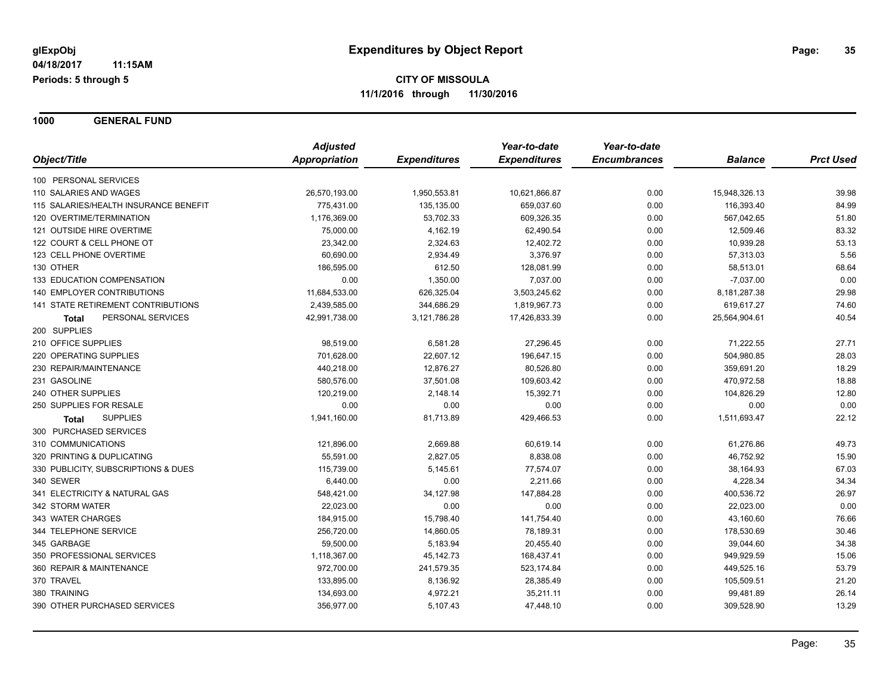**glExpObj** 

**04/18/2017 11:15AM**

**Periods: 5 through 5**

# Expenditures by Object Report

**CITY OF MISSOULA**

**11/1/2016 through 11/30/2016**

## 1000 GENERAL FUND

| Object/Title | Adjusted Appropriation | Expenditures | Year-to-date Expenditures | Year-to-date Encumbrances | Balance | Prct Used |
|---|---|---|---|---|---|---|
| 100 PERSONAL SERVICES | | | | | | |
| 110 SALARIES AND WAGES | 26,570,193.00 | 1,950,553.81 | 10,621,866.87 | 0.00 | 15,948,326.13 | 39.98 |
| 115 SALARIES/HEALTH INSURANCE BENEFIT | 775,431.00 | 135,135.00 | 659,037.60 | 0.00 | 116,393.40 | 84.99 |
| 120 OVERTIME/TERMINATION | 1,176,369.00 | 53,702.33 | 609,326.35 | 0.00 | 567,042.65 | 51.80 |
| 121 OUTSIDE HIRE OVERTIME | 75,000.00 | 4,162.19 | 62,490.54 | 0.00 | 12,509.46 | 83.32 |
| 122 COURT & CELL PHONE OT | 23,342.00 | 2,324.63 | 12,402.72 | 0.00 | 10,939.28 | 53.13 |
| 123 CELL PHONE OVERTIME | 60,690.00 | 2,934.49 | 3,376.97 | 0.00 | 57,313.03 | 5.56 |
| 130 OTHER | 186,595.00 | 612.50 | 128,081.99 | 0.00 | 58,513.01 | 68.64 |
| 133 EDUCATION COMPENSATION | 0.00 | 1,350.00 | 7,037.00 | 0.00 | -7,037.00 | 0.00 |
| 140 EMPLOYER CONTRIBUTIONS | 11,684,533.00 | 626,325.04 | 3,503,245.62 | 0.00 | 8,181,287.38 | 29.98 |
| 141 STATE RETIREMENT CONTRIBUTIONS | 2,439,585.00 | 344,686.29 | 1,819,967.73 | 0.00 | 619,617.27 | 74.60 |
| **Total** PERSONAL SERVICES | 42,991,738.00 | 3,121,786.28 | 17,426,833.39 | 0.00 | 25,564,904.61 | 40.54 |
| 200 SUPPLIES | | | | | | |
| 210 OFFICE SUPPLIES | 98,519.00 | 6,581.28 | 27,296.45 | 0.00 | 71,222.55 | 27.71 |
| 220 OPERATING SUPPLIES | 701,628.00 | 22,607.12 | 196,647.15 | 0.00 | 504,980.85 | 28.03 |
| 230 REPAIR/MAINTENANCE | 440,218.00 | 12,876.27 | 80,526.80 | 0.00 | 359,691.20 | 18.29 |
| 231 GASOLINE | 580,576.00 | 37,501.08 | 109,603.42 | 0.00 | 470,972.58 | 18.88 |
| 240 OTHER SUPPLIES | 120,219.00 | 2,148.14 | 15,392.71 | 0.00 | 104,826.29 | 12.80 |
| 250 SUPPLIES FOR RESALE | 0.00 | 0.00 | 0.00 | 0.00 | 0.00 | 0.00 |
| **Total** SUPPLIES | 1,941,160.00 | 81,713.89 | 429,466.53 | 0.00 | 1,511,693.47 | 22.12 |
| 300 PURCHASED SERVICES | | | | | | |
| 310 COMMUNICATIONS | 121,896.00 | 2,669.88 | 60,619.14 | 0.00 | 61,276.86 | 49.73 |
| 320 PRINTING & DUPLICATING | 55,591.00 | 2,827.05 | 8,838.08 | 0.00 | 46,752.92 | 15.90 |
| 330 PUBLICITY, SUBSCRIPTIONS & DUES | 115,739.00 | 5,145.61 | 77,574.07 | 0.00 | 38,164.93 | 67.03 |
| 340 SEWER | 6,440.00 | 0.00 | 2,211.66 | 0.00 | 4,228.34 | 34.34 |
| 341 ELECTRICITY & NATURAL GAS | 548,421.00 | 34,127.98 | 147,884.28 | 0.00 | 400,536.72 | 26.97 |
| 342 STORM WATER | 22,023.00 | 0.00 | 0.00 | 0.00 | 22,023.00 | 0.00 |
| 343 WATER CHARGES | 184,915.00 | 15,798.40 | 141,754.40 | 0.00 | 43,160.60 | 76.66 |
| 344 TELEPHONE SERVICE | 256,720.00 | 14,860.05 | 78,189.31 | 0.00 | 178,530.69 | 30.46 |
| 345 GARBAGE | 59,500.00 | 5,183.94 | 20,455.40 | 0.00 | 39,044.60 | 34.38 |
| 350 PROFESSIONAL SERVICES | 1,118,367.00 | 45,142.73 | 168,437.41 | 0.00 | 949,929.59 | 15.06 |
| 360 REPAIR & MAINTENANCE | 972,700.00 | 241,579.35 | 523,174.84 | 0.00 | 449,525.16 | 53.79 |
| 370 TRAVEL | 133,895.00 | 8,136.92 | 28,385.49 | 0.00 | 105,509.51 | 21.20 |
| 380 TRAINING | 134,693.00 | 4,972.21 | 35,211.11 | 0.00 | 99,481.89 | 26.14 |
| 390 OTHER PURCHASED SERVICES | 356,977.00 | 5,107.43 | 47,448.10 | 0.00 | 309,528.90 | 13.29 |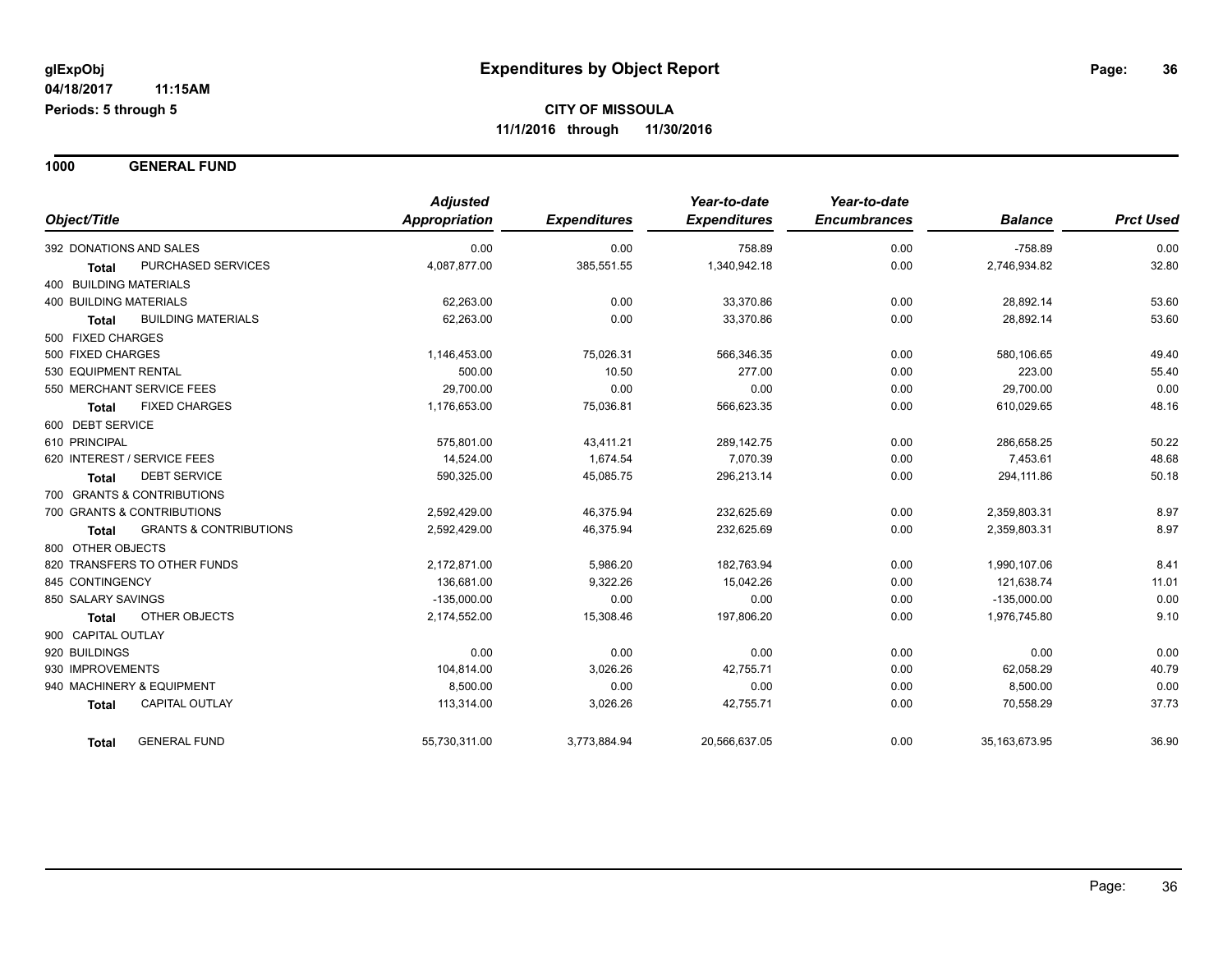glExpObj
04/18/2017 11:15AM
Periods: 5 through 5

# Expenditures by Object Report

**CITY OF MISSOULA**
**11/1/2016 through 11/30/2016**

## 1000 GENERAL FUND

| Object/Title | | Adjusted Appropriation | Expenditures | Year-to-date Expenditures | Year-to-date Encumbrances | Balance | Prct Used |
|---|---|---|---|---|---|---|---|
| 392 DONATIONS AND SALES | | 0.00 | 0.00 | 758.89 | 0.00 | -758.89 | 0.00 |
| Total | PURCHASED SERVICES | 4,087,877.00 | 385,551.55 | 1,340,942.18 | 0.00 | 2,746,934.82 | 32.80 |
| 400 BUILDING MATERIALS | | | | | | | |
| 400 BUILDING MATERIALS | | 62,263.00 | 0.00 | 33,370.86 | 0.00 | 28,892.14 | 53.60 |
| Total | BUILDING MATERIALS | 62,263.00 | 0.00 | 33,370.86 | 0.00 | 28,892.14 | 53.60 |
| 500 FIXED CHARGES | | | | | | | |
| 500 FIXED CHARGES | | 1,146,453.00 | 75,026.31 | 566,346.35 | 0.00 | 580,106.65 | 49.40 |
| 530 EQUIPMENT RENTAL | | 500.00 | 10.50 | 277.00 | 0.00 | 223.00 | 55.40 |
| 550 MERCHANT SERVICE FEES | | 29,700.00 | 0.00 | 0.00 | 0.00 | 29,700.00 | 0.00 |
| Total | FIXED CHARGES | 1,176,653.00 | 75,036.81 | 566,623.35 | 0.00 | 610,029.65 | 48.16 |
| 600 DEBT SERVICE | | | | | | | |
| 610 PRINCIPAL | | 575,801.00 | 43,411.21 | 289,142.75 | 0.00 | 286,658.25 | 50.22 |
| 620 INTEREST / SERVICE FEES | | 14,524.00 | 1,674.54 | 7,070.39 | 0.00 | 7,453.61 | 48.68 |
| Total | DEBT SERVICE | 590,325.00 | 45,085.75 | 296,213.14 | 0.00 | 294,111.86 | 50.18 |
| 700 GRANTS & CONTRIBUTIONS | | | | | | | |
| 700 GRANTS & CONTRIBUTIONS | | 2,592,429.00 | 46,375.94 | 232,625.69 | 0.00 | 2,359,803.31 | 8.97 |
| Total | GRANTS & CONTRIBUTIONS | 2,592,429.00 | 46,375.94 | 232,625.69 | 0.00 | 2,359,803.31 | 8.97 |
| 800 OTHER OBJECTS | | | | | | | |
| 820 TRANSFERS TO OTHER FUNDS | | 2,172,871.00 | 5,986.20 | 182,763.94 | 0.00 | 1,990,107.06 | 8.41 |
| 845 CONTINGENCY | | 136,681.00 | 9,322.26 | 15,042.26 | 0.00 | 121,638.74 | 11.01 |
| 850 SALARY SAVINGS | | -135,000.00 | 0.00 | 0.00 | 0.00 | -135,000.00 | 0.00 |
| Total | OTHER OBJECTS | 2,174,552.00 | 15,308.46 | 197,806.20 | 0.00 | 1,976,745.80 | 9.10 |
| 900 CAPITAL OUTLAY | | | | | | | |
| 920 BUILDINGS | | 0.00 | 0.00 | 0.00 | 0.00 | 0.00 | 0.00 |
| 930 IMPROVEMENTS | | 104,814.00 | 3,026.26 | 42,755.71 | 0.00 | 62,058.29 | 40.79 |
| 940 MACHINERY & EQUIPMENT | | 8,500.00 | 0.00 | 0.00 | 0.00 | 8,500.00 | 0.00 |
| Total | CAPITAL OUTLAY | 113,314.00 | 3,026.26 | 42,755.71 | 0.00 | 70,558.29 | 37.73 |
| Total | GENERAL FUND | 55,730,311.00 | 3,773,884.94 | 20,566,637.05 | 0.00 | 35,163,673.95 | 36.90 |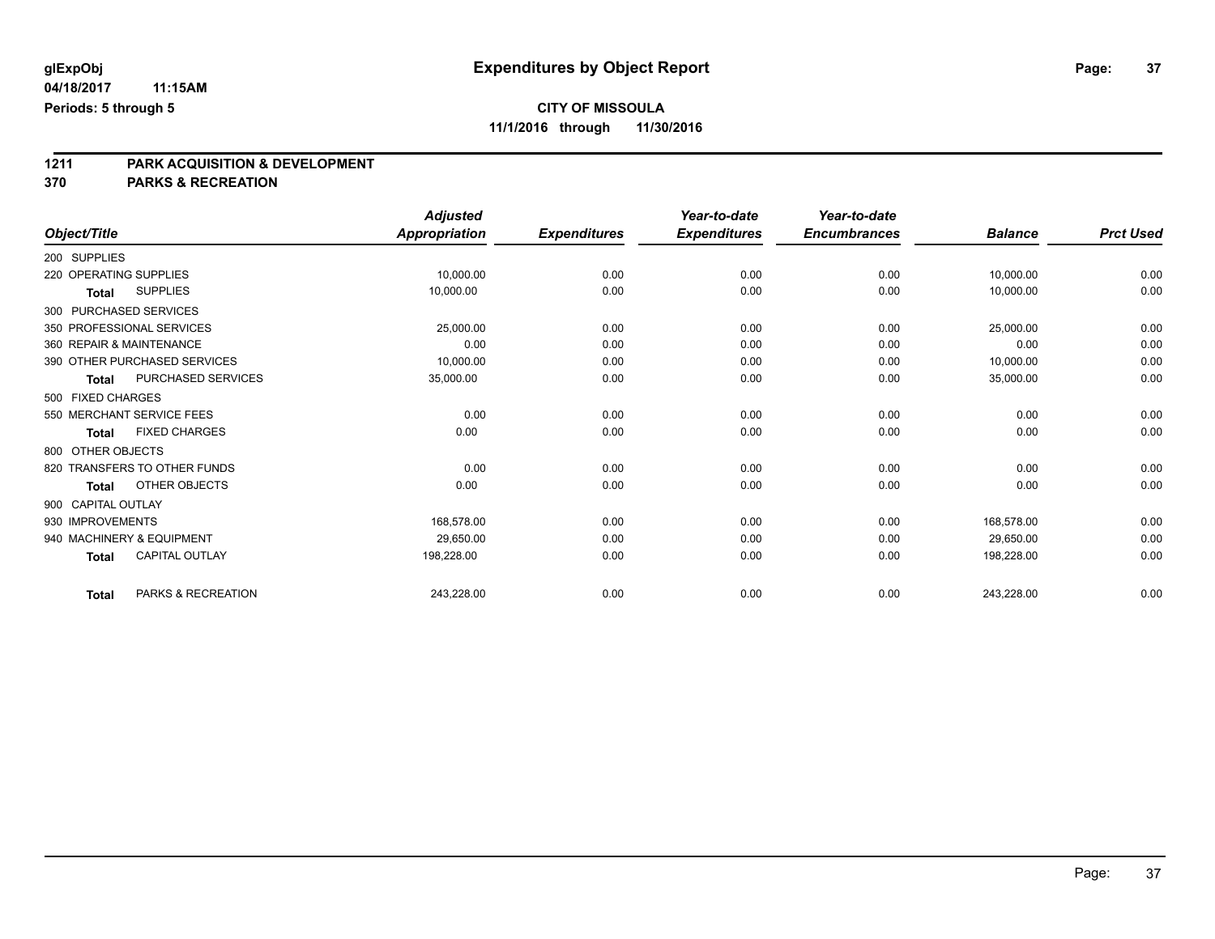**glExpObj**
**04/18/2017 11:15AM**
**Periods: 5 through 5**

# Expenditures by Object Report

**CITY OF MISSOULA**
**11/1/2016 through 11/30/2016**

## 1211 PARK ACQUISITION & DEVELOPMENT
## 370 PARKS & RECREATION

| Object/Title | Adjusted Appropriation | Expenditures | Year-to-date Expenditures | Year-to-date Encumbrances | Balance | Prct Used |
|---|---|---|---|---|---|---|
| 200 SUPPLIES | | | | | | |
| 220 OPERATING SUPPLIES | 10,000.00 | 0.00 | 0.00 | 0.00 | 10,000.00 | 0.00 |
| **Total** SUPPLIES | 10,000.00 | 0.00 | 0.00 | 0.00 | 10,000.00 | 0.00 |
| 300 PURCHASED SERVICES | | | | | | |
| 350 PROFESSIONAL SERVICES | 25,000.00 | 0.00 | 0.00 | 0.00 | 25,000.00 | 0.00 |
| 360 REPAIR & MAINTENANCE | 0.00 | 0.00 | 0.00 | 0.00 | 0.00 | 0.00 |
| 390 OTHER PURCHASED SERVICES | 10,000.00 | 0.00 | 0.00 | 0.00 | 10,000.00 | 0.00 |
| **Total** PURCHASED SERVICES | 35,000.00 | 0.00 | 0.00 | 0.00 | 35,000.00 | 0.00 |
| 500 FIXED CHARGES | | | | | | |
| 550 MERCHANT SERVICE FEES | 0.00 | 0.00 | 0.00 | 0.00 | 0.00 | 0.00 |
| **Total** FIXED CHARGES | 0.00 | 0.00 | 0.00 | 0.00 | 0.00 | 0.00 |
| 800 OTHER OBJECTS | | | | | | |
| 820 TRANSFERS TO OTHER FUNDS | 0.00 | 0.00 | 0.00 | 0.00 | 0.00 | 0.00 |
| **Total** OTHER OBJECTS | 0.00 | 0.00 | 0.00 | 0.00 | 0.00 | 0.00 |
| 900 CAPITAL OUTLAY | | | | | | |
| 930 IMPROVEMENTS | 168,578.00 | 0.00 | 0.00 | 0.00 | 168,578.00 | 0.00 |
| 940 MACHINERY & EQUIPMENT | 29,650.00 | 0.00 | 0.00 | 0.00 | 29,650.00 | 0.00 |
| **Total** CAPITAL OUTLAY | 198,228.00 | 0.00 | 0.00 | 0.00 | 198,228.00 | 0.00 |
| **Total** PARKS & RECREATION | 243,228.00 | 0.00 | 0.00 | 0.00 | 243,228.00 | 0.00 |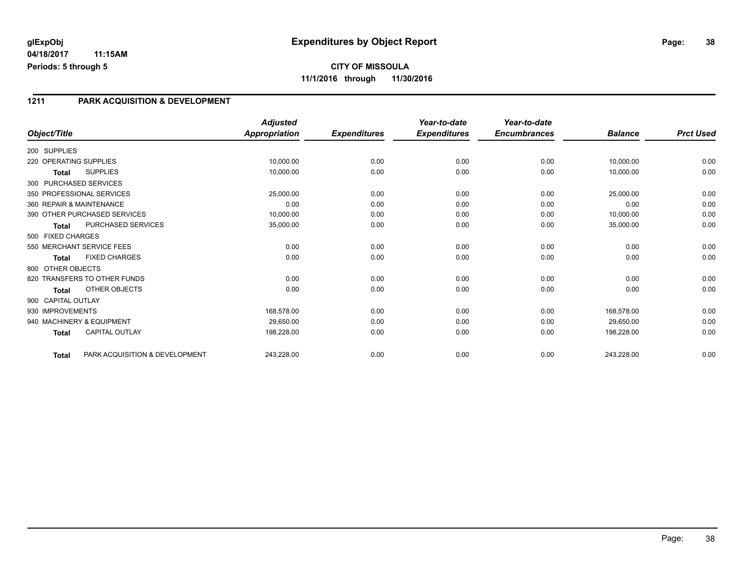**glExpObj** 
**04/18/2017 11:15AM**
**Periods: 5 through 5**

# Expenditures by Object Report

**CITY OF MISSOULA**
**11/1/2016 through 11/30/2016**

## 1211 PARK ACQUISITION & DEVELOPMENT

| Object/Title | | Adjusted Appropriation | Expenditures | Year-to-date Expenditures | Year-to-date Encumbrances | Balance | Prct Used |
|---|---|---|---|---|---|---|---|
| 200 SUPPLIES | | | | | | | |
| 220 OPERATING SUPPLIES | | 10,000.00 | 0.00 | 0.00 | 0.00 | 10,000.00 | 0.00 |
| **Total** | SUPPLIES | 10,000.00 | 0.00 | 0.00 | 0.00 | 10,000.00 | 0.00 |
| 300 PURCHASED SERVICES | | | | | | | |
| 350 PROFESSIONAL SERVICES | | 25,000.00 | 0.00 | 0.00 | 0.00 | 25,000.00 | 0.00 |
| 360 REPAIR & MAINTENANCE | | 0.00 | 0.00 | 0.00 | 0.00 | 0.00 | 0.00 |
| 390 OTHER PURCHASED SERVICES | | 10,000.00 | 0.00 | 0.00 | 0.00 | 10,000.00 | 0.00 |
| **Total** | PURCHASED SERVICES | 35,000.00 | 0.00 | 0.00 | 0.00 | 35,000.00 | 0.00 |
| 500 FIXED CHARGES | | | | | | | |
| 550 MERCHANT SERVICE FEES | | 0.00 | 0.00 | 0.00 | 0.00 | 0.00 | 0.00 |
| **Total** | FIXED CHARGES | 0.00 | 0.00 | 0.00 | 0.00 | 0.00 | 0.00 |
| 800 OTHER OBJECTS | | | | | | | |
| 820 TRANSFERS TO OTHER FUNDS | | 0.00 | 0.00 | 0.00 | 0.00 | 0.00 | 0.00 |
| **Total** | OTHER OBJECTS | 0.00 | 0.00 | 0.00 | 0.00 | 0.00 | 0.00 |
| 900 CAPITAL OUTLAY | | | | | | | |
| 930 IMPROVEMENTS | | 168,578.00 | 0.00 | 0.00 | 0.00 | 168,578.00 | 0.00 |
| 940 MACHINERY & EQUIPMENT | | 29,650.00 | 0.00 | 0.00 | 0.00 | 29,650.00 | 0.00 |
| **Total** | CAPITAL OUTLAY | 198,228.00 | 0.00 | 0.00 | 0.00 | 198,228.00 | 0.00 |
| **Total** | PARK ACQUISITION & DEVELOPMENT | 243,228.00 | 0.00 | 0.00 | 0.00 | 243,228.00 | 0.00 |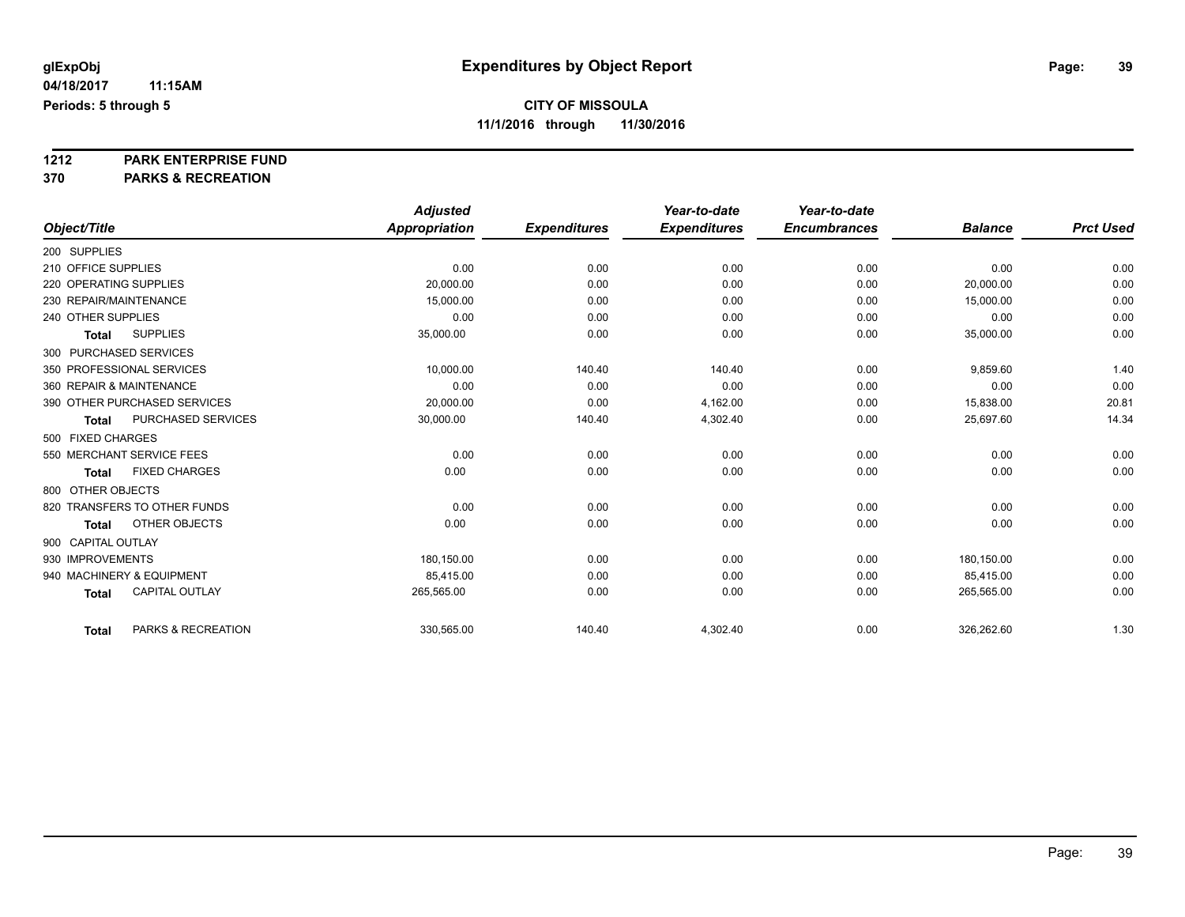# Expenditures by Object Report

glExpObj
04/18/2017 11:15AM
Periods: 5 through 5

**CITY OF MISSOULA**
**11/1/2016 through 11/30/2016**

**1212 PARK ENTERPRISE FUND**
**370 PARKS & RECREATION**

| Object/Title | Adjusted Appropriation | Expenditures | Year-to-date Expenditures | Year-to-date Encumbrances | Balance | Prct Used |
|---|---|---|---|---|---|---|
| 200 SUPPLIES | | | | | | |
| 210 OFFICE SUPPLIES | 0.00 | 0.00 | 0.00 | 0.00 | 0.00 | 0.00 |
| 220 OPERATING SUPPLIES | 20,000.00 | 0.00 | 0.00 | 0.00 | 20,000.00 | 0.00 |
| 230 REPAIR/MAINTENANCE | 15,000.00 | 0.00 | 0.00 | 0.00 | 15,000.00 | 0.00 |
| 240 OTHER SUPPLIES | 0.00 | 0.00 | 0.00 | 0.00 | 0.00 | 0.00 |
| **Total** SUPPLIES | 35,000.00 | 0.00 | 0.00 | 0.00 | 35,000.00 | 0.00 |
| 300 PURCHASED SERVICES | | | | | | |
| 350 PROFESSIONAL SERVICES | 10,000.00 | 140.40 | 140.40 | 0.00 | 9,859.60 | 1.40 |
| 360 REPAIR & MAINTENANCE | 0.00 | 0.00 | 0.00 | 0.00 | 0.00 | 0.00 |
| 390 OTHER PURCHASED SERVICES | 20,000.00 | 0.00 | 4,162.00 | 0.00 | 15,838.00 | 20.81 |
| **Total** PURCHASED SERVICES | 30,000.00 | 140.40 | 4,302.40 | 0.00 | 25,697.60 | 14.34 |
| 500 FIXED CHARGES | | | | | | |
| 550 MERCHANT SERVICE FEES | 0.00 | 0.00 | 0.00 | 0.00 | 0.00 | 0.00 |
| **Total** FIXED CHARGES | 0.00 | 0.00 | 0.00 | 0.00 | 0.00 | 0.00 |
| 800 OTHER OBJECTS | | | | | | |
| 820 TRANSFERS TO OTHER FUNDS | 0.00 | 0.00 | 0.00 | 0.00 | 0.00 | 0.00 |
| **Total** OTHER OBJECTS | 0.00 | 0.00 | 0.00 | 0.00 | 0.00 | 0.00 |
| 900 CAPITAL OUTLAY | | | | | | |
| 930 IMPROVEMENTS | 180,150.00 | 0.00 | 0.00 | 0.00 | 180,150.00 | 0.00 |
| 940 MACHINERY & EQUIPMENT | 85,415.00 | 0.00 | 0.00 | 0.00 | 85,415.00 | 0.00 |
| **Total** CAPITAL OUTLAY | 265,565.00 | 0.00 | 0.00 | 0.00 | 265,565.00 | 0.00 |
| **Total** PARKS & RECREATION | 330,565.00 | 140.40 | 4,302.40 | 0.00 | 326,262.60 | 1.30 |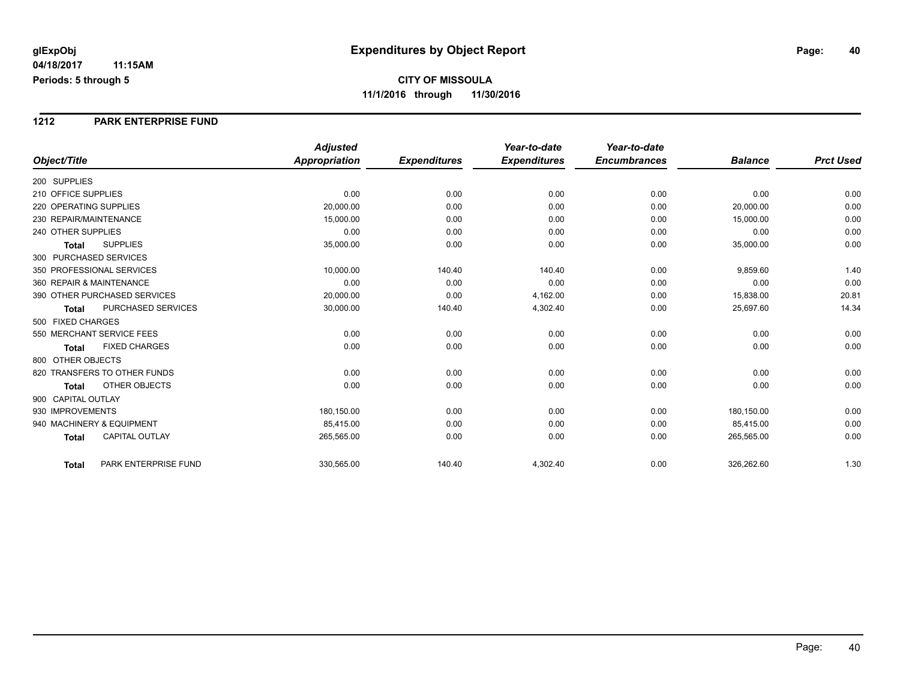**glExpObj**
**04/18/2017 11:15AM**
**Periods: 5 through 5**

# Expenditures by Object Report

**CITY OF MISSOULA**
**11/1/2016 through 11/30/2016**

## 1212 PARK ENTERPRISE FUND

| Object/Title | Adjusted Appropriation | Expenditures | Year-to-date Expenditures | Year-to-date Encumbrances | Balance | Prct Used |
|---|---|---|---|---|---|---|
| 200 SUPPLIES | | | | | | |
| 210 OFFICE SUPPLIES | 0.00 | 0.00 | 0.00 | 0.00 | 0.00 | 0.00 |
| 220 OPERATING SUPPLIES | 20,000.00 | 0.00 | 0.00 | 0.00 | 20,000.00 | 0.00 |
| 230 REPAIR/MAINTENANCE | 15,000.00 | 0.00 | 0.00 | 0.00 | 15,000.00 | 0.00 |
| 240 OTHER SUPPLIES | 0.00 | 0.00 | 0.00 | 0.00 | 0.00 | 0.00 |
| **Total** SUPPLIES | 35,000.00 | 0.00 | 0.00 | 0.00 | 35,000.00 | 0.00 |
| 300 PURCHASED SERVICES | | | | | | |
| 350 PROFESSIONAL SERVICES | 10,000.00 | 140.40 | 140.40 | 0.00 | 9,859.60 | 1.40 |
| 360 REPAIR & MAINTENANCE | 0.00 | 0.00 | 0.00 | 0.00 | 0.00 | 0.00 |
| 390 OTHER PURCHASED SERVICES | 20,000.00 | 0.00 | 4,162.00 | 0.00 | 15,838.00 | 20.81 |
| **Total** PURCHASED SERVICES | 30,000.00 | 140.40 | 4,302.40 | 0.00 | 25,697.60 | 14.34 |
| 500 FIXED CHARGES | | | | | | |
| 550 MERCHANT SERVICE FEES | 0.00 | 0.00 | 0.00 | 0.00 | 0.00 | 0.00 |
| **Total** FIXED CHARGES | 0.00 | 0.00 | 0.00 | 0.00 | 0.00 | 0.00 |
| 800 OTHER OBJECTS | | | | | | |
| 820 TRANSFERS TO OTHER FUNDS | 0.00 | 0.00 | 0.00 | 0.00 | 0.00 | 0.00 |
| **Total** OTHER OBJECTS | 0.00 | 0.00 | 0.00 | 0.00 | 0.00 | 0.00 |
| 900 CAPITAL OUTLAY | | | | | | |
| 930 IMPROVEMENTS | 180,150.00 | 0.00 | 0.00 | 0.00 | 180,150.00 | 0.00 |
| 940 MACHINERY & EQUIPMENT | 85,415.00 | 0.00 | 0.00 | 0.00 | 85,415.00 | 0.00 |
| **Total** CAPITAL OUTLAY | 265,565.00 | 0.00 | 0.00 | 0.00 | 265,565.00 | 0.00 |
| **Total** PARK ENTERPRISE FUND | 330,565.00 | 140.40 | 4,302.40 | 0.00 | 326,262.60 | 1.30 |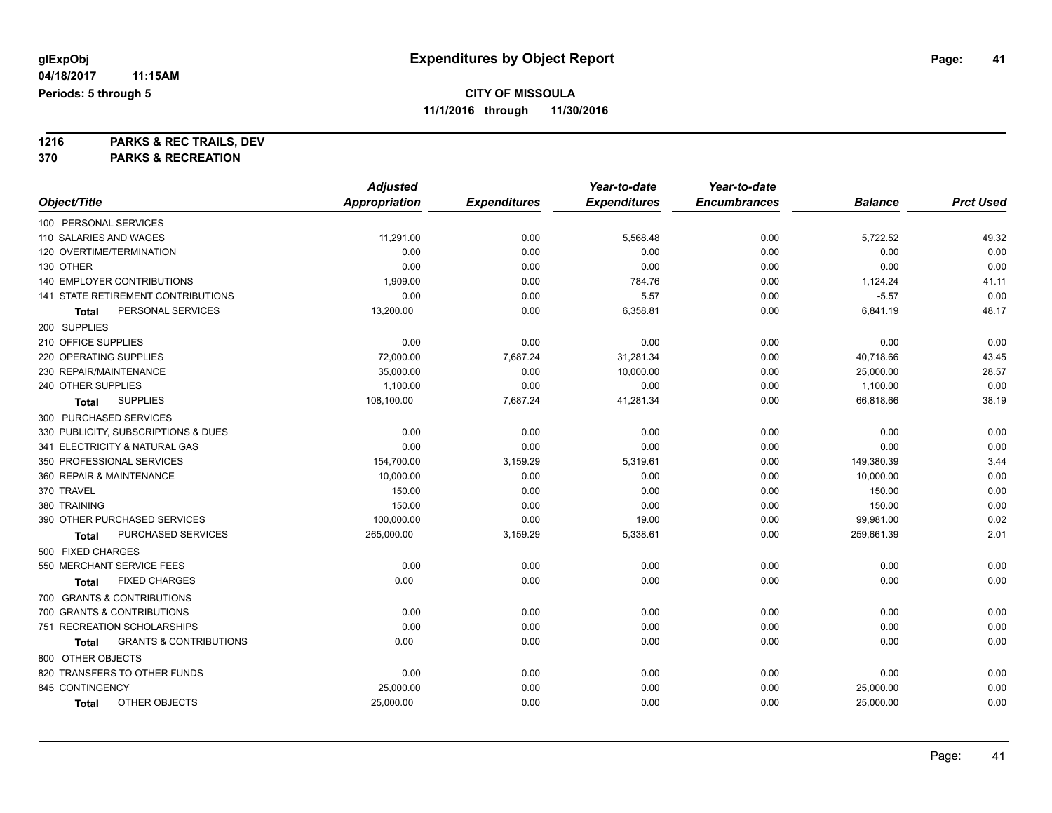**glExpObj**
**04/18/2017 11:15AM**
**Periods: 5 through 5**

# Expenditures by Object Report

**CITY OF MISSOULA**
**11/1/2016 through 11/30/2016**

**1216 PARKS & REC TRAILS, DEV**
**370 PARKS & RECREATION**

| Object/Title | Adjusted Appropriation | Expenditures | Year-to-date Expenditures | Year-to-date Encumbrances | Balance | Prct Used |
|---|---|---|---|---|---|---|
| 100 PERSONAL SERVICES | | | | | | |
| 110 SALARIES AND WAGES | 11,291.00 | 0.00 | 5,568.48 | 0.00 | 5,722.52 | 49.32 |
| 120 OVERTIME/TERMINATION | 0.00 | 0.00 | 0.00 | 0.00 | 0.00 | 0.00 |
| 130 OTHER | 0.00 | 0.00 | 0.00 | 0.00 | 0.00 | 0.00 |
| 140 EMPLOYER CONTRIBUTIONS | 1,909.00 | 0.00 | 784.76 | 0.00 | 1,124.24 | 41.11 |
| 141 STATE RETIREMENT CONTRIBUTIONS | 0.00 | 0.00 | 5.57 | 0.00 | -5.57 | 0.00 |
| **Total** PERSONAL SERVICES | 13,200.00 | 0.00 | 6,358.81 | 0.00 | 6,841.19 | 48.17 |
| 200 SUPPLIES | | | | | | |
| 210 OFFICE SUPPLIES | 0.00 | 0.00 | 0.00 | 0.00 | 0.00 | 0.00 |
| 220 OPERATING SUPPLIES | 72,000.00 | 7,687.24 | 31,281.34 | 0.00 | 40,718.66 | 43.45 |
| 230 REPAIR/MAINTENANCE | 35,000.00 | 0.00 | 10,000.00 | 0.00 | 25,000.00 | 28.57 |
| 240 OTHER SUPPLIES | 1,100.00 | 0.00 | 0.00 | 0.00 | 1,100.00 | 0.00 |
| **Total** SUPPLIES | 108,100.00 | 7,687.24 | 41,281.34 | 0.00 | 66,818.66 | 38.19 |
| 300 PURCHASED SERVICES | | | | | | |
| 330 PUBLICITY, SUBSCRIPTIONS & DUES | 0.00 | 0.00 | 0.00 | 0.00 | 0.00 | 0.00 |
| 341 ELECTRICITY & NATURAL GAS | 0.00 | 0.00 | 0.00 | 0.00 | 0.00 | 0.00 |
| 350 PROFESSIONAL SERVICES | 154,700.00 | 3,159.29 | 5,319.61 | 0.00 | 149,380.39 | 3.44 |
| 360 REPAIR & MAINTENANCE | 10,000.00 | 0.00 | 0.00 | 0.00 | 10,000.00 | 0.00 |
| 370 TRAVEL | 150.00 | 0.00 | 0.00 | 0.00 | 150.00 | 0.00 |
| 380 TRAINING | 150.00 | 0.00 | 0.00 | 0.00 | 150.00 | 0.00 |
| 390 OTHER PURCHASED SERVICES | 100,000.00 | 0.00 | 19.00 | 0.00 | 99,981.00 | 0.02 |
| **Total** PURCHASED SERVICES | 265,000.00 | 3,159.29 | 5,338.61 | 0.00 | 259,661.39 | 2.01 |
| 500 FIXED CHARGES | | | | | | |
| 550 MERCHANT SERVICE FEES | 0.00 | 0.00 | 0.00 | 0.00 | 0.00 | 0.00 |
| **Total** FIXED CHARGES | 0.00 | 0.00 | 0.00 | 0.00 | 0.00 | 0.00 |
| 700 GRANTS & CONTRIBUTIONS | | | | | | |
| 700 GRANTS & CONTRIBUTIONS | 0.00 | 0.00 | 0.00 | 0.00 | 0.00 | 0.00 |
| 751 RECREATION SCHOLARSHIPS | 0.00 | 0.00 | 0.00 | 0.00 | 0.00 | 0.00 |
| **Total** GRANTS & CONTRIBUTIONS | 0.00 | 0.00 | 0.00 | 0.00 | 0.00 | 0.00 |
| 800 OTHER OBJECTS | | | | | | |
| 820 TRANSFERS TO OTHER FUNDS | 0.00 | 0.00 | 0.00 | 0.00 | 0.00 | 0.00 |
| 845 CONTINGENCY | 25,000.00 | 0.00 | 0.00 | 0.00 | 25,000.00 | 0.00 |
| **Total** OTHER OBJECTS | 25,000.00 | 0.00 | 0.00 | 0.00 | 25,000.00 | 0.00 |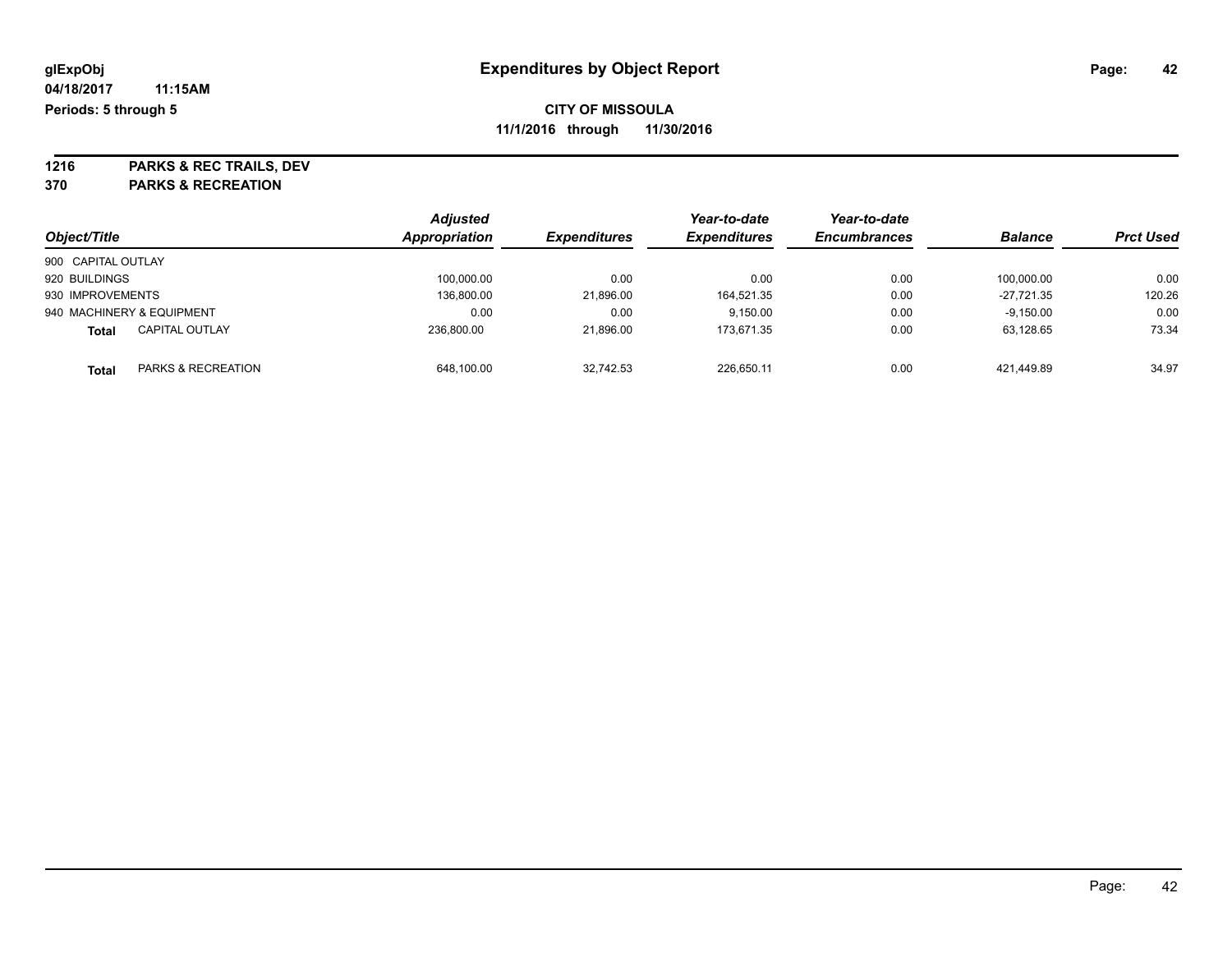**glExpObj** **Expenditures by Object Report**

**04/18/2017 11:15AM**

**Periods: 5 through 5**

**CITY OF MISSOULA**

**11/1/2016 through 11/30/2016**

**1216 PARKS & REC TRAILS, DEV**

**370 PARKS & RECREATION**

| Object/Title | | Adjusted Appropriation | Expenditures | Year-to-date Expenditures | Year-to-date Encumbrances | Balance | Prct Used |
|---|---|---|---|---|---|---|---|
| 900 CAPITAL OUTLAY | | | | | | | |
| 920 BUILDINGS | | 100,000.00 | 0.00 | 0.00 | 0.00 | 100,000.00 | 0.00 |
| 930 IMPROVEMENTS | | 136,800.00 | 21,896.00 | 164,521.35 | 0.00 | -27,721.35 | 120.26 |
| 940 MACHINERY & EQUIPMENT | | 0.00 | 0.00 | 9,150.00 | 0.00 | -9,150.00 | 0.00 |
| **Total** | CAPITAL OUTLAY | 236,800.00 | 21,896.00 | 173,671.35 | 0.00 | 63,128.65 | 73.34 |
| **Total** | PARKS & RECREATION | 648,100.00 | 32,742.53 | 226,650.11 | 0.00 | 421,449.89 | 34.97 |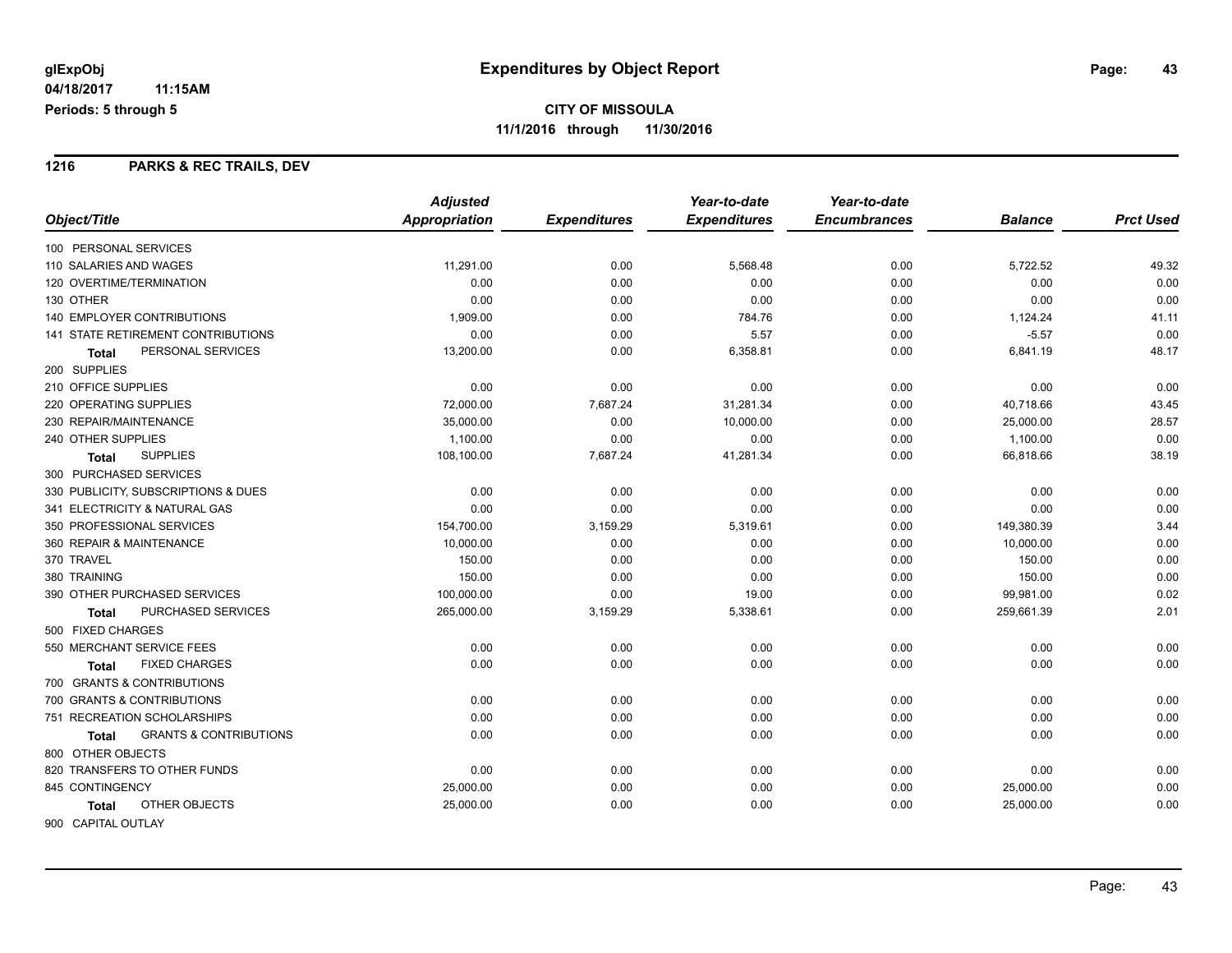**glExpObj**
**04/18/2017 11:15AM**
**Periods: 5 through 5**

# Expenditures by Object Report

**CITY OF MISSOULA**
**11/1/2016 through 11/30/2016**

## 1216 PARKS & REC TRAILS, DEV

| Object/Title | Adjusted Appropriation | Expenditures | Year-to-date Expenditures | Year-to-date Encumbrances | Balance | Prct Used |
|---|---|---|---|---|---|---|
| 100 PERSONAL SERVICES | | | | | | |
| 110 SALARIES AND WAGES | 11,291.00 | 0.00 | 5,568.48 | 0.00 | 5,722.52 | 49.32 |
| 120 OVERTIME/TERMINATION | 0.00 | 0.00 | 0.00 | 0.00 | 0.00 | 0.00 |
| 130 OTHER | 0.00 | 0.00 | 0.00 | 0.00 | 0.00 | 0.00 |
| 140 EMPLOYER CONTRIBUTIONS | 1,909.00 | 0.00 | 784.76 | 0.00 | 1,124.24 | 41.11 |
| 141 STATE RETIREMENT CONTRIBUTIONS | 0.00 | 0.00 | 5.57 | 0.00 | -5.57 | 0.00 |
| **Total** PERSONAL SERVICES | 13,200.00 | 0.00 | 6,358.81 | 0.00 | 6,841.19 | 48.17 |
| 200 SUPPLIES | | | | | | |
| 210 OFFICE SUPPLIES | 0.00 | 0.00 | 0.00 | 0.00 | 0.00 | 0.00 |
| 220 OPERATING SUPPLIES | 72,000.00 | 7,687.24 | 31,281.34 | 0.00 | 40,718.66 | 43.45 |
| 230 REPAIR/MAINTENANCE | 35,000.00 | 0.00 | 10,000.00 | 0.00 | 25,000.00 | 28.57 |
| 240 OTHER SUPPLIES | 1,100.00 | 0.00 | 0.00 | 0.00 | 1,100.00 | 0.00 |
| **Total** SUPPLIES | 108,100.00 | 7,687.24 | 41,281.34 | 0.00 | 66,818.66 | 38.19 |
| 300 PURCHASED SERVICES | | | | | | |
| 330 PUBLICITY, SUBSCRIPTIONS & DUES | 0.00 | 0.00 | 0.00 | 0.00 | 0.00 | 0.00 |
| 341 ELECTRICITY & NATURAL GAS | 0.00 | 0.00 | 0.00 | 0.00 | 0.00 | 0.00 |
| 350 PROFESSIONAL SERVICES | 154,700.00 | 3,159.29 | 5,319.61 | 0.00 | 149,380.39 | 3.44 |
| 360 REPAIR & MAINTENANCE | 10,000.00 | 0.00 | 0.00 | 0.00 | 10,000.00 | 0.00 |
| 370 TRAVEL | 150.00 | 0.00 | 0.00 | 0.00 | 150.00 | 0.00 |
| 380 TRAINING | 150.00 | 0.00 | 0.00 | 0.00 | 150.00 | 0.00 |
| 390 OTHER PURCHASED SERVICES | 100,000.00 | 0.00 | 19.00 | 0.00 | 99,981.00 | 0.02 |
| **Total** PURCHASED SERVICES | 265,000.00 | 3,159.29 | 5,338.61 | 0.00 | 259,661.39 | 2.01 |
| 500 FIXED CHARGES | | | | | | |
| 550 MERCHANT SERVICE FEES | 0.00 | 0.00 | 0.00 | 0.00 | 0.00 | 0.00 |
| **Total** FIXED CHARGES | 0.00 | 0.00 | 0.00 | 0.00 | 0.00 | 0.00 |
| 700 GRANTS & CONTRIBUTIONS | | | | | | |
| 700 GRANTS & CONTRIBUTIONS | 0.00 | 0.00 | 0.00 | 0.00 | 0.00 | 0.00 |
| 751 RECREATION SCHOLARSHIPS | 0.00 | 0.00 | 0.00 | 0.00 | 0.00 | 0.00 |
| **Total** GRANTS & CONTRIBUTIONS | 0.00 | 0.00 | 0.00 | 0.00 | 0.00 | 0.00 |
| 800 OTHER OBJECTS | | | | | | |
| 820 TRANSFERS TO OTHER FUNDS | 0.00 | 0.00 | 0.00 | 0.00 | 0.00 | 0.00 |
| 845 CONTINGENCY | 25,000.00 | 0.00 | 0.00 | 0.00 | 25,000.00 | 0.00 |
| **Total** OTHER OBJECTS | 25,000.00 | 0.00 | 0.00 | 0.00 | 25,000.00 | 0.00 |
| 900 CAPITAL OUTLAY | | | | | | |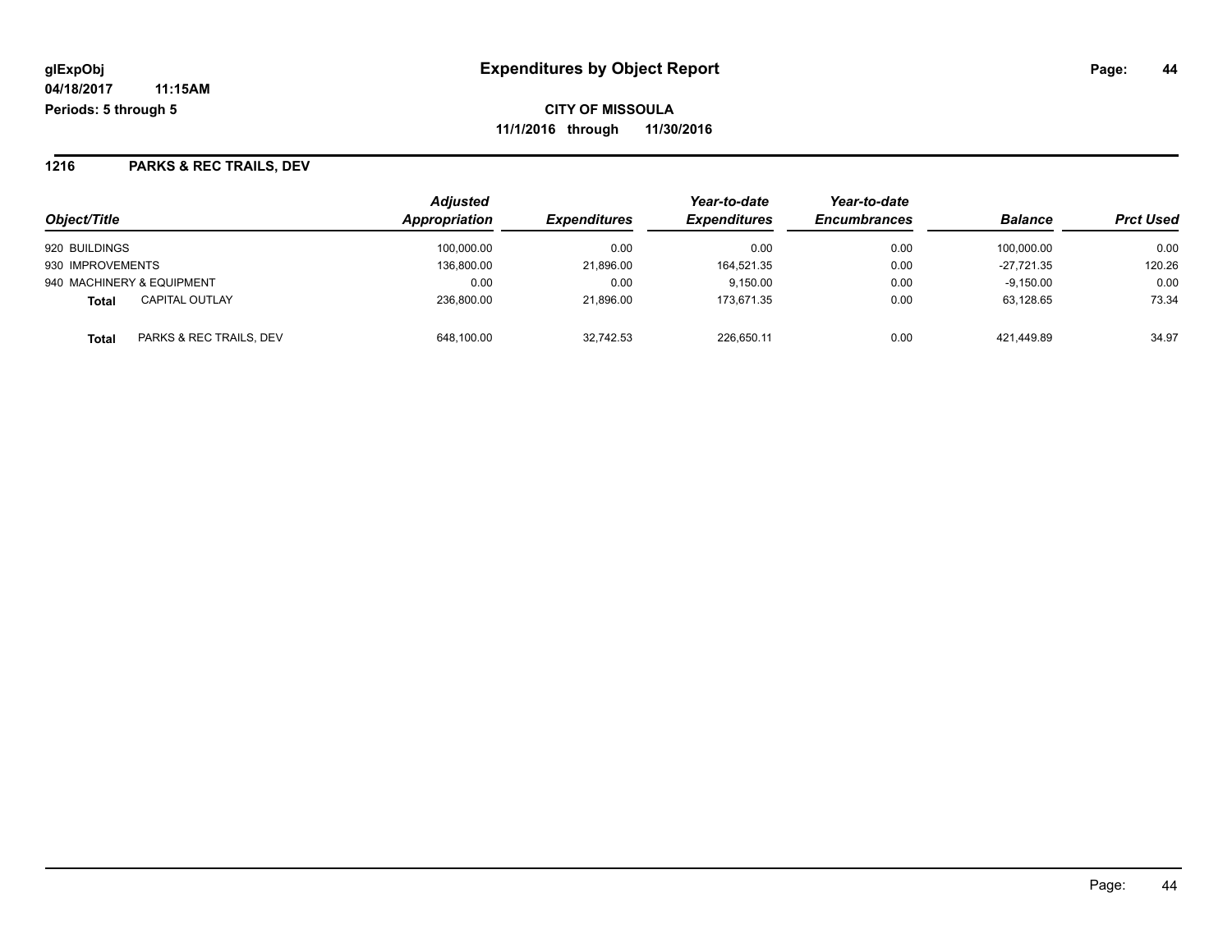**glExpObj** **Expenditures by Object Report**

**04/18/2017 11:15AM**

**Periods: 5 through 5**

**CITY OF MISSOULA**

**11/1/2016 through 11/30/2016**

## 1216 PARKS & REC TRAILS, DEV

| Object/Title | | Adjusted Appropriation | Expenditures | Year-to-date Expenditures | Year-to-date Encumbrances | Balance | Prct Used |
|---|---|---|---|---|---|---|---|
| 920 BUILDINGS | | 100,000.00 | 0.00 | 0.00 | 0.00 | 100,000.00 | 0.00 |
| 930 IMPROVEMENTS | | 136,800.00 | 21,896.00 | 164,521.35 | 0.00 | -27,721.35 | 120.26 |
| 940 MACHINERY & EQUIPMENT | | 0.00 | 0.00 | 9,150.00 | 0.00 | -9,150.00 | 0.00 |
| **Total** | CAPITAL OUTLAY | 236,800.00 | 21,896.00 | 173,671.35 | 0.00 | 63,128.65 | 73.34 |
| **Total** | PARKS & REC TRAILS, DEV | 648,100.00 | 32,742.53 | 226,650.11 | 0.00 | 421,449.89 | 34.97 |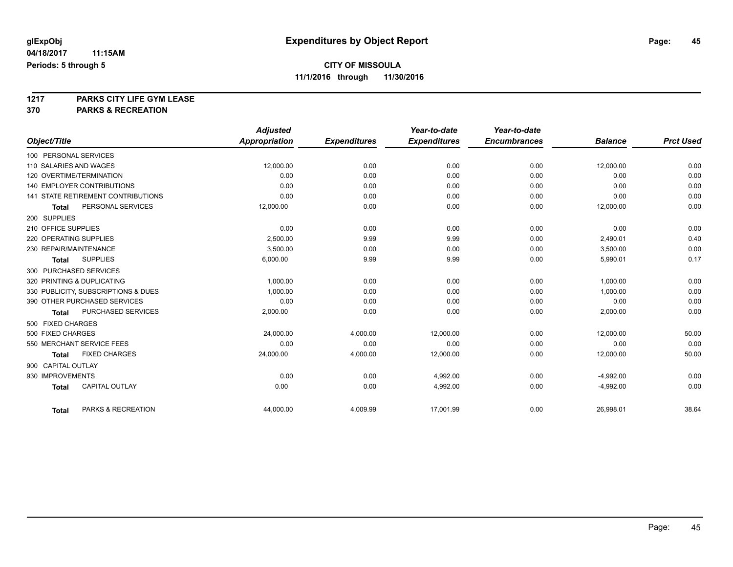**glExpObj** 

**04/18/2017 11:15AM**

**Periods: 5 through 5**

# Expenditures by Object Report

**CITY OF MISSOULA**

**11/1/2016 through 11/30/2016**

**1217 PARKS CITY LIFE GYM LEASE**

**370 PARKS & RECREATION**

| Object/Title | | Adjusted Appropriation | Expenditures | Year-to-date Expenditures | Year-to-date Encumbrances | Balance | Prct Used |
|---|---|---|---|---|---|---|---|
| 100 PERSONAL SERVICES | | | | | | | |
| 110 SALARIES AND WAGES | | 12,000.00 | 0.00 | 0.00 | 0.00 | 12,000.00 | 0.00 |
| 120 OVERTIME/TERMINATION | | 0.00 | 0.00 | 0.00 | 0.00 | 0.00 | 0.00 |
| 140 EMPLOYER CONTRIBUTIONS | | 0.00 | 0.00 | 0.00 | 0.00 | 0.00 | 0.00 |
| 141 STATE RETIREMENT CONTRIBUTIONS | | 0.00 | 0.00 | 0.00 | 0.00 | 0.00 | 0.00 |
| **Total** | PERSONAL SERVICES | 12,000.00 | 0.00 | 0.00 | 0.00 | 12,000.00 | 0.00 |
| 200 SUPPLIES | | | | | | | |
| 210 OFFICE SUPPLIES | | 0.00 | 0.00 | 0.00 | 0.00 | 0.00 | 0.00 |
| 220 OPERATING SUPPLIES | | 2,500.00 | 9.99 | 9.99 | 0.00 | 2,490.01 | 0.40 |
| 230 REPAIR/MAINTENANCE | | 3,500.00 | 0.00 | 0.00 | 0.00 | 3,500.00 | 0.00 |
| **Total** | SUPPLIES | 6,000.00 | 9.99 | 9.99 | 0.00 | 5,990.01 | 0.17 |
| 300 PURCHASED SERVICES | | | | | | | |
| 320 PRINTING & DUPLICATING | | 1,000.00 | 0.00 | 0.00 | 0.00 | 1,000.00 | 0.00 |
| 330 PUBLICITY, SUBSCRIPTIONS & DUES | | 1,000.00 | 0.00 | 0.00 | 0.00 | 1,000.00 | 0.00 |
| 390 OTHER PURCHASED SERVICES | | 0.00 | 0.00 | 0.00 | 0.00 | 0.00 | 0.00 |
| **Total** | PURCHASED SERVICES | 2,000.00 | 0.00 | 0.00 | 0.00 | 2,000.00 | 0.00 |
| 500 FIXED CHARGES | | | | | | | |
| 500 FIXED CHARGES | | 24,000.00 | 4,000.00 | 12,000.00 | 0.00 | 12,000.00 | 50.00 |
| 550 MERCHANT SERVICE FEES | | 0.00 | 0.00 | 0.00 | 0.00 | 0.00 | 0.00 |
| **Total** | FIXED CHARGES | 24,000.00 | 4,000.00 | 12,000.00 | 0.00 | 12,000.00 | 50.00 |
| 900 CAPITAL OUTLAY | | | | | | | |
| 930 IMPROVEMENTS | | 0.00 | 0.00 | 4,992.00 | 0.00 | -4,992.00 | 0.00 |
| **Total** | CAPITAL OUTLAY | 0.00 | 0.00 | 4,992.00 | 0.00 | -4,992.00 | 0.00 |
| **Total** | PARKS & RECREATION | 44,000.00 | 4,009.99 | 17,001.99 | 0.00 | 26,998.01 | 38.64 |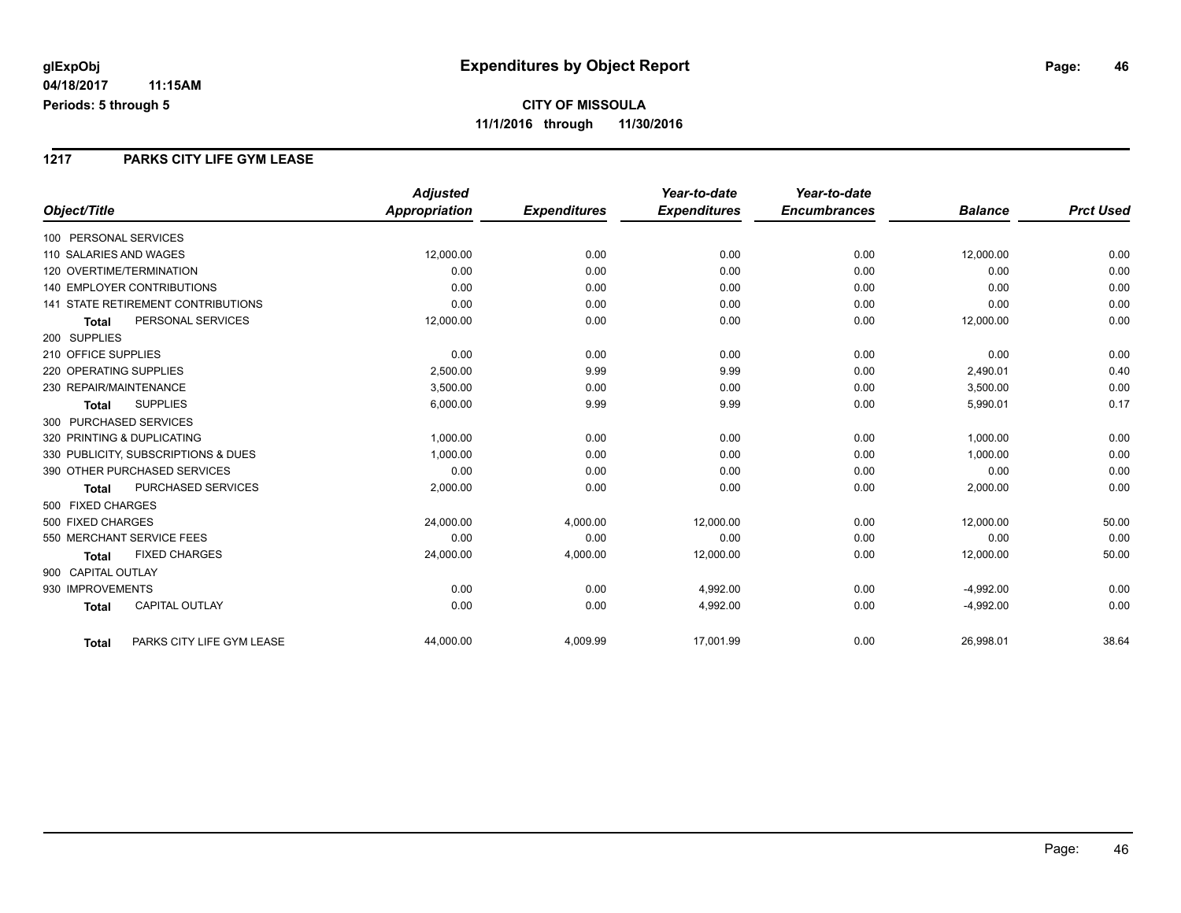**glExpObj**
**04/18/2017 11:15AM**
**Periods: 5 through 5**

# Expenditures by Object Report

**CITY OF MISSOULA**
**11/1/2016 through 11/30/2016**

## 1217 PARKS CITY LIFE GYM LEASE

| Object/Title | | *Adjusted Appropriation* | *Expenditures* | *Year-to-date Expenditures* | *Year-to-date Encumbrances* | *Balance* | *Prct Used* |
|---|---|---|---|---|---|---|---|
| 100 PERSONAL SERVICES | | | | | | | |
| 110 SALARIES AND WAGES | | 12,000.00 | 0.00 | 0.00 | 0.00 | 12,000.00 | 0.00 |
| 120 OVERTIME/TERMINATION | | 0.00 | 0.00 | 0.00 | 0.00 | 0.00 | 0.00 |
| 140 EMPLOYER CONTRIBUTIONS | | 0.00 | 0.00 | 0.00 | 0.00 | 0.00 | 0.00 |
| 141 STATE RETIREMENT CONTRIBUTIONS | | 0.00 | 0.00 | 0.00 | 0.00 | 0.00 | 0.00 |
| **Total** | PERSONAL SERVICES | 12,000.00 | 0.00 | 0.00 | 0.00 | 12,000.00 | 0.00 |
| 200 SUPPLIES | | | | | | | |
| 210 OFFICE SUPPLIES | | 0.00 | 0.00 | 0.00 | 0.00 | 0.00 | 0.00 |
| 220 OPERATING SUPPLIES | | 2,500.00 | 9.99 | 9.99 | 0.00 | 2,490.01 | 0.40 |
| 230 REPAIR/MAINTENANCE | | 3,500.00 | 0.00 | 0.00 | 0.00 | 3,500.00 | 0.00 |
| **Total** | SUPPLIES | 6,000.00 | 9.99 | 9.99 | 0.00 | 5,990.01 | 0.17 |
| 300 PURCHASED SERVICES | | | | | | | |
| 320 PRINTING & DUPLICATING | | 1,000.00 | 0.00 | 0.00 | 0.00 | 1,000.00 | 0.00 |
| 330 PUBLICITY, SUBSCRIPTIONS & DUES | | 1,000.00 | 0.00 | 0.00 | 0.00 | 1,000.00 | 0.00 |
| 390 OTHER PURCHASED SERVICES | | 0.00 | 0.00 | 0.00 | 0.00 | 0.00 | 0.00 |
| **Total** | PURCHASED SERVICES | 2,000.00 | 0.00 | 0.00 | 0.00 | 2,000.00 | 0.00 |
| 500 FIXED CHARGES | | | | | | | |
| 500 FIXED CHARGES | | 24,000.00 | 4,000.00 | 12,000.00 | 0.00 | 12,000.00 | 50.00 |
| 550 MERCHANT SERVICE FEES | | 0.00 | 0.00 | 0.00 | 0.00 | 0.00 | 0.00 |
| **Total** | FIXED CHARGES | 24,000.00 | 4,000.00 | 12,000.00 | 0.00 | 12,000.00 | 50.00 |
| 900 CAPITAL OUTLAY | | | | | | | |
| 930 IMPROVEMENTS | | 0.00 | 0.00 | 4,992.00 | 0.00 | -4,992.00 | 0.00 |
| **Total** | CAPITAL OUTLAY | 0.00 | 0.00 | 4,992.00 | 0.00 | -4,992.00 | 0.00 |
| **Total** | PARKS CITY LIFE GYM LEASE | 44,000.00 | 4,009.99 | 17,001.99 | 0.00 | 26,998.01 | 38.64 |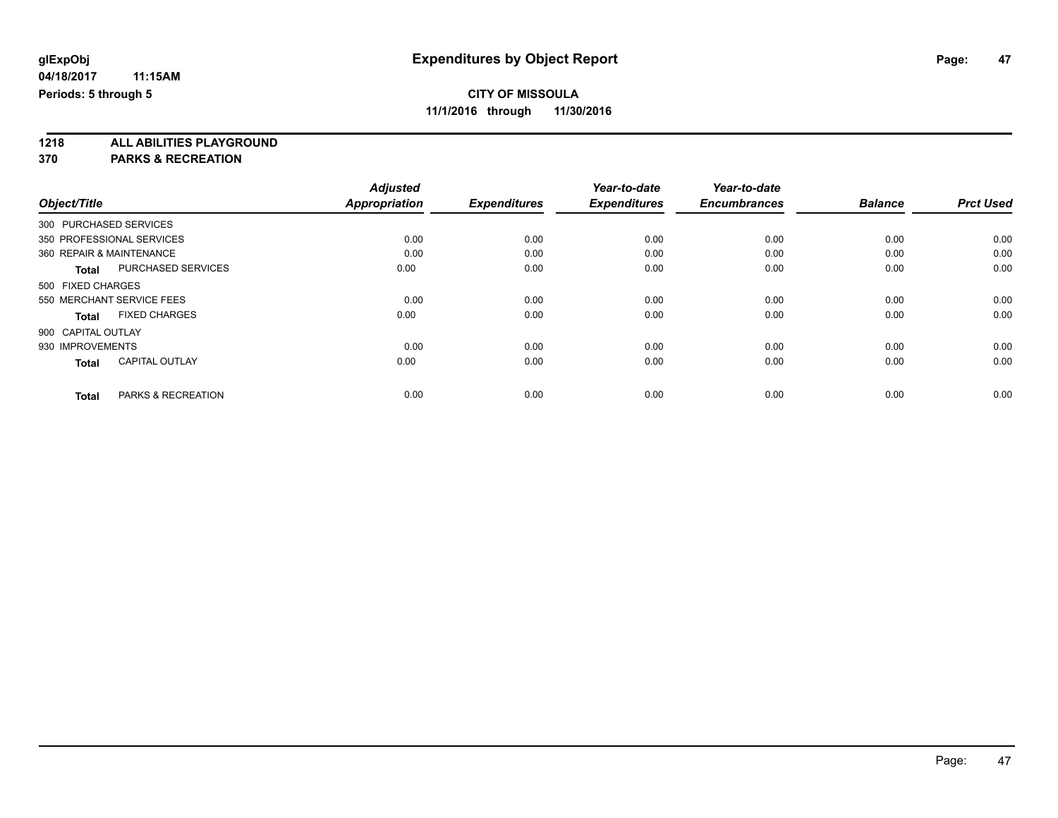**glExpObj** **Expenditures by Object Report**

**04/18/2017 11:15AM**

**Periods: 5 through 5**

**CITY OF MISSOULA**

**11/1/2016 through 11/30/2016**

**1218 ALL ABILITIES PLAYGROUND**

**370 PARKS & RECREATION**

| Object/Title | | Adjusted Appropriation | Expenditures | Year-to-date Expenditures | Year-to-date Encumbrances | Balance | Prct Used |
|---|---|---|---|---|---|---|---|
| 300 PURCHASED SERVICES | | | | | | | |
| 350 PROFESSIONAL SERVICES | | 0.00 | 0.00 | 0.00 | 0.00 | 0.00 | 0.00 |
| 360 REPAIR & MAINTENANCE | | 0.00 | 0.00 | 0.00 | 0.00 | 0.00 | 0.00 |
| **Total** | PURCHASED SERVICES | 0.00 | 0.00 | 0.00 | 0.00 | 0.00 | 0.00 |
| 500 FIXED CHARGES | | | | | | | |
| 550 MERCHANT SERVICE FEES | | 0.00 | 0.00 | 0.00 | 0.00 | 0.00 | 0.00 |
| **Total** | FIXED CHARGES | 0.00 | 0.00 | 0.00 | 0.00 | 0.00 | 0.00 |
| 900 CAPITAL OUTLAY | | | | | | | |
| 930 IMPROVEMENTS | | 0.00 | 0.00 | 0.00 | 0.00 | 0.00 | 0.00 |
| **Total** | CAPITAL OUTLAY | 0.00 | 0.00 | 0.00 | 0.00 | 0.00 | 0.00 |
| **Total** | PARKS & RECREATION | 0.00 | 0.00 | 0.00 | 0.00 | 0.00 | 0.00 |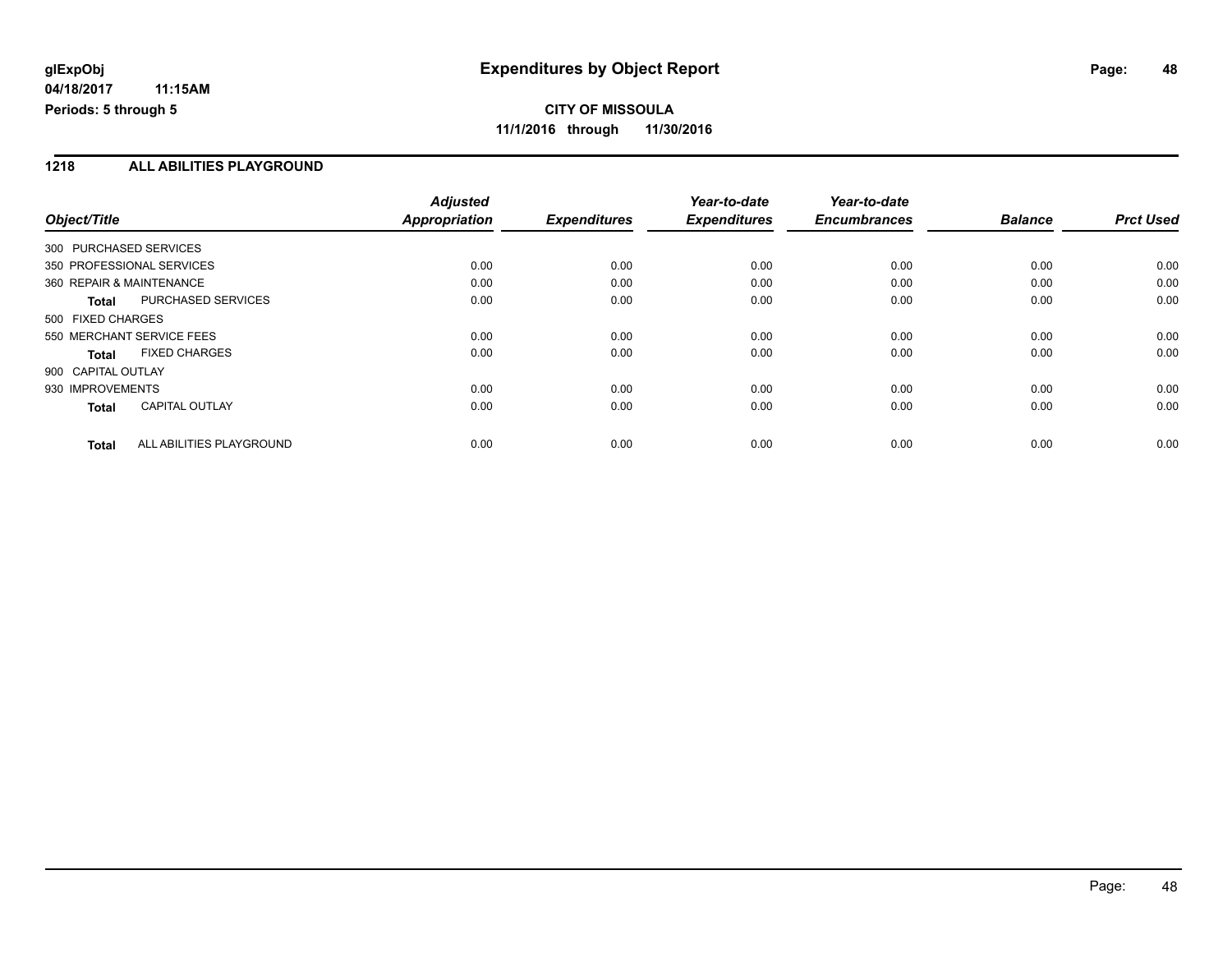**glExpObj** **Expenditures by Object Report**
**04/18/2017 11:15AM**
**Periods: 5 through 5**

**CITY OF MISSOULA**
**11/1/2016 through 11/30/2016**

## 1218 ALL ABILITIES PLAYGROUND

| Object/Title | | Adjusted Appropriation | Expenditures | Year-to-date Expenditures | Year-to-date Encumbrances | Balance | Prct Used |
|---|---|---|---|---|---|---|---|
| 300 PURCHASED SERVICES | | | | | | | |
| 350 PROFESSIONAL SERVICES | | 0.00 | 0.00 | 0.00 | 0.00 | 0.00 | 0.00 |
| 360 REPAIR & MAINTENANCE | | 0.00 | 0.00 | 0.00 | 0.00 | 0.00 | 0.00 |
| **Total** | PURCHASED SERVICES | 0.00 | 0.00 | 0.00 | 0.00 | 0.00 | 0.00 |
| 500 FIXED CHARGES | | | | | | | |
| 550 MERCHANT SERVICE FEES | | 0.00 | 0.00 | 0.00 | 0.00 | 0.00 | 0.00 |
| **Total** | FIXED CHARGES | 0.00 | 0.00 | 0.00 | 0.00 | 0.00 | 0.00 |
| 900 CAPITAL OUTLAY | | | | | | | |
| 930 IMPROVEMENTS | | 0.00 | 0.00 | 0.00 | 0.00 | 0.00 | 0.00 |
| **Total** | CAPITAL OUTLAY | 0.00 | 0.00 | 0.00 | 0.00 | 0.00 | 0.00 |
| **Total** | ALL ABILITIES PLAYGROUND | 0.00 | 0.00 | 0.00 | 0.00 | 0.00 | 0.00 |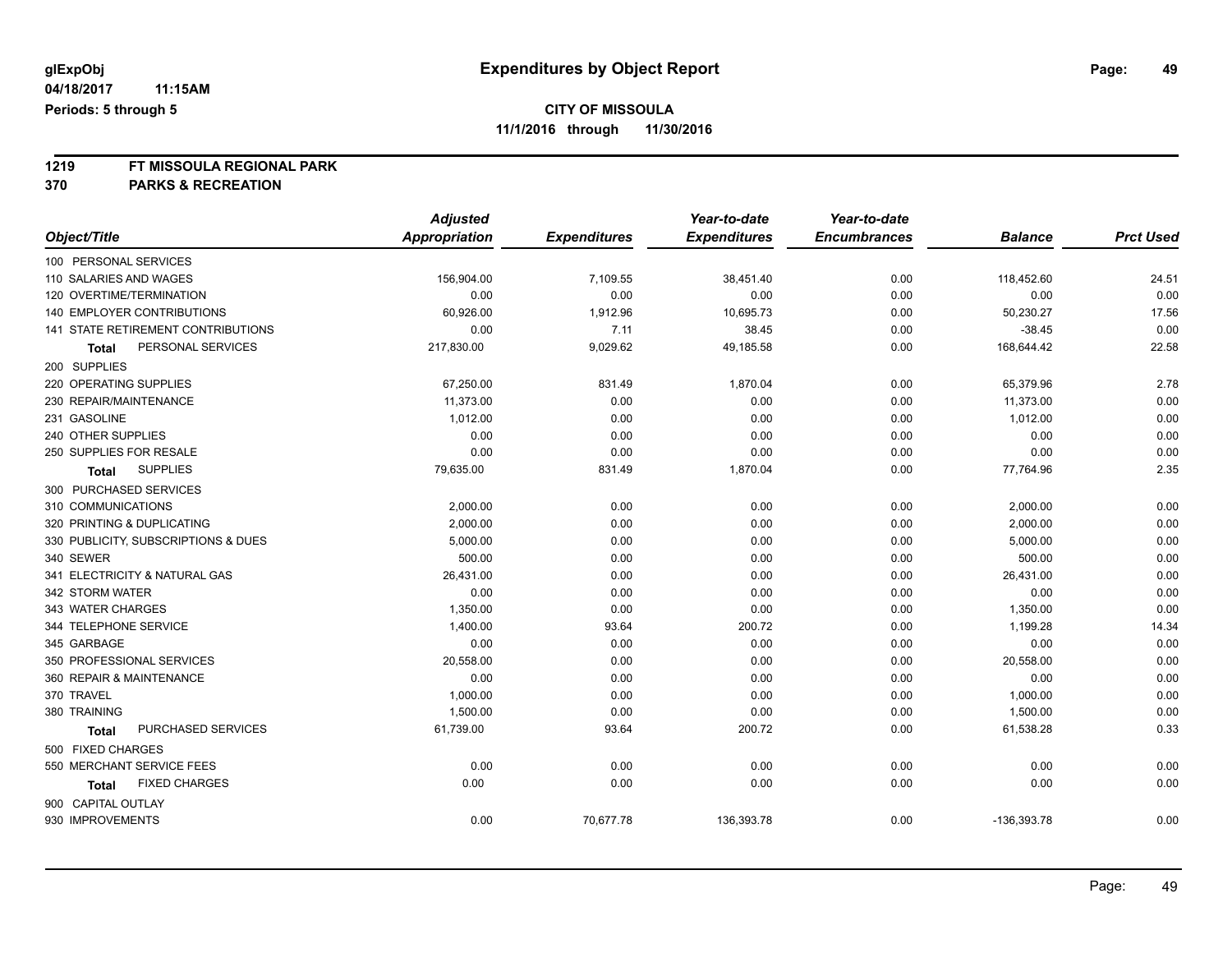# Expenditures by Object Report

glExpObj
04/18/2017 11:15AM
Periods: 5 through 5

**CITY OF MISSOULA**
**11/1/2016 through 11/30/2016**

**1219 FT MISSOULA REGIONAL PARK**
**370 PARKS & RECREATION**

| Object/Title | Adjusted Appropriation | Expenditures | Year-to-date Expenditures | Year-to-date Encumbrances | Balance | Prct Used |
|---|---|---|---|---|---|---|
| 100 PERSONAL SERVICES | | | | | | |
| 110 SALARIES AND WAGES | 156,904.00 | 7,109.55 | 38,451.40 | 0.00 | 118,452.60 | 24.51 |
| 120 OVERTIME/TERMINATION | 0.00 | 0.00 | 0.00 | 0.00 | 0.00 | 0.00 |
| 140 EMPLOYER CONTRIBUTIONS | 60,926.00 | 1,912.96 | 10,695.73 | 0.00 | 50,230.27 | 17.56 |
| 141 STATE RETIREMENT CONTRIBUTIONS | 0.00 | 7.11 | 38.45 | 0.00 | -38.45 | 0.00 |
| **Total** PERSONAL SERVICES | 217,830.00 | 9,029.62 | 49,185.58 | 0.00 | 168,644.42 | 22.58 |
| 200 SUPPLIES | | | | | | |
| 220 OPERATING SUPPLIES | 67,250.00 | 831.49 | 1,870.04 | 0.00 | 65,379.96 | 2.78 |
| 230 REPAIR/MAINTENANCE | 11,373.00 | 0.00 | 0.00 | 0.00 | 11,373.00 | 0.00 |
| 231 GASOLINE | 1,012.00 | 0.00 | 0.00 | 0.00 | 1,012.00 | 0.00 |
| 240 OTHER SUPPLIES | 0.00 | 0.00 | 0.00 | 0.00 | 0.00 | 0.00 |
| 250 SUPPLIES FOR RESALE | 0.00 | 0.00 | 0.00 | 0.00 | 0.00 | 0.00 |
| **Total** SUPPLIES | 79,635.00 | 831.49 | 1,870.04 | 0.00 | 77,764.96 | 2.35 |
| 300 PURCHASED SERVICES | | | | | | |
| 310 COMMUNICATIONS | 2,000.00 | 0.00 | 0.00 | 0.00 | 2,000.00 | 0.00 |
| 320 PRINTING & DUPLICATING | 2,000.00 | 0.00 | 0.00 | 0.00 | 2,000.00 | 0.00 |
| 330 PUBLICITY, SUBSCRIPTIONS & DUES | 5,000.00 | 0.00 | 0.00 | 0.00 | 5,000.00 | 0.00 |
| 340 SEWER | 500.00 | 0.00 | 0.00 | 0.00 | 500.00 | 0.00 |
| 341 ELECTRICITY & NATURAL GAS | 26,431.00 | 0.00 | 0.00 | 0.00 | 26,431.00 | 0.00 |
| 342 STORM WATER | 0.00 | 0.00 | 0.00 | 0.00 | 0.00 | 0.00 |
| 343 WATER CHARGES | 1,350.00 | 0.00 | 0.00 | 0.00 | 1,350.00 | 0.00 |
| 344 TELEPHONE SERVICE | 1,400.00 | 93.64 | 200.72 | 0.00 | 1,199.28 | 14.34 |
| 345 GARBAGE | 0.00 | 0.00 | 0.00 | 0.00 | 0.00 | 0.00 |
| 350 PROFESSIONAL SERVICES | 20,558.00 | 0.00 | 0.00 | 0.00 | 20,558.00 | 0.00 |
| 360 REPAIR & MAINTENANCE | 0.00 | 0.00 | 0.00 | 0.00 | 0.00 | 0.00 |
| 370 TRAVEL | 1,000.00 | 0.00 | 0.00 | 0.00 | 1,000.00 | 0.00 |
| 380 TRAINING | 1,500.00 | 0.00 | 0.00 | 0.00 | 1,500.00 | 0.00 |
| **Total** PURCHASED SERVICES | 61,739.00 | 93.64 | 200.72 | 0.00 | 61,538.28 | 0.33 |
| 500 FIXED CHARGES | | | | | | |
| 550 MERCHANT SERVICE FEES | 0.00 | 0.00 | 0.00 | 0.00 | 0.00 | 0.00 |
| **Total** FIXED CHARGES | 0.00 | 0.00 | 0.00 | 0.00 | 0.00 | 0.00 |
| 900 CAPITAL OUTLAY | | | | | | |
| 930 IMPROVEMENTS | 0.00 | 70,677.78 | 136,393.78 | 0.00 | -136,393.78 | 0.00 |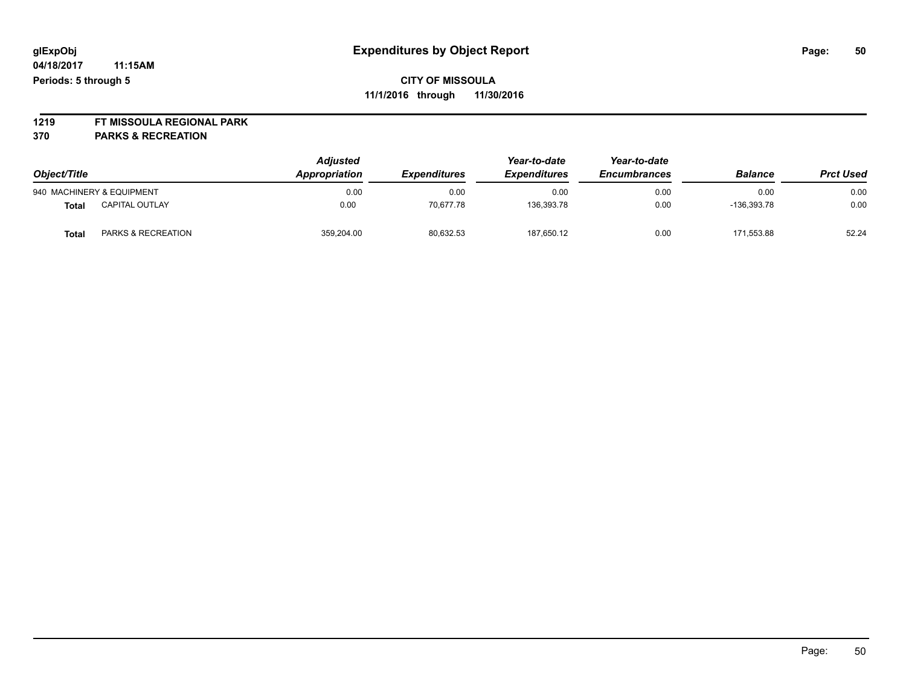**glExpObj** **Expenditures by Object Report**

**04/18/2017 11:15AM**

**Periods: 5 through 5**

**CITY OF MISSOULA**

**11/1/2016 through 11/30/2016**

**1219 FT MISSOULA REGIONAL PARK**

**370 PARKS & RECREATION**

| Object/Title | | Adjusted Appropriation | Expenditures | Year-to-date Expenditures | Year-to-date Encumbrances | Balance | Prct Used |
|---|---|---|---|---|---|---|---|
| 940 MACHINERY & EQUIPMENT | | 0.00 | 0.00 | 0.00 | 0.00 | 0.00 | 0.00 |
| **Total** | CAPITAL OUTLAY | 0.00 | 70,677.78 | 136,393.78 | 0.00 | -136,393.78 | 0.00 |
| **Total** | PARKS & RECREATION | 359,204.00 | 80,632.53 | 187,650.12 | 0.00 | 171,553.88 | 52.24 |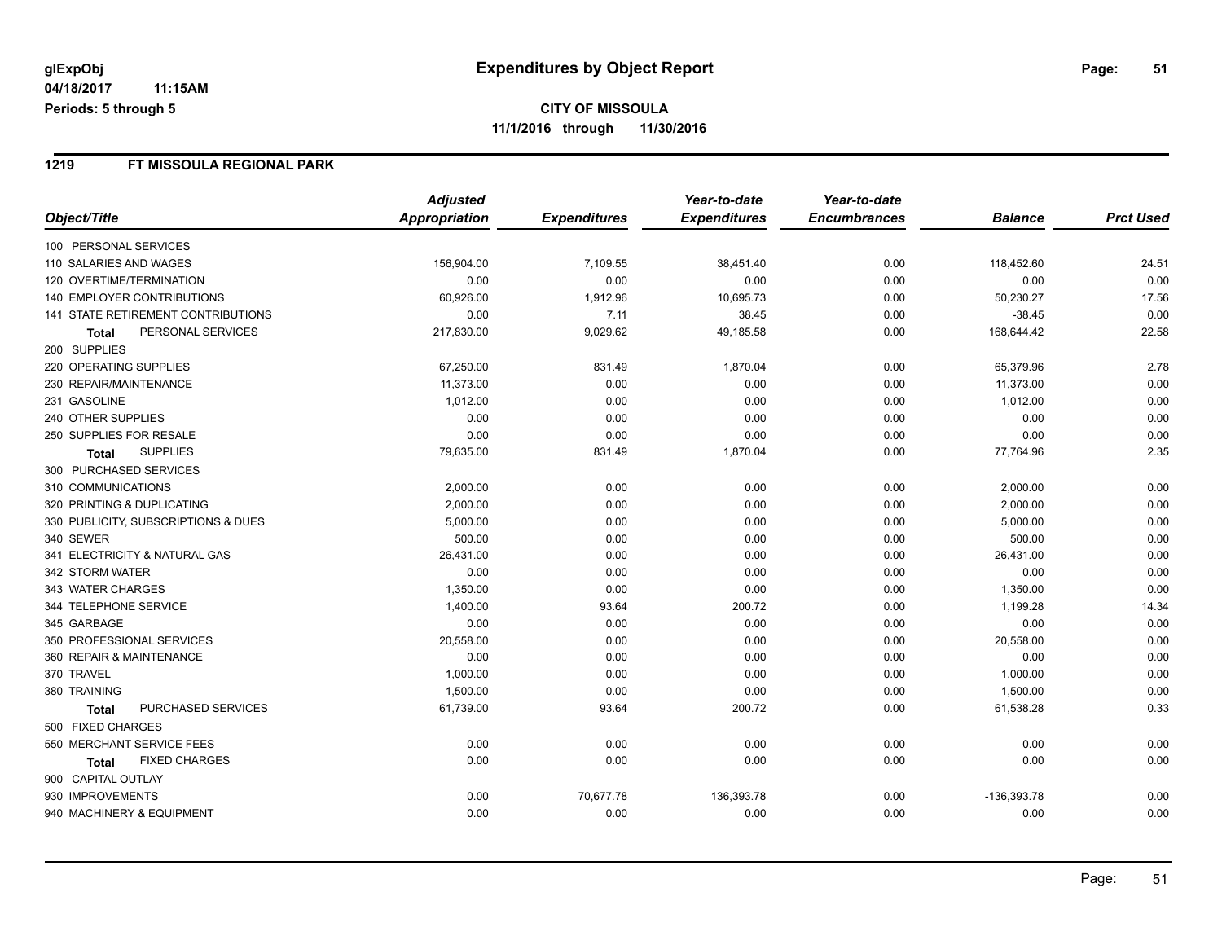# Expenditures by Object Report

glExpObj
04/18/2017 11:15AM
Periods: 5 through 5

**CITY OF MISSOULA**
**11/1/2016 through 11/30/2016**

## 1219 FT MISSOULA REGIONAL PARK

| Object/Title | Adjusted Appropriation | Expenditures | Year-to-date Expenditures | Year-to-date Encumbrances | Balance | Prct Used |
|---|---|---|---|---|---|---|
| 100 PERSONAL SERVICES | | | | | | |
| 110 SALARIES AND WAGES | 156,904.00 | 7,109.55 | 38,451.40 | 0.00 | 118,452.60 | 24.51 |
| 120 OVERTIME/TERMINATION | 0.00 | 0.00 | 0.00 | 0.00 | 0.00 | 0.00 |
| 140 EMPLOYER CONTRIBUTIONS | 60,926.00 | 1,912.96 | 10,695.73 | 0.00 | 50,230.27 | 17.56 |
| 141 STATE RETIREMENT CONTRIBUTIONS | 0.00 | 7.11 | 38.45 | 0.00 | -38.45 | 0.00 |
| **Total** PERSONAL SERVICES | 217,830.00 | 9,029.62 | 49,185.58 | 0.00 | 168,644.42 | 22.58 |
| 200 SUPPLIES | | | | | | |
| 220 OPERATING SUPPLIES | 67,250.00 | 831.49 | 1,870.04 | 0.00 | 65,379.96 | 2.78 |
| 230 REPAIR/MAINTENANCE | 11,373.00 | 0.00 | 0.00 | 0.00 | 11,373.00 | 0.00 |
| 231 GASOLINE | 1,012.00 | 0.00 | 0.00 | 0.00 | 1,012.00 | 0.00 |
| 240 OTHER SUPPLIES | 0.00 | 0.00 | 0.00 | 0.00 | 0.00 | 0.00 |
| 250 SUPPLIES FOR RESALE | 0.00 | 0.00 | 0.00 | 0.00 | 0.00 | 0.00 |
| **Total** SUPPLIES | 79,635.00 | 831.49 | 1,870.04 | 0.00 | 77,764.96 | 2.35 |
| 300 PURCHASED SERVICES | | | | | | |
| 310 COMMUNICATIONS | 2,000.00 | 0.00 | 0.00 | 0.00 | 2,000.00 | 0.00 |
| 320 PRINTING & DUPLICATING | 2,000.00 | 0.00 | 0.00 | 0.00 | 2,000.00 | 0.00 |
| 330 PUBLICITY, SUBSCRIPTIONS & DUES | 5,000.00 | 0.00 | 0.00 | 0.00 | 5,000.00 | 0.00 |
| 340 SEWER | 500.00 | 0.00 | 0.00 | 0.00 | 500.00 | 0.00 |
| 341 ELECTRICITY & NATURAL GAS | 26,431.00 | 0.00 | 0.00 | 0.00 | 26,431.00 | 0.00 |
| 342 STORM WATER | 0.00 | 0.00 | 0.00 | 0.00 | 0.00 | 0.00 |
| 343 WATER CHARGES | 1,350.00 | 0.00 | 0.00 | 0.00 | 1,350.00 | 0.00 |
| 344 TELEPHONE SERVICE | 1,400.00 | 93.64 | 200.72 | 0.00 | 1,199.28 | 14.34 |
| 345 GARBAGE | 0.00 | 0.00 | 0.00 | 0.00 | 0.00 | 0.00 |
| 350 PROFESSIONAL SERVICES | 20,558.00 | 0.00 | 0.00 | 0.00 | 20,558.00 | 0.00 |
| 360 REPAIR & MAINTENANCE | 0.00 | 0.00 | 0.00 | 0.00 | 0.00 | 0.00 |
| 370 TRAVEL | 1,000.00 | 0.00 | 0.00 | 0.00 | 1,000.00 | 0.00 |
| 380 TRAINING | 1,500.00 | 0.00 | 0.00 | 0.00 | 1,500.00 | 0.00 |
| **Total** PURCHASED SERVICES | 61,739.00 | 93.64 | 200.72 | 0.00 | 61,538.28 | 0.33 |
| 500 FIXED CHARGES | | | | | | |
| 550 MERCHANT SERVICE FEES | 0.00 | 0.00 | 0.00 | 0.00 | 0.00 | 0.00 |
| **Total** FIXED CHARGES | 0.00 | 0.00 | 0.00 | 0.00 | 0.00 | 0.00 |
| 900 CAPITAL OUTLAY | | | | | | |
| 930 IMPROVEMENTS | 0.00 | 70,677.78 | 136,393.78 | 0.00 | -136,393.78 | 0.00 |
| 940 MACHINERY & EQUIPMENT | 0.00 | 0.00 | 0.00 | 0.00 | 0.00 | 0.00 |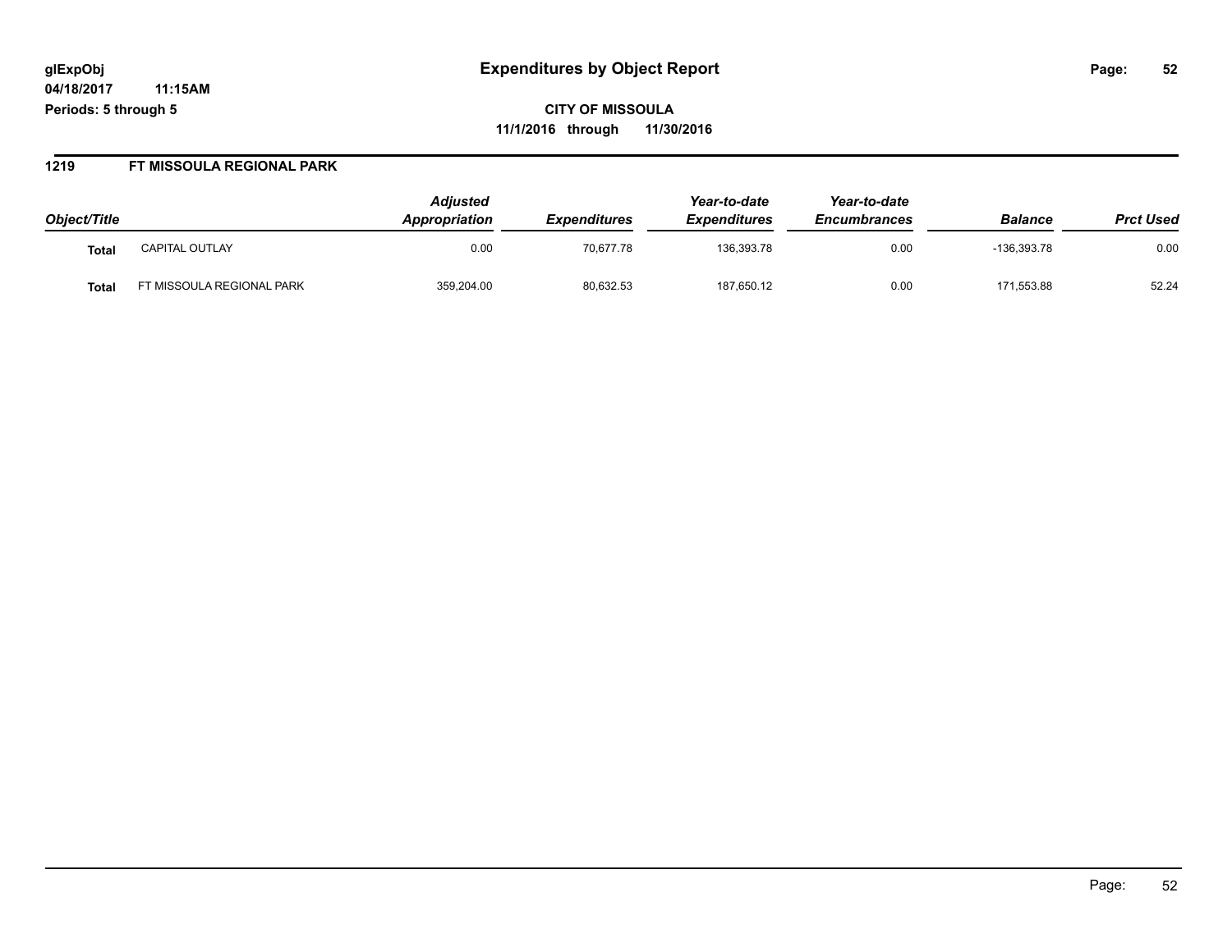**glExpObj** **Expenditures by Object Report**
**04/18/2017 11:15AM**
**Periods: 5 through 5**

**CITY OF MISSOULA**
**11/1/2016 through 11/30/2016**

## 1219 FT MISSOULA REGIONAL PARK

| Object/Title | | *Adjusted Appropriation* | *Expenditures* | *Year-to-date Expenditures* | *Year-to-date Encumbrances* | *Balance* | *Prct Used* |
|---|---|---|---|---|---|---|---|
| **Total** | CAPITAL OUTLAY | 0.00 | 70,677.78 | 136,393.78 | 0.00 | -136,393.78 | 0.00 |
| **Total** | FT MISSOULA REGIONAL PARK | 359,204.00 | 80,632.53 | 187,650.12 | 0.00 | 171,553.88 | 52.24 |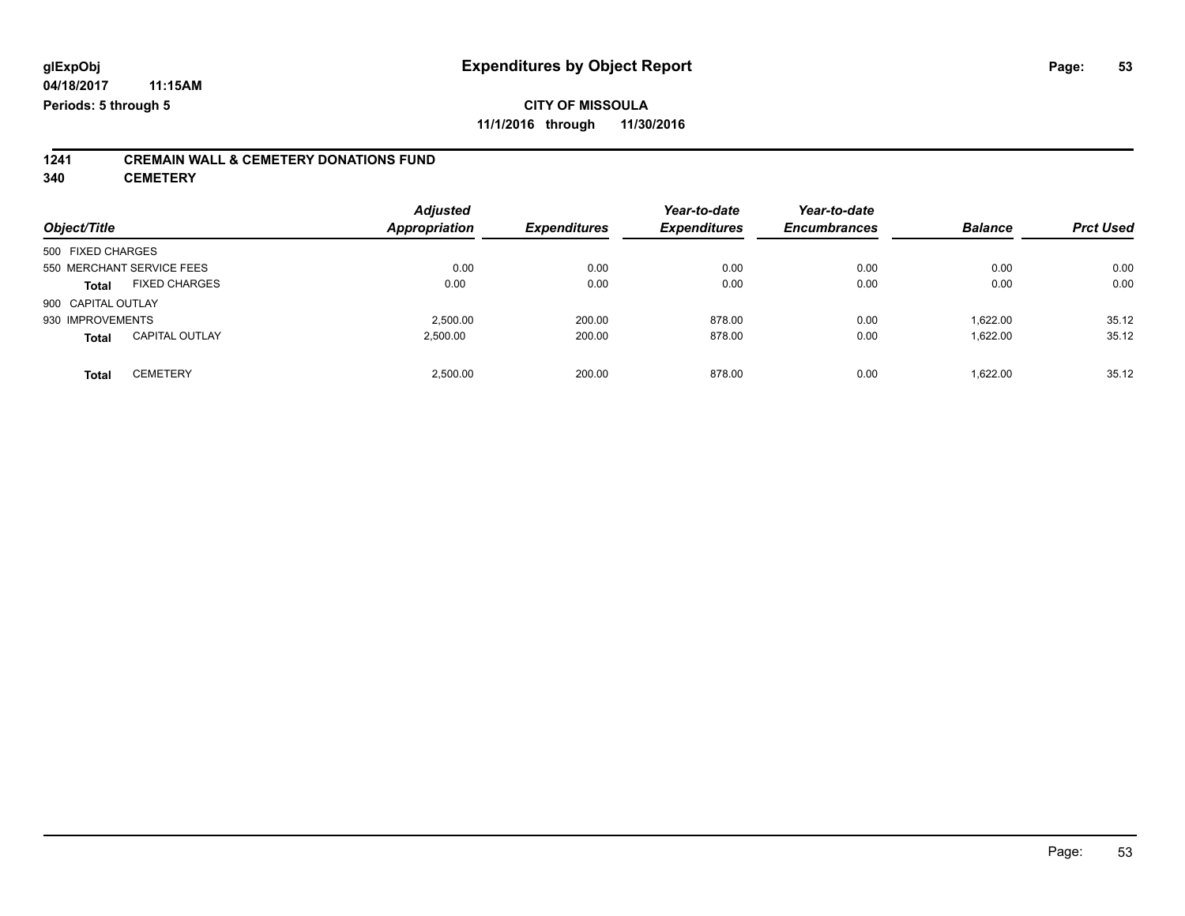**glExpObj** **Expenditures by Object Report**

**04/18/2017 11:15AM**

**Periods: 5 through 5**

**CITY OF MISSOULA**

**11/1/2016 through 11/30/2016**

## 1241 CREMAIN WALL & CEMETERY DONATIONS FUND

## 340 CEMETERY

| Object/Title | Adjusted Appropriation | Expenditures | Year-to-date Expenditures | Year-to-date Encumbrances | Balance | Prct Used |
|---|---|---|---|---|---|---|
| 500 FIXED CHARGES | | | | | | |
| 550 MERCHANT SERVICE FEES | 0.00 | 0.00 | 0.00 | 0.00 | 0.00 | 0.00 |
| **Total** FIXED CHARGES | 0.00 | 0.00 | 0.00 | 0.00 | 0.00 | 0.00 |
| 900 CAPITAL OUTLAY | | | | | | |
| 930 IMPROVEMENTS | 2,500.00 | 200.00 | 878.00 | 0.00 | 1,622.00 | 35.12 |
| **Total** CAPITAL OUTLAY | 2,500.00 | 200.00 | 878.00 | 0.00 | 1,622.00 | 35.12 |
| **Total** CEMETERY | 2,500.00 | 200.00 | 878.00 | 0.00 | 1,622.00 | 35.12 |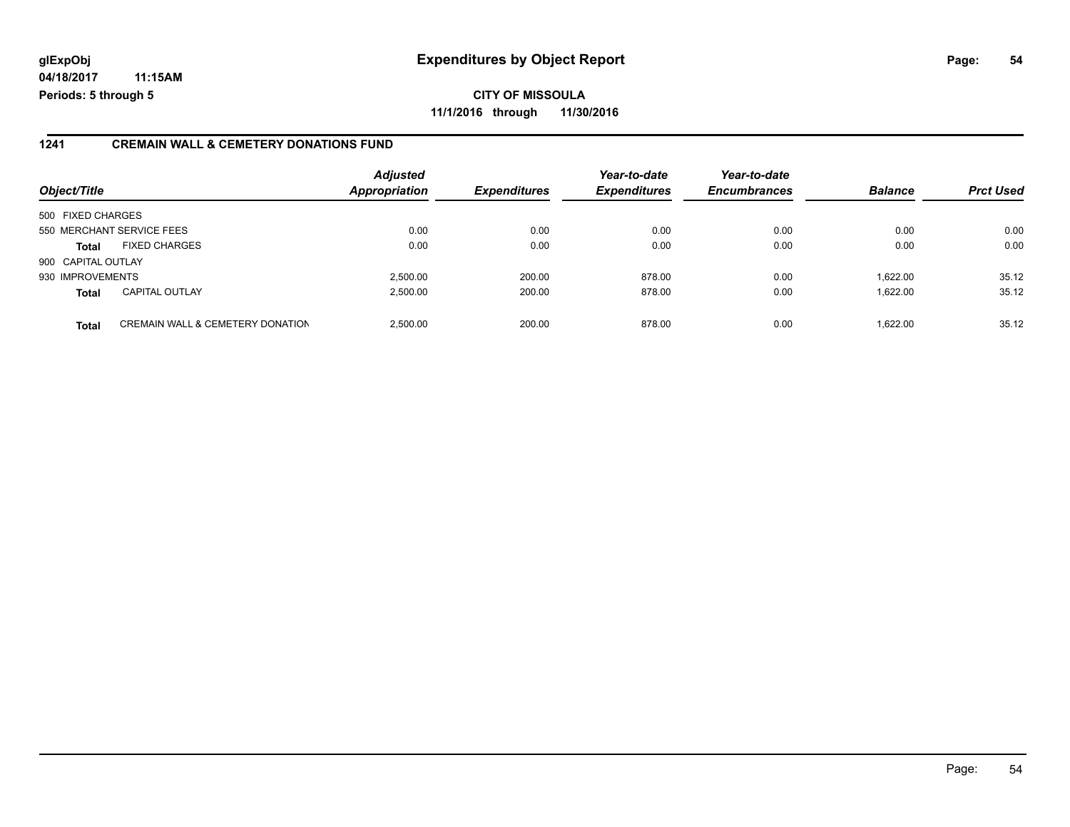**glExpObj**
**04/18/2017 11:15AM**
**Periods: 5 through 5**

# Expenditures by Object Report

**CITY OF MISSOULA**
**11/1/2016 through 11/30/2016**

## 1241 CREMAIN WALL & CEMETERY DONATIONS FUND

| Object/Title | | Adjusted Appropriation | Expenditures | Year-to-date Expenditures | Year-to-date Encumbrances | Balance | Prct Used |
|---|---|---|---|---|---|---|---|
| 500 FIXED CHARGES | | | | | | | |
| 550 MERCHANT SERVICE FEES | | 0.00 | 0.00 | 0.00 | 0.00 | 0.00 | 0.00 |
| **Total** | FIXED CHARGES | 0.00 | 0.00 | 0.00 | 0.00 | 0.00 | 0.00 |
| 900 CAPITAL OUTLAY | | | | | | | |
| 930 IMPROVEMENTS | | 2,500.00 | 200.00 | 878.00 | 0.00 | 1,622.00 | 35.12 |
| **Total** | CAPITAL OUTLAY | 2,500.00 | 200.00 | 878.00 | 0.00 | 1,622.00 | 35.12 |
| **Total** | CREMAIN WALL & CEMETERY DONATION | 2,500.00 | 200.00 | 878.00 | 0.00 | 1,622.00 | 35.12 |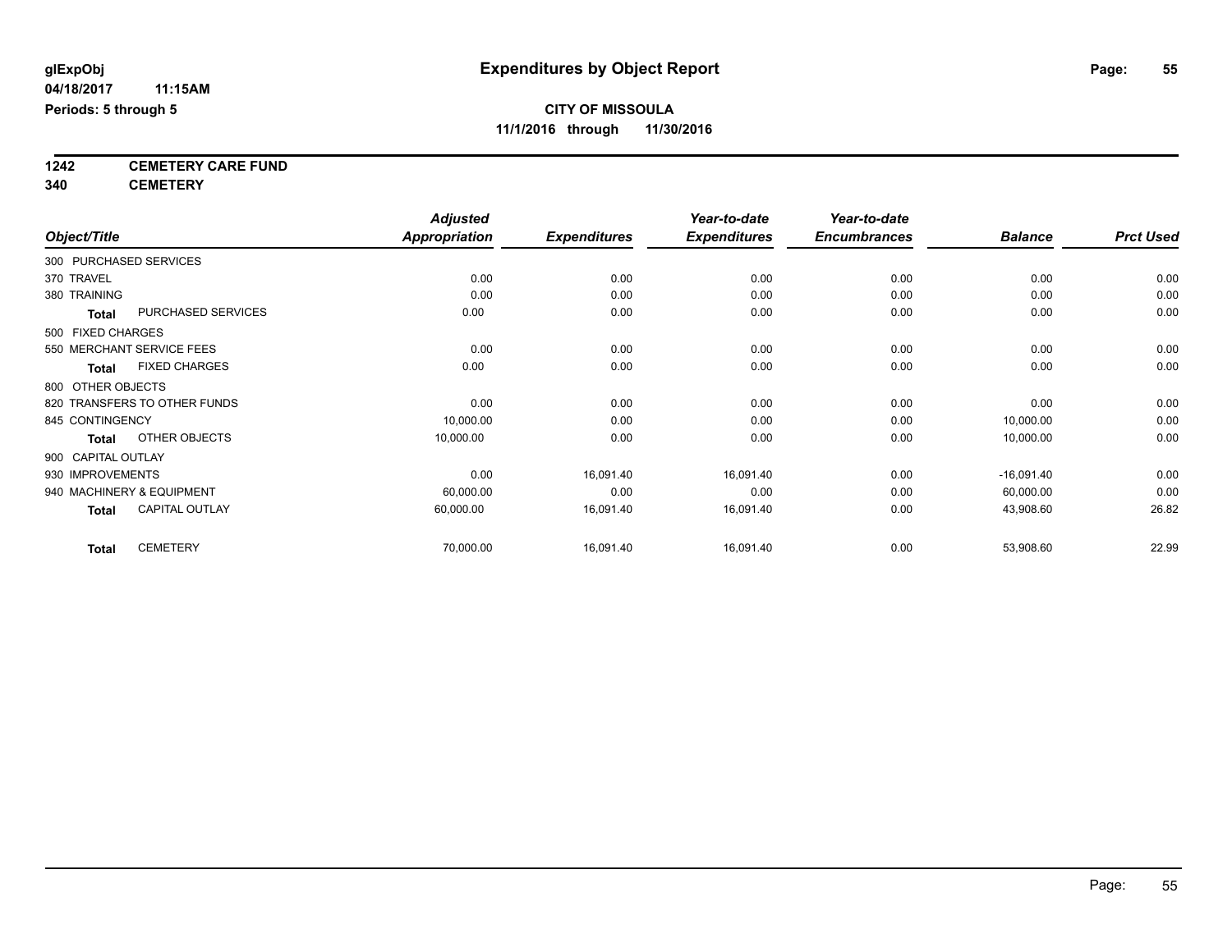**glExpObj** **Expenditures by Object Report**

**04/18/2017 11:15AM**

**Periods: 5 through 5**

**CITY OF MISSOULA**

**11/1/2016 through 11/30/2016**

**1242 CEMETERY CARE FUND**

**340 CEMETERY**

| Object/Title | | Adjusted Appropriation | Expenditures | Year-to-date Expenditures | Year-to-date Encumbrances | Balance | Prct Used |
|---|---|---|---|---|---|---|---|
| 300 PURCHASED SERVICES | | | | | | | |
| 370 TRAVEL | | 0.00 | 0.00 | 0.00 | 0.00 | 0.00 | 0.00 |
| 380 TRAINING | | 0.00 | 0.00 | 0.00 | 0.00 | 0.00 | 0.00 |
| **Total** | PURCHASED SERVICES | 0.00 | 0.00 | 0.00 | 0.00 | 0.00 | 0.00 |
| 500 FIXED CHARGES | | | | | | | |
| 550 MERCHANT SERVICE FEES | | 0.00 | 0.00 | 0.00 | 0.00 | 0.00 | 0.00 |
| **Total** | FIXED CHARGES | 0.00 | 0.00 | 0.00 | 0.00 | 0.00 | 0.00 |
| 800 OTHER OBJECTS | | | | | | | |
| 820 TRANSFERS TO OTHER FUNDS | | 0.00 | 0.00 | 0.00 | 0.00 | 0.00 | 0.00 |
| 845 CONTINGENCY | | 10,000.00 | 0.00 | 0.00 | 0.00 | 10,000.00 | 0.00 |
| **Total** | OTHER OBJECTS | 10,000.00 | 0.00 | 0.00 | 0.00 | 10,000.00 | 0.00 |
| 900 CAPITAL OUTLAY | | | | | | | |
| 930 IMPROVEMENTS | | 0.00 | 16,091.40 | 16,091.40 | 0.00 | -16,091.40 | 0.00 |
| 940 MACHINERY & EQUIPMENT | | 60,000.00 | 0.00 | 0.00 | 0.00 | 60,000.00 | 0.00 |
| **Total** | CAPITAL OUTLAY | 60,000.00 | 16,091.40 | 16,091.40 | 0.00 | 43,908.60 | 26.82 |
| **Total** | CEMETERY | 70,000.00 | 16,091.40 | 16,091.40 | 0.00 | 53,908.60 | 22.99 |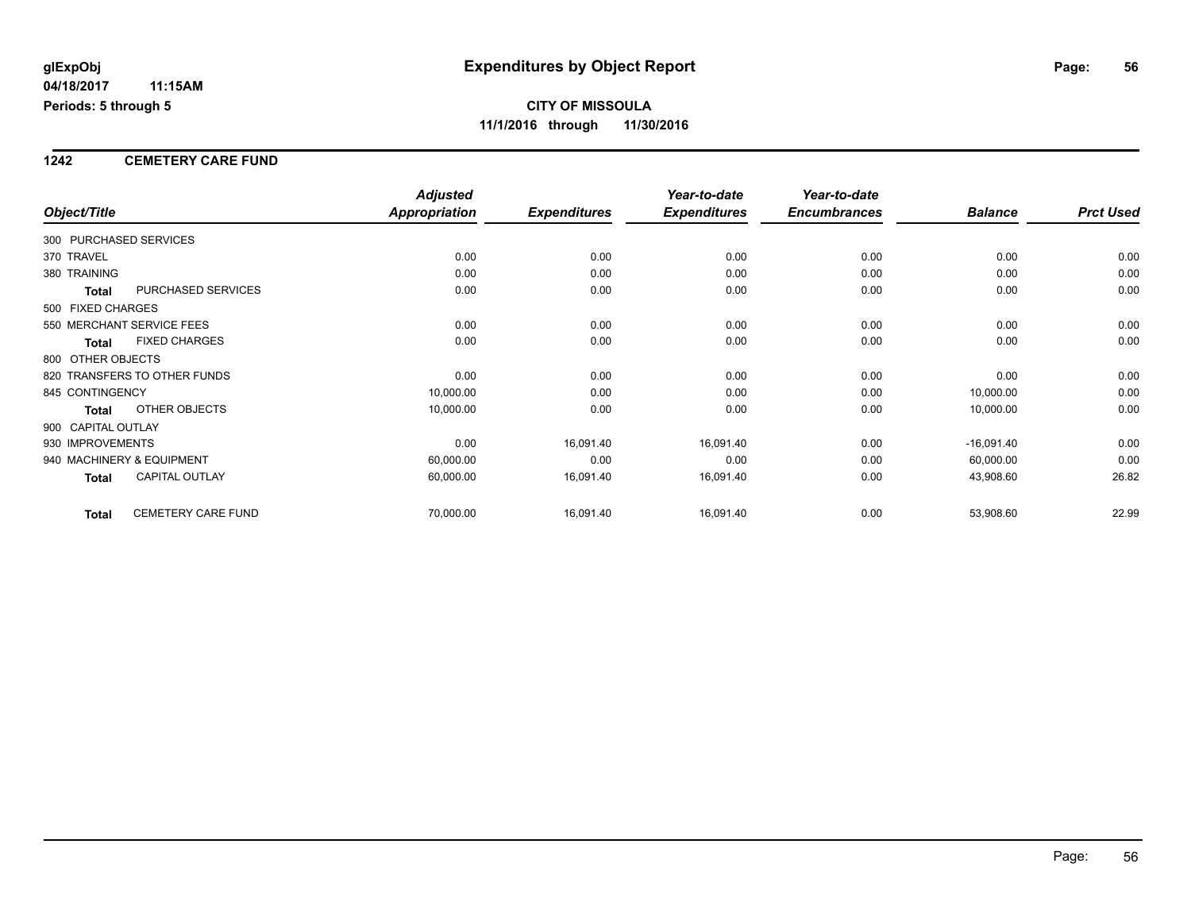**glExpObj** 
**04/18/2017 11:15AM**
**Periods: 5 through 5**

# Expenditures by Object Report

**CITY OF MISSOULA**
**11/1/2016 through 11/30/2016**

## 1242 CEMETERY CARE FUND

| Object/Title | | *Adjusted Appropriation* | *Expenditures* | *Year-to-date Expenditures* | *Year-to-date Encumbrances* | *Balance* | *Prct Used* |
|---|---|---|---|---|---|---|---|
| 300 PURCHASED SERVICES | | | | | | | |
| 370 TRAVEL | | 0.00 | 0.00 | 0.00 | 0.00 | 0.00 | 0.00 |
| 380 TRAINING | | 0.00 | 0.00 | 0.00 | 0.00 | 0.00 | 0.00 |
| **Total** | PURCHASED SERVICES | 0.00 | 0.00 | 0.00 | 0.00 | 0.00 | 0.00 |
| 500 FIXED CHARGES | | | | | | | |
| 550 MERCHANT SERVICE FEES | | 0.00 | 0.00 | 0.00 | 0.00 | 0.00 | 0.00 |
| **Total** | FIXED CHARGES | 0.00 | 0.00 | 0.00 | 0.00 | 0.00 | 0.00 |
| 800 OTHER OBJECTS | | | | | | | |
| 820 TRANSFERS TO OTHER FUNDS | | 0.00 | 0.00 | 0.00 | 0.00 | 0.00 | 0.00 |
| 845 CONTINGENCY | | 10,000.00 | 0.00 | 0.00 | 0.00 | 10,000.00 | 0.00 |
| **Total** | OTHER OBJECTS | 10,000.00 | 0.00 | 0.00 | 0.00 | 10,000.00 | 0.00 |
| 900 CAPITAL OUTLAY | | | | | | | |
| 930 IMPROVEMENTS | | 0.00 | 16,091.40 | 16,091.40 | 0.00 | -16,091.40 | 0.00 |
| 940 MACHINERY & EQUIPMENT | | 60,000.00 | 0.00 | 0.00 | 0.00 | 60,000.00 | 0.00 |
| **Total** | CAPITAL OUTLAY | 60,000.00 | 16,091.40 | 16,091.40 | 0.00 | 43,908.60 | 26.82 |
| **Total** | CEMETERY CARE FUND | 70,000.00 | 16,091.40 | 16,091.40 | 0.00 | 53,908.60 | 22.99 |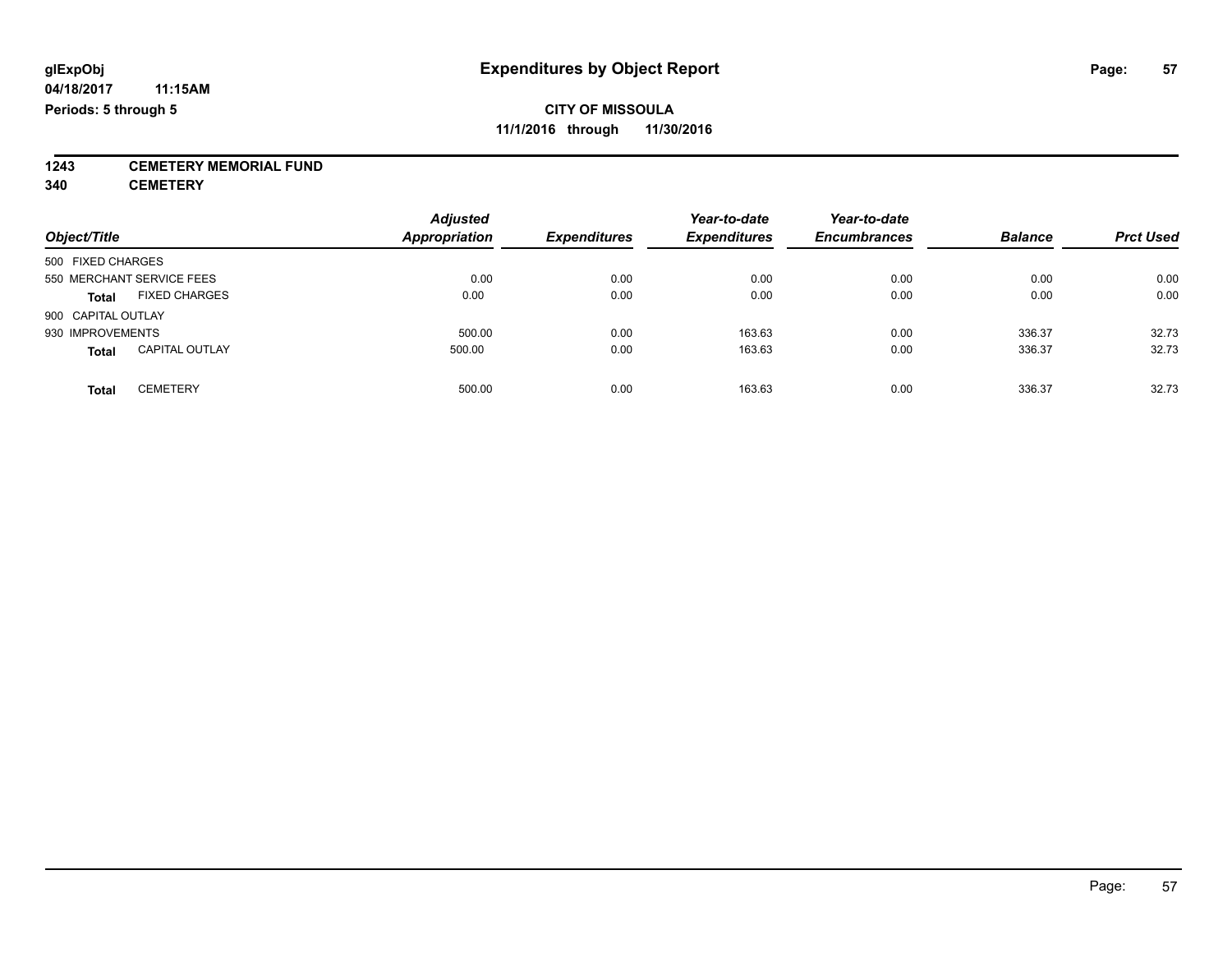**glExpObj** | **Expenditures by Object Report**

**04/18/2017 11:15AM**

**Periods: 5 through 5**

**CITY OF MISSOULA**

**11/1/2016 through 11/30/2016**

**1243 CEMETERY MEMORIAL FUND**

**340 CEMETERY**

| Object/Title | Adjusted Appropriation | Expenditures | Year-to-date Expenditures | Year-to-date Encumbrances | Balance | Prct Used |
|---|---|---|---|---|---|---|
| 500 FIXED CHARGES | | | | | | |
| 550 MERCHANT SERVICE FEES | 0.00 | 0.00 | 0.00 | 0.00 | 0.00 | 0.00 |
| **Total** FIXED CHARGES | 0.00 | 0.00 | 0.00 | 0.00 | 0.00 | 0.00 |
| 900 CAPITAL OUTLAY | | | | | | |
| 930 IMPROVEMENTS | 500.00 | 0.00 | 163.63 | 0.00 | 336.37 | 32.73 |
| **Total** CAPITAL OUTLAY | 500.00 | 0.00 | 163.63 | 0.00 | 336.37 | 32.73 |
| **Total** CEMETERY | 500.00 | 0.00 | 163.63 | 0.00 | 336.37 | 32.73 |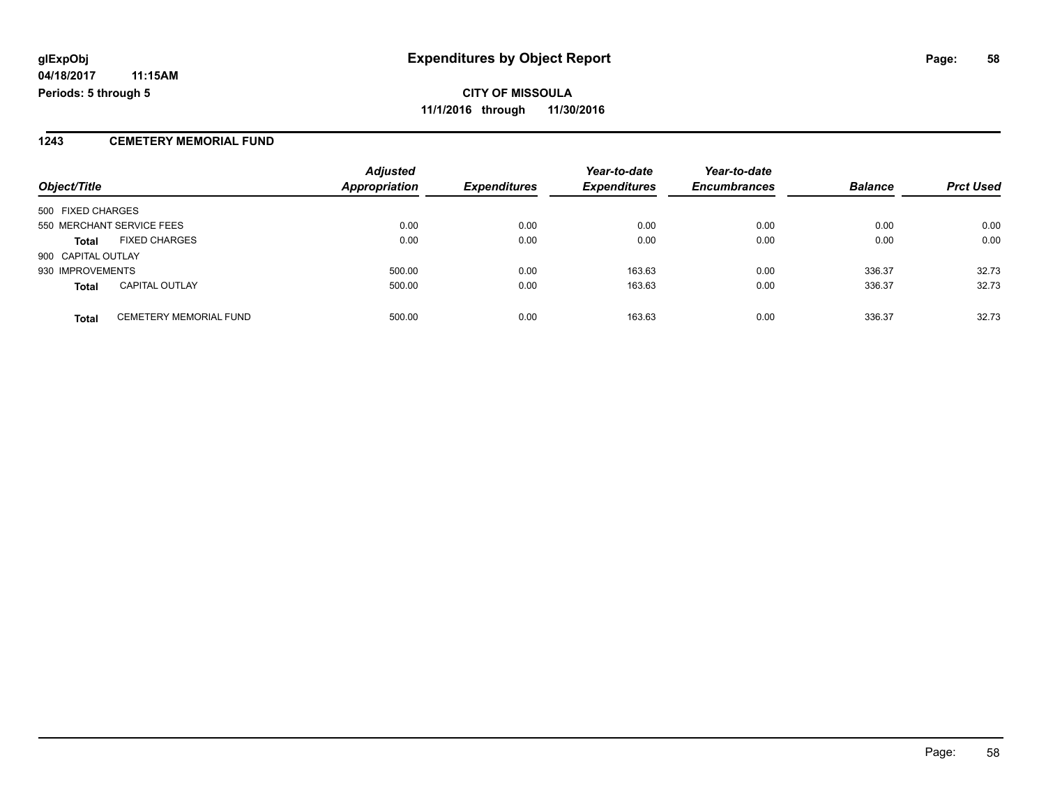**glExpObj** **Expenditures by Object Report**

**04/18/2017 11:15AM**

**Periods: 5 through 5**

**CITY OF MISSOULA**

**11/1/2016 through 11/30/2016**

## 1243 CEMETERY MEMORIAL FUND

| Object/Title | | Adjusted Appropriation | Expenditures | Year-to-date Expenditures | Year-to-date Encumbrances | Balance | Prct Used |
|---|---|---|---|---|---|---|---|
| 500 FIXED CHARGES | | | | | | | |
| 550 MERCHANT SERVICE FEES | | 0.00 | 0.00 | 0.00 | 0.00 | 0.00 | 0.00 |
| **Total** | FIXED CHARGES | 0.00 | 0.00 | 0.00 | 0.00 | 0.00 | 0.00 |
| 900 CAPITAL OUTLAY | | | | | | | |
| 930 IMPROVEMENTS | | 500.00 | 0.00 | 163.63 | 0.00 | 336.37 | 32.73 |
| **Total** | CAPITAL OUTLAY | 500.00 | 0.00 | 163.63 | 0.00 | 336.37 | 32.73 |
| **Total** | CEMETERY MEMORIAL FUND | 500.00 | 0.00 | 163.63 | 0.00 | 336.37 | 32.73 |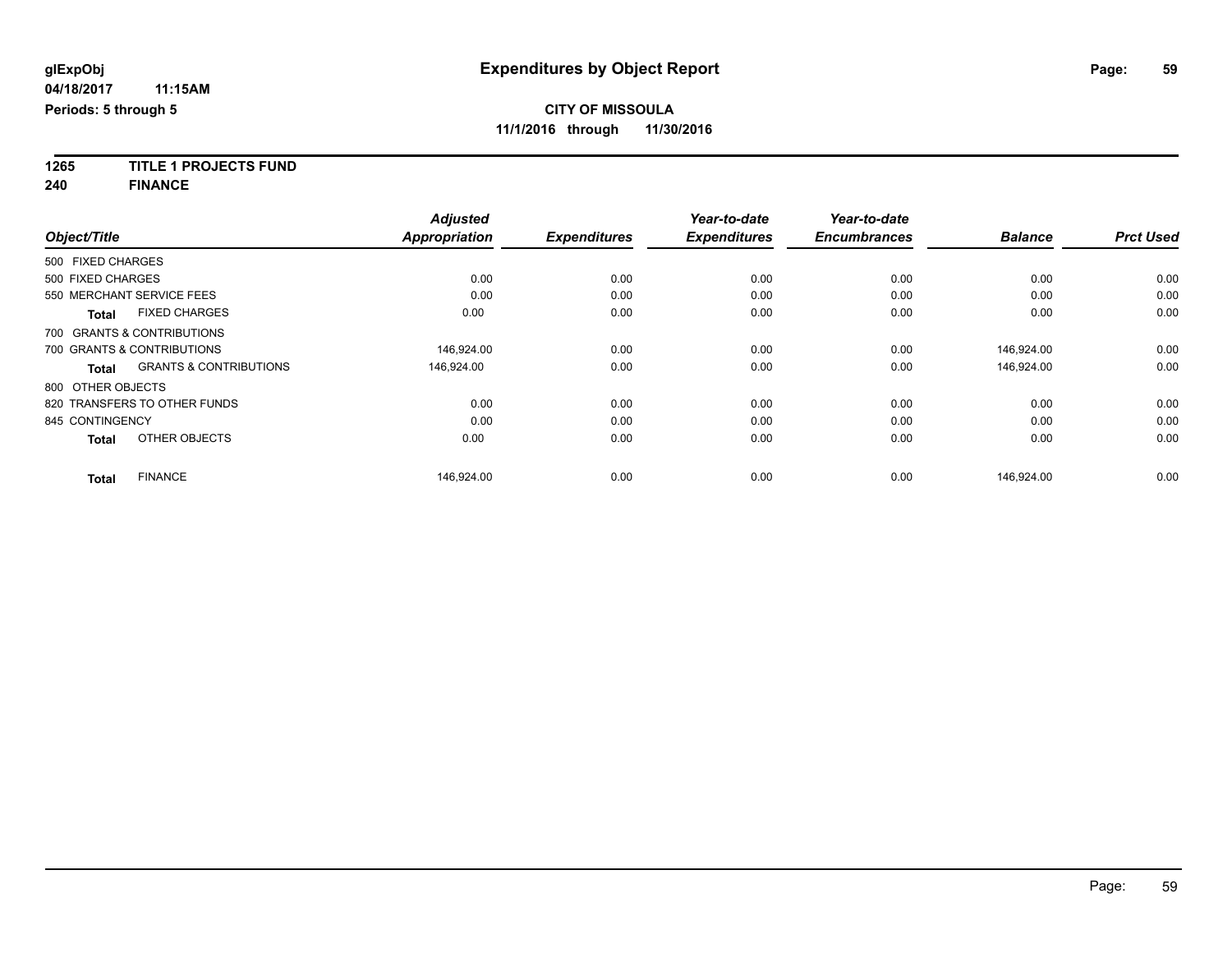**glExpObj** **Expenditures by Object Report**

**04/18/2017 11:15AM**

**Periods: 5 through 5**

**CITY OF MISSOULA**

**11/1/2016 through 11/30/2016**

**1265 TITLE 1 PROJECTS FUND**

**240 FINANCE**

| Object/Title | Adjusted Appropriation | Expenditures | Year-to-date Expenditures | Year-to-date Encumbrances | Balance | Prct Used |
|---|---|---|---|---|---|---|
| 500 FIXED CHARGES | | | | | | |
| 500 FIXED CHARGES | 0.00 | 0.00 | 0.00 | 0.00 | 0.00 | 0.00 |
| 550 MERCHANT SERVICE FEES | 0.00 | 0.00 | 0.00 | 0.00 | 0.00 | 0.00 |
| **Total** FIXED CHARGES | 0.00 | 0.00 | 0.00 | 0.00 | 0.00 | 0.00 |
| 700 GRANTS & CONTRIBUTIONS | | | | | | |
| 700 GRANTS & CONTRIBUTIONS | 146,924.00 | 0.00 | 0.00 | 0.00 | 146,924.00 | 0.00 |
| **Total** GRANTS & CONTRIBUTIONS | 146,924.00 | 0.00 | 0.00 | 0.00 | 146,924.00 | 0.00 |
| 800 OTHER OBJECTS | | | | | | |
| 820 TRANSFERS TO OTHER FUNDS | 0.00 | 0.00 | 0.00 | 0.00 | 0.00 | 0.00 |
| 845 CONTINGENCY | 0.00 | 0.00 | 0.00 | 0.00 | 0.00 | 0.00 |
| **Total** OTHER OBJECTS | 0.00 | 0.00 | 0.00 | 0.00 | 0.00 | 0.00 |
| **Total** FINANCE | 146,924.00 | 0.00 | 0.00 | 0.00 | 146,924.00 | 0.00 |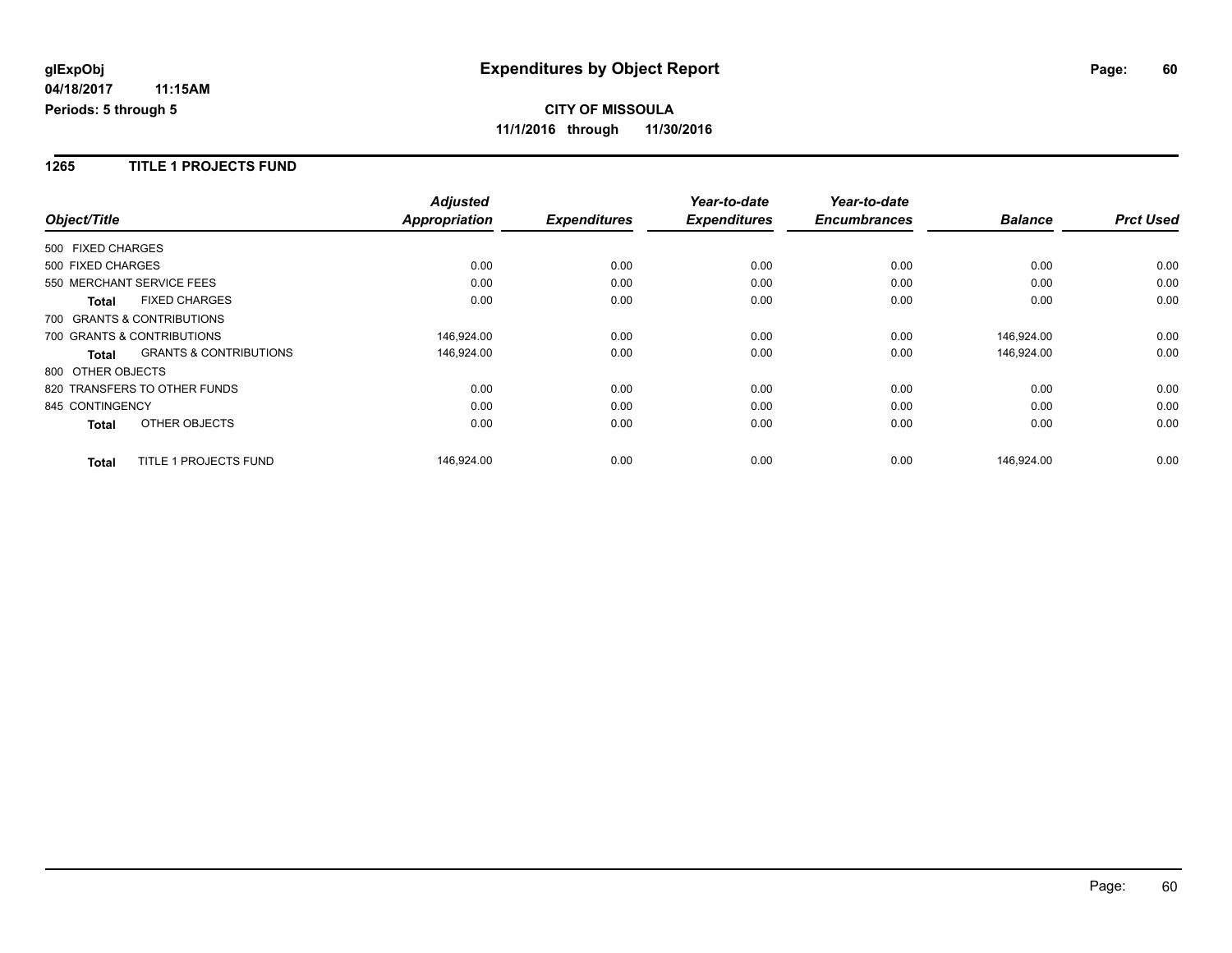**glExpObj** 

**04/18/2017 11:15AM**

**Periods: 5 through 5**

# Expenditures by Object Report

**CITY OF MISSOULA**

**11/1/2016 through 11/30/2016**

## 1265 TITLE 1 PROJECTS FUND

| Object/Title | Adjusted Appropriation | Expenditures | Year-to-date Expenditures | Year-to-date Encumbrances | Balance | Prct Used |
|---|---|---|---|---|---|---|
| 500 FIXED CHARGES | | | | | | |
| 500 FIXED CHARGES | 0.00 | 0.00 | 0.00 | 0.00 | 0.00 | 0.00 |
| 550 MERCHANT SERVICE FEES | 0.00 | 0.00 | 0.00 | 0.00 | 0.00 | 0.00 |
| **Total** FIXED CHARGES | 0.00 | 0.00 | 0.00 | 0.00 | 0.00 | 0.00 |
| 700 GRANTS & CONTRIBUTIONS | | | | | | |
| 700 GRANTS & CONTRIBUTIONS | 146,924.00 | 0.00 | 0.00 | 0.00 | 146,924.00 | 0.00 |
| **Total** GRANTS & CONTRIBUTIONS | 146,924.00 | 0.00 | 0.00 | 0.00 | 146,924.00 | 0.00 |
| 800 OTHER OBJECTS | | | | | | |
| 820 TRANSFERS TO OTHER FUNDS | 0.00 | 0.00 | 0.00 | 0.00 | 0.00 | 0.00 |
| 845 CONTINGENCY | 0.00 | 0.00 | 0.00 | 0.00 | 0.00 | 0.00 |
| **Total** OTHER OBJECTS | 0.00 | 0.00 | 0.00 | 0.00 | 0.00 | 0.00 |
| **Total** TITLE 1 PROJECTS FUND | 146,924.00 | 0.00 | 0.00 | 0.00 | 146,924.00 | 0.00 |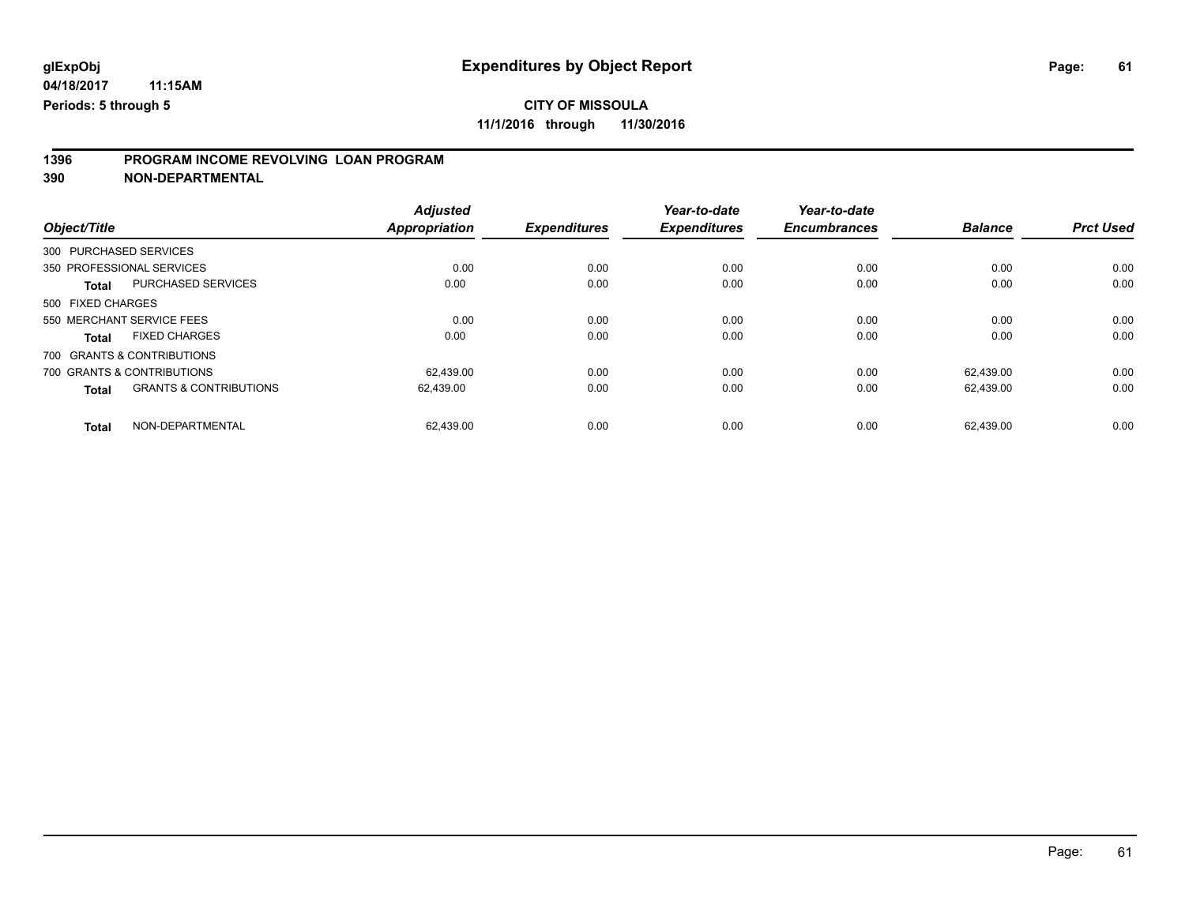**glExpObj**
**04/18/2017 11:15AM**
**Periods: 5 through 5**

# Expenditures by Object Report

**CITY OF MISSOULA**
**11/1/2016 through 11/30/2016**

**1396 PROGRAM INCOME REVOLVING LOAN PROGRAM**
**390 NON-DEPARTMENTAL**

| Object/Title | | Adjusted Appropriation | Expenditures | Year-to-date Expenditures | Year-to-date Encumbrances | Balance | Prct Used |
|---|---|---|---|---|---|---|---|
| 300 PURCHASED SERVICES | | | | | | | |
| 350 PROFESSIONAL SERVICES | | 0.00 | 0.00 | 0.00 | 0.00 | 0.00 | 0.00 |
| **Total** | PURCHASED SERVICES | 0.00 | 0.00 | 0.00 | 0.00 | 0.00 | 0.00 |
| 500 FIXED CHARGES | | | | | | | |
| 550 MERCHANT SERVICE FEES | | 0.00 | 0.00 | 0.00 | 0.00 | 0.00 | 0.00 |
| **Total** | FIXED CHARGES | 0.00 | 0.00 | 0.00 | 0.00 | 0.00 | 0.00 |
| 700 GRANTS & CONTRIBUTIONS | | | | | | | |
| 700 GRANTS & CONTRIBUTIONS | | 62,439.00 | 0.00 | 0.00 | 0.00 | 62,439.00 | 0.00 |
| **Total** | GRANTS & CONTRIBUTIONS | 62,439.00 | 0.00 | 0.00 | 0.00 | 62,439.00 | 0.00 |
| **Total** | NON-DEPARTMENTAL | 62,439.00 | 0.00 | 0.00 | 0.00 | 62,439.00 | 0.00 |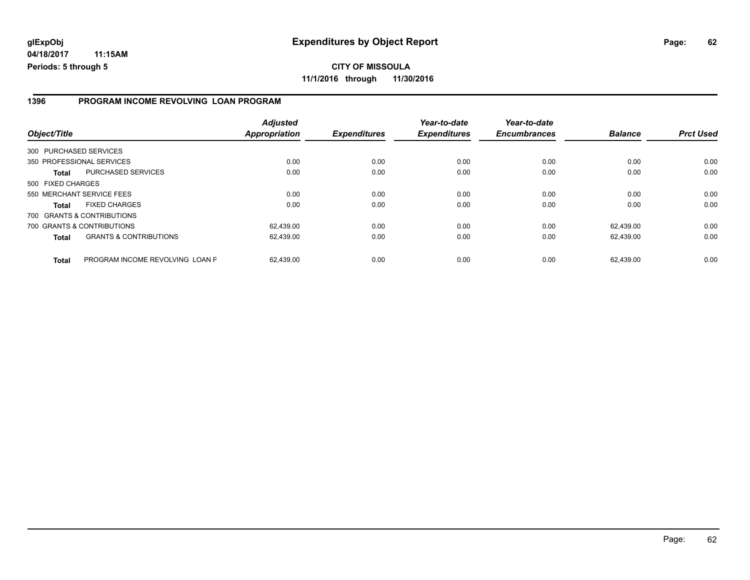**glExpObj** **Expenditures by Object Report**

**04/18/2017 11:15AM**

**Periods: 5 through 5**

**CITY OF MISSOULA**

**11/1/2016 through 11/30/2016**

## 1396 PROGRAM INCOME REVOLVING LOAN PROGRAM

| Object/Title | | Adjusted Appropriation | Expenditures | Year-to-date Expenditures | Year-to-date Encumbrances | Balance | Prct Used |
|---|---|---|---|---|---|---|---|
| 300 PURCHASED SERVICES | | | | | | | |
| 350 PROFESSIONAL SERVICES | | 0.00 | 0.00 | 0.00 | 0.00 | 0.00 | 0.00 |
| **Total** | PURCHASED SERVICES | 0.00 | 0.00 | 0.00 | 0.00 | 0.00 | 0.00 |
| 500 FIXED CHARGES | | | | | | | |
| 550 MERCHANT SERVICE FEES | | 0.00 | 0.00 | 0.00 | 0.00 | 0.00 | 0.00 |
| **Total** | FIXED CHARGES | 0.00 | 0.00 | 0.00 | 0.00 | 0.00 | 0.00 |
| 700 GRANTS & CONTRIBUTIONS | | | | | | | |
| 700 GRANTS & CONTRIBUTIONS | | 62,439.00 | 0.00 | 0.00 | 0.00 | 62,439.00 | 0.00 |
| **Total** | GRANTS & CONTRIBUTIONS | 62,439.00 | 0.00 | 0.00 | 0.00 | 62,439.00 | 0.00 |
| **Total** | PROGRAM INCOME REVOLVING LOAN F | 62,439.00 | 0.00 | 0.00 | 0.00 | 62,439.00 | 0.00 |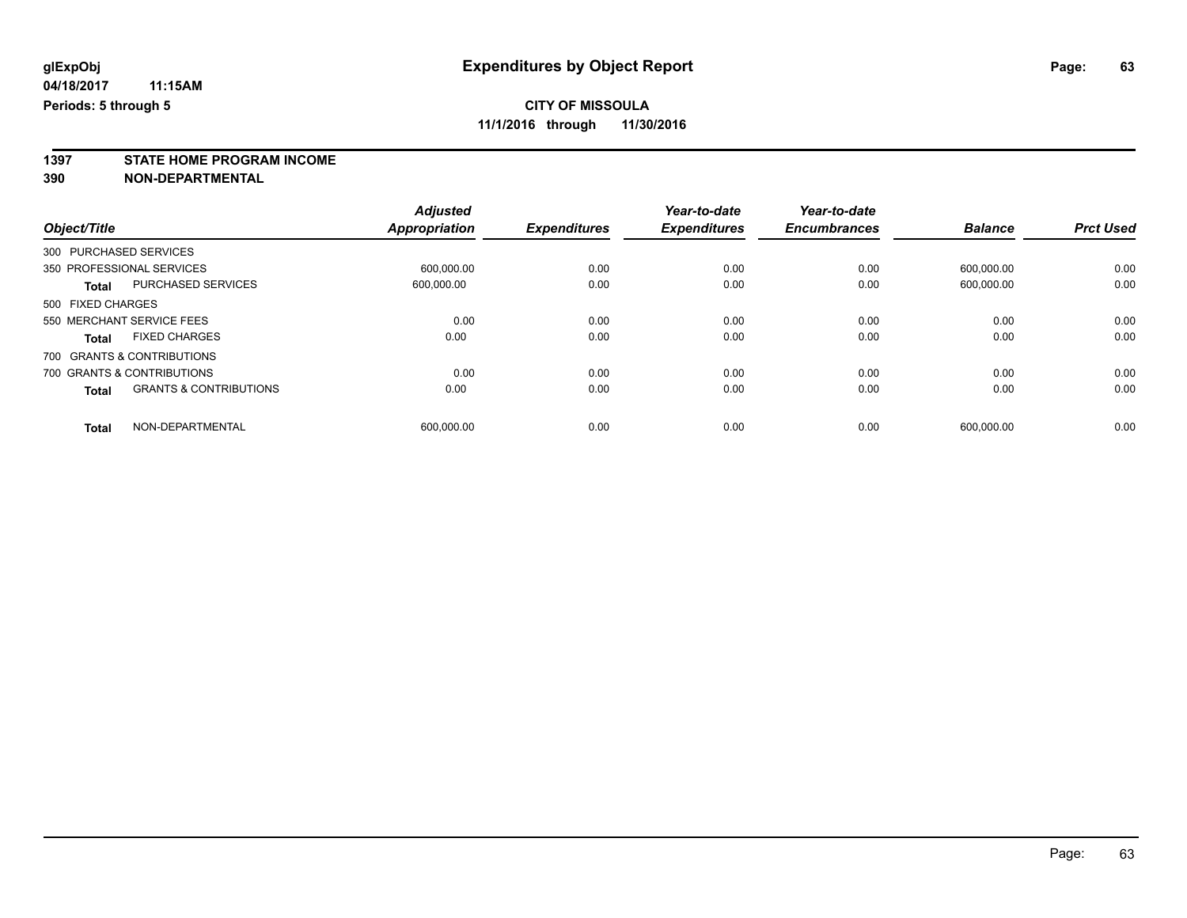**glExpObj** **Expenditures by Object Report**

**04/18/2017 11:15AM**

**Periods: 5 through 5**

**CITY OF MISSOULA**

**11/1/2016 through 11/30/2016**

**1397 STATE HOME PROGRAM INCOME**

**390 NON-DEPARTMENTAL**

| Object/Title | | *Adjusted Appropriation* | *Expenditures* | *Year-to-date Expenditures* | *Year-to-date Encumbrances* | *Balance* | *Prct Used* |
|---|---|---|---|---|---|---|---|
| 300 PURCHASED SERVICES | | | | | | | |
| 350 PROFESSIONAL SERVICES | | 600,000.00 | 0.00 | 0.00 | 0.00 | 600,000.00 | 0.00 |
| **Total** | PURCHASED SERVICES | 600,000.00 | 0.00 | 0.00 | 0.00 | 600,000.00 | 0.00 |
| 500 FIXED CHARGES | | | | | | | |
| 550 MERCHANT SERVICE FEES | | 0.00 | 0.00 | 0.00 | 0.00 | 0.00 | 0.00 |
| **Total** | FIXED CHARGES | 0.00 | 0.00 | 0.00 | 0.00 | 0.00 | 0.00 |
| 700 GRANTS & CONTRIBUTIONS | | | | | | | |
| 700 GRANTS & CONTRIBUTIONS | | 0.00 | 0.00 | 0.00 | 0.00 | 0.00 | 0.00 |
| **Total** | GRANTS & CONTRIBUTIONS | 0.00 | 0.00 | 0.00 | 0.00 | 0.00 | 0.00 |
| **Total** | NON-DEPARTMENTAL | 600,000.00 | 0.00 | 0.00 | 0.00 | 600,000.00 | 0.00 |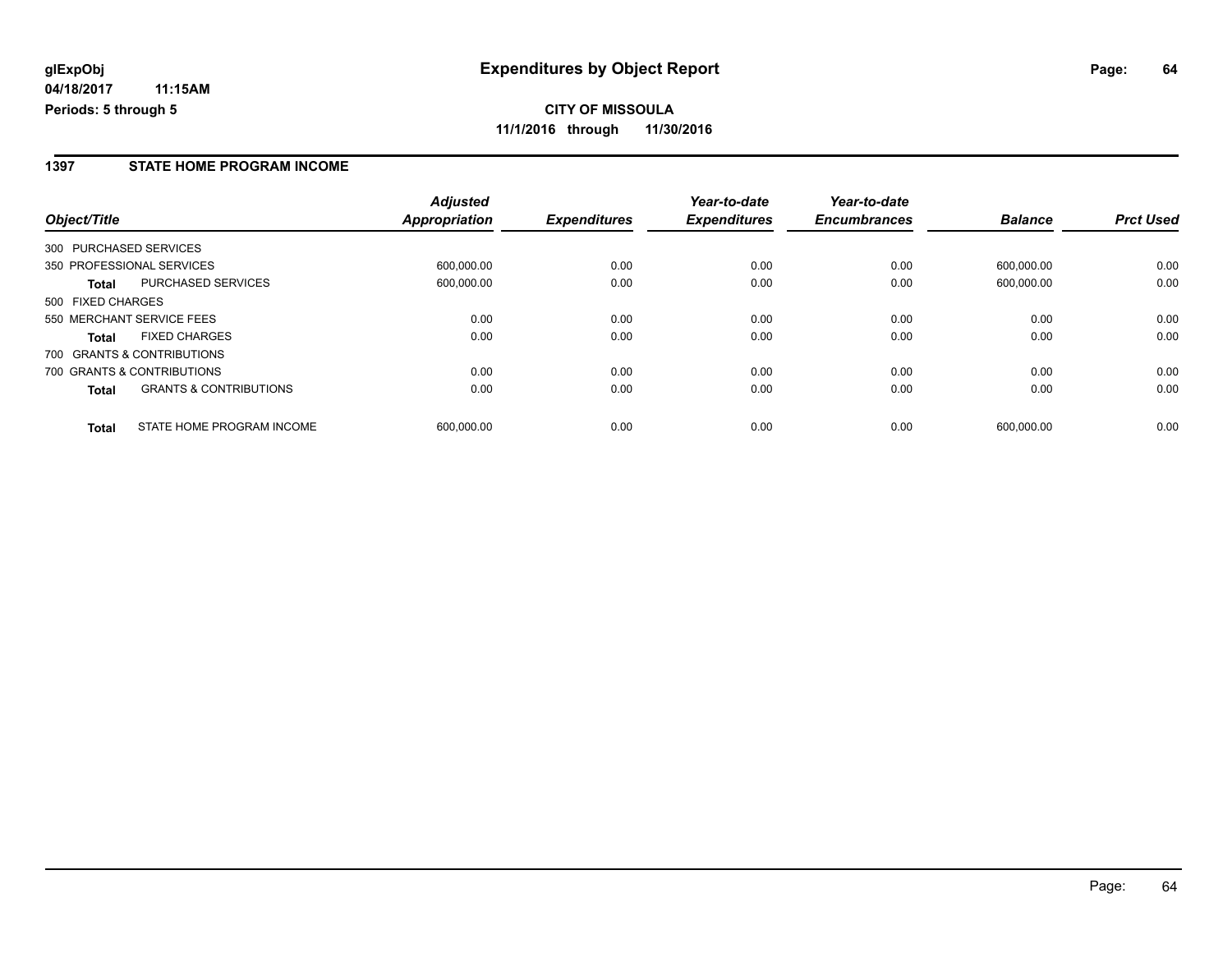# Expenditures by Object Report

glExpObj
04/18/2017 11:15AM
Periods: 5 through 5

**CITY OF MISSOULA**
**11/1/2016 through 11/30/2016**

## 1397 STATE HOME PROGRAM INCOME

| Object/Title | | Adjusted Appropriation | Expenditures | Year-to-date Expenditures | Year-to-date Encumbrances | Balance | Prct Used |
|---|---|---|---|---|---|---|---|
| 300 PURCHASED SERVICES | | | | | | | |
| 350 PROFESSIONAL SERVICES | | 600,000.00 | 0.00 | 0.00 | 0.00 | 600,000.00 | 0.00 |
| **Total** | PURCHASED SERVICES | 600,000.00 | 0.00 | 0.00 | 0.00 | 600,000.00 | 0.00 |
| 500 FIXED CHARGES | | | | | | | |
| 550 MERCHANT SERVICE FEES | | 0.00 | 0.00 | 0.00 | 0.00 | 0.00 | 0.00 |
| **Total** | FIXED CHARGES | 0.00 | 0.00 | 0.00 | 0.00 | 0.00 | 0.00 |
| 700 GRANTS & CONTRIBUTIONS | | | | | | | |
| 700 GRANTS & CONTRIBUTIONS | | 0.00 | 0.00 | 0.00 | 0.00 | 0.00 | 0.00 |
| **Total** | GRANTS & CONTRIBUTIONS | 0.00 | 0.00 | 0.00 | 0.00 | 0.00 | 0.00 |
| **Total** | STATE HOME PROGRAM INCOME | 600,000.00 | 0.00 | 0.00 | 0.00 | 600,000.00 | 0.00 |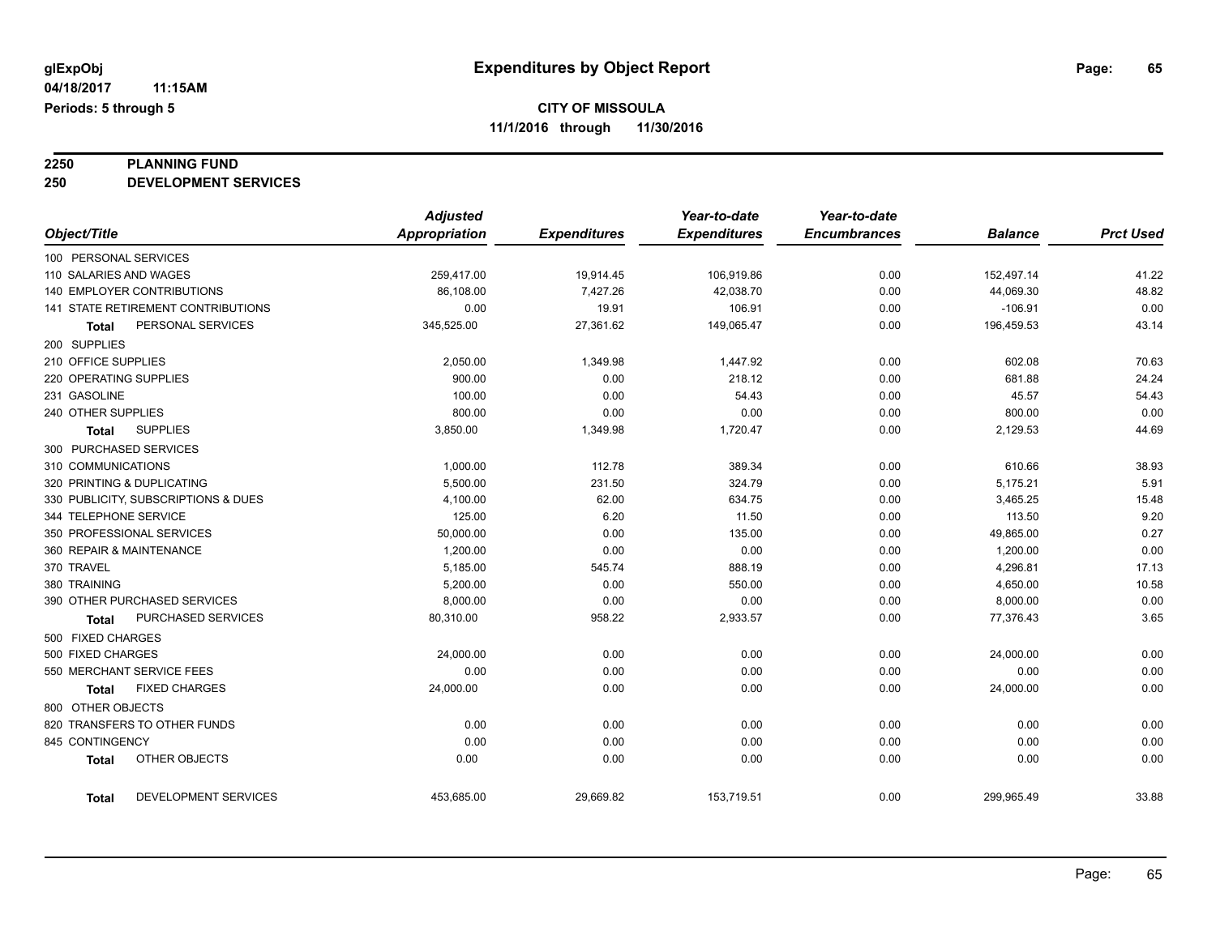**glExpObj**
**04/18/2017 11:15AM**
**Periods: 5 through 5**

# Expenditures by Object Report

**CITY OF MISSOULA**
**11/1/2016 through 11/30/2016**

**2250 PLANNING FUND**
**250 DEVELOPMENT SERVICES**

| Object/Title | Adjusted Appropriation | Expenditures | Year-to-date Expenditures | Year-to-date Encumbrances | Balance | Prct Used |
|---|---|---|---|---|---|---|
| 100 PERSONAL SERVICES | | | | | | |
| 110 SALARIES AND WAGES | 259,417.00 | 19,914.45 | 106,919.86 | 0.00 | 152,497.14 | 41.22 |
| 140 EMPLOYER CONTRIBUTIONS | 86,108.00 | 7,427.26 | 42,038.70 | 0.00 | 44,069.30 | 48.82 |
| 141 STATE RETIREMENT CONTRIBUTIONS | 0.00 | 19.91 | 106.91 | 0.00 | -106.91 | 0.00 |
| **Total** PERSONAL SERVICES | 345,525.00 | 27,361.62 | 149,065.47 | 0.00 | 196,459.53 | 43.14 |
| 200 SUPPLIES | | | | | | |
| 210 OFFICE SUPPLIES | 2,050.00 | 1,349.98 | 1,447.92 | 0.00 | 602.08 | 70.63 |
| 220 OPERATING SUPPLIES | 900.00 | 0.00 | 218.12 | 0.00 | 681.88 | 24.24 |
| 231 GASOLINE | 100.00 | 0.00 | 54.43 | 0.00 | 45.57 | 54.43 |
| 240 OTHER SUPPLIES | 800.00 | 0.00 | 0.00 | 0.00 | 800.00 | 0.00 |
| **Total** SUPPLIES | 3,850.00 | 1,349.98 | 1,720.47 | 0.00 | 2,129.53 | 44.69 |
| 300 PURCHASED SERVICES | | | | | | |
| 310 COMMUNICATIONS | 1,000.00 | 112.78 | 389.34 | 0.00 | 610.66 | 38.93 |
| 320 PRINTING & DUPLICATING | 5,500.00 | 231.50 | 324.79 | 0.00 | 5,175.21 | 5.91 |
| 330 PUBLICITY, SUBSCRIPTIONS & DUES | 4,100.00 | 62.00 | 634.75 | 0.00 | 3,465.25 | 15.48 |
| 344 TELEPHONE SERVICE | 125.00 | 6.20 | 11.50 | 0.00 | 113.50 | 9.20 |
| 350 PROFESSIONAL SERVICES | 50,000.00 | 0.00 | 135.00 | 0.00 | 49,865.00 | 0.27 |
| 360 REPAIR & MAINTENANCE | 1,200.00 | 0.00 | 0.00 | 0.00 | 1,200.00 | 0.00 |
| 370 TRAVEL | 5,185.00 | 545.74 | 888.19 | 0.00 | 4,296.81 | 17.13 |
| 380 TRAINING | 5,200.00 | 0.00 | 550.00 | 0.00 | 4,650.00 | 10.58 |
| 390 OTHER PURCHASED SERVICES | 8,000.00 | 0.00 | 0.00 | 0.00 | 8,000.00 | 0.00 |
| **Total** PURCHASED SERVICES | 80,310.00 | 958.22 | 2,933.57 | 0.00 | 77,376.43 | 3.65 |
| 500 FIXED CHARGES | | | | | | |
| 500 FIXED CHARGES | 24,000.00 | 0.00 | 0.00 | 0.00 | 24,000.00 | 0.00 |
| 550 MERCHANT SERVICE FEES | 0.00 | 0.00 | 0.00 | 0.00 | 0.00 | 0.00 |
| **Total** FIXED CHARGES | 24,000.00 | 0.00 | 0.00 | 0.00 | 24,000.00 | 0.00 |
| 800 OTHER OBJECTS | | | | | | |
| 820 TRANSFERS TO OTHER FUNDS | 0.00 | 0.00 | 0.00 | 0.00 | 0.00 | 0.00 |
| 845 CONTINGENCY | 0.00 | 0.00 | 0.00 | 0.00 | 0.00 | 0.00 |
| **Total** OTHER OBJECTS | 0.00 | 0.00 | 0.00 | 0.00 | 0.00 | 0.00 |
| **Total** DEVELOPMENT SERVICES | 453,685.00 | 29,669.82 | 153,719.51 | 0.00 | 299,965.49 | 33.88 |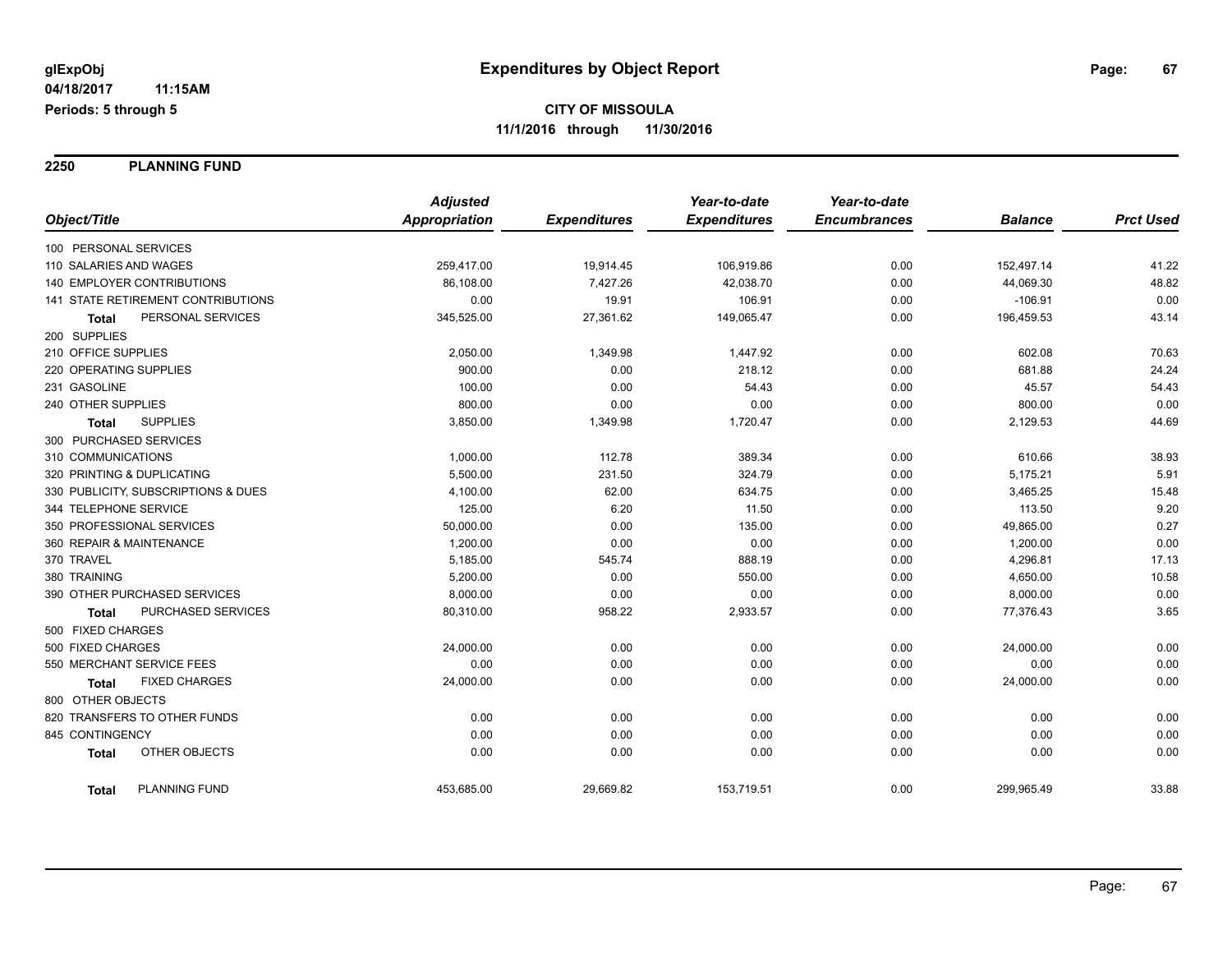# Expenditures by Object Report

glExpObj
04/18/2017 11:15AM
Periods: 5 through 5

**CITY OF MISSOULA**
**11/1/2016 through 11/30/2016**

## 2250 PLANNING FUND

| Object/Title | Adjusted Appropriation | Expenditures | Year-to-date Expenditures | Year-to-date Encumbrances | Balance | Prct Used |
|---|---|---|---|---|---|---|
| 100 PERSONAL SERVICES | | | | | | |
| 110 SALARIES AND WAGES | 259,417.00 | 19,914.45 | 106,919.86 | 0.00 | 152,497.14 | 41.22 |
| 140 EMPLOYER CONTRIBUTIONS | 86,108.00 | 7,427.26 | 42,038.70 | 0.00 | 44,069.30 | 48.82 |
| 141 STATE RETIREMENT CONTRIBUTIONS | 0.00 | 19.91 | 106.91 | 0.00 | -106.91 | 0.00 |
| **Total** PERSONAL SERVICES | 345,525.00 | 27,361.62 | 149,065.47 | 0.00 | 196,459.53 | 43.14 |
| 200 SUPPLIES | | | | | | |
| 210 OFFICE SUPPLIES | 2,050.00 | 1,349.98 | 1,447.92 | 0.00 | 602.08 | 70.63 |
| 220 OPERATING SUPPLIES | 900.00 | 0.00 | 218.12 | 0.00 | 681.88 | 24.24 |
| 231 GASOLINE | 100.00 | 0.00 | 54.43 | 0.00 | 45.57 | 54.43 |
| 240 OTHER SUPPLIES | 800.00 | 0.00 | 0.00 | 0.00 | 800.00 | 0.00 |
| **Total** SUPPLIES | 3,850.00 | 1,349.98 | 1,720.47 | 0.00 | 2,129.53 | 44.69 |
| 300 PURCHASED SERVICES | | | | | | |
| 310 COMMUNICATIONS | 1,000.00 | 112.78 | 389.34 | 0.00 | 610.66 | 38.93 |
| 320 PRINTING & DUPLICATING | 5,500.00 | 231.50 | 324.79 | 0.00 | 5,175.21 | 5.91 |
| 330 PUBLICITY, SUBSCRIPTIONS & DUES | 4,100.00 | 62.00 | 634.75 | 0.00 | 3,465.25 | 15.48 |
| 344 TELEPHONE SERVICE | 125.00 | 6.20 | 11.50 | 0.00 | 113.50 | 9.20 |
| 350 PROFESSIONAL SERVICES | 50,000.00 | 0.00 | 135.00 | 0.00 | 49,865.00 | 0.27 |
| 360 REPAIR & MAINTENANCE | 1,200.00 | 0.00 | 0.00 | 0.00 | 1,200.00 | 0.00 |
| 370 TRAVEL | 5,185.00 | 545.74 | 888.19 | 0.00 | 4,296.81 | 17.13 |
| 380 TRAINING | 5,200.00 | 0.00 | 550.00 | 0.00 | 4,650.00 | 10.58 |
| 390 OTHER PURCHASED SERVICES | 8,000.00 | 0.00 | 0.00 | 0.00 | 8,000.00 | 0.00 |
| **Total** PURCHASED SERVICES | 80,310.00 | 958.22 | 2,933.57 | 0.00 | 77,376.43 | 3.65 |
| 500 FIXED CHARGES | | | | | | |
| 500 FIXED CHARGES | 24,000.00 | 0.00 | 0.00 | 0.00 | 24,000.00 | 0.00 |
| 550 MERCHANT SERVICE FEES | 0.00 | 0.00 | 0.00 | 0.00 | 0.00 | 0.00 |
| **Total** FIXED CHARGES | 24,000.00 | 0.00 | 0.00 | 0.00 | 24,000.00 | 0.00 |
| 800 OTHER OBJECTS | | | | | | |
| 820 TRANSFERS TO OTHER FUNDS | 0.00 | 0.00 | 0.00 | 0.00 | 0.00 | 0.00 |
| 845 CONTINGENCY | 0.00 | 0.00 | 0.00 | 0.00 | 0.00 | 0.00 |
| **Total** OTHER OBJECTS | 0.00 | 0.00 | 0.00 | 0.00 | 0.00 | 0.00 |
| **Total** PLANNING FUND | 453,685.00 | 29,669.82 | 153,719.51 | 0.00 | 299,965.49 | 33.88 |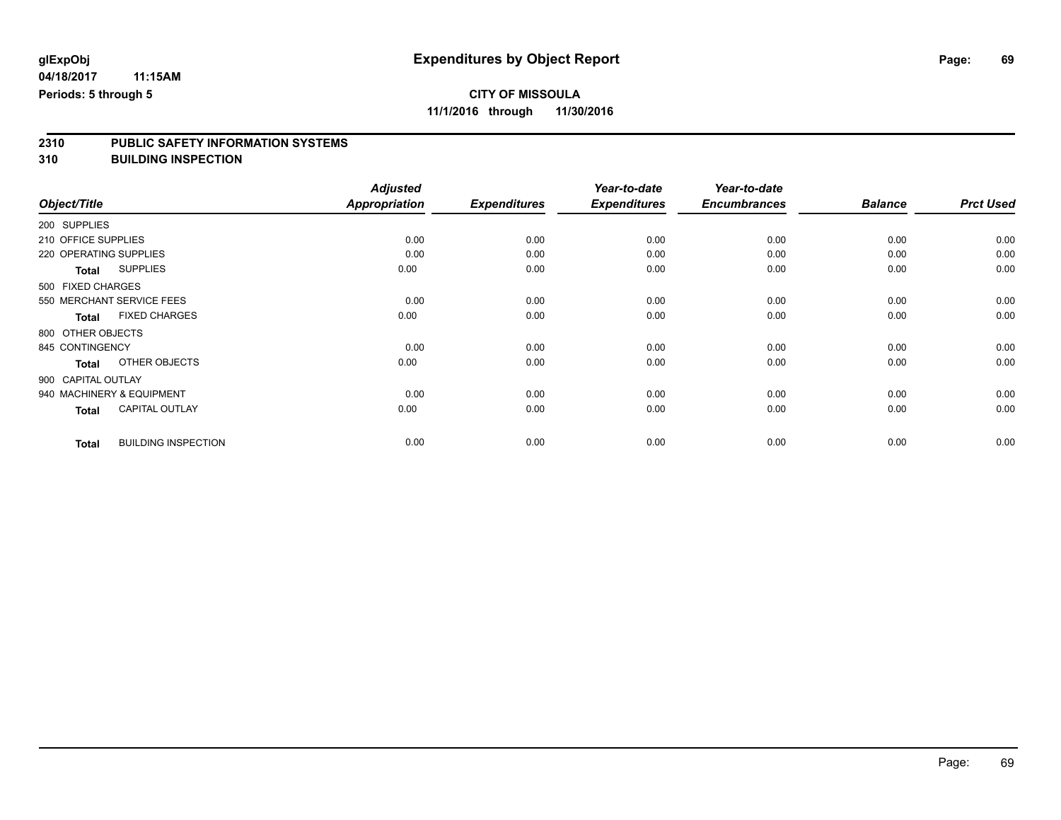**glExpObj** | **Expenditures by Object Report**

**04/18/2017 11:15AM**

**Periods: 5 through 5**

**CITY OF MISSOULA**

**11/1/2016 through 11/30/2016**

## 2310 PUBLIC SAFETY INFORMATION SYSTEMS

## 310 BUILDING INSPECTION

| Object/Title | Adjusted Appropriation | Expenditures | Year-to-date Expenditures | Year-to-date Encumbrances | Balance | Prct Used |
|---|---|---|---|---|---|---|
| 200 SUPPLIES | | | | | | |
| 210 OFFICE SUPPLIES | 0.00 | 0.00 | 0.00 | 0.00 | 0.00 | 0.00 |
| 220 OPERATING SUPPLIES | 0.00 | 0.00 | 0.00 | 0.00 | 0.00 | 0.00 |
| **Total** SUPPLIES | 0.00 | 0.00 | 0.00 | 0.00 | 0.00 | 0.00 |
| 500 FIXED CHARGES | | | | | | |
| 550 MERCHANT SERVICE FEES | 0.00 | 0.00 | 0.00 | 0.00 | 0.00 | 0.00 |
| **Total** FIXED CHARGES | 0.00 | 0.00 | 0.00 | 0.00 | 0.00 | 0.00 |
| 800 OTHER OBJECTS | | | | | | |
| 845 CONTINGENCY | 0.00 | 0.00 | 0.00 | 0.00 | 0.00 | 0.00 |
| **Total** OTHER OBJECTS | 0.00 | 0.00 | 0.00 | 0.00 | 0.00 | 0.00 |
| 900 CAPITAL OUTLAY | | | | | | |
| 940 MACHINERY & EQUIPMENT | 0.00 | 0.00 | 0.00 | 0.00 | 0.00 | 0.00 |
| **Total** CAPITAL OUTLAY | 0.00 | 0.00 | 0.00 | 0.00 | 0.00 | 0.00 |
| **Total** BUILDING INSPECTION | 0.00 | 0.00 | 0.00 | 0.00 | 0.00 | 0.00 |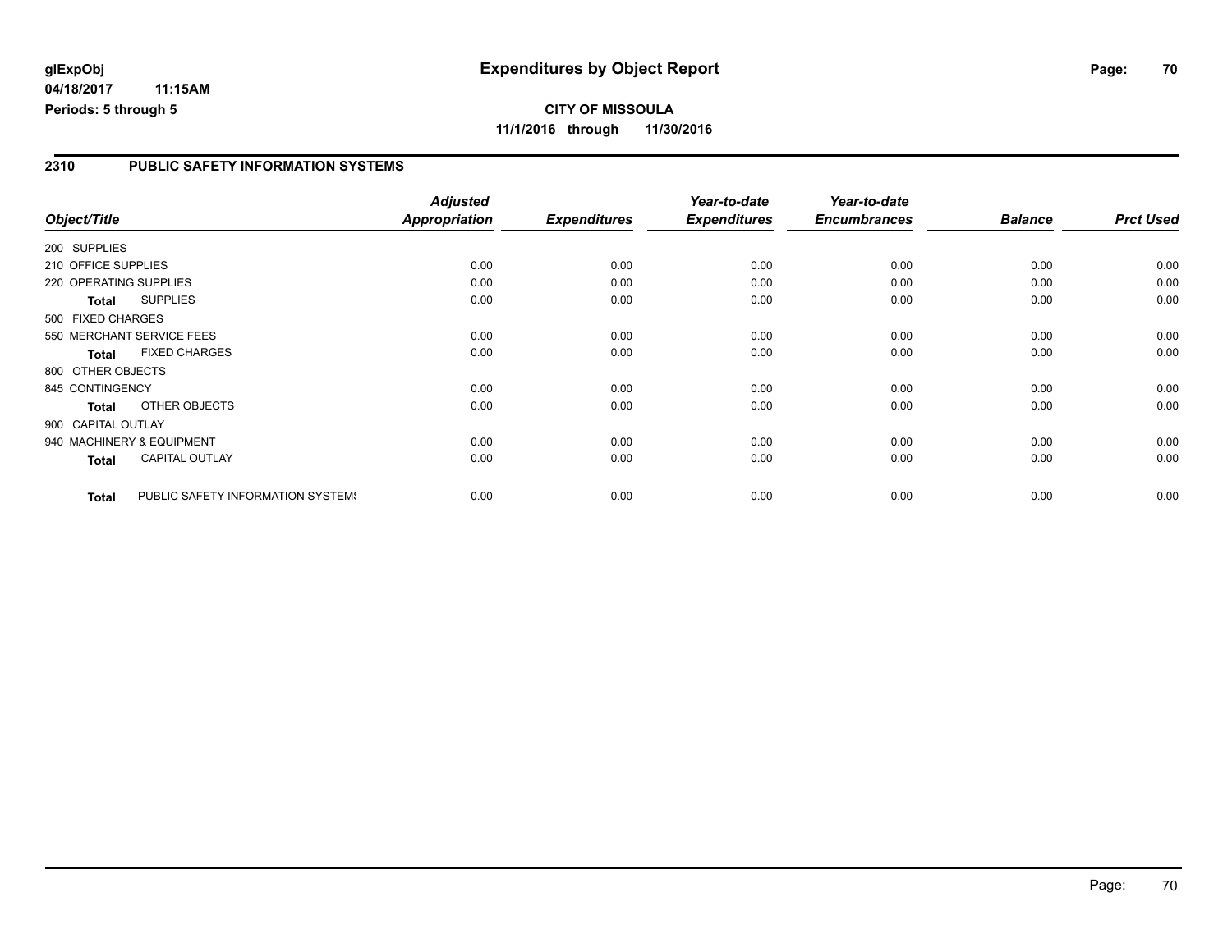**glExpObj**
**04/18/2017 11:15AM**
**Periods: 5 through 5**

# Expenditures by Object Report

**CITY OF MISSOULA**
**11/1/2016 through 11/30/2016**

## 2310 PUBLIC SAFETY INFORMATION SYSTEMS

| Object/Title | Adjusted Appropriation | Expenditures | Year-to-date Expenditures | Year-to-date Encumbrances | Balance | Prct Used |
|---|---|---|---|---|---|---|
| 200 SUPPLIES | | | | | | |
| 210 OFFICE SUPPLIES | 0.00 | 0.00 | 0.00 | 0.00 | 0.00 | 0.00 |
| 220 OPERATING SUPPLIES | 0.00 | 0.00 | 0.00 | 0.00 | 0.00 | 0.00 |
| **Total** SUPPLIES | 0.00 | 0.00 | 0.00 | 0.00 | 0.00 | 0.00 |
| 500 FIXED CHARGES | | | | | | |
| 550 MERCHANT SERVICE FEES | 0.00 | 0.00 | 0.00 | 0.00 | 0.00 | 0.00 |
| **Total** FIXED CHARGES | 0.00 | 0.00 | 0.00 | 0.00 | 0.00 | 0.00 |
| 800 OTHER OBJECTS | | | | | | |
| 845 CONTINGENCY | 0.00 | 0.00 | 0.00 | 0.00 | 0.00 | 0.00 |
| **Total** OTHER OBJECTS | 0.00 | 0.00 | 0.00 | 0.00 | 0.00 | 0.00 |
| 900 CAPITAL OUTLAY | | | | | | |
| 940 MACHINERY & EQUIPMENT | 0.00 | 0.00 | 0.00 | 0.00 | 0.00 | 0.00 |
| **Total** CAPITAL OUTLAY | 0.00 | 0.00 | 0.00 | 0.00 | 0.00 | 0.00 |
| **Total** PUBLIC SAFETY INFORMATION SYSTEMS | 0.00 | 0.00 | 0.00 | 0.00 | 0.00 | 0.00 |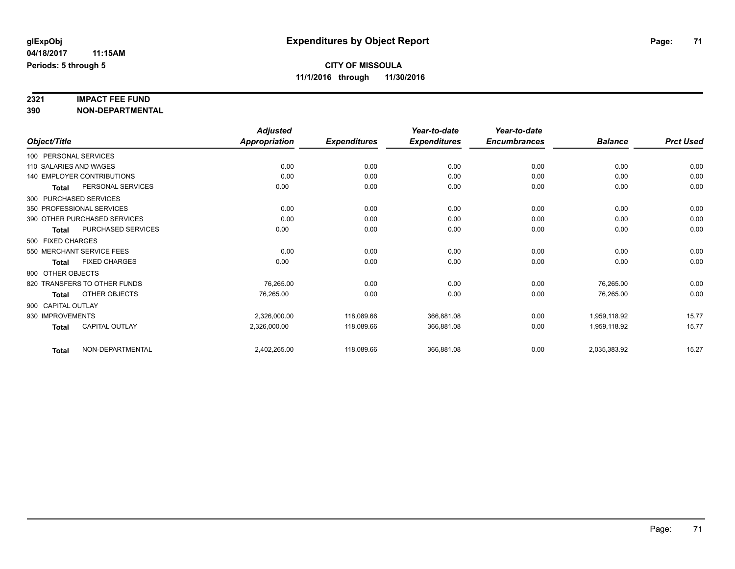# Expenditures by Object Report

glExpObj
04/18/2017 11:15AM
Periods: 5 through 5

**CITY OF MISSOULA**
**11/1/2016 through 11/30/2016**

**2321 IMPACT FEE FUND**
**390 NON-DEPARTMENTAL**

| Object/Title | | Adjusted Appropriation | Expenditures | Year-to-date Expenditures | Year-to-date Encumbrances | Balance | Prct Used |
|---|---|---|---|---|---|---|---|
| 100 PERSONAL SERVICES | | | | | | | |
| 110 SALARIES AND WAGES | | 0.00 | 0.00 | 0.00 | 0.00 | 0.00 | 0.00 |
| 140 EMPLOYER CONTRIBUTIONS | | 0.00 | 0.00 | 0.00 | 0.00 | 0.00 | 0.00 |
| **Total** | PERSONAL SERVICES | 0.00 | 0.00 | 0.00 | 0.00 | 0.00 | 0.00 |
| 300 PURCHASED SERVICES | | | | | | | |
| 350 PROFESSIONAL SERVICES | | 0.00 | 0.00 | 0.00 | 0.00 | 0.00 | 0.00 |
| 390 OTHER PURCHASED SERVICES | | 0.00 | 0.00 | 0.00 | 0.00 | 0.00 | 0.00 |
| **Total** | PURCHASED SERVICES | 0.00 | 0.00 | 0.00 | 0.00 | 0.00 | 0.00 |
| 500 FIXED CHARGES | | | | | | | |
| 550 MERCHANT SERVICE FEES | | 0.00 | 0.00 | 0.00 | 0.00 | 0.00 | 0.00 |
| **Total** | FIXED CHARGES | 0.00 | 0.00 | 0.00 | 0.00 | 0.00 | 0.00 |
| 800 OTHER OBJECTS | | | | | | | |
| 820 TRANSFERS TO OTHER FUNDS | | 76,265.00 | 0.00 | 0.00 | 0.00 | 76,265.00 | 0.00 |
| **Total** | OTHER OBJECTS | 76,265.00 | 0.00 | 0.00 | 0.00 | 76,265.00 | 0.00 |
| 900 CAPITAL OUTLAY | | | | | | | |
| 930 IMPROVEMENTS | | 2,326,000.00 | 118,089.66 | 366,881.08 | 0.00 | 1,959,118.92 | 15.77 |
| **Total** | CAPITAL OUTLAY | 2,326,000.00 | 118,089.66 | 366,881.08 | 0.00 | 1,959,118.92 | 15.77 |
| **Total** | NON-DEPARTMENTAL | 2,402,265.00 | 118,089.66 | 366,881.08 | 0.00 | 2,035,383.92 | 15.27 |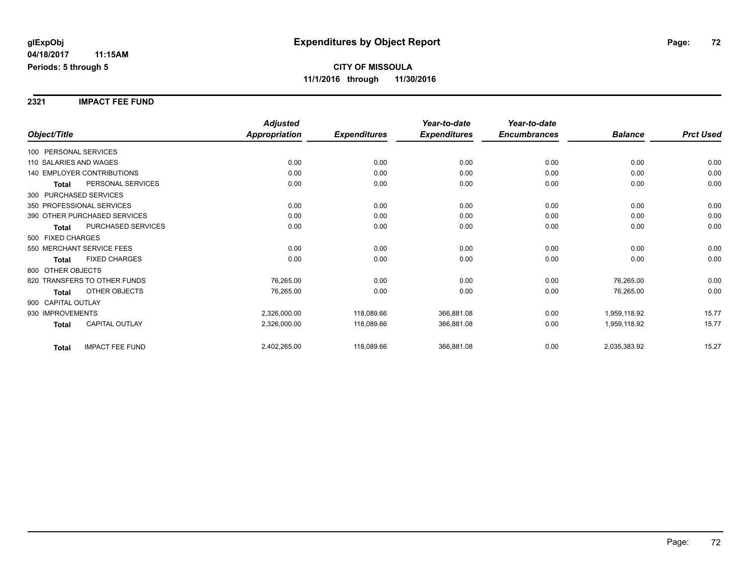glExpObj
04/18/2017 11:15AM
Periods: 5 through 5

# Expenditures by Object Report

**CITY OF MISSOULA**
**11/1/2016 through 11/30/2016**

## 2321 IMPACT FEE FUND

| Object/Title | | Adjusted Appropriation | Expenditures | Year-to-date Expenditures | Year-to-date Encumbrances | Balance | Prct Used |
|---|---|---|---|---|---|---|---|
| 100 PERSONAL SERVICES | | | | | | | |
| 110 SALARIES AND WAGES | | 0.00 | 0.00 | 0.00 | 0.00 | 0.00 | 0.00 |
| 140 EMPLOYER CONTRIBUTIONS | | 0.00 | 0.00 | 0.00 | 0.00 | 0.00 | 0.00 |
| Total | PERSONAL SERVICES | 0.00 | 0.00 | 0.00 | 0.00 | 0.00 | 0.00 |
| 300 PURCHASED SERVICES | | | | | | | |
| 350 PROFESSIONAL SERVICES | | 0.00 | 0.00 | 0.00 | 0.00 | 0.00 | 0.00 |
| 390 OTHER PURCHASED SERVICES | | 0.00 | 0.00 | 0.00 | 0.00 | 0.00 | 0.00 |
| Total | PURCHASED SERVICES | 0.00 | 0.00 | 0.00 | 0.00 | 0.00 | 0.00 |
| 500 FIXED CHARGES | | | | | | | |
| 550 MERCHANT SERVICE FEES | | 0.00 | 0.00 | 0.00 | 0.00 | 0.00 | 0.00 |
| Total | FIXED CHARGES | 0.00 | 0.00 | 0.00 | 0.00 | 0.00 | 0.00 |
| 800 OTHER OBJECTS | | | | | | | |
| 820 TRANSFERS TO OTHER FUNDS | | 76,265.00 | 0.00 | 0.00 | 0.00 | 76,265.00 | 0.00 |
| Total | OTHER OBJECTS | 76,265.00 | 0.00 | 0.00 | 0.00 | 76,265.00 | 0.00 |
| 900 CAPITAL OUTLAY | | | | | | | |
| 930 IMPROVEMENTS | | 2,326,000.00 | 118,089.66 | 366,881.08 | 0.00 | 1,959,118.92 | 15.77 |
| Total | CAPITAL OUTLAY | 2,326,000.00 | 118,089.66 | 366,881.08 | 0.00 | 1,959,118.92 | 15.77 |
| Total | IMPACT FEE FUND | 2,402,265.00 | 118,089.66 | 366,881.08 | 0.00 | 2,035,383.92 | 15.27 |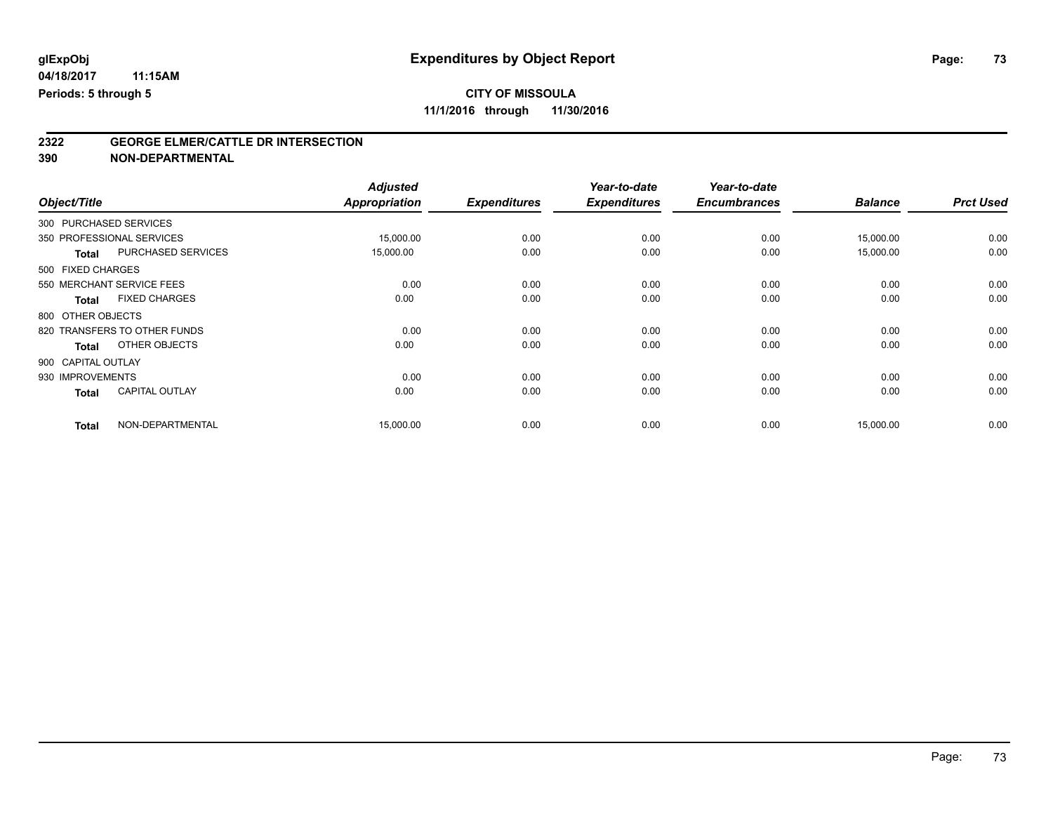**glExpObj** **Expenditures by Object Report**

**04/18/2017 11:15AM**

**Periods: 5 through 5**

**CITY OF MISSOULA**

**11/1/2016 through 11/30/2016**

## 2322 GEORGE ELMER/CATTLE DR INTERSECTION

## 390 NON-DEPARTMENTAL

| Object/Title | | Adjusted Appropriation | Expenditures | Year-to-date Expenditures | Year-to-date Encumbrances | Balance | Prct Used |
|---|---|---|---|---|---|---|---|
| 300 PURCHASED SERVICES | | | | | | | |
| 350 PROFESSIONAL SERVICES | | 15,000.00 | 0.00 | 0.00 | 0.00 | 15,000.00 | 0.00 |
| **Total** | PURCHASED SERVICES | 15,000.00 | 0.00 | 0.00 | 0.00 | 15,000.00 | 0.00 |
| 500 FIXED CHARGES | | | | | | | |
| 550 MERCHANT SERVICE FEES | | 0.00 | 0.00 | 0.00 | 0.00 | 0.00 | 0.00 |
| **Total** | FIXED CHARGES | 0.00 | 0.00 | 0.00 | 0.00 | 0.00 | 0.00 |
| 800 OTHER OBJECTS | | | | | | | |
| 820 TRANSFERS TO OTHER FUNDS | | 0.00 | 0.00 | 0.00 | 0.00 | 0.00 | 0.00 |
| **Total** | OTHER OBJECTS | 0.00 | 0.00 | 0.00 | 0.00 | 0.00 | 0.00 |
| 900 CAPITAL OUTLAY | | | | | | | |
| 930 IMPROVEMENTS | | 0.00 | 0.00 | 0.00 | 0.00 | 0.00 | 0.00 |
| **Total** | CAPITAL OUTLAY | 0.00 | 0.00 | 0.00 | 0.00 | 0.00 | 0.00 |
| **Total** | NON-DEPARTMENTAL | 15,000.00 | 0.00 | 0.00 | 0.00 | 15,000.00 | 0.00 |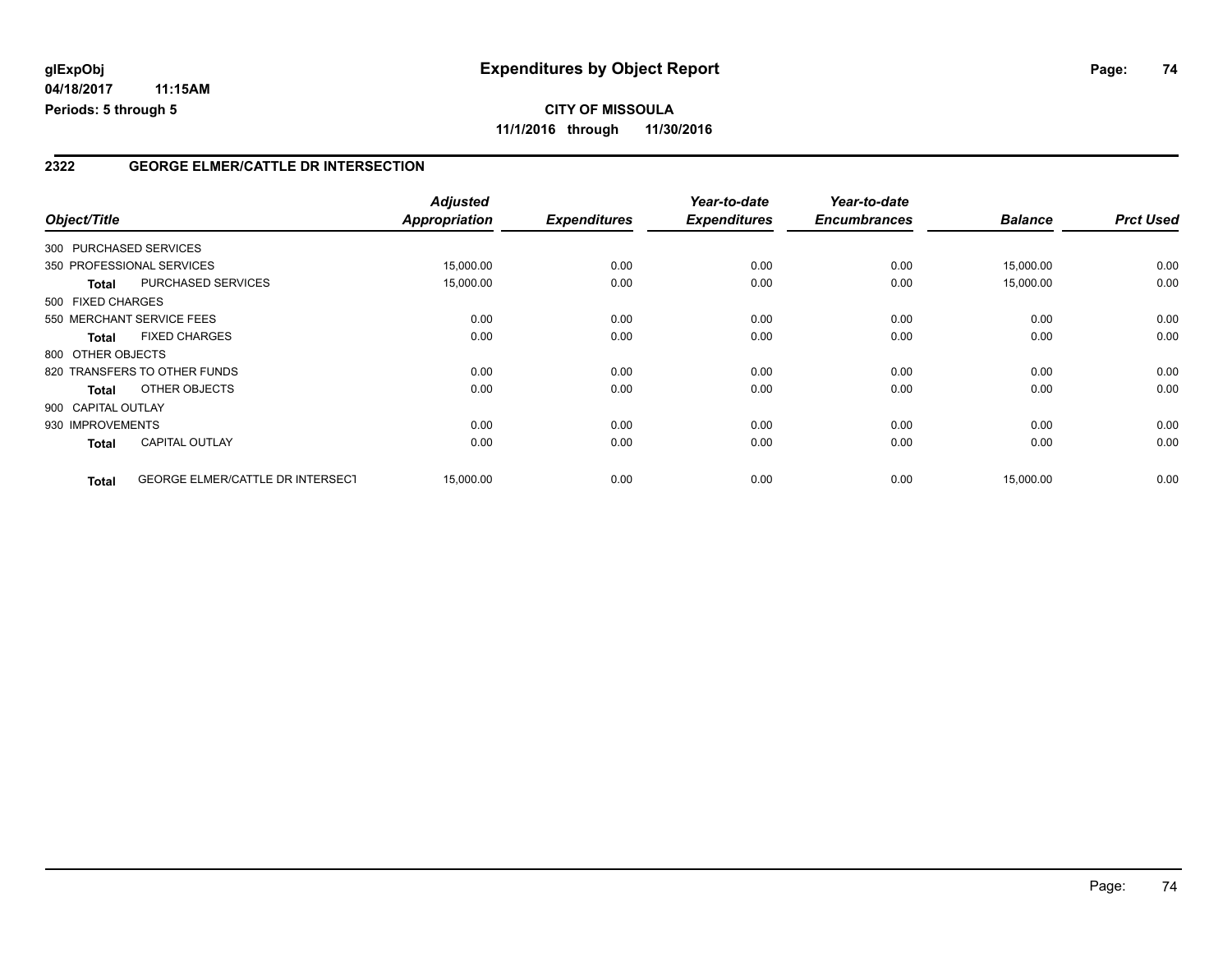**glExpObj**
**04/18/2017 11:15AM**
**Periods: 5 through 5**

# Expenditures by Object Report

**CITY OF MISSOULA**
**11/1/2016 through 11/30/2016**

## 2322 GEORGE ELMER/CATTLE DR INTERSECTION

| Object/Title | | Adjusted Appropriation | Expenditures | Year-to-date Expenditures | Year-to-date Encumbrances | Balance | Prct Used |
|---|---|---|---|---|---|---|---|
| 300 PURCHASED SERVICES | | | | | | | |
| 350 PROFESSIONAL SERVICES | | 15,000.00 | 0.00 | 0.00 | 0.00 | 15,000.00 | 0.00 |
| **Total** | PURCHASED SERVICES | 15,000.00 | 0.00 | 0.00 | 0.00 | 15,000.00 | 0.00 |
| 500 FIXED CHARGES | | | | | | | |
| 550 MERCHANT SERVICE FEES | | 0.00 | 0.00 | 0.00 | 0.00 | 0.00 | 0.00 |
| **Total** | FIXED CHARGES | 0.00 | 0.00 | 0.00 | 0.00 | 0.00 | 0.00 |
| 800 OTHER OBJECTS | | | | | | | |
| 820 TRANSFERS TO OTHER FUNDS | | 0.00 | 0.00 | 0.00 | 0.00 | 0.00 | 0.00 |
| **Total** | OTHER OBJECTS | 0.00 | 0.00 | 0.00 | 0.00 | 0.00 | 0.00 |
| 900 CAPITAL OUTLAY | | | | | | | |
| 930 IMPROVEMENTS | | 0.00 | 0.00 | 0.00 | 0.00 | 0.00 | 0.00 |
| **Total** | CAPITAL OUTLAY | 0.00 | 0.00 | 0.00 | 0.00 | 0.00 | 0.00 |
| **Total** | GEORGE ELMER/CATTLE DR INTERSECT | 15,000.00 | 0.00 | 0.00 | 0.00 | 15,000.00 | 0.00 |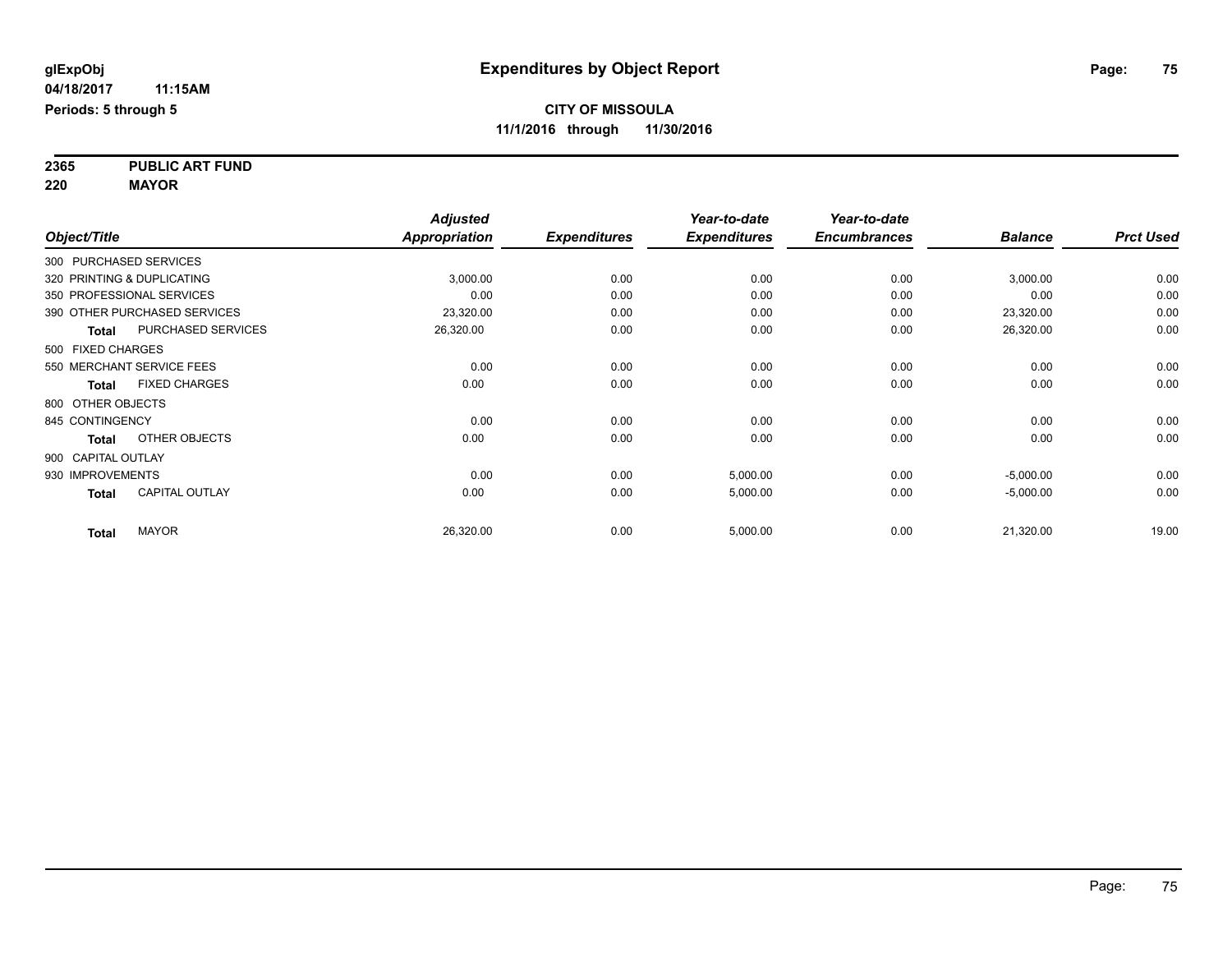**glExpObj** **Expenditures by Object Report**

**04/18/2017 11:15AM**

**Periods: 5 through 5**

**CITY OF MISSOULA**

**11/1/2016 through 11/30/2016**

**2365 PUBLIC ART FUND**

**220 MAYOR**

| Object/Title | | Adjusted Appropriation | Expenditures | Year-to-date Expenditures | Year-to-date Encumbrances | Balance | Prct Used |
|---|---|---|---|---|---|---|---|
| 300 PURCHASED SERVICES | | | | | | | |
| 320 PRINTING & DUPLICATING | | 3,000.00 | 0.00 | 0.00 | 0.00 | 3,000.00 | 0.00 |
| 350 PROFESSIONAL SERVICES | | 0.00 | 0.00 | 0.00 | 0.00 | 0.00 | 0.00 |
| 390 OTHER PURCHASED SERVICES | | 23,320.00 | 0.00 | 0.00 | 0.00 | 23,320.00 | 0.00 |
| **Total** | PURCHASED SERVICES | 26,320.00 | 0.00 | 0.00 | 0.00 | 26,320.00 | 0.00 |
| 500 FIXED CHARGES | | | | | | | |
| 550 MERCHANT SERVICE FEES | | 0.00 | 0.00 | 0.00 | 0.00 | 0.00 | 0.00 |
| **Total** | FIXED CHARGES | 0.00 | 0.00 | 0.00 | 0.00 | 0.00 | 0.00 |
| 800 OTHER OBJECTS | | | | | | | |
| 845 CONTINGENCY | | 0.00 | 0.00 | 0.00 | 0.00 | 0.00 | 0.00 |
| **Total** | OTHER OBJECTS | 0.00 | 0.00 | 0.00 | 0.00 | 0.00 | 0.00 |
| 900 CAPITAL OUTLAY | | | | | | | |
| 930 IMPROVEMENTS | | 0.00 | 0.00 | 5,000.00 | 0.00 | -5,000.00 | 0.00 |
| **Total** | CAPITAL OUTLAY | 0.00 | 0.00 | 5,000.00 | 0.00 | -5,000.00 | 0.00 |
| **Total** | MAYOR | 26,320.00 | 0.00 | 5,000.00 | 0.00 | 21,320.00 | 19.00 |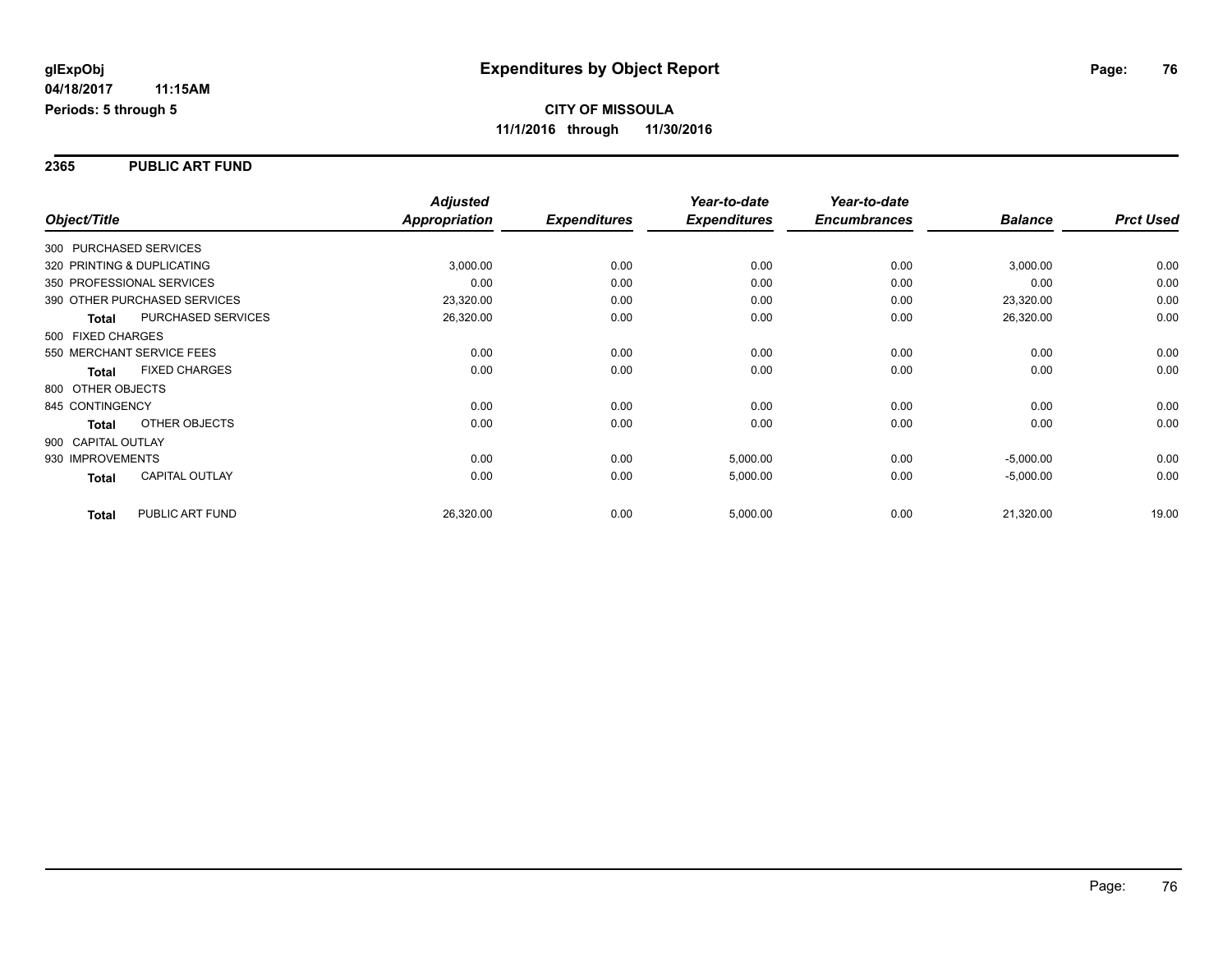**glExpObj** 

**04/18/2017 11:15AM**

**Periods: 5 through 5**

# Expenditures by Object Report

**CITY OF MISSOULA**

**11/1/2016 through 11/30/2016**

## 2365 PUBLIC ART FUND

| Object/Title | | Adjusted Appropriation | Expenditures | Year-to-date Expenditures | Year-to-date Encumbrances | Balance | Prct Used |
|---|---|---|---|---|---|---|---|
| 300 PURCHASED SERVICES | | | | | | | |
| 320 PRINTING & DUPLICATING | | 3,000.00 | 0.00 | 0.00 | 0.00 | 3,000.00 | 0.00 |
| 350 PROFESSIONAL SERVICES | | 0.00 | 0.00 | 0.00 | 0.00 | 0.00 | 0.00 |
| 390 OTHER PURCHASED SERVICES | | 23,320.00 | 0.00 | 0.00 | 0.00 | 23,320.00 | 0.00 |
| **Total** | PURCHASED SERVICES | 26,320.00 | 0.00 | 0.00 | 0.00 | 26,320.00 | 0.00 |
| 500 FIXED CHARGES | | | | | | | |
| 550 MERCHANT SERVICE FEES | | 0.00 | 0.00 | 0.00 | 0.00 | 0.00 | 0.00 |
| **Total** | FIXED CHARGES | 0.00 | 0.00 | 0.00 | 0.00 | 0.00 | 0.00 |
| 800 OTHER OBJECTS | | | | | | | |
| 845 CONTINGENCY | | 0.00 | 0.00 | 0.00 | 0.00 | 0.00 | 0.00 |
| **Total** | OTHER OBJECTS | 0.00 | 0.00 | 0.00 | 0.00 | 0.00 | 0.00 |
| 900 CAPITAL OUTLAY | | | | | | | |
| 930 IMPROVEMENTS | | 0.00 | 0.00 | 5,000.00 | 0.00 | -5,000.00 | 0.00 |
| **Total** | CAPITAL OUTLAY | 0.00 | 0.00 | 5,000.00 | 0.00 | -5,000.00 | 0.00 |
| **Total** | PUBLIC ART FUND | 26,320.00 | 0.00 | 5,000.00 | 0.00 | 21,320.00 | 19.00 |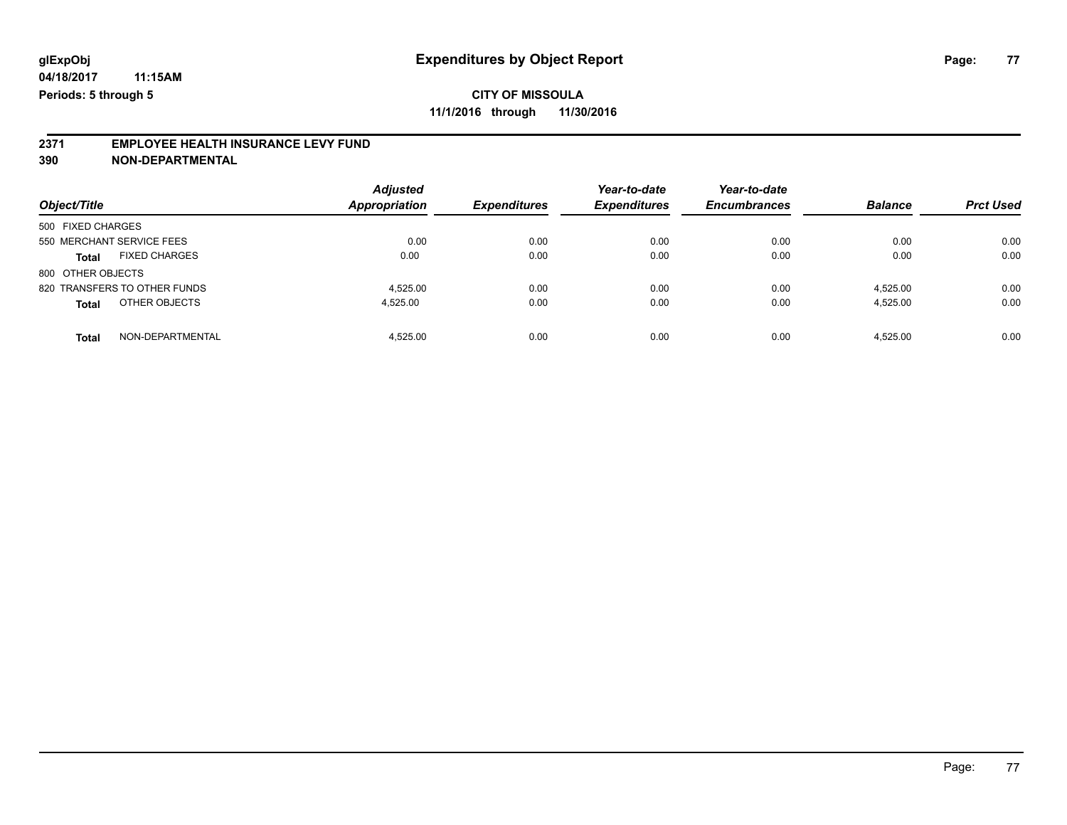glExpObj
04/18/2017 11:15AM
Periods: 5 through 5

# Expenditures by Object Report

**CITY OF MISSOULA**
**11/1/2016 through 11/30/2016**

**2371 EMPLOYEE HEALTH INSURANCE LEVY FUND**
**390 NON-DEPARTMENTAL**

| Object/Title | | Adjusted Appropriation | Expenditures | Year-to-date Expenditures | Year-to-date Encumbrances | Balance | Prct Used |
|---|---|---|---|---|---|---|---|
| 500 FIXED CHARGES | | | | | | | |
| 550 MERCHANT SERVICE FEES | | 0.00 | 0.00 | 0.00 | 0.00 | 0.00 | 0.00 |
| **Total** | FIXED CHARGES | 0.00 | 0.00 | 0.00 | 0.00 | 0.00 | 0.00 |
| 800 OTHER OBJECTS | | | | | | | |
| 820 TRANSFERS TO OTHER FUNDS | | 4,525.00 | 0.00 | 0.00 | 0.00 | 4,525.00 | 0.00 |
| **Total** | OTHER OBJECTS | 4,525.00 | 0.00 | 0.00 | 0.00 | 4,525.00 | 0.00 |
| **Total** | NON-DEPARTMENTAL | 4,525.00 | 0.00 | 0.00 | 0.00 | 4,525.00 | 0.00 |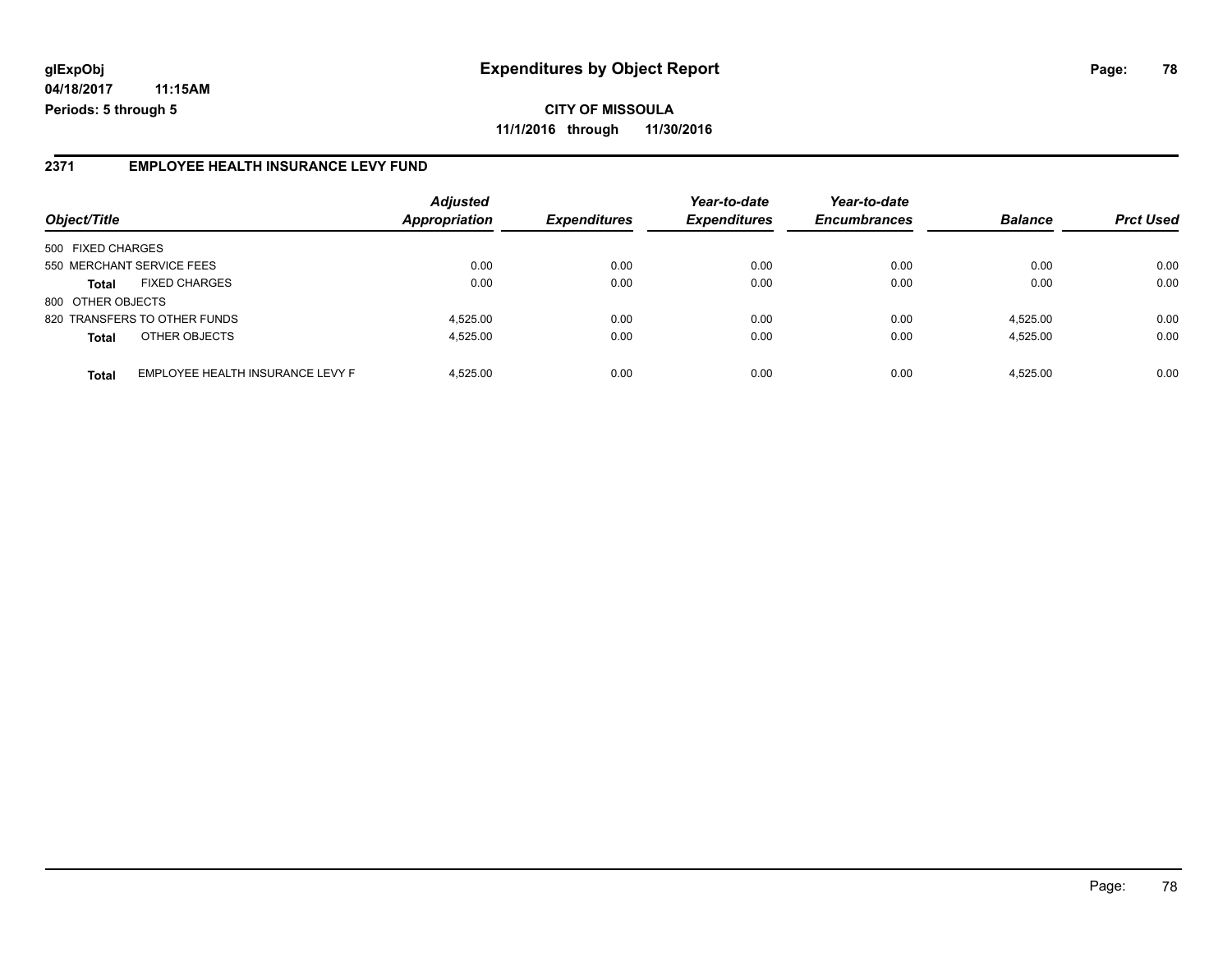**glExpObj**
**04/18/2017 11:15AM**
**Periods: 5 through 5**

# Expenditures by Object Report

**CITY OF MISSOULA**
**11/1/2016 through 11/30/2016**

## 2371 EMPLOYEE HEALTH INSURANCE LEVY FUND

| Object/Title | | *Adjusted Appropriation* | *Expenditures* | *Year-to-date Expenditures* | *Year-to-date Encumbrances* | *Balance* | *Prct Used* |
|---|---|---|---|---|---|---|---|
| 500 FIXED CHARGES | | | | | | | |
| 550 MERCHANT SERVICE FEES | | 0.00 | 0.00 | 0.00 | 0.00 | 0.00 | 0.00 |
| **Total** | FIXED CHARGES | 0.00 | 0.00 | 0.00 | 0.00 | 0.00 | 0.00 |
| 800 OTHER OBJECTS | | | | | | | |
| 820 TRANSFERS TO OTHER FUNDS | | 4,525.00 | 0.00 | 0.00 | 0.00 | 4,525.00 | 0.00 |
| **Total** | OTHER OBJECTS | 4,525.00 | 0.00 | 0.00 | 0.00 | 4,525.00 | 0.00 |
| **Total** | EMPLOYEE HEALTH INSURANCE LEVY F | 4,525.00 | 0.00 | 0.00 | 0.00 | 4,525.00 | 0.00 |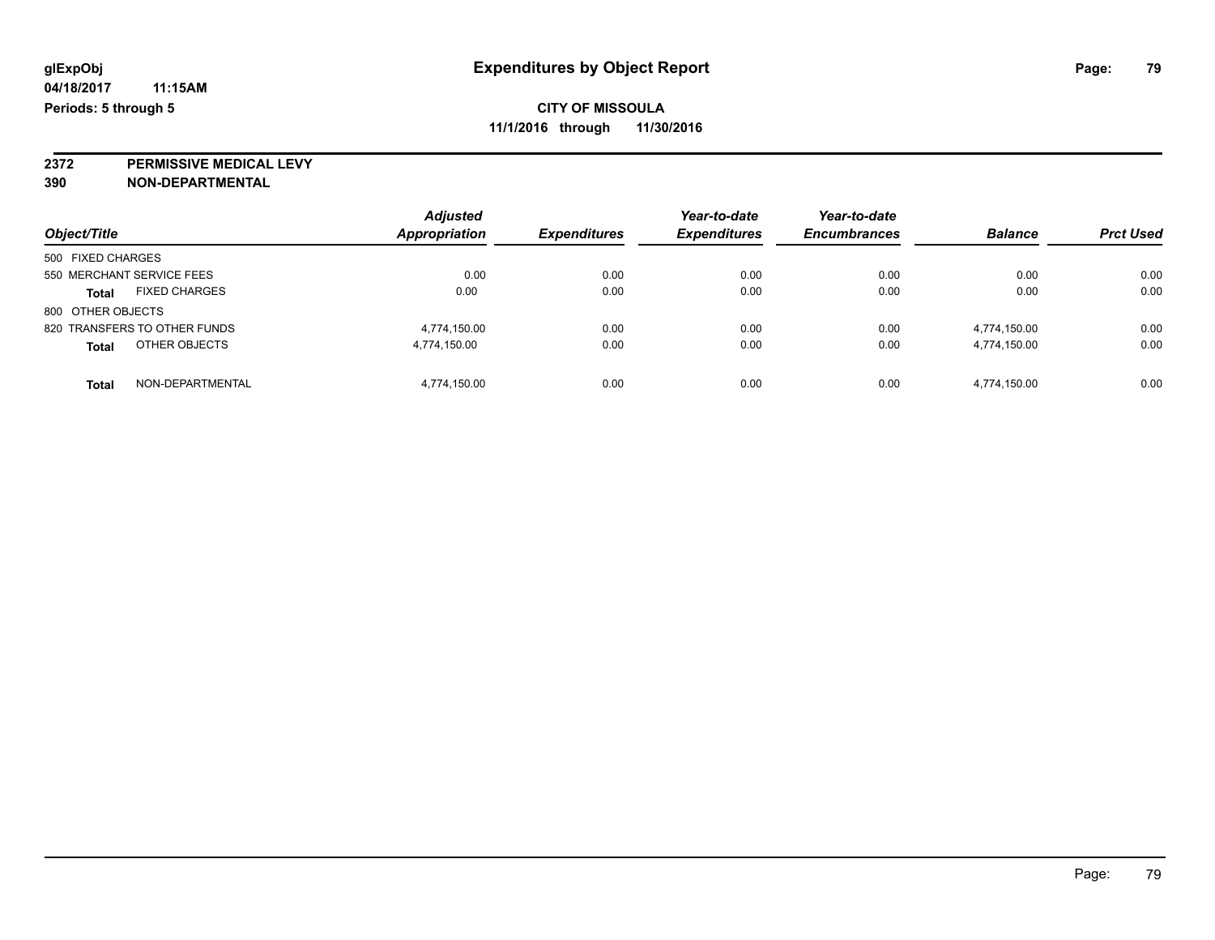**glExpObj** **Expenditures by Object Report**

**04/18/2017 11:15AM**

**Periods: 5 through 5**

**CITY OF MISSOULA**

**11/1/2016 through 11/30/2016**

**2372 PERMISSIVE MEDICAL LEVY**

**390 NON-DEPARTMENTAL**

| Object/Title | Adjusted Appropriation | Expenditures | Year-to-date Expenditures | Year-to-date Encumbrances | Balance | Prct Used |
|---|---|---|---|---|---|---|
| 500 FIXED CHARGES | | | | | | |
| 550 MERCHANT SERVICE FEES | 0.00 | 0.00 | 0.00 | 0.00 | 0.00 | 0.00 |
| **Total** FIXED CHARGES | 0.00 | 0.00 | 0.00 | 0.00 | 0.00 | 0.00 |
| 800 OTHER OBJECTS | | | | | | |
| 820 TRANSFERS TO OTHER FUNDS | 4,774,150.00 | 0.00 | 0.00 | 0.00 | 4,774,150.00 | 0.00 |
| **Total** OTHER OBJECTS | 4,774,150.00 | 0.00 | 0.00 | 0.00 | 4,774,150.00 | 0.00 |
| **Total** NON-DEPARTMENTAL | 4,774,150.00 | 0.00 | 0.00 | 0.00 | 4,774,150.00 | 0.00 |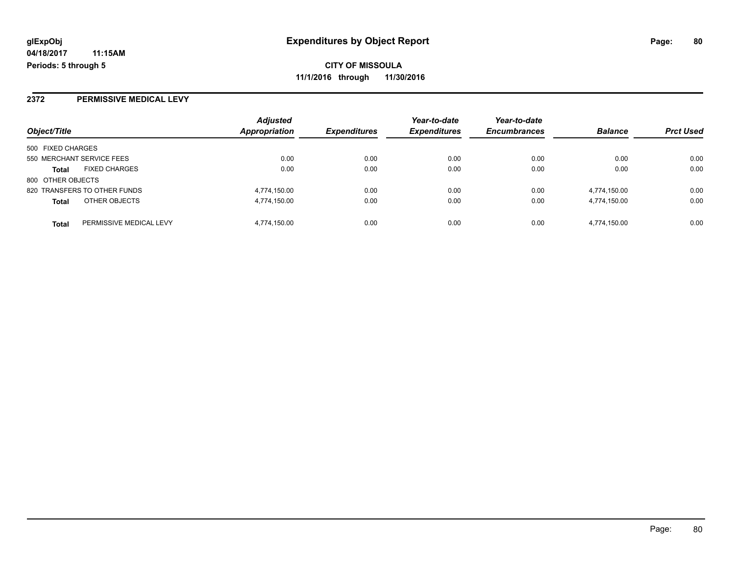**glExpObj** **Expenditures by Object Report**

**04/18/2017 11:15AM**

**Periods: 5 through 5**

**CITY OF MISSOULA**

**11/1/2016 through 11/30/2016**

## 2372 PERMISSIVE MEDICAL LEVY

| Object/Title | | Adjusted Appropriation | Expenditures | Year-to-date Expenditures | Year-to-date Encumbrances | Balance | Prct Used |
|---|---|---|---|---|---|---|---|
| 500 FIXED CHARGES | | | | | | | |
| 550 MERCHANT SERVICE FEES | | 0.00 | 0.00 | 0.00 | 0.00 | 0.00 | 0.00 |
| **Total** | FIXED CHARGES | 0.00 | 0.00 | 0.00 | 0.00 | 0.00 | 0.00 |
| 800 OTHER OBJECTS | | | | | | | |
| 820 TRANSFERS TO OTHER FUNDS | | 4,774,150.00 | 0.00 | 0.00 | 0.00 | 4,774,150.00 | 0.00 |
| **Total** | OTHER OBJECTS | 4,774,150.00 | 0.00 | 0.00 | 0.00 | 4,774,150.00 | 0.00 |
| **Total** | PERMISSIVE MEDICAL LEVY | 4,774,150.00 | 0.00 | 0.00 | 0.00 | 4,774,150.00 | 0.00 |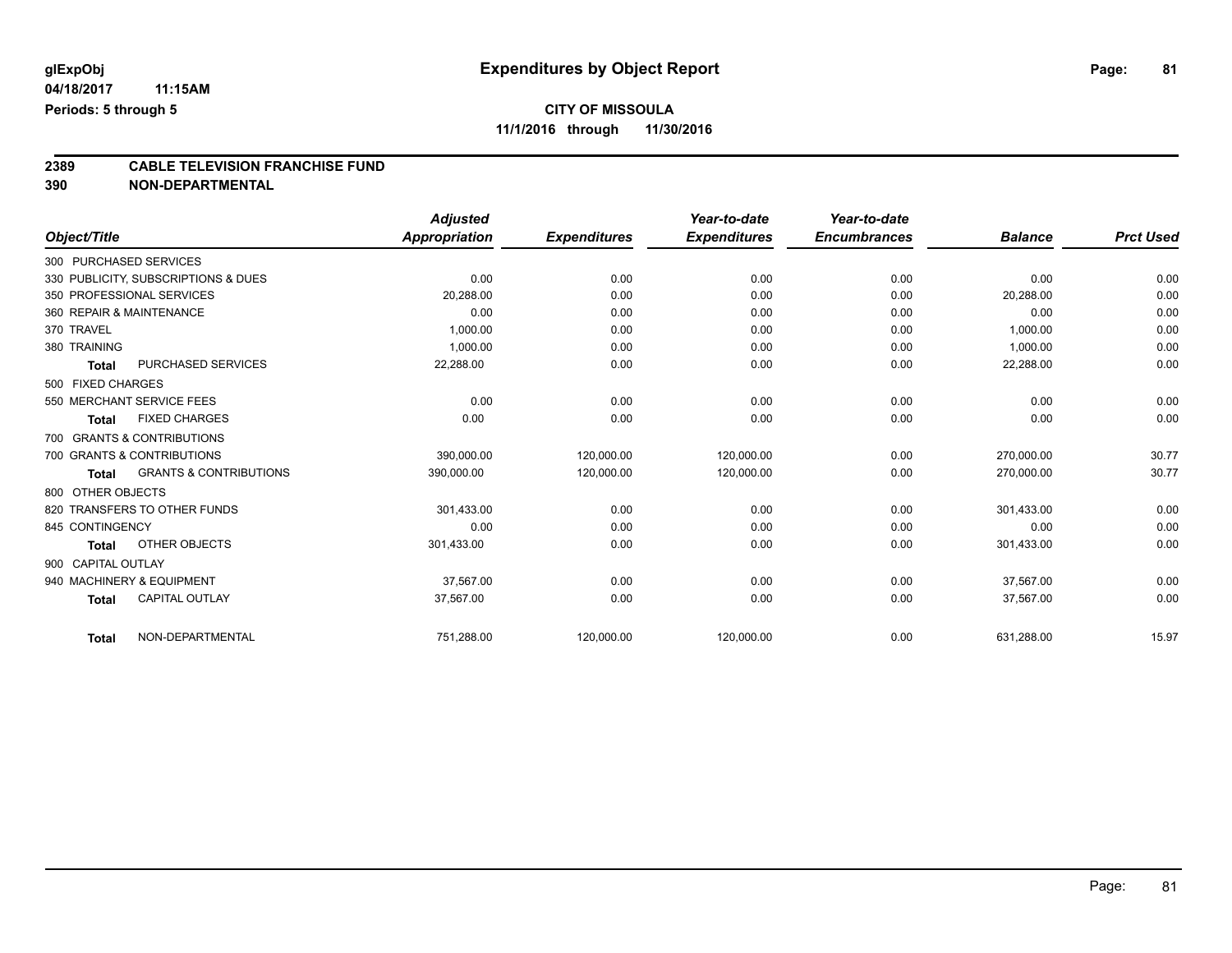**glExpObj** **Expenditures by Object Report**

**04/18/2017 11:15AM**

**Periods: 5 through 5**

**CITY OF MISSOULA**

**11/1/2016 through 11/30/2016**

## 2389 CABLE TELEVISION FRANCHISE FUND
## 390 NON-DEPARTMENTAL

| Object/Title | Adjusted Appropriation | Expenditures | Year-to-date Expenditures | Year-to-date Encumbrances | Balance | Prct Used |
|---|---|---|---|---|---|---|
| 300 PURCHASED SERVICES | | | | | | |
| 330 PUBLICITY, SUBSCRIPTIONS & DUES | 0.00 | 0.00 | 0.00 | 0.00 | 0.00 | 0.00 |
| 350 PROFESSIONAL SERVICES | 20,288.00 | 0.00 | 0.00 | 0.00 | 20,288.00 | 0.00 |
| 360 REPAIR & MAINTENANCE | 0.00 | 0.00 | 0.00 | 0.00 | 0.00 | 0.00 |
| 370 TRAVEL | 1,000.00 | 0.00 | 0.00 | 0.00 | 1,000.00 | 0.00 |
| 380 TRAINING | 1,000.00 | 0.00 | 0.00 | 0.00 | 1,000.00 | 0.00 |
| **Total** PURCHASED SERVICES | 22,288.00 | 0.00 | 0.00 | 0.00 | 22,288.00 | 0.00 |
| 500 FIXED CHARGES | | | | | | |
| 550 MERCHANT SERVICE FEES | 0.00 | 0.00 | 0.00 | 0.00 | 0.00 | 0.00 |
| **Total** FIXED CHARGES | 0.00 | 0.00 | 0.00 | 0.00 | 0.00 | 0.00 |
| 700 GRANTS & CONTRIBUTIONS | | | | | | |
| 700 GRANTS & CONTRIBUTIONS | 390,000.00 | 120,000.00 | 120,000.00 | 0.00 | 270,000.00 | 30.77 |
| **Total** GRANTS & CONTRIBUTIONS | 390,000.00 | 120,000.00 | 120,000.00 | 0.00 | 270,000.00 | 30.77 |
| 800 OTHER OBJECTS | | | | | | |
| 820 TRANSFERS TO OTHER FUNDS | 301,433.00 | 0.00 | 0.00 | 0.00 | 301,433.00 | 0.00 |
| 845 CONTINGENCY | 0.00 | 0.00 | 0.00 | 0.00 | 0.00 | 0.00 |
| **Total** OTHER OBJECTS | 301,433.00 | 0.00 | 0.00 | 0.00 | 301,433.00 | 0.00 |
| 900 CAPITAL OUTLAY | | | | | | |
| 940 MACHINERY & EQUIPMENT | 37,567.00 | 0.00 | 0.00 | 0.00 | 37,567.00 | 0.00 |
| **Total** CAPITAL OUTLAY | 37,567.00 | 0.00 | 0.00 | 0.00 | 37,567.00 | 0.00 |
| **Total** NON-DEPARTMENTAL | 751,288.00 | 120,000.00 | 120,000.00 | 0.00 | 631,288.00 | 15.97 |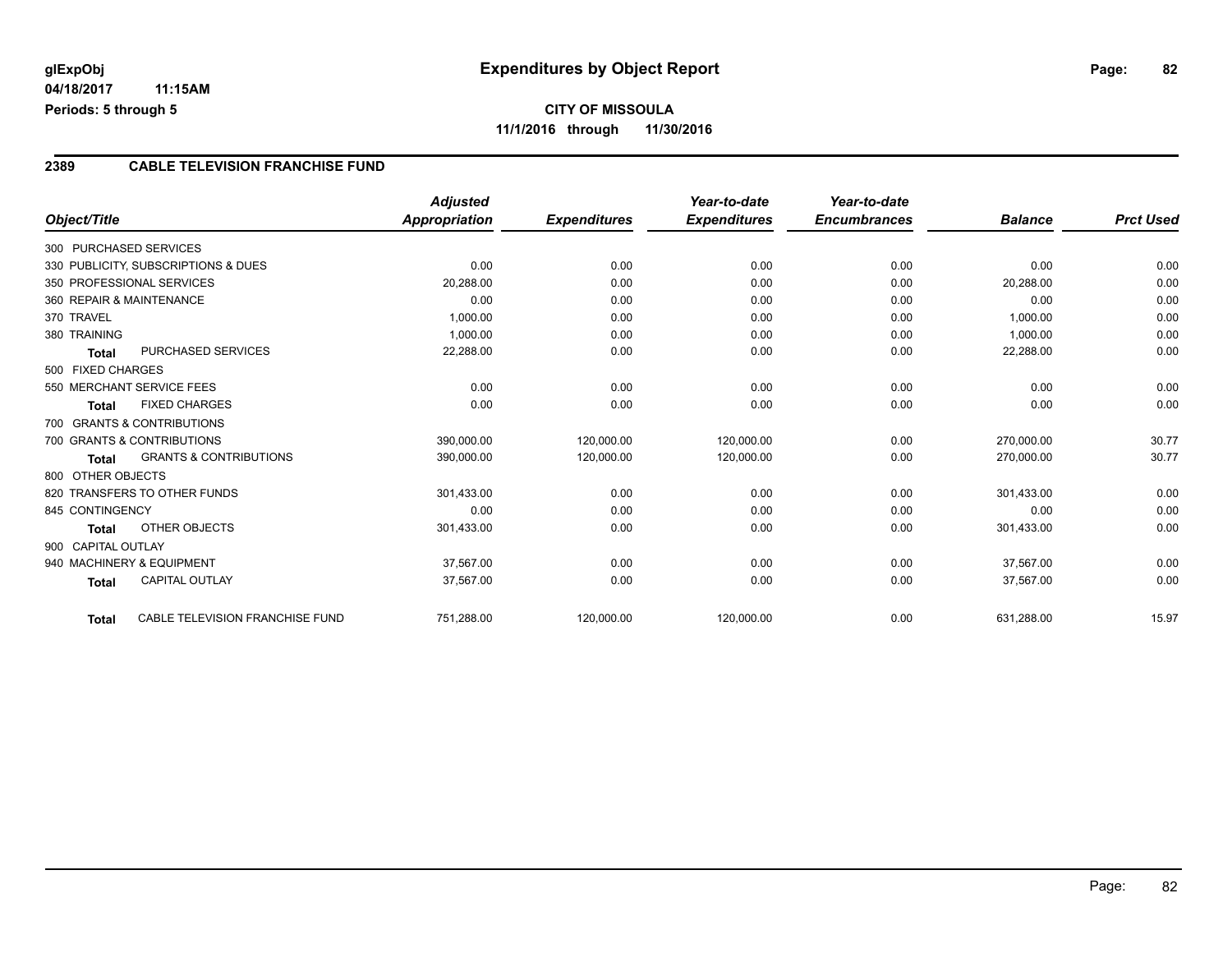**glExpObj**
**04/18/2017 11:15AM**
**Periods: 5 through 5**

# Expenditures by Object Report

**CITY OF MISSOULA**
**11/1/2016 through 11/30/2016**

## 2389 CABLE TELEVISION FRANCHISE FUND

| Object/Title | | Adjusted Appropriation | Expenditures | Year-to-date Expenditures | Year-to-date Encumbrances | Balance | Prct Used |
|---|---|---|---|---|---|---|---|
| 300 PURCHASED SERVICES | | | | | | | |
| 330 PUBLICITY, SUBSCRIPTIONS & DUES | | 0.00 | 0.00 | 0.00 | 0.00 | 0.00 | 0.00 |
| 350 PROFESSIONAL SERVICES | | 20,288.00 | 0.00 | 0.00 | 0.00 | 20,288.00 | 0.00 |
| 360 REPAIR & MAINTENANCE | | 0.00 | 0.00 | 0.00 | 0.00 | 0.00 | 0.00 |
| 370 TRAVEL | | 1,000.00 | 0.00 | 0.00 | 0.00 | 1,000.00 | 0.00 |
| 380 TRAINING | | 1,000.00 | 0.00 | 0.00 | 0.00 | 1,000.00 | 0.00 |
| **Total** | PURCHASED SERVICES | 22,288.00 | 0.00 | 0.00 | 0.00 | 22,288.00 | 0.00 |
| 500 FIXED CHARGES | | | | | | | |
| 550 MERCHANT SERVICE FEES | | 0.00 | 0.00 | 0.00 | 0.00 | 0.00 | 0.00 |
| **Total** | FIXED CHARGES | 0.00 | 0.00 | 0.00 | 0.00 | 0.00 | 0.00 |
| 700 GRANTS & CONTRIBUTIONS | | | | | | | |
| 700 GRANTS & CONTRIBUTIONS | | 390,000.00 | 120,000.00 | 120,000.00 | 0.00 | 270,000.00 | 30.77 |
| **Total** | GRANTS & CONTRIBUTIONS | 390,000.00 | 120,000.00 | 120,000.00 | 0.00 | 270,000.00 | 30.77 |
| 800 OTHER OBJECTS | | | | | | | |
| 820 TRANSFERS TO OTHER FUNDS | | 301,433.00 | 0.00 | 0.00 | 0.00 | 301,433.00 | 0.00 |
| 845 CONTINGENCY | | 0.00 | 0.00 | 0.00 | 0.00 | 0.00 | 0.00 |
| **Total** | OTHER OBJECTS | 301,433.00 | 0.00 | 0.00 | 0.00 | 301,433.00 | 0.00 |
| 900 CAPITAL OUTLAY | | | | | | | |
| 940 MACHINERY & EQUIPMENT | | 37,567.00 | 0.00 | 0.00 | 0.00 | 37,567.00 | 0.00 |
| **Total** | CAPITAL OUTLAY | 37,567.00 | 0.00 | 0.00 | 0.00 | 37,567.00 | 0.00 |
| **Total** | CABLE TELEVISION FRANCHISE FUND | 751,288.00 | 120,000.00 | 120,000.00 | 0.00 | 631,288.00 | 15.97 |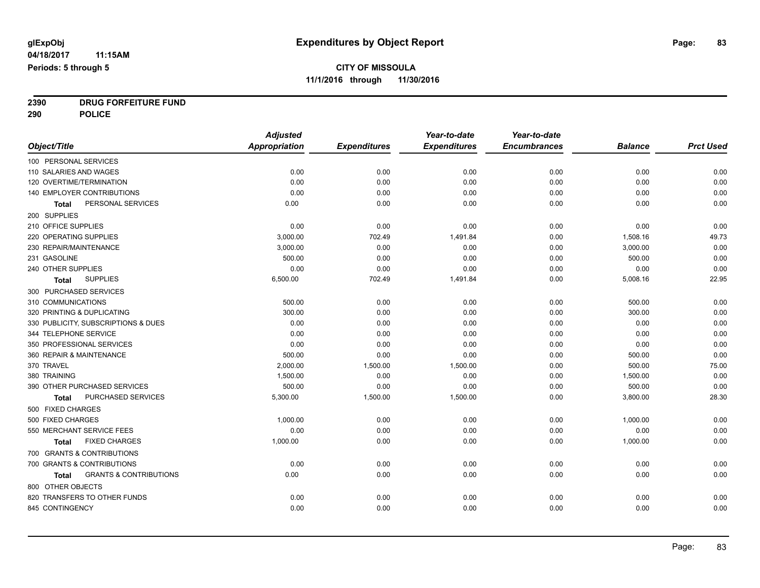glExpObj
04/18/2017 11:15AM
Periods: 5 through 5

# Expenditures by Object Report

**CITY OF MISSOULA**
**11/1/2016 through 11/30/2016**

**2390 DRUG FORFEITURE FUND**
**290 POLICE**

| Object/Title | Adjusted Appropriation | Expenditures | Year-to-date Expenditures | Year-to-date Encumbrances | Balance | Prct Used |
|---|---|---|---|---|---|---|
| 100 PERSONAL SERVICES | | | | | | |
| 110 SALARIES AND WAGES | 0.00 | 0.00 | 0.00 | 0.00 | 0.00 | 0.00 |
| 120 OVERTIME/TERMINATION | 0.00 | 0.00 | 0.00 | 0.00 | 0.00 | 0.00 |
| 140 EMPLOYER CONTRIBUTIONS | 0.00 | 0.00 | 0.00 | 0.00 | 0.00 | 0.00 |
| **Total** PERSONAL SERVICES | 0.00 | 0.00 | 0.00 | 0.00 | 0.00 | 0.00 |
| 200 SUPPLIES | | | | | | |
| 210 OFFICE SUPPLIES | 0.00 | 0.00 | 0.00 | 0.00 | 0.00 | 0.00 |
| 220 OPERATING SUPPLIES | 3,000.00 | 702.49 | 1,491.84 | 0.00 | 1,508.16 | 49.73 |
| 230 REPAIR/MAINTENANCE | 3,000.00 | 0.00 | 0.00 | 0.00 | 3,000.00 | 0.00 |
| 231 GASOLINE | 500.00 | 0.00 | 0.00 | 0.00 | 500.00 | 0.00 |
| 240 OTHER SUPPLIES | 0.00 | 0.00 | 0.00 | 0.00 | 0.00 | 0.00 |
| **Total** SUPPLIES | 6,500.00 | 702.49 | 1,491.84 | 0.00 | 5,008.16 | 22.95 |
| 300 PURCHASED SERVICES | | | | | | |
| 310 COMMUNICATIONS | 500.00 | 0.00 | 0.00 | 0.00 | 500.00 | 0.00 |
| 320 PRINTING & DUPLICATING | 300.00 | 0.00 | 0.00 | 0.00 | 300.00 | 0.00 |
| 330 PUBLICITY, SUBSCRIPTIONS & DUES | 0.00 | 0.00 | 0.00 | 0.00 | 0.00 | 0.00 |
| 344 TELEPHONE SERVICE | 0.00 | 0.00 | 0.00 | 0.00 | 0.00 | 0.00 |
| 350 PROFESSIONAL SERVICES | 0.00 | 0.00 | 0.00 | 0.00 | 0.00 | 0.00 |
| 360 REPAIR & MAINTENANCE | 500.00 | 0.00 | 0.00 | 0.00 | 500.00 | 0.00 |
| 370 TRAVEL | 2,000.00 | 1,500.00 | 1,500.00 | 0.00 | 500.00 | 75.00 |
| 380 TRAINING | 1,500.00 | 0.00 | 0.00 | 0.00 | 1,500.00 | 0.00 |
| 390 OTHER PURCHASED SERVICES | 500.00 | 0.00 | 0.00 | 0.00 | 500.00 | 0.00 |
| **Total** PURCHASED SERVICES | 5,300.00 | 1,500.00 | 1,500.00 | 0.00 | 3,800.00 | 28.30 |
| 500 FIXED CHARGES | | | | | | |
| 500 FIXED CHARGES | 1,000.00 | 0.00 | 0.00 | 0.00 | 1,000.00 | 0.00 |
| 550 MERCHANT SERVICE FEES | 0.00 | 0.00 | 0.00 | 0.00 | 0.00 | 0.00 |
| **Total** FIXED CHARGES | 1,000.00 | 0.00 | 0.00 | 0.00 | 1,000.00 | 0.00 |
| 700 GRANTS & CONTRIBUTIONS | | | | | | |
| 700 GRANTS & CONTRIBUTIONS | 0.00 | 0.00 | 0.00 | 0.00 | 0.00 | 0.00 |
| **Total** GRANTS & CONTRIBUTIONS | 0.00 | 0.00 | 0.00 | 0.00 | 0.00 | 0.00 |
| 800 OTHER OBJECTS | | | | | | |
| 820 TRANSFERS TO OTHER FUNDS | 0.00 | 0.00 | 0.00 | 0.00 | 0.00 | 0.00 |
| 845 CONTINGENCY | 0.00 | 0.00 | 0.00 | 0.00 | 0.00 | 0.00 |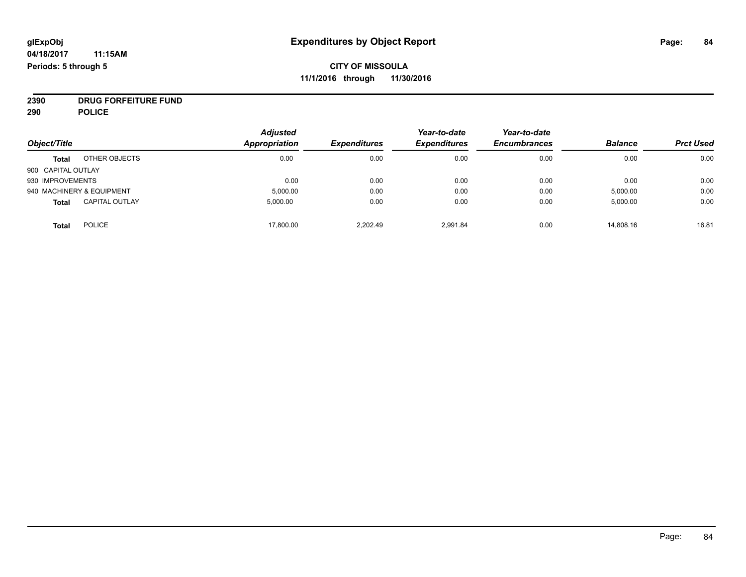**glExpObj** **Expenditures by Object Report**

**04/18/2017 11:15AM**

**Periods: 5 through 5**

**CITY OF MISSOULA**

**11/1/2016 through 11/30/2016**

**2390 DRUG FORFEITURE FUND**

**290 POLICE**

| Object/Title | | Adjusted Appropriation | Expenditures | Year-to-date Expenditures | Year-to-date Encumbrances | Balance | Prct Used |
|---|---|---|---|---|---|---|---|
| **Total** | OTHER OBJECTS | 0.00 | 0.00 | 0.00 | 0.00 | 0.00 | 0.00 |
| 900 CAPITAL OUTLAY | | | | | | | |
| 930 IMPROVEMENTS | | 0.00 | 0.00 | 0.00 | 0.00 | 0.00 | 0.00 |
| 940 MACHINERY & EQUIPMENT | | 5,000.00 | 0.00 | 0.00 | 0.00 | 5,000.00 | 0.00 |
| **Total** | CAPITAL OUTLAY | 5,000.00 | 0.00 | 0.00 | 0.00 | 5,000.00 | 0.00 |
| **Total** | POLICE | 17,800.00 | 2,202.49 | 2,991.84 | 0.00 | 14,808.16 | 16.81 |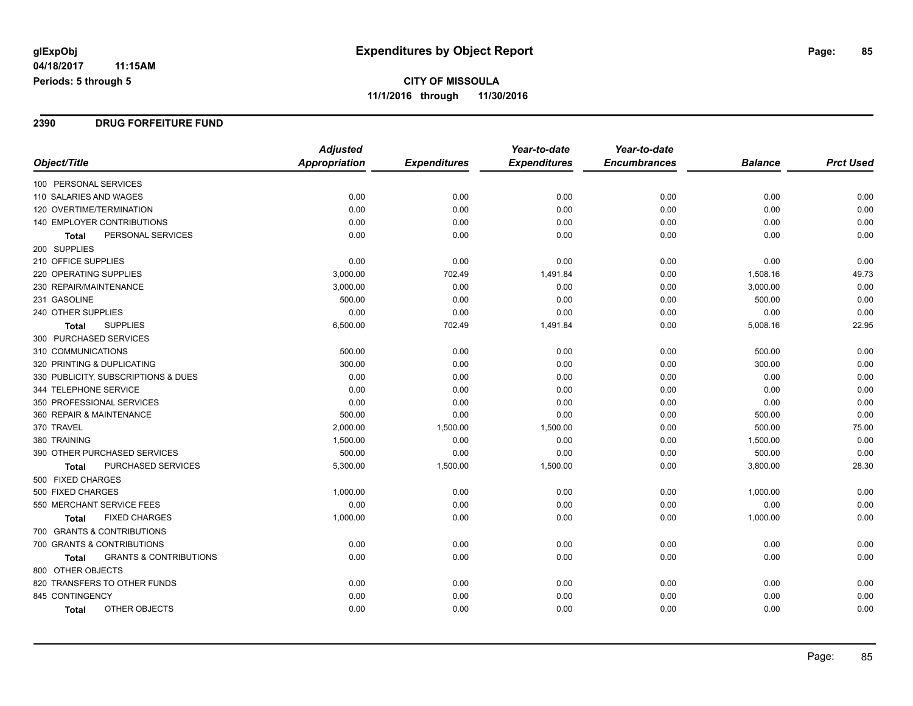**glExpObj**
**04/18/2017 11:15AM**
**Periods: 5 through 5**

# Expenditures by Object Report

**CITY OF MISSOULA**
**11/1/2016 through 11/30/2016**

## 2390 DRUG FORFEITURE FUND

| Object/Title | Adjusted Appropriation | Expenditures | Year-to-date Expenditures | Year-to-date Encumbrances | Balance | Prct Used |
|---|---|---|---|---|---|---|
| 100 PERSONAL SERVICES | | | | | | |
| 110 SALARIES AND WAGES | 0.00 | 0.00 | 0.00 | 0.00 | 0.00 | 0.00 |
| 120 OVERTIME/TERMINATION | 0.00 | 0.00 | 0.00 | 0.00 | 0.00 | 0.00 |
| 140 EMPLOYER CONTRIBUTIONS | 0.00 | 0.00 | 0.00 | 0.00 | 0.00 | 0.00 |
| **Total** PERSONAL SERVICES | 0.00 | 0.00 | 0.00 | 0.00 | 0.00 | 0.00 |
| 200 SUPPLIES | | | | | | |
| 210 OFFICE SUPPLIES | 0.00 | 0.00 | 0.00 | 0.00 | 0.00 | 0.00 |
| 220 OPERATING SUPPLIES | 3,000.00 | 702.49 | 1,491.84 | 0.00 | 1,508.16 | 49.73 |
| 230 REPAIR/MAINTENANCE | 3,000.00 | 0.00 | 0.00 | 0.00 | 3,000.00 | 0.00 |
| 231 GASOLINE | 500.00 | 0.00 | 0.00 | 0.00 | 500.00 | 0.00 |
| 240 OTHER SUPPLIES | 0.00 | 0.00 | 0.00 | 0.00 | 0.00 | 0.00 |
| **Total** SUPPLIES | 6,500.00 | 702.49 | 1,491.84 | 0.00 | 5,008.16 | 22.95 |
| 300 PURCHASED SERVICES | | | | | | |
| 310 COMMUNICATIONS | 500.00 | 0.00 | 0.00 | 0.00 | 500.00 | 0.00 |
| 320 PRINTING & DUPLICATING | 300.00 | 0.00 | 0.00 | 0.00 | 300.00 | 0.00 |
| 330 PUBLICITY, SUBSCRIPTIONS & DUES | 0.00 | 0.00 | 0.00 | 0.00 | 0.00 | 0.00 |
| 344 TELEPHONE SERVICE | 0.00 | 0.00 | 0.00 | 0.00 | 0.00 | 0.00 |
| 350 PROFESSIONAL SERVICES | 0.00 | 0.00 | 0.00 | 0.00 | 0.00 | 0.00 |
| 360 REPAIR & MAINTENANCE | 500.00 | 0.00 | 0.00 | 0.00 | 500.00 | 0.00 |
| 370 TRAVEL | 2,000.00 | 1,500.00 | 1,500.00 | 0.00 | 500.00 | 75.00 |
| 380 TRAINING | 1,500.00 | 0.00 | 0.00 | 0.00 | 1,500.00 | 0.00 |
| 390 OTHER PURCHASED SERVICES | 500.00 | 0.00 | 0.00 | 0.00 | 500.00 | 0.00 |
| **Total** PURCHASED SERVICES | 5,300.00 | 1,500.00 | 1,500.00 | 0.00 | 3,800.00 | 28.30 |
| 500 FIXED CHARGES | | | | | | |
| 500 FIXED CHARGES | 1,000.00 | 0.00 | 0.00 | 0.00 | 1,000.00 | 0.00 |
| 550 MERCHANT SERVICE FEES | 0.00 | 0.00 | 0.00 | 0.00 | 0.00 | 0.00 |
| **Total** FIXED CHARGES | 1,000.00 | 0.00 | 0.00 | 0.00 | 1,000.00 | 0.00 |
| 700 GRANTS & CONTRIBUTIONS | | | | | | |
| 700 GRANTS & CONTRIBUTIONS | 0.00 | 0.00 | 0.00 | 0.00 | 0.00 | 0.00 |
| **Total** GRANTS & CONTRIBUTIONS | 0.00 | 0.00 | 0.00 | 0.00 | 0.00 | 0.00 |
| 800 OTHER OBJECTS | | | | | | |
| 820 TRANSFERS TO OTHER FUNDS | 0.00 | 0.00 | 0.00 | 0.00 | 0.00 | 0.00 |
| 845 CONTINGENCY | 0.00 | 0.00 | 0.00 | 0.00 | 0.00 | 0.00 |
| **Total** OTHER OBJECTS | 0.00 | 0.00 | 0.00 | 0.00 | 0.00 | 0.00 |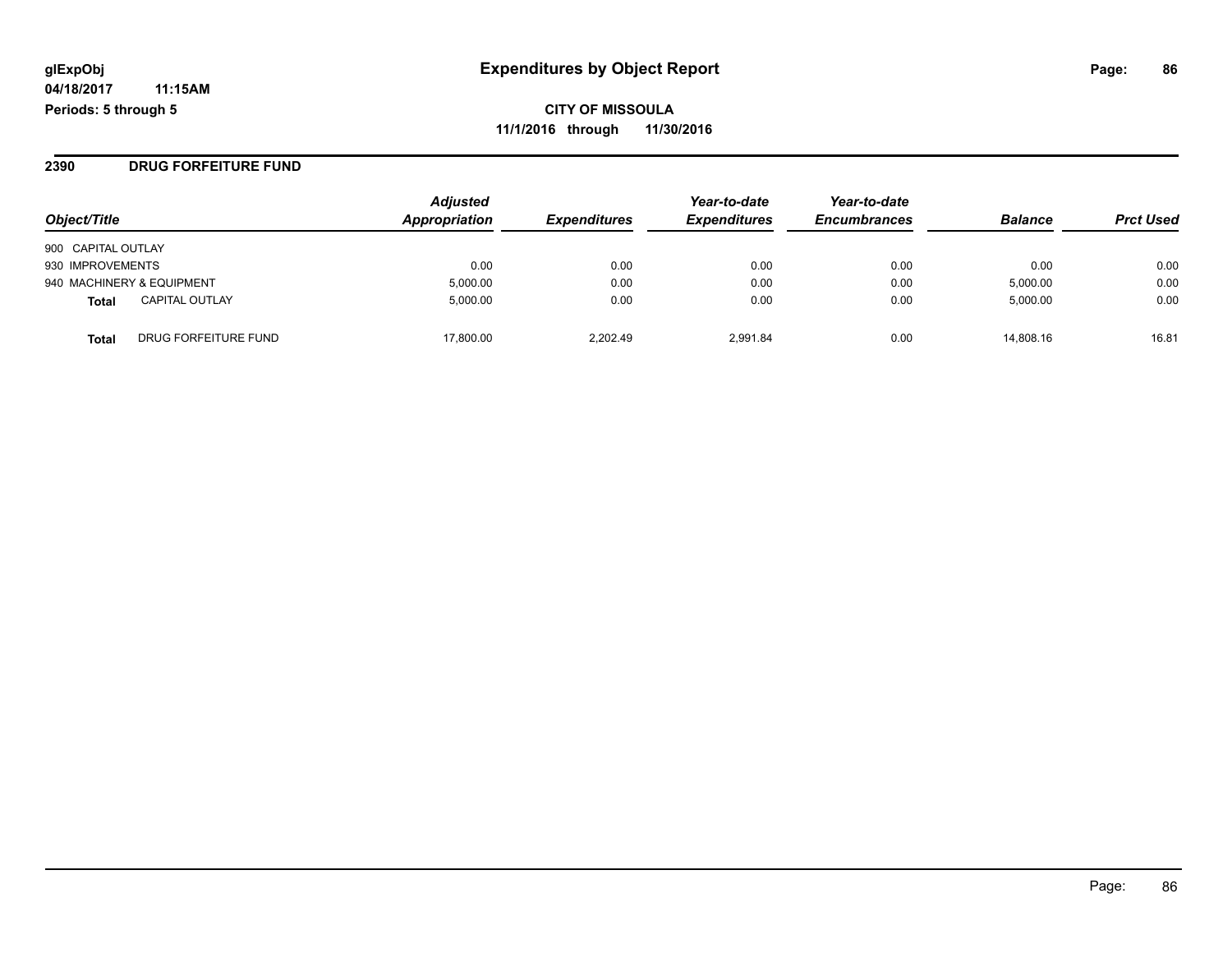**glExpObj**
**04/18/2017 11:15AM**
**Periods: 5 through 5**

# Expenditures by Object Report

**CITY OF MISSOULA**
**11/1/2016 through 11/30/2016**

## 2390 DRUG FORFEITURE FUND

| Object/Title | | *Adjusted Appropriation* | *Expenditures* | *Year-to-date Expenditures* | *Year-to-date Encumbrances* | *Balance* | *Prct Used* |
|---|---|---|---|---|---|---|---|
| 900 CAPITAL OUTLAY | | | | | | | |
| 930 IMPROVEMENTS | | 0.00 | 0.00 | 0.00 | 0.00 | 0.00 | 0.00 |
| 940 MACHINERY & EQUIPMENT | | 5,000.00 | 0.00 | 0.00 | 0.00 | 5,000.00 | 0.00 |
| **Total** | CAPITAL OUTLAY | 5,000.00 | 0.00 | 0.00 | 0.00 | 5,000.00 | 0.00 |
| **Total** | DRUG FORFEITURE FUND | 17,800.00 | 2,202.49 | 2,991.84 | 0.00 | 14,808.16 | 16.81 |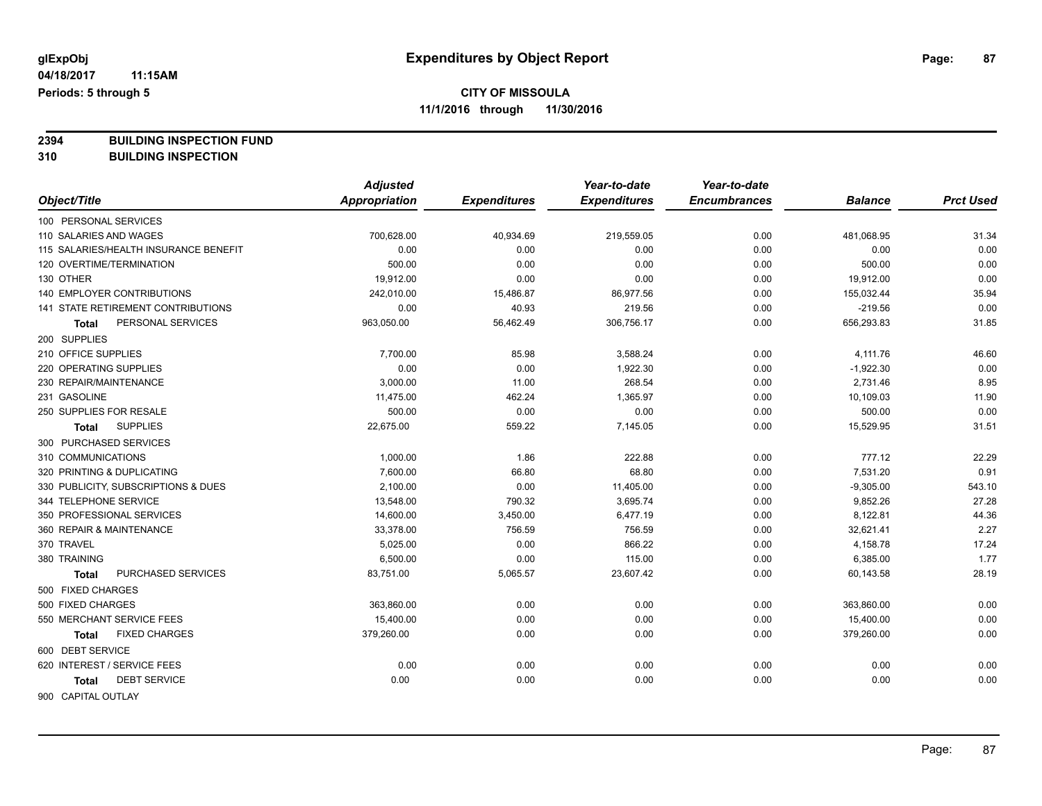**glExpObj** **Expenditures by Object Report**

**04/18/2017 11:15AM**

**Periods: 5 through 5**

**CITY OF MISSOULA**

**11/1/2016 through 11/30/2016**

**2394 BUILDING INSPECTION FUND**

**310 BUILDING INSPECTION**

| Object/Title | Adjusted Appropriation | Expenditures | Year-to-date Expenditures | Year-to-date Encumbrances | Balance | Prct Used |
|---|---|---|---|---|---|---|
| 100 PERSONAL SERVICES | | | | | | |
| 110 SALARIES AND WAGES | 700,628.00 | 40,934.69 | 219,559.05 | 0.00 | 481,068.95 | 31.34 |
| 115 SALARIES/HEALTH INSURANCE BENEFIT | 0.00 | 0.00 | 0.00 | 0.00 | 0.00 | 0.00 |
| 120 OVERTIME/TERMINATION | 500.00 | 0.00 | 0.00 | 0.00 | 500.00 | 0.00 |
| 130 OTHER | 19,912.00 | 0.00 | 0.00 | 0.00 | 19,912.00 | 0.00 |
| 140 EMPLOYER CONTRIBUTIONS | 242,010.00 | 15,486.87 | 86,977.56 | 0.00 | 155,032.44 | 35.94 |
| 141 STATE RETIREMENT CONTRIBUTIONS | 0.00 | 40.93 | 219.56 | 0.00 | -219.56 | 0.00 |
| **Total** PERSONAL SERVICES | 963,050.00 | 56,462.49 | 306,756.17 | 0.00 | 656,293.83 | 31.85 |
| 200 SUPPLIES | | | | | | |
| 210 OFFICE SUPPLIES | 7,700.00 | 85.98 | 3,588.24 | 0.00 | 4,111.76 | 46.60 |
| 220 OPERATING SUPPLIES | 0.00 | 0.00 | 1,922.30 | 0.00 | -1,922.30 | 0.00 |
| 230 REPAIR/MAINTENANCE | 3,000.00 | 11.00 | 268.54 | 0.00 | 2,731.46 | 8.95 |
| 231 GASOLINE | 11,475.00 | 462.24 | 1,365.97 | 0.00 | 10,109.03 | 11.90 |
| 250 SUPPLIES FOR RESALE | 500.00 | 0.00 | 0.00 | 0.00 | 500.00 | 0.00 |
| **Total** SUPPLIES | 22,675.00 | 559.22 | 7,145.05 | 0.00 | 15,529.95 | 31.51 |
| 300 PURCHASED SERVICES | | | | | | |
| 310 COMMUNICATIONS | 1,000.00 | 1.86 | 222.88 | 0.00 | 777.12 | 22.29 |
| 320 PRINTING & DUPLICATING | 7,600.00 | 66.80 | 68.80 | 0.00 | 7,531.20 | 0.91 |
| 330 PUBLICITY, SUBSCRIPTIONS & DUES | 2,100.00 | 0.00 | 11,405.00 | 0.00 | -9,305.00 | 543.10 |
| 344 TELEPHONE SERVICE | 13,548.00 | 790.32 | 3,695.74 | 0.00 | 9,852.26 | 27.28 |
| 350 PROFESSIONAL SERVICES | 14,600.00 | 3,450.00 | 6,477.19 | 0.00 | 8,122.81 | 44.36 |
| 360 REPAIR & MAINTENANCE | 33,378.00 | 756.59 | 756.59 | 0.00 | 32,621.41 | 2.27 |
| 370 TRAVEL | 5,025.00 | 0.00 | 866.22 | 0.00 | 4,158.78 | 17.24 |
| 380 TRAINING | 6,500.00 | 0.00 | 115.00 | 0.00 | 6,385.00 | 1.77 |
| **Total** PURCHASED SERVICES | 83,751.00 | 5,065.57 | 23,607.42 | 0.00 | 60,143.58 | 28.19 |
| 500 FIXED CHARGES | | | | | | |
| 500 FIXED CHARGES | 363,860.00 | 0.00 | 0.00 | 0.00 | 363,860.00 | 0.00 |
| 550 MERCHANT SERVICE FEES | 15,400.00 | 0.00 | 0.00 | 0.00 | 15,400.00 | 0.00 |
| **Total** FIXED CHARGES | 379,260.00 | 0.00 | 0.00 | 0.00 | 379,260.00 | 0.00 |
| 600 DEBT SERVICE | | | | | | |
| 620 INTEREST / SERVICE FEES | 0.00 | 0.00 | 0.00 | 0.00 | 0.00 | 0.00 |
| **Total** DEBT SERVICE | 0.00 | 0.00 | 0.00 | 0.00 | 0.00 | 0.00 |
| 900 CAPITAL OUTLAY | | | | | | |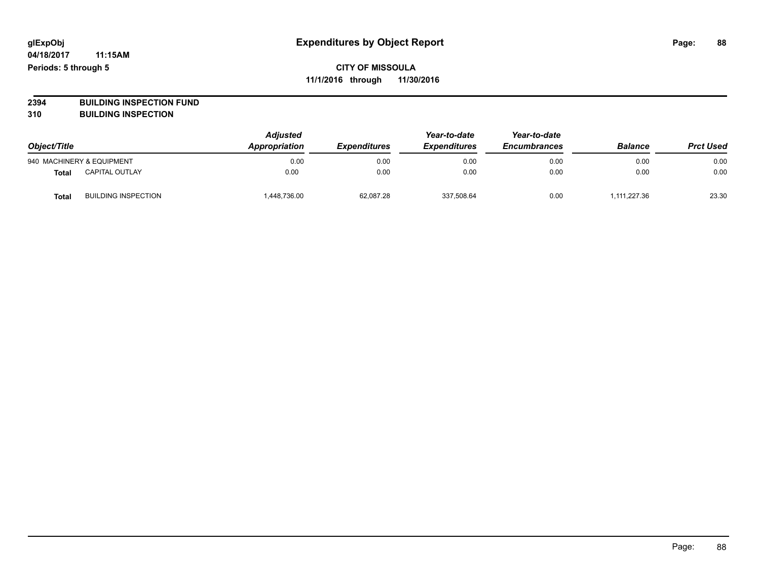**glExpObj** | **Expenditures by Object Report**

**04/18/2017 11:15AM**

**Periods: 5 through 5**

**CITY OF MISSOULA**

**11/1/2016 through 11/30/2016**

**2394 BUILDING INSPECTION FUND**

**310 BUILDING INSPECTION**

| Object/Title | | Adjusted Appropriation | Expenditures | Year-to-date Expenditures | Year-to-date Encumbrances | Balance | Prct Used |
|---|---|---|---|---|---|---|---|
| 940 MACHINERY & EQUIPMENT | | 0.00 | 0.00 | 0.00 | 0.00 | 0.00 | 0.00 |
| **Total** | CAPITAL OUTLAY | 0.00 | 0.00 | 0.00 | 0.00 | 0.00 | 0.00 |
| **Total** | BUILDING INSPECTION | 1,448,736.00 | 62,087.28 | 337,508.64 | 0.00 | 1,111,227.36 | 23.30 |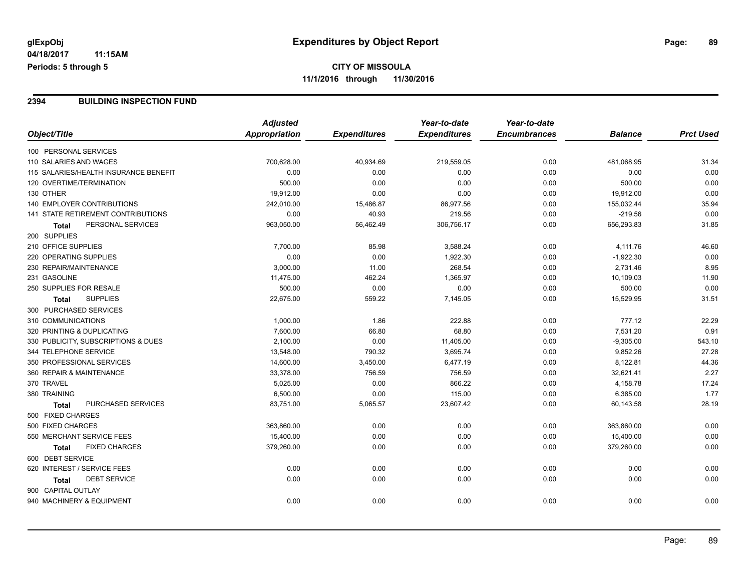**glExpObj**
**04/18/2017 11:15AM**
**Periods: 5 through 5**

# Expenditures by Object Report

**CITY OF MISSOULA**
**11/1/2016 through 11/30/2016**

## 2394 BUILDING INSPECTION FUND

| Object/Title | Adjusted Appropriation | Expenditures | Year-to-date Expenditures | Year-to-date Encumbrances | Balance | Prct Used |
|---|---|---|---|---|---|---|
| 100 PERSONAL SERVICES | | | | | | |
| 110 SALARIES AND WAGES | 700,628.00 | 40,934.69 | 219,559.05 | 0.00 | 481,068.95 | 31.34 |
| 115 SALARIES/HEALTH INSURANCE BENEFIT | 0.00 | 0.00 | 0.00 | 0.00 | 0.00 | 0.00 |
| 120 OVERTIME/TERMINATION | 500.00 | 0.00 | 0.00 | 0.00 | 500.00 | 0.00 |
| 130 OTHER | 19,912.00 | 0.00 | 0.00 | 0.00 | 19,912.00 | 0.00 |
| 140 EMPLOYER CONTRIBUTIONS | 242,010.00 | 15,486.87 | 86,977.56 | 0.00 | 155,032.44 | 35.94 |
| 141 STATE RETIREMENT CONTRIBUTIONS | 0.00 | 40.93 | 219.56 | 0.00 | -219.56 | 0.00 |
| **Total** PERSONAL SERVICES | 963,050.00 | 56,462.49 | 306,756.17 | 0.00 | 656,293.83 | 31.85 |
| 200 SUPPLIES | | | | | | |
| 210 OFFICE SUPPLIES | 7,700.00 | 85.98 | 3,588.24 | 0.00 | 4,111.76 | 46.60 |
| 220 OPERATING SUPPLIES | 0.00 | 0.00 | 1,922.30 | 0.00 | -1,922.30 | 0.00 |
| 230 REPAIR/MAINTENANCE | 3,000.00 | 11.00 | 268.54 | 0.00 | 2,731.46 | 8.95 |
| 231 GASOLINE | 11,475.00 | 462.24 | 1,365.97 | 0.00 | 10,109.03 | 11.90 |
| 250 SUPPLIES FOR RESALE | 500.00 | 0.00 | 0.00 | 0.00 | 500.00 | 0.00 |
| **Total** SUPPLIES | 22,675.00 | 559.22 | 7,145.05 | 0.00 | 15,529.95 | 31.51 |
| 300 PURCHASED SERVICES | | | | | | |
| 310 COMMUNICATIONS | 1,000.00 | 1.86 | 222.88 | 0.00 | 777.12 | 22.29 |
| 320 PRINTING & DUPLICATING | 7,600.00 | 66.80 | 68.80 | 0.00 | 7,531.20 | 0.91 |
| 330 PUBLICITY, SUBSCRIPTIONS & DUES | 2,100.00 | 0.00 | 11,405.00 | 0.00 | -9,305.00 | 543.10 |
| 344 TELEPHONE SERVICE | 13,548.00 | 790.32 | 3,695.74 | 0.00 | 9,852.26 | 27.28 |
| 350 PROFESSIONAL SERVICES | 14,600.00 | 3,450.00 | 6,477.19 | 0.00 | 8,122.81 | 44.36 |
| 360 REPAIR & MAINTENANCE | 33,378.00 | 756.59 | 756.59 | 0.00 | 32,621.41 | 2.27 |
| 370 TRAVEL | 5,025.00 | 0.00 | 866.22 | 0.00 | 4,158.78 | 17.24 |
| 380 TRAINING | 6,500.00 | 0.00 | 115.00 | 0.00 | 6,385.00 | 1.77 |
| **Total** PURCHASED SERVICES | 83,751.00 | 5,065.57 | 23,607.42 | 0.00 | 60,143.58 | 28.19 |
| 500 FIXED CHARGES | | | | | | |
| 500 FIXED CHARGES | 363,860.00 | 0.00 | 0.00 | 0.00 | 363,860.00 | 0.00 |
| 550 MERCHANT SERVICE FEES | 15,400.00 | 0.00 | 0.00 | 0.00 | 15,400.00 | 0.00 |
| **Total** FIXED CHARGES | 379,260.00 | 0.00 | 0.00 | 0.00 | 379,260.00 | 0.00 |
| 600 DEBT SERVICE | | | | | | |
| 620 INTEREST / SERVICE FEES | 0.00 | 0.00 | 0.00 | 0.00 | 0.00 | 0.00 |
| **Total** DEBT SERVICE | 0.00 | 0.00 | 0.00 | 0.00 | 0.00 | 0.00 |
| 900 CAPITAL OUTLAY | | | | | | |
| 940 MACHINERY & EQUIPMENT | 0.00 | 0.00 | 0.00 | 0.00 | 0.00 | 0.00 |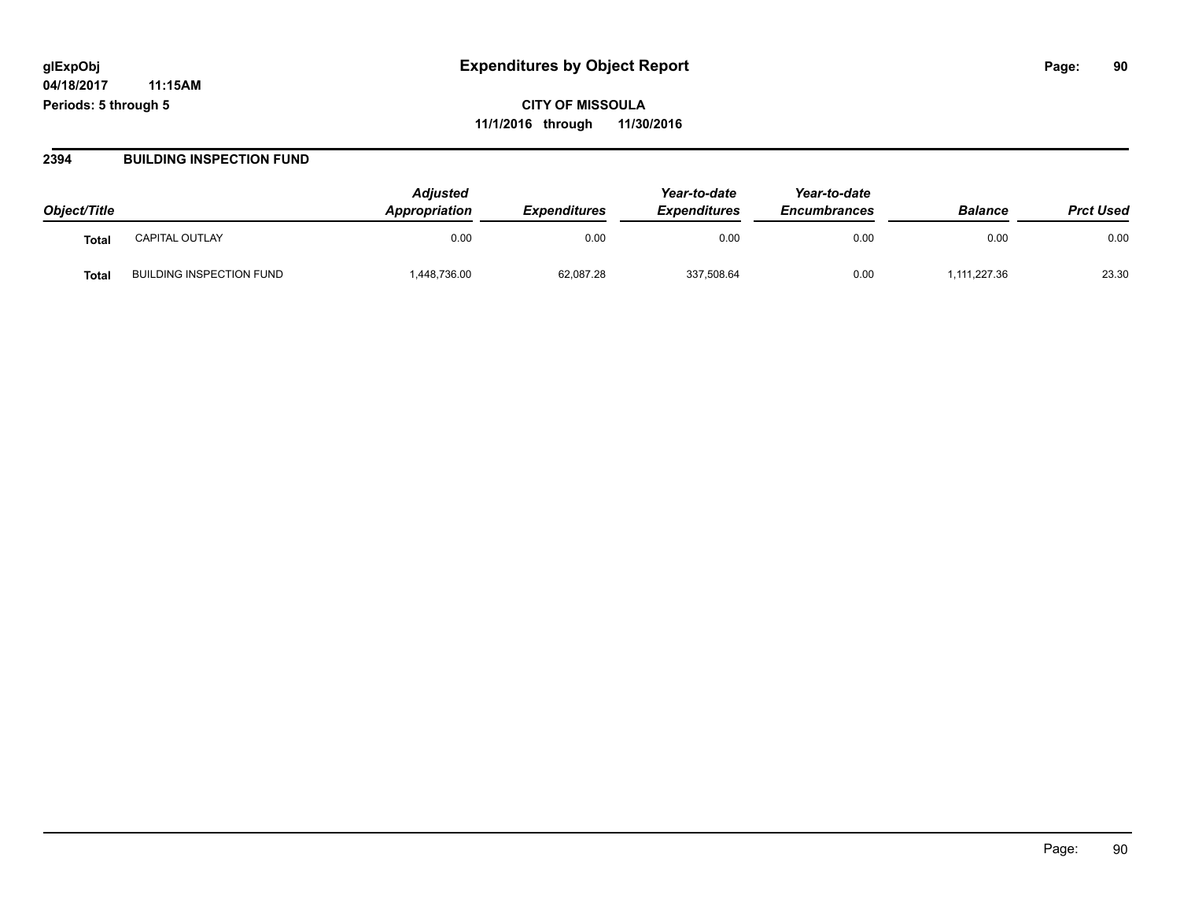**glExpObj** **Expenditures by Object Report**

**04/18/2017 11:15AM**

**Periods: 5 through 5**

**CITY OF MISSOULA**

**11/1/2016 through 11/30/2016**

## 2394 BUILDING INSPECTION FUND

| *Object/Title* | | *Adjusted Appropriation* | *Expenditures* | *Year-to-date Expenditures* | *Year-to-date Encumbrances* | *Balance* | *Prct Used* |
|---|---|---|---|---|---|---|---|
| **Total** | CAPITAL OUTLAY | 0.00 | 0.00 | 0.00 | 0.00 | 0.00 | 0.00 |
| **Total** | BUILDING INSPECTION FUND | 1,448,736.00 | 62,087.28 | 337,508.64 | 0.00 | 1,111,227.36 | 23.30 |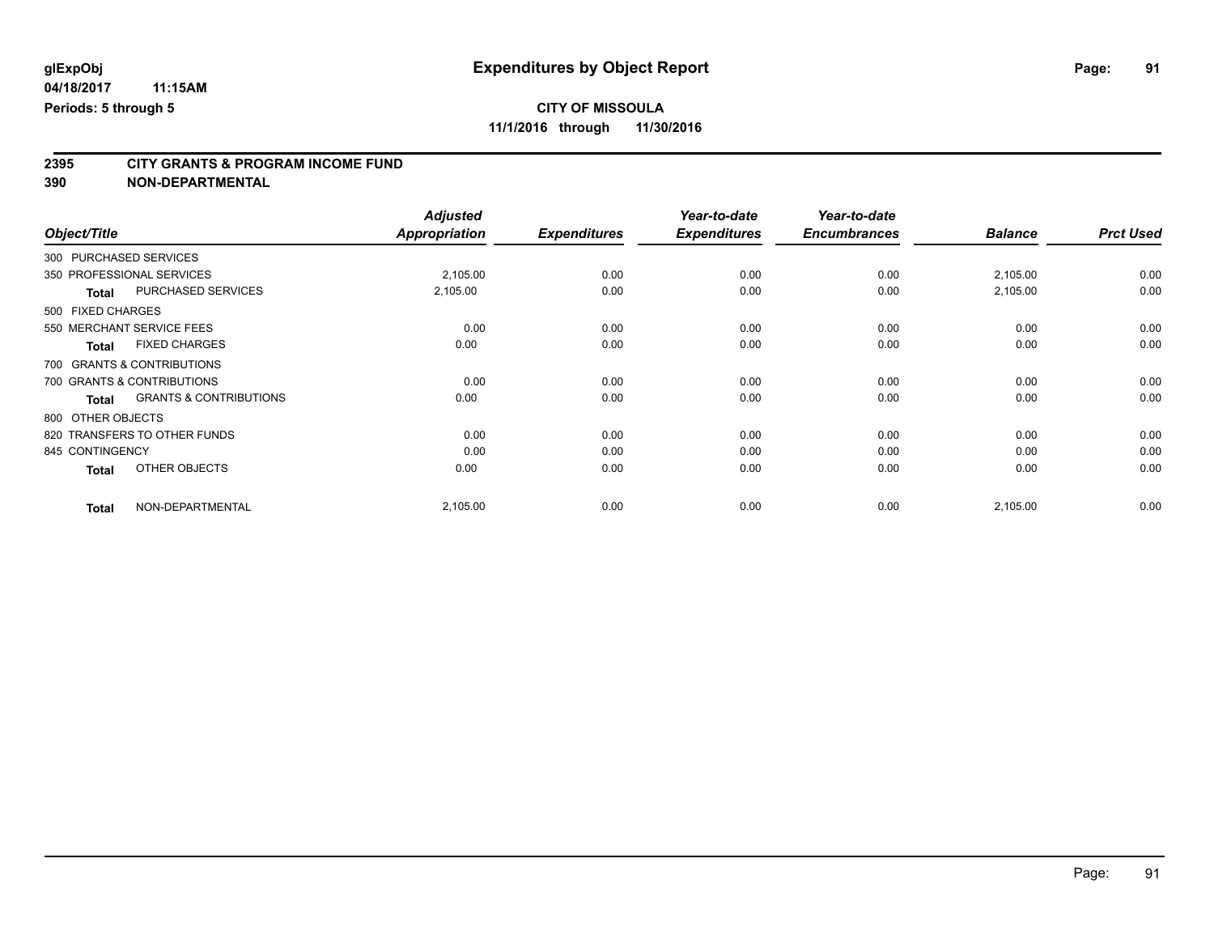**CITY OF MISSOULA**

**11/1/2016 through 11/30/2016**

## 2395 CITY GRANTS & PROGRAM INCOME FUND

## 390 NON-DEPARTMENTAL

| Object/Title | | Adjusted Appropriation | Expenditures | Year-to-date Expenditures | Year-to-date Encumbrances | Balance | Prct Used |
|---|---|---|---|---|---|---|---|
| 300 PURCHASED SERVICES | | | | | | | |
| 350 PROFESSIONAL SERVICES | | 2,105.00 | 0.00 | 0.00 | 0.00 | 2,105.00 | 0.00 |
| **Total** | PURCHASED SERVICES | 2,105.00 | 0.00 | 0.00 | 0.00 | 2,105.00 | 0.00 |
| 500 FIXED CHARGES | | | | | | | |
| 550 MERCHANT SERVICE FEES | | 0.00 | 0.00 | 0.00 | 0.00 | 0.00 | 0.00 |
| **Total** | FIXED CHARGES | 0.00 | 0.00 | 0.00 | 0.00 | 0.00 | 0.00 |
| 700 GRANTS & CONTRIBUTIONS | | | | | | | |
| 700 GRANTS & CONTRIBUTIONS | | 0.00 | 0.00 | 0.00 | 0.00 | 0.00 | 0.00 |
| **Total** | GRANTS & CONTRIBUTIONS | 0.00 | 0.00 | 0.00 | 0.00 | 0.00 | 0.00 |
| 800 OTHER OBJECTS | | | | | | | |
| 820 TRANSFERS TO OTHER FUNDS | | 0.00 | 0.00 | 0.00 | 0.00 | 0.00 | 0.00 |
| 845 CONTINGENCY | | 0.00 | 0.00 | 0.00 | 0.00 | 0.00 | 0.00 |
| **Total** | OTHER OBJECTS | 0.00 | 0.00 | 0.00 | 0.00 | 0.00 | 0.00 |
| **Total** | NON-DEPARTMENTAL | 2,105.00 | 0.00 | 0.00 | 0.00 | 2,105.00 | 0.00 |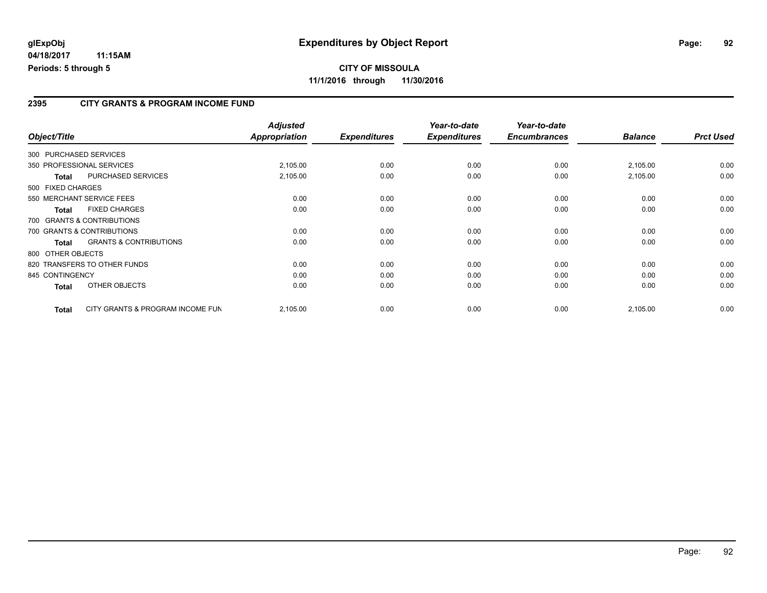glExpObj
04/18/2017 11:15AM
Periods: 5 through 5

# Expenditures by Object Report

**CITY OF MISSOULA**
**11/1/2016 through 11/30/2016**

## 2395 CITY GRANTS & PROGRAM INCOME FUND

| Object/Title | | Adjusted Appropriation | Expenditures | Year-to-date Expenditures | Year-to-date Encumbrances | Balance | Prct Used |
|---|---|---|---|---|---|---|---|
| 300 PURCHASED SERVICES | | | | | | | |
| 350 PROFESSIONAL SERVICES | | 2,105.00 | 0.00 | 0.00 | 0.00 | 2,105.00 | 0.00 |
| **Total** | PURCHASED SERVICES | 2,105.00 | 0.00 | 0.00 | 0.00 | 2,105.00 | 0.00 |
| 500 FIXED CHARGES | | | | | | | |
| 550 MERCHANT SERVICE FEES | | 0.00 | 0.00 | 0.00 | 0.00 | 0.00 | 0.00 |
| **Total** | FIXED CHARGES | 0.00 | 0.00 | 0.00 | 0.00 | 0.00 | 0.00 |
| 700 GRANTS & CONTRIBUTIONS | | | | | | | |
| 700 GRANTS & CONTRIBUTIONS | | 0.00 | 0.00 | 0.00 | 0.00 | 0.00 | 0.00 |
| **Total** | GRANTS & CONTRIBUTIONS | 0.00 | 0.00 | 0.00 | 0.00 | 0.00 | 0.00 |
| 800 OTHER OBJECTS | | | | | | | |
| 820 TRANSFERS TO OTHER FUNDS | | 0.00 | 0.00 | 0.00 | 0.00 | 0.00 | 0.00 |
| 845 CONTINGENCY | | 0.00 | 0.00 | 0.00 | 0.00 | 0.00 | 0.00 |
| **Total** | OTHER OBJECTS | 0.00 | 0.00 | 0.00 | 0.00 | 0.00 | 0.00 |
| **Total** | CITY GRANTS & PROGRAM INCOME FUN | 2,105.00 | 0.00 | 0.00 | 0.00 | 2,105.00 | 0.00 |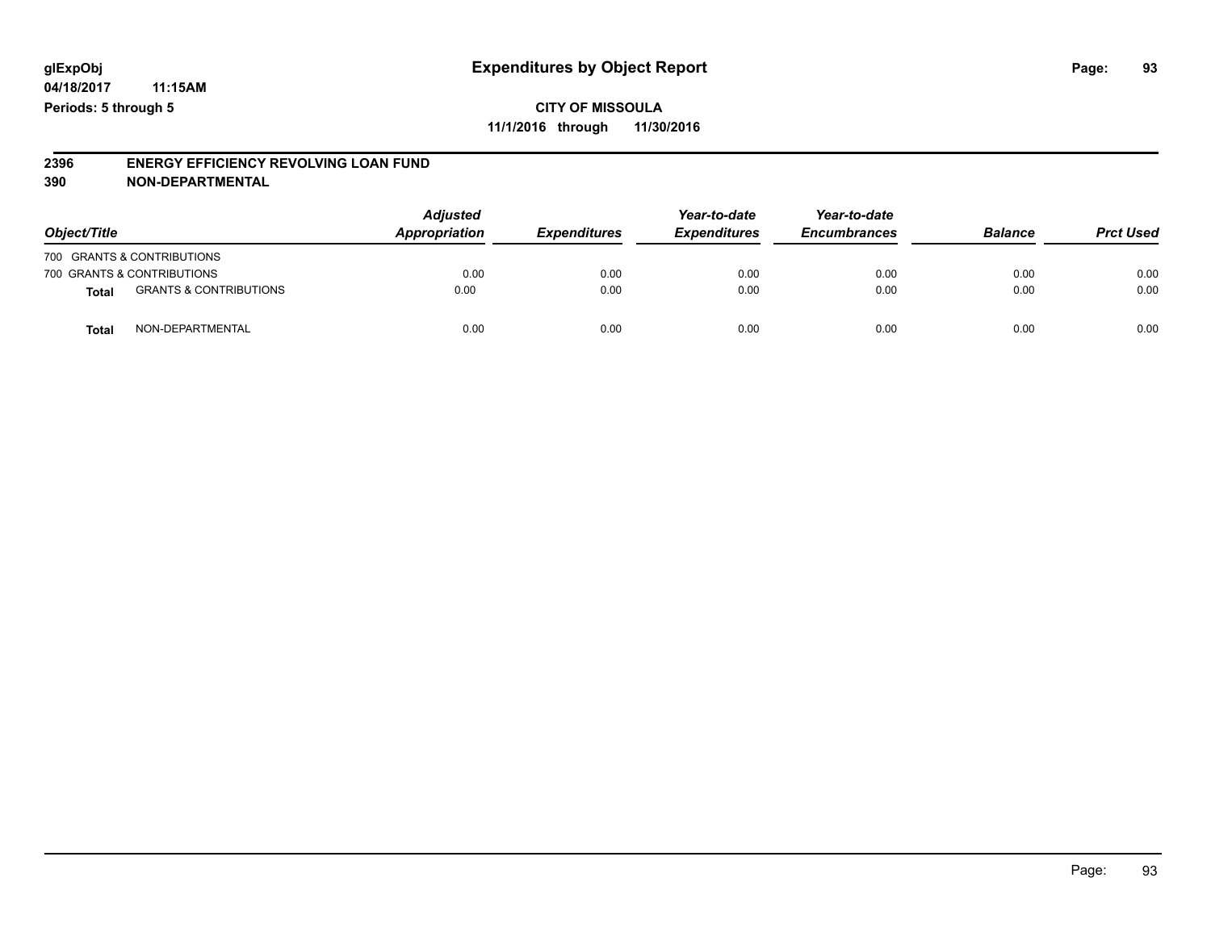**glExpObj**
**04/18/2017 11:15AM**
**Periods: 5 through 5**

# Expenditures by Object Report

**CITY OF MISSOULA**
**11/1/2016 through 11/30/2016**

**2396 ENERGY EFFICIENCY REVOLVING LOAN FUND**
**390 NON-DEPARTMENTAL**

| Object/Title | | Adjusted Appropriation | Expenditures | Year-to-date Expenditures | Year-to-date Encumbrances | Balance | Prct Used |
|---|---|---|---|---|---|---|---|
| 700 GRANTS & CONTRIBUTIONS | | | | | | | |
| 700 GRANTS & CONTRIBUTIONS | | 0.00 | 0.00 | 0.00 | 0.00 | 0.00 | 0.00 |
| **Total** | GRANTS & CONTRIBUTIONS | 0.00 | 0.00 | 0.00 | 0.00 | 0.00 | 0.00 |
| **Total** | NON-DEPARTMENTAL | 0.00 | 0.00 | 0.00 | 0.00 | 0.00 | 0.00 |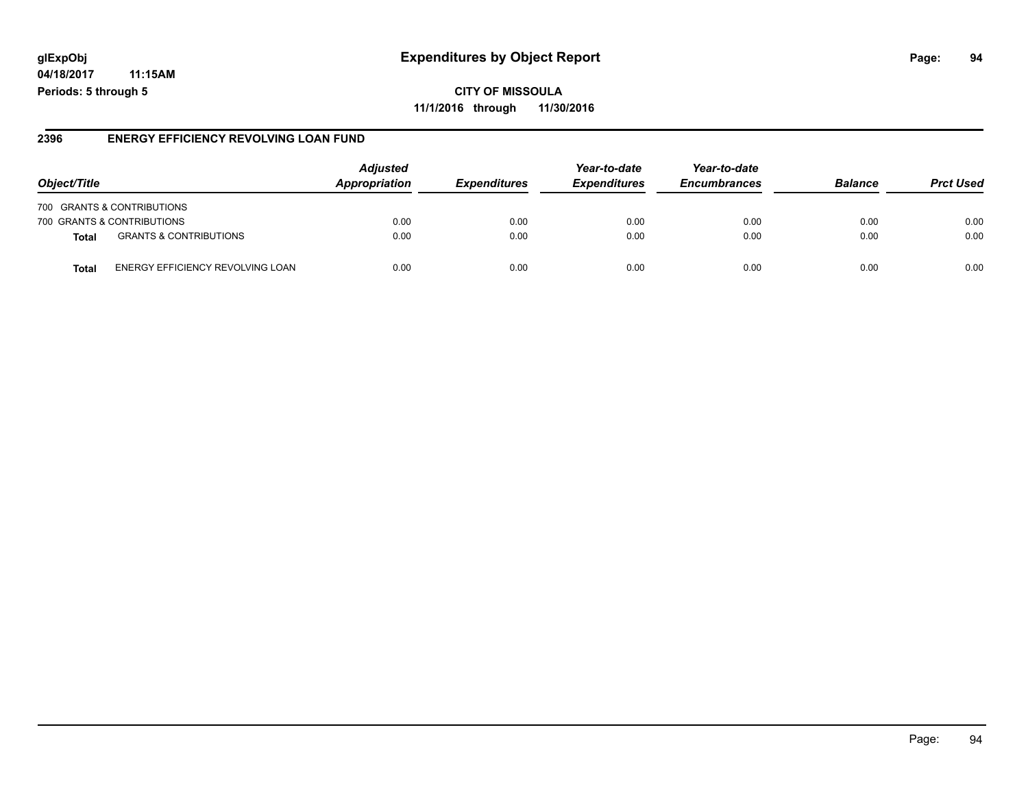# Expenditures by Object Report

glExpObj
04/18/2017 11:15AM
Periods: 5 through 5

**CITY OF MISSOULA**
**11/1/2016 through 11/30/2016**

## 2396 ENERGY EFFICIENCY REVOLVING LOAN FUND

| Object/Title | | Adjusted Appropriation | Expenditures | Year-to-date Expenditures | Year-to-date Encumbrances | Balance | Prct Used |
|---|---|---|---|---|---|---|---|
| 700 GRANTS & CONTRIBUTIONS | | | | | | | |
| 700 GRANTS & CONTRIBUTIONS | | 0.00 | 0.00 | 0.00 | 0.00 | 0.00 | 0.00 |
| **Total** | GRANTS & CONTRIBUTIONS | 0.00 | 0.00 | 0.00 | 0.00 | 0.00 | 0.00 |
| **Total** | ENERGY EFFICIENCY REVOLVING LOAN | 0.00 | 0.00 | 0.00 | 0.00 | 0.00 | 0.00 |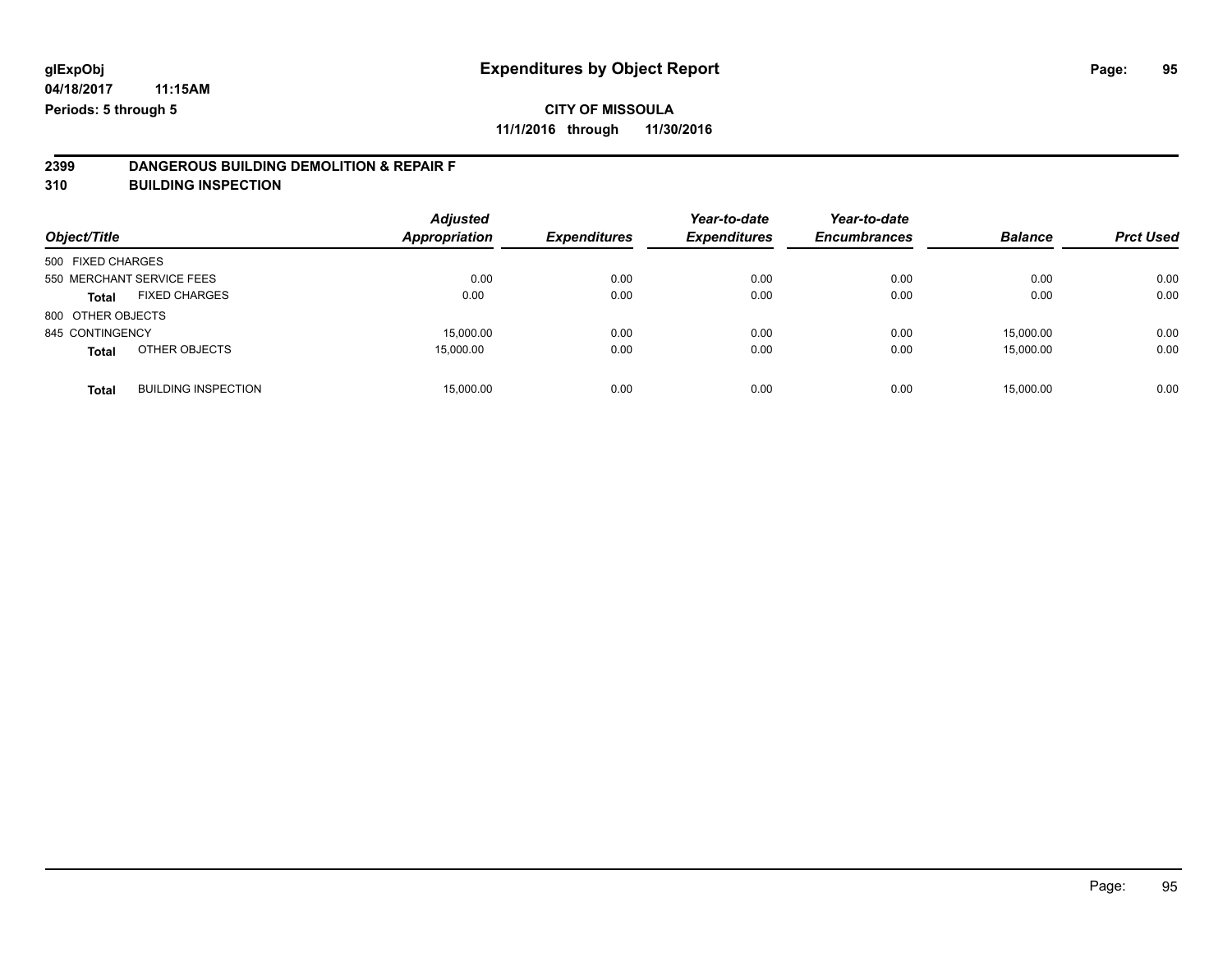**glExpObj** **Expenditures by Object Report**

**04/18/2017 11:15AM**

**Periods: 5 through 5**

**CITY OF MISSOULA**

**11/1/2016 through 11/30/2016**

**2399 DANGEROUS BUILDING DEMOLITION & REPAIR F**

**310 BUILDING INSPECTION**

| Object/Title | | Adjusted Appropriation | Expenditures | Year-to-date Expenditures | Year-to-date Encumbrances | Balance | Prct Used |
|---|---|---|---|---|---|---|---|
| 500 FIXED CHARGES | | | | | | | |
| 550 MERCHANT SERVICE FEES | | 0.00 | 0.00 | 0.00 | 0.00 | 0.00 | 0.00 |
| **Total** | FIXED CHARGES | 0.00 | 0.00 | 0.00 | 0.00 | 0.00 | 0.00 |
| 800 OTHER OBJECTS | | | | | | | |
| 845 CONTINGENCY | | 15,000.00 | 0.00 | 0.00 | 0.00 | 15,000.00 | 0.00 |
| **Total** | OTHER OBJECTS | 15,000.00 | 0.00 | 0.00 | 0.00 | 15,000.00 | 0.00 |
| **Total** | BUILDING INSPECTION | 15,000.00 | 0.00 | 0.00 | 0.00 | 15,000.00 | 0.00 |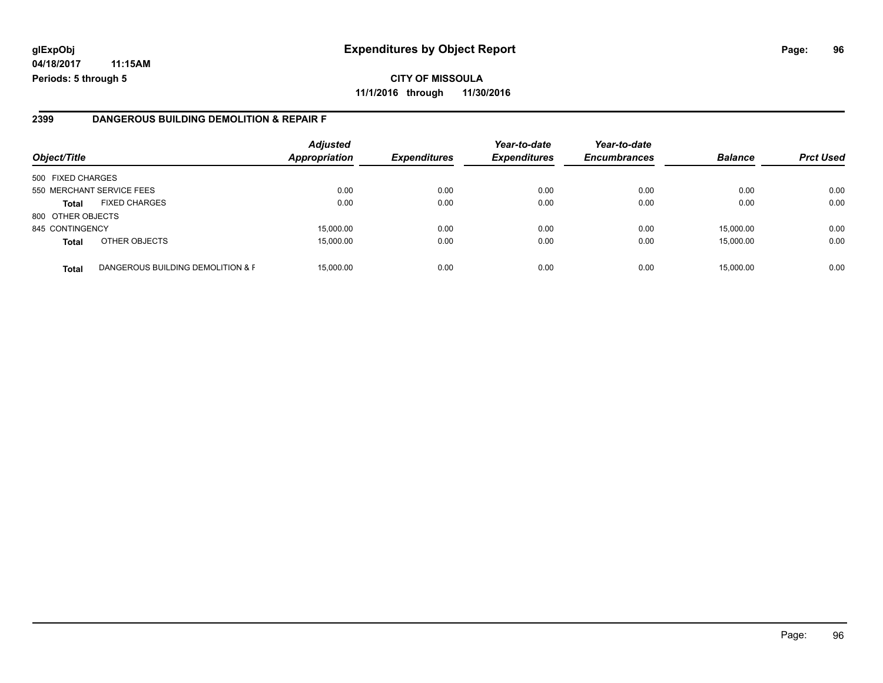**glExpObj** 
**04/18/2017 11:15AM** 
**Periods: 5 through 5**

# Expenditures by Object Report

**CITY OF MISSOULA** 
**11/1/2016 through 11/30/2016**

## 2399 DANGEROUS BUILDING DEMOLITION & REPAIR F

| Object/Title | | Adjusted Appropriation | Expenditures | Year-to-date Expenditures | Year-to-date Encumbrances | Balance | Prct Used |
|---|---|---|---|---|---|---|---|
| 500 FIXED CHARGES | | | | | | | |
| 550 MERCHANT SERVICE FEES | | 0.00 | 0.00 | 0.00 | 0.00 | 0.00 | 0.00 |
| **Total** | FIXED CHARGES | 0.00 | 0.00 | 0.00 | 0.00 | 0.00 | 0.00 |
| 800 OTHER OBJECTS | | | | | | | |
| 845 CONTINGENCY | | 15,000.00 | 0.00 | 0.00 | 0.00 | 15,000.00 | 0.00 |
| **Total** | OTHER OBJECTS | 15,000.00 | 0.00 | 0.00 | 0.00 | 15,000.00 | 0.00 |
| **Total** | DANGEROUS BUILDING DEMOLITION & F | 15,000.00 | 0.00 | 0.00 | 0.00 | 15,000.00 | 0.00 |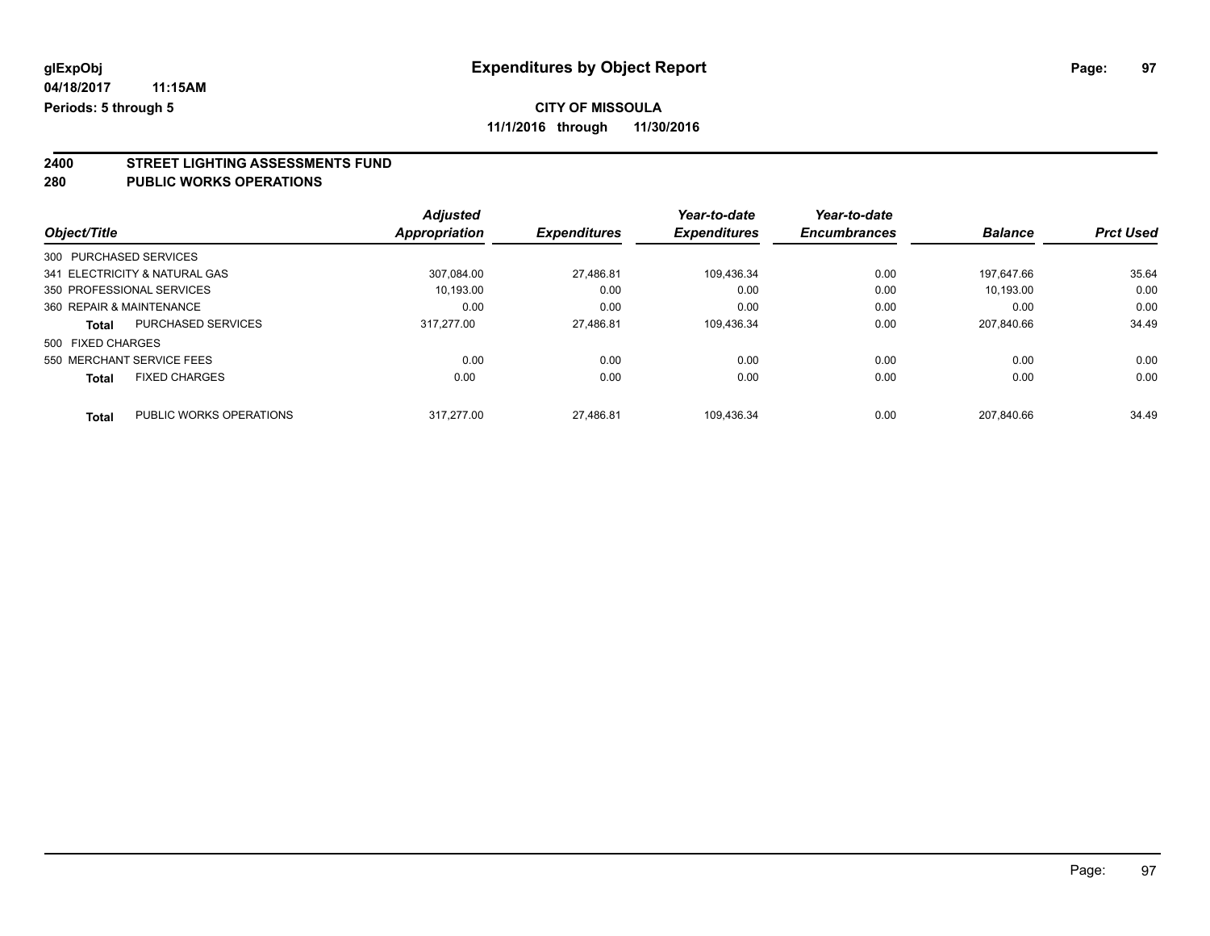glExpObj
04/18/2017 11:15AM
Periods: 5 through 5

# Expenditures by Object Report

**CITY OF MISSOULA**
**11/1/2016 through 11/30/2016**

## 2400 STREET LIGHTING ASSESSMENTS FUND
## 280 PUBLIC WORKS OPERATIONS

| Object/Title | | Adjusted Appropriation | Expenditures | Year-to-date Expenditures | Year-to-date Encumbrances | Balance | Prct Used |
|---|---|---|---|---|---|---|---|
| 300 PURCHASED SERVICES | | | | | | | |
| 341 ELECTRICITY & NATURAL GAS | | 307,084.00 | 27,486.81 | 109,436.34 | 0.00 | 197,647.66 | 35.64 |
| 350 PROFESSIONAL SERVICES | | 10,193.00 | 0.00 | 0.00 | 0.00 | 10,193.00 | 0.00 |
| 360 REPAIR & MAINTENANCE | | 0.00 | 0.00 | 0.00 | 0.00 | 0.00 | 0.00 |
| **Total** | PURCHASED SERVICES | 317,277.00 | 27,486.81 | 109,436.34 | 0.00 | 207,840.66 | 34.49 |
| 500 FIXED CHARGES | | | | | | | |
| 550 MERCHANT SERVICE FEES | | 0.00 | 0.00 | 0.00 | 0.00 | 0.00 | 0.00 |
| **Total** | FIXED CHARGES | 0.00 | 0.00 | 0.00 | 0.00 | 0.00 | 0.00 |
| **Total** | PUBLIC WORKS OPERATIONS | 317,277.00 | 27,486.81 | 109,436.34 | 0.00 | 207,840.66 | 34.49 |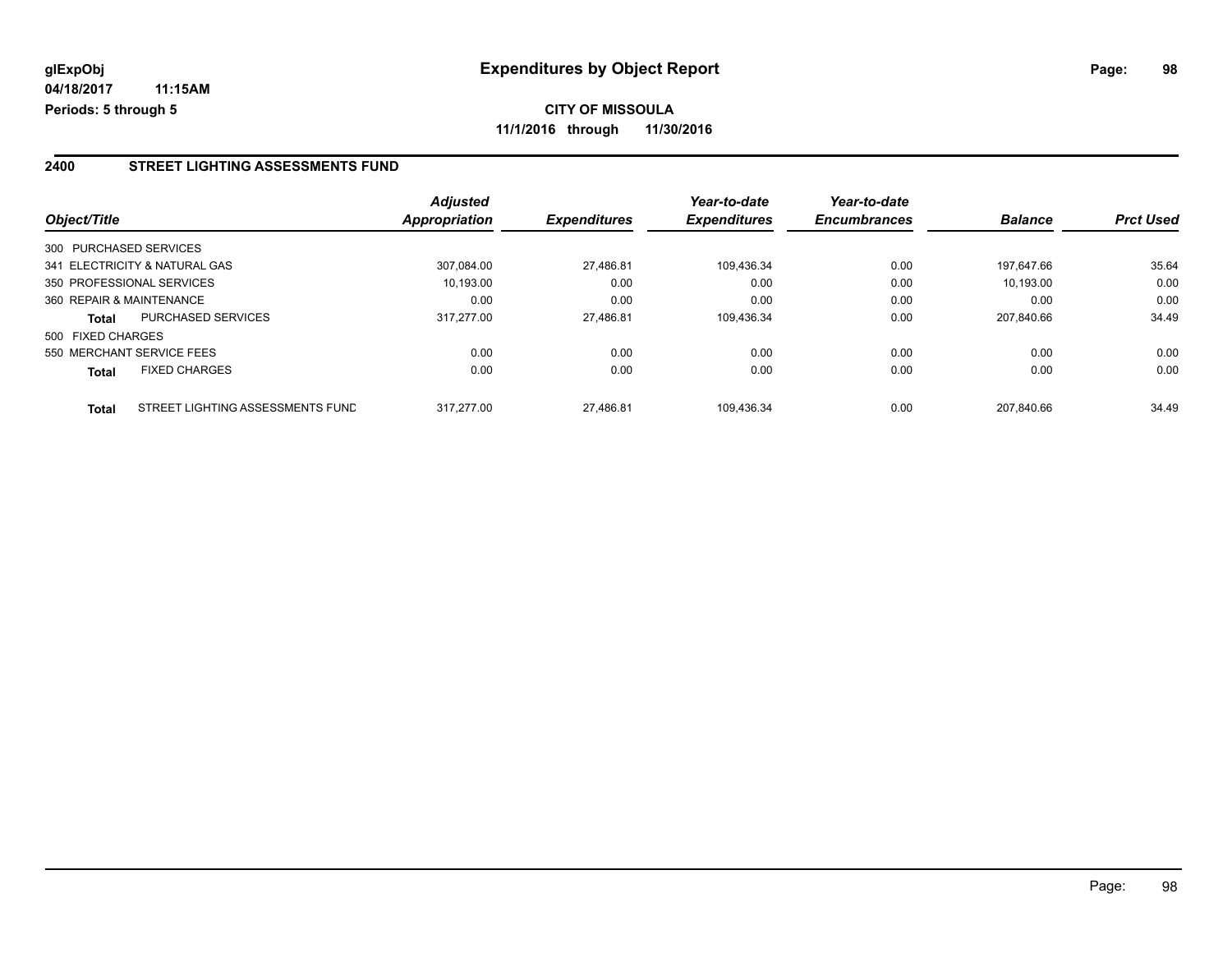**CITY OF MISSOULA**

**11/1/2016 through 11/30/2016**

## 2400 STREET LIGHTING ASSESSMENTS FUND

| Object/Title | | Adjusted Appropriation | Expenditures | Year-to-date Expenditures | Year-to-date Encumbrances | Balance | Prct Used |
|---|---|---|---|---|---|---|---|
| 300 PURCHASED SERVICES | | | | | | | |
| 341 ELECTRICITY & NATURAL GAS | | 307,084.00 | 27,486.81 | 109,436.34 | 0.00 | 197,647.66 | 35.64 |
| 350 PROFESSIONAL SERVICES | | 10,193.00 | 0.00 | 0.00 | 0.00 | 10,193.00 | 0.00 |
| 360 REPAIR & MAINTENANCE | | 0.00 | 0.00 | 0.00 | 0.00 | 0.00 | 0.00 |
| **Total** | PURCHASED SERVICES | 317,277.00 | 27,486.81 | 109,436.34 | 0.00 | 207,840.66 | 34.49 |
| 500 FIXED CHARGES | | | | | | | |
| 550 MERCHANT SERVICE FEES | | 0.00 | 0.00 | 0.00 | 0.00 | 0.00 | 0.00 |
| **Total** | FIXED CHARGES | 0.00 | 0.00 | 0.00 | 0.00 | 0.00 | 0.00 |
| **Total** | STREET LIGHTING ASSESSMENTS FUND | 317,277.00 | 27,486.81 | 109,436.34 | 0.00 | 207,840.66 | 34.49 |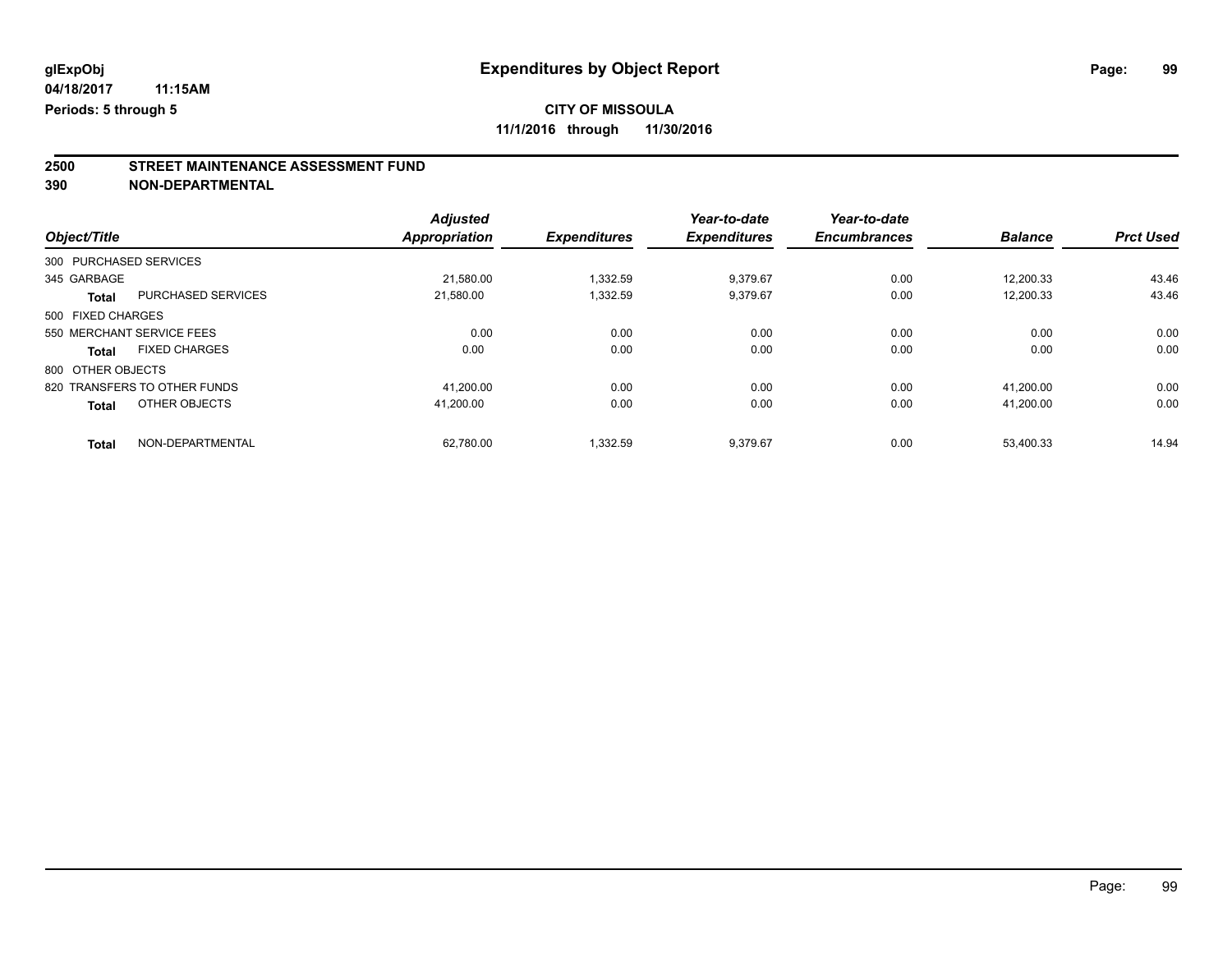glExpObj
04/18/2017 11:15AM
Periods: 5 through 5

# Expenditures by Object Report

**CITY OF MISSOULA**
**11/1/2016 through 11/30/2016**

## 2500 STREET MAINTENANCE ASSESSMENT FUND
## 390 NON-DEPARTMENTAL

| Object/Title | | Adjusted Appropriation | Expenditures | Year-to-date Expenditures | Year-to-date Encumbrances | Balance | Prct Used |
|---|---|---|---|---|---|---|---|
| 300 PURCHASED SERVICES | | | | | | | |
| 345 GARBAGE | | 21,580.00 | 1,332.59 | 9,379.67 | 0.00 | 12,200.33 | 43.46 |
| **Total** | PURCHASED SERVICES | 21,580.00 | 1,332.59 | 9,379.67 | 0.00 | 12,200.33 | 43.46 |
| 500 FIXED CHARGES | | | | | | | |
| 550 MERCHANT SERVICE FEES | | 0.00 | 0.00 | 0.00 | 0.00 | 0.00 | 0.00 |
| **Total** | FIXED CHARGES | 0.00 | 0.00 | 0.00 | 0.00 | 0.00 | 0.00 |
| 800 OTHER OBJECTS | | | | | | | |
| 820 TRANSFERS TO OTHER FUNDS | | 41,200.00 | 0.00 | 0.00 | 0.00 | 41,200.00 | 0.00 |
| **Total** | OTHER OBJECTS | 41,200.00 | 0.00 | 0.00 | 0.00 | 41,200.00 | 0.00 |
| **Total** | NON-DEPARTMENTAL | 62,780.00 | 1,332.59 | 9,379.67 | 0.00 | 53,400.33 | 14.94 |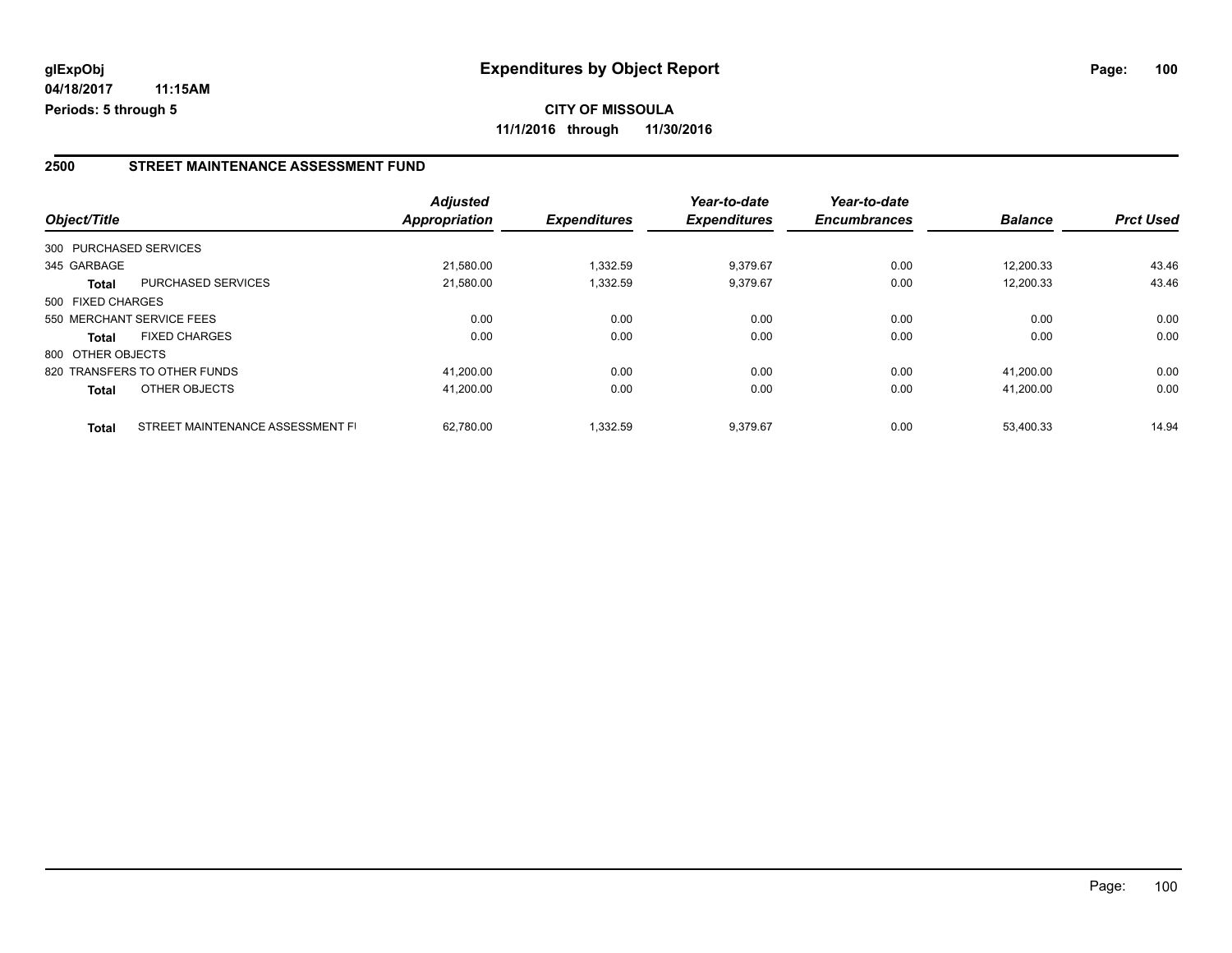**glExpObj** **Expenditures by Object Report**

**04/18/2017 11:15AM**

**Periods: 5 through 5**

**CITY OF MISSOULA**

**11/1/2016 through 11/30/2016**

## 2500 STREET MAINTENANCE ASSESSMENT FUND

| Object/Title | | Adjusted Appropriation | Expenditures | Year-to-date Expenditures | Year-to-date Encumbrances | Balance | Prct Used |
|---|---|---|---|---|---|---|---|
| 300 PURCHASED SERVICES | | | | | | | |
| 345 GARBAGE | | 21,580.00 | 1,332.59 | 9,379.67 | 0.00 | 12,200.33 | 43.46 |
| **Total** | PURCHASED SERVICES | 21,580.00 | 1,332.59 | 9,379.67 | 0.00 | 12,200.33 | 43.46 |
| 500 FIXED CHARGES | | | | | | | |
| 550 MERCHANT SERVICE FEES | | 0.00 | 0.00 | 0.00 | 0.00 | 0.00 | 0.00 |
| **Total** | FIXED CHARGES | 0.00 | 0.00 | 0.00 | 0.00 | 0.00 | 0.00 |
| 800 OTHER OBJECTS | | | | | | | |
| 820 TRANSFERS TO OTHER FUNDS | | 41,200.00 | 0.00 | 0.00 | 0.00 | 41,200.00 | 0.00 |
| **Total** | OTHER OBJECTS | 41,200.00 | 0.00 | 0.00 | 0.00 | 41,200.00 | 0.00 |
| **Total** | STREET MAINTENANCE ASSESSMENT FI | 62,780.00 | 1,332.59 | 9,379.67 | 0.00 | 53,400.33 | 14.94 |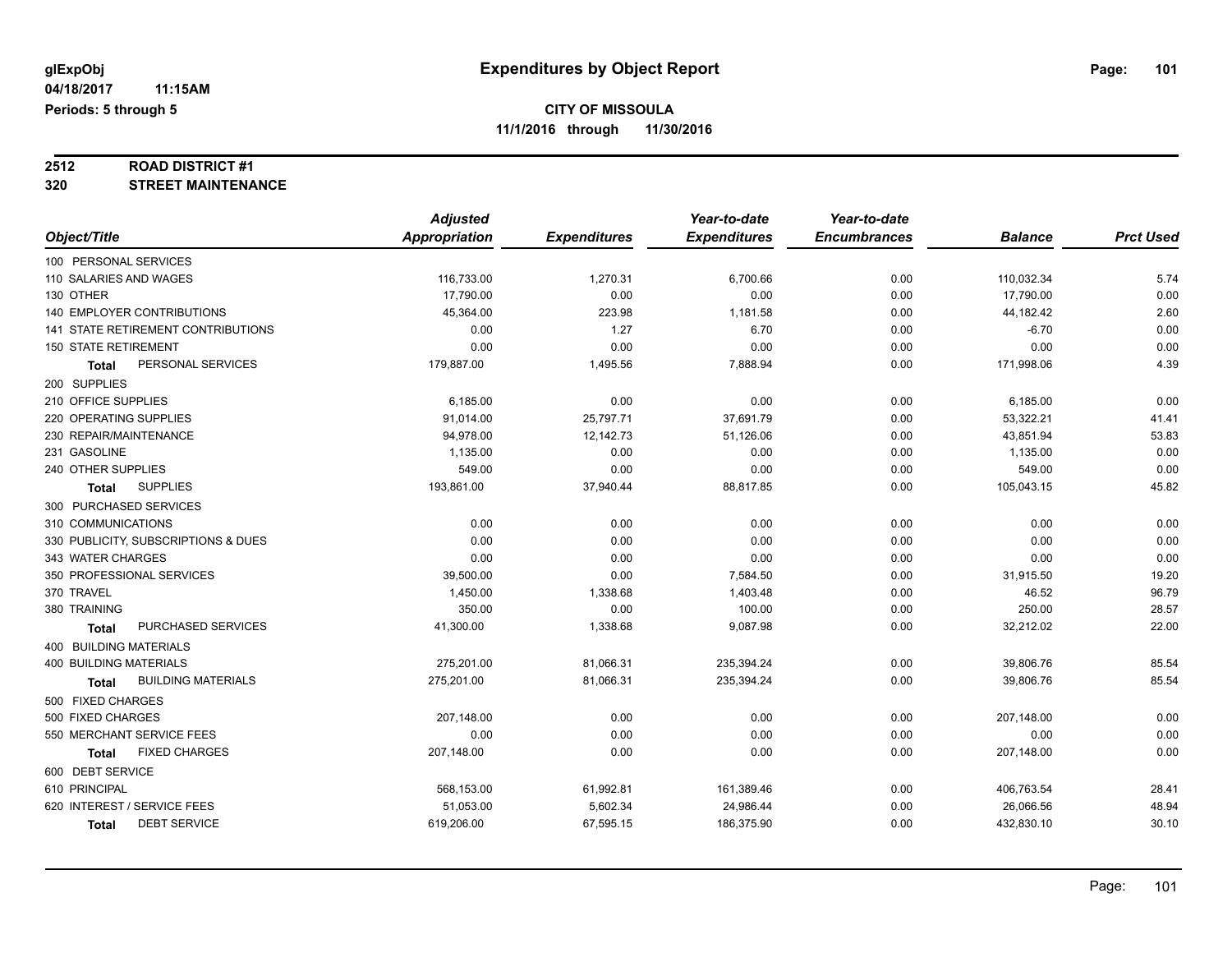**glExpObj**
**04/18/2017 11:15AM**
**Periods: 5 through 5**

# Expenditures by Object Report

**CITY OF MISSOULA**
**11/1/2016 through 11/30/2016**

**2512 ROAD DISTRICT #1**
**320 STREET MAINTENANCE**

| Object/Title | Adjusted Appropriation | Expenditures | Year-to-date Expenditures | Year-to-date Encumbrances | Balance | Prct Used |
|---|---|---|---|---|---|---|
| 100 PERSONAL SERVICES | | | | | | |
| 110 SALARIES AND WAGES | 116,733.00 | 1,270.31 | 6,700.66 | 0.00 | 110,032.34 | 5.74 |
| 130 OTHER | 17,790.00 | 0.00 | 0.00 | 0.00 | 17,790.00 | 0.00 |
| 140 EMPLOYER CONTRIBUTIONS | 45,364.00 | 223.98 | 1,181.58 | 0.00 | 44,182.42 | 2.60 |
| 141 STATE RETIREMENT CONTRIBUTIONS | 0.00 | 1.27 | 6.70 | 0.00 | -6.70 | 0.00 |
| 150 STATE RETIREMENT | 0.00 | 0.00 | 0.00 | 0.00 | 0.00 | 0.00 |
| **Total** PERSONAL SERVICES | 179,887.00 | 1,495.56 | 7,888.94 | 0.00 | 171,998.06 | 4.39 |
| 200 SUPPLIES | | | | | | |
| 210 OFFICE SUPPLIES | 6,185.00 | 0.00 | 0.00 | 0.00 | 6,185.00 | 0.00 |
| 220 OPERATING SUPPLIES | 91,014.00 | 25,797.71 | 37,691.79 | 0.00 | 53,322.21 | 41.41 |
| 230 REPAIR/MAINTENANCE | 94,978.00 | 12,142.73 | 51,126.06 | 0.00 | 43,851.94 | 53.83 |
| 231 GASOLINE | 1,135.00 | 0.00 | 0.00 | 0.00 | 1,135.00 | 0.00 |
| 240 OTHER SUPPLIES | 549.00 | 0.00 | 0.00 | 0.00 | 549.00 | 0.00 |
| **Total** SUPPLIES | 193,861.00 | 37,940.44 | 88,817.85 | 0.00 | 105,043.15 | 45.82 |
| 300 PURCHASED SERVICES | | | | | | |
| 310 COMMUNICATIONS | 0.00 | 0.00 | 0.00 | 0.00 | 0.00 | 0.00 |
| 330 PUBLICITY, SUBSCRIPTIONS & DUES | 0.00 | 0.00 | 0.00 | 0.00 | 0.00 | 0.00 |
| 343 WATER CHARGES | 0.00 | 0.00 | 0.00 | 0.00 | 0.00 | 0.00 |
| 350 PROFESSIONAL SERVICES | 39,500.00 | 0.00 | 7,584.50 | 0.00 | 31,915.50 | 19.20 |
| 370 TRAVEL | 1,450.00 | 1,338.68 | 1,403.48 | 0.00 | 46.52 | 96.79 |
| 380 TRAINING | 350.00 | 0.00 | 100.00 | 0.00 | 250.00 | 28.57 |
| **Total** PURCHASED SERVICES | 41,300.00 | 1,338.68 | 9,087.98 | 0.00 | 32,212.02 | 22.00 |
| 400 BUILDING MATERIALS | | | | | | |
| 400 BUILDING MATERIALS | 275,201.00 | 81,066.31 | 235,394.24 | 0.00 | 39,806.76 | 85.54 |
| **Total** BUILDING MATERIALS | 275,201.00 | 81,066.31 | 235,394.24 | 0.00 | 39,806.76 | 85.54 |
| 500 FIXED CHARGES | | | | | | |
| 500 FIXED CHARGES | 207,148.00 | 0.00 | 0.00 | 0.00 | 207,148.00 | 0.00 |
| 550 MERCHANT SERVICE FEES | 0.00 | 0.00 | 0.00 | 0.00 | 0.00 | 0.00 |
| **Total** FIXED CHARGES | 207,148.00 | 0.00 | 0.00 | 0.00 | 207,148.00 | 0.00 |
| 600 DEBT SERVICE | | | | | | |
| 610 PRINCIPAL | 568,153.00 | 61,992.81 | 161,389.46 | 0.00 | 406,763.54 | 28.41 |
| 620 INTEREST / SERVICE FEES | 51,053.00 | 5,602.34 | 24,986.44 | 0.00 | 26,066.56 | 48.94 |
| **Total** DEBT SERVICE | 619,206.00 | 67,595.15 | 186,375.90 | 0.00 | 432,830.10 | 30.10 |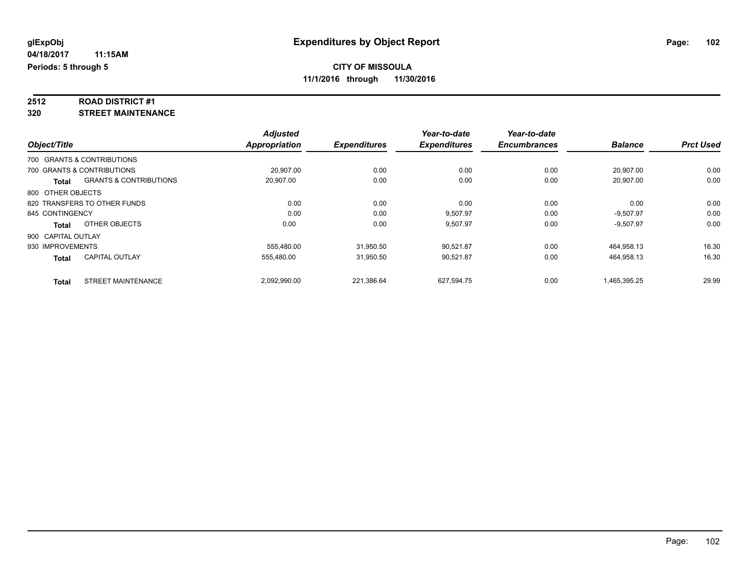**glExpObj** | **Expenditures by Object Report**
**04/18/2017 11:15AM**
**Periods: 5 through 5**

**CITY OF MISSOULA**
**11/1/2016 through 11/30/2016**

**2512 ROAD DISTRICT #1**
**320 STREET MAINTENANCE**

| Object/Title | | Adjusted Appropriation | Expenditures | Year-to-date Expenditures | Year-to-date Encumbrances | Balance | Prct Used |
|---|---|---|---|---|---|---|---|
| 700 GRANTS & CONTRIBUTIONS | | | | | | | |
| 700 GRANTS & CONTRIBUTIONS | | 20,907.00 | 0.00 | 0.00 | 0.00 | 20,907.00 | 0.00 |
| **Total** | GRANTS & CONTRIBUTIONS | 20,907.00 | 0.00 | 0.00 | 0.00 | 20,907.00 | 0.00 |
| 800 OTHER OBJECTS | | | | | | | |
| 820 TRANSFERS TO OTHER FUNDS | | 0.00 | 0.00 | 0.00 | 0.00 | 0.00 | 0.00 |
| 845 CONTINGENCY | | 0.00 | 0.00 | 9,507.97 | 0.00 | -9,507.97 | 0.00 |
| **Total** | OTHER OBJECTS | 0.00 | 0.00 | 9,507.97 | 0.00 | -9,507.97 | 0.00 |
| 900 CAPITAL OUTLAY | | | | | | | |
| 930 IMPROVEMENTS | | 555,480.00 | 31,950.50 | 90,521.87 | 0.00 | 464,958.13 | 16.30 |
| **Total** | CAPITAL OUTLAY | 555,480.00 | 31,950.50 | 90,521.87 | 0.00 | 464,958.13 | 16.30 |
| **Total** | STREET MAINTENANCE | 2,092,990.00 | 221,386.64 | 627,594.75 | 0.00 | 1,465,395.25 | 29.99 |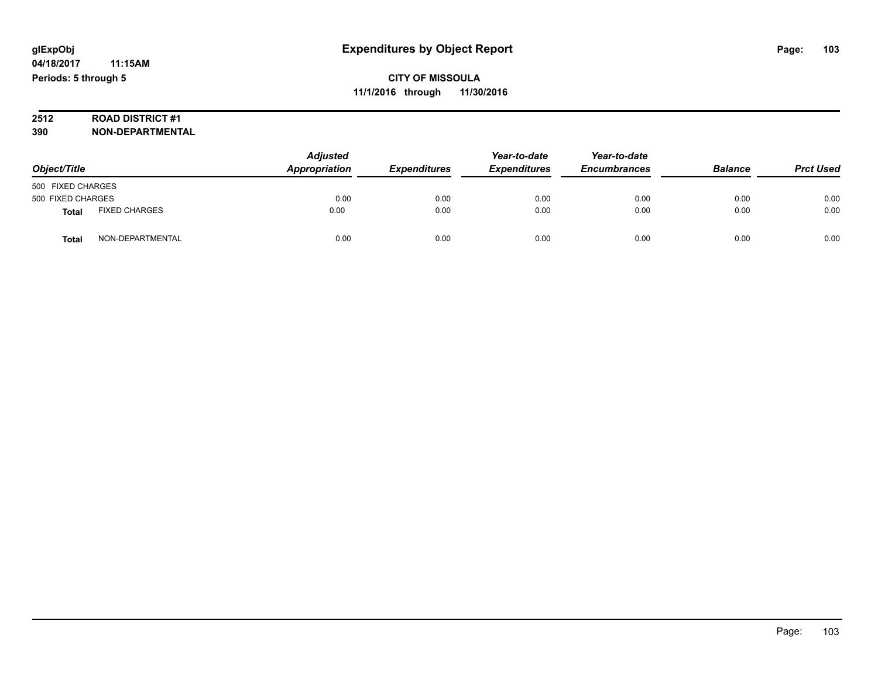**glExpObj** **Expenditures by Object Report**

**04/18/2017 11:15AM**

**Periods: 5 through 5**

**CITY OF MISSOULA**

**11/1/2016 through 11/30/2016**

**2512 ROAD DISTRICT #1**

**390 NON-DEPARTMENTAL**

| Object/Title | | Adjusted Appropriation | Expenditures | Year-to-date Expenditures | Year-to-date Encumbrances | Balance | Prct Used |
|---|---|---|---|---|---|---|---|
| 500 FIXED CHARGES | | | | | | | |
| 500 FIXED CHARGES | | 0.00 | 0.00 | 0.00 | 0.00 | 0.00 | 0.00 |
| **Total** | FIXED CHARGES | 0.00 | 0.00 | 0.00 | 0.00 | 0.00 | 0.00 |
| **Total** | NON-DEPARTMENTAL | 0.00 | 0.00 | 0.00 | 0.00 | 0.00 | 0.00 |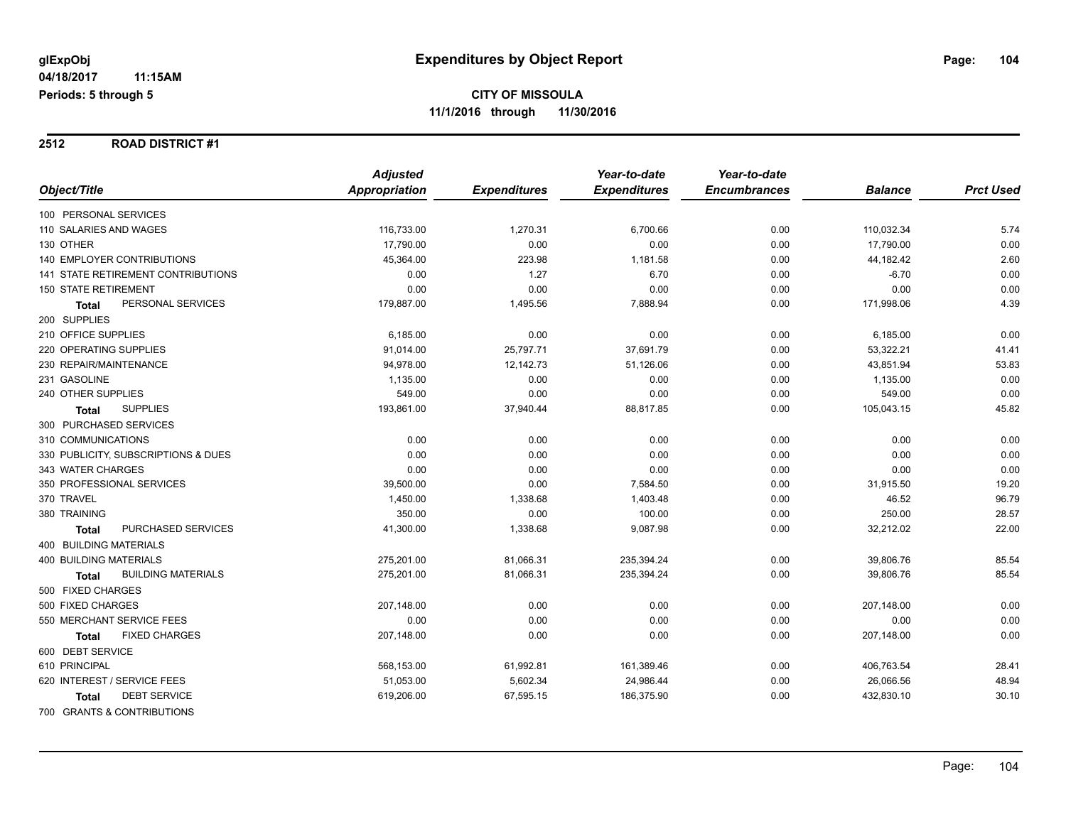glExpObj
04/18/2017 11:15AM
Periods: 5 through 5

# Expenditures by Object Report

**CITY OF MISSOULA**
**11/1/2016 through 11/30/2016**

## 2512 ROAD DISTRICT #1

| Object/Title | Adjusted Appropriation | Expenditures | Year-to-date Expenditures | Year-to-date Encumbrances | Balance | Prct Used |
|---|---|---|---|---|---|---|
| 100 PERSONAL SERVICES | | | | | | |
| 110 SALARIES AND WAGES | 116,733.00 | 1,270.31 | 6,700.66 | 0.00 | 110,032.34 | 5.74 |
| 130 OTHER | 17,790.00 | 0.00 | 0.00 | 0.00 | 17,790.00 | 0.00 |
| 140 EMPLOYER CONTRIBUTIONS | 45,364.00 | 223.98 | 1,181.58 | 0.00 | 44,182.42 | 2.60 |
| 141 STATE RETIREMENT CONTRIBUTIONS | 0.00 | 1.27 | 6.70 | 0.00 | -6.70 | 0.00 |
| 150 STATE RETIREMENT | 0.00 | 0.00 | 0.00 | 0.00 | 0.00 | 0.00 |
| Total PERSONAL SERVICES | 179,887.00 | 1,495.56 | 7,888.94 | 0.00 | 171,998.06 | 4.39 |
| 200 SUPPLIES | | | | | | |
| 210 OFFICE SUPPLIES | 6,185.00 | 0.00 | 0.00 | 0.00 | 6,185.00 | 0.00 |
| 220 OPERATING SUPPLIES | 91,014.00 | 25,797.71 | 37,691.79 | 0.00 | 53,322.21 | 41.41 |
| 230 REPAIR/MAINTENANCE | 94,978.00 | 12,142.73 | 51,126.06 | 0.00 | 43,851.94 | 53.83 |
| 231 GASOLINE | 1,135.00 | 0.00 | 0.00 | 0.00 | 1,135.00 | 0.00 |
| 240 OTHER SUPPLIES | 549.00 | 0.00 | 0.00 | 0.00 | 549.00 | 0.00 |
| Total SUPPLIES | 193,861.00 | 37,940.44 | 88,817.85 | 0.00 | 105,043.15 | 45.82 |
| 300 PURCHASED SERVICES | | | | | | |
| 310 COMMUNICATIONS | 0.00 | 0.00 | 0.00 | 0.00 | 0.00 | 0.00 |
| 330 PUBLICITY, SUBSCRIPTIONS & DUES | 0.00 | 0.00 | 0.00 | 0.00 | 0.00 | 0.00 |
| 343 WATER CHARGES | 0.00 | 0.00 | 0.00 | 0.00 | 0.00 | 0.00 |
| 350 PROFESSIONAL SERVICES | 39,500.00 | 0.00 | 7,584.50 | 0.00 | 31,915.50 | 19.20 |
| 370 TRAVEL | 1,450.00 | 1,338.68 | 1,403.48 | 0.00 | 46.52 | 96.79 |
| 380 TRAINING | 350.00 | 0.00 | 100.00 | 0.00 | 250.00 | 28.57 |
| Total PURCHASED SERVICES | 41,300.00 | 1,338.68 | 9,087.98 | 0.00 | 32,212.02 | 22.00 |
| 400 BUILDING MATERIALS | | | | | | |
| 400 BUILDING MATERIALS | 275,201.00 | 81,066.31 | 235,394.24 | 0.00 | 39,806.76 | 85.54 |
| Total BUILDING MATERIALS | 275,201.00 | 81,066.31 | 235,394.24 | 0.00 | 39,806.76 | 85.54 |
| 500 FIXED CHARGES | | | | | | |
| 500 FIXED CHARGES | 207,148.00 | 0.00 | 0.00 | 0.00 | 207,148.00 | 0.00 |
| 550 MERCHANT SERVICE FEES | 0.00 | 0.00 | 0.00 | 0.00 | 0.00 | 0.00 |
| Total FIXED CHARGES | 207,148.00 | 0.00 | 0.00 | 0.00 | 207,148.00 | 0.00 |
| 600 DEBT SERVICE | | | | | | |
| 610 PRINCIPAL | 568,153.00 | 61,992.81 | 161,389.46 | 0.00 | 406,763.54 | 28.41 |
| 620 INTEREST / SERVICE FEES | 51,053.00 | 5,602.34 | 24,986.44 | 0.00 | 26,066.56 | 48.94 |
| Total DEBT SERVICE | 619,206.00 | 67,595.15 | 186,375.90 | 0.00 | 432,830.10 | 30.10 |
| 700 GRANTS & CONTRIBUTIONS | | | | | | |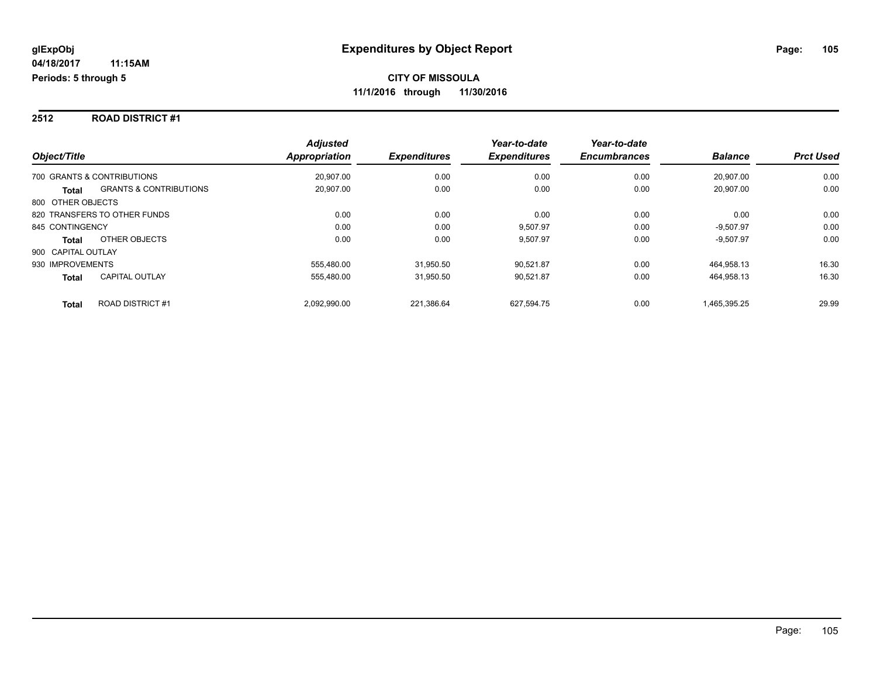**glExpObj**
**04/18/2017 11:15AM**
**Periods: 5 through 5**

# Expenditures by Object Report

**CITY OF MISSOULA**
**11/1/2016 through 11/30/2016**

## 2512 ROAD DISTRICT #1

| Object/Title | | Adjusted Appropriation | Expenditures | Year-to-date Expenditures | Year-to-date Encumbrances | Balance | Prct Used |
|---|---|---|---|---|---|---|---|
| 700 GRANTS & CONTRIBUTIONS | | 20,907.00 | 0.00 | 0.00 | 0.00 | 20,907.00 | 0.00 |
| **Total** | GRANTS & CONTRIBUTIONS | 20,907.00 | 0.00 | 0.00 | 0.00 | 20,907.00 | 0.00 |
| 800 OTHER OBJECTS | | | | | | | |
| 820 TRANSFERS TO OTHER FUNDS | | 0.00 | 0.00 | 0.00 | 0.00 | 0.00 | 0.00 |
| 845 CONTINGENCY | | 0.00 | 0.00 | 9,507.97 | 0.00 | -9,507.97 | 0.00 |
| **Total** | OTHER OBJECTS | 0.00 | 0.00 | 9,507.97 | 0.00 | -9,507.97 | 0.00 |
| 900 CAPITAL OUTLAY | | | | | | | |
| 930 IMPROVEMENTS | | 555,480.00 | 31,950.50 | 90,521.87 | 0.00 | 464,958.13 | 16.30 |
| **Total** | CAPITAL OUTLAY | 555,480.00 | 31,950.50 | 90,521.87 | 0.00 | 464,958.13 | 16.30 |
| **Total** | ROAD DISTRICT #1 | 2,092,990.00 | 221,386.64 | 627,594.75 | 0.00 | 1,465,395.25 | 29.99 |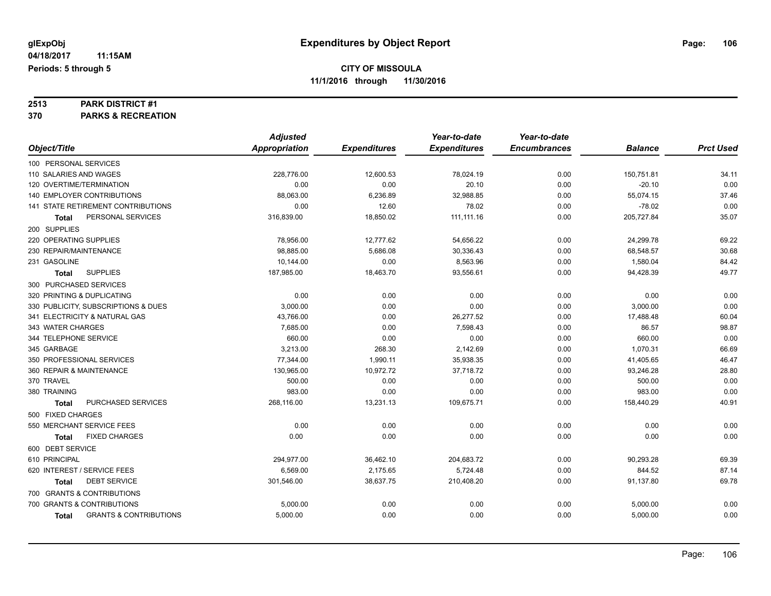**glExpObj**
**04/18/2017 11:15AM**
**Periods: 5 through 5**

# Expenditures by Object Report

**CITY OF MISSOULA**
**11/1/2016 through 11/30/2016**

**2513 PARK DISTRICT #1**
**370 PARKS & RECREATION**

| Object/Title | Adjusted Appropriation | Expenditures | Year-to-date Expenditures | Year-to-date Encumbrances | Balance | Prct Used |
|---|---|---|---|---|---|---|
| 100 PERSONAL SERVICES | | | | | | |
| 110 SALARIES AND WAGES | 228,776.00 | 12,600.53 | 78,024.19 | 0.00 | 150,751.81 | 34.11 |
| 120 OVERTIME/TERMINATION | 0.00 | 0.00 | 20.10 | 0.00 | -20.10 | 0.00 |
| 140 EMPLOYER CONTRIBUTIONS | 88,063.00 | 6,236.89 | 32,988.85 | 0.00 | 55,074.15 | 37.46 |
| 141 STATE RETIREMENT CONTRIBUTIONS | 0.00 | 12.60 | 78.02 | 0.00 | -78.02 | 0.00 |
| **Total** PERSONAL SERVICES | 316,839.00 | 18,850.02 | 111,111.16 | 0.00 | 205,727.84 | 35.07 |
| 200 SUPPLIES | | | | | | |
| 220 OPERATING SUPPLIES | 78,956.00 | 12,777.62 | 54,656.22 | 0.00 | 24,299.78 | 69.22 |
| 230 REPAIR/MAINTENANCE | 98,885.00 | 5,686.08 | 30,336.43 | 0.00 | 68,548.57 | 30.68 |
| 231 GASOLINE | 10,144.00 | 0.00 | 8,563.96 | 0.00 | 1,580.04 | 84.42 |
| **Total** SUPPLIES | 187,985.00 | 18,463.70 | 93,556.61 | 0.00 | 94,428.39 | 49.77 |
| 300 PURCHASED SERVICES | | | | | | |
| 320 PRINTING & DUPLICATING | 0.00 | 0.00 | 0.00 | 0.00 | 0.00 | 0.00 |
| 330 PUBLICITY, SUBSCRIPTIONS & DUES | 3,000.00 | 0.00 | 0.00 | 0.00 | 3,000.00 | 0.00 |
| 341 ELECTRICITY & NATURAL GAS | 43,766.00 | 0.00 | 26,277.52 | 0.00 | 17,488.48 | 60.04 |
| 343 WATER CHARGES | 7,685.00 | 0.00 | 7,598.43 | 0.00 | 86.57 | 98.87 |
| 344 TELEPHONE SERVICE | 660.00 | 0.00 | 0.00 | 0.00 | 660.00 | 0.00 |
| 345 GARBAGE | 3,213.00 | 268.30 | 2,142.69 | 0.00 | 1,070.31 | 66.69 |
| 350 PROFESSIONAL SERVICES | 77,344.00 | 1,990.11 | 35,938.35 | 0.00 | 41,405.65 | 46.47 |
| 360 REPAIR & MAINTENANCE | 130,965.00 | 10,972.72 | 37,718.72 | 0.00 | 93,246.28 | 28.80 |
| 370 TRAVEL | 500.00 | 0.00 | 0.00 | 0.00 | 500.00 | 0.00 |
| 380 TRAINING | 983.00 | 0.00 | 0.00 | 0.00 | 983.00 | 0.00 |
| **Total** PURCHASED SERVICES | 268,116.00 | 13,231.13 | 109,675.71 | 0.00 | 158,440.29 | 40.91 |
| 500 FIXED CHARGES | | | | | | |
| 550 MERCHANT SERVICE FEES | 0.00 | 0.00 | 0.00 | 0.00 | 0.00 | 0.00 |
| **Total** FIXED CHARGES | 0.00 | 0.00 | 0.00 | 0.00 | 0.00 | 0.00 |
| 600 DEBT SERVICE | | | | | | |
| 610 PRINCIPAL | 294,977.00 | 36,462.10 | 204,683.72 | 0.00 | 90,293.28 | 69.39 |
| 620 INTEREST / SERVICE FEES | 6,569.00 | 2,175.65 | 5,724.48 | 0.00 | 844.52 | 87.14 |
| **Total** DEBT SERVICE | 301,546.00 | 38,637.75 | 210,408.20 | 0.00 | 91,137.80 | 69.78 |
| 700 GRANTS & CONTRIBUTIONS | | | | | | |
| 700 GRANTS & CONTRIBUTIONS | 5,000.00 | 0.00 | 0.00 | 0.00 | 5,000.00 | 0.00 |
| **Total** GRANTS & CONTRIBUTIONS | 5,000.00 | 0.00 | 0.00 | 0.00 | 5,000.00 | 0.00 |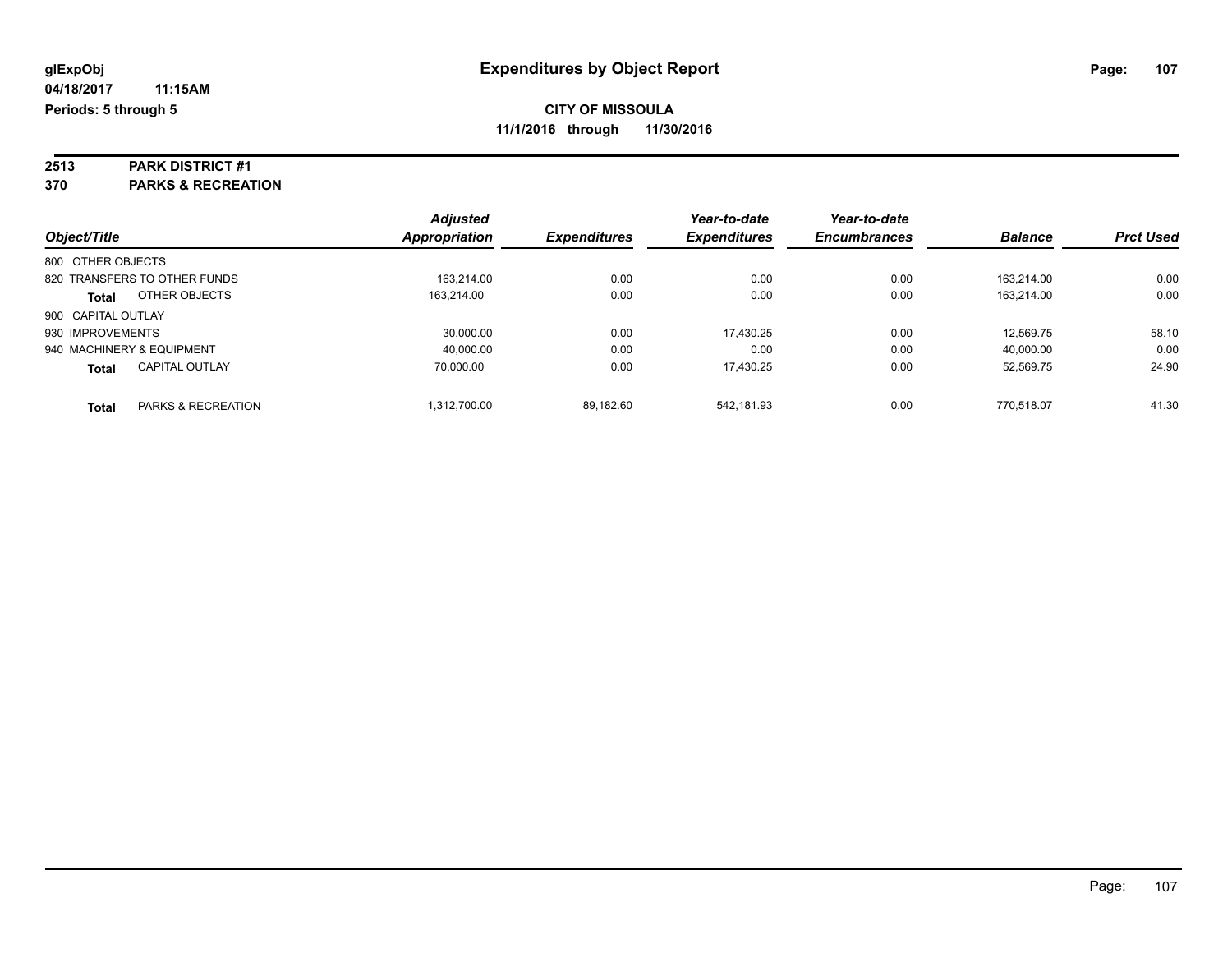**glExpObj** **Expenditures by Object Report**

**04/18/2017 11:15AM**

**Periods: 5 through 5**

**CITY OF MISSOULA**

**11/1/2016 through 11/30/2016**

**2513 PARK DISTRICT #1**

**370 PARKS & RECREATION**

| Object/Title | | Adjusted Appropriation | Expenditures | Year-to-date Expenditures | Year-to-date Encumbrances | Balance | Prct Used |
|---|---|---|---|---|---|---|---|
| 800 OTHER OBJECTS | | | | | | | |
| 820 TRANSFERS TO OTHER FUNDS | | 163,214.00 | 0.00 | 0.00 | 0.00 | 163,214.00 | 0.00 |
| **Total** | OTHER OBJECTS | 163,214.00 | 0.00 | 0.00 | 0.00 | 163,214.00 | 0.00 |
| 900 CAPITAL OUTLAY | | | | | | | |
| 930 IMPROVEMENTS | | 30,000.00 | 0.00 | 17,430.25 | 0.00 | 12,569.75 | 58.10 |
| 940 MACHINERY & EQUIPMENT | | 40,000.00 | 0.00 | 0.00 | 0.00 | 40,000.00 | 0.00 |
| **Total** | CAPITAL OUTLAY | 70,000.00 | 0.00 | 17,430.25 | 0.00 | 52,569.75 | 24.90 |
| **Total** | PARKS & RECREATION | 1,312,700.00 | 89,182.60 | 542,181.93 | 0.00 | 770,518.07 | 41.30 |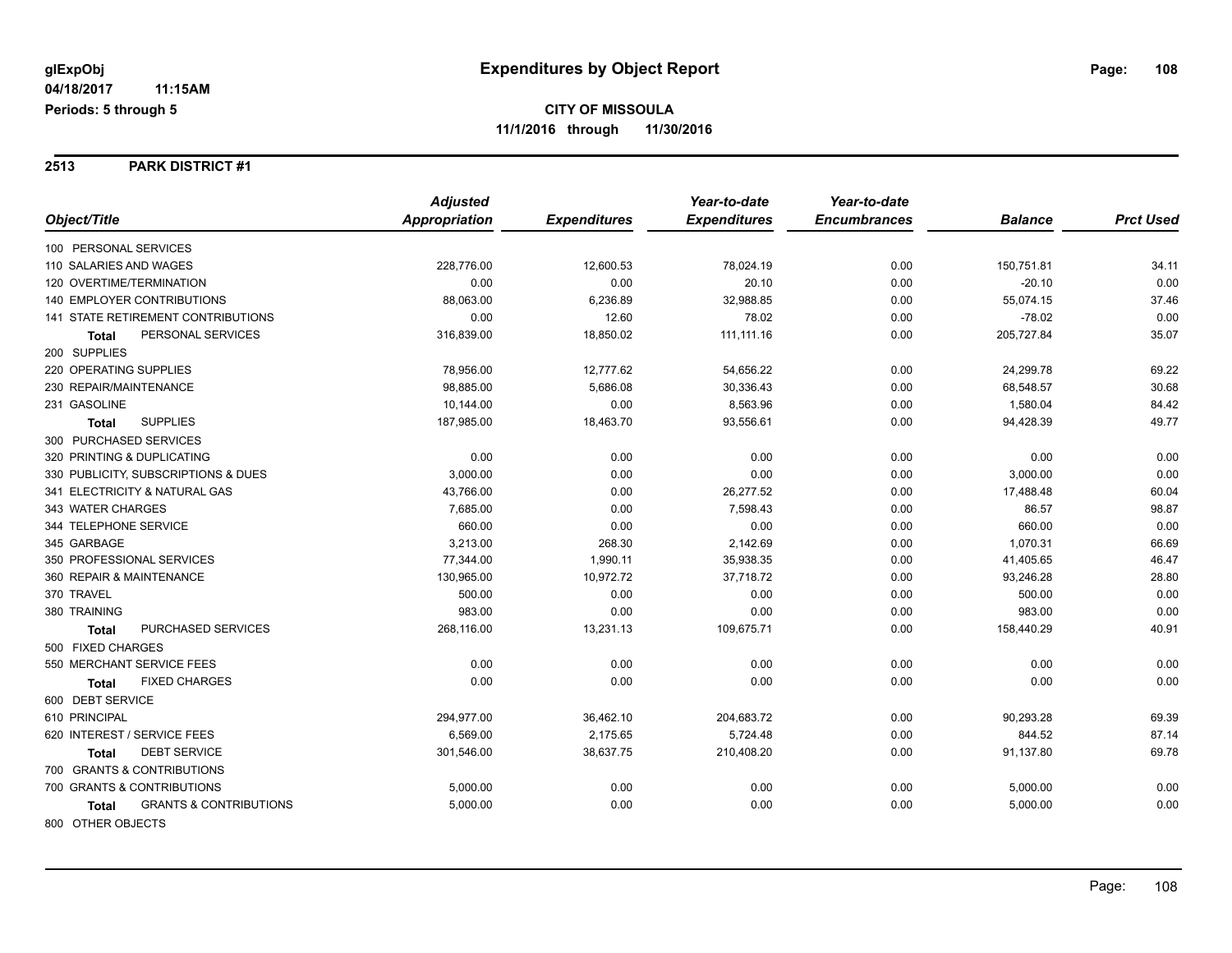glExpObj
04/18/2017 11:15AM
Periods: 5 through 5

# Expenditures by Object Report

**CITY OF MISSOULA**
**11/1/2016 through 11/30/2016**

## 2513 PARK DISTRICT #1

| Object/Title | Adjusted Appropriation | Expenditures | Year-to-date Expenditures | Year-to-date Encumbrances | Balance | Prct Used |
|---|---|---|---|---|---|---|
| 100 PERSONAL SERVICES | | | | | | |
| 110 SALARIES AND WAGES | 228,776.00 | 12,600.53 | 78,024.19 | 0.00 | 150,751.81 | 34.11 |
| 120 OVERTIME/TERMINATION | 0.00 | 0.00 | 20.10 | 0.00 | -20.10 | 0.00 |
| 140 EMPLOYER CONTRIBUTIONS | 88,063.00 | 6,236.89 | 32,988.85 | 0.00 | 55,074.15 | 37.46 |
| 141 STATE RETIREMENT CONTRIBUTIONS | 0.00 | 12.60 | 78.02 | 0.00 | -78.02 | 0.00 |
| **Total** PERSONAL SERVICES | 316,839.00 | 18,850.02 | 111,111.16 | 0.00 | 205,727.84 | 35.07 |
| 200 SUPPLIES | | | | | | |
| 220 OPERATING SUPPLIES | 78,956.00 | 12,777.62 | 54,656.22 | 0.00 | 24,299.78 | 69.22 |
| 230 REPAIR/MAINTENANCE | 98,885.00 | 5,686.08 | 30,336.43 | 0.00 | 68,548.57 | 30.68 |
| 231 GASOLINE | 10,144.00 | 0.00 | 8,563.96 | 0.00 | 1,580.04 | 84.42 |
| **Total** SUPPLIES | 187,985.00 | 18,463.70 | 93,556.61 | 0.00 | 94,428.39 | 49.77 |
| 300 PURCHASED SERVICES | | | | | | |
| 320 PRINTING & DUPLICATING | 0.00 | 0.00 | 0.00 | 0.00 | 0.00 | 0.00 |
| 330 PUBLICITY, SUBSCRIPTIONS & DUES | 3,000.00 | 0.00 | 0.00 | 0.00 | 3,000.00 | 0.00 |
| 341 ELECTRICITY & NATURAL GAS | 43,766.00 | 0.00 | 26,277.52 | 0.00 | 17,488.48 | 60.04 |
| 343 WATER CHARGES | 7,685.00 | 0.00 | 7,598.43 | 0.00 | 86.57 | 98.87 |
| 344 TELEPHONE SERVICE | 660.00 | 0.00 | 0.00 | 0.00 | 660.00 | 0.00 |
| 345 GARBAGE | 3,213.00 | 268.30 | 2,142.69 | 0.00 | 1,070.31 | 66.69 |
| 350 PROFESSIONAL SERVICES | 77,344.00 | 1,990.11 | 35,938.35 | 0.00 | 41,405.65 | 46.47 |
| 360 REPAIR & MAINTENANCE | 130,965.00 | 10,972.72 | 37,718.72 | 0.00 | 93,246.28 | 28.80 |
| 370 TRAVEL | 500.00 | 0.00 | 0.00 | 0.00 | 500.00 | 0.00 |
| 380 TRAINING | 983.00 | 0.00 | 0.00 | 0.00 | 983.00 | 0.00 |
| **Total** PURCHASED SERVICES | 268,116.00 | 13,231.13 | 109,675.71 | 0.00 | 158,440.29 | 40.91 |
| 500 FIXED CHARGES | | | | | | |
| 550 MERCHANT SERVICE FEES | 0.00 | 0.00 | 0.00 | 0.00 | 0.00 | 0.00 |
| **Total** FIXED CHARGES | 0.00 | 0.00 | 0.00 | 0.00 | 0.00 | 0.00 |
| 600 DEBT SERVICE | | | | | | |
| 610 PRINCIPAL | 294,977.00 | 36,462.10 | 204,683.72 | 0.00 | 90,293.28 | 69.39 |
| 620 INTEREST / SERVICE FEES | 6,569.00 | 2,175.65 | 5,724.48 | 0.00 | 844.52 | 87.14 |
| **Total** DEBT SERVICE | 301,546.00 | 38,637.75 | 210,408.20 | 0.00 | 91,137.80 | 69.78 |
| 700 GRANTS & CONTRIBUTIONS | | | | | | |
| 700 GRANTS & CONTRIBUTIONS | 5,000.00 | 0.00 | 0.00 | 0.00 | 5,000.00 | 0.00 |
| **Total** GRANTS & CONTRIBUTIONS | 5,000.00 | 0.00 | 0.00 | 0.00 | 5,000.00 | 0.00 |
| 800 OTHER OBJECTS | | | | | | |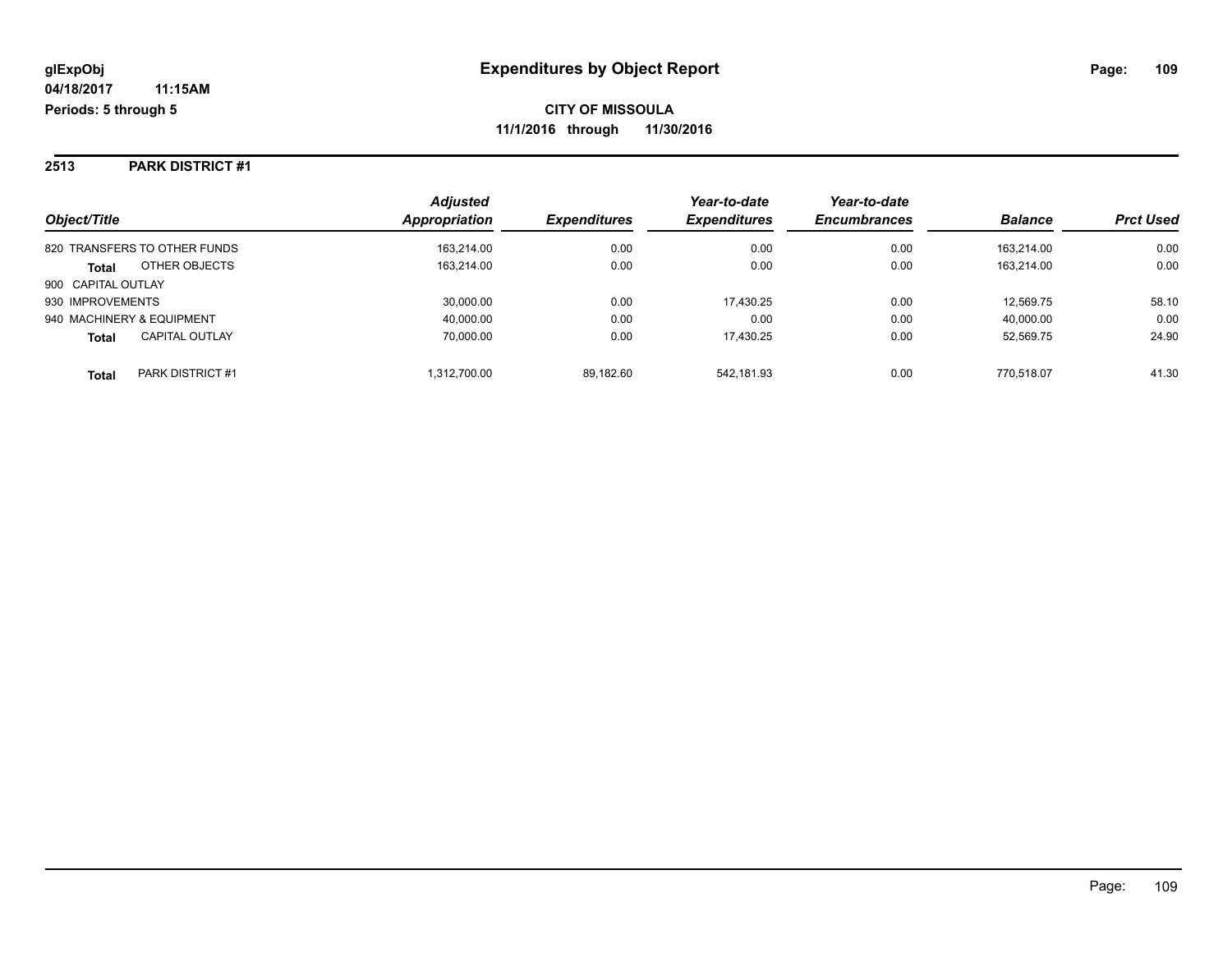**glExpObj** **Expenditures by Object Report**

**04/18/2017 11:15AM**

**Periods: 5 through 5**

**CITY OF MISSOULA**

**11/1/2016 through 11/30/2016**

## 2513 PARK DISTRICT #1

| Object/Title | | Adjusted Appropriation | Expenditures | Year-to-date Expenditures | Year-to-date Encumbrances | Balance | Prct Used |
|---|---|---|---|---|---|---|---|
| 820 TRANSFERS TO OTHER FUNDS | | 163,214.00 | 0.00 | 0.00 | 0.00 | 163,214.00 | 0.00 |
| **Total** | OTHER OBJECTS | 163,214.00 | 0.00 | 0.00 | 0.00 | 163,214.00 | 0.00 |
| 900 CAPITAL OUTLAY | | | | | | | |
| 930 IMPROVEMENTS | | 30,000.00 | 0.00 | 17,430.25 | 0.00 | 12,569.75 | 58.10 |
| 940 MACHINERY & EQUIPMENT | | 40,000.00 | 0.00 | 0.00 | 0.00 | 40,000.00 | 0.00 |
| **Total** | CAPITAL OUTLAY | 70,000.00 | 0.00 | 17,430.25 | 0.00 | 52,569.75 | 24.90 |
| **Total** | PARK DISTRICT #1 | 1,312,700.00 | 89,182.60 | 542,181.93 | 0.00 | 770,518.07 | 41.30 |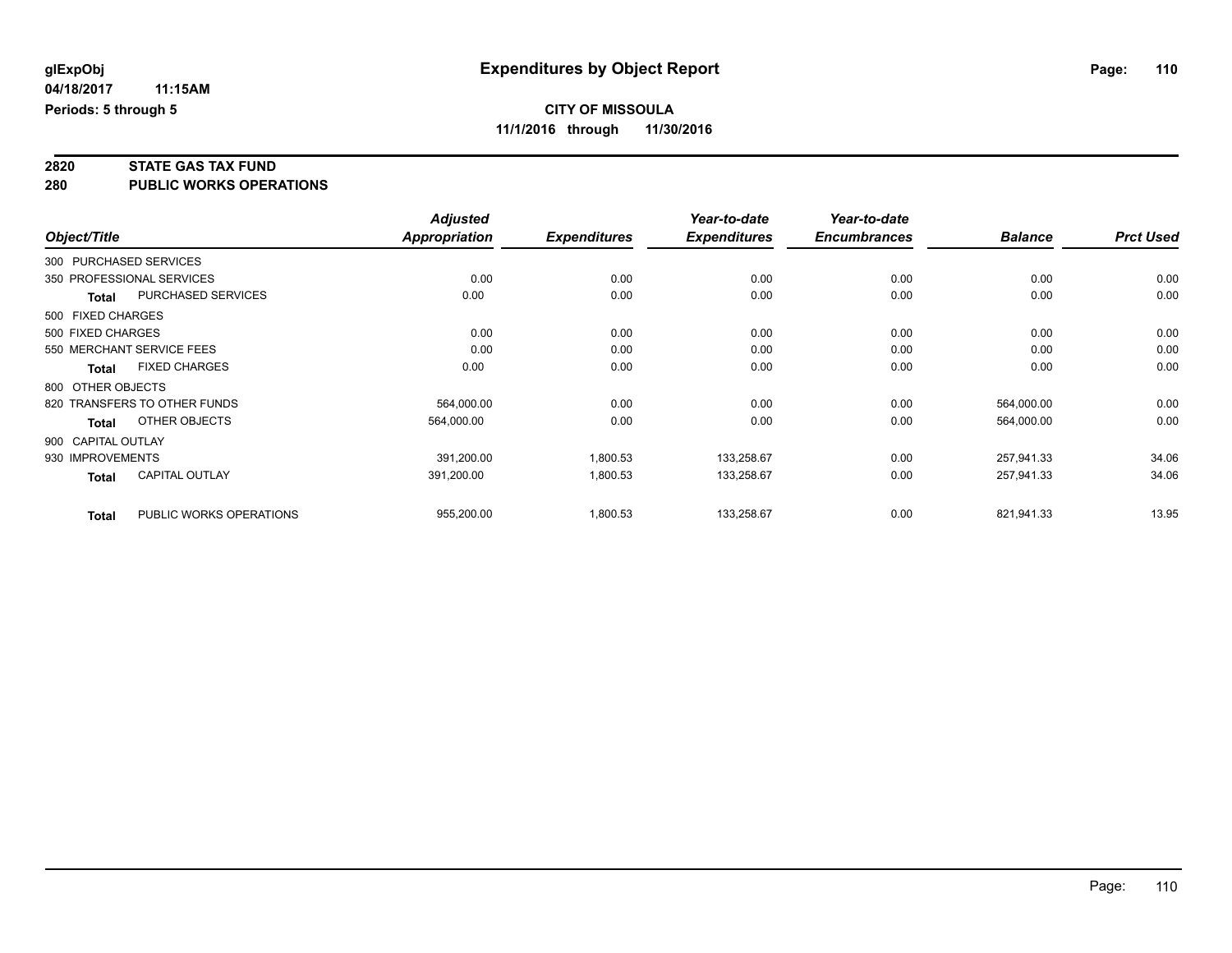**glExpObj**
**04/18/2017 11:15AM**
**Periods: 5 through 5**

# Expenditures by Object Report

**CITY OF MISSOULA**
**11/1/2016 through 11/30/2016**

## 2820 STATE GAS TAX FUND
## 280 PUBLIC WORKS OPERATIONS

| Object/Title | | Adjusted Appropriation | Expenditures | Year-to-date Expenditures | Year-to-date Encumbrances | Balance | Prct Used |
|---|---|---|---|---|---|---|---|
| 300 PURCHASED SERVICES | | | | | | | |
| 350 PROFESSIONAL SERVICES | | 0.00 | 0.00 | 0.00 | 0.00 | 0.00 | 0.00 |
| **Total** | PURCHASED SERVICES | 0.00 | 0.00 | 0.00 | 0.00 | 0.00 | 0.00 |
| 500 FIXED CHARGES | | | | | | | |
| 500 FIXED CHARGES | | 0.00 | 0.00 | 0.00 | 0.00 | 0.00 | 0.00 |
| 550 MERCHANT SERVICE FEES | | 0.00 | 0.00 | 0.00 | 0.00 | 0.00 | 0.00 |
| **Total** | FIXED CHARGES | 0.00 | 0.00 | 0.00 | 0.00 | 0.00 | 0.00 |
| 800 OTHER OBJECTS | | | | | | | |
| 820 TRANSFERS TO OTHER FUNDS | | 564,000.00 | 0.00 | 0.00 | 0.00 | 564,000.00 | 0.00 |
| **Total** | OTHER OBJECTS | 564,000.00 | 0.00 | 0.00 | 0.00 | 564,000.00 | 0.00 |
| 900 CAPITAL OUTLAY | | | | | | | |
| 930 IMPROVEMENTS | | 391,200.00 | 1,800.53 | 133,258.67 | 0.00 | 257,941.33 | 34.06 |
| **Total** | CAPITAL OUTLAY | 391,200.00 | 1,800.53 | 133,258.67 | 0.00 | 257,941.33 | 34.06 |
| **Total** | PUBLIC WORKS OPERATIONS | 955,200.00 | 1,800.53 | 133,258.67 | 0.00 | 821,941.33 | 13.95 |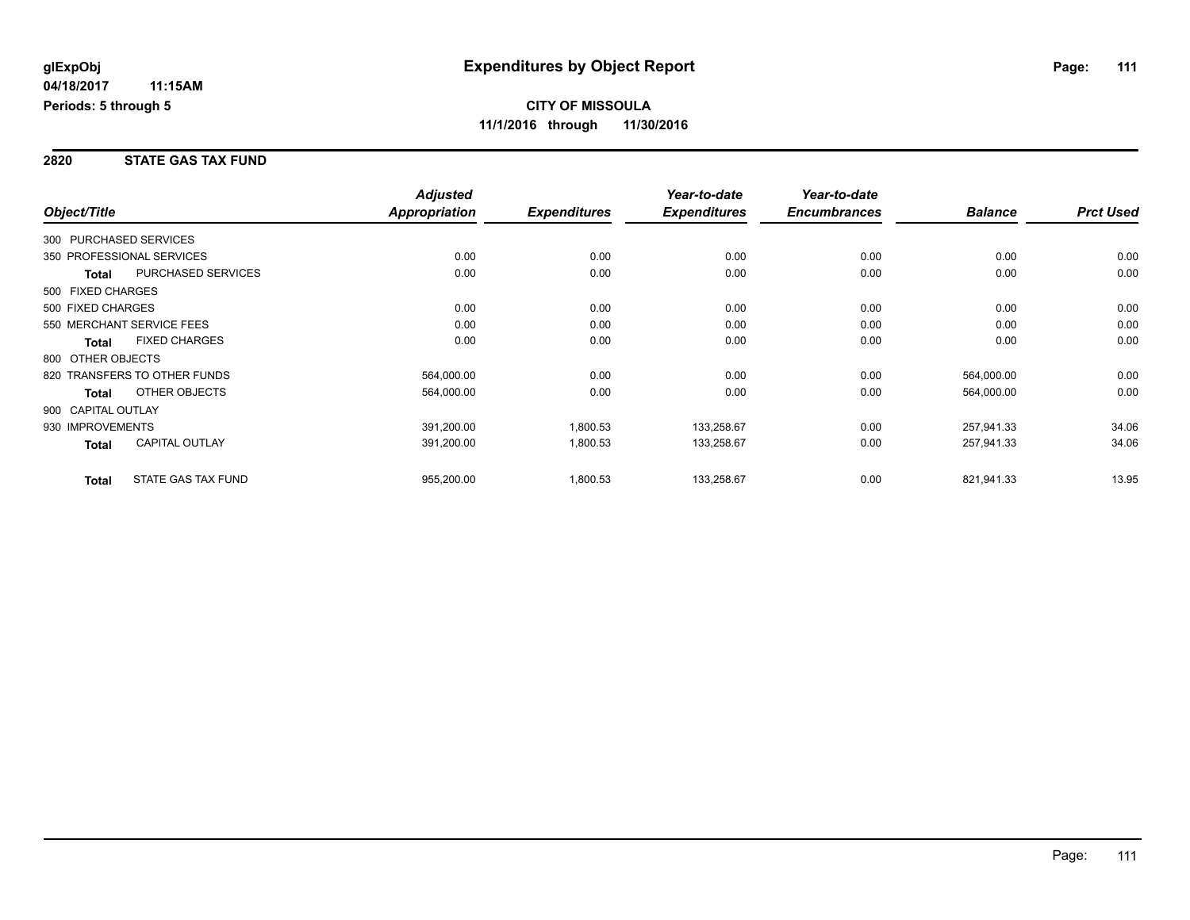glExpObj
04/18/2017 11:15AM
Periods: 5 through 5

# Expenditures by Object Report

**CITY OF MISSOULA**
**11/1/2016 through 11/30/2016**

## 2820 STATE GAS TAX FUND

| Object/Title | | Adjusted Appropriation | Expenditures | Year-to-date Expenditures | Year-to-date Encumbrances | Balance | Prct Used |
|---|---|---|---|---|---|---|---|
| 300 PURCHASED SERVICES | | | | | | | |
| 350 PROFESSIONAL SERVICES | | 0.00 | 0.00 | 0.00 | 0.00 | 0.00 | 0.00 |
| **Total** | PURCHASED SERVICES | 0.00 | 0.00 | 0.00 | 0.00 | 0.00 | 0.00 |
| 500 FIXED CHARGES | | | | | | | |
| 500 FIXED CHARGES | | 0.00 | 0.00 | 0.00 | 0.00 | 0.00 | 0.00 |
| 550 MERCHANT SERVICE FEES | | 0.00 | 0.00 | 0.00 | 0.00 | 0.00 | 0.00 |
| **Total** | FIXED CHARGES | 0.00 | 0.00 | 0.00 | 0.00 | 0.00 | 0.00 |
| 800 OTHER OBJECTS | | | | | | | |
| 820 TRANSFERS TO OTHER FUNDS | | 564,000.00 | 0.00 | 0.00 | 0.00 | 564,000.00 | 0.00 |
| **Total** | OTHER OBJECTS | 564,000.00 | 0.00 | 0.00 | 0.00 | 564,000.00 | 0.00 |
| 900 CAPITAL OUTLAY | | | | | | | |
| 930 IMPROVEMENTS | | 391,200.00 | 1,800.53 | 133,258.67 | 0.00 | 257,941.33 | 34.06 |
| **Total** | CAPITAL OUTLAY | 391,200.00 | 1,800.53 | 133,258.67 | 0.00 | 257,941.33 | 34.06 |
| **Total** | STATE GAS TAX FUND | 955,200.00 | 1,800.53 | 133,258.67 | 0.00 | 821,941.33 | 13.95 |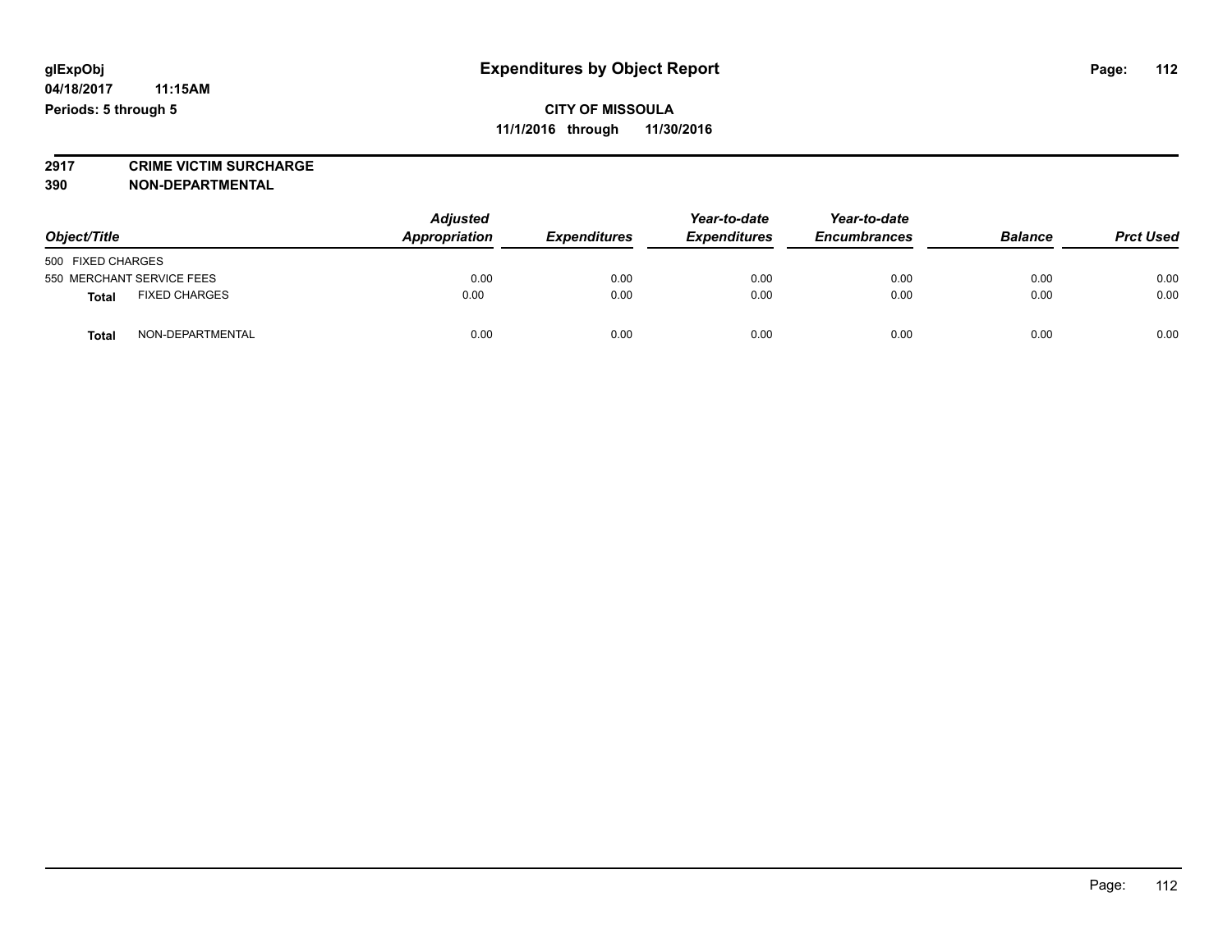**glExpObj** **Expenditures by Object Report**
**04/18/2017 11:15AM**
**Periods: 5 through 5**

**CITY OF MISSOULA**
**11/1/2016 through 11/30/2016**

**2917 CRIME VICTIM SURCHARGE**
**390 NON-DEPARTMENTAL**

| Object/Title | | *Adjusted Appropriation* | *Expenditures* | *Year-to-date Expenditures* | *Year-to-date Encumbrances* | *Balance* | *Prct Used* |
|---|---|---|---|---|---|---|---|
| 500 FIXED CHARGES | | | | | | | |
| 550 MERCHANT SERVICE FEES | | 0.00 | 0.00 | 0.00 | 0.00 | 0.00 | 0.00 |
| **Total** | FIXED CHARGES | 0.00 | 0.00 | 0.00 | 0.00 | 0.00 | 0.00 |
| **Total** | NON-DEPARTMENTAL | 0.00 | 0.00 | 0.00 | 0.00 | 0.00 | 0.00 |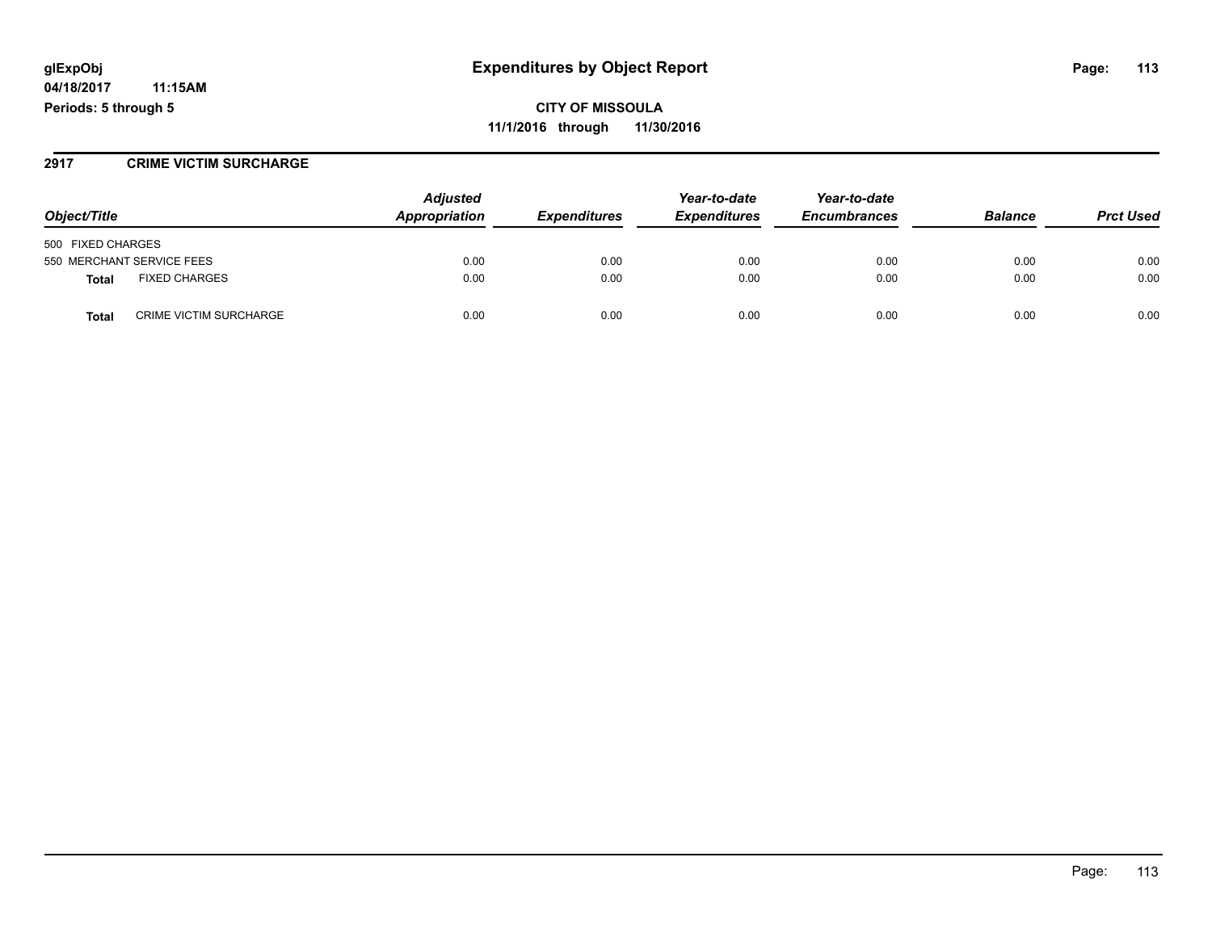**glExpObj** **Expenditures by Object Report**

**04/18/2017 11:15AM**

**Periods: 5 through 5**

**CITY OF MISSOULA**

**11/1/2016 through 11/30/2016**

## 2917 CRIME VICTIM SURCHARGE

| Object/Title | Adjusted Appropriation | Expenditures | Year-to-date Expenditures | Year-to-date Encumbrances | Balance | Prct Used |
|---|---|---|---|---|---|---|
| 500 FIXED CHARGES | | | | | | |
| 550 MERCHANT SERVICE FEES | 0.00 | 0.00 | 0.00 | 0.00 | 0.00 | 0.00 |
| **Total** FIXED CHARGES | 0.00 | 0.00 | 0.00 | 0.00 | 0.00 | 0.00 |
| **Total** CRIME VICTIM SURCHARGE | 0.00 | 0.00 | 0.00 | 0.00 | 0.00 | 0.00 |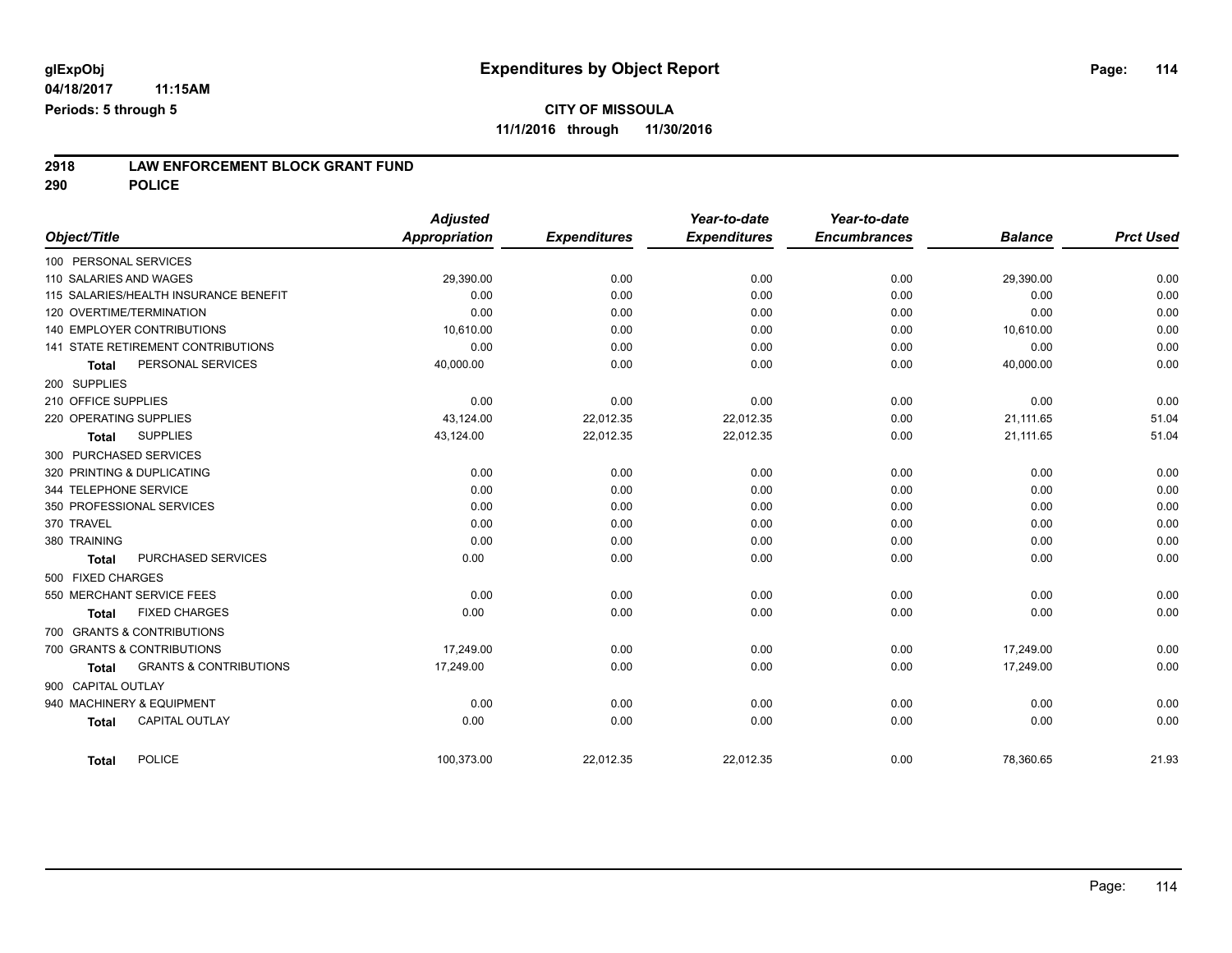# Expenditures by Object Report

glExpObj
04/18/2017 11:15AM
Periods: 5 through 5

**CITY OF MISSOULA**
**11/1/2016 through 11/30/2016**

## 2918 LAW ENFORCEMENT BLOCK GRANT FUND
## 290 POLICE

| Object/Title | Adjusted Appropriation | Expenditures | Year-to-date Expenditures | Year-to-date Encumbrances | Balance | Prct Used |
|---|---|---|---|---|---|---|
| 100 PERSONAL SERVICES | | | | | | |
| 110 SALARIES AND WAGES | 29,390.00 | 0.00 | 0.00 | 0.00 | 29,390.00 | 0.00 |
| 115 SALARIES/HEALTH INSURANCE BENEFIT | 0.00 | 0.00 | 0.00 | 0.00 | 0.00 | 0.00 |
| 120 OVERTIME/TERMINATION | 0.00 | 0.00 | 0.00 | 0.00 | 0.00 | 0.00 |
| 140 EMPLOYER CONTRIBUTIONS | 10,610.00 | 0.00 | 0.00 | 0.00 | 10,610.00 | 0.00 |
| 141 STATE RETIREMENT CONTRIBUTIONS | 0.00 | 0.00 | 0.00 | 0.00 | 0.00 | 0.00 |
| **Total** PERSONAL SERVICES | 40,000.00 | 0.00 | 0.00 | 0.00 | 40,000.00 | 0.00 |
| 200 SUPPLIES | | | | | | |
| 210 OFFICE SUPPLIES | 0.00 | 0.00 | 0.00 | 0.00 | 0.00 | 0.00 |
| 220 OPERATING SUPPLIES | 43,124.00 | 22,012.35 | 22,012.35 | 0.00 | 21,111.65 | 51.04 |
| **Total** SUPPLIES | 43,124.00 | 22,012.35 | 22,012.35 | 0.00 | 21,111.65 | 51.04 |
| 300 PURCHASED SERVICES | | | | | | |
| 320 PRINTING & DUPLICATING | 0.00 | 0.00 | 0.00 | 0.00 | 0.00 | 0.00 |
| 344 TELEPHONE SERVICE | 0.00 | 0.00 | 0.00 | 0.00 | 0.00 | 0.00 |
| 350 PROFESSIONAL SERVICES | 0.00 | 0.00 | 0.00 | 0.00 | 0.00 | 0.00 |
| 370 TRAVEL | 0.00 | 0.00 | 0.00 | 0.00 | 0.00 | 0.00 |
| 380 TRAINING | 0.00 | 0.00 | 0.00 | 0.00 | 0.00 | 0.00 |
| **Total** PURCHASED SERVICES | 0.00 | 0.00 | 0.00 | 0.00 | 0.00 | 0.00 |
| 500 FIXED CHARGES | | | | | | |
| 550 MERCHANT SERVICE FEES | 0.00 | 0.00 | 0.00 | 0.00 | 0.00 | 0.00 |
| **Total** FIXED CHARGES | 0.00 | 0.00 | 0.00 | 0.00 | 0.00 | 0.00 |
| 700 GRANTS & CONTRIBUTIONS | | | | | | |
| 700 GRANTS & CONTRIBUTIONS | 17,249.00 | 0.00 | 0.00 | 0.00 | 17,249.00 | 0.00 |
| **Total** GRANTS & CONTRIBUTIONS | 17,249.00 | 0.00 | 0.00 | 0.00 | 17,249.00 | 0.00 |
| 900 CAPITAL OUTLAY | | | | | | |
| 940 MACHINERY & EQUIPMENT | 0.00 | 0.00 | 0.00 | 0.00 | 0.00 | 0.00 |
| **Total** CAPITAL OUTLAY | 0.00 | 0.00 | 0.00 | 0.00 | 0.00 | 0.00 |
| **Total** POLICE | 100,373.00 | 22,012.35 | 22,012.35 | 0.00 | 78,360.65 | 21.93 |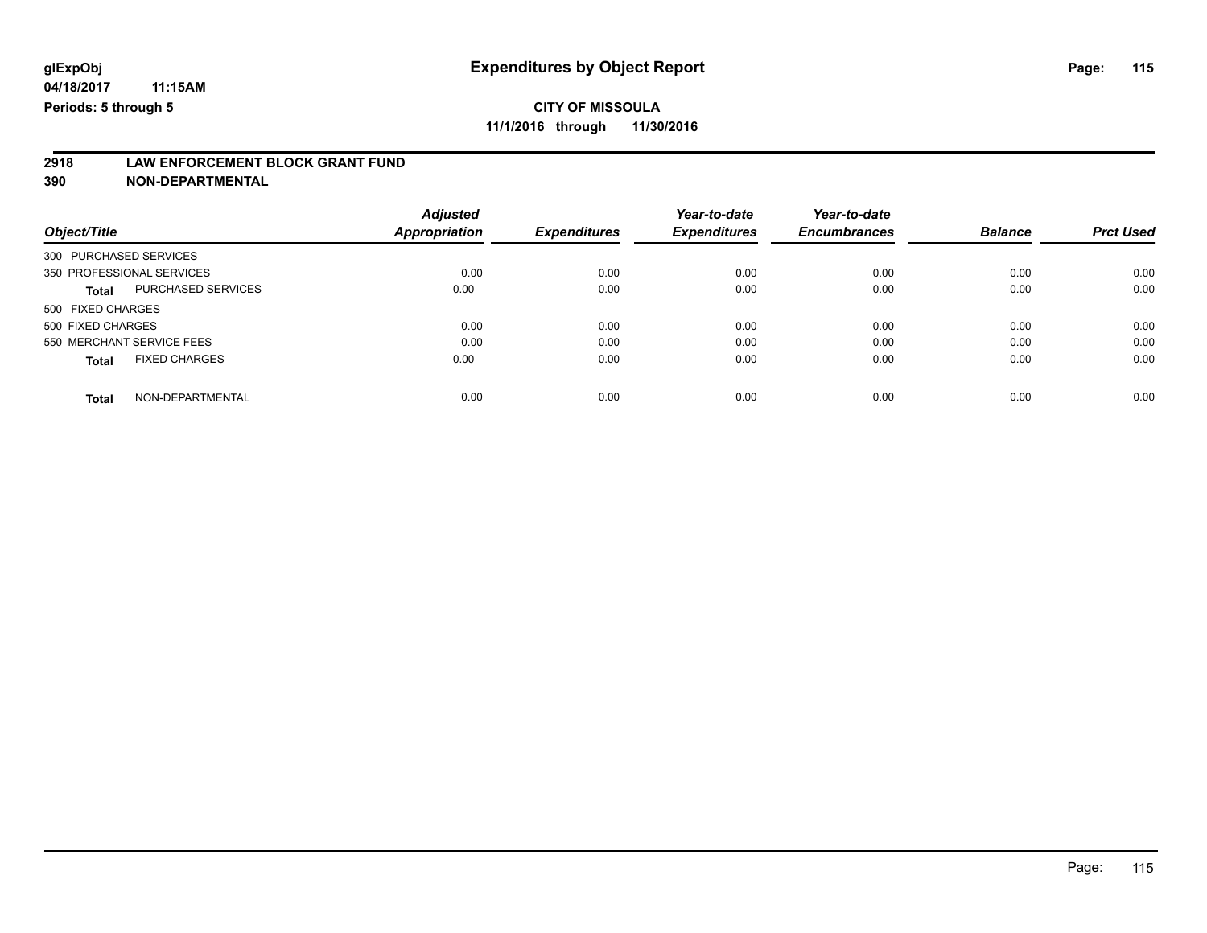**glExpObj** **Expenditures by Object Report**

**04/18/2017 11:15AM**

**Periods: 5 through 5**

**CITY OF MISSOULA**

**11/1/2016 through 11/30/2016**

## 2918 LAW ENFORCEMENT BLOCK GRANT FUND

## 390 NON-DEPARTMENTAL

| Object/Title | | *Adjusted Appropriation* | *Expenditures* | *Year-to-date Expenditures* | *Year-to-date Encumbrances* | *Balance* | *Prct Used* |
|---|---|---|---|---|---|---|---|
| 300 PURCHASED SERVICES | | | | | | | |
| 350 PROFESSIONAL SERVICES | | 0.00 | 0.00 | 0.00 | 0.00 | 0.00 | 0.00 |
| **Total** | PURCHASED SERVICES | 0.00 | 0.00 | 0.00 | 0.00 | 0.00 | 0.00 |
| 500 FIXED CHARGES | | | | | | | |
| 500 FIXED CHARGES | | 0.00 | 0.00 | 0.00 | 0.00 | 0.00 | 0.00 |
| 550 MERCHANT SERVICE FEES | | 0.00 | 0.00 | 0.00 | 0.00 | 0.00 | 0.00 |
| **Total** | FIXED CHARGES | 0.00 | 0.00 | 0.00 | 0.00 | 0.00 | 0.00 |
| **Total** | NON-DEPARTMENTAL | 0.00 | 0.00 | 0.00 | 0.00 | 0.00 | 0.00 |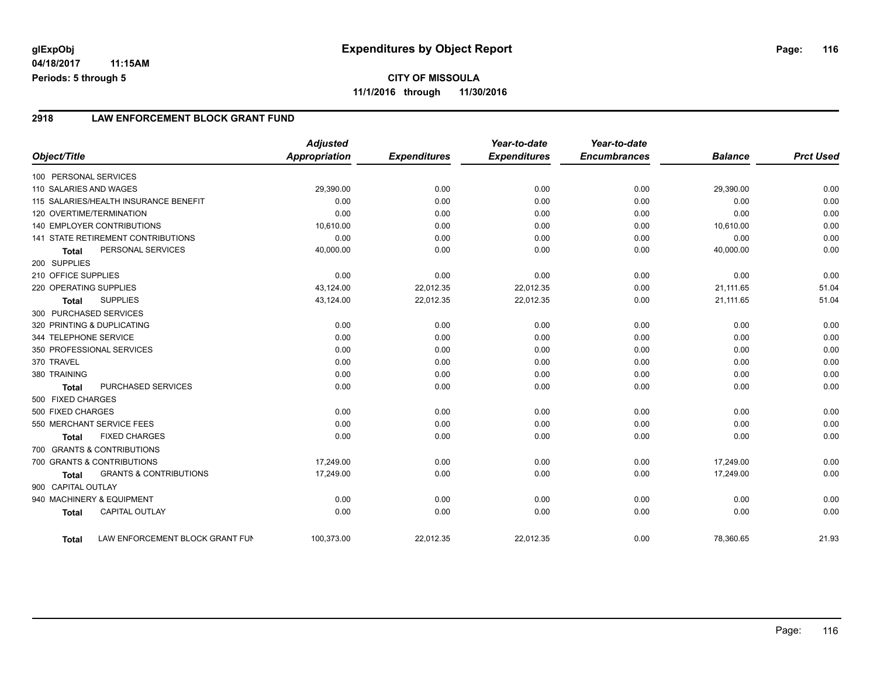**glExpObj** **Expenditures by Object Report**

**04/18/2017 11:15AM**

**Periods: 5 through 5**

**CITY OF MISSOULA**

**11/1/2016 through 11/30/2016**

## 2918 LAW ENFORCEMENT BLOCK GRANT FUND

| Object/Title | Adjusted Appropriation | Expenditures | Year-to-date Expenditures | Year-to-date Encumbrances | Balance | Prct Used |
|---|---|---|---|---|---|---|
| 100 PERSONAL SERVICES | | | | | | |
| 110 SALARIES AND WAGES | 29,390.00 | 0.00 | 0.00 | 0.00 | 29,390.00 | 0.00 |
| 115 SALARIES/HEALTH INSURANCE BENEFIT | 0.00 | 0.00 | 0.00 | 0.00 | 0.00 | 0.00 |
| 120 OVERTIME/TERMINATION | 0.00 | 0.00 | 0.00 | 0.00 | 0.00 | 0.00 |
| 140 EMPLOYER CONTRIBUTIONS | 10,610.00 | 0.00 | 0.00 | 0.00 | 10,610.00 | 0.00 |
| 141 STATE RETIREMENT CONTRIBUTIONS | 0.00 | 0.00 | 0.00 | 0.00 | 0.00 | 0.00 |
| **Total** PERSONAL SERVICES | 40,000.00 | 0.00 | 0.00 | 0.00 | 40,000.00 | 0.00 |
| 200 SUPPLIES | | | | | | |
| 210 OFFICE SUPPLIES | 0.00 | 0.00 | 0.00 | 0.00 | 0.00 | 0.00 |
| 220 OPERATING SUPPLIES | 43,124.00 | 22,012.35 | 22,012.35 | 0.00 | 21,111.65 | 51.04 |
| **Total** SUPPLIES | 43,124.00 | 22,012.35 | 22,012.35 | 0.00 | 21,111.65 | 51.04 |
| 300 PURCHASED SERVICES | | | | | | |
| 320 PRINTING & DUPLICATING | 0.00 | 0.00 | 0.00 | 0.00 | 0.00 | 0.00 |
| 344 TELEPHONE SERVICE | 0.00 | 0.00 | 0.00 | 0.00 | 0.00 | 0.00 |
| 350 PROFESSIONAL SERVICES | 0.00 | 0.00 | 0.00 | 0.00 | 0.00 | 0.00 |
| 370 TRAVEL | 0.00 | 0.00 | 0.00 | 0.00 | 0.00 | 0.00 |
| 380 TRAINING | 0.00 | 0.00 | 0.00 | 0.00 | 0.00 | 0.00 |
| **Total** PURCHASED SERVICES | 0.00 | 0.00 | 0.00 | 0.00 | 0.00 | 0.00 |
| 500 FIXED CHARGES | | | | | | |
| 500 FIXED CHARGES | 0.00 | 0.00 | 0.00 | 0.00 | 0.00 | 0.00 |
| 550 MERCHANT SERVICE FEES | 0.00 | 0.00 | 0.00 | 0.00 | 0.00 | 0.00 |
| **Total** FIXED CHARGES | 0.00 | 0.00 | 0.00 | 0.00 | 0.00 | 0.00 |
| 700 GRANTS & CONTRIBUTIONS | | | | | | |
| 700 GRANTS & CONTRIBUTIONS | 17,249.00 | 0.00 | 0.00 | 0.00 | 17,249.00 | 0.00 |
| **Total** GRANTS & CONTRIBUTIONS | 17,249.00 | 0.00 | 0.00 | 0.00 | 17,249.00 | 0.00 |
| 900 CAPITAL OUTLAY | | | | | | |
| 940 MACHINERY & EQUIPMENT | 0.00 | 0.00 | 0.00 | 0.00 | 0.00 | 0.00 |
| **Total** CAPITAL OUTLAY | 0.00 | 0.00 | 0.00 | 0.00 | 0.00 | 0.00 |
| **Total** LAW ENFORCEMENT BLOCK GRANT FUN | 100,373.00 | 22,012.35 | 22,012.35 | 0.00 | 78,360.65 | 21.93 |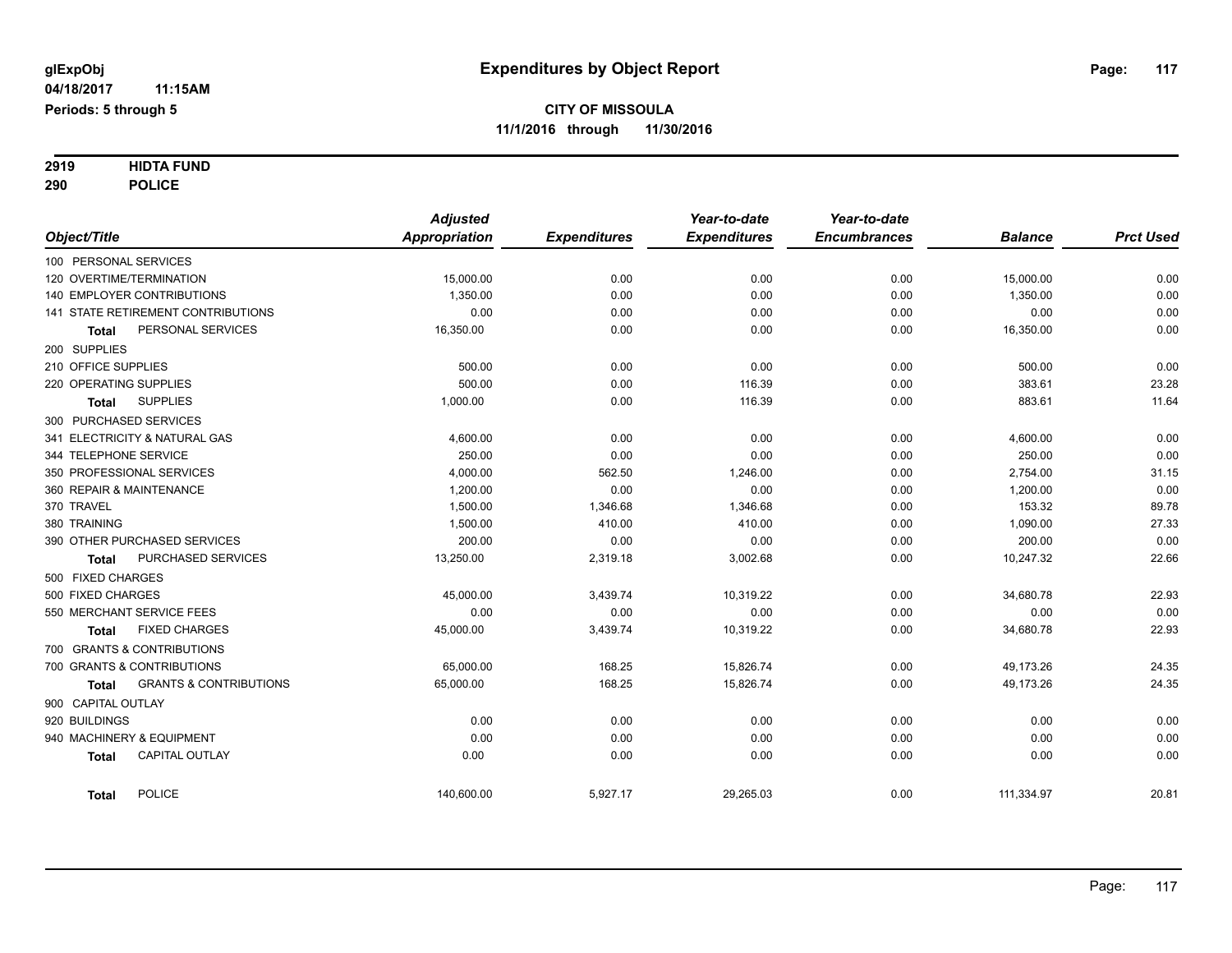glExpObj
04/18/2017 11:15AM
Periods: 5 through 5

# Expenditures by Object Report

## CITY OF MISSOULA

11/1/2016 through 11/30/2016

**2919 HIDTA FUND**
**290 POLICE**

| Object/Title | Adjusted Appropriation | Expenditures | Year-to-date Expenditures | Year-to-date Encumbrances | Balance | Prct Used |
|---|---|---|---|---|---|---|
| 100 PERSONAL SERVICES | | | | | | |
| 120 OVERTIME/TERMINATION | 15,000.00 | 0.00 | 0.00 | 0.00 | 15,000.00 | 0.00 |
| 140 EMPLOYER CONTRIBUTIONS | 1,350.00 | 0.00 | 0.00 | 0.00 | 1,350.00 | 0.00 |
| 141 STATE RETIREMENT CONTRIBUTIONS | 0.00 | 0.00 | 0.00 | 0.00 | 0.00 | 0.00 |
| **Total** PERSONAL SERVICES | 16,350.00 | 0.00 | 0.00 | 0.00 | 16,350.00 | 0.00 |
| 200 SUPPLIES | | | | | | |
| 210 OFFICE SUPPLIES | 500.00 | 0.00 | 0.00 | 0.00 | 500.00 | 0.00 |
| 220 OPERATING SUPPLIES | 500.00 | 0.00 | 116.39 | 0.00 | 383.61 | 23.28 |
| **Total** SUPPLIES | 1,000.00 | 0.00 | 116.39 | 0.00 | 883.61 | 11.64 |
| 300 PURCHASED SERVICES | | | | | | |
| 341 ELECTRICITY & NATURAL GAS | 4,600.00 | 0.00 | 0.00 | 0.00 | 4,600.00 | 0.00 |
| 344 TELEPHONE SERVICE | 250.00 | 0.00 | 0.00 | 0.00 | 250.00 | 0.00 |
| 350 PROFESSIONAL SERVICES | 4,000.00 | 562.50 | 1,246.00 | 0.00 | 2,754.00 | 31.15 |
| 360 REPAIR & MAINTENANCE | 1,200.00 | 0.00 | 0.00 | 0.00 | 1,200.00 | 0.00 |
| 370 TRAVEL | 1,500.00 | 1,346.68 | 1,346.68 | 0.00 | 153.32 | 89.78 |
| 380 TRAINING | 1,500.00 | 410.00 | 410.00 | 0.00 | 1,090.00 | 27.33 |
| 390 OTHER PURCHASED SERVICES | 200.00 | 0.00 | 0.00 | 0.00 | 200.00 | 0.00 |
| **Total** PURCHASED SERVICES | 13,250.00 | 2,319.18 | 3,002.68 | 0.00 | 10,247.32 | 22.66 |
| 500 FIXED CHARGES | | | | | | |
| 500 FIXED CHARGES | 45,000.00 | 3,439.74 | 10,319.22 | 0.00 | 34,680.78 | 22.93 |
| 550 MERCHANT SERVICE FEES | 0.00 | 0.00 | 0.00 | 0.00 | 0.00 | 0.00 |
| **Total** FIXED CHARGES | 45,000.00 | 3,439.74 | 10,319.22 | 0.00 | 34,680.78 | 22.93 |
| 700 GRANTS & CONTRIBUTIONS | | | | | | |
| 700 GRANTS & CONTRIBUTIONS | 65,000.00 | 168.25 | 15,826.74 | 0.00 | 49,173.26 | 24.35 |
| **Total** GRANTS & CONTRIBUTIONS | 65,000.00 | 168.25 | 15,826.74 | 0.00 | 49,173.26 | 24.35 |
| 900 CAPITAL OUTLAY | | | | | | |
| 920 BUILDINGS | 0.00 | 0.00 | 0.00 | 0.00 | 0.00 | 0.00 |
| 940 MACHINERY & EQUIPMENT | 0.00 | 0.00 | 0.00 | 0.00 | 0.00 | 0.00 |
| **Total** CAPITAL OUTLAY | 0.00 | 0.00 | 0.00 | 0.00 | 0.00 | 0.00 |
| **Total** POLICE | 140,600.00 | 5,927.17 | 29,265.03 | 0.00 | 111,334.97 | 20.81 |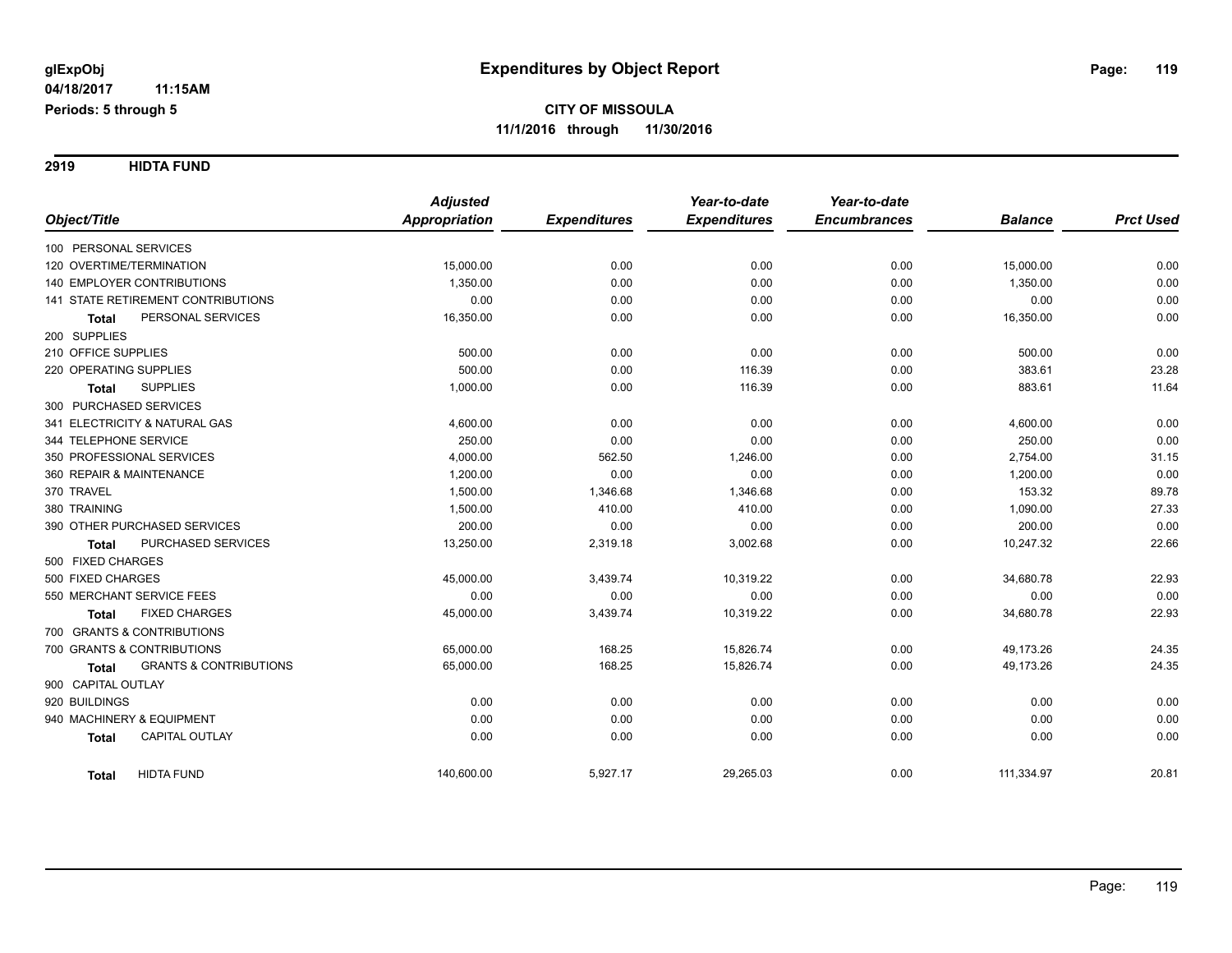glExpObj
04/18/2017 11:15AM
Periods: 5 through 5

# Expenditures by Object Report

**CITY OF MISSOULA**
**11/1/2016 through 11/30/2016**

**2919 HIDTA FUND**

| Object/Title | Adjusted Appropriation | Expenditures | Year-to-date Expenditures | Year-to-date Encumbrances | Balance | Prct Used |
|---|---|---|---|---|---|---|
| 100 PERSONAL SERVICES | | | | | | |
| 120 OVERTIME/TERMINATION | 15,000.00 | 0.00 | 0.00 | 0.00 | 15,000.00 | 0.00 |
| 140 EMPLOYER CONTRIBUTIONS | 1,350.00 | 0.00 | 0.00 | 0.00 | 1,350.00 | 0.00 |
| 141 STATE RETIREMENT CONTRIBUTIONS | 0.00 | 0.00 | 0.00 | 0.00 | 0.00 | 0.00 |
| **Total** PERSONAL SERVICES | 16,350.00 | 0.00 | 0.00 | 0.00 | 16,350.00 | 0.00 |
| 200 SUPPLIES | | | | | | |
| 210 OFFICE SUPPLIES | 500.00 | 0.00 | 0.00 | 0.00 | 500.00 | 0.00 |
| 220 OPERATING SUPPLIES | 500.00 | 0.00 | 116.39 | 0.00 | 383.61 | 23.28 |
| **Total** SUPPLIES | 1,000.00 | 0.00 | 116.39 | 0.00 | 883.61 | 11.64 |
| 300 PURCHASED SERVICES | | | | | | |
| 341 ELECTRICITY & NATURAL GAS | 4,600.00 | 0.00 | 0.00 | 0.00 | 4,600.00 | 0.00 |
| 344 TELEPHONE SERVICE | 250.00 | 0.00 | 0.00 | 0.00 | 250.00 | 0.00 |
| 350 PROFESSIONAL SERVICES | 4,000.00 | 562.50 | 1,246.00 | 0.00 | 2,754.00 | 31.15 |
| 360 REPAIR & MAINTENANCE | 1,200.00 | 0.00 | 0.00 | 0.00 | 1,200.00 | 0.00 |
| 370 TRAVEL | 1,500.00 | 1,346.68 | 1,346.68 | 0.00 | 153.32 | 89.78 |
| 380 TRAINING | 1,500.00 | 410.00 | 410.00 | 0.00 | 1,090.00 | 27.33 |
| 390 OTHER PURCHASED SERVICES | 200.00 | 0.00 | 0.00 | 0.00 | 200.00 | 0.00 |
| **Total** PURCHASED SERVICES | 13,250.00 | 2,319.18 | 3,002.68 | 0.00 | 10,247.32 | 22.66 |
| 500 FIXED CHARGES | | | | | | |
| 500 FIXED CHARGES | 45,000.00 | 3,439.74 | 10,319.22 | 0.00 | 34,680.78 | 22.93 |
| 550 MERCHANT SERVICE FEES | 0.00 | 0.00 | 0.00 | 0.00 | 0.00 | 0.00 |
| **Total** FIXED CHARGES | 45,000.00 | 3,439.74 | 10,319.22 | 0.00 | 34,680.78 | 22.93 |
| 700 GRANTS & CONTRIBUTIONS | | | | | | |
| 700 GRANTS & CONTRIBUTIONS | 65,000.00 | 168.25 | 15,826.74 | 0.00 | 49,173.26 | 24.35 |
| **Total** GRANTS & CONTRIBUTIONS | 65,000.00 | 168.25 | 15,826.74 | 0.00 | 49,173.26 | 24.35 |
| 900 CAPITAL OUTLAY | | | | | | |
| 920 BUILDINGS | 0.00 | 0.00 | 0.00 | 0.00 | 0.00 | 0.00 |
| 940 MACHINERY & EQUIPMENT | 0.00 | 0.00 | 0.00 | 0.00 | 0.00 | 0.00 |
| **Total** CAPITAL OUTLAY | 0.00 | 0.00 | 0.00 | 0.00 | 0.00 | 0.00 |
| **Total** HIDTA FUND | 140,600.00 | 5,927.17 | 29,265.03 | 0.00 | 111,334.97 | 20.81 |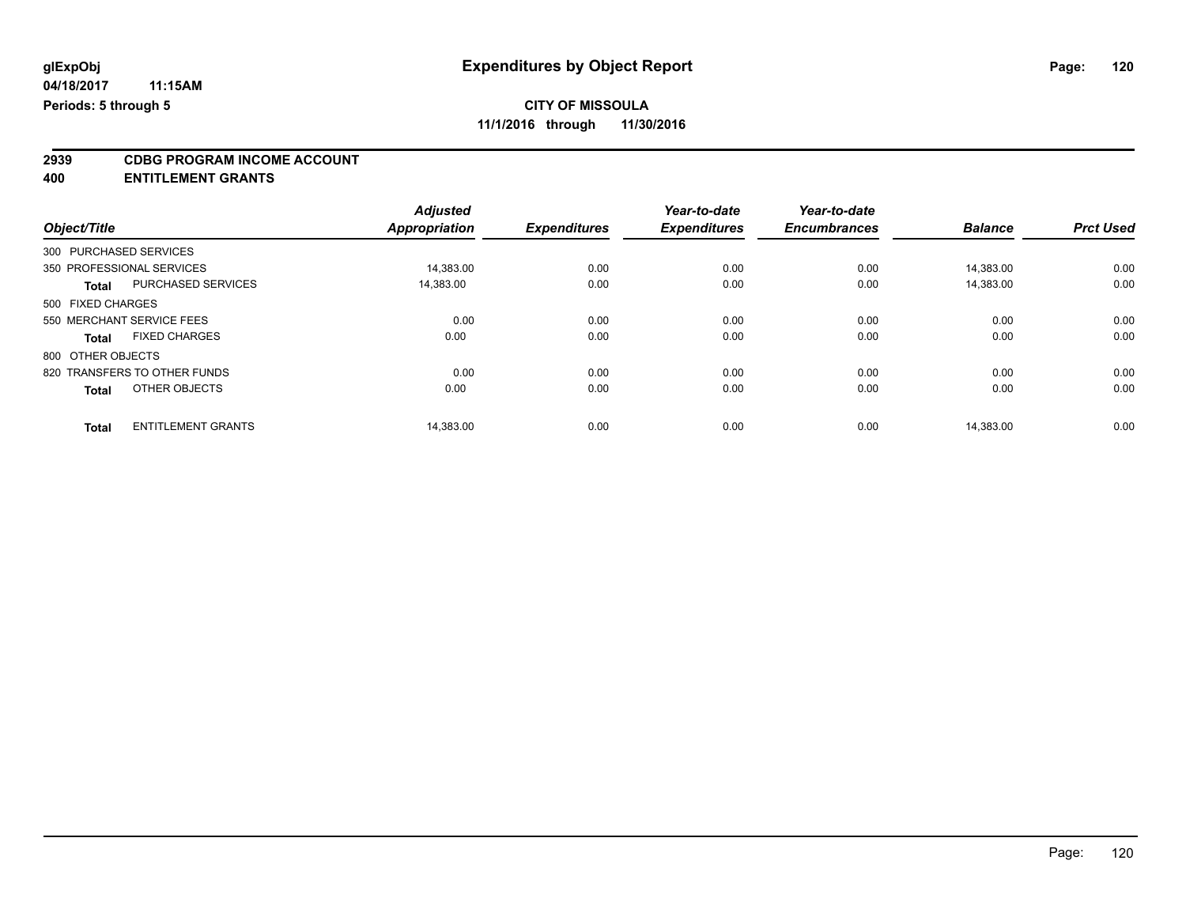**glExpObj**
**04/18/2017 11:15AM**
**Periods: 5 through 5**

# Expenditures by Object Report

**CITY OF MISSOULA**
**11/1/2016 through 11/30/2016**

## 2939 CDBG PROGRAM INCOME ACCOUNT
## 400 ENTITLEMENT GRANTS

| Object/Title | | Adjusted Appropriation | Expenditures | Year-to-date Expenditures | Year-to-date Encumbrances | Balance | Prct Used |
|---|---|---|---|---|---|---|---|
| 300 PURCHASED SERVICES | | | | | | | |
| 350 PROFESSIONAL SERVICES | | 14,383.00 | 0.00 | 0.00 | 0.00 | 14,383.00 | 0.00 |
| **Total** | PURCHASED SERVICES | 14,383.00 | 0.00 | 0.00 | 0.00 | 14,383.00 | 0.00 |
| 500 FIXED CHARGES | | | | | | | |
| 550 MERCHANT SERVICE FEES | | 0.00 | 0.00 | 0.00 | 0.00 | 0.00 | 0.00 |
| **Total** | FIXED CHARGES | 0.00 | 0.00 | 0.00 | 0.00 | 0.00 | 0.00 |
| 800 OTHER OBJECTS | | | | | | | |
| 820 TRANSFERS TO OTHER FUNDS | | 0.00 | 0.00 | 0.00 | 0.00 | 0.00 | 0.00 |
| **Total** | OTHER OBJECTS | 0.00 | 0.00 | 0.00 | 0.00 | 0.00 | 0.00 |
| **Total** | ENTITLEMENT GRANTS | 14,383.00 | 0.00 | 0.00 | 0.00 | 14,383.00 | 0.00 |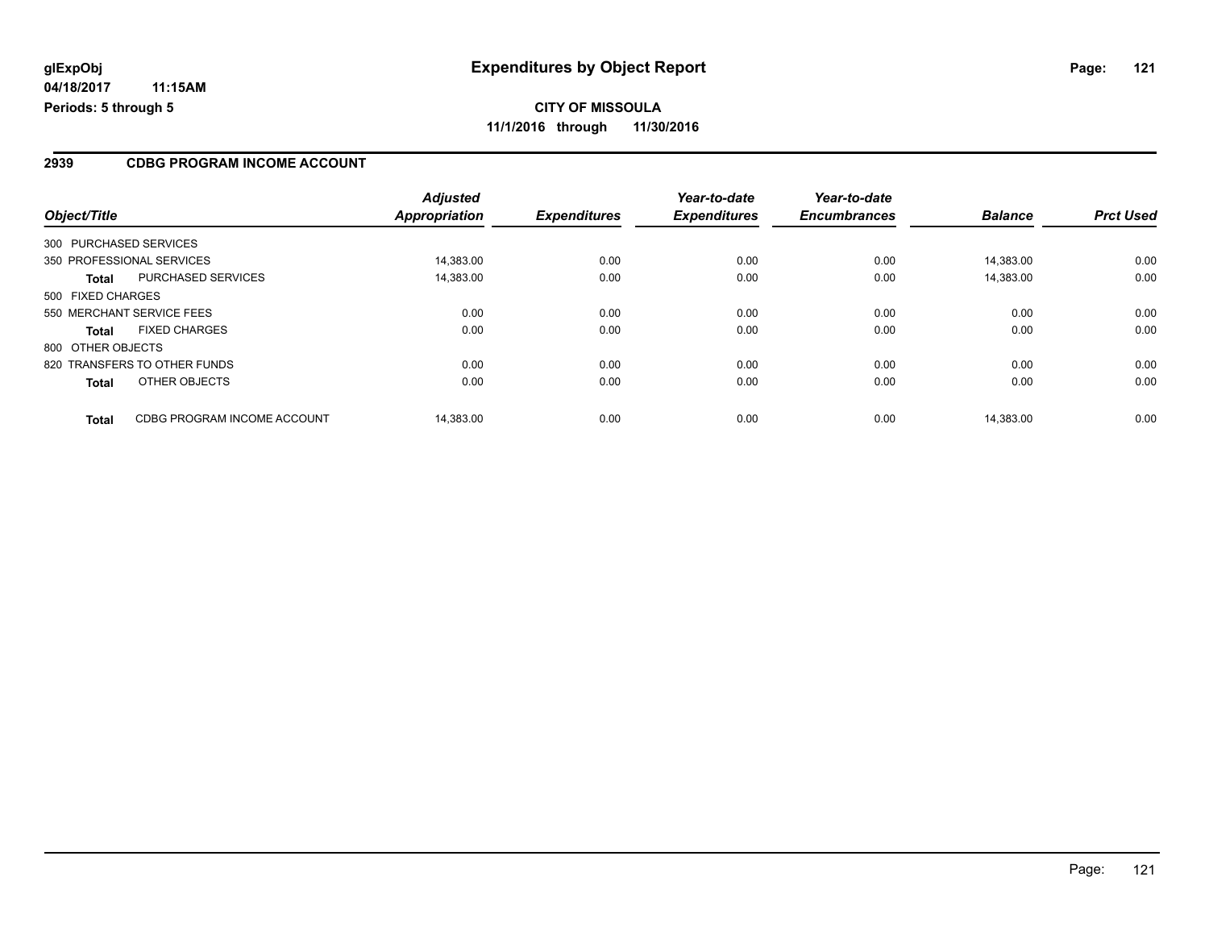**glExpObj** | **Expenditures by Object Report**

**04/18/2017 11:15AM**

**Periods: 5 through 5**

**CITY OF MISSOULA**

**11/1/2016 through 11/30/2016**

## 2939 CDBG PROGRAM INCOME ACCOUNT

| Object/Title | *Adjusted Appropriation* | *Expenditures* | *Year-to-date Expenditures* | *Year-to-date Encumbrances* | *Balance* | *Prct Used* |
|---|---|---|---|---|---|---|
| 300 PURCHASED SERVICES | | | | | | |
| 350 PROFESSIONAL SERVICES | 14,383.00 | 0.00 | 0.00 | 0.00 | 14,383.00 | 0.00 |
| **Total** PURCHASED SERVICES | 14,383.00 | 0.00 | 0.00 | 0.00 | 14,383.00 | 0.00 |
| 500 FIXED CHARGES | | | | | | |
| 550 MERCHANT SERVICE FEES | 0.00 | 0.00 | 0.00 | 0.00 | 0.00 | 0.00 |
| **Total** FIXED CHARGES | 0.00 | 0.00 | 0.00 | 0.00 | 0.00 | 0.00 |
| 800 OTHER OBJECTS | | | | | | |
| 820 TRANSFERS TO OTHER FUNDS | 0.00 | 0.00 | 0.00 | 0.00 | 0.00 | 0.00 |
| **Total** OTHER OBJECTS | 0.00 | 0.00 | 0.00 | 0.00 | 0.00 | 0.00 |
| **Total** CDBG PROGRAM INCOME ACCOUNT | 14,383.00 | 0.00 | 0.00 | 0.00 | 14,383.00 | 0.00 |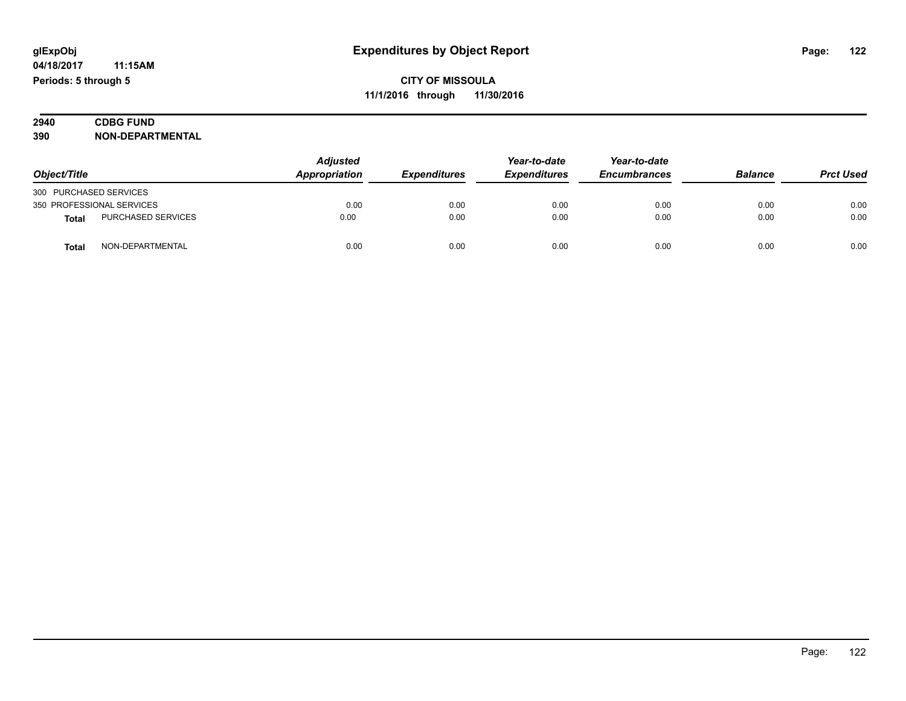glExpObj
04/18/2017 11:15AM
Periods: 5 through 5

# Expenditures by Object Report

**CITY OF MISSOULA**
**11/1/2016 through 11/30/2016**

**2940 CDBG FUND**
**390 NON-DEPARTMENTAL**

| Object/Title | | Adjusted Appropriation | Expenditures | Year-to-date Expenditures | Year-to-date Encumbrances | Balance | Prct Used |
|---|---|---|---|---|---|---|---|
| 300 PURCHASED SERVICES | | | | | | | |
| 350 PROFESSIONAL SERVICES | | 0.00 | 0.00 | 0.00 | 0.00 | 0.00 | 0.00 |
| **Total** | PURCHASED SERVICES | 0.00 | 0.00 | 0.00 | 0.00 | 0.00 | 0.00 |
| **Total** | NON-DEPARTMENTAL | 0.00 | 0.00 | 0.00 | 0.00 | 0.00 | 0.00 |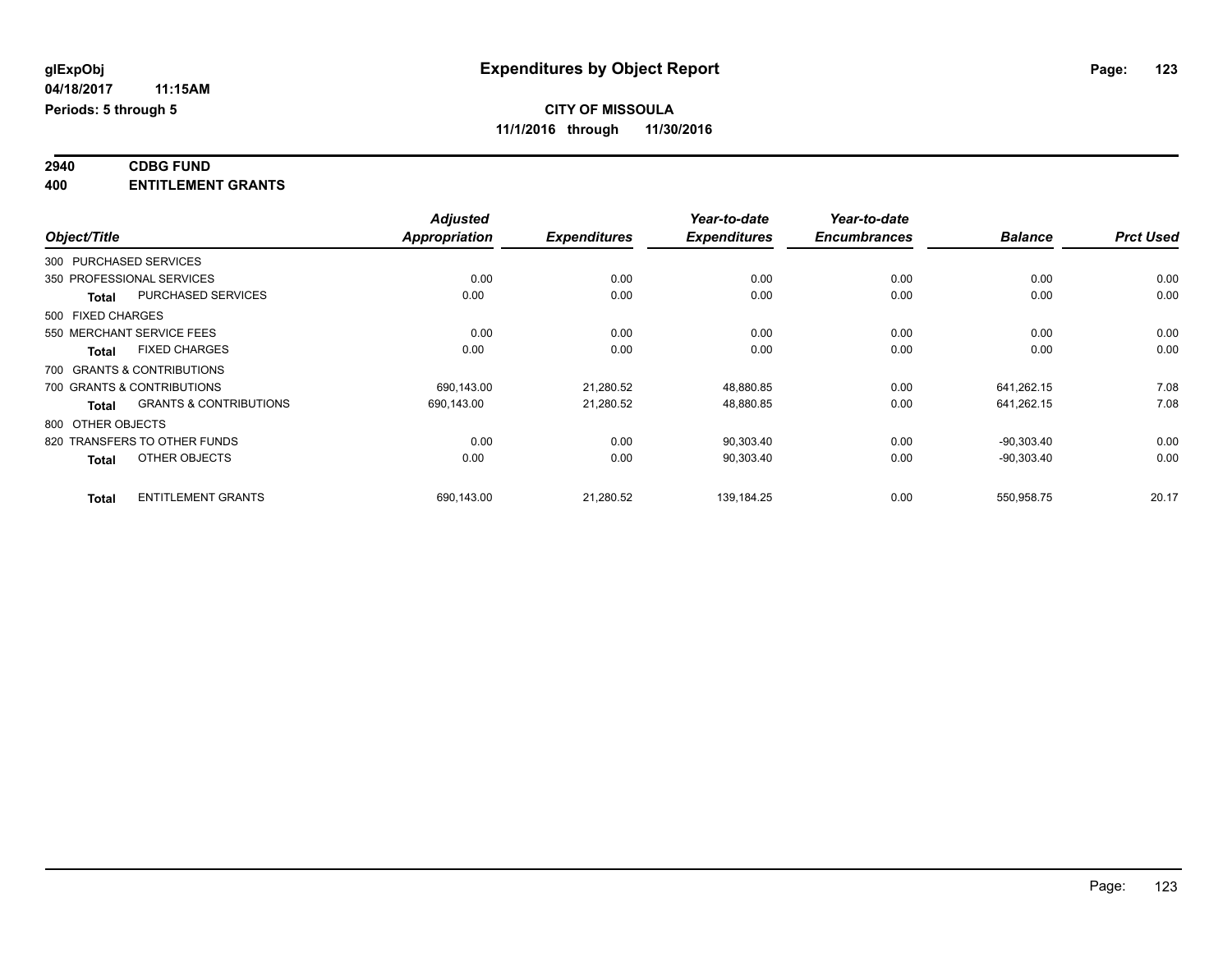**glExpObj** **Expenditures by Object Report**

**04/18/2017 11:15AM**

**Periods: 5 through 5**

**CITY OF MISSOULA**

**11/1/2016 through 11/30/2016**

**2940 CDBG FUND**

**400 ENTITLEMENT GRANTS**

| Object/Title | | Adjusted Appropriation | Expenditures | Year-to-date Expenditures | Year-to-date Encumbrances | Balance | Prct Used |
|---|---|---|---|---|---|---|---|
| 300 PURCHASED SERVICES | | | | | | | |
| 350 PROFESSIONAL SERVICES | | 0.00 | 0.00 | 0.00 | 0.00 | 0.00 | 0.00 |
| **Total** | PURCHASED SERVICES | 0.00 | 0.00 | 0.00 | 0.00 | 0.00 | 0.00 |
| 500 FIXED CHARGES | | | | | | | |
| 550 MERCHANT SERVICE FEES | | 0.00 | 0.00 | 0.00 | 0.00 | 0.00 | 0.00 |
| **Total** | FIXED CHARGES | 0.00 | 0.00 | 0.00 | 0.00 | 0.00 | 0.00 |
| 700 GRANTS & CONTRIBUTIONS | | | | | | | |
| 700 GRANTS & CONTRIBUTIONS | | 690,143.00 | 21,280.52 | 48,880.85 | 0.00 | 641,262.15 | 7.08 |
| **Total** | GRANTS & CONTRIBUTIONS | 690,143.00 | 21,280.52 | 48,880.85 | 0.00 | 641,262.15 | 7.08 |
| 800 OTHER OBJECTS | | | | | | | |
| 820 TRANSFERS TO OTHER FUNDS | | 0.00 | 0.00 | 90,303.40 | 0.00 | -90,303.40 | 0.00 |
| **Total** | OTHER OBJECTS | 0.00 | 0.00 | 90,303.40 | 0.00 | -90,303.40 | 0.00 |
| **Total** | ENTITLEMENT GRANTS | 690,143.00 | 21,280.52 | 139,184.25 | 0.00 | 550,958.75 | 20.17 |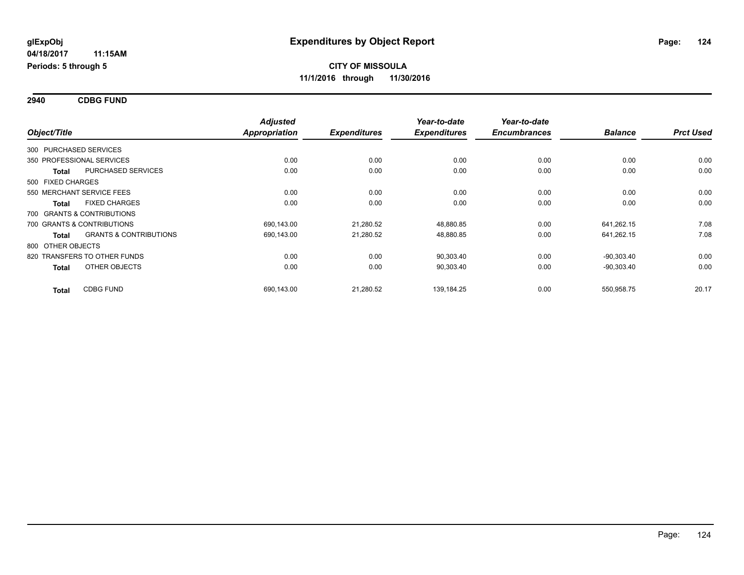**glExpObj**
**04/18/2017 11:15AM**
**Periods: 5 through 5**

# Expenditures by Object Report

**CITY OF MISSOULA**
**11/1/2016 through 11/30/2016**

## 2940 CDBG FUND

| Object/Title | | *Adjusted Appropriation* | *Expenditures* | *Year-to-date Expenditures* | *Year-to-date Encumbrances* | *Balance* | *Prct Used* |
|---|---|---|---|---|---|---|---|
| 300 PURCHASED SERVICES | | | | | | | |
| 350 PROFESSIONAL SERVICES | | 0.00 | 0.00 | 0.00 | 0.00 | 0.00 | 0.00 |
| **Total** | PURCHASED SERVICES | 0.00 | 0.00 | 0.00 | 0.00 | 0.00 | 0.00 |
| 500 FIXED CHARGES | | | | | | | |
| 550 MERCHANT SERVICE FEES | | 0.00 | 0.00 | 0.00 | 0.00 | 0.00 | 0.00 |
| **Total** | FIXED CHARGES | 0.00 | 0.00 | 0.00 | 0.00 | 0.00 | 0.00 |
| 700 GRANTS & CONTRIBUTIONS | | | | | | | |
| 700 GRANTS & CONTRIBUTIONS | | 690,143.00 | 21,280.52 | 48,880.85 | 0.00 | 641,262.15 | 7.08 |
| **Total** | GRANTS & CONTRIBUTIONS | 690,143.00 | 21,280.52 | 48,880.85 | 0.00 | 641,262.15 | 7.08 |
| 800 OTHER OBJECTS | | | | | | | |
| 820 TRANSFERS TO OTHER FUNDS | | 0.00 | 0.00 | 90,303.40 | 0.00 | -90,303.40 | 0.00 |
| **Total** | OTHER OBJECTS | 0.00 | 0.00 | 90,303.40 | 0.00 | -90,303.40 | 0.00 |
| **Total** | CDBG FUND | 690,143.00 | 21,280.52 | 139,184.25 | 0.00 | 550,958.75 | 20.17 |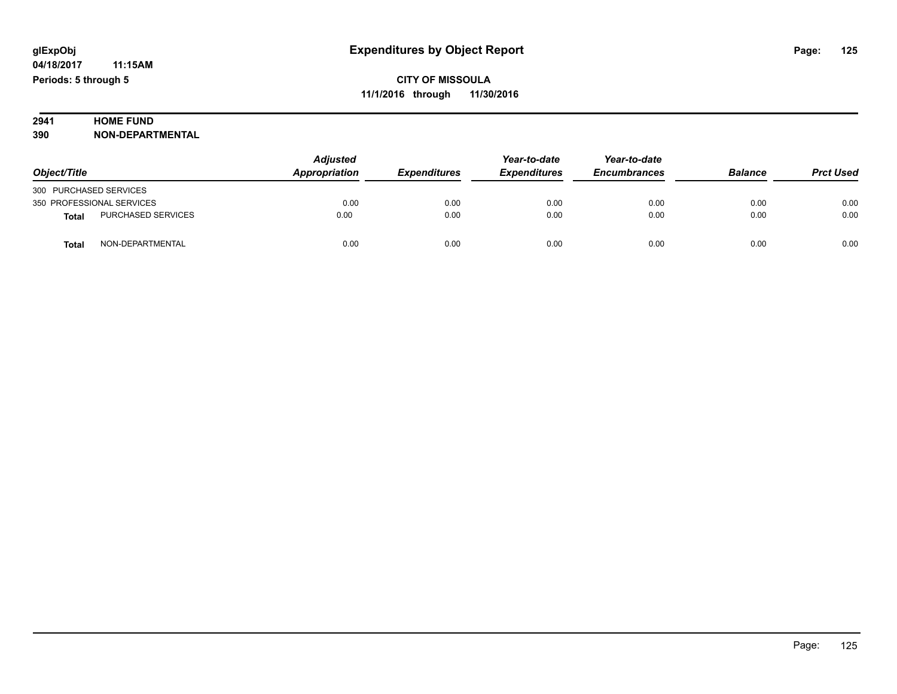# Expenditures by Object Report

glExpObj
04/18/2017 11:15AM
Periods: 5 through 5

**CITY OF MISSOULA**
**11/1/2016 through 11/30/2016**

**2941 HOME FUND**
**390 NON-DEPARTMENTAL**

| Object/Title | | Adjusted Appropriation | Expenditures | Year-to-date Expenditures | Year-to-date Encumbrances | Balance | Prct Used |
|---|---|---|---|---|---|---|---|
| 300 PURCHASED SERVICES | | | | | | | |
| 350 PROFESSIONAL SERVICES | | 0.00 | 0.00 | 0.00 | 0.00 | 0.00 | 0.00 |
| **Total** | PURCHASED SERVICES | 0.00 | 0.00 | 0.00 | 0.00 | 0.00 | 0.00 |
| **Total** | NON-DEPARTMENTAL | 0.00 | 0.00 | 0.00 | 0.00 | 0.00 | 0.00 |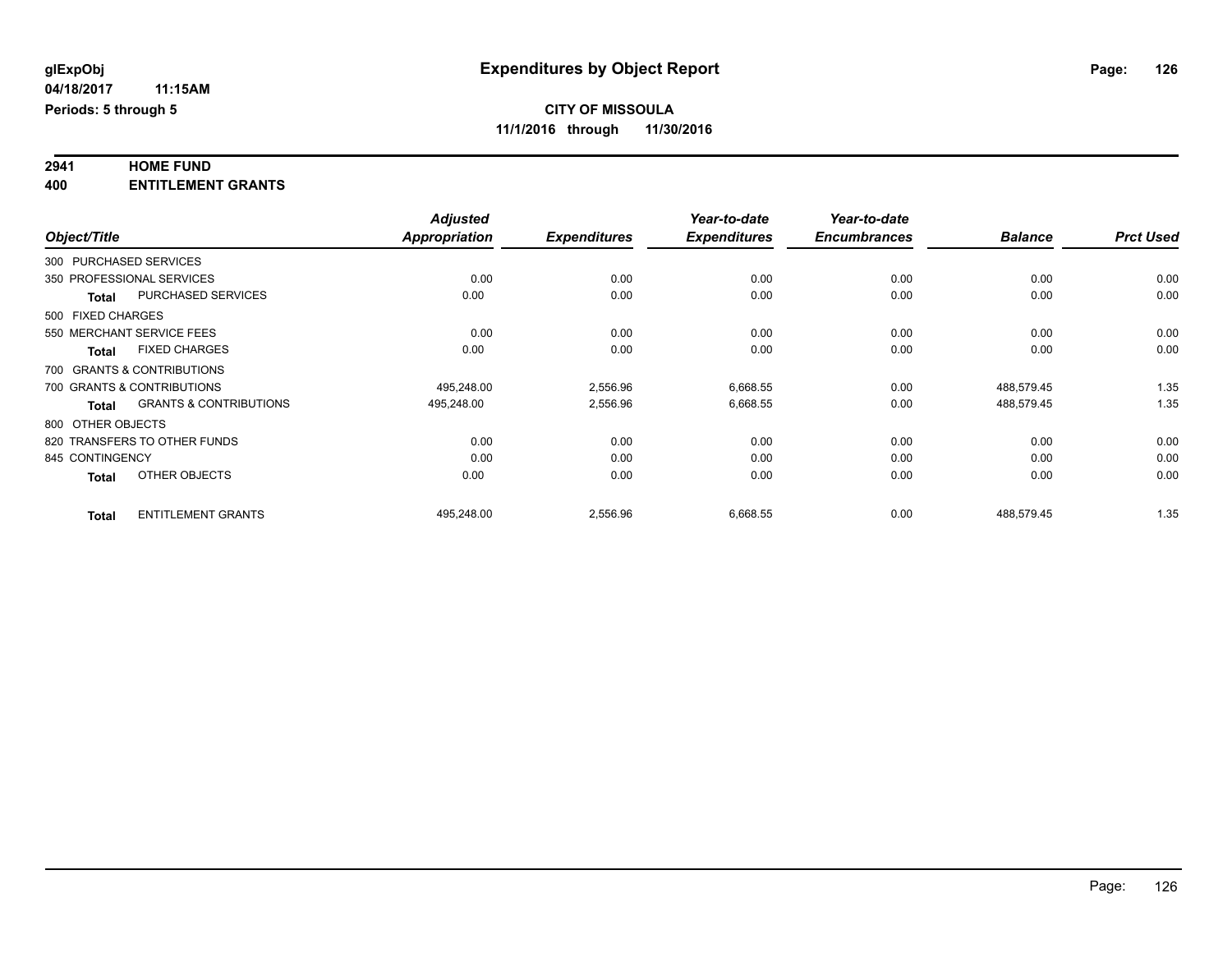**glExpObj** — **Expenditures by Object Report**

**04/18/2017 11:15AM**

**Periods: 5 through 5**

**CITY OF MISSOULA**

**11/1/2016 through 11/30/2016**

**2941 HOME FUND**

**400 ENTITLEMENT GRANTS**

| Object/Title | | *Adjusted Appropriation* | *Expenditures* | *Year-to-date Expenditures* | *Year-to-date Encumbrances* | *Balance* | *Prct Used* |
|---|---|---|---|---|---|---|---|
| 300 PURCHASED SERVICES | | | | | | | |
| 350 PROFESSIONAL SERVICES | | 0.00 | 0.00 | 0.00 | 0.00 | 0.00 | 0.00 |
| **Total** | PURCHASED SERVICES | 0.00 | 0.00 | 0.00 | 0.00 | 0.00 | 0.00 |
| 500 FIXED CHARGES | | | | | | | |
| 550 MERCHANT SERVICE FEES | | 0.00 | 0.00 | 0.00 | 0.00 | 0.00 | 0.00 |
| **Total** | FIXED CHARGES | 0.00 | 0.00 | 0.00 | 0.00 | 0.00 | 0.00 |
| 700 GRANTS & CONTRIBUTIONS | | | | | | | |
| 700 GRANTS & CONTRIBUTIONS | | 495,248.00 | 2,556.96 | 6,668.55 | 0.00 | 488,579.45 | 1.35 |
| **Total** | GRANTS & CONTRIBUTIONS | 495,248.00 | 2,556.96 | 6,668.55 | 0.00 | 488,579.45 | 1.35 |
| 800 OTHER OBJECTS | | | | | | | |
| 820 TRANSFERS TO OTHER FUNDS | | 0.00 | 0.00 | 0.00 | 0.00 | 0.00 | 0.00 |
| 845 CONTINGENCY | | 0.00 | 0.00 | 0.00 | 0.00 | 0.00 | 0.00 |
| **Total** | OTHER OBJECTS | 0.00 | 0.00 | 0.00 | 0.00 | 0.00 | 0.00 |
| **Total** | ENTITLEMENT GRANTS | 495,248.00 | 2,556.96 | 6,668.55 | 0.00 | 488,579.45 | 1.35 |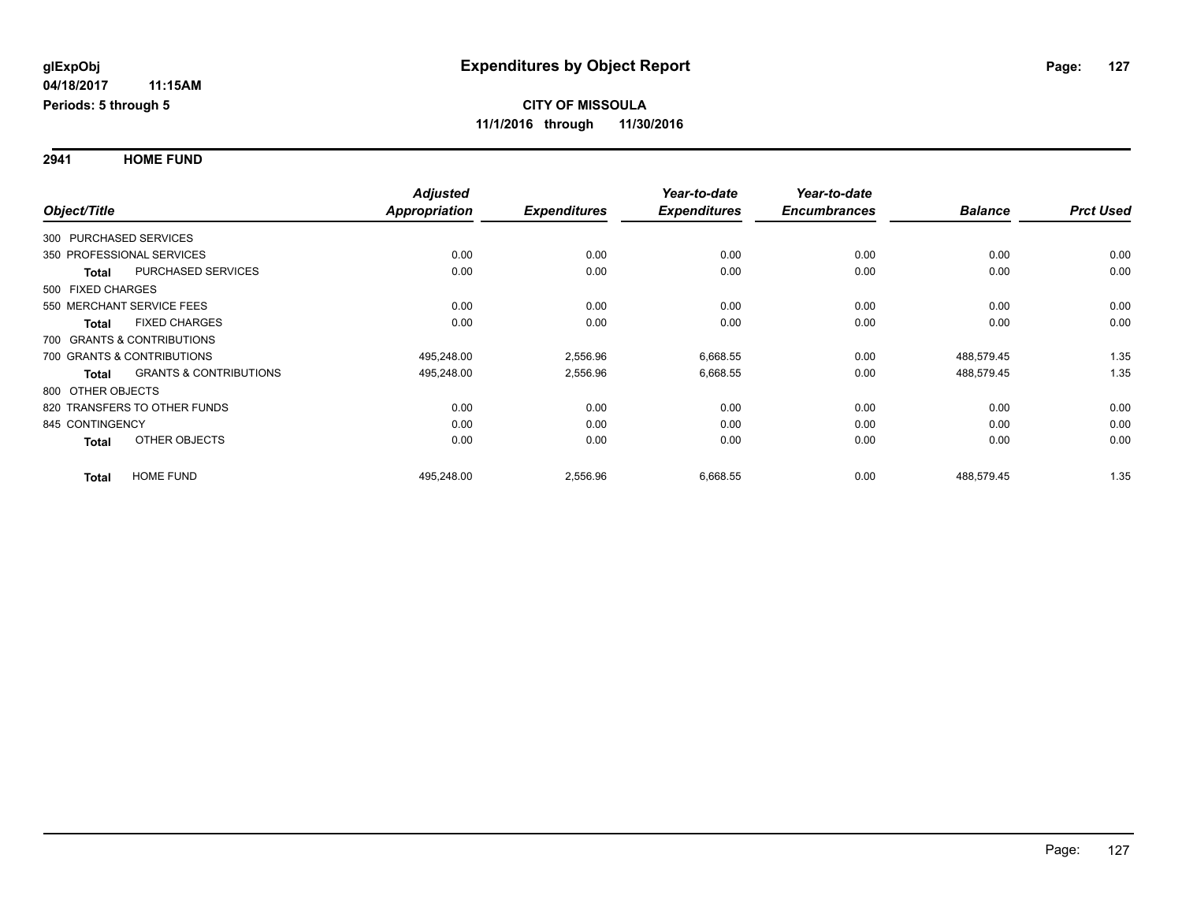**glExpObj**
**04/18/2017 11:15AM**
**Periods: 5 through 5**

# Expenditures by Object Report

**CITY OF MISSOULA**
**11/1/2016 through 11/30/2016**

## 2941 HOME FUND

| Object/Title | | Adjusted Appropriation | Expenditures | Year-to-date Expenditures | Year-to-date Encumbrances | Balance | Prct Used |
|---|---|---|---|---|---|---|---|
| 300 PURCHASED SERVICES | | | | | | | |
| 350 PROFESSIONAL SERVICES | | 0.00 | 0.00 | 0.00 | 0.00 | 0.00 | 0.00 |
| **Total** | PURCHASED SERVICES | 0.00 | 0.00 | 0.00 | 0.00 | 0.00 | 0.00 |
| 500 FIXED CHARGES | | | | | | | |
| 550 MERCHANT SERVICE FEES | | 0.00 | 0.00 | 0.00 | 0.00 | 0.00 | 0.00 |
| **Total** | FIXED CHARGES | 0.00 | 0.00 | 0.00 | 0.00 | 0.00 | 0.00 |
| 700 GRANTS & CONTRIBUTIONS | | | | | | | |
| 700 GRANTS & CONTRIBUTIONS | | 495,248.00 | 2,556.96 | 6,668.55 | 0.00 | 488,579.45 | 1.35 |
| **Total** | GRANTS & CONTRIBUTIONS | 495,248.00 | 2,556.96 | 6,668.55 | 0.00 | 488,579.45 | 1.35 |
| 800 OTHER OBJECTS | | | | | | | |
| 820 TRANSFERS TO OTHER FUNDS | | 0.00 | 0.00 | 0.00 | 0.00 | 0.00 | 0.00 |
| 845 CONTINGENCY | | 0.00 | 0.00 | 0.00 | 0.00 | 0.00 | 0.00 |
| **Total** | OTHER OBJECTS | 0.00 | 0.00 | 0.00 | 0.00 | 0.00 | 0.00 |
| **Total** | HOME FUND | 495,248.00 | 2,556.96 | 6,668.55 | 0.00 | 488,579.45 | 1.35 |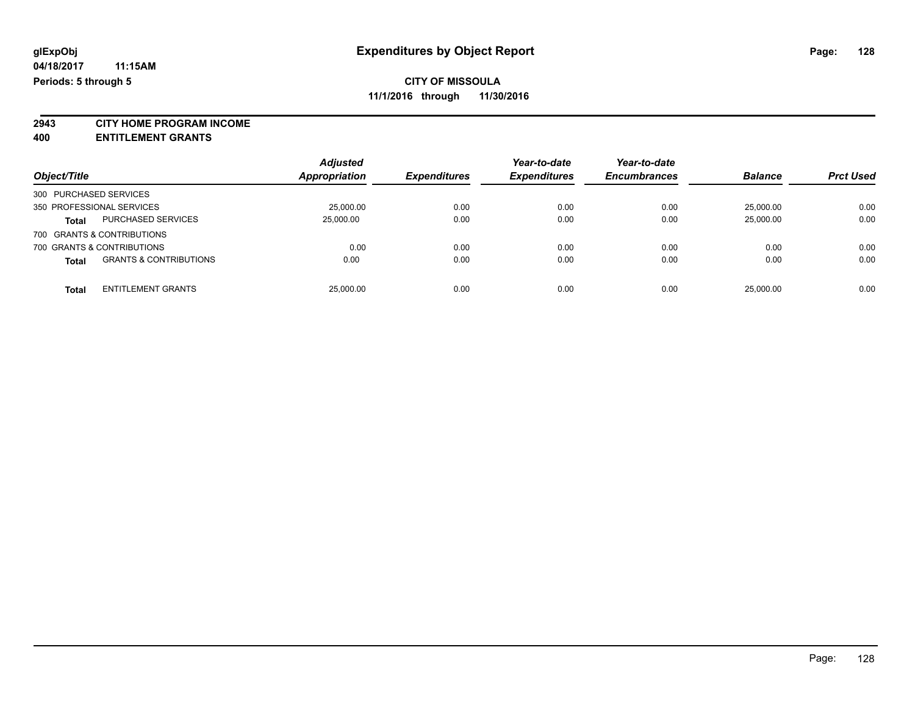**glExpObj** **Expenditures by Object Report**

**04/18/2017 11:15AM**

**Periods: 5 through 5**

**CITY OF MISSOULA**

**11/1/2016 through 11/30/2016**

**2943 CITY HOME PROGRAM INCOME**

**400 ENTITLEMENT GRANTS**

| Object/Title | | Adjusted Appropriation | Expenditures | Year-to-date Expenditures | Year-to-date Encumbrances | Balance | Prct Used |
|---|---|---|---|---|---|---|---|
| 300 PURCHASED SERVICES | | | | | | | |
| 350 PROFESSIONAL SERVICES | | 25,000.00 | 0.00 | 0.00 | 0.00 | 25,000.00 | 0.00 |
| **Total** | PURCHASED SERVICES | 25,000.00 | 0.00 | 0.00 | 0.00 | 25,000.00 | 0.00 |
| 700 GRANTS & CONTRIBUTIONS | | | | | | | |
| 700 GRANTS & CONTRIBUTIONS | | 0.00 | 0.00 | 0.00 | 0.00 | 0.00 | 0.00 |
| **Total** | GRANTS & CONTRIBUTIONS | 0.00 | 0.00 | 0.00 | 0.00 | 0.00 | 0.00 |
| **Total** | ENTITLEMENT GRANTS | 25,000.00 | 0.00 | 0.00 | 0.00 | 25,000.00 | 0.00 |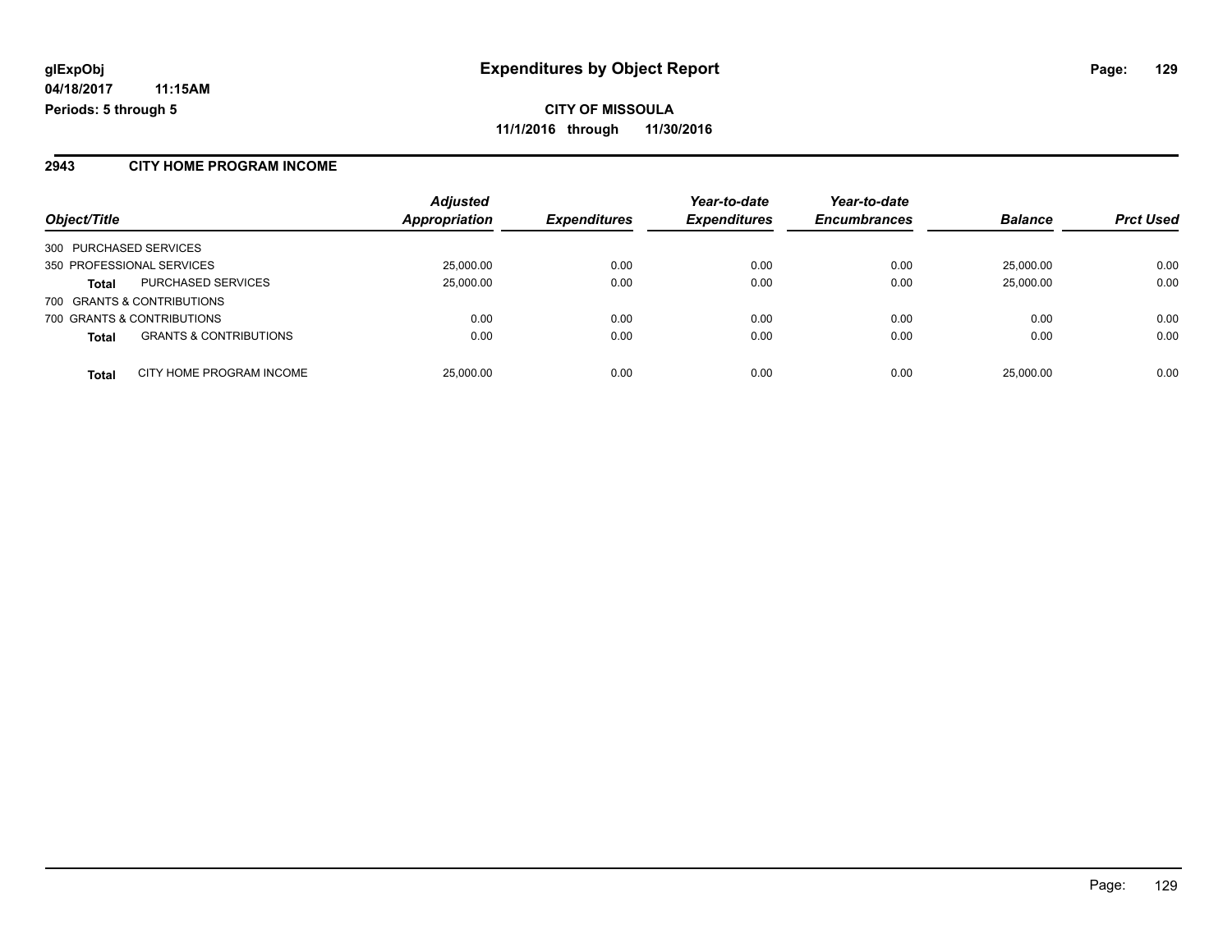**glExpObj** **Expenditures by Object Report**

**04/18/2017 11:15AM**

**Periods: 5 through 5**

**CITY OF MISSOULA**

**11/1/2016 through 11/30/2016**

## 2943 CITY HOME PROGRAM INCOME

| Object/Title | | Adjusted Appropriation | Expenditures | Year-to-date Expenditures | Year-to-date Encumbrances | Balance | Prct Used |
|---|---|---|---|---|---|---|---|
| 300 PURCHASED SERVICES | | | | | | | |
| 350 PROFESSIONAL SERVICES | | 25,000.00 | 0.00 | 0.00 | 0.00 | 25,000.00 | 0.00 |
| **Total** | PURCHASED SERVICES | 25,000.00 | 0.00 | 0.00 | 0.00 | 25,000.00 | 0.00 |
| 700 GRANTS & CONTRIBUTIONS | | | | | | | |
| 700 GRANTS & CONTRIBUTIONS | | 0.00 | 0.00 | 0.00 | 0.00 | 0.00 | 0.00 |
| **Total** | GRANTS & CONTRIBUTIONS | 0.00 | 0.00 | 0.00 | 0.00 | 0.00 | 0.00 |
| **Total** | CITY HOME PROGRAM INCOME | 25,000.00 | 0.00 | 0.00 | 0.00 | 25,000.00 | 0.00 |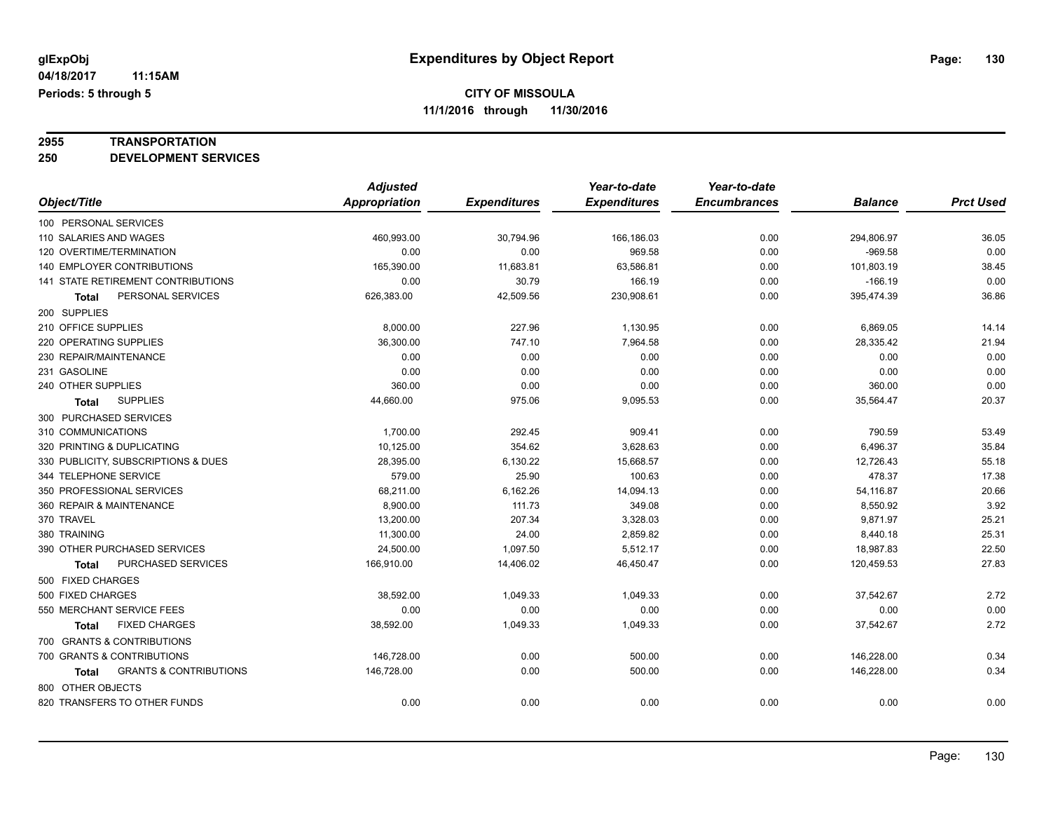**CITY OF MISSOULA**

**11/1/2016 through 11/30/2016**

glExpObj

04/18/2017 11:15AM

Periods: 5 through 5

# Expenditures by Object Report

**2955 TRANSPORTATION**

**250 DEVELOPMENT SERVICES**

| Object/Title | Adjusted Appropriation | Expenditures | Year-to-date Expenditures | Year-to-date Encumbrances | Balance | Prct Used |
|---|---|---|---|---|---|---|
| 100 PERSONAL SERVICES | | | | | | |
| 110 SALARIES AND WAGES | 460,993.00 | 30,794.96 | 166,186.03 | 0.00 | 294,806.97 | 36.05 |
| 120 OVERTIME/TERMINATION | 0.00 | 0.00 | 969.58 | 0.00 | -969.58 | 0.00 |
| 140 EMPLOYER CONTRIBUTIONS | 165,390.00 | 11,683.81 | 63,586.81 | 0.00 | 101,803.19 | 38.45 |
| 141 STATE RETIREMENT CONTRIBUTIONS | 0.00 | 30.79 | 166.19 | 0.00 | -166.19 | 0.00 |
| **Total** PERSONAL SERVICES | 626,383.00 | 42,509.56 | 230,908.61 | 0.00 | 395,474.39 | 36.86 |
| 200 SUPPLIES | | | | | | |
| 210 OFFICE SUPPLIES | 8,000.00 | 227.96 | 1,130.95 | 0.00 | 6,869.05 | 14.14 |
| 220 OPERATING SUPPLIES | 36,300.00 | 747.10 | 7,964.58 | 0.00 | 28,335.42 | 21.94 |
| 230 REPAIR/MAINTENANCE | 0.00 | 0.00 | 0.00 | 0.00 | 0.00 | 0.00 |
| 231 GASOLINE | 0.00 | 0.00 | 0.00 | 0.00 | 0.00 | 0.00 |
| 240 OTHER SUPPLIES | 360.00 | 0.00 | 0.00 | 0.00 | 360.00 | 0.00 |
| **Total** SUPPLIES | 44,660.00 | 975.06 | 9,095.53 | 0.00 | 35,564.47 | 20.37 |
| 300 PURCHASED SERVICES | | | | | | |
| 310 COMMUNICATIONS | 1,700.00 | 292.45 | 909.41 | 0.00 | 790.59 | 53.49 |
| 320 PRINTING & DUPLICATING | 10,125.00 | 354.62 | 3,628.63 | 0.00 | 6,496.37 | 35.84 |
| 330 PUBLICITY, SUBSCRIPTIONS & DUES | 28,395.00 | 6,130.22 | 15,668.57 | 0.00 | 12,726.43 | 55.18 |
| 344 TELEPHONE SERVICE | 579.00 | 25.90 | 100.63 | 0.00 | 478.37 | 17.38 |
| 350 PROFESSIONAL SERVICES | 68,211.00 | 6,162.26 | 14,094.13 | 0.00 | 54,116.87 | 20.66 |
| 360 REPAIR & MAINTENANCE | 8,900.00 | 111.73 | 349.08 | 0.00 | 8,550.92 | 3.92 |
| 370 TRAVEL | 13,200.00 | 207.34 | 3,328.03 | 0.00 | 9,871.97 | 25.21 |
| 380 TRAINING | 11,300.00 | 24.00 | 2,859.82 | 0.00 | 8,440.18 | 25.31 |
| 390 OTHER PURCHASED SERVICES | 24,500.00 | 1,097.50 | 5,512.17 | 0.00 | 18,987.83 | 22.50 |
| **Total** PURCHASED SERVICES | 166,910.00 | 14,406.02 | 46,450.47 | 0.00 | 120,459.53 | 27.83 |
| 500 FIXED CHARGES | | | | | | |
| 500 FIXED CHARGES | 38,592.00 | 1,049.33 | 1,049.33 | 0.00 | 37,542.67 | 2.72 |
| 550 MERCHANT SERVICE FEES | 0.00 | 0.00 | 0.00 | 0.00 | 0.00 | 0.00 |
| **Total** FIXED CHARGES | 38,592.00 | 1,049.33 | 1,049.33 | 0.00 | 37,542.67 | 2.72 |
| 700 GRANTS & CONTRIBUTIONS | | | | | | |
| 700 GRANTS & CONTRIBUTIONS | 146,728.00 | 0.00 | 500.00 | 0.00 | 146,228.00 | 0.34 |
| **Total** GRANTS & CONTRIBUTIONS | 146,728.00 | 0.00 | 500.00 | 0.00 | 146,228.00 | 0.34 |
| 800 OTHER OBJECTS | | | | | | |
| 820 TRANSFERS TO OTHER FUNDS | 0.00 | 0.00 | 0.00 | 0.00 | 0.00 | 0.00 |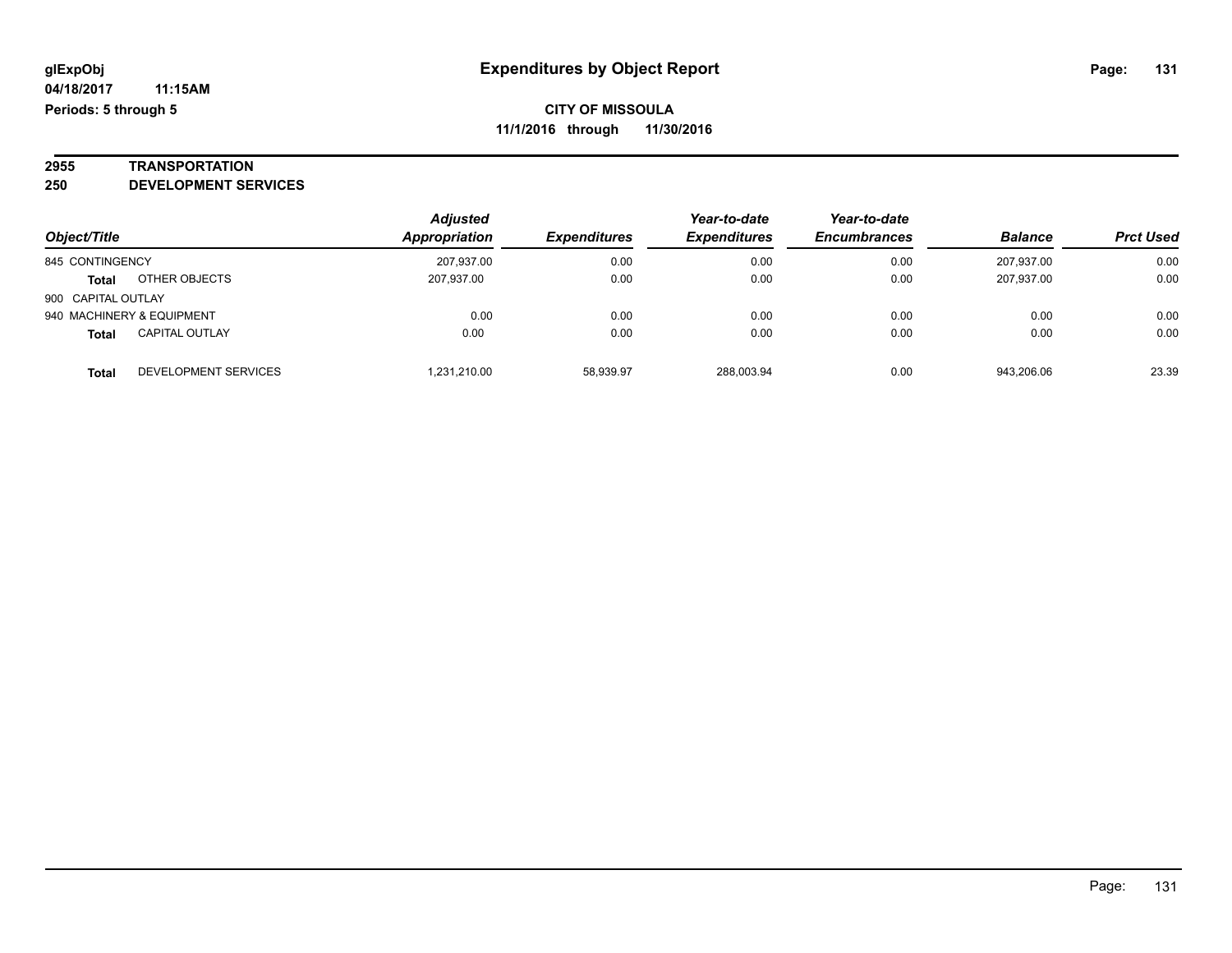**CITY OF MISSOULA**

**11/1/2016 through 11/30/2016**

**2955 TRANSPORTATION**

**250 DEVELOPMENT SERVICES**

| Object/Title | | *Adjusted Appropriation* | *Expenditures* | *Year-to-date Expenditures* | *Year-to-date Encumbrances* | *Balance* | *Prct Used* |
|---|---|---|---|---|---|---|---|
| 845 CONTINGENCY | | 207,937.00 | 0.00 | 0.00 | 0.00 | 207,937.00 | 0.00 |
| **Total** | OTHER OBJECTS | 207,937.00 | 0.00 | 0.00 | 0.00 | 207,937.00 | 0.00 |
| 900 CAPITAL OUTLAY | | | | | | | |
| 940 MACHINERY & EQUIPMENT | | 0.00 | 0.00 | 0.00 | 0.00 | 0.00 | 0.00 |
| **Total** | CAPITAL OUTLAY | 0.00 | 0.00 | 0.00 | 0.00 | 0.00 | 0.00 |
| **Total** | DEVELOPMENT SERVICES | 1,231,210.00 | 58,939.97 | 288,003.94 | 0.00 | 943,206.06 | 23.39 |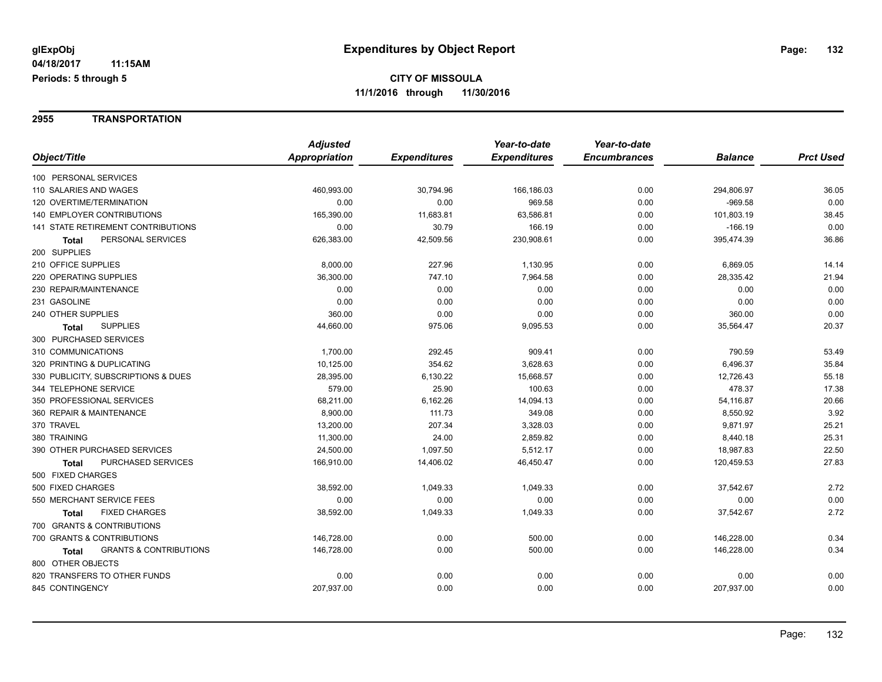**glExpObj**
**04/18/2017 11:15AM**
**Periods: 5 through 5**

# Expenditures by Object Report

**CITY OF MISSOULA**
**11/1/2016 through 11/30/2016**

## 2955 TRANSPORTATION

| Object/Title | Adjusted Appropriation | Expenditures | Year-to-date Expenditures | Year-to-date Encumbrances | Balance | Prct Used |
|---|---|---|---|---|---|---|
| 100 PERSONAL SERVICES | | | | | | |
| 110 SALARIES AND WAGES | 460,993.00 | 30,794.96 | 166,186.03 | 0.00 | 294,806.97 | 36.05 |
| 120 OVERTIME/TERMINATION | 0.00 | 0.00 | 969.58 | 0.00 | -969.58 | 0.00 |
| 140 EMPLOYER CONTRIBUTIONS | 165,390.00 | 11,683.81 | 63,586.81 | 0.00 | 101,803.19 | 38.45 |
| 141 STATE RETIREMENT CONTRIBUTIONS | 0.00 | 30.79 | 166.19 | 0.00 | -166.19 | 0.00 |
| **Total** PERSONAL SERVICES | 626,383.00 | 42,509.56 | 230,908.61 | 0.00 | 395,474.39 | 36.86 |
| 200 SUPPLIES | | | | | | |
| 210 OFFICE SUPPLIES | 8,000.00 | 227.96 | 1,130.95 | 0.00 | 6,869.05 | 14.14 |
| 220 OPERATING SUPPLIES | 36,300.00 | 747.10 | 7,964.58 | 0.00 | 28,335.42 | 21.94 |
| 230 REPAIR/MAINTENANCE | 0.00 | 0.00 | 0.00 | 0.00 | 0.00 | 0.00 |
| 231 GASOLINE | 0.00 | 0.00 | 0.00 | 0.00 | 0.00 | 0.00 |
| 240 OTHER SUPPLIES | 360.00 | 0.00 | 0.00 | 0.00 | 360.00 | 0.00 |
| **Total** SUPPLIES | 44,660.00 | 975.06 | 9,095.53 | 0.00 | 35,564.47 | 20.37 |
| 300 PURCHASED SERVICES | | | | | | |
| 310 COMMUNICATIONS | 1,700.00 | 292.45 | 909.41 | 0.00 | 790.59 | 53.49 |
| 320 PRINTING & DUPLICATING | 10,125.00 | 354.62 | 3,628.63 | 0.00 | 6,496.37 | 35.84 |
| 330 PUBLICITY, SUBSCRIPTIONS & DUES | 28,395.00 | 6,130.22 | 15,668.57 | 0.00 | 12,726.43 | 55.18 |
| 344 TELEPHONE SERVICE | 579.00 | 25.90 | 100.63 | 0.00 | 478.37 | 17.38 |
| 350 PROFESSIONAL SERVICES | 68,211.00 | 6,162.26 | 14,094.13 | 0.00 | 54,116.87 | 20.66 |
| 360 REPAIR & MAINTENANCE | 8,900.00 | 111.73 | 349.08 | 0.00 | 8,550.92 | 3.92 |
| 370 TRAVEL | 13,200.00 | 207.34 | 3,328.03 | 0.00 | 9,871.97 | 25.21 |
| 380 TRAINING | 11,300.00 | 24.00 | 2,859.82 | 0.00 | 8,440.18 | 25.31 |
| 390 OTHER PURCHASED SERVICES | 24,500.00 | 1,097.50 | 5,512.17 | 0.00 | 18,987.83 | 22.50 |
| **Total** PURCHASED SERVICES | 166,910.00 | 14,406.02 | 46,450.47 | 0.00 | 120,459.53 | 27.83 |
| 500 FIXED CHARGES | | | | | | |
| 500 FIXED CHARGES | 38,592.00 | 1,049.33 | 1,049.33 | 0.00 | 37,542.67 | 2.72 |
| 550 MERCHANT SERVICE FEES | 0.00 | 0.00 | 0.00 | 0.00 | 0.00 | 0.00 |
| **Total** FIXED CHARGES | 38,592.00 | 1,049.33 | 1,049.33 | 0.00 | 37,542.67 | 2.72 |
| 700 GRANTS & CONTRIBUTIONS | | | | | | |
| 700 GRANTS & CONTRIBUTIONS | 146,728.00 | 0.00 | 500.00 | 0.00 | 146,228.00 | 0.34 |
| **Total** GRANTS & CONTRIBUTIONS | 146,728.00 | 0.00 | 500.00 | 0.00 | 146,228.00 | 0.34 |
| 800 OTHER OBJECTS | | | | | | |
| 820 TRANSFERS TO OTHER FUNDS | 0.00 | 0.00 | 0.00 | 0.00 | 0.00 | 0.00 |
| 845 CONTINGENCY | 207,937.00 | 0.00 | 0.00 | 0.00 | 207,937.00 | 0.00 |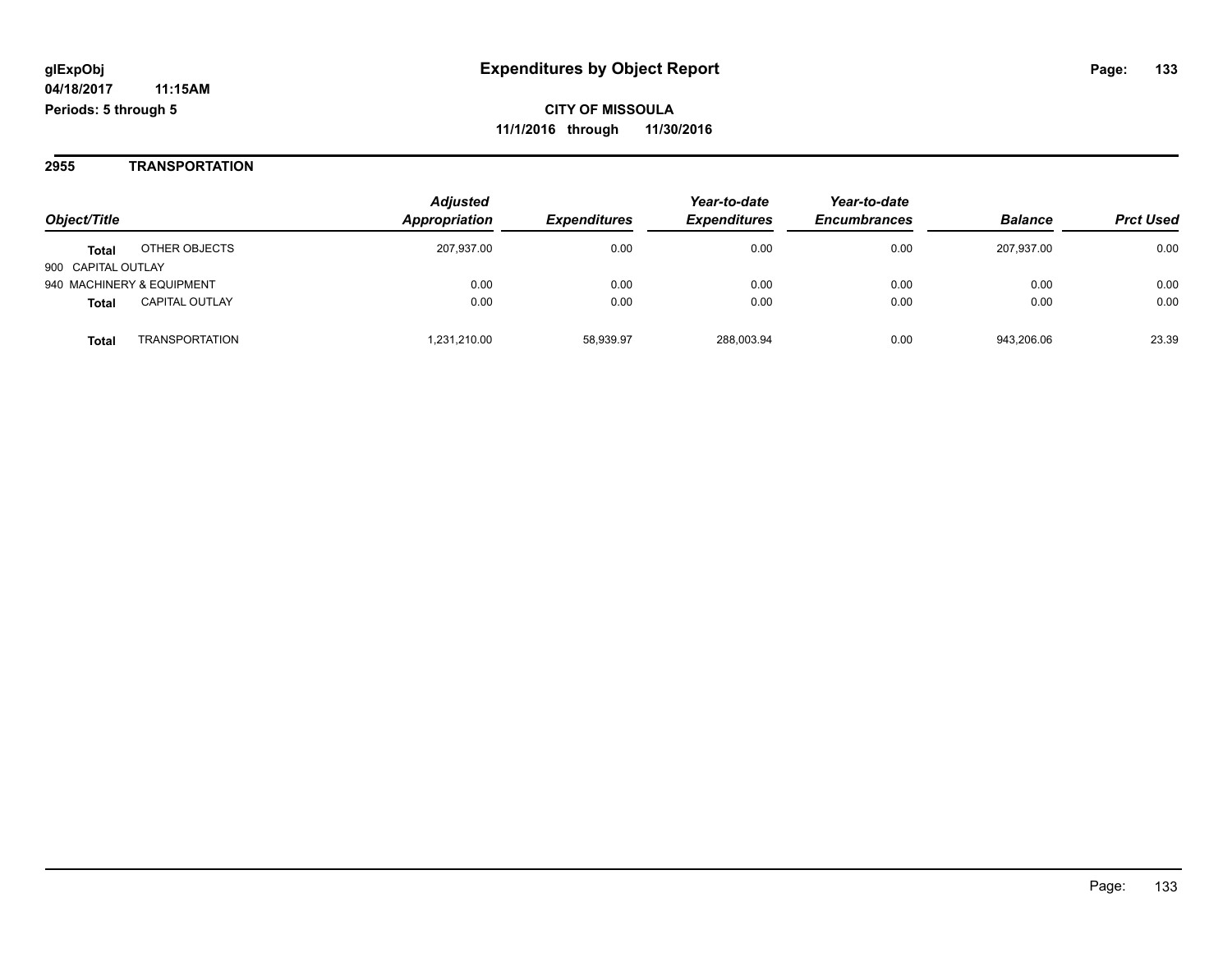**glExpObj**
**04/18/2017 11:15AM**
**Periods: 5 through 5**

# Expenditures by Object Report

**CITY OF MISSOULA**
**11/1/2016 through 11/30/2016**

## 2955 TRANSPORTATION

| Object/Title | | *Adjusted Appropriation* | *Expenditures* | *Year-to-date Expenditures* | *Year-to-date Encumbrances* | *Balance* | *Prct Used* |
|---|---|---|---|---|---|---|---|
| **Total** | OTHER OBJECTS | 207,937.00 | 0.00 | 0.00 | 0.00 | 207,937.00 | 0.00 |
| 900 CAPITAL OUTLAY | | | | | | | |
| 940 MACHINERY & EQUIPMENT | | 0.00 | 0.00 | 0.00 | 0.00 | 0.00 | 0.00 |
| **Total** | CAPITAL OUTLAY | 0.00 | 0.00 | 0.00 | 0.00 | 0.00 | 0.00 |
| **Total** | TRANSPORTATION | 1,231,210.00 | 58,939.97 | 288,003.94 | 0.00 | 943,206.06 | 23.39 |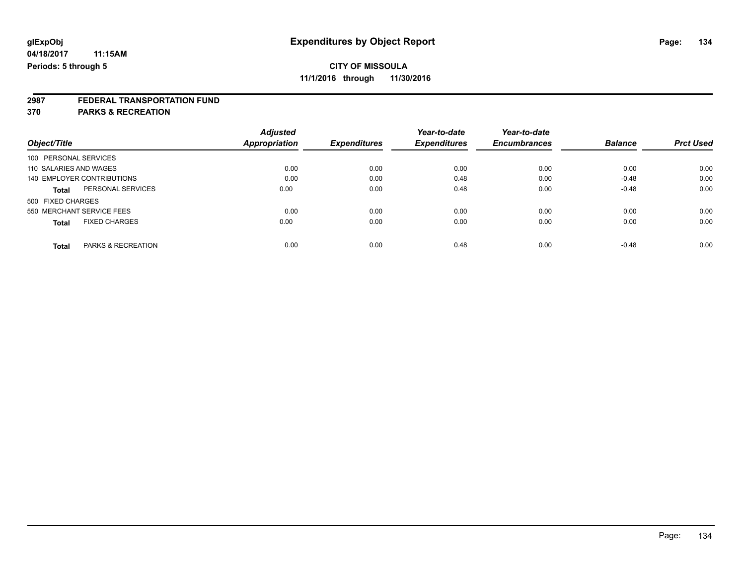glExpObj
04/18/2017 11:15AM
Periods: 5 through 5

# Expenditures by Object Report

**CITY OF MISSOULA**
**11/1/2016 through 11/30/2016**

**2987 FEDERAL TRANSPORTATION FUND**
**370 PARKS & RECREATION**

| Object/Title | Adjusted Appropriation | Expenditures | Year-to-date Expenditures | Year-to-date Encumbrances | Balance | Prct Used |
|---|---|---|---|---|---|---|
| 100 PERSONAL SERVICES | | | | | | |
| 110 SALARIES AND WAGES | 0.00 | 0.00 | 0.00 | 0.00 | 0.00 | 0.00 |
| 140 EMPLOYER CONTRIBUTIONS | 0.00 | 0.00 | 0.48 | 0.00 | -0.48 | 0.00 |
| **Total** PERSONAL SERVICES | 0.00 | 0.00 | 0.48 | 0.00 | -0.48 | 0.00 |
| 500 FIXED CHARGES | | | | | | |
| 550 MERCHANT SERVICE FEES | 0.00 | 0.00 | 0.00 | 0.00 | 0.00 | 0.00 |
| **Total** FIXED CHARGES | 0.00 | 0.00 | 0.00 | 0.00 | 0.00 | 0.00 |
| **Total** PARKS & RECREATION | 0.00 | 0.00 | 0.48 | 0.00 | -0.48 | 0.00 |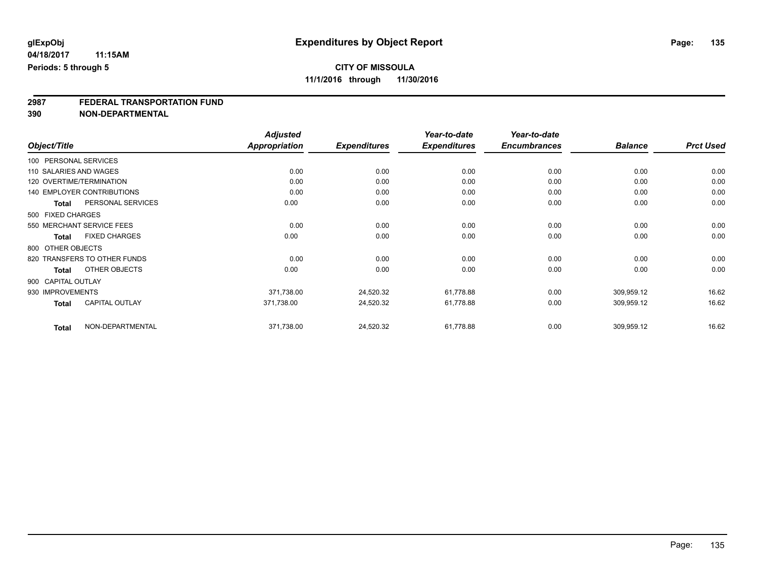**glExpObj**
**04/18/2017 11:15AM**
**Periods: 5 through 5**

# Expenditures by Object Report

**CITY OF MISSOULA**
**11/1/2016 through 11/30/2016**

## 2987 FEDERAL TRANSPORTATION FUND
## 390 NON-DEPARTMENTAL

| Object/Title | | Adjusted Appropriation | Expenditures | Year-to-date Expenditures | Year-to-date Encumbrances | Balance | Prct Used |
|---|---|---|---|---|---|---|---|
| 100 PERSONAL SERVICES | | | | | | | |
| 110 SALARIES AND WAGES | | 0.00 | 0.00 | 0.00 | 0.00 | 0.00 | 0.00 |
| 120 OVERTIME/TERMINATION | | 0.00 | 0.00 | 0.00 | 0.00 | 0.00 | 0.00 |
| 140 EMPLOYER CONTRIBUTIONS | | 0.00 | 0.00 | 0.00 | 0.00 | 0.00 | 0.00 |
| **Total** | PERSONAL SERVICES | 0.00 | 0.00 | 0.00 | 0.00 | 0.00 | 0.00 |
| 500 FIXED CHARGES | | | | | | | |
| 550 MERCHANT SERVICE FEES | | 0.00 | 0.00 | 0.00 | 0.00 | 0.00 | 0.00 |
| **Total** | FIXED CHARGES | 0.00 | 0.00 | 0.00 | 0.00 | 0.00 | 0.00 |
| 800 OTHER OBJECTS | | | | | | | |
| 820 TRANSFERS TO OTHER FUNDS | | 0.00 | 0.00 | 0.00 | 0.00 | 0.00 | 0.00 |
| **Total** | OTHER OBJECTS | 0.00 | 0.00 | 0.00 | 0.00 | 0.00 | 0.00 |
| 900 CAPITAL OUTLAY | | | | | | | |
| 930 IMPROVEMENTS | | 371,738.00 | 24,520.32 | 61,778.88 | 0.00 | 309,959.12 | 16.62 |
| **Total** | CAPITAL OUTLAY | 371,738.00 | 24,520.32 | 61,778.88 | 0.00 | 309,959.12 | 16.62 |
| **Total** | NON-DEPARTMENTAL | 371,738.00 | 24,520.32 | 61,778.88 | 0.00 | 309,959.12 | 16.62 |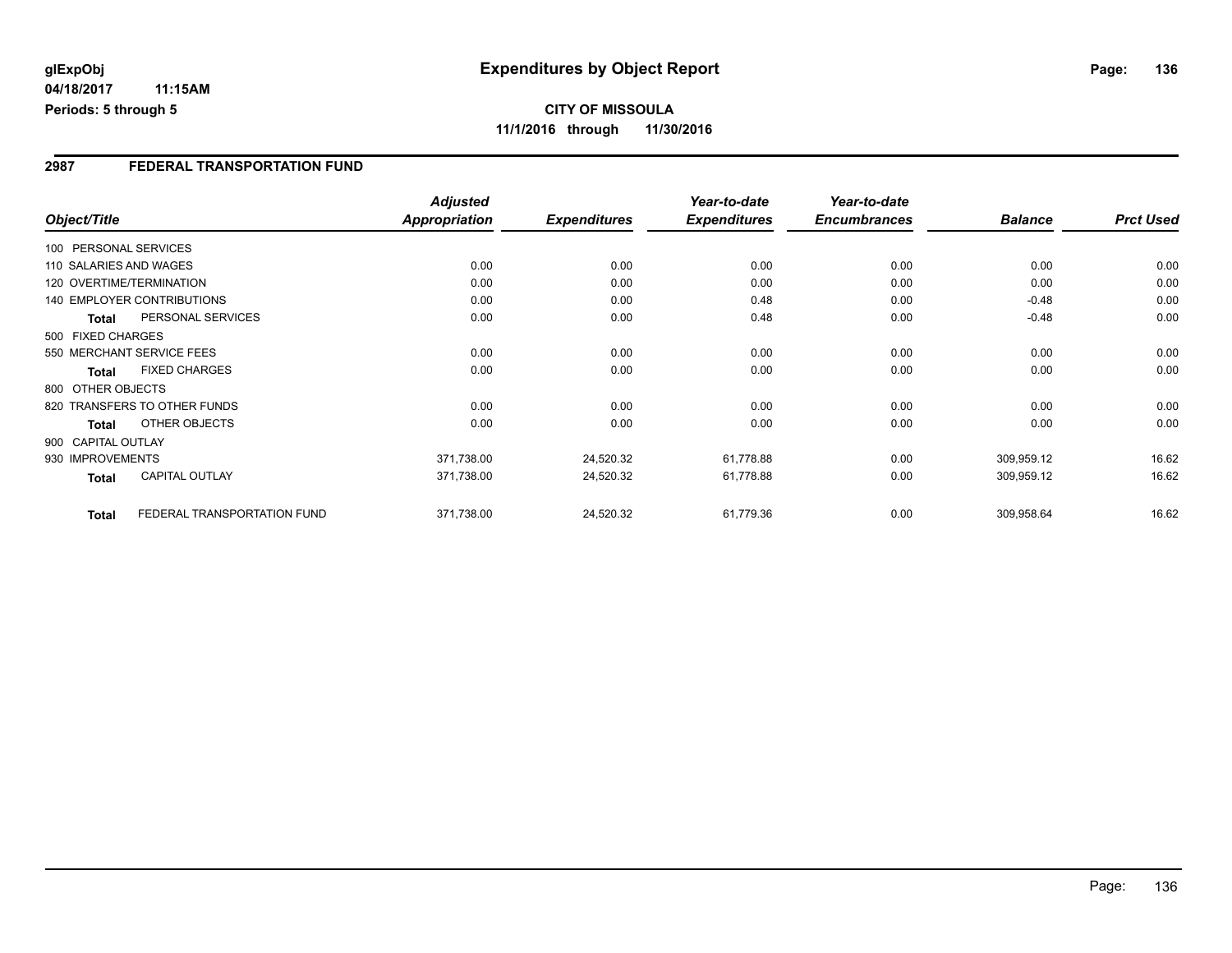# Expenditures by Object Report

glExpObj
04/18/2017 11:15AM
Periods: 5 through 5

**CITY OF MISSOULA**
**11/1/2016 through 11/30/2016**

## 2987 FEDERAL TRANSPORTATION FUND

| Object/Title | | Adjusted Appropriation | Expenditures | Year-to-date Expenditures | Year-to-date Encumbrances | Balance | Prct Used |
|---|---|---|---|---|---|---|---|
| 100 PERSONAL SERVICES | | | | | | | |
| 110 SALARIES AND WAGES | | 0.00 | 0.00 | 0.00 | 0.00 | 0.00 | 0.00 |
| 120 OVERTIME/TERMINATION | | 0.00 | 0.00 | 0.00 | 0.00 | 0.00 | 0.00 |
| 140 EMPLOYER CONTRIBUTIONS | | 0.00 | 0.00 | 0.48 | 0.00 | -0.48 | 0.00 |
| **Total** | PERSONAL SERVICES | 0.00 | 0.00 | 0.48 | 0.00 | -0.48 | 0.00 |
| 500 FIXED CHARGES | | | | | | | |
| 550 MERCHANT SERVICE FEES | | 0.00 | 0.00 | 0.00 | 0.00 | 0.00 | 0.00 |
| **Total** | FIXED CHARGES | 0.00 | 0.00 | 0.00 | 0.00 | 0.00 | 0.00 |
| 800 OTHER OBJECTS | | | | | | | |
| 820 TRANSFERS TO OTHER FUNDS | | 0.00 | 0.00 | 0.00 | 0.00 | 0.00 | 0.00 |
| **Total** | OTHER OBJECTS | 0.00 | 0.00 | 0.00 | 0.00 | 0.00 | 0.00 |
| 900 CAPITAL OUTLAY | | | | | | | |
| 930 IMPROVEMENTS | | 371,738.00 | 24,520.32 | 61,778.88 | 0.00 | 309,959.12 | 16.62 |
| **Total** | CAPITAL OUTLAY | 371,738.00 | 24,520.32 | 61,778.88 | 0.00 | 309,959.12 | 16.62 |
| **Total** | FEDERAL TRANSPORTATION FUND | 371,738.00 | 24,520.32 | 61,779.36 | 0.00 | 309,958.64 | 16.62 |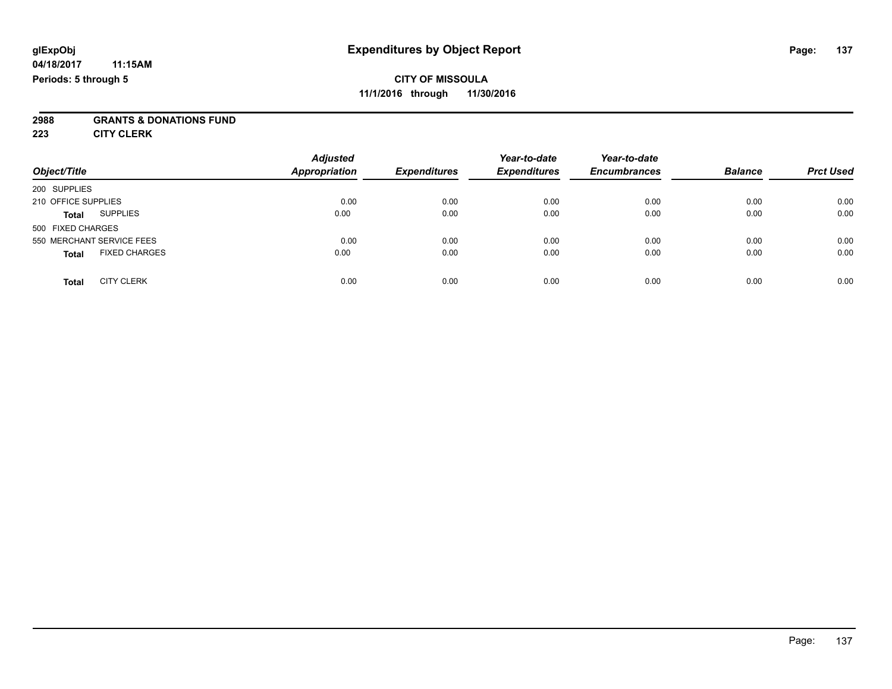**glExpObj** **Expenditures by Object Report**

**04/18/2017 11:15AM**

**Periods: 5 through 5**

**CITY OF MISSOULA**

**11/1/2016 through 11/30/2016**

**2988 GRANTS & DONATIONS FUND**

**223 CITY CLERK**

| Object/Title | Adjusted Appropriation | Expenditures | Year-to-date Expenditures | Year-to-date Encumbrances | Balance | Prct Used |
|---|---|---|---|---|---|---|
| 200 SUPPLIES | | | | | | |
| 210 OFFICE SUPPLIES | 0.00 | 0.00 | 0.00 | 0.00 | 0.00 | 0.00 |
| **Total** SUPPLIES | 0.00 | 0.00 | 0.00 | 0.00 | 0.00 | 0.00 |
| 500 FIXED CHARGES | | | | | | |
| 550 MERCHANT SERVICE FEES | 0.00 | 0.00 | 0.00 | 0.00 | 0.00 | 0.00 |
| **Total** FIXED CHARGES | 0.00 | 0.00 | 0.00 | 0.00 | 0.00 | 0.00 |
| **Total** CITY CLERK | 0.00 | 0.00 | 0.00 | 0.00 | 0.00 | 0.00 |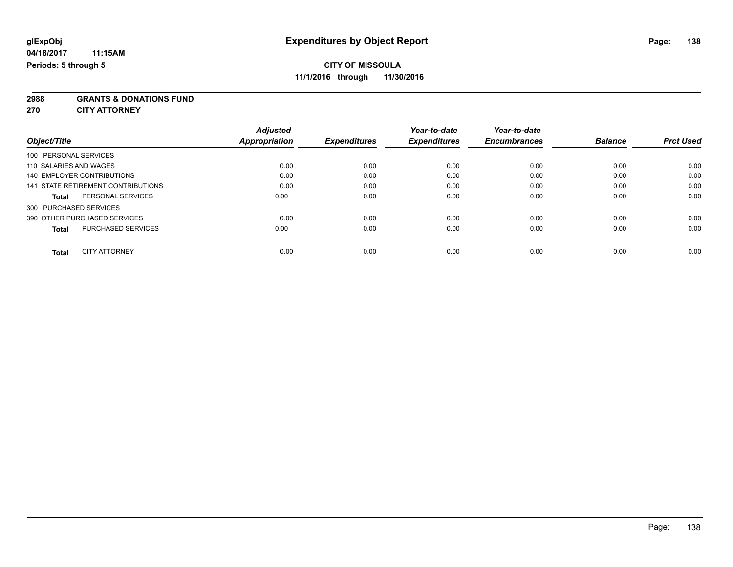**glExpObj**
**04/18/2017 11:15AM**
**Periods: 5 through 5**

# Expenditures by Object Report

**CITY OF MISSOULA**
**11/1/2016 through 11/30/2016**

**2988 GRANTS & DONATIONS FUND**
**270 CITY ATTORNEY**

| Object/Title | Adjusted Appropriation | Expenditures | Year-to-date Expenditures | Year-to-date Encumbrances | Balance | Prct Used |
|---|---|---|---|---|---|---|
| 100 PERSONAL SERVICES | | | | | | |
| 110 SALARIES AND WAGES | 0.00 | 0.00 | 0.00 | 0.00 | 0.00 | 0.00 |
| 140 EMPLOYER CONTRIBUTIONS | 0.00 | 0.00 | 0.00 | 0.00 | 0.00 | 0.00 |
| 141 STATE RETIREMENT CONTRIBUTIONS | 0.00 | 0.00 | 0.00 | 0.00 | 0.00 | 0.00 |
| **Total** PERSONAL SERVICES | 0.00 | 0.00 | 0.00 | 0.00 | 0.00 | 0.00 |
| 300 PURCHASED SERVICES | | | | | | |
| 390 OTHER PURCHASED SERVICES | 0.00 | 0.00 | 0.00 | 0.00 | 0.00 | 0.00 |
| **Total** PURCHASED SERVICES | 0.00 | 0.00 | 0.00 | 0.00 | 0.00 | 0.00 |
| **Total** CITY ATTORNEY | 0.00 | 0.00 | 0.00 | 0.00 | 0.00 | 0.00 |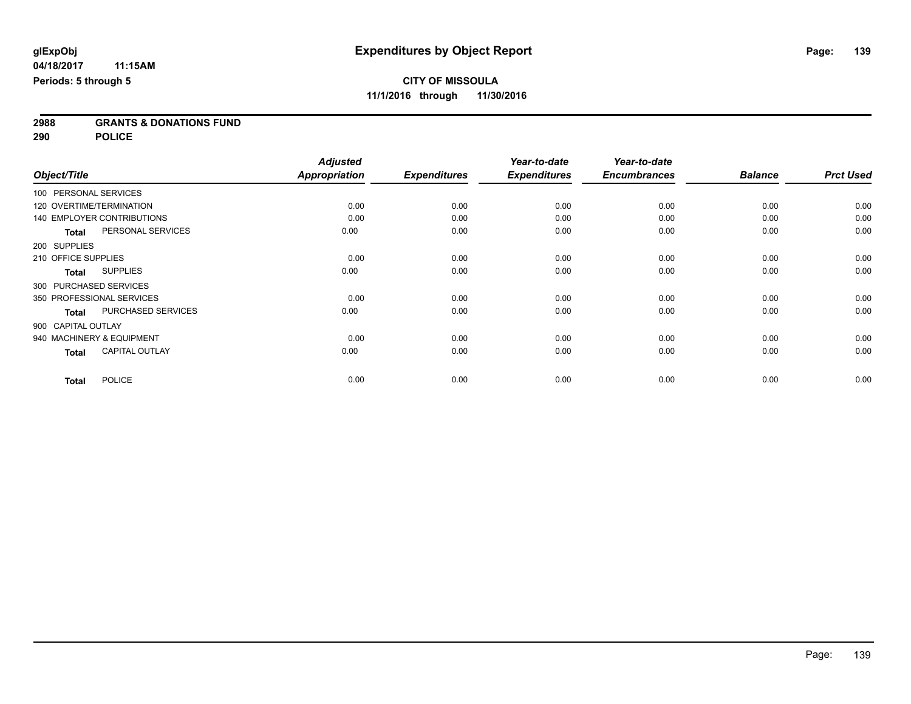**glExpObj**
**04/18/2017 11:15AM**
**Periods: 5 through 5**

# Expenditures by Object Report

**CITY OF MISSOULA**
**11/1/2016 through 11/30/2016**

**2988 GRANTS & DONATIONS FUND**
**290 POLICE**

| Object/Title | Adjusted Appropriation | Expenditures | Year-to-date Expenditures | Year-to-date Encumbrances | Balance | Prct Used |
|---|---|---|---|---|---|---|
| 100 PERSONAL SERVICES | | | | | | |
| 120 OVERTIME/TERMINATION | 0.00 | 0.00 | 0.00 | 0.00 | 0.00 | 0.00 |
| 140 EMPLOYER CONTRIBUTIONS | 0.00 | 0.00 | 0.00 | 0.00 | 0.00 | 0.00 |
| **Total** PERSONAL SERVICES | 0.00 | 0.00 | 0.00 | 0.00 | 0.00 | 0.00 |
| 200 SUPPLIES | | | | | | |
| 210 OFFICE SUPPLIES | 0.00 | 0.00 | 0.00 | 0.00 | 0.00 | 0.00 |
| **Total** SUPPLIES | 0.00 | 0.00 | 0.00 | 0.00 | 0.00 | 0.00 |
| 300 PURCHASED SERVICES | | | | | | |
| 350 PROFESSIONAL SERVICES | 0.00 | 0.00 | 0.00 | 0.00 | 0.00 | 0.00 |
| **Total** PURCHASED SERVICES | 0.00 | 0.00 | 0.00 | 0.00 | 0.00 | 0.00 |
| 900 CAPITAL OUTLAY | | | | | | |
| 940 MACHINERY & EQUIPMENT | 0.00 | 0.00 | 0.00 | 0.00 | 0.00 | 0.00 |
| **Total** CAPITAL OUTLAY | 0.00 | 0.00 | 0.00 | 0.00 | 0.00 | 0.00 |
| **Total** POLICE | 0.00 | 0.00 | 0.00 | 0.00 | 0.00 | 0.00 |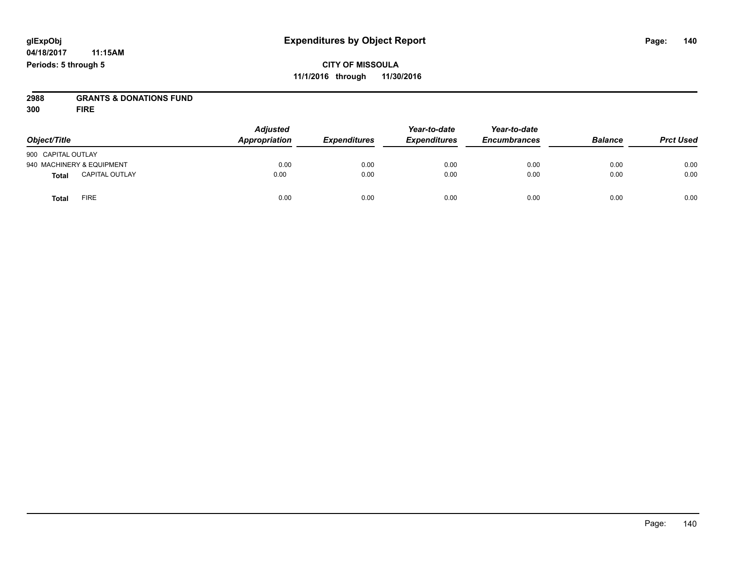**glExpObj** 
**04/18/2017 11:15AM** 
**Periods: 5 through 5**

# Expenditures by Object Report

**CITY OF MISSOULA** 
**11/1/2016 through 11/30/2016**

**2988 GRANTS & DONATIONS FUND** 
**300 FIRE**

| Object/Title | Adjusted Appropriation | Expenditures | Year-to-date Expenditures | Year-to-date Encumbrances | Balance | Prct Used |
|---|---|---|---|---|---|---|
| 900 CAPITAL OUTLAY | | | | | | |
| 940 MACHINERY & EQUIPMENT | 0.00 | 0.00 | 0.00 | 0.00 | 0.00 | 0.00 |
| **Total** CAPITAL OUTLAY | 0.00 | 0.00 | 0.00 | 0.00 | 0.00 | 0.00 |
| **Total** FIRE | 0.00 | 0.00 | 0.00 | 0.00 | 0.00 | 0.00 |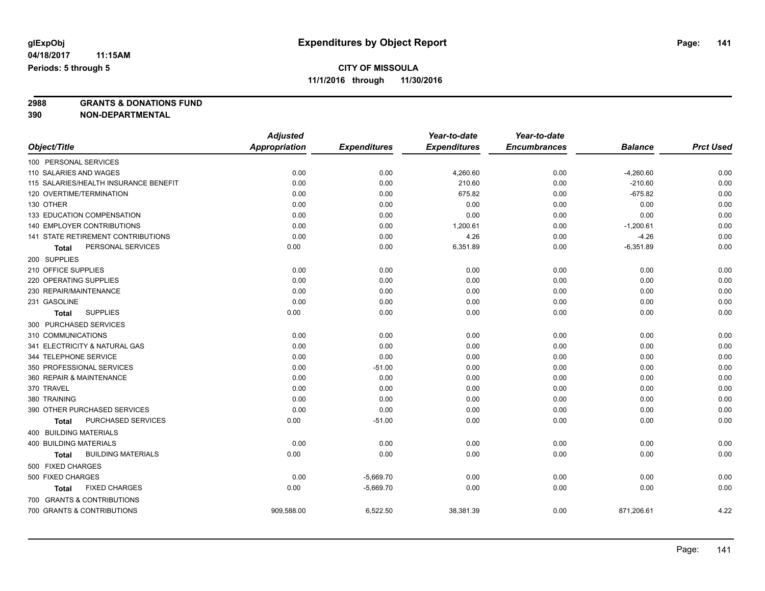glExpObj
04/18/2017 11:15AM
Periods: 5 through 5

# Expenditures by Object Report

## CITY OF MISSOULA

11/1/2016 through 11/30/2016

**2988 GRANTS & DONATIONS FUND**
**390 NON-DEPARTMENTAL**

| Object/Title | Adjusted Appropriation | Expenditures | Year-to-date Expenditures | Year-to-date Encumbrances | Balance | Prct Used |
|---|---|---|---|---|---|---|
| 100 PERSONAL SERVICES | | | | | | |
| 110 SALARIES AND WAGES | 0.00 | 0.00 | 4,260.60 | 0.00 | -4,260.60 | 0.00 |
| 115 SALARIES/HEALTH INSURANCE BENEFIT | 0.00 | 0.00 | 210.60 | 0.00 | -210.60 | 0.00 |
| 120 OVERTIME/TERMINATION | 0.00 | 0.00 | 675.82 | 0.00 | -675.82 | 0.00 |
| 130 OTHER | 0.00 | 0.00 | 0.00 | 0.00 | 0.00 | 0.00 |
| 133 EDUCATION COMPENSATION | 0.00 | 0.00 | 0.00 | 0.00 | 0.00 | 0.00 |
| 140 EMPLOYER CONTRIBUTIONS | 0.00 | 0.00 | 1,200.61 | 0.00 | -1,200.61 | 0.00 |
| 141 STATE RETIREMENT CONTRIBUTIONS | 0.00 | 0.00 | 4.26 | 0.00 | -4.26 | 0.00 |
| Total PERSONAL SERVICES | 0.00 | 0.00 | 6,351.89 | 0.00 | -6,351.89 | 0.00 |
| 200 SUPPLIES | | | | | | |
| 210 OFFICE SUPPLIES | 0.00 | 0.00 | 0.00 | 0.00 | 0.00 | 0.00 |
| 220 OPERATING SUPPLIES | 0.00 | 0.00 | 0.00 | 0.00 | 0.00 | 0.00 |
| 230 REPAIR/MAINTENANCE | 0.00 | 0.00 | 0.00 | 0.00 | 0.00 | 0.00 |
| 231 GASOLINE | 0.00 | 0.00 | 0.00 | 0.00 | 0.00 | 0.00 |
| Total SUPPLIES | 0.00 | 0.00 | 0.00 | 0.00 | 0.00 | 0.00 |
| 300 PURCHASED SERVICES | | | | | | |
| 310 COMMUNICATIONS | 0.00 | 0.00 | 0.00 | 0.00 | 0.00 | 0.00 |
| 341 ELECTRICITY & NATURAL GAS | 0.00 | 0.00 | 0.00 | 0.00 | 0.00 | 0.00 |
| 344 TELEPHONE SERVICE | 0.00 | 0.00 | 0.00 | 0.00 | 0.00 | 0.00 |
| 350 PROFESSIONAL SERVICES | 0.00 | -51.00 | 0.00 | 0.00 | 0.00 | 0.00 |
| 360 REPAIR & MAINTENANCE | 0.00 | 0.00 | 0.00 | 0.00 | 0.00 | 0.00 |
| 370 TRAVEL | 0.00 | 0.00 | 0.00 | 0.00 | 0.00 | 0.00 |
| 380 TRAINING | 0.00 | 0.00 | 0.00 | 0.00 | 0.00 | 0.00 |
| 390 OTHER PURCHASED SERVICES | 0.00 | 0.00 | 0.00 | 0.00 | 0.00 | 0.00 |
| Total PURCHASED SERVICES | 0.00 | -51.00 | 0.00 | 0.00 | 0.00 | 0.00 |
| 400 BUILDING MATERIALS | | | | | | |
| 400 BUILDING MATERIALS | 0.00 | 0.00 | 0.00 | 0.00 | 0.00 | 0.00 |
| Total BUILDING MATERIALS | 0.00 | 0.00 | 0.00 | 0.00 | 0.00 | 0.00 |
| 500 FIXED CHARGES | | | | | | |
| 500 FIXED CHARGES | 0.00 | -5,669.70 | 0.00 | 0.00 | 0.00 | 0.00 |
| Total FIXED CHARGES | 0.00 | -5,669.70 | 0.00 | 0.00 | 0.00 | 0.00 |
| 700 GRANTS & CONTRIBUTIONS | | | | | | |
| 700 GRANTS & CONTRIBUTIONS | 909,588.00 | 6,522.50 | 38,381.39 | 0.00 | 871,206.61 | 4.22 |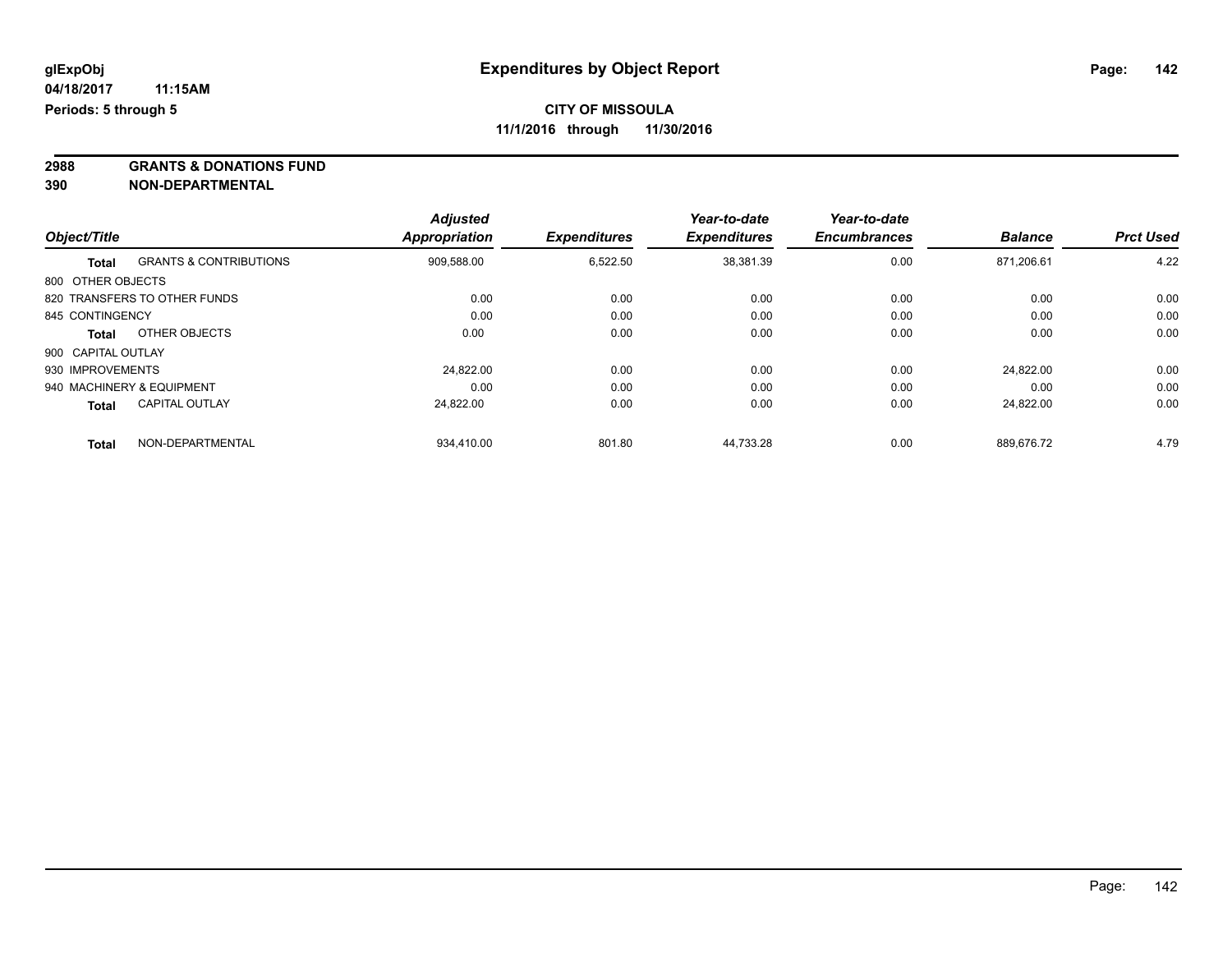**glExpObj** 04/18/2017 11:15AM
**Periods: 5 through 5**

# Expenditures by Object Report

**CITY OF MISSOULA**
**11/1/2016 through 11/30/2016**

**2988 GRANTS & DONATIONS FUND**
**390 NON-DEPARTMENTAL**

| Object/Title | | Adjusted Appropriation | Expenditures | Year-to-date Expenditures | Year-to-date Encumbrances | Balance | Prct Used |
|---|---|---|---|---|---|---|---|
| **Total** | GRANTS & CONTRIBUTIONS | 909,588.00 | 6,522.50 | 38,381.39 | 0.00 | 871,206.61 | 4.22 |
| 800 OTHER OBJECTS | | | | | | | |
| 820 TRANSFERS TO OTHER FUNDS | | 0.00 | 0.00 | 0.00 | 0.00 | 0.00 | 0.00 |
| 845 CONTINGENCY | | 0.00 | 0.00 | 0.00 | 0.00 | 0.00 | 0.00 |
| **Total** | OTHER OBJECTS | 0.00 | 0.00 | 0.00 | 0.00 | 0.00 | 0.00 |
| 900 CAPITAL OUTLAY | | | | | | | |
| 930 IMPROVEMENTS | | 24,822.00 | 0.00 | 0.00 | 0.00 | 24,822.00 | 0.00 |
| 940 MACHINERY & EQUIPMENT | | 0.00 | 0.00 | 0.00 | 0.00 | 0.00 | 0.00 |
| **Total** | CAPITAL OUTLAY | 24,822.00 | 0.00 | 0.00 | 0.00 | 24,822.00 | 0.00 |
| **Total** | NON-DEPARTMENTAL | 934,410.00 | 801.80 | 44,733.28 | 0.00 | 889,676.72 | 4.79 |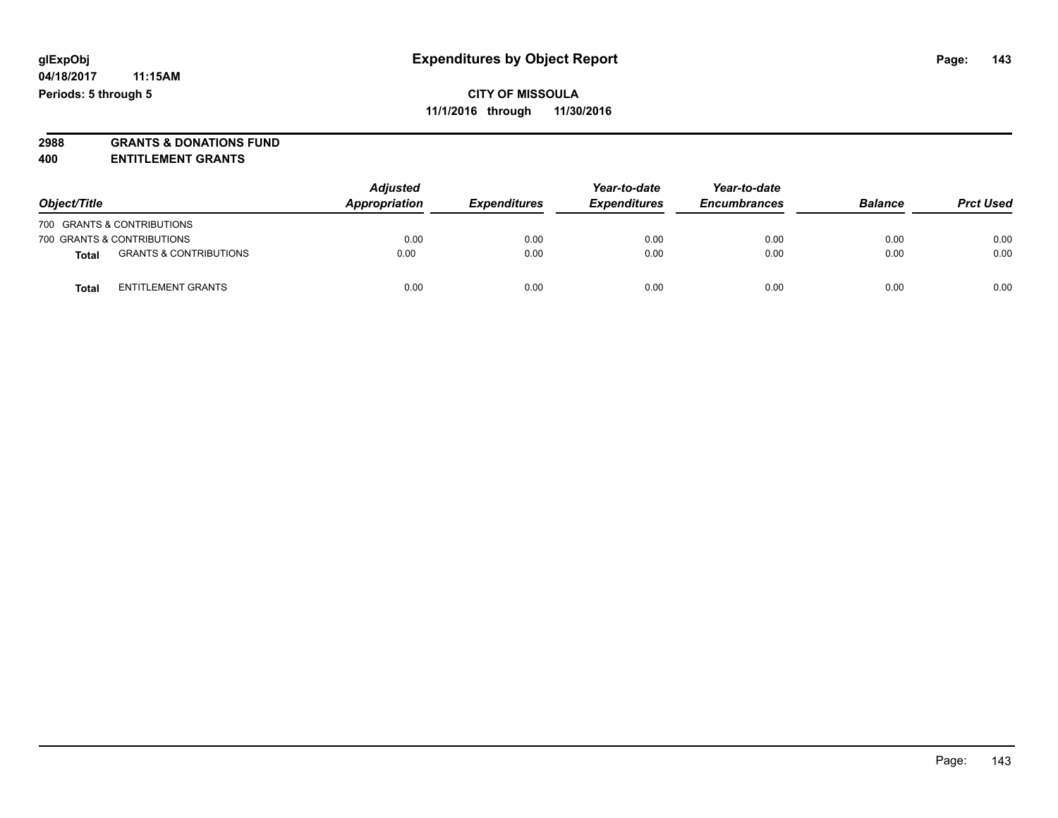glExpObj
04/18/2017 11:15AM
Periods: 5 through 5

# Expenditures by Object Report

**CITY OF MISSOULA**
**11/1/2016 through 11/30/2016**

**2988 GRANTS & DONATIONS FUND**
**400 ENTITLEMENT GRANTS**

| Object/Title | | Adjusted Appropriation | Expenditures | Year-to-date Expenditures | Year-to-date Encumbrances | Balance | Prct Used |
|---|---|---|---|---|---|---|---|
| 700 GRANTS & CONTRIBUTIONS | | | | | | | |
| 700 GRANTS & CONTRIBUTIONS | | 0.00 | 0.00 | 0.00 | 0.00 | 0.00 | 0.00 |
| **Total** | GRANTS & CONTRIBUTIONS | 0.00 | 0.00 | 0.00 | 0.00 | 0.00 | 0.00 |
| **Total** | ENTITLEMENT GRANTS | 0.00 | 0.00 | 0.00 | 0.00 | 0.00 | 0.00 |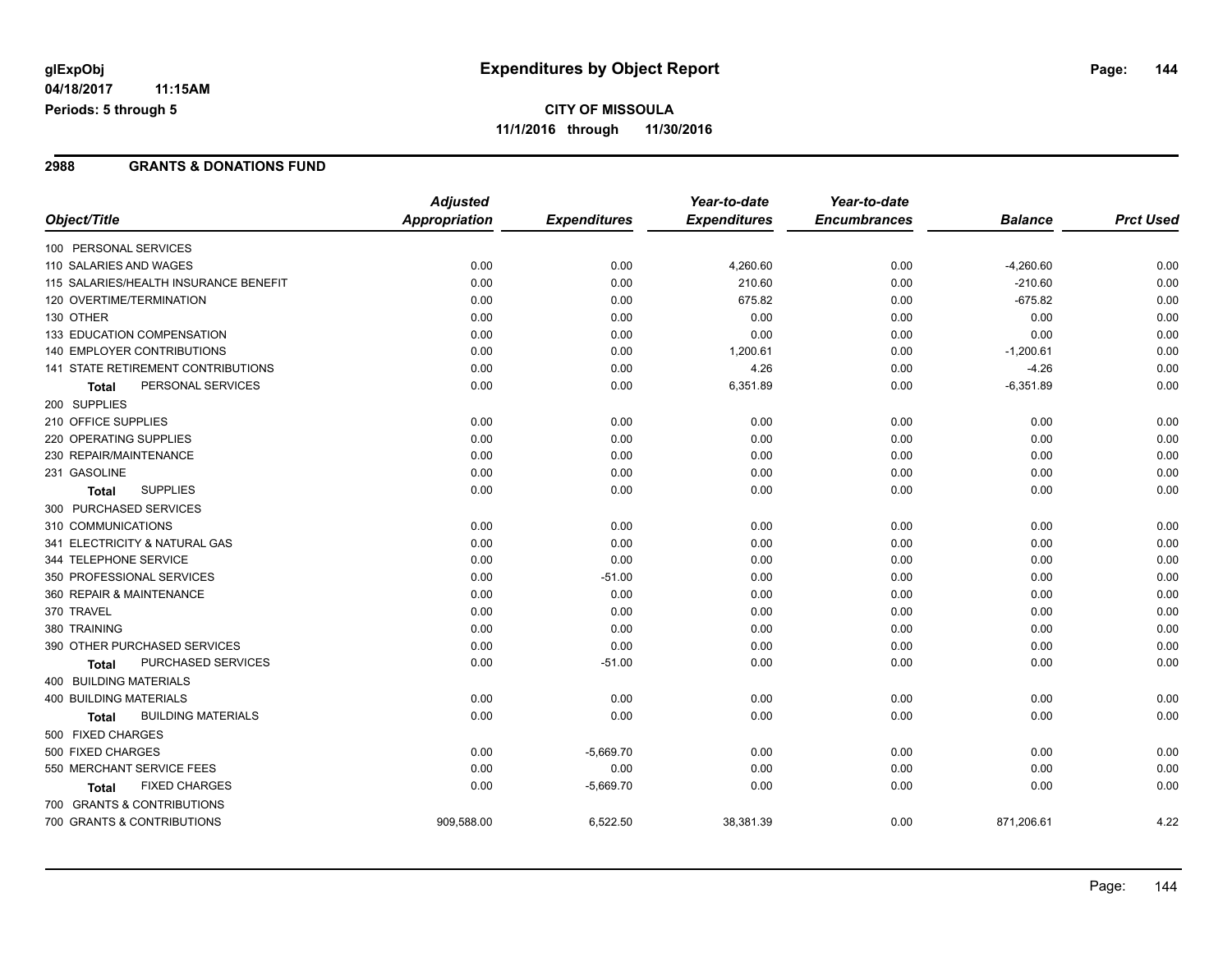glExpObj
04/18/2017 11:15AM
Periods: 5 through 5

# Expenditures by Object Report

**CITY OF MISSOULA**
**11/1/2016 through 11/30/2016**

## 2988 GRANTS & DONATIONS FUND

| Object/Title | Adjusted Appropriation | Expenditures | Year-to-date Expenditures | Year-to-date Encumbrances | Balance | Prct Used |
|---|---|---|---|---|---|---|
| 100 PERSONAL SERVICES | | | | | | |
| 110 SALARIES AND WAGES | 0.00 | 0.00 | 4,260.60 | 0.00 | -4,260.60 | 0.00 |
| 115 SALARIES/HEALTH INSURANCE BENEFIT | 0.00 | 0.00 | 210.60 | 0.00 | -210.60 | 0.00 |
| 120 OVERTIME/TERMINATION | 0.00 | 0.00 | 675.82 | 0.00 | -675.82 | 0.00 |
| 130 OTHER | 0.00 | 0.00 | 0.00 | 0.00 | 0.00 | 0.00 |
| 133 EDUCATION COMPENSATION | 0.00 | 0.00 | 0.00 | 0.00 | 0.00 | 0.00 |
| 140 EMPLOYER CONTRIBUTIONS | 0.00 | 0.00 | 1,200.61 | 0.00 | -1,200.61 | 0.00 |
| 141 STATE RETIREMENT CONTRIBUTIONS | 0.00 | 0.00 | 4.26 | 0.00 | -4.26 | 0.00 |
| **Total** PERSONAL SERVICES | 0.00 | 0.00 | 6,351.89 | 0.00 | -6,351.89 | 0.00 |
| 200 SUPPLIES | | | | | | |
| 210 OFFICE SUPPLIES | 0.00 | 0.00 | 0.00 | 0.00 | 0.00 | 0.00 |
| 220 OPERATING SUPPLIES | 0.00 | 0.00 | 0.00 | 0.00 | 0.00 | 0.00 |
| 230 REPAIR/MAINTENANCE | 0.00 | 0.00 | 0.00 | 0.00 | 0.00 | 0.00 |
| 231 GASOLINE | 0.00 | 0.00 | 0.00 | 0.00 | 0.00 | 0.00 |
| **Total** SUPPLIES | 0.00 | 0.00 | 0.00 | 0.00 | 0.00 | 0.00 |
| 300 PURCHASED SERVICES | | | | | | |
| 310 COMMUNICATIONS | 0.00 | 0.00 | 0.00 | 0.00 | 0.00 | 0.00 |
| 341 ELECTRICITY & NATURAL GAS | 0.00 | 0.00 | 0.00 | 0.00 | 0.00 | 0.00 |
| 344 TELEPHONE SERVICE | 0.00 | 0.00 | 0.00 | 0.00 | 0.00 | 0.00 |
| 350 PROFESSIONAL SERVICES | 0.00 | -51.00 | 0.00 | 0.00 | 0.00 | 0.00 |
| 360 REPAIR & MAINTENANCE | 0.00 | 0.00 | 0.00 | 0.00 | 0.00 | 0.00 |
| 370 TRAVEL | 0.00 | 0.00 | 0.00 | 0.00 | 0.00 | 0.00 |
| 380 TRAINING | 0.00 | 0.00 | 0.00 | 0.00 | 0.00 | 0.00 |
| 390 OTHER PURCHASED SERVICES | 0.00 | 0.00 | 0.00 | 0.00 | 0.00 | 0.00 |
| **Total** PURCHASED SERVICES | 0.00 | -51.00 | 0.00 | 0.00 | 0.00 | 0.00 |
| 400 BUILDING MATERIALS | | | | | | |
| 400 BUILDING MATERIALS | 0.00 | 0.00 | 0.00 | 0.00 | 0.00 | 0.00 |
| **Total** BUILDING MATERIALS | 0.00 | 0.00 | 0.00 | 0.00 | 0.00 | 0.00 |
| 500 FIXED CHARGES | | | | | | |
| 500 FIXED CHARGES | 0.00 | -5,669.70 | 0.00 | 0.00 | 0.00 | 0.00 |
| 550 MERCHANT SERVICE FEES | 0.00 | 0.00 | 0.00 | 0.00 | 0.00 | 0.00 |
| **Total** FIXED CHARGES | 0.00 | -5,669.70 | 0.00 | 0.00 | 0.00 | 0.00 |
| 700 GRANTS & CONTRIBUTIONS | | | | | | |
| 700 GRANTS & CONTRIBUTIONS | 909,588.00 | 6,522.50 | 38,381.39 | 0.00 | 871,206.61 | 4.22 |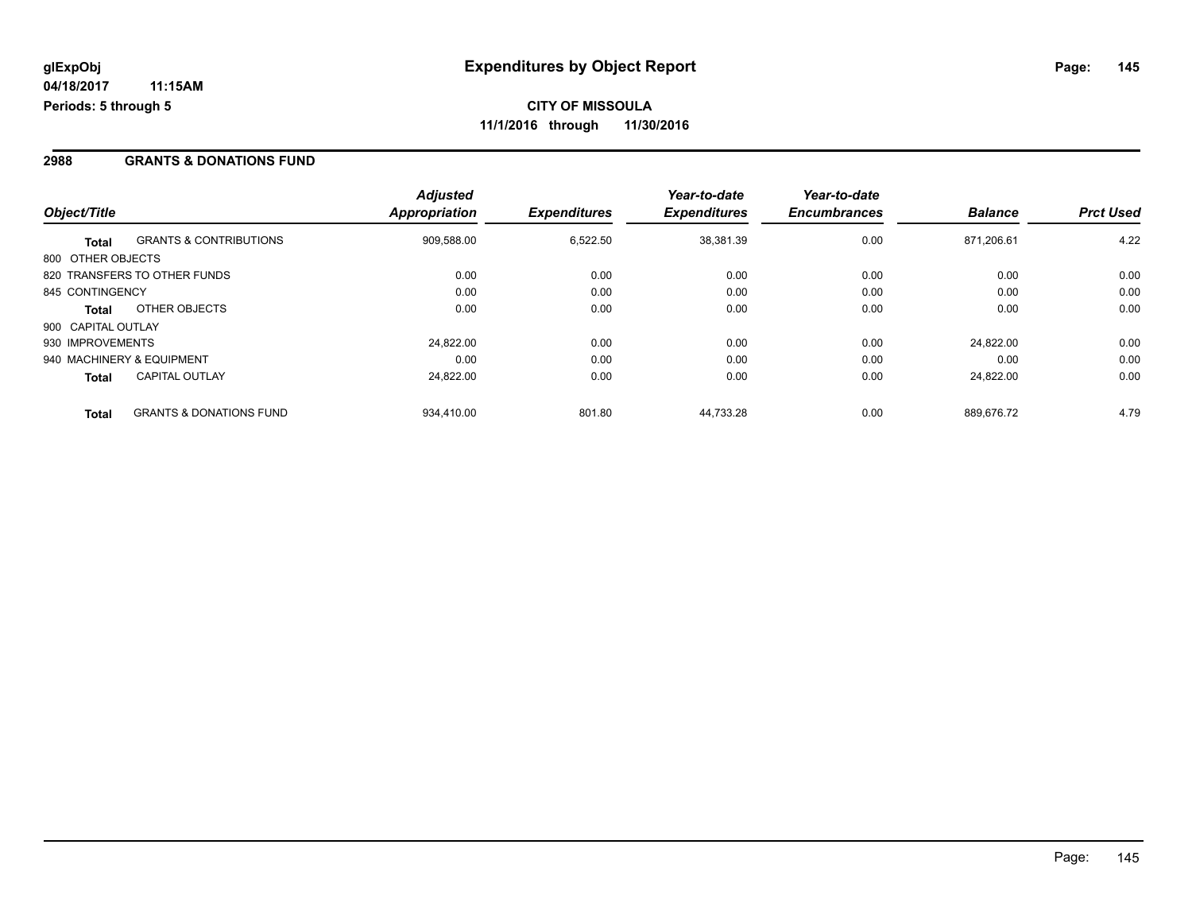**glExpObj**
**04/18/2017 11:15AM**
**Periods: 5 through 5**

# Expenditures by Object Report

**CITY OF MISSOULA**
**11/1/2016 through 11/30/2016**

## 2988 GRANTS & DONATIONS FUND

| Object/Title | | *Adjusted Appropriation* | *Expenditures* | *Year-to-date Expenditures* | *Year-to-date Encumbrances* | *Balance* | *Prct Used* |
|---|---|---|---|---|---|---|---|
| **Total** | GRANTS & CONTRIBUTIONS | 909,588.00 | 6,522.50 | 38,381.39 | 0.00 | 871,206.61 | 4.22 |
| 800 OTHER OBJECTS | | | | | | | |
| 820 TRANSFERS TO OTHER FUNDS | | 0.00 | 0.00 | 0.00 | 0.00 | 0.00 | 0.00 |
| 845 CONTINGENCY | | 0.00 | 0.00 | 0.00 | 0.00 | 0.00 | 0.00 |
| **Total** | OTHER OBJECTS | 0.00 | 0.00 | 0.00 | 0.00 | 0.00 | 0.00 |
| 900 CAPITAL OUTLAY | | | | | | | |
| 930 IMPROVEMENTS | | 24,822.00 | 0.00 | 0.00 | 0.00 | 24,822.00 | 0.00 |
| 940 MACHINERY & EQUIPMENT | | 0.00 | 0.00 | 0.00 | 0.00 | 0.00 | 0.00 |
| **Total** | CAPITAL OUTLAY | 24,822.00 | 0.00 | 0.00 | 0.00 | 24,822.00 | 0.00 |
| **Total** | GRANTS & DONATIONS FUND | 934,410.00 | 801.80 | 44,733.28 | 0.00 | 889,676.72 | 4.79 |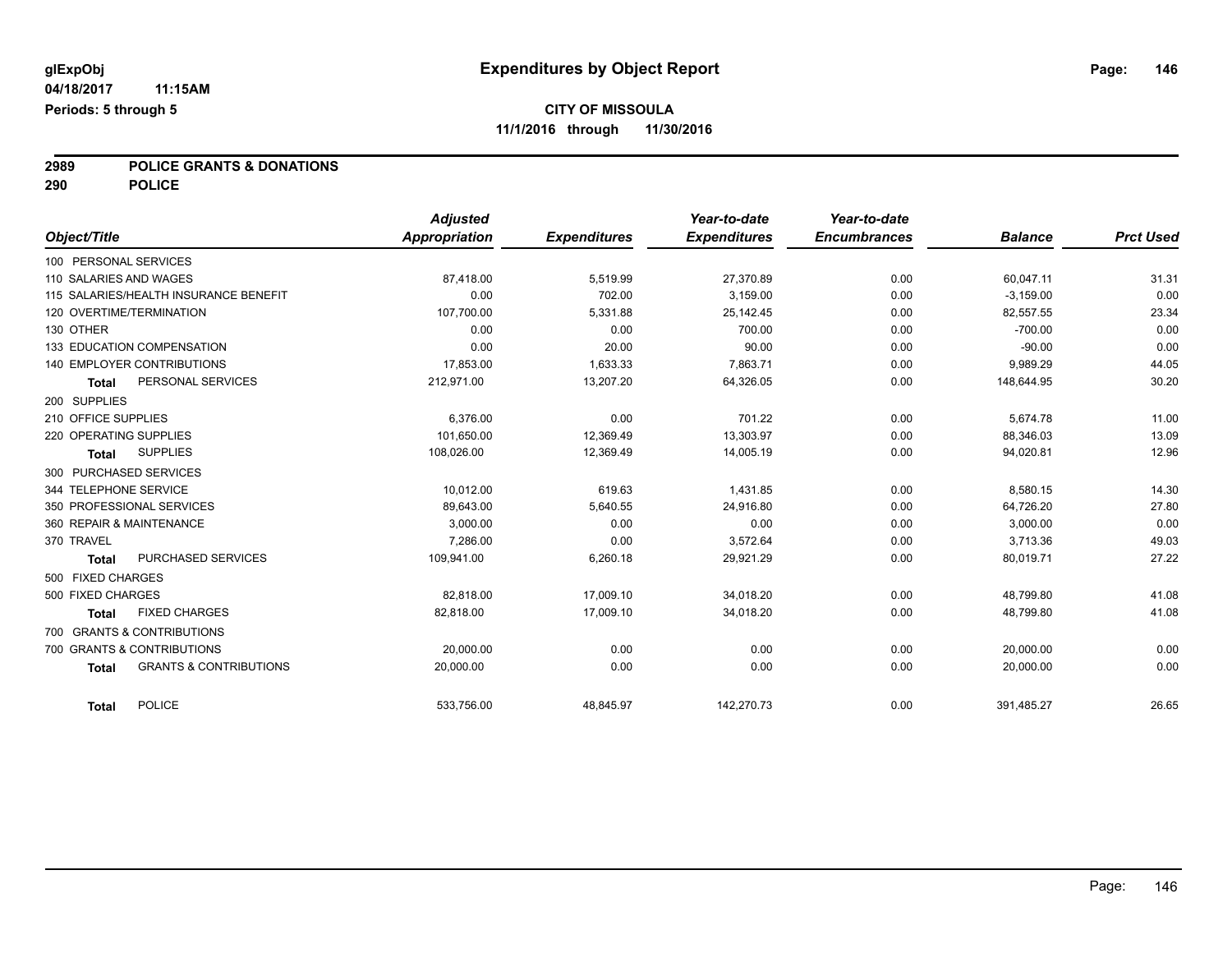**glExpObj**
**04/18/2017 11:15AM**
**Periods: 5 through 5**

# Expenditures by Object Report

**CITY OF MISSOULA**
**11/1/2016 through 11/30/2016**

**2989 POLICE GRANTS & DONATIONS**
**290 POLICE**

| Object/Title | Adjusted Appropriation | Expenditures | Year-to-date Expenditures | Year-to-date Encumbrances | Balance | Prct Used |
|---|---|---|---|---|---|---|
| 100 PERSONAL SERVICES | | | | | | |
| 110 SALARIES AND WAGES | 87,418.00 | 5,519.99 | 27,370.89 | 0.00 | 60,047.11 | 31.31 |
| 115 SALARIES/HEALTH INSURANCE BENEFIT | 0.00 | 702.00 | 3,159.00 | 0.00 | -3,159.00 | 0.00 |
| 120 OVERTIME/TERMINATION | 107,700.00 | 5,331.88 | 25,142.45 | 0.00 | 82,557.55 | 23.34 |
| 130 OTHER | 0.00 | 0.00 | 700.00 | 0.00 | -700.00 | 0.00 |
| 133 EDUCATION COMPENSATION | 0.00 | 20.00 | 90.00 | 0.00 | -90.00 | 0.00 |
| 140 EMPLOYER CONTRIBUTIONS | 17,853.00 | 1,633.33 | 7,863.71 | 0.00 | 9,989.29 | 44.05 |
| **Total** PERSONAL SERVICES | 212,971.00 | 13,207.20 | 64,326.05 | 0.00 | 148,644.95 | 30.20 |
| 200 SUPPLIES | | | | | | |
| 210 OFFICE SUPPLIES | 6,376.00 | 0.00 | 701.22 | 0.00 | 5,674.78 | 11.00 |
| 220 OPERATING SUPPLIES | 101,650.00 | 12,369.49 | 13,303.97 | 0.00 | 88,346.03 | 13.09 |
| **Total** SUPPLIES | 108,026.00 | 12,369.49 | 14,005.19 | 0.00 | 94,020.81 | 12.96 |
| 300 PURCHASED SERVICES | | | | | | |
| 344 TELEPHONE SERVICE | 10,012.00 | 619.63 | 1,431.85 | 0.00 | 8,580.15 | 14.30 |
| 350 PROFESSIONAL SERVICES | 89,643.00 | 5,640.55 | 24,916.80 | 0.00 | 64,726.20 | 27.80 |
| 360 REPAIR & MAINTENANCE | 3,000.00 | 0.00 | 0.00 | 0.00 | 3,000.00 | 0.00 |
| 370 TRAVEL | 7,286.00 | 0.00 | 3,572.64 | 0.00 | 3,713.36 | 49.03 |
| **Total** PURCHASED SERVICES | 109,941.00 | 6,260.18 | 29,921.29 | 0.00 | 80,019.71 | 27.22 |
| 500 FIXED CHARGES | | | | | | |
| 500 FIXED CHARGES | 82,818.00 | 17,009.10 | 34,018.20 | 0.00 | 48,799.80 | 41.08 |
| **Total** FIXED CHARGES | 82,818.00 | 17,009.10 | 34,018.20 | 0.00 | 48,799.80 | 41.08 |
| 700 GRANTS & CONTRIBUTIONS | | | | | | |
| 700 GRANTS & CONTRIBUTIONS | 20,000.00 | 0.00 | 0.00 | 0.00 | 20,000.00 | 0.00 |
| **Total** GRANTS & CONTRIBUTIONS | 20,000.00 | 0.00 | 0.00 | 0.00 | 20,000.00 | 0.00 |
| **Total** POLICE | 533,756.00 | 48,845.97 | 142,270.73 | 0.00 | 391,485.27 | 26.65 |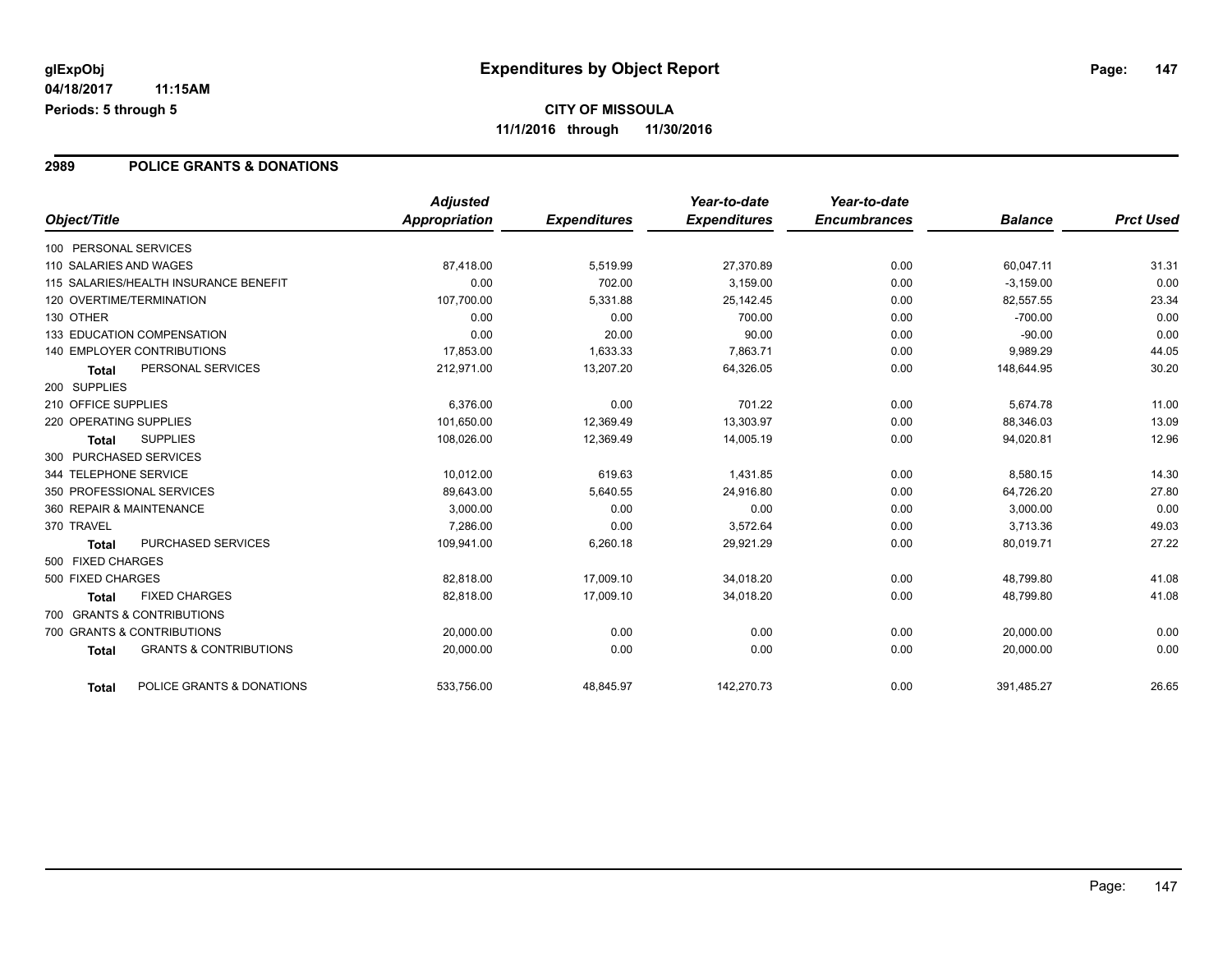glExpObj
04/18/2017 11:15AM
Periods: 5 through 5

# Expenditures by Object Report

**CITY OF MISSOULA**
**11/1/2016 through 11/30/2016**

## 2989 POLICE GRANTS & DONATIONS

| Object/Title | | Adjusted Appropriation | Expenditures | Year-to-date Expenditures | Year-to-date Encumbrances | Balance | Prct Used |
|---|---|---|---|---|---|---|---|
| 100 PERSONAL SERVICES | | | | | | | |
| 110 SALARIES AND WAGES | | 87,418.00 | 5,519.99 | 27,370.89 | 0.00 | 60,047.11 | 31.31 |
| 115 SALARIES/HEALTH INSURANCE BENEFIT | | 0.00 | 702.00 | 3,159.00 | 0.00 | -3,159.00 | 0.00 |
| 120 OVERTIME/TERMINATION | | 107,700.00 | 5,331.88 | 25,142.45 | 0.00 | 82,557.55 | 23.34 |
| 130 OTHER | | 0.00 | 0.00 | 700.00 | 0.00 | -700.00 | 0.00 |
| 133 EDUCATION COMPENSATION | | 0.00 | 20.00 | 90.00 | 0.00 | -90.00 | 0.00 |
| 140 EMPLOYER CONTRIBUTIONS | | 17,853.00 | 1,633.33 | 7,863.71 | 0.00 | 9,989.29 | 44.05 |
| **Total** | PERSONAL SERVICES | 212,971.00 | 13,207.20 | 64,326.05 | 0.00 | 148,644.95 | 30.20 |
| 200 SUPPLIES | | | | | | | |
| 210 OFFICE SUPPLIES | | 6,376.00 | 0.00 | 701.22 | 0.00 | 5,674.78 | 11.00 |
| 220 OPERATING SUPPLIES | | 101,650.00 | 12,369.49 | 13,303.97 | 0.00 | 88,346.03 | 13.09 |
| **Total** | SUPPLIES | 108,026.00 | 12,369.49 | 14,005.19 | 0.00 | 94,020.81 | 12.96 |
| 300 PURCHASED SERVICES | | | | | | | |
| 344 TELEPHONE SERVICE | | 10,012.00 | 619.63 | 1,431.85 | 0.00 | 8,580.15 | 14.30 |
| 350 PROFESSIONAL SERVICES | | 89,643.00 | 5,640.55 | 24,916.80 | 0.00 | 64,726.20 | 27.80 |
| 360 REPAIR & MAINTENANCE | | 3,000.00 | 0.00 | 0.00 | 0.00 | 3,000.00 | 0.00 |
| 370 TRAVEL | | 7,286.00 | 0.00 | 3,572.64 | 0.00 | 3,713.36 | 49.03 |
| **Total** | PURCHASED SERVICES | 109,941.00 | 6,260.18 | 29,921.29 | 0.00 | 80,019.71 | 27.22 |
| 500 FIXED CHARGES | | | | | | | |
| 500 FIXED CHARGES | | 82,818.00 | 17,009.10 | 34,018.20 | 0.00 | 48,799.80 | 41.08 |
| **Total** | FIXED CHARGES | 82,818.00 | 17,009.10 | 34,018.20 | 0.00 | 48,799.80 | 41.08 |
| 700 GRANTS & CONTRIBUTIONS | | | | | | | |
| 700 GRANTS & CONTRIBUTIONS | | 20,000.00 | 0.00 | 0.00 | 0.00 | 20,000.00 | 0.00 |
| **Total** | GRANTS & CONTRIBUTIONS | 20,000.00 | 0.00 | 0.00 | 0.00 | 20,000.00 | 0.00 |
| **Total** | POLICE GRANTS & DONATIONS | 533,756.00 | 48,845.97 | 142,270.73 | 0.00 | 391,485.27 | 26.65 |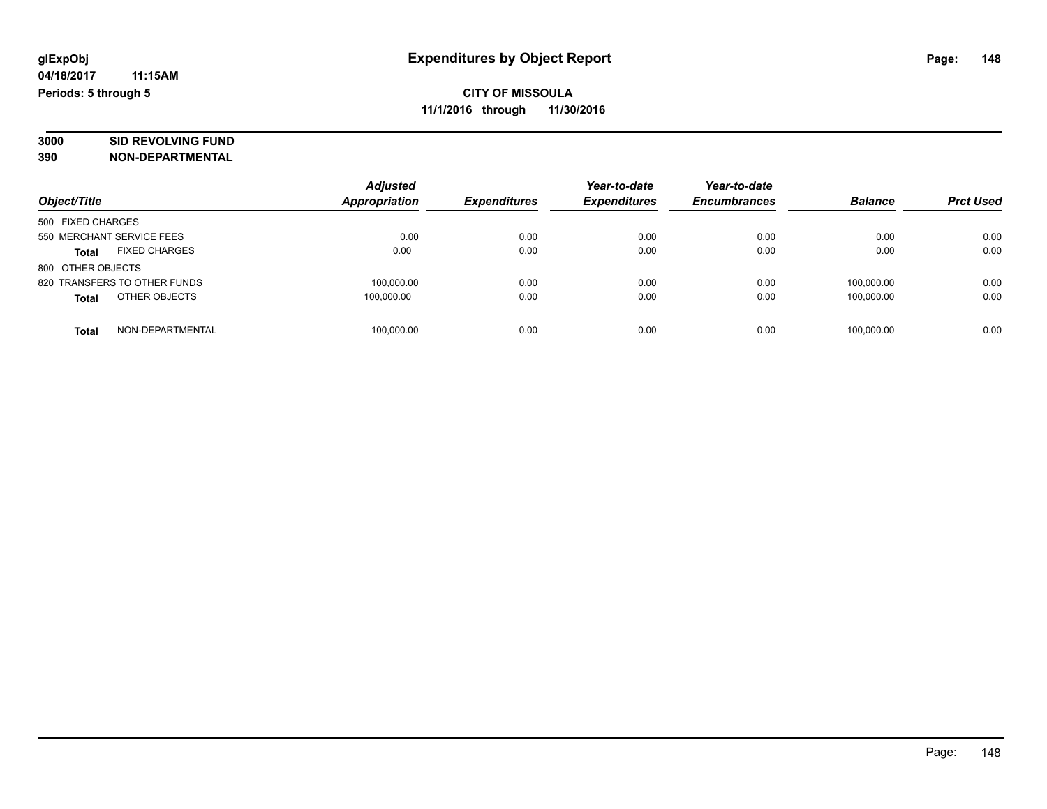**glExpObj** **Expenditures by Object Report**

**04/18/2017 11:15AM**

**Periods: 5 through 5**

**CITY OF MISSOULA**

**11/1/2016 through 11/30/2016**

**3000 SID REVOLVING FUND**

**390 NON-DEPARTMENTAL**

| Object/Title | | Adjusted Appropriation | Expenditures | Year-to-date Expenditures | Year-to-date Encumbrances | Balance | Prct Used |
|---|---|---|---|---|---|---|---|
| 500 FIXED CHARGES | | | | | | | |
| 550 MERCHANT SERVICE FEES | | 0.00 | 0.00 | 0.00 | 0.00 | 0.00 | 0.00 |
| **Total** | FIXED CHARGES | 0.00 | 0.00 | 0.00 | 0.00 | 0.00 | 0.00 |
| 800 OTHER OBJECTS | | | | | | | |
| 820 TRANSFERS TO OTHER FUNDS | | 100,000.00 | 0.00 | 0.00 | 0.00 | 100,000.00 | 0.00 |
| **Total** | OTHER OBJECTS | 100,000.00 | 0.00 | 0.00 | 0.00 | 100,000.00 | 0.00 |
| **Total** | NON-DEPARTMENTAL | 100,000.00 | 0.00 | 0.00 | 0.00 | 100,000.00 | 0.00 |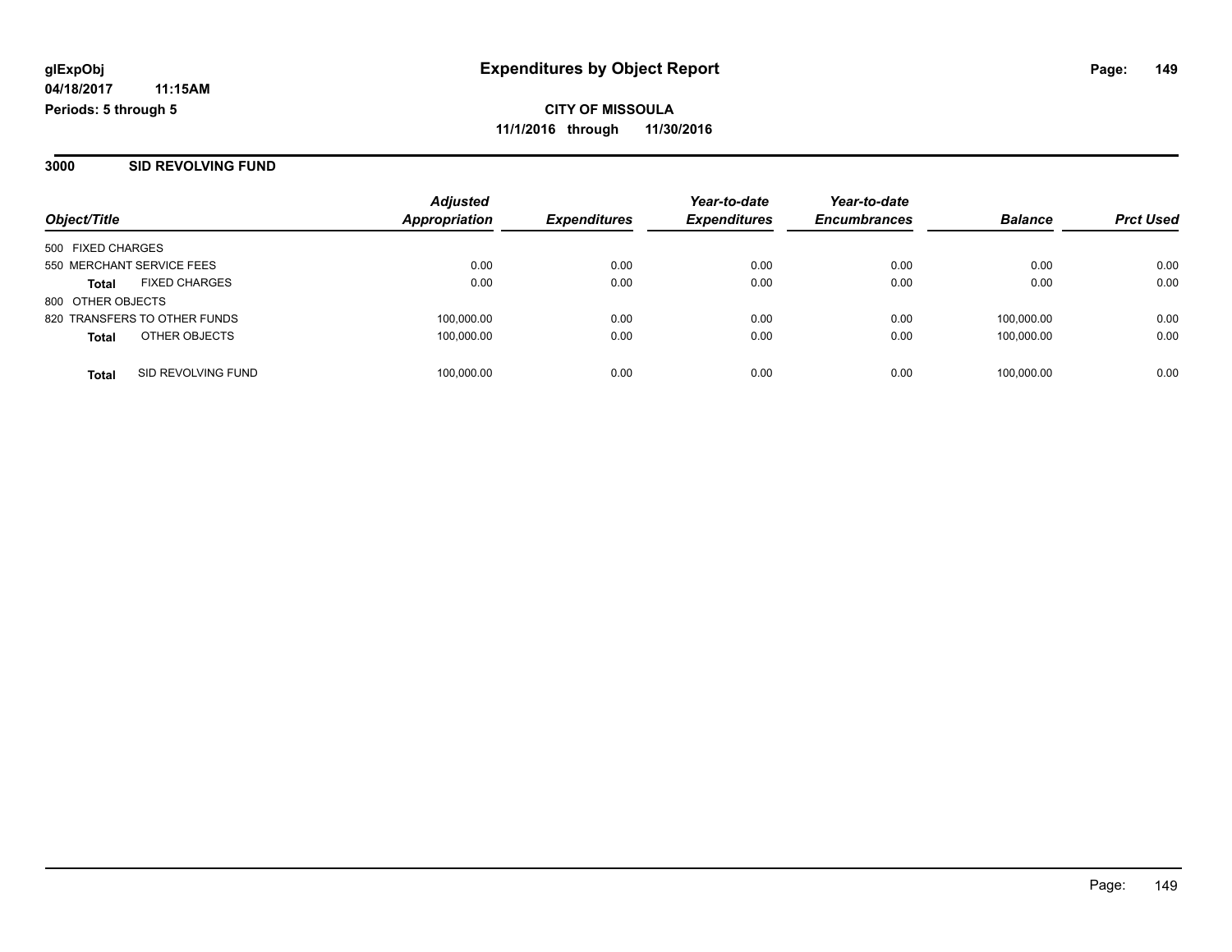**glExpObj** **Expenditures by Object Report**

**04/18/2017 11:15AM**

**Periods: 5 through 5**

**CITY OF MISSOULA**

**11/1/2016 through 11/30/2016**

## 3000 SID REVOLVING FUND

| Object/Title | | Adjusted Appropriation | Expenditures | Year-to-date Expenditures | Year-to-date Encumbrances | Balance | Prct Used |
|---|---|---|---|---|---|---|---|
| 500 FIXED CHARGES | | | | | | | |
| 550 MERCHANT SERVICE FEES | | 0.00 | 0.00 | 0.00 | 0.00 | 0.00 | 0.00 |
| **Total** | FIXED CHARGES | 0.00 | 0.00 | 0.00 | 0.00 | 0.00 | 0.00 |
| 800 OTHER OBJECTS | | | | | | | |
| 820 TRANSFERS TO OTHER FUNDS | | 100,000.00 | 0.00 | 0.00 | 0.00 | 100,000.00 | 0.00 |
| **Total** | OTHER OBJECTS | 100,000.00 | 0.00 | 0.00 | 0.00 | 100,000.00 | 0.00 |
| **Total** | SID REVOLVING FUND | 100,000.00 | 0.00 | 0.00 | 0.00 | 100,000.00 | 0.00 |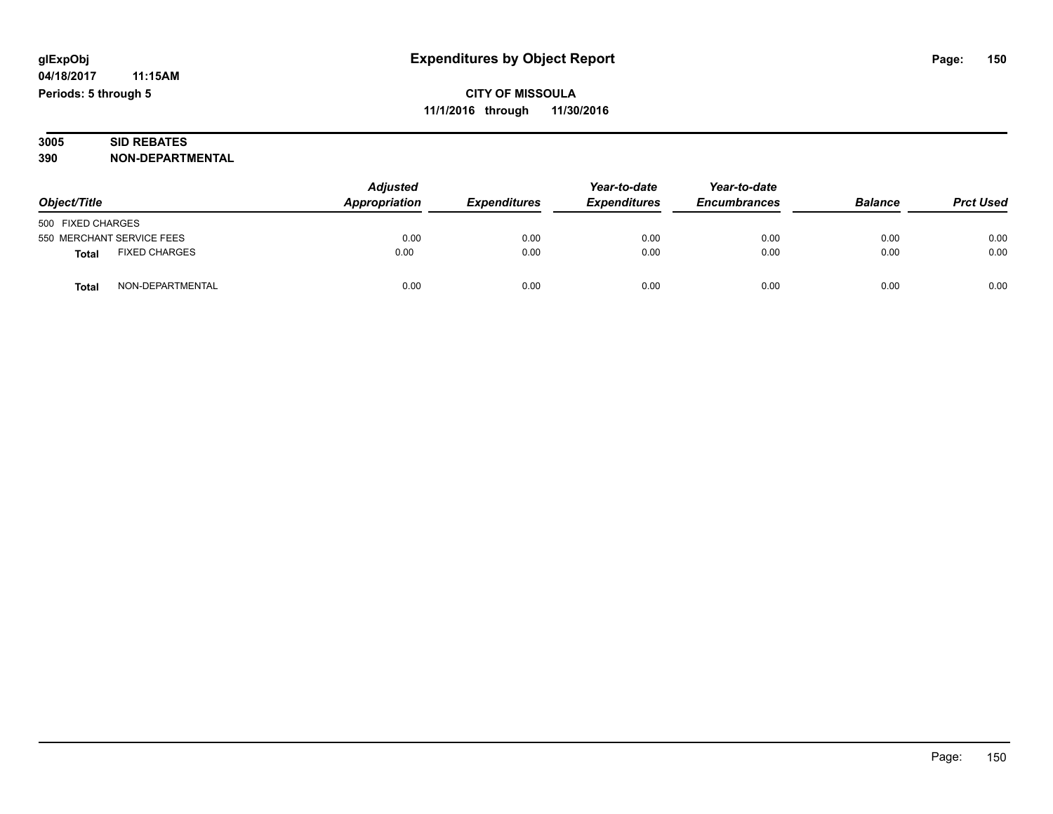**glExpObj**
**04/18/2017 11:15AM**
**Periods: 5 through 5**

# Expenditures by Object Report

**CITY OF MISSOULA**
**11/1/2016 through 11/30/2016**

**3005 SID REBATES**
**390 NON-DEPARTMENTAL**

| Object/Title | | *Adjusted Appropriation* | *Expenditures* | *Year-to-date Expenditures* | *Year-to-date Encumbrances* | *Balance* | *Prct Used* |
|---|---|---|---|---|---|---|---|
| 500 FIXED CHARGES | | | | | | | |
| 550 MERCHANT SERVICE FEES | | 0.00 | 0.00 | 0.00 | 0.00 | 0.00 | 0.00 |
| **Total** | FIXED CHARGES | 0.00 | 0.00 | 0.00 | 0.00 | 0.00 | 0.00 |
| **Total** | NON-DEPARTMENTAL | 0.00 | 0.00 | 0.00 | 0.00 | 0.00 | 0.00 |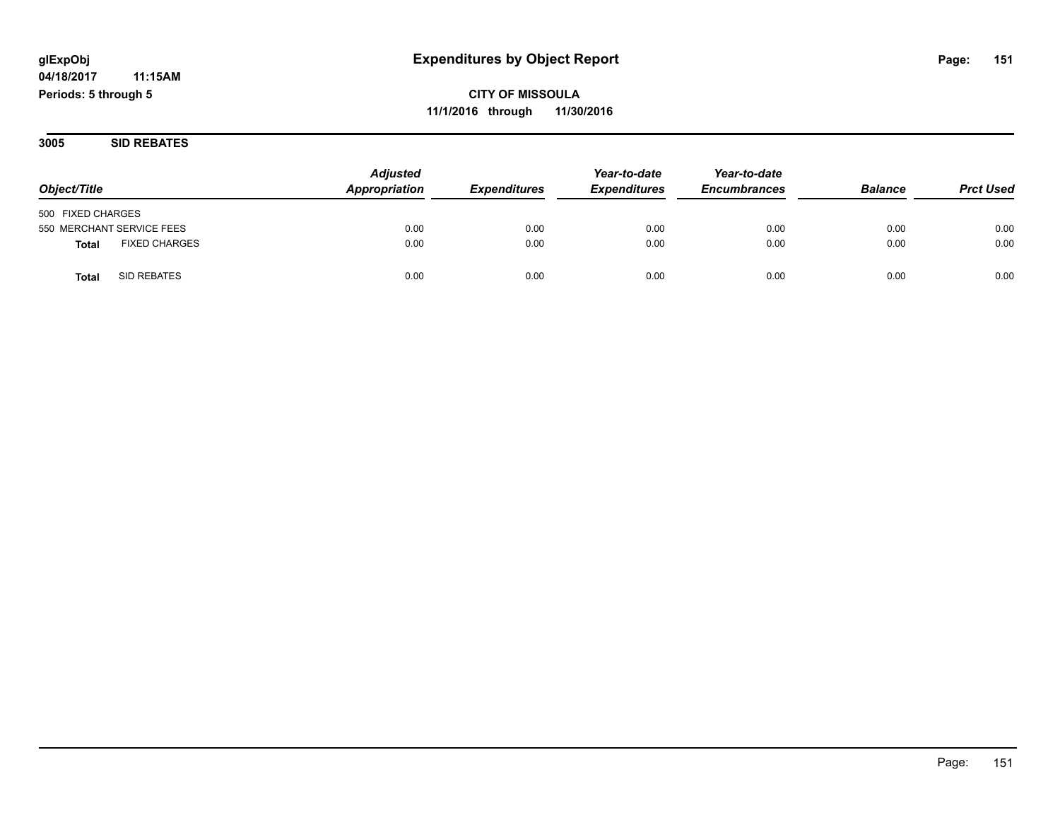**glExpObj**
**04/18/2017 11:15AM**
**Periods: 5 through 5**

# Expenditures by Object Report

**CITY OF MISSOULA**
**11/1/2016 through 11/30/2016**

## 3005 SID REBATES

| Object/Title | | Adjusted Appropriation | Expenditures | Year-to-date Expenditures | Year-to-date Encumbrances | Balance | Prct Used |
|---|---|---|---|---|---|---|---|
| 500 FIXED CHARGES | | | | | | | |
| 550 MERCHANT SERVICE FEES | | 0.00 | 0.00 | 0.00 | 0.00 | 0.00 | 0.00 |
| **Total** | FIXED CHARGES | 0.00 | 0.00 | 0.00 | 0.00 | 0.00 | 0.00 |
| **Total** | SID REBATES | 0.00 | 0.00 | 0.00 | 0.00 | 0.00 | 0.00 |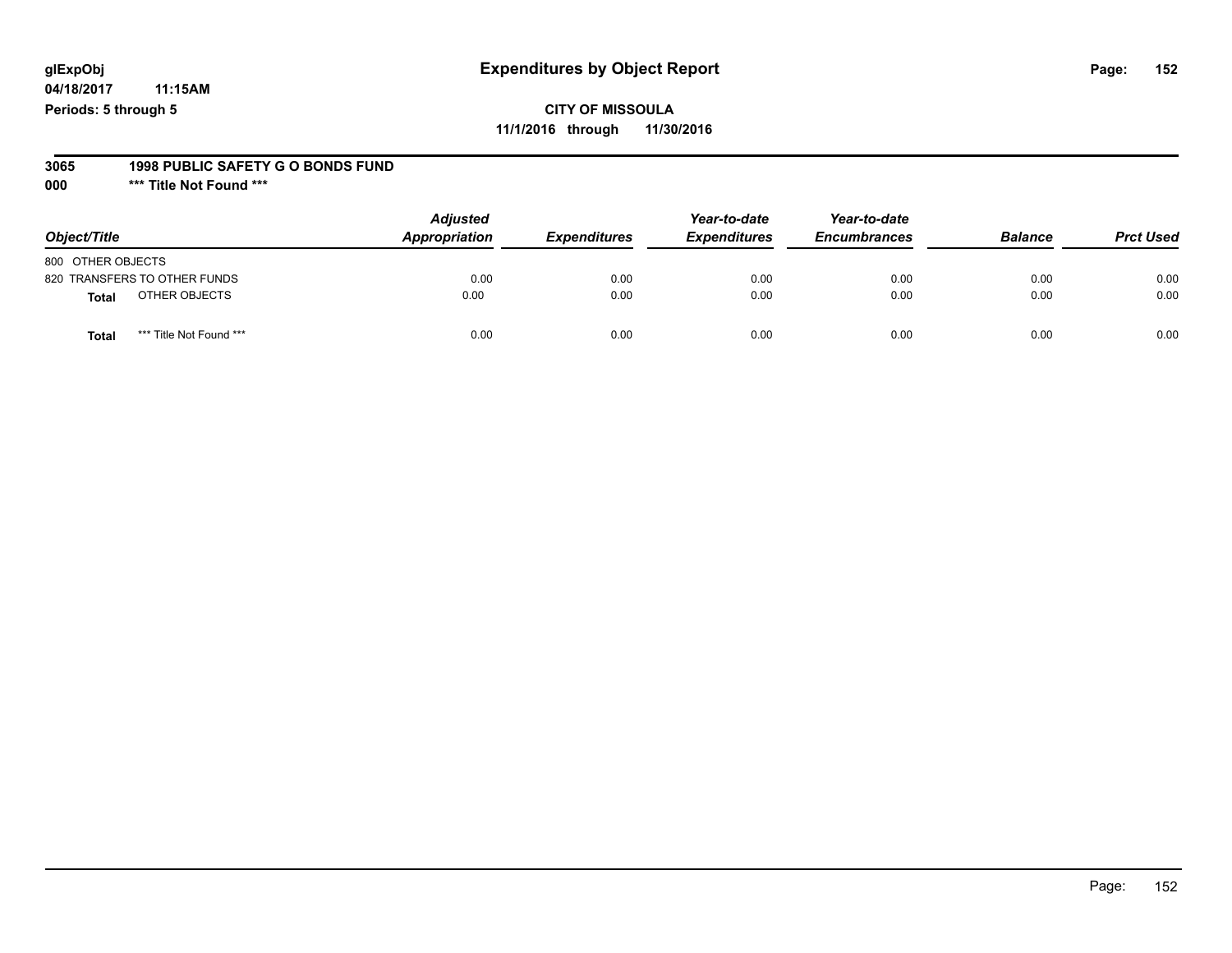glExpObj
04/18/2017 11:15AM
Periods: 5 through 5

# Expenditures by Object Report

**CITY OF MISSOULA**
**11/1/2016 through 11/30/2016**

**3065 1998 PUBLIC SAFETY G O BONDS FUND**
**000 \*\*\* Title Not Found \*\*\***

| Object/Title | Adjusted Appropriation | Expenditures | Year-to-date Expenditures | Year-to-date Encumbrances | Balance | Prct Used |
|---|---|---|---|---|---|---|
| 800 OTHER OBJECTS | | | | | | |
| 820 TRANSFERS TO OTHER FUNDS | 0.00 | 0.00 | 0.00 | 0.00 | 0.00 | 0.00 |
| **Total** OTHER OBJECTS | 0.00 | 0.00 | 0.00 | 0.00 | 0.00 | 0.00 |
| **Total** *** Title Not Found *** | 0.00 | 0.00 | 0.00 | 0.00 | 0.00 | 0.00 |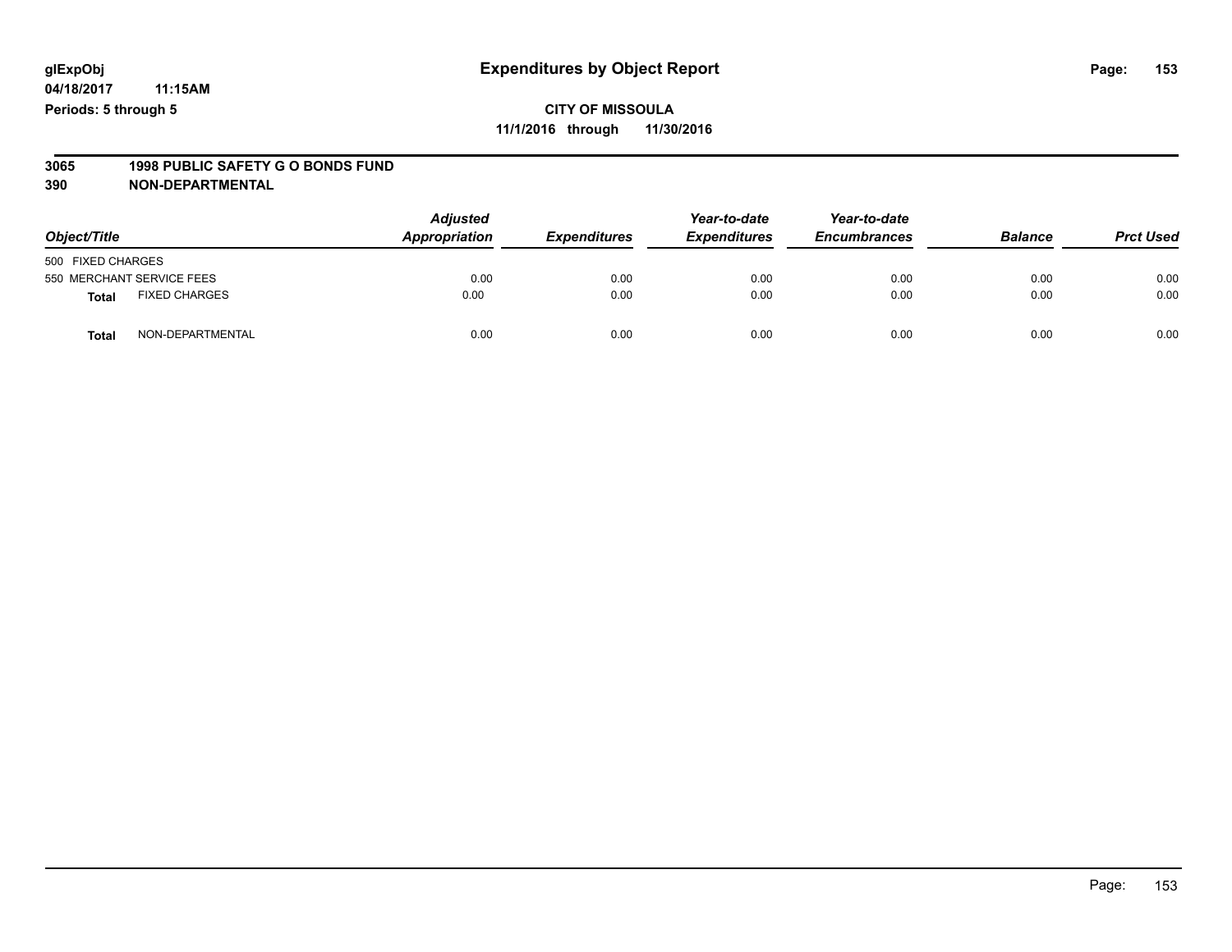**glExpObj** **Expenditures by Object Report**

**04/18/2017 11:15AM**

**Periods: 5 through 5**

**CITY OF MISSOULA**

**11/1/2016 through 11/30/2016**

**3065 1998 PUBLIC SAFETY G O BONDS FUND**

**390 NON-DEPARTMENTAL**

| Object/Title | | Adjusted Appropriation | Expenditures | Year-to-date Expenditures | Year-to-date Encumbrances | Balance | Prct Used |
|---|---|---|---|---|---|---|---|
| 500 FIXED CHARGES | | | | | | | |
| 550 MERCHANT SERVICE FEES | | 0.00 | 0.00 | 0.00 | 0.00 | 0.00 | 0.00 |
| **Total** | FIXED CHARGES | 0.00 | 0.00 | 0.00 | 0.00 | 0.00 | 0.00 |
| **Total** | NON-DEPARTMENTAL | 0.00 | 0.00 | 0.00 | 0.00 | 0.00 | 0.00 |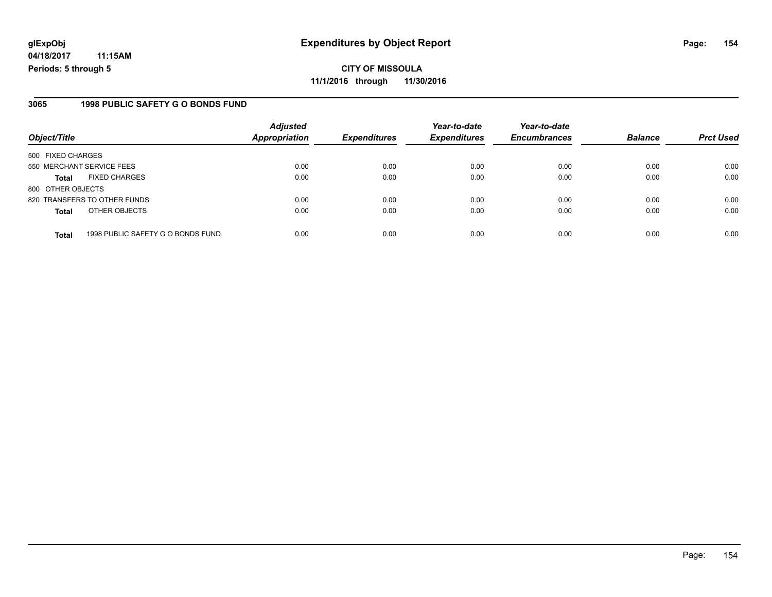glExpObj
04/18/2017 11:15AM
Periods: 5 through 5

# Expenditures by Object Report

**CITY OF MISSOULA**
**11/1/2016 through 11/30/2016**

## 3065 1998 PUBLIC SAFETY G O BONDS FUND

| Object/Title | Adjusted Appropriation | Expenditures | Year-to-date Expenditures | Year-to-date Encumbrances | Balance | Prct Used |
|---|---|---|---|---|---|---|
| 500 FIXED CHARGES | | | | | | |
| 550 MERCHANT SERVICE FEES | 0.00 | 0.00 | 0.00 | 0.00 | 0.00 | 0.00 |
| **Total** FIXED CHARGES | 0.00 | 0.00 | 0.00 | 0.00 | 0.00 | 0.00 |
| 800 OTHER OBJECTS | | | | | | |
| 820 TRANSFERS TO OTHER FUNDS | 0.00 | 0.00 | 0.00 | 0.00 | 0.00 | 0.00 |
| **Total** OTHER OBJECTS | 0.00 | 0.00 | 0.00 | 0.00 | 0.00 | 0.00 |
| **Total** 1998 PUBLIC SAFETY G O BONDS FUND | 0.00 | 0.00 | 0.00 | 0.00 | 0.00 | 0.00 |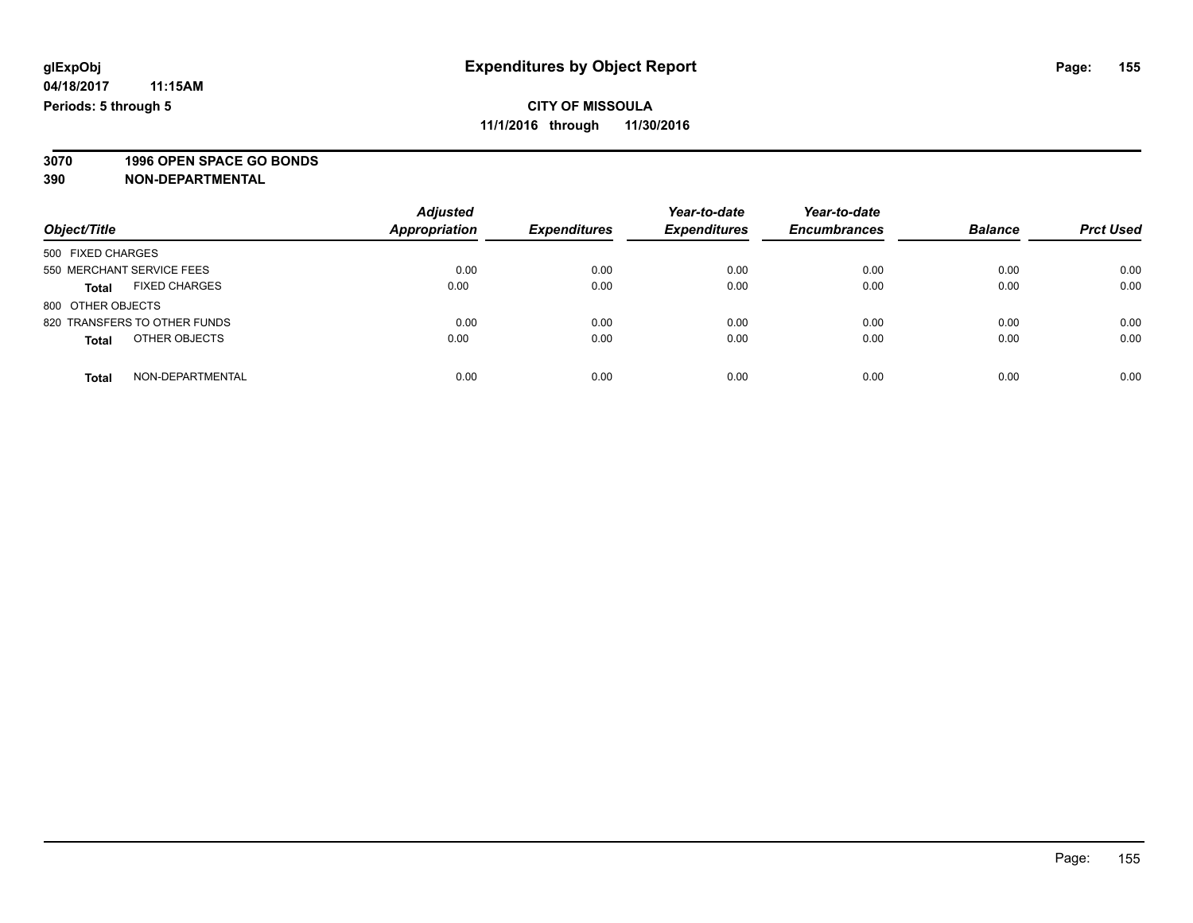glExpObj
04/18/2017 11:15AM
Periods: 5 through 5

# Expenditures by Object Report

**CITY OF MISSOULA**
**11/1/2016 through 11/30/2016**

**3070 1996 OPEN SPACE GO BONDS**
**390 NON-DEPARTMENTAL**

| Object/Title | Adjusted Appropriation | Expenditures | Year-to-date Expenditures | Year-to-date Encumbrances | Balance | Prct Used |
|---|---|---|---|---|---|---|
| 500 FIXED CHARGES | | | | | | |
| 550 MERCHANT SERVICE FEES | 0.00 | 0.00 | 0.00 | 0.00 | 0.00 | 0.00 |
| **Total** FIXED CHARGES | 0.00 | 0.00 | 0.00 | 0.00 | 0.00 | 0.00 |
| 800 OTHER OBJECTS | | | | | | |
| 820 TRANSFERS TO OTHER FUNDS | 0.00 | 0.00 | 0.00 | 0.00 | 0.00 | 0.00 |
| **Total** OTHER OBJECTS | 0.00 | 0.00 | 0.00 | 0.00 | 0.00 | 0.00 |
| **Total** NON-DEPARTMENTAL | 0.00 | 0.00 | 0.00 | 0.00 | 0.00 | 0.00 |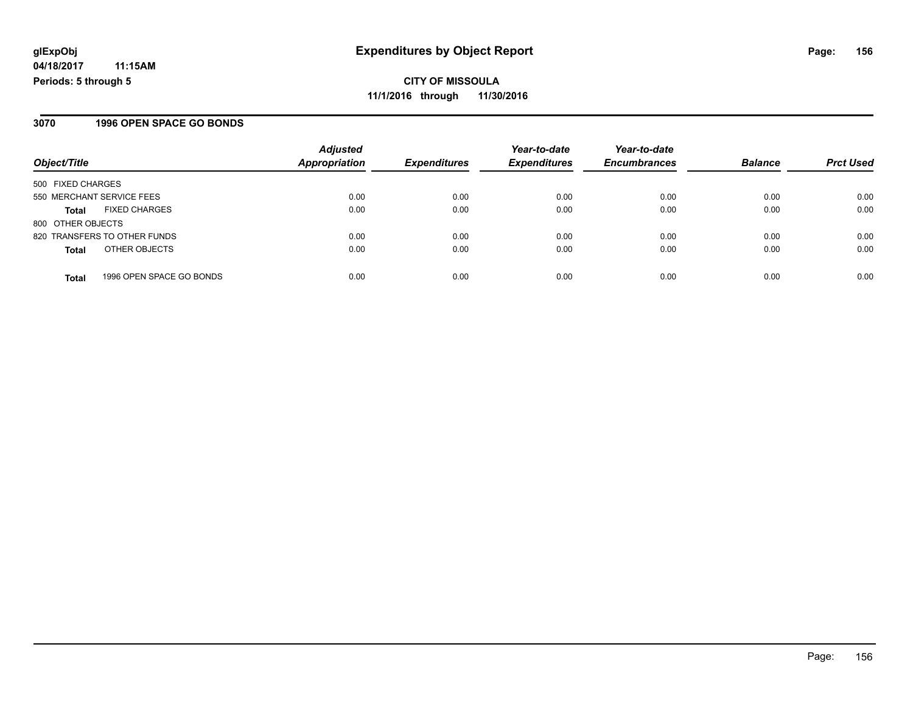**glExpObj** **Expenditures by Object Report**

**04/18/2017 11:15AM**

**Periods: 5 through 5**

**CITY OF MISSOULA**

**11/1/2016 through 11/30/2016**

## 3070 1996 OPEN SPACE GO BONDS

| Object/Title | | Adjusted Appropriation | Expenditures | Year-to-date Expenditures | Year-to-date Encumbrances | Balance | Prct Used |
|---|---|---|---|---|---|---|---|
| 500 FIXED CHARGES | | | | | | | |
| 550 MERCHANT SERVICE FEES | | 0.00 | 0.00 | 0.00 | 0.00 | 0.00 | 0.00 |
| **Total** | FIXED CHARGES | 0.00 | 0.00 | 0.00 | 0.00 | 0.00 | 0.00 |
| 800 OTHER OBJECTS | | | | | | | |
| 820 TRANSFERS TO OTHER FUNDS | | 0.00 | 0.00 | 0.00 | 0.00 | 0.00 | 0.00 |
| **Total** | OTHER OBJECTS | 0.00 | 0.00 | 0.00 | 0.00 | 0.00 | 0.00 |
| **Total** | 1996 OPEN SPACE GO BONDS | 0.00 | 0.00 | 0.00 | 0.00 | 0.00 | 0.00 |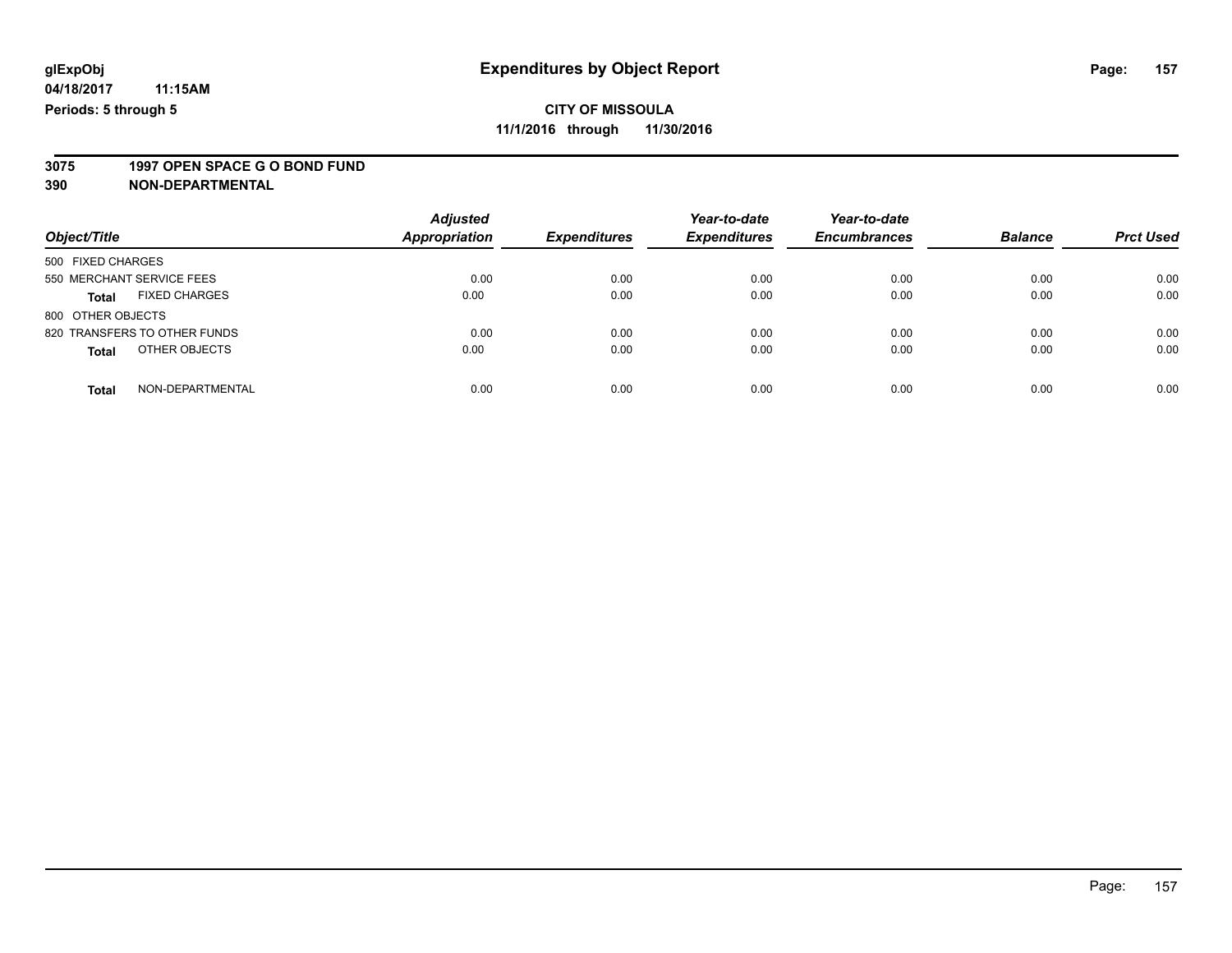**glExpObj**
**04/18/2017 11:15AM**
**Periods: 5 through 5**

# Expenditures by Object Report

**CITY OF MISSOULA**
**11/1/2016 through 11/30/2016**

**3075 1997 OPEN SPACE G O BOND FUND**
**390 NON-DEPARTMENTAL**

| Object/Title | | Adjusted Appropriation | Expenditures | Year-to-date Expenditures | Year-to-date Encumbrances | Balance | Prct Used |
|---|---|---|---|---|---|---|---|
| 500 FIXED CHARGES | | | | | | | |
| 550 MERCHANT SERVICE FEES | | 0.00 | 0.00 | 0.00 | 0.00 | 0.00 | 0.00 |
| **Total** | FIXED CHARGES | 0.00 | 0.00 | 0.00 | 0.00 | 0.00 | 0.00 |
| 800 OTHER OBJECTS | | | | | | | |
| 820 TRANSFERS TO OTHER FUNDS | | 0.00 | 0.00 | 0.00 | 0.00 | 0.00 | 0.00 |
| **Total** | OTHER OBJECTS | 0.00 | 0.00 | 0.00 | 0.00 | 0.00 | 0.00 |
| **Total** | NON-DEPARTMENTAL | 0.00 | 0.00 | 0.00 | 0.00 | 0.00 | 0.00 |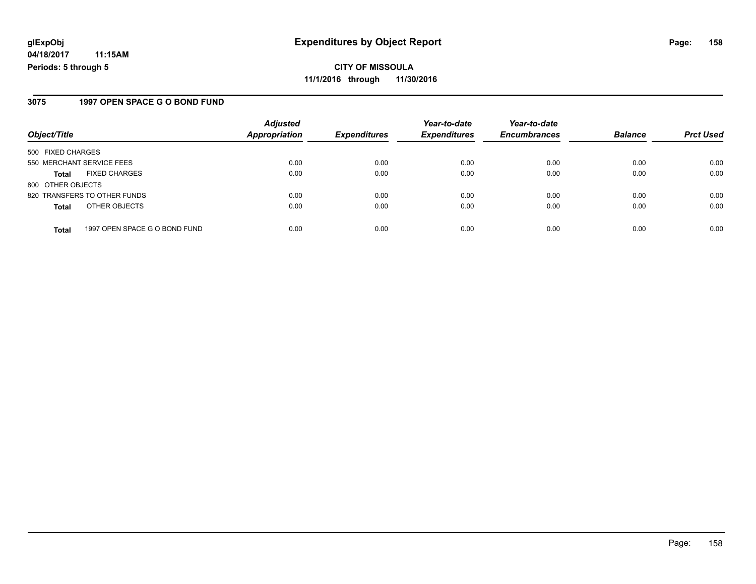glExpObj
04/18/2017 11:15AM
Periods: 5 through 5

# Expenditures by Object Report

**CITY OF MISSOULA**
**11/1/2016 through 11/30/2016**

## 3075 1997 OPEN SPACE G O BOND FUND

| Object/Title | | Adjusted Appropriation | Expenditures | Year-to-date Expenditures | Year-to-date Encumbrances | Balance | Prct Used |
|---|---|---|---|---|---|---|---|
| 500 FIXED CHARGES | | | | | | | |
| 550 MERCHANT SERVICE FEES | | 0.00 | 0.00 | 0.00 | 0.00 | 0.00 | 0.00 |
| **Total** | FIXED CHARGES | 0.00 | 0.00 | 0.00 | 0.00 | 0.00 | 0.00 |
| 800 OTHER OBJECTS | | | | | | | |
| 820 TRANSFERS TO OTHER FUNDS | | 0.00 | 0.00 | 0.00 | 0.00 | 0.00 | 0.00 |
| **Total** | OTHER OBJECTS | 0.00 | 0.00 | 0.00 | 0.00 | 0.00 | 0.00 |
| **Total** | 1997 OPEN SPACE G O BOND FUND | 0.00 | 0.00 | 0.00 | 0.00 | 0.00 | 0.00 |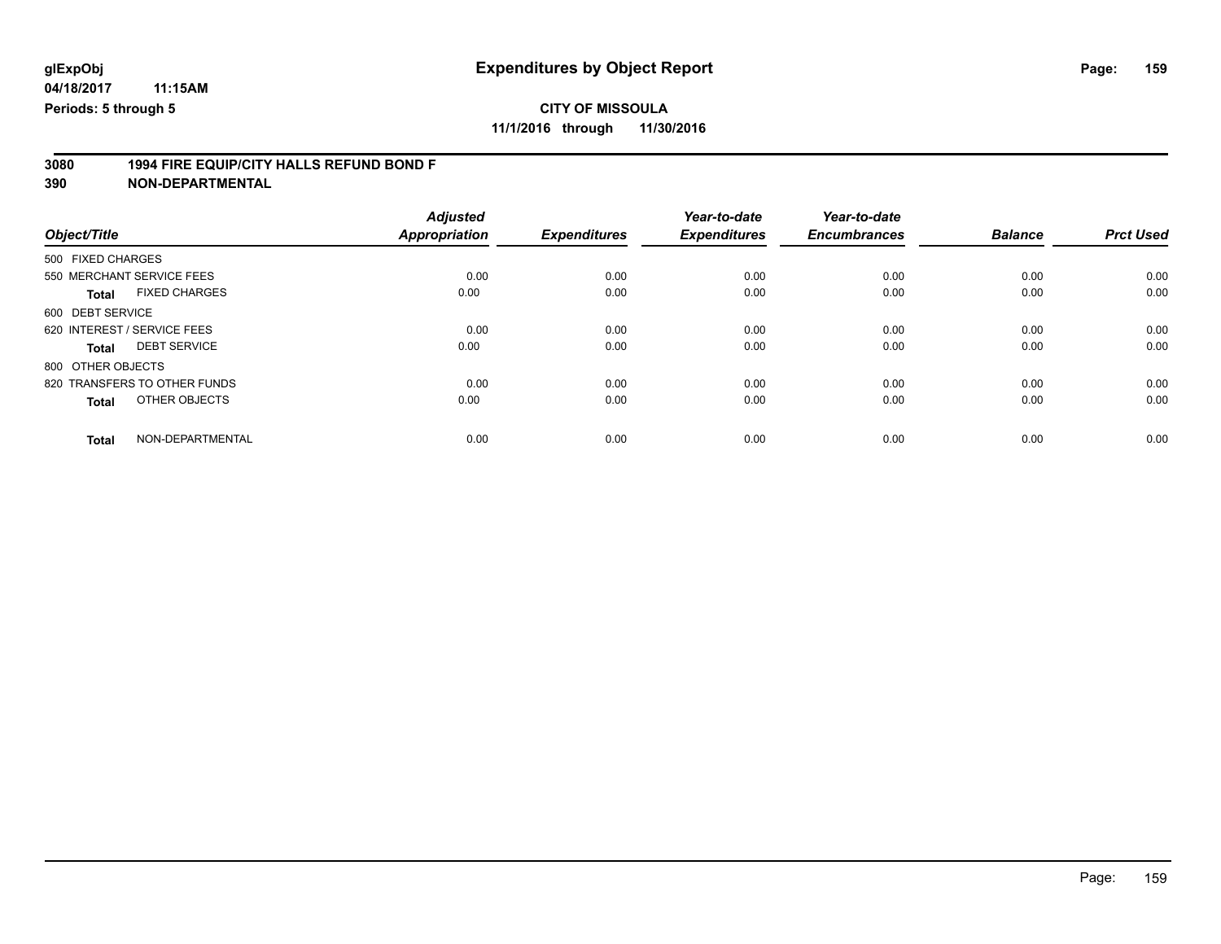glExpObj
04/18/2017 11:15AM
Periods: 5 through 5

# Expenditures by Object Report

**CITY OF MISSOULA**
**11/1/2016 through 11/30/2016**

**3080 1994 FIRE EQUIP/CITY HALLS REFUND BOND F**
**390 NON-DEPARTMENTAL**

| Object/Title | Adjusted Appropriation | Expenditures | Year-to-date Expenditures | Year-to-date Encumbrances | Balance | Prct Used |
|---|---|---|---|---|---|---|
| 500 FIXED CHARGES | | | | | | |
| 550 MERCHANT SERVICE FEES | 0.00 | 0.00 | 0.00 | 0.00 | 0.00 | 0.00 |
| **Total** FIXED CHARGES | 0.00 | 0.00 | 0.00 | 0.00 | 0.00 | 0.00 |
| 600 DEBT SERVICE | | | | | | |
| 620 INTEREST / SERVICE FEES | 0.00 | 0.00 | 0.00 | 0.00 | 0.00 | 0.00 |
| **Total** DEBT SERVICE | 0.00 | 0.00 | 0.00 | 0.00 | 0.00 | 0.00 |
| 800 OTHER OBJECTS | | | | | | |
| 820 TRANSFERS TO OTHER FUNDS | 0.00 | 0.00 | 0.00 | 0.00 | 0.00 | 0.00 |
| **Total** OTHER OBJECTS | 0.00 | 0.00 | 0.00 | 0.00 | 0.00 | 0.00 |
| **Total** NON-DEPARTMENTAL | 0.00 | 0.00 | 0.00 | 0.00 | 0.00 | 0.00 |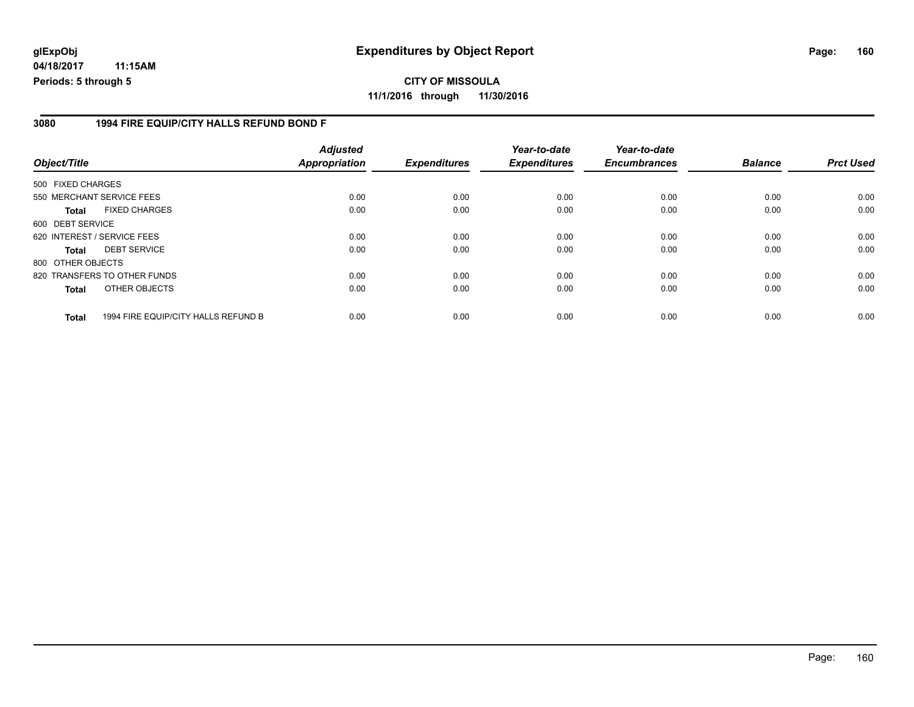glExpObj
04/18/2017 11:15AM
Periods: 5 through 5

# Expenditures by Object Report

**CITY OF MISSOULA**
**11/1/2016 through 11/30/2016**

## 3080 1994 FIRE EQUIP/CITY HALLS REFUND BOND F

| Object/Title | | *Adjusted Appropriation* | *Expenditures* | *Year-to-date Expenditures* | *Year-to-date Encumbrances* | *Balance* | *Prct Used* |
|---|---|---|---|---|---|---|---|
| 500 FIXED CHARGES | | | | | | | |
| 550 MERCHANT SERVICE FEES | | 0.00 | 0.00 | 0.00 | 0.00 | 0.00 | 0.00 |
| **Total** | FIXED CHARGES | 0.00 | 0.00 | 0.00 | 0.00 | 0.00 | 0.00 |
| 600 DEBT SERVICE | | | | | | | |
| 620 INTEREST / SERVICE FEES | | 0.00 | 0.00 | 0.00 | 0.00 | 0.00 | 0.00 |
| **Total** | DEBT SERVICE | 0.00 | 0.00 | 0.00 | 0.00 | 0.00 | 0.00 |
| 800 OTHER OBJECTS | | | | | | | |
| 820 TRANSFERS TO OTHER FUNDS | | 0.00 | 0.00 | 0.00 | 0.00 | 0.00 | 0.00 |
| **Total** | OTHER OBJECTS | 0.00 | 0.00 | 0.00 | 0.00 | 0.00 | 0.00 |
| **Total** | 1994 FIRE EQUIP/CITY HALLS REFUND B | 0.00 | 0.00 | 0.00 | 0.00 | 0.00 | 0.00 |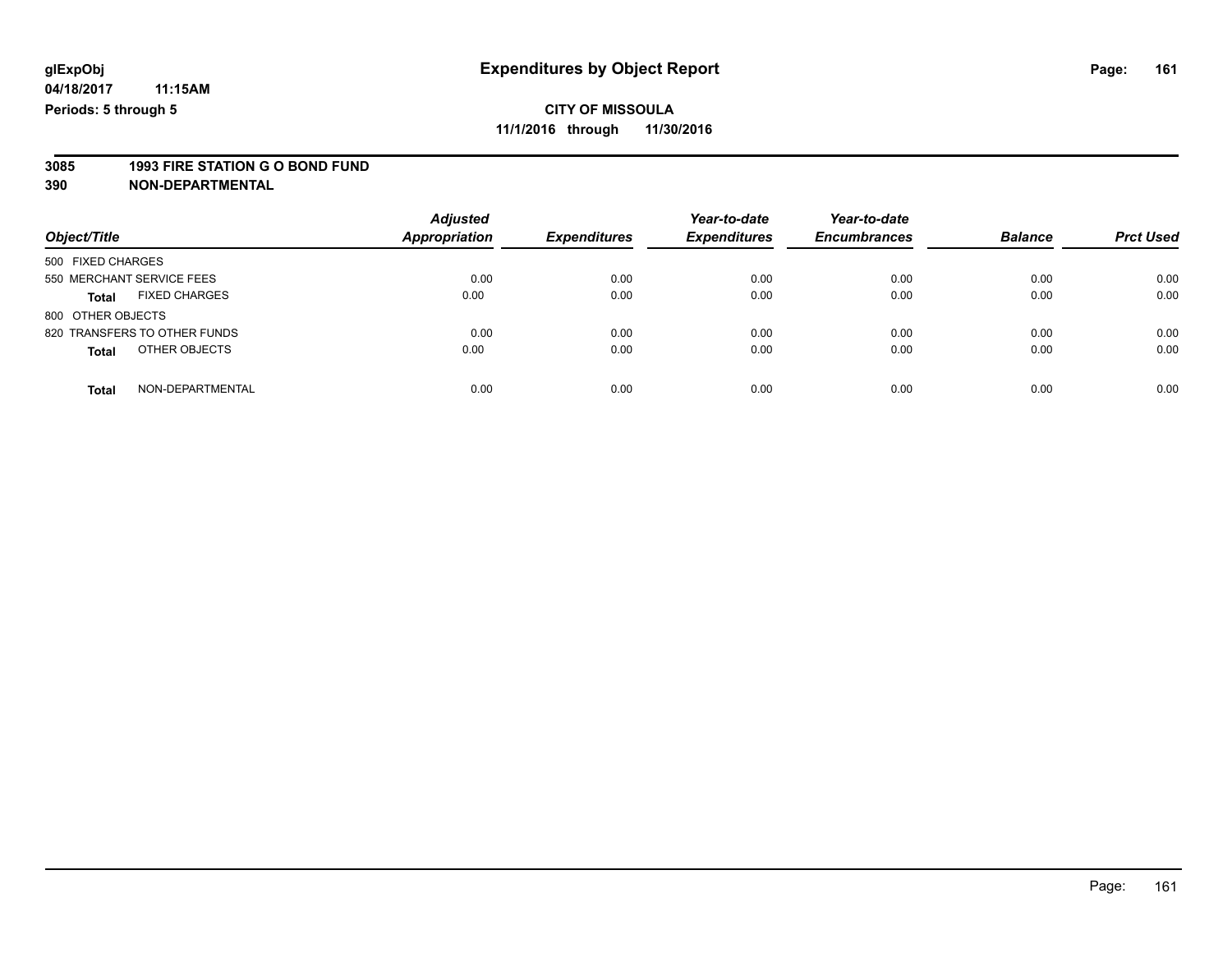**glExpObj**

**04/18/2017 11:15AM**

**Periods: 5 through 5**

# Expenditures by Object Report

**CITY OF MISSOULA**

**11/1/2016 through 11/30/2016**

**3085 1993 FIRE STATION G O BOND FUND**

**390 NON-DEPARTMENTAL**

| Object/Title | | *Adjusted Appropriation* | *Expenditures* | *Year-to-date Expenditures* | *Year-to-date Encumbrances* | *Balance* | *Prct Used* |
|---|---|---|---|---|---|---|---|
| 500 FIXED CHARGES | | | | | | | |
| 550 MERCHANT SERVICE FEES | | 0.00 | 0.00 | 0.00 | 0.00 | 0.00 | 0.00 |
| **Total** | FIXED CHARGES | 0.00 | 0.00 | 0.00 | 0.00 | 0.00 | 0.00 |
| 800 OTHER OBJECTS | | | | | | | |
| 820 TRANSFERS TO OTHER FUNDS | | 0.00 | 0.00 | 0.00 | 0.00 | 0.00 | 0.00 |
| **Total** | OTHER OBJECTS | 0.00 | 0.00 | 0.00 | 0.00 | 0.00 | 0.00 |
| **Total** | NON-DEPARTMENTAL | 0.00 | 0.00 | 0.00 | 0.00 | 0.00 | 0.00 |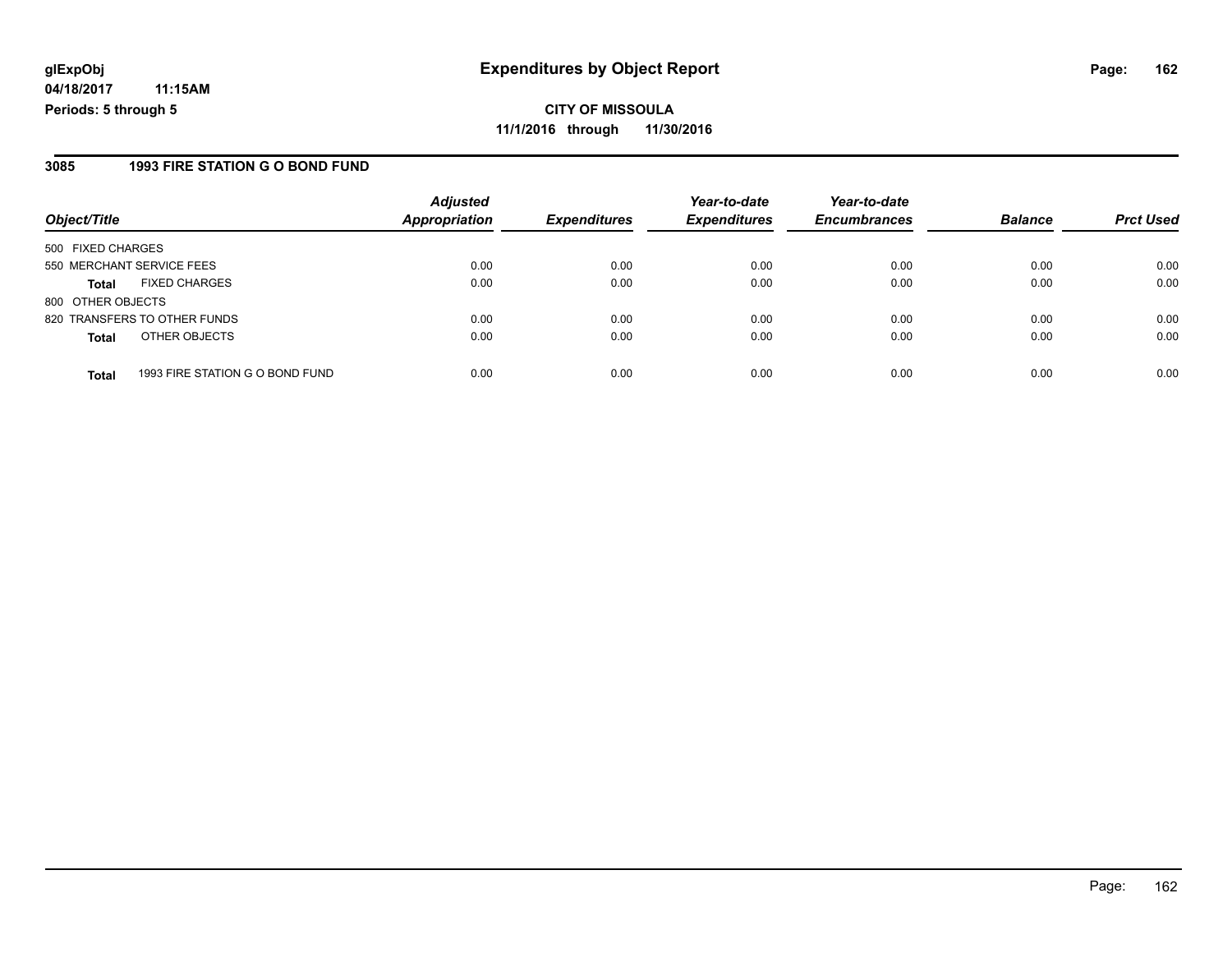**glExpObj**
**04/18/2017 11:15AM**
**Periods: 5 through 5**

# Expenditures by Object Report

**CITY OF MISSOULA**
**11/1/2016 through 11/30/2016**

## 3085 1993 FIRE STATION G O BOND FUND

| Object/Title | | Adjusted Appropriation | Expenditures | Year-to-date Expenditures | Year-to-date Encumbrances | Balance | Prct Used |
|---|---|---|---|---|---|---|---|
| 500 FIXED CHARGES | | | | | | | |
| 550 MERCHANT SERVICE FEES | | 0.00 | 0.00 | 0.00 | 0.00 | 0.00 | 0.00 |
| **Total** | FIXED CHARGES | 0.00 | 0.00 | 0.00 | 0.00 | 0.00 | 0.00 |
| 800 OTHER OBJECTS | | | | | | | |
| 820 TRANSFERS TO OTHER FUNDS | | 0.00 | 0.00 | 0.00 | 0.00 | 0.00 | 0.00 |
| **Total** | OTHER OBJECTS | 0.00 | 0.00 | 0.00 | 0.00 | 0.00 | 0.00 |
| **Total** | 1993 FIRE STATION G O BOND FUND | 0.00 | 0.00 | 0.00 | 0.00 | 0.00 | 0.00 |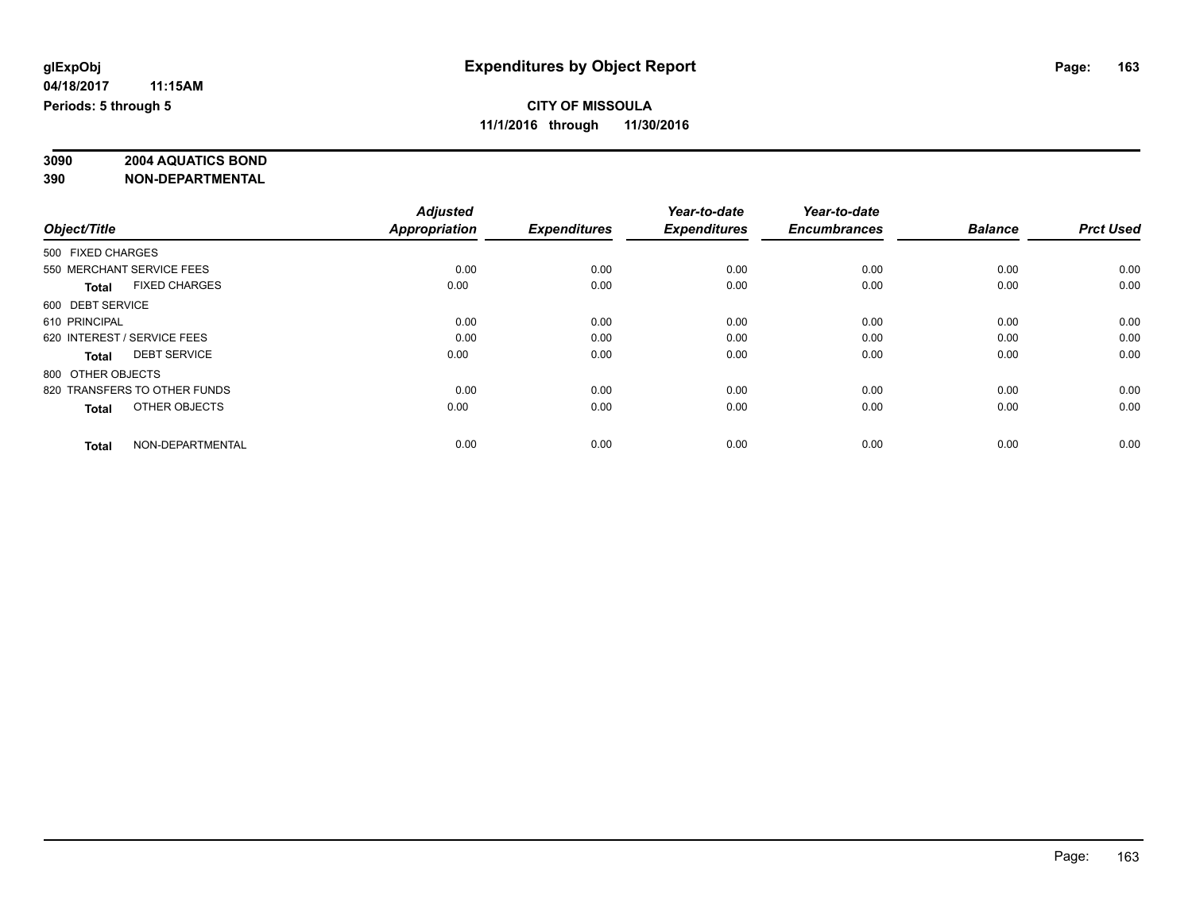glExpObj
04/18/2017 11:15AM
Periods: 5 through 5

# Expenditures by Object Report

**CITY OF MISSOULA**
**11/1/2016 through 11/30/2016**

**3090 2004 AQUATICS BOND**
**390 NON-DEPARTMENTAL**

| Object/Title | | Adjusted Appropriation | Expenditures | Year-to-date Expenditures | Year-to-date Encumbrances | Balance | Prct Used |
|---|---|---|---|---|---|---|---|
| 500 FIXED CHARGES | | | | | | | |
| 550 MERCHANT SERVICE FEES | | 0.00 | 0.00 | 0.00 | 0.00 | 0.00 | 0.00 |
| **Total** | FIXED CHARGES | 0.00 | 0.00 | 0.00 | 0.00 | 0.00 | 0.00 |
| 600 DEBT SERVICE | | | | | | | |
| 610 PRINCIPAL | | 0.00 | 0.00 | 0.00 | 0.00 | 0.00 | 0.00 |
| 620 INTEREST / SERVICE FEES | | 0.00 | 0.00 | 0.00 | 0.00 | 0.00 | 0.00 |
| **Total** | DEBT SERVICE | 0.00 | 0.00 | 0.00 | 0.00 | 0.00 | 0.00 |
| 800 OTHER OBJECTS | | | | | | | |
| 820 TRANSFERS TO OTHER FUNDS | | 0.00 | 0.00 | 0.00 | 0.00 | 0.00 | 0.00 |
| **Total** | OTHER OBJECTS | 0.00 | 0.00 | 0.00 | 0.00 | 0.00 | 0.00 |
| **Total** | NON-DEPARTMENTAL | 0.00 | 0.00 | 0.00 | 0.00 | 0.00 | 0.00 |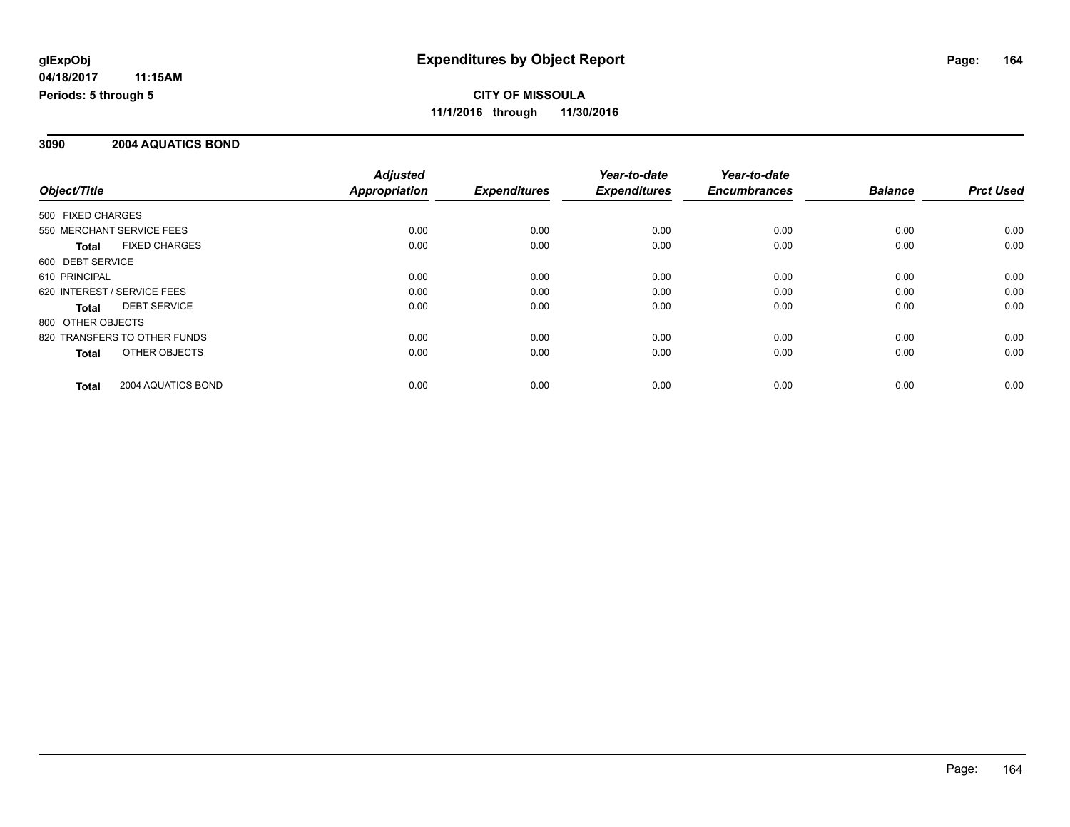**glExpObj**
**04/18/2017 11:15AM**
**Periods: 5 through 5**

# Expenditures by Object Report

**CITY OF MISSOULA**
**11/1/2016 through 11/30/2016**

## 3090 2004 AQUATICS BOND

| Object/Title | | Adjusted Appropriation | Expenditures | Year-to-date Expenditures | Year-to-date Encumbrances | Balance | Prct Used |
|---|---|---|---|---|---|---|---|
| 500 FIXED CHARGES | | | | | | | |
| 550 MERCHANT SERVICE FEES | | 0.00 | 0.00 | 0.00 | 0.00 | 0.00 | 0.00 |
| **Total** | FIXED CHARGES | 0.00 | 0.00 | 0.00 | 0.00 | 0.00 | 0.00 |
| 600 DEBT SERVICE | | | | | | | |
| 610 PRINCIPAL | | 0.00 | 0.00 | 0.00 | 0.00 | 0.00 | 0.00 |
| 620 INTEREST / SERVICE FEES | | 0.00 | 0.00 | 0.00 | 0.00 | 0.00 | 0.00 |
| **Total** | DEBT SERVICE | 0.00 | 0.00 | 0.00 | 0.00 | 0.00 | 0.00 |
| 800 OTHER OBJECTS | | | | | | | |
| 820 TRANSFERS TO OTHER FUNDS | | 0.00 | 0.00 | 0.00 | 0.00 | 0.00 | 0.00 |
| **Total** | OTHER OBJECTS | 0.00 | 0.00 | 0.00 | 0.00 | 0.00 | 0.00 |
| **Total** | 2004 AQUATICS BOND | 0.00 | 0.00 | 0.00 | 0.00 | 0.00 | 0.00 |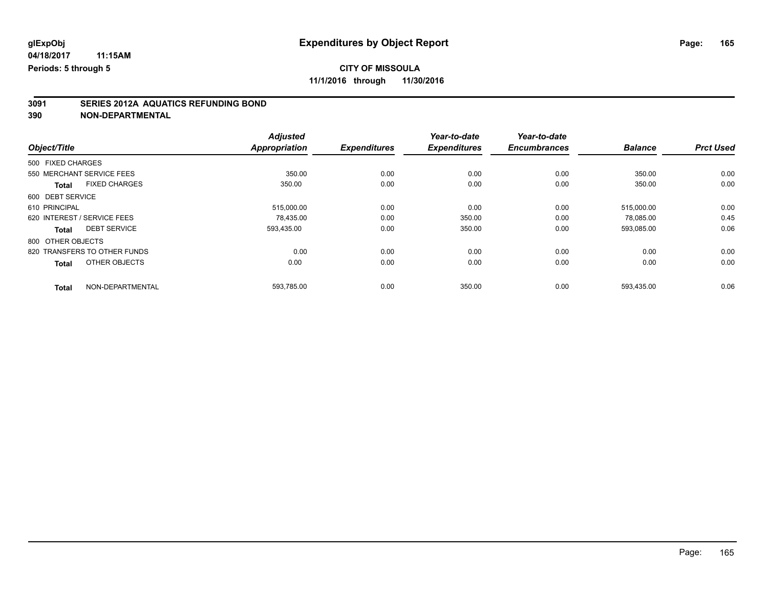# Expenditures by Object Report

glExpObj
04/18/2017 11:15AM
Periods: 5 through 5

**CITY OF MISSOULA**
**11/1/2016 through 11/30/2016**

## 3091 SERIES 2012A AQUATICS REFUNDING BOND
## 390 NON-DEPARTMENTAL

| Object/Title | Adjusted Appropriation | Expenditures | Year-to-date Expenditures | Year-to-date Encumbrances | Balance | Prct Used |
|---|---|---|---|---|---|---|
| 500 FIXED CHARGES | | | | | | |
| 550 MERCHANT SERVICE FEES | 350.00 | 0.00 | 0.00 | 0.00 | 350.00 | 0.00 |
| **Total** FIXED CHARGES | 350.00 | 0.00 | 0.00 | 0.00 | 350.00 | 0.00 |
| 600 DEBT SERVICE | | | | | | |
| 610 PRINCIPAL | 515,000.00 | 0.00 | 0.00 | 0.00 | 515,000.00 | 0.00 |
| 620 INTEREST / SERVICE FEES | 78,435.00 | 0.00 | 350.00 | 0.00 | 78,085.00 | 0.45 |
| **Total** DEBT SERVICE | 593,435.00 | 0.00 | 350.00 | 0.00 | 593,085.00 | 0.06 |
| 800 OTHER OBJECTS | | | | | | |
| 820 TRANSFERS TO OTHER FUNDS | 0.00 | 0.00 | 0.00 | 0.00 | 0.00 | 0.00 |
| **Total** OTHER OBJECTS | 0.00 | 0.00 | 0.00 | 0.00 | 0.00 | 0.00 |
| **Total** NON-DEPARTMENTAL | 593,785.00 | 0.00 | 350.00 | 0.00 | 593,435.00 | 0.06 |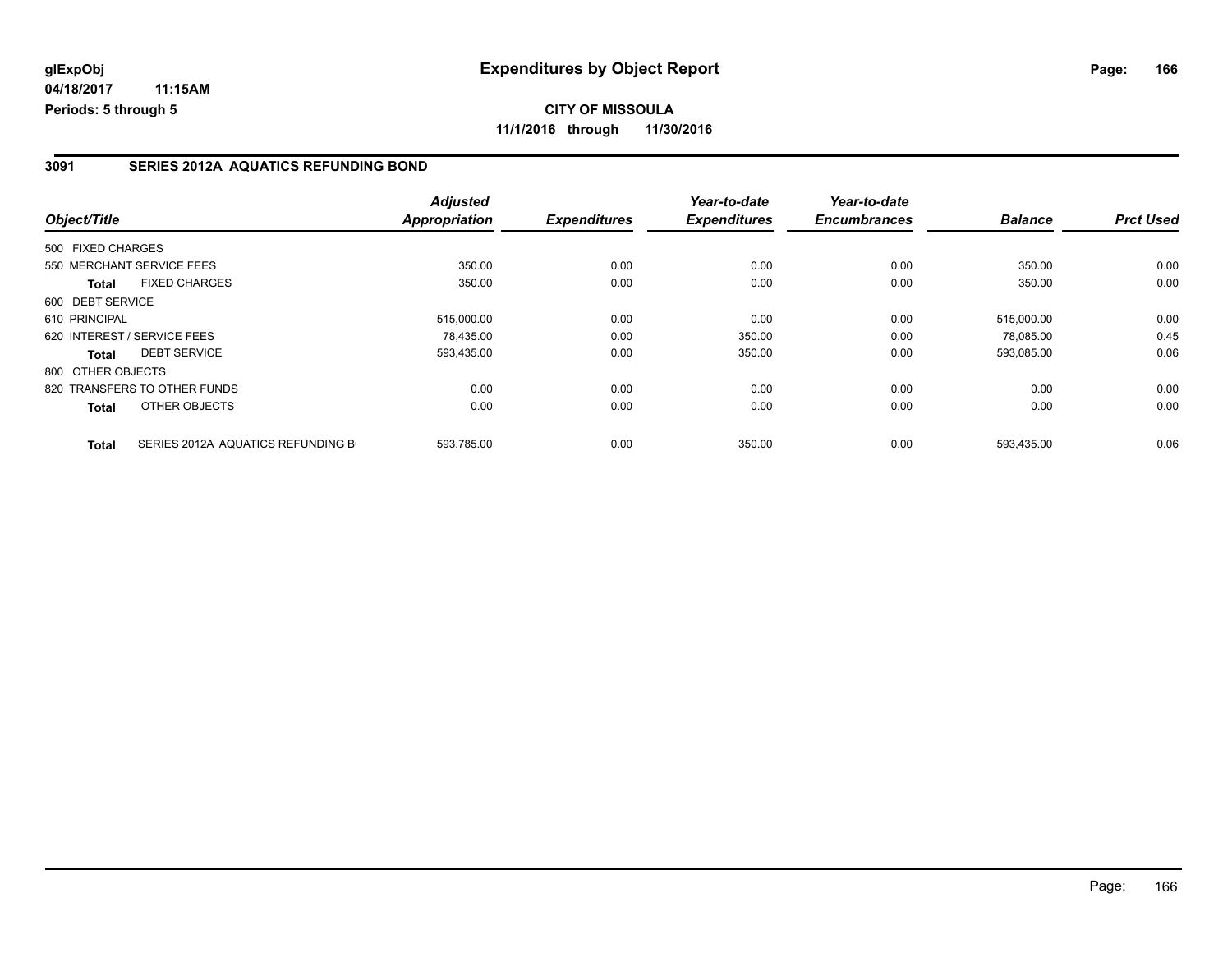**glExpObj**
**04/18/2017 11:15AM**
**Periods: 5 through 5**

# Expenditures by Object Report

**CITY OF MISSOULA**
**11/1/2016 through 11/30/2016**

## 3091 SERIES 2012A AQUATICS REFUNDING BOND

| Object/Title | | Adjusted Appropriation | Expenditures | Year-to-date Expenditures | Year-to-date Encumbrances | Balance | Prct Used |
|---|---|---|---|---|---|---|---|
| 500 FIXED CHARGES | | | | | | | |
| 550 MERCHANT SERVICE FEES | | 350.00 | 0.00 | 0.00 | 0.00 | 350.00 | 0.00 |
| **Total** | FIXED CHARGES | 350.00 | 0.00 | 0.00 | 0.00 | 350.00 | 0.00 |
| 600 DEBT SERVICE | | | | | | | |
| 610 PRINCIPAL | | 515,000.00 | 0.00 | 0.00 | 0.00 | 515,000.00 | 0.00 |
| 620 INTEREST / SERVICE FEES | | 78,435.00 | 0.00 | 350.00 | 0.00 | 78,085.00 | 0.45 |
| **Total** | DEBT SERVICE | 593,435.00 | 0.00 | 350.00 | 0.00 | 593,085.00 | 0.06 |
| 800 OTHER OBJECTS | | | | | | | |
| 820 TRANSFERS TO OTHER FUNDS | | 0.00 | 0.00 | 0.00 | 0.00 | 0.00 | 0.00 |
| **Total** | OTHER OBJECTS | 0.00 | 0.00 | 0.00 | 0.00 | 0.00 | 0.00 |
| **Total** | SERIES 2012A AQUATICS REFUNDING B | 593,785.00 | 0.00 | 350.00 | 0.00 | 593,435.00 | 0.06 |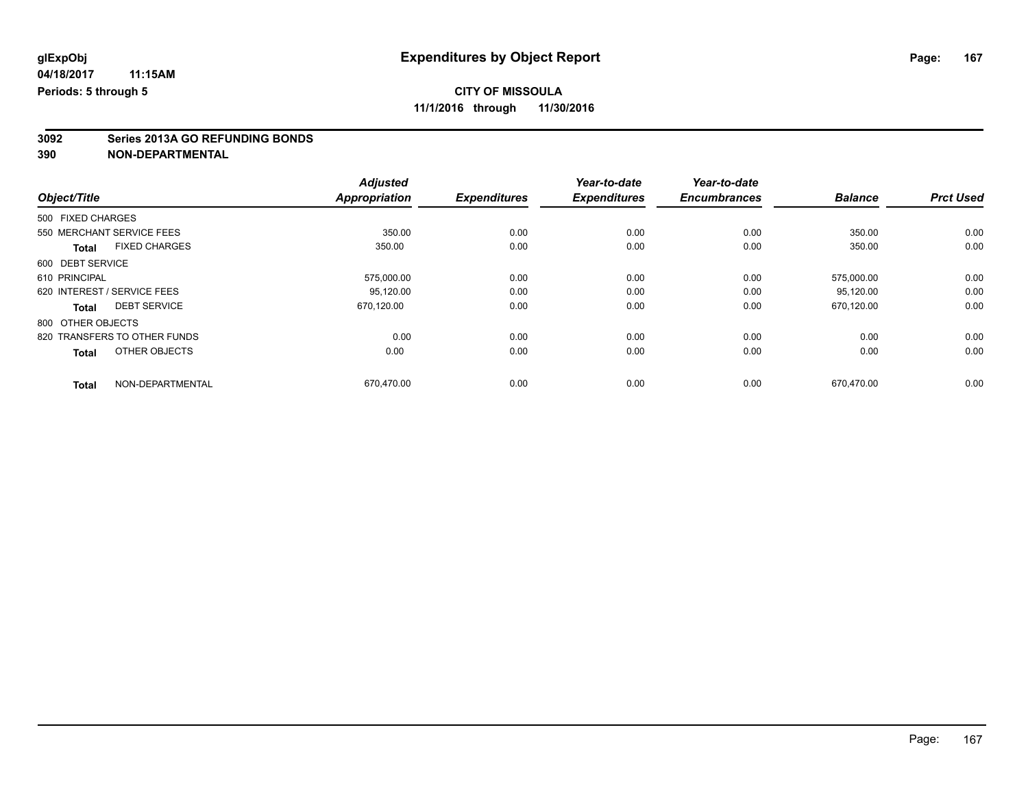**glExpObj** **Expenditures by Object Report**

**04/18/2017 11:15AM**

**Periods: 5 through 5**

**CITY OF MISSOULA**

**11/1/2016 through 11/30/2016**

**3092 Series 2013A GO REFUNDING BONDS**

**390 NON-DEPARTMENTAL**

| Object/Title | Adjusted Appropriation | Expenditures | Year-to-date Expenditures | Year-to-date Encumbrances | Balance | Prct Used |
|---|---|---|---|---|---|---|
| 500 FIXED CHARGES | | | | | | |
| 550 MERCHANT SERVICE FEES | 350.00 | 0.00 | 0.00 | 0.00 | 350.00 | 0.00 |
| **Total** FIXED CHARGES | 350.00 | 0.00 | 0.00 | 0.00 | 350.00 | 0.00 |
| 600 DEBT SERVICE | | | | | | |
| 610 PRINCIPAL | 575,000.00 | 0.00 | 0.00 | 0.00 | 575,000.00 | 0.00 |
| 620 INTEREST / SERVICE FEES | 95,120.00 | 0.00 | 0.00 | 0.00 | 95,120.00 | 0.00 |
| **Total** DEBT SERVICE | 670,120.00 | 0.00 | 0.00 | 0.00 | 670,120.00 | 0.00 |
| 800 OTHER OBJECTS | | | | | | |
| 820 TRANSFERS TO OTHER FUNDS | 0.00 | 0.00 | 0.00 | 0.00 | 0.00 | 0.00 |
| **Total** OTHER OBJECTS | 0.00 | 0.00 | 0.00 | 0.00 | 0.00 | 0.00 |
| **Total** NON-DEPARTMENTAL | 670,470.00 | 0.00 | 0.00 | 0.00 | 670,470.00 | 0.00 |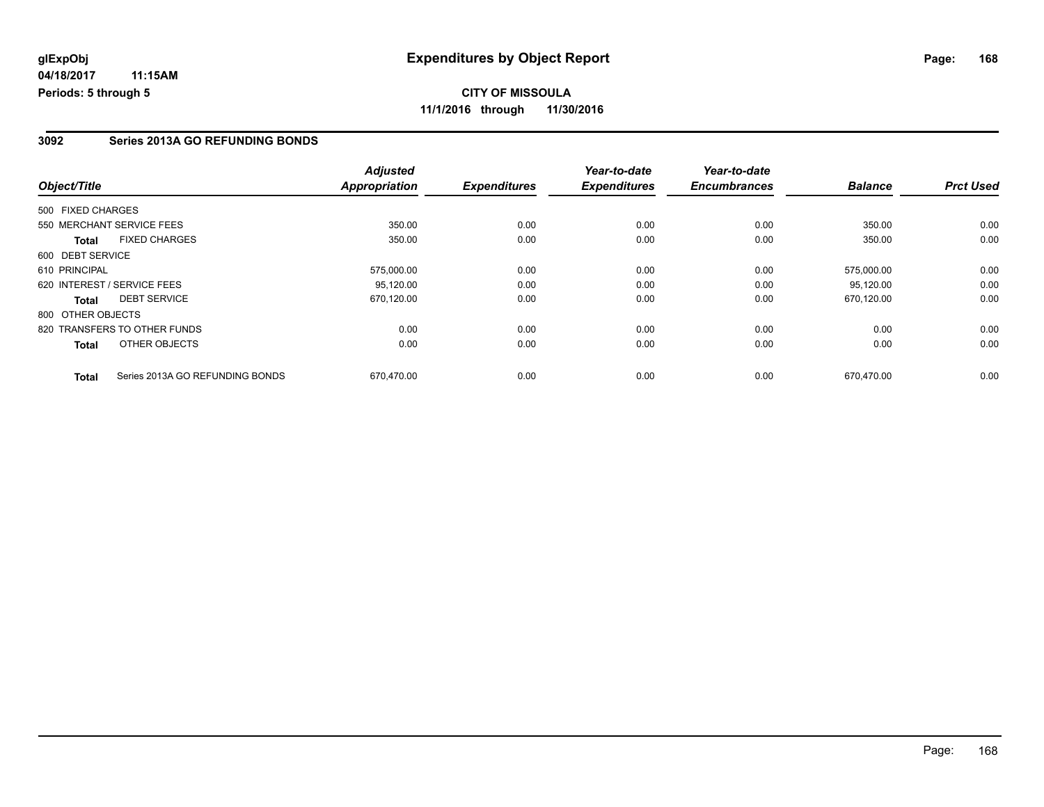**glExpObj** **Expenditures by Object Report**

**04/18/2017 11:15AM**

**Periods: 5 through 5**

**CITY OF MISSOULA**

**11/1/2016 through 11/30/2016**

### 3092 Series 2013A GO REFUNDING BONDS

| Object/Title | | Adjusted Appropriation | Expenditures | Year-to-date Expenditures | Year-to-date Encumbrances | Balance | Prct Used |
|---|---|---|---|---|---|---|---|
| 500 FIXED CHARGES | | | | | | | |
| 550 MERCHANT SERVICE FEES | | 350.00 | 0.00 | 0.00 | 0.00 | 350.00 | 0.00 |
| **Total** | FIXED CHARGES | 350.00 | 0.00 | 0.00 | 0.00 | 350.00 | 0.00 |
| 600 DEBT SERVICE | | | | | | | |
| 610 PRINCIPAL | | 575,000.00 | 0.00 | 0.00 | 0.00 | 575,000.00 | 0.00 |
| 620 INTEREST / SERVICE FEES | | 95,120.00 | 0.00 | 0.00 | 0.00 | 95,120.00 | 0.00 |
| **Total** | DEBT SERVICE | 670,120.00 | 0.00 | 0.00 | 0.00 | 670,120.00 | 0.00 |
| 800 OTHER OBJECTS | | | | | | | |
| 820 TRANSFERS TO OTHER FUNDS | | 0.00 | 0.00 | 0.00 | 0.00 | 0.00 | 0.00 |
| **Total** | OTHER OBJECTS | 0.00 | 0.00 | 0.00 | 0.00 | 0.00 | 0.00 |
| **Total** | Series 2013A GO REFUNDING BONDS | 670,470.00 | 0.00 | 0.00 | 0.00 | 670,470.00 | 0.00 |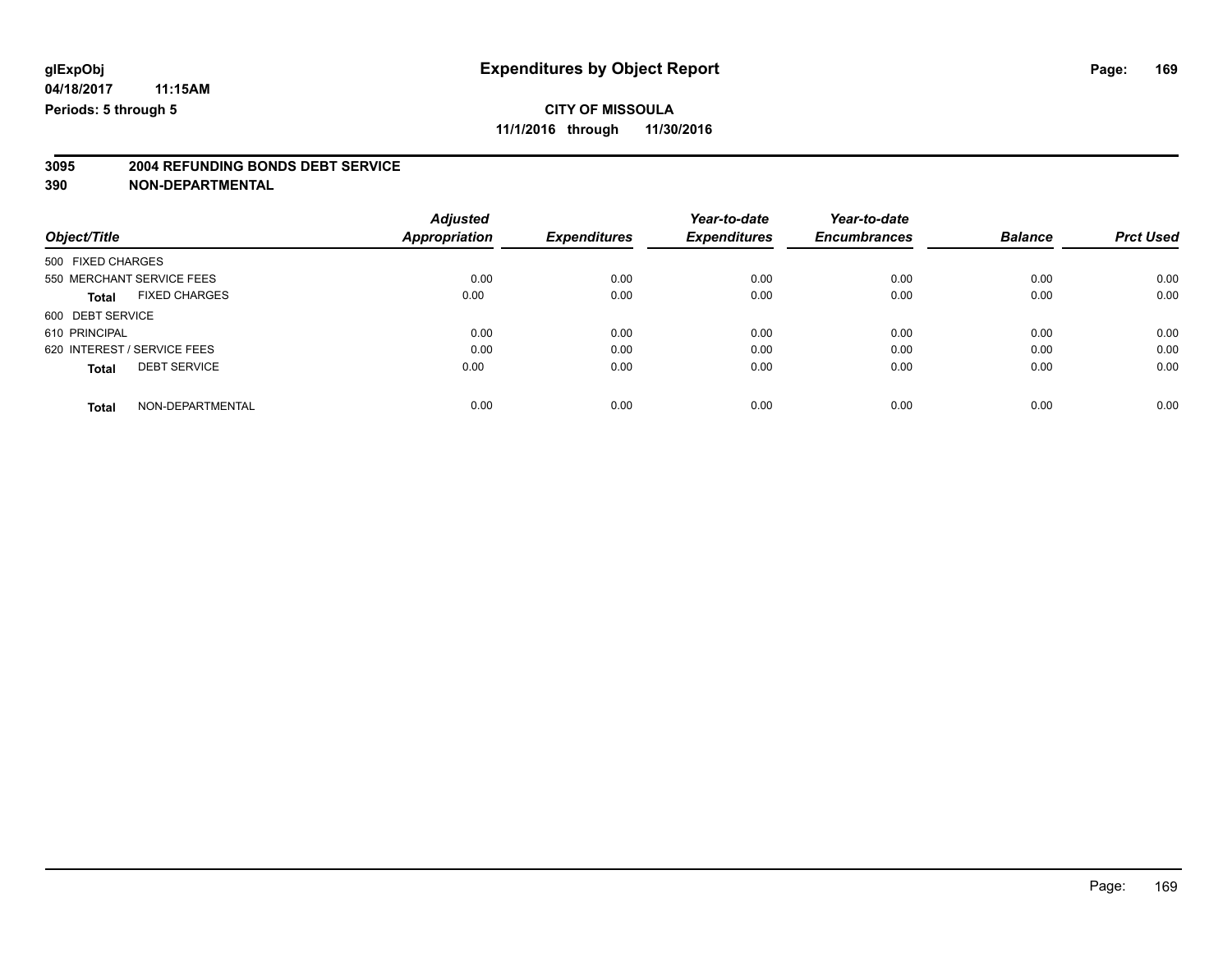# Expenditures by Object Report

**glExpObj**
**04/18/2017 11:15AM**
**Periods: 5 through 5**

**CITY OF MISSOULA**
**11/1/2016 through 11/30/2016**

**3095 2004 REFUNDING BONDS DEBT SERVICE**
**390 NON-DEPARTMENTAL**

| Object/Title | Adjusted Appropriation | Expenditures | Year-to-date Expenditures | Year-to-date Encumbrances | Balance | Prct Used |
|---|---|---|---|---|---|---|
| 500 FIXED CHARGES | | | | | | |
| 550 MERCHANT SERVICE FEES | 0.00 | 0.00 | 0.00 | 0.00 | 0.00 | 0.00 |
| **Total** FIXED CHARGES | 0.00 | 0.00 | 0.00 | 0.00 | 0.00 | 0.00 |
| 600 DEBT SERVICE | | | | | | |
| 610 PRINCIPAL | 0.00 | 0.00 | 0.00 | 0.00 | 0.00 | 0.00 |
| 620 INTEREST / SERVICE FEES | 0.00 | 0.00 | 0.00 | 0.00 | 0.00 | 0.00 |
| **Total** DEBT SERVICE | 0.00 | 0.00 | 0.00 | 0.00 | 0.00 | 0.00 |
| **Total** NON-DEPARTMENTAL | 0.00 | 0.00 | 0.00 | 0.00 | 0.00 | 0.00 |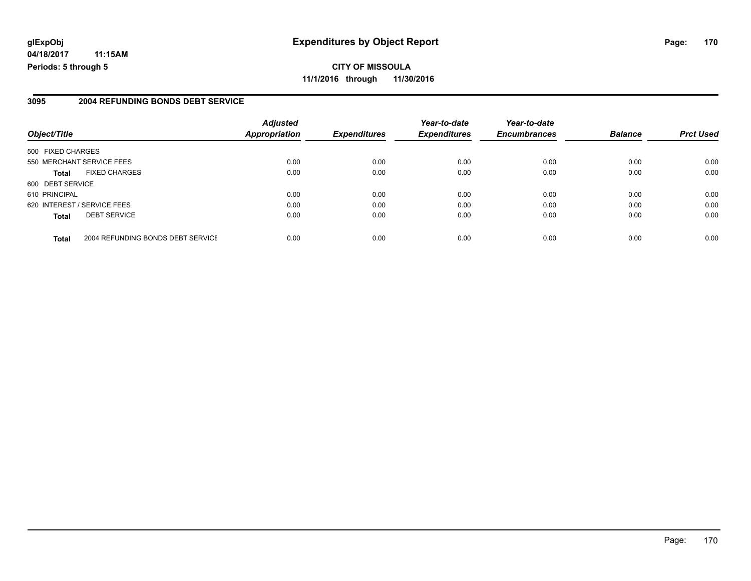**glExpObj**
**04/18/2017 11:15AM**
**Periods: 5 through 5**

# Expenditures by Object Report

**CITY OF MISSOULA**
**11/1/2016 through 11/30/2016**

## 3095 2004 REFUNDING BONDS DEBT SERVICE

| Object/Title | | *Adjusted Appropriation* | *Expenditures* | *Year-to-date Expenditures* | *Year-to-date Encumbrances* | *Balance* | *Prct Used* |
|---|---|---|---|---|---|---|---|
| 500 FIXED CHARGES | | | | | | | |
| 550 MERCHANT SERVICE FEES | | 0.00 | 0.00 | 0.00 | 0.00 | 0.00 | 0.00 |
| **Total** | FIXED CHARGES | 0.00 | 0.00 | 0.00 | 0.00 | 0.00 | 0.00 |
| 600 DEBT SERVICE | | | | | | | |
| 610 PRINCIPAL | | 0.00 | 0.00 | 0.00 | 0.00 | 0.00 | 0.00 |
| 620 INTEREST / SERVICE FEES | | 0.00 | 0.00 | 0.00 | 0.00 | 0.00 | 0.00 |
| **Total** | DEBT SERVICE | 0.00 | 0.00 | 0.00 | 0.00 | 0.00 | 0.00 |
| **Total** | 2004 REFUNDING BONDS DEBT SERVICE | 0.00 | 0.00 | 0.00 | 0.00 | 0.00 | 0.00 |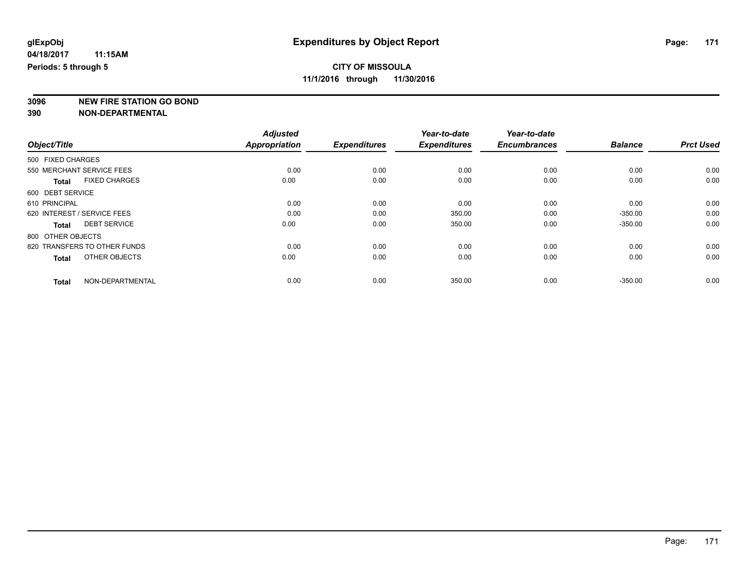**glExpObj**
**04/18/2017 11:15AM**
**Periods: 5 through 5**

# Expenditures by Object Report

**CITY OF MISSOULA**
**11/1/2016 through 11/30/2016**

**3096 NEW FIRE STATION GO BOND**
**390 NON-DEPARTMENTAL**

| Object/Title | Adjusted Appropriation | Expenditures | Year-to-date Expenditures | Year-to-date Encumbrances | Balance | Prct Used |
|---|---|---|---|---|---|---|
| 500 FIXED CHARGES | | | | | | |
| 550 MERCHANT SERVICE FEES | 0.00 | 0.00 | 0.00 | 0.00 | 0.00 | 0.00 |
| **Total** FIXED CHARGES | 0.00 | 0.00 | 0.00 | 0.00 | 0.00 | 0.00 |
| 600 DEBT SERVICE | | | | | | |
| 610 PRINCIPAL | 0.00 | 0.00 | 0.00 | 0.00 | 0.00 | 0.00 |
| 620 INTEREST / SERVICE FEES | 0.00 | 0.00 | 350.00 | 0.00 | -350.00 | 0.00 |
| **Total** DEBT SERVICE | 0.00 | 0.00 | 350.00 | 0.00 | -350.00 | 0.00 |
| 800 OTHER OBJECTS | | | | | | |
| 820 TRANSFERS TO OTHER FUNDS | 0.00 | 0.00 | 0.00 | 0.00 | 0.00 | 0.00 |
| **Total** OTHER OBJECTS | 0.00 | 0.00 | 0.00 | 0.00 | 0.00 | 0.00 |
| **Total** NON-DEPARTMENTAL | 0.00 | 0.00 | 350.00 | 0.00 | -350.00 | 0.00 |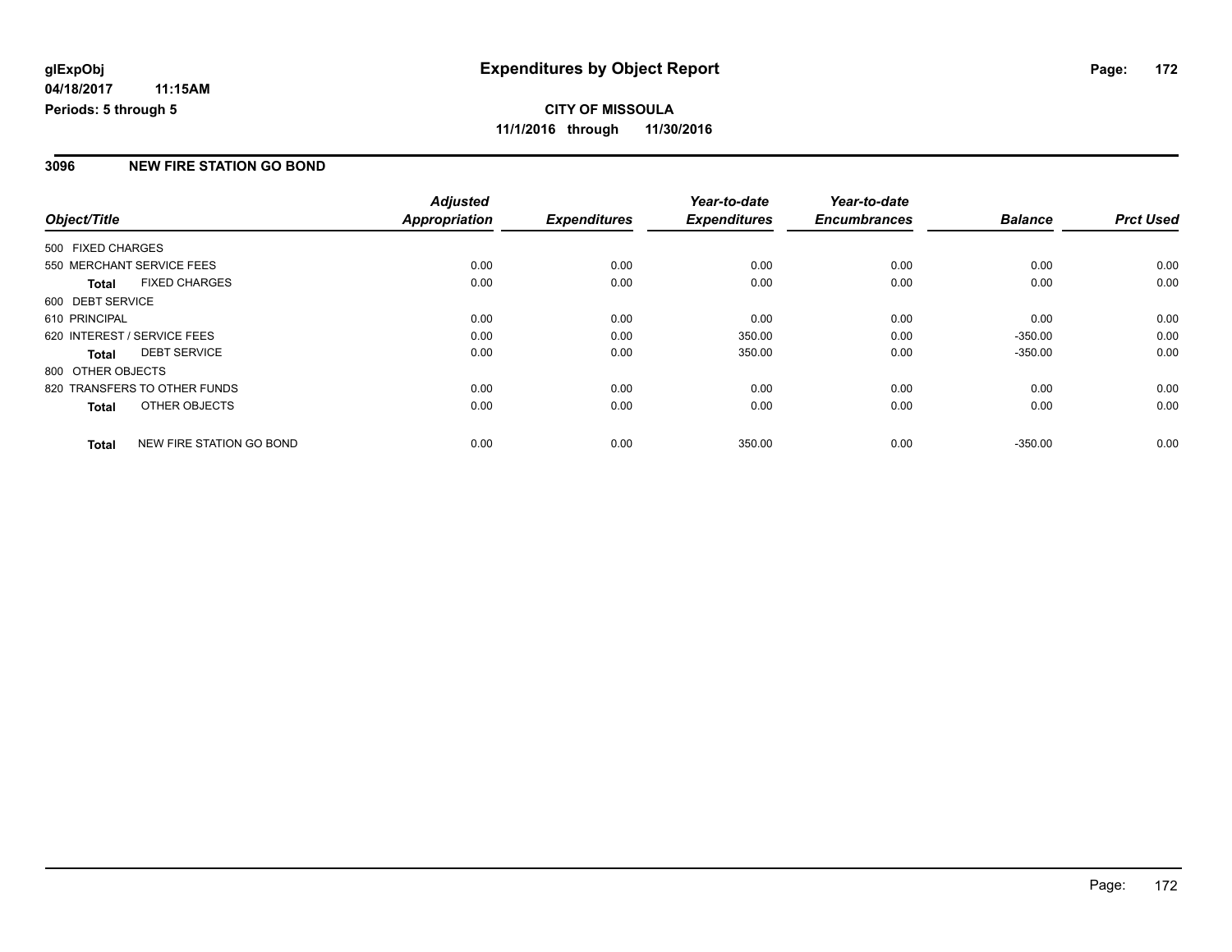**glExpObj**
**04/18/2017 11:15AM**
**Periods: 5 through 5**

# Expenditures by Object Report

**CITY OF MISSOULA**
**11/1/2016 through 11/30/2016**

## 3096 NEW FIRE STATION GO BOND

| Object/Title | | Adjusted Appropriation | Expenditures | Year-to-date Expenditures | Year-to-date Encumbrances | Balance | Prct Used |
|---|---|---|---|---|---|---|---|
| 500 FIXED CHARGES | | | | | | | |
| 550 MERCHANT SERVICE FEES | | 0.00 | 0.00 | 0.00 | 0.00 | 0.00 | 0.00 |
| **Total** | FIXED CHARGES | 0.00 | 0.00 | 0.00 | 0.00 | 0.00 | 0.00 |
| 600 DEBT SERVICE | | | | | | | |
| 610 PRINCIPAL | | 0.00 | 0.00 | 0.00 | 0.00 | 0.00 | 0.00 |
| 620 INTEREST / SERVICE FEES | | 0.00 | 0.00 | 350.00 | 0.00 | -350.00 | 0.00 |
| **Total** | DEBT SERVICE | 0.00 | 0.00 | 350.00 | 0.00 | -350.00 | 0.00 |
| 800 OTHER OBJECTS | | | | | | | |
| 820 TRANSFERS TO OTHER FUNDS | | 0.00 | 0.00 | 0.00 | 0.00 | 0.00 | 0.00 |
| **Total** | OTHER OBJECTS | 0.00 | 0.00 | 0.00 | 0.00 | 0.00 | 0.00 |
| **Total** | NEW FIRE STATION GO BOND | 0.00 | 0.00 | 350.00 | 0.00 | -350.00 | 0.00 |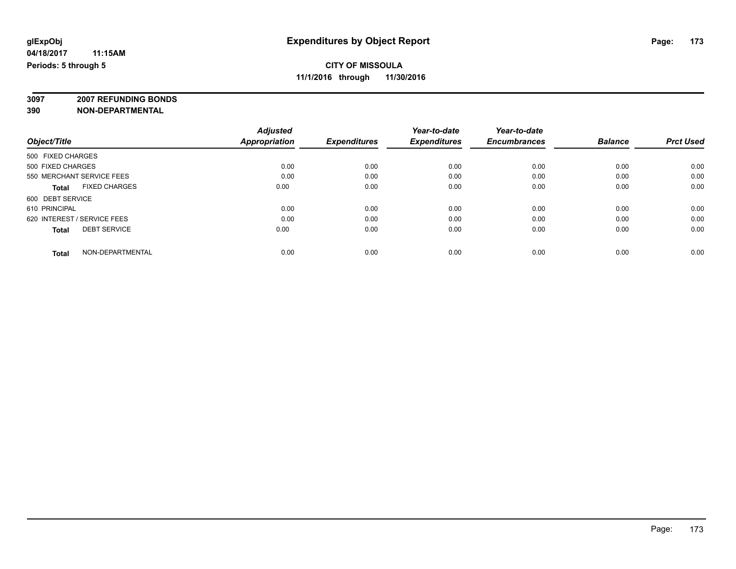**glExpObj** **Expenditures by Object Report**

**04/18/2017 11:15AM**

**Periods: 5 through 5**

**CITY OF MISSOULA**

**11/1/2016 through 11/30/2016**

**3097 2007 REFUNDING BONDS**

**390 NON-DEPARTMENTAL**

| Object/Title | Adjusted Appropriation | Expenditures | Year-to-date Expenditures | Year-to-date Encumbrances | Balance | Prct Used |
|---|---|---|---|---|---|---|
| 500 FIXED CHARGES | | | | | | |
| 500 FIXED CHARGES | 0.00 | 0.00 | 0.00 | 0.00 | 0.00 | 0.00 |
| 550 MERCHANT SERVICE FEES | 0.00 | 0.00 | 0.00 | 0.00 | 0.00 | 0.00 |
| **Total** FIXED CHARGES | 0.00 | 0.00 | 0.00 | 0.00 | 0.00 | 0.00 |
| 600 DEBT SERVICE | | | | | | |
| 610 PRINCIPAL | 0.00 | 0.00 | 0.00 | 0.00 | 0.00 | 0.00 |
| 620 INTEREST / SERVICE FEES | 0.00 | 0.00 | 0.00 | 0.00 | 0.00 | 0.00 |
| **Total** DEBT SERVICE | 0.00 | 0.00 | 0.00 | 0.00 | 0.00 | 0.00 |
| **Total** NON-DEPARTMENTAL | 0.00 | 0.00 | 0.00 | 0.00 | 0.00 | 0.00 |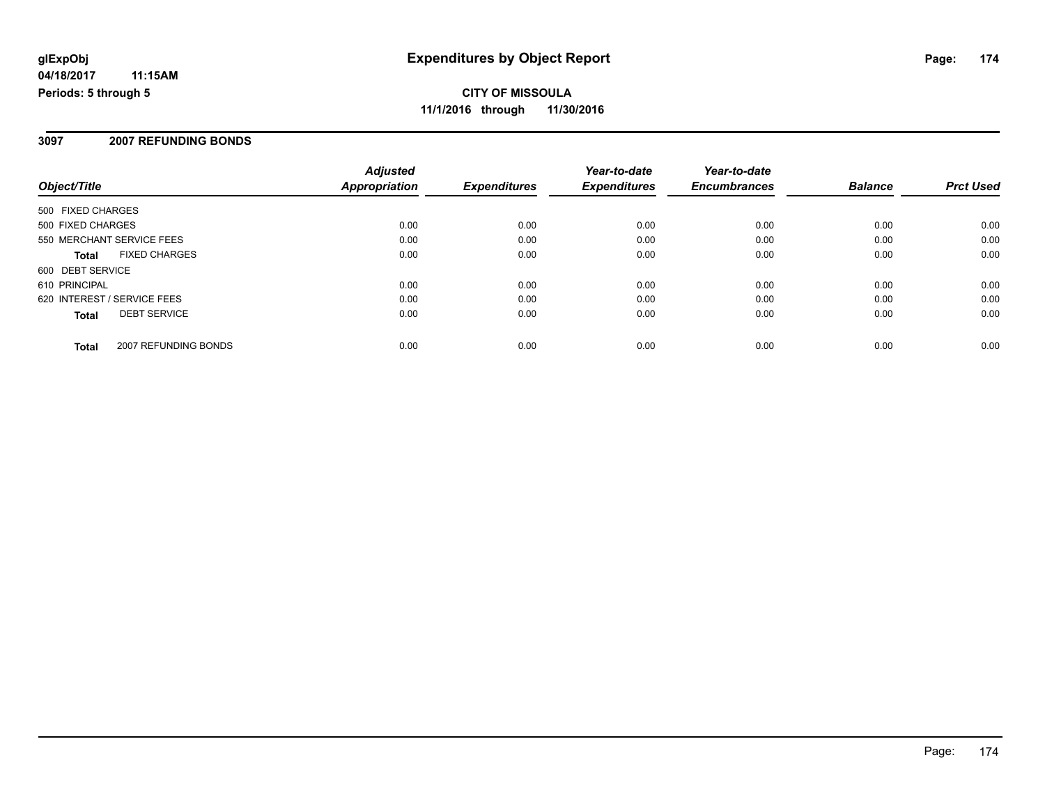**glExpObj** **Expenditures by Object Report**

**04/18/2017 11:15AM**

**Periods: 5 through 5**

**CITY OF MISSOULA**

**11/1/2016 through 11/30/2016**

## 3097 2007 REFUNDING BONDS

| Object/Title | Adjusted Appropriation | Expenditures | Year-to-date Expenditures | Year-to-date Encumbrances | Balance | Prct Used |
|---|---|---|---|---|---|---|
| 500 FIXED CHARGES | | | | | | |
| 500 FIXED CHARGES | 0.00 | 0.00 | 0.00 | 0.00 | 0.00 | 0.00 |
| 550 MERCHANT SERVICE FEES | 0.00 | 0.00 | 0.00 | 0.00 | 0.00 | 0.00 |
| **Total** FIXED CHARGES | 0.00 | 0.00 | 0.00 | 0.00 | 0.00 | 0.00 |
| 600 DEBT SERVICE | | | | | | |
| 610 PRINCIPAL | 0.00 | 0.00 | 0.00 | 0.00 | 0.00 | 0.00 |
| 620 INTEREST / SERVICE FEES | 0.00 | 0.00 | 0.00 | 0.00 | 0.00 | 0.00 |
| **Total** DEBT SERVICE | 0.00 | 0.00 | 0.00 | 0.00 | 0.00 | 0.00 |
| **Total** 2007 REFUNDING BONDS | 0.00 | 0.00 | 0.00 | 0.00 | 0.00 | 0.00 |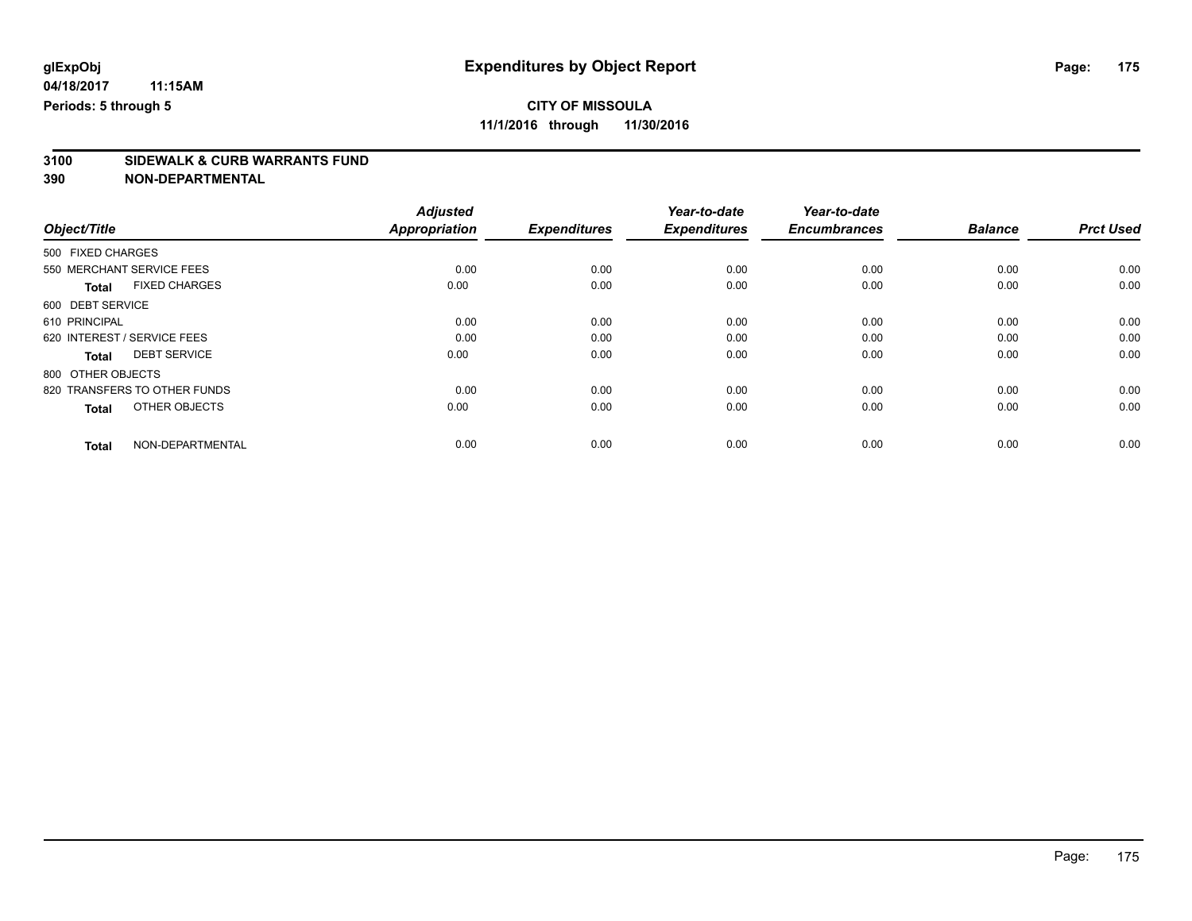**glExpObj**
**04/18/2017 11:15AM**
**Periods: 5 through 5**

# Expenditures by Object Report

**CITY OF MISSOULA**
**11/1/2016 through 11/30/2016**

**3100 SIDEWALK & CURB WARRANTS FUND**
**390 NON-DEPARTMENTAL**

| Object/Title | Adjusted Appropriation | Expenditures | Year-to-date Expenditures | Year-to-date Encumbrances | Balance | Prct Used |
|---|---|---|---|---|---|---|
| 500 FIXED CHARGES | | | | | | |
| 550 MERCHANT SERVICE FEES | 0.00 | 0.00 | 0.00 | 0.00 | 0.00 | 0.00 |
| **Total** FIXED CHARGES | 0.00 | 0.00 | 0.00 | 0.00 | 0.00 | 0.00 |
| 600 DEBT SERVICE | | | | | | |
| 610 PRINCIPAL | 0.00 | 0.00 | 0.00 | 0.00 | 0.00 | 0.00 |
| 620 INTEREST / SERVICE FEES | 0.00 | 0.00 | 0.00 | 0.00 | 0.00 | 0.00 |
| **Total** DEBT SERVICE | 0.00 | 0.00 | 0.00 | 0.00 | 0.00 | 0.00 |
| 800 OTHER OBJECTS | | | | | | |
| 820 TRANSFERS TO OTHER FUNDS | 0.00 | 0.00 | 0.00 | 0.00 | 0.00 | 0.00 |
| **Total** OTHER OBJECTS | 0.00 | 0.00 | 0.00 | 0.00 | 0.00 | 0.00 |
| **Total** NON-DEPARTMENTAL | 0.00 | 0.00 | 0.00 | 0.00 | 0.00 | 0.00 |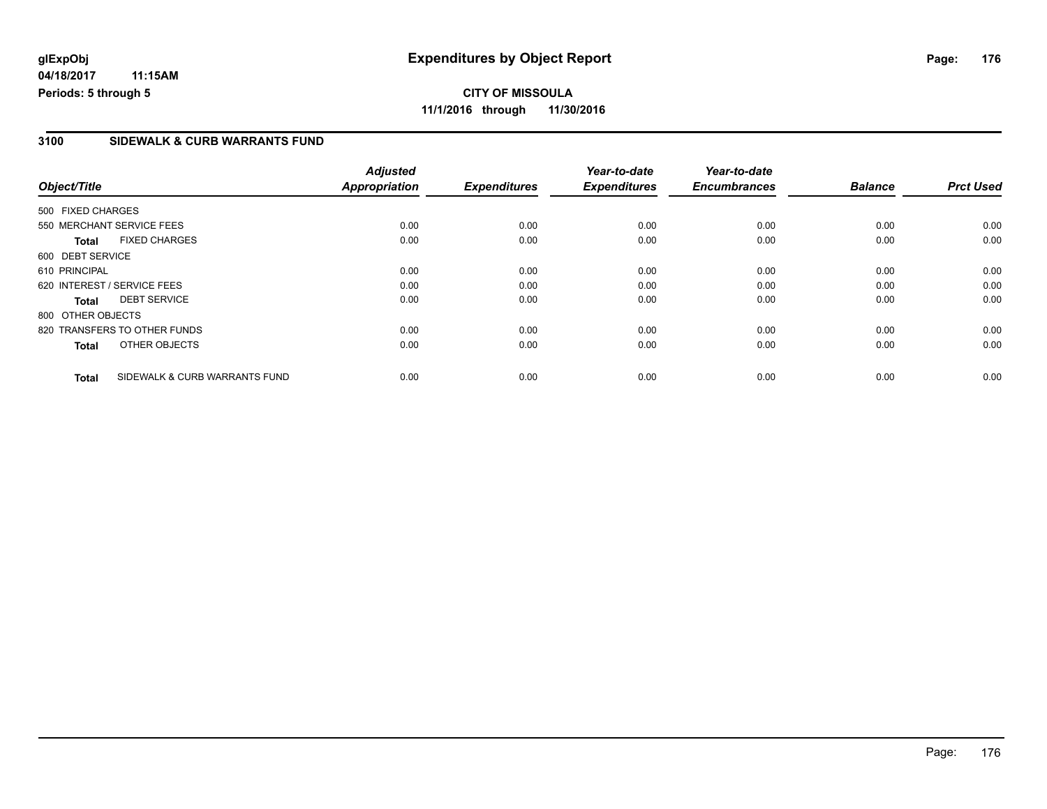**glExpObj** 
**04/18/2017 11:15AM** 
**Periods: 5 through 5**

# Expenditures by Object Report

**CITY OF MISSOULA** 
**11/1/2016 through 11/30/2016**

## 3100 SIDEWALK & CURB WARRANTS FUND

| Object/Title | Adjusted Appropriation | Expenditures | Year-to-date Expenditures | Year-to-date Encumbrances | Balance | Prct Used |
|---|---|---|---|---|---|---|
| 500 FIXED CHARGES | | | | | | |
| 550 MERCHANT SERVICE FEES | 0.00 | 0.00 | 0.00 | 0.00 | 0.00 | 0.00 |
| **Total** FIXED CHARGES | 0.00 | 0.00 | 0.00 | 0.00 | 0.00 | 0.00 |
| 600 DEBT SERVICE | | | | | | |
| 610 PRINCIPAL | 0.00 | 0.00 | 0.00 | 0.00 | 0.00 | 0.00 |
| 620 INTEREST / SERVICE FEES | 0.00 | 0.00 | 0.00 | 0.00 | 0.00 | 0.00 |
| **Total** DEBT SERVICE | 0.00 | 0.00 | 0.00 | 0.00 | 0.00 | 0.00 |
| 800 OTHER OBJECTS | | | | | | |
| 820 TRANSFERS TO OTHER FUNDS | 0.00 | 0.00 | 0.00 | 0.00 | 0.00 | 0.00 |
| **Total** OTHER OBJECTS | 0.00 | 0.00 | 0.00 | 0.00 | 0.00 | 0.00 |
| **Total** SIDEWALK & CURB WARRANTS FUND | 0.00 | 0.00 | 0.00 | 0.00 | 0.00 | 0.00 |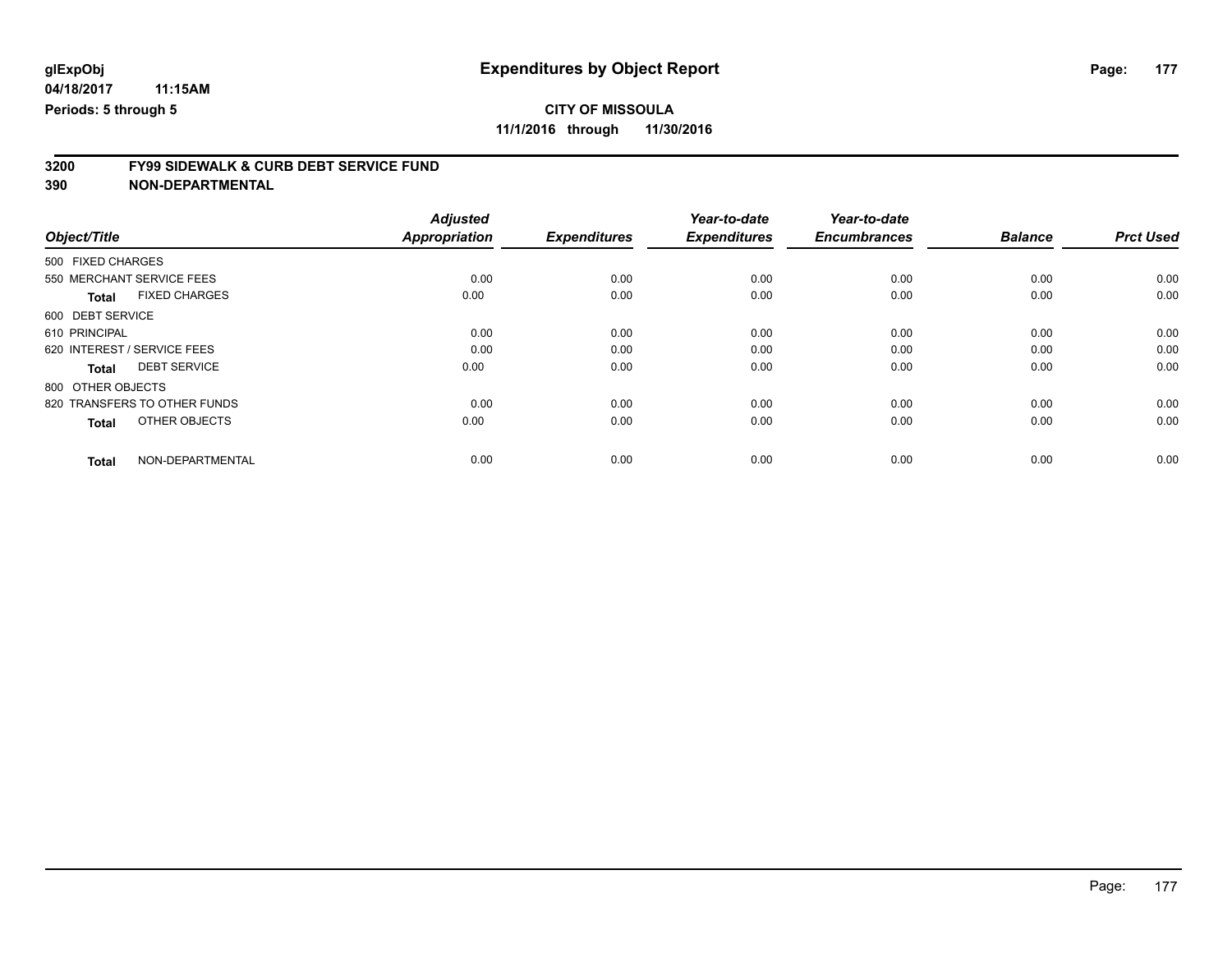# Expenditures by Object Report

glExpObj
04/18/2017 11:15AM
Periods: 5 through 5

**CITY OF MISSOULA**
**11/1/2016 through 11/30/2016**

## 3200 FY99 SIDEWALK & CURB DEBT SERVICE FUND
## 390 NON-DEPARTMENTAL

| Object/Title | Adjusted Appropriation | Expenditures | Year-to-date Expenditures | Year-to-date Encumbrances | Balance | Prct Used |
|---|---|---|---|---|---|---|
| 500 FIXED CHARGES | | | | | | |
| 550 MERCHANT SERVICE FEES | 0.00 | 0.00 | 0.00 | 0.00 | 0.00 | 0.00 |
| **Total** FIXED CHARGES | 0.00 | 0.00 | 0.00 | 0.00 | 0.00 | 0.00 |
| 600 DEBT SERVICE | | | | | | |
| 610 PRINCIPAL | 0.00 | 0.00 | 0.00 | 0.00 | 0.00 | 0.00 |
| 620 INTEREST / SERVICE FEES | 0.00 | 0.00 | 0.00 | 0.00 | 0.00 | 0.00 |
| **Total** DEBT SERVICE | 0.00 | 0.00 | 0.00 | 0.00 | 0.00 | 0.00 |
| 800 OTHER OBJECTS | | | | | | |
| 820 TRANSFERS TO OTHER FUNDS | 0.00 | 0.00 | 0.00 | 0.00 | 0.00 | 0.00 |
| **Total** OTHER OBJECTS | 0.00 | 0.00 | 0.00 | 0.00 | 0.00 | 0.00 |
| **Total** NON-DEPARTMENTAL | 0.00 | 0.00 | 0.00 | 0.00 | 0.00 | 0.00 |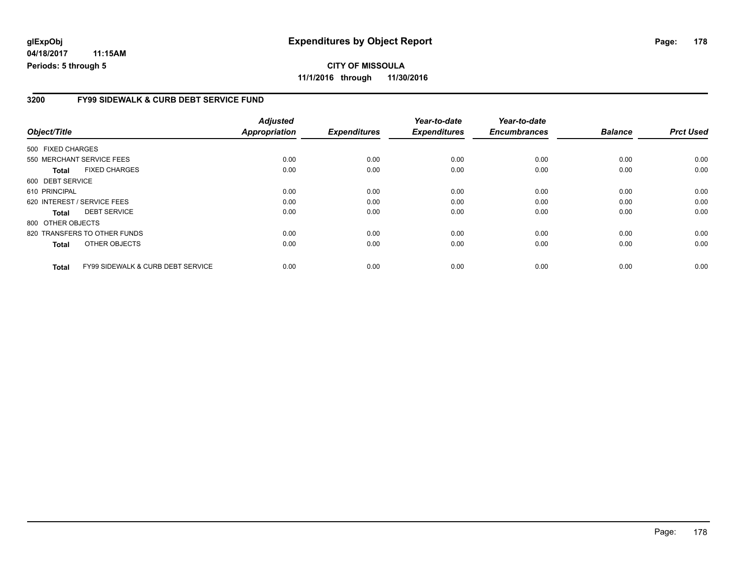glExpObj
04/18/2017 11:15AM
Periods: 5 through 5

# Expenditures by Object Report

**CITY OF MISSOULA**
**11/1/2016 through 11/30/2016**

## 3200 FY99 SIDEWALK & CURB DEBT SERVICE FUND

| Object/Title | | Adjusted Appropriation | Expenditures | Year-to-date Expenditures | Year-to-date Encumbrances | Balance | Prct Used |
|---|---|---|---|---|---|---|---|
| 500 FIXED CHARGES | | | | | | | |
| 550 MERCHANT SERVICE FEES | | 0.00 | 0.00 | 0.00 | 0.00 | 0.00 | 0.00 |
| **Total** | FIXED CHARGES | 0.00 | 0.00 | 0.00 | 0.00 | 0.00 | 0.00 |
| 600 DEBT SERVICE | | | | | | | |
| 610 PRINCIPAL | | 0.00 | 0.00 | 0.00 | 0.00 | 0.00 | 0.00 |
| 620 INTEREST / SERVICE FEES | | 0.00 | 0.00 | 0.00 | 0.00 | 0.00 | 0.00 |
| **Total** | DEBT SERVICE | 0.00 | 0.00 | 0.00 | 0.00 | 0.00 | 0.00 |
| 800 OTHER OBJECTS | | | | | | | |
| 820 TRANSFERS TO OTHER FUNDS | | 0.00 | 0.00 | 0.00 | 0.00 | 0.00 | 0.00 |
| **Total** | OTHER OBJECTS | 0.00 | 0.00 | 0.00 | 0.00 | 0.00 | 0.00 |
| **Total** | FY99 SIDEWALK & CURB DEBT SERVICE | 0.00 | 0.00 | 0.00 | 0.00 | 0.00 | 0.00 |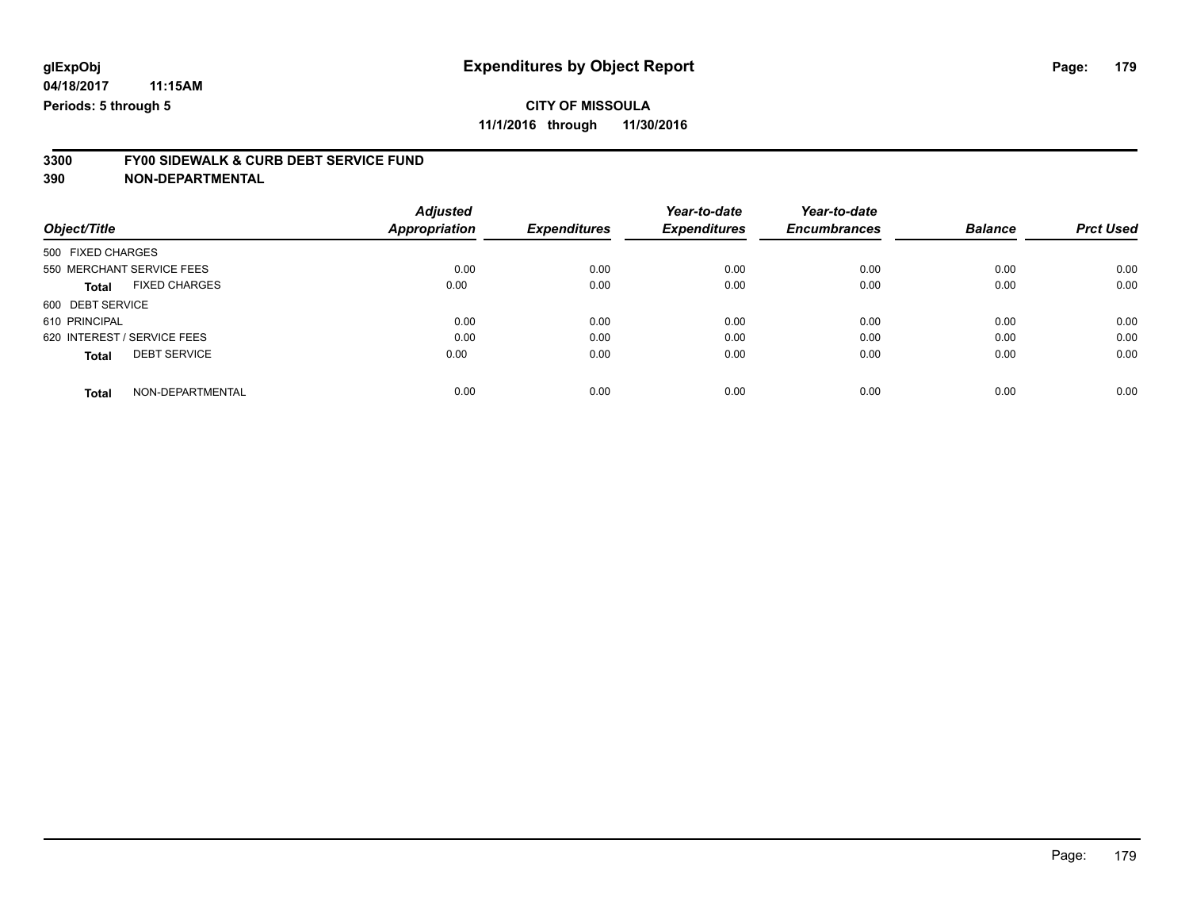# Expenditures by Object Report

glExpObj
04/18/2017 11:15AM
Periods: 5 through 5

**CITY OF MISSOULA**
**11/1/2016 through 11/30/2016**

**3300 FY00 SIDEWALK & CURB DEBT SERVICE FUND**
**390 NON-DEPARTMENTAL**

| Object/Title | Adjusted Appropriation | Expenditures | Year-to-date Expenditures | Year-to-date Encumbrances | Balance | Prct Used |
|---|---|---|---|---|---|---|
| 500 FIXED CHARGES | | | | | | |
| 550 MERCHANT SERVICE FEES | 0.00 | 0.00 | 0.00 | 0.00 | 0.00 | 0.00 |
| **Total** FIXED CHARGES | 0.00 | 0.00 | 0.00 | 0.00 | 0.00 | 0.00 |
| 600 DEBT SERVICE | | | | | | |
| 610 PRINCIPAL | 0.00 | 0.00 | 0.00 | 0.00 | 0.00 | 0.00 |
| 620 INTEREST / SERVICE FEES | 0.00 | 0.00 | 0.00 | 0.00 | 0.00 | 0.00 |
| **Total** DEBT SERVICE | 0.00 | 0.00 | 0.00 | 0.00 | 0.00 | 0.00 |
| **Total** NON-DEPARTMENTAL | 0.00 | 0.00 | 0.00 | 0.00 | 0.00 | 0.00 |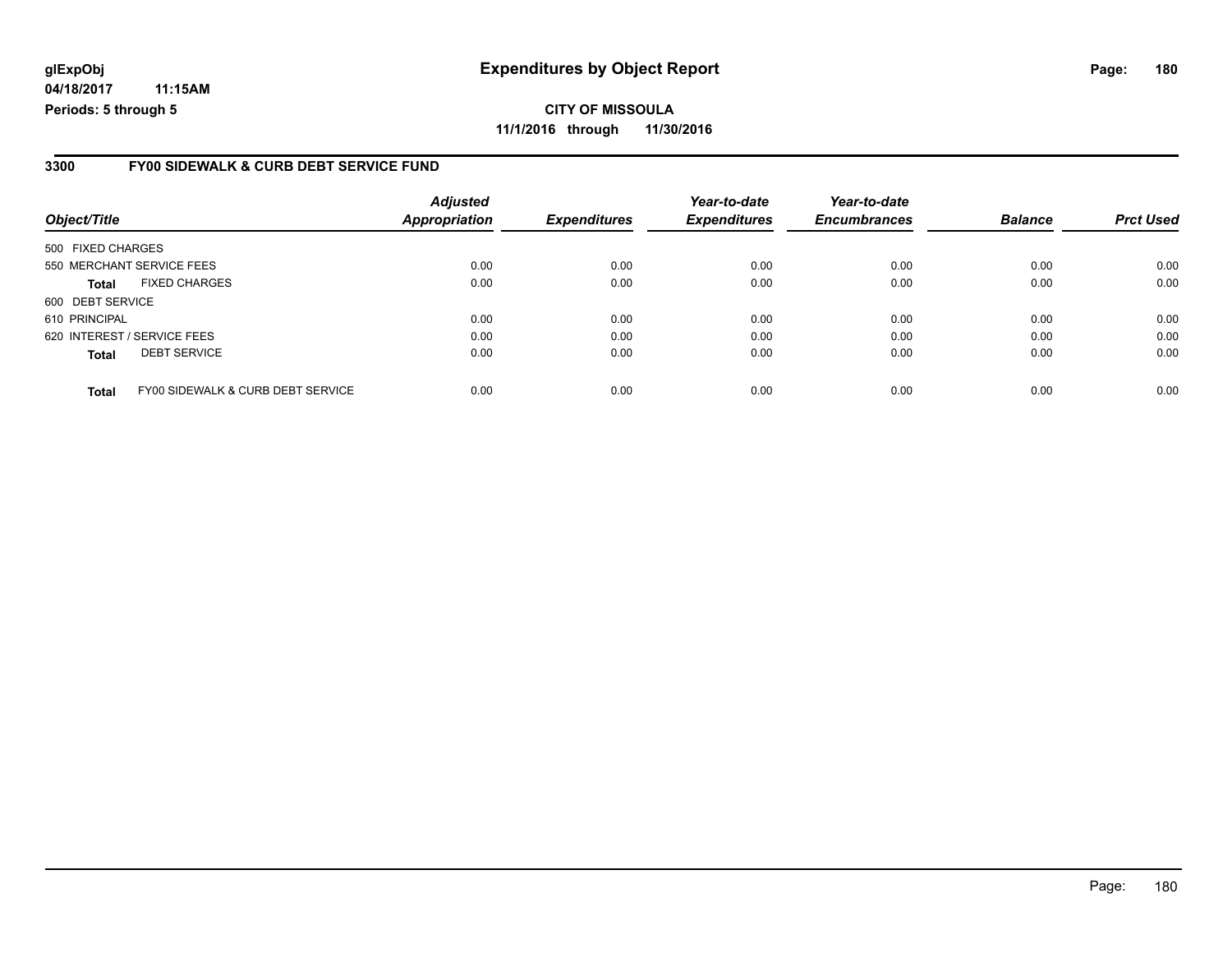glExpObj
04/18/2017 11:15AM
Periods: 5 through 5

# Expenditures by Object Report

**CITY OF MISSOULA**
**11/1/2016 through 11/30/2016**

## 3300 FY00 SIDEWALK & CURB DEBT SERVICE FUND

| Object/Title | | Adjusted Appropriation | Expenditures | Year-to-date Expenditures | Year-to-date Encumbrances | Balance | Prct Used |
|---|---|---|---|---|---|---|---|
| 500 FIXED CHARGES | | | | | | | |
| 550 MERCHANT SERVICE FEES | | 0.00 | 0.00 | 0.00 | 0.00 | 0.00 | 0.00 |
| **Total** | FIXED CHARGES | 0.00 | 0.00 | 0.00 | 0.00 | 0.00 | 0.00 |
| 600 DEBT SERVICE | | | | | | | |
| 610 PRINCIPAL | | 0.00 | 0.00 | 0.00 | 0.00 | 0.00 | 0.00 |
| 620 INTEREST / SERVICE FEES | | 0.00 | 0.00 | 0.00 | 0.00 | 0.00 | 0.00 |
| **Total** | DEBT SERVICE | 0.00 | 0.00 | 0.00 | 0.00 | 0.00 | 0.00 |
| **Total** | FY00 SIDEWALK & CURB DEBT SERVICE | 0.00 | 0.00 | 0.00 | 0.00 | 0.00 | 0.00 |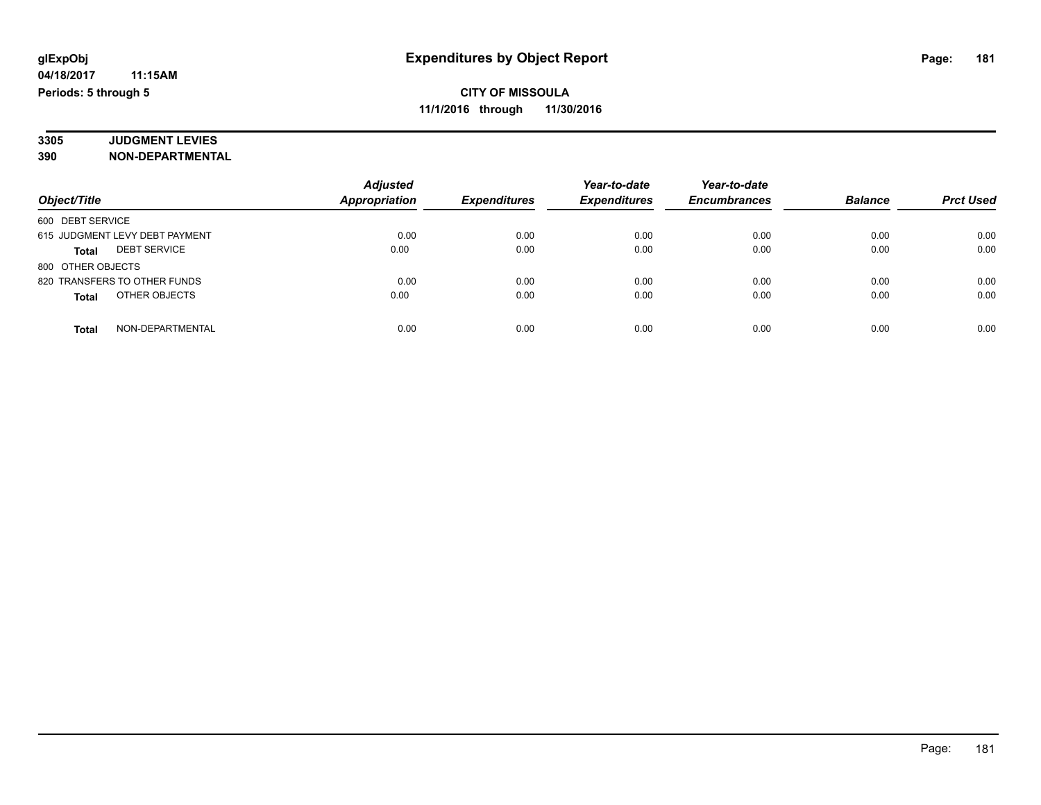# Expenditures by Object Report

glExpObj
04/18/2017 11:15AM
Periods: 5 through 5

**CITY OF MISSOULA**
**11/1/2016 through 11/30/2016**

**3305 JUDGMENT LEVIES**
**390 NON-DEPARTMENTAL**

| Object/Title | Adjusted Appropriation | Expenditures | Year-to-date Expenditures | Year-to-date Encumbrances | Balance | Prct Used |
|---|---|---|---|---|---|---|
| 600 DEBT SERVICE | | | | | | |
| 615 JUDGMENT LEVY DEBT PAYMENT | 0.00 | 0.00 | 0.00 | 0.00 | 0.00 | 0.00 |
| **Total** DEBT SERVICE | 0.00 | 0.00 | 0.00 | 0.00 | 0.00 | 0.00 |
| 800 OTHER OBJECTS | | | | | | |
| 820 TRANSFERS TO OTHER FUNDS | 0.00 | 0.00 | 0.00 | 0.00 | 0.00 | 0.00 |
| **Total** OTHER OBJECTS | 0.00 | 0.00 | 0.00 | 0.00 | 0.00 | 0.00 |
| **Total** NON-DEPARTMENTAL | 0.00 | 0.00 | 0.00 | 0.00 | 0.00 | 0.00 |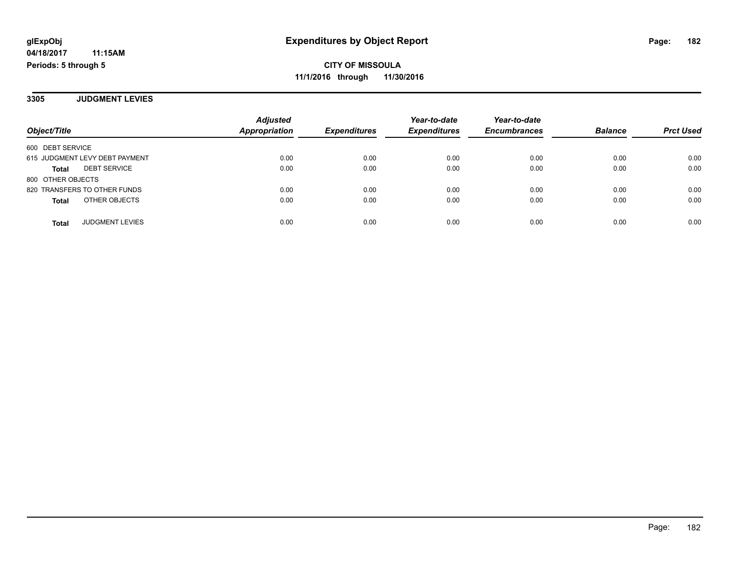# Expenditures by Object Report

glExpObj
04/18/2017 11:15AM
Periods: 5 through 5

**CITY OF MISSOULA**
**11/1/2016 through 11/30/2016**

## 3305 JUDGMENT LEVIES

| Object/Title | Adjusted Appropriation | Expenditures | Year-to-date Expenditures | Year-to-date Encumbrances | Balance | Prct Used |
|---|---|---|---|---|---|---|
| 600 DEBT SERVICE | | | | | | |
| 615 JUDGMENT LEVY DEBT PAYMENT | 0.00 | 0.00 | 0.00 | 0.00 | 0.00 | 0.00 |
| **Total** DEBT SERVICE | 0.00 | 0.00 | 0.00 | 0.00 | 0.00 | 0.00 |
| 800 OTHER OBJECTS | | | | | | |
| 820 TRANSFERS TO OTHER FUNDS | 0.00 | 0.00 | 0.00 | 0.00 | 0.00 | 0.00 |
| **Total** OTHER OBJECTS | 0.00 | 0.00 | 0.00 | 0.00 | 0.00 | 0.00 |
| **Total** JUDGMENT LEVIES | 0.00 | 0.00 | 0.00 | 0.00 | 0.00 | 0.00 |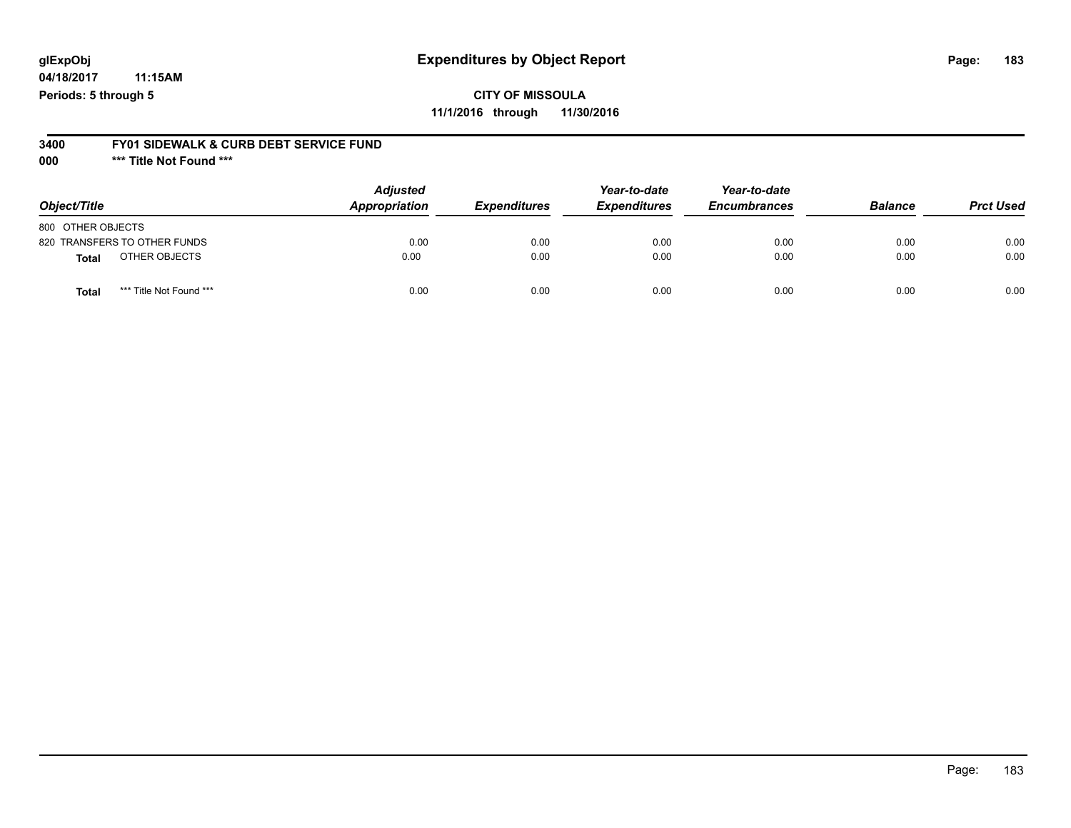glExpObj
04/18/2017 11:15AM
Periods: 5 through 5

# Expenditures by Object Report

**CITY OF MISSOULA**

**11/1/2016 through 11/30/2016**

**3400 FY01 SIDEWALK & CURB DEBT SERVICE FUND**

**000 *** Title Not Found *****

| Object/Title | Adjusted Appropriation | Expenditures | Year-to-date Expenditures | Year-to-date Encumbrances | Balance | Prct Used |
|---|---|---|---|---|---|---|
| 800 OTHER OBJECTS | | | | | | |
| 820 TRANSFERS TO OTHER FUNDS | 0.00 | 0.00 | 0.00 | 0.00 | 0.00 | 0.00 |
| **Total** OTHER OBJECTS | 0.00 | 0.00 | 0.00 | 0.00 | 0.00 | 0.00 |
| **Total** *** Title Not Found *** | 0.00 | 0.00 | 0.00 | 0.00 | 0.00 | 0.00 |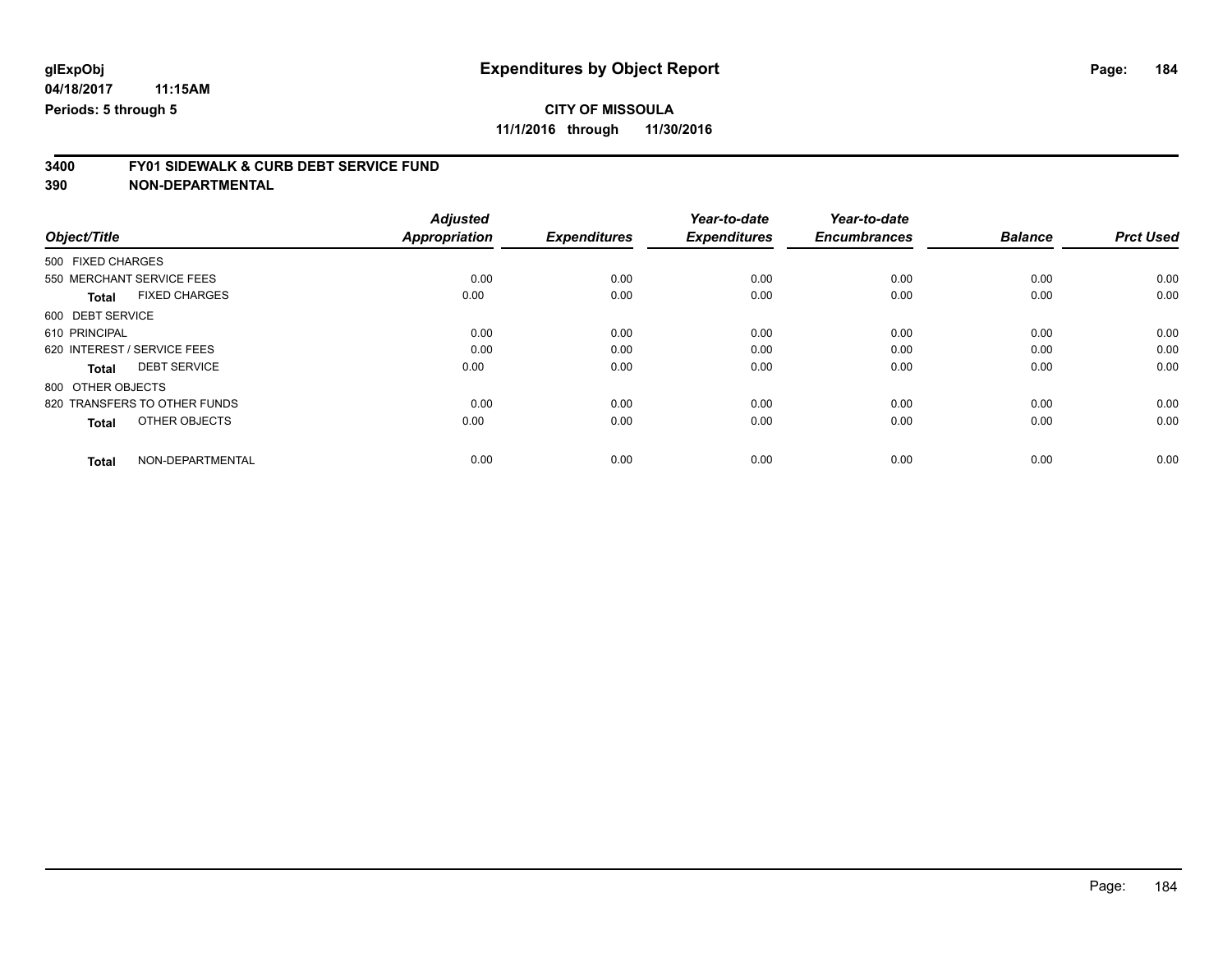# Expenditures by Object Report

glExpObj
04/18/2017 11:15AM
Periods: 5 through 5

**CITY OF MISSOULA**
**11/1/2016 through 11/30/2016**

## 3400 FY01 SIDEWALK & CURB DEBT SERVICE FUND
## 390 NON-DEPARTMENTAL

| Object/Title | Adjusted Appropriation | Expenditures | Year-to-date Expenditures | Year-to-date Encumbrances | Balance | Prct Used |
|---|---|---|---|---|---|---|
| 500 FIXED CHARGES | | | | | | |
| 550 MERCHANT SERVICE FEES | 0.00 | 0.00 | 0.00 | 0.00 | 0.00 | 0.00 |
| **Total** FIXED CHARGES | 0.00 | 0.00 | 0.00 | 0.00 | 0.00 | 0.00 |
| 600 DEBT SERVICE | | | | | | |
| 610 PRINCIPAL | 0.00 | 0.00 | 0.00 | 0.00 | 0.00 | 0.00 |
| 620 INTEREST / SERVICE FEES | 0.00 | 0.00 | 0.00 | 0.00 | 0.00 | 0.00 |
| **Total** DEBT SERVICE | 0.00 | 0.00 | 0.00 | 0.00 | 0.00 | 0.00 |
| 800 OTHER OBJECTS | | | | | | |
| 820 TRANSFERS TO OTHER FUNDS | 0.00 | 0.00 | 0.00 | 0.00 | 0.00 | 0.00 |
| **Total** OTHER OBJECTS | 0.00 | 0.00 | 0.00 | 0.00 | 0.00 | 0.00 |
| **Total** NON-DEPARTMENTAL | 0.00 | 0.00 | 0.00 | 0.00 | 0.00 | 0.00 |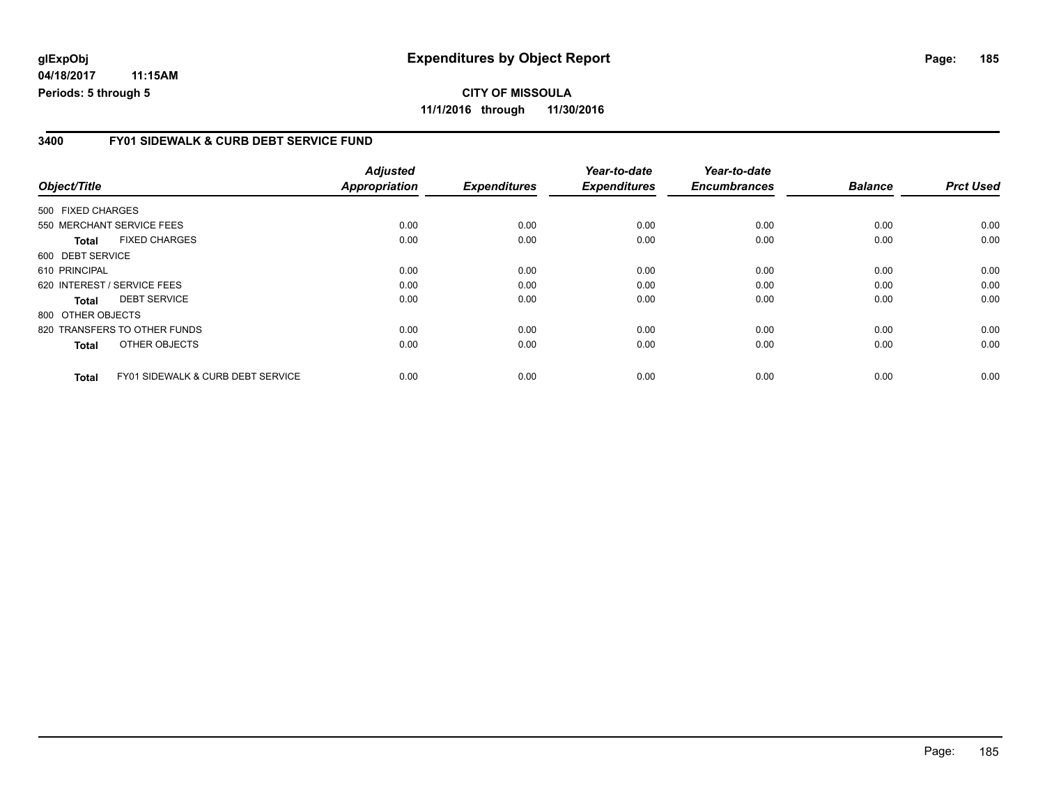**glExpObj** 04/18/2017 11:15AM
**Periods: 5 through 5**

# Expenditures by Object Report

**CITY OF MISSOULA**
**11/1/2016 through 11/30/2016**

## 3400 FY01 SIDEWALK & CURB DEBT SERVICE FUND

| Object/Title | | Adjusted Appropriation | Expenditures | Year-to-date Expenditures | Year-to-date Encumbrances | Balance | Prct Used |
|---|---|---|---|---|---|---|---|
| 500 FIXED CHARGES | | | | | | | |
| 550 MERCHANT SERVICE FEES | | 0.00 | 0.00 | 0.00 | 0.00 | 0.00 | 0.00 |
| **Total** | FIXED CHARGES | 0.00 | 0.00 | 0.00 | 0.00 | 0.00 | 0.00 |
| 600 DEBT SERVICE | | | | | | | |
| 610 PRINCIPAL | | 0.00 | 0.00 | 0.00 | 0.00 | 0.00 | 0.00 |
| 620 INTEREST / SERVICE FEES | | 0.00 | 0.00 | 0.00 | 0.00 | 0.00 | 0.00 |
| **Total** | DEBT SERVICE | 0.00 | 0.00 | 0.00 | 0.00 | 0.00 | 0.00 |
| 800 OTHER OBJECTS | | | | | | | |
| 820 TRANSFERS TO OTHER FUNDS | | 0.00 | 0.00 | 0.00 | 0.00 | 0.00 | 0.00 |
| **Total** | OTHER OBJECTS | 0.00 | 0.00 | 0.00 | 0.00 | 0.00 | 0.00 |
| **Total** | FY01 SIDEWALK & CURB DEBT SERVICE | 0.00 | 0.00 | 0.00 | 0.00 | 0.00 | 0.00 |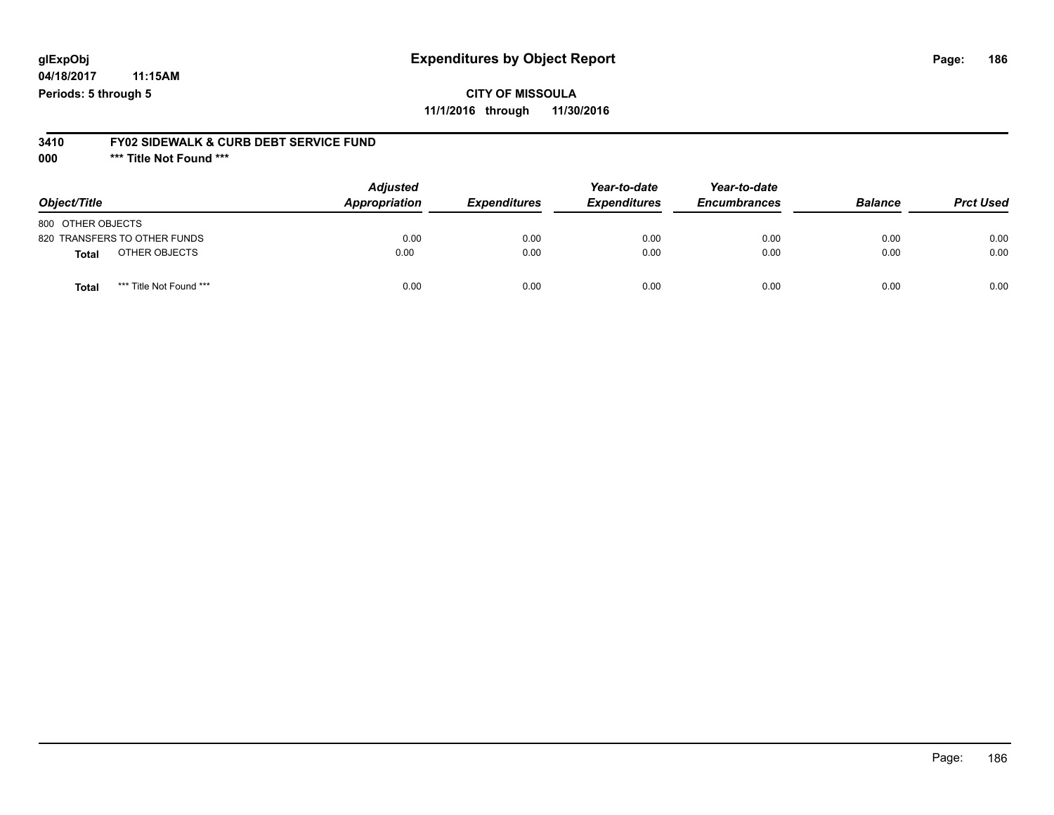# Expenditures by Object Report

glExpObj
04/18/2017 11:15AM
Periods: 5 through 5

**CITY OF MISSOULA**
**11/1/2016 through 11/30/2016**

**3410 FY02 SIDEWALK & CURB DEBT SERVICE FUND**
**000 \*\*\* Title Not Found \*\*\***

| Object/Title | Adjusted Appropriation | Expenditures | Year-to-date Expenditures | Year-to-date Encumbrances | Balance | Prct Used |
|---|---|---|---|---|---|---|
| 800 OTHER OBJECTS | | | | | | |
| 820 TRANSFERS TO OTHER FUNDS | 0.00 | 0.00 | 0.00 | 0.00 | 0.00 | 0.00 |
| **Total** OTHER OBJECTS | 0.00 | 0.00 | 0.00 | 0.00 | 0.00 | 0.00 |
| **Total** *** Title Not Found *** | 0.00 | 0.00 | 0.00 | 0.00 | 0.00 | 0.00 |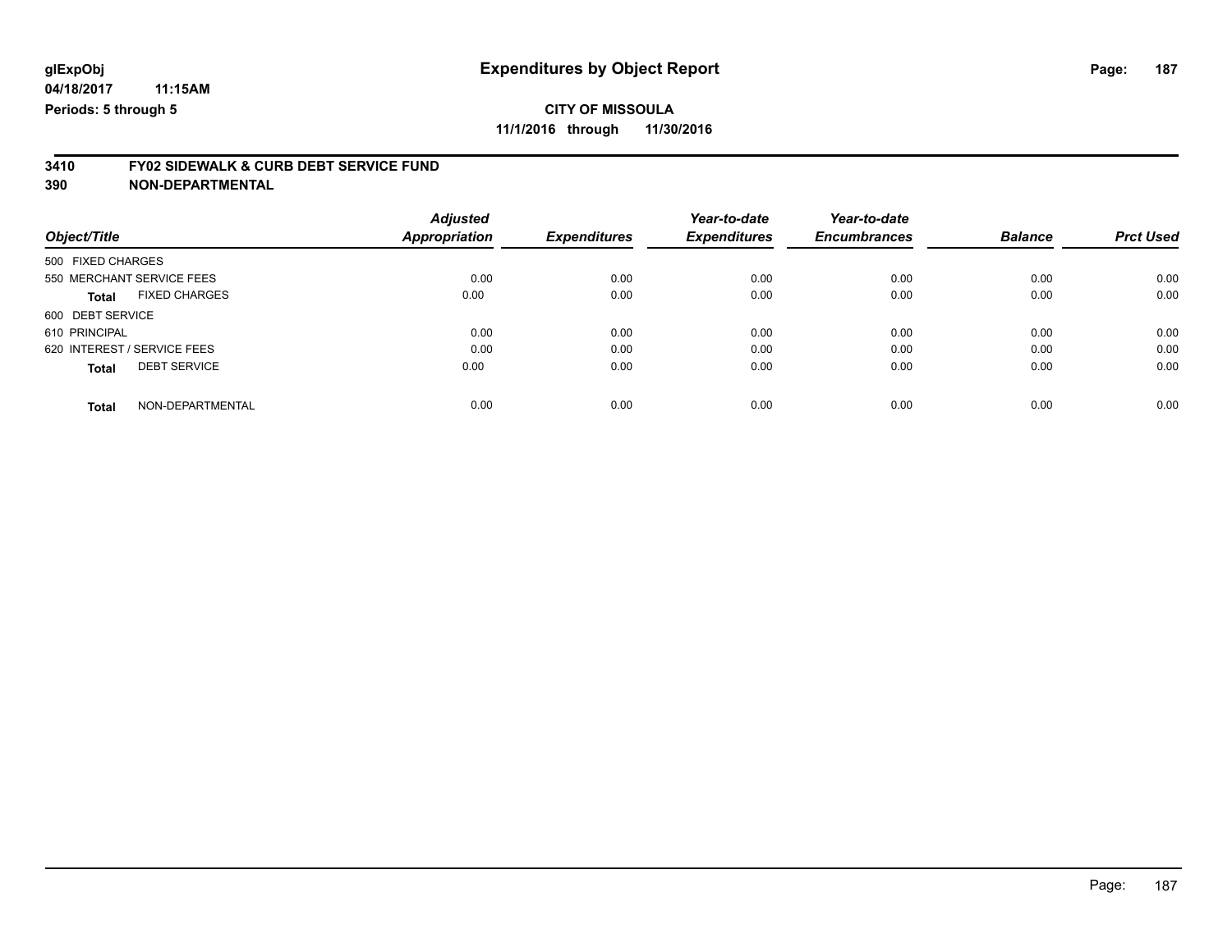glExpObj
04/18/2017 11:15AM
Periods: 5 through 5

# Expenditures by Object Report

**CITY OF MISSOULA**

**11/1/2016 through 11/30/2016**

## 3410 FY02 SIDEWALK & CURB DEBT SERVICE FUND
## 390 NON-DEPARTMENTAL

| Object/Title | Adjusted Appropriation | Expenditures | Year-to-date Expenditures | Year-to-date Encumbrances | Balance | Prct Used |
|---|---|---|---|---|---|---|
| 500 FIXED CHARGES | | | | | | |
| 550 MERCHANT SERVICE FEES | 0.00 | 0.00 | 0.00 | 0.00 | 0.00 | 0.00 |
| **Total** FIXED CHARGES | 0.00 | 0.00 | 0.00 | 0.00 | 0.00 | 0.00 |
| 600 DEBT SERVICE | | | | | | |
| 610 PRINCIPAL | 0.00 | 0.00 | 0.00 | 0.00 | 0.00 | 0.00 |
| 620 INTEREST / SERVICE FEES | 0.00 | 0.00 | 0.00 | 0.00 | 0.00 | 0.00 |
| **Total** DEBT SERVICE | 0.00 | 0.00 | 0.00 | 0.00 | 0.00 | 0.00 |
| **Total** NON-DEPARTMENTAL | 0.00 | 0.00 | 0.00 | 0.00 | 0.00 | 0.00 |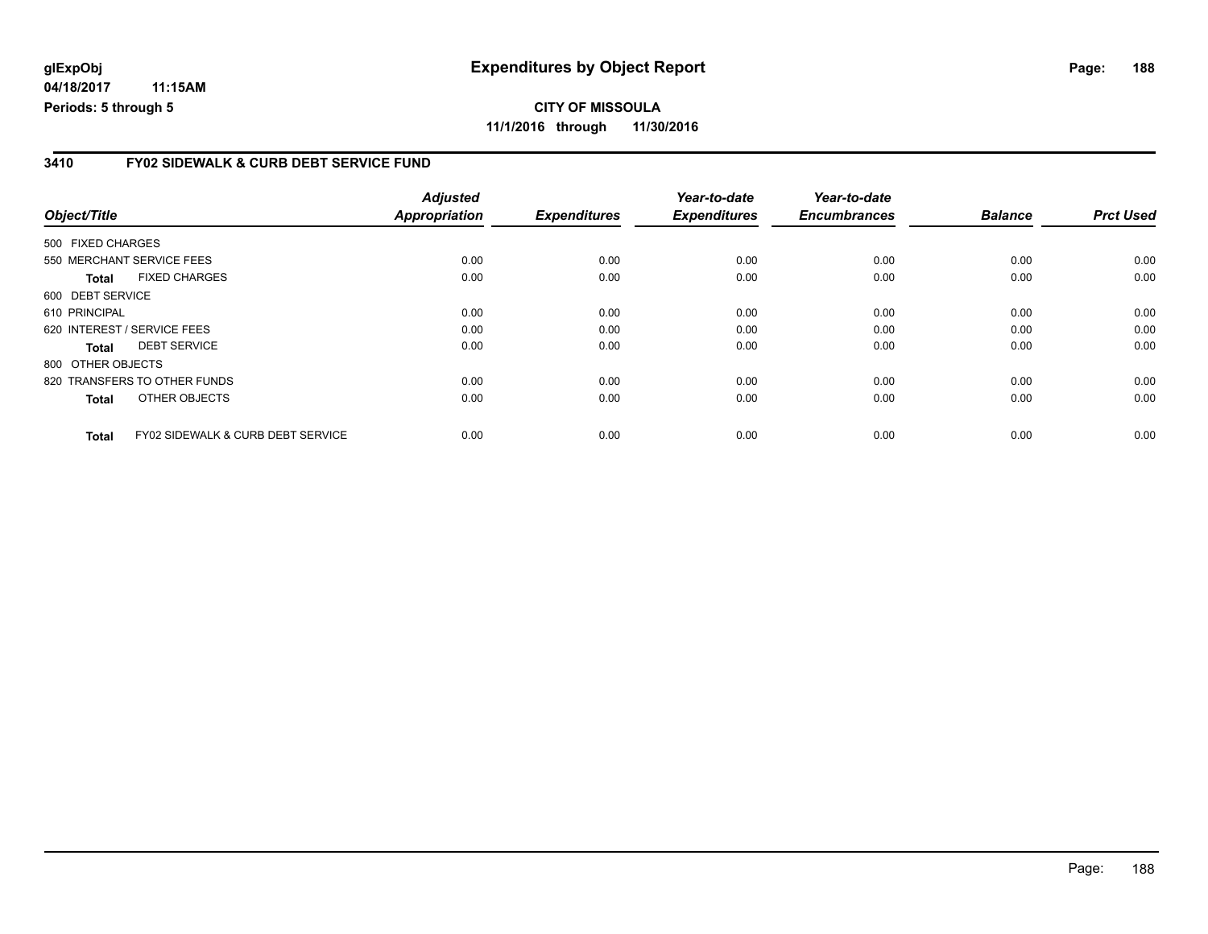# Expenditures by Object Report

**CITY OF MISSOULA**

**11/1/2016 through 11/30/2016**

glExpObj
04/18/2017 11:15AM
Periods: 5 through 5

## 3410 FY02 SIDEWALK & CURB DEBT SERVICE FUND

| Object/Title | Adjusted Appropriation | Expenditures | Year-to-date Expenditures | Year-to-date Encumbrances | Balance | Prct Used |
|---|---|---|---|---|---|---|
| 500 FIXED CHARGES | | | | | | |
| 550 MERCHANT SERVICE FEES | 0.00 | 0.00 | 0.00 | 0.00 | 0.00 | 0.00 |
| **Total** FIXED CHARGES | 0.00 | 0.00 | 0.00 | 0.00 | 0.00 | 0.00 |
| 600 DEBT SERVICE | | | | | | |
| 610 PRINCIPAL | 0.00 | 0.00 | 0.00 | 0.00 | 0.00 | 0.00 |
| 620 INTEREST / SERVICE FEES | 0.00 | 0.00 | 0.00 | 0.00 | 0.00 | 0.00 |
| **Total** DEBT SERVICE | 0.00 | 0.00 | 0.00 | 0.00 | 0.00 | 0.00 |
| 800 OTHER OBJECTS | | | | | | |
| 820 TRANSFERS TO OTHER FUNDS | 0.00 | 0.00 | 0.00 | 0.00 | 0.00 | 0.00 |
| **Total** OTHER OBJECTS | 0.00 | 0.00 | 0.00 | 0.00 | 0.00 | 0.00 |
| **Total** FY02 SIDEWALK & CURB DEBT SERVICE | 0.00 | 0.00 | 0.00 | 0.00 | 0.00 | 0.00 |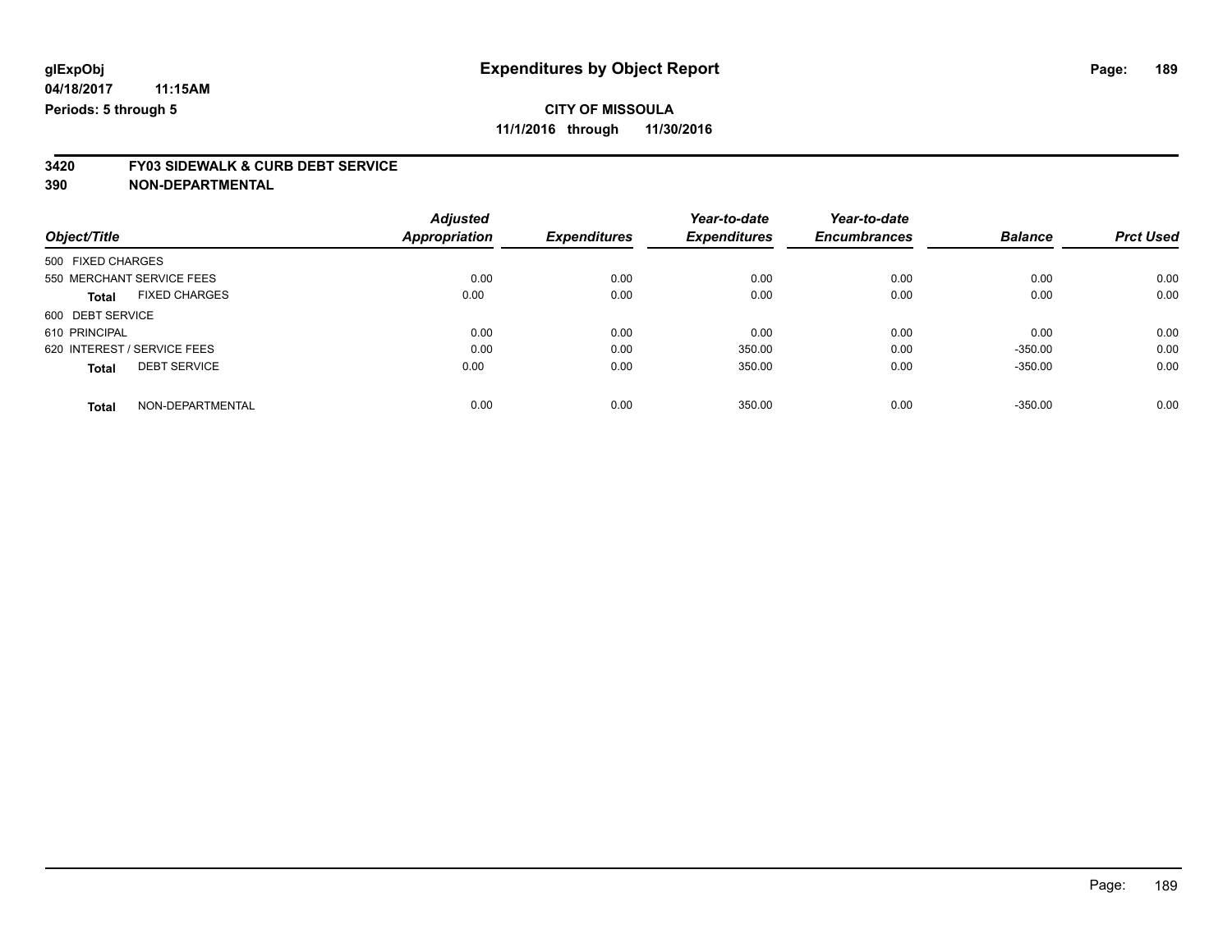glExpObj
04/18/2017 11:15AM
Periods: 5 through 5

# Expenditures by Object Report

**CITY OF MISSOULA**
**11/1/2016 through 11/30/2016**

**3420 FY03 SIDEWALK & CURB DEBT SERVICE**
**390 NON-DEPARTMENTAL**

| Object/Title | | Adjusted Appropriation | Expenditures | Year-to-date Expenditures | Year-to-date Encumbrances | Balance | Prct Used |
|---|---|---|---|---|---|---|---|
| 500 FIXED CHARGES | | | | | | | |
| 550 MERCHANT SERVICE FEES | | 0.00 | 0.00 | 0.00 | 0.00 | 0.00 | 0.00 |
| **Total** | FIXED CHARGES | 0.00 | 0.00 | 0.00 | 0.00 | 0.00 | 0.00 |
| 600 DEBT SERVICE | | | | | | | |
| 610 PRINCIPAL | | 0.00 | 0.00 | 0.00 | 0.00 | 0.00 | 0.00 |
| 620 INTEREST / SERVICE FEES | | 0.00 | 0.00 | 350.00 | 0.00 | -350.00 | 0.00 |
| **Total** | DEBT SERVICE | 0.00 | 0.00 | 350.00 | 0.00 | -350.00 | 0.00 |
| **Total** | NON-DEPARTMENTAL | 0.00 | 0.00 | 350.00 | 0.00 | -350.00 | 0.00 |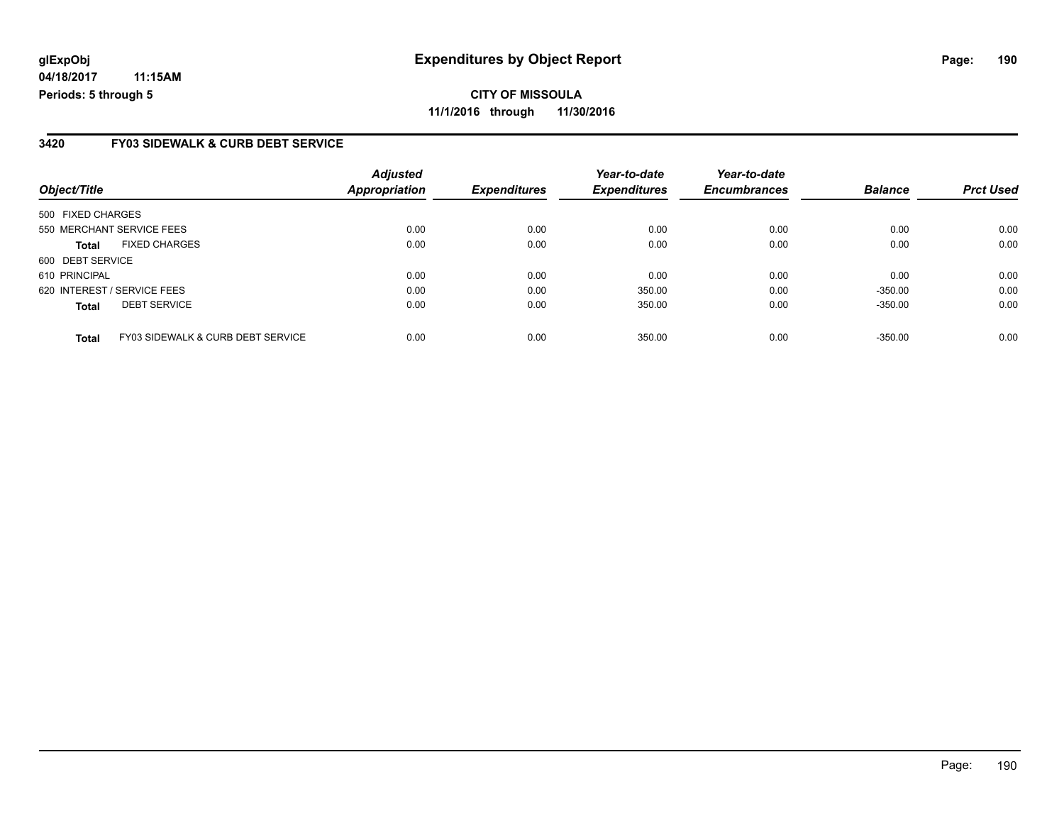**CITY OF MISSOULA**

**11/1/2016 through 11/30/2016**

**Expenditures by Object Report**

glExpObj
04/18/2017 11:15AM
Periods: 5 through 5

## 3420 FY03 SIDEWALK & CURB DEBT SERVICE

| Object/Title | | Adjusted Appropriation | Expenditures | Year-to-date Expenditures | Year-to-date Encumbrances | Balance | Prct Used |
|---|---|---|---|---|---|---|---|
| 500 FIXED CHARGES | | | | | | | |
| 550 MERCHANT SERVICE FEES | | 0.00 | 0.00 | 0.00 | 0.00 | 0.00 | 0.00 |
| **Total** | FIXED CHARGES | 0.00 | 0.00 | 0.00 | 0.00 | 0.00 | 0.00 |
| 600 DEBT SERVICE | | | | | | | |
| 610 PRINCIPAL | | 0.00 | 0.00 | 0.00 | 0.00 | 0.00 | 0.00 |
| 620 INTEREST / SERVICE FEES | | 0.00 | 0.00 | 350.00 | 0.00 | -350.00 | 0.00 |
| **Total** | DEBT SERVICE | 0.00 | 0.00 | 350.00 | 0.00 | -350.00 | 0.00 |
| **Total** | FY03 SIDEWALK & CURB DEBT SERVICE | 0.00 | 0.00 | 350.00 | 0.00 | -350.00 | 0.00 |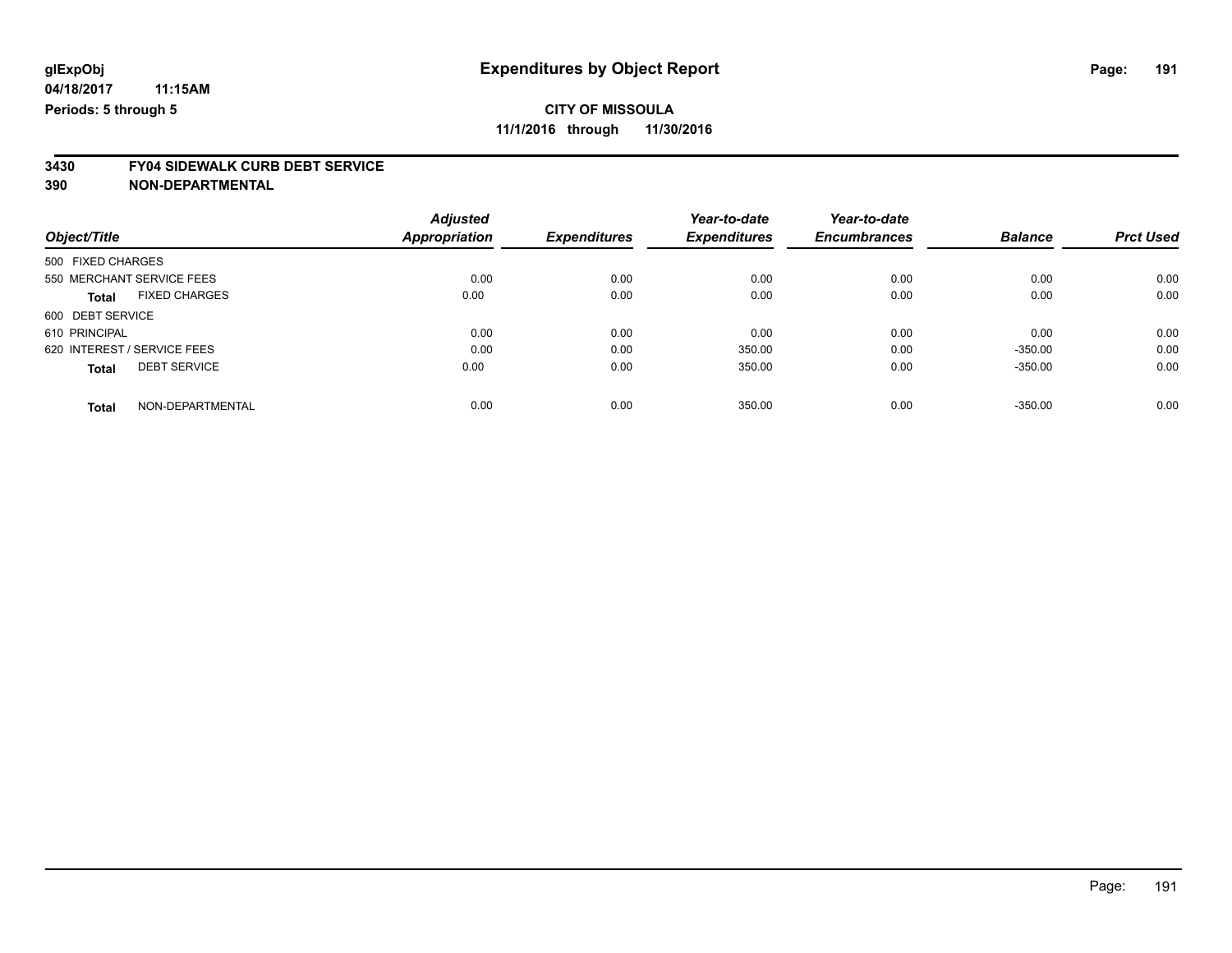# Expenditures by Object Report

glExpObj
04/18/2017 11:15AM
Periods: 5 through 5

**CITY OF MISSOULA**
**11/1/2016 through 11/30/2016**

**3430 FY04 SIDEWALK CURB DEBT SERVICE**
**390 NON-DEPARTMENTAL**

| Object/Title | Adjusted Appropriation | Expenditures | Year-to-date Expenditures | Year-to-date Encumbrances | Balance | Prct Used |
|---|---|---|---|---|---|---|
| 500 FIXED CHARGES | | | | | | |
| 550 MERCHANT SERVICE FEES | 0.00 | 0.00 | 0.00 | 0.00 | 0.00 | 0.00 |
| **Total** FIXED CHARGES | 0.00 | 0.00 | 0.00 | 0.00 | 0.00 | 0.00 |
| 600 DEBT SERVICE | | | | | | |
| 610 PRINCIPAL | 0.00 | 0.00 | 0.00 | 0.00 | 0.00 | 0.00 |
| 620 INTEREST / SERVICE FEES | 0.00 | 0.00 | 350.00 | 0.00 | -350.00 | 0.00 |
| **Total** DEBT SERVICE | 0.00 | 0.00 | 350.00 | 0.00 | -350.00 | 0.00 |
| **Total** NON-DEPARTMENTAL | 0.00 | 0.00 | 350.00 | 0.00 | -350.00 | 0.00 |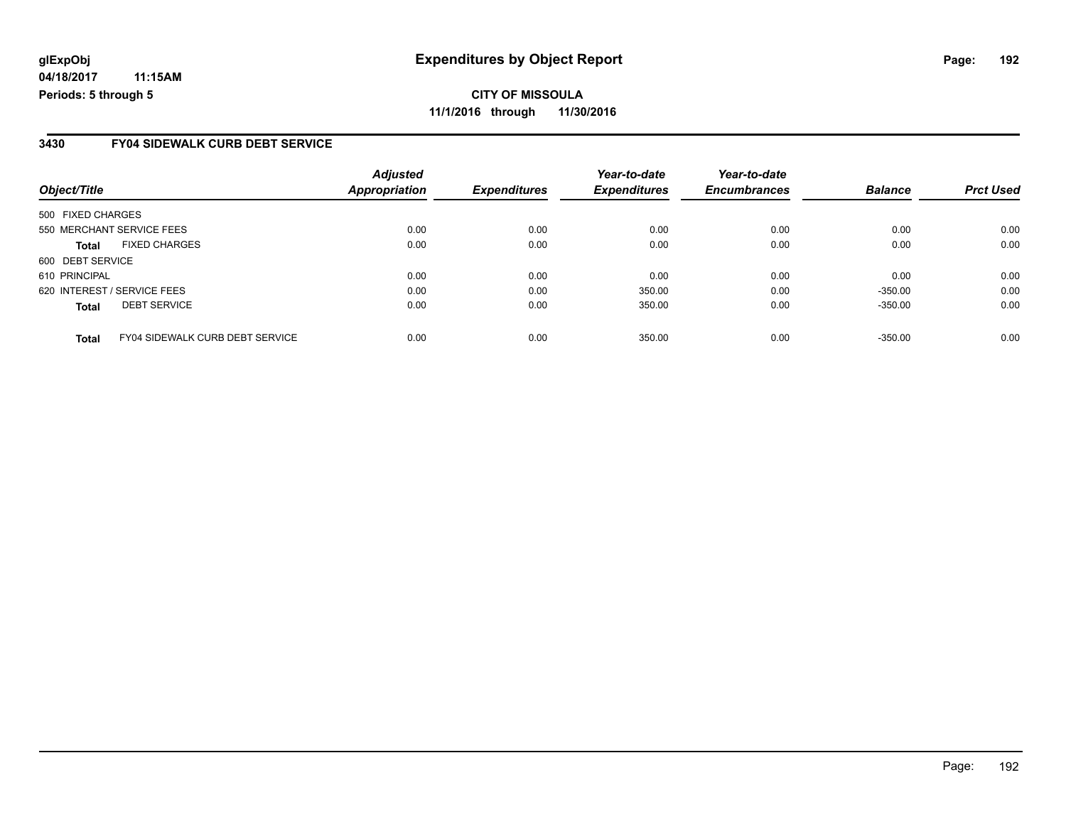glExpObj
04/18/2017 11:15AM
Periods: 5 through 5

# Expenditures by Object Report

**CITY OF MISSOULA**
**11/1/2016 through 11/30/2016**

## 3430 FY04 SIDEWALK CURB DEBT SERVICE

| Object/Title | Adjusted Appropriation | Expenditures | Year-to-date Expenditures | Year-to-date Encumbrances | Balance | Prct Used |
|---|---|---|---|---|---|---|
| 500 FIXED CHARGES | | | | | | |
| 550 MERCHANT SERVICE FEES | 0.00 | 0.00 | 0.00 | 0.00 | 0.00 | 0.00 |
| **Total** FIXED CHARGES | 0.00 | 0.00 | 0.00 | 0.00 | 0.00 | 0.00 |
| 600 DEBT SERVICE | | | | | | |
| 610 PRINCIPAL | 0.00 | 0.00 | 0.00 | 0.00 | 0.00 | 0.00 |
| 620 INTEREST / SERVICE FEES | 0.00 | 0.00 | 350.00 | 0.00 | -350.00 | 0.00 |
| **Total** DEBT SERVICE | 0.00 | 0.00 | 350.00 | 0.00 | -350.00 | 0.00 |
| **Total** FY04 SIDEWALK CURB DEBT SERVICE | 0.00 | 0.00 | 350.00 | 0.00 | -350.00 | 0.00 |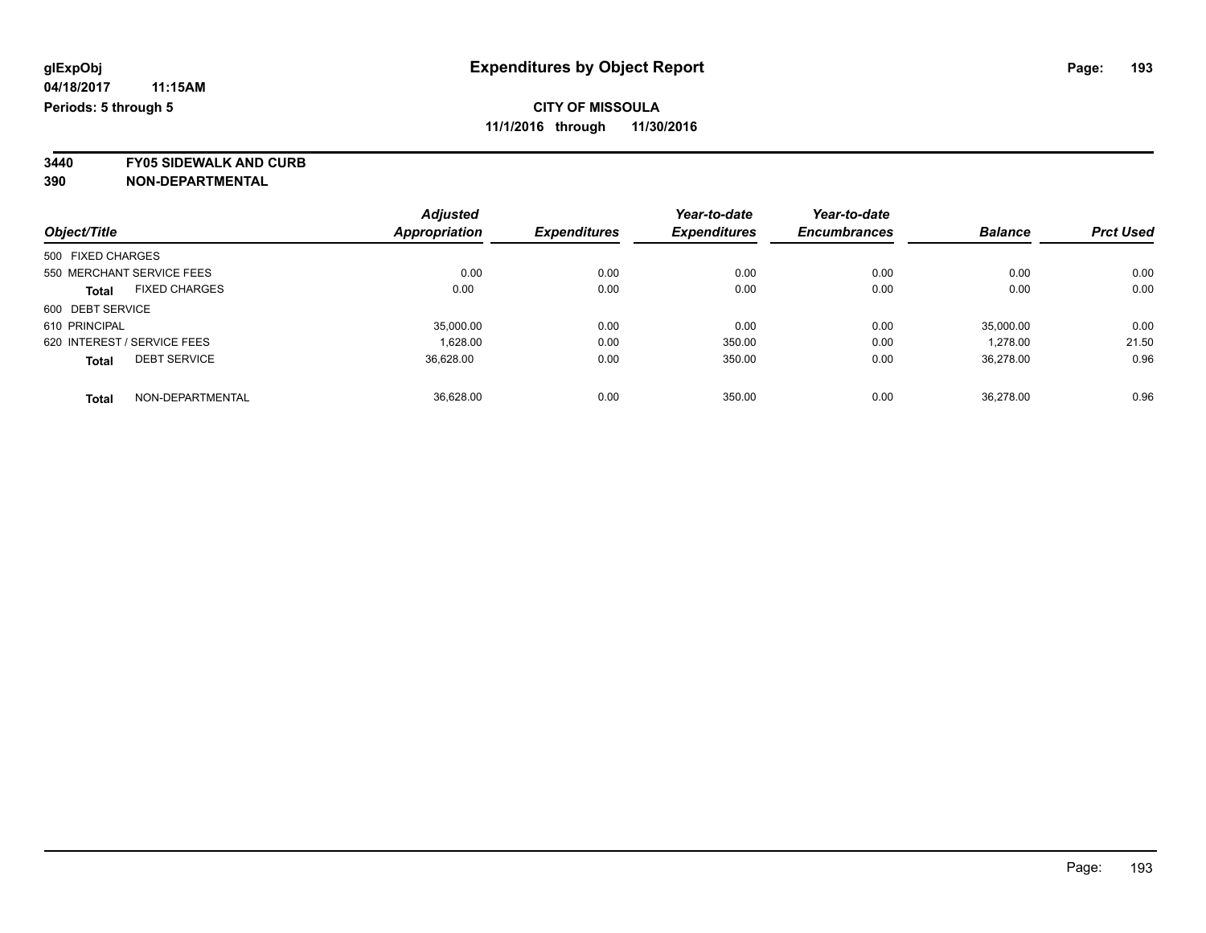**glExpObj** **Expenditures by Object Report**

**04/18/2017 11:15AM**

**Periods: 5 through 5**

**CITY OF MISSOULA**

**11/1/2016 through 11/30/2016**

**3440 FY05 SIDEWALK AND CURB**

**390 NON-DEPARTMENTAL**

| Object/Title | | Adjusted Appropriation | Expenditures | Year-to-date Expenditures | Year-to-date Encumbrances | Balance | Prct Used |
|---|---|---|---|---|---|---|---|
| 500 FIXED CHARGES | | | | | | | |
| 550 MERCHANT SERVICE FEES | | 0.00 | 0.00 | 0.00 | 0.00 | 0.00 | 0.00 |
| **Total** | FIXED CHARGES | 0.00 | 0.00 | 0.00 | 0.00 | 0.00 | 0.00 |
| 600 DEBT SERVICE | | | | | | | |
| 610 PRINCIPAL | | 35,000.00 | 0.00 | 0.00 | 0.00 | 35,000.00 | 0.00 |
| 620 INTEREST / SERVICE FEES | | 1,628.00 | 0.00 | 350.00 | 0.00 | 1,278.00 | 21.50 |
| **Total** | DEBT SERVICE | 36,628.00 | 0.00 | 350.00 | 0.00 | 36,278.00 | 0.96 |
| **Total** | NON-DEPARTMENTAL | 36,628.00 | 0.00 | 350.00 | 0.00 | 36,278.00 | 0.96 |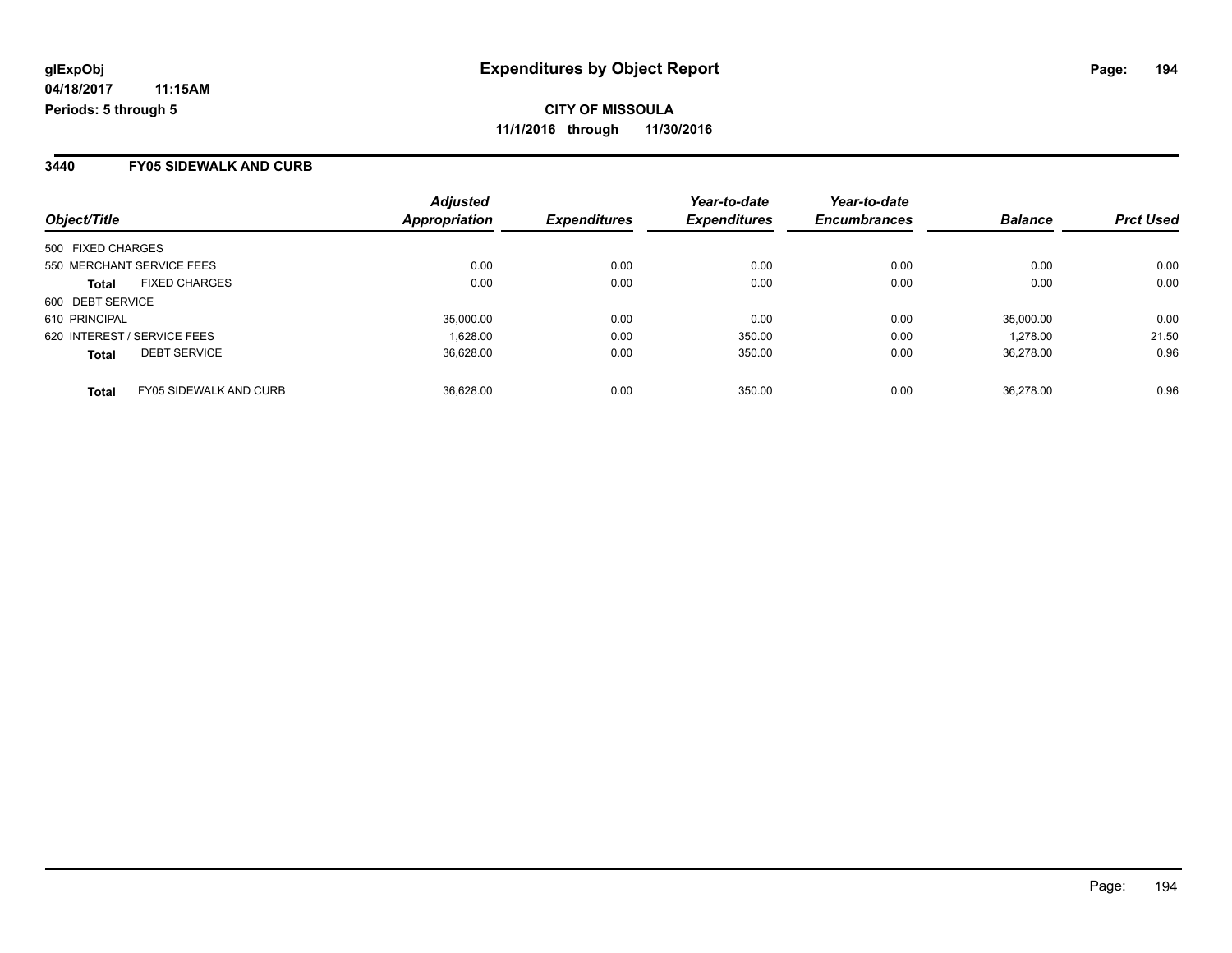**glExpObj** **Expenditures by Object Report**

**04/18/2017 11:15AM**

**Periods: 5 through 5**

**CITY OF MISSOULA**

**11/1/2016 through 11/30/2016**

## 3440 FY05 SIDEWALK AND CURB

| Object/Title | Adjusted Appropriation | Expenditures | Year-to-date Expenditures | Year-to-date Encumbrances | Balance | Prct Used |
|---|---|---|---|---|---|---|
| 500 FIXED CHARGES | | | | | | |
| 550 MERCHANT SERVICE FEES | 0.00 | 0.00 | 0.00 | 0.00 | 0.00 | 0.00 |
| **Total** FIXED CHARGES | 0.00 | 0.00 | 0.00 | 0.00 | 0.00 | 0.00 |
| 600 DEBT SERVICE | | | | | | |
| 610 PRINCIPAL | 35,000.00 | 0.00 | 0.00 | 0.00 | 35,000.00 | 0.00 |
| 620 INTEREST / SERVICE FEES | 1,628.00 | 0.00 | 350.00 | 0.00 | 1,278.00 | 21.50 |
| **Total** DEBT SERVICE | 36,628.00 | 0.00 | 350.00 | 0.00 | 36,278.00 | 0.96 |
| **Total** FY05 SIDEWALK AND CURB | 36,628.00 | 0.00 | 350.00 | 0.00 | 36,278.00 | 0.96 |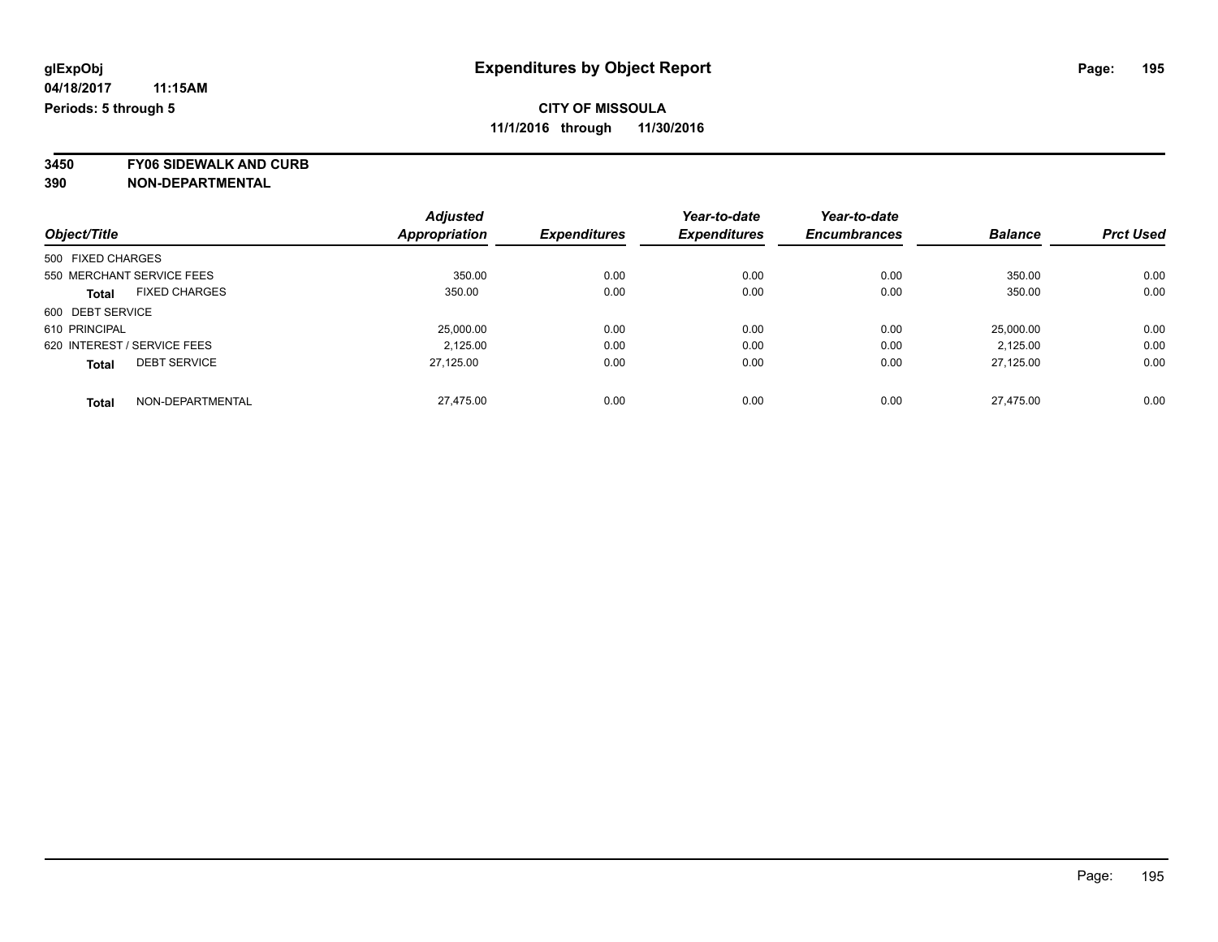glExpObj
04/18/2017 11:15AM
Periods: 5 through 5

# Expenditures by Object Report

**CITY OF MISSOULA**
**11/1/2016 through 11/30/2016**

**3450 FY06 SIDEWALK AND CURB**
**390 NON-DEPARTMENTAL**

| Object/Title | | Adjusted Appropriation | Expenditures | Year-to-date Expenditures | Year-to-date Encumbrances | Balance | Prct Used |
|---|---|---|---|---|---|---|---|
| 500 FIXED CHARGES | | | | | | | |
| 550 MERCHANT SERVICE FEES | | 350.00 | 0.00 | 0.00 | 0.00 | 350.00 | 0.00 |
| Total | FIXED CHARGES | 350.00 | 0.00 | 0.00 | 0.00 | 350.00 | 0.00 |
| 600 DEBT SERVICE | | | | | | | |
| 610 PRINCIPAL | | 25,000.00 | 0.00 | 0.00 | 0.00 | 25,000.00 | 0.00 |
| 620 INTEREST / SERVICE FEES | | 2,125.00 | 0.00 | 0.00 | 0.00 | 2,125.00 | 0.00 |
| Total | DEBT SERVICE | 27,125.00 | 0.00 | 0.00 | 0.00 | 27,125.00 | 0.00 |
| Total | NON-DEPARTMENTAL | 27,475.00 | 0.00 | 0.00 | 0.00 | 27,475.00 | 0.00 |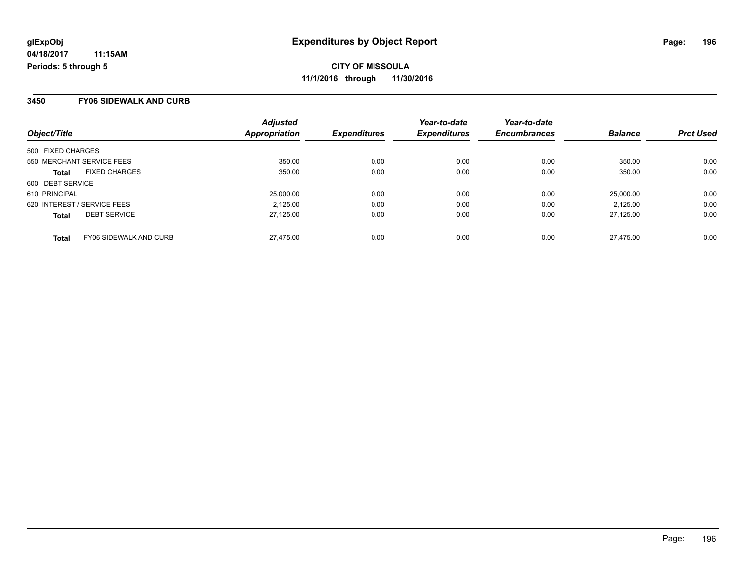**glExpObj**
**04/18/2017 11:15AM**
**Periods: 5 through 5**

# Expenditures by Object Report

**CITY OF MISSOULA**
**11/1/2016 through 11/30/2016**

## 3450 FY06 SIDEWALK AND CURB

| Object/Title | | Adjusted Appropriation | Expenditures | Year-to-date Expenditures | Year-to-date Encumbrances | Balance | Prct Used |
|---|---|---|---|---|---|---|---|
| 500 FIXED CHARGES | | | | | | | |
| 550 MERCHANT SERVICE FEES | | 350.00 | 0.00 | 0.00 | 0.00 | 350.00 | 0.00 |
| **Total** | FIXED CHARGES | 350.00 | 0.00 | 0.00 | 0.00 | 350.00 | 0.00 |
| 600 DEBT SERVICE | | | | | | | |
| 610 PRINCIPAL | | 25,000.00 | 0.00 | 0.00 | 0.00 | 25,000.00 | 0.00 |
| 620 INTEREST / SERVICE FEES | | 2,125.00 | 0.00 | 0.00 | 0.00 | 2,125.00 | 0.00 |
| **Total** | DEBT SERVICE | 27,125.00 | 0.00 | 0.00 | 0.00 | 27,125.00 | 0.00 |
| **Total** | FY06 SIDEWALK AND CURB | 27,475.00 | 0.00 | 0.00 | 0.00 | 27,475.00 | 0.00 |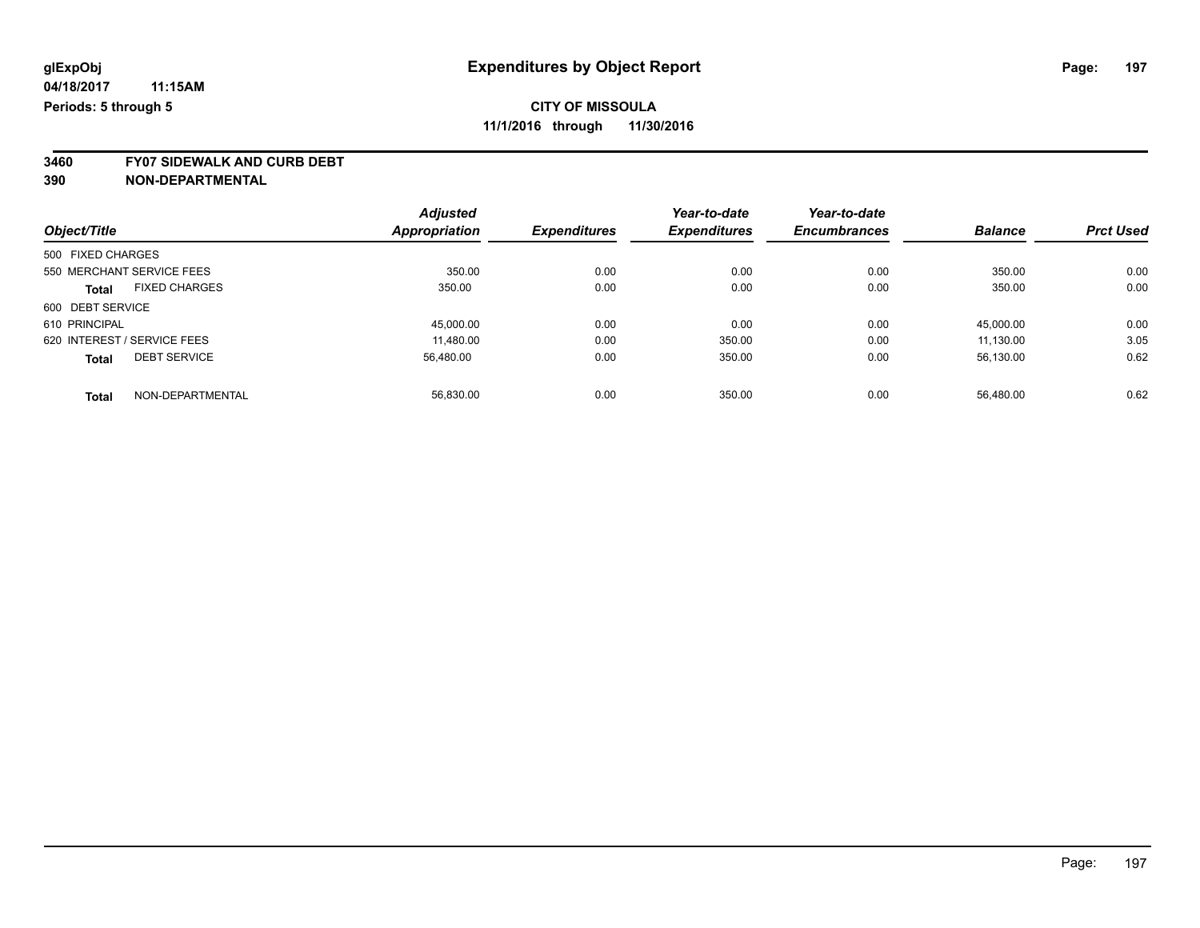**glExpObj** **Expenditures by Object Report**

**04/18/2017 11:15AM**

**Periods: 5 through 5**

**CITY OF MISSOULA**

**11/1/2016 through 11/30/2016**

**3460 FY07 SIDEWALK AND CURB DEBT**

**390 NON-DEPARTMENTAL**

| Object/Title | | Adjusted Appropriation | Expenditures | Year-to-date Expenditures | Year-to-date Encumbrances | Balance | Prct Used |
|---|---|---|---|---|---|---|---|
| 500 FIXED CHARGES | | | | | | | |
| 550 MERCHANT SERVICE FEES | | 350.00 | 0.00 | 0.00 | 0.00 | 350.00 | 0.00 |
| **Total** | FIXED CHARGES | 350.00 | 0.00 | 0.00 | 0.00 | 350.00 | 0.00 |
| 600 DEBT SERVICE | | | | | | | |
| 610 PRINCIPAL | | 45,000.00 | 0.00 | 0.00 | 0.00 | 45,000.00 | 0.00 |
| 620 INTEREST / SERVICE FEES | | 11,480.00 | 0.00 | 350.00 | 0.00 | 11,130.00 | 3.05 |
| **Total** | DEBT SERVICE | 56,480.00 | 0.00 | 350.00 | 0.00 | 56,130.00 | 0.62 |
| **Total** | NON-DEPARTMENTAL | 56,830.00 | 0.00 | 350.00 | 0.00 | 56,480.00 | 0.62 |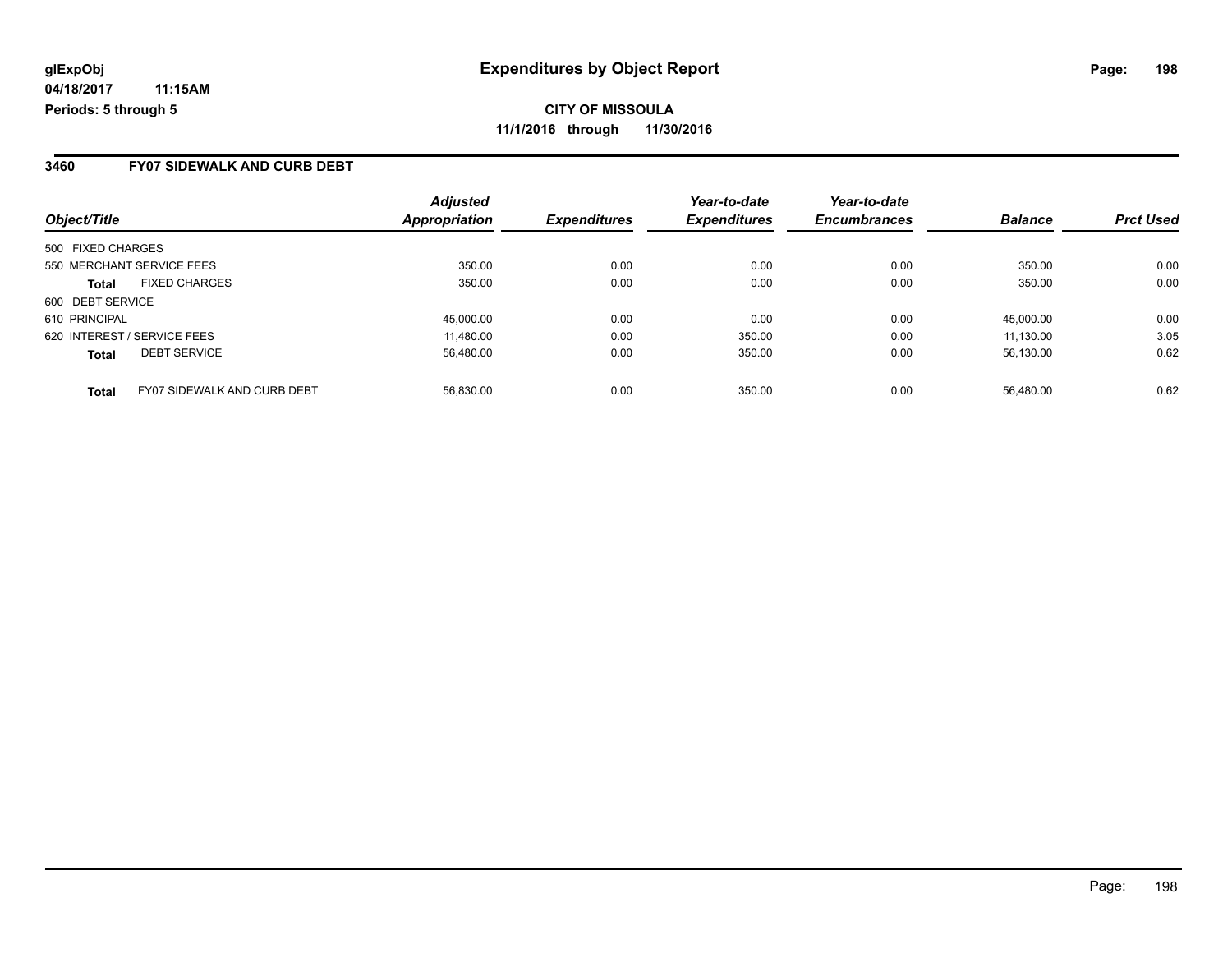**glExpObj**
**04/18/2017 11:15AM**
**Periods: 5 through 5**

# Expenditures by Object Report

**CITY OF MISSOULA**
**11/1/2016 through 11/30/2016**

## 3460 FY07 SIDEWALK AND CURB DEBT

| Object/Title | | Adjusted Appropriation | Expenditures | Year-to-date Expenditures | Year-to-date Encumbrances | Balance | Prct Used |
|---|---|---|---|---|---|---|---|
| 500 FIXED CHARGES | | | | | | | |
| 550 MERCHANT SERVICE FEES | | 350.00 | 0.00 | 0.00 | 0.00 | 350.00 | 0.00 |
| **Total** | FIXED CHARGES | 350.00 | 0.00 | 0.00 | 0.00 | 350.00 | 0.00 |
| 600 DEBT SERVICE | | | | | | | |
| 610 PRINCIPAL | | 45,000.00 | 0.00 | 0.00 | 0.00 | 45,000.00 | 0.00 |
| 620 INTEREST / SERVICE FEES | | 11,480.00 | 0.00 | 350.00 | 0.00 | 11,130.00 | 3.05 |
| **Total** | DEBT SERVICE | 56,480.00 | 0.00 | 350.00 | 0.00 | 56,130.00 | 0.62 |
| **Total** | FY07 SIDEWALK AND CURB DEBT | 56,830.00 | 0.00 | 350.00 | 0.00 | 56,480.00 | 0.62 |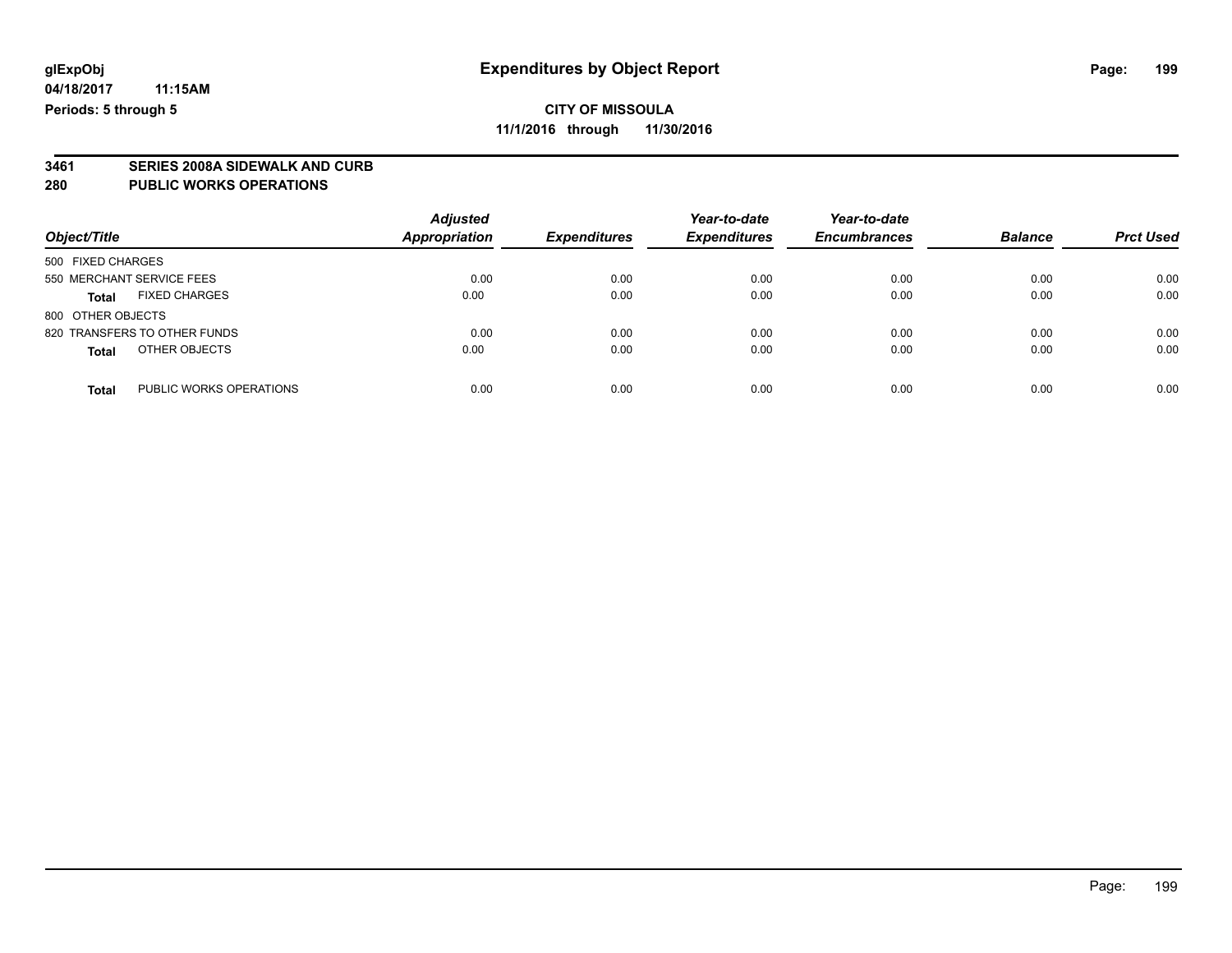**glExpObj** **Expenditures by Object Report**

**04/18/2017 11:15AM**

**Periods: 5 through 5**

**CITY OF MISSOULA**

**11/1/2016 through 11/30/2016**

## 3461 SERIES 2008A SIDEWALK AND CURB
## 280 PUBLIC WORKS OPERATIONS

| Object/Title | Adjusted Appropriation | Expenditures | Year-to-date Expenditures | Year-to-date Encumbrances | Balance | Prct Used |
|---|---|---|---|---|---|---|
| 500 FIXED CHARGES | | | | | | |
| 550 MERCHANT SERVICE FEES | 0.00 | 0.00 | 0.00 | 0.00 | 0.00 | 0.00 |
| **Total** FIXED CHARGES | 0.00 | 0.00 | 0.00 | 0.00 | 0.00 | 0.00 |
| 800 OTHER OBJECTS | | | | | | |
| 820 TRANSFERS TO OTHER FUNDS | 0.00 | 0.00 | 0.00 | 0.00 | 0.00 | 0.00 |
| **Total** OTHER OBJECTS | 0.00 | 0.00 | 0.00 | 0.00 | 0.00 | 0.00 |
| **Total** PUBLIC WORKS OPERATIONS | 0.00 | 0.00 | 0.00 | 0.00 | 0.00 | 0.00 |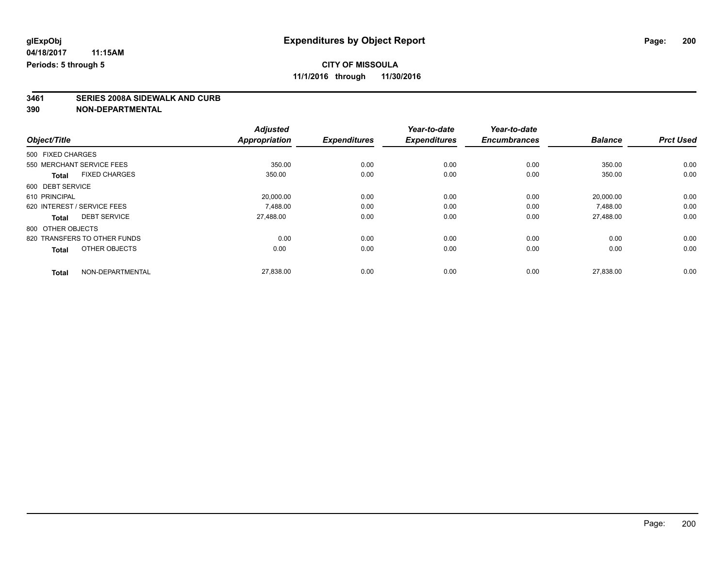glExpObj
04/18/2017 11:15AM
Periods: 5 through 5

# Expenditures by Object Report

**CITY OF MISSOULA**
**11/1/2016 through 11/30/2016**

**3461 SERIES 2008A SIDEWALK AND CURB**
**390 NON-DEPARTMENTAL**

| Object/Title | | Adjusted Appropriation | Expenditures | Year-to-date Expenditures | Year-to-date Encumbrances | Balance | Prct Used |
|---|---|---|---|---|---|---|---|
| 500 FIXED CHARGES | | | | | | | |
| 550 MERCHANT SERVICE FEES | | 350.00 | 0.00 | 0.00 | 0.00 | 350.00 | 0.00 |
| **Total** | FIXED CHARGES | 350.00 | 0.00 | 0.00 | 0.00 | 350.00 | 0.00 |
| 600 DEBT SERVICE | | | | | | | |
| 610 PRINCIPAL | | 20,000.00 | 0.00 | 0.00 | 0.00 | 20,000.00 | 0.00 |
| 620 INTEREST / SERVICE FEES | | 7,488.00 | 0.00 | 0.00 | 0.00 | 7,488.00 | 0.00 |
| **Total** | DEBT SERVICE | 27,488.00 | 0.00 | 0.00 | 0.00 | 27,488.00 | 0.00 |
| 800 OTHER OBJECTS | | | | | | | |
| 820 TRANSFERS TO OTHER FUNDS | | 0.00 | 0.00 | 0.00 | 0.00 | 0.00 | 0.00 |
| **Total** | OTHER OBJECTS | 0.00 | 0.00 | 0.00 | 0.00 | 0.00 | 0.00 |
| **Total** | NON-DEPARTMENTAL | 27,838.00 | 0.00 | 0.00 | 0.00 | 27,838.00 | 0.00 |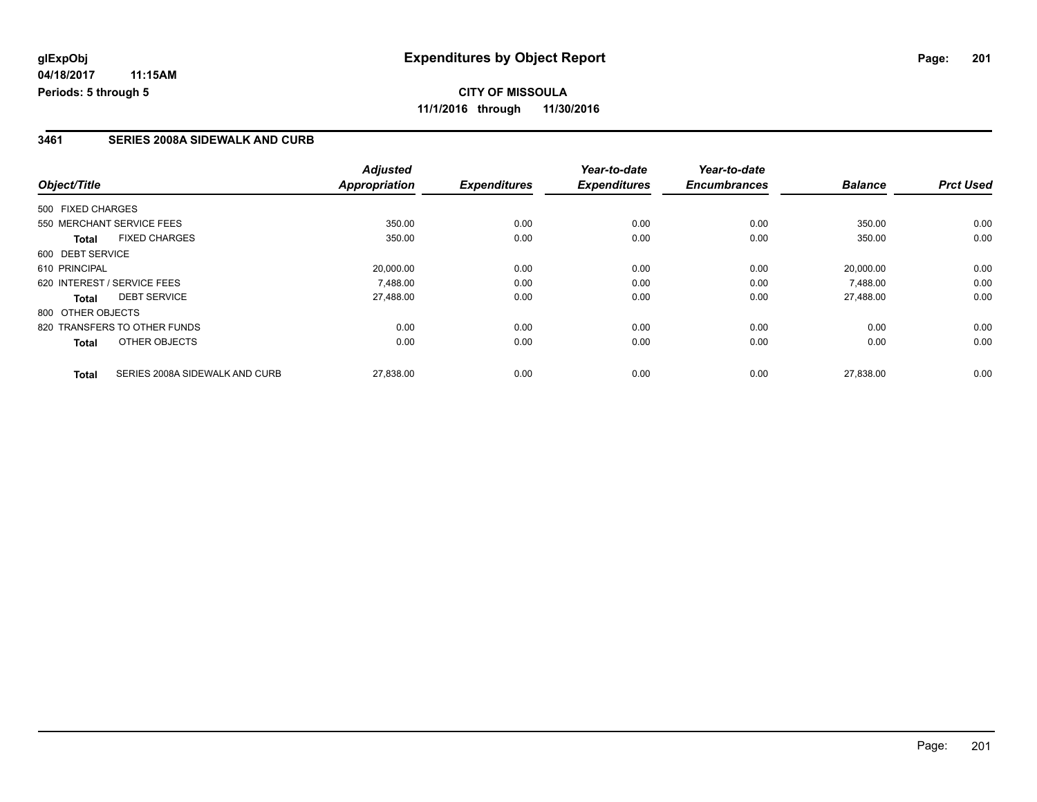**glExpObj**
**04/18/2017 11:15AM**
**Periods: 5 through 5**

# Expenditures by Object Report

**CITY OF MISSOULA**
**11/1/2016 through 11/30/2016**

## 3461 SERIES 2008A SIDEWALK AND CURB

| Object/Title | | *Adjusted Appropriation* | *Expenditures* | *Year-to-date Expenditures* | *Year-to-date Encumbrances* | *Balance* | *Prct Used* |
|---|---|---|---|---|---|---|---|
| 500 FIXED CHARGES | | | | | | | |
| 550 MERCHANT SERVICE FEES | | 350.00 | 0.00 | 0.00 | 0.00 | 350.00 | 0.00 |
| **Total** | FIXED CHARGES | 350.00 | 0.00 | 0.00 | 0.00 | 350.00 | 0.00 |
| 600 DEBT SERVICE | | | | | | | |
| 610 PRINCIPAL | | 20,000.00 | 0.00 | 0.00 | 0.00 | 20,000.00 | 0.00 |
| 620 INTEREST / SERVICE FEES | | 7,488.00 | 0.00 | 0.00 | 0.00 | 7,488.00 | 0.00 |
| **Total** | DEBT SERVICE | 27,488.00 | 0.00 | 0.00 | 0.00 | 27,488.00 | 0.00 |
| 800 OTHER OBJECTS | | | | | | | |
| 820 TRANSFERS TO OTHER FUNDS | | 0.00 | 0.00 | 0.00 | 0.00 | 0.00 | 0.00 |
| **Total** | OTHER OBJECTS | 0.00 | 0.00 | 0.00 | 0.00 | 0.00 | 0.00 |
| **Total** | SERIES 2008A SIDEWALK AND CURB | 27,838.00 | 0.00 | 0.00 | 0.00 | 27,838.00 | 0.00 |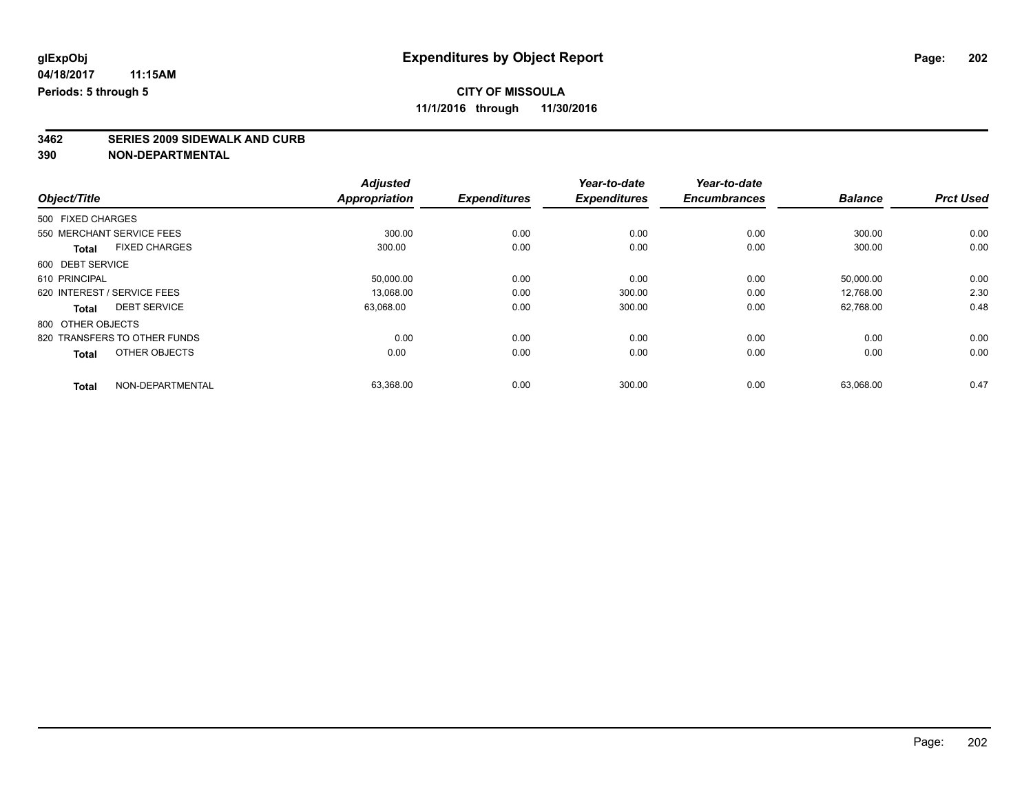**glExpObj** | **Expenditures by Object Report**

**04/18/2017 11:15AM**

**Periods: 5 through 5**

**CITY OF MISSOULA**

**11/1/2016 through 11/30/2016**

## 3462 SERIES 2009 SIDEWALK AND CURB
## 390 NON-DEPARTMENTAL

| Object/Title | | Adjusted Appropriation | Expenditures | Year-to-date Expenditures | Year-to-date Encumbrances | Balance | Prct Used |
|---|---|---|---|---|---|---|---|
| 500 FIXED CHARGES | | | | | | | |
| 550 MERCHANT SERVICE FEES | | 300.00 | 0.00 | 0.00 | 0.00 | 300.00 | 0.00 |
| **Total** | FIXED CHARGES | 300.00 | 0.00 | 0.00 | 0.00 | 300.00 | 0.00 |
| 600 DEBT SERVICE | | | | | | | |
| 610 PRINCIPAL | | 50,000.00 | 0.00 | 0.00 | 0.00 | 50,000.00 | 0.00 |
| 620 INTEREST / SERVICE FEES | | 13,068.00 | 0.00 | 300.00 | 0.00 | 12,768.00 | 2.30 |
| **Total** | DEBT SERVICE | 63,068.00 | 0.00 | 300.00 | 0.00 | 62,768.00 | 0.48 |
| 800 OTHER OBJECTS | | | | | | | |
| 820 TRANSFERS TO OTHER FUNDS | | 0.00 | 0.00 | 0.00 | 0.00 | 0.00 | 0.00 |
| **Total** | OTHER OBJECTS | 0.00 | 0.00 | 0.00 | 0.00 | 0.00 | 0.00 |
| **Total** | NON-DEPARTMENTAL | 63,368.00 | 0.00 | 300.00 | 0.00 | 63,068.00 | 0.47 |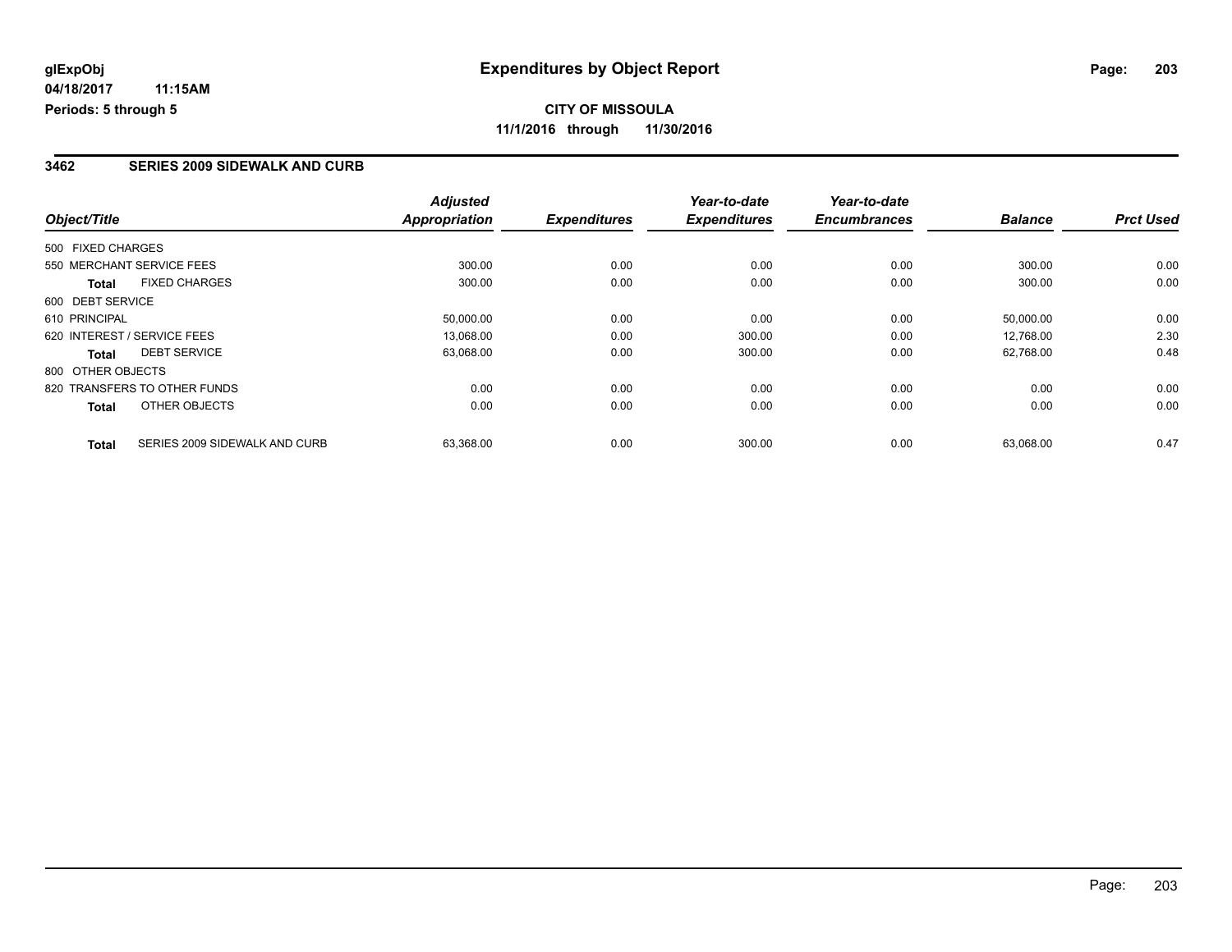**glExpObj** 
**04/18/2017 11:15AM** 
**Periods: 5 through 5**

# Expenditures by Object Report

**CITY OF MISSOULA** 
**11/1/2016 through 11/30/2016**

## 3462 SERIES 2009 SIDEWALK AND CURB

| Object/Title | Adjusted Appropriation | Expenditures | Year-to-date Expenditures | Year-to-date Encumbrances | Balance | Prct Used |
|---|---|---|---|---|---|---|
| 500 FIXED CHARGES | | | | | | |
| 550 MERCHANT SERVICE FEES | 300.00 | 0.00 | 0.00 | 0.00 | 300.00 | 0.00 |
| **Total** FIXED CHARGES | 300.00 | 0.00 | 0.00 | 0.00 | 300.00 | 0.00 |
| 600 DEBT SERVICE | | | | | | |
| 610 PRINCIPAL | 50,000.00 | 0.00 | 0.00 | 0.00 | 50,000.00 | 0.00 |
| 620 INTEREST / SERVICE FEES | 13,068.00 | 0.00 | 300.00 | 0.00 | 12,768.00 | 2.30 |
| **Total** DEBT SERVICE | 63,068.00 | 0.00 | 300.00 | 0.00 | 62,768.00 | 0.48 |
| 800 OTHER OBJECTS | | | | | | |
| 820 TRANSFERS TO OTHER FUNDS | 0.00 | 0.00 | 0.00 | 0.00 | 0.00 | 0.00 |
| **Total** OTHER OBJECTS | 0.00 | 0.00 | 0.00 | 0.00 | 0.00 | 0.00 |
| **Total** SERIES 2009 SIDEWALK AND CURB | 63,368.00 | 0.00 | 300.00 | 0.00 | 63,068.00 | 0.47 |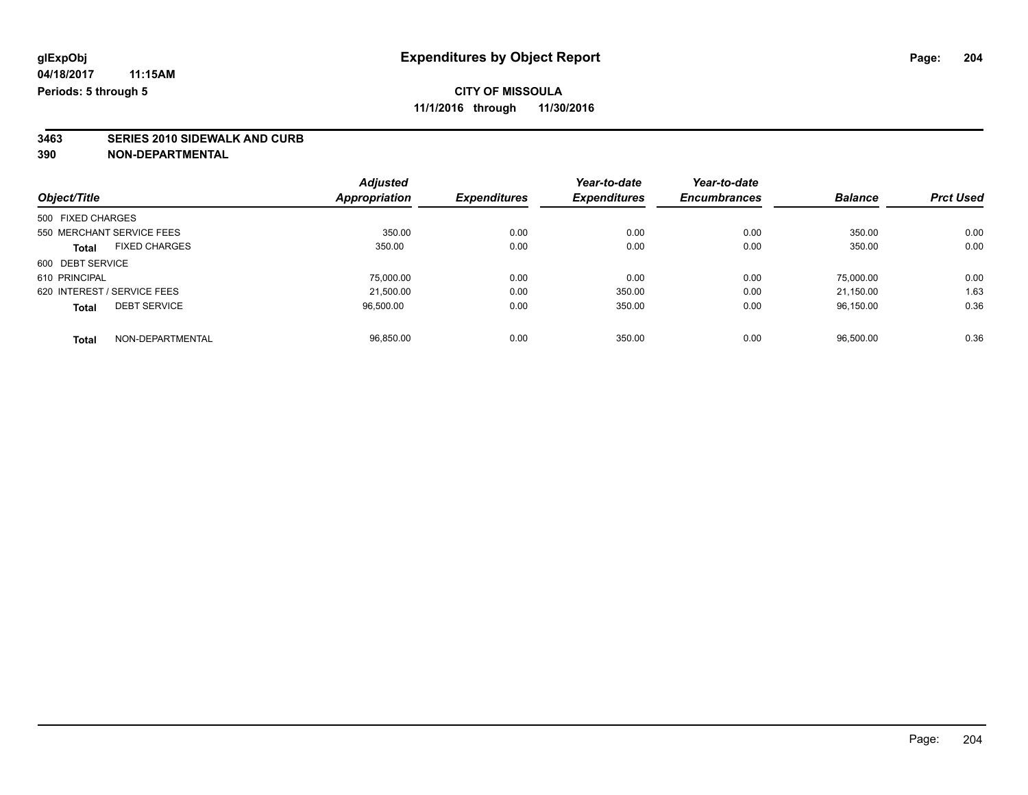**glExpObj**
**04/18/2017 11:15AM**
**Periods: 5 through 5**

# Expenditures by Object Report

**CITY OF MISSOULA**
**11/1/2016 through 11/30/2016**

## 3463 SERIES 2010 SIDEWALK AND CURB
## 390 NON-DEPARTMENTAL

| Object/Title | Adjusted Appropriation | Expenditures | Year-to-date Expenditures | Year-to-date Encumbrances | Balance | Prct Used |
|---|---|---|---|---|---|---|
| 500 FIXED CHARGES | | | | | | |
| 550 MERCHANT SERVICE FEES | 350.00 | 0.00 | 0.00 | 0.00 | 350.00 | 0.00 |
| **Total** FIXED CHARGES | 350.00 | 0.00 | 0.00 | 0.00 | 350.00 | 0.00 |
| 600 DEBT SERVICE | | | | | | |
| 610 PRINCIPAL | 75,000.00 | 0.00 | 0.00 | 0.00 | 75,000.00 | 0.00 |
| 620 INTEREST / SERVICE FEES | 21,500.00 | 0.00 | 350.00 | 0.00 | 21,150.00 | 1.63 |
| **Total** DEBT SERVICE | 96,500.00 | 0.00 | 350.00 | 0.00 | 96,150.00 | 0.36 |
| **Total** NON-DEPARTMENTAL | 96,850.00 | 0.00 | 350.00 | 0.00 | 96,500.00 | 0.36 |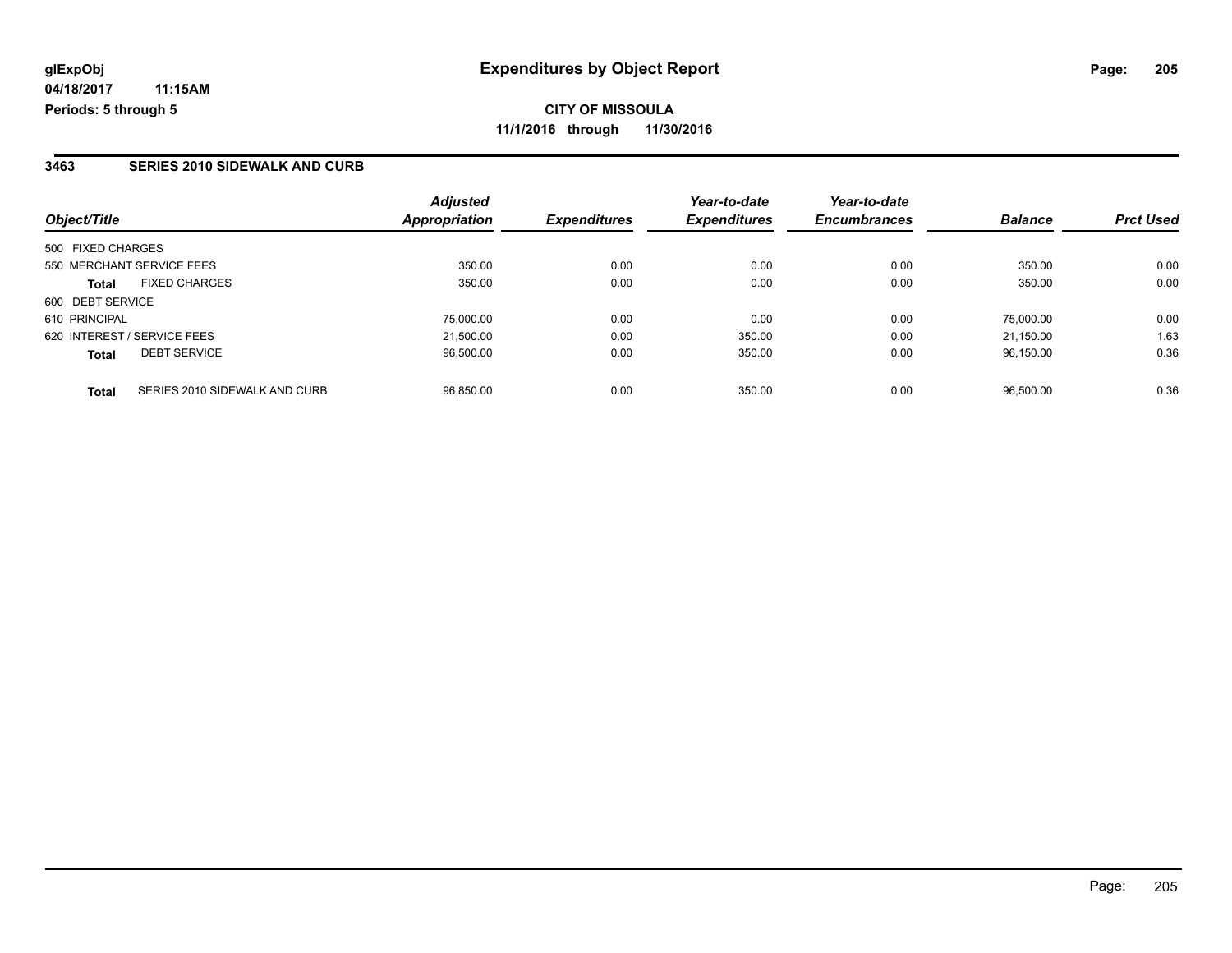**glExpObj** **Expenditures by Object Report**

**04/18/2017 11:15AM**

**Periods: 5 through 5**

**CITY OF MISSOULA**

**11/1/2016 through 11/30/2016**

## 3463 SERIES 2010 SIDEWALK AND CURB

| Object/Title | | Adjusted Appropriation | Expenditures | Year-to-date Expenditures | Year-to-date Encumbrances | Balance | Prct Used |
|---|---|---|---|---|---|---|---|
| 500 FIXED CHARGES | | | | | | | |
| 550 MERCHANT SERVICE FEES | | 350.00 | 0.00 | 0.00 | 0.00 | 350.00 | 0.00 |
| **Total** | FIXED CHARGES | 350.00 | 0.00 | 0.00 | 0.00 | 350.00 | 0.00 |
| 600 DEBT SERVICE | | | | | | | |
| 610 PRINCIPAL | | 75,000.00 | 0.00 | 0.00 | 0.00 | 75,000.00 | 0.00 |
| 620 INTEREST / SERVICE FEES | | 21,500.00 | 0.00 | 350.00 | 0.00 | 21,150.00 | 1.63 |
| **Total** | DEBT SERVICE | 96,500.00 | 0.00 | 350.00 | 0.00 | 96,150.00 | 0.36 |
| **Total** | SERIES 2010 SIDEWALK AND CURB | 96,850.00 | 0.00 | 350.00 | 0.00 | 96,500.00 | 0.36 |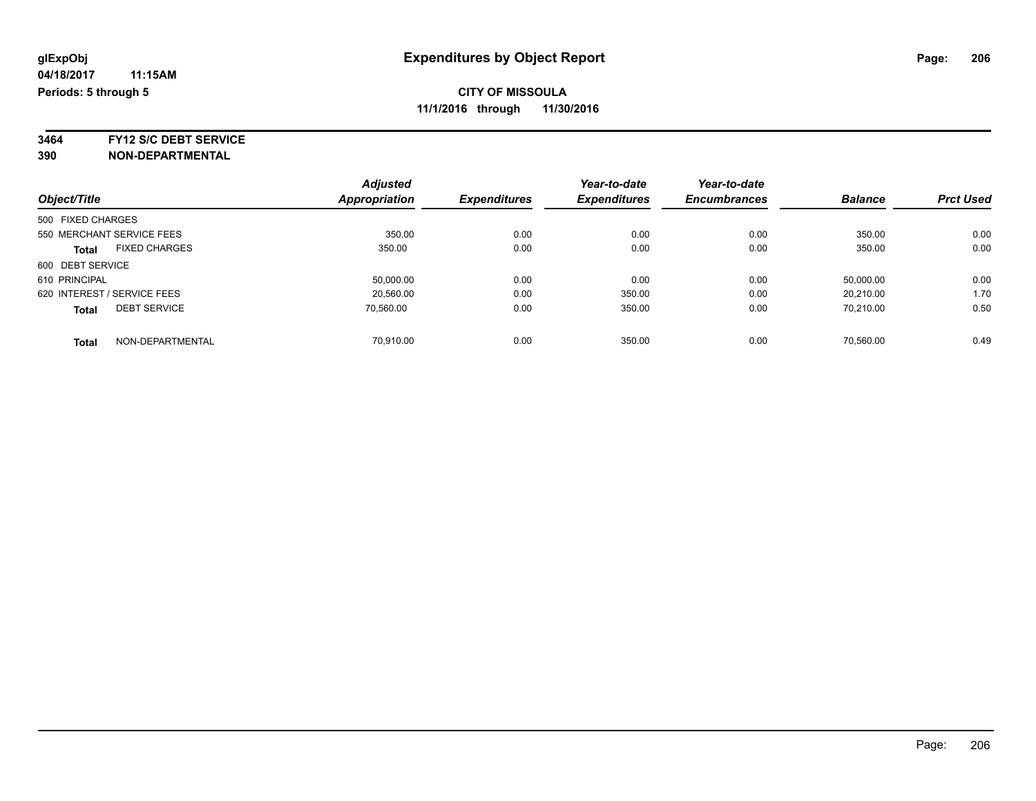glExpObj
04/18/2017 11:15AM
Periods: 5 through 5

# Expenditures by Object Report

**CITY OF MISSOULA**
**11/1/2016 through 11/30/2016**

**3464 FY12 S/C DEBT SERVICE**
**390 NON-DEPARTMENTAL**

| Object/Title | | Adjusted Appropriation | Expenditures | Year-to-date Expenditures | Year-to-date Encumbrances | Balance | Prct Used |
|---|---|---|---|---|---|---|---|
| 500 FIXED CHARGES | | | | | | | |
| 550 MERCHANT SERVICE FEES | | 350.00 | 0.00 | 0.00 | 0.00 | 350.00 | 0.00 |
| **Total** | FIXED CHARGES | 350.00 | 0.00 | 0.00 | 0.00 | 350.00 | 0.00 |
| 600 DEBT SERVICE | | | | | | | |
| 610 PRINCIPAL | | 50,000.00 | 0.00 | 0.00 | 0.00 | 50,000.00 | 0.00 |
| 620 INTEREST / SERVICE FEES | | 20,560.00 | 0.00 | 350.00 | 0.00 | 20,210.00 | 1.70 |
| **Total** | DEBT SERVICE | 70,560.00 | 0.00 | 350.00 | 0.00 | 70,210.00 | 0.50 |
| **Total** | NON-DEPARTMENTAL | 70,910.00 | 0.00 | 350.00 | 0.00 | 70,560.00 | 0.49 |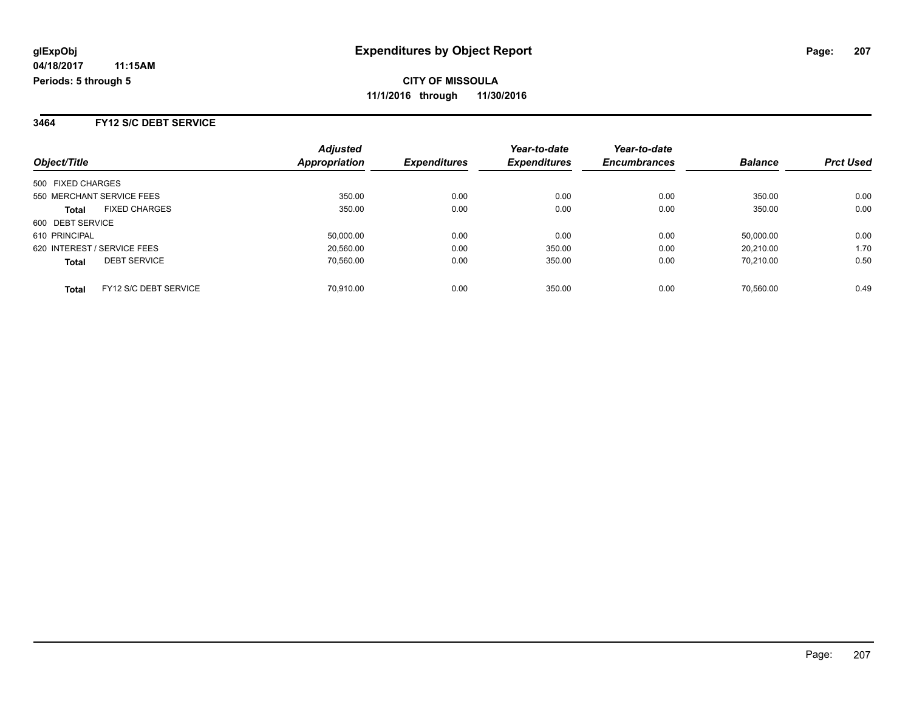**glExpObj** 04/18/2017 11:15AM
**Periods: 5 through 5**

# Expenditures by Object Report

**CITY OF MISSOULA**
**11/1/2016 through 11/30/2016**

## 3464 FY12 S/C DEBT SERVICE

| Object/Title | | Adjusted Appropriation | Expenditures | Year-to-date Expenditures | Year-to-date Encumbrances | Balance | Prct Used |
|---|---|---|---|---|---|---|---|
| 500 FIXED CHARGES | | | | | | | |
| 550 MERCHANT SERVICE FEES | | 350.00 | 0.00 | 0.00 | 0.00 | 350.00 | 0.00 |
| **Total** | FIXED CHARGES | 350.00 | 0.00 | 0.00 | 0.00 | 350.00 | 0.00 |
| 600 DEBT SERVICE | | | | | | | |
| 610 PRINCIPAL | | 50,000.00 | 0.00 | 0.00 | 0.00 | 50,000.00 | 0.00 |
| 620 INTEREST / SERVICE FEES | | 20,560.00 | 0.00 | 350.00 | 0.00 | 20,210.00 | 1.70 |
| **Total** | DEBT SERVICE | 70,560.00 | 0.00 | 350.00 | 0.00 | 70,210.00 | 0.50 |
| **Total** | FY12 S/C DEBT SERVICE | 70,910.00 | 0.00 | 350.00 | 0.00 | 70,560.00 | 0.49 |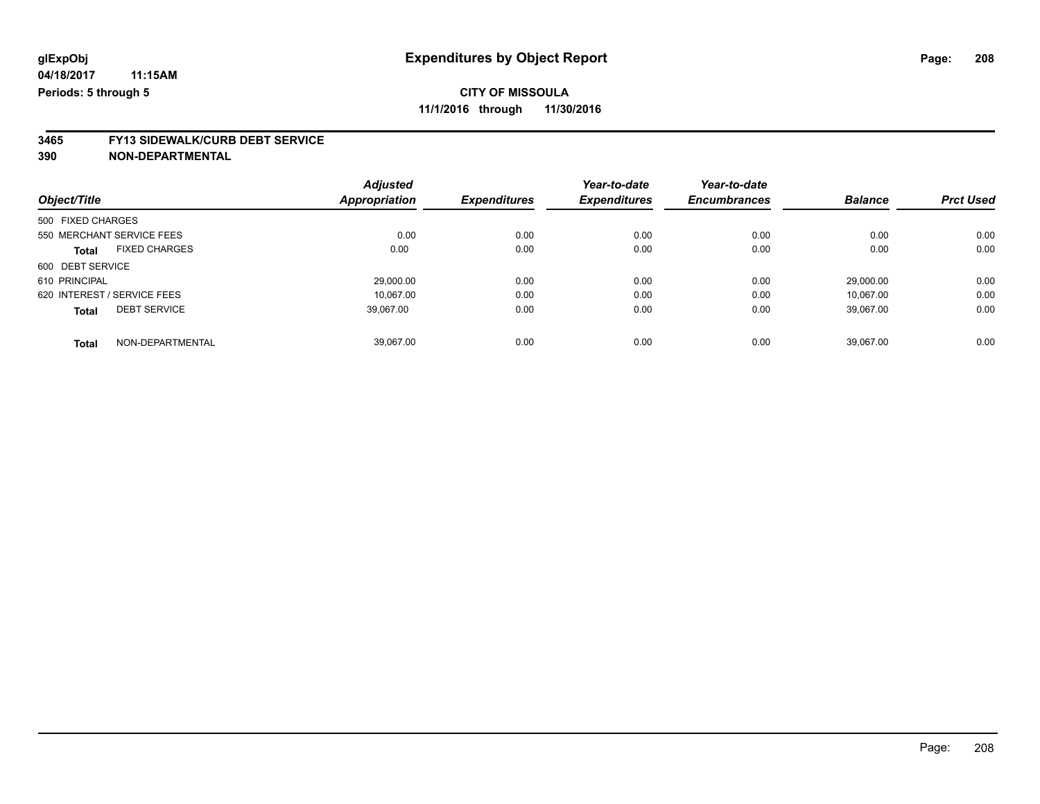**glExpObj**
**04/18/2017 11:15AM**
**Periods: 5 through 5**

# Expenditures by Object Report

**CITY OF MISSOULA**
**11/1/2016 through 11/30/2016**

**3465 FY13 SIDEWALK/CURB DEBT SERVICE**
**390 NON-DEPARTMENTAL**

| Object/Title | Adjusted Appropriation | Expenditures | Year-to-date Expenditures | Year-to-date Encumbrances | Balance | Prct Used |
|---|---|---|---|---|---|---|
| 500 FIXED CHARGES | | | | | | |
| 550 MERCHANT SERVICE FEES | 0.00 | 0.00 | 0.00 | 0.00 | 0.00 | 0.00 |
| **Total** FIXED CHARGES | 0.00 | 0.00 | 0.00 | 0.00 | 0.00 | 0.00 |
| 600 DEBT SERVICE | | | | | | |
| 610 PRINCIPAL | 29,000.00 | 0.00 | 0.00 | 0.00 | 29,000.00 | 0.00 |
| 620 INTEREST / SERVICE FEES | 10,067.00 | 0.00 | 0.00 | 0.00 | 10,067.00 | 0.00 |
| **Total** DEBT SERVICE | 39,067.00 | 0.00 | 0.00 | 0.00 | 39,067.00 | 0.00 |
| **Total** NON-DEPARTMENTAL | 39,067.00 | 0.00 | 0.00 | 0.00 | 39,067.00 | 0.00 |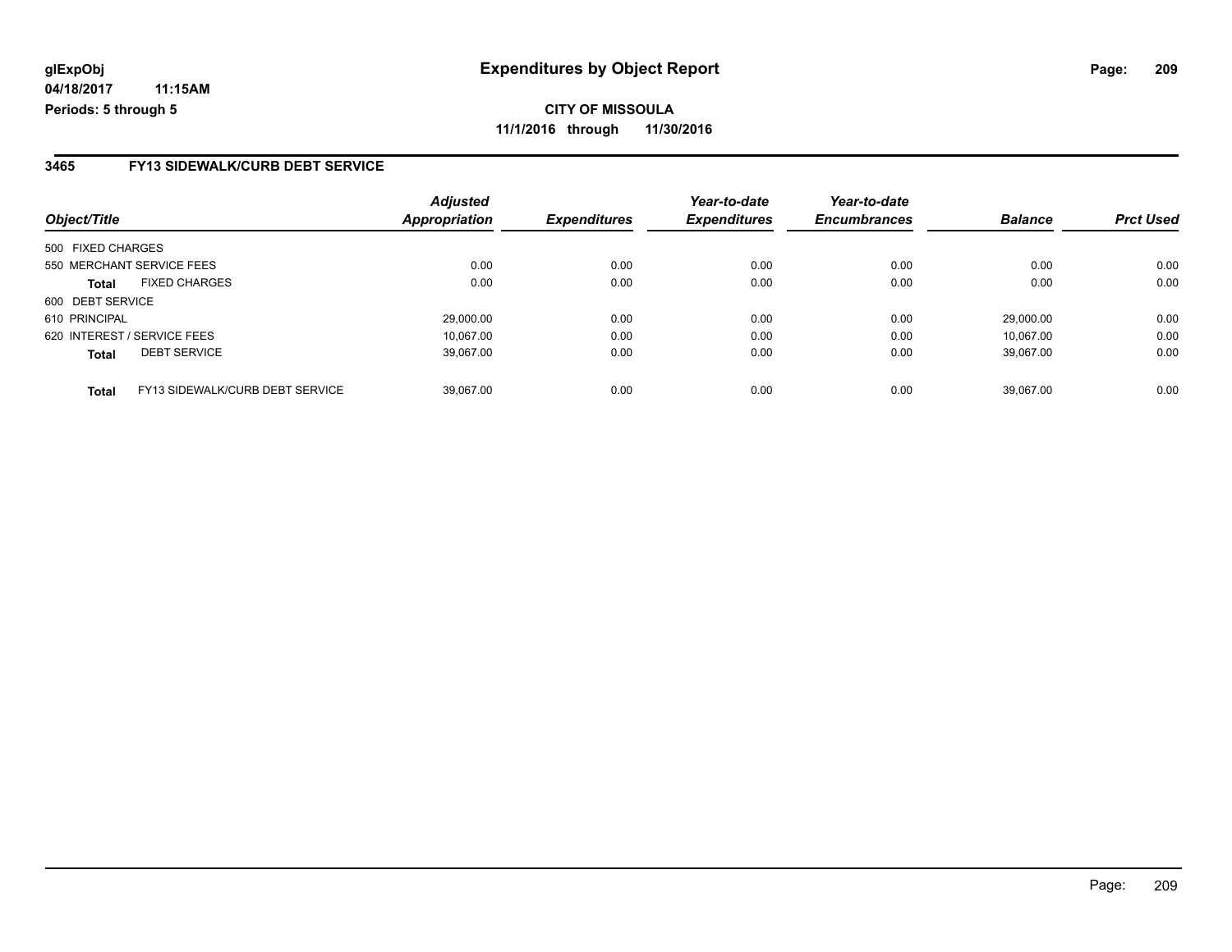**glExpObj**
**04/18/2017 11:15AM**
**Periods: 5 through 5**

# Expenditures by Object Report

**CITY OF MISSOULA**
**11/1/2016 through 11/30/2016**

## 3465 FY13 SIDEWALK/CURB DEBT SERVICE

| Object/Title | | *Adjusted Appropriation* | *Expenditures* | *Year-to-date Expenditures* | *Year-to-date Encumbrances* | *Balance* | *Prct Used* |
|---|---|---|---|---|---|---|---|
| 500 FIXED CHARGES | | | | | | | |
| 550 MERCHANT SERVICE FEES | | 0.00 | 0.00 | 0.00 | 0.00 | 0.00 | 0.00 |
| **Total** | FIXED CHARGES | 0.00 | 0.00 | 0.00 | 0.00 | 0.00 | 0.00 |
| 600 DEBT SERVICE | | | | | | | |
| 610 PRINCIPAL | | 29,000.00 | 0.00 | 0.00 | 0.00 | 29,000.00 | 0.00 |
| 620 INTEREST / SERVICE FEES | | 10,067.00 | 0.00 | 0.00 | 0.00 | 10,067.00 | 0.00 |
| **Total** | DEBT SERVICE | 39,067.00 | 0.00 | 0.00 | 0.00 | 39,067.00 | 0.00 |
| **Total** | FY13 SIDEWALK/CURB DEBT SERVICE | 39,067.00 | 0.00 | 0.00 | 0.00 | 39,067.00 | 0.00 |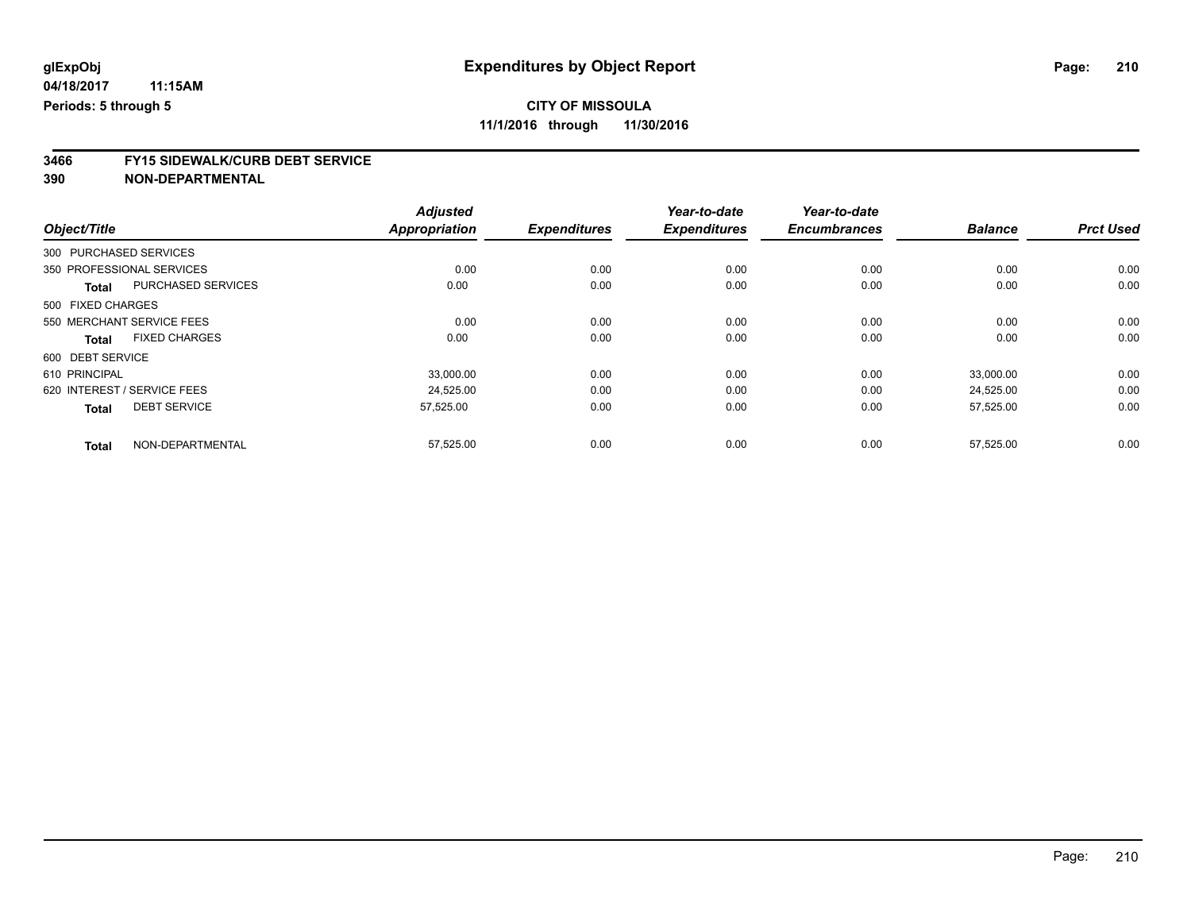**glExpObj** **Expenditures by Object Report**

**04/18/2017 11:15AM**

**Periods: 5 through 5**

**CITY OF MISSOULA**

**11/1/2016 through 11/30/2016**

## 3466 FY15 SIDEWALK/CURB DEBT SERVICE

## 390 NON-DEPARTMENTAL

| Object/Title | | Adjusted Appropriation | Expenditures | Year-to-date Expenditures | Year-to-date Encumbrances | Balance | Prct Used |
|---|---|---|---|---|---|---|---|
| 300 PURCHASED SERVICES | | | | | | | |
| 350 PROFESSIONAL SERVICES | | 0.00 | 0.00 | 0.00 | 0.00 | 0.00 | 0.00 |
| **Total** | PURCHASED SERVICES | 0.00 | 0.00 | 0.00 | 0.00 | 0.00 | 0.00 |
| 500 FIXED CHARGES | | | | | | | |
| 550 MERCHANT SERVICE FEES | | 0.00 | 0.00 | 0.00 | 0.00 | 0.00 | 0.00 |
| **Total** | FIXED CHARGES | 0.00 | 0.00 | 0.00 | 0.00 | 0.00 | 0.00 |
| 600 DEBT SERVICE | | | | | | | |
| 610 PRINCIPAL | | 33,000.00 | 0.00 | 0.00 | 0.00 | 33,000.00 | 0.00 |
| 620 INTEREST / SERVICE FEES | | 24,525.00 | 0.00 | 0.00 | 0.00 | 24,525.00 | 0.00 |
| **Total** | DEBT SERVICE | 57,525.00 | 0.00 | 0.00 | 0.00 | 57,525.00 | 0.00 |
| **Total** | NON-DEPARTMENTAL | 57,525.00 | 0.00 | 0.00 | 0.00 | 57,525.00 | 0.00 |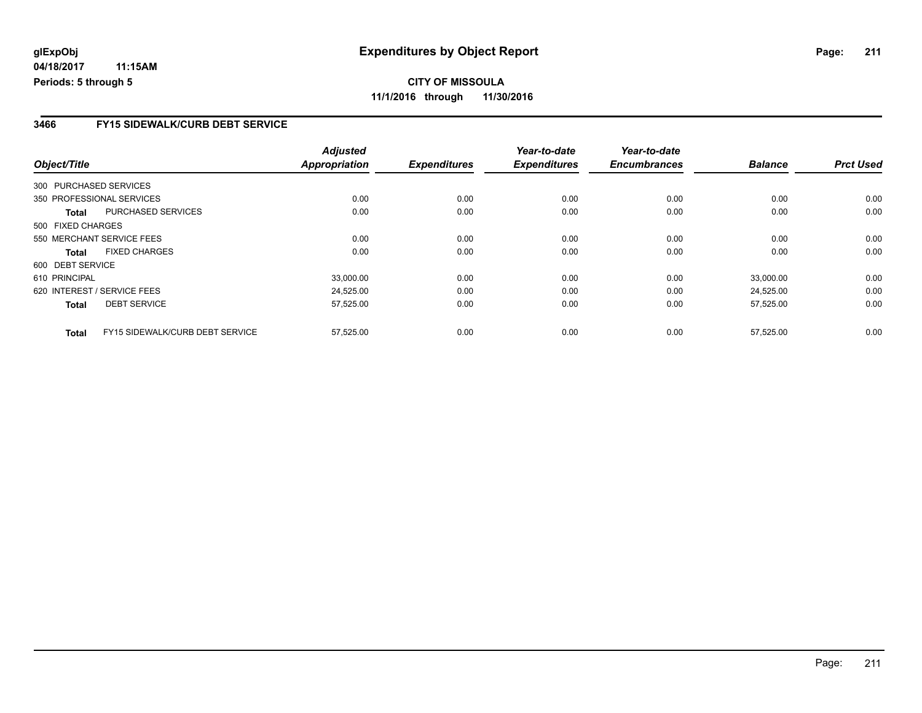glExpObj
04/18/2017 11:15AM
Periods: 5 through 5

# Expenditures by Object Report

**CITY OF MISSOULA**
**11/1/2016 through 11/30/2016**

## 3466 FY15 SIDEWALK/CURB DEBT SERVICE

| Object/Title | | Adjusted Appropriation | Expenditures | Year-to-date Expenditures | Year-to-date Encumbrances | Balance | Prct Used |
|---|---|---|---|---|---|---|---|
| 300 PURCHASED SERVICES | | | | | | | |
| 350 PROFESSIONAL SERVICES | | 0.00 | 0.00 | 0.00 | 0.00 | 0.00 | 0.00 |
| **Total** | PURCHASED SERVICES | 0.00 | 0.00 | 0.00 | 0.00 | 0.00 | 0.00 |
| 500 FIXED CHARGES | | | | | | | |
| 550 MERCHANT SERVICE FEES | | 0.00 | 0.00 | 0.00 | 0.00 | 0.00 | 0.00 |
| **Total** | FIXED CHARGES | 0.00 | 0.00 | 0.00 | 0.00 | 0.00 | 0.00 |
| 600 DEBT SERVICE | | | | | | | |
| 610 PRINCIPAL | | 33,000.00 | 0.00 | 0.00 | 0.00 | 33,000.00 | 0.00 |
| 620 INTEREST / SERVICE FEES | | 24,525.00 | 0.00 | 0.00 | 0.00 | 24,525.00 | 0.00 |
| **Total** | DEBT SERVICE | 57,525.00 | 0.00 | 0.00 | 0.00 | 57,525.00 | 0.00 |
| **Total** | FY15 SIDEWALK/CURB DEBT SERVICE | 57,525.00 | 0.00 | 0.00 | 0.00 | 57,525.00 | 0.00 |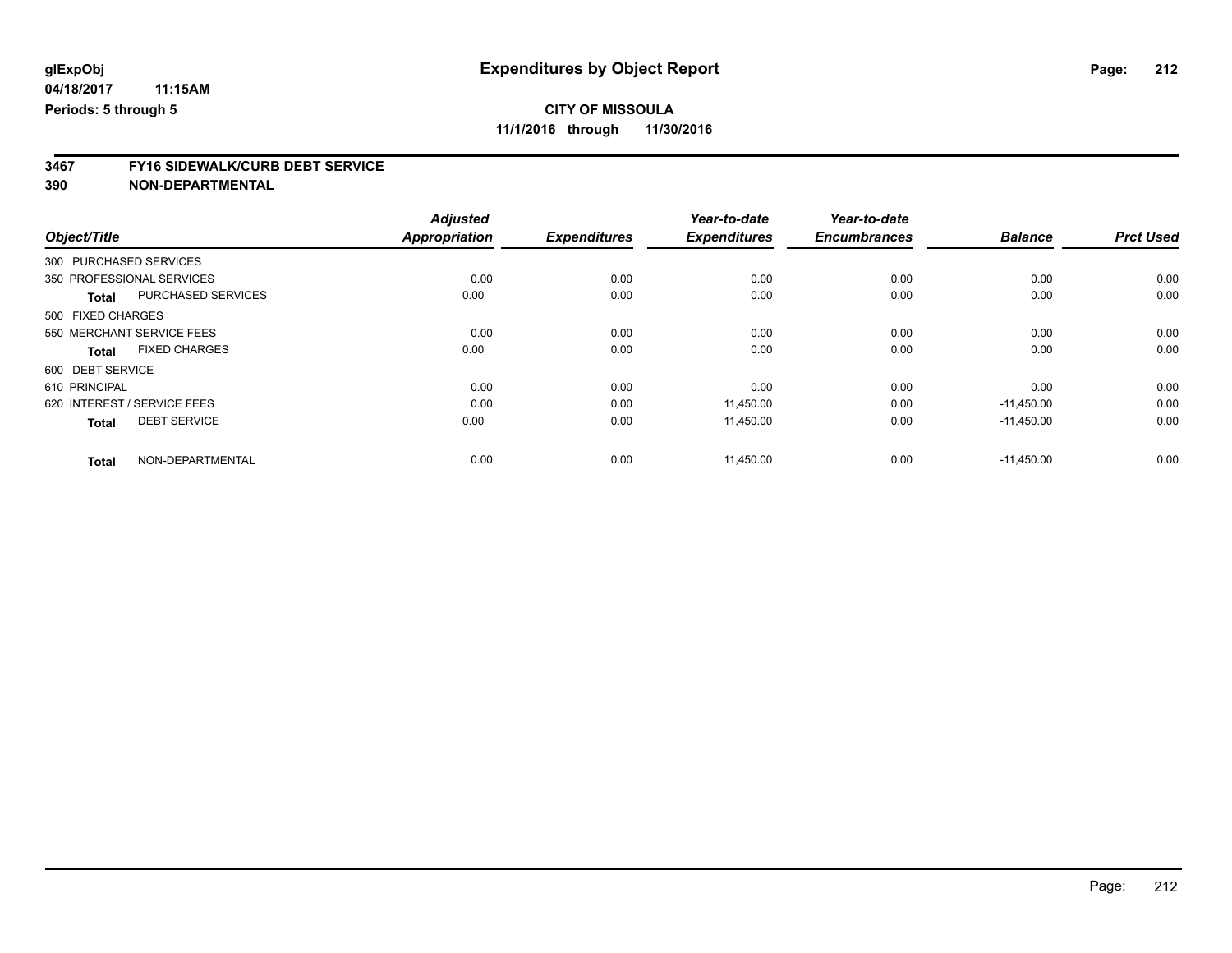**glExpObj**
**04/18/2017 11:15AM**
**Periods: 5 through 5**

# Expenditures by Object Report

**CITY OF MISSOULA**
**11/1/2016 through 11/30/2016**

## 3467 FY16 SIDEWALK/CURB DEBT SERVICE
## 390 NON-DEPARTMENTAL

| Object/Title | | Adjusted Appropriation | Expenditures | Year-to-date Expenditures | Year-to-date Encumbrances | Balance | Prct Used |
|---|---|---|---|---|---|---|---|
| 300 PURCHASED SERVICES | | | | | | | |
| 350 PROFESSIONAL SERVICES | | 0.00 | 0.00 | 0.00 | 0.00 | 0.00 | 0.00 |
| **Total** | PURCHASED SERVICES | 0.00 | 0.00 | 0.00 | 0.00 | 0.00 | 0.00 |
| 500 FIXED CHARGES | | | | | | | |
| 550 MERCHANT SERVICE FEES | | 0.00 | 0.00 | 0.00 | 0.00 | 0.00 | 0.00 |
| **Total** | FIXED CHARGES | 0.00 | 0.00 | 0.00 | 0.00 | 0.00 | 0.00 |
| 600 DEBT SERVICE | | | | | | | |
| 610 PRINCIPAL | | 0.00 | 0.00 | 0.00 | 0.00 | 0.00 | 0.00 |
| 620 INTEREST / SERVICE FEES | | 0.00 | 0.00 | 11,450.00 | 0.00 | -11,450.00 | 0.00 |
| **Total** | DEBT SERVICE | 0.00 | 0.00 | 11,450.00 | 0.00 | -11,450.00 | 0.00 |
| **Total** | NON-DEPARTMENTAL | 0.00 | 0.00 | 11,450.00 | 0.00 | -11,450.00 | 0.00 |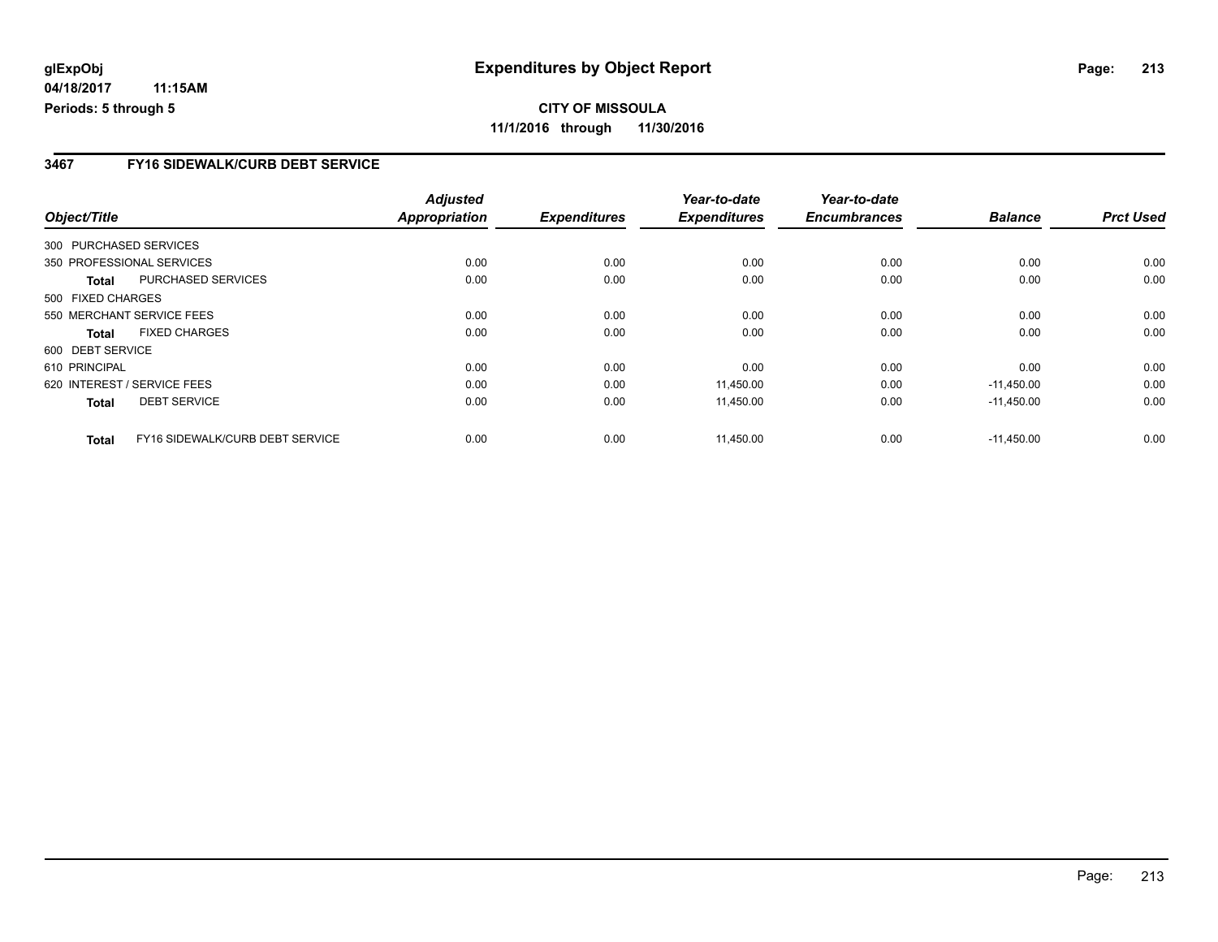glExpObj
04/18/2017 11:15AM
Periods: 5 through 5

# Expenditures by Object Report

**CITY OF MISSOULA**
**11/1/2016 through 11/30/2016**

## 3467 FY16 SIDEWALK/CURB DEBT SERVICE

| Object/Title | | Adjusted Appropriation | Expenditures | Year-to-date Expenditures | Year-to-date Encumbrances | Balance | Prct Used |
|---|---|---|---|---|---|---|---|
| 300 PURCHASED SERVICES | | | | | | | |
| 350 PROFESSIONAL SERVICES | | 0.00 | 0.00 | 0.00 | 0.00 | 0.00 | 0.00 |
| Total | PURCHASED SERVICES | 0.00 | 0.00 | 0.00 | 0.00 | 0.00 | 0.00 |
| 500 FIXED CHARGES | | | | | | | |
| 550 MERCHANT SERVICE FEES | | 0.00 | 0.00 | 0.00 | 0.00 | 0.00 | 0.00 |
| Total | FIXED CHARGES | 0.00 | 0.00 | 0.00 | 0.00 | 0.00 | 0.00 |
| 600 DEBT SERVICE | | | | | | | |
| 610 PRINCIPAL | | 0.00 | 0.00 | 0.00 | 0.00 | 0.00 | 0.00 |
| 620 INTEREST / SERVICE FEES | | 0.00 | 0.00 | 11,450.00 | 0.00 | -11,450.00 | 0.00 |
| Total | DEBT SERVICE | 0.00 | 0.00 | 11,450.00 | 0.00 | -11,450.00 | 0.00 |
| Total | FY16 SIDEWALK/CURB DEBT SERVICE | 0.00 | 0.00 | 11,450.00 | 0.00 | -11,450.00 | 0.00 |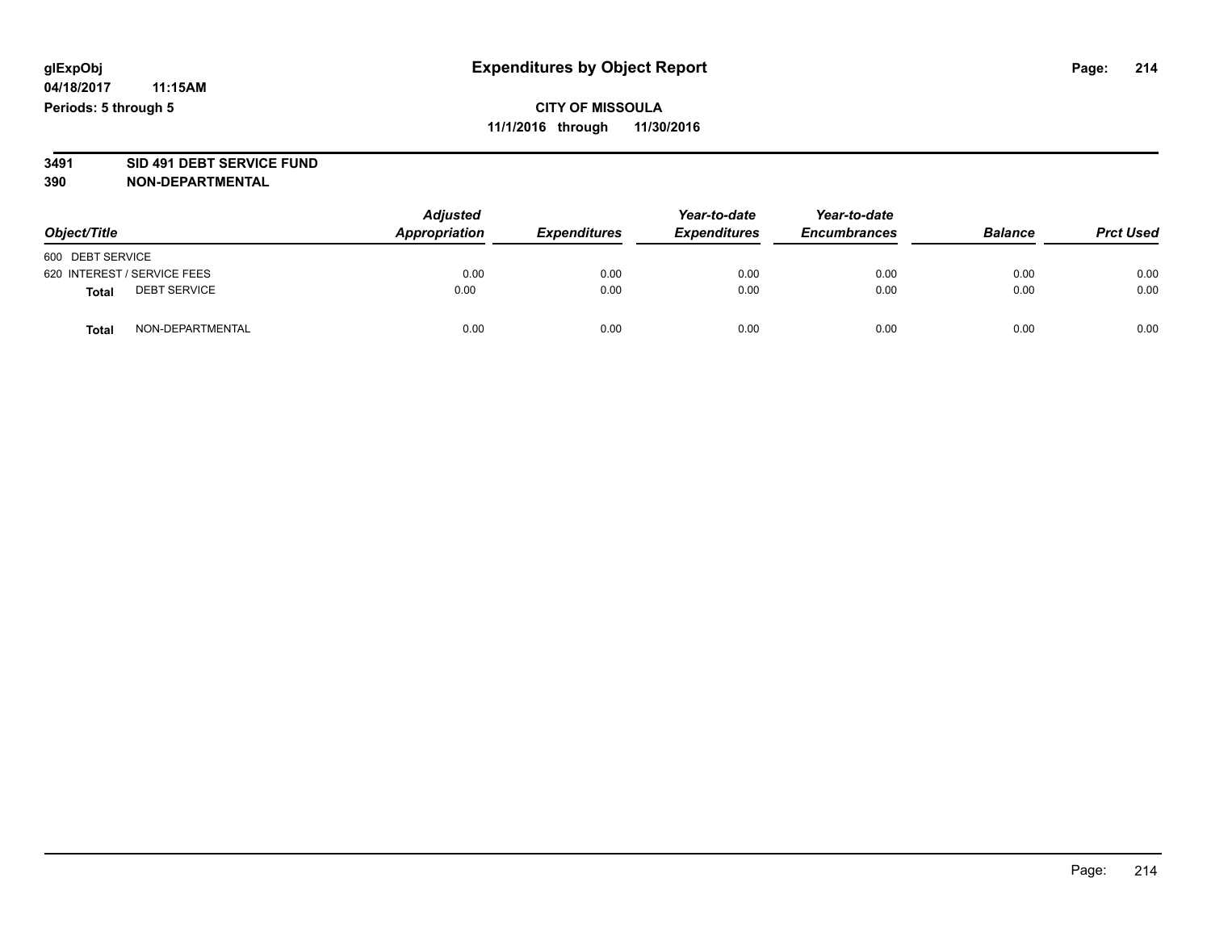glExpObj
04/18/2017 11:15AM
Periods: 5 through 5

# Expenditures by Object Report

**CITY OF MISSOULA**
**11/1/2016 through 11/30/2016**

**3491 SID 491 DEBT SERVICE FUND**
**390 NON-DEPARTMENTAL**

| Object/Title | | Adjusted Appropriation | Expenditures | Year-to-date Expenditures | Year-to-date Encumbrances | Balance | Prct Used |
|---|---|---|---|---|---|---|---|
| 600 DEBT SERVICE | | | | | | | |
| 620 INTEREST / SERVICE FEES | | 0.00 | 0.00 | 0.00 | 0.00 | 0.00 | 0.00 |
| **Total** | DEBT SERVICE | 0.00 | 0.00 | 0.00 | 0.00 | 0.00 | 0.00 |
| **Total** | NON-DEPARTMENTAL | 0.00 | 0.00 | 0.00 | 0.00 | 0.00 | 0.00 |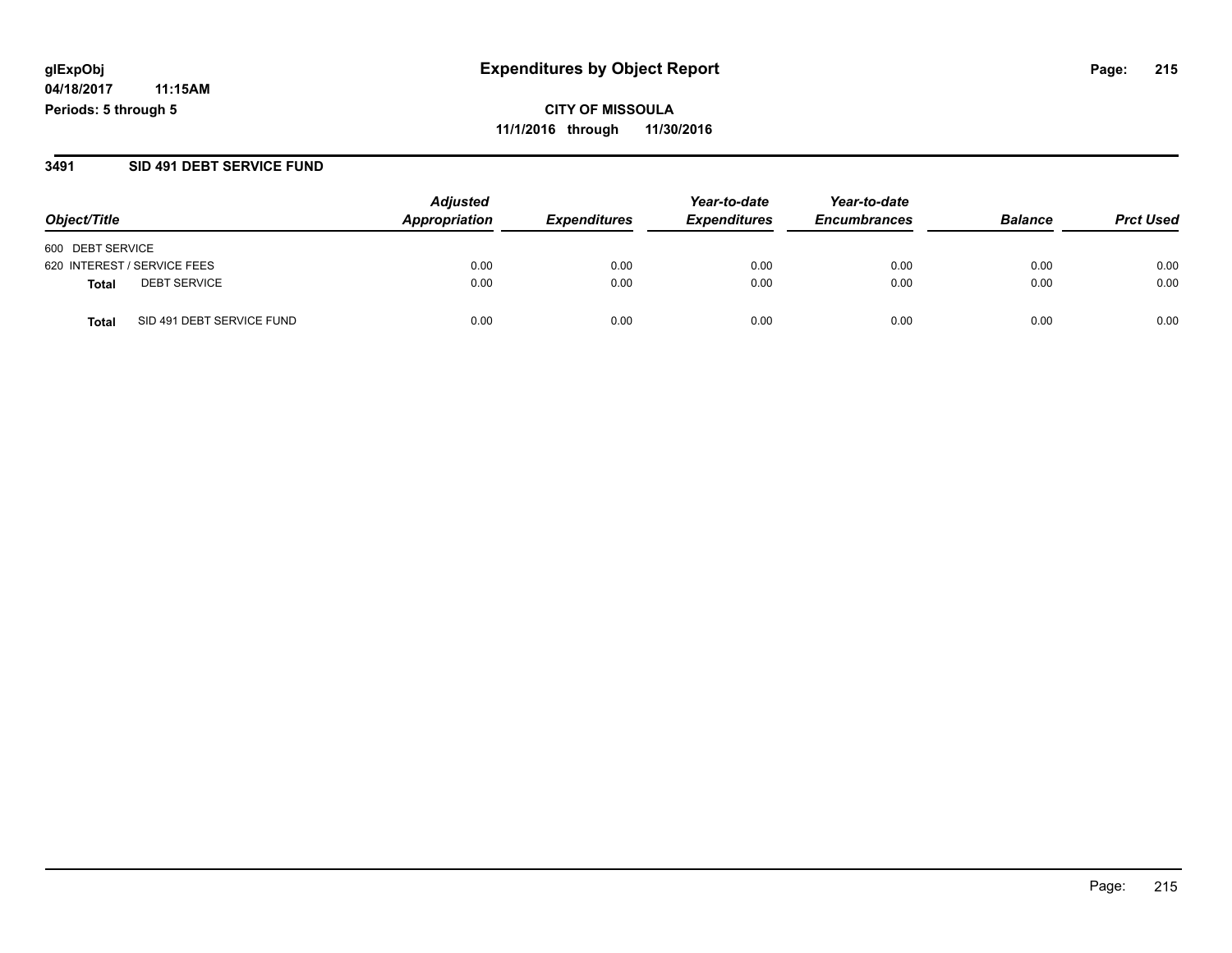glExpObj
04/18/2017 11:15AM
Periods: 5 through 5

# Expenditures by Object Report

**CITY OF MISSOULA**
**11/1/2016 through 11/30/2016**

## 3491 SID 491 DEBT SERVICE FUND

| Object/Title | | Adjusted Appropriation | Expenditures | Year-to-date Expenditures | Year-to-date Encumbrances | Balance | Prct Used |
|---|---|---|---|---|---|---|---|
| 600 DEBT SERVICE | | | | | | | |
| 620 INTEREST / SERVICE FEES | | 0.00 | 0.00 | 0.00 | 0.00 | 0.00 | 0.00 |
| **Total** | DEBT SERVICE | 0.00 | 0.00 | 0.00 | 0.00 | 0.00 | 0.00 |
| **Total** | SID 491 DEBT SERVICE FUND | 0.00 | 0.00 | 0.00 | 0.00 | 0.00 | 0.00 |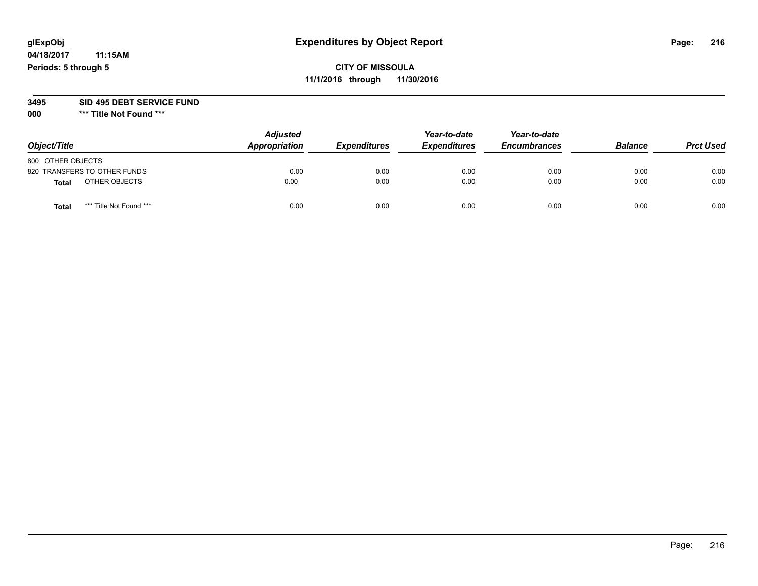glExpObj
04/18/2017 11:15AM
Periods: 5 through 5

# Expenditures by Object Report

**CITY OF MISSOULA**
**11/1/2016 through 11/30/2016**

**3495 SID 495 DEBT SERVICE FUND**
**000 *** Title Not Found *****

| Object/Title | | Adjusted Appropriation | Expenditures | Year-to-date Expenditures | Year-to-date Encumbrances | Balance | Prct Used |
|---|---|---|---|---|---|---|---|
| 800 OTHER OBJECTS | | | | | | | |
| 820 TRANSFERS TO OTHER FUNDS | | 0.00 | 0.00 | 0.00 | 0.00 | 0.00 | 0.00 |
| **Total** | OTHER OBJECTS | 0.00 | 0.00 | 0.00 | 0.00 | 0.00 | 0.00 |
| **Total** | *** Title Not Found *** | 0.00 | 0.00 | 0.00 | 0.00 | 0.00 | 0.00 |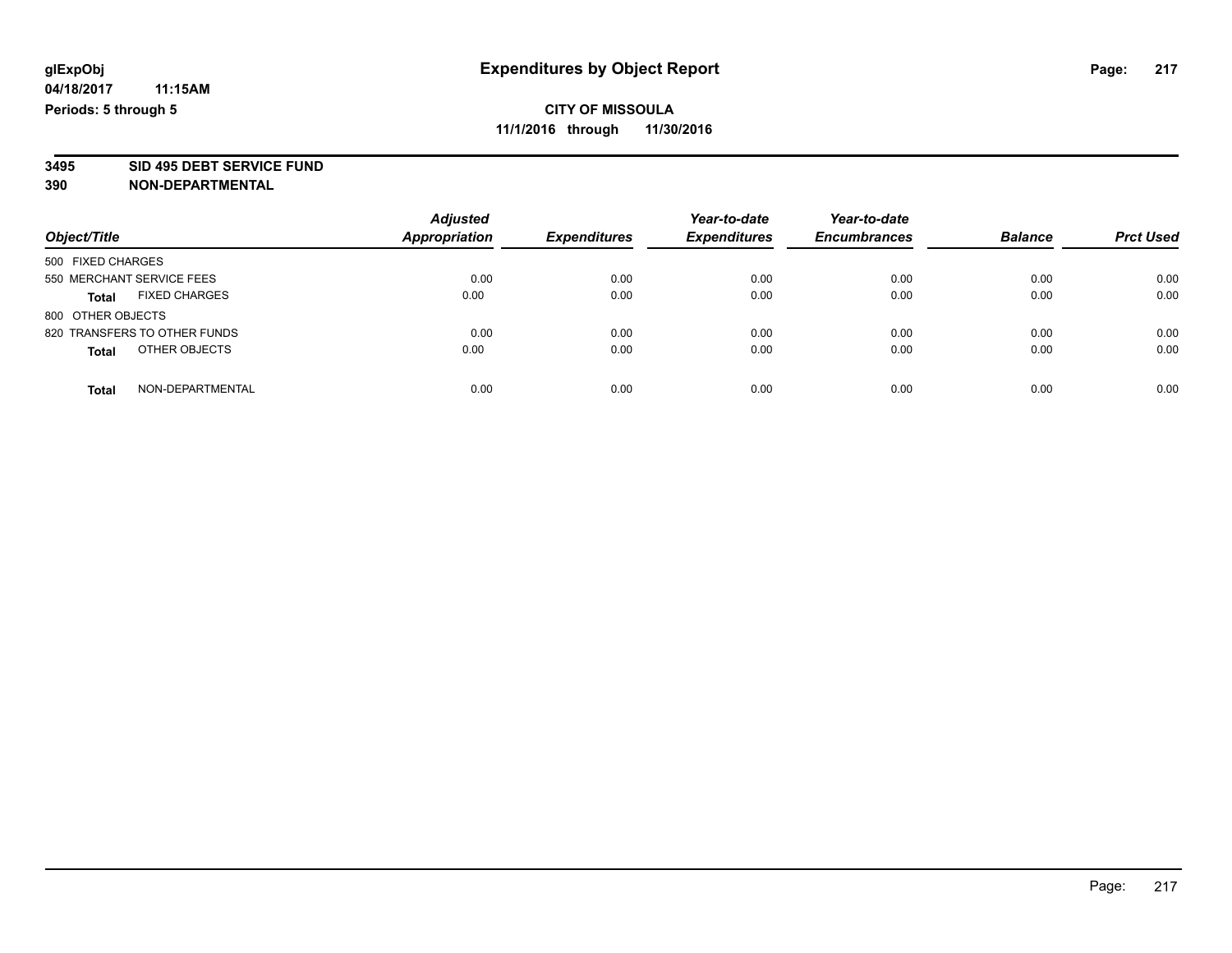**glExpObj** **Expenditures by Object Report**

**04/18/2017 11:15AM**

**Periods: 5 through 5**

**CITY OF MISSOULA**

**11/1/2016 through 11/30/2016**

**3495 SID 495 DEBT SERVICE FUND**

**390 NON-DEPARTMENTAL**

| Object/Title | Adjusted Appropriation | Expenditures | Year-to-date Expenditures | Year-to-date Encumbrances | Balance | Prct Used |
|---|---|---|---|---|---|---|
| 500 FIXED CHARGES | | | | | | |
| 550 MERCHANT SERVICE FEES | 0.00 | 0.00 | 0.00 | 0.00 | 0.00 | 0.00 |
| **Total** FIXED CHARGES | 0.00 | 0.00 | 0.00 | 0.00 | 0.00 | 0.00 |
| 800 OTHER OBJECTS | | | | | | |
| 820 TRANSFERS TO OTHER FUNDS | 0.00 | 0.00 | 0.00 | 0.00 | 0.00 | 0.00 |
| **Total** OTHER OBJECTS | 0.00 | 0.00 | 0.00 | 0.00 | 0.00 | 0.00 |
| **Total** NON-DEPARTMENTAL | 0.00 | 0.00 | 0.00 | 0.00 | 0.00 | 0.00 |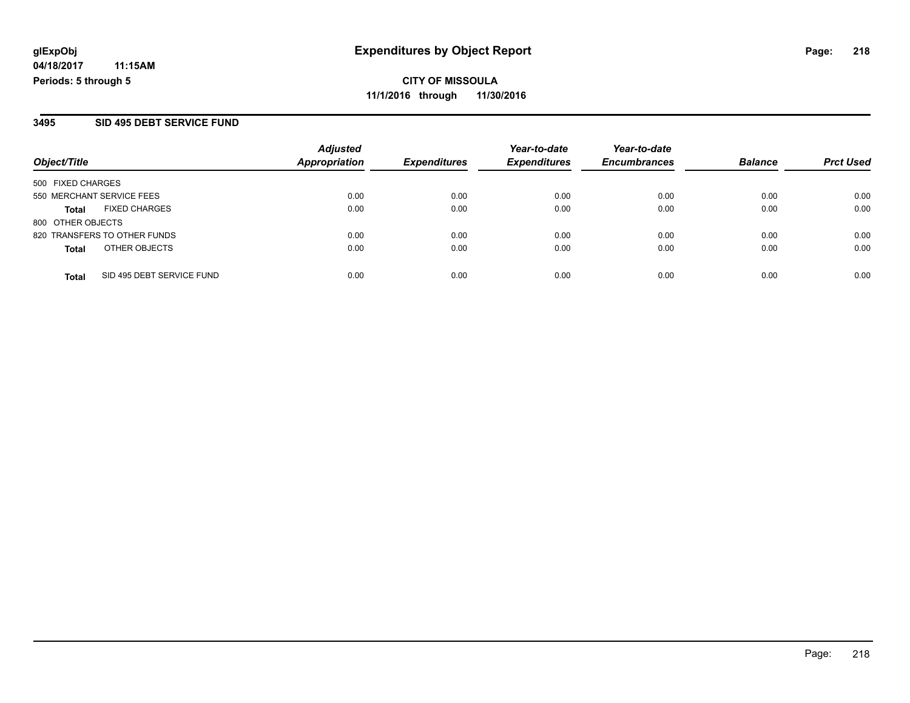glExpObj
04/18/2017 11:15AM
Periods: 5 through 5

# Expenditures by Object Report

**CITY OF MISSOULA**
**11/1/2016 through 11/30/2016**

## 3495 SID 495 DEBT SERVICE FUND

| Object/Title | Adjusted Appropriation | Expenditures | Year-to-date Expenditures | Year-to-date Encumbrances | Balance | Prct Used |
|---|---|---|---|---|---|---|
| 500 FIXED CHARGES | | | | | | |
| 550 MERCHANT SERVICE FEES | 0.00 | 0.00 | 0.00 | 0.00 | 0.00 | 0.00 |
| **Total** FIXED CHARGES | 0.00 | 0.00 | 0.00 | 0.00 | 0.00 | 0.00 |
| 800 OTHER OBJECTS | | | | | | |
| 820 TRANSFERS TO OTHER FUNDS | 0.00 | 0.00 | 0.00 | 0.00 | 0.00 | 0.00 |
| **Total** OTHER OBJECTS | 0.00 | 0.00 | 0.00 | 0.00 | 0.00 | 0.00 |
| **Total** SID 495 DEBT SERVICE FUND | 0.00 | 0.00 | 0.00 | 0.00 | 0.00 | 0.00 |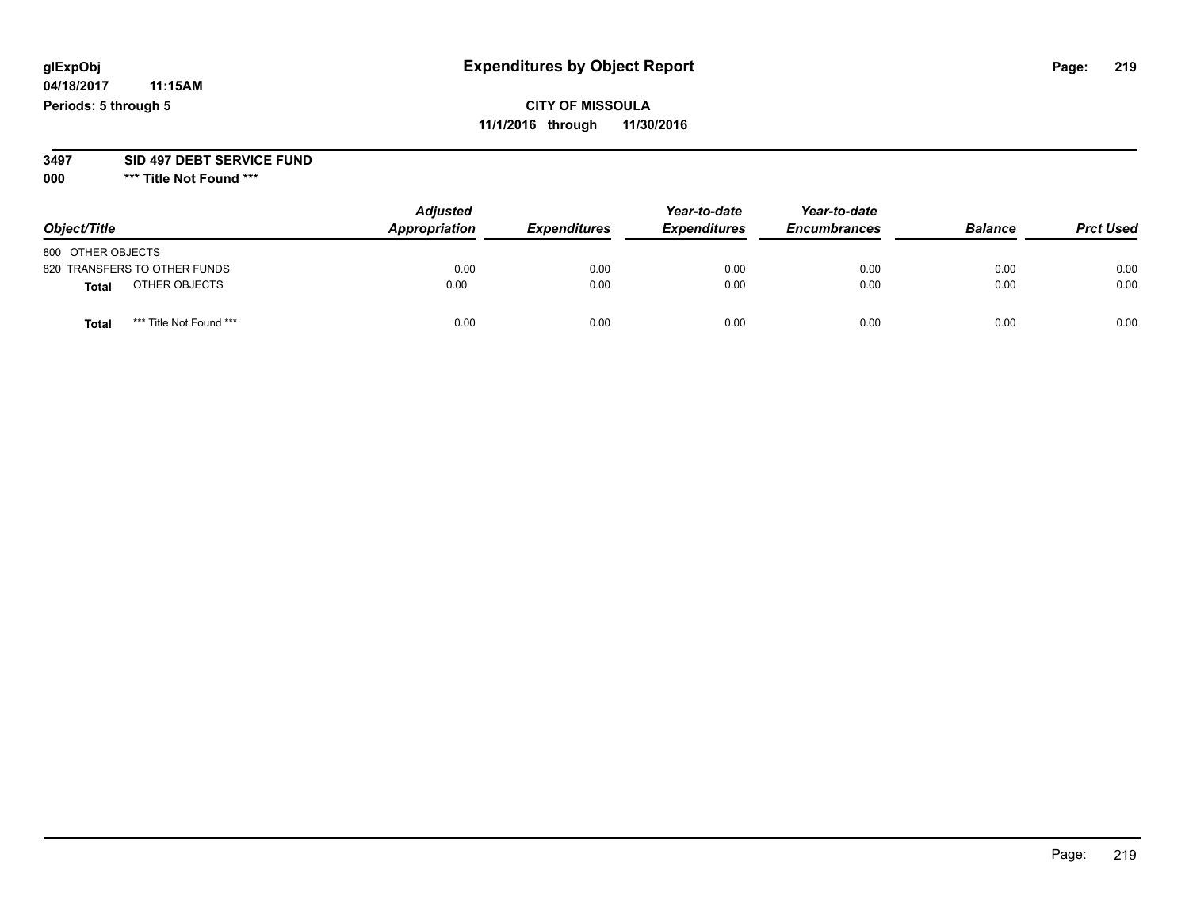glExpObj
04/18/2017 11:15AM
Periods: 5 through 5

# Expenditures by Object Report

**CITY OF MISSOULA**
**11/1/2016 through 11/30/2016**

**3497 SID 497 DEBT SERVICE FUND**
**000 *** Title Not Found *****

| Object/Title | Adjusted Appropriation | Expenditures | Year-to-date Expenditures | Year-to-date Encumbrances | Balance | Prct Used |
|---|---|---|---|---|---|---|
| 800 OTHER OBJECTS | | | | | | |
| 820 TRANSFERS TO OTHER FUNDS | 0.00 | 0.00 | 0.00 | 0.00 | 0.00 | 0.00 |
| **Total** OTHER OBJECTS | 0.00 | 0.00 | 0.00 | 0.00 | 0.00 | 0.00 |
| **Total** *** Title Not Found *** | 0.00 | 0.00 | 0.00 | 0.00 | 0.00 | 0.00 |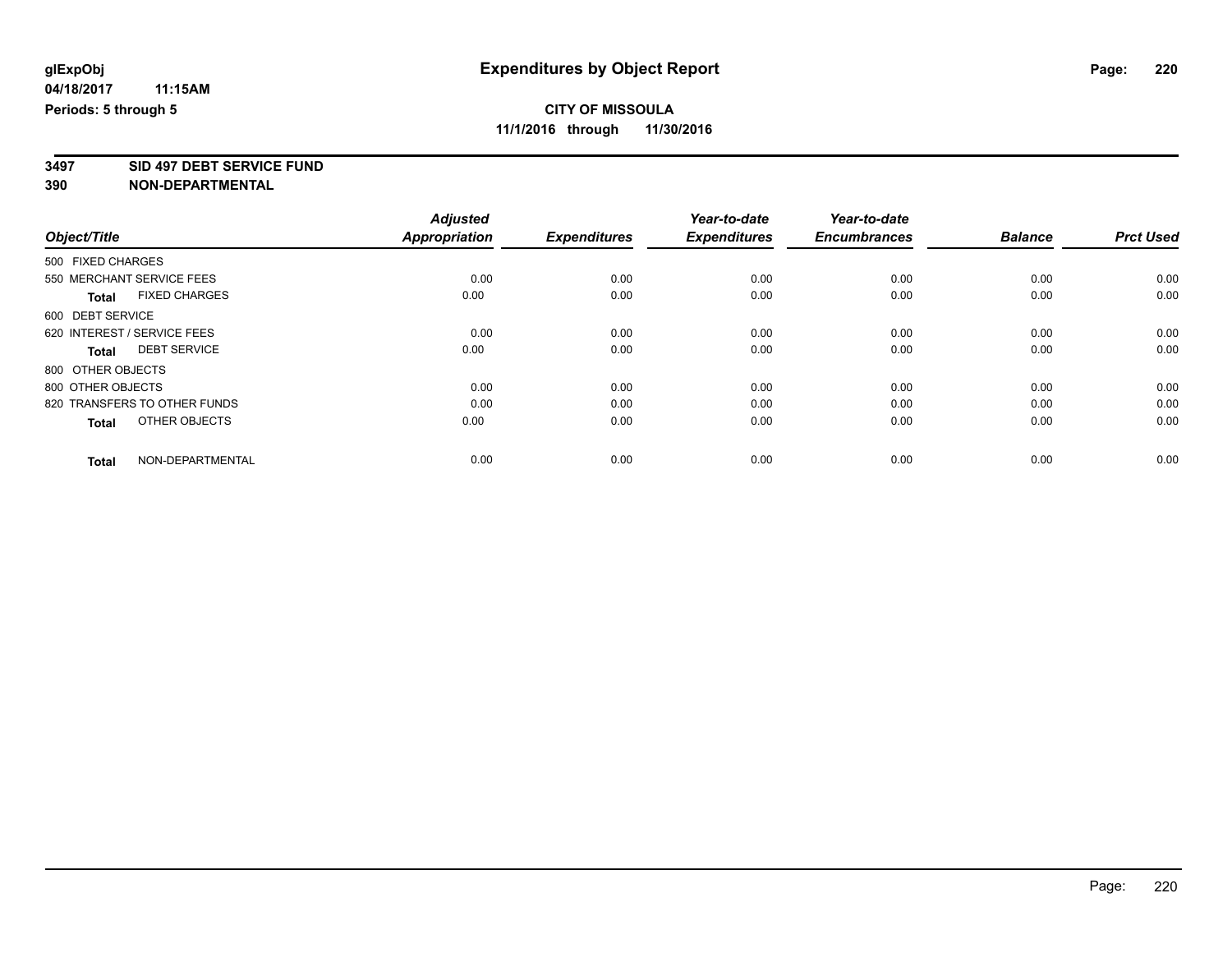**glExpObj** | **Expenditures by Object Report**

**04/18/2017 11:15AM**

**Periods: 5 through 5**

**CITY OF MISSOULA**

**11/1/2016 through 11/30/2016**

## 3497 SID 497 DEBT SERVICE FUND
## 390 NON-DEPARTMENTAL

| Object/Title | Adjusted Appropriation | Expenditures | Year-to-date Expenditures | Year-to-date Encumbrances | Balance | Prct Used |
|---|---|---|---|---|---|---|
| 500 FIXED CHARGES | | | | | | |
| 550 MERCHANT SERVICE FEES | 0.00 | 0.00 | 0.00 | 0.00 | 0.00 | 0.00 |
| **Total** FIXED CHARGES | 0.00 | 0.00 | 0.00 | 0.00 | 0.00 | 0.00 |
| 600 DEBT SERVICE | | | | | | |
| 620 INTEREST / SERVICE FEES | 0.00 | 0.00 | 0.00 | 0.00 | 0.00 | 0.00 |
| **Total** DEBT SERVICE | 0.00 | 0.00 | 0.00 | 0.00 | 0.00 | 0.00 |
| 800 OTHER OBJECTS | | | | | | |
| 800 OTHER OBJECTS | 0.00 | 0.00 | 0.00 | 0.00 | 0.00 | 0.00 |
| 820 TRANSFERS TO OTHER FUNDS | 0.00 | 0.00 | 0.00 | 0.00 | 0.00 | 0.00 |
| **Total** OTHER OBJECTS | 0.00 | 0.00 | 0.00 | 0.00 | 0.00 | 0.00 |
| **Total** NON-DEPARTMENTAL | 0.00 | 0.00 | 0.00 | 0.00 | 0.00 | 0.00 |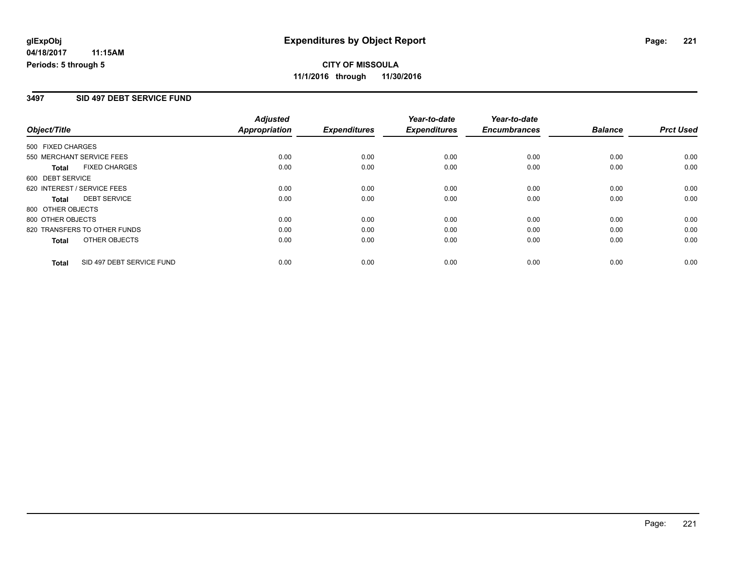**glExpObj**
**04/18/2017 11:15AM**
**Periods: 5 through 5**

# Expenditures by Object Report

**CITY OF MISSOULA**
**11/1/2016 through 11/30/2016**

## 3497 SID 497 DEBT SERVICE FUND

| Object/Title | | *Adjusted Appropriation* | *Expenditures* | *Year-to-date Expenditures* | *Year-to-date Encumbrances* | *Balance* | *Prct Used* |
|---|---|---|---|---|---|---|---|
| 500 FIXED CHARGES | | | | | | | |
| 550 MERCHANT SERVICE FEES | | 0.00 | 0.00 | 0.00 | 0.00 | 0.00 | 0.00 |
| **Total** | FIXED CHARGES | 0.00 | 0.00 | 0.00 | 0.00 | 0.00 | 0.00 |
| 600 DEBT SERVICE | | | | | | | |
| 620 INTEREST / SERVICE FEES | | 0.00 | 0.00 | 0.00 | 0.00 | 0.00 | 0.00 |
| **Total** | DEBT SERVICE | 0.00 | 0.00 | 0.00 | 0.00 | 0.00 | 0.00 |
| 800 OTHER OBJECTS | | | | | | | |
| 800 OTHER OBJECTS | | 0.00 | 0.00 | 0.00 | 0.00 | 0.00 | 0.00 |
| 820 TRANSFERS TO OTHER FUNDS | | 0.00 | 0.00 | 0.00 | 0.00 | 0.00 | 0.00 |
| **Total** | OTHER OBJECTS | 0.00 | 0.00 | 0.00 | 0.00 | 0.00 | 0.00 |
| **Total** | SID 497 DEBT SERVICE FUND | 0.00 | 0.00 | 0.00 | 0.00 | 0.00 | 0.00 |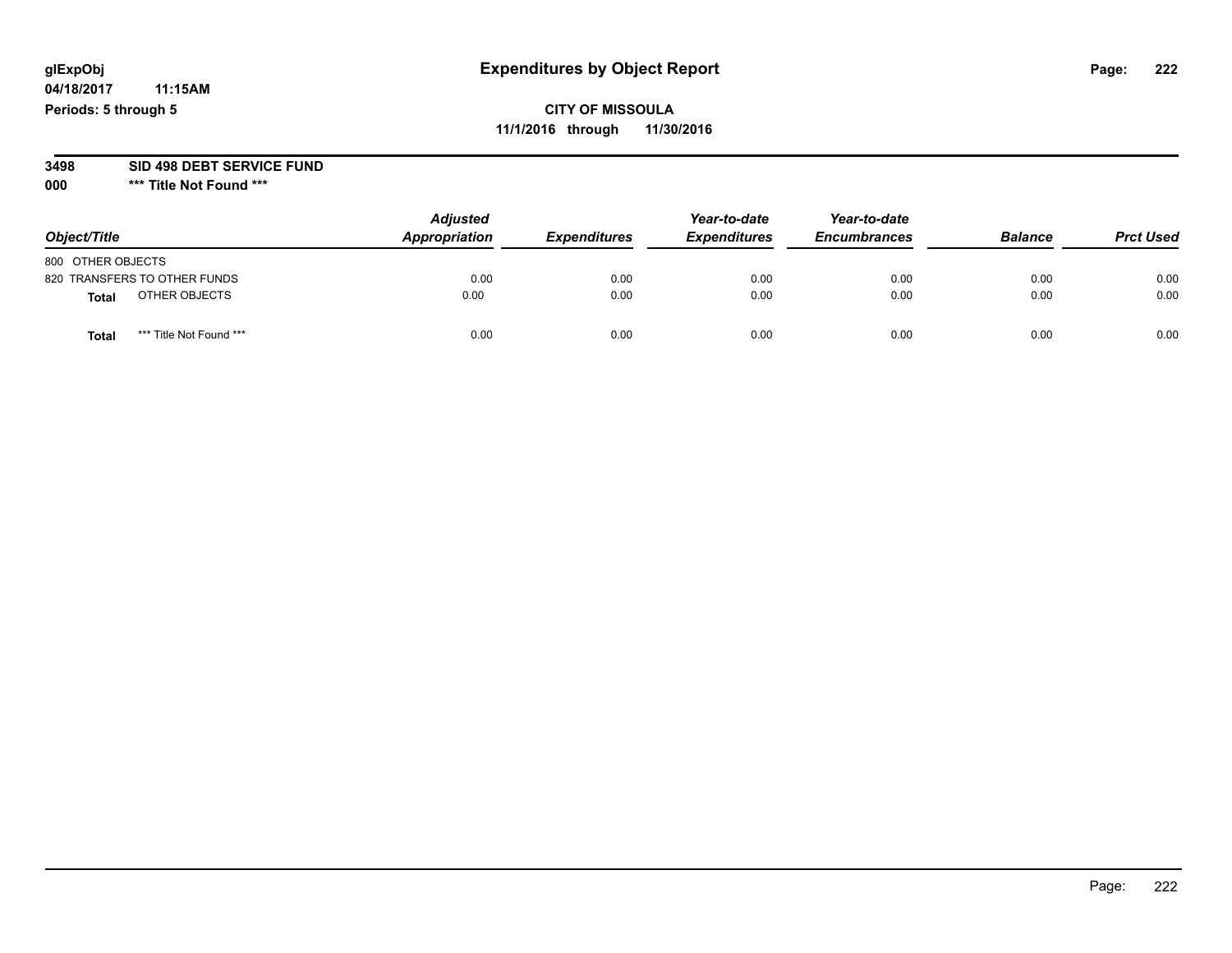# Expenditures by Object Report

glExpObj
04/18/2017 11:15AM
Periods: 5 through 5

**CITY OF MISSOULA**
**11/1/2016 through 11/30/2016**

**3498 SID 498 DEBT SERVICE FUND**
**000 \*\*\* Title Not Found \*\*\***

| Object/Title | Adjusted Appropriation | Expenditures | Year-to-date Expenditures | Year-to-date Encumbrances | Balance | Prct Used |
|---|---|---|---|---|---|---|
| 800 OTHER OBJECTS | | | | | | |
| 820 TRANSFERS TO OTHER FUNDS | 0.00 | 0.00 | 0.00 | 0.00 | 0.00 | 0.00 |
| **Total** OTHER OBJECTS | 0.00 | 0.00 | 0.00 | 0.00 | 0.00 | 0.00 |
| **Total** *** Title Not Found *** | 0.00 | 0.00 | 0.00 | 0.00 | 0.00 | 0.00 |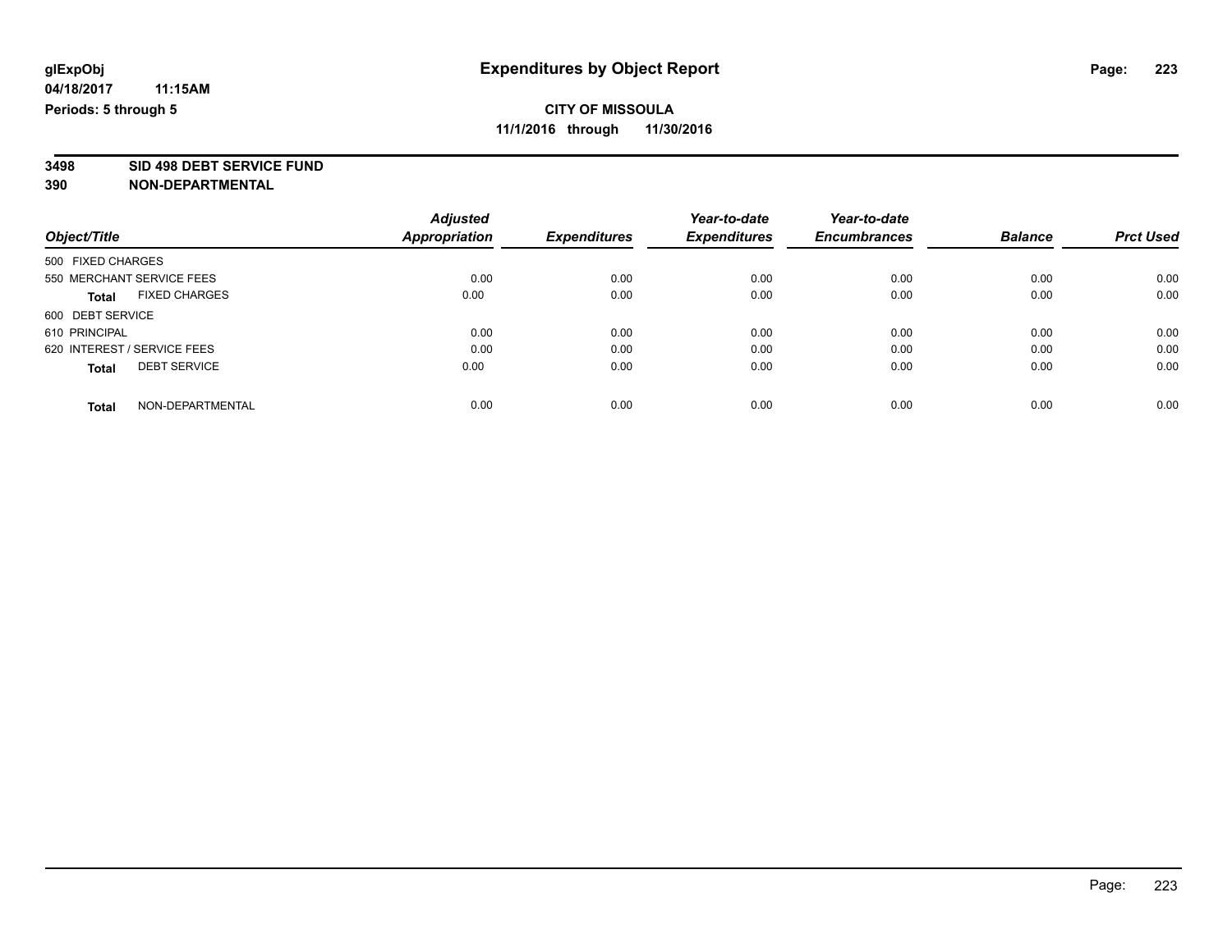**glExpObj** **Expenditures by Object Report**

**04/18/2017 11:15AM**

**Periods: 5 through 5**

**CITY OF MISSOULA**

**11/1/2016 through 11/30/2016**

**3498 SID 498 DEBT SERVICE FUND**

**390 NON-DEPARTMENTAL**

| Object/Title | Adjusted Appropriation | Expenditures | Year-to-date Expenditures | Year-to-date Encumbrances | Balance | Prct Used |
|---|---|---|---|---|---|---|
| 500 FIXED CHARGES | | | | | | |
| 550 MERCHANT SERVICE FEES | 0.00 | 0.00 | 0.00 | 0.00 | 0.00 | 0.00 |
| **Total** FIXED CHARGES | 0.00 | 0.00 | 0.00 | 0.00 | 0.00 | 0.00 |
| 600 DEBT SERVICE | | | | | | |
| 610 PRINCIPAL | 0.00 | 0.00 | 0.00 | 0.00 | 0.00 | 0.00 |
| 620 INTEREST / SERVICE FEES | 0.00 | 0.00 | 0.00 | 0.00 | 0.00 | 0.00 |
| **Total** DEBT SERVICE | 0.00 | 0.00 | 0.00 | 0.00 | 0.00 | 0.00 |
| **Total** NON-DEPARTMENTAL | 0.00 | 0.00 | 0.00 | 0.00 | 0.00 | 0.00 |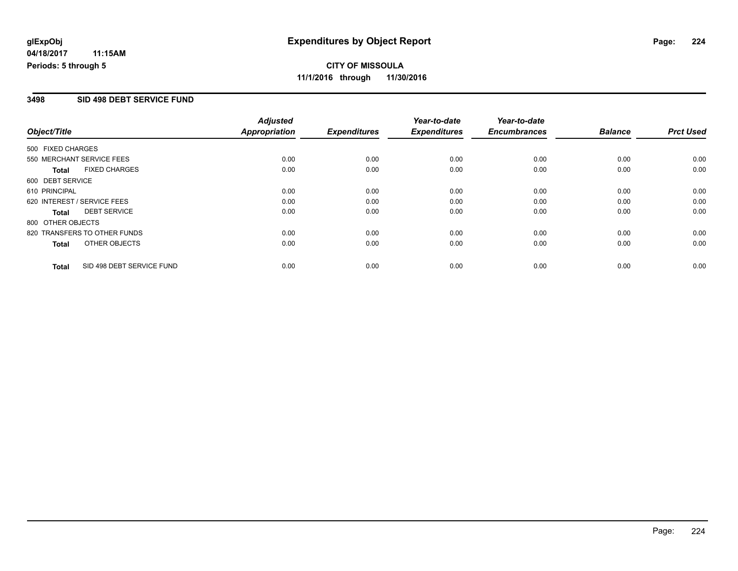# Expenditures by Object Report

glExpObj
04/18/2017 11:15AM
Periods: 5 through 5

**CITY OF MISSOULA**
**11/1/2016 through 11/30/2016**

## 3498 SID 498 DEBT SERVICE FUND

| Object/Title | Adjusted Appropriation | Expenditures | Year-to-date Expenditures | Year-to-date Encumbrances | Balance | Prct Used |
|---|---|---|---|---|---|---|
| 500 FIXED CHARGES | | | | | | |
| 550 MERCHANT SERVICE FEES | 0.00 | 0.00 | 0.00 | 0.00 | 0.00 | 0.00 |
| **Total** FIXED CHARGES | 0.00 | 0.00 | 0.00 | 0.00 | 0.00 | 0.00 |
| 600 DEBT SERVICE | | | | | | |
| 610 PRINCIPAL | 0.00 | 0.00 | 0.00 | 0.00 | 0.00 | 0.00 |
| 620 INTEREST / SERVICE FEES | 0.00 | 0.00 | 0.00 | 0.00 | 0.00 | 0.00 |
| **Total** DEBT SERVICE | 0.00 | 0.00 | 0.00 | 0.00 | 0.00 | 0.00 |
| 800 OTHER OBJECTS | | | | | | |
| 820 TRANSFERS TO OTHER FUNDS | 0.00 | 0.00 | 0.00 | 0.00 | 0.00 | 0.00 |
| **Total** OTHER OBJECTS | 0.00 | 0.00 | 0.00 | 0.00 | 0.00 | 0.00 |
| **Total** SID 498 DEBT SERVICE FUND | 0.00 | 0.00 | 0.00 | 0.00 | 0.00 | 0.00 |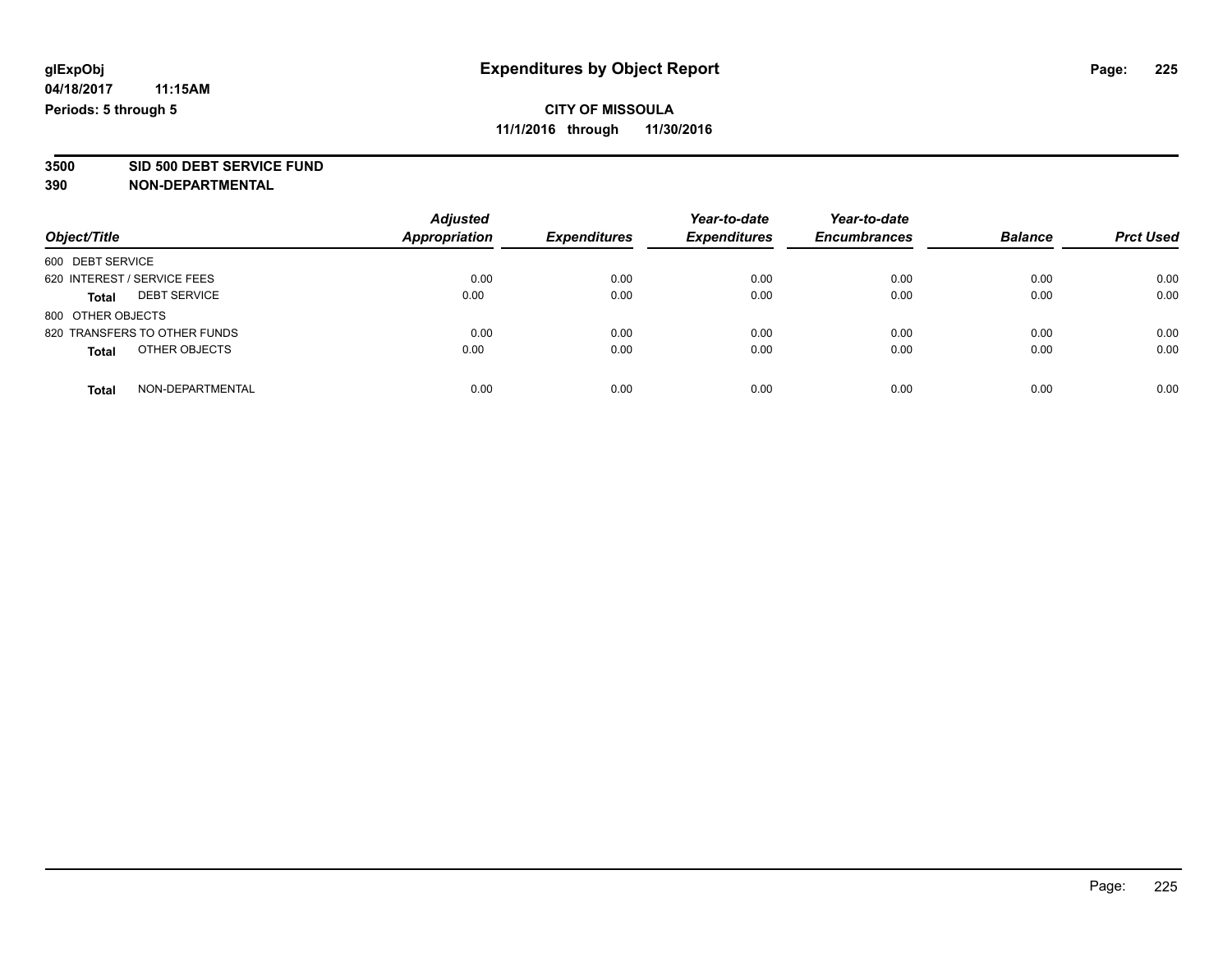**glExpObj**
**04/18/2017 11:15AM**
**Periods: 5 through 5**

# Expenditures by Object Report

**CITY OF MISSOULA**
**11/1/2016 through 11/30/2016**

**3500 SID 500 DEBT SERVICE FUND**
**390 NON-DEPARTMENTAL**

| Object/Title | Adjusted Appropriation | Expenditures | Year-to-date Expenditures | Year-to-date Encumbrances | Balance | Prct Used |
|---|---|---|---|---|---|---|
| 600 DEBT SERVICE | | | | | | |
| 620 INTEREST / SERVICE FEES | 0.00 | 0.00 | 0.00 | 0.00 | 0.00 | 0.00 |
| **Total** DEBT SERVICE | 0.00 | 0.00 | 0.00 | 0.00 | 0.00 | 0.00 |
| 800 OTHER OBJECTS | | | | | | |
| 820 TRANSFERS TO OTHER FUNDS | 0.00 | 0.00 | 0.00 | 0.00 | 0.00 | 0.00 |
| **Total** OTHER OBJECTS | 0.00 | 0.00 | 0.00 | 0.00 | 0.00 | 0.00 |
| **Total** NON-DEPARTMENTAL | 0.00 | 0.00 | 0.00 | 0.00 | 0.00 | 0.00 |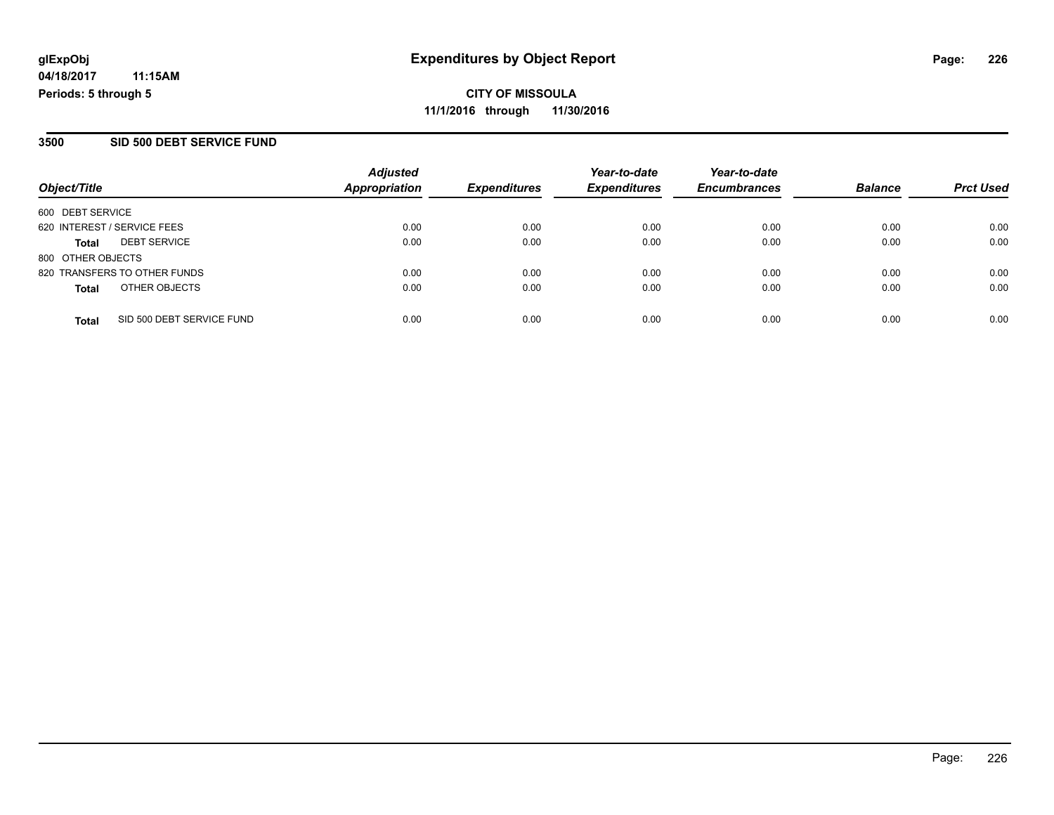**glExpObj** **Expenditures by Object Report**

**04/18/2017 11:15AM**

**Periods: 5 through 5**

**CITY OF MISSOULA**

**11/1/2016 through 11/30/2016**

## 3500 SID 500 DEBT SERVICE FUND

| Object/Title | Adjusted Appropriation | Expenditures | Year-to-date Expenditures | Year-to-date Encumbrances | Balance | Prct Used |
|---|---|---|---|---|---|---|
| 600 DEBT SERVICE | | | | | | |
| 620 INTEREST / SERVICE FEES | 0.00 | 0.00 | 0.00 | 0.00 | 0.00 | 0.00 |
| **Total** DEBT SERVICE | 0.00 | 0.00 | 0.00 | 0.00 | 0.00 | 0.00 |
| 800 OTHER OBJECTS | | | | | | |
| 820 TRANSFERS TO OTHER FUNDS | 0.00 | 0.00 | 0.00 | 0.00 | 0.00 | 0.00 |
| **Total** OTHER OBJECTS | 0.00 | 0.00 | 0.00 | 0.00 | 0.00 | 0.00 |
| **Total** SID 500 DEBT SERVICE FUND | 0.00 | 0.00 | 0.00 | 0.00 | 0.00 | 0.00 |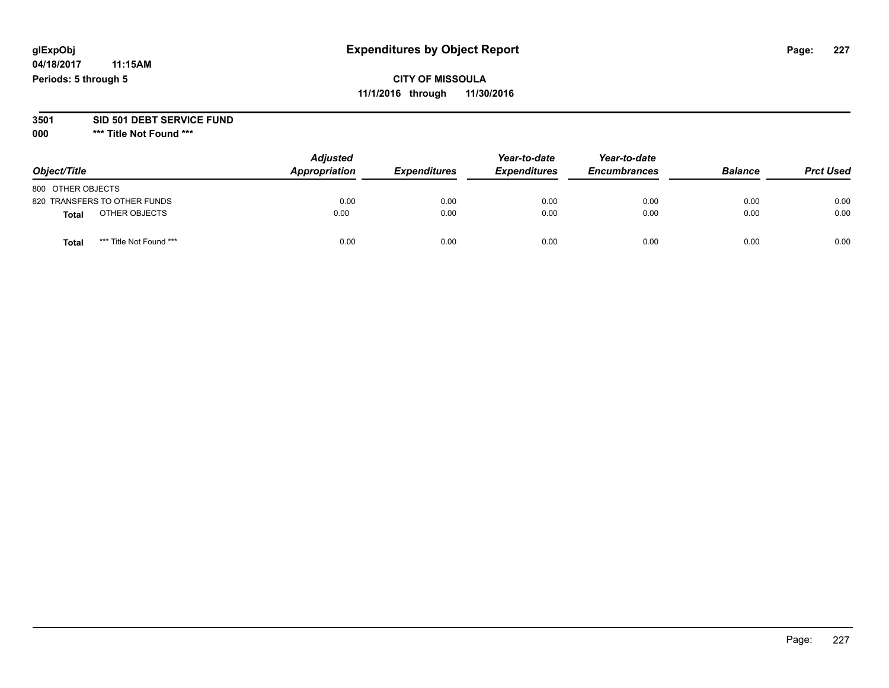# Expenditures by Object Report

glExpObj
04/18/2017 11:15AM
Periods: 5 through 5

**CITY OF MISSOULA**
**11/1/2016 through 11/30/2016**

**3501 SID 501 DEBT SERVICE FUND**
**000 \*\*\* Title Not Found \*\*\***

| Object/Title | Adjusted Appropriation | Expenditures | Year-to-date Expenditures | Year-to-date Encumbrances | Balance | Prct Used |
|---|---|---|---|---|---|---|
| 800 OTHER OBJECTS | | | | | | |
| 820 TRANSFERS TO OTHER FUNDS | 0.00 | 0.00 | 0.00 | 0.00 | 0.00 | 0.00 |
| **Total** OTHER OBJECTS | 0.00 | 0.00 | 0.00 | 0.00 | 0.00 | 0.00 |
| **Total** \*\*\* Title Not Found \*\*\* | 0.00 | 0.00 | 0.00 | 0.00 | 0.00 | 0.00 |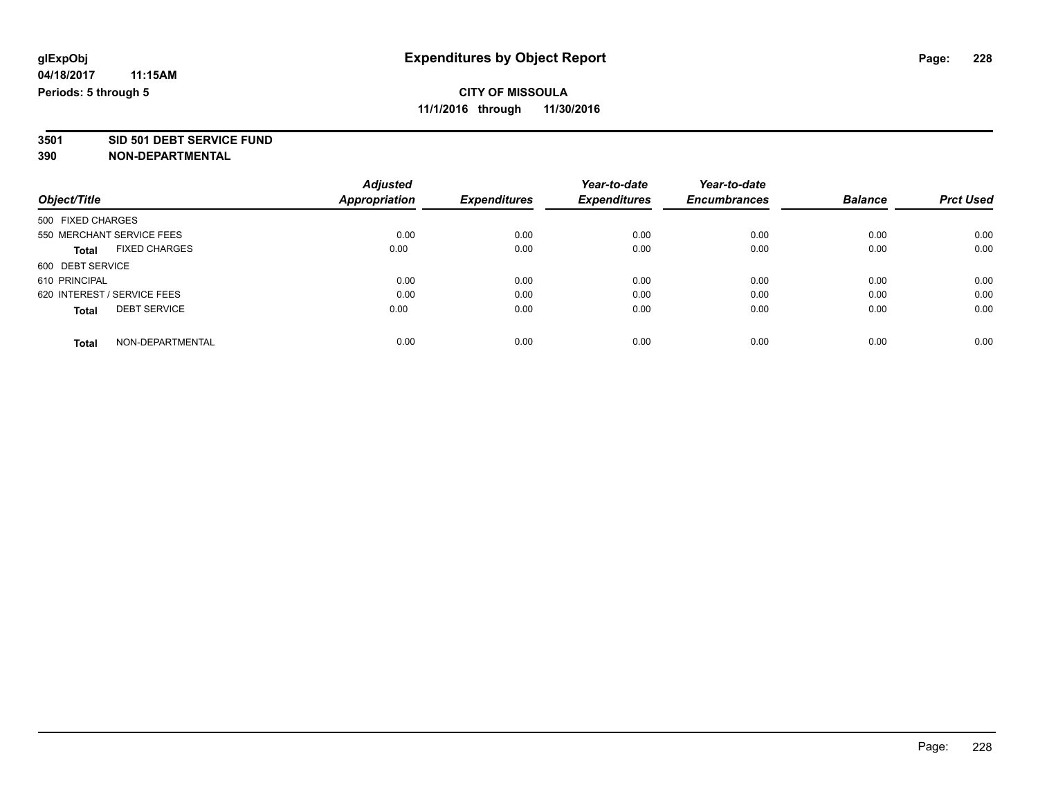**glExpObj**
**04/18/2017 11:15AM**
**Periods: 5 through 5**

# Expenditures by Object Report

**CITY OF MISSOULA**
**11/1/2016 through 11/30/2016**

**3501 SID 501 DEBT SERVICE FUND**
**390 NON-DEPARTMENTAL**

| Object/Title | Adjusted Appropriation | Expenditures | Year-to-date Expenditures | Year-to-date Encumbrances | Balance | Prct Used |
|---|---|---|---|---|---|---|
| 500 FIXED CHARGES | | | | | | |
| 550 MERCHANT SERVICE FEES | 0.00 | 0.00 | 0.00 | 0.00 | 0.00 | 0.00 |
| **Total** FIXED CHARGES | 0.00 | 0.00 | 0.00 | 0.00 | 0.00 | 0.00 |
| 600 DEBT SERVICE | | | | | | |
| 610 PRINCIPAL | 0.00 | 0.00 | 0.00 | 0.00 | 0.00 | 0.00 |
| 620 INTEREST / SERVICE FEES | 0.00 | 0.00 | 0.00 | 0.00 | 0.00 | 0.00 |
| **Total** DEBT SERVICE | 0.00 | 0.00 | 0.00 | 0.00 | 0.00 | 0.00 |
| **Total** NON-DEPARTMENTAL | 0.00 | 0.00 | 0.00 | 0.00 | 0.00 | 0.00 |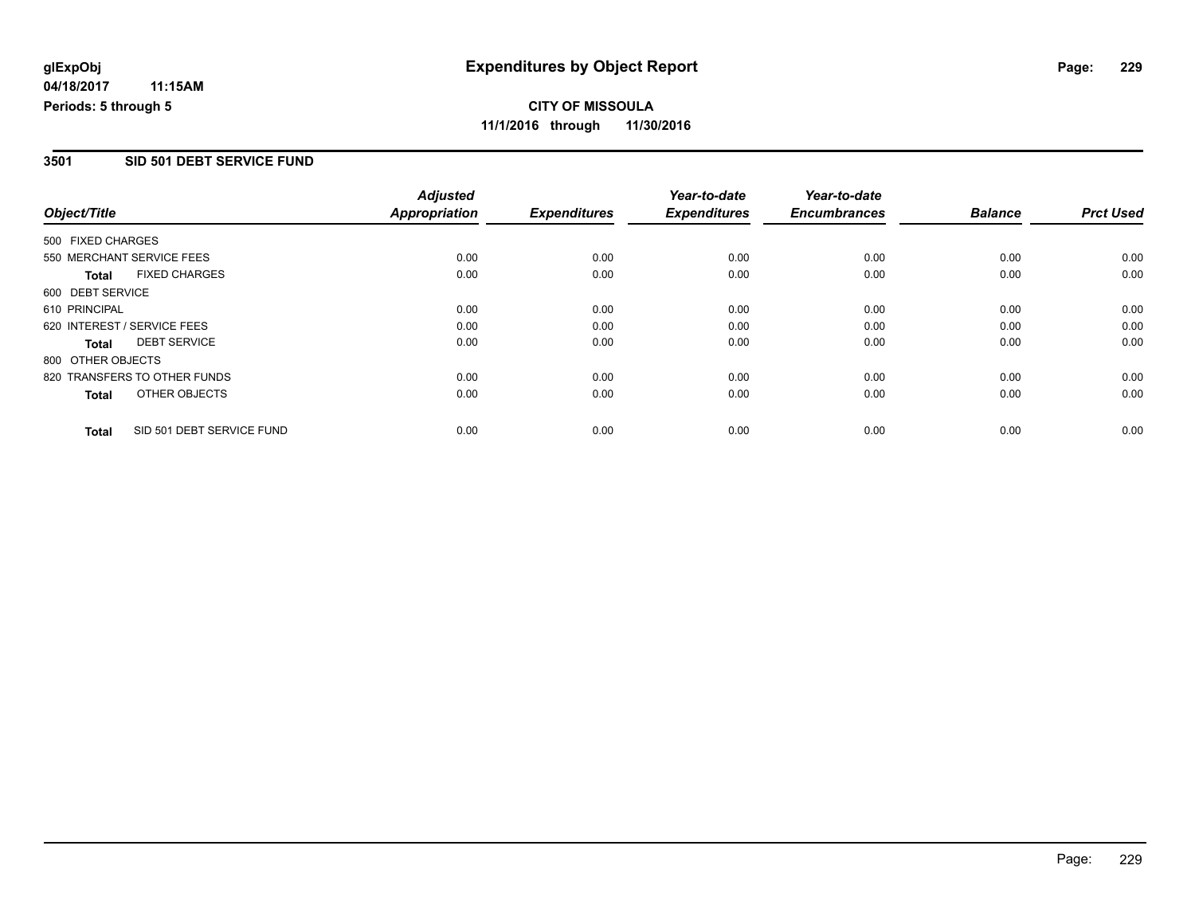glExpObj
04/18/2017 11:15AM
Periods: 5 through 5

# Expenditures by Object Report

**CITY OF MISSOULA**
**11/1/2016 through 11/30/2016**

## 3501 SID 501 DEBT SERVICE FUND

| Object/Title | | Adjusted Appropriation | Expenditures | Year-to-date Expenditures | Year-to-date Encumbrances | Balance | Prct Used |
|---|---|---|---|---|---|---|---|
| 500 FIXED CHARGES | | | | | | | |
| 550 MERCHANT SERVICE FEES | | 0.00 | 0.00 | 0.00 | 0.00 | 0.00 | 0.00 |
| **Total** | FIXED CHARGES | 0.00 | 0.00 | 0.00 | 0.00 | 0.00 | 0.00 |
| 600 DEBT SERVICE | | | | | | | |
| 610 PRINCIPAL | | 0.00 | 0.00 | 0.00 | 0.00 | 0.00 | 0.00 |
| 620 INTEREST / SERVICE FEES | | 0.00 | 0.00 | 0.00 | 0.00 | 0.00 | 0.00 |
| **Total** | DEBT SERVICE | 0.00 | 0.00 | 0.00 | 0.00 | 0.00 | 0.00 |
| 800 OTHER OBJECTS | | | | | | | |
| 820 TRANSFERS TO OTHER FUNDS | | 0.00 | 0.00 | 0.00 | 0.00 | 0.00 | 0.00 |
| **Total** | OTHER OBJECTS | 0.00 | 0.00 | 0.00 | 0.00 | 0.00 | 0.00 |
| **Total** | SID 501 DEBT SERVICE FUND | 0.00 | 0.00 | 0.00 | 0.00 | 0.00 | 0.00 |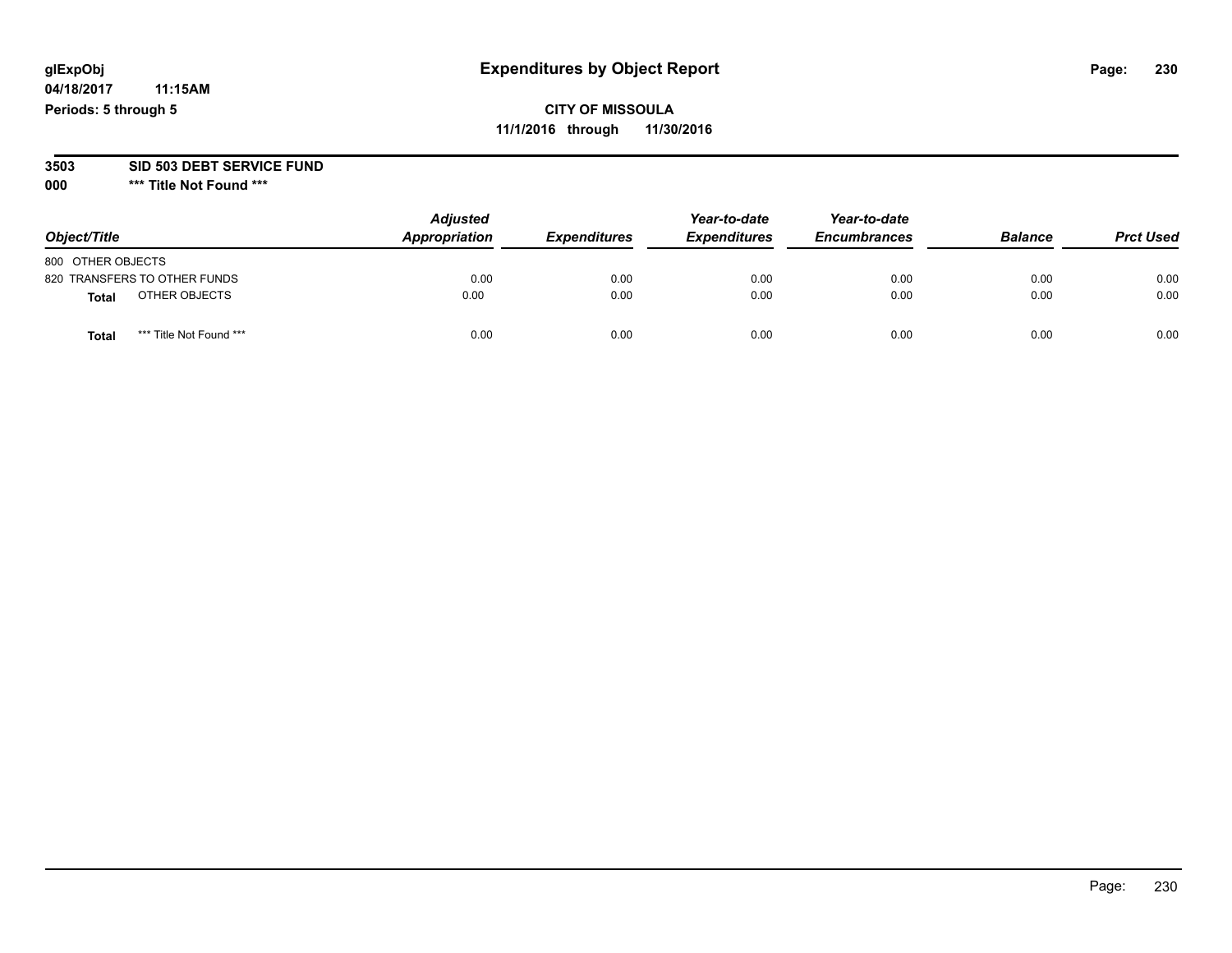# Expenditures by Object Report

glExpObj
04/18/2017 11:15AM
Periods: 5 through 5

**CITY OF MISSOULA**
**11/1/2016 through 11/30/2016**

**3503 SID 503 DEBT SERVICE FUND**
**000 \*** Title Not Found \*\*\***

| Object/Title | Adjusted Appropriation | Expenditures | Year-to-date Expenditures | Year-to-date Encumbrances | Balance | Prct Used |
|---|---|---|---|---|---|---|
| 800 OTHER OBJECTS | | | | | | |
| 820 TRANSFERS TO OTHER FUNDS | 0.00 | 0.00 | 0.00 | 0.00 | 0.00 | 0.00 |
| **Total** OTHER OBJECTS | 0.00 | 0.00 | 0.00 | 0.00 | 0.00 | 0.00 |
| **Total** *** Title Not Found *** | 0.00 | 0.00 | 0.00 | 0.00 | 0.00 | 0.00 |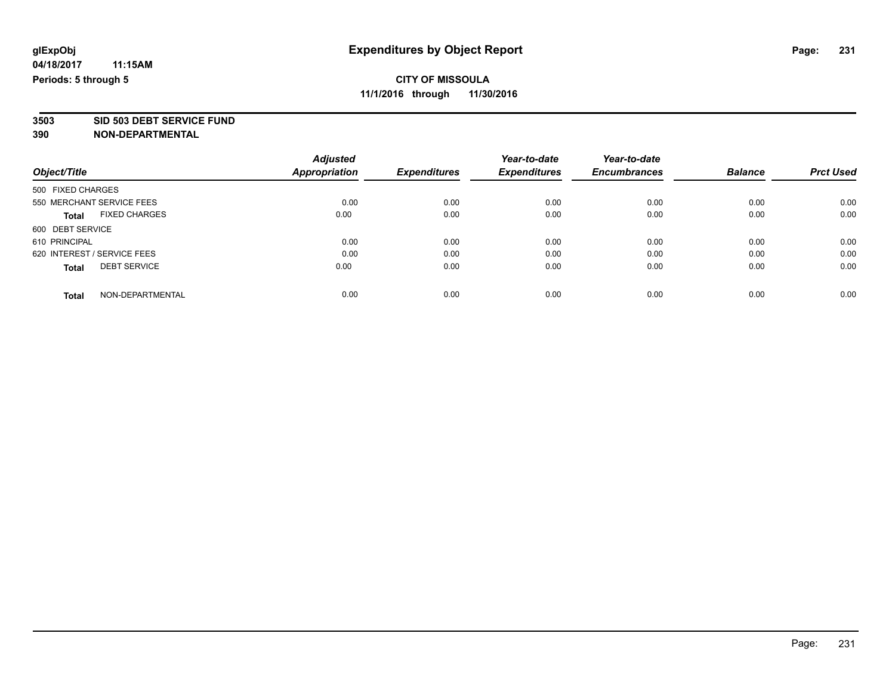**glExpObj** **Expenditures by Object Report**

**04/18/2017 11:15AM**

**Periods: 5 through 5**

**CITY OF MISSOULA**

**11/1/2016 through 11/30/2016**

**3503 SID 503 DEBT SERVICE FUND**

**390 NON-DEPARTMENTAL**

| Object/Title | Adjusted Appropriation | Expenditures | Year-to-date Expenditures | Year-to-date Encumbrances | Balance | Prct Used |
|---|---|---|---|---|---|---|
| 500 FIXED CHARGES | | | | | | |
| 550 MERCHANT SERVICE FEES | 0.00 | 0.00 | 0.00 | 0.00 | 0.00 | 0.00 |
| **Total** FIXED CHARGES | 0.00 | 0.00 | 0.00 | 0.00 | 0.00 | 0.00 |
| 600 DEBT SERVICE | | | | | | |
| 610 PRINCIPAL | 0.00 | 0.00 | 0.00 | 0.00 | 0.00 | 0.00 |
| 620 INTEREST / SERVICE FEES | 0.00 | 0.00 | 0.00 | 0.00 | 0.00 | 0.00 |
| **Total** DEBT SERVICE | 0.00 | 0.00 | 0.00 | 0.00 | 0.00 | 0.00 |
| **Total** NON-DEPARTMENTAL | 0.00 | 0.00 | 0.00 | 0.00 | 0.00 | 0.00 |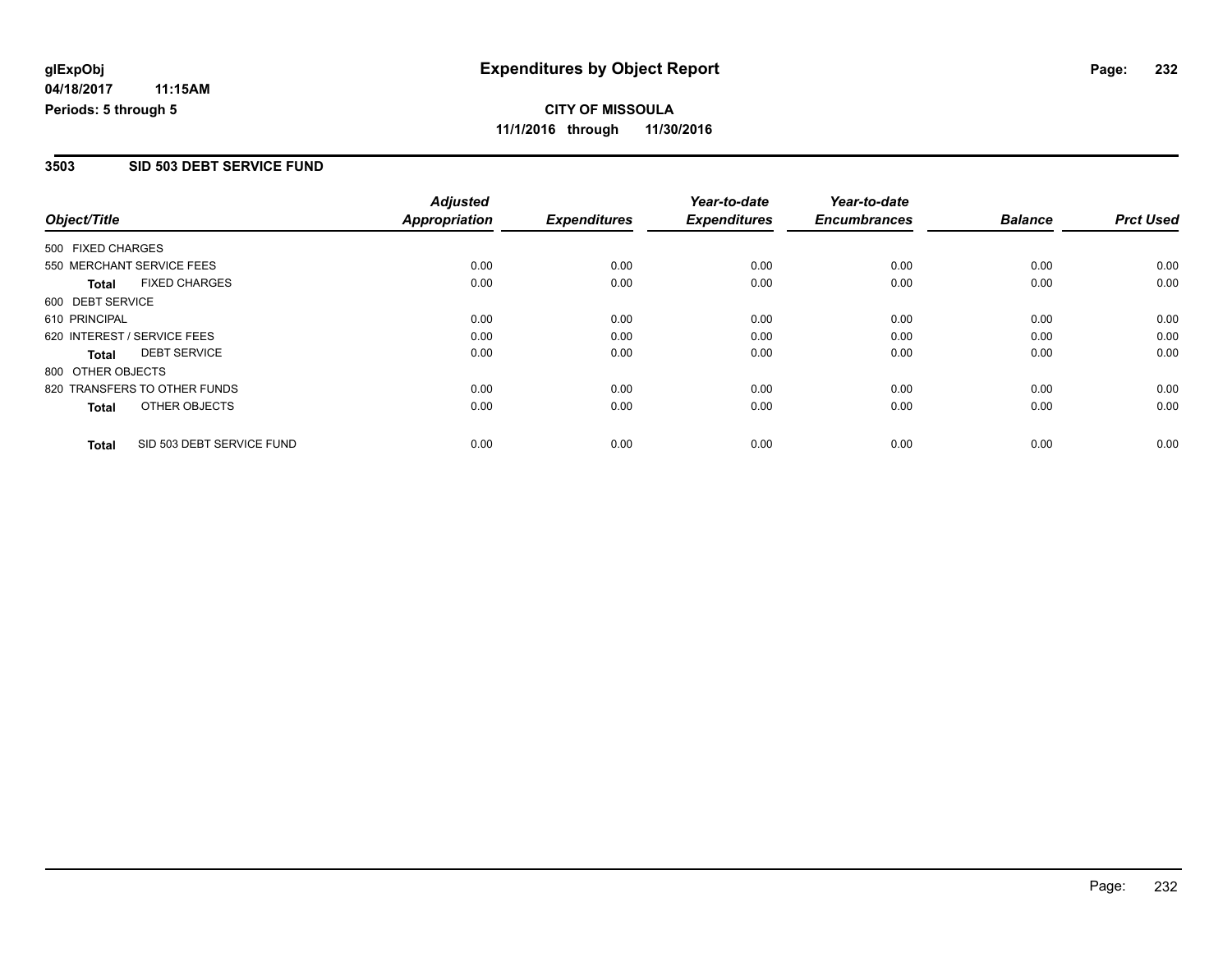**glExpObj**
**04/18/2017 11:15AM**
**Periods: 5 through 5**

# Expenditures by Object Report

**CITY OF MISSOULA**
**11/1/2016 through 11/30/2016**

## 3503 SID 503 DEBT SERVICE FUND

| Object/Title | Adjusted Appropriation | Expenditures | Year-to-date Expenditures | Year-to-date Encumbrances | Balance | Prct Used |
|---|---|---|---|---|---|---|
| 500 FIXED CHARGES | | | | | | |
| 550 MERCHANT SERVICE FEES | 0.00 | 0.00 | 0.00 | 0.00 | 0.00 | 0.00 |
| **Total** FIXED CHARGES | 0.00 | 0.00 | 0.00 | 0.00 | 0.00 | 0.00 |
| 600 DEBT SERVICE | | | | | | |
| 610 PRINCIPAL | 0.00 | 0.00 | 0.00 | 0.00 | 0.00 | 0.00 |
| 620 INTEREST / SERVICE FEES | 0.00 | 0.00 | 0.00 | 0.00 | 0.00 | 0.00 |
| **Total** DEBT SERVICE | 0.00 | 0.00 | 0.00 | 0.00 | 0.00 | 0.00 |
| 800 OTHER OBJECTS | | | | | | |
| 820 TRANSFERS TO OTHER FUNDS | 0.00 | 0.00 | 0.00 | 0.00 | 0.00 | 0.00 |
| **Total** OTHER OBJECTS | 0.00 | 0.00 | 0.00 | 0.00 | 0.00 | 0.00 |
| **Total** SID 503 DEBT SERVICE FUND | 0.00 | 0.00 | 0.00 | 0.00 | 0.00 | 0.00 |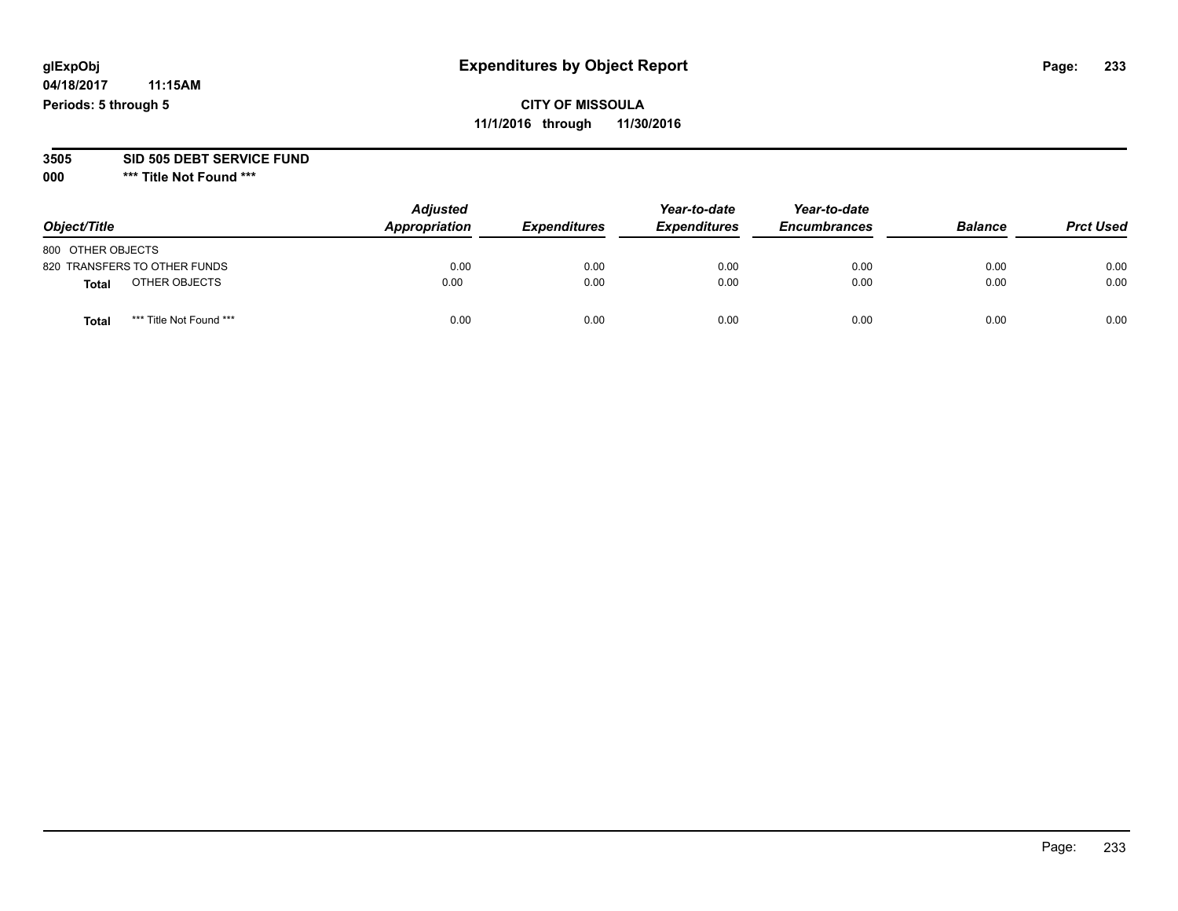glExpObj
04/18/2017 11:15AM
Periods: 5 through 5

# Expenditures by Object Report

**CITY OF MISSOULA**
**11/1/2016 through 11/30/2016**

**3505 SID 505 DEBT SERVICE FUND**
**000 \*\*\* Title Not Found \*\*\***

| Object/Title | Adjusted Appropriation | Expenditures | Year-to-date Expenditures | Year-to-date Encumbrances | Balance | Prct Used |
|---|---|---|---|---|---|---|
| 800 OTHER OBJECTS | | | | | | |
| 820 TRANSFERS TO OTHER FUNDS | 0.00 | 0.00 | 0.00 | 0.00 | 0.00 | 0.00 |
| **Total** OTHER OBJECTS | 0.00 | 0.00 | 0.00 | 0.00 | 0.00 | 0.00 |
| **Total** *** Title Not Found *** | 0.00 | 0.00 | 0.00 | 0.00 | 0.00 | 0.00 |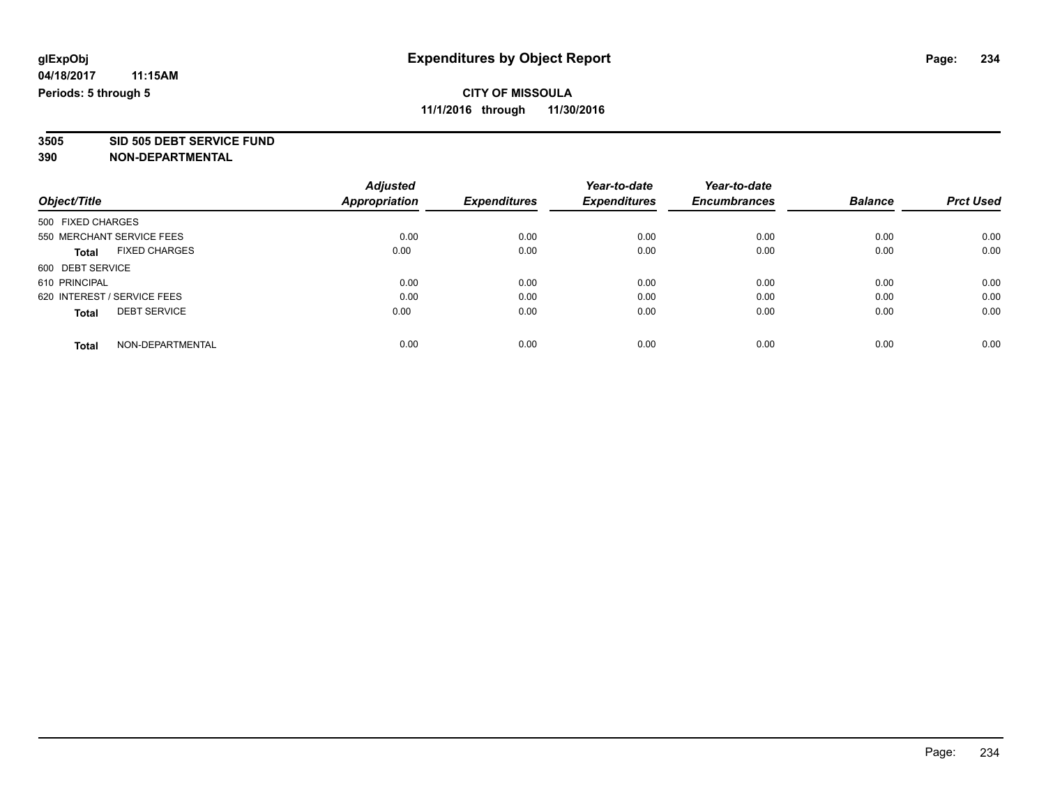**glExpObj** | **Expenditures by Object Report**
**04/18/2017 11:15AM**
**Periods: 5 through 5**

**CITY OF MISSOULA**
**11/1/2016 through 11/30/2016**

**3505 SID 505 DEBT SERVICE FUND**
**390 NON-DEPARTMENTAL**

| Object/Title | Adjusted Appropriation | Expenditures | Year-to-date Expenditures | Year-to-date Encumbrances | Balance | Prct Used |
|---|---|---|---|---|---|---|
| 500 FIXED CHARGES | | | | | | |
| 550 MERCHANT SERVICE FEES | 0.00 | 0.00 | 0.00 | 0.00 | 0.00 | 0.00 |
| **Total** FIXED CHARGES | 0.00 | 0.00 | 0.00 | 0.00 | 0.00 | 0.00 |
| 600 DEBT SERVICE | | | | | | |
| 610 PRINCIPAL | 0.00 | 0.00 | 0.00 | 0.00 | 0.00 | 0.00 |
| 620 INTEREST / SERVICE FEES | 0.00 | 0.00 | 0.00 | 0.00 | 0.00 | 0.00 |
| **Total** DEBT SERVICE | 0.00 | 0.00 | 0.00 | 0.00 | 0.00 | 0.00 |
| **Total** NON-DEPARTMENTAL | 0.00 | 0.00 | 0.00 | 0.00 | 0.00 | 0.00 |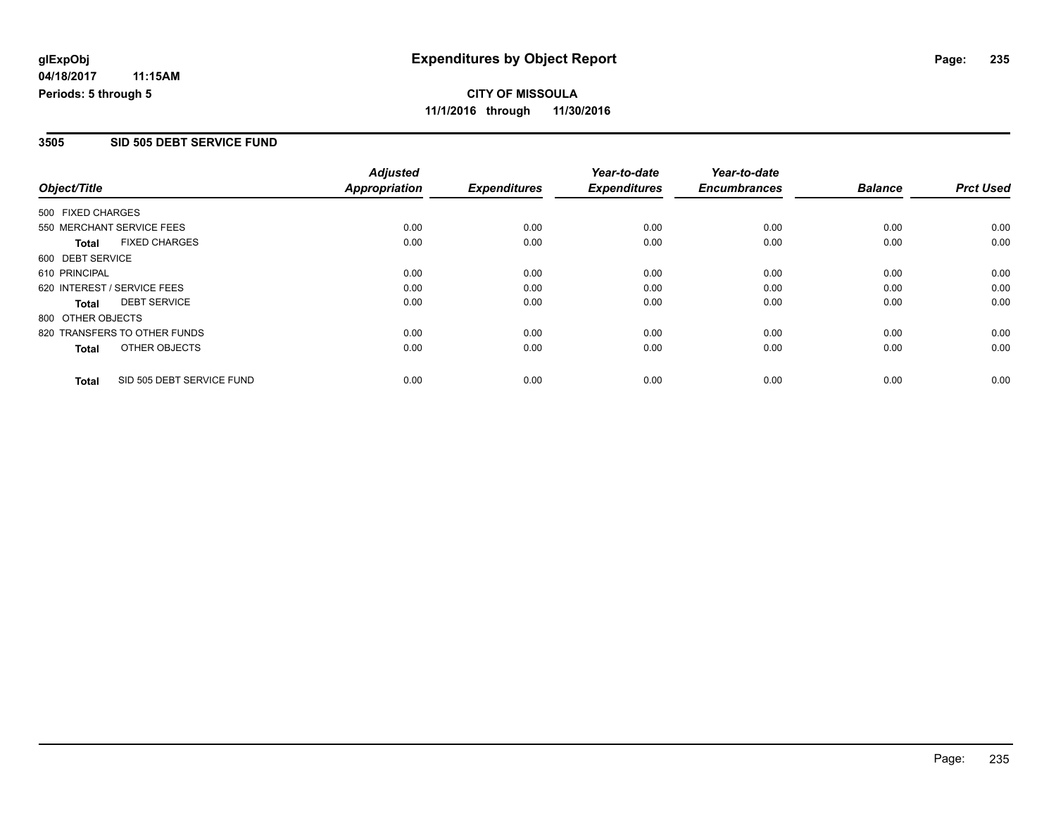**CITY OF MISSOULA**

**11/1/2016 through 11/30/2016**

**glExpObj**
**04/18/2017 11:15AM**
**Periods: 5 through 5**

# Expenditures by Object Report

## 3505 SID 505 DEBT SERVICE FUND

| Object/Title | | Adjusted Appropriation | Expenditures | Year-to-date Expenditures | Year-to-date Encumbrances | Balance | Prct Used |
|---|---|---|---|---|---|---|---|
| 500 FIXED CHARGES | | | | | | | |
| 550 MERCHANT SERVICE FEES | | 0.00 | 0.00 | 0.00 | 0.00 | 0.00 | 0.00 |
| **Total** | FIXED CHARGES | 0.00 | 0.00 | 0.00 | 0.00 | 0.00 | 0.00 |
| 600 DEBT SERVICE | | | | | | | |
| 610 PRINCIPAL | | 0.00 | 0.00 | 0.00 | 0.00 | 0.00 | 0.00 |
| 620 INTEREST / SERVICE FEES | | 0.00 | 0.00 | 0.00 | 0.00 | 0.00 | 0.00 |
| **Total** | DEBT SERVICE | 0.00 | 0.00 | 0.00 | 0.00 | 0.00 | 0.00 |
| 800 OTHER OBJECTS | | | | | | | |
| 820 TRANSFERS TO OTHER FUNDS | | 0.00 | 0.00 | 0.00 | 0.00 | 0.00 | 0.00 |
| **Total** | OTHER OBJECTS | 0.00 | 0.00 | 0.00 | 0.00 | 0.00 | 0.00 |
| **Total** | SID 505 DEBT SERVICE FUND | 0.00 | 0.00 | 0.00 | 0.00 | 0.00 | 0.00 |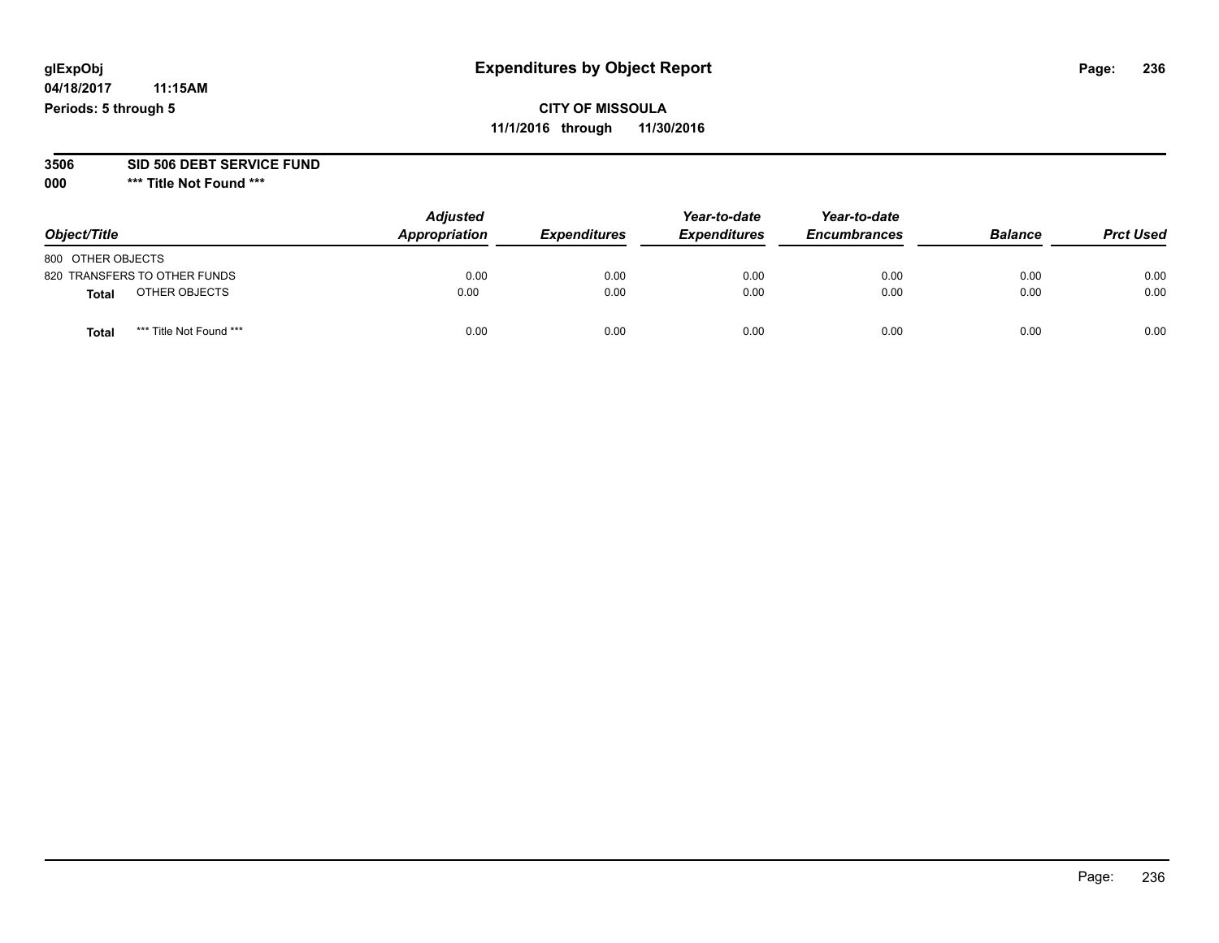glExpObj
04/18/2017 11:15AM
Periods: 5 through 5

# Expenditures by Object Report

CITY OF MISSOULA
11/1/2016 through 11/30/2016

**3506 SID 506 DEBT SERVICE FUND**
**000 \*\*\* Title Not Found \*\*\***

| Object/Title | Adjusted Appropriation | Expenditures | Year-to-date Expenditures | Year-to-date Encumbrances | Balance | Prct Used |
|---|---|---|---|---|---|---|
| 800 OTHER OBJECTS | | | | | | |
| 820 TRANSFERS TO OTHER FUNDS | 0.00 | 0.00 | 0.00 | 0.00 | 0.00 | 0.00 |
| **Total** OTHER OBJECTS | 0.00 | 0.00 | 0.00 | 0.00 | 0.00 | 0.00 |
| **Total** *** Title Not Found *** | 0.00 | 0.00 | 0.00 | 0.00 | 0.00 | 0.00 |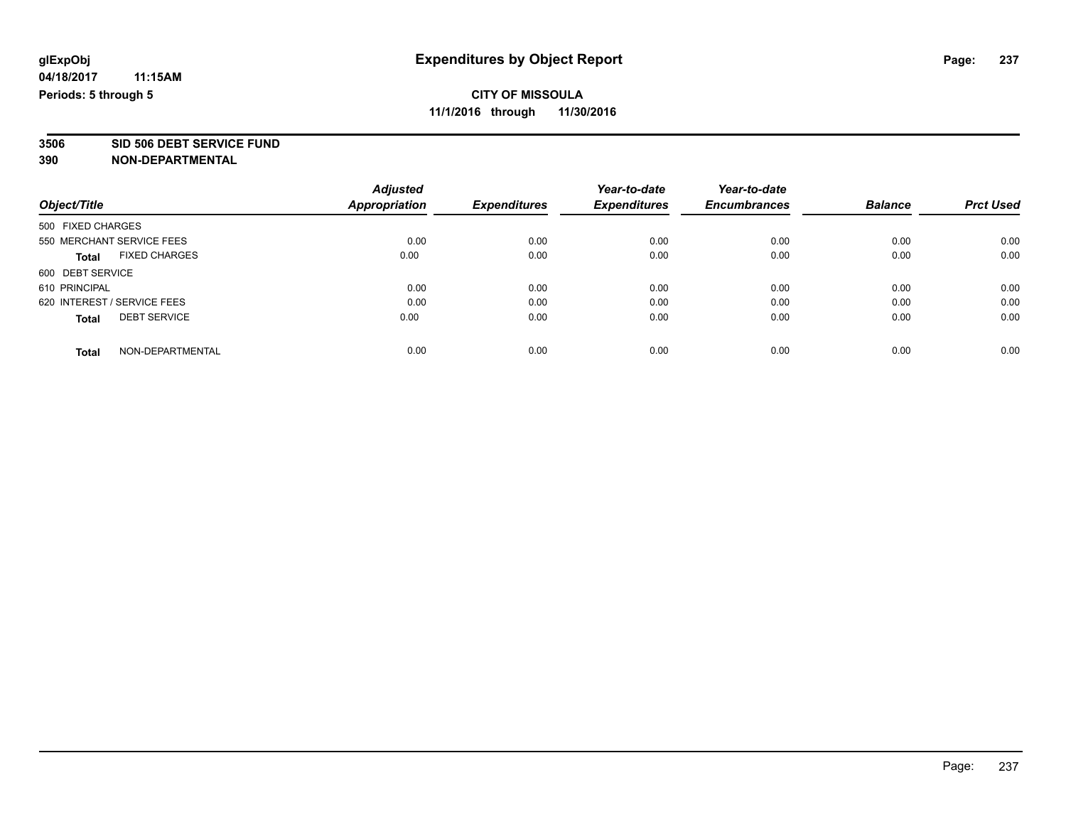glExpObj
04/18/2017 11:15AM
Periods: 5 through 5

# Expenditures by Object Report

**CITY OF MISSOULA**
**11/1/2016 through 11/30/2016**

**3506 SID 506 DEBT SERVICE FUND**
**390 NON-DEPARTMENTAL**

| Object/Title | Adjusted Appropriation | Expenditures | Year-to-date Expenditures | Year-to-date Encumbrances | Balance | Prct Used |
|---|---|---|---|---|---|---|
| 500 FIXED CHARGES | | | | | | |
| 550 MERCHANT SERVICE FEES | 0.00 | 0.00 | 0.00 | 0.00 | 0.00 | 0.00 |
| **Total** FIXED CHARGES | 0.00 | 0.00 | 0.00 | 0.00 | 0.00 | 0.00 |
| 600 DEBT SERVICE | | | | | | |
| 610 PRINCIPAL | 0.00 | 0.00 | 0.00 | 0.00 | 0.00 | 0.00 |
| 620 INTEREST / SERVICE FEES | 0.00 | 0.00 | 0.00 | 0.00 | 0.00 | 0.00 |
| **Total** DEBT SERVICE | 0.00 | 0.00 | 0.00 | 0.00 | 0.00 | 0.00 |
| **Total** NON-DEPARTMENTAL | 0.00 | 0.00 | 0.00 | 0.00 | 0.00 | 0.00 |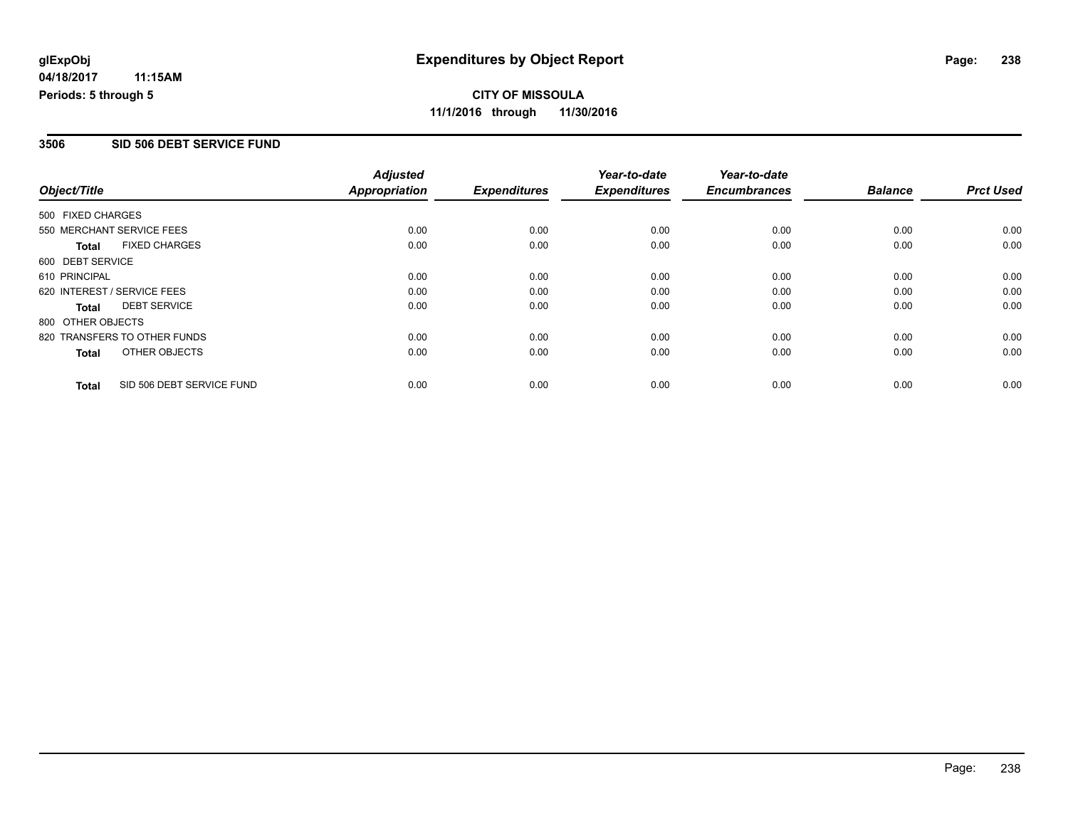# Expenditures by Object Report

glExpObj
04/18/2017 11:15AM
Periods: 5 through 5

**CITY OF MISSOULA**
**11/1/2016 through 11/30/2016**

## 3506 SID 506 DEBT SERVICE FUND

| Object/Title | Adjusted Appropriation | Expenditures | Year-to-date Expenditures | Year-to-date Encumbrances | Balance | Prct Used |
|---|---|---|---|---|---|---|
| 500 FIXED CHARGES | | | | | | |
| 550 MERCHANT SERVICE FEES | 0.00 | 0.00 | 0.00 | 0.00 | 0.00 | 0.00 |
| **Total** FIXED CHARGES | 0.00 | 0.00 | 0.00 | 0.00 | 0.00 | 0.00 |
| 600 DEBT SERVICE | | | | | | |
| 610 PRINCIPAL | 0.00 | 0.00 | 0.00 | 0.00 | 0.00 | 0.00 |
| 620 INTEREST / SERVICE FEES | 0.00 | 0.00 | 0.00 | 0.00 | 0.00 | 0.00 |
| **Total** DEBT SERVICE | 0.00 | 0.00 | 0.00 | 0.00 | 0.00 | 0.00 |
| 800 OTHER OBJECTS | | | | | | |
| 820 TRANSFERS TO OTHER FUNDS | 0.00 | 0.00 | 0.00 | 0.00 | 0.00 | 0.00 |
| **Total** OTHER OBJECTS | 0.00 | 0.00 | 0.00 | 0.00 | 0.00 | 0.00 |
| **Total** SID 506 DEBT SERVICE FUND | 0.00 | 0.00 | 0.00 | 0.00 | 0.00 | 0.00 |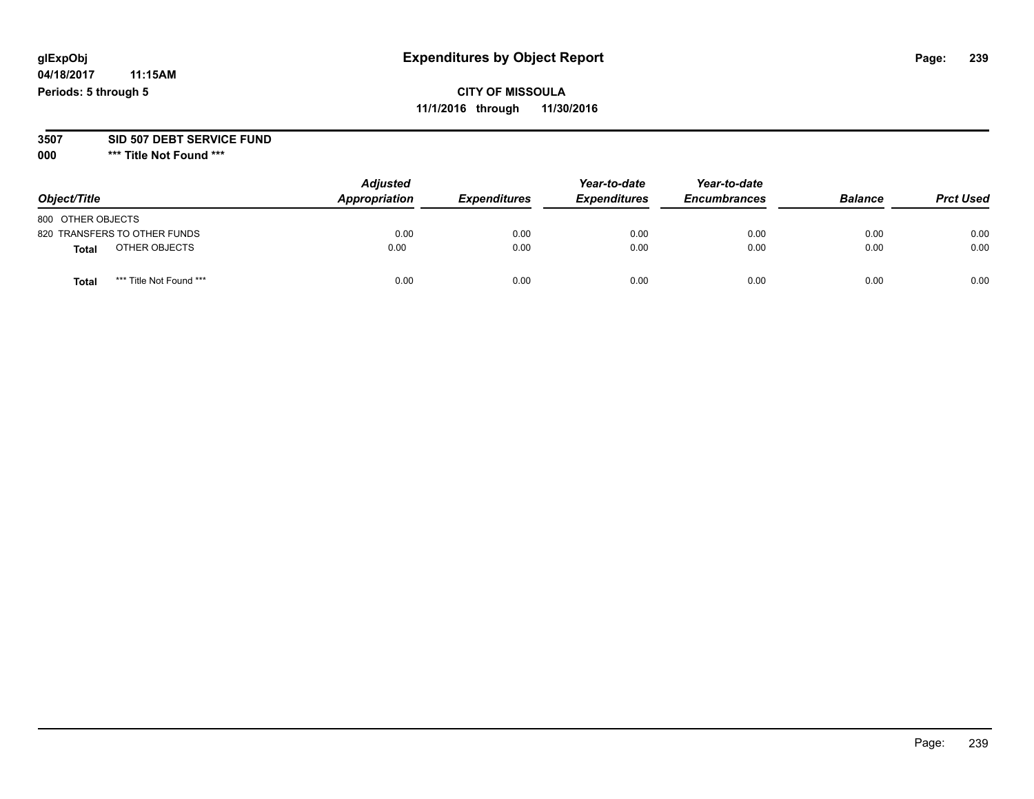glExpObj
04/18/2017 11:15AM
Periods: 5 through 5

# Expenditures by Object Report

**CITY OF MISSOULA**
**11/1/2016 through 11/30/2016**

**3507 SID 507 DEBT SERVICE FUND**
**000 \*\*\* Title Not Found \*\*\***

| Object/Title | Adjusted Appropriation | Expenditures | Year-to-date Expenditures | Year-to-date Encumbrances | Balance | Prct Used |
|---|---|---|---|---|---|---|
| 800 OTHER OBJECTS | | | | | | |
| 820 TRANSFERS TO OTHER FUNDS | 0.00 | 0.00 | 0.00 | 0.00 | 0.00 | 0.00 |
| **Total** OTHER OBJECTS | 0.00 | 0.00 | 0.00 | 0.00 | 0.00 | 0.00 |
| **Total** *** Title Not Found *** | 0.00 | 0.00 | 0.00 | 0.00 | 0.00 | 0.00 |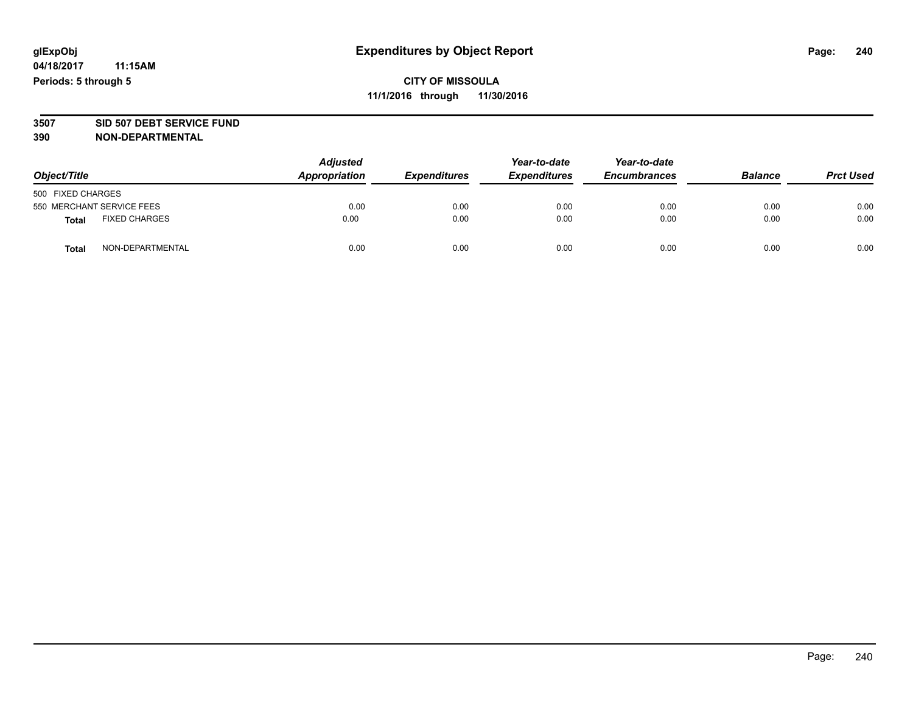glExpObj
04/18/2017 11:15AM
Periods: 5 through 5

# Expenditures by Object Report

**CITY OF MISSOULA**
**11/1/2016 through 11/30/2016**

**3507 SID 507 DEBT SERVICE FUND**
**390 NON-DEPARTMENTAL**

| Object/Title | | Adjusted Appropriation | Expenditures | Year-to-date Expenditures | Year-to-date Encumbrances | Balance | Prct Used |
|---|---|---|---|---|---|---|---|
| 500 FIXED CHARGES | | | | | | | |
| 550 MERCHANT SERVICE FEES | | 0.00 | 0.00 | 0.00 | 0.00 | 0.00 | 0.00 |
| **Total** | FIXED CHARGES | 0.00 | 0.00 | 0.00 | 0.00 | 0.00 | 0.00 |
| **Total** | NON-DEPARTMENTAL | 0.00 | 0.00 | 0.00 | 0.00 | 0.00 | 0.00 |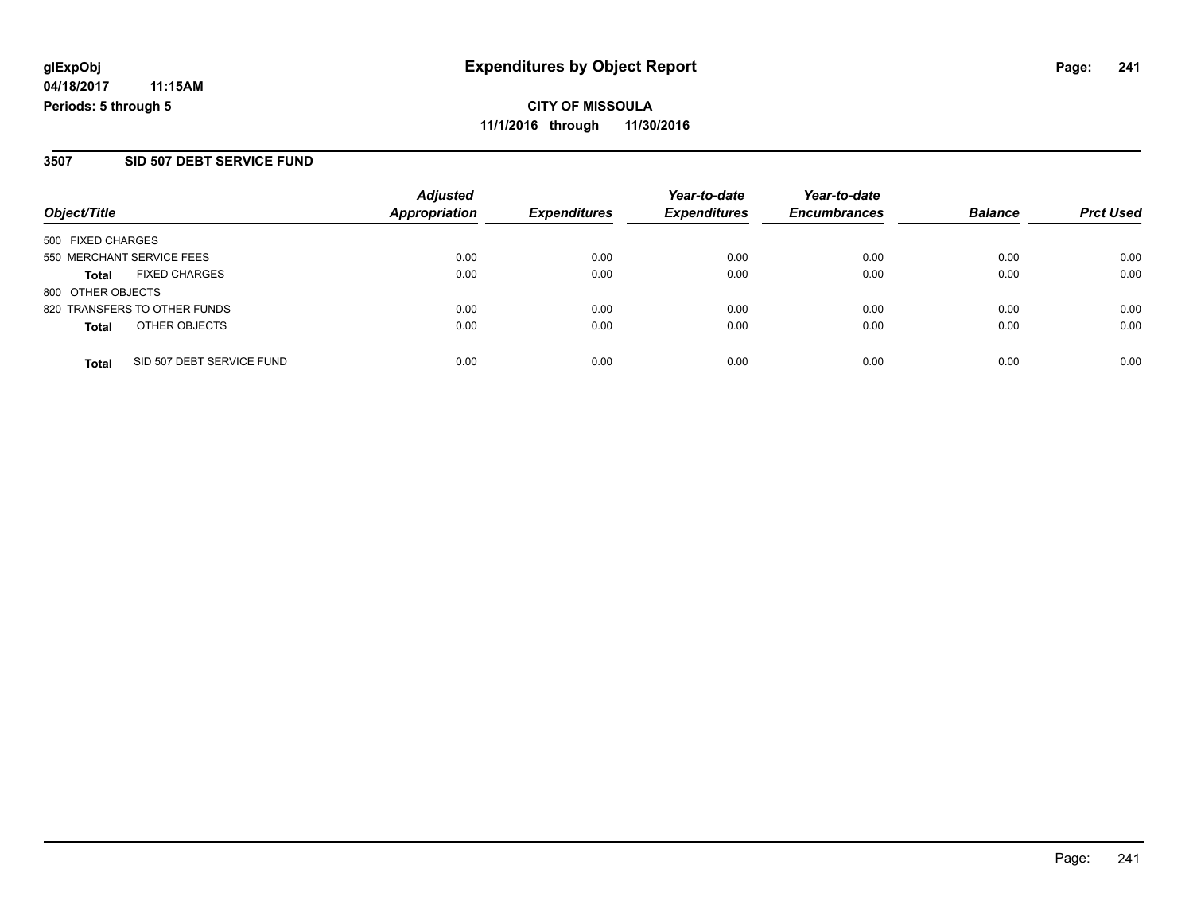**CITY OF MISSOULA**

**11/1/2016 through 11/30/2016**

## 3507 SID 507 DEBT SERVICE FUND

| Object/Title | Adjusted Appropriation | Expenditures | Year-to-date Expenditures | Year-to-date Encumbrances | Balance | Prct Used |
|---|---|---|---|---|---|---|
| 500 FIXED CHARGES | | | | | | |
| 550 MERCHANT SERVICE FEES | 0.00 | 0.00 | 0.00 | 0.00 | 0.00 | 0.00 |
| **Total** FIXED CHARGES | 0.00 | 0.00 | 0.00 | 0.00 | 0.00 | 0.00 |
| 800 OTHER OBJECTS | | | | | | |
| 820 TRANSFERS TO OTHER FUNDS | 0.00 | 0.00 | 0.00 | 0.00 | 0.00 | 0.00 |
| **Total** OTHER OBJECTS | 0.00 | 0.00 | 0.00 | 0.00 | 0.00 | 0.00 |
| **Total** SID 507 DEBT SERVICE FUND | 0.00 | 0.00 | 0.00 | 0.00 | 0.00 | 0.00 |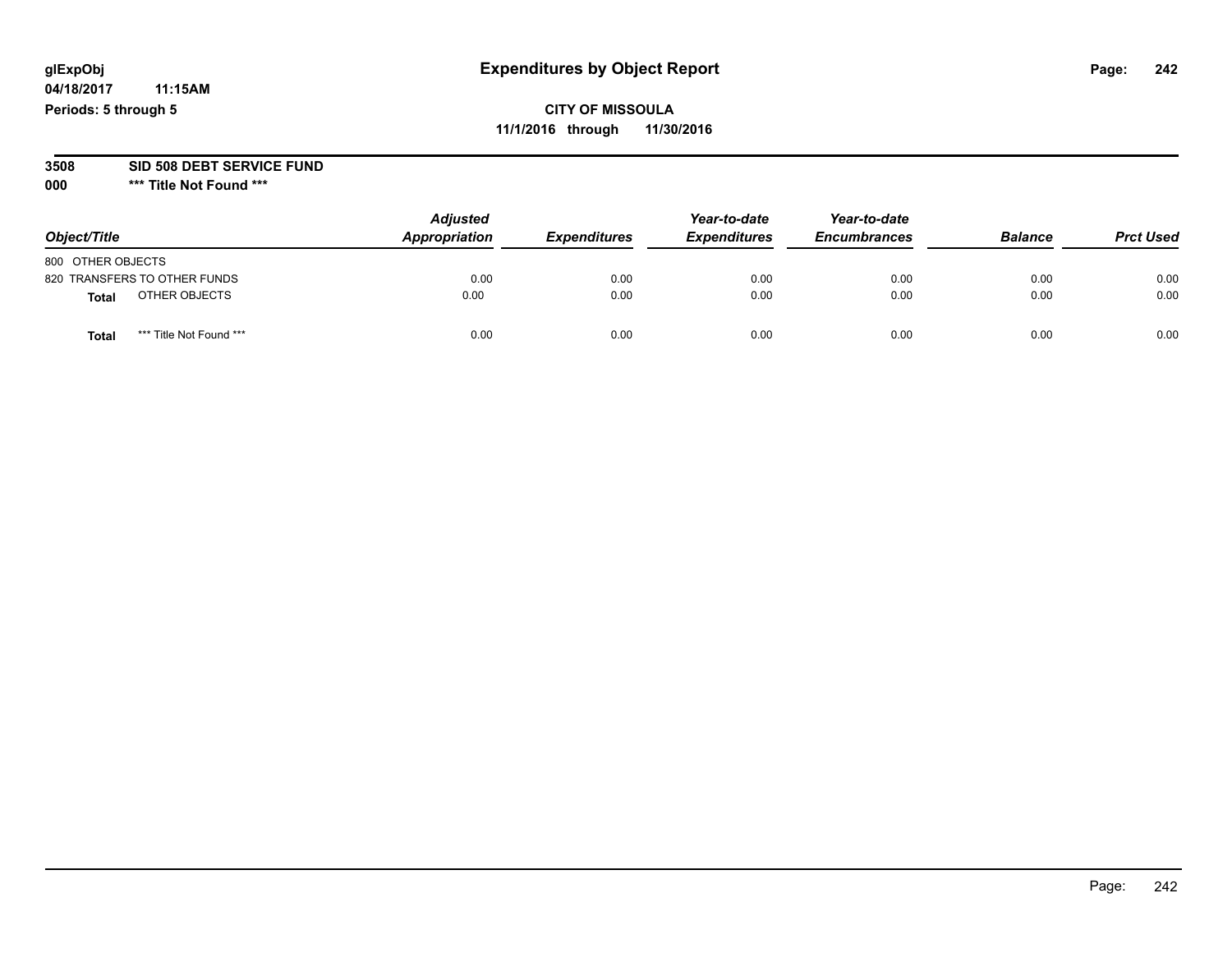glExpObj
04/18/2017 11:15AM
Periods: 5 through 5

# Expenditures by Object Report

**CITY OF MISSOULA**
**11/1/2016 through 11/30/2016**

**3508 SID 508 DEBT SERVICE FUND**
**000 *** Title Not Found *****

| Object/Title | Adjusted Appropriation | Expenditures | Year-to-date Expenditures | Year-to-date Encumbrances | Balance | Prct Used |
|---|---|---|---|---|---|---|
| 800 OTHER OBJECTS | | | | | | |
| 820 TRANSFERS TO OTHER FUNDS | 0.00 | 0.00 | 0.00 | 0.00 | 0.00 | 0.00 |
| **Total** OTHER OBJECTS | 0.00 | 0.00 | 0.00 | 0.00 | 0.00 | 0.00 |
| **Total** *** Title Not Found *** | 0.00 | 0.00 | 0.00 | 0.00 | 0.00 | 0.00 |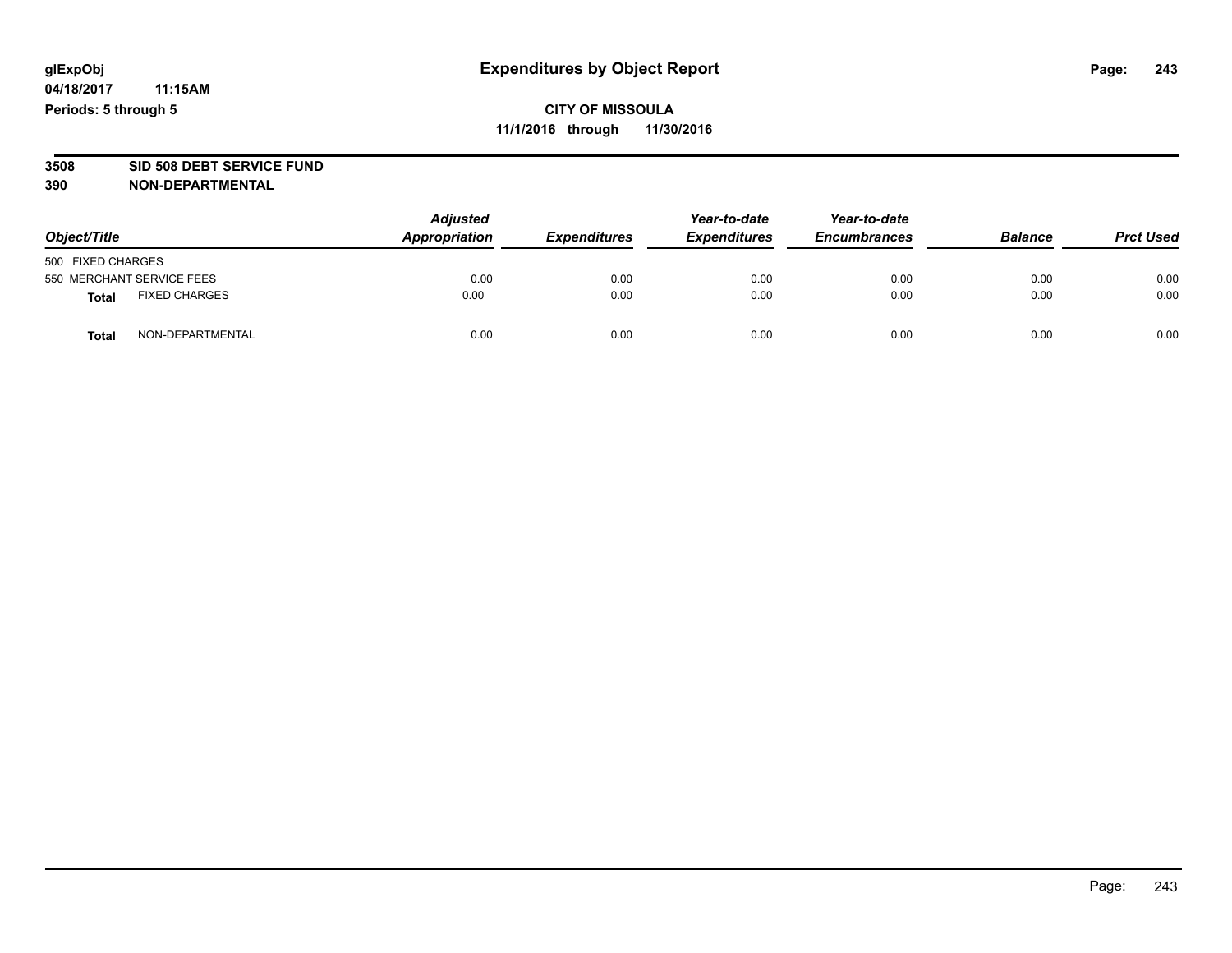# Expenditures by Object Report

glExpObj
04/18/2017 11:15AM
Periods: 5 through 5

**CITY OF MISSOULA**
**11/1/2016 through 11/30/2016**

**3508 SID 508 DEBT SERVICE FUND**
**390 NON-DEPARTMENTAL**

| Object/Title | | Adjusted Appropriation | Expenditures | Year-to-date Expenditures | Year-to-date Encumbrances | Balance | Prct Used |
|---|---|---|---|---|---|---|---|
| 500 FIXED CHARGES | | | | | | | |
| 550 MERCHANT SERVICE FEES | | 0.00 | 0.00 | 0.00 | 0.00 | 0.00 | 0.00 |
| **Total** | FIXED CHARGES | 0.00 | 0.00 | 0.00 | 0.00 | 0.00 | 0.00 |
| **Total** | NON-DEPARTMENTAL | 0.00 | 0.00 | 0.00 | 0.00 | 0.00 | 0.00 |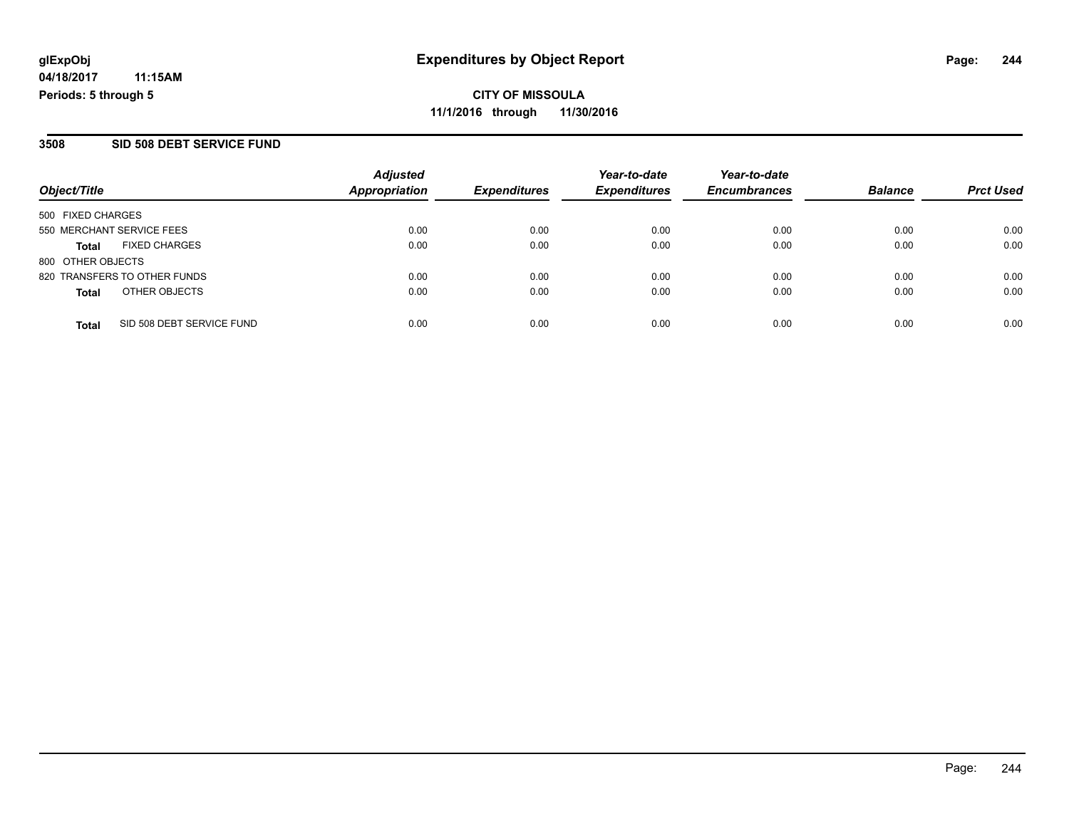**glExpObj**
**04/18/2017 11:15AM**
**Periods: 5 through 5**

# Expenditures by Object Report

**CITY OF MISSOULA**
**11/1/2016 through 11/30/2016**

## 3508 SID 508 DEBT SERVICE FUND

| Object/Title | | *Adjusted Appropriation* | *Expenditures* | *Year-to-date Expenditures* | *Year-to-date Encumbrances* | *Balance* | *Prct Used* |
|---|---|---|---|---|---|---|---|
| 500 FIXED CHARGES | | | | | | | |
| 550 MERCHANT SERVICE FEES | | 0.00 | 0.00 | 0.00 | 0.00 | 0.00 | 0.00 |
| **Total** | FIXED CHARGES | 0.00 | 0.00 | 0.00 | 0.00 | 0.00 | 0.00 |
| 800 OTHER OBJECTS | | | | | | | |
| 820 TRANSFERS TO OTHER FUNDS | | 0.00 | 0.00 | 0.00 | 0.00 | 0.00 | 0.00 |
| **Total** | OTHER OBJECTS | 0.00 | 0.00 | 0.00 | 0.00 | 0.00 | 0.00 |
| **Total** | SID 508 DEBT SERVICE FUND | 0.00 | 0.00 | 0.00 | 0.00 | 0.00 | 0.00 |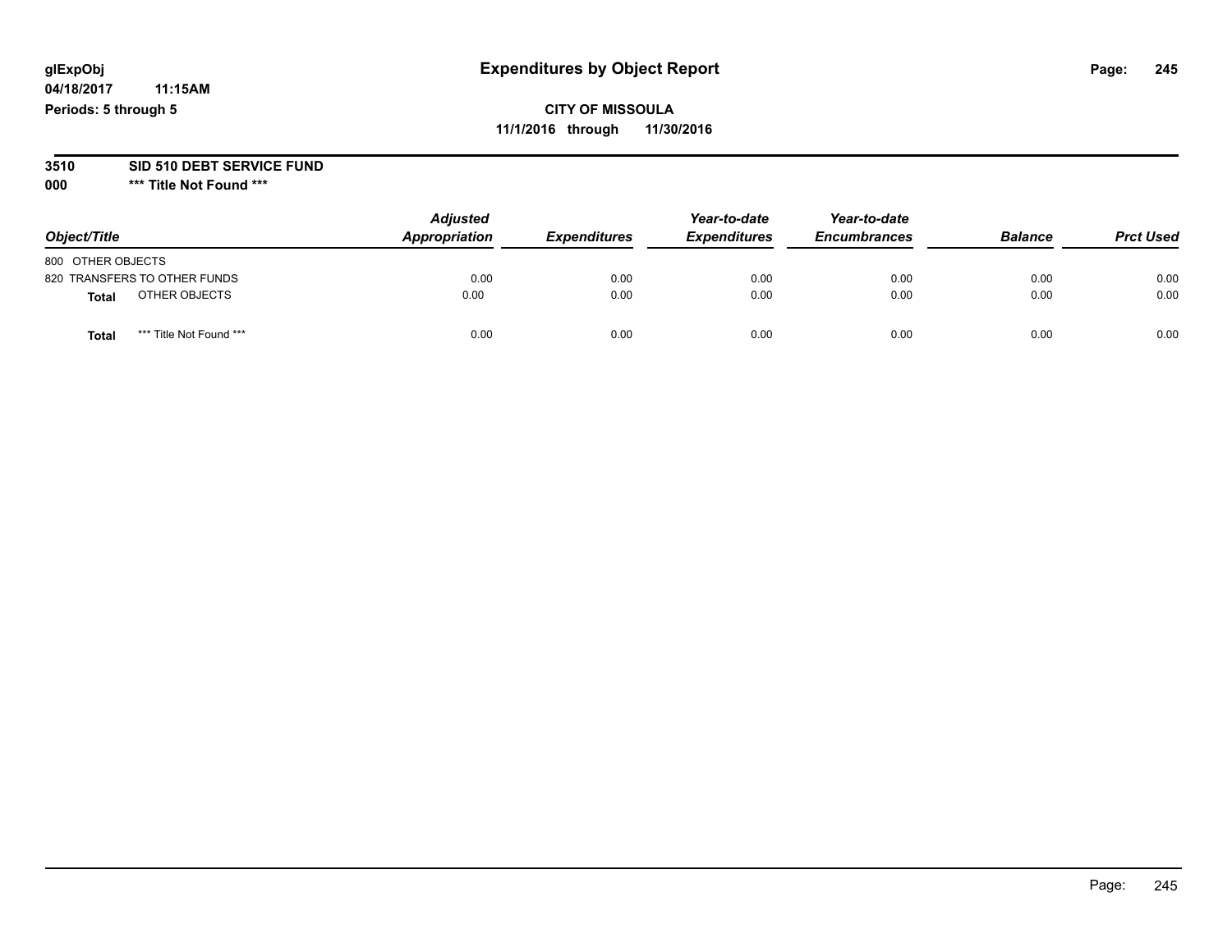glExpObj
04/18/2017 11:15AM
Periods: 5 through 5

# Expenditures by Object Report

**CITY OF MISSOULA**
**11/1/2016 through 11/30/2016**

**3510 SID 510 DEBT SERVICE FUND**
**000 \*\*\* Title Not Found \*\*\***

| Object/Title | Adjusted Appropriation | Expenditures | Year-to-date Expenditures | Year-to-date Encumbrances | Balance | Prct Used |
|---|---|---|---|---|---|---|
| 800 OTHER OBJECTS | | | | | | |
| 820 TRANSFERS TO OTHER FUNDS | 0.00 | 0.00 | 0.00 | 0.00 | 0.00 | 0.00 |
| **Total** OTHER OBJECTS | 0.00 | 0.00 | 0.00 | 0.00 | 0.00 | 0.00 |
| **Total** *** Title Not Found *** | 0.00 | 0.00 | 0.00 | 0.00 | 0.00 | 0.00 |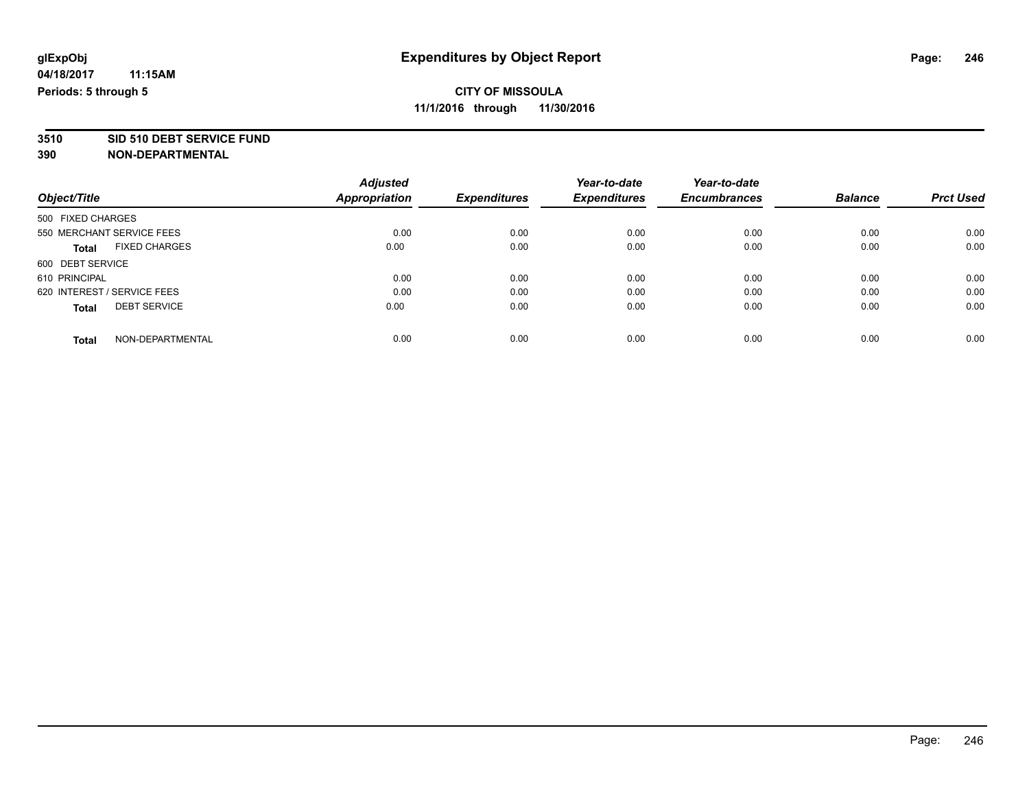# Expenditures by Object Report

glExpObj
04/18/2017 11:15AM
Periods: 5 through 5

**CITY OF MISSOULA**
**11/1/2016 through 11/30/2016**

**3510 SID 510 DEBT SERVICE FUND**
**390 NON-DEPARTMENTAL**

| Object/Title | Adjusted Appropriation | Expenditures | Year-to-date Expenditures | Year-to-date Encumbrances | Balance | Prct Used |
|---|---|---|---|---|---|---|
| 500 FIXED CHARGES | | | | | | |
| 550 MERCHANT SERVICE FEES | 0.00 | 0.00 | 0.00 | 0.00 | 0.00 | 0.00 |
| **Total** FIXED CHARGES | 0.00 | 0.00 | 0.00 | 0.00 | 0.00 | 0.00 |
| 600 DEBT SERVICE | | | | | | |
| 610 PRINCIPAL | 0.00 | 0.00 | 0.00 | 0.00 | 0.00 | 0.00 |
| 620 INTEREST / SERVICE FEES | 0.00 | 0.00 | 0.00 | 0.00 | 0.00 | 0.00 |
| **Total** DEBT SERVICE | 0.00 | 0.00 | 0.00 | 0.00 | 0.00 | 0.00 |
| **Total** NON-DEPARTMENTAL | 0.00 | 0.00 | 0.00 | 0.00 | 0.00 | 0.00 |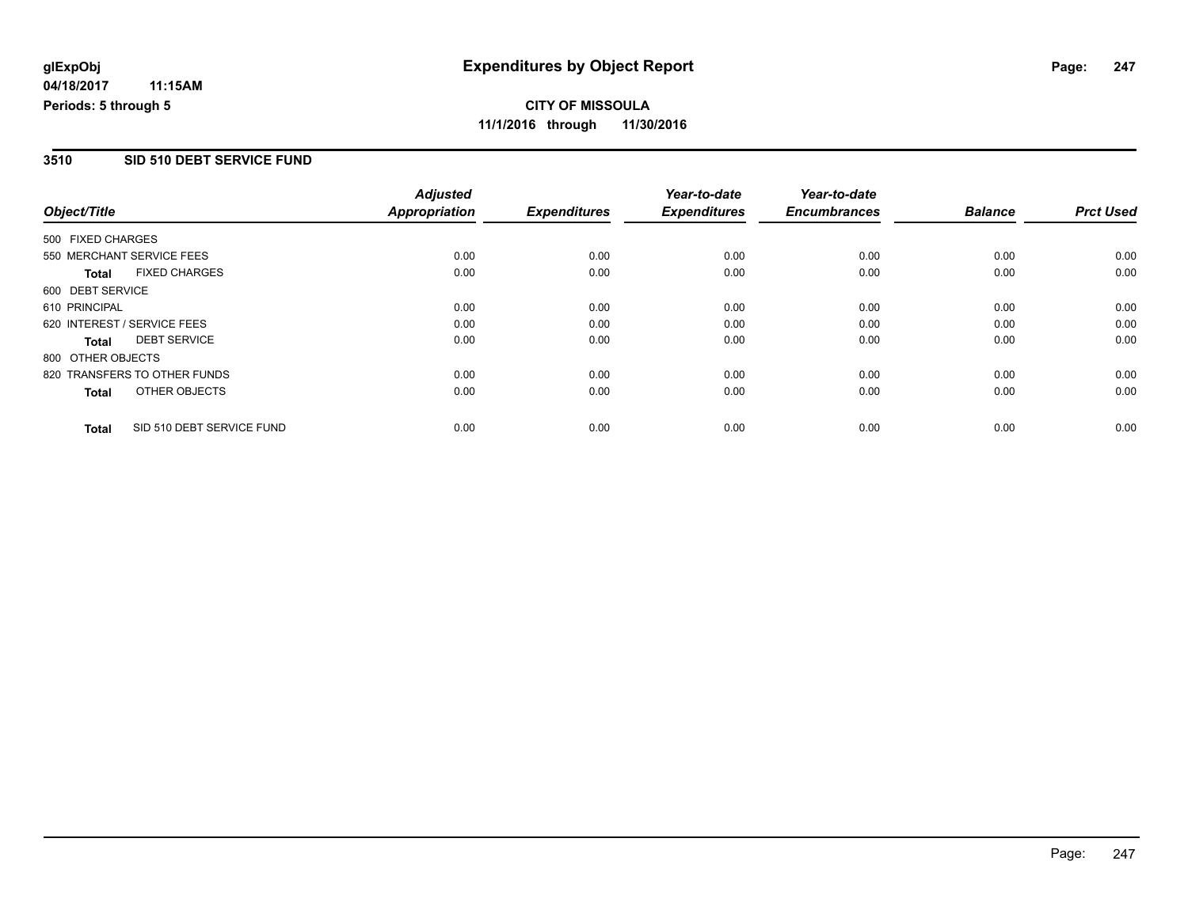# Expenditures by Object Report

glExpObj
04/18/2017 11:15AM
Periods: 5 through 5

**CITY OF MISSOULA**
**11/1/2016 through 11/30/2016**

## 3510 SID 510 DEBT SERVICE FUND

| Object/Title | Adjusted Appropriation | Expenditures | Year-to-date Expenditures | Year-to-date Encumbrances | Balance | Prct Used |
|---|---|---|---|---|---|---|
| 500 FIXED CHARGES | | | | | | |
| 550 MERCHANT SERVICE FEES | 0.00 | 0.00 | 0.00 | 0.00 | 0.00 | 0.00 |
| **Total** FIXED CHARGES | 0.00 | 0.00 | 0.00 | 0.00 | 0.00 | 0.00 |
| 600 DEBT SERVICE | | | | | | |
| 610 PRINCIPAL | 0.00 | 0.00 | 0.00 | 0.00 | 0.00 | 0.00 |
| 620 INTEREST / SERVICE FEES | 0.00 | 0.00 | 0.00 | 0.00 | 0.00 | 0.00 |
| **Total** DEBT SERVICE | 0.00 | 0.00 | 0.00 | 0.00 | 0.00 | 0.00 |
| 800 OTHER OBJECTS | | | | | | |
| 820 TRANSFERS TO OTHER FUNDS | 0.00 | 0.00 | 0.00 | 0.00 | 0.00 | 0.00 |
| **Total** OTHER OBJECTS | 0.00 | 0.00 | 0.00 | 0.00 | 0.00 | 0.00 |
| **Total** SID 510 DEBT SERVICE FUND | 0.00 | 0.00 | 0.00 | 0.00 | 0.00 | 0.00 |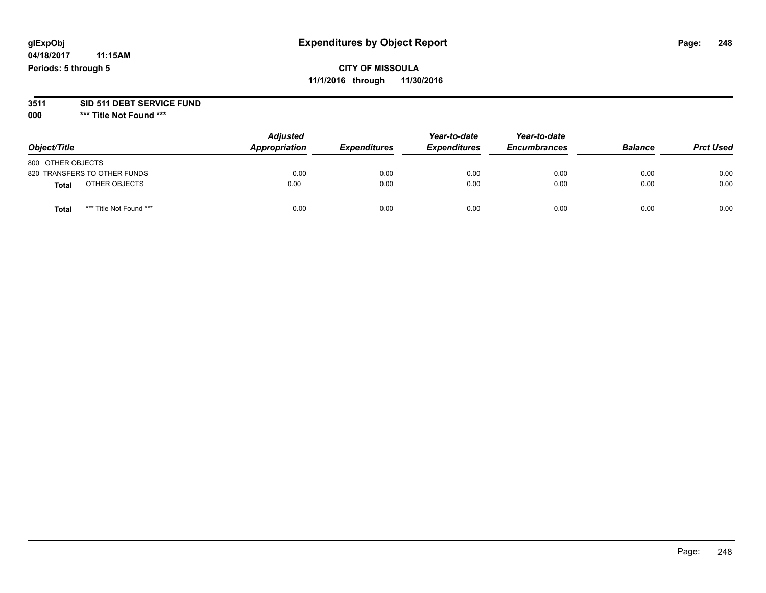**glExpObj**
**04/18/2017 11:15AM**
**Periods: 5 through 5**

# Expenditures by Object Report

**CITY OF MISSOULA**
**11/1/2016 through 11/30/2016**

**3511 SID 511 DEBT SERVICE FUND**
**000 *** Title Not Found *****

| Object/Title | Adjusted Appropriation | Expenditures | Year-to-date Expenditures | Year-to-date Encumbrances | Balance | Prct Used |
|---|---|---|---|---|---|---|
| 800 OTHER OBJECTS | | | | | | |
| 820 TRANSFERS TO OTHER FUNDS | 0.00 | 0.00 | 0.00 | 0.00 | 0.00 | 0.00 |
| **Total** OTHER OBJECTS | 0.00 | 0.00 | 0.00 | 0.00 | 0.00 | 0.00 |
| **Total** *** Title Not Found *** | 0.00 | 0.00 | 0.00 | 0.00 | 0.00 | 0.00 |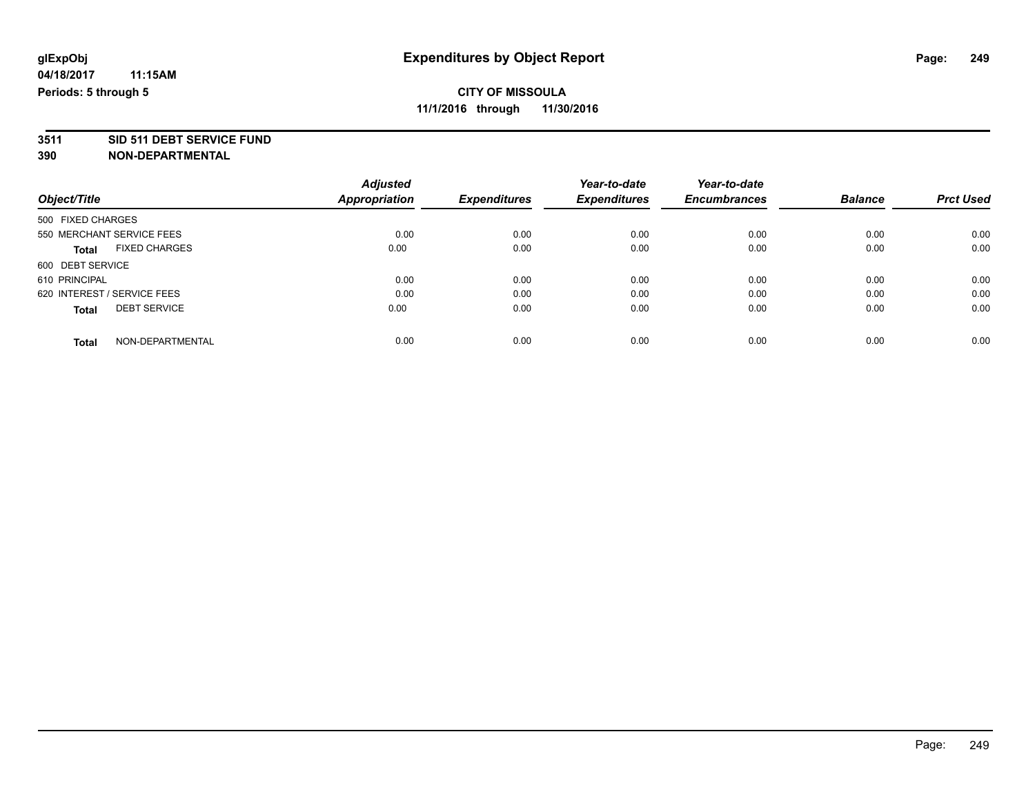glExpObj **Expenditures by Object Report**

04/18/2017 11:15AM

Periods: 5 through 5

**CITY OF MISSOULA**

**11/1/2016 through 11/30/2016**

**3511 SID 511 DEBT SERVICE FUND**

**390 NON-DEPARTMENTAL**

| Object/Title | Adjusted Appropriation | Expenditures | Year-to-date Expenditures | Year-to-date Encumbrances | Balance | Prct Used |
|---|---|---|---|---|---|---|
| 500 FIXED CHARGES | | | | | | |
| 550 MERCHANT SERVICE FEES | 0.00 | 0.00 | 0.00 | 0.00 | 0.00 | 0.00 |
| **Total** FIXED CHARGES | 0.00 | 0.00 | 0.00 | 0.00 | 0.00 | 0.00 |
| 600 DEBT SERVICE | | | | | | |
| 610 PRINCIPAL | 0.00 | 0.00 | 0.00 | 0.00 | 0.00 | 0.00 |
| 620 INTEREST / SERVICE FEES | 0.00 | 0.00 | 0.00 | 0.00 | 0.00 | 0.00 |
| **Total** DEBT SERVICE | 0.00 | 0.00 | 0.00 | 0.00 | 0.00 | 0.00 |
| **Total** NON-DEPARTMENTAL | 0.00 | 0.00 | 0.00 | 0.00 | 0.00 | 0.00 |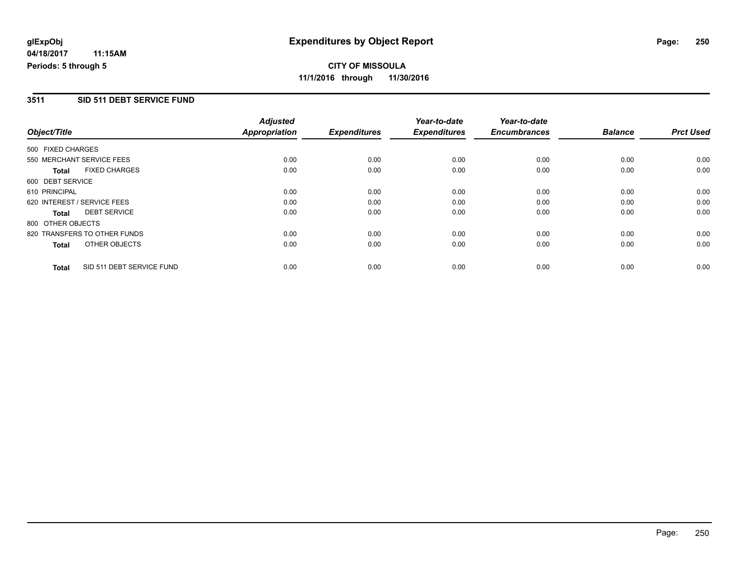**glExpObj** **Expenditures by Object Report**
**04/18/2017 11:15AM**
**Periods: 5 through 5**

**CITY OF MISSOULA**
**11/1/2016 through 11/30/2016**

## 3511 SID 511 DEBT SERVICE FUND

| Object/Title | Adjusted Appropriation | Expenditures | Year-to-date Expenditures | Year-to-date Encumbrances | Balance | Prct Used |
|---|---|---|---|---|---|---|
| 500 FIXED CHARGES | | | | | | |
| 550 MERCHANT SERVICE FEES | 0.00 | 0.00 | 0.00 | 0.00 | 0.00 | 0.00 |
| **Total** FIXED CHARGES | 0.00 | 0.00 | 0.00 | 0.00 | 0.00 | 0.00 |
| 600 DEBT SERVICE | | | | | | |
| 610 PRINCIPAL | 0.00 | 0.00 | 0.00 | 0.00 | 0.00 | 0.00 |
| 620 INTEREST / SERVICE FEES | 0.00 | 0.00 | 0.00 | 0.00 | 0.00 | 0.00 |
| **Total** DEBT SERVICE | 0.00 | 0.00 | 0.00 | 0.00 | 0.00 | 0.00 |
| 800 OTHER OBJECTS | | | | | | |
| 820 TRANSFERS TO OTHER FUNDS | 0.00 | 0.00 | 0.00 | 0.00 | 0.00 | 0.00 |
| **Total** OTHER OBJECTS | 0.00 | 0.00 | 0.00 | 0.00 | 0.00 | 0.00 |
| **Total** SID 511 DEBT SERVICE FUND | 0.00 | 0.00 | 0.00 | 0.00 | 0.00 | 0.00 |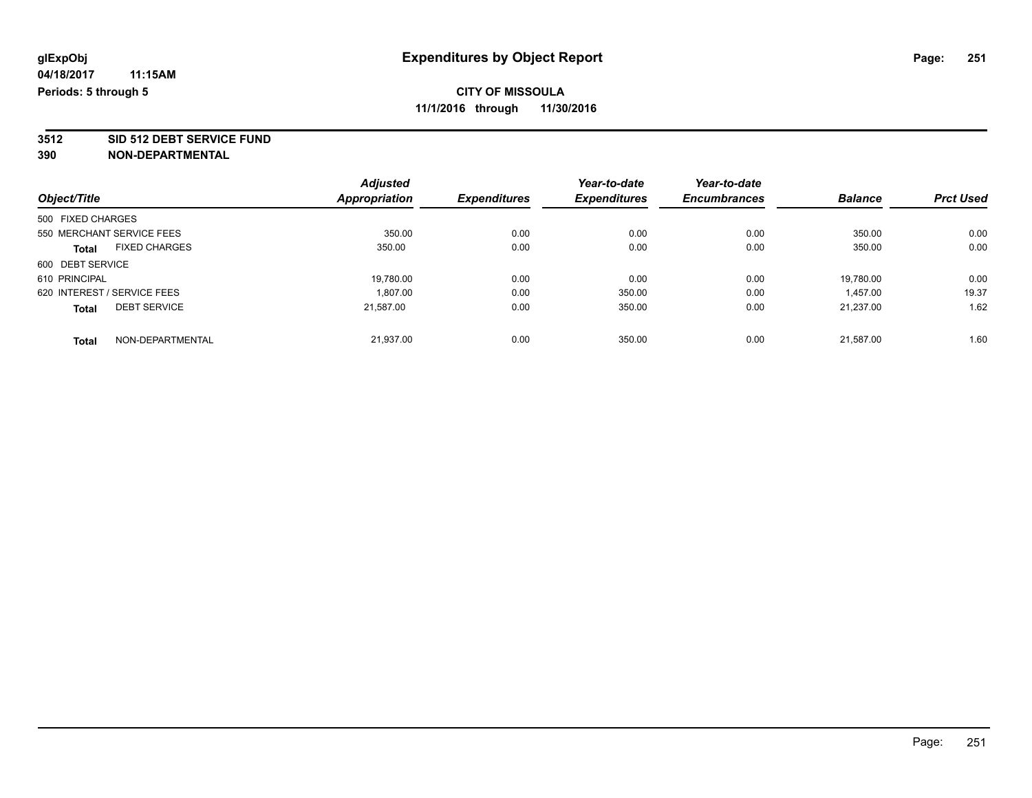glExpObj
04/18/2017 11:15AM
Periods: 5 through 5

# Expenditures by Object Report

**CITY OF MISSOULA**
**11/1/2016 through 11/30/2016**

**3512 SID 512 DEBT SERVICE FUND**
**390 NON-DEPARTMENTAL**

| Object/Title | | Adjusted Appropriation | Expenditures | Year-to-date Expenditures | Year-to-date Encumbrances | Balance | Prct Used |
|---|---|---|---|---|---|---|---|
| 500 FIXED CHARGES | | | | | | | |
| 550 MERCHANT SERVICE FEES | | 350.00 | 0.00 | 0.00 | 0.00 | 350.00 | 0.00 |
| **Total** | FIXED CHARGES | 350.00 | 0.00 | 0.00 | 0.00 | 350.00 | 0.00 |
| 600 DEBT SERVICE | | | | | | | |
| 610 PRINCIPAL | | 19,780.00 | 0.00 | 0.00 | 0.00 | 19,780.00 | 0.00 |
| 620 INTEREST / SERVICE FEES | | 1,807.00 | 0.00 | 350.00 | 0.00 | 1,457.00 | 19.37 |
| **Total** | DEBT SERVICE | 21,587.00 | 0.00 | 350.00 | 0.00 | 21,237.00 | 1.62 |
| **Total** | NON-DEPARTMENTAL | 21,937.00 | 0.00 | 350.00 | 0.00 | 21,587.00 | 1.60 |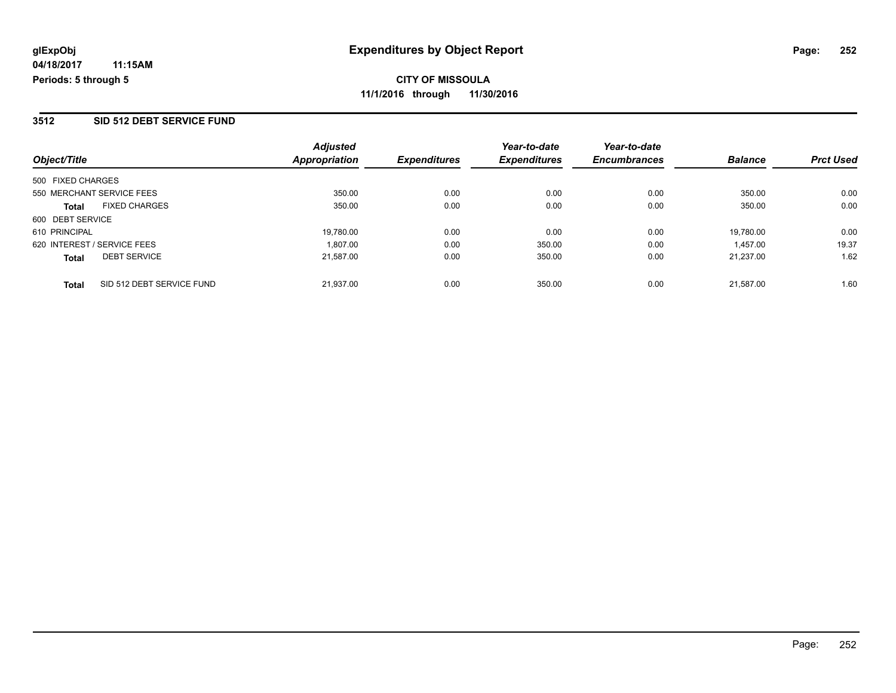**glExpObj**
**04/18/2017 11:15AM**
**Periods: 5 through 5**

# Expenditures by Object Report

**CITY OF MISSOULA**
**11/1/2016 through 11/30/2016**

## 3512 SID 512 DEBT SERVICE FUND

| Object/Title | | Adjusted Appropriation | Expenditures | Year-to-date Expenditures | Year-to-date Encumbrances | Balance | Prct Used |
|---|---|---|---|---|---|---|---|
| 500 FIXED CHARGES | | | | | | | |
| 550 MERCHANT SERVICE FEES | | 350.00 | 0.00 | 0.00 | 0.00 | 350.00 | 0.00 |
| **Total** | FIXED CHARGES | 350.00 | 0.00 | 0.00 | 0.00 | 350.00 | 0.00 |
| 600 DEBT SERVICE | | | | | | | |
| 610 PRINCIPAL | | 19,780.00 | 0.00 | 0.00 | 0.00 | 19,780.00 | 0.00 |
| 620 INTEREST / SERVICE FEES | | 1,807.00 | 0.00 | 350.00 | 0.00 | 1,457.00 | 19.37 |
| **Total** | DEBT SERVICE | 21,587.00 | 0.00 | 350.00 | 0.00 | 21,237.00 | 1.62 |
| **Total** | SID 512 DEBT SERVICE FUND | 21,937.00 | 0.00 | 350.00 | 0.00 | 21,587.00 | 1.60 |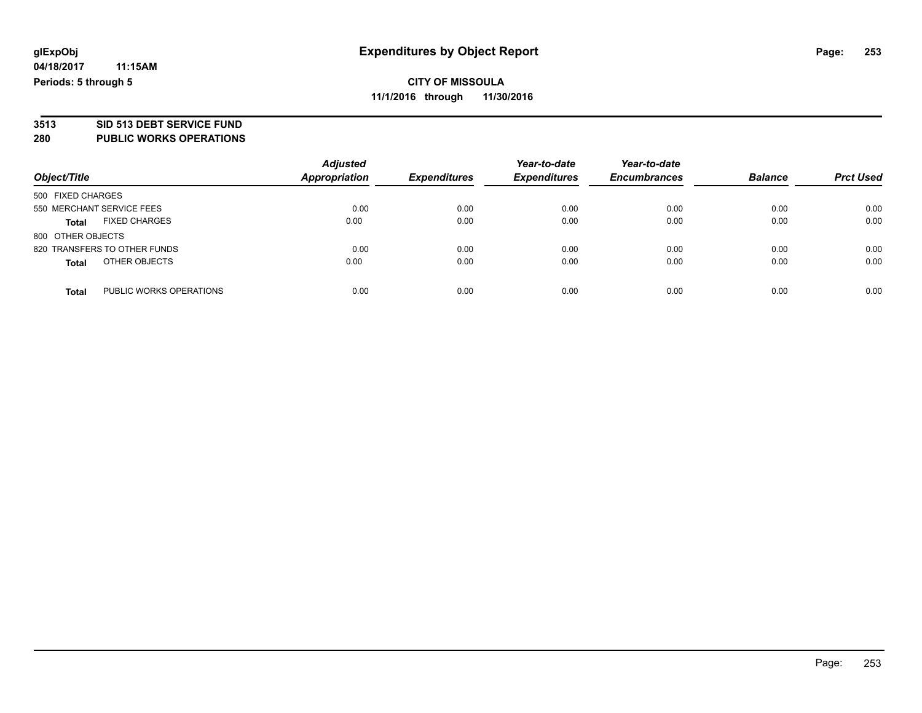**glExpObj** **Expenditures by Object Report**

**04/18/2017 11:15AM**

**Periods: 5 through 5**

**CITY OF MISSOULA**

**11/1/2016 through 11/30/2016**

## 3513 SID 513 DEBT SERVICE FUND

## 280 PUBLIC WORKS OPERATIONS

| Object/Title | Adjusted Appropriation | Expenditures | Year-to-date Expenditures | Year-to-date Encumbrances | Balance | Prct Used |
|---|---|---|---|---|---|---|
| 500 FIXED CHARGES | | | | | | |
| 550 MERCHANT SERVICE FEES | 0.00 | 0.00 | 0.00 | 0.00 | 0.00 | 0.00 |
| **Total** FIXED CHARGES | 0.00 | 0.00 | 0.00 | 0.00 | 0.00 | 0.00 |
| 800 OTHER OBJECTS | | | | | | |
| 820 TRANSFERS TO OTHER FUNDS | 0.00 | 0.00 | 0.00 | 0.00 | 0.00 | 0.00 |
| **Total** OTHER OBJECTS | 0.00 | 0.00 | 0.00 | 0.00 | 0.00 | 0.00 |
| **Total** PUBLIC WORKS OPERATIONS | 0.00 | 0.00 | 0.00 | 0.00 | 0.00 | 0.00 |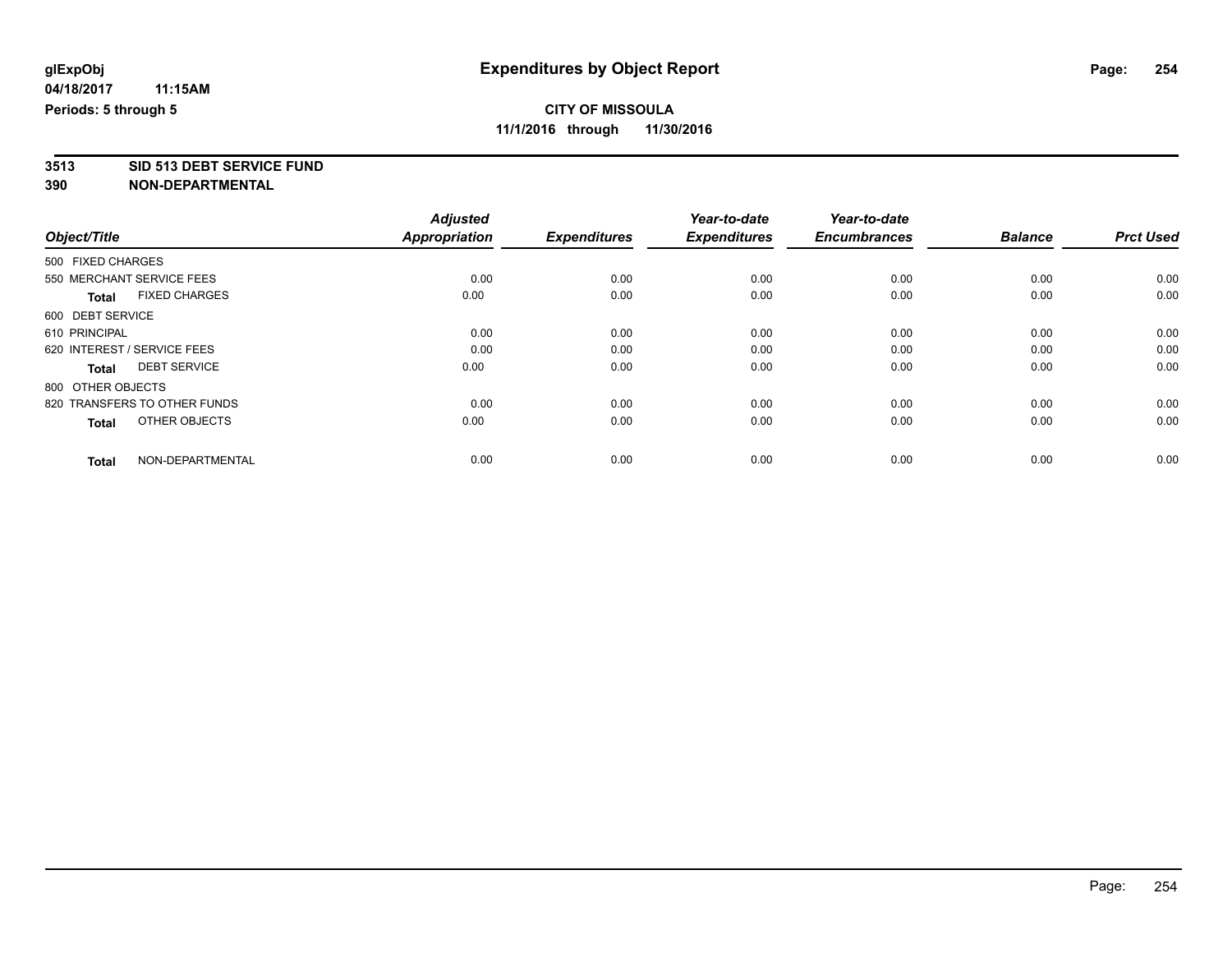**glExpObj**
**04/18/2017 11:15AM**
**Periods: 5 through 5**

# Expenditures by Object Report

**CITY OF MISSOULA**
**11/1/2016 through 11/30/2016**

**3513 SID 513 DEBT SERVICE FUND**
**390 NON-DEPARTMENTAL**

| Object/Title | Adjusted Appropriation | Expenditures | Year-to-date Expenditures | Year-to-date Encumbrances | Balance | Prct Used |
|---|---|---|---|---|---|---|
| 500 FIXED CHARGES | | | | | | |
| 550 MERCHANT SERVICE FEES | 0.00 | 0.00 | 0.00 | 0.00 | 0.00 | 0.00 |
| **Total** FIXED CHARGES | 0.00 | 0.00 | 0.00 | 0.00 | 0.00 | 0.00 |
| 600 DEBT SERVICE | | | | | | |
| 610 PRINCIPAL | 0.00 | 0.00 | 0.00 | 0.00 | 0.00 | 0.00 |
| 620 INTEREST / SERVICE FEES | 0.00 | 0.00 | 0.00 | 0.00 | 0.00 | 0.00 |
| **Total** DEBT SERVICE | 0.00 | 0.00 | 0.00 | 0.00 | 0.00 | 0.00 |
| 800 OTHER OBJECTS | | | | | | |
| 820 TRANSFERS TO OTHER FUNDS | 0.00 | 0.00 | 0.00 | 0.00 | 0.00 | 0.00 |
| **Total** OTHER OBJECTS | 0.00 | 0.00 | 0.00 | 0.00 | 0.00 | 0.00 |
| **Total** NON-DEPARTMENTAL | 0.00 | 0.00 | 0.00 | 0.00 | 0.00 | 0.00 |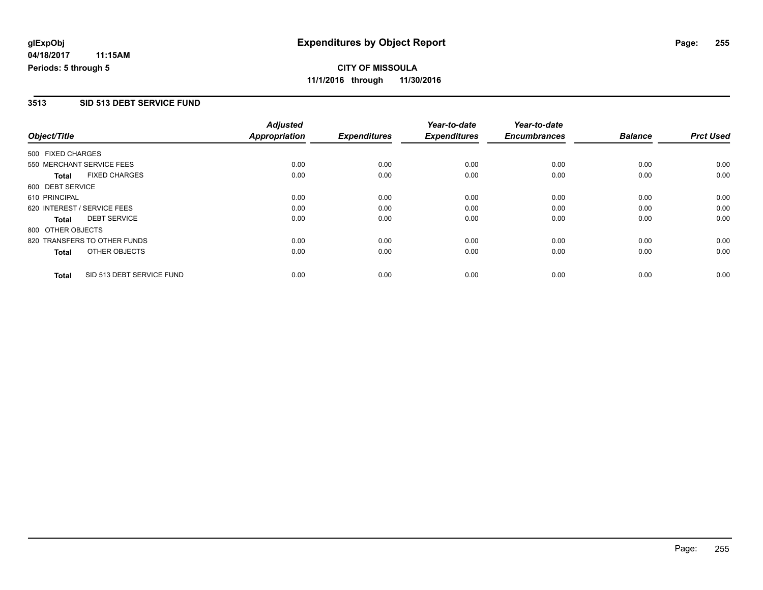**glExpObj**
**04/18/2017 11:15AM**
**Periods: 5 through 5**

# Expenditures by Object Report

**CITY OF MISSOULA**
**11/1/2016 through 11/30/2016**

## 3513 SID 513 DEBT SERVICE FUND

| Object/Title | Adjusted Appropriation | Expenditures | Year-to-date Expenditures | Year-to-date Encumbrances | Balance | Prct Used |
|---|---|---|---|---|---|---|
| 500 FIXED CHARGES | | | | | | |
| 550 MERCHANT SERVICE FEES | 0.00 | 0.00 | 0.00 | 0.00 | 0.00 | 0.00 |
| **Total** FIXED CHARGES | 0.00 | 0.00 | 0.00 | 0.00 | 0.00 | 0.00 |
| 600 DEBT SERVICE | | | | | | |
| 610 PRINCIPAL | 0.00 | 0.00 | 0.00 | 0.00 | 0.00 | 0.00 |
| 620 INTEREST / SERVICE FEES | 0.00 | 0.00 | 0.00 | 0.00 | 0.00 | 0.00 |
| **Total** DEBT SERVICE | 0.00 | 0.00 | 0.00 | 0.00 | 0.00 | 0.00 |
| 800 OTHER OBJECTS | | | | | | |
| 820 TRANSFERS TO OTHER FUNDS | 0.00 | 0.00 | 0.00 | 0.00 | 0.00 | 0.00 |
| **Total** OTHER OBJECTS | 0.00 | 0.00 | 0.00 | 0.00 | 0.00 | 0.00 |
| **Total** SID 513 DEBT SERVICE FUND | 0.00 | 0.00 | 0.00 | 0.00 | 0.00 | 0.00 |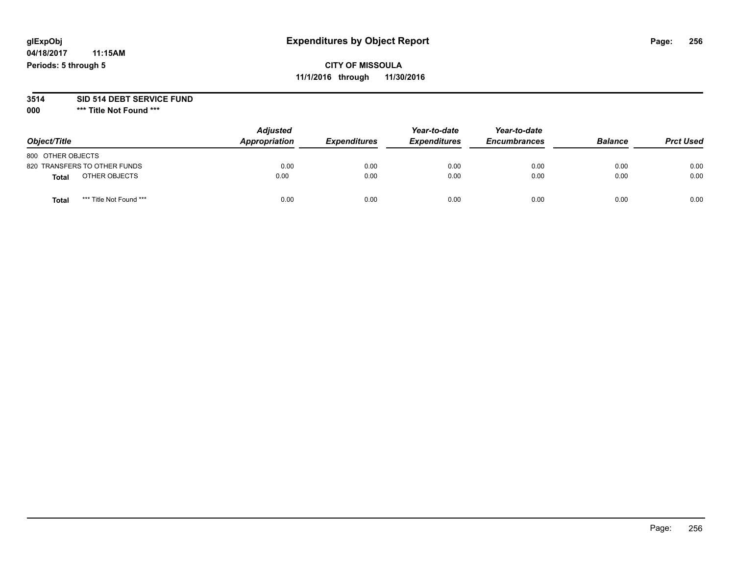glExpObj
04/18/2017 11:15AM
Periods: 5 through 5

# Expenditures by Object Report

**CITY OF MISSOULA**
**11/1/2016 through 11/30/2016**

**3514 SID 514 DEBT SERVICE FUND**
**000 *** Title Not Found *****

| Object/Title | Adjusted Appropriation | Expenditures | Year-to-date Expenditures | Year-to-date Encumbrances | Balance | Prct Used |
|---|---|---|---|---|---|---|
| 800 OTHER OBJECTS | | | | | | |
| 820 TRANSFERS TO OTHER FUNDS | 0.00 | 0.00 | 0.00 | 0.00 | 0.00 | 0.00 |
| **Total** OTHER OBJECTS | 0.00 | 0.00 | 0.00 | 0.00 | 0.00 | 0.00 |
| **Total** *** Title Not Found *** | 0.00 | 0.00 | 0.00 | 0.00 | 0.00 | 0.00 |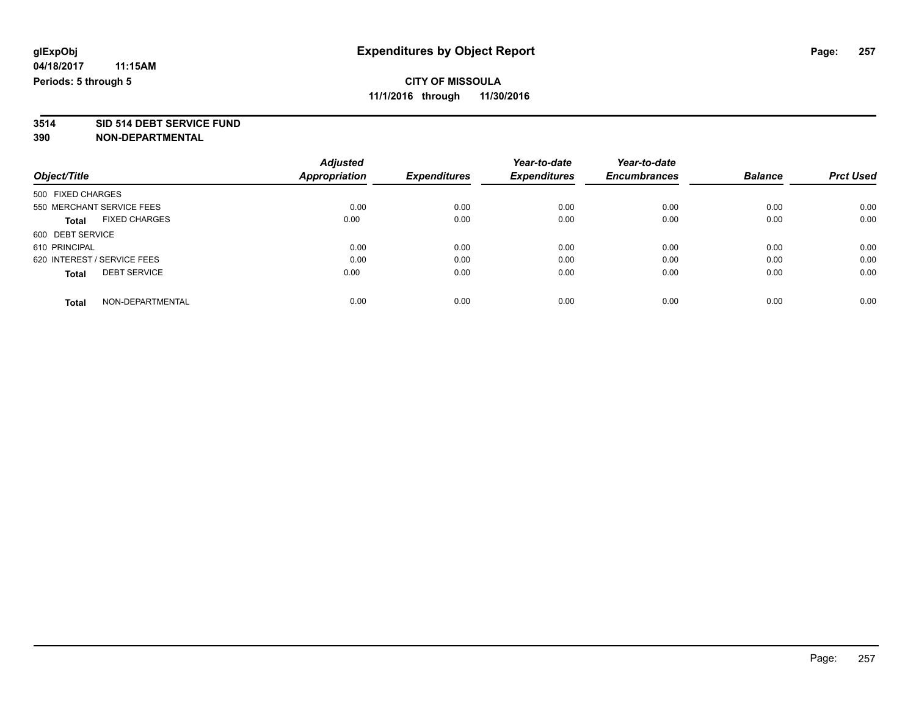**glExpObj** | **Expenditures by Object Report**

**04/18/2017 11:15AM**

**Periods: 5 through 5**

**CITY OF MISSOULA**

**11/1/2016 through 11/30/2016**

**3514 SID 514 DEBT SERVICE FUND**

**390 NON-DEPARTMENTAL**

| Object/Title | Adjusted Appropriation | Expenditures | Year-to-date Expenditures | Year-to-date Encumbrances | Balance | Prct Used |
|---|---|---|---|---|---|---|
| 500 FIXED CHARGES | | | | | | |
| 550 MERCHANT SERVICE FEES | 0.00 | 0.00 | 0.00 | 0.00 | 0.00 | 0.00 |
| **Total** FIXED CHARGES | 0.00 | 0.00 | 0.00 | 0.00 | 0.00 | 0.00 |
| 600 DEBT SERVICE | | | | | | |
| 610 PRINCIPAL | 0.00 | 0.00 | 0.00 | 0.00 | 0.00 | 0.00 |
| 620 INTEREST / SERVICE FEES | 0.00 | 0.00 | 0.00 | 0.00 | 0.00 | 0.00 |
| **Total** DEBT SERVICE | 0.00 | 0.00 | 0.00 | 0.00 | 0.00 | 0.00 |
| **Total** NON-DEPARTMENTAL | 0.00 | 0.00 | 0.00 | 0.00 | 0.00 | 0.00 |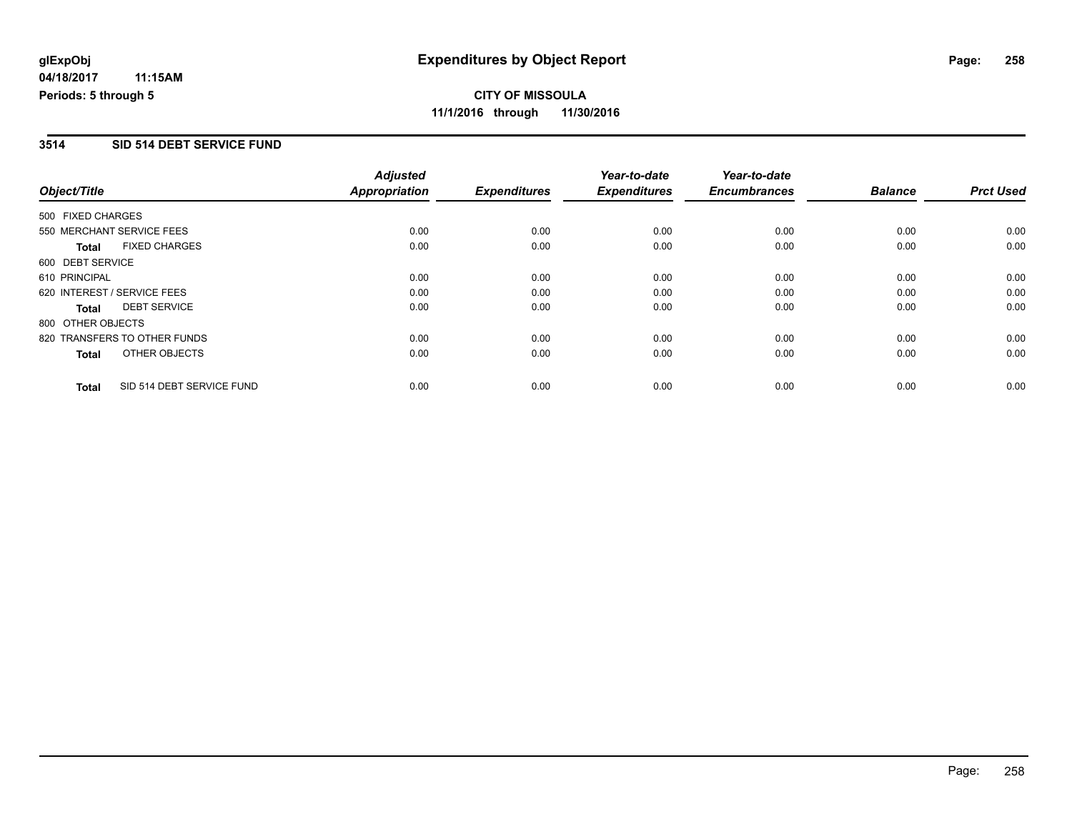**glExpObj**
**04/18/2017 11:15AM**
**Periods: 5 through 5**

# Expenditures by Object Report

**CITY OF MISSOULA**
**11/1/2016 through 11/30/2016**

## 3514 SID 514 DEBT SERVICE FUND

| Object/Title | Adjusted Appropriation | Expenditures | Year-to-date Expenditures | Year-to-date Encumbrances | Balance | Prct Used |
|---|---|---|---|---|---|---|
| 500 FIXED CHARGES | | | | | | |
| 550 MERCHANT SERVICE FEES | 0.00 | 0.00 | 0.00 | 0.00 | 0.00 | 0.00 |
| **Total** FIXED CHARGES | 0.00 | 0.00 | 0.00 | 0.00 | 0.00 | 0.00 |
| 600 DEBT SERVICE | | | | | | |
| 610 PRINCIPAL | 0.00 | 0.00 | 0.00 | 0.00 | 0.00 | 0.00 |
| 620 INTEREST / SERVICE FEES | 0.00 | 0.00 | 0.00 | 0.00 | 0.00 | 0.00 |
| **Total** DEBT SERVICE | 0.00 | 0.00 | 0.00 | 0.00 | 0.00 | 0.00 |
| 800 OTHER OBJECTS | | | | | | |
| 820 TRANSFERS TO OTHER FUNDS | 0.00 | 0.00 | 0.00 | 0.00 | 0.00 | 0.00 |
| **Total** OTHER OBJECTS | 0.00 | 0.00 | 0.00 | 0.00 | 0.00 | 0.00 |
| **Total** SID 514 DEBT SERVICE FUND | 0.00 | 0.00 | 0.00 | 0.00 | 0.00 | 0.00 |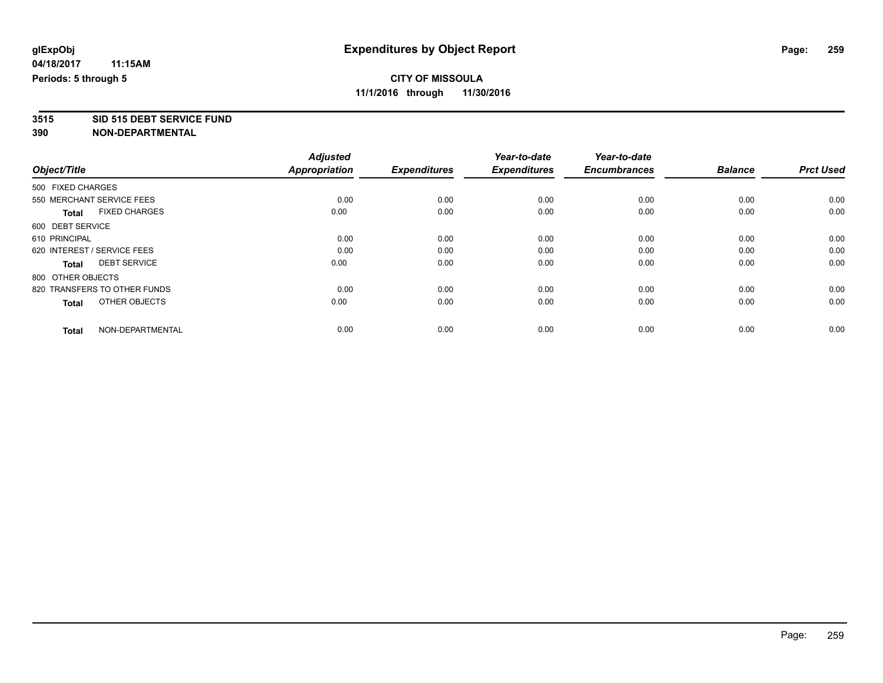glExpObj
04/18/2017 11:15AM
Periods: 5 through 5

# Expenditures by Object Report

**CITY OF MISSOULA**
**11/1/2016 through 11/30/2016**

**3515 SID 515 DEBT SERVICE FUND**
**390 NON-DEPARTMENTAL**

| Object/Title | | Adjusted Appropriation | Expenditures | Year-to-date Expenditures | Year-to-date Encumbrances | Balance | Prct Used |
|---|---|---|---|---|---|---|---|
| 500 FIXED CHARGES | | | | | | | |
| 550 MERCHANT SERVICE FEES | | 0.00 | 0.00 | 0.00 | 0.00 | 0.00 | 0.00 |
| **Total** | FIXED CHARGES | 0.00 | 0.00 | 0.00 | 0.00 | 0.00 | 0.00 |
| 600 DEBT SERVICE | | | | | | | |
| 610 PRINCIPAL | | 0.00 | 0.00 | 0.00 | 0.00 | 0.00 | 0.00 |
| 620 INTEREST / SERVICE FEES | | 0.00 | 0.00 | 0.00 | 0.00 | 0.00 | 0.00 |
| **Total** | DEBT SERVICE | 0.00 | 0.00 | 0.00 | 0.00 | 0.00 | 0.00 |
| 800 OTHER OBJECTS | | | | | | | |
| 820 TRANSFERS TO OTHER FUNDS | | 0.00 | 0.00 | 0.00 | 0.00 | 0.00 | 0.00 |
| **Total** | OTHER OBJECTS | 0.00 | 0.00 | 0.00 | 0.00 | 0.00 | 0.00 |
| **Total** | NON-DEPARTMENTAL | 0.00 | 0.00 | 0.00 | 0.00 | 0.00 | 0.00 |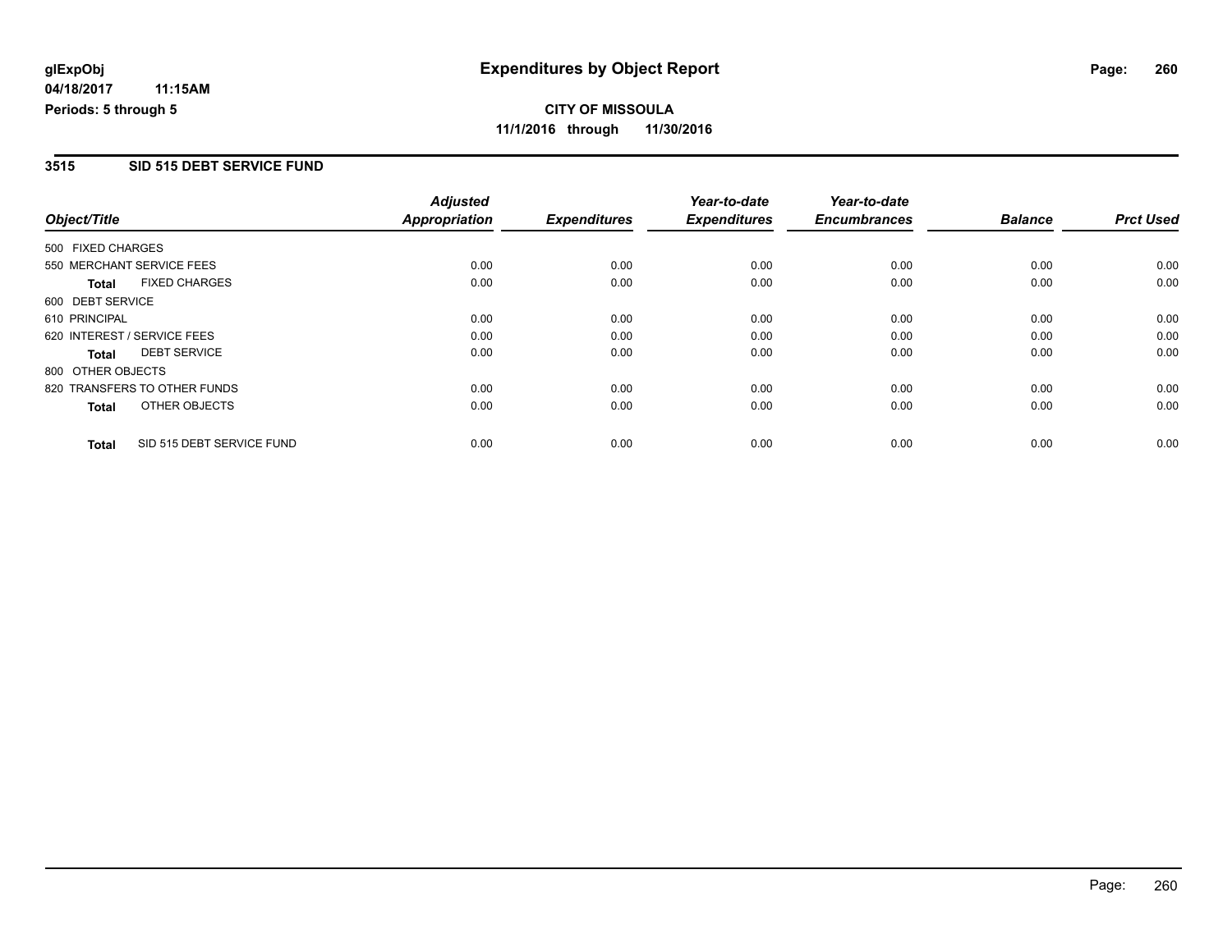**CITY OF MISSOULA**

**11/1/2016 through 11/30/2016**

**glExpObj**
**04/18/2017 11:15AM**
**Periods: 5 through 5**

## Expenditures by Object Report

### 3515 SID 515 DEBT SERVICE FUND

| Object/Title | Adjusted Appropriation | Expenditures | Year-to-date Expenditures | Year-to-date Encumbrances | Balance | Prct Used |
|---|---|---|---|---|---|---|
| 500 FIXED CHARGES | | | | | | |
| 550 MERCHANT SERVICE FEES | 0.00 | 0.00 | 0.00 | 0.00 | 0.00 | 0.00 |
| **Total** FIXED CHARGES | 0.00 | 0.00 | 0.00 | 0.00 | 0.00 | 0.00 |
| 600 DEBT SERVICE | | | | | | |
| 610 PRINCIPAL | 0.00 | 0.00 | 0.00 | 0.00 | 0.00 | 0.00 |
| 620 INTEREST / SERVICE FEES | 0.00 | 0.00 | 0.00 | 0.00 | 0.00 | 0.00 |
| **Total** DEBT SERVICE | 0.00 | 0.00 | 0.00 | 0.00 | 0.00 | 0.00 |
| 800 OTHER OBJECTS | | | | | | |
| 820 TRANSFERS TO OTHER FUNDS | 0.00 | 0.00 | 0.00 | 0.00 | 0.00 | 0.00 |
| **Total** OTHER OBJECTS | 0.00 | 0.00 | 0.00 | 0.00 | 0.00 | 0.00 |
| **Total** SID 515 DEBT SERVICE FUND | 0.00 | 0.00 | 0.00 | 0.00 | 0.00 | 0.00 |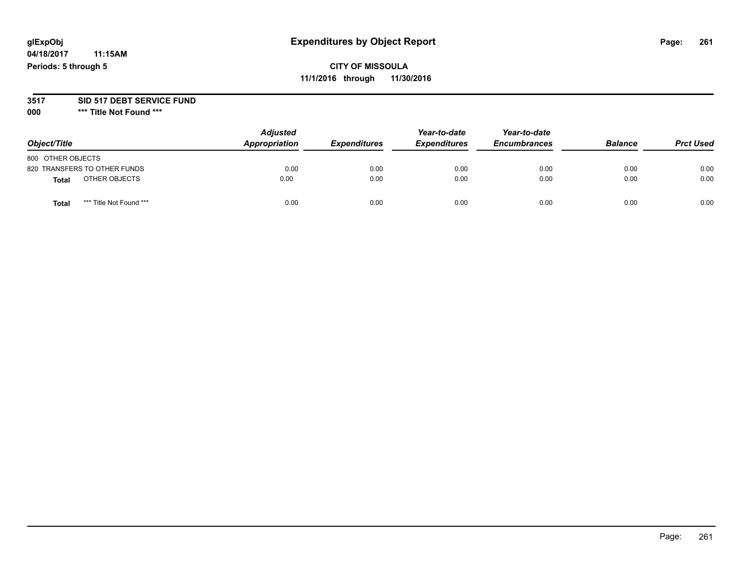# Expenditures by Object Report

glExpObj
04/18/2017 11:15AM
Periods: 5 through 5

**CITY OF MISSOULA**
**11/1/2016 through 11/30/2016**

**3517 SID 517 DEBT SERVICE FUND**
**000 *** Title Not Found *****

| Object/Title | Adjusted Appropriation | Expenditures | Year-to-date Expenditures | Year-to-date Encumbrances | Balance | Prct Used |
|---|---|---|---|---|---|---|
| 800 OTHER OBJECTS | | | | | | |
| 820 TRANSFERS TO OTHER FUNDS | 0.00 | 0.00 | 0.00 | 0.00 | 0.00 | 0.00 |
| **Total** OTHER OBJECTS | 0.00 | 0.00 | 0.00 | 0.00 | 0.00 | 0.00 |
| **Total** *** Title Not Found *** | 0.00 | 0.00 | 0.00 | 0.00 | 0.00 | 0.00 |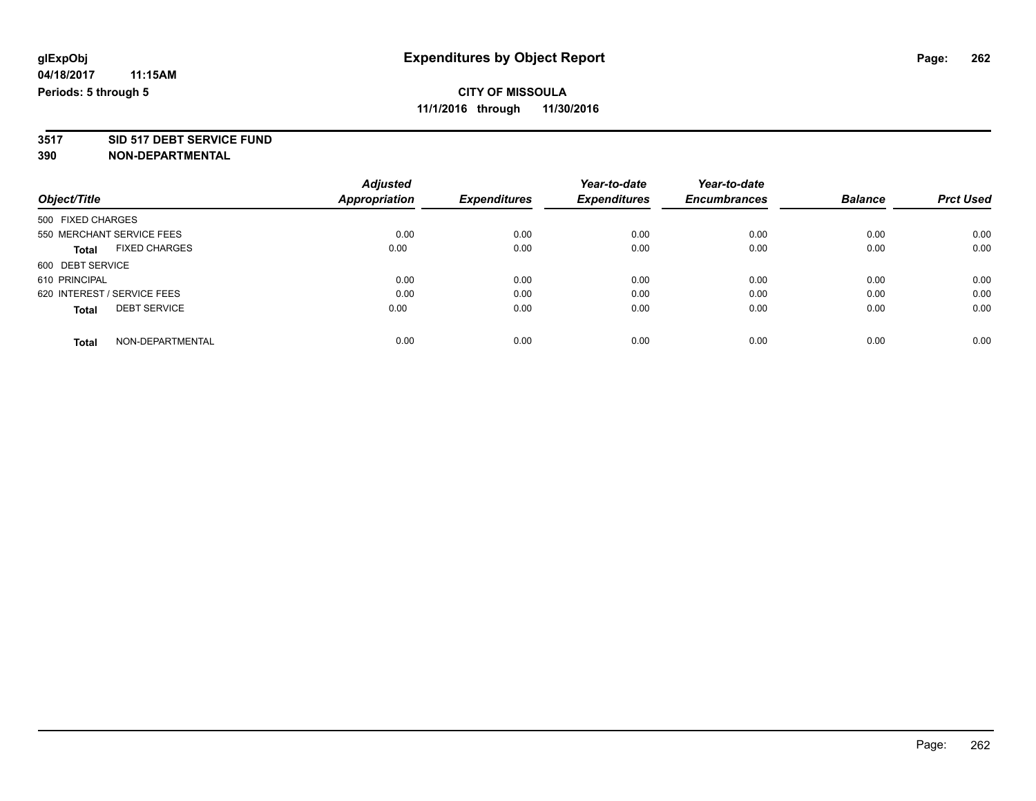# Expenditures by Object Report

glExpObj
04/18/2017 11:15AM
Periods: 5 through 5

**CITY OF MISSOULA**
**11/1/2016 through 11/30/2016**

**3517 SID 517 DEBT SERVICE FUND**
**390 NON-DEPARTMENTAL**

| Object/Title | Adjusted Appropriation | Expenditures | Year-to-date Expenditures | Year-to-date Encumbrances | Balance | Prct Used |
|---|---|---|---|---|---|---|
| 500 FIXED CHARGES | | | | | | |
| 550 MERCHANT SERVICE FEES | 0.00 | 0.00 | 0.00 | 0.00 | 0.00 | 0.00 |
| **Total** FIXED CHARGES | 0.00 | 0.00 | 0.00 | 0.00 | 0.00 | 0.00 |
| 600 DEBT SERVICE | | | | | | |
| 610 PRINCIPAL | 0.00 | 0.00 | 0.00 | 0.00 | 0.00 | 0.00 |
| 620 INTEREST / SERVICE FEES | 0.00 | 0.00 | 0.00 | 0.00 | 0.00 | 0.00 |
| **Total** DEBT SERVICE | 0.00 | 0.00 | 0.00 | 0.00 | 0.00 | 0.00 |
| **Total** NON-DEPARTMENTAL | 0.00 | 0.00 | 0.00 | 0.00 | 0.00 | 0.00 |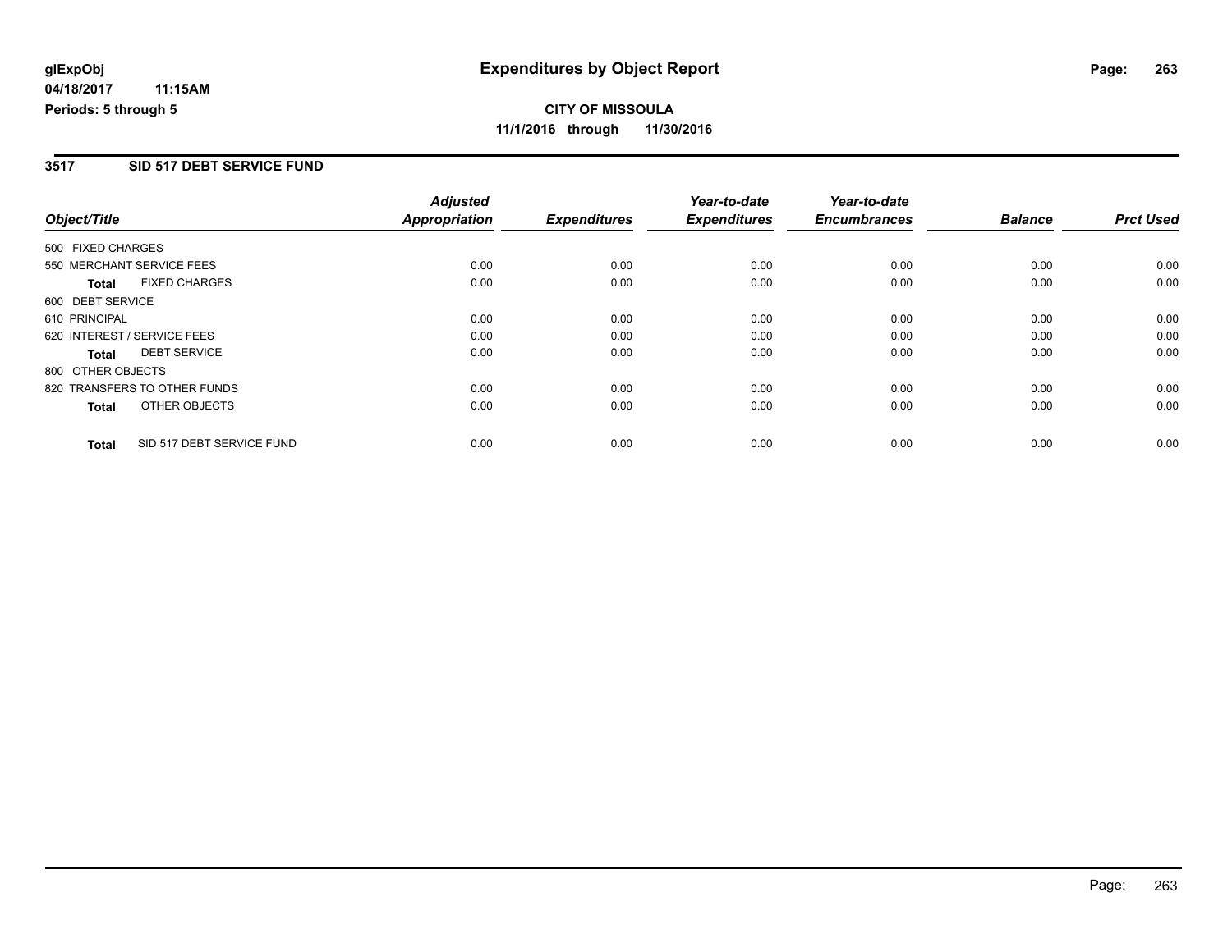**glExpObj**
**04/18/2017 11:15AM**
**Periods: 5 through 5**

# Expenditures by Object Report

**CITY OF MISSOULA**
**11/1/2016 through 11/30/2016**

## 3517 SID 517 DEBT SERVICE FUND

| Object/Title | | Adjusted Appropriation | Expenditures | Year-to-date Expenditures | Year-to-date Encumbrances | Balance | Prct Used |
|---|---|---|---|---|---|---|---|
| 500 FIXED CHARGES | | | | | | | |
| 550 MERCHANT SERVICE FEES | | 0.00 | 0.00 | 0.00 | 0.00 | 0.00 | 0.00 |
| **Total** | FIXED CHARGES | 0.00 | 0.00 | 0.00 | 0.00 | 0.00 | 0.00 |
| 600 DEBT SERVICE | | | | | | | |
| 610 PRINCIPAL | | 0.00 | 0.00 | 0.00 | 0.00 | 0.00 | 0.00 |
| 620 INTEREST / SERVICE FEES | | 0.00 | 0.00 | 0.00 | 0.00 | 0.00 | 0.00 |
| **Total** | DEBT SERVICE | 0.00 | 0.00 | 0.00 | 0.00 | 0.00 | 0.00 |
| 800 OTHER OBJECTS | | | | | | | |
| 820 TRANSFERS TO OTHER FUNDS | | 0.00 | 0.00 | 0.00 | 0.00 | 0.00 | 0.00 |
| **Total** | OTHER OBJECTS | 0.00 | 0.00 | 0.00 | 0.00 | 0.00 | 0.00 |
| **Total** | SID 517 DEBT SERVICE FUND | 0.00 | 0.00 | 0.00 | 0.00 | 0.00 | 0.00 |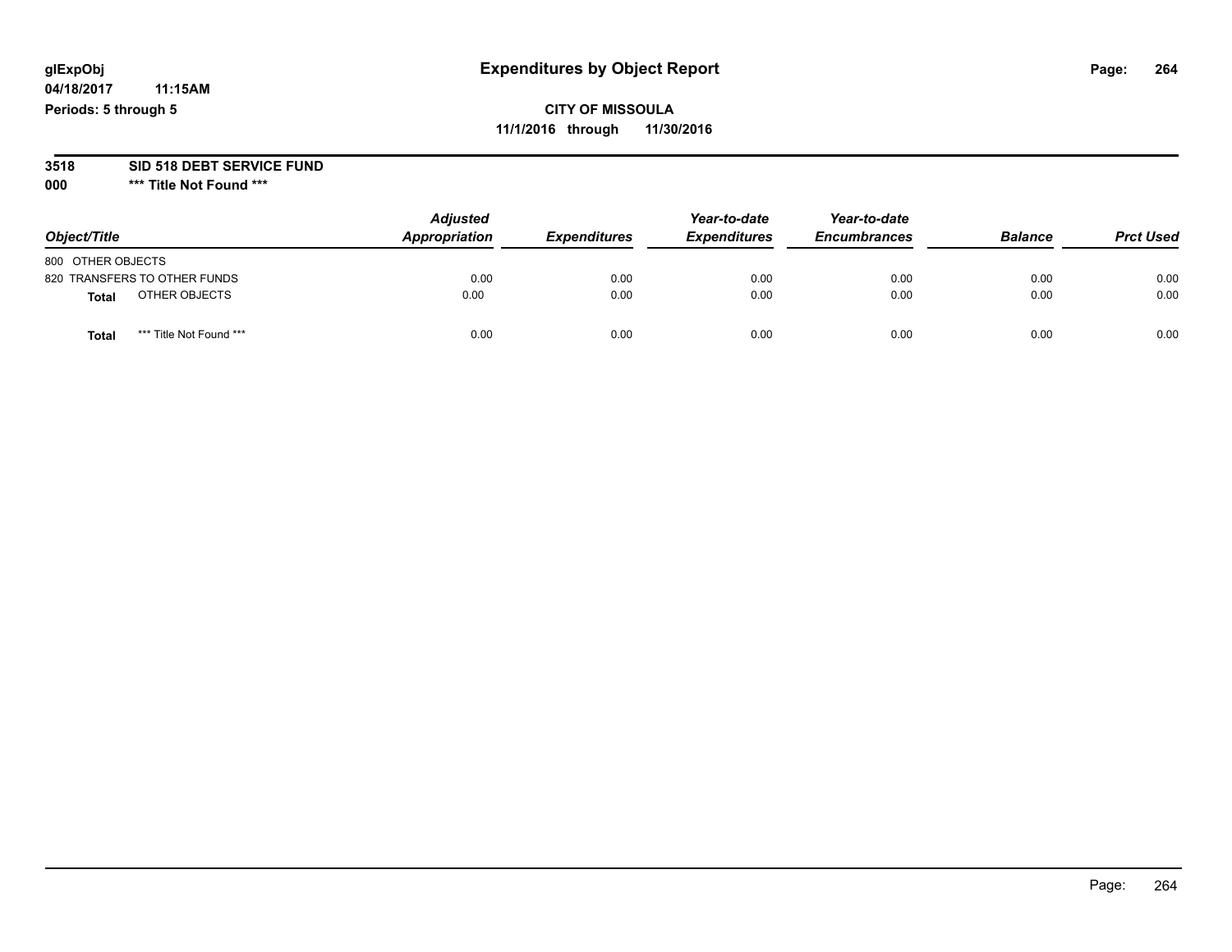glExpObj
04/18/2017 11:15AM
Periods: 5 through 5

# Expenditures by Object Report

**CITY OF MISSOULA**
**11/1/2016 through 11/30/2016**

**3518 SID 518 DEBT SERVICE FUND**
**000 *** Title Not Found *****

| Object/Title | Adjusted Appropriation | Expenditures | Year-to-date Expenditures | Year-to-date Encumbrances | Balance | Prct Used |
|---|---|---|---|---|---|---|
| 800 OTHER OBJECTS | | | | | | |
| 820 TRANSFERS TO OTHER FUNDS | 0.00 | 0.00 | 0.00 | 0.00 | 0.00 | 0.00 |
| **Total** OTHER OBJECTS | 0.00 | 0.00 | 0.00 | 0.00 | 0.00 | 0.00 |
| **Total** *** Title Not Found *** | 0.00 | 0.00 | 0.00 | 0.00 | 0.00 | 0.00 |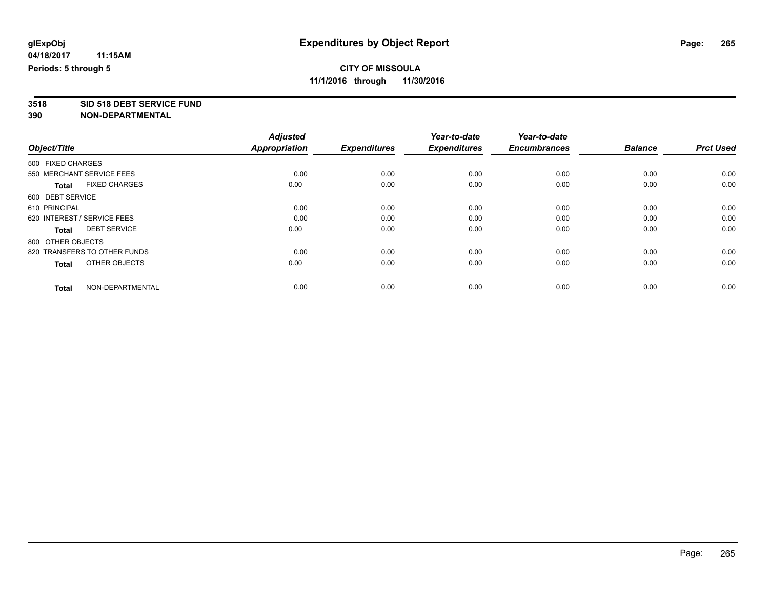# Expenditures by Object Report

glExpObj
04/18/2017 11:15AM
Periods: 5 through 5

**CITY OF MISSOULA**
**11/1/2016 through 11/30/2016**

**3518 SID 518 DEBT SERVICE FUND**
**390 NON-DEPARTMENTAL**

| Object/Title | Adjusted Appropriation | Expenditures | Year-to-date Expenditures | Year-to-date Encumbrances | Balance | Prct Used |
|---|---|---|---|---|---|---|
| 500 FIXED CHARGES | | | | | | |
| 550 MERCHANT SERVICE FEES | 0.00 | 0.00 | 0.00 | 0.00 | 0.00 | 0.00 |
| **Total** FIXED CHARGES | 0.00 | 0.00 | 0.00 | 0.00 | 0.00 | 0.00 |
| 600 DEBT SERVICE | | | | | | |
| 610 PRINCIPAL | 0.00 | 0.00 | 0.00 | 0.00 | 0.00 | 0.00 |
| 620 INTEREST / SERVICE FEES | 0.00 | 0.00 | 0.00 | 0.00 | 0.00 | 0.00 |
| **Total** DEBT SERVICE | 0.00 | 0.00 | 0.00 | 0.00 | 0.00 | 0.00 |
| 800 OTHER OBJECTS | | | | | | |
| 820 TRANSFERS TO OTHER FUNDS | 0.00 | 0.00 | 0.00 | 0.00 | 0.00 | 0.00 |
| **Total** OTHER OBJECTS | 0.00 | 0.00 | 0.00 | 0.00 | 0.00 | 0.00 |
| **Total** NON-DEPARTMENTAL | 0.00 | 0.00 | 0.00 | 0.00 | 0.00 | 0.00 |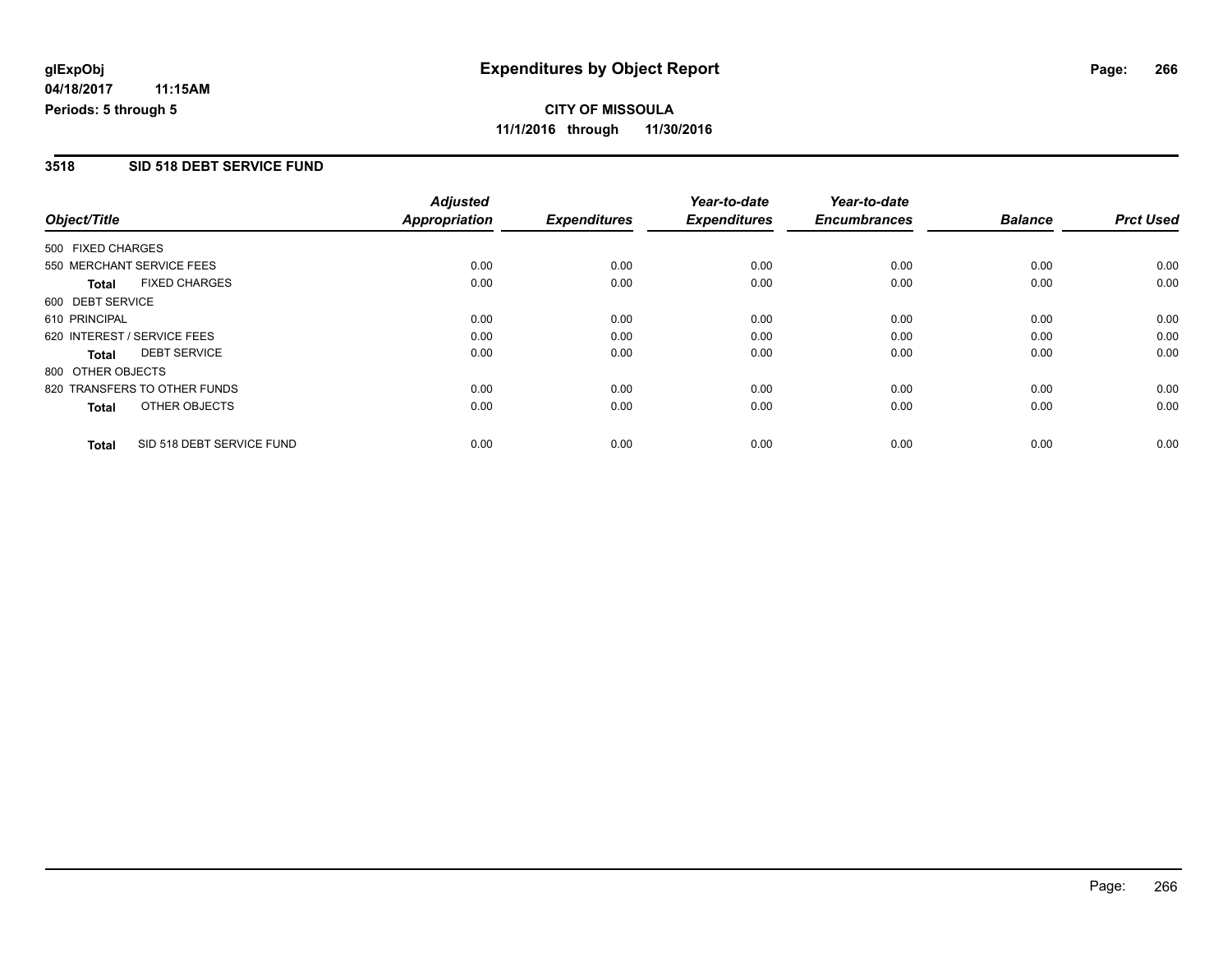**glExpObj** **Expenditures by Object Report**

**04/18/2017 11:15AM**

**Periods: 5 through 5**

**CITY OF MISSOULA**

**11/1/2016 through 11/30/2016**

## 3518 SID 518 DEBT SERVICE FUND

| Object/Title | Adjusted Appropriation | Expenditures | Year-to-date Expenditures | Year-to-date Encumbrances | Balance | Prct Used |
|---|---|---|---|---|---|---|
| 500 FIXED CHARGES | | | | | | |
| 550 MERCHANT SERVICE FEES | 0.00 | 0.00 | 0.00 | 0.00 | 0.00 | 0.00 |
| **Total** FIXED CHARGES | 0.00 | 0.00 | 0.00 | 0.00 | 0.00 | 0.00 |
| 600 DEBT SERVICE | | | | | | |
| 610 PRINCIPAL | 0.00 | 0.00 | 0.00 | 0.00 | 0.00 | 0.00 |
| 620 INTEREST / SERVICE FEES | 0.00 | 0.00 | 0.00 | 0.00 | 0.00 | 0.00 |
| **Total** DEBT SERVICE | 0.00 | 0.00 | 0.00 | 0.00 | 0.00 | 0.00 |
| 800 OTHER OBJECTS | | | | | | |
| 820 TRANSFERS TO OTHER FUNDS | 0.00 | 0.00 | 0.00 | 0.00 | 0.00 | 0.00 |
| **Total** OTHER OBJECTS | 0.00 | 0.00 | 0.00 | 0.00 | 0.00 | 0.00 |
| **Total** SID 518 DEBT SERVICE FUND | 0.00 | 0.00 | 0.00 | 0.00 | 0.00 | 0.00 |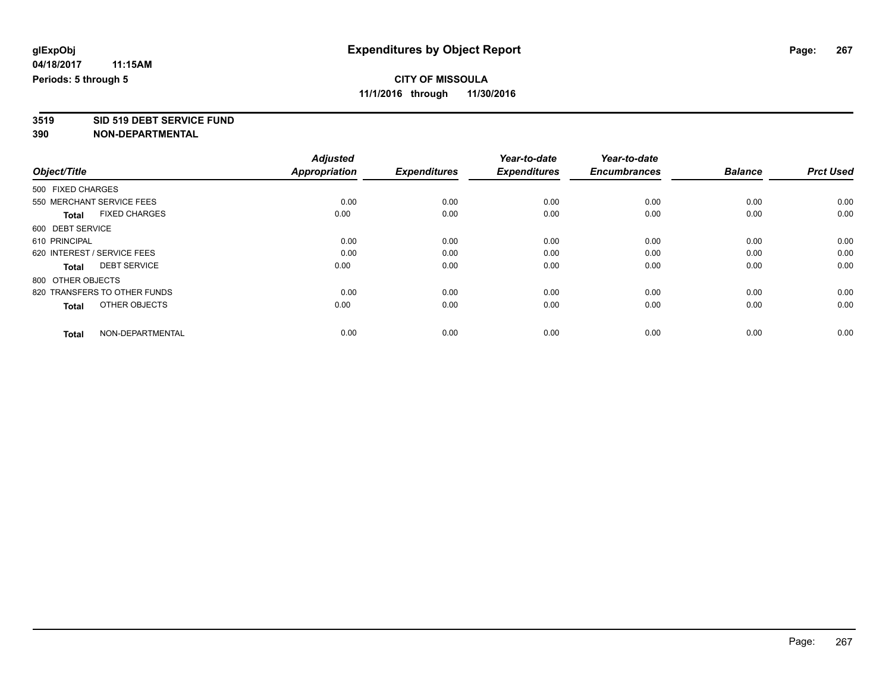# Expenditures by Object Report

**glExpObj**
**04/18/2017 11:15AM**
**Periods: 5 through 5**

**CITY OF MISSOULA**
**11/1/2016 through 11/30/2016**

**3519 SID 519 DEBT SERVICE FUND**
**390 NON-DEPARTMENTAL**

| Object/Title | Adjusted Appropriation | Expenditures | Year-to-date Expenditures | Year-to-date Encumbrances | Balance | Prct Used |
|---|---|---|---|---|---|---|
| 500 FIXED CHARGES | | | | | | |
| 550 MERCHANT SERVICE FEES | 0.00 | 0.00 | 0.00 | 0.00 | 0.00 | 0.00 |
| **Total** FIXED CHARGES | 0.00 | 0.00 | 0.00 | 0.00 | 0.00 | 0.00 |
| 600 DEBT SERVICE | | | | | | |
| 610 PRINCIPAL | 0.00 | 0.00 | 0.00 | 0.00 | 0.00 | 0.00 |
| 620 INTEREST / SERVICE FEES | 0.00 | 0.00 | 0.00 | 0.00 | 0.00 | 0.00 |
| **Total** DEBT SERVICE | 0.00 | 0.00 | 0.00 | 0.00 | 0.00 | 0.00 |
| 800 OTHER OBJECTS | | | | | | |
| 820 TRANSFERS TO OTHER FUNDS | 0.00 | 0.00 | 0.00 | 0.00 | 0.00 | 0.00 |
| **Total** OTHER OBJECTS | 0.00 | 0.00 | 0.00 | 0.00 | 0.00 | 0.00 |
| **Total** NON-DEPARTMENTAL | 0.00 | 0.00 | 0.00 | 0.00 | 0.00 | 0.00 |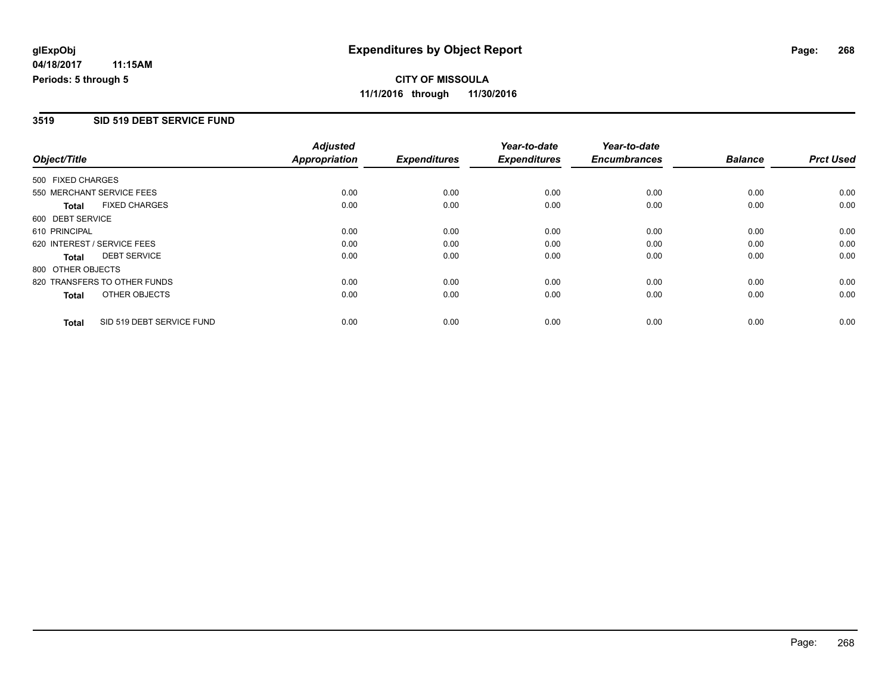**glExpObj** **Expenditures by Object Report**

**04/18/2017 11:15AM**

**Periods: 5 through 5**

**CITY OF MISSOULA**

**11/1/2016 through 11/30/2016**

## 3519 SID 519 DEBT SERVICE FUND

| Object/Title | Adjusted Appropriation | Expenditures | Year-to-date Expenditures | Year-to-date Encumbrances | Balance | Prct Used |
|---|---|---|---|---|---|---|
| 500 FIXED CHARGES | | | | | | |
| 550 MERCHANT SERVICE FEES | 0.00 | 0.00 | 0.00 | 0.00 | 0.00 | 0.00 |
| **Total** FIXED CHARGES | 0.00 | 0.00 | 0.00 | 0.00 | 0.00 | 0.00 |
| 600 DEBT SERVICE | | | | | | |
| 610 PRINCIPAL | 0.00 | 0.00 | 0.00 | 0.00 | 0.00 | 0.00 |
| 620 INTEREST / SERVICE FEES | 0.00 | 0.00 | 0.00 | 0.00 | 0.00 | 0.00 |
| **Total** DEBT SERVICE | 0.00 | 0.00 | 0.00 | 0.00 | 0.00 | 0.00 |
| 800 OTHER OBJECTS | | | | | | |
| 820 TRANSFERS TO OTHER FUNDS | 0.00 | 0.00 | 0.00 | 0.00 | 0.00 | 0.00 |
| **Total** OTHER OBJECTS | 0.00 | 0.00 | 0.00 | 0.00 | 0.00 | 0.00 |
| **Total** SID 519 DEBT SERVICE FUND | 0.00 | 0.00 | 0.00 | 0.00 | 0.00 | 0.00 |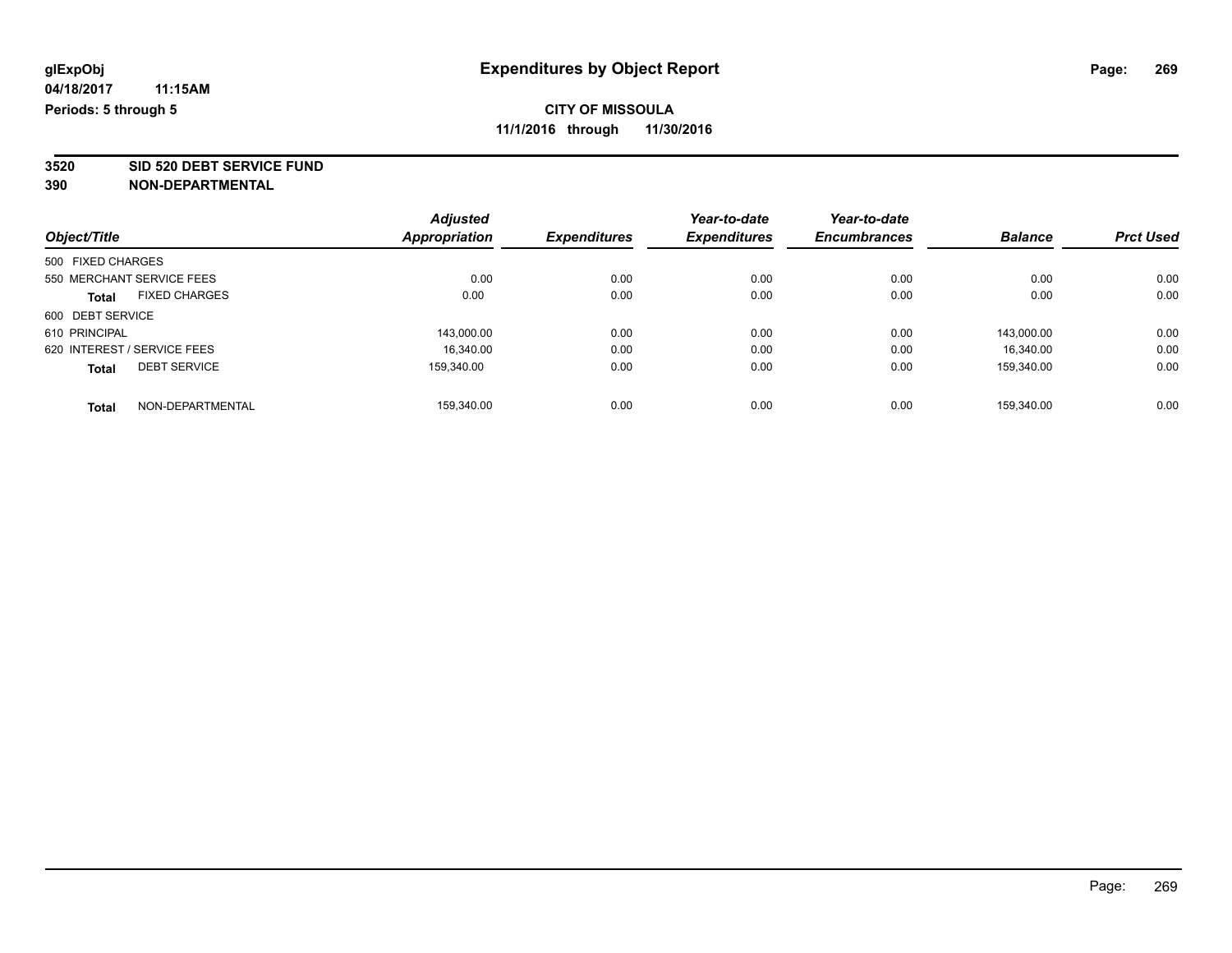glExpObj
04/18/2017 11:15AM
Periods: 5 through 5

# Expenditures by Object Report

**CITY OF MISSOULA**
**11/1/2016 through 11/30/2016**

**3520 SID 520 DEBT SERVICE FUND**
**390 NON-DEPARTMENTAL**

| Object/Title | | Adjusted Appropriation | Expenditures | Year-to-date Expenditures | Year-to-date Encumbrances | Balance | Prct Used |
|---|---|---|---|---|---|---|---|
| 500 FIXED CHARGES | | | | | | | |
| 550 MERCHANT SERVICE FEES | | 0.00 | 0.00 | 0.00 | 0.00 | 0.00 | 0.00 |
| **Total** | FIXED CHARGES | 0.00 | 0.00 | 0.00 | 0.00 | 0.00 | 0.00 |
| 600 DEBT SERVICE | | | | | | | |
| 610 PRINCIPAL | | 143,000.00 | 0.00 | 0.00 | 0.00 | 143,000.00 | 0.00 |
| 620 INTEREST / SERVICE FEES | | 16,340.00 | 0.00 | 0.00 | 0.00 | 16,340.00 | 0.00 |
| **Total** | DEBT SERVICE | 159,340.00 | 0.00 | 0.00 | 0.00 | 159,340.00 | 0.00 |
| **Total** | NON-DEPARTMENTAL | 159,340.00 | 0.00 | 0.00 | 0.00 | 159,340.00 | 0.00 |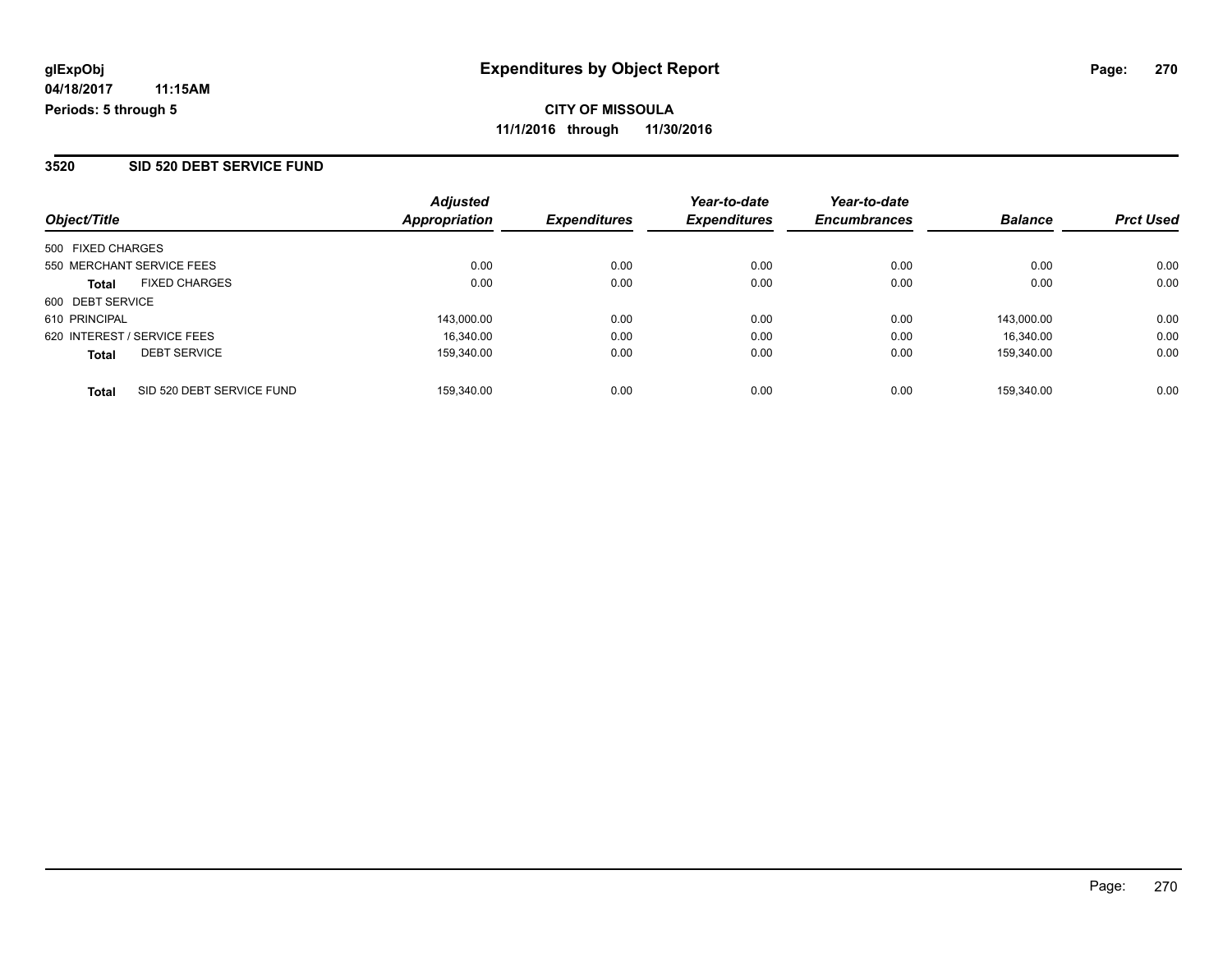glExpObj
04/18/2017 11:15AM
Periods: 5 through 5

# Expenditures by Object Report

**CITY OF MISSOULA**
**11/1/2016 through 11/30/2016**

## 3520 SID 520 DEBT SERVICE FUND

| Object/Title | | Adjusted Appropriation | Expenditures | Year-to-date Expenditures | Year-to-date Encumbrances | Balance | Prct Used |
|---|---|---|---|---|---|---|---|
| 500 FIXED CHARGES | | | | | | | |
| 550 MERCHANT SERVICE FEES | | 0.00 | 0.00 | 0.00 | 0.00 | 0.00 | 0.00 |
| **Total** | FIXED CHARGES | 0.00 | 0.00 | 0.00 | 0.00 | 0.00 | 0.00 |
| 600 DEBT SERVICE | | | | | | | |
| 610 PRINCIPAL | | 143,000.00 | 0.00 | 0.00 | 0.00 | 143,000.00 | 0.00 |
| 620 INTEREST / SERVICE FEES | | 16,340.00 | 0.00 | 0.00 | 0.00 | 16,340.00 | 0.00 |
| **Total** | DEBT SERVICE | 159,340.00 | 0.00 | 0.00 | 0.00 | 159,340.00 | 0.00 |
| **Total** | SID 520 DEBT SERVICE FUND | 159,340.00 | 0.00 | 0.00 | 0.00 | 159,340.00 | 0.00 |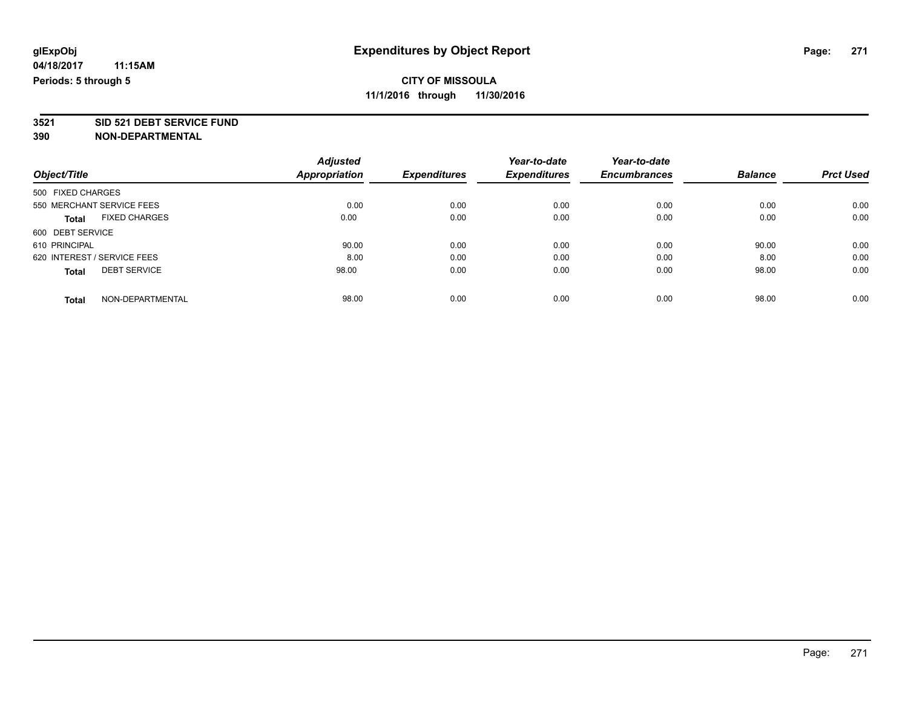**glExpObj** **Expenditures by Object Report**

**04/18/2017 11:15AM**

**Periods: 5 through 5**

**CITY OF MISSOULA**

**11/1/2016 through 11/30/2016**

**3521 SID 521 DEBT SERVICE FUND**

**390 NON-DEPARTMENTAL**

| Object/Title | Adjusted Appropriation | Expenditures | Year-to-date Expenditures | Year-to-date Encumbrances | Balance | Prct Used |
|---|---|---|---|---|---|---|
| 500 FIXED CHARGES | | | | | | |
| 550 MERCHANT SERVICE FEES | 0.00 | 0.00 | 0.00 | 0.00 | 0.00 | 0.00 |
| **Total** FIXED CHARGES | 0.00 | 0.00 | 0.00 | 0.00 | 0.00 | 0.00 |
| 600 DEBT SERVICE | | | | | | |
| 610 PRINCIPAL | 90.00 | 0.00 | 0.00 | 0.00 | 90.00 | 0.00 |
| 620 INTEREST / SERVICE FEES | 8.00 | 0.00 | 0.00 | 0.00 | 8.00 | 0.00 |
| **Total** DEBT SERVICE | 98.00 | 0.00 | 0.00 | 0.00 | 98.00 | 0.00 |
| **Total** NON-DEPARTMENTAL | 98.00 | 0.00 | 0.00 | 0.00 | 98.00 | 0.00 |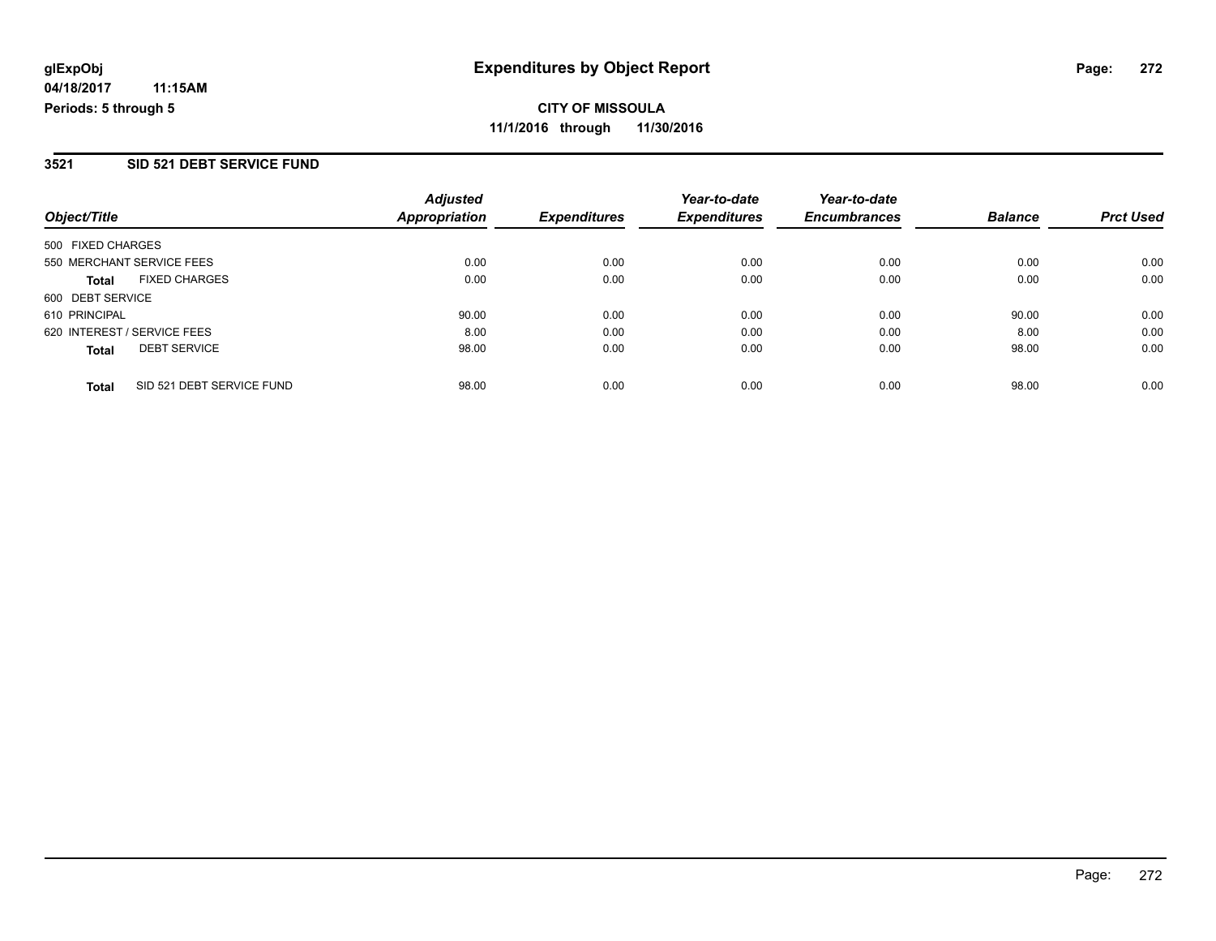glExpObj
04/18/2017 11:15AM
Periods: 5 through 5

# Expenditures by Object Report

CITY OF MISSOULA
11/1/2016 through 11/30/2016

## 3521 SID 521 DEBT SERVICE FUND

| Object/Title | | Adjusted Appropriation | Expenditures | Year-to-date Expenditures | Year-to-date Encumbrances | Balance | Prct Used |
|---|---|---|---|---|---|---|---|
| 500 FIXED CHARGES | | | | | | | |
| 550 MERCHANT SERVICE FEES | | 0.00 | 0.00 | 0.00 | 0.00 | 0.00 | 0.00 |
| **Total** | FIXED CHARGES | 0.00 | 0.00 | 0.00 | 0.00 | 0.00 | 0.00 |
| 600 DEBT SERVICE | | | | | | | |
| 610 PRINCIPAL | | 90.00 | 0.00 | 0.00 | 0.00 | 90.00 | 0.00 |
| 620 INTEREST / SERVICE FEES | | 8.00 | 0.00 | 0.00 | 0.00 | 8.00 | 0.00 |
| **Total** | DEBT SERVICE | 98.00 | 0.00 | 0.00 | 0.00 | 98.00 | 0.00 |
| **Total** | SID 521 DEBT SERVICE FUND | 98.00 | 0.00 | 0.00 | 0.00 | 98.00 | 0.00 |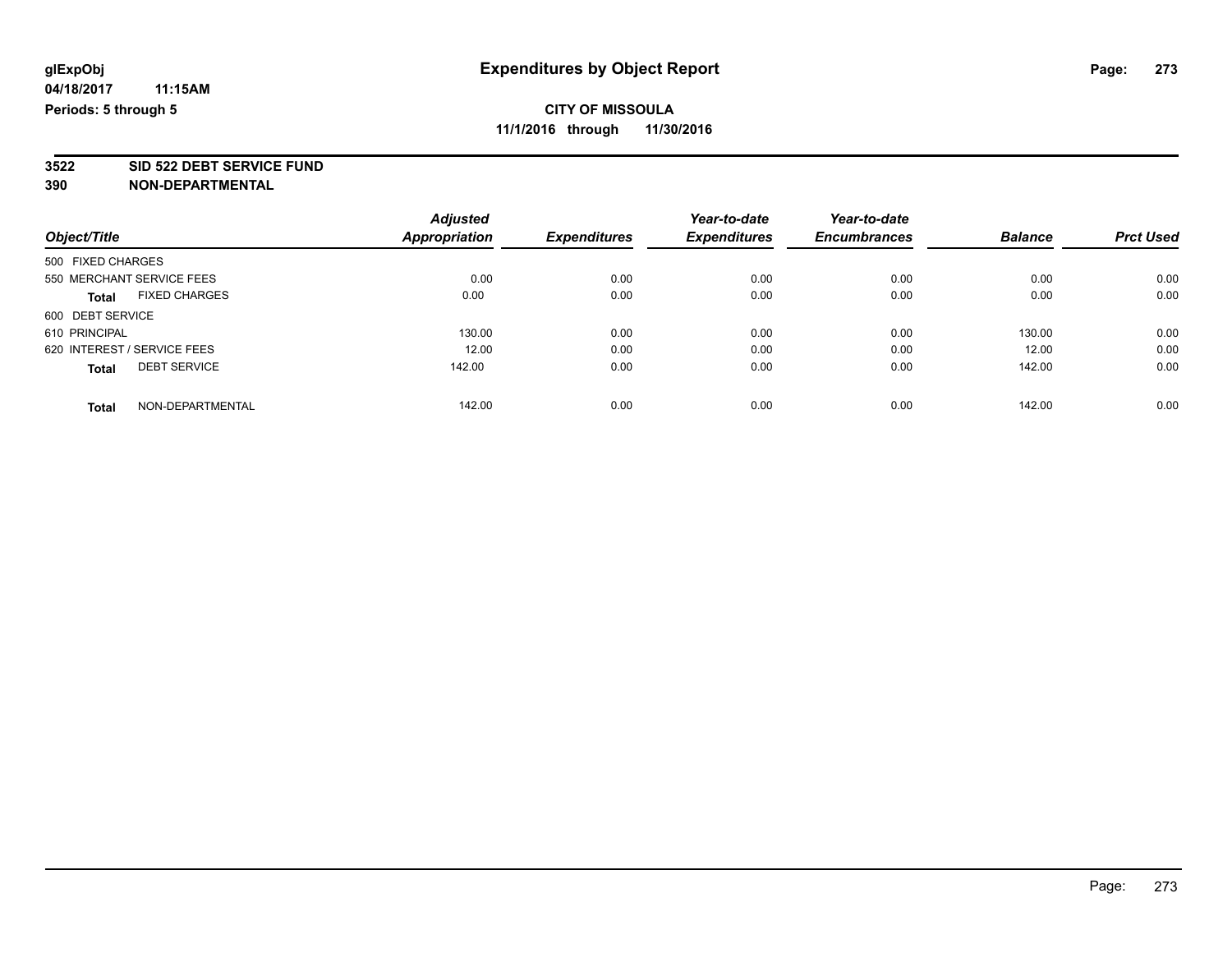glExpObj
04/18/2017 11:15AM
Periods: 5 through 5

# Expenditures by Object Report

**CITY OF MISSOULA**
**11/1/2016 through 11/30/2016**

**3522 SID 522 DEBT SERVICE FUND**
**390 NON-DEPARTMENTAL**

| Object/Title | | Adjusted Appropriation | Expenditures | Year-to-date Expenditures | Year-to-date Encumbrances | Balance | Prct Used |
|---|---|---|---|---|---|---|---|
| 500 FIXED CHARGES | | | | | | | |
| 550 MERCHANT SERVICE FEES | | 0.00 | 0.00 | 0.00 | 0.00 | 0.00 | 0.00 |
| **Total** | FIXED CHARGES | 0.00 | 0.00 | 0.00 | 0.00 | 0.00 | 0.00 |
| 600 DEBT SERVICE | | | | | | | |
| 610 PRINCIPAL | | 130.00 | 0.00 | 0.00 | 0.00 | 130.00 | 0.00 |
| 620 INTEREST / SERVICE FEES | | 12.00 | 0.00 | 0.00 | 0.00 | 12.00 | 0.00 |
| **Total** | DEBT SERVICE | 142.00 | 0.00 | 0.00 | 0.00 | 142.00 | 0.00 |
| **Total** | NON-DEPARTMENTAL | 142.00 | 0.00 | 0.00 | 0.00 | 142.00 | 0.00 |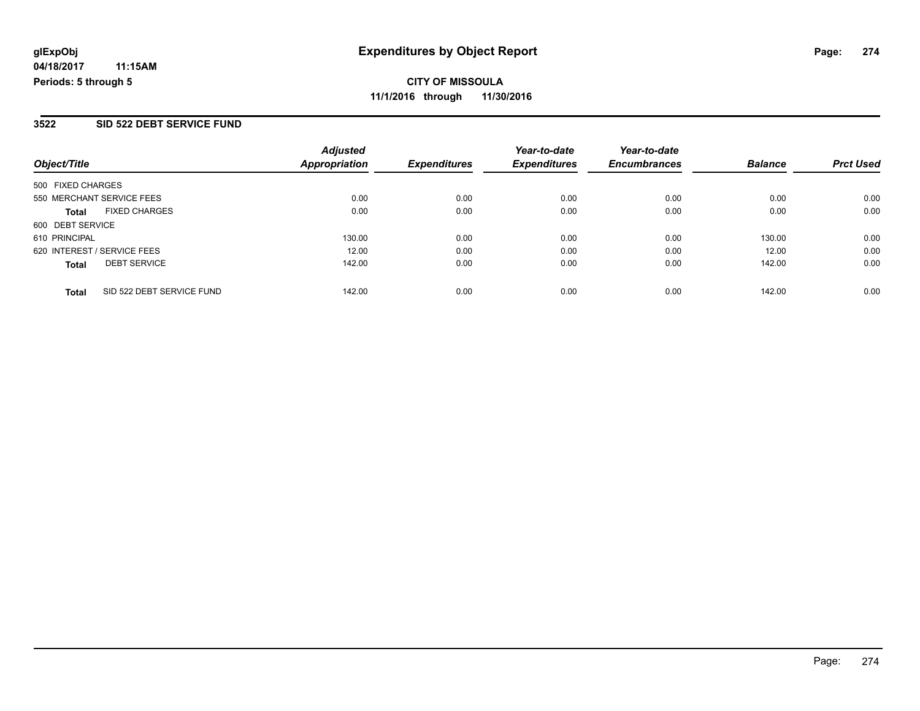**glExpObj** | **Expenditures by Object Report**

**04/18/2017 11:15AM**

**Periods: 5 through 5**

**CITY OF MISSOULA**

**11/1/2016 through 11/30/2016**

## 3522 SID 522 DEBT SERVICE FUND

| Object/Title | | Adjusted Appropriation | Expenditures | Year-to-date Expenditures | Year-to-date Encumbrances | Balance | Prct Used |
|---|---|---|---|---|---|---|---|
| 500 FIXED CHARGES | | | | | | | |
| 550 MERCHANT SERVICE FEES | | 0.00 | 0.00 | 0.00 | 0.00 | 0.00 | 0.00 |
| **Total** | FIXED CHARGES | 0.00 | 0.00 | 0.00 | 0.00 | 0.00 | 0.00 |
| 600 DEBT SERVICE | | | | | | | |
| 610 PRINCIPAL | | 130.00 | 0.00 | 0.00 | 0.00 | 130.00 | 0.00 |
| 620 INTEREST / SERVICE FEES | | 12.00 | 0.00 | 0.00 | 0.00 | 12.00 | 0.00 |
| **Total** | DEBT SERVICE | 142.00 | 0.00 | 0.00 | 0.00 | 142.00 | 0.00 |
| **Total** | SID 522 DEBT SERVICE FUND | 142.00 | 0.00 | 0.00 | 0.00 | 142.00 | 0.00 |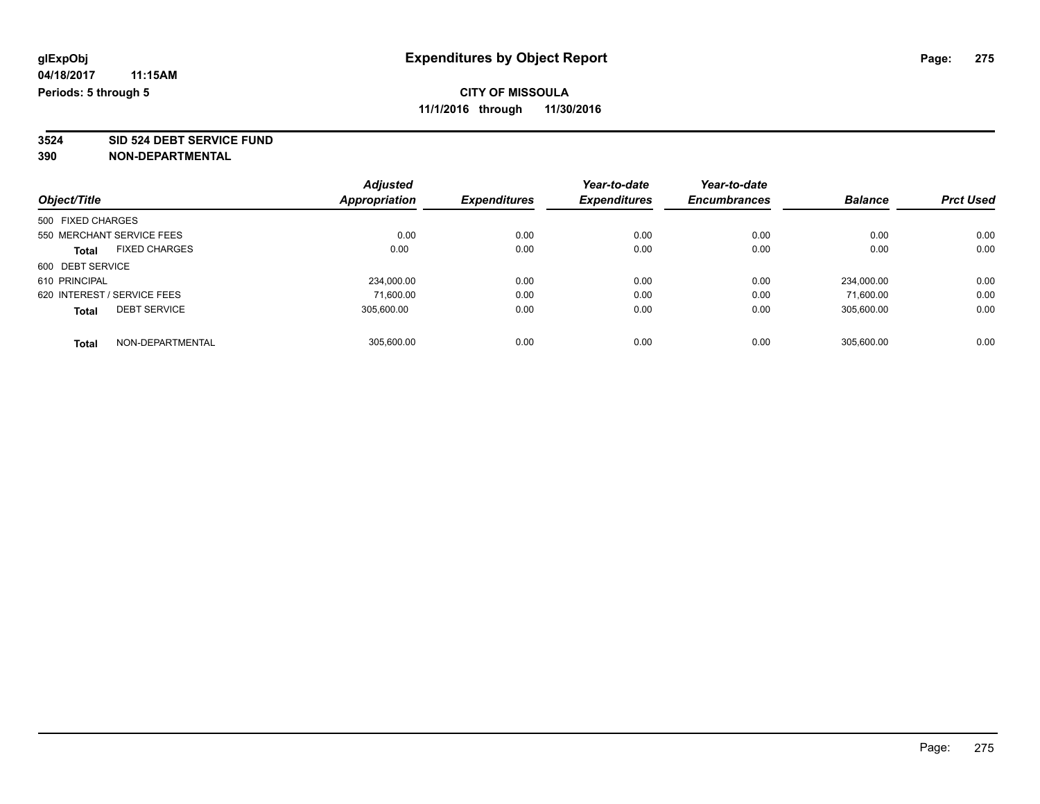**glExpObj** | **Expenditures by Object Report**

**04/18/2017 11:15AM**

**Periods: 5 through 5**

**CITY OF MISSOULA**

**11/1/2016 through 11/30/2016**

**3524 SID 524 DEBT SERVICE FUND**

**390 NON-DEPARTMENTAL**

| Object/Title | | Adjusted Appropriation | Expenditures | Year-to-date Expenditures | Year-to-date Encumbrances | Balance | Prct Used |
|---|---|---|---|---|---|---|---|
| 500 FIXED CHARGES | | | | | | | |
| 550 MERCHANT SERVICE FEES | | 0.00 | 0.00 | 0.00 | 0.00 | 0.00 | 0.00 |
| **Total** | FIXED CHARGES | 0.00 | 0.00 | 0.00 | 0.00 | 0.00 | 0.00 |
| 600 DEBT SERVICE | | | | | | | |
| 610 PRINCIPAL | | 234,000.00 | 0.00 | 0.00 | 0.00 | 234,000.00 | 0.00 |
| 620 INTEREST / SERVICE FEES | | 71,600.00 | 0.00 | 0.00 | 0.00 | 71,600.00 | 0.00 |
| **Total** | DEBT SERVICE | 305,600.00 | 0.00 | 0.00 | 0.00 | 305,600.00 | 0.00 |
| **Total** | NON-DEPARTMENTAL | 305,600.00 | 0.00 | 0.00 | 0.00 | 305,600.00 | 0.00 |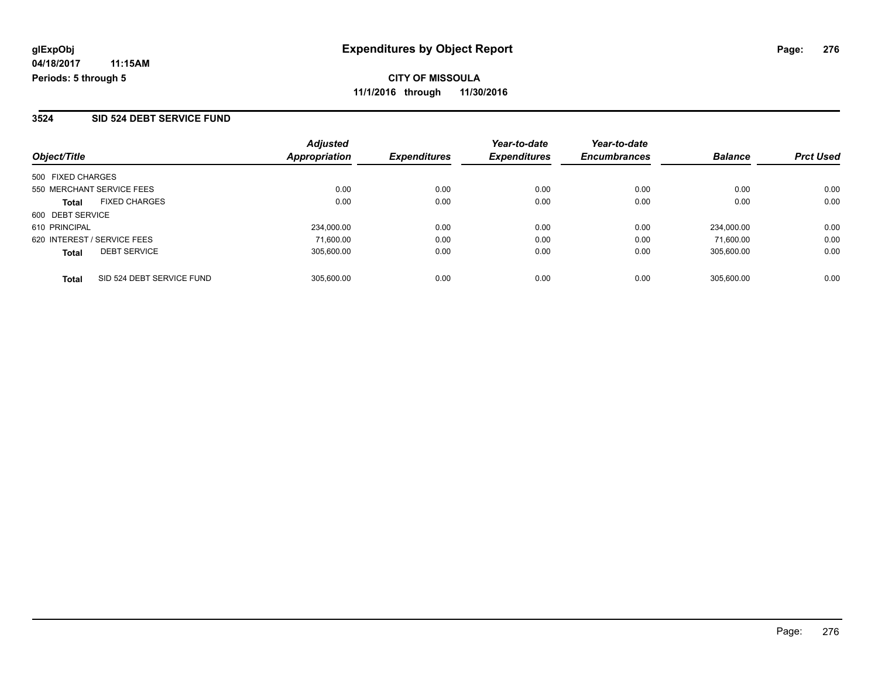glExpObj
04/18/2017 11:15AM
Periods: 5 through 5

# Expenditures by Object Report

**CITY OF MISSOULA**
**11/1/2016 through 11/30/2016**

### 3524 SID 524 DEBT SERVICE FUND

| Object/Title | | Adjusted Appropriation | Expenditures | Year-to-date Expenditures | Year-to-date Encumbrances | Balance | Prct Used |
|---|---|---|---|---|---|---|---|
| 500 FIXED CHARGES | | | | | | | |
| 550 MERCHANT SERVICE FEES | | 0.00 | 0.00 | 0.00 | 0.00 | 0.00 | 0.00 |
| **Total** | FIXED CHARGES | 0.00 | 0.00 | 0.00 | 0.00 | 0.00 | 0.00 |
| 600 DEBT SERVICE | | | | | | | |
| 610 PRINCIPAL | | 234,000.00 | 0.00 | 0.00 | 0.00 | 234,000.00 | 0.00 |
| 620 INTEREST / SERVICE FEES | | 71,600.00 | 0.00 | 0.00 | 0.00 | 71,600.00 | 0.00 |
| **Total** | DEBT SERVICE | 305,600.00 | 0.00 | 0.00 | 0.00 | 305,600.00 | 0.00 |
| **Total** | SID 524 DEBT SERVICE FUND | 305,600.00 | 0.00 | 0.00 | 0.00 | 305,600.00 | 0.00 |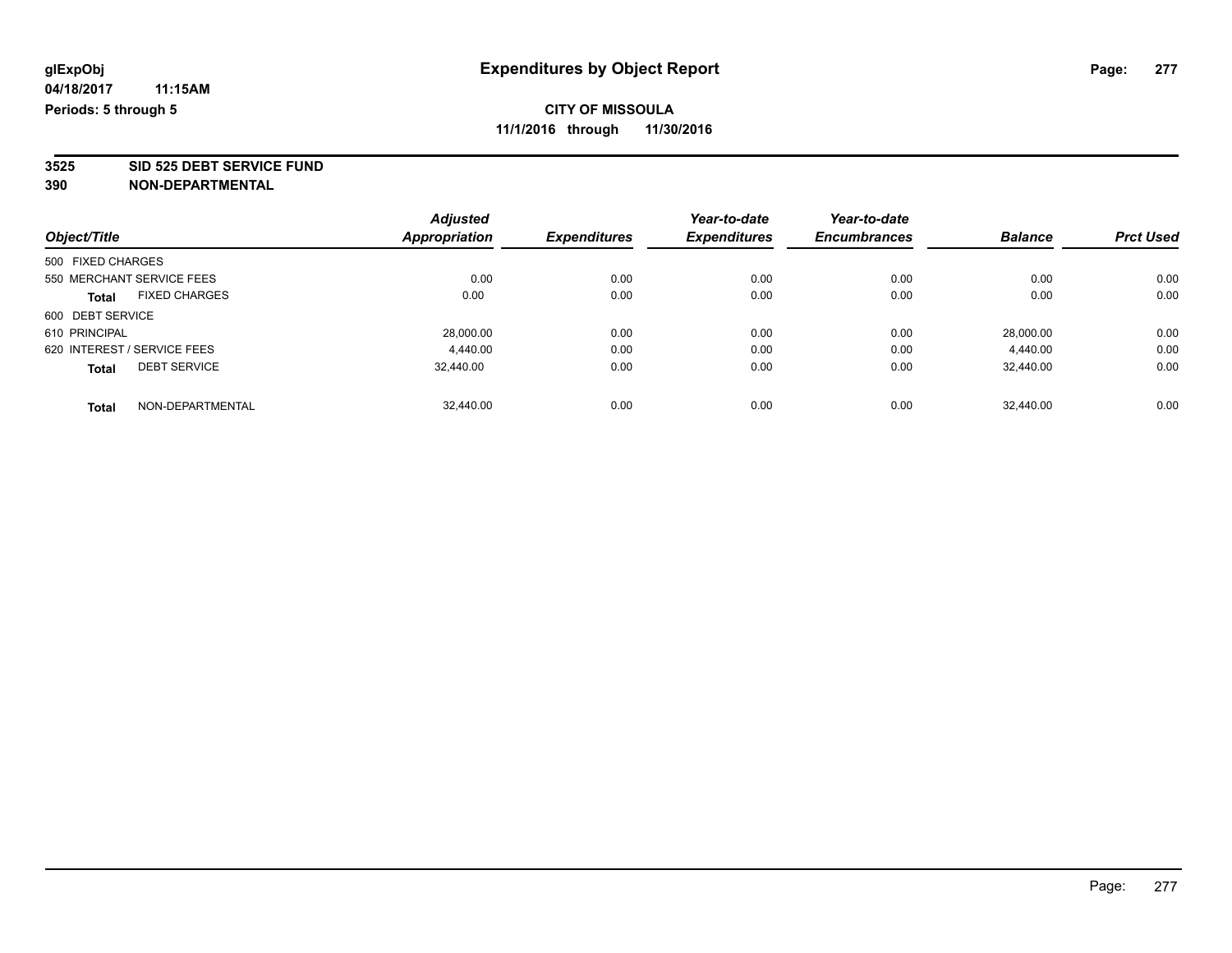**glExpObj** | **Expenditures by Object Report**

**04/18/2017 11:15AM**

**Periods: 5 through 5**

**CITY OF MISSOULA**

**11/1/2016 through 11/30/2016**

**3525 SID 525 DEBT SERVICE FUND**

**390 NON-DEPARTMENTAL**

| Object/Title | Adjusted Appropriation | Expenditures | Year-to-date Expenditures | Year-to-date Encumbrances | Balance | Prct Used |
|---|---|---|---|---|---|---|
| 500 FIXED CHARGES | | | | | | |
| 550 MERCHANT SERVICE FEES | 0.00 | 0.00 | 0.00 | 0.00 | 0.00 | 0.00 |
| **Total** FIXED CHARGES | 0.00 | 0.00 | 0.00 | 0.00 | 0.00 | 0.00 |
| 600 DEBT SERVICE | | | | | | |
| 610 PRINCIPAL | 28,000.00 | 0.00 | 0.00 | 0.00 | 28,000.00 | 0.00 |
| 620 INTEREST / SERVICE FEES | 4,440.00 | 0.00 | 0.00 | 0.00 | 4,440.00 | 0.00 |
| **Total** DEBT SERVICE | 32,440.00 | 0.00 | 0.00 | 0.00 | 32,440.00 | 0.00 |
| **Total** NON-DEPARTMENTAL | 32,440.00 | 0.00 | 0.00 | 0.00 | 32,440.00 | 0.00 |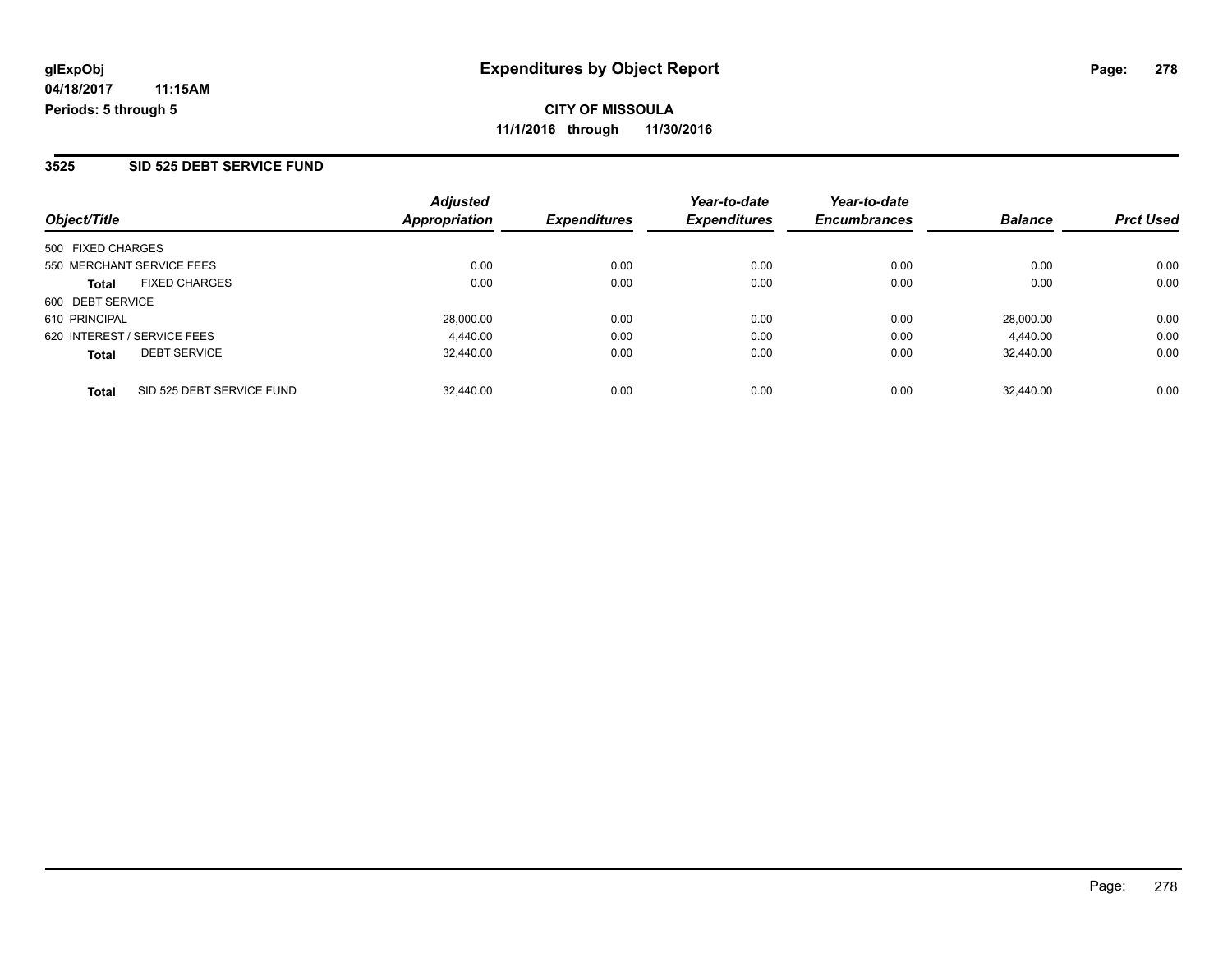**glExpObj**
**04/18/2017 11:15AM**
**Periods: 5 through 5**

# Expenditures by Object Report

**CITY OF MISSOULA**
**11/1/2016 through 11/30/2016**

## 3525 SID 525 DEBT SERVICE FUND

| Object/Title | | Adjusted Appropriation | Expenditures | Year-to-date Expenditures | Year-to-date Encumbrances | Balance | Prct Used |
|---|---|---|---|---|---|---|---|
| 500 FIXED CHARGES | | | | | | | |
| 550 MERCHANT SERVICE FEES | | 0.00 | 0.00 | 0.00 | 0.00 | 0.00 | 0.00 |
| **Total** | FIXED CHARGES | 0.00 | 0.00 | 0.00 | 0.00 | 0.00 | 0.00 |
| 600 DEBT SERVICE | | | | | | | |
| 610 PRINCIPAL | | 28,000.00 | 0.00 | 0.00 | 0.00 | 28,000.00 | 0.00 |
| 620 INTEREST / SERVICE FEES | | 4,440.00 | 0.00 | 0.00 | 0.00 | 4,440.00 | 0.00 |
| **Total** | DEBT SERVICE | 32,440.00 | 0.00 | 0.00 | 0.00 | 32,440.00 | 0.00 |
| **Total** | SID 525 DEBT SERVICE FUND | 32,440.00 | 0.00 | 0.00 | 0.00 | 32,440.00 | 0.00 |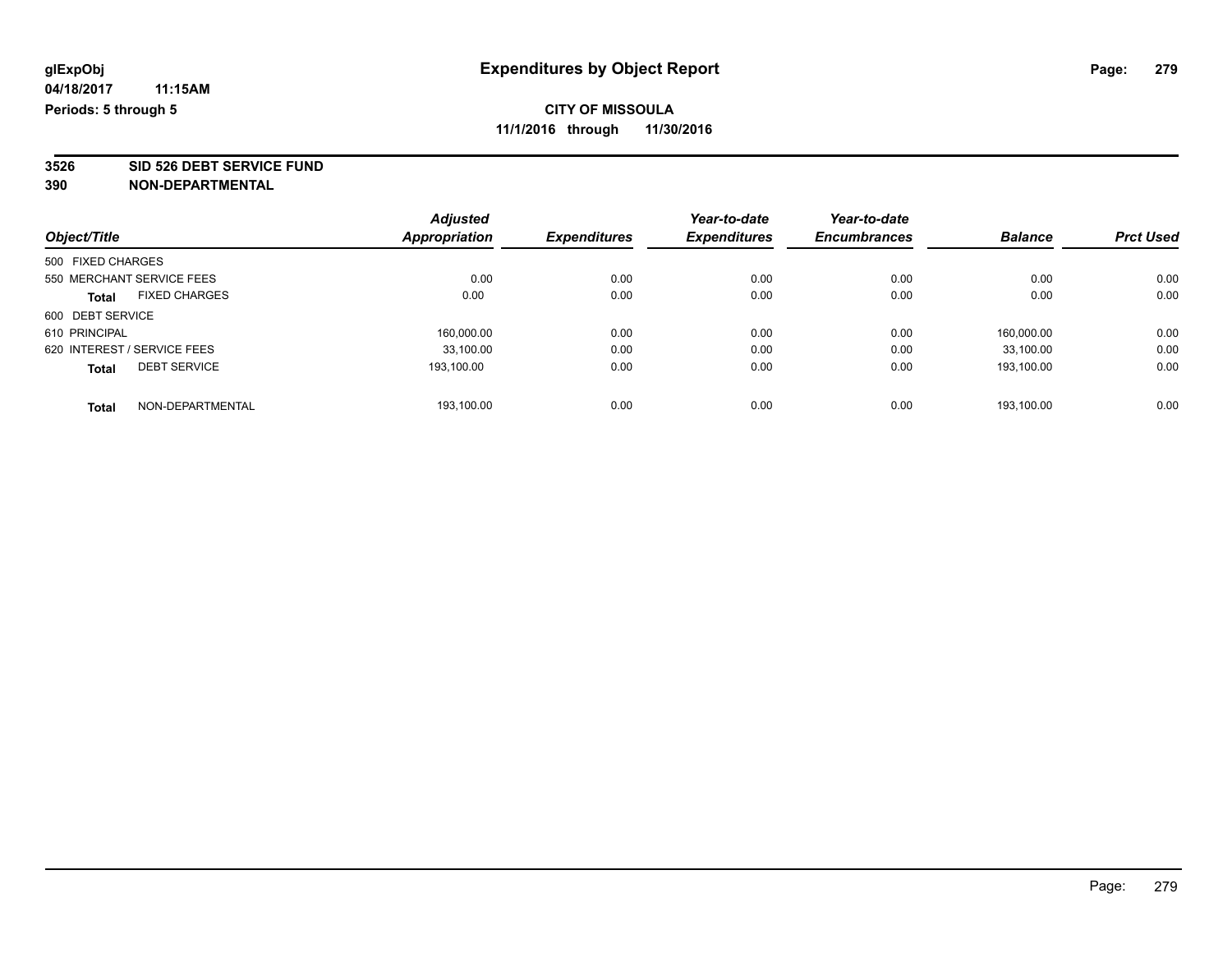**glExpObj** **Expenditures by Object Report**

**04/18/2017 11:15AM**

**Periods: 5 through 5**

**CITY OF MISSOULA**

**11/1/2016 through 11/30/2016**

**3526 SID 526 DEBT SERVICE FUND**

**390 NON-DEPARTMENTAL**

| Object/Title | Adjusted Appropriation | Expenditures | Year-to-date Expenditures | Year-to-date Encumbrances | Balance | Prct Used |
|---|---|---|---|---|---|---|
| 500 FIXED CHARGES | | | | | | |
| 550 MERCHANT SERVICE FEES | 0.00 | 0.00 | 0.00 | 0.00 | 0.00 | 0.00 |
| **Total** FIXED CHARGES | 0.00 | 0.00 | 0.00 | 0.00 | 0.00 | 0.00 |
| 600 DEBT SERVICE | | | | | | |
| 610 PRINCIPAL | 160,000.00 | 0.00 | 0.00 | 0.00 | 160,000.00 | 0.00 |
| 620 INTEREST / SERVICE FEES | 33,100.00 | 0.00 | 0.00 | 0.00 | 33,100.00 | 0.00 |
| **Total** DEBT SERVICE | 193,100.00 | 0.00 | 0.00 | 0.00 | 193,100.00 | 0.00 |
| **Total** NON-DEPARTMENTAL | 193,100.00 | 0.00 | 0.00 | 0.00 | 193,100.00 | 0.00 |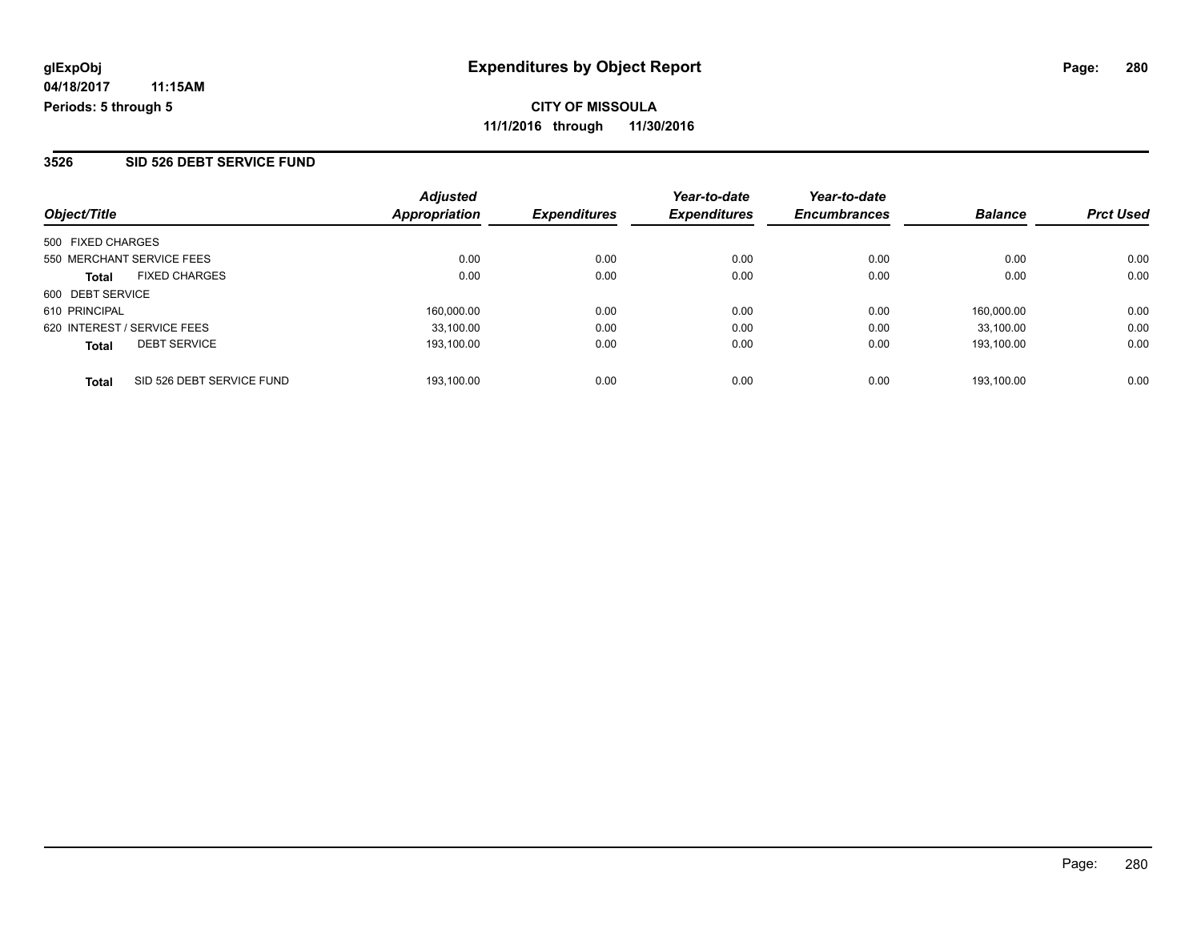# Expenditures by Object Report

glExpObj
04/18/2017 11:15AM
Periods: 5 through 5

**CITY OF MISSOULA**
**11/1/2016 through 11/30/2016**

## 3526 SID 526 DEBT SERVICE FUND

| Object/Title | Adjusted Appropriation | Expenditures | Year-to-date Expenditures | Year-to-date Encumbrances | Balance | Prct Used |
|---|---|---|---|---|---|---|
| 500 FIXED CHARGES | | | | | | |
| 550 MERCHANT SERVICE FEES | 0.00 | 0.00 | 0.00 | 0.00 | 0.00 | 0.00 |
| **Total** FIXED CHARGES | 0.00 | 0.00 | 0.00 | 0.00 | 0.00 | 0.00 |
| 600 DEBT SERVICE | | | | | | |
| 610 PRINCIPAL | 160,000.00 | 0.00 | 0.00 | 0.00 | 160,000.00 | 0.00 |
| 620 INTEREST / SERVICE FEES | 33,100.00 | 0.00 | 0.00 | 0.00 | 33,100.00 | 0.00 |
| **Total** DEBT SERVICE | 193,100.00 | 0.00 | 0.00 | 0.00 | 193,100.00 | 0.00 |
| **Total** SID 526 DEBT SERVICE FUND | 193,100.00 | 0.00 | 0.00 | 0.00 | 193,100.00 | 0.00 |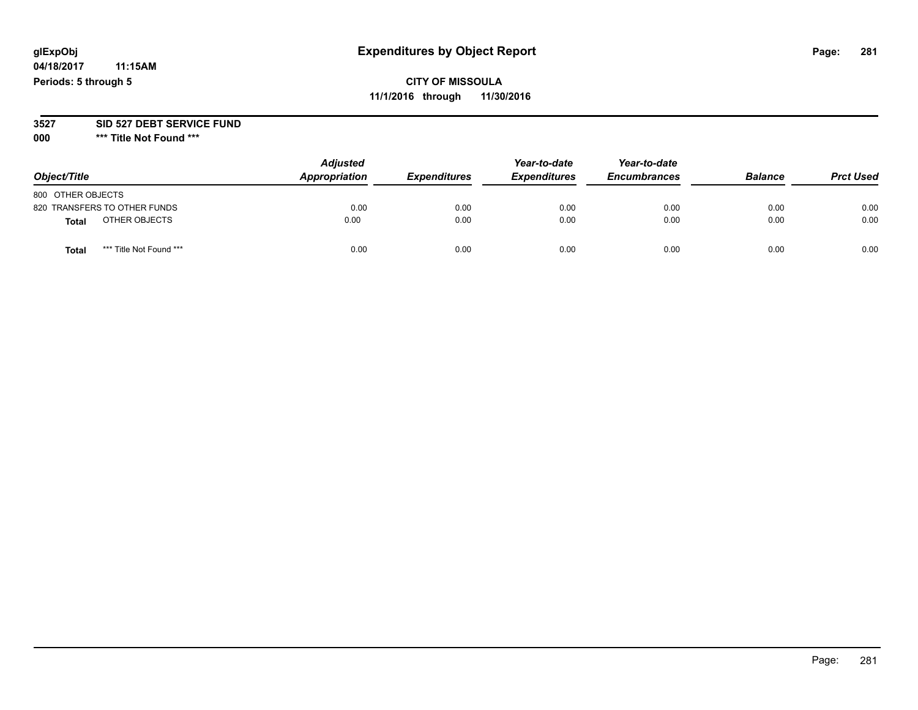glExpObj
04/18/2017 11:15AM
Periods: 5 through 5

# Expenditures by Object Report

**CITY OF MISSOULA**
**11/1/2016 through 11/30/2016**

**3527 SID 527 DEBT SERVICE FUND**
**000 *** Title Not Found *****

| Object/Title | Adjusted Appropriation | Expenditures | Year-to-date Expenditures | Year-to-date Encumbrances | Balance | Prct Used |
|---|---|---|---|---|---|---|
| 800 OTHER OBJECTS | | | | | | |
| 820 TRANSFERS TO OTHER FUNDS | 0.00 | 0.00 | 0.00 | 0.00 | 0.00 | 0.00 |
| **Total** OTHER OBJECTS | 0.00 | 0.00 | 0.00 | 0.00 | 0.00 | 0.00 |
| **Total** *** Title Not Found *** | 0.00 | 0.00 | 0.00 | 0.00 | 0.00 | 0.00 |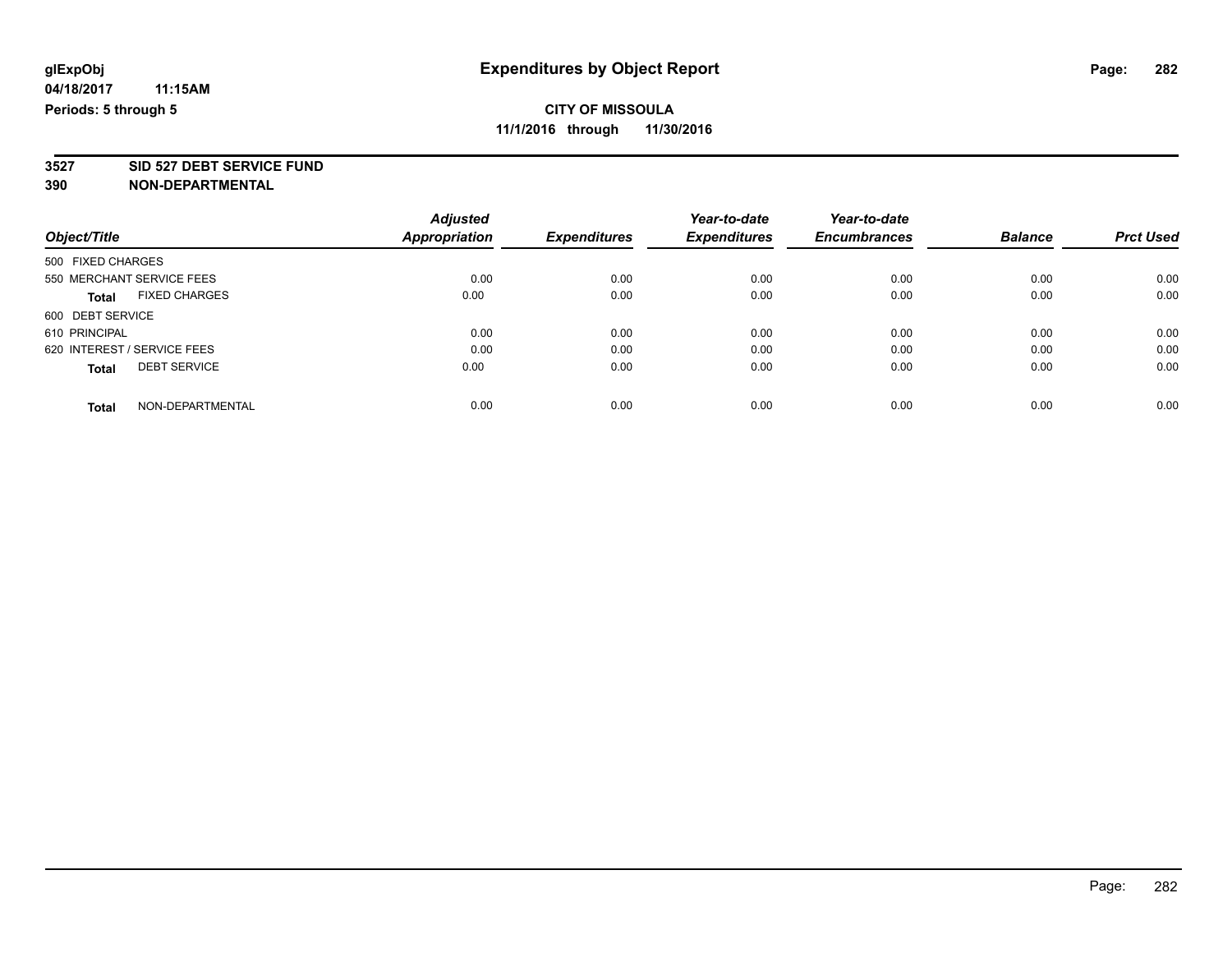glExpObj
04/18/2017 11:15AM
Periods: 5 through 5

# Expenditures by Object Report

**CITY OF MISSOULA**
**11/1/2016 through 11/30/2016**

**3527 SID 527 DEBT SERVICE FUND**
**390 NON-DEPARTMENTAL**

| Object/Title | Adjusted Appropriation | Expenditures | Year-to-date Expenditures | Year-to-date Encumbrances | Balance | Prct Used |
|---|---|---|---|---|---|---|
| 500 FIXED CHARGES | | | | | | |
| 550 MERCHANT SERVICE FEES | 0.00 | 0.00 | 0.00 | 0.00 | 0.00 | 0.00 |
| **Total** FIXED CHARGES | 0.00 | 0.00 | 0.00 | 0.00 | 0.00 | 0.00 |
| 600 DEBT SERVICE | | | | | | |
| 610 PRINCIPAL | 0.00 | 0.00 | 0.00 | 0.00 | 0.00 | 0.00 |
| 620 INTEREST / SERVICE FEES | 0.00 | 0.00 | 0.00 | 0.00 | 0.00 | 0.00 |
| **Total** DEBT SERVICE | 0.00 | 0.00 | 0.00 | 0.00 | 0.00 | 0.00 |
| **Total** NON-DEPARTMENTAL | 0.00 | 0.00 | 0.00 | 0.00 | 0.00 | 0.00 |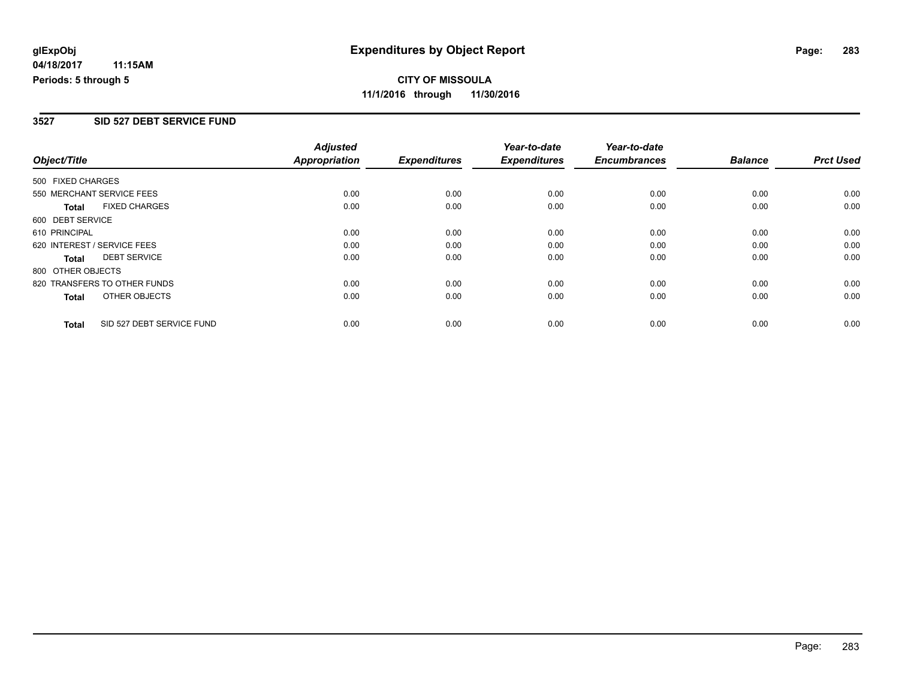**glExpObj**
**04/18/2017 11:15AM**
**Periods: 5 through 5**

# Expenditures by Object Report

**CITY OF MISSOULA**
**11/1/2016 through 11/30/2016**

## 3527 SID 527 DEBT SERVICE FUND

| Object/Title | Adjusted Appropriation | Expenditures | Year-to-date Expenditures | Year-to-date Encumbrances | Balance | Prct Used |
|---|---|---|---|---|---|---|
| 500 FIXED CHARGES | | | | | | |
| 550 MERCHANT SERVICE FEES | 0.00 | 0.00 | 0.00 | 0.00 | 0.00 | 0.00 |
| **Total** FIXED CHARGES | 0.00 | 0.00 | 0.00 | 0.00 | 0.00 | 0.00 |
| 600 DEBT SERVICE | | | | | | |
| 610 PRINCIPAL | 0.00 | 0.00 | 0.00 | 0.00 | 0.00 | 0.00 |
| 620 INTEREST / SERVICE FEES | 0.00 | 0.00 | 0.00 | 0.00 | 0.00 | 0.00 |
| **Total** DEBT SERVICE | 0.00 | 0.00 | 0.00 | 0.00 | 0.00 | 0.00 |
| 800 OTHER OBJECTS | | | | | | |
| 820 TRANSFERS TO OTHER FUNDS | 0.00 | 0.00 | 0.00 | 0.00 | 0.00 | 0.00 |
| **Total** OTHER OBJECTS | 0.00 | 0.00 | 0.00 | 0.00 | 0.00 | 0.00 |
| **Total** SID 527 DEBT SERVICE FUND | 0.00 | 0.00 | 0.00 | 0.00 | 0.00 | 0.00 |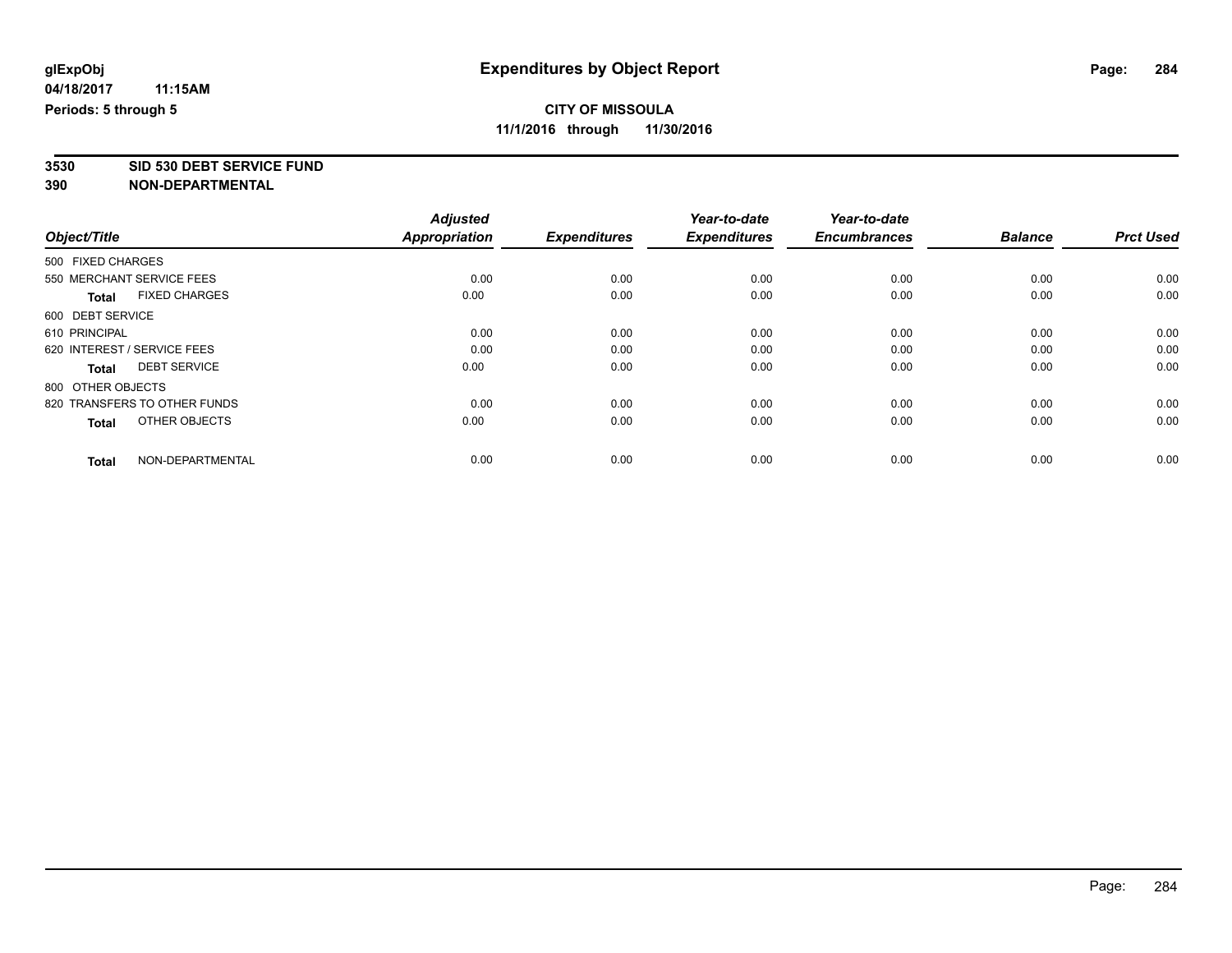**glExpObj**
**04/18/2017 11:15AM**
**Periods: 5 through 5**

# Expenditures by Object Report

**CITY OF MISSOULA**
**11/1/2016 through 11/30/2016**

**3530 SID 530 DEBT SERVICE FUND**
**390 NON-DEPARTMENTAL**

| Object/Title | Adjusted Appropriation | Expenditures | Year-to-date Expenditures | Year-to-date Encumbrances | Balance | Prct Used |
|---|---|---|---|---|---|---|
| 500 FIXED CHARGES | | | | | | |
| 550 MERCHANT SERVICE FEES | 0.00 | 0.00 | 0.00 | 0.00 | 0.00 | 0.00 |
| **Total** FIXED CHARGES | 0.00 | 0.00 | 0.00 | 0.00 | 0.00 | 0.00 |
| 600 DEBT SERVICE | | | | | | |
| 610 PRINCIPAL | 0.00 | 0.00 | 0.00 | 0.00 | 0.00 | 0.00 |
| 620 INTEREST / SERVICE FEES | 0.00 | 0.00 | 0.00 | 0.00 | 0.00 | 0.00 |
| **Total** DEBT SERVICE | 0.00 | 0.00 | 0.00 | 0.00 | 0.00 | 0.00 |
| 800 OTHER OBJECTS | | | | | | |
| 820 TRANSFERS TO OTHER FUNDS | 0.00 | 0.00 | 0.00 | 0.00 | 0.00 | 0.00 |
| **Total** OTHER OBJECTS | 0.00 | 0.00 | 0.00 | 0.00 | 0.00 | 0.00 |
| **Total** NON-DEPARTMENTAL | 0.00 | 0.00 | 0.00 | 0.00 | 0.00 | 0.00 |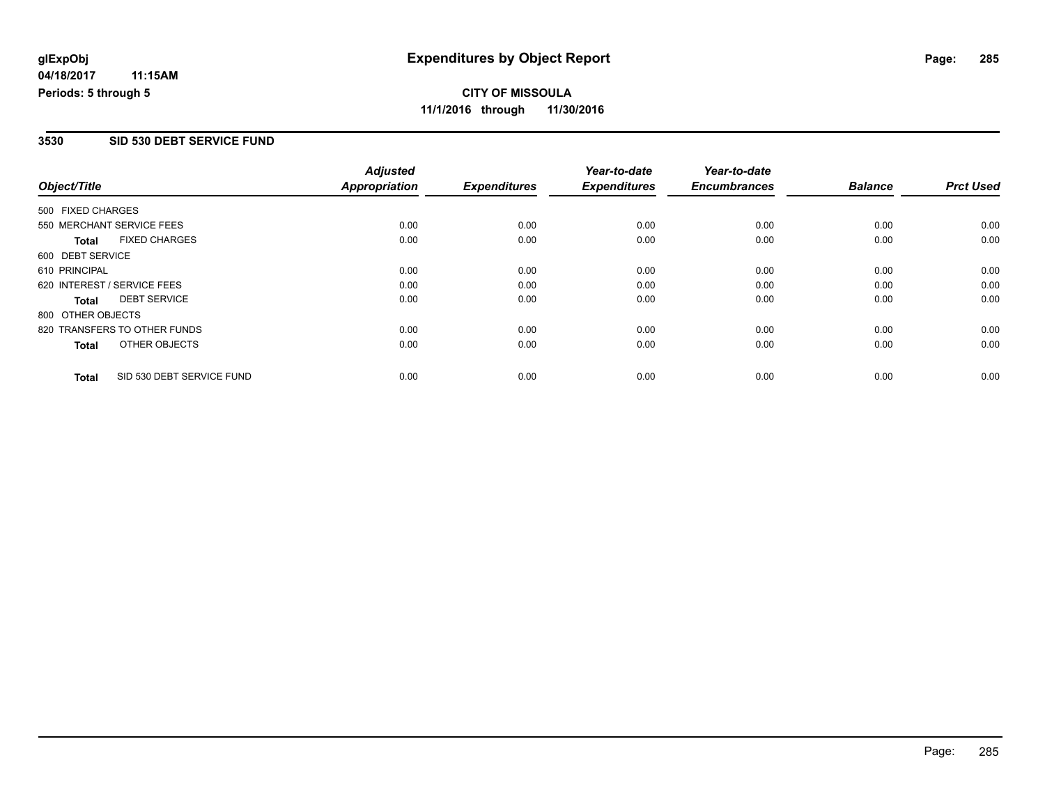glExpObj
04/18/2017 11:15AM
Periods: 5 through 5

# Expenditures by Object Report

**CITY OF MISSOULA**
**11/1/2016 through 11/30/2016**

## 3530 SID 530 DEBT SERVICE FUND

| Object/Title | Adjusted Appropriation | Expenditures | Year-to-date Expenditures | Year-to-date Encumbrances | Balance | Prct Used |
|---|---|---|---|---|---|---|
| 500 FIXED CHARGES | | | | | | |
| 550 MERCHANT SERVICE FEES | 0.00 | 0.00 | 0.00 | 0.00 | 0.00 | 0.00 |
| **Total** FIXED CHARGES | 0.00 | 0.00 | 0.00 | 0.00 | 0.00 | 0.00 |
| 600 DEBT SERVICE | | | | | | |
| 610 PRINCIPAL | 0.00 | 0.00 | 0.00 | 0.00 | 0.00 | 0.00 |
| 620 INTEREST / SERVICE FEES | 0.00 | 0.00 | 0.00 | 0.00 | 0.00 | 0.00 |
| **Total** DEBT SERVICE | 0.00 | 0.00 | 0.00 | 0.00 | 0.00 | 0.00 |
| 800 OTHER OBJECTS | | | | | | |
| 820 TRANSFERS TO OTHER FUNDS | 0.00 | 0.00 | 0.00 | 0.00 | 0.00 | 0.00 |
| **Total** OTHER OBJECTS | 0.00 | 0.00 | 0.00 | 0.00 | 0.00 | 0.00 |
| **Total** SID 530 DEBT SERVICE FUND | 0.00 | 0.00 | 0.00 | 0.00 | 0.00 | 0.00 |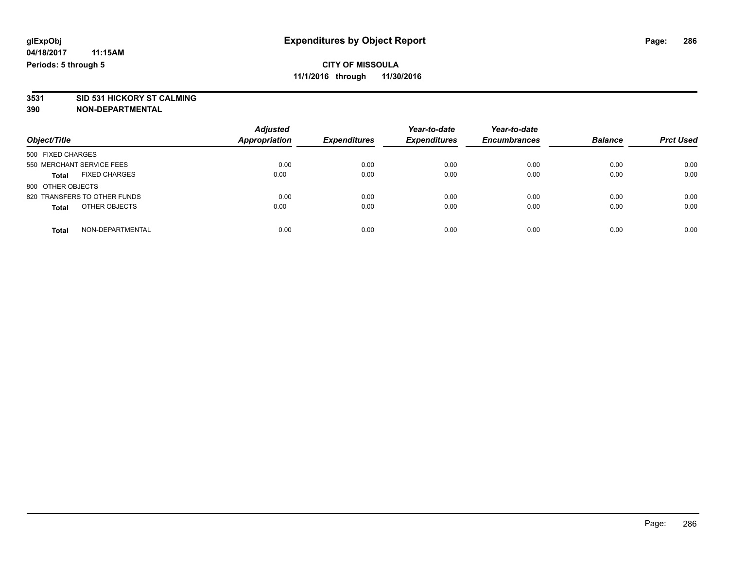glExpObj
04/18/2017 11:15AM
Periods: 5 through 5

# Expenditures by Object Report

**CITY OF MISSOULA**
**11/1/2016 through 11/30/2016**

**3531 SID 531 HICKORY ST CALMING**
**390 NON-DEPARTMENTAL**

| Object/Title | Adjusted Appropriation | Expenditures | Year-to-date Expenditures | Year-to-date Encumbrances | Balance | Prct Used |
|---|---|---|---|---|---|---|
| 500 FIXED CHARGES | | | | | | |
| 550 MERCHANT SERVICE FEES | 0.00 | 0.00 | 0.00 | 0.00 | 0.00 | 0.00 |
| **Total** FIXED CHARGES | 0.00 | 0.00 | 0.00 | 0.00 | 0.00 | 0.00 |
| 800 OTHER OBJECTS | | | | | | |
| 820 TRANSFERS TO OTHER FUNDS | 0.00 | 0.00 | 0.00 | 0.00 | 0.00 | 0.00 |
| **Total** OTHER OBJECTS | 0.00 | 0.00 | 0.00 | 0.00 | 0.00 | 0.00 |
| **Total** NON-DEPARTMENTAL | 0.00 | 0.00 | 0.00 | 0.00 | 0.00 | 0.00 |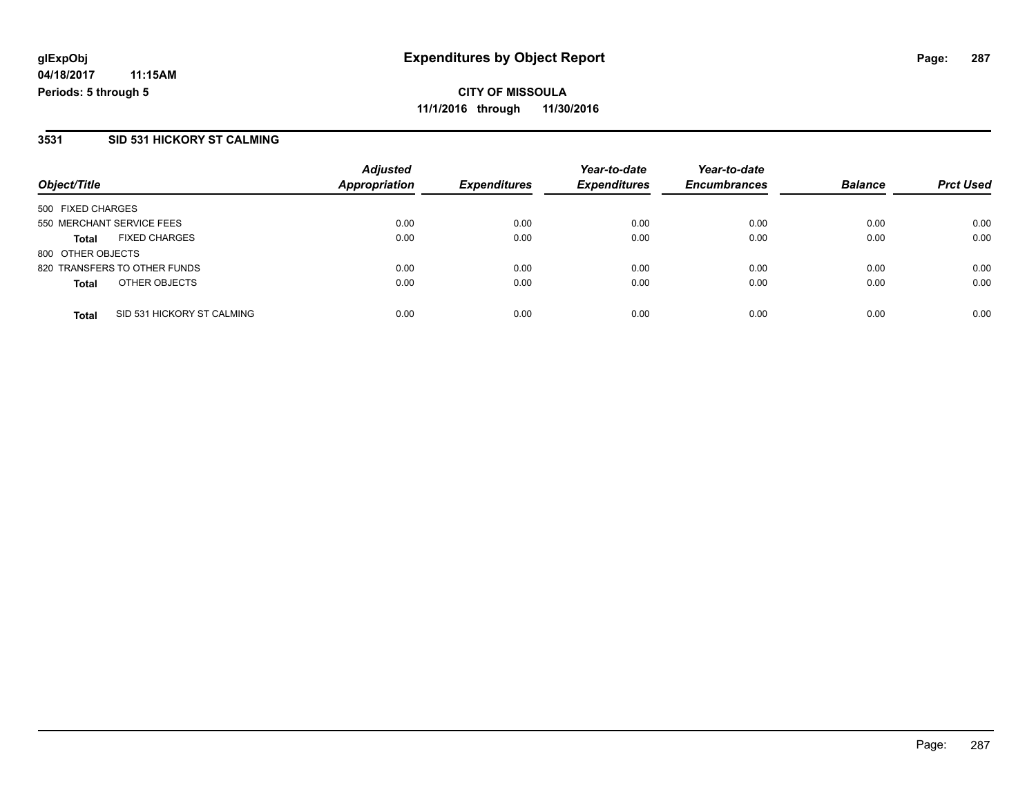# Expenditures by Object Report

glExpObj
04/18/2017 11:15AM
Periods: 5 through 5

**CITY OF MISSOULA**
**11/1/2016 through 11/30/2016**

## 3531 SID 531 HICKORY ST CALMING

| Object/Title | Adjusted Appropriation | Expenditures | Year-to-date Expenditures | Year-to-date Encumbrances | Balance | Prct Used |
|---|---|---|---|---|---|---|
| 500 FIXED CHARGES | | | | | | |
| 550 MERCHANT SERVICE FEES | 0.00 | 0.00 | 0.00 | 0.00 | 0.00 | 0.00 |
| **Total** FIXED CHARGES | 0.00 | 0.00 | 0.00 | 0.00 | 0.00 | 0.00 |
| 800 OTHER OBJECTS | | | | | | |
| 820 TRANSFERS TO OTHER FUNDS | 0.00 | 0.00 | 0.00 | 0.00 | 0.00 | 0.00 |
| **Total** OTHER OBJECTS | 0.00 | 0.00 | 0.00 | 0.00 | 0.00 | 0.00 |
| **Total** SID 531 HICKORY ST CALMING | 0.00 | 0.00 | 0.00 | 0.00 | 0.00 | 0.00 |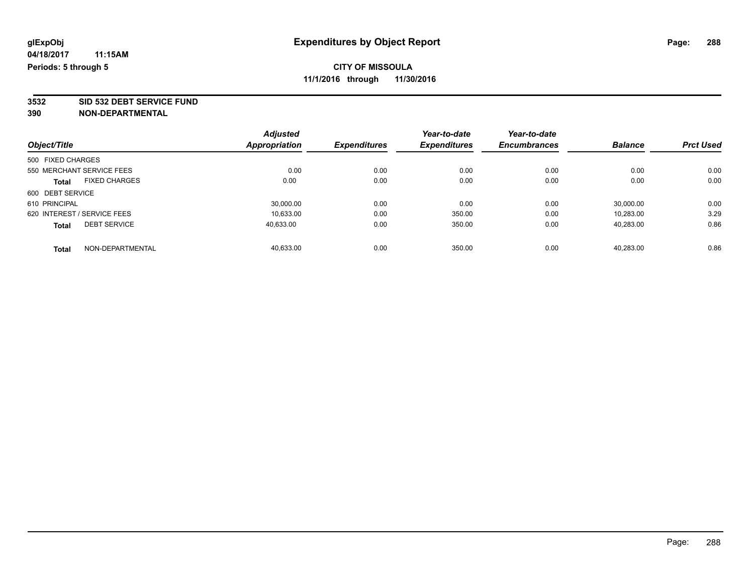**glExpObj**
**04/18/2017 11:15AM**
**Periods: 5 through 5**

# Expenditures by Object Report

**CITY OF MISSOULA**
**11/1/2016 through 11/30/2016**

**3532 SID 532 DEBT SERVICE FUND**
**390 NON-DEPARTMENTAL**

| Object/Title | Adjusted Appropriation | Expenditures | Year-to-date Expenditures | Year-to-date Encumbrances | Balance | Prct Used |
|---|---|---|---|---|---|---|
| 500 FIXED CHARGES | | | | | | |
| 550 MERCHANT SERVICE FEES | 0.00 | 0.00 | 0.00 | 0.00 | 0.00 | 0.00 |
| **Total** FIXED CHARGES | 0.00 | 0.00 | 0.00 | 0.00 | 0.00 | 0.00 |
| 600 DEBT SERVICE | | | | | | |
| 610 PRINCIPAL | 30,000.00 | 0.00 | 0.00 | 0.00 | 30,000.00 | 0.00 |
| 620 INTEREST / SERVICE FEES | 10,633.00 | 0.00 | 350.00 | 0.00 | 10,283.00 | 3.29 |
| **Total** DEBT SERVICE | 40,633.00 | 0.00 | 350.00 | 0.00 | 40,283.00 | 0.86 |
| **Total** NON-DEPARTMENTAL | 40,633.00 | 0.00 | 350.00 | 0.00 | 40,283.00 | 0.86 |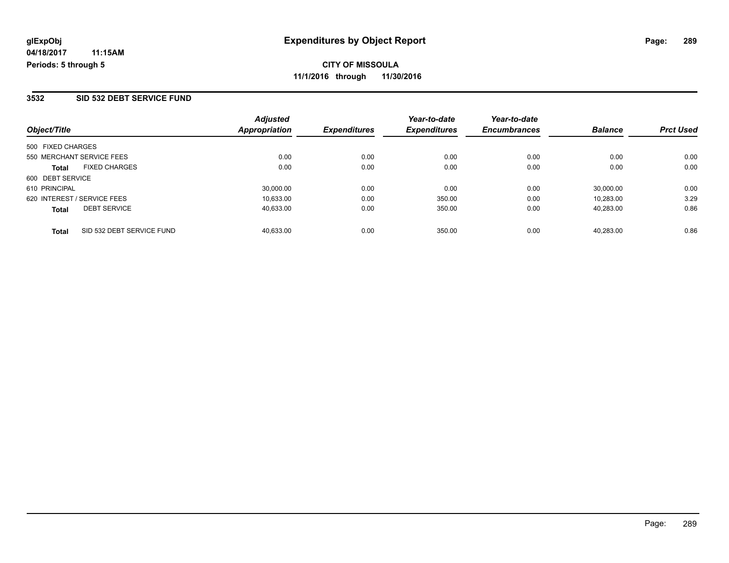# Expenditures by Object Report

glExpObj
04/18/2017 11:15AM
Periods: 5 through 5

**CITY OF MISSOULA**
**11/1/2016 through 11/30/2016**

## 3532 SID 532 DEBT SERVICE FUND

| Object/Title | | Adjusted Appropriation | Expenditures | Year-to-date Expenditures | Year-to-date Encumbrances | Balance | Prct Used |
|---|---|---|---|---|---|---|---|
| 500 FIXED CHARGES | | | | | | | |
| 550 MERCHANT SERVICE FEES | | 0.00 | 0.00 | 0.00 | 0.00 | 0.00 | 0.00 |
| **Total** | FIXED CHARGES | 0.00 | 0.00 | 0.00 | 0.00 | 0.00 | 0.00 |
| 600 DEBT SERVICE | | | | | | | |
| 610 PRINCIPAL | | 30,000.00 | 0.00 | 0.00 | 0.00 | 30,000.00 | 0.00 |
| 620 INTEREST / SERVICE FEES | | 10,633.00 | 0.00 | 350.00 | 0.00 | 10,283.00 | 3.29 |
| **Total** | DEBT SERVICE | 40,633.00 | 0.00 | 350.00 | 0.00 | 40,283.00 | 0.86 |
| **Total** | SID 532 DEBT SERVICE FUND | 40,633.00 | 0.00 | 350.00 | 0.00 | 40,283.00 | 0.86 |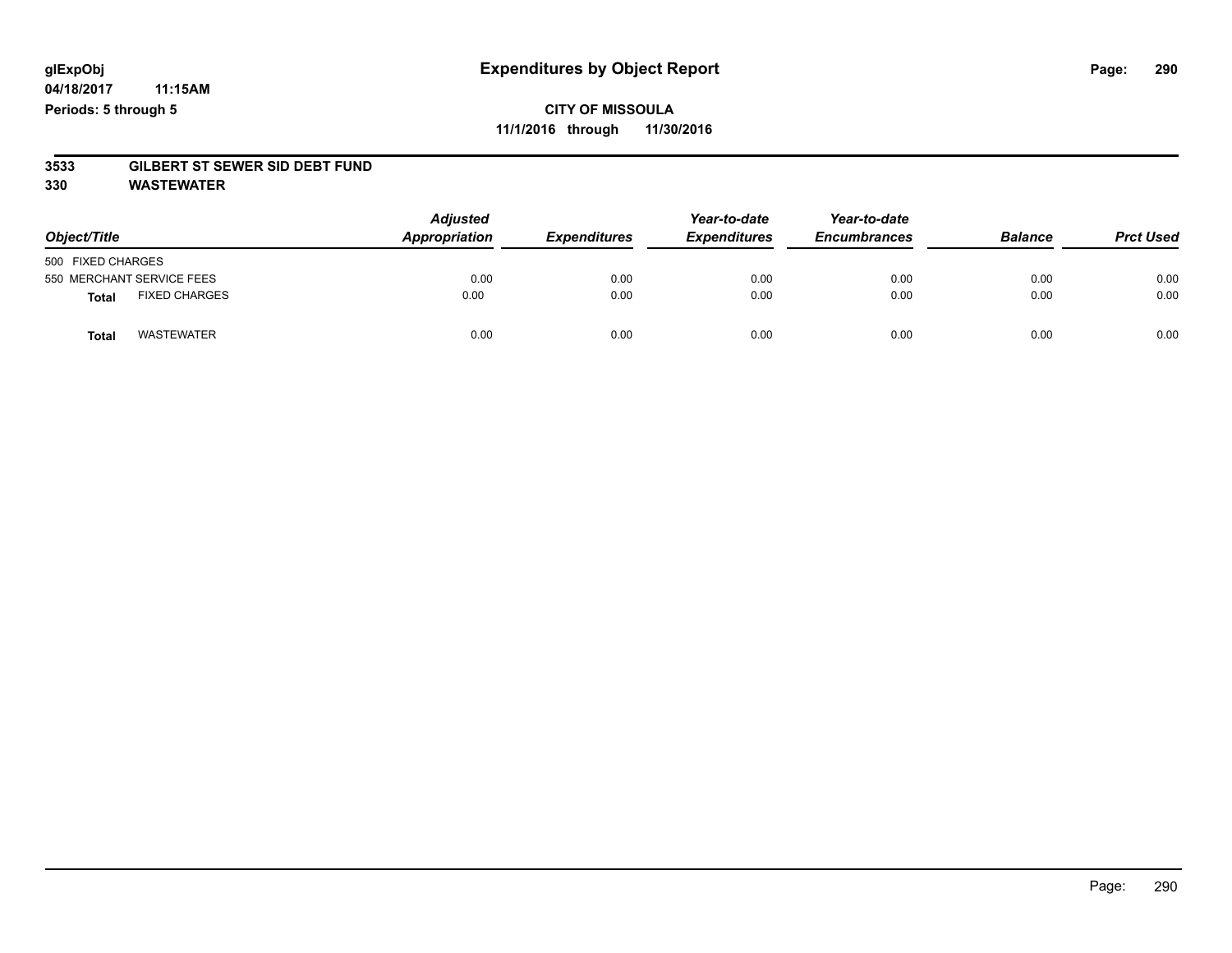glExpObj
04/18/2017 11:15AM
Periods: 5 through 5

# Expenditures by Object Report

**CITY OF MISSOULA**
**11/1/2016 through 11/30/2016**

**3533 GILBERT ST SEWER SID DEBT FUND**
**330 WASTEWATER**

| Object/Title | | Adjusted Appropriation | Expenditures | Year-to-date Expenditures | Year-to-date Encumbrances | Balance | Prct Used |
|---|---|---|---|---|---|---|---|
| 500 FIXED CHARGES | | | | | | | |
| 550 MERCHANT SERVICE FEES | | 0.00 | 0.00 | 0.00 | 0.00 | 0.00 | 0.00 |
| **Total** | FIXED CHARGES | 0.00 | 0.00 | 0.00 | 0.00 | 0.00 | 0.00 |
| **Total** | WASTEWATER | 0.00 | 0.00 | 0.00 | 0.00 | 0.00 | 0.00 |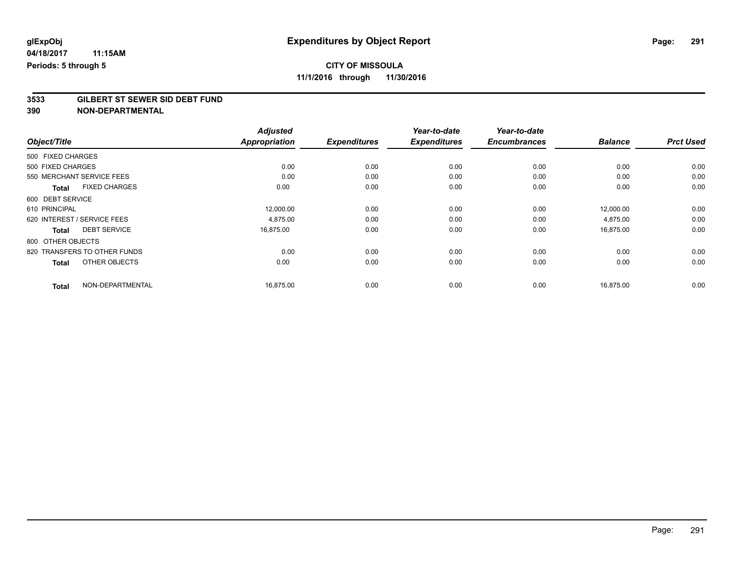# Expenditures by Object Report

glExpObj
04/18/2017 11:15AM
Periods: 5 through 5

**CITY OF MISSOULA**
**11/1/2016 through 11/30/2016**

## 3533 GILBERT ST SEWER SID DEBT FUND
## 390 NON-DEPARTMENTAL

| Object/Title | Adjusted Appropriation | Expenditures | Year-to-date Expenditures | Year-to-date Encumbrances | Balance | Prct Used |
|---|---|---|---|---|---|---|
| 500 FIXED CHARGES | | | | | | |
| 500 FIXED CHARGES | 0.00 | 0.00 | 0.00 | 0.00 | 0.00 | 0.00 |
| 550 MERCHANT SERVICE FEES | 0.00 | 0.00 | 0.00 | 0.00 | 0.00 | 0.00 |
| **Total** FIXED CHARGES | 0.00 | 0.00 | 0.00 | 0.00 | 0.00 | 0.00 |
| 600 DEBT SERVICE | | | | | | |
| 610 PRINCIPAL | 12,000.00 | 0.00 | 0.00 | 0.00 | 12,000.00 | 0.00 |
| 620 INTEREST / SERVICE FEES | 4,875.00 | 0.00 | 0.00 | 0.00 | 4,875.00 | 0.00 |
| **Total** DEBT SERVICE | 16,875.00 | 0.00 | 0.00 | 0.00 | 16,875.00 | 0.00 |
| 800 OTHER OBJECTS | | | | | | |
| 820 TRANSFERS TO OTHER FUNDS | 0.00 | 0.00 | 0.00 | 0.00 | 0.00 | 0.00 |
| **Total** OTHER OBJECTS | 0.00 | 0.00 | 0.00 | 0.00 | 0.00 | 0.00 |
| **Total** NON-DEPARTMENTAL | 16,875.00 | 0.00 | 0.00 | 0.00 | 16,875.00 | 0.00 |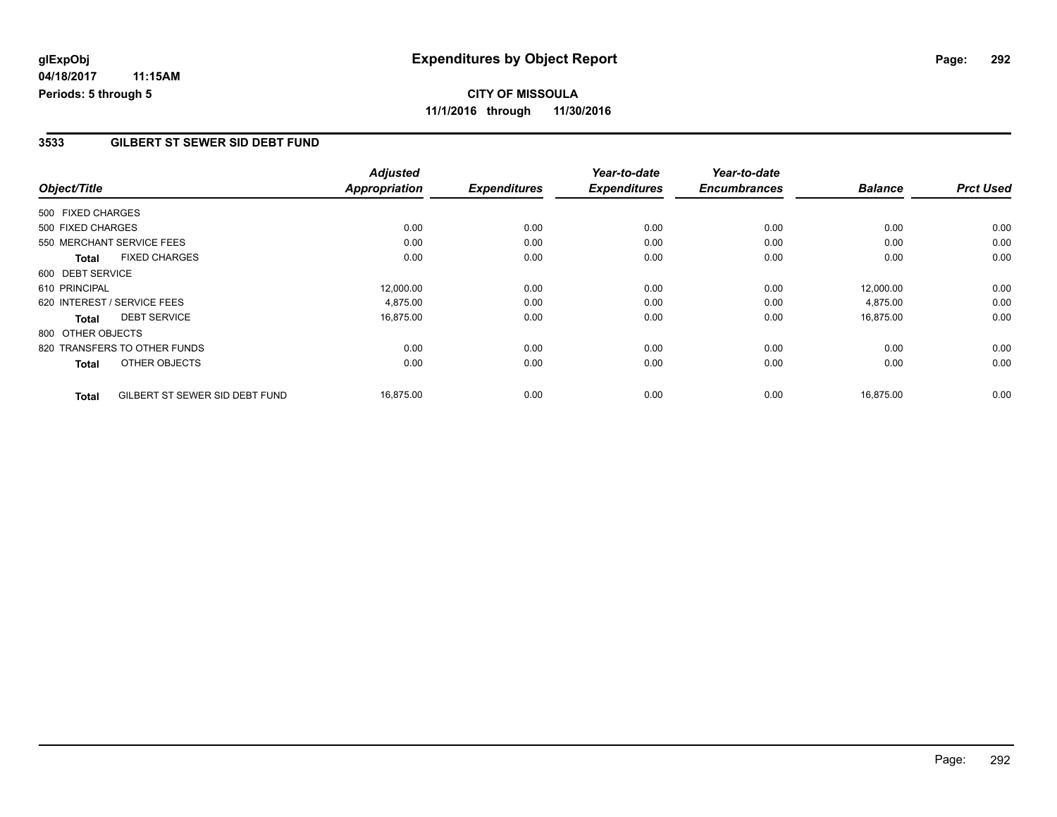**glExpObj**
**04/18/2017 11:15AM**
**Periods: 5 through 5**

# Expenditures by Object Report

**CITY OF MISSOULA**
**11/1/2016 through 11/30/2016**

## 3533 GILBERT ST SEWER SID DEBT FUND

| Object/Title | | Adjusted Appropriation | Expenditures | Year-to-date Expenditures | Year-to-date Encumbrances | Balance | Prct Used |
|---|---|---|---|---|---|---|---|
| 500 FIXED CHARGES | | | | | | | |
| 500 FIXED CHARGES | | 0.00 | 0.00 | 0.00 | 0.00 | 0.00 | 0.00 |
| 550 MERCHANT SERVICE FEES | | 0.00 | 0.00 | 0.00 | 0.00 | 0.00 | 0.00 |
| **Total** | FIXED CHARGES | 0.00 | 0.00 | 0.00 | 0.00 | 0.00 | 0.00 |
| 600 DEBT SERVICE | | | | | | | |
| 610 PRINCIPAL | | 12,000.00 | 0.00 | 0.00 | 0.00 | 12,000.00 | 0.00 |
| 620 INTEREST / SERVICE FEES | | 4,875.00 | 0.00 | 0.00 | 0.00 | 4,875.00 | 0.00 |
| **Total** | DEBT SERVICE | 16,875.00 | 0.00 | 0.00 | 0.00 | 16,875.00 | 0.00 |
| 800 OTHER OBJECTS | | | | | | | |
| 820 TRANSFERS TO OTHER FUNDS | | 0.00 | 0.00 | 0.00 | 0.00 | 0.00 | 0.00 |
| **Total** | OTHER OBJECTS | 0.00 | 0.00 | 0.00 | 0.00 | 0.00 | 0.00 |
| **Total** | GILBERT ST SEWER SID DEBT FUND | 16,875.00 | 0.00 | 0.00 | 0.00 | 16,875.00 | 0.00 |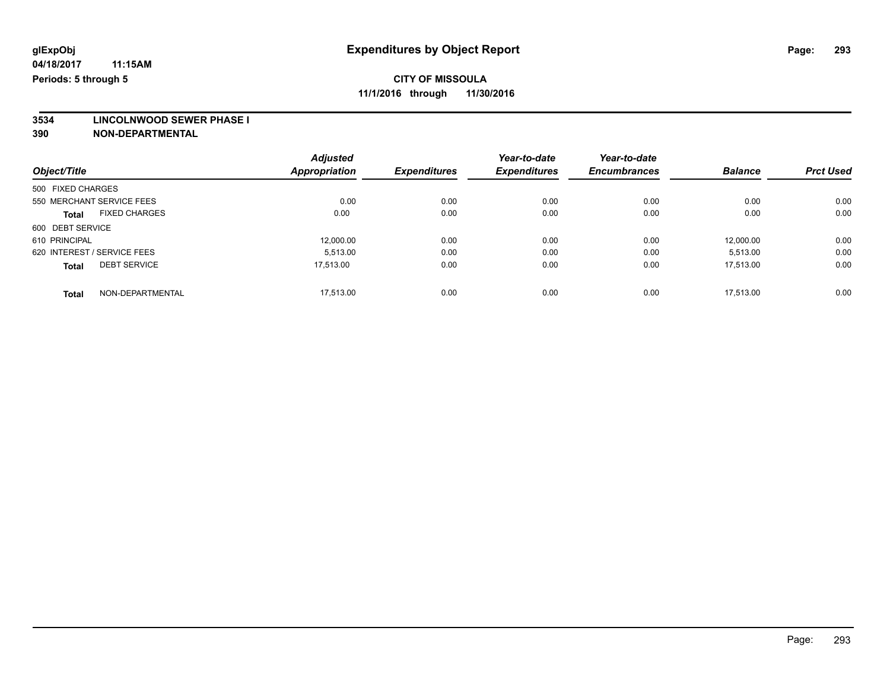**glExpObj**
**04/18/2017 11:15AM**
**Periods: 5 through 5**

# Expenditures by Object Report

**CITY OF MISSOULA**
**11/1/2016 through 11/30/2016**

**3534 LINCOLNWOOD SEWER PHASE I**
**390 NON-DEPARTMENTAL**

| Object/Title | Adjusted Appropriation | Expenditures | Year-to-date Expenditures | Year-to-date Encumbrances | Balance | Prct Used |
|---|---|---|---|---|---|---|
| 500 FIXED CHARGES | | | | | | |
| 550 MERCHANT SERVICE FEES | 0.00 | 0.00 | 0.00 | 0.00 | 0.00 | 0.00 |
| **Total** FIXED CHARGES | 0.00 | 0.00 | 0.00 | 0.00 | 0.00 | 0.00 |
| 600 DEBT SERVICE | | | | | | |
| 610 PRINCIPAL | 12,000.00 | 0.00 | 0.00 | 0.00 | 12,000.00 | 0.00 |
| 620 INTEREST / SERVICE FEES | 5,513.00 | 0.00 | 0.00 | 0.00 | 5,513.00 | 0.00 |
| **Total** DEBT SERVICE | 17,513.00 | 0.00 | 0.00 | 0.00 | 17,513.00 | 0.00 |
| **Total** NON-DEPARTMENTAL | 17,513.00 | 0.00 | 0.00 | 0.00 | 17,513.00 | 0.00 |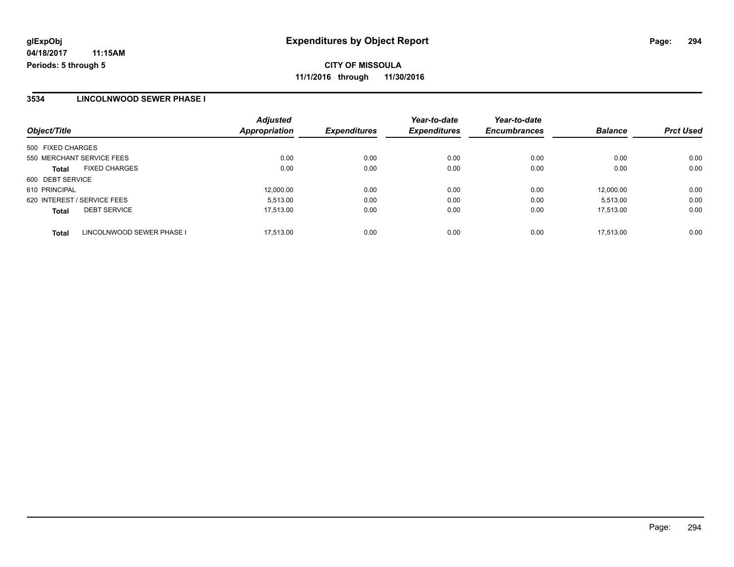**CITY OF MISSOULA**

**11/1/2016 through 11/30/2016**

## 3534 LINCOLNWOOD SEWER PHASE I

| Object/Title | | Adjusted Appropriation | Expenditures | Year-to-date Expenditures | Year-to-date Encumbrances | Balance | Prct Used |
|---|---|---|---|---|---|---|---|
| 500 FIXED CHARGES | | | | | | | |
| 550 MERCHANT SERVICE FEES | | 0.00 | 0.00 | 0.00 | 0.00 | 0.00 | 0.00 |
| **Total** | FIXED CHARGES | 0.00 | 0.00 | 0.00 | 0.00 | 0.00 | 0.00 |
| 600 DEBT SERVICE | | | | | | | |
| 610 PRINCIPAL | | 12,000.00 | 0.00 | 0.00 | 0.00 | 12,000.00 | 0.00 |
| 620 INTEREST / SERVICE FEES | | 5,513.00 | 0.00 | 0.00 | 0.00 | 5,513.00 | 0.00 |
| **Total** | DEBT SERVICE | 17,513.00 | 0.00 | 0.00 | 0.00 | 17,513.00 | 0.00 |
| **Total** | LINCOLNWOOD SEWER PHASE I | 17,513.00 | 0.00 | 0.00 | 0.00 | 17,513.00 | 0.00 |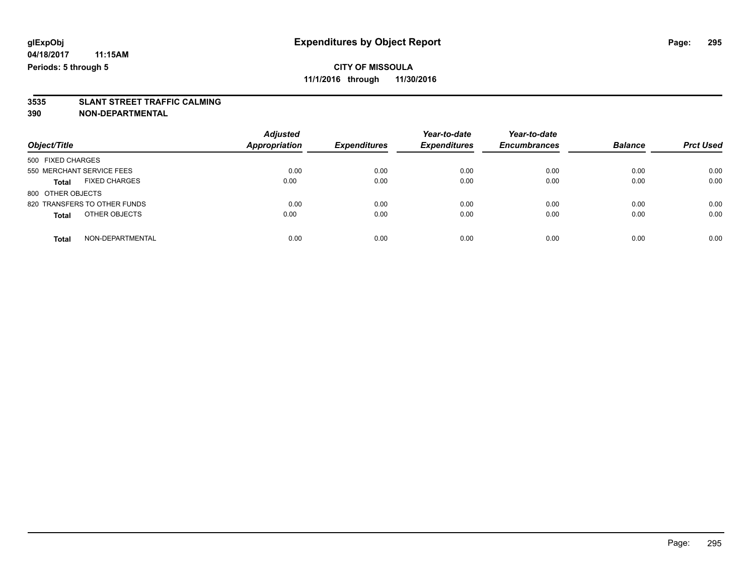glExpObj
04/18/2017 11:15AM
Periods: 5 through 5

# Expenditures by Object Report

**CITY OF MISSOULA**
**11/1/2016 through 11/30/2016**

**3535 SLANT STREET TRAFFIC CALMING**
**390 NON-DEPARTMENTAL**

| Object/Title | Adjusted Appropriation | Expenditures | Year-to-date Expenditures | Year-to-date Encumbrances | Balance | Prct Used |
|---|---|---|---|---|---|---|
| 500 FIXED CHARGES | | | | | | |
| 550 MERCHANT SERVICE FEES | 0.00 | 0.00 | 0.00 | 0.00 | 0.00 | 0.00 |
| **Total** FIXED CHARGES | 0.00 | 0.00 | 0.00 | 0.00 | 0.00 | 0.00 |
| 800 OTHER OBJECTS | | | | | | |
| 820 TRANSFERS TO OTHER FUNDS | 0.00 | 0.00 | 0.00 | 0.00 | 0.00 | 0.00 |
| **Total** OTHER OBJECTS | 0.00 | 0.00 | 0.00 | 0.00 | 0.00 | 0.00 |
| **Total** NON-DEPARTMENTAL | 0.00 | 0.00 | 0.00 | 0.00 | 0.00 | 0.00 |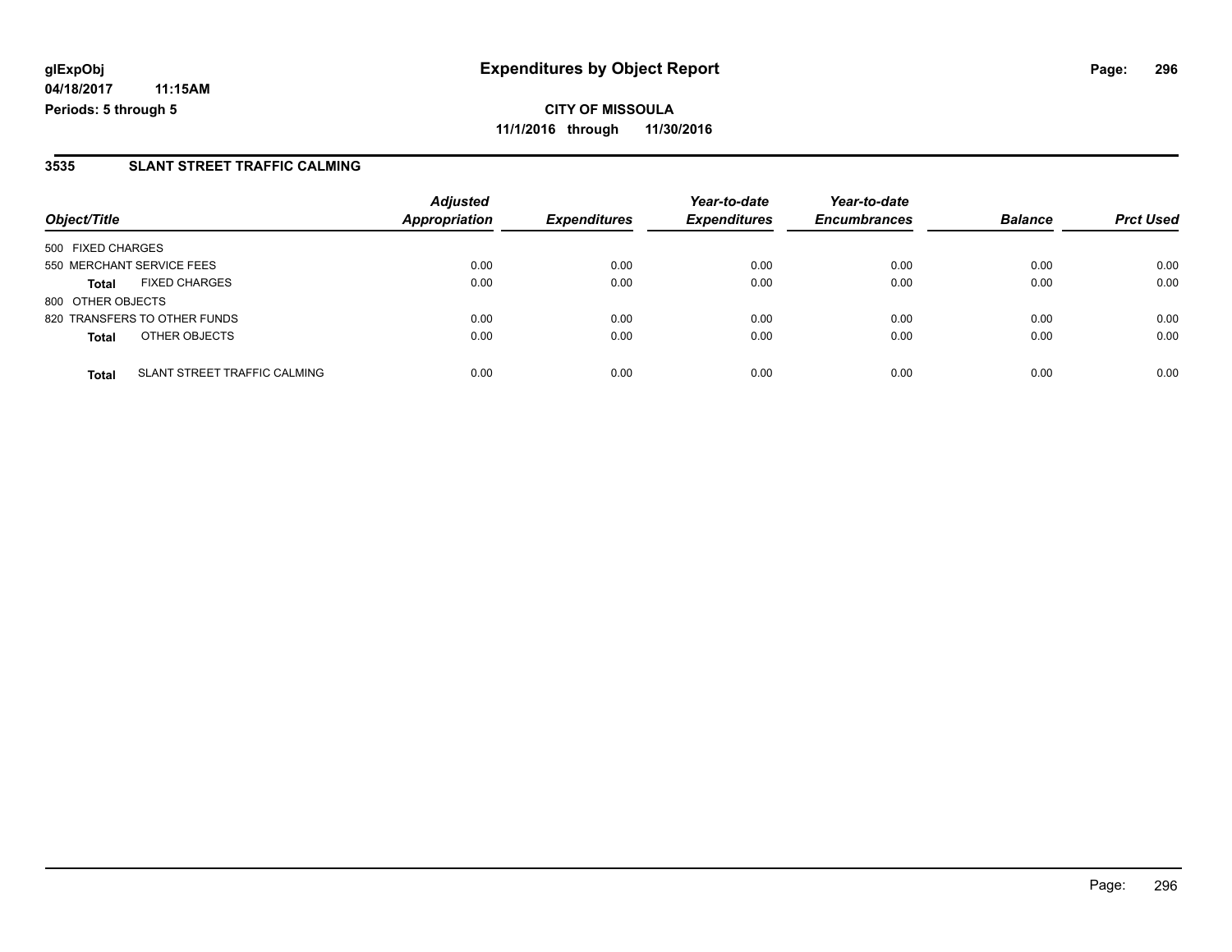**glExpObj** **Expenditures by Object Report**

**04/18/2017 11:15AM**

**Periods: 5 through 5**

**CITY OF MISSOULA**

**11/1/2016 through 11/30/2016**

## 3535 SLANT STREET TRAFFIC CALMING

| Object/Title | | Adjusted Appropriation | Expenditures | Year-to-date Expenditures | Year-to-date Encumbrances | Balance | Prct Used |
|---|---|---|---|---|---|---|---|
| 500 FIXED CHARGES | | | | | | | |
| 550 MERCHANT SERVICE FEES | | 0.00 | 0.00 | 0.00 | 0.00 | 0.00 | 0.00 |
| **Total** | FIXED CHARGES | 0.00 | 0.00 | 0.00 | 0.00 | 0.00 | 0.00 |
| 800 OTHER OBJECTS | | | | | | | |
| 820 TRANSFERS TO OTHER FUNDS | | 0.00 | 0.00 | 0.00 | 0.00 | 0.00 | 0.00 |
| **Total** | OTHER OBJECTS | 0.00 | 0.00 | 0.00 | 0.00 | 0.00 | 0.00 |
| **Total** | SLANT STREET TRAFFIC CALMING | 0.00 | 0.00 | 0.00 | 0.00 | 0.00 | 0.00 |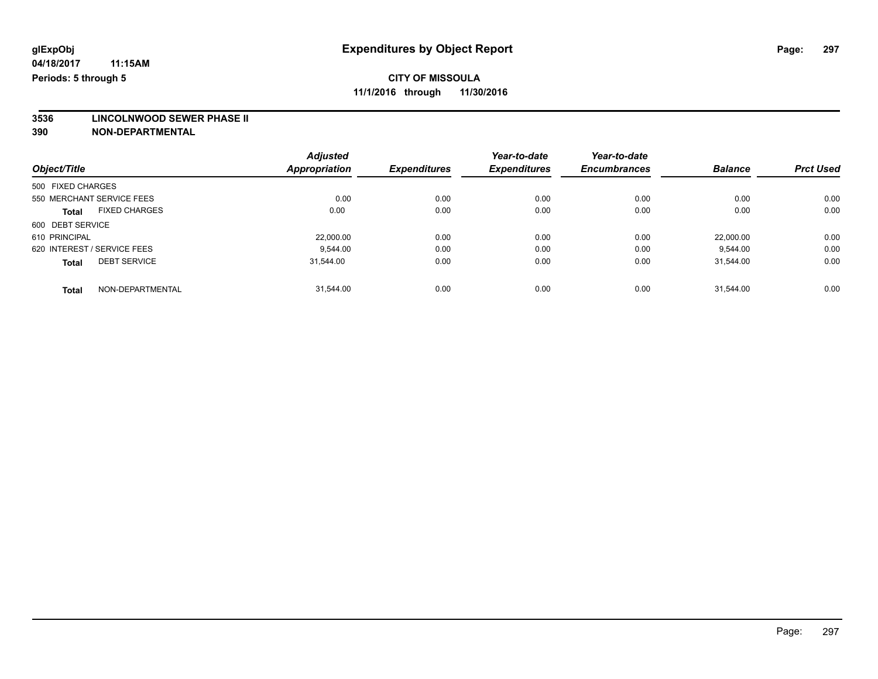**glExpObj** **Expenditures by Object Report**

**04/18/2017 11:15AM**

**Periods: 5 through 5**

**CITY OF MISSOULA**

**11/1/2016 through 11/30/2016**

## 3536 LINCOLNWOOD SEWER PHASE II
## 390 NON-DEPARTMENTAL

| Object/Title | Adjusted Appropriation | Expenditures | Year-to-date Expenditures | Year-to-date Encumbrances | Balance | Prct Used |
|---|---|---|---|---|---|---|
| 500 FIXED CHARGES | | | | | | |
| 550 MERCHANT SERVICE FEES | 0.00 | 0.00 | 0.00 | 0.00 | 0.00 | 0.00 |
| **Total** FIXED CHARGES | 0.00 | 0.00 | 0.00 | 0.00 | 0.00 | 0.00 |
| 600 DEBT SERVICE | | | | | | |
| 610 PRINCIPAL | 22,000.00 | 0.00 | 0.00 | 0.00 | 22,000.00 | 0.00 |
| 620 INTEREST / SERVICE FEES | 9,544.00 | 0.00 | 0.00 | 0.00 | 9,544.00 | 0.00 |
| **Total** DEBT SERVICE | 31,544.00 | 0.00 | 0.00 | 0.00 | 31,544.00 | 0.00 |
| **Total** NON-DEPARTMENTAL | 31,544.00 | 0.00 | 0.00 | 0.00 | 31,544.00 | 0.00 |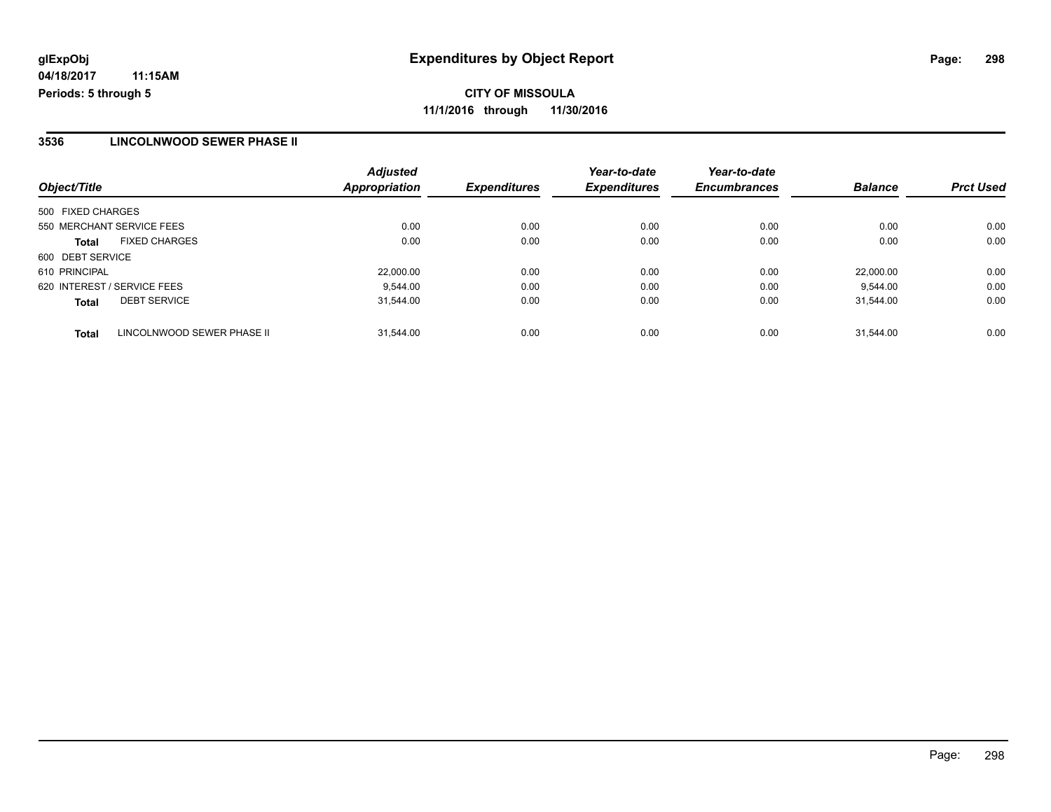**glExpObj** **Expenditures by Object Report**

**04/18/2017 11:15AM**

**Periods: 5 through 5**

**CITY OF MISSOULA**

**11/1/2016 through 11/30/2016**

### 3536 LINCOLNWOOD SEWER PHASE II

| Object/Title | Adjusted Appropriation | Expenditures | Year-to-date Expenditures | Year-to-date Encumbrances | Balance | Prct Used |
|---|---|---|---|---|---|---|
| 500 FIXED CHARGES | | | | | | |
| 550 MERCHANT SERVICE FEES | 0.00 | 0.00 | 0.00 | 0.00 | 0.00 | 0.00 |
| **Total** FIXED CHARGES | 0.00 | 0.00 | 0.00 | 0.00 | 0.00 | 0.00 |
| 600 DEBT SERVICE | | | | | | |
| 610 PRINCIPAL | 22,000.00 | 0.00 | 0.00 | 0.00 | 22,000.00 | 0.00 |
| 620 INTEREST / SERVICE FEES | 9,544.00 | 0.00 | 0.00 | 0.00 | 9,544.00 | 0.00 |
| **Total** DEBT SERVICE | 31,544.00 | 0.00 | 0.00 | 0.00 | 31,544.00 | 0.00 |
| **Total** LINCOLNWOOD SEWER PHASE II | 31,544.00 | 0.00 | 0.00 | 0.00 | 31,544.00 | 0.00 |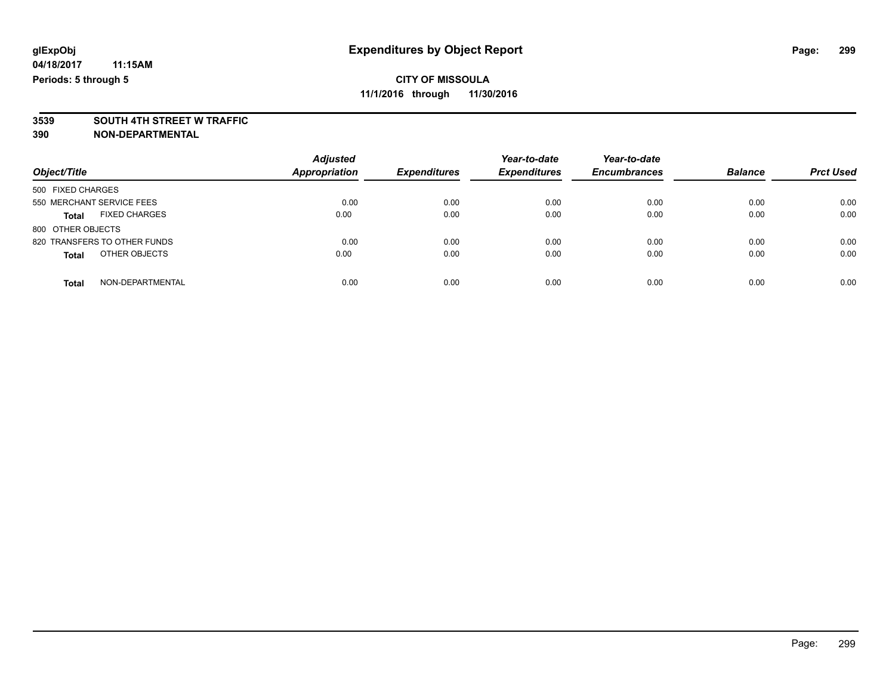**glExpObj** | **Expenditures by Object Report**

**04/18/2017 11:15AM**

**Periods: 5 through 5**

**CITY OF MISSOULA**

**11/1/2016 through 11/30/2016**

**3539 SOUTH 4TH STREET W TRAFFIC**

**390 NON-DEPARTMENTAL**

| Object/Title | Adjusted Appropriation | Expenditures | Year-to-date Expenditures | Year-to-date Encumbrances | Balance | Prct Used |
|---|---|---|---|---|---|---|
| 500 FIXED CHARGES | | | | | | |
| 550 MERCHANT SERVICE FEES | 0.00 | 0.00 | 0.00 | 0.00 | 0.00 | 0.00 |
| **Total** FIXED CHARGES | 0.00 | 0.00 | 0.00 | 0.00 | 0.00 | 0.00 |
| 800 OTHER OBJECTS | | | | | | |
| 820 TRANSFERS TO OTHER FUNDS | 0.00 | 0.00 | 0.00 | 0.00 | 0.00 | 0.00 |
| **Total** OTHER OBJECTS | 0.00 | 0.00 | 0.00 | 0.00 | 0.00 | 0.00 |
| **Total** NON-DEPARTMENTAL | 0.00 | 0.00 | 0.00 | 0.00 | 0.00 | 0.00 |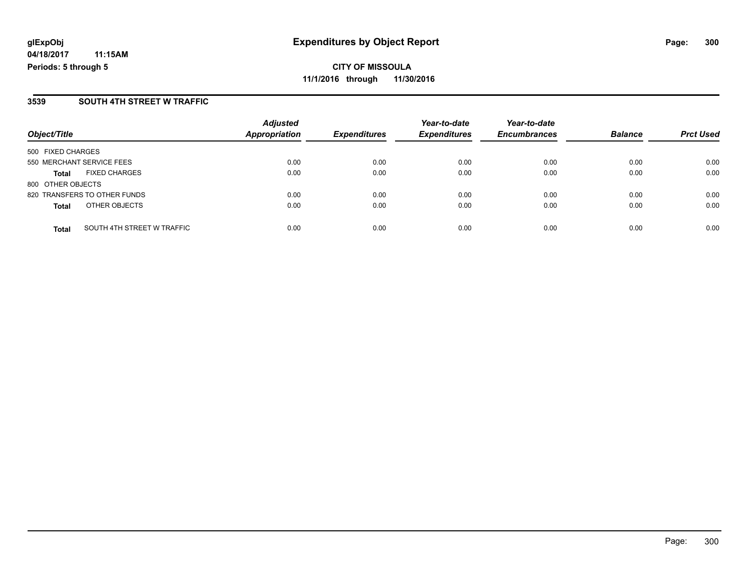**glExpObj** **Expenditures by Object Report**

**04/18/2017 11:15AM**

**Periods: 5 through 5**

**CITY OF MISSOULA**

**11/1/2016 through 11/30/2016**

## 3539 SOUTH 4TH STREET W TRAFFIC

| Object/Title | | Adjusted Appropriation | Expenditures | Year-to-date Expenditures | Year-to-date Encumbrances | Balance | Prct Used |
|---|---|---|---|---|---|---|---|
| 500 FIXED CHARGES | | | | | | | |
| 550 MERCHANT SERVICE FEES | | 0.00 | 0.00 | 0.00 | 0.00 | 0.00 | 0.00 |
| **Total** | FIXED CHARGES | 0.00 | 0.00 | 0.00 | 0.00 | 0.00 | 0.00 |
| 800 OTHER OBJECTS | | | | | | | |
| 820 TRANSFERS TO OTHER FUNDS | | 0.00 | 0.00 | 0.00 | 0.00 | 0.00 | 0.00 |
| **Total** | OTHER OBJECTS | 0.00 | 0.00 | 0.00 | 0.00 | 0.00 | 0.00 |
| **Total** | SOUTH 4TH STREET W TRAFFIC | 0.00 | 0.00 | 0.00 | 0.00 | 0.00 | 0.00 |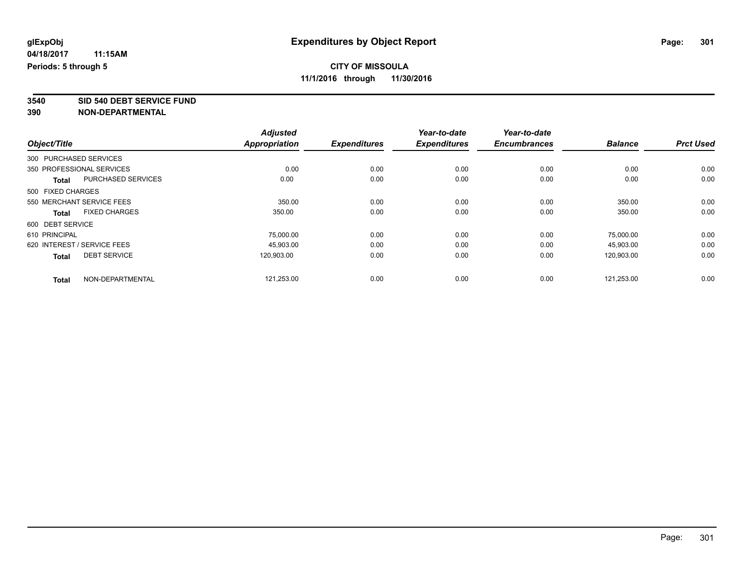glExpObj
04/18/2017 11:15AM
Periods: 5 through 5

# Expenditures by Object Report

**CITY OF MISSOULA**
**11/1/2016 through 11/30/2016**

**3540 SID 540 DEBT SERVICE FUND**
**390 NON-DEPARTMENTAL**

| Object/Title | | Adjusted Appropriation | Expenditures | Year-to-date Expenditures | Year-to-date Encumbrances | Balance | Prct Used |
|---|---|---|---|---|---|---|---|
| 300 PURCHASED SERVICES | | | | | | | |
| 350 PROFESSIONAL SERVICES | | 0.00 | 0.00 | 0.00 | 0.00 | 0.00 | 0.00 |
| **Total** | PURCHASED SERVICES | 0.00 | 0.00 | 0.00 | 0.00 | 0.00 | 0.00 |
| 500 FIXED CHARGES | | | | | | | |
| 550 MERCHANT SERVICE FEES | | 350.00 | 0.00 | 0.00 | 0.00 | 350.00 | 0.00 |
| **Total** | FIXED CHARGES | 350.00 | 0.00 | 0.00 | 0.00 | 350.00 | 0.00 |
| 600 DEBT SERVICE | | | | | | | |
| 610 PRINCIPAL | | 75,000.00 | 0.00 | 0.00 | 0.00 | 75,000.00 | 0.00 |
| 620 INTEREST / SERVICE FEES | | 45,903.00 | 0.00 | 0.00 | 0.00 | 45,903.00 | 0.00 |
| **Total** | DEBT SERVICE | 120,903.00 | 0.00 | 0.00 | 0.00 | 120,903.00 | 0.00 |
| **Total** | NON-DEPARTMENTAL | 121,253.00 | 0.00 | 0.00 | 0.00 | 121,253.00 | 0.00 |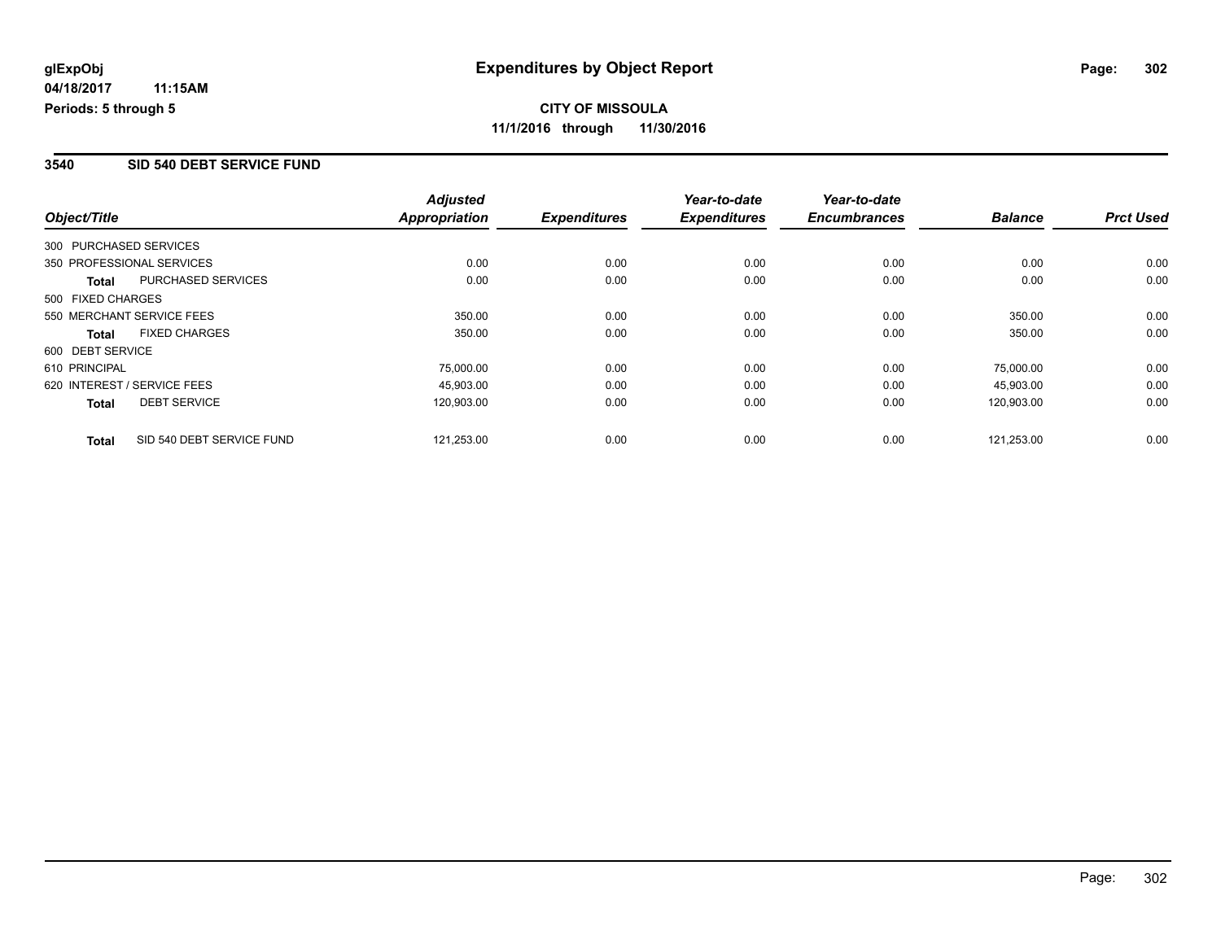**glExpObj**
**04/18/2017 11:15AM**
**Periods: 5 through 5**

# Expenditures by Object Report

**CITY OF MISSOULA**
**11/1/2016 through 11/30/2016**

## 3540 SID 540 DEBT SERVICE FUND

| Object/Title | Adjusted Appropriation | Expenditures | Year-to-date Expenditures | Year-to-date Encumbrances | Balance | Prct Used |
|---|---|---|---|---|---|---|
| 300 PURCHASED SERVICES | | | | | | |
| 350 PROFESSIONAL SERVICES | 0.00 | 0.00 | 0.00 | 0.00 | 0.00 | 0.00 |
| **Total** PURCHASED SERVICES | 0.00 | 0.00 | 0.00 | 0.00 | 0.00 | 0.00 |
| 500 FIXED CHARGES | | | | | | |
| 550 MERCHANT SERVICE FEES | 350.00 | 0.00 | 0.00 | 0.00 | 350.00 | 0.00 |
| **Total** FIXED CHARGES | 350.00 | 0.00 | 0.00 | 0.00 | 350.00 | 0.00 |
| 600 DEBT SERVICE | | | | | | |
| 610 PRINCIPAL | 75,000.00 | 0.00 | 0.00 | 0.00 | 75,000.00 | 0.00 |
| 620 INTEREST / SERVICE FEES | 45,903.00 | 0.00 | 0.00 | 0.00 | 45,903.00 | 0.00 |
| **Total** DEBT SERVICE | 120,903.00 | 0.00 | 0.00 | 0.00 | 120,903.00 | 0.00 |
| **Total** SID 540 DEBT SERVICE FUND | 121,253.00 | 0.00 | 0.00 | 0.00 | 121,253.00 | 0.00 |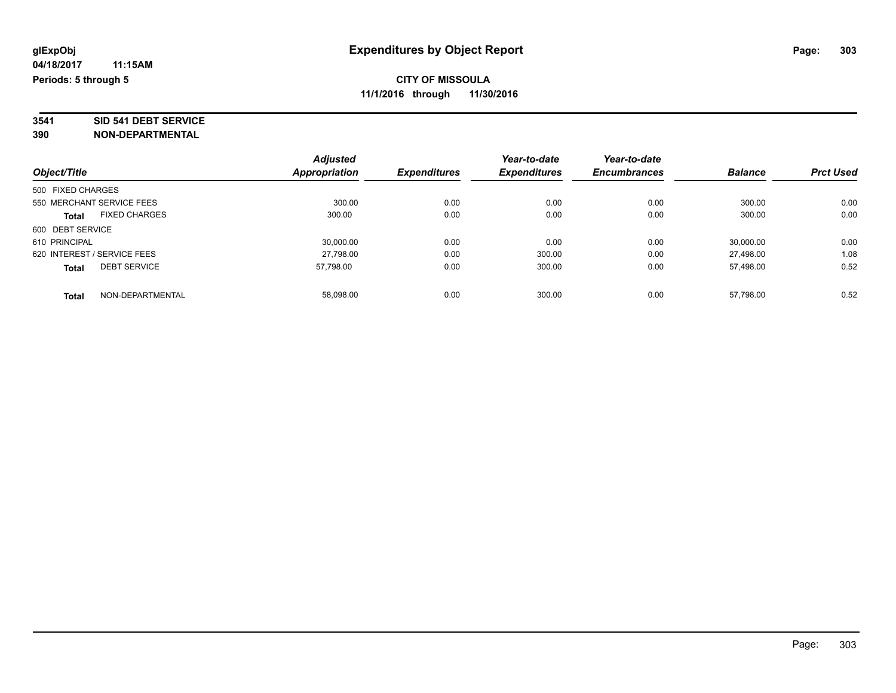**glExpObj** **Expenditures by Object Report**

**04/18/2017 11:15AM**

**Periods: 5 through 5**

**CITY OF MISSOULA**

**11/1/2016 through 11/30/2016**

**3541 SID 541 DEBT SERVICE**

**390 NON-DEPARTMENTAL**

| Object/Title | Adjusted Appropriation | Expenditures | Year-to-date Expenditures | Year-to-date Encumbrances | Balance | Prct Used |
|---|---|---|---|---|---|---|
| 500 FIXED CHARGES | | | | | | |
| 550 MERCHANT SERVICE FEES | 300.00 | 0.00 | 0.00 | 0.00 | 300.00 | 0.00 |
| **Total** FIXED CHARGES | 300.00 | 0.00 | 0.00 | 0.00 | 300.00 | 0.00 |
| 600 DEBT SERVICE | | | | | | |
| 610 PRINCIPAL | 30,000.00 | 0.00 | 0.00 | 0.00 | 30,000.00 | 0.00 |
| 620 INTEREST / SERVICE FEES | 27,798.00 | 0.00 | 300.00 | 0.00 | 27,498.00 | 1.08 |
| **Total** DEBT SERVICE | 57,798.00 | 0.00 | 300.00 | 0.00 | 57,498.00 | 0.52 |
| **Total** NON-DEPARTMENTAL | 58,098.00 | 0.00 | 300.00 | 0.00 | 57,798.00 | 0.52 |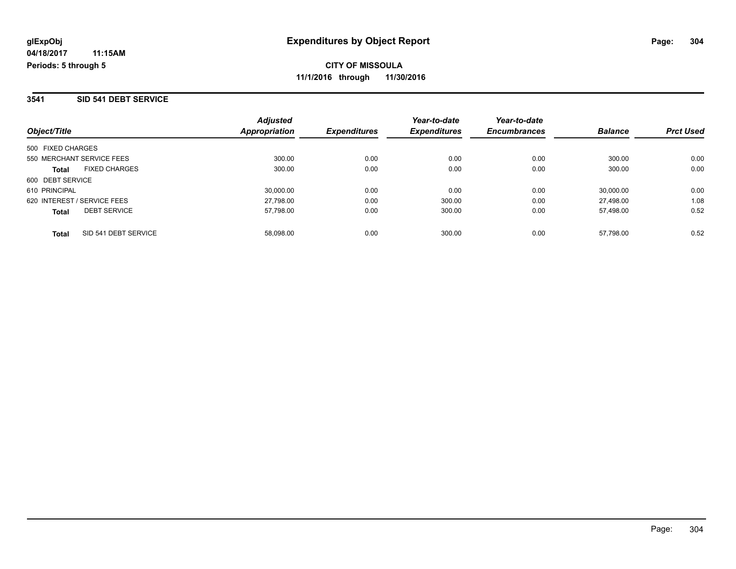# Expenditures by Object Report

glExpObj
04/18/2017 11:15AM
Periods: 5 through 5

**CITY OF MISSOULA**
**11/1/2016 through 11/30/2016**

## 3541 SID 541 DEBT SERVICE

| Object/Title | | Adjusted Appropriation | Expenditures | Year-to-date Expenditures | Year-to-date Encumbrances | Balance | Prct Used |
|---|---|---|---|---|---|---|---|
| 500 FIXED CHARGES | | | | | | | |
| 550 MERCHANT SERVICE FEES | | 300.00 | 0.00 | 0.00 | 0.00 | 300.00 | 0.00 |
| **Total** | FIXED CHARGES | 300.00 | 0.00 | 0.00 | 0.00 | 300.00 | 0.00 |
| 600 DEBT SERVICE | | | | | | | |
| 610 PRINCIPAL | | 30,000.00 | 0.00 | 0.00 | 0.00 | 30,000.00 | 0.00 |
| 620 INTEREST / SERVICE FEES | | 27,798.00 | 0.00 | 300.00 | 0.00 | 27,498.00 | 1.08 |
| **Total** | DEBT SERVICE | 57,798.00 | 0.00 | 300.00 | 0.00 | 57,498.00 | 0.52 |
| **Total** | SID 541 DEBT SERVICE | 58,098.00 | 0.00 | 300.00 | 0.00 | 57,798.00 | 0.52 |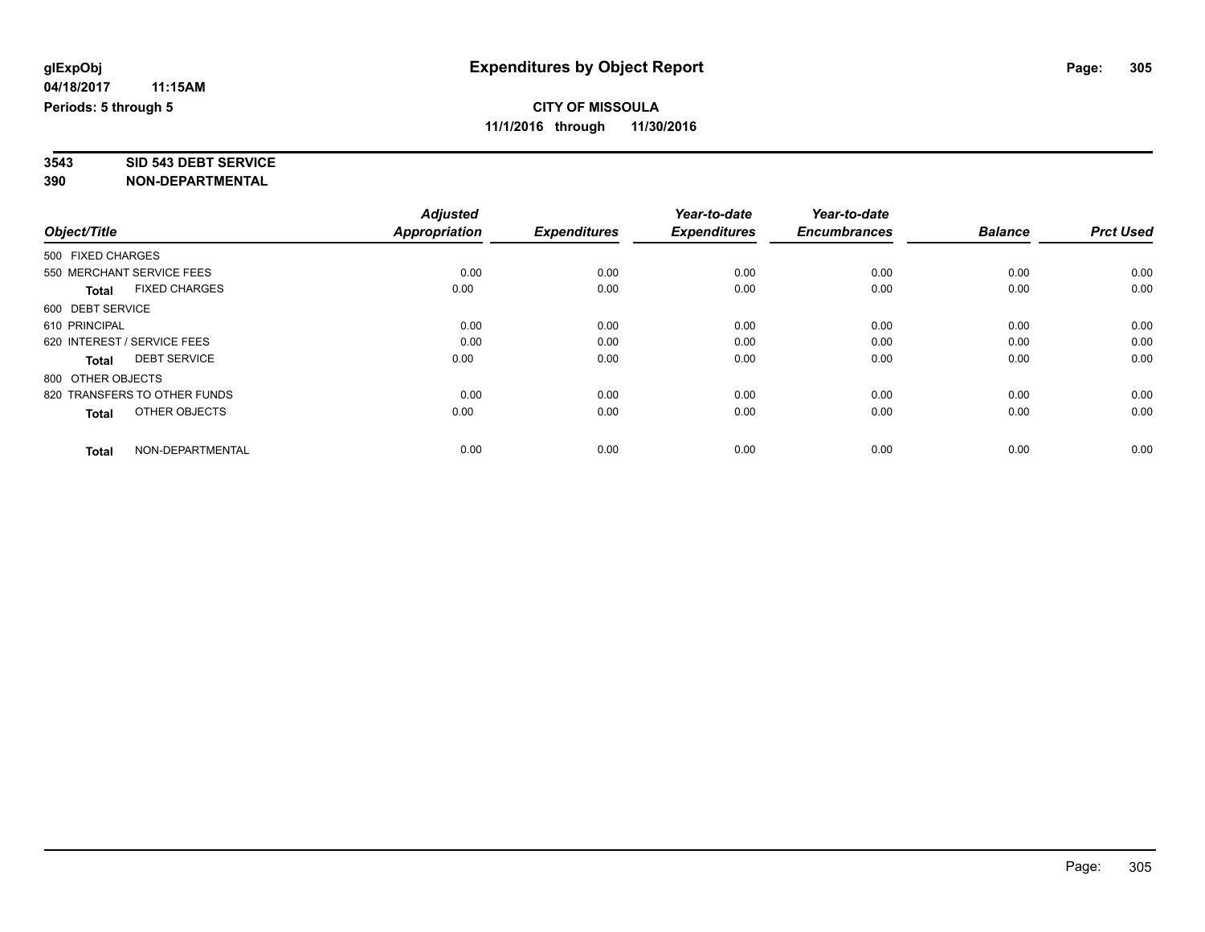glExpObj
04/18/2017 11:15AM
Periods: 5 through 5

# Expenditures by Object Report

**CITY OF MISSOULA**
**11/1/2016 through 11/30/2016**

**3543 SID 543 DEBT SERVICE**
**390 NON-DEPARTMENTAL**

| Object/Title | Adjusted Appropriation | Expenditures | Year-to-date Expenditures | Year-to-date Encumbrances | Balance | Prct Used |
|---|---|---|---|---|---|---|
| 500 FIXED CHARGES | | | | | | |
| 550 MERCHANT SERVICE FEES | 0.00 | 0.00 | 0.00 | 0.00 | 0.00 | 0.00 |
| **Total** FIXED CHARGES | 0.00 | 0.00 | 0.00 | 0.00 | 0.00 | 0.00 |
| 600 DEBT SERVICE | | | | | | |
| 610 PRINCIPAL | 0.00 | 0.00 | 0.00 | 0.00 | 0.00 | 0.00 |
| 620 INTEREST / SERVICE FEES | 0.00 | 0.00 | 0.00 | 0.00 | 0.00 | 0.00 |
| **Total** DEBT SERVICE | 0.00 | 0.00 | 0.00 | 0.00 | 0.00 | 0.00 |
| 800 OTHER OBJECTS | | | | | | |
| 820 TRANSFERS TO OTHER FUNDS | 0.00 | 0.00 | 0.00 | 0.00 | 0.00 | 0.00 |
| **Total** OTHER OBJECTS | 0.00 | 0.00 | 0.00 | 0.00 | 0.00 | 0.00 |
| **Total** NON-DEPARTMENTAL | 0.00 | 0.00 | 0.00 | 0.00 | 0.00 | 0.00 |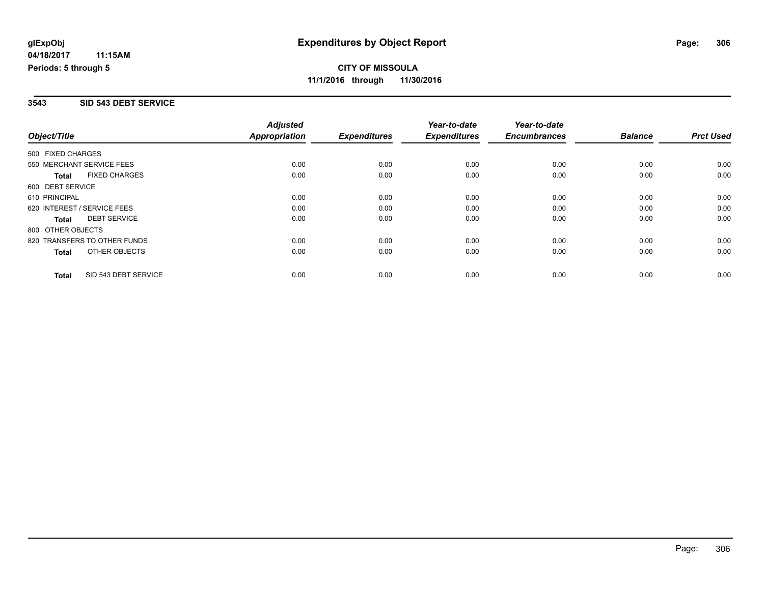**glExpObj** **Expenditures by Object Report**

**04/18/2017 11:15AM**

**Periods: 5 through 5**

**CITY OF MISSOULA**

**11/1/2016 through 11/30/2016**

## 3543 SID 543 DEBT SERVICE

| Object/Title | Adjusted Appropriation | Expenditures | Year-to-date Expenditures | Year-to-date Encumbrances | Balance | Prct Used |
|---|---|---|---|---|---|---|
| 500 FIXED CHARGES | | | | | | |
| 550 MERCHANT SERVICE FEES | 0.00 | 0.00 | 0.00 | 0.00 | 0.00 | 0.00 |
| **Total** FIXED CHARGES | 0.00 | 0.00 | 0.00 | 0.00 | 0.00 | 0.00 |
| 600 DEBT SERVICE | | | | | | |
| 610 PRINCIPAL | 0.00 | 0.00 | 0.00 | 0.00 | 0.00 | 0.00 |
| 620 INTEREST / SERVICE FEES | 0.00 | 0.00 | 0.00 | 0.00 | 0.00 | 0.00 |
| **Total** DEBT SERVICE | 0.00 | 0.00 | 0.00 | 0.00 | 0.00 | 0.00 |
| 800 OTHER OBJECTS | | | | | | |
| 820 TRANSFERS TO OTHER FUNDS | 0.00 | 0.00 | 0.00 | 0.00 | 0.00 | 0.00 |
| **Total** OTHER OBJECTS | 0.00 | 0.00 | 0.00 | 0.00 | 0.00 | 0.00 |
| **Total** SID 543 DEBT SERVICE | 0.00 | 0.00 | 0.00 | 0.00 | 0.00 | 0.00 |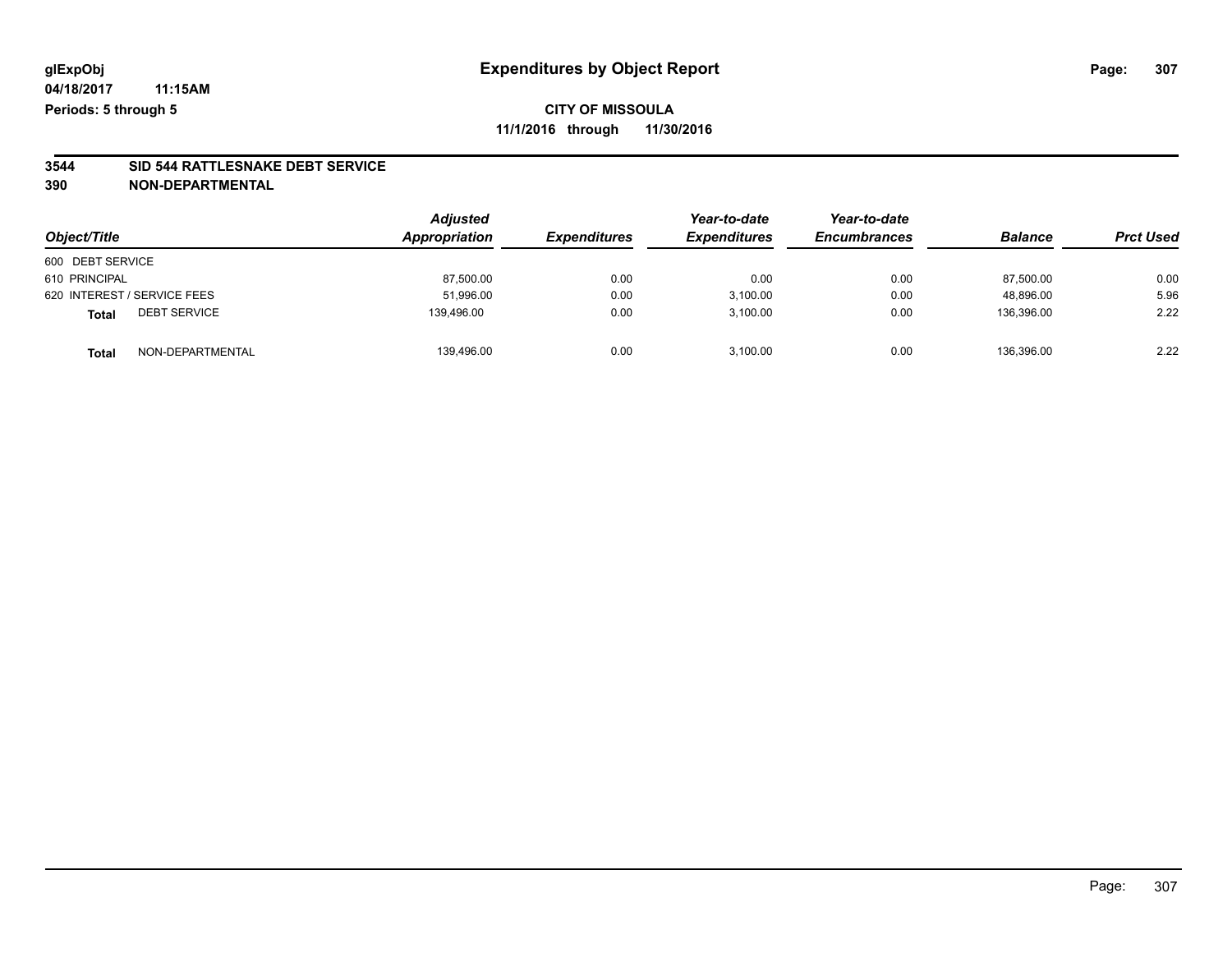glExpObj
04/18/2017 11:15AM
Periods: 5 through 5

# Expenditures by Object Report

**CITY OF MISSOULA**
**11/1/2016 through 11/30/2016**

**3544 SID 544 RATTLESNAKE DEBT SERVICE**
**390 NON-DEPARTMENTAL**

| Object/Title | | Adjusted Appropriation | Expenditures | Year-to-date Expenditures | Year-to-date Encumbrances | Balance | Prct Used |
|---|---|---|---|---|---|---|---|
| 600 DEBT SERVICE | | | | | | | |
| 610 PRINCIPAL | | 87,500.00 | 0.00 | 0.00 | 0.00 | 87,500.00 | 0.00 |
| 620 INTEREST / SERVICE FEES | | 51,996.00 | 0.00 | 3,100.00 | 0.00 | 48,896.00 | 5.96 |
| **Total** | DEBT SERVICE | 139,496.00 | 0.00 | 3,100.00 | 0.00 | 136,396.00 | 2.22 |
| **Total** | NON-DEPARTMENTAL | 139,496.00 | 0.00 | 3,100.00 | 0.00 | 136,396.00 | 2.22 |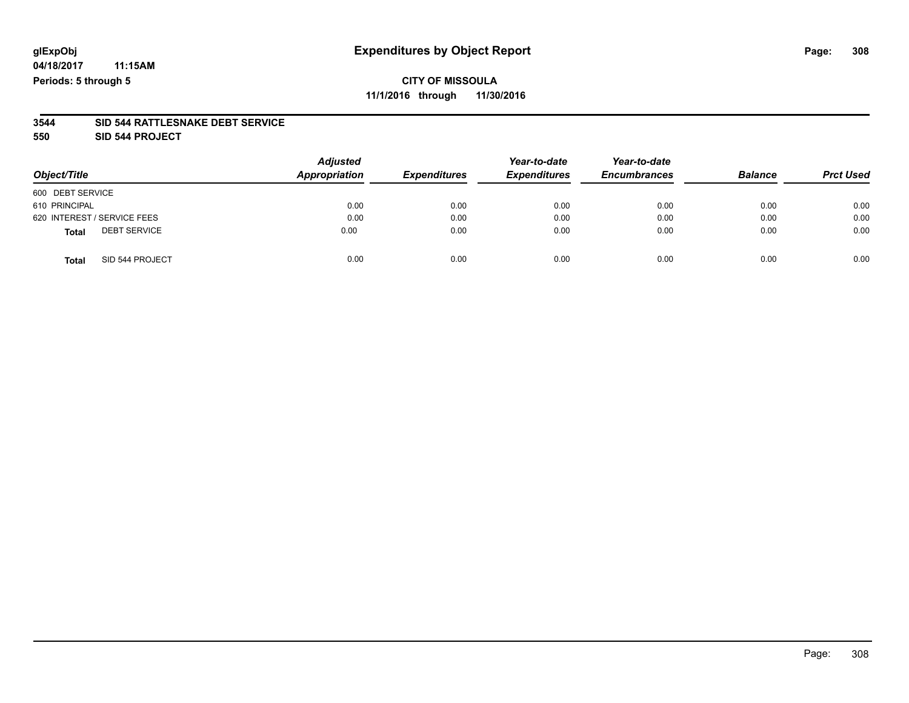**glExpObj** | **Expenditures by Object Report**

**04/18/2017 11:15AM**

**Periods: 5 through 5**

**CITY OF MISSOULA**

**11/1/2016 through 11/30/2016**

**3544 SID 544 RATTLESNAKE DEBT SERVICE**

**550 SID 544 PROJECT**

| Object/Title | Adjusted Appropriation | Expenditures | Year-to-date Expenditures | Year-to-date Encumbrances | Balance | Prct Used |
|---|---|---|---|---|---|---|
| 600 DEBT SERVICE | | | | | | |
| 610 PRINCIPAL | 0.00 | 0.00 | 0.00 | 0.00 | 0.00 | 0.00 |
| 620 INTEREST / SERVICE FEES | 0.00 | 0.00 | 0.00 | 0.00 | 0.00 | 0.00 |
| **Total** DEBT SERVICE | 0.00 | 0.00 | 0.00 | 0.00 | 0.00 | 0.00 |
| **Total** SID 544 PROJECT | 0.00 | 0.00 | 0.00 | 0.00 | 0.00 | 0.00 |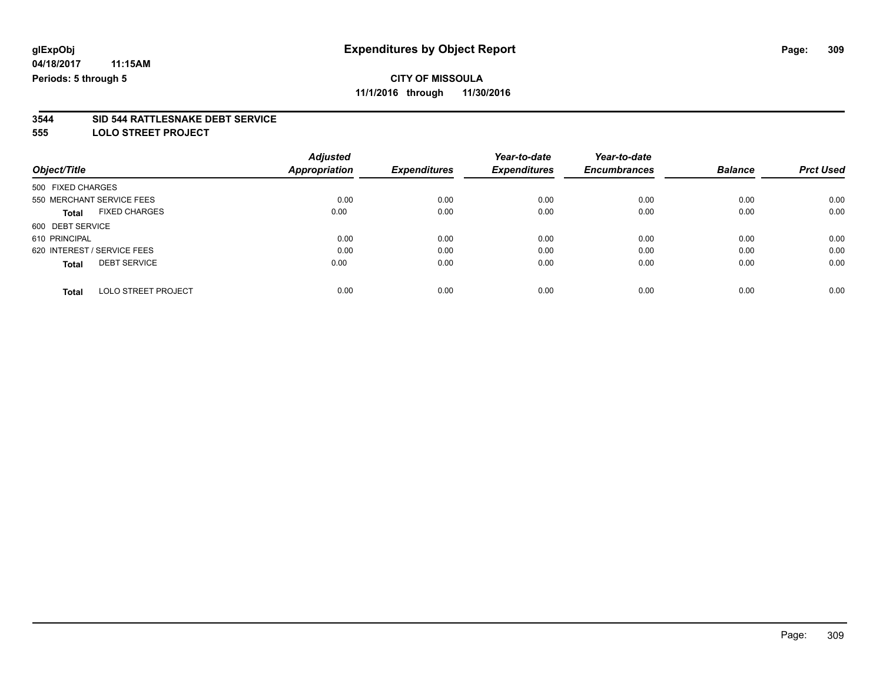glExpObj
04/18/2017 11:15AM
Periods: 5 through 5

# Expenditures by Object Report

**CITY OF MISSOULA**
**11/1/2016 through 11/30/2016**

**3544 SID 544 RATTLESNAKE DEBT SERVICE**
**555 LOLO STREET PROJECT**

| Object/Title | Adjusted Appropriation | Expenditures | Year-to-date Expenditures | Year-to-date Encumbrances | Balance | Prct Used |
|---|---|---|---|---|---|---|
| 500 FIXED CHARGES | | | | | | |
| 550 MERCHANT SERVICE FEES | 0.00 | 0.00 | 0.00 | 0.00 | 0.00 | 0.00 |
| **Total** FIXED CHARGES | 0.00 | 0.00 | 0.00 | 0.00 | 0.00 | 0.00 |
| 600 DEBT SERVICE | | | | | | |
| 610 PRINCIPAL | 0.00 | 0.00 | 0.00 | 0.00 | 0.00 | 0.00 |
| 620 INTEREST / SERVICE FEES | 0.00 | 0.00 | 0.00 | 0.00 | 0.00 | 0.00 |
| **Total** DEBT SERVICE | 0.00 | 0.00 | 0.00 | 0.00 | 0.00 | 0.00 |
| **Total** LOLO STREET PROJECT | 0.00 | 0.00 | 0.00 | 0.00 | 0.00 | 0.00 |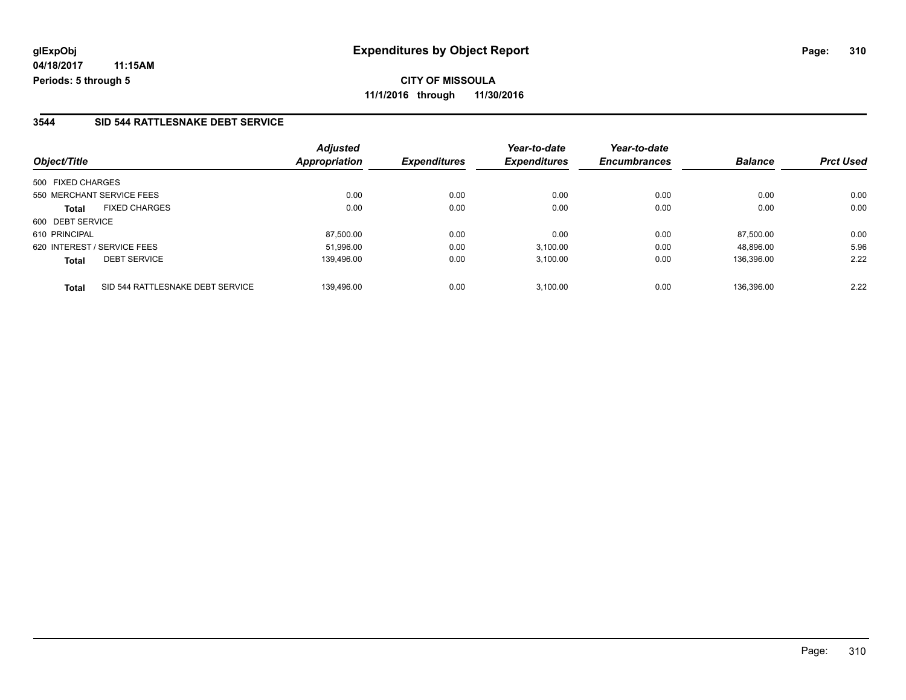**glExpObj**
**04/18/2017 11:15AM**
**Periods: 5 through 5**

# Expenditures by Object Report

**CITY OF MISSOULA**
**11/1/2016 through 11/30/2016**

## 3544 SID 544 RATTLESNAKE DEBT SERVICE

| Object/Title | | Adjusted Appropriation | Expenditures | Year-to-date Expenditures | Year-to-date Encumbrances | Balance | Prct Used |
|---|---|---|---|---|---|---|---|
| 500 FIXED CHARGES | | | | | | | |
| 550 MERCHANT SERVICE FEES | | 0.00 | 0.00 | 0.00 | 0.00 | 0.00 | 0.00 |
| **Total** | FIXED CHARGES | 0.00 | 0.00 | 0.00 | 0.00 | 0.00 | 0.00 |
| 600 DEBT SERVICE | | | | | | | |
| 610 PRINCIPAL | | 87,500.00 | 0.00 | 0.00 | 0.00 | 87,500.00 | 0.00 |
| 620 INTEREST / SERVICE FEES | | 51,996.00 | 0.00 | 3,100.00 | 0.00 | 48,896.00 | 5.96 |
| **Total** | DEBT SERVICE | 139,496.00 | 0.00 | 3,100.00 | 0.00 | 136,396.00 | 2.22 |
| **Total** | SID 544 RATTLESNAKE DEBT SERVICE | 139,496.00 | 0.00 | 3,100.00 | 0.00 | 136,396.00 | 2.22 |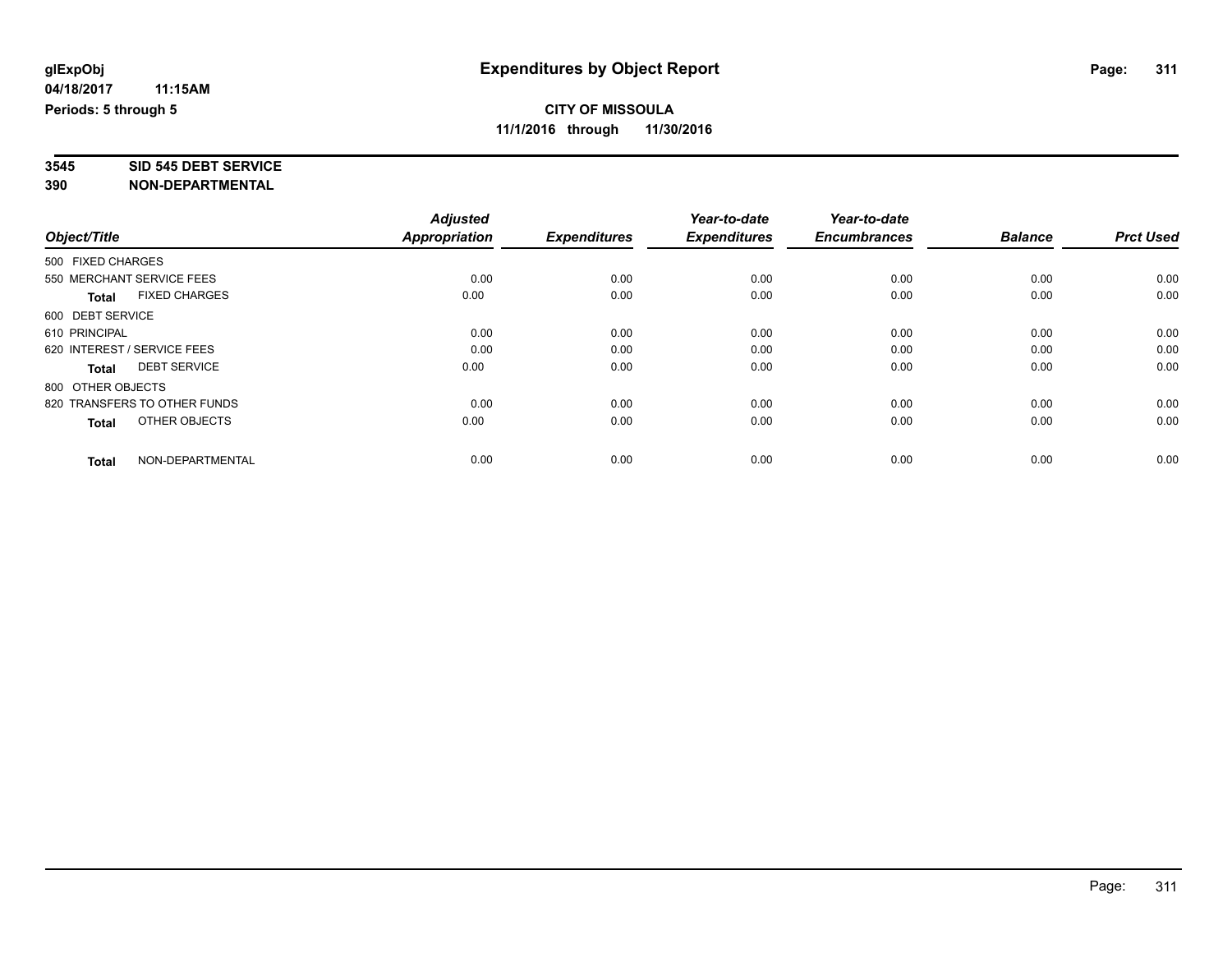glExpObj
04/18/2017 11:15AM
Periods: 5 through 5

# Expenditures by Object Report

## CITY OF MISSOULA

11/1/2016 through 11/30/2016

**3545 SID 545 DEBT SERVICE**

**390 NON-DEPARTMENTAL**

| Object/Title | Adjusted Appropriation | Expenditures | Year-to-date Expenditures | Year-to-date Encumbrances | Balance | Prct Used |
|---|---|---|---|---|---|---|
| 500 FIXED CHARGES | | | | | | |
| 550 MERCHANT SERVICE FEES | 0.00 | 0.00 | 0.00 | 0.00 | 0.00 | 0.00 |
| **Total** FIXED CHARGES | 0.00 | 0.00 | 0.00 | 0.00 | 0.00 | 0.00 |
| 600 DEBT SERVICE | | | | | | |
| 610 PRINCIPAL | 0.00 | 0.00 | 0.00 | 0.00 | 0.00 | 0.00 |
| 620 INTEREST / SERVICE FEES | 0.00 | 0.00 | 0.00 | 0.00 | 0.00 | 0.00 |
| **Total** DEBT SERVICE | 0.00 | 0.00 | 0.00 | 0.00 | 0.00 | 0.00 |
| 800 OTHER OBJECTS | | | | | | |
| 820 TRANSFERS TO OTHER FUNDS | 0.00 | 0.00 | 0.00 | 0.00 | 0.00 | 0.00 |
| **Total** OTHER OBJECTS | 0.00 | 0.00 | 0.00 | 0.00 | 0.00 | 0.00 |
| **Total** NON-DEPARTMENTAL | 0.00 | 0.00 | 0.00 | 0.00 | 0.00 | 0.00 |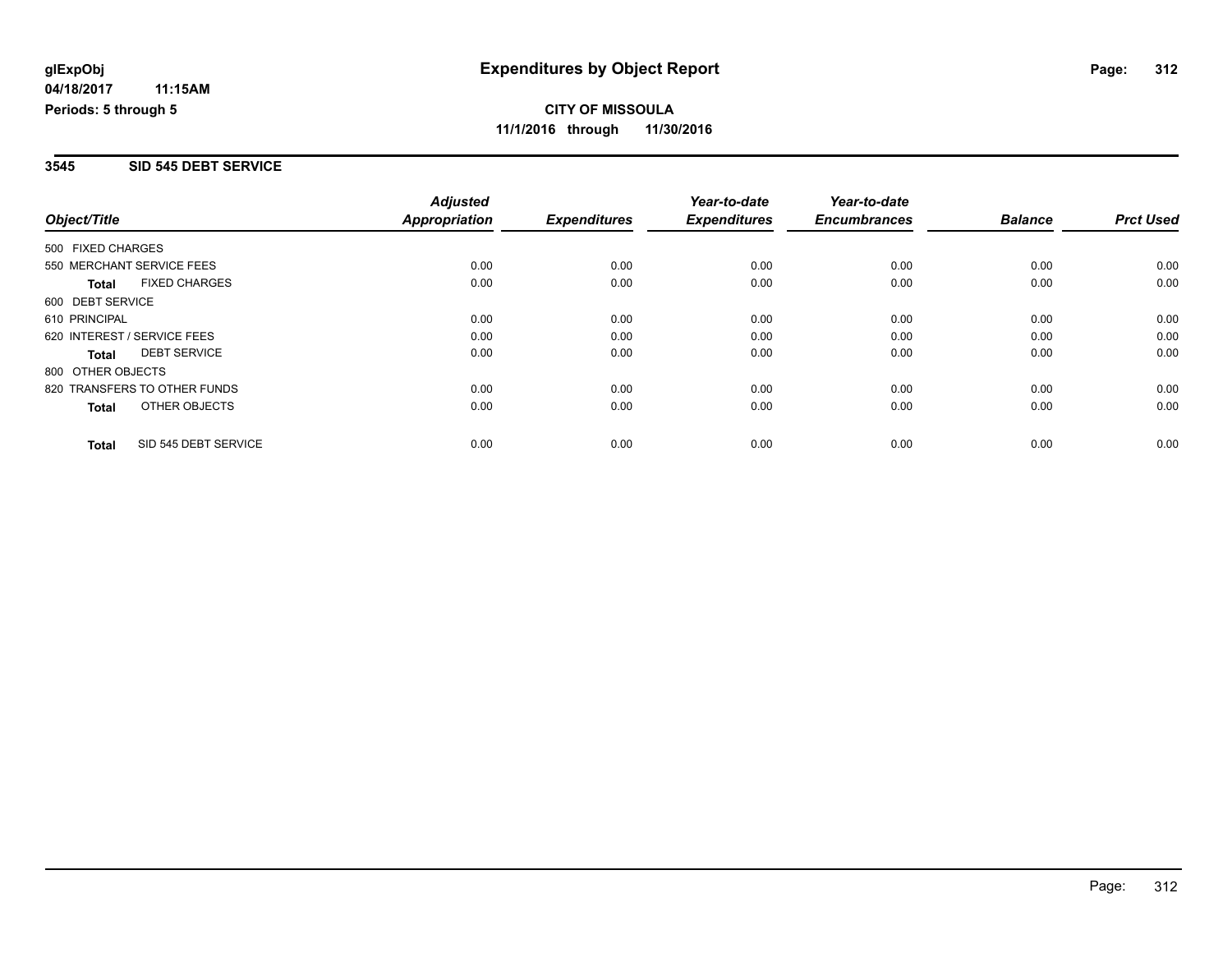**glExpObj** **Expenditures by Object Report**

**04/18/2017 11:15AM**

**Periods: 5 through 5**

**CITY OF MISSOULA**

**11/1/2016 through 11/30/2016**

## 3545 SID 545 DEBT SERVICE

| Object/Title | Adjusted Appropriation | Expenditures | Year-to-date Expenditures | Year-to-date Encumbrances | Balance | Prct Used |
|---|---|---|---|---|---|---|
| 500 FIXED CHARGES | | | | | | |
| 550 MERCHANT SERVICE FEES | 0.00 | 0.00 | 0.00 | 0.00 | 0.00 | 0.00 |
| **Total** FIXED CHARGES | 0.00 | 0.00 | 0.00 | 0.00 | 0.00 | 0.00 |
| 600 DEBT SERVICE | | | | | | |
| 610 PRINCIPAL | 0.00 | 0.00 | 0.00 | 0.00 | 0.00 | 0.00 |
| 620 INTEREST / SERVICE FEES | 0.00 | 0.00 | 0.00 | 0.00 | 0.00 | 0.00 |
| **Total** DEBT SERVICE | 0.00 | 0.00 | 0.00 | 0.00 | 0.00 | 0.00 |
| 800 OTHER OBJECTS | | | | | | |
| 820 TRANSFERS TO OTHER FUNDS | 0.00 | 0.00 | 0.00 | 0.00 | 0.00 | 0.00 |
| **Total** OTHER OBJECTS | 0.00 | 0.00 | 0.00 | 0.00 | 0.00 | 0.00 |
| **Total** SID 545 DEBT SERVICE | 0.00 | 0.00 | 0.00 | 0.00 | 0.00 | 0.00 |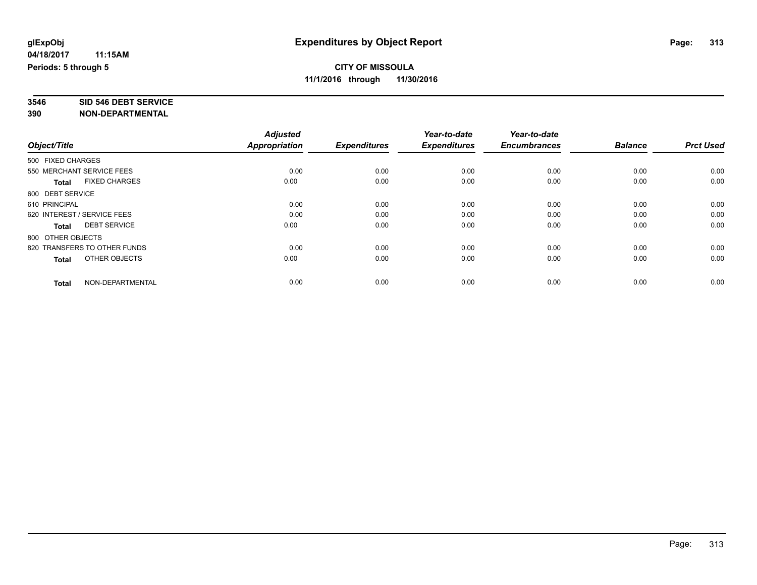glExpObj
04/18/2017 11:15AM
Periods: 5 through 5

# Expenditures by Object Report

## CITY OF MISSOULA

11/1/2016 through 11/30/2016

**3546 SID 546 DEBT SERVICE**
**390 NON-DEPARTMENTAL**

| Object/Title | Adjusted Appropriation | Expenditures | Year-to-date Expenditures | Year-to-date Encumbrances | Balance | Prct Used |
|---|---|---|---|---|---|---|
| 500 FIXED CHARGES | | | | | | |
| 550 MERCHANT SERVICE FEES | 0.00 | 0.00 | 0.00 | 0.00 | 0.00 | 0.00 |
| **Total** FIXED CHARGES | 0.00 | 0.00 | 0.00 | 0.00 | 0.00 | 0.00 |
| 600 DEBT SERVICE | | | | | | |
| 610 PRINCIPAL | 0.00 | 0.00 | 0.00 | 0.00 | 0.00 | 0.00 |
| 620 INTEREST / SERVICE FEES | 0.00 | 0.00 | 0.00 | 0.00 | 0.00 | 0.00 |
| **Total** DEBT SERVICE | 0.00 | 0.00 | 0.00 | 0.00 | 0.00 | 0.00 |
| 800 OTHER OBJECTS | | | | | | |
| 820 TRANSFERS TO OTHER FUNDS | 0.00 | 0.00 | 0.00 | 0.00 | 0.00 | 0.00 |
| **Total** OTHER OBJECTS | 0.00 | 0.00 | 0.00 | 0.00 | 0.00 | 0.00 |
| **Total** NON-DEPARTMENTAL | 0.00 | 0.00 | 0.00 | 0.00 | 0.00 | 0.00 |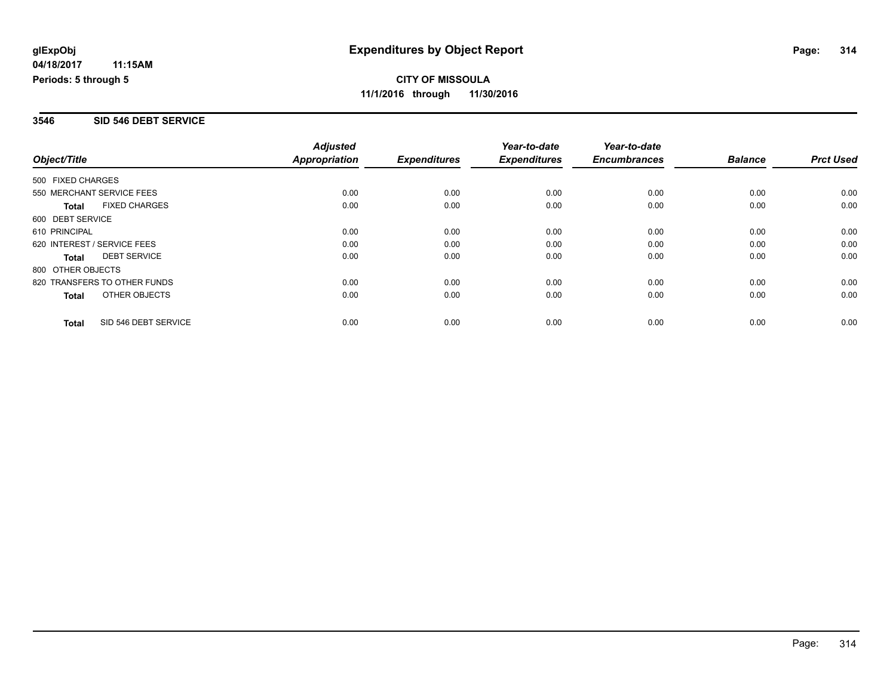**glExpObj** **Expenditures by Object Report**

**04/18/2017 11:15AM**

**Periods: 5 through 5**

**CITY OF MISSOULA**

**11/1/2016 through 11/30/2016**

### 3546 SID 546 DEBT SERVICE

| Object/Title | Adjusted Appropriation | Expenditures | Year-to-date Expenditures | Year-to-date Encumbrances | Balance | Prct Used |
|---|---|---|---|---|---|---|
| 500 FIXED CHARGES | | | | | | |
| 550 MERCHANT SERVICE FEES | 0.00 | 0.00 | 0.00 | 0.00 | 0.00 | 0.00 |
| **Total** FIXED CHARGES | 0.00 | 0.00 | 0.00 | 0.00 | 0.00 | 0.00 |
| 600 DEBT SERVICE | | | | | | |
| 610 PRINCIPAL | 0.00 | 0.00 | 0.00 | 0.00 | 0.00 | 0.00 |
| 620 INTEREST / SERVICE FEES | 0.00 | 0.00 | 0.00 | 0.00 | 0.00 | 0.00 |
| **Total** DEBT SERVICE | 0.00 | 0.00 | 0.00 | 0.00 | 0.00 | 0.00 |
| 800 OTHER OBJECTS | | | | | | |
| 820 TRANSFERS TO OTHER FUNDS | 0.00 | 0.00 | 0.00 | 0.00 | 0.00 | 0.00 |
| **Total** OTHER OBJECTS | 0.00 | 0.00 | 0.00 | 0.00 | 0.00 | 0.00 |
| **Total** SID 546 DEBT SERVICE | 0.00 | 0.00 | 0.00 | 0.00 | 0.00 | 0.00 |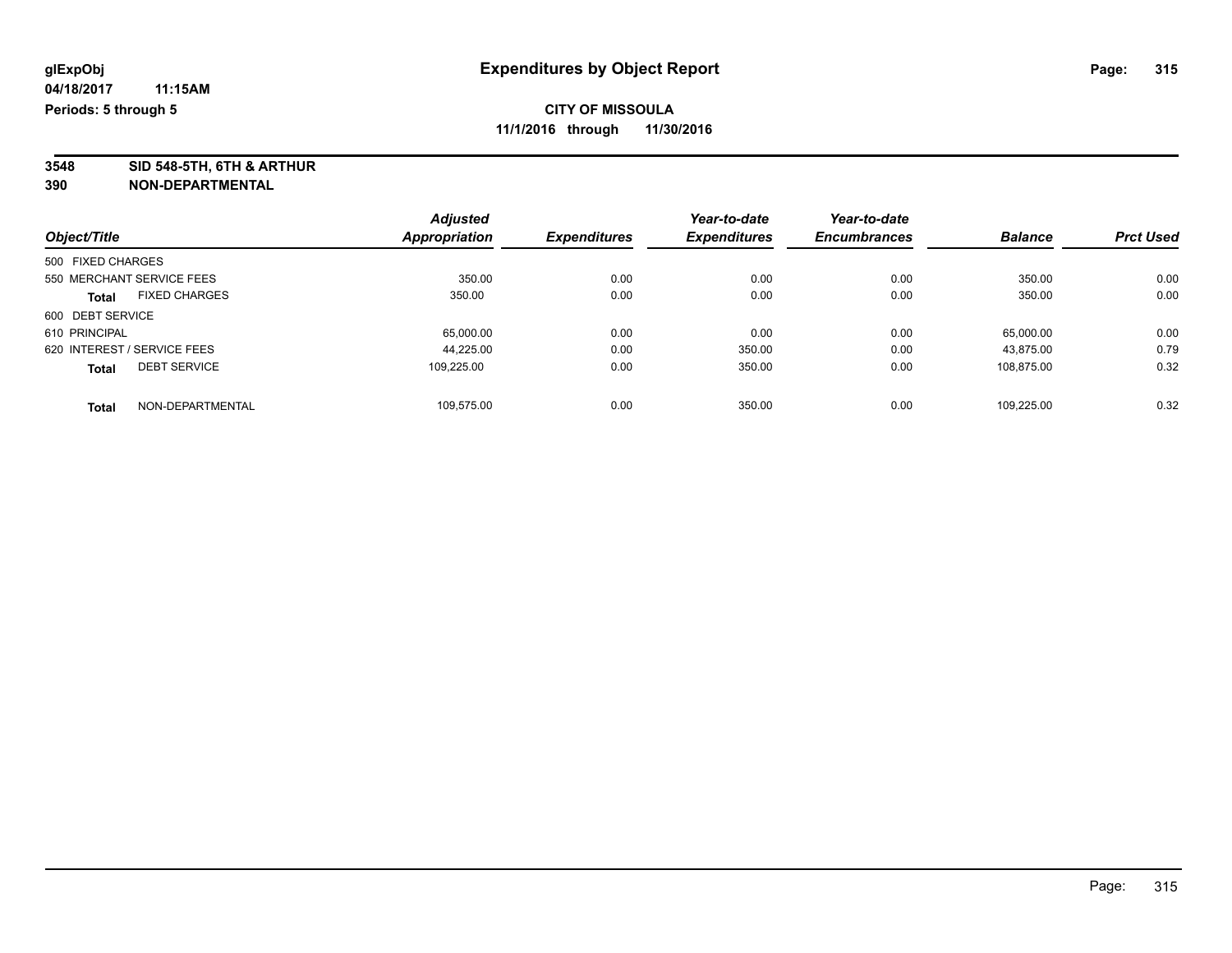**glExpObj** **Expenditures by Object Report**

**04/18/2017 11:15AM**

**Periods: 5 through 5**

**CITY OF MISSOULA**

**11/1/2016 through 11/30/2016**

**3548 SID 548-5TH, 6TH & ARTHUR**

**390 NON-DEPARTMENTAL**

| Object/Title | | Adjusted Appropriation | Expenditures | Year-to-date Expenditures | Year-to-date Encumbrances | Balance | Prct Used |
|---|---|---|---|---|---|---|---|
| 500 FIXED CHARGES | | | | | | | |
| 550 MERCHANT SERVICE FEES | | 350.00 | 0.00 | 0.00 | 0.00 | 350.00 | 0.00 |
| **Total** | FIXED CHARGES | 350.00 | 0.00 | 0.00 | 0.00 | 350.00 | 0.00 |
| 600 DEBT SERVICE | | | | | | | |
| 610 PRINCIPAL | | 65,000.00 | 0.00 | 0.00 | 0.00 | 65,000.00 | 0.00 |
| 620 INTEREST / SERVICE FEES | | 44,225.00 | 0.00 | 350.00 | 0.00 | 43,875.00 | 0.79 |
| **Total** | DEBT SERVICE | 109,225.00 | 0.00 | 350.00 | 0.00 | 108,875.00 | 0.32 |
| **Total** | NON-DEPARTMENTAL | 109,575.00 | 0.00 | 350.00 | 0.00 | 109,225.00 | 0.32 |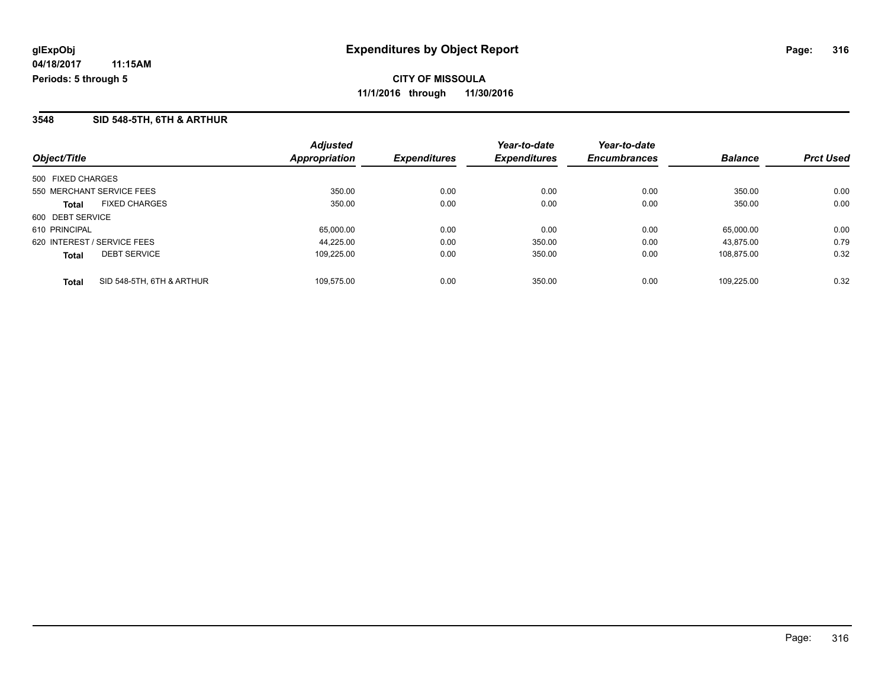**glExpObj** **Expenditures by Object Report**

**04/18/2017 11:15AM**

**Periods: 5 through 5**

**CITY OF MISSOULA**

**11/1/2016 through 11/30/2016**

## 3548 SID 548-5TH, 6TH & ARTHUR

| Object/Title | | Adjusted Appropriation | Expenditures | Year-to-date Expenditures | Year-to-date Encumbrances | Balance | Prct Used |
|---|---|---|---|---|---|---|---|
| 500 FIXED CHARGES | | | | | | | |
| 550 MERCHANT SERVICE FEES | | 350.00 | 0.00 | 0.00 | 0.00 | 350.00 | 0.00 |
| **Total** | FIXED CHARGES | 350.00 | 0.00 | 0.00 | 0.00 | 350.00 | 0.00 |
| 600 DEBT SERVICE | | | | | | | |
| 610 PRINCIPAL | | 65,000.00 | 0.00 | 0.00 | 0.00 | 65,000.00 | 0.00 |
| 620 INTEREST / SERVICE FEES | | 44,225.00 | 0.00 | 350.00 | 0.00 | 43,875.00 | 0.79 |
| **Total** | DEBT SERVICE | 109,225.00 | 0.00 | 350.00 | 0.00 | 108,875.00 | 0.32 |
| **Total** | SID 548-5TH, 6TH & ARTHUR | 109,575.00 | 0.00 | 350.00 | 0.00 | 109,225.00 | 0.32 |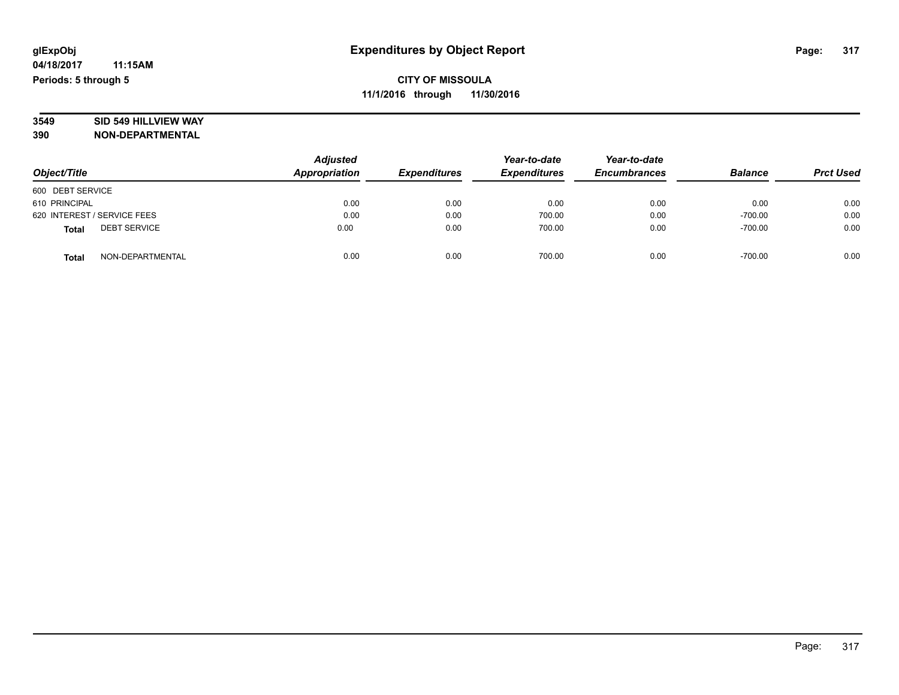# Expenditures by Object Report

glExpObj
04/18/2017 11:15AM
Periods: 5 through 5

**CITY OF MISSOULA**
**11/1/2016 through 11/30/2016**

**3549 SID 549 HILLVIEW WAY**
**390 NON-DEPARTMENTAL**

| Object/Title | Adjusted Appropriation | Expenditures | Year-to-date Expenditures | Year-to-date Encumbrances | Balance | Prct Used |
|---|---|---|---|---|---|---|
| 600 DEBT SERVICE | | | | | | |
| 610 PRINCIPAL | 0.00 | 0.00 | 0.00 | 0.00 | 0.00 | 0.00 |
| 620 INTEREST / SERVICE FEES | 0.00 | 0.00 | 700.00 | 0.00 | -700.00 | 0.00 |
| **Total** DEBT SERVICE | 0.00 | 0.00 | 700.00 | 0.00 | -700.00 | 0.00 |
| **Total** NON-DEPARTMENTAL | 0.00 | 0.00 | 700.00 | 0.00 | -700.00 | 0.00 |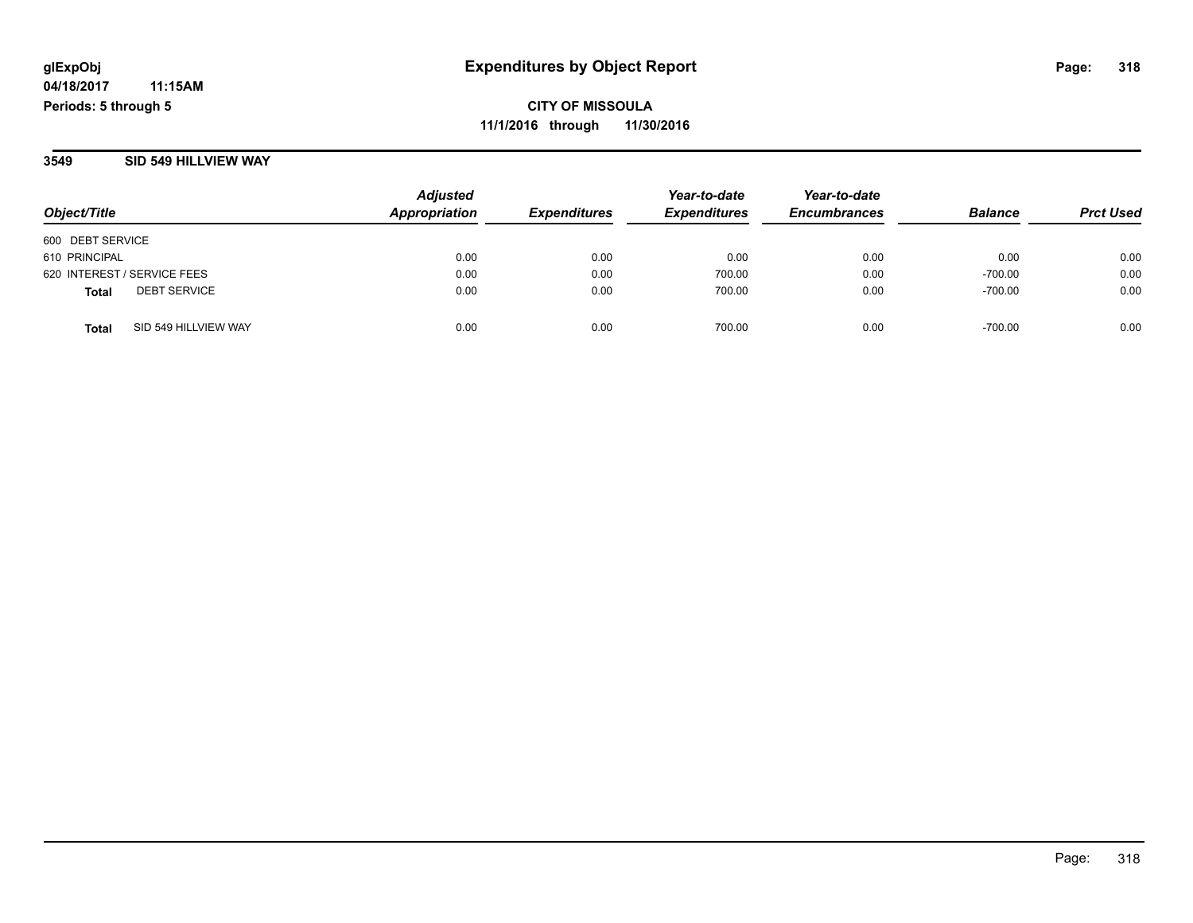glExpObj
04/18/2017 11:15AM
Periods: 5 through 5

# Expenditures by Object Report

**CITY OF MISSOULA**
**11/1/2016 through 11/30/2016**

## 3549 SID 549 HILLVIEW WAY

| Object/Title | Adjusted Appropriation | Expenditures | Year-to-date Expenditures | Year-to-date Encumbrances | Balance | Prct Used |
|---|---|---|---|---|---|---|
| 600 DEBT SERVICE | | | | | | |
| 610 PRINCIPAL | 0.00 | 0.00 | 0.00 | 0.00 | 0.00 | 0.00 |
| 620 INTEREST / SERVICE FEES | 0.00 | 0.00 | 700.00 | 0.00 | -700.00 | 0.00 |
| **Total** DEBT SERVICE | 0.00 | 0.00 | 700.00 | 0.00 | -700.00 | 0.00 |
| **Total** SID 549 HILLVIEW WAY | 0.00 | 0.00 | 700.00 | 0.00 | -700.00 | 0.00 |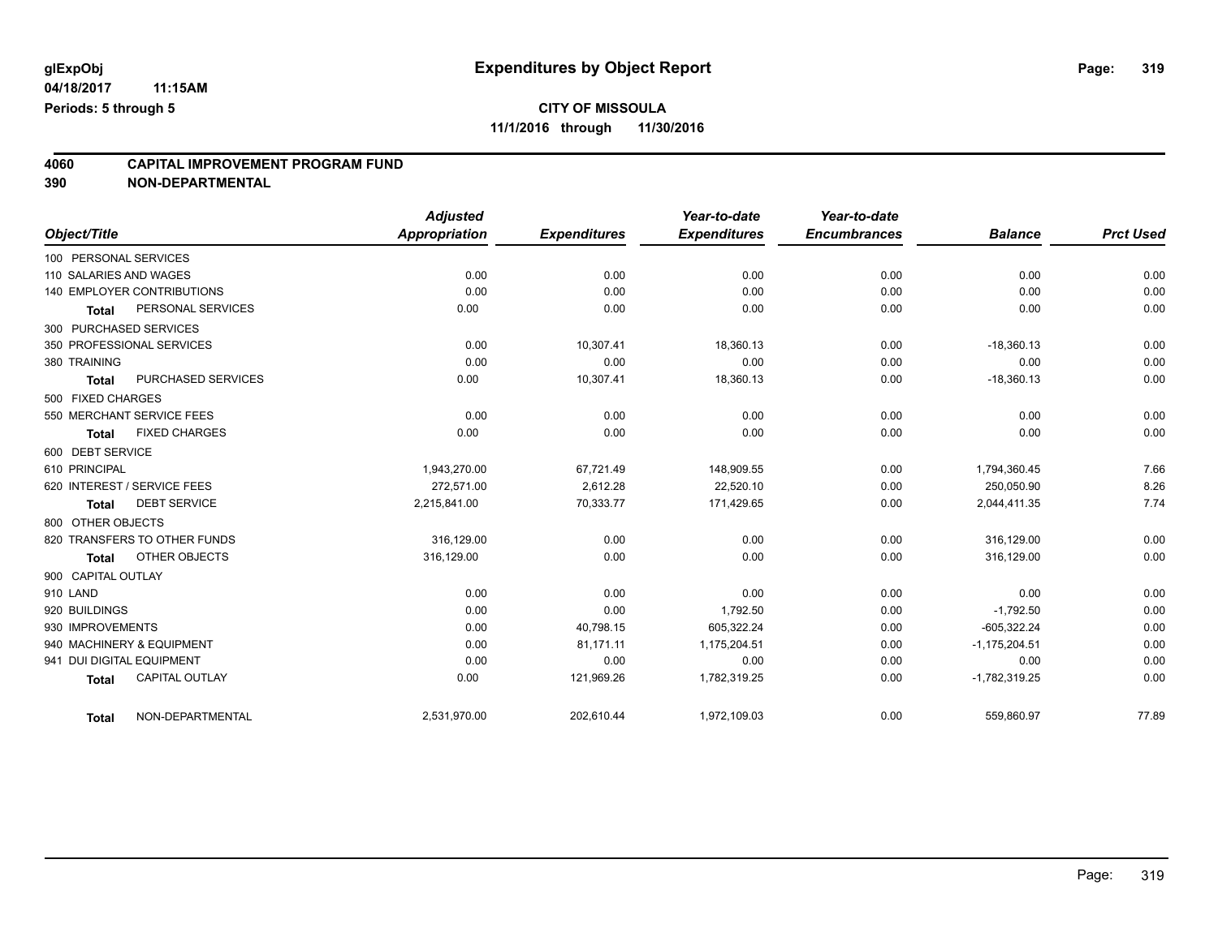glExpObj
04/18/2017 11:15AM
Periods: 5 through 5

# Expenditures by Object Report

**CITY OF MISSOULA**
**11/1/2016 through 11/30/2016**

## 4060 CAPITAL IMPROVEMENT PROGRAM FUND
## 390 NON-DEPARTMENTAL

| Object/Title | Adjusted Appropriation | Expenditures | Year-to-date Expenditures | Year-to-date Encumbrances | Balance | Prct Used |
|---|---|---|---|---|---|---|
| 100 PERSONAL SERVICES | | | | | | |
| 110 SALARIES AND WAGES | 0.00 | 0.00 | 0.00 | 0.00 | 0.00 | 0.00 |
| 140 EMPLOYER CONTRIBUTIONS | 0.00 | 0.00 | 0.00 | 0.00 | 0.00 | 0.00 |
| Total PERSONAL SERVICES | 0.00 | 0.00 | 0.00 | 0.00 | 0.00 | 0.00 |
| 300 PURCHASED SERVICES | | | | | | |
| 350 PROFESSIONAL SERVICES | 0.00 | 10,307.41 | 18,360.13 | 0.00 | -18,360.13 | 0.00 |
| 380 TRAINING | 0.00 | 0.00 | 0.00 | 0.00 | 0.00 | 0.00 |
| Total PURCHASED SERVICES | 0.00 | 10,307.41 | 18,360.13 | 0.00 | -18,360.13 | 0.00 |
| 500 FIXED CHARGES | | | | | | |
| 550 MERCHANT SERVICE FEES | 0.00 | 0.00 | 0.00 | 0.00 | 0.00 | 0.00 |
| Total FIXED CHARGES | 0.00 | 0.00 | 0.00 | 0.00 | 0.00 | 0.00 |
| 600 DEBT SERVICE | | | | | | |
| 610 PRINCIPAL | 1,943,270.00 | 67,721.49 | 148,909.55 | 0.00 | 1,794,360.45 | 7.66 |
| 620 INTEREST / SERVICE FEES | 272,571.00 | 2,612.28 | 22,520.10 | 0.00 | 250,050.90 | 8.26 |
| Total DEBT SERVICE | 2,215,841.00 | 70,333.77 | 171,429.65 | 0.00 | 2,044,411.35 | 7.74 |
| 800 OTHER OBJECTS | | | | | | |
| 820 TRANSFERS TO OTHER FUNDS | 316,129.00 | 0.00 | 0.00 | 0.00 | 316,129.00 | 0.00 |
| Total OTHER OBJECTS | 316,129.00 | 0.00 | 0.00 | 0.00 | 316,129.00 | 0.00 |
| 900 CAPITAL OUTLAY | | | | | | |
| 910 LAND | 0.00 | 0.00 | 0.00 | 0.00 | 0.00 | 0.00 |
| 920 BUILDINGS | 0.00 | 0.00 | 1,792.50 | 0.00 | -1,792.50 | 0.00 |
| 930 IMPROVEMENTS | 0.00 | 40,798.15 | 605,322.24 | 0.00 | -605,322.24 | 0.00 |
| 940 MACHINERY & EQUIPMENT | 0.00 | 81,171.11 | 1,175,204.51 | 0.00 | -1,175,204.51 | 0.00 |
| 941 DUI DIGITAL EQUIPMENT | 0.00 | 0.00 | 0.00 | 0.00 | 0.00 | 0.00 |
| Total CAPITAL OUTLAY | 0.00 | 121,969.26 | 1,782,319.25 | 0.00 | -1,782,319.25 | 0.00 |
| Total NON-DEPARTMENTAL | 2,531,970.00 | 202,610.44 | 1,972,109.03 | 0.00 | 559,860.97 | 77.89 |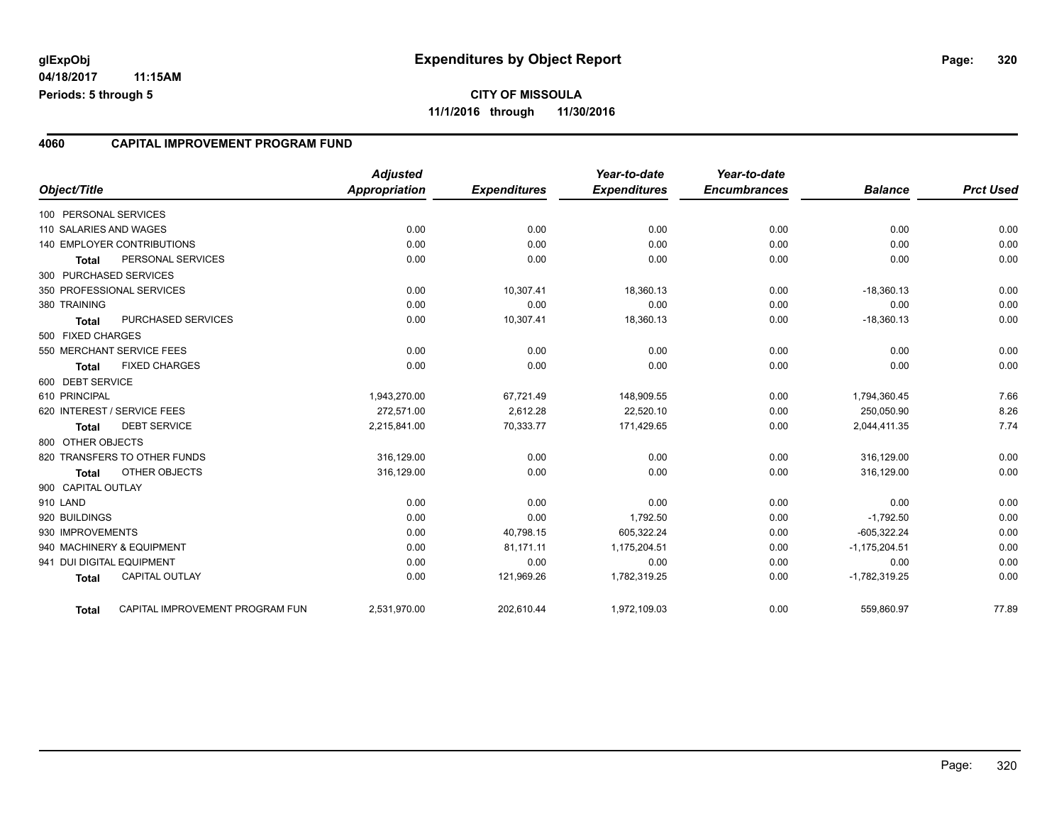glExpObj  
04/18/2017 11:15AM  
Periods: 5 through 5

# Expenditures by Object Report

**CITY OF MISSOULA**  
**11/1/2016 through 11/30/2016**

## 4060 CAPITAL IMPROVEMENT PROGRAM FUND

| Object/Title | Adjusted Appropriation | Expenditures | Year-to-date Expenditures | Year-to-date Encumbrances | Balance | Prct Used |
|---|---|---|---|---|---|---|
| 100 PERSONAL SERVICES | | | | | | |
| 110 SALARIES AND WAGES | 0.00 | 0.00 | 0.00 | 0.00 | 0.00 | 0.00 |
| 140 EMPLOYER CONTRIBUTIONS | 0.00 | 0.00 | 0.00 | 0.00 | 0.00 | 0.00 |
| **Total** PERSONAL SERVICES | 0.00 | 0.00 | 0.00 | 0.00 | 0.00 | 0.00 |
| 300 PURCHASED SERVICES | | | | | | |
| 350 PROFESSIONAL SERVICES | 0.00 | 10,307.41 | 18,360.13 | 0.00 | -18,360.13 | 0.00 |
| 380 TRAINING | 0.00 | 0.00 | 0.00 | 0.00 | 0.00 | 0.00 |
| **Total** PURCHASED SERVICES | 0.00 | 10,307.41 | 18,360.13 | 0.00 | -18,360.13 | 0.00 |
| 500 FIXED CHARGES | | | | | | |
| 550 MERCHANT SERVICE FEES | 0.00 | 0.00 | 0.00 | 0.00 | 0.00 | 0.00 |
| **Total** FIXED CHARGES | 0.00 | 0.00 | 0.00 | 0.00 | 0.00 | 0.00 |
| 600 DEBT SERVICE | | | | | | |
| 610 PRINCIPAL | 1,943,270.00 | 67,721.49 | 148,909.55 | 0.00 | 1,794,360.45 | 7.66 |
| 620 INTEREST / SERVICE FEES | 272,571.00 | 2,612.28 | 22,520.10 | 0.00 | 250,050.90 | 8.26 |
| **Total** DEBT SERVICE | 2,215,841.00 | 70,333.77 | 171,429.65 | 0.00 | 2,044,411.35 | 7.74 |
| 800 OTHER OBJECTS | | | | | | |
| 820 TRANSFERS TO OTHER FUNDS | 316,129.00 | 0.00 | 0.00 | 0.00 | 316,129.00 | 0.00 |
| **Total** OTHER OBJECTS | 316,129.00 | 0.00 | 0.00 | 0.00 | 316,129.00 | 0.00 |
| 900 CAPITAL OUTLAY | | | | | | |
| 910 LAND | 0.00 | 0.00 | 0.00 | 0.00 | 0.00 | 0.00 |
| 920 BUILDINGS | 0.00 | 0.00 | 1,792.50 | 0.00 | -1,792.50 | 0.00 |
| 930 IMPROVEMENTS | 0.00 | 40,798.15 | 605,322.24 | 0.00 | -605,322.24 | 0.00 |
| 940 MACHINERY & EQUIPMENT | 0.00 | 81,171.11 | 1,175,204.51 | 0.00 | -1,175,204.51 | 0.00 |
| 941 DUI DIGITAL EQUIPMENT | 0.00 | 0.00 | 0.00 | 0.00 | 0.00 | 0.00 |
| **Total** CAPITAL OUTLAY | 0.00 | 121,969.26 | 1,782,319.25 | 0.00 | -1,782,319.25 | 0.00 |
| **Total** CAPITAL IMPROVEMENT PROGRAM FUN | 2,531,970.00 | 202,610.44 | 1,972,109.03 | 0.00 | 559,860.97 | 77.89 |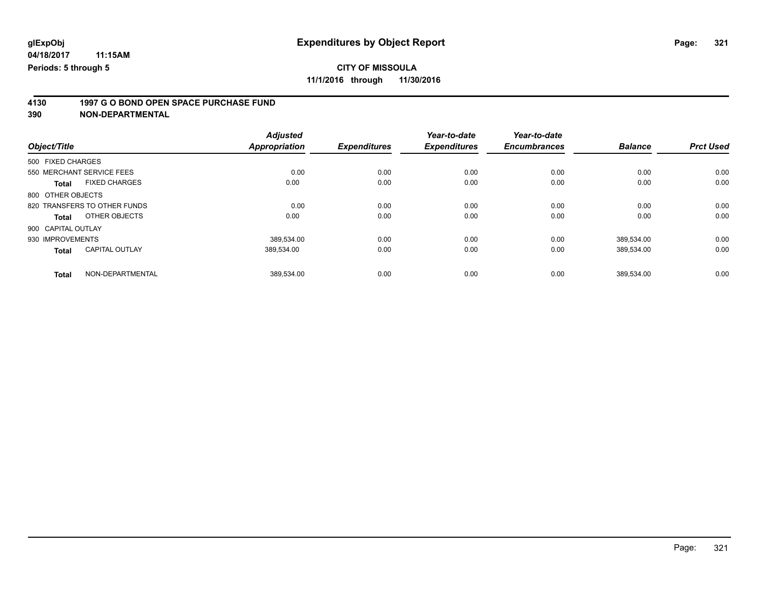**glExpObj** **Expenditures by Object Report**

**04/18/2017 11:15AM**

**Periods: 5 through 5**

**CITY OF MISSOULA**

**11/1/2016 through 11/30/2016**

## 4130 1997 G O BOND OPEN SPACE PURCHASE FUND

## 390 NON-DEPARTMENTAL

| Object/Title | Adjusted Appropriation | Expenditures | Year-to-date Expenditures | Year-to-date Encumbrances | Balance | Prct Used |
|---|---|---|---|---|---|---|
| 500 FIXED CHARGES | | | | | | |
| 550 MERCHANT SERVICE FEES | 0.00 | 0.00 | 0.00 | 0.00 | 0.00 | 0.00 |
| **Total** FIXED CHARGES | 0.00 | 0.00 | 0.00 | 0.00 | 0.00 | 0.00 |
| 800 OTHER OBJECTS | | | | | | |
| 820 TRANSFERS TO OTHER FUNDS | 0.00 | 0.00 | 0.00 | 0.00 | 0.00 | 0.00 |
| **Total** OTHER OBJECTS | 0.00 | 0.00 | 0.00 | 0.00 | 0.00 | 0.00 |
| 900 CAPITAL OUTLAY | | | | | | |
| 930 IMPROVEMENTS | 389,534.00 | 0.00 | 0.00 | 0.00 | 389,534.00 | 0.00 |
| **Total** CAPITAL OUTLAY | 389,534.00 | 0.00 | 0.00 | 0.00 | 389,534.00 | 0.00 |
| **Total** NON-DEPARTMENTAL | 389,534.00 | 0.00 | 0.00 | 0.00 | 389,534.00 | 0.00 |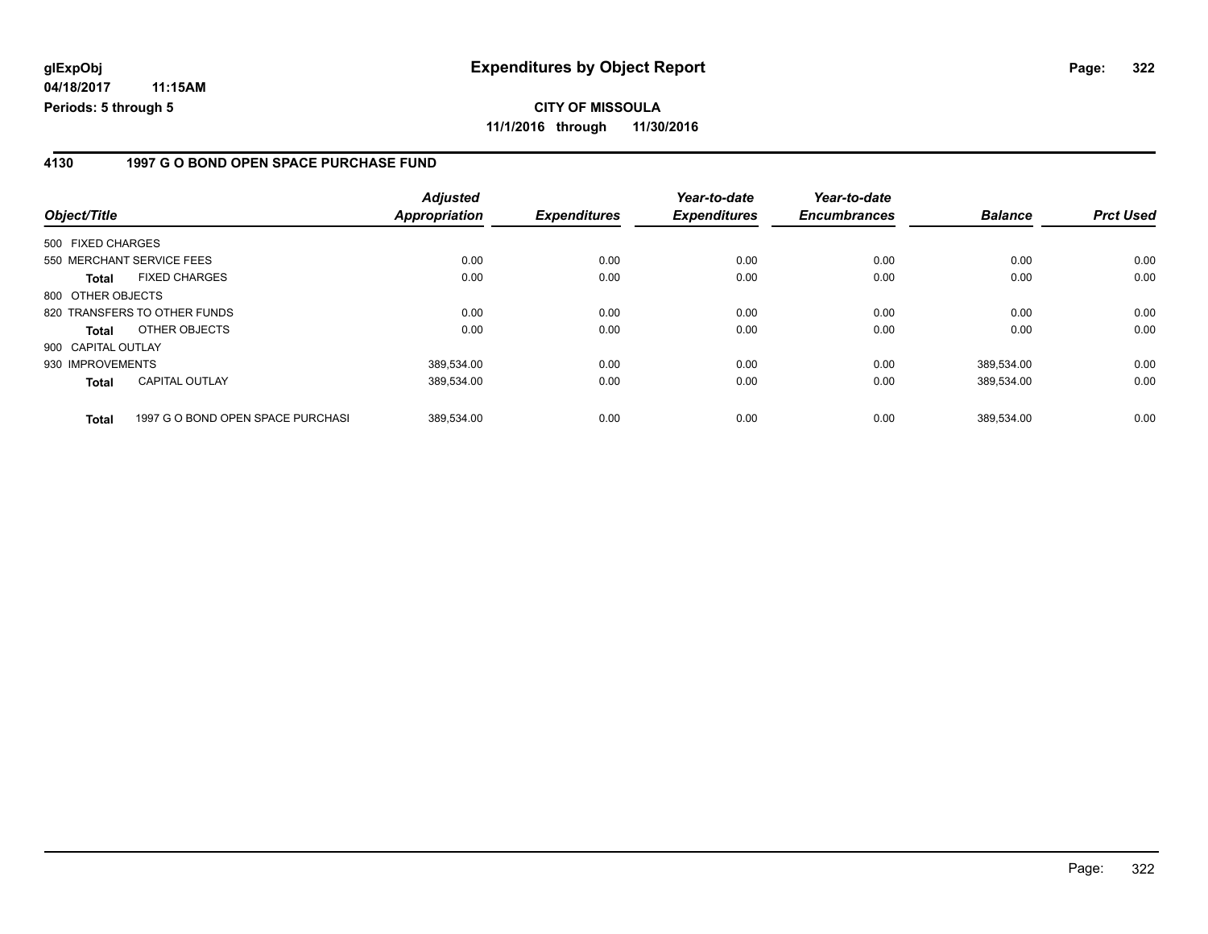**CITY OF MISSOULA**

**11/1/2016 through 11/30/2016**

## 4130 1997 G O BOND OPEN SPACE PURCHASE FUND

| Object/Title | | Adjusted Appropriation | Expenditures | Year-to-date Expenditures | Year-to-date Encumbrances | Balance | Prct Used |
|---|---|---|---|---|---|---|---|
| 500 FIXED CHARGES | | | | | | | |
| 550 MERCHANT SERVICE FEES | | 0.00 | 0.00 | 0.00 | 0.00 | 0.00 | 0.00 |
| **Total** | FIXED CHARGES | 0.00 | 0.00 | 0.00 | 0.00 | 0.00 | 0.00 |
| 800 OTHER OBJECTS | | | | | | | |
| 820 TRANSFERS TO OTHER FUNDS | | 0.00 | 0.00 | 0.00 | 0.00 | 0.00 | 0.00 |
| **Total** | OTHER OBJECTS | 0.00 | 0.00 | 0.00 | 0.00 | 0.00 | 0.00 |
| 900 CAPITAL OUTLAY | | | | | | | |
| 930 IMPROVEMENTS | | 389,534.00 | 0.00 | 0.00 | 0.00 | 389,534.00 | 0.00 |
| **Total** | CAPITAL OUTLAY | 389,534.00 | 0.00 | 0.00 | 0.00 | 389,534.00 | 0.00 |
| **Total** | 1997 G O BOND OPEN SPACE PURCHASI | 389,534.00 | 0.00 | 0.00 | 0.00 | 389,534.00 | 0.00 |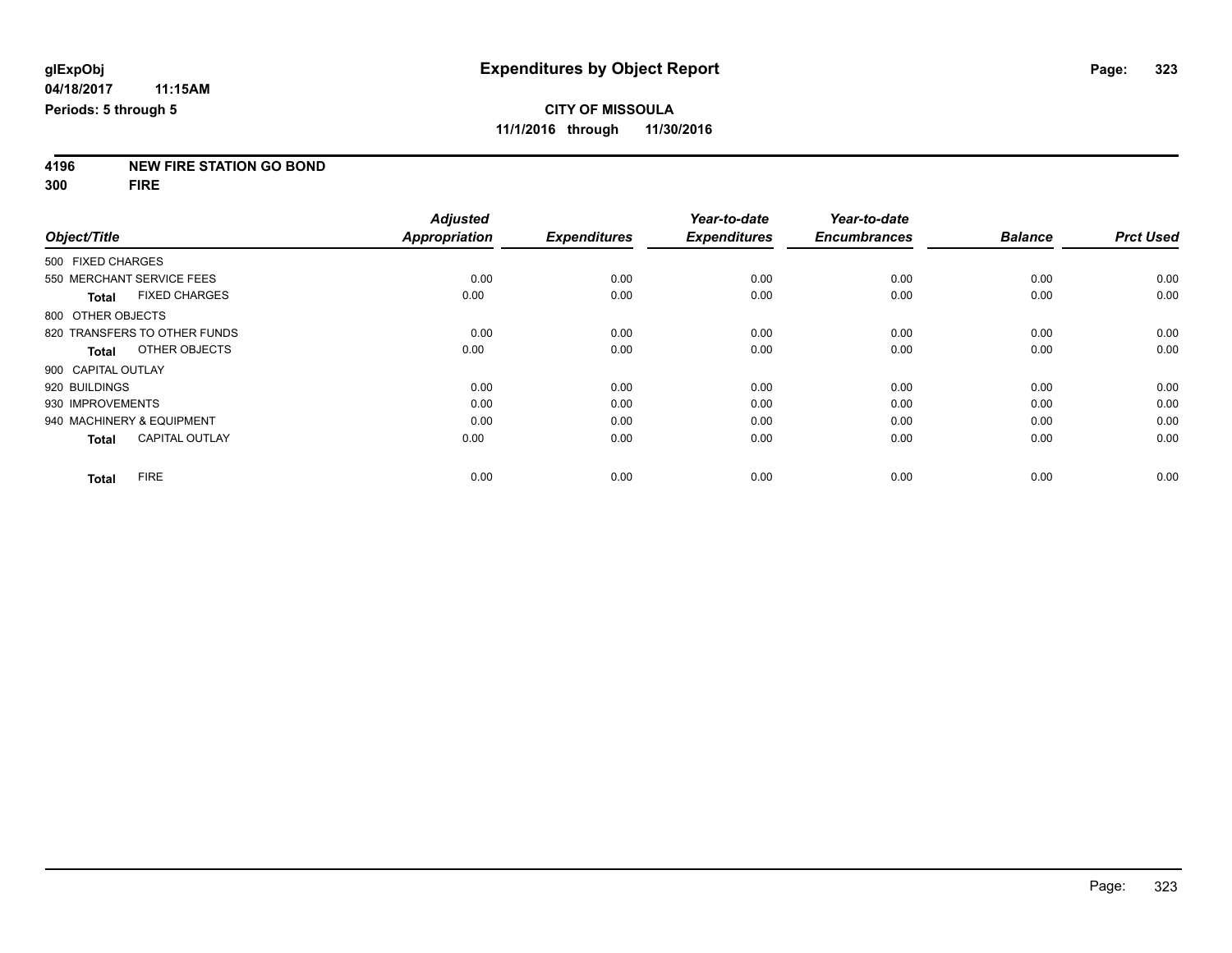**glExpObj** **Expenditures by Object Report**

**04/18/2017 11:15AM**

**Periods: 5 through 5**

**CITY OF MISSOULA**

**11/1/2016 through 11/30/2016**

**4196 NEW FIRE STATION GO BOND**

**300 FIRE**

| Object/Title | Adjusted Appropriation | Expenditures | Year-to-date Expenditures | Year-to-date Encumbrances | Balance | Prct Used |
|---|---|---|---|---|---|---|
| 500 FIXED CHARGES | | | | | | |
| 550 MERCHANT SERVICE FEES | 0.00 | 0.00 | 0.00 | 0.00 | 0.00 | 0.00 |
| **Total** FIXED CHARGES | 0.00 | 0.00 | 0.00 | 0.00 | 0.00 | 0.00 |
| 800 OTHER OBJECTS | | | | | | |
| 820 TRANSFERS TO OTHER FUNDS | 0.00 | 0.00 | 0.00 | 0.00 | 0.00 | 0.00 |
| **Total** OTHER OBJECTS | 0.00 | 0.00 | 0.00 | 0.00 | 0.00 | 0.00 |
| 900 CAPITAL OUTLAY | | | | | | |
| 920 BUILDINGS | 0.00 | 0.00 | 0.00 | 0.00 | 0.00 | 0.00 |
| 930 IMPROVEMENTS | 0.00 | 0.00 | 0.00 | 0.00 | 0.00 | 0.00 |
| 940 MACHINERY & EQUIPMENT | 0.00 | 0.00 | 0.00 | 0.00 | 0.00 | 0.00 |
| **Total** CAPITAL OUTLAY | 0.00 | 0.00 | 0.00 | 0.00 | 0.00 | 0.00 |
| **Total** FIRE | 0.00 | 0.00 | 0.00 | 0.00 | 0.00 | 0.00 |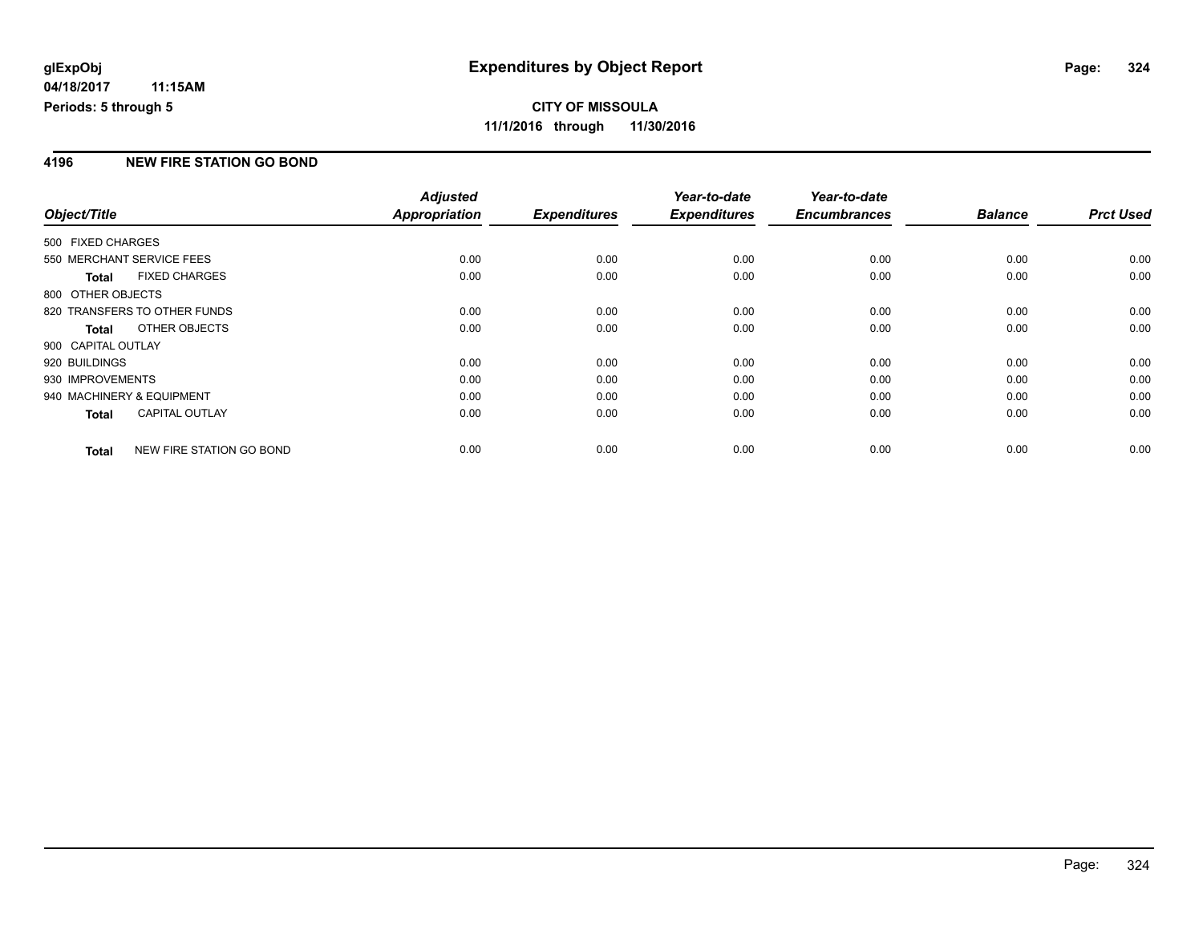**glExpObj**
**04/18/2017 11:15AM**
**Periods: 5 through 5**

# Expenditures by Object Report

**CITY OF MISSOULA**
**11/1/2016 through 11/30/2016**

## 4196 NEW FIRE STATION GO BOND

| Object/Title | | *Adjusted Appropriation* | *Expenditures* | *Year-to-date Expenditures* | *Year-to-date Encumbrances* | *Balance* | *Prct Used* |
|---|---|---|---|---|---|---|---|
| 500 FIXED CHARGES | | | | | | | |
| 550 MERCHANT SERVICE FEES | | 0.00 | 0.00 | 0.00 | 0.00 | 0.00 | 0.00 |
| **Total** | FIXED CHARGES | 0.00 | 0.00 | 0.00 | 0.00 | 0.00 | 0.00 |
| 800 OTHER OBJECTS | | | | | | | |
| 820 TRANSFERS TO OTHER FUNDS | | 0.00 | 0.00 | 0.00 | 0.00 | 0.00 | 0.00 |
| **Total** | OTHER OBJECTS | 0.00 | 0.00 | 0.00 | 0.00 | 0.00 | 0.00 |
| 900 CAPITAL OUTLAY | | | | | | | |
| 920 BUILDINGS | | 0.00 | 0.00 | 0.00 | 0.00 | 0.00 | 0.00 |
| 930 IMPROVEMENTS | | 0.00 | 0.00 | 0.00 | 0.00 | 0.00 | 0.00 |
| 940 MACHINERY & EQUIPMENT | | 0.00 | 0.00 | 0.00 | 0.00 | 0.00 | 0.00 |
| **Total** | CAPITAL OUTLAY | 0.00 | 0.00 | 0.00 | 0.00 | 0.00 | 0.00 |
| **Total** | NEW FIRE STATION GO BOND | 0.00 | 0.00 | 0.00 | 0.00 | 0.00 | 0.00 |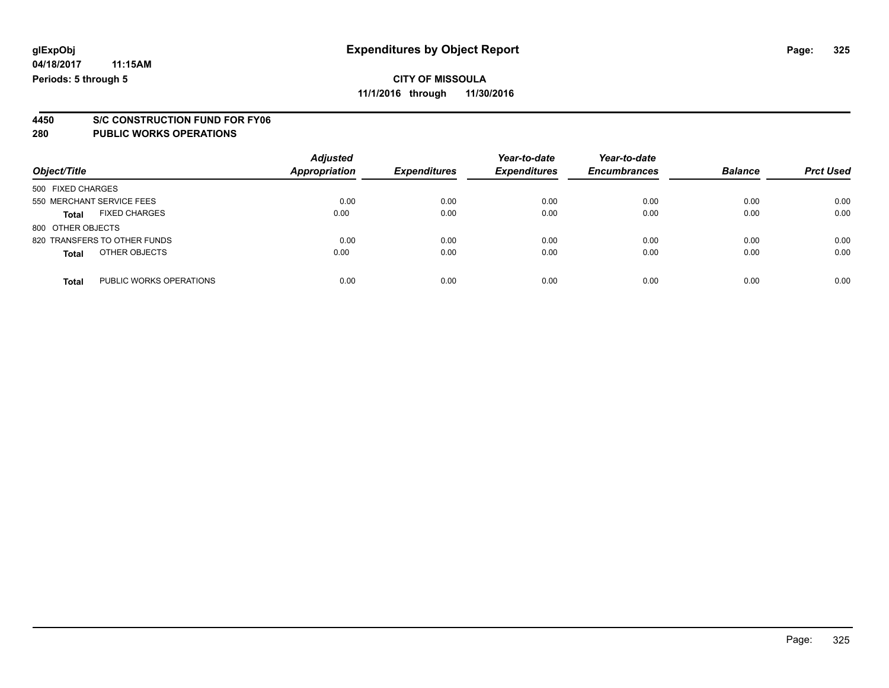**glExpObj** **Expenditures by Object Report**

**04/18/2017 11:15AM**

**Periods: 5 through 5**

**CITY OF MISSOULA**

**11/1/2016 through 11/30/2016**

## 4450 S/C CONSTRUCTION FUND FOR FY06

## 280 PUBLIC WORKS OPERATIONS

| Object/Title | Adjusted Appropriation | Expenditures | Year-to-date Expenditures | Year-to-date Encumbrances | Balance | Prct Used |
|---|---|---|---|---|---|---|
| 500 FIXED CHARGES | | | | | | |
| 550 MERCHANT SERVICE FEES | 0.00 | 0.00 | 0.00 | 0.00 | 0.00 | 0.00 |
| **Total** FIXED CHARGES | 0.00 | 0.00 | 0.00 | 0.00 | 0.00 | 0.00 |
| 800 OTHER OBJECTS | | | | | | |
| 820 TRANSFERS TO OTHER FUNDS | 0.00 | 0.00 | 0.00 | 0.00 | 0.00 | 0.00 |
| **Total** OTHER OBJECTS | 0.00 | 0.00 | 0.00 | 0.00 | 0.00 | 0.00 |
| **Total** PUBLIC WORKS OPERATIONS | 0.00 | 0.00 | 0.00 | 0.00 | 0.00 | 0.00 |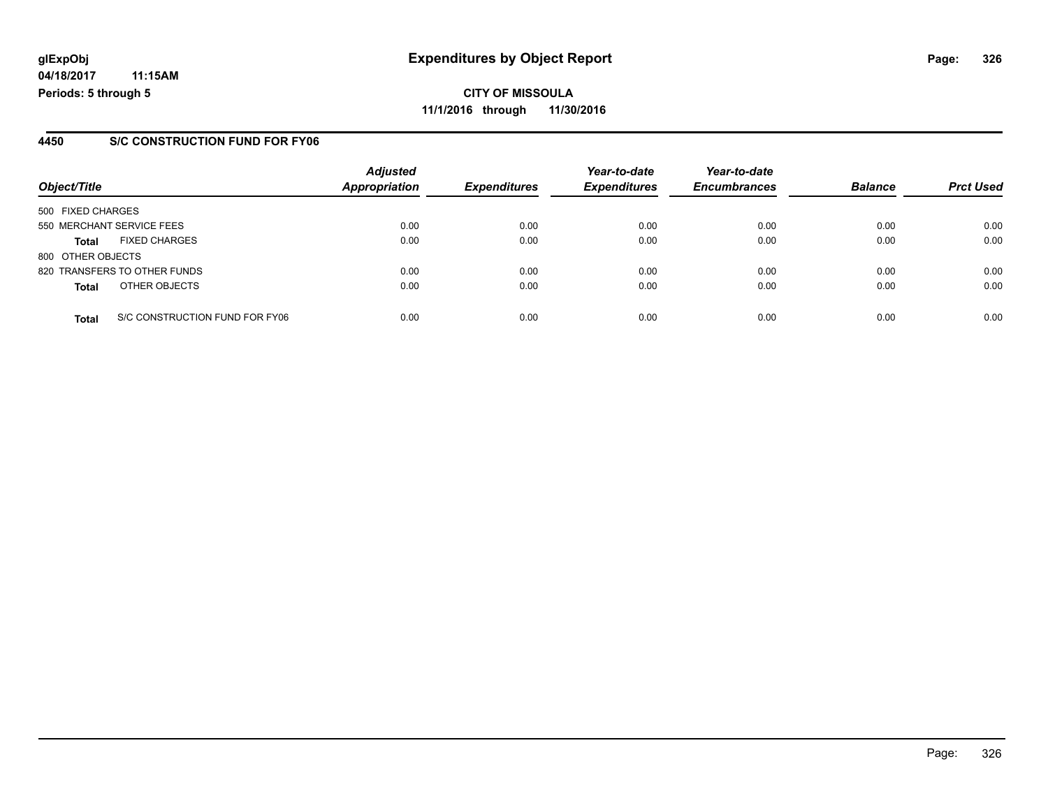**glExpObj**
**04/18/2017 11:15AM**
**Periods: 5 through 5**

# Expenditures by Object Report

**CITY OF MISSOULA**
**11/1/2016 through 11/30/2016**

## 4450 S/C CONSTRUCTION FUND FOR FY06

| Object/Title | | Adjusted Appropriation | Expenditures | Year-to-date Expenditures | Year-to-date Encumbrances | Balance | Prct Used |
|---|---|---|---|---|---|---|---|
| 500 FIXED CHARGES | | | | | | | |
| 550 MERCHANT SERVICE FEES | | 0.00 | 0.00 | 0.00 | 0.00 | 0.00 | 0.00 |
| **Total** | FIXED CHARGES | 0.00 | 0.00 | 0.00 | 0.00 | 0.00 | 0.00 |
| 800 OTHER OBJECTS | | | | | | | |
| 820 TRANSFERS TO OTHER FUNDS | | 0.00 | 0.00 | 0.00 | 0.00 | 0.00 | 0.00 |
| **Total** | OTHER OBJECTS | 0.00 | 0.00 | 0.00 | 0.00 | 0.00 | 0.00 |
| **Total** | S/C CONSTRUCTION FUND FOR FY06 | 0.00 | 0.00 | 0.00 | 0.00 | 0.00 | 0.00 |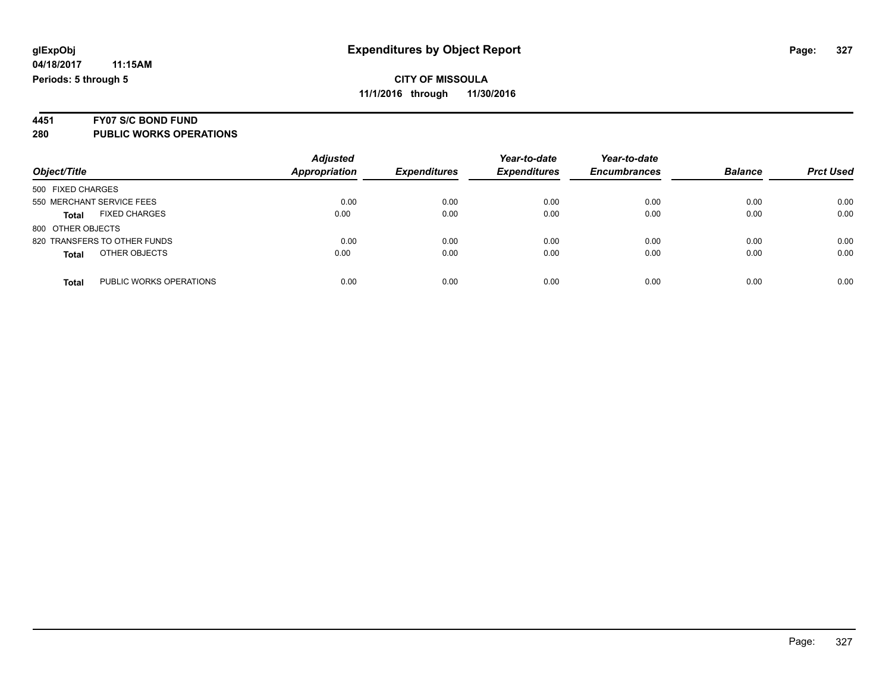glExpObj
04/18/2017 11:15AM
Periods: 5 through 5

# Expenditures by Object Report

**CITY OF MISSOULA**
**11/1/2016 through 11/30/2016**

**4451 FY07 S/C BOND FUND**
**280 PUBLIC WORKS OPERATIONS**

| Object/Title | Adjusted Appropriation | Expenditures | Year-to-date Expenditures | Year-to-date Encumbrances | Balance | Prct Used |
|---|---|---|---|---|---|---|
| 500 FIXED CHARGES | | | | | | |
| 550 MERCHANT SERVICE FEES | 0.00 | 0.00 | 0.00 | 0.00 | 0.00 | 0.00 |
| **Total** FIXED CHARGES | 0.00 | 0.00 | 0.00 | 0.00 | 0.00 | 0.00 |
| 800 OTHER OBJECTS | | | | | | |
| 820 TRANSFERS TO OTHER FUNDS | 0.00 | 0.00 | 0.00 | 0.00 | 0.00 | 0.00 |
| **Total** OTHER OBJECTS | 0.00 | 0.00 | 0.00 | 0.00 | 0.00 | 0.00 |
| **Total** PUBLIC WORKS OPERATIONS | 0.00 | 0.00 | 0.00 | 0.00 | 0.00 | 0.00 |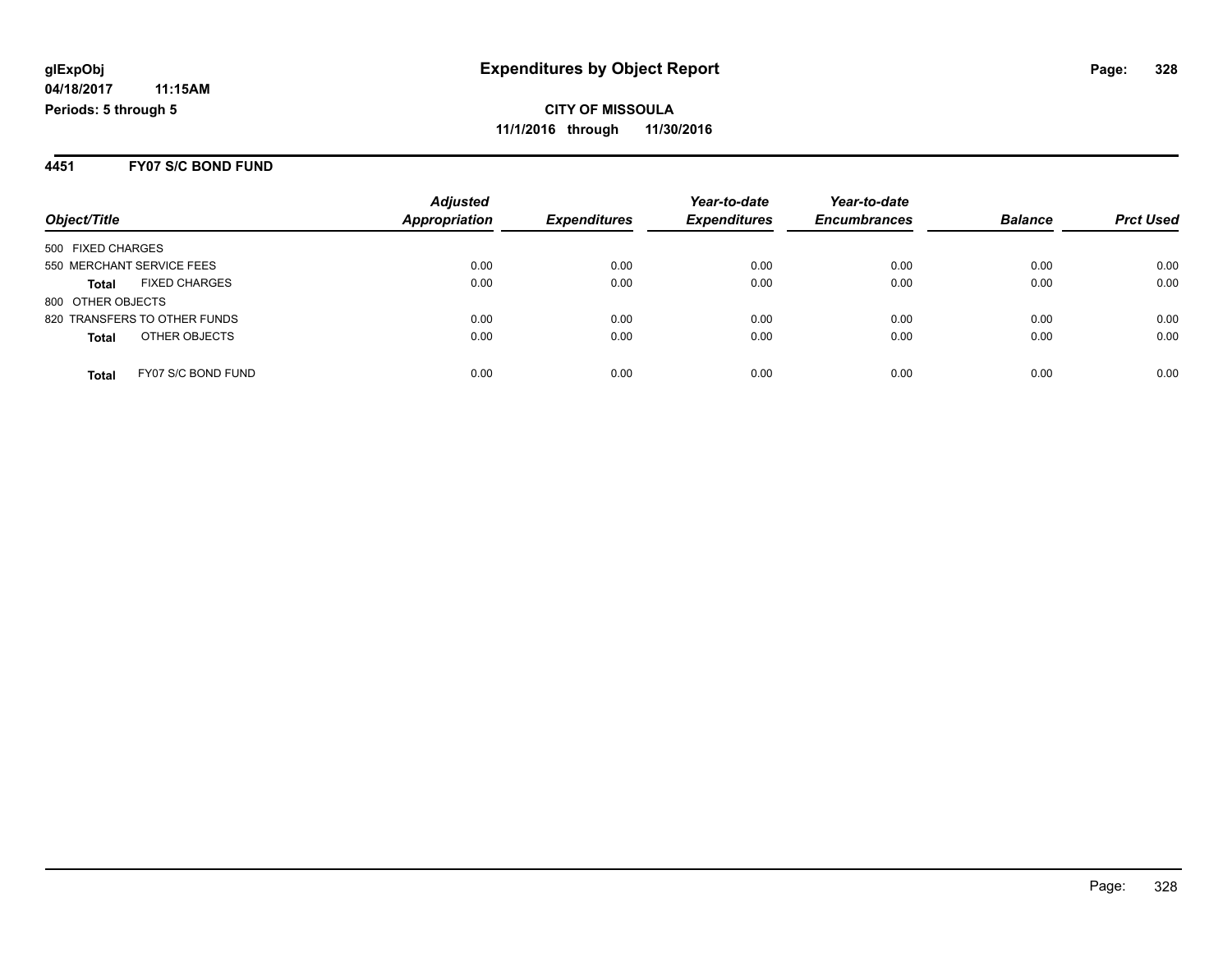glExpObj
04/18/2017 11:15AM
Periods: 5 through 5

# Expenditures by Object Report

**CITY OF MISSOULA**
**11/1/2016 through 11/30/2016**

## 4451 FY07 S/C BOND FUND

| Object/Title | Adjusted Appropriation | Expenditures | Year-to-date Expenditures | Year-to-date Encumbrances | Balance | Prct Used |
|---|---|---|---|---|---|---|
| 500 FIXED CHARGES | | | | | | |
| 550 MERCHANT SERVICE FEES | 0.00 | 0.00 | 0.00 | 0.00 | 0.00 | 0.00 |
| **Total** FIXED CHARGES | 0.00 | 0.00 | 0.00 | 0.00 | 0.00 | 0.00 |
| 800 OTHER OBJECTS | | | | | | |
| 820 TRANSFERS TO OTHER FUNDS | 0.00 | 0.00 | 0.00 | 0.00 | 0.00 | 0.00 |
| **Total** OTHER OBJECTS | 0.00 | 0.00 | 0.00 | 0.00 | 0.00 | 0.00 |
| **Total** FY07 S/C BOND FUND | 0.00 | 0.00 | 0.00 | 0.00 | 0.00 | 0.00 |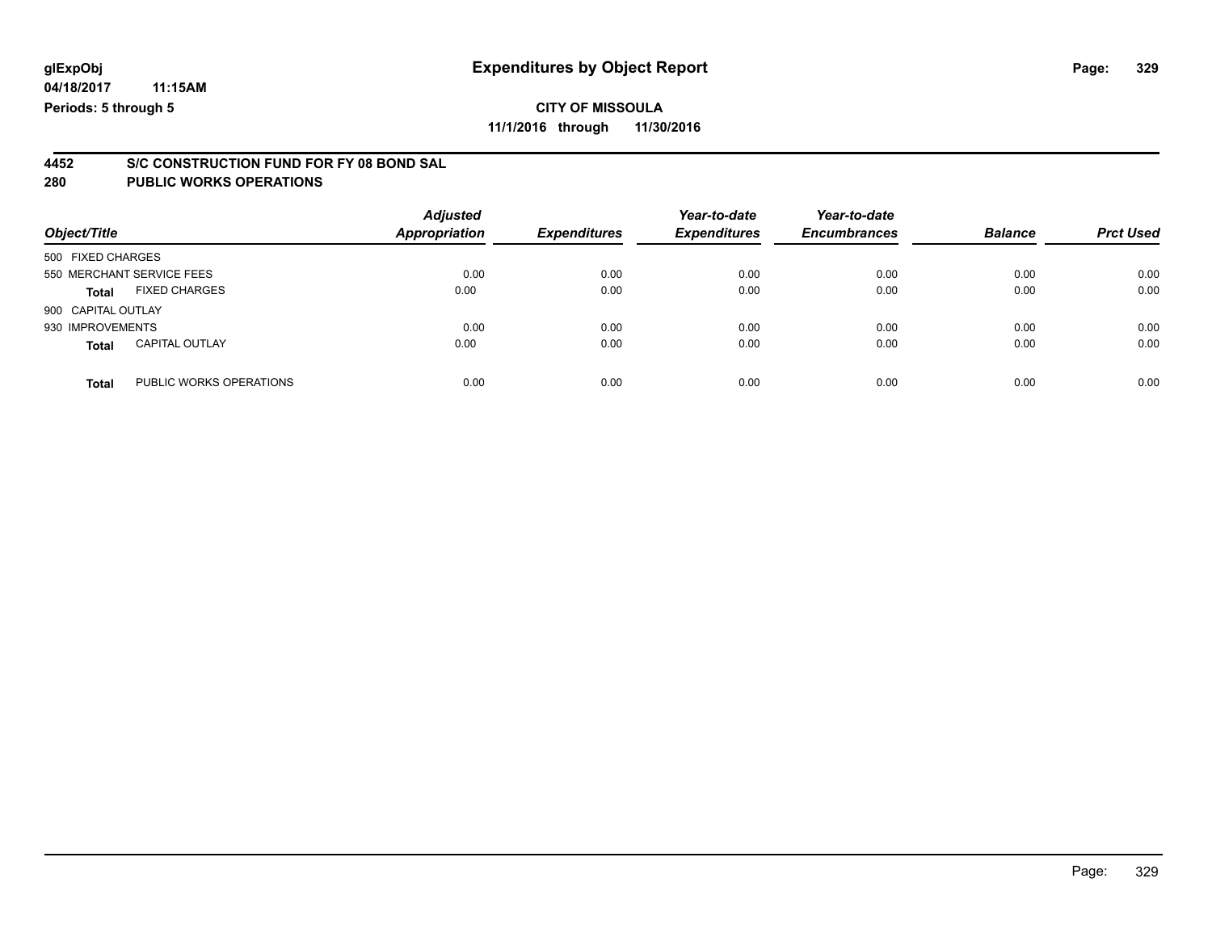**glExpObj** **Expenditures by Object Report**

**04/18/2017 11:15AM**

**Periods: 5 through 5**

**CITY OF MISSOULA**

**11/1/2016 through 11/30/2016**

**4452 S/C CONSTRUCTION FUND FOR FY 08 BOND SAL**

**280 PUBLIC WORKS OPERATIONS**

| Object/Title | Adjusted Appropriation | Expenditures | Year-to-date Expenditures | Year-to-date Encumbrances | Balance | Prct Used |
|---|---|---|---|---|---|---|
| 500 FIXED CHARGES | | | | | | |
| 550 MERCHANT SERVICE FEES | 0.00 | 0.00 | 0.00 | 0.00 | 0.00 | 0.00 |
| **Total** FIXED CHARGES | 0.00 | 0.00 | 0.00 | 0.00 | 0.00 | 0.00 |
| 900 CAPITAL OUTLAY | | | | | | |
| 930 IMPROVEMENTS | 0.00 | 0.00 | 0.00 | 0.00 | 0.00 | 0.00 |
| **Total** CAPITAL OUTLAY | 0.00 | 0.00 | 0.00 | 0.00 | 0.00 | 0.00 |
| **Total** PUBLIC WORKS OPERATIONS | 0.00 | 0.00 | 0.00 | 0.00 | 0.00 | 0.00 |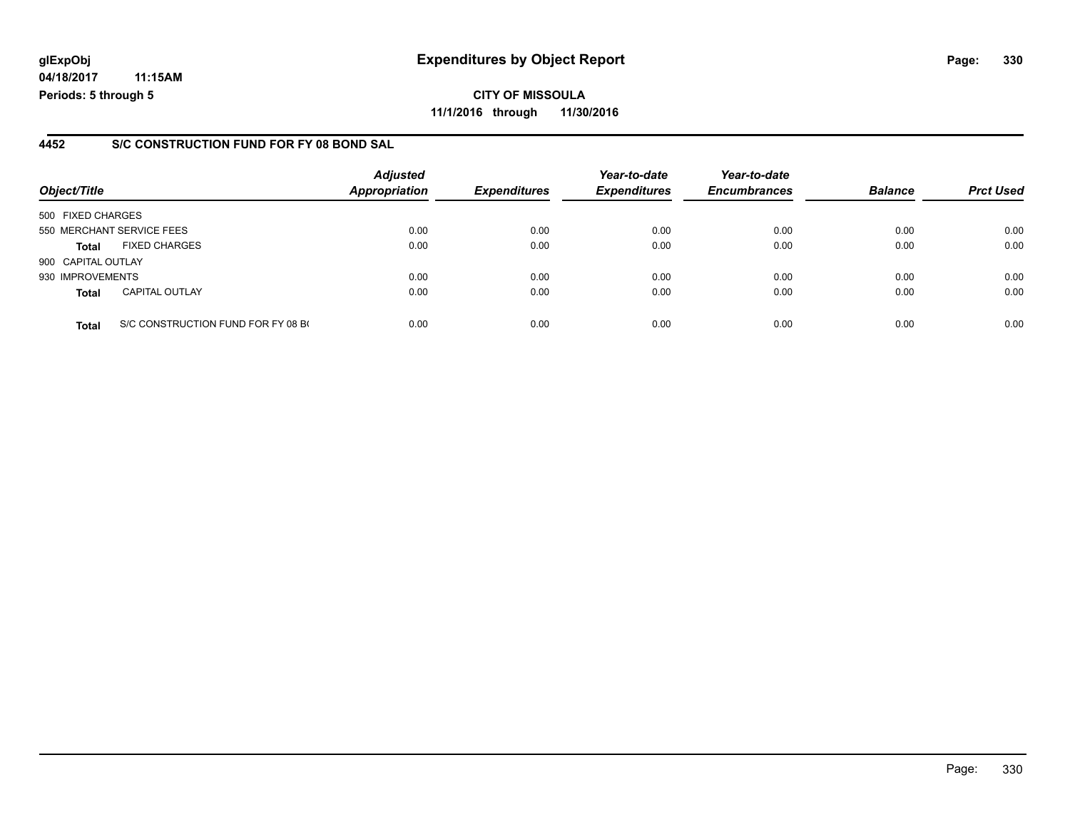**glExpObj**
**04/18/2017 11:15AM**
**Periods: 5 through 5**

# Expenditures by Object Report

**CITY OF MISSOULA**
**11/1/2016 through 11/30/2016**

## 4452 S/C CONSTRUCTION FUND FOR FY 08 BOND SAL

| Object/Title | | Adjusted Appropriation | Expenditures | Year-to-date Expenditures | Year-to-date Encumbrances | Balance | Prct Used |
|---|---|---|---|---|---|---|---|
| 500 FIXED CHARGES | | | | | | | |
| 550 MERCHANT SERVICE FEES | | 0.00 | 0.00 | 0.00 | 0.00 | 0.00 | 0.00 |
| **Total** | FIXED CHARGES | 0.00 | 0.00 | 0.00 | 0.00 | 0.00 | 0.00 |
| 900 CAPITAL OUTLAY | | | | | | | |
| 930 IMPROVEMENTS | | 0.00 | 0.00 | 0.00 | 0.00 | 0.00 | 0.00 |
| **Total** | CAPITAL OUTLAY | 0.00 | 0.00 | 0.00 | 0.00 | 0.00 | 0.00 |
| **Total** | S/C CONSTRUCTION FUND FOR FY 08 B( | 0.00 | 0.00 | 0.00 | 0.00 | 0.00 | 0.00 |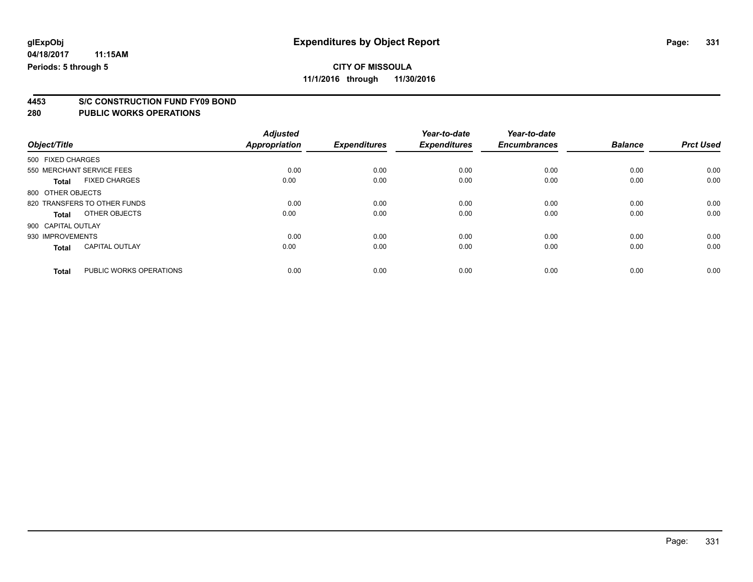glExpObj
04/18/2017 11:15AM
Periods: 5 through 5

# Expenditures by Object Report

**CITY OF MISSOULA**
**11/1/2016 through 11/30/2016**

## 4453 S/C CONSTRUCTION FUND FY09 BOND
## 280 PUBLIC WORKS OPERATIONS

| Object/Title | | Adjusted Appropriation | Expenditures | Year-to-date Expenditures | Year-to-date Encumbrances | Balance | Prct Used |
|---|---|---|---|---|---|---|---|
| 500 FIXED CHARGES | | | | | | | |
| 550 MERCHANT SERVICE FEES | | 0.00 | 0.00 | 0.00 | 0.00 | 0.00 | 0.00 |
| **Total** | FIXED CHARGES | 0.00 | 0.00 | 0.00 | 0.00 | 0.00 | 0.00 |
| 800 OTHER OBJECTS | | | | | | | |
| 820 TRANSFERS TO OTHER FUNDS | | 0.00 | 0.00 | 0.00 | 0.00 | 0.00 | 0.00 |
| **Total** | OTHER OBJECTS | 0.00 | 0.00 | 0.00 | 0.00 | 0.00 | 0.00 |
| 900 CAPITAL OUTLAY | | | | | | | |
| 930 IMPROVEMENTS | | 0.00 | 0.00 | 0.00 | 0.00 | 0.00 | 0.00 |
| **Total** | CAPITAL OUTLAY | 0.00 | 0.00 | 0.00 | 0.00 | 0.00 | 0.00 |
| **Total** | PUBLIC WORKS OPERATIONS | 0.00 | 0.00 | 0.00 | 0.00 | 0.00 | 0.00 |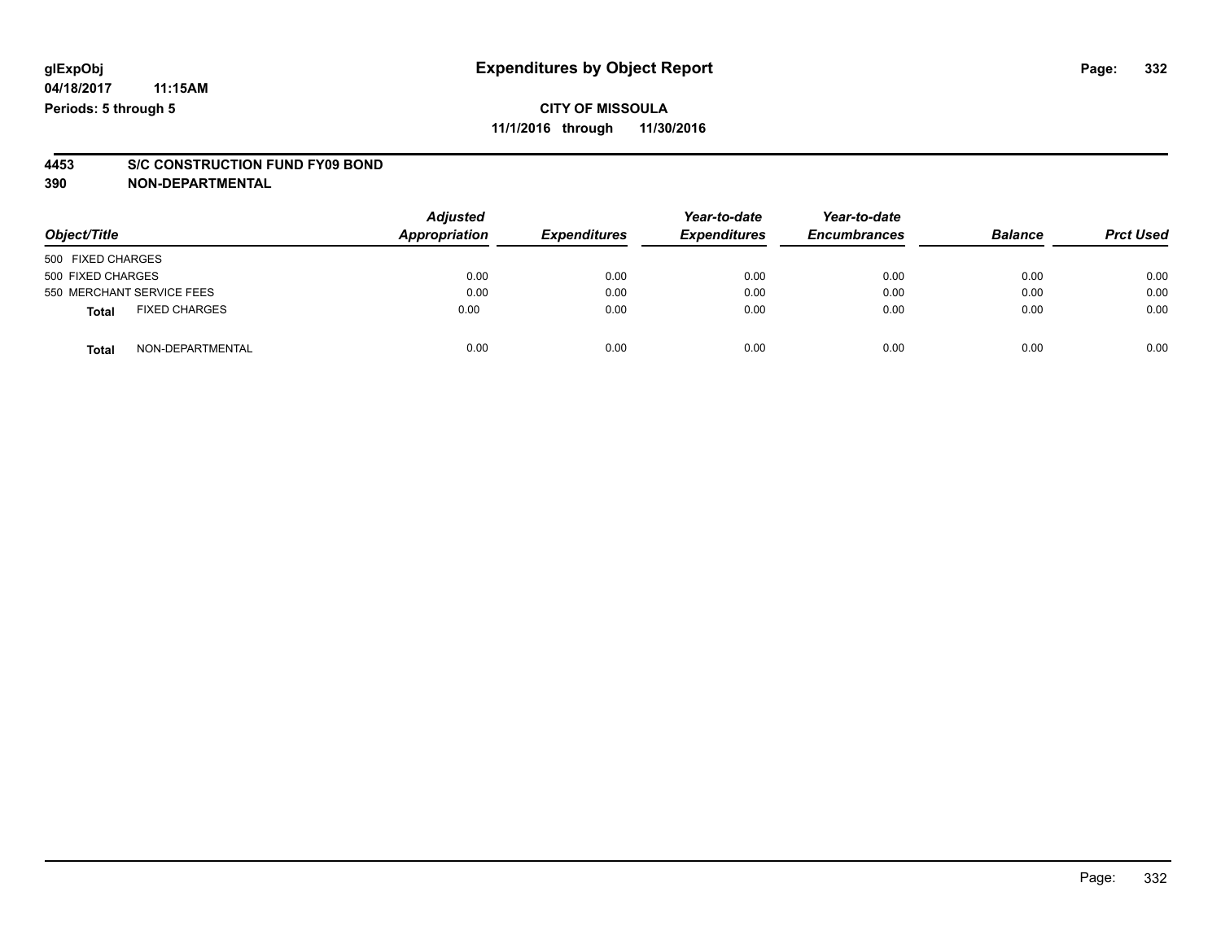# Expenditures by Object Report

glExpObj
04/18/2017 11:15AM
Periods: 5 through 5

**CITY OF MISSOULA**
**11/1/2016 through 11/30/2016**

## 4453 S/C CONSTRUCTION FUND FY09 BOND
## 390 NON-DEPARTMENTAL

| Object/Title | Adjusted Appropriation | Expenditures | Year-to-date Expenditures | Year-to-date Encumbrances | Balance | Prct Used |
|---|---|---|---|---|---|---|
| 500 FIXED CHARGES | | | | | | |
| 500 FIXED CHARGES | 0.00 | 0.00 | 0.00 | 0.00 | 0.00 | 0.00 |
| 550 MERCHANT SERVICE FEES | 0.00 | 0.00 | 0.00 | 0.00 | 0.00 | 0.00 |
| **Total** FIXED CHARGES | 0.00 | 0.00 | 0.00 | 0.00 | 0.00 | 0.00 |
| **Total** NON-DEPARTMENTAL | 0.00 | 0.00 | 0.00 | 0.00 | 0.00 | 0.00 |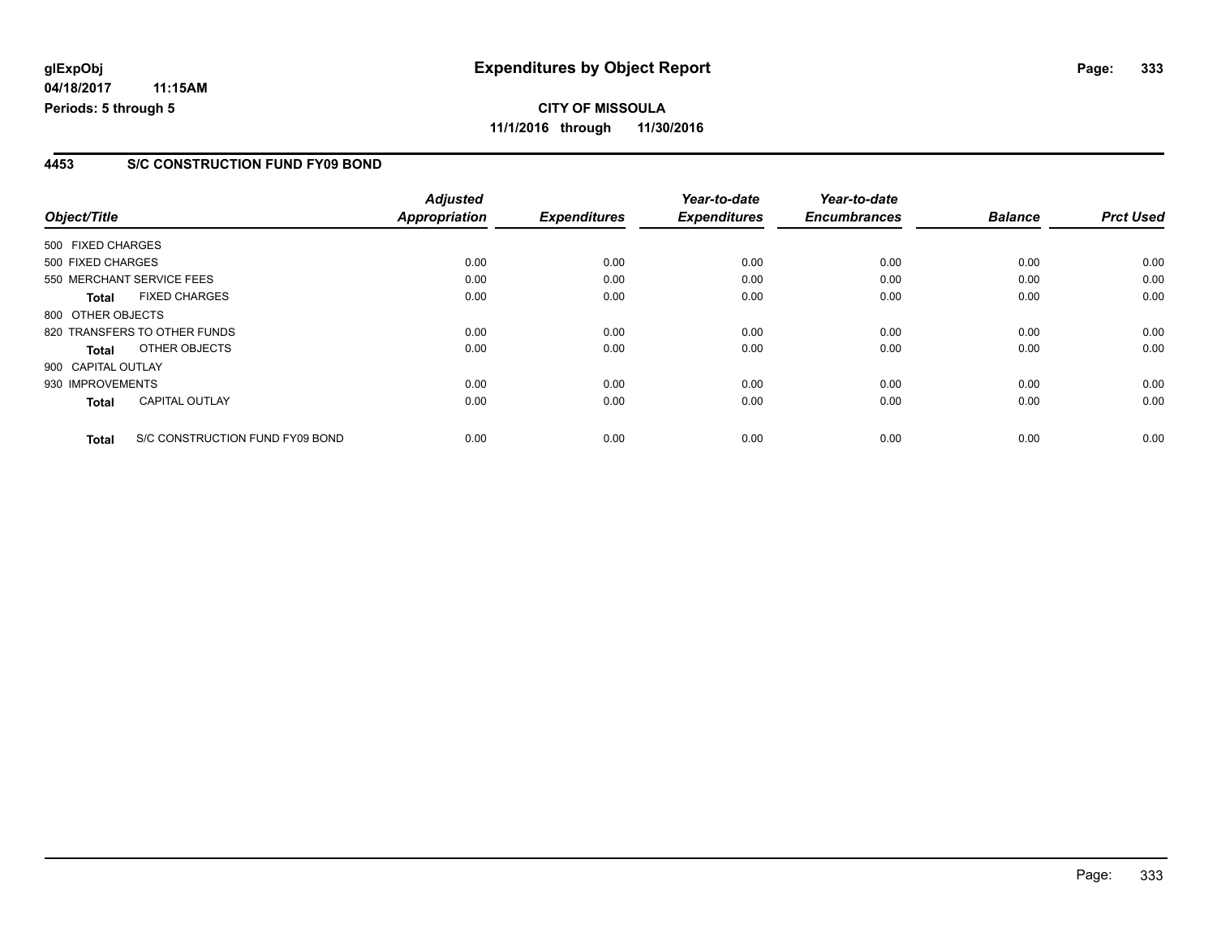glExpObj
04/18/2017 11:15AM
Periods: 5 through 5

# Expenditures by Object Report

**CITY OF MISSOULA**
**11/1/2016 through 11/30/2016**

## 4453 S/C CONSTRUCTION FUND FY09 BOND

| Object/Title | Adjusted Appropriation | Expenditures | Year-to-date Expenditures | Year-to-date Encumbrances | Balance | Prct Used |
|---|---|---|---|---|---|---|
| 500 FIXED CHARGES | | | | | | |
| 500 FIXED CHARGES | 0.00 | 0.00 | 0.00 | 0.00 | 0.00 | 0.00 |
| 550 MERCHANT SERVICE FEES | 0.00 | 0.00 | 0.00 | 0.00 | 0.00 | 0.00 |
| **Total** FIXED CHARGES | 0.00 | 0.00 | 0.00 | 0.00 | 0.00 | 0.00 |
| 800 OTHER OBJECTS | | | | | | |
| 820 TRANSFERS TO OTHER FUNDS | 0.00 | 0.00 | 0.00 | 0.00 | 0.00 | 0.00 |
| **Total** OTHER OBJECTS | 0.00 | 0.00 | 0.00 | 0.00 | 0.00 | 0.00 |
| 900 CAPITAL OUTLAY | | | | | | |
| 930 IMPROVEMENTS | 0.00 | 0.00 | 0.00 | 0.00 | 0.00 | 0.00 |
| **Total** CAPITAL OUTLAY | 0.00 | 0.00 | 0.00 | 0.00 | 0.00 | 0.00 |
| **Total** S/C CONSTRUCTION FUND FY09 BOND | 0.00 | 0.00 | 0.00 | 0.00 | 0.00 | 0.00 |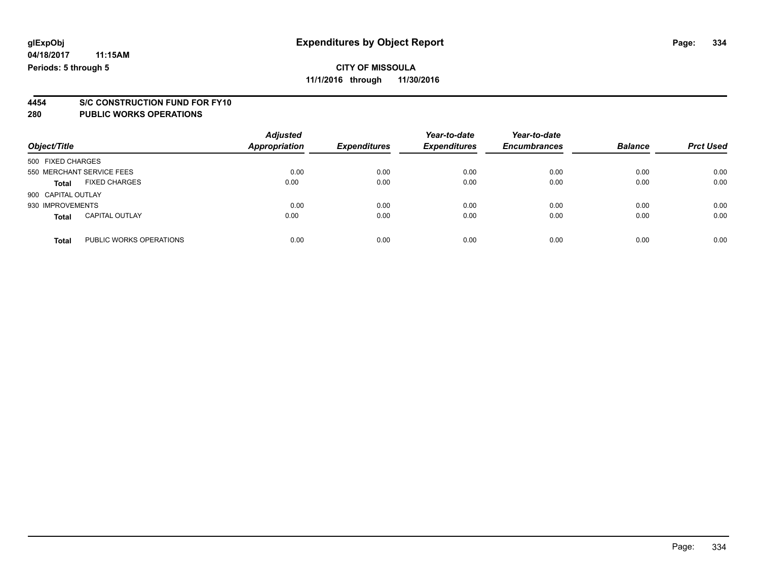**glExpObj** **Expenditures by Object Report**

**04/18/2017 11:15AM**

**Periods: 5 through 5**

**CITY OF MISSOULA**

**11/1/2016 through 11/30/2016**

**4454 S/C CONSTRUCTION FUND FOR FY10**

**280 PUBLIC WORKS OPERATIONS**

| Object/Title | | Adjusted Appropriation | Expenditures | Year-to-date Expenditures | Year-to-date Encumbrances | Balance | Prct Used |
|---|---|---|---|---|---|---|---|
| 500 FIXED CHARGES | | | | | | | |
| 550 MERCHANT SERVICE FEES | | 0.00 | 0.00 | 0.00 | 0.00 | 0.00 | 0.00 |
| **Total** | FIXED CHARGES | 0.00 | 0.00 | 0.00 | 0.00 | 0.00 | 0.00 |
| 900 CAPITAL OUTLAY | | | | | | | |
| 930 IMPROVEMENTS | | 0.00 | 0.00 | 0.00 | 0.00 | 0.00 | 0.00 |
| **Total** | CAPITAL OUTLAY | 0.00 | 0.00 | 0.00 | 0.00 | 0.00 | 0.00 |
| **Total** | PUBLIC WORKS OPERATIONS | 0.00 | 0.00 | 0.00 | 0.00 | 0.00 | 0.00 |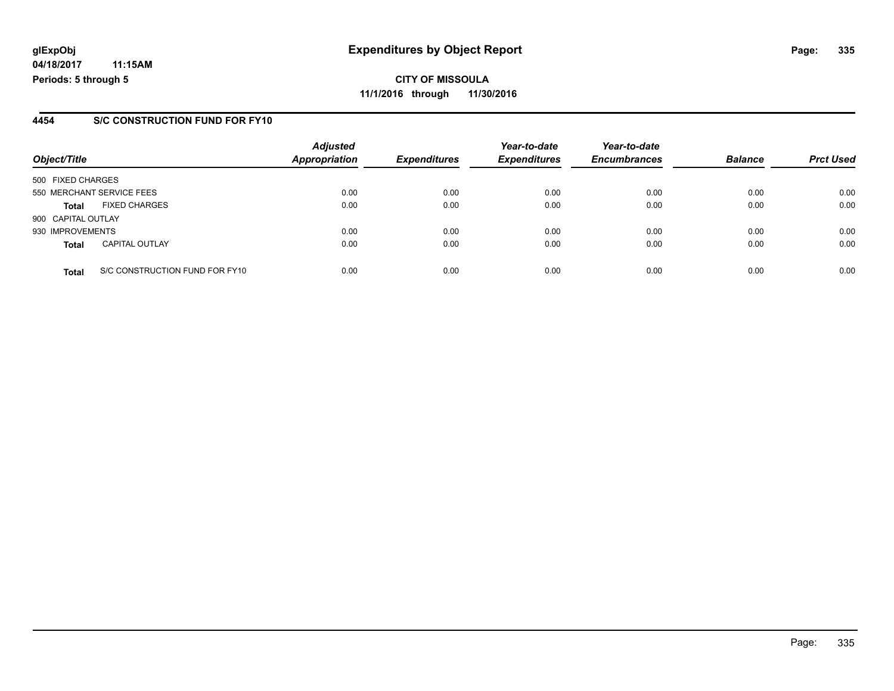**glExpObj** **Expenditures by Object Report**

**04/18/2017 11:15AM**

**Periods: 5 through 5**

**CITY OF MISSOULA**

**11/1/2016 through 11/30/2016**

## 4454 S/C CONSTRUCTION FUND FOR FY10

| Object/Title | | Adjusted Appropriation | Expenditures | Year-to-date Expenditures | Year-to-date Encumbrances | Balance | Prct Used |
|---|---|---|---|---|---|---|---|
| 500 FIXED CHARGES | | | | | | | |
| 550 MERCHANT SERVICE FEES | | 0.00 | 0.00 | 0.00 | 0.00 | 0.00 | 0.00 |
| **Total** | FIXED CHARGES | 0.00 | 0.00 | 0.00 | 0.00 | 0.00 | 0.00 |
| 900 CAPITAL OUTLAY | | | | | | | |
| 930 IMPROVEMENTS | | 0.00 | 0.00 | 0.00 | 0.00 | 0.00 | 0.00 |
| **Total** | CAPITAL OUTLAY | 0.00 | 0.00 | 0.00 | 0.00 | 0.00 | 0.00 |
| **Total** | S/C CONSTRUCTION FUND FOR FY10 | 0.00 | 0.00 | 0.00 | 0.00 | 0.00 | 0.00 |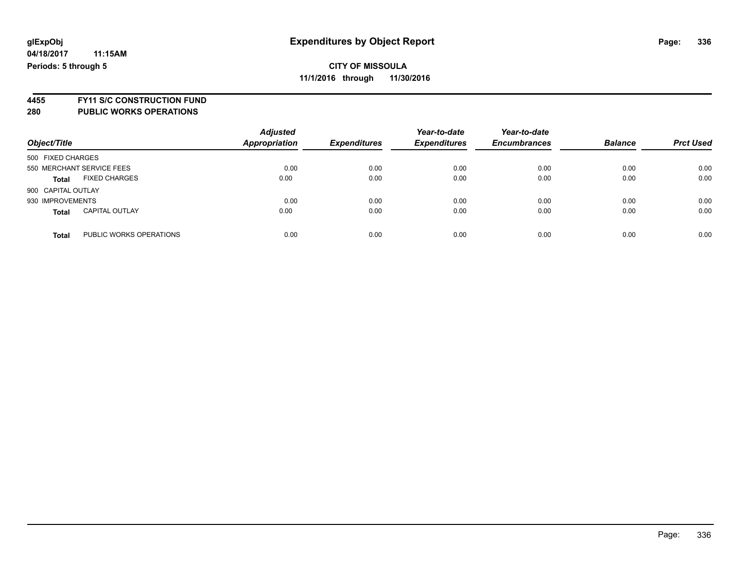**glExpObj**
**04/18/2017 11:15AM**
**Periods: 5 through 5**

# Expenditures by Object Report

**CITY OF MISSOULA**
**11/1/2016 through 11/30/2016**

**4455 FY11 S/C CONSTRUCTION FUND**
**280 PUBLIC WORKS OPERATIONS**

| Object/Title | | Adjusted Appropriation | Expenditures | Year-to-date Expenditures | Year-to-date Encumbrances | Balance | Prct Used |
|---|---|---|---|---|---|---|---|
| 500 FIXED CHARGES | | | | | | | |
| 550 MERCHANT SERVICE FEES | | 0.00 | 0.00 | 0.00 | 0.00 | 0.00 | 0.00 |
| **Total** | FIXED CHARGES | 0.00 | 0.00 | 0.00 | 0.00 | 0.00 | 0.00 |
| 900 CAPITAL OUTLAY | | | | | | | |
| 930 IMPROVEMENTS | | 0.00 | 0.00 | 0.00 | 0.00 | 0.00 | 0.00 |
| **Total** | CAPITAL OUTLAY | 0.00 | 0.00 | 0.00 | 0.00 | 0.00 | 0.00 |
| **Total** | PUBLIC WORKS OPERATIONS | 0.00 | 0.00 | 0.00 | 0.00 | 0.00 | 0.00 |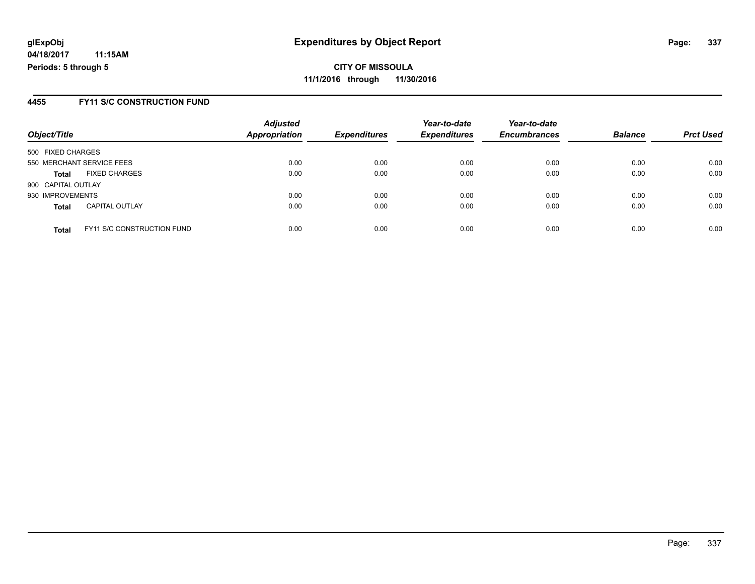**glExpObj** **Expenditures by Object Report**

**04/18/2017 11:15AM**

**Periods: 5 through 5**

**CITY OF MISSOULA**

**11/1/2016 through 11/30/2016**

## 4455 FY11 S/C CONSTRUCTION FUND

| Object/Title | | Adjusted Appropriation | Expenditures | Year-to-date Expenditures | Year-to-date Encumbrances | Balance | Prct Used |
|---|---|---|---|---|---|---|---|
| 500 FIXED CHARGES | | | | | | | |
| 550 MERCHANT SERVICE FEES | | 0.00 | 0.00 | 0.00 | 0.00 | 0.00 | 0.00 |
| **Total** | FIXED CHARGES | 0.00 | 0.00 | 0.00 | 0.00 | 0.00 | 0.00 |
| 900 CAPITAL OUTLAY | | | | | | | |
| 930 IMPROVEMENTS | | 0.00 | 0.00 | 0.00 | 0.00 | 0.00 | 0.00 |
| **Total** | CAPITAL OUTLAY | 0.00 | 0.00 | 0.00 | 0.00 | 0.00 | 0.00 |
| **Total** | FY11 S/C CONSTRUCTION FUND | 0.00 | 0.00 | 0.00 | 0.00 | 0.00 | 0.00 |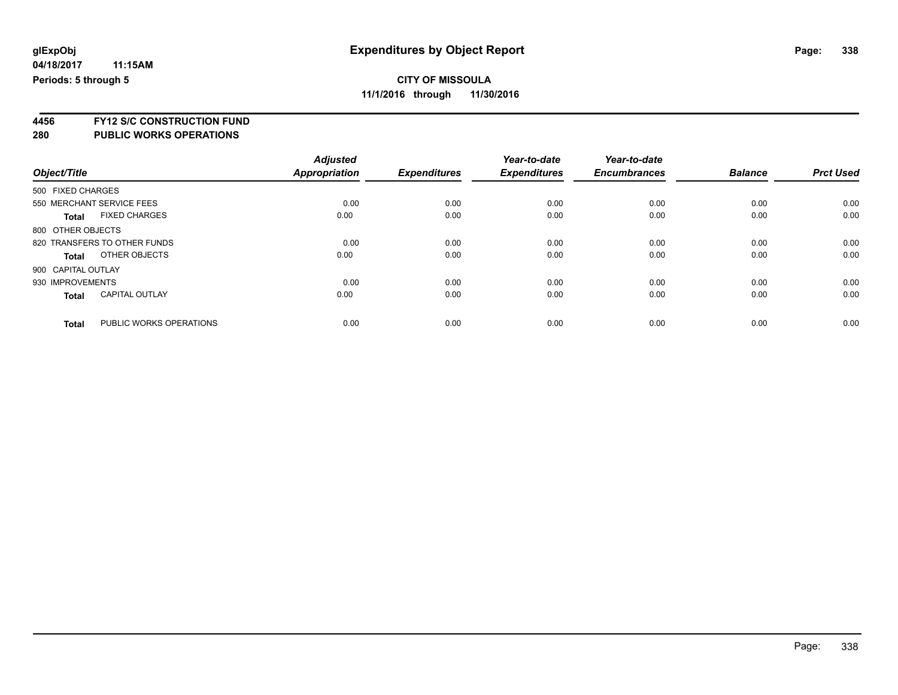# Expenditures by Object Report

glExpObj
04/18/2017 11:15AM
Periods: 5 through 5

**CITY OF MISSOULA**
**11/1/2016 through 11/30/2016**

## 4456 FY12 S/C CONSTRUCTION FUND
## 280 PUBLIC WORKS OPERATIONS

| Object/Title | | Adjusted Appropriation | Expenditures | Year-to-date Expenditures | Year-to-date Encumbrances | Balance | Prct Used |
|---|---|---|---|---|---|---|---|
| 500 FIXED CHARGES | | | | | | | |
| 550 MERCHANT SERVICE FEES | | 0.00 | 0.00 | 0.00 | 0.00 | 0.00 | 0.00 |
| **Total** | FIXED CHARGES | 0.00 | 0.00 | 0.00 | 0.00 | 0.00 | 0.00 |
| 800 OTHER OBJECTS | | | | | | | |
| 820 TRANSFERS TO OTHER FUNDS | | 0.00 | 0.00 | 0.00 | 0.00 | 0.00 | 0.00 |
| **Total** | OTHER OBJECTS | 0.00 | 0.00 | 0.00 | 0.00 | 0.00 | 0.00 |
| 900 CAPITAL OUTLAY | | | | | | | |
| 930 IMPROVEMENTS | | 0.00 | 0.00 | 0.00 | 0.00 | 0.00 | 0.00 |
| **Total** | CAPITAL OUTLAY | 0.00 | 0.00 | 0.00 | 0.00 | 0.00 | 0.00 |
| **Total** | PUBLIC WORKS OPERATIONS | 0.00 | 0.00 | 0.00 | 0.00 | 0.00 | 0.00 |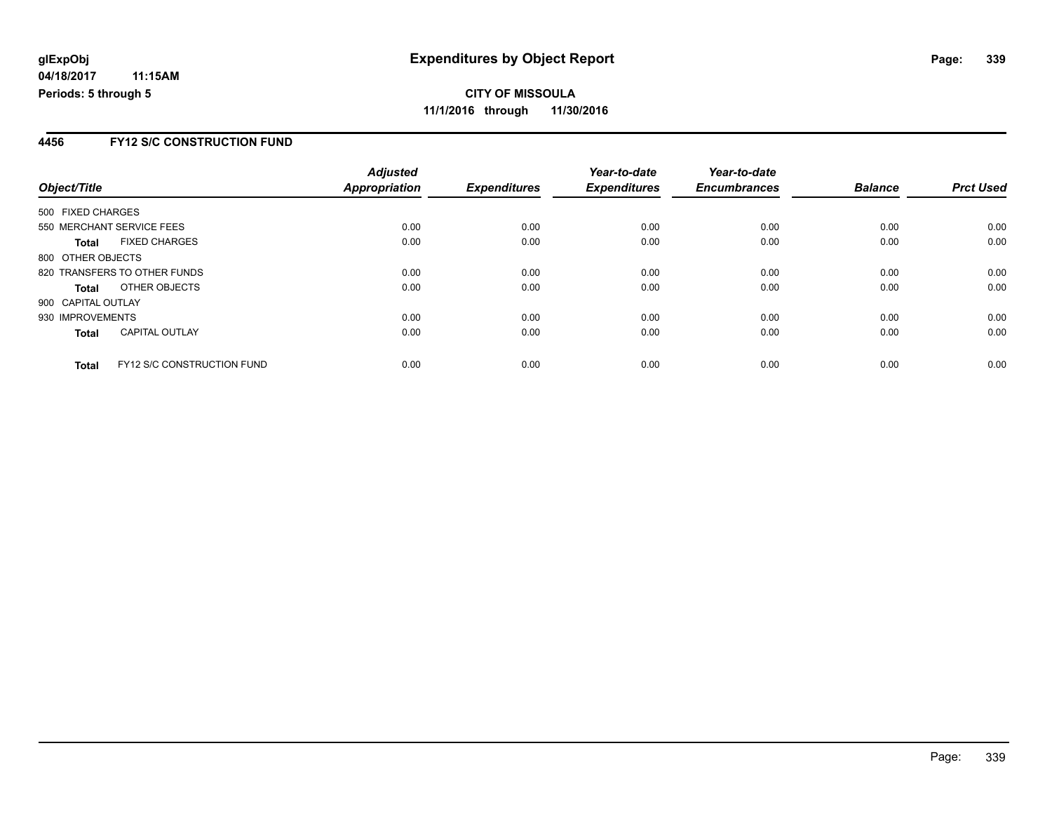**glExpObj** | **Expenditures by Object Report**
**04/18/2017 11:15AM**
**Periods: 5 through 5**

**CITY OF MISSOULA**
**11/1/2016 through 11/30/2016**

## 4456 FY12 S/C CONSTRUCTION FUND

| Object/Title | | Adjusted Appropriation | Expenditures | Year-to-date Expenditures | Year-to-date Encumbrances | Balance | Prct Used |
|---|---|---|---|---|---|---|---|
| 500 FIXED CHARGES | | | | | | | |
| 550 MERCHANT SERVICE FEES | | 0.00 | 0.00 | 0.00 | 0.00 | 0.00 | 0.00 |
| **Total** | FIXED CHARGES | 0.00 | 0.00 | 0.00 | 0.00 | 0.00 | 0.00 |
| 800 OTHER OBJECTS | | | | | | | |
| 820 TRANSFERS TO OTHER FUNDS | | 0.00 | 0.00 | 0.00 | 0.00 | 0.00 | 0.00 |
| **Total** | OTHER OBJECTS | 0.00 | 0.00 | 0.00 | 0.00 | 0.00 | 0.00 |
| 900 CAPITAL OUTLAY | | | | | | | |
| 930 IMPROVEMENTS | | 0.00 | 0.00 | 0.00 | 0.00 | 0.00 | 0.00 |
| **Total** | CAPITAL OUTLAY | 0.00 | 0.00 | 0.00 | 0.00 | 0.00 | 0.00 |
| **Total** | FY12 S/C CONSTRUCTION FUND | 0.00 | 0.00 | 0.00 | 0.00 | 0.00 | 0.00 |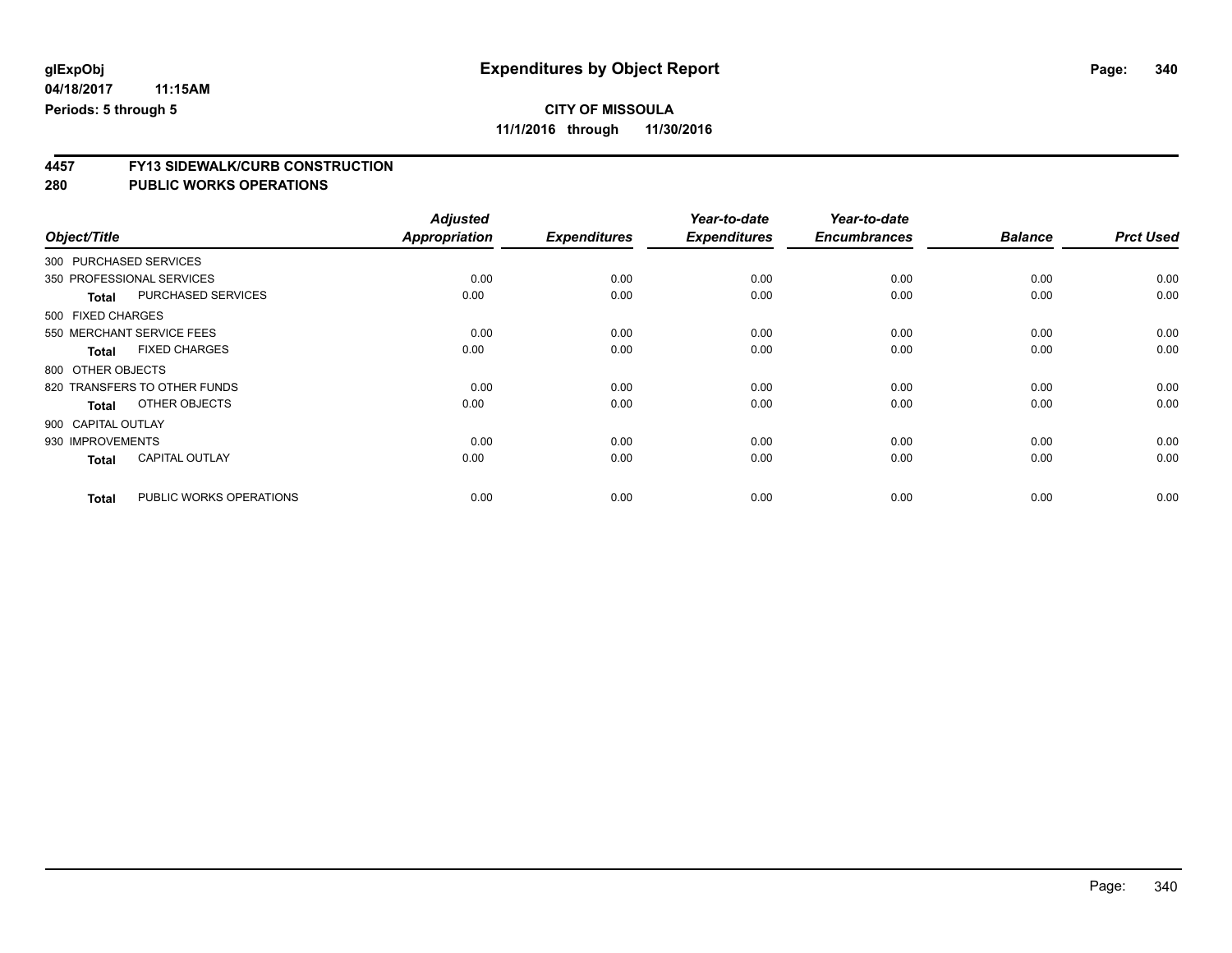**glExpObj** **Expenditures by Object Report**

**04/18/2017 11:15AM**

**Periods: 5 through 5**

**CITY OF MISSOULA**

**11/1/2016 through 11/30/2016**

## 4457 FY13 SIDEWALK/CURB CONSTRUCTION

## 280 PUBLIC WORKS OPERATIONS

| Object/Title | | Adjusted Appropriation | Expenditures | Year-to-date Expenditures | Year-to-date Encumbrances | Balance | Prct Used |
|---|---|---|---|---|---|---|---|
| 300 PURCHASED SERVICES | | | | | | | |
| 350 PROFESSIONAL SERVICES | | 0.00 | 0.00 | 0.00 | 0.00 | 0.00 | 0.00 |
| **Total** | PURCHASED SERVICES | 0.00 | 0.00 | 0.00 | 0.00 | 0.00 | 0.00 |
| 500 FIXED CHARGES | | | | | | | |
| 550 MERCHANT SERVICE FEES | | 0.00 | 0.00 | 0.00 | 0.00 | 0.00 | 0.00 |
| **Total** | FIXED CHARGES | 0.00 | 0.00 | 0.00 | 0.00 | 0.00 | 0.00 |
| 800 OTHER OBJECTS | | | | | | | |
| 820 TRANSFERS TO OTHER FUNDS | | 0.00 | 0.00 | 0.00 | 0.00 | 0.00 | 0.00 |
| **Total** | OTHER OBJECTS | 0.00 | 0.00 | 0.00 | 0.00 | 0.00 | 0.00 |
| 900 CAPITAL OUTLAY | | | | | | | |
| 930 IMPROVEMENTS | | 0.00 | 0.00 | 0.00 | 0.00 | 0.00 | 0.00 |
| **Total** | CAPITAL OUTLAY | 0.00 | 0.00 | 0.00 | 0.00 | 0.00 | 0.00 |
| **Total** | PUBLIC WORKS OPERATIONS | 0.00 | 0.00 | 0.00 | 0.00 | 0.00 | 0.00 |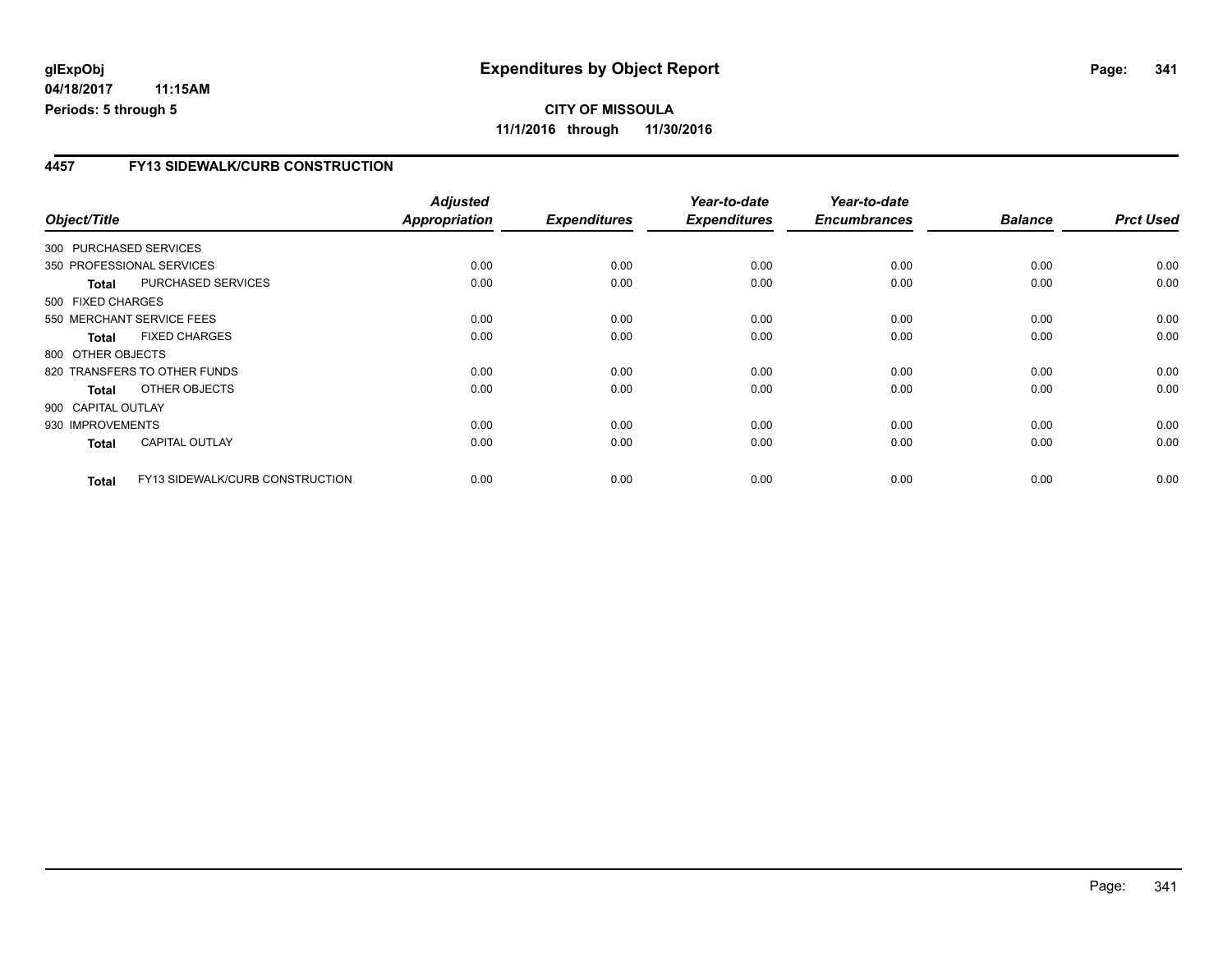**glExpObj**
**04/18/2017 11:15AM**
**Periods: 5 through 5**

# Expenditures by Object Report

**CITY OF MISSOULA**
**11/1/2016 through 11/30/2016**

## 4457 FY13 SIDEWALK/CURB CONSTRUCTION

| Object/Title | | Adjusted Appropriation | Expenditures | Year-to-date Expenditures | Year-to-date Encumbrances | Balance | Prct Used |
|---|---|---|---|---|---|---|---|
| 300 PURCHASED SERVICES | | | | | | | |
| 350 PROFESSIONAL SERVICES | | 0.00 | 0.00 | 0.00 | 0.00 | 0.00 | 0.00 |
| **Total** | PURCHASED SERVICES | 0.00 | 0.00 | 0.00 | 0.00 | 0.00 | 0.00 |
| 500 FIXED CHARGES | | | | | | | |
| 550 MERCHANT SERVICE FEES | | 0.00 | 0.00 | 0.00 | 0.00 | 0.00 | 0.00 |
| **Total** | FIXED CHARGES | 0.00 | 0.00 | 0.00 | 0.00 | 0.00 | 0.00 |
| 800 OTHER OBJECTS | | | | | | | |
| 820 TRANSFERS TO OTHER FUNDS | | 0.00 | 0.00 | 0.00 | 0.00 | 0.00 | 0.00 |
| **Total** | OTHER OBJECTS | 0.00 | 0.00 | 0.00 | 0.00 | 0.00 | 0.00 |
| 900 CAPITAL OUTLAY | | | | | | | |
| 930 IMPROVEMENTS | | 0.00 | 0.00 | 0.00 | 0.00 | 0.00 | 0.00 |
| **Total** | CAPITAL OUTLAY | 0.00 | 0.00 | 0.00 | 0.00 | 0.00 | 0.00 |
| **Total** | FY13 SIDEWALK/CURB CONSTRUCTION | 0.00 | 0.00 | 0.00 | 0.00 | 0.00 | 0.00 |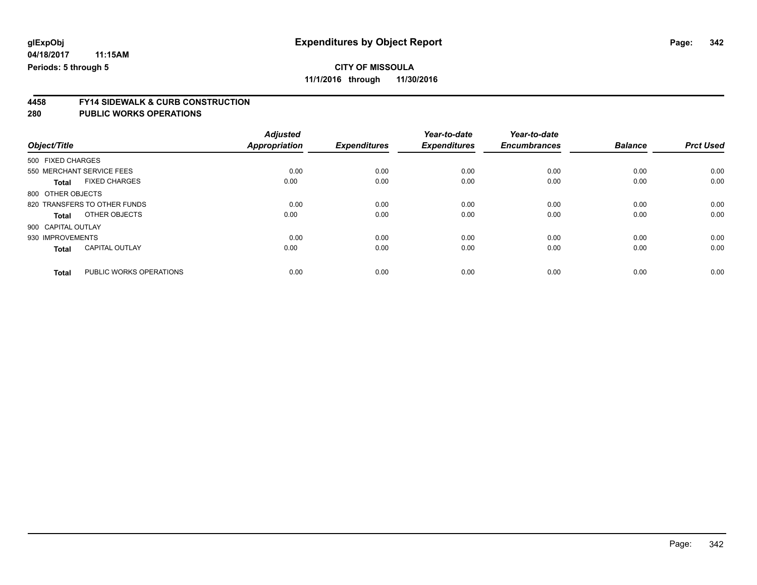glExpObj
04/18/2017 11:15AM
Periods: 5 through 5

# Expenditures by Object Report

**CITY OF MISSOULA**
**11/1/2016 through 11/30/2016**

## 4458 FY14 SIDEWALK & CURB CONSTRUCTION
## 280 PUBLIC WORKS OPERATIONS

| Object/Title | | Adjusted Appropriation | Expenditures | Year-to-date Expenditures | Year-to-date Encumbrances | Balance | Prct Used |
|---|---|---|---|---|---|---|---|
| 500 FIXED CHARGES | | | | | | | |
| 550 MERCHANT SERVICE FEES | | 0.00 | 0.00 | 0.00 | 0.00 | 0.00 | 0.00 |
| **Total** | FIXED CHARGES | 0.00 | 0.00 | 0.00 | 0.00 | 0.00 | 0.00 |
| 800 OTHER OBJECTS | | | | | | | |
| 820 TRANSFERS TO OTHER FUNDS | | 0.00 | 0.00 | 0.00 | 0.00 | 0.00 | 0.00 |
| **Total** | OTHER OBJECTS | 0.00 | 0.00 | 0.00 | 0.00 | 0.00 | 0.00 |
| 900 CAPITAL OUTLAY | | | | | | | |
| 930 IMPROVEMENTS | | 0.00 | 0.00 | 0.00 | 0.00 | 0.00 | 0.00 |
| **Total** | CAPITAL OUTLAY | 0.00 | 0.00 | 0.00 | 0.00 | 0.00 | 0.00 |
| **Total** | PUBLIC WORKS OPERATIONS | 0.00 | 0.00 | 0.00 | 0.00 | 0.00 | 0.00 |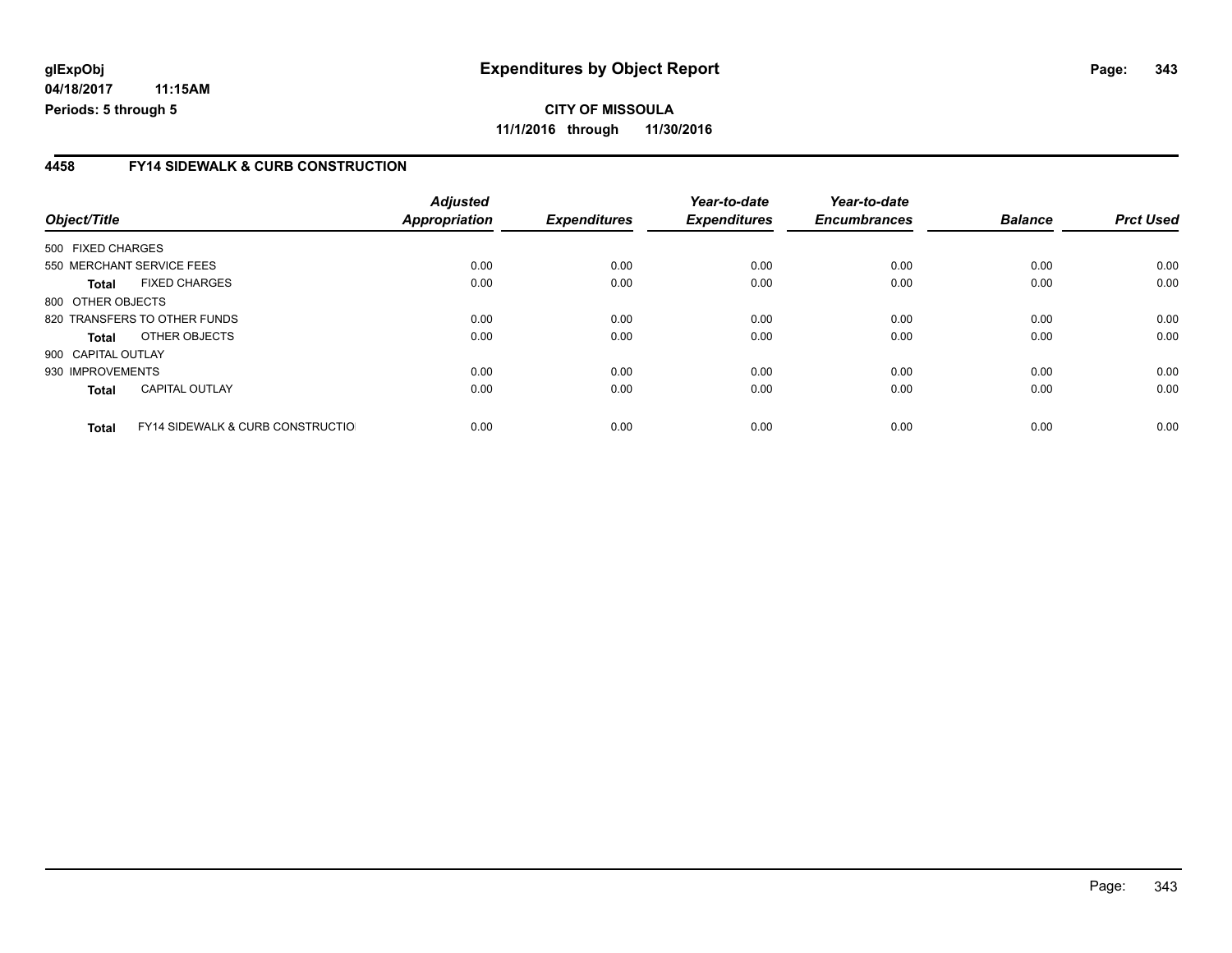**glExpObj**
**04/18/2017 11:15AM**
**Periods: 5 through 5**

# Expenditures by Object Report

**CITY OF MISSOULA**
**11/1/2016 through 11/30/2016**

## 4458 FY14 SIDEWALK & CURB CONSTRUCTION

| Object/Title | | Adjusted Appropriation | Expenditures | Year-to-date Expenditures | Year-to-date Encumbrances | Balance | Prct Used |
|---|---|---|---|---|---|---|---|
| 500 FIXED CHARGES | | | | | | | |
| 550 MERCHANT SERVICE FEES | | 0.00 | 0.00 | 0.00 | 0.00 | 0.00 | 0.00 |
| **Total** | FIXED CHARGES | 0.00 | 0.00 | 0.00 | 0.00 | 0.00 | 0.00 |
| 800 OTHER OBJECTS | | | | | | | |
| 820 TRANSFERS TO OTHER FUNDS | | 0.00 | 0.00 | 0.00 | 0.00 | 0.00 | 0.00 |
| **Total** | OTHER OBJECTS | 0.00 | 0.00 | 0.00 | 0.00 | 0.00 | 0.00 |
| 900 CAPITAL OUTLAY | | | | | | | |
| 930 IMPROVEMENTS | | 0.00 | 0.00 | 0.00 | 0.00 | 0.00 | 0.00 |
| **Total** | CAPITAL OUTLAY | 0.00 | 0.00 | 0.00 | 0.00 | 0.00 | 0.00 |
| **Total** | FY14 SIDEWALK & CURB CONSTRUCTIO | 0.00 | 0.00 | 0.00 | 0.00 | 0.00 | 0.00 |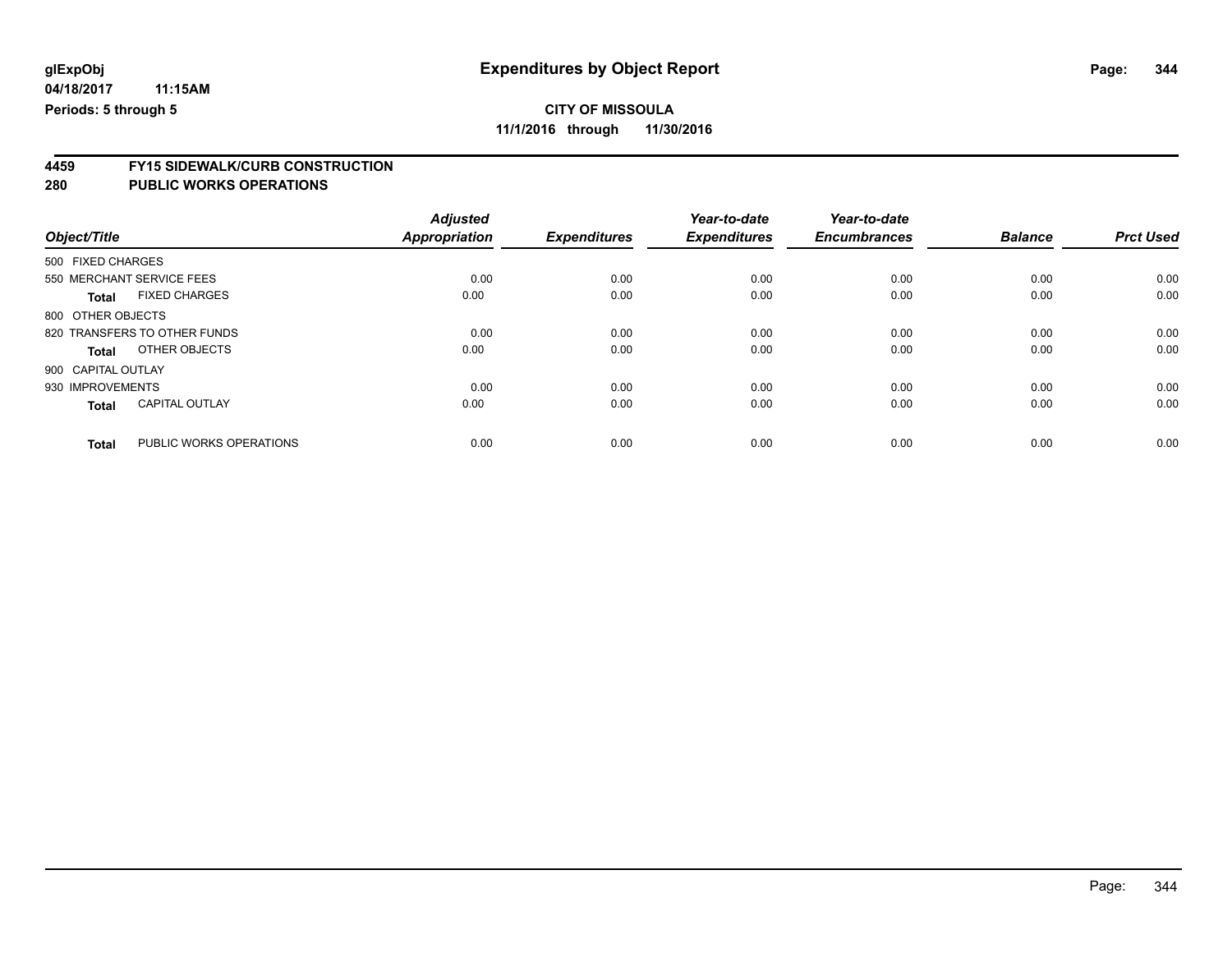**glExpObj** **Expenditures by Object Report**

**04/18/2017 11:15AM**

**Periods: 5 through 5**

**CITY OF MISSOULA**

**11/1/2016 through 11/30/2016**

## 4459 FY15 SIDEWALK/CURB CONSTRUCTION

## 280 PUBLIC WORKS OPERATIONS

| Object/Title | | Adjusted Appropriation | Expenditures | Year-to-date Expenditures | Year-to-date Encumbrances | Balance | Prct Used |
|---|---|---|---|---|---|---|---|
| 500 FIXED CHARGES | | | | | | | |
| 550 MERCHANT SERVICE FEES | | 0.00 | 0.00 | 0.00 | 0.00 | 0.00 | 0.00 |
| **Total** | FIXED CHARGES | 0.00 | 0.00 | 0.00 | 0.00 | 0.00 | 0.00 |
| 800 OTHER OBJECTS | | | | | | | |
| 820 TRANSFERS TO OTHER FUNDS | | 0.00 | 0.00 | 0.00 | 0.00 | 0.00 | 0.00 |
| **Total** | OTHER OBJECTS | 0.00 | 0.00 | 0.00 | 0.00 | 0.00 | 0.00 |
| 900 CAPITAL OUTLAY | | | | | | | |
| 930 IMPROVEMENTS | | 0.00 | 0.00 | 0.00 | 0.00 | 0.00 | 0.00 |
| **Total** | CAPITAL OUTLAY | 0.00 | 0.00 | 0.00 | 0.00 | 0.00 | 0.00 |
| **Total** | PUBLIC WORKS OPERATIONS | 0.00 | 0.00 | 0.00 | 0.00 | 0.00 | 0.00 |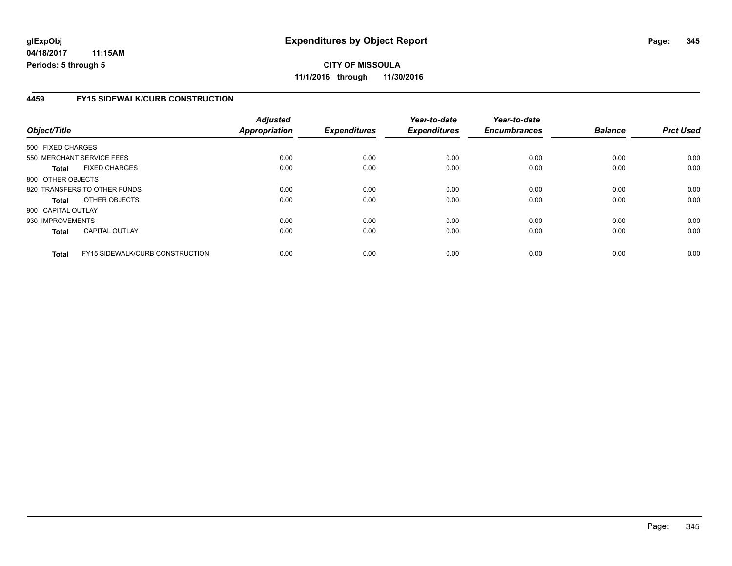**glExpObj** | **Expenditures by Object Report**

**04/18/2017 11:15AM**

**Periods: 5 through 5**

**CITY OF MISSOULA**

**11/1/2016 through 11/30/2016**

## 4459 FY15 SIDEWALK/CURB CONSTRUCTION

| Object/Title | | Adjusted Appropriation | Expenditures | Year-to-date Expenditures | Year-to-date Encumbrances | Balance | Prct Used |
|---|---|---|---|---|---|---|---|
| 500 FIXED CHARGES | | | | | | | |
| 550 MERCHANT SERVICE FEES | | 0.00 | 0.00 | 0.00 | 0.00 | 0.00 | 0.00 |
| **Total** | FIXED CHARGES | 0.00 | 0.00 | 0.00 | 0.00 | 0.00 | 0.00 |
| 800 OTHER OBJECTS | | | | | | | |
| 820 TRANSFERS TO OTHER FUNDS | | 0.00 | 0.00 | 0.00 | 0.00 | 0.00 | 0.00 |
| **Total** | OTHER OBJECTS | 0.00 | 0.00 | 0.00 | 0.00 | 0.00 | 0.00 |
| 900 CAPITAL OUTLAY | | | | | | | |
| 930 IMPROVEMENTS | | 0.00 | 0.00 | 0.00 | 0.00 | 0.00 | 0.00 |
| **Total** | CAPITAL OUTLAY | 0.00 | 0.00 | 0.00 | 0.00 | 0.00 | 0.00 |
| **Total** | FY15 SIDEWALK/CURB CONSTRUCTION | 0.00 | 0.00 | 0.00 | 0.00 | 0.00 | 0.00 |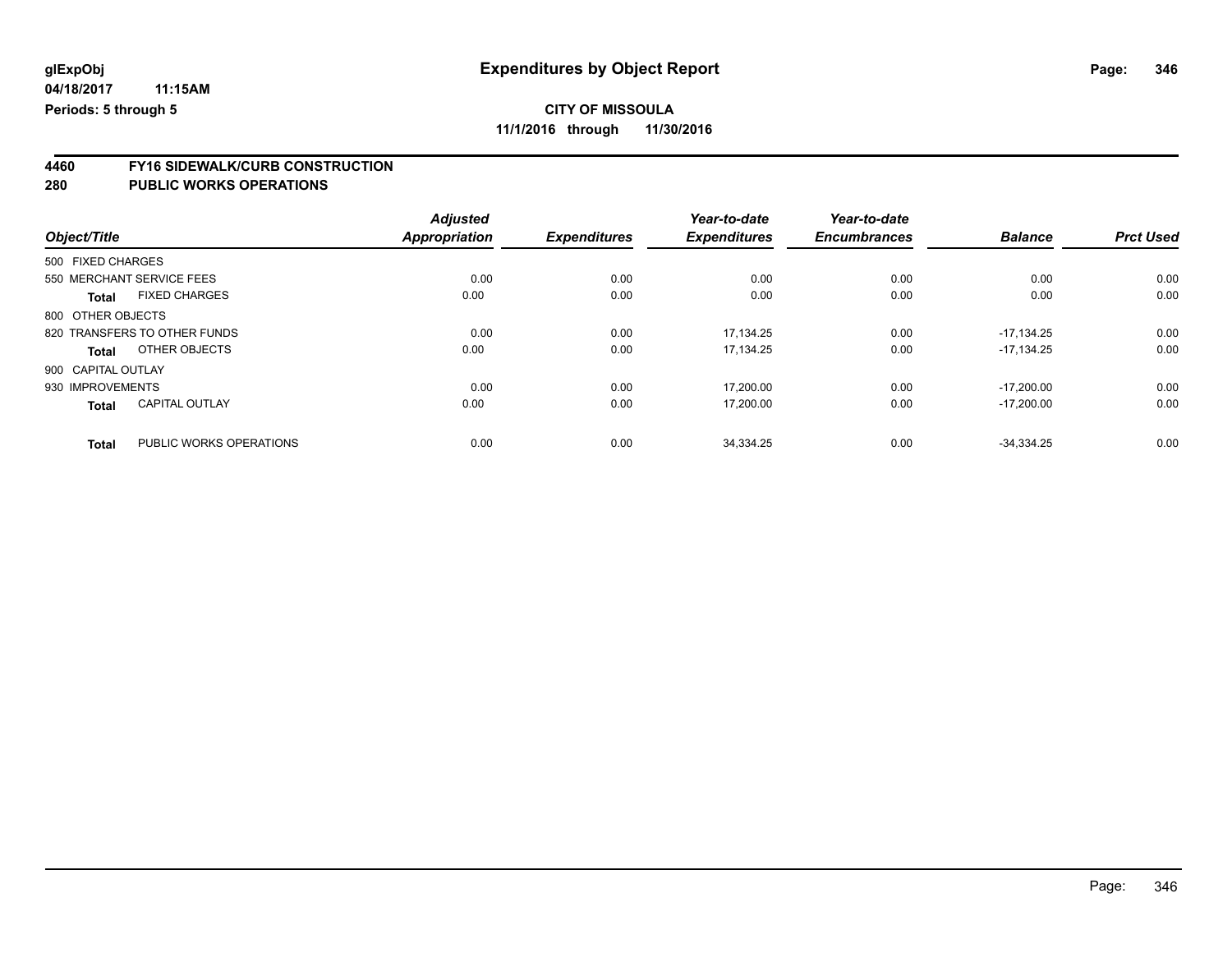**glExpObj**
**04/18/2017 11:15AM**
**Periods: 5 through 5**

# Expenditures by Object Report

**CITY OF MISSOULA**
**11/1/2016 through 11/30/2016**

## 4460 FY16 SIDEWALK/CURB CONSTRUCTION
## 280 PUBLIC WORKS OPERATIONS

| Object/Title | | Adjusted Appropriation | Expenditures | Year-to-date Expenditures | Year-to-date Encumbrances | Balance | Prct Used |
|---|---|---|---|---|---|---|---|
| 500 FIXED CHARGES | | | | | | | |
| 550 MERCHANT SERVICE FEES | | 0.00 | 0.00 | 0.00 | 0.00 | 0.00 | 0.00 |
| **Total** | FIXED CHARGES | 0.00 | 0.00 | 0.00 | 0.00 | 0.00 | 0.00 |
| 800 OTHER OBJECTS | | | | | | | |
| 820 TRANSFERS TO OTHER FUNDS | | 0.00 | 0.00 | 17,134.25 | 0.00 | -17,134.25 | 0.00 |
| **Total** | OTHER OBJECTS | 0.00 | 0.00 | 17,134.25 | 0.00 | -17,134.25 | 0.00 |
| 900 CAPITAL OUTLAY | | | | | | | |
| 930 IMPROVEMENTS | | 0.00 | 0.00 | 17,200.00 | 0.00 | -17,200.00 | 0.00 |
| **Total** | CAPITAL OUTLAY | 0.00 | 0.00 | 17,200.00 | 0.00 | -17,200.00 | 0.00 |
| **Total** | PUBLIC WORKS OPERATIONS | 0.00 | 0.00 | 34,334.25 | 0.00 | -34,334.25 | 0.00 |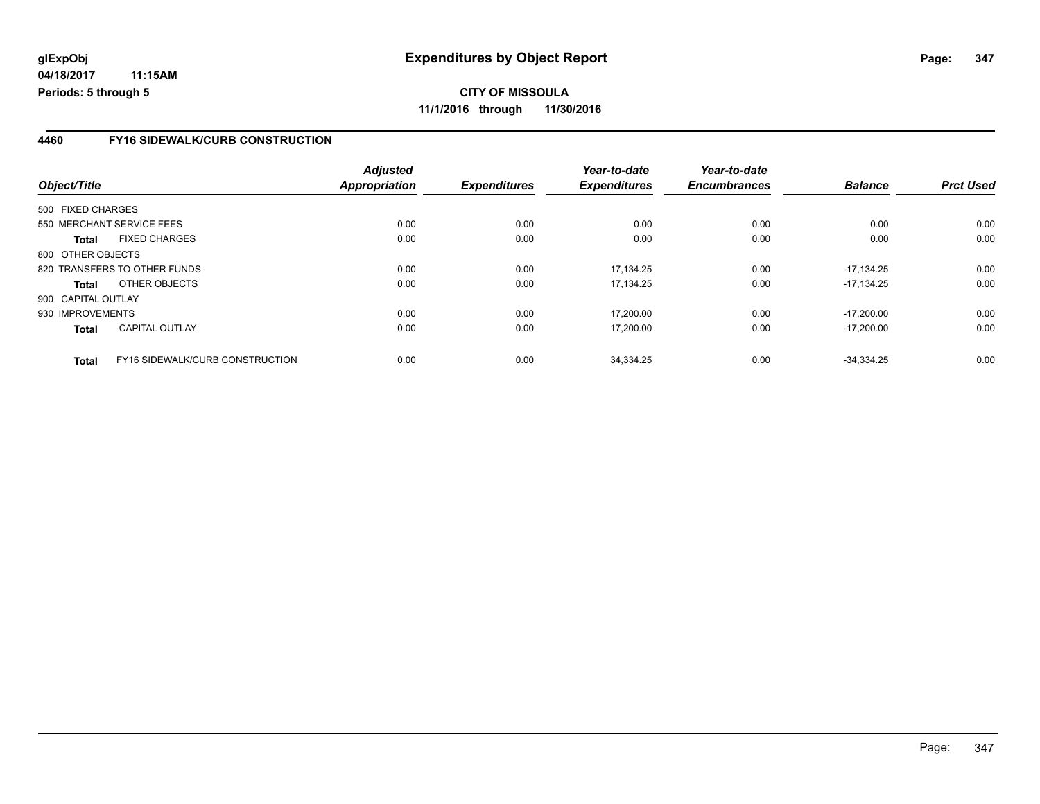**glExpObj**
**04/18/2017 11:15AM**
**Periods: 5 through 5**

# Expenditures by Object Report

**CITY OF MISSOULA**
**11/1/2016 through 11/30/2016**

## 4460 FY16 SIDEWALK/CURB CONSTRUCTION

| Object/Title | | Adjusted Appropriation | Expenditures | Year-to-date Expenditures | Year-to-date Encumbrances | Balance | Prct Used |
|---|---|---|---|---|---|---|---|
| 500 FIXED CHARGES | | | | | | | |
| 550 MERCHANT SERVICE FEES | | 0.00 | 0.00 | 0.00 | 0.00 | 0.00 | 0.00 |
| **Total** | FIXED CHARGES | 0.00 | 0.00 | 0.00 | 0.00 | 0.00 | 0.00 |
| 800 OTHER OBJECTS | | | | | | | |
| 820 TRANSFERS TO OTHER FUNDS | | 0.00 | 0.00 | 17,134.25 | 0.00 | -17,134.25 | 0.00 |
| **Total** | OTHER OBJECTS | 0.00 | 0.00 | 17,134.25 | 0.00 | -17,134.25 | 0.00 |
| 900 CAPITAL OUTLAY | | | | | | | |
| 930 IMPROVEMENTS | | 0.00 | 0.00 | 17,200.00 | 0.00 | -17,200.00 | 0.00 |
| **Total** | CAPITAL OUTLAY | 0.00 | 0.00 | 17,200.00 | 0.00 | -17,200.00 | 0.00 |
| **Total** | FY16 SIDEWALK/CURB CONSTRUCTION | 0.00 | 0.00 | 34,334.25 | 0.00 | -34,334.25 | 0.00 |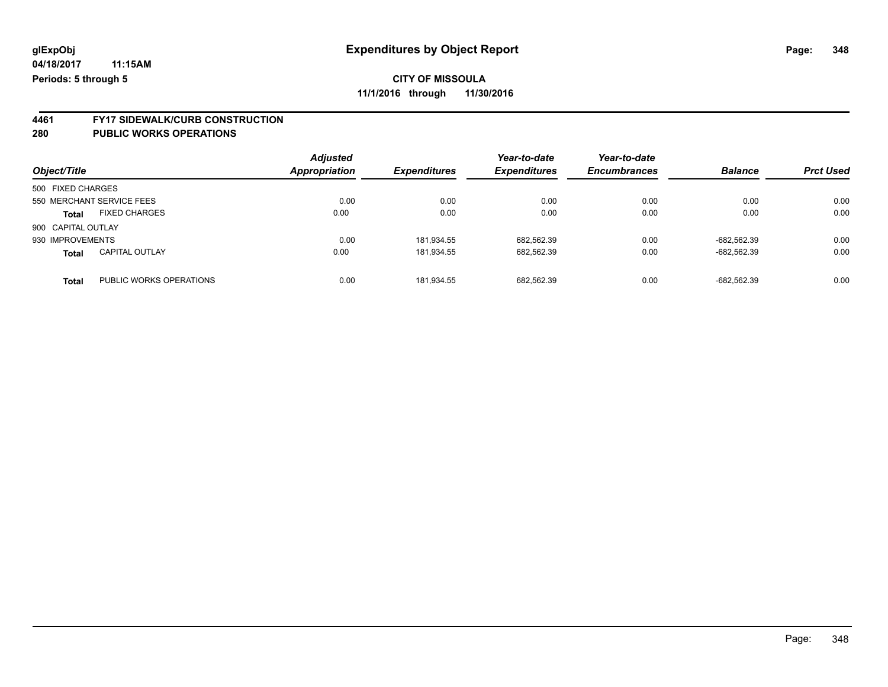**glExpObj** **Expenditures by Object Report**

**04/18/2017 11:15AM**

**Periods: 5 through 5**

**CITY OF MISSOULA**

**11/1/2016 through 11/30/2016**

**4461 FY17 SIDEWALK/CURB CONSTRUCTION**

**280 PUBLIC WORKS OPERATIONS**

| Object/Title | | Adjusted Appropriation | Expenditures | Year-to-date Expenditures | Year-to-date Encumbrances | Balance | Prct Used |
|---|---|---|---|---|---|---|---|
| 500 FIXED CHARGES | | | | | | | |
| 550 MERCHANT SERVICE FEES | | 0.00 | 0.00 | 0.00 | 0.00 | 0.00 | 0.00 |
| **Total** | FIXED CHARGES | 0.00 | 0.00 | 0.00 | 0.00 | 0.00 | 0.00 |
| 900 CAPITAL OUTLAY | | | | | | | |
| 930 IMPROVEMENTS | | 0.00 | 181,934.55 | 682,562.39 | 0.00 | -682,562.39 | 0.00 |
| **Total** | CAPITAL OUTLAY | 0.00 | 181,934.55 | 682,562.39 | 0.00 | -682,562.39 | 0.00 |
| **Total** | PUBLIC WORKS OPERATIONS | 0.00 | 181,934.55 | 682,562.39 | 0.00 | -682,562.39 | 0.00 |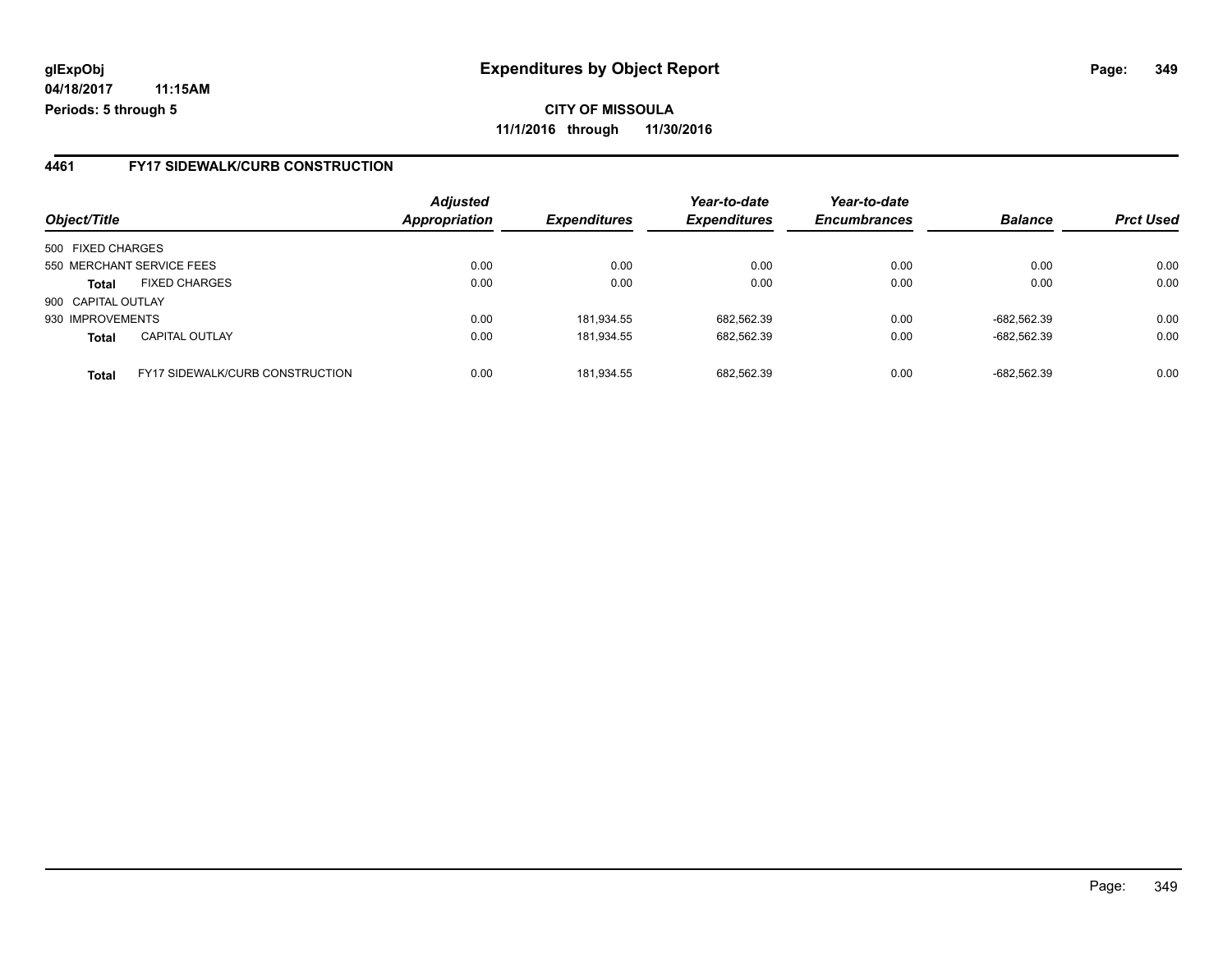**glExpObj**
**04/18/2017 11:15AM**
**Periods: 5 through 5**

# Expenditures by Object Report

**CITY OF MISSOULA**
**11/1/2016 through 11/30/2016**

## 4461 FY17 SIDEWALK/CURB CONSTRUCTION

| Object/Title | | *Adjusted Appropriation* | *Expenditures* | *Year-to-date Expenditures* | *Year-to-date Encumbrances* | *Balance* | *Prct Used* |
|---|---|---|---|---|---|---|---|
| 500 FIXED CHARGES | | | | | | | |
| 550 MERCHANT SERVICE FEES | | 0.00 | 0.00 | 0.00 | 0.00 | 0.00 | 0.00 |
| **Total** | FIXED CHARGES | 0.00 | 0.00 | 0.00 | 0.00 | 0.00 | 0.00 |
| 900 CAPITAL OUTLAY | | | | | | | |
| 930 IMPROVEMENTS | | 0.00 | 181,934.55 | 682,562.39 | 0.00 | -682,562.39 | 0.00 |
| **Total** | CAPITAL OUTLAY | 0.00 | 181,934.55 | 682,562.39 | 0.00 | -682,562.39 | 0.00 |
| **Total** | FY17 SIDEWALK/CURB CONSTRUCTION | 0.00 | 181,934.55 | 682,562.39 | 0.00 | -682,562.39 | 0.00 |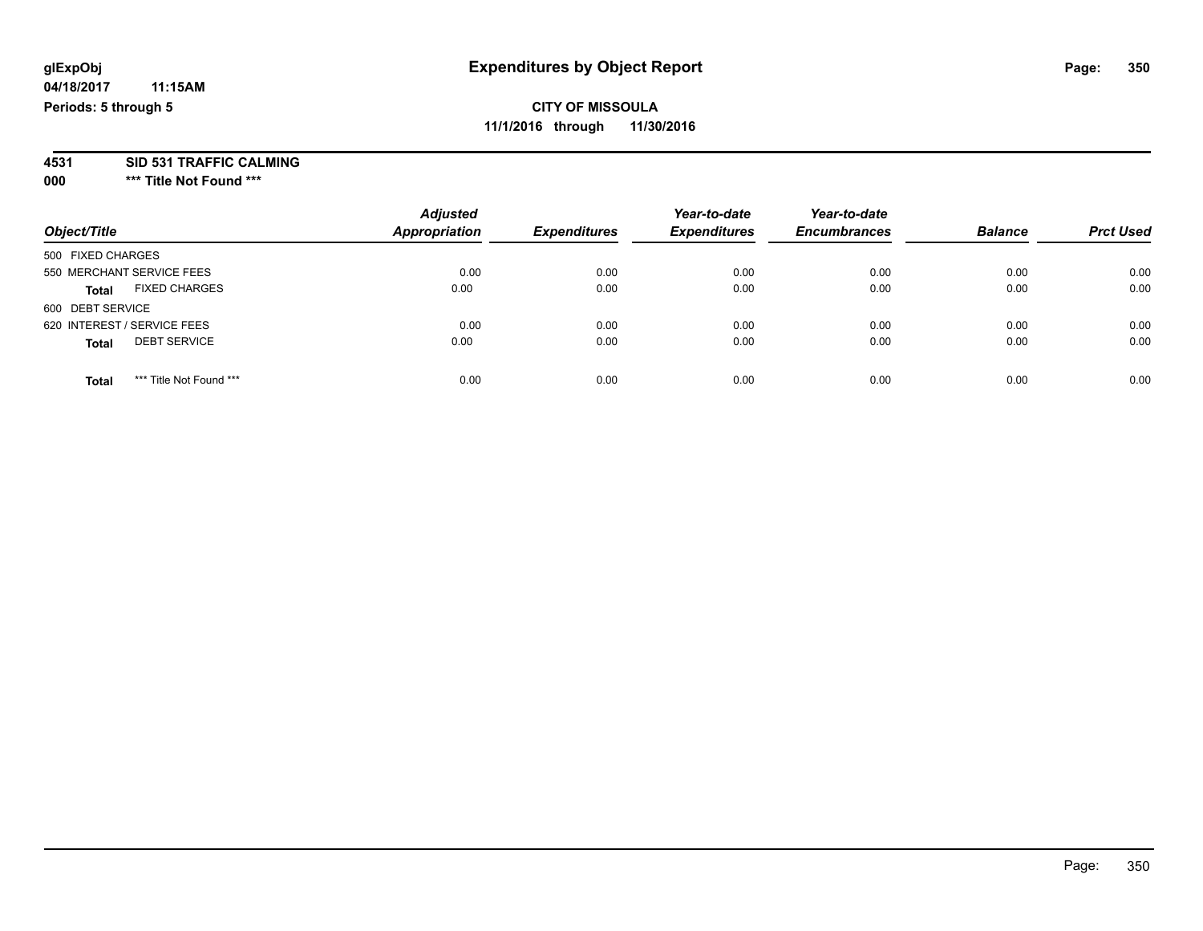**glExpObj**
**04/18/2017 11:15AM**
**Periods: 5 through 5**

# Expenditures by Object Report

**CITY OF MISSOULA**
**11/1/2016 through 11/30/2016**

**4531 SID 531 TRAFFIC CALMING**
**000 \*\*\* Title Not Found \*\*\***

| Object/Title | Adjusted Appropriation | Expenditures | Year-to-date Expenditures | Year-to-date Encumbrances | Balance | Prct Used |
|---|---|---|---|---|---|---|
| 500 FIXED CHARGES | | | | | | |
| 550 MERCHANT SERVICE FEES | 0.00 | 0.00 | 0.00 | 0.00 | 0.00 | 0.00 |
| **Total** FIXED CHARGES | 0.00 | 0.00 | 0.00 | 0.00 | 0.00 | 0.00 |
| 600 DEBT SERVICE | | | | | | |
| 620 INTEREST / SERVICE FEES | 0.00 | 0.00 | 0.00 | 0.00 | 0.00 | 0.00 |
| **Total** DEBT SERVICE | 0.00 | 0.00 | 0.00 | 0.00 | 0.00 | 0.00 |
| **Total** *** Title Not Found *** | 0.00 | 0.00 | 0.00 | 0.00 | 0.00 | 0.00 |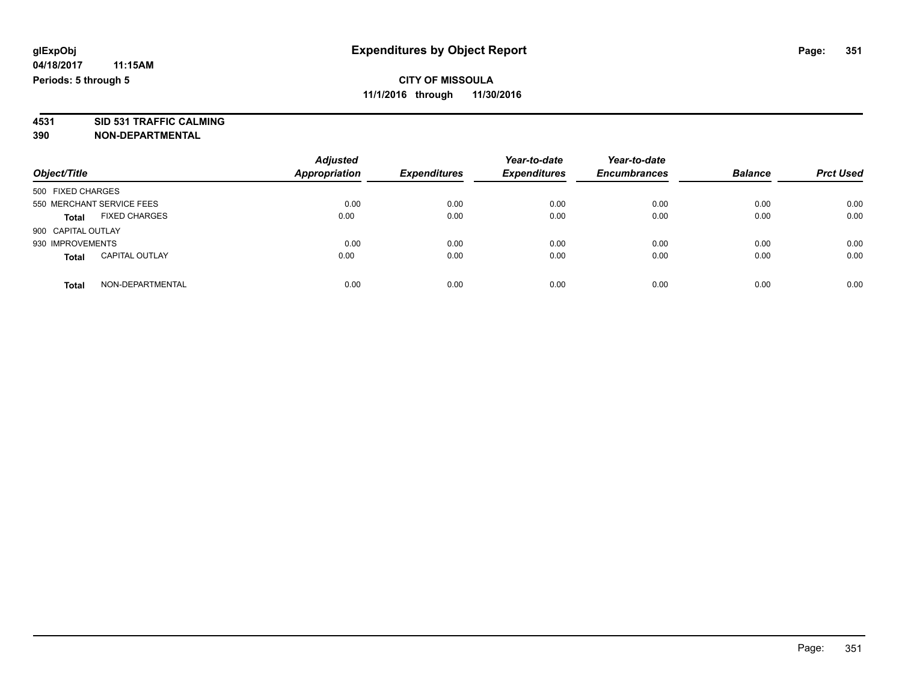glExpObj
04/18/2017 11:15AM
Periods: 5 through 5

# Expenditures by Object Report

**CITY OF MISSOULA**
**11/1/2016 through 11/30/2016**

**4531 SID 531 TRAFFIC CALMING**
**390 NON-DEPARTMENTAL**

| Object/Title | | Adjusted Appropriation | Expenditures | Year-to-date Expenditures | Year-to-date Encumbrances | Balance | Prct Used |
|---|---|---|---|---|---|---|---|
| 500 FIXED CHARGES | | | | | | | |
| 550 MERCHANT SERVICE FEES | | 0.00 | 0.00 | 0.00 | 0.00 | 0.00 | 0.00 |
| **Total** | FIXED CHARGES | 0.00 | 0.00 | 0.00 | 0.00 | 0.00 | 0.00 |
| 900 CAPITAL OUTLAY | | | | | | | |
| 930 IMPROVEMENTS | | 0.00 | 0.00 | 0.00 | 0.00 | 0.00 | 0.00 |
| **Total** | CAPITAL OUTLAY | 0.00 | 0.00 | 0.00 | 0.00 | 0.00 | 0.00 |
| **Total** | NON-DEPARTMENTAL | 0.00 | 0.00 | 0.00 | 0.00 | 0.00 | 0.00 |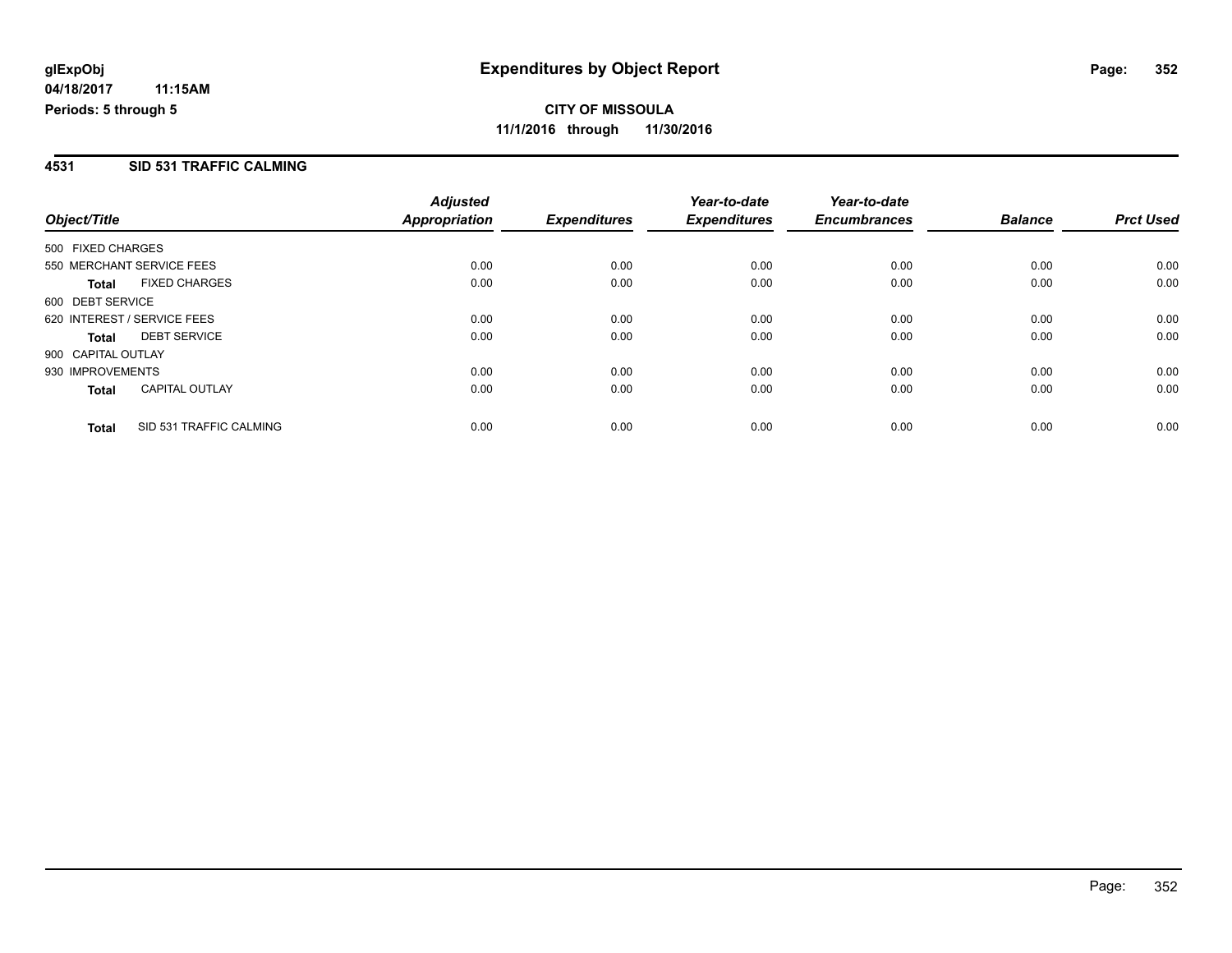**glExpObj**
**04/18/2017 11:15AM**
**Periods: 5 through 5**

# Expenditures by Object Report

**CITY OF MISSOULA**
**11/1/2016 through 11/30/2016**

## 4531 SID 531 TRAFFIC CALMING

| Object/Title | | Adjusted Appropriation | Expenditures | Year-to-date Expenditures | Year-to-date Encumbrances | Balance | Prct Used |
|---|---|---|---|---|---|---|---|
| 500 FIXED CHARGES | | | | | | | |
| 550 MERCHANT SERVICE FEES | | 0.00 | 0.00 | 0.00 | 0.00 | 0.00 | 0.00 |
| **Total** | FIXED CHARGES | 0.00 | 0.00 | 0.00 | 0.00 | 0.00 | 0.00 |
| 600 DEBT SERVICE | | | | | | | |
| 620 INTEREST / SERVICE FEES | | 0.00 | 0.00 | 0.00 | 0.00 | 0.00 | 0.00 |
| **Total** | DEBT SERVICE | 0.00 | 0.00 | 0.00 | 0.00 | 0.00 | 0.00 |
| 900 CAPITAL OUTLAY | | | | | | | |
| 930 IMPROVEMENTS | | 0.00 | 0.00 | 0.00 | 0.00 | 0.00 | 0.00 |
| **Total** | CAPITAL OUTLAY | 0.00 | 0.00 | 0.00 | 0.00 | 0.00 | 0.00 |
| **Total** | SID 531 TRAFFIC CALMING | 0.00 | 0.00 | 0.00 | 0.00 | 0.00 | 0.00 |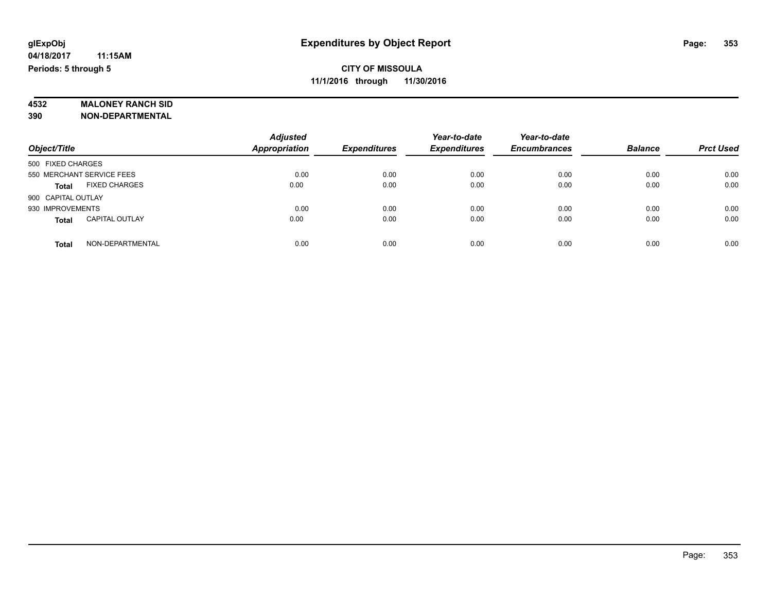**glExpObj**
**04/18/2017 11:15AM**
**Periods: 5 through 5**

# Expenditures by Object Report

**CITY OF MISSOULA**
**11/1/2016 through 11/30/2016**

**4532 MALONEY RANCH SID**
**390 NON-DEPARTMENTAL**

| Object/Title | | *Adjusted Appropriation* | *Expenditures* | *Year-to-date Expenditures* | *Year-to-date Encumbrances* | *Balance* | *Prct Used* |
|---|---|---|---|---|---|---|---|
| 500 FIXED CHARGES | | | | | | | |
| 550 MERCHANT SERVICE FEES | | 0.00 | 0.00 | 0.00 | 0.00 | 0.00 | 0.00 |
| **Total** | FIXED CHARGES | 0.00 | 0.00 | 0.00 | 0.00 | 0.00 | 0.00 |
| 900 CAPITAL OUTLAY | | | | | | | |
| 930 IMPROVEMENTS | | 0.00 | 0.00 | 0.00 | 0.00 | 0.00 | 0.00 |
| **Total** | CAPITAL OUTLAY | 0.00 | 0.00 | 0.00 | 0.00 | 0.00 | 0.00 |
| **Total** | NON-DEPARTMENTAL | 0.00 | 0.00 | 0.00 | 0.00 | 0.00 | 0.00 |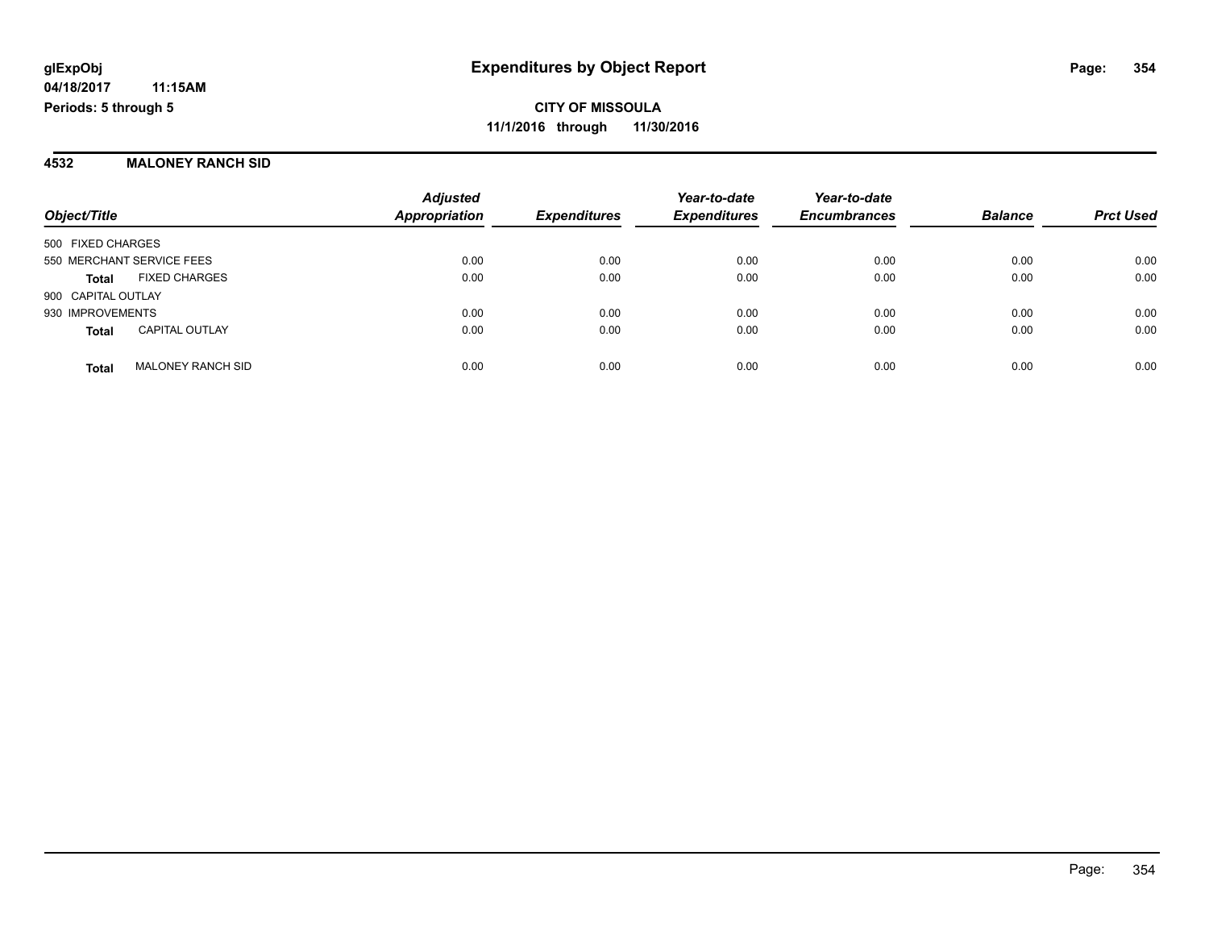**glExpObj**
**04/18/2017 11:15AM**
**Periods: 5 through 5**

# Expenditures by Object Report

**CITY OF MISSOULA**
**11/1/2016 through 11/30/2016**

## 4532 MALONEY RANCH SID

| Object/Title | | Adjusted Appropriation | Expenditures | Year-to-date Expenditures | Year-to-date Encumbrances | Balance | Prct Used |
|---|---|---|---|---|---|---|---|
| 500 FIXED CHARGES | | | | | | | |
| 550 MERCHANT SERVICE FEES | | 0.00 | 0.00 | 0.00 | 0.00 | 0.00 | 0.00 |
| **Total** | FIXED CHARGES | 0.00 | 0.00 | 0.00 | 0.00 | 0.00 | 0.00 |
| 900 CAPITAL OUTLAY | | | | | | | |
| 930 IMPROVEMENTS | | 0.00 | 0.00 | 0.00 | 0.00 | 0.00 | 0.00 |
| **Total** | CAPITAL OUTLAY | 0.00 | 0.00 | 0.00 | 0.00 | 0.00 | 0.00 |
| **Total** | MALONEY RANCH SID | 0.00 | 0.00 | 0.00 | 0.00 | 0.00 | 0.00 |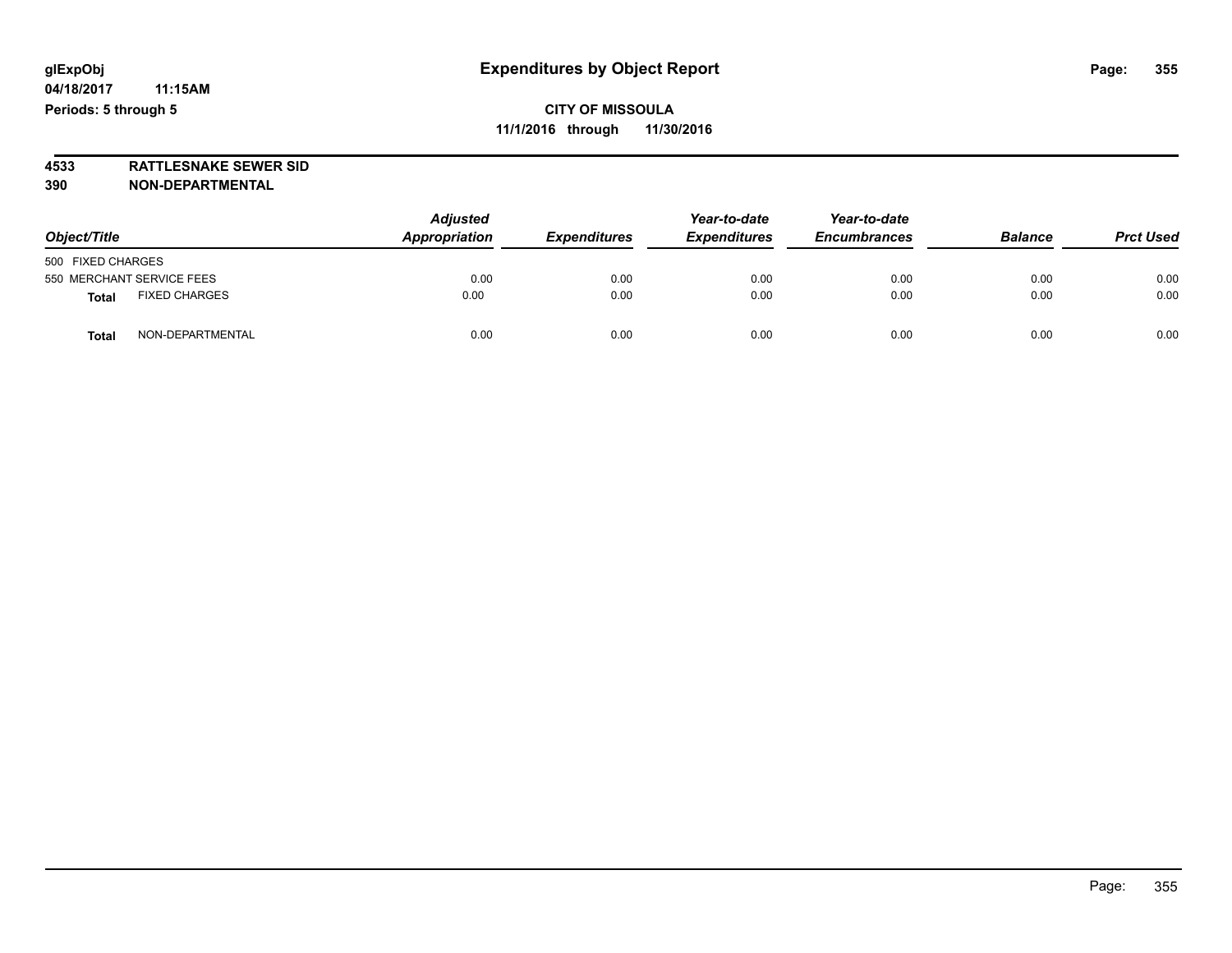glExpObj
04/18/2017 11:15AM
Periods: 5 through 5

# Expenditures by Object Report

**CITY OF MISSOULA**
**11/1/2016 through 11/30/2016**

**4533 RATTLESNAKE SEWER SID**
**390 NON-DEPARTMENTAL**

| Object/Title | | Adjusted Appropriation | Expenditures | Year-to-date Expenditures | Year-to-date Encumbrances | Balance | Prct Used |
|---|---|---|---|---|---|---|---|
| 500 FIXED CHARGES | | | | | | | |
| 550 MERCHANT SERVICE FEES | | 0.00 | 0.00 | 0.00 | 0.00 | 0.00 | 0.00 |
| **Total** | FIXED CHARGES | 0.00 | 0.00 | 0.00 | 0.00 | 0.00 | 0.00 |
| **Total** | NON-DEPARTMENTAL | 0.00 | 0.00 | 0.00 | 0.00 | 0.00 | 0.00 |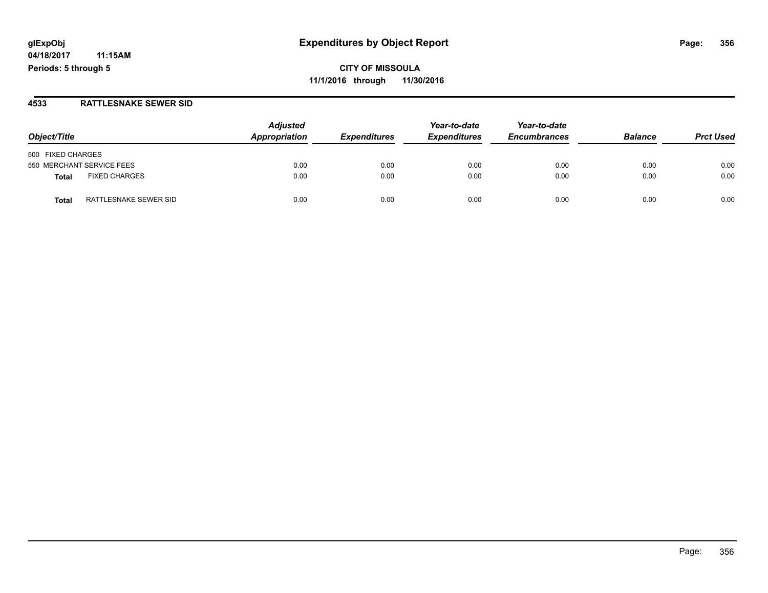**glExpObj**
**04/18/2017 11:15AM**
**Periods: 5 through 5**

# Expenditures by Object Report

**CITY OF MISSOULA**
**11/1/2016 through 11/30/2016**

## 4533 RATTLESNAKE SEWER SID

| Object/Title | | Adjusted Appropriation | Expenditures | Year-to-date Expenditures | Year-to-date Encumbrances | Balance | Prct Used |
|---|---|---|---|---|---|---|---|
| 500 FIXED CHARGES | | | | | | | |
| 550 MERCHANT SERVICE FEES | | 0.00 | 0.00 | 0.00 | 0.00 | 0.00 | 0.00 |
| **Total** | FIXED CHARGES | 0.00 | 0.00 | 0.00 | 0.00 | 0.00 | 0.00 |
| **Total** | RATTLESNAKE SEWER SID | 0.00 | 0.00 | 0.00 | 0.00 | 0.00 | 0.00 |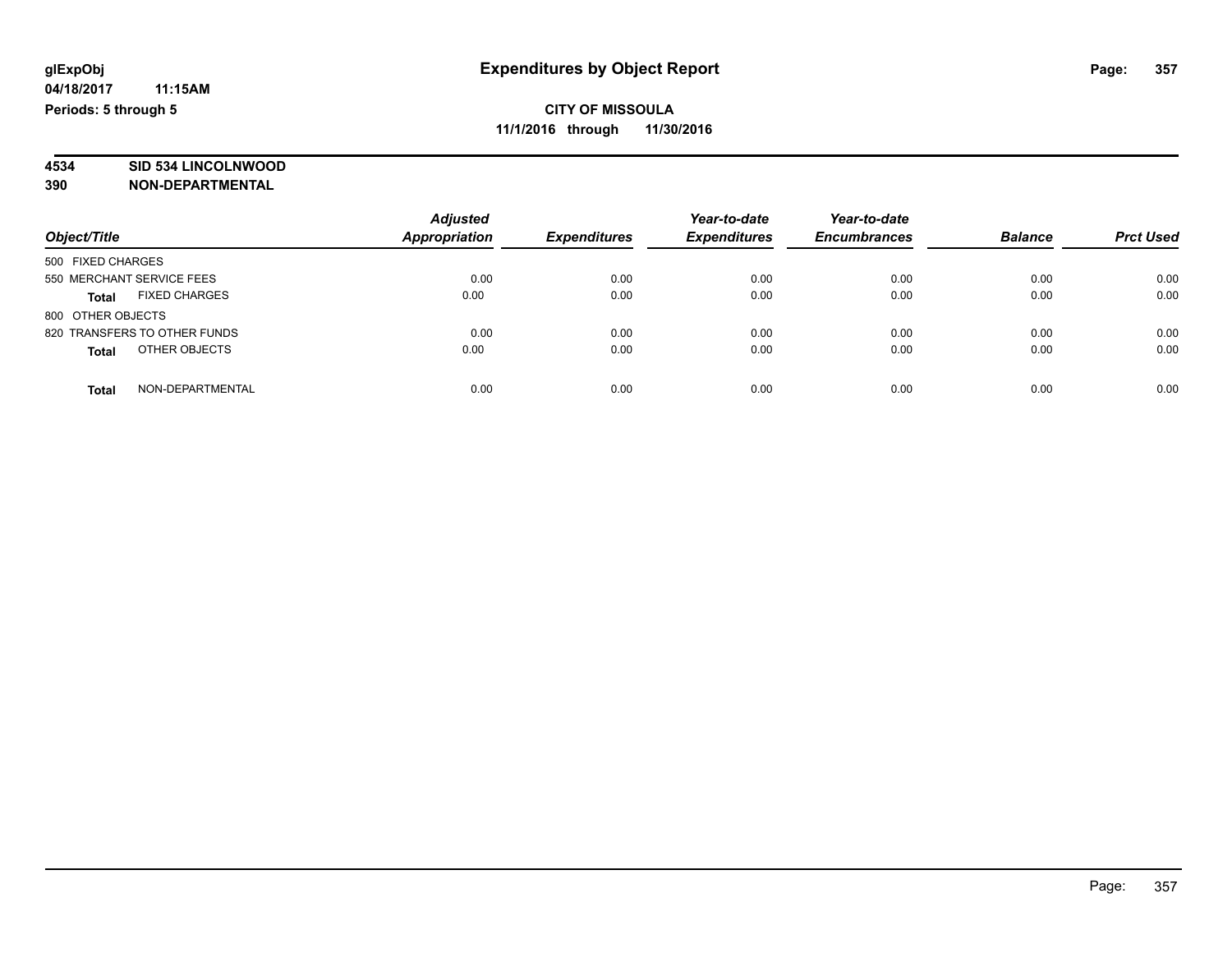**glExpObj**
**04/18/2017 11:15AM**
**Periods: 5 through 5**

# Expenditures by Object Report

**CITY OF MISSOULA**
**11/1/2016 through 11/30/2016**

**4534 SID 534 LINCOLNWOOD**
**390 NON-DEPARTMENTAL**

| Object/Title | Adjusted Appropriation | Expenditures | Year-to-date Expenditures | Year-to-date Encumbrances | Balance | Prct Used |
|---|---|---|---|---|---|---|
| 500 FIXED CHARGES | | | | | | |
| 550 MERCHANT SERVICE FEES | 0.00 | 0.00 | 0.00 | 0.00 | 0.00 | 0.00 |
| **Total** FIXED CHARGES | 0.00 | 0.00 | 0.00 | 0.00 | 0.00 | 0.00 |
| 800 OTHER OBJECTS | | | | | | |
| 820 TRANSFERS TO OTHER FUNDS | 0.00 | 0.00 | 0.00 | 0.00 | 0.00 | 0.00 |
| **Total** OTHER OBJECTS | 0.00 | 0.00 | 0.00 | 0.00 | 0.00 | 0.00 |
| **Total** NON-DEPARTMENTAL | 0.00 | 0.00 | 0.00 | 0.00 | 0.00 | 0.00 |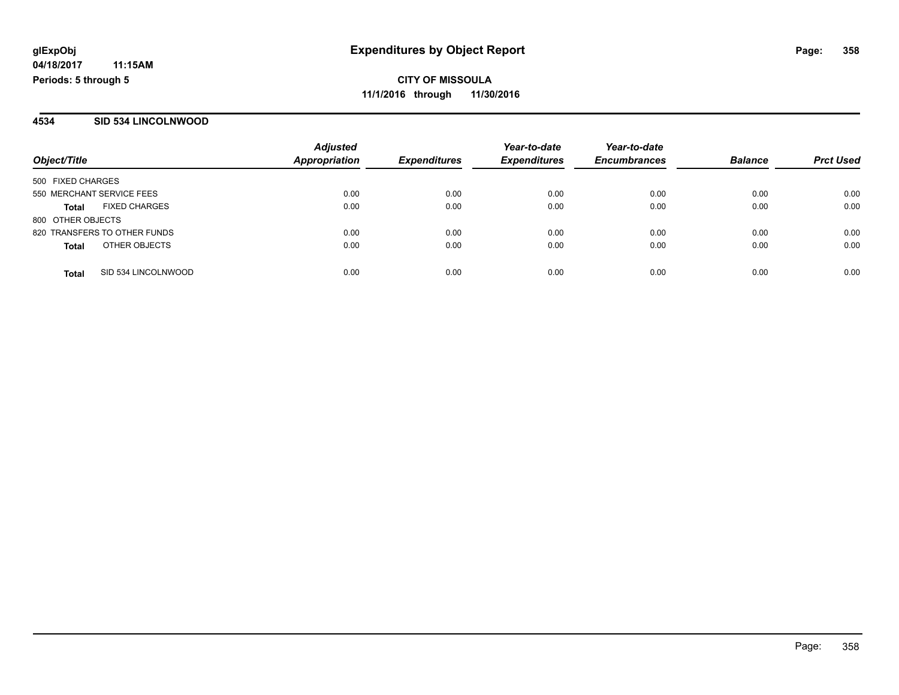**glExpObj**
**04/18/2017 11:15AM**
**Periods: 5 through 5**

# Expenditures by Object Report

**CITY OF MISSOULA**
**11/1/2016 through 11/30/2016**

## 4534 SID 534 LINCOLNWOOD

| Object/Title | | *Adjusted Appropriation* | *Expenditures* | *Year-to-date Expenditures* | *Year-to-date Encumbrances* | *Balance* | *Prct Used* |
|---|---|---|---|---|---|---|---|
| 500 FIXED CHARGES | | | | | | | |
| 550 MERCHANT SERVICE FEES | | 0.00 | 0.00 | 0.00 | 0.00 | 0.00 | 0.00 |
| **Total** | FIXED CHARGES | 0.00 | 0.00 | 0.00 | 0.00 | 0.00 | 0.00 |
| 800 OTHER OBJECTS | | | | | | | |
| 820 TRANSFERS TO OTHER FUNDS | | 0.00 | 0.00 | 0.00 | 0.00 | 0.00 | 0.00 |
| **Total** | OTHER OBJECTS | 0.00 | 0.00 | 0.00 | 0.00 | 0.00 | 0.00 |
| **Total** | SID 534 LINCOLNWOOD | 0.00 | 0.00 | 0.00 | 0.00 | 0.00 | 0.00 |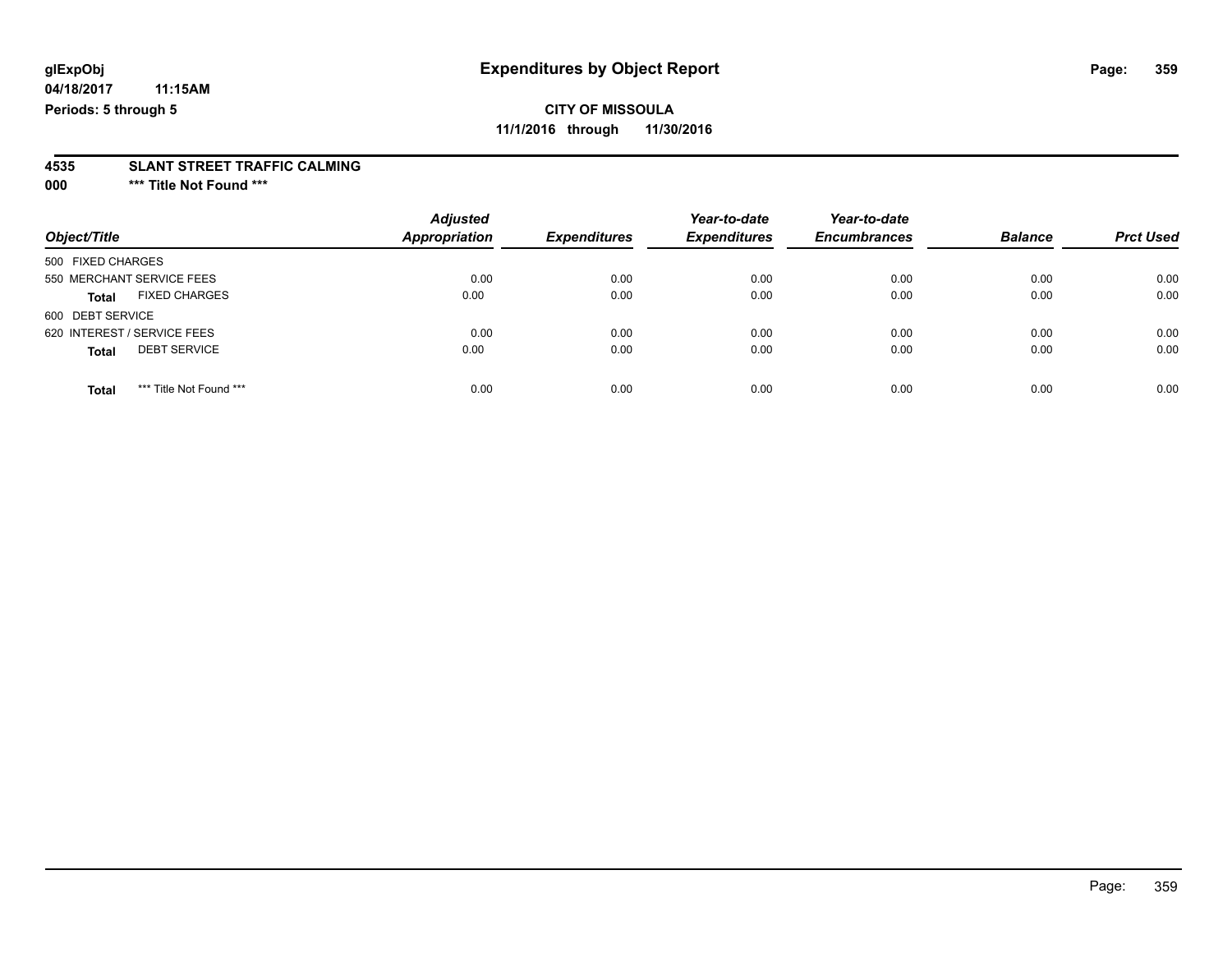glExpObj
04/18/2017 11:15AM
Periods: 5 through 5

# Expenditures by Object Report

**CITY OF MISSOULA**
**11/1/2016 through 11/30/2016**

**4535 SLANT STREET TRAFFIC CALMING**
**000 \*\*\* Title Not Found \*\*\***

| Object/Title | Adjusted Appropriation | Expenditures | Year-to-date Expenditures | Year-to-date Encumbrances | Balance | Prct Used |
|---|---|---|---|---|---|---|
| 500 FIXED CHARGES | | | | | | |
| 550 MERCHANT SERVICE FEES | 0.00 | 0.00 | 0.00 | 0.00 | 0.00 | 0.00 |
| **Total** FIXED CHARGES | 0.00 | 0.00 | 0.00 | 0.00 | 0.00 | 0.00 |
| 600 DEBT SERVICE | | | | | | |
| 620 INTEREST / SERVICE FEES | 0.00 | 0.00 | 0.00 | 0.00 | 0.00 | 0.00 |
| **Total** DEBT SERVICE | 0.00 | 0.00 | 0.00 | 0.00 | 0.00 | 0.00 |
| **Total** *** Title Not Found *** | 0.00 | 0.00 | 0.00 | 0.00 | 0.00 | 0.00 |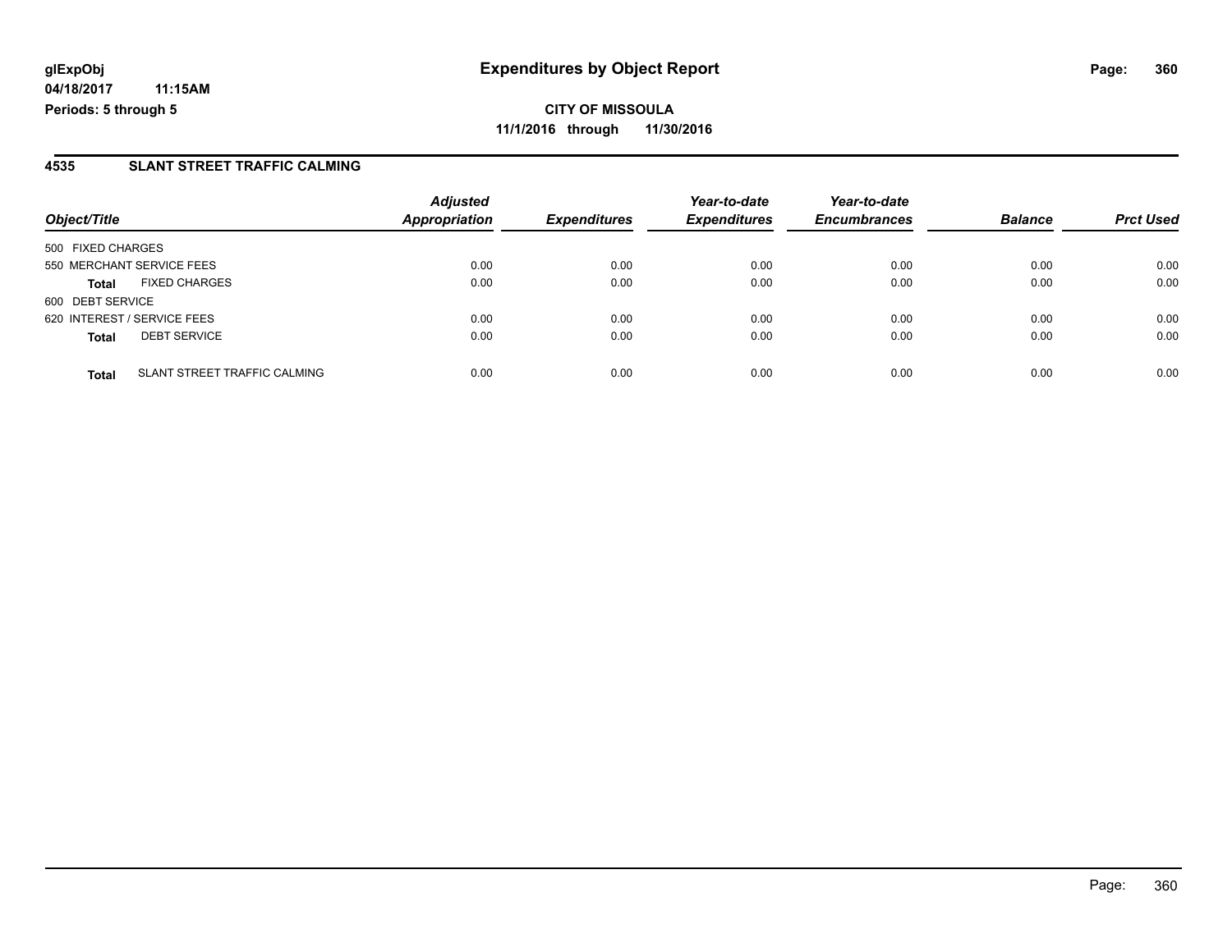**glExpObj** **Expenditures by Object Report**

**04/18/2017 11:15AM**

**Periods: 5 through 5**

**CITY OF MISSOULA**

**11/1/2016 through 11/30/2016**

## 4535 SLANT STREET TRAFFIC CALMING

| Object/Title | | Adjusted Appropriation | Expenditures | Year-to-date Expenditures | Year-to-date Encumbrances | Balance | Prct Used |
|---|---|---|---|---|---|---|---|
| 500 FIXED CHARGES | | | | | | | |
| 550 MERCHANT SERVICE FEES | | 0.00 | 0.00 | 0.00 | 0.00 | 0.00 | 0.00 |
| **Total** | FIXED CHARGES | 0.00 | 0.00 | 0.00 | 0.00 | 0.00 | 0.00 |
| 600 DEBT SERVICE | | | | | | | |
| 620 INTEREST / SERVICE FEES | | 0.00 | 0.00 | 0.00 | 0.00 | 0.00 | 0.00 |
| **Total** | DEBT SERVICE | 0.00 | 0.00 | 0.00 | 0.00 | 0.00 | 0.00 |
| **Total** | SLANT STREET TRAFFIC CALMING | 0.00 | 0.00 | 0.00 | 0.00 | 0.00 | 0.00 |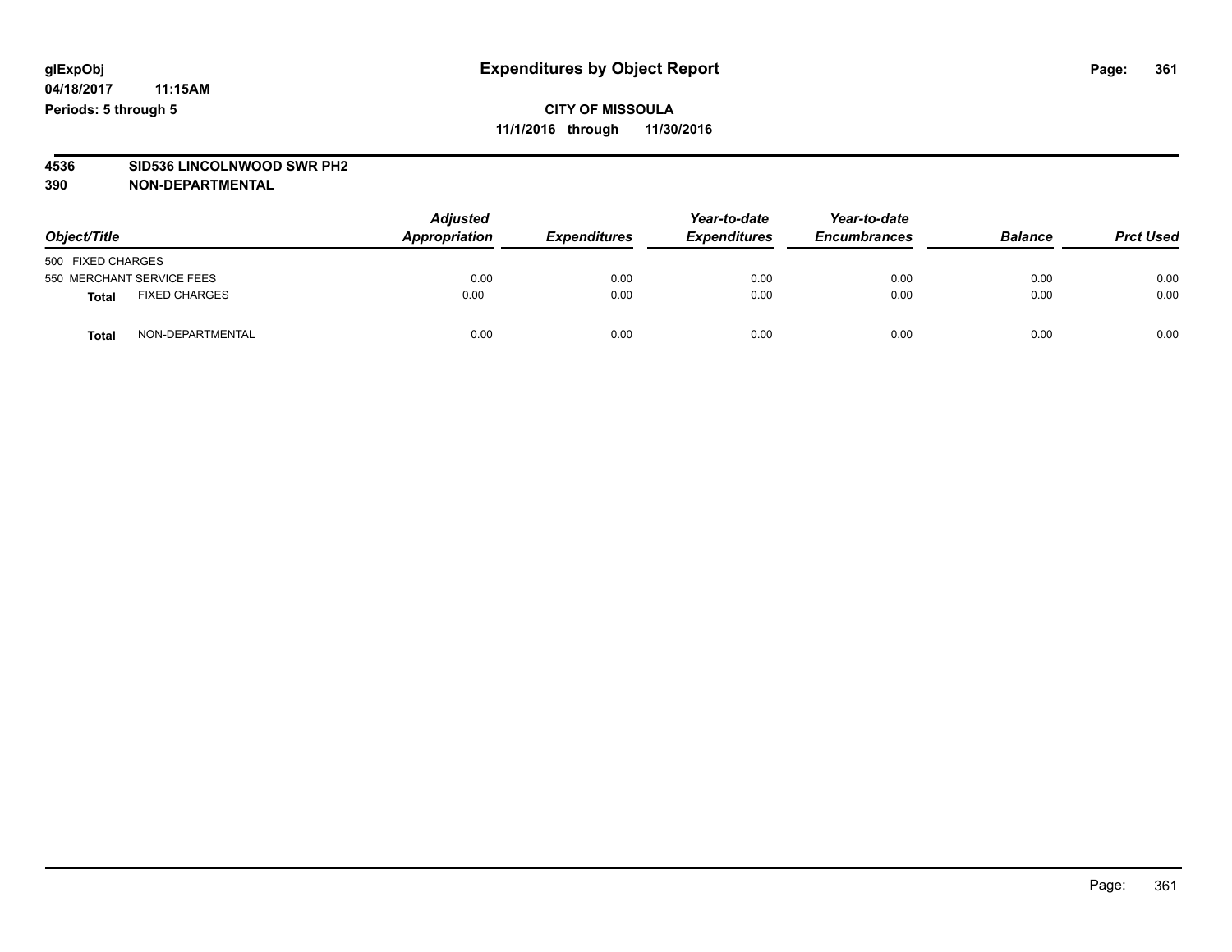glExpObj
04/18/2017 11:15AM
Periods: 5 through 5

# Expenditures by Object Report

**CITY OF MISSOULA**
**11/1/2016 through 11/30/2016**

**4536 SID536 LINCOLNWOOD SWR PH2**
**390 NON-DEPARTMENTAL**

| Object/Title | | Adjusted Appropriation | Expenditures | Year-to-date Expenditures | Year-to-date Encumbrances | Balance | Prct Used |
|---|---|---|---|---|---|---|---|
| 500 FIXED CHARGES | | | | | | | |
| 550 MERCHANT SERVICE FEES | | 0.00 | 0.00 | 0.00 | 0.00 | 0.00 | 0.00 |
| **Total** | FIXED CHARGES | 0.00 | 0.00 | 0.00 | 0.00 | 0.00 | 0.00 |
| **Total** | NON-DEPARTMENTAL | 0.00 | 0.00 | 0.00 | 0.00 | 0.00 | 0.00 |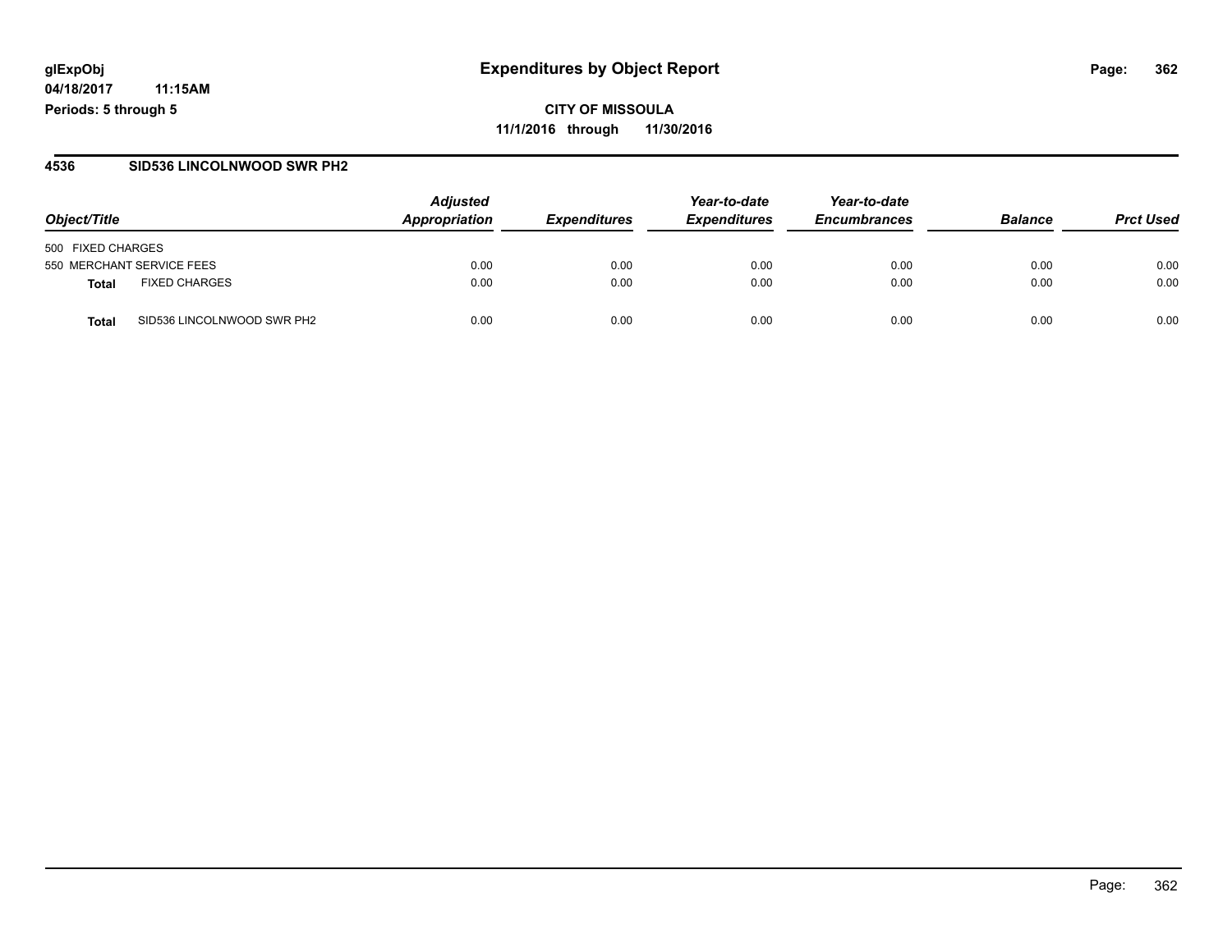**glExpObj**
**04/18/2017 11:15AM**
**Periods: 5 through 5**

# Expenditures by Object Report

**CITY OF MISSOULA**
**11/1/2016 through 11/30/2016**

## 4536 SID536 LINCOLNWOOD SWR PH2

| Object/Title | | Adjusted Appropriation | Expenditures | Year-to-date Expenditures | Year-to-date Encumbrances | Balance | Prct Used |
|---|---|---|---|---|---|---|---|
| 500 FIXED CHARGES | | | | | | | |
| 550 MERCHANT SERVICE FEES | | 0.00 | 0.00 | 0.00 | 0.00 | 0.00 | 0.00 |
| **Total** | FIXED CHARGES | 0.00 | 0.00 | 0.00 | 0.00 | 0.00 | 0.00 |
| **Total** | SID536 LINCOLNWOOD SWR PH2 | 0.00 | 0.00 | 0.00 | 0.00 | 0.00 | 0.00 |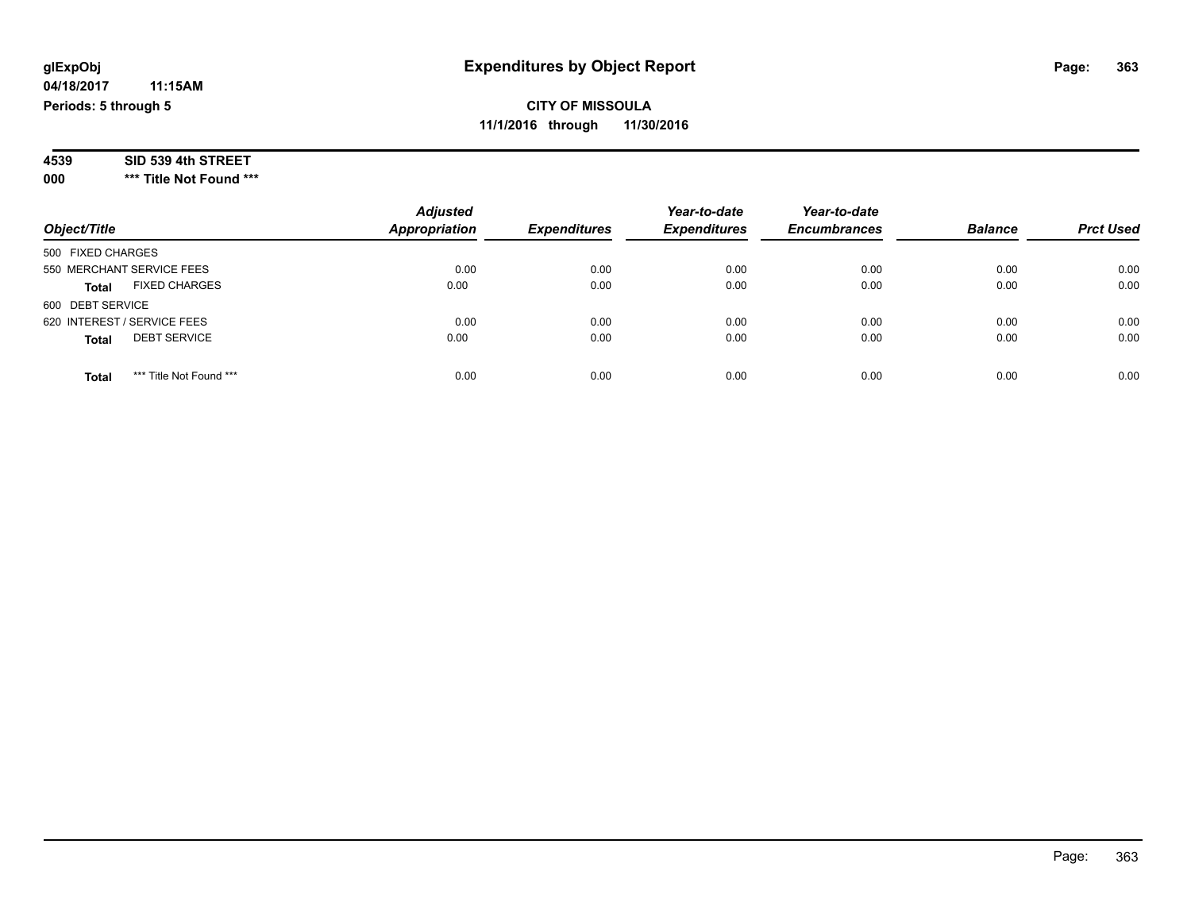**glExpObj** **Expenditures by Object Report**

**04/18/2017 11:15AM**

**Periods: 5 through 5**

**CITY OF MISSOULA**

**11/1/2016 through 11/30/2016**

**4539 SID 539 4th STREET**

**000 *** Title Not Found *****

| Object/Title | Adjusted Appropriation | Expenditures | Year-to-date Expenditures | Year-to-date Encumbrances | Balance | Prct Used |
|---|---|---|---|---|---|---|
| 500 FIXED CHARGES | | | | | | |
| 550 MERCHANT SERVICE FEES | 0.00 | 0.00 | 0.00 | 0.00 | 0.00 | 0.00 |
| **Total** FIXED CHARGES | 0.00 | 0.00 | 0.00 | 0.00 | 0.00 | 0.00 |
| 600 DEBT SERVICE | | | | | | |
| 620 INTEREST / SERVICE FEES | 0.00 | 0.00 | 0.00 | 0.00 | 0.00 | 0.00 |
| **Total** DEBT SERVICE | 0.00 | 0.00 | 0.00 | 0.00 | 0.00 | 0.00 |
| **Total** *** Title Not Found *** | 0.00 | 0.00 | 0.00 | 0.00 | 0.00 | 0.00 |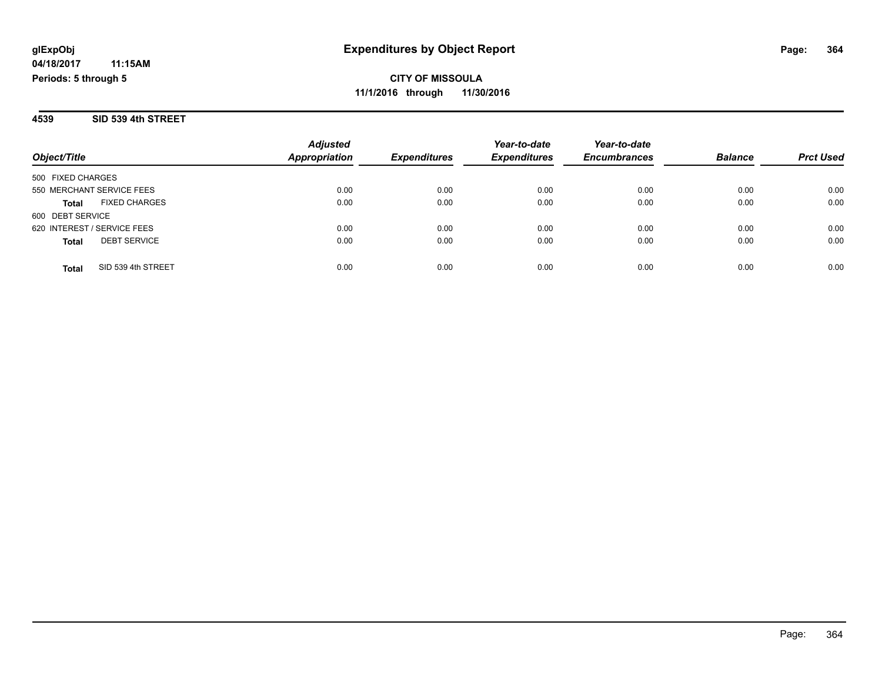**glExpObj**
**04/18/2017 11:15AM**
**Periods: 5 through 5**

# Expenditures by Object Report

**CITY OF MISSOULA**
**11/1/2016 through 11/30/2016**

## 4539 SID 539 4th STREET

| Object/Title | Adjusted Appropriation | Expenditures | Year-to-date Expenditures | Year-to-date Encumbrances | Balance | Prct Used |
|---|---|---|---|---|---|---|
| 500 FIXED CHARGES | | | | | | |
| 550 MERCHANT SERVICE FEES | 0.00 | 0.00 | 0.00 | 0.00 | 0.00 | 0.00 |
| **Total** FIXED CHARGES | 0.00 | 0.00 | 0.00 | 0.00 | 0.00 | 0.00 |
| 600 DEBT SERVICE | | | | | | |
| 620 INTEREST / SERVICE FEES | 0.00 | 0.00 | 0.00 | 0.00 | 0.00 | 0.00 |
| **Total** DEBT SERVICE | 0.00 | 0.00 | 0.00 | 0.00 | 0.00 | 0.00 |
| **Total** SID 539 4th STREET | 0.00 | 0.00 | 0.00 | 0.00 | 0.00 | 0.00 |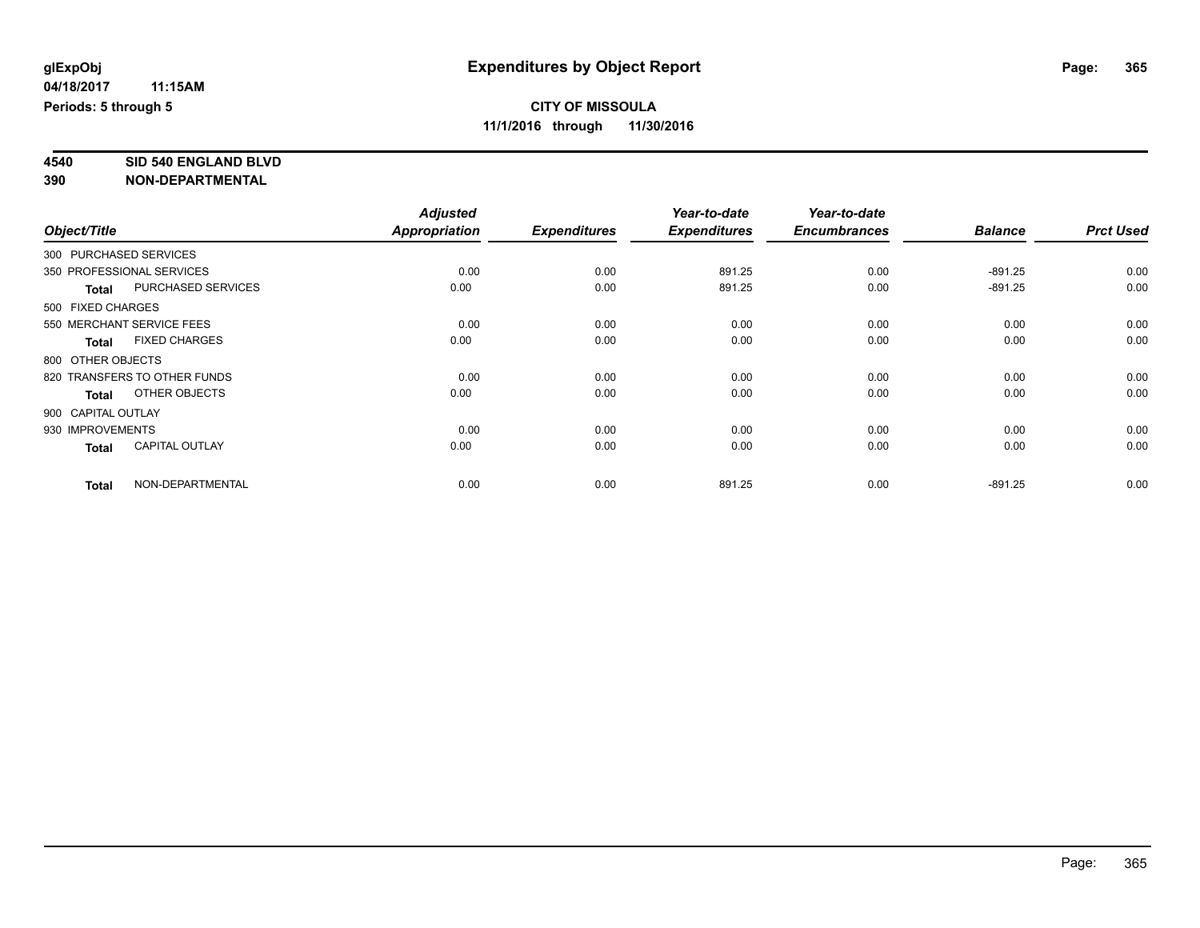glExpObj
04/18/2017 11:15AM
Periods: 5 through 5

# Expenditures by Object Report

**CITY OF MISSOULA**
**11/1/2016 through 11/30/2016**

**4540 SID 540 ENGLAND BLVD**
**390 NON-DEPARTMENTAL**

| Object/Title | Adjusted Appropriation | Expenditures | Year-to-date Expenditures | Year-to-date Encumbrances | Balance | Prct Used |
|---|---|---|---|---|---|---|
| 300 PURCHASED SERVICES | | | | | | |
| 350 PROFESSIONAL SERVICES | 0.00 | 0.00 | 891.25 | 0.00 | -891.25 | 0.00 |
| **Total** PURCHASED SERVICES | 0.00 | 0.00 | 891.25 | 0.00 | -891.25 | 0.00 |
| 500 FIXED CHARGES | | | | | | |
| 550 MERCHANT SERVICE FEES | 0.00 | 0.00 | 0.00 | 0.00 | 0.00 | 0.00 |
| **Total** FIXED CHARGES | 0.00 | 0.00 | 0.00 | 0.00 | 0.00 | 0.00 |
| 800 OTHER OBJECTS | | | | | | |
| 820 TRANSFERS TO OTHER FUNDS | 0.00 | 0.00 | 0.00 | 0.00 | 0.00 | 0.00 |
| **Total** OTHER OBJECTS | 0.00 | 0.00 | 0.00 | 0.00 | 0.00 | 0.00 |
| 900 CAPITAL OUTLAY | | | | | | |
| 930 IMPROVEMENTS | 0.00 | 0.00 | 0.00 | 0.00 | 0.00 | 0.00 |
| **Total** CAPITAL OUTLAY | 0.00 | 0.00 | 0.00 | 0.00 | 0.00 | 0.00 |
| **Total** NON-DEPARTMENTAL | 0.00 | 0.00 | 891.25 | 0.00 | -891.25 | 0.00 |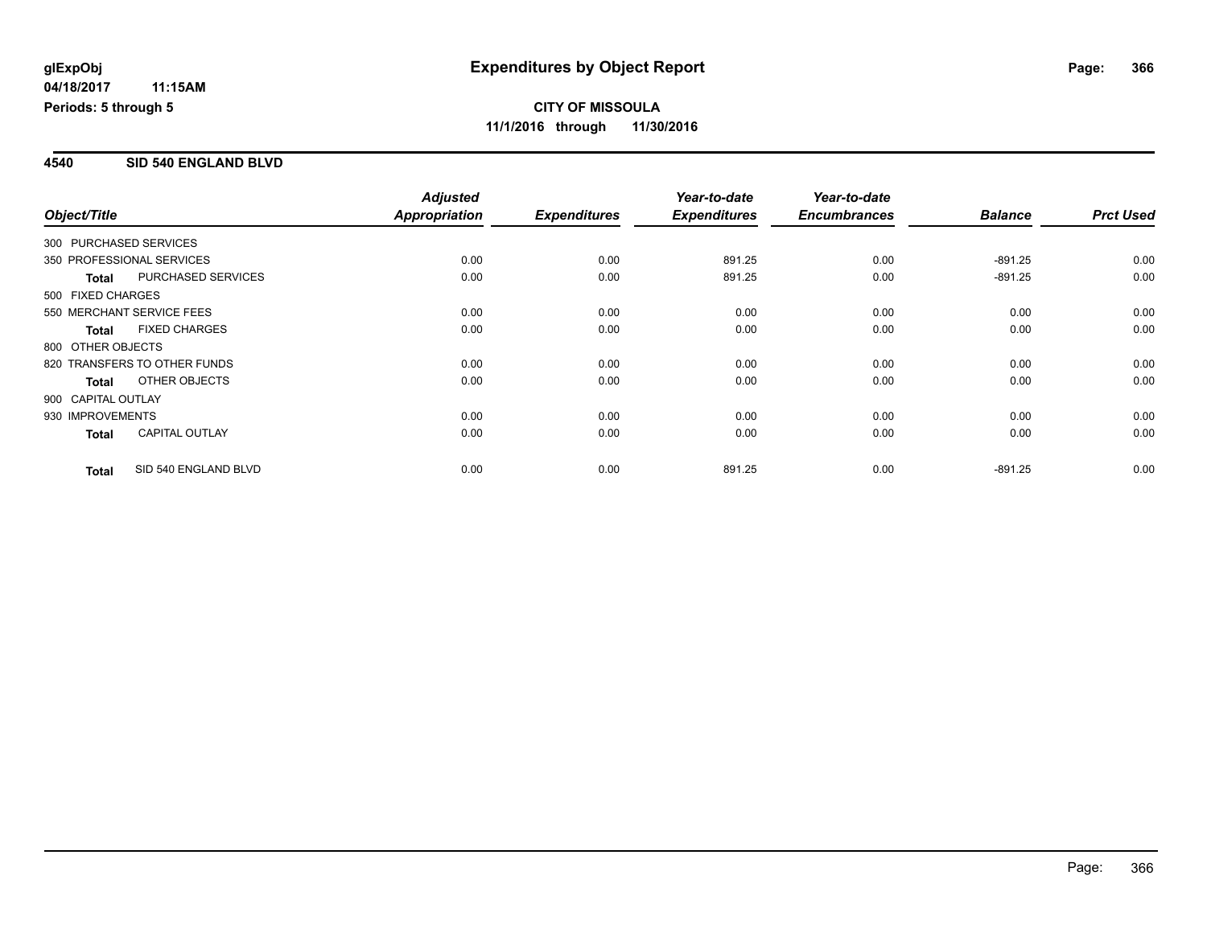# Expenditures by Object Report

glExpObj
04/18/2017 11:15AM
Periods: 5 through 5

**CITY OF MISSOULA**
**11/1/2016 through 11/30/2016**

## 4540 SID 540 ENGLAND BLVD

| Object/Title | | Adjusted Appropriation | Expenditures | Year-to-date Expenditures | Year-to-date Encumbrances | Balance | Prct Used |
|---|---|---|---|---|---|---|---|
| 300 PURCHASED SERVICES | | | | | | | |
| 350 PROFESSIONAL SERVICES | | 0.00 | 0.00 | 891.25 | 0.00 | -891.25 | 0.00 |
| **Total** | PURCHASED SERVICES | 0.00 | 0.00 | 891.25 | 0.00 | -891.25 | 0.00 |
| 500 FIXED CHARGES | | | | | | | |
| 550 MERCHANT SERVICE FEES | | 0.00 | 0.00 | 0.00 | 0.00 | 0.00 | 0.00 |
| **Total** | FIXED CHARGES | 0.00 | 0.00 | 0.00 | 0.00 | 0.00 | 0.00 |
| 800 OTHER OBJECTS | | | | | | | |
| 820 TRANSFERS TO OTHER FUNDS | | 0.00 | 0.00 | 0.00 | 0.00 | 0.00 | 0.00 |
| **Total** | OTHER OBJECTS | 0.00 | 0.00 | 0.00 | 0.00 | 0.00 | 0.00 |
| 900 CAPITAL OUTLAY | | | | | | | |
| 930 IMPROVEMENTS | | 0.00 | 0.00 | 0.00 | 0.00 | 0.00 | 0.00 |
| **Total** | CAPITAL OUTLAY | 0.00 | 0.00 | 0.00 | 0.00 | 0.00 | 0.00 |
| **Total** | SID 540 ENGLAND BLVD | 0.00 | 0.00 | 891.25 | 0.00 | -891.25 | 0.00 |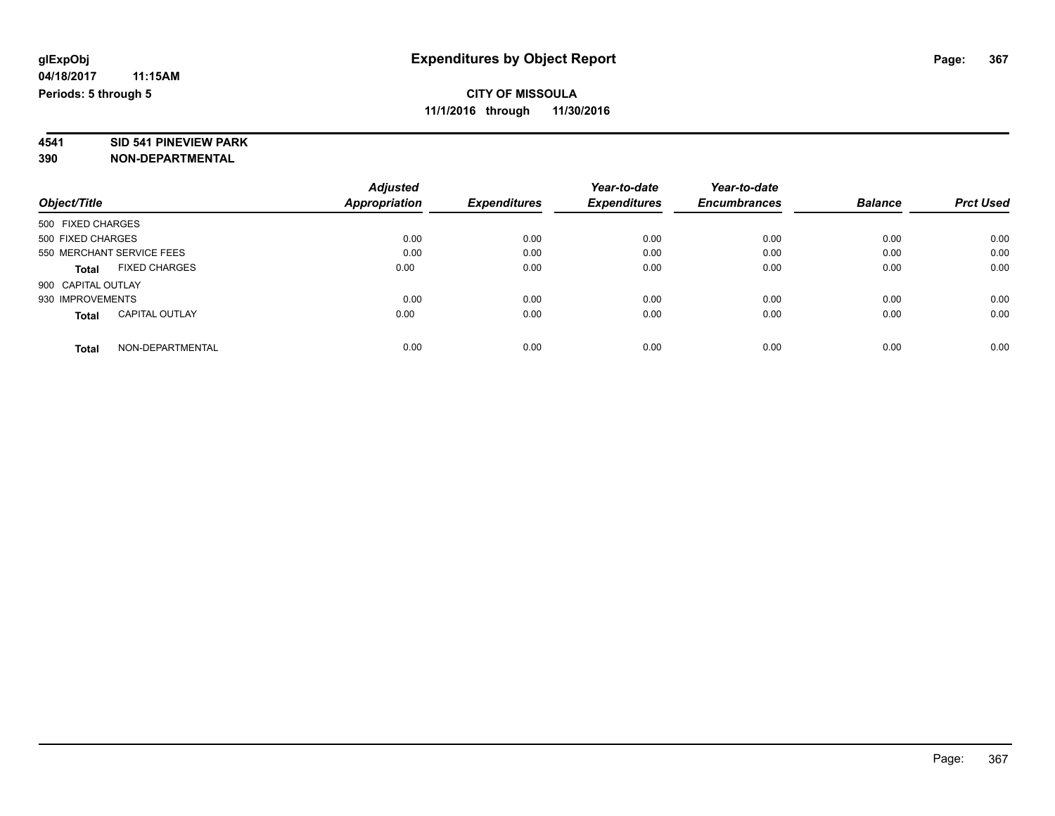glExpObj
04/18/2017 11:15AM
Periods: 5 through 5

# Expenditures by Object Report

**CITY OF MISSOULA**
**11/1/2016 through 11/30/2016**

**4541 SID 541 PINEVIEW PARK**
**390 NON-DEPARTMENTAL**

| Object/Title | Adjusted Appropriation | Expenditures | Year-to-date Expenditures | Year-to-date Encumbrances | Balance | Prct Used |
|---|---|---|---|---|---|---|
| 500 FIXED CHARGES | | | | | | |
| 500 FIXED CHARGES | 0.00 | 0.00 | 0.00 | 0.00 | 0.00 | 0.00 |
| 550 MERCHANT SERVICE FEES | 0.00 | 0.00 | 0.00 | 0.00 | 0.00 | 0.00 |
| **Total** FIXED CHARGES | 0.00 | 0.00 | 0.00 | 0.00 | 0.00 | 0.00 |
| 900 CAPITAL OUTLAY | | | | | | |
| 930 IMPROVEMENTS | 0.00 | 0.00 | 0.00 | 0.00 | 0.00 | 0.00 |
| **Total** CAPITAL OUTLAY | 0.00 | 0.00 | 0.00 | 0.00 | 0.00 | 0.00 |
| **Total** NON-DEPARTMENTAL | 0.00 | 0.00 | 0.00 | 0.00 | 0.00 | 0.00 |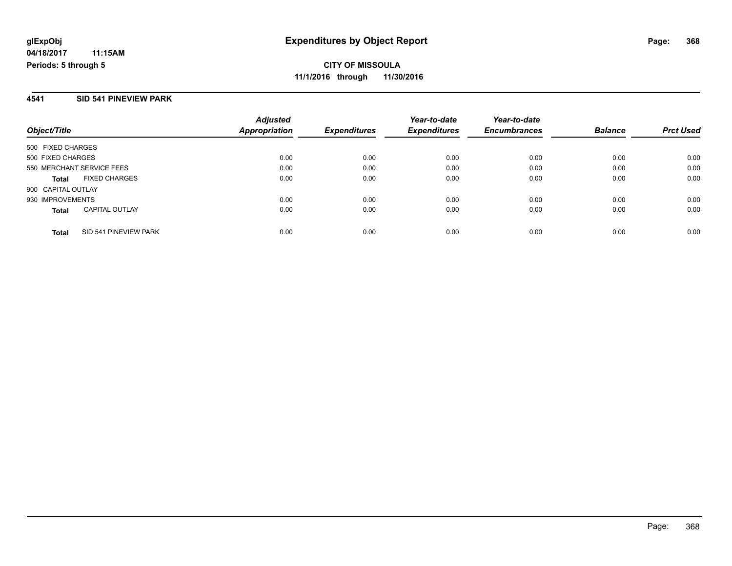**glExpObj** **Expenditures by Object Report**

**04/18/2017 11:15AM**

**Periods: 5 through 5**

**CITY OF MISSOULA**

**11/1/2016 through 11/30/2016**

## 4541 SID 541 PINEVIEW PARK

| Object/Title | | Adjusted Appropriation | Expenditures | Year-to-date Expenditures | Year-to-date Encumbrances | Balance | Prct Used |
|---|---|---|---|---|---|---|---|
| 500 FIXED CHARGES | | | | | | | |
| 500 FIXED CHARGES | | 0.00 | 0.00 | 0.00 | 0.00 | 0.00 | 0.00 |
| 550 MERCHANT SERVICE FEES | | 0.00 | 0.00 | 0.00 | 0.00 | 0.00 | 0.00 |
| **Total** | FIXED CHARGES | 0.00 | 0.00 | 0.00 | 0.00 | 0.00 | 0.00 |
| 900 CAPITAL OUTLAY | | | | | | | |
| 930 IMPROVEMENTS | | 0.00 | 0.00 | 0.00 | 0.00 | 0.00 | 0.00 |
| **Total** | CAPITAL OUTLAY | 0.00 | 0.00 | 0.00 | 0.00 | 0.00 | 0.00 |
| **Total** | SID 541 PINEVIEW PARK | 0.00 | 0.00 | 0.00 | 0.00 | 0.00 | 0.00 |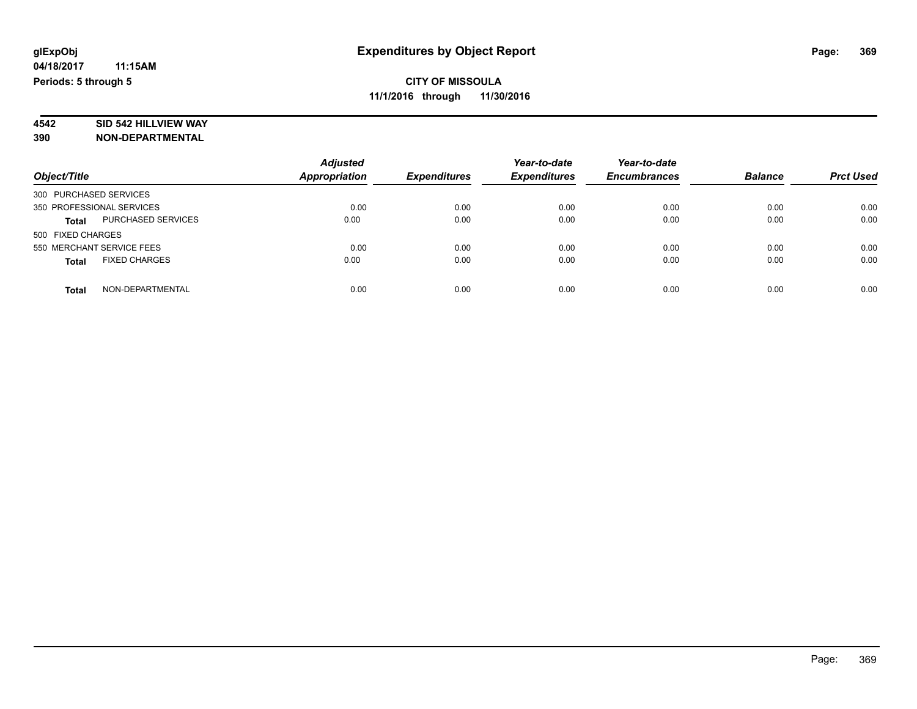**glExpObj**
**04/18/2017 11:15AM**
**Periods: 5 through 5**

# Expenditures by Object Report

**CITY OF MISSOULA**
**11/1/2016 through 11/30/2016**

**4542 SID 542 HILLVIEW WAY**
**390 NON-DEPARTMENTAL**

| Object/Title | Adjusted Appropriation | Expenditures | Year-to-date Expenditures | Year-to-date Encumbrances | Balance | Prct Used |
|---|---|---|---|---|---|---|
| 300 PURCHASED SERVICES | | | | | | |
| 350 PROFESSIONAL SERVICES | 0.00 | 0.00 | 0.00 | 0.00 | 0.00 | 0.00 |
| **Total** PURCHASED SERVICES | 0.00 | 0.00 | 0.00 | 0.00 | 0.00 | 0.00 |
| 500 FIXED CHARGES | | | | | | |
| 550 MERCHANT SERVICE FEES | 0.00 | 0.00 | 0.00 | 0.00 | 0.00 | 0.00 |
| **Total** FIXED CHARGES | 0.00 | 0.00 | 0.00 | 0.00 | 0.00 | 0.00 |
| **Total** NON-DEPARTMENTAL | 0.00 | 0.00 | 0.00 | 0.00 | 0.00 | 0.00 |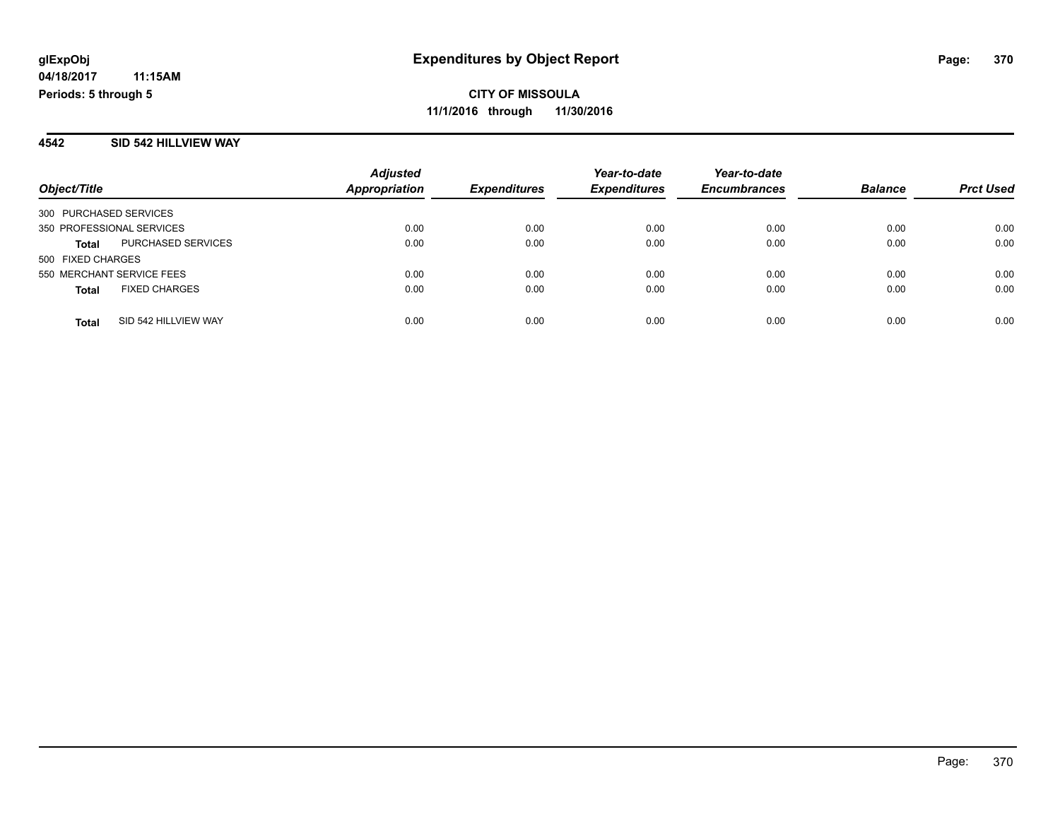**glExpObj** | **Expenditures by Object Report**

**04/18/2017 11:15AM**

**Periods: 5 through 5**

**CITY OF MISSOULA**

**11/1/2016 through 11/30/2016**

## 4542 SID 542 HILLVIEW WAY

| Object/Title | | Adjusted Appropriation | Expenditures | Year-to-date Expenditures | Year-to-date Encumbrances | Balance | Prct Used |
|---|---|---|---|---|---|---|---|
| 300 PURCHASED SERVICES | | | | | | | |
| 350 PROFESSIONAL SERVICES | | 0.00 | 0.00 | 0.00 | 0.00 | 0.00 | 0.00 |
| **Total** | PURCHASED SERVICES | 0.00 | 0.00 | 0.00 | 0.00 | 0.00 | 0.00 |
| 500 FIXED CHARGES | | | | | | | |
| 550 MERCHANT SERVICE FEES | | 0.00 | 0.00 | 0.00 | 0.00 | 0.00 | 0.00 |
| **Total** | FIXED CHARGES | 0.00 | 0.00 | 0.00 | 0.00 | 0.00 | 0.00 |
| **Total** | SID 542 HILLVIEW WAY | 0.00 | 0.00 | 0.00 | 0.00 | 0.00 | 0.00 |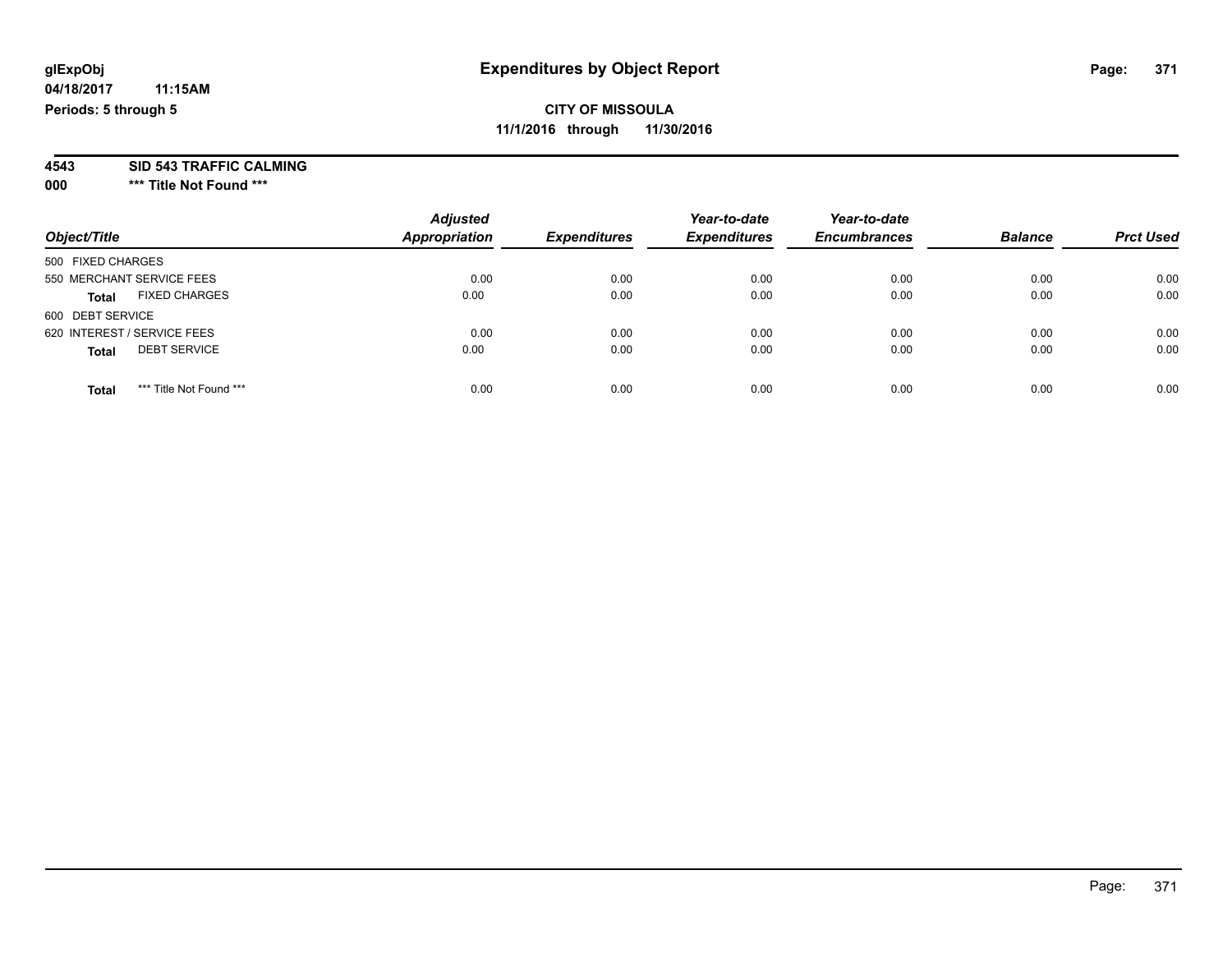**glExpObj** 04/18/2017 11:15AM
**Periods: 5 through 5**

# Expenditures by Object Report

**CITY OF MISSOULA**
**11/1/2016 through 11/30/2016**

**4543 SID 543 TRAFFIC CALMING**
**000 \*\*\* Title Not Found \*\*\***

| Object/Title | Adjusted Appropriation | Expenditures | Year-to-date Expenditures | Year-to-date Encumbrances | Balance | Prct Used |
|---|---|---|---|---|---|---|
| 500 FIXED CHARGES | | | | | | |
| 550 MERCHANT SERVICE FEES | 0.00 | 0.00 | 0.00 | 0.00 | 0.00 | 0.00 |
| **Total** FIXED CHARGES | 0.00 | 0.00 | 0.00 | 0.00 | 0.00 | 0.00 |
| 600 DEBT SERVICE | | | | | | |
| 620 INTEREST / SERVICE FEES | 0.00 | 0.00 | 0.00 | 0.00 | 0.00 | 0.00 |
| **Total** DEBT SERVICE | 0.00 | 0.00 | 0.00 | 0.00 | 0.00 | 0.00 |
| **Total** *** Title Not Found *** | 0.00 | 0.00 | 0.00 | 0.00 | 0.00 | 0.00 |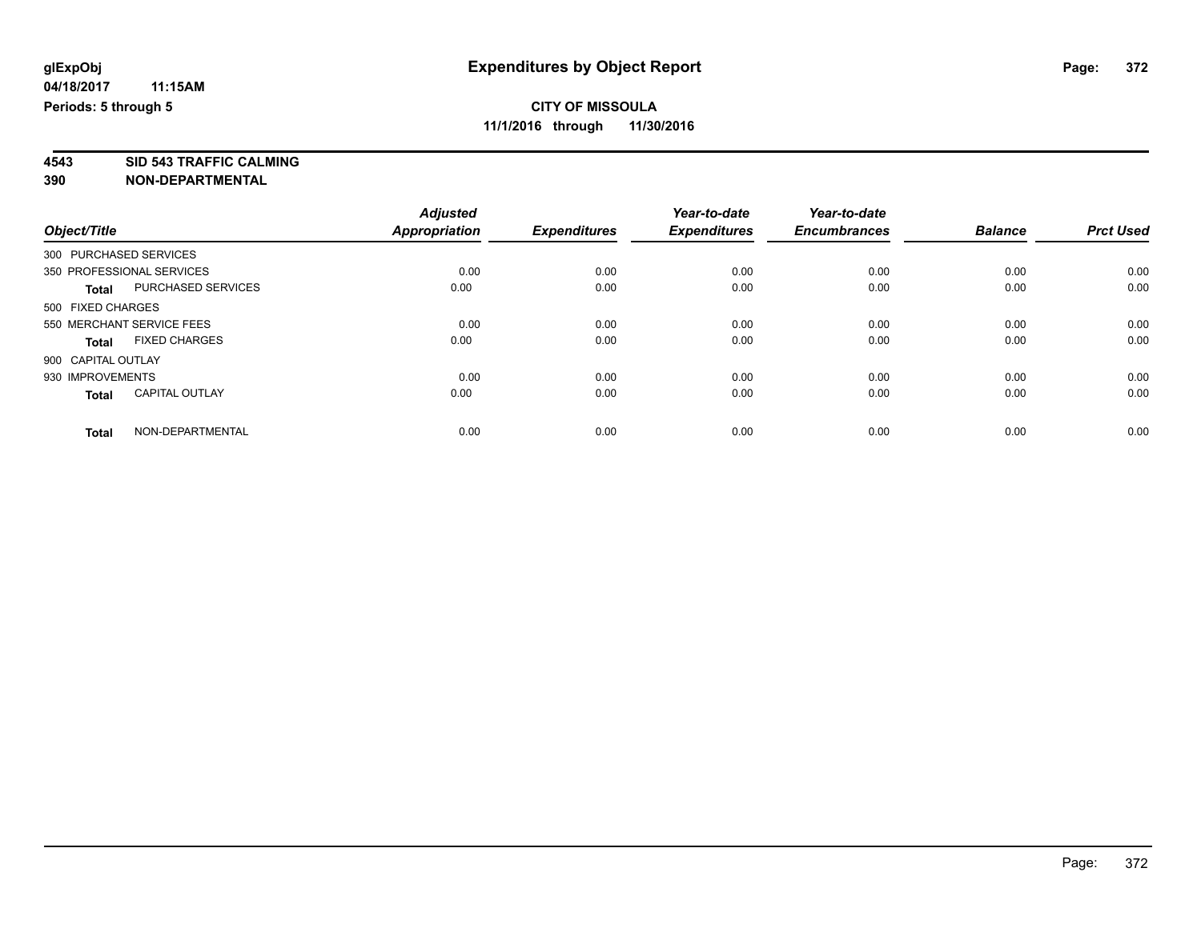**glExpObj** **Expenditures by Object Report**

**04/18/2017 11:15AM**

**Periods: 5 through 5**

**CITY OF MISSOULA**

**11/1/2016 through 11/30/2016**

**4543 SID 543 TRAFFIC CALMING**

**390 NON-DEPARTMENTAL**

| Object/Title | | Adjusted Appropriation | Expenditures | Year-to-date Expenditures | Year-to-date Encumbrances | Balance | Prct Used |
|---|---|---|---|---|---|---|---|
| 300 PURCHASED SERVICES | | | | | | | |
| 350 PROFESSIONAL SERVICES | | 0.00 | 0.00 | 0.00 | 0.00 | 0.00 | 0.00 |
| **Total** | PURCHASED SERVICES | 0.00 | 0.00 | 0.00 | 0.00 | 0.00 | 0.00 |
| 500 FIXED CHARGES | | | | | | | |
| 550 MERCHANT SERVICE FEES | | 0.00 | 0.00 | 0.00 | 0.00 | 0.00 | 0.00 |
| **Total** | FIXED CHARGES | 0.00 | 0.00 | 0.00 | 0.00 | 0.00 | 0.00 |
| 900 CAPITAL OUTLAY | | | | | | | |
| 930 IMPROVEMENTS | | 0.00 | 0.00 | 0.00 | 0.00 | 0.00 | 0.00 |
| **Total** | CAPITAL OUTLAY | 0.00 | 0.00 | 0.00 | 0.00 | 0.00 | 0.00 |
| **Total** | NON-DEPARTMENTAL | 0.00 | 0.00 | 0.00 | 0.00 | 0.00 | 0.00 |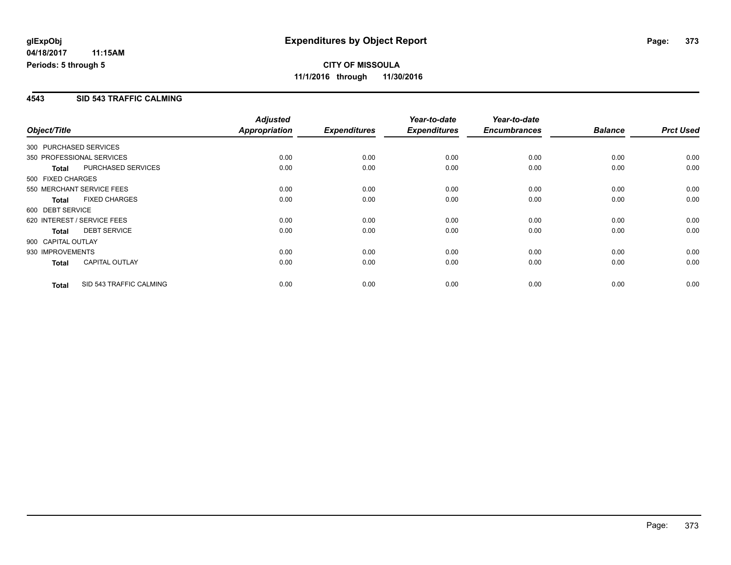**glExpObj**
**04/18/2017 11:15AM**
**Periods: 5 through 5**

# Expenditures by Object Report

**CITY OF MISSOULA**
**11/1/2016 through 11/30/2016**

## 4543 SID 543 TRAFFIC CALMING

| Object/Title | | *Adjusted Appropriation* | *Expenditures* | *Year-to-date Expenditures* | *Year-to-date Encumbrances* | *Balance* | *Prct Used* |
|---|---|---|---|---|---|---|---|
| 300 PURCHASED SERVICES | | | | | | | |
| 350 PROFESSIONAL SERVICES | | 0.00 | 0.00 | 0.00 | 0.00 | 0.00 | 0.00 |
| **Total** | PURCHASED SERVICES | 0.00 | 0.00 | 0.00 | 0.00 | 0.00 | 0.00 |
| 500 FIXED CHARGES | | | | | | | |
| 550 MERCHANT SERVICE FEES | | 0.00 | 0.00 | 0.00 | 0.00 | 0.00 | 0.00 |
| **Total** | FIXED CHARGES | 0.00 | 0.00 | 0.00 | 0.00 | 0.00 | 0.00 |
| 600 DEBT SERVICE | | | | | | | |
| 620 INTEREST / SERVICE FEES | | 0.00 | 0.00 | 0.00 | 0.00 | 0.00 | 0.00 |
| **Total** | DEBT SERVICE | 0.00 | 0.00 | 0.00 | 0.00 | 0.00 | 0.00 |
| 900 CAPITAL OUTLAY | | | | | | | |
| 930 IMPROVEMENTS | | 0.00 | 0.00 | 0.00 | 0.00 | 0.00 | 0.00 |
| **Total** | CAPITAL OUTLAY | 0.00 | 0.00 | 0.00 | 0.00 | 0.00 | 0.00 |
| **Total** | SID 543 TRAFFIC CALMING | 0.00 | 0.00 | 0.00 | 0.00 | 0.00 | 0.00 |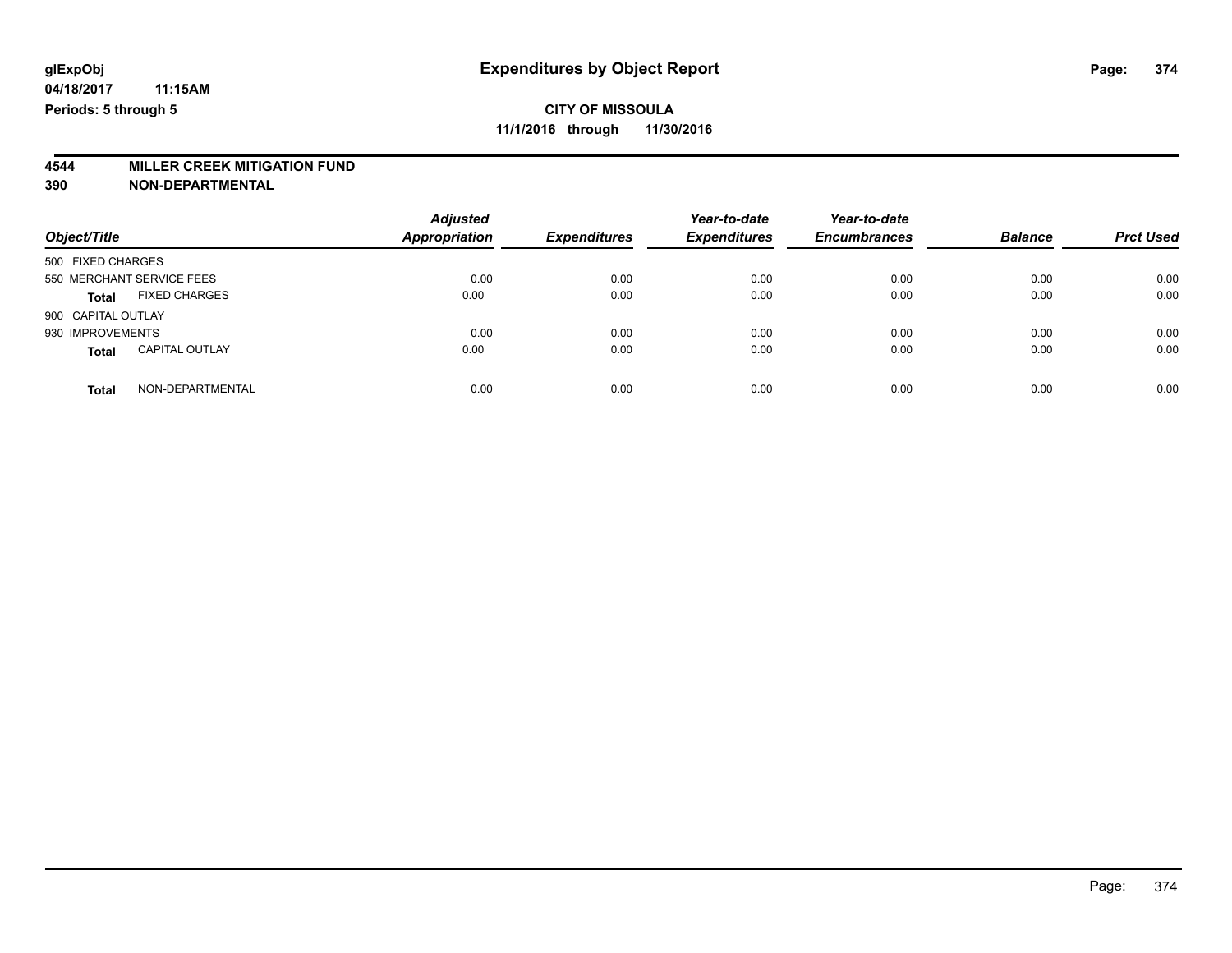glExpObj
04/18/2017 11:15AM
Periods: 5 through 5

# Expenditures by Object Report

**CITY OF MISSOULA**
**11/1/2016 through 11/30/2016**

**4544 MILLER CREEK MITIGATION FUND**
**390 NON-DEPARTMENTAL**

| Object/Title | Adjusted Appropriation | Expenditures | Year-to-date Expenditures | Year-to-date Encumbrances | Balance | Prct Used |
|---|---|---|---|---|---|---|
| 500 FIXED CHARGES | | | | | | |
| 550 MERCHANT SERVICE FEES | 0.00 | 0.00 | 0.00 | 0.00 | 0.00 | 0.00 |
| **Total** FIXED CHARGES | 0.00 | 0.00 | 0.00 | 0.00 | 0.00 | 0.00 |
| 900 CAPITAL OUTLAY | | | | | | |
| 930 IMPROVEMENTS | 0.00 | 0.00 | 0.00 | 0.00 | 0.00 | 0.00 |
| **Total** CAPITAL OUTLAY | 0.00 | 0.00 | 0.00 | 0.00 | 0.00 | 0.00 |
| **Total** NON-DEPARTMENTAL | 0.00 | 0.00 | 0.00 | 0.00 | 0.00 | 0.00 |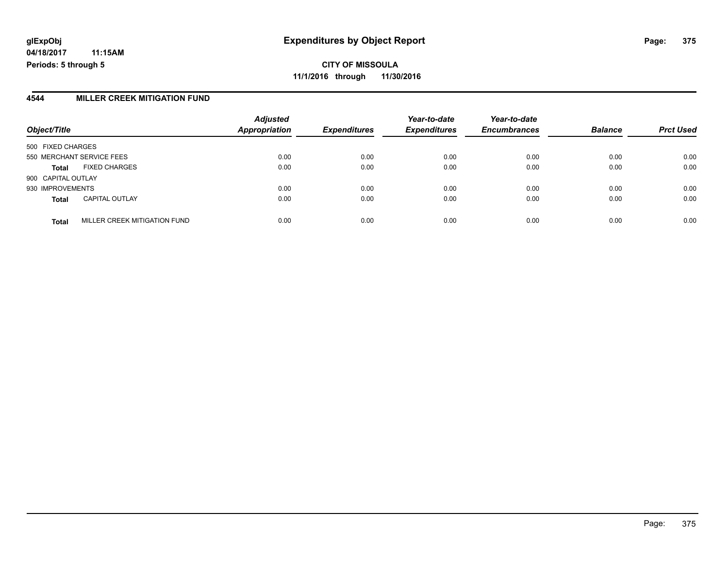**glExpObj** **Expenditures by Object Report**

**04/18/2017 11:15AM**

**Periods: 5 through 5**

**CITY OF MISSOULA**

**11/1/2016 through 11/30/2016**

## 4544 MILLER CREEK MITIGATION FUND

| Object/Title | | Adjusted Appropriation | Expenditures | Year-to-date Expenditures | Year-to-date Encumbrances | Balance | Prct Used |
|---|---|---|---|---|---|---|---|
| 500 FIXED CHARGES | | | | | | | |
| 550 MERCHANT SERVICE FEES | | 0.00 | 0.00 | 0.00 | 0.00 | 0.00 | 0.00 |
| **Total** | FIXED CHARGES | 0.00 | 0.00 | 0.00 | 0.00 | 0.00 | 0.00 |
| 900 CAPITAL OUTLAY | | | | | | | |
| 930 IMPROVEMENTS | | 0.00 | 0.00 | 0.00 | 0.00 | 0.00 | 0.00 |
| **Total** | CAPITAL OUTLAY | 0.00 | 0.00 | 0.00 | 0.00 | 0.00 | 0.00 |
| **Total** | MILLER CREEK MITIGATION FUND | 0.00 | 0.00 | 0.00 | 0.00 | 0.00 | 0.00 |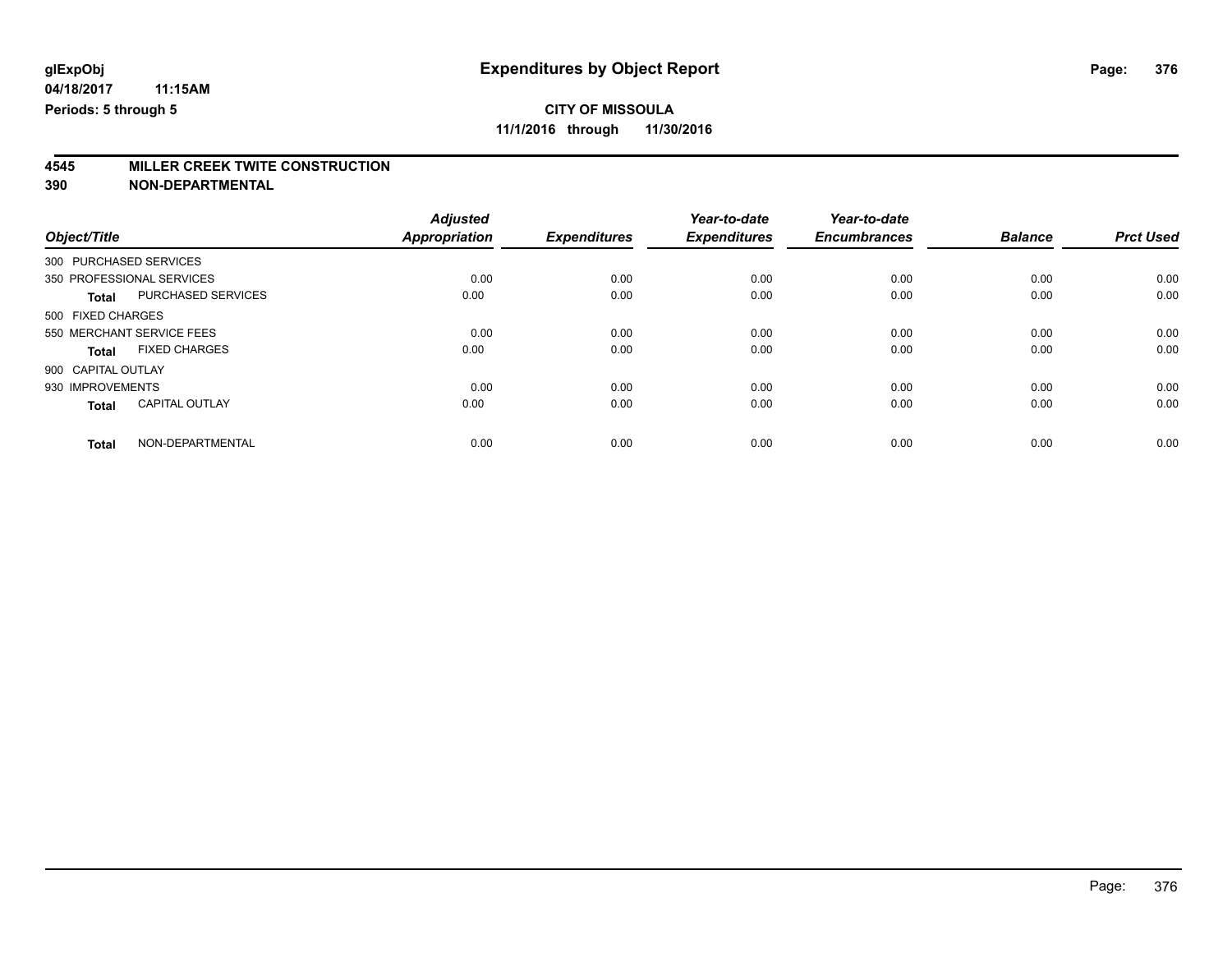**glExpObj** **Expenditures by Object Report**

**04/18/2017 11:15AM**

**Periods: 5 through 5**

**CITY OF MISSOULA**

**11/1/2016 through 11/30/2016**

**4545 MILLER CREEK TWITE CONSTRUCTION**

**390 NON-DEPARTMENTAL**

| Object/Title | | Adjusted Appropriation | Expenditures | Year-to-date Expenditures | Year-to-date Encumbrances | Balance | Prct Used |
|---|---|---|---|---|---|---|---|
| 300 PURCHASED SERVICES | | | | | | | |
| 350 PROFESSIONAL SERVICES | | 0.00 | 0.00 | 0.00 | 0.00 | 0.00 | 0.00 |
| **Total** | PURCHASED SERVICES | 0.00 | 0.00 | 0.00 | 0.00 | 0.00 | 0.00 |
| 500 FIXED CHARGES | | | | | | | |
| 550 MERCHANT SERVICE FEES | | 0.00 | 0.00 | 0.00 | 0.00 | 0.00 | 0.00 |
| **Total** | FIXED CHARGES | 0.00 | 0.00 | 0.00 | 0.00 | 0.00 | 0.00 |
| 900 CAPITAL OUTLAY | | | | | | | |
| 930 IMPROVEMENTS | | 0.00 | 0.00 | 0.00 | 0.00 | 0.00 | 0.00 |
| **Total** | CAPITAL OUTLAY | 0.00 | 0.00 | 0.00 | 0.00 | 0.00 | 0.00 |
| **Total** | NON-DEPARTMENTAL | 0.00 | 0.00 | 0.00 | 0.00 | 0.00 | 0.00 |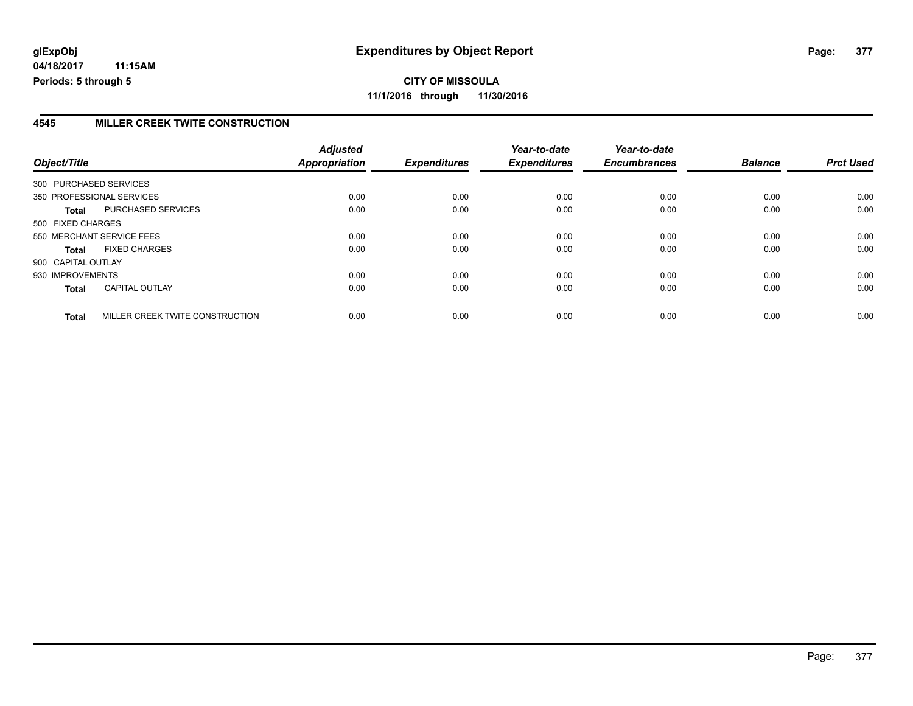**CITY OF MISSOULA**

**11/1/2016 through 11/30/2016**

## Expenditures by Object Report

glExpObj
04/18/2017 11:15AM
Periods: 5 through 5

### 4545 MILLER CREEK TWITE CONSTRUCTION

| Object/Title | | Adjusted Appropriation | Expenditures | Year-to-date Expenditures | Year-to-date Encumbrances | Balance | Prct Used |
|---|---|---|---|---|---|---|---|
| 300 PURCHASED SERVICES | | | | | | | |
| 350 PROFESSIONAL SERVICES | | 0.00 | 0.00 | 0.00 | 0.00 | 0.00 | 0.00 |
| **Total** | PURCHASED SERVICES | 0.00 | 0.00 | 0.00 | 0.00 | 0.00 | 0.00 |
| 500 FIXED CHARGES | | | | | | | |
| 550 MERCHANT SERVICE FEES | | 0.00 | 0.00 | 0.00 | 0.00 | 0.00 | 0.00 |
| **Total** | FIXED CHARGES | 0.00 | 0.00 | 0.00 | 0.00 | 0.00 | 0.00 |
| 900 CAPITAL OUTLAY | | | | | | | |
| 930 IMPROVEMENTS | | 0.00 | 0.00 | 0.00 | 0.00 | 0.00 | 0.00 |
| **Total** | CAPITAL OUTLAY | 0.00 | 0.00 | 0.00 | 0.00 | 0.00 | 0.00 |
| **Total** | MILLER CREEK TWITE CONSTRUCTION | 0.00 | 0.00 | 0.00 | 0.00 | 0.00 | 0.00 |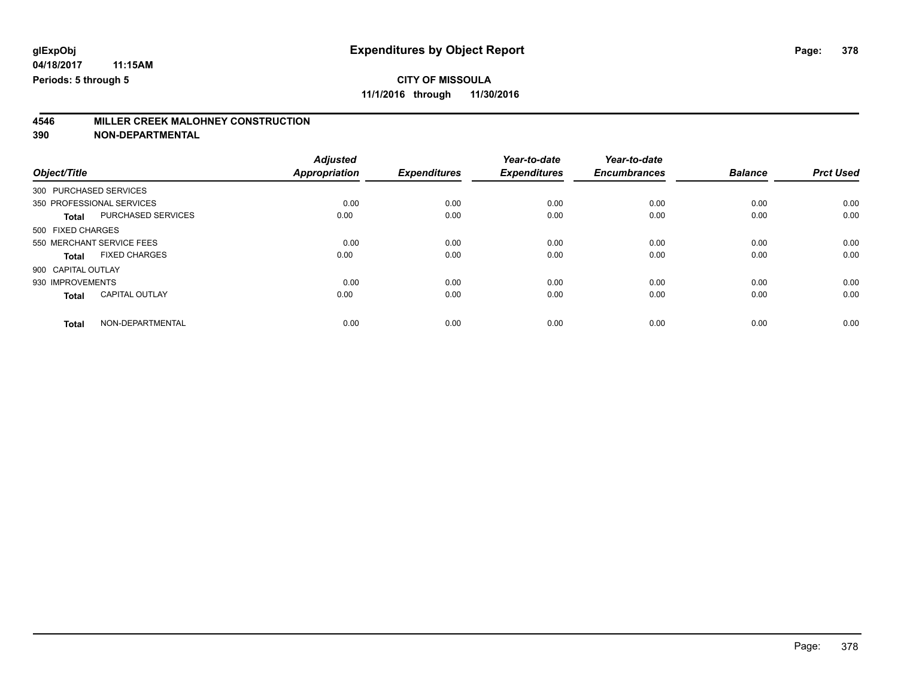**glExpObj**
**04/18/2017 11:15AM**
**Periods: 5 through 5**

# Expenditures by Object Report

**CITY OF MISSOULA**
**11/1/2016 through 11/30/2016**

## 4546 MILLER CREEK MALOHNEY CONSTRUCTION
## 390 NON-DEPARTMENTAL

| Object/Title | | *Adjusted Appropriation* | *Expenditures* | *Year-to-date Expenditures* | *Year-to-date Encumbrances* | *Balance* | *Prct Used* |
|---|---|---|---|---|---|---|---|
| 300 PURCHASED SERVICES | | | | | | | |
| 350 PROFESSIONAL SERVICES | | 0.00 | 0.00 | 0.00 | 0.00 | 0.00 | 0.00 |
| **Total** | PURCHASED SERVICES | 0.00 | 0.00 | 0.00 | 0.00 | 0.00 | 0.00 |
| 500 FIXED CHARGES | | | | | | | |
| 550 MERCHANT SERVICE FEES | | 0.00 | 0.00 | 0.00 | 0.00 | 0.00 | 0.00 |
| **Total** | FIXED CHARGES | 0.00 | 0.00 | 0.00 | 0.00 | 0.00 | 0.00 |
| 900 CAPITAL OUTLAY | | | | | | | |
| 930 IMPROVEMENTS | | 0.00 | 0.00 | 0.00 | 0.00 | 0.00 | 0.00 |
| **Total** | CAPITAL OUTLAY | 0.00 | 0.00 | 0.00 | 0.00 | 0.00 | 0.00 |
| **Total** | NON-DEPARTMENTAL | 0.00 | 0.00 | 0.00 | 0.00 | 0.00 | 0.00 |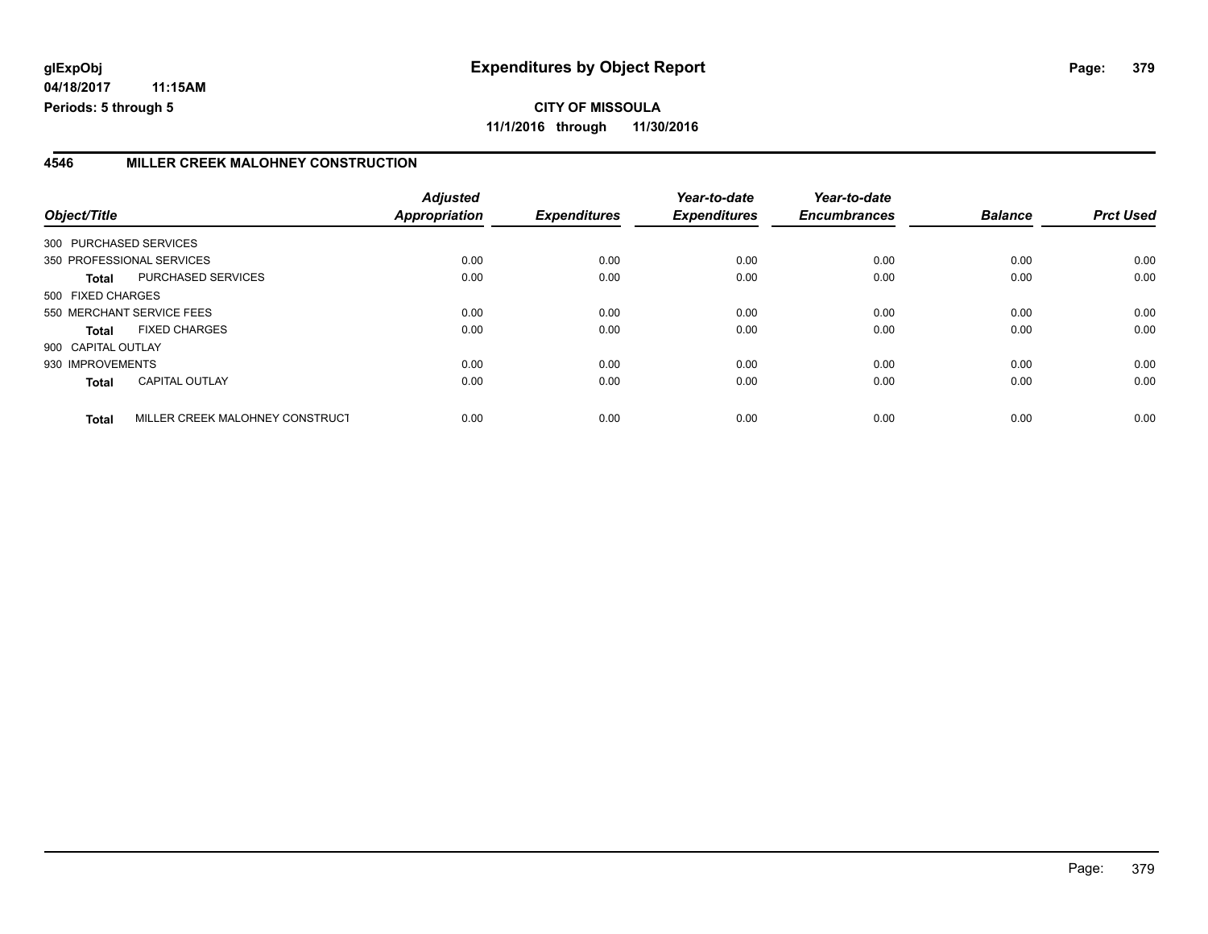**CITY OF MISSOULA**

**11/1/2016 through 11/30/2016**

## 4546 MILLER CREEK MALOHNEY CONSTRUCTION

| Object/Title | | *Adjusted Appropriation* | *Expenditures* | *Year-to-date Expenditures* | *Year-to-date Encumbrances* | *Balance* | *Prct Used* |
|---|---|---|---|---|---|---|---|
| 300 PURCHASED SERVICES | | | | | | | |
| 350 PROFESSIONAL SERVICES | | 0.00 | 0.00 | 0.00 | 0.00 | 0.00 | 0.00 |
| **Total** | PURCHASED SERVICES | 0.00 | 0.00 | 0.00 | 0.00 | 0.00 | 0.00 |
| 500 FIXED CHARGES | | | | | | | |
| 550 MERCHANT SERVICE FEES | | 0.00 | 0.00 | 0.00 | 0.00 | 0.00 | 0.00 |
| **Total** | FIXED CHARGES | 0.00 | 0.00 | 0.00 | 0.00 | 0.00 | 0.00 |
| 900 CAPITAL OUTLAY | | | | | | | |
| 930 IMPROVEMENTS | | 0.00 | 0.00 | 0.00 | 0.00 | 0.00 | 0.00 |
| **Total** | CAPITAL OUTLAY | 0.00 | 0.00 | 0.00 | 0.00 | 0.00 | 0.00 |
| **Total** | MILLER CREEK MALOHNEY CONSTRUCT | 0.00 | 0.00 | 0.00 | 0.00 | 0.00 | 0.00 |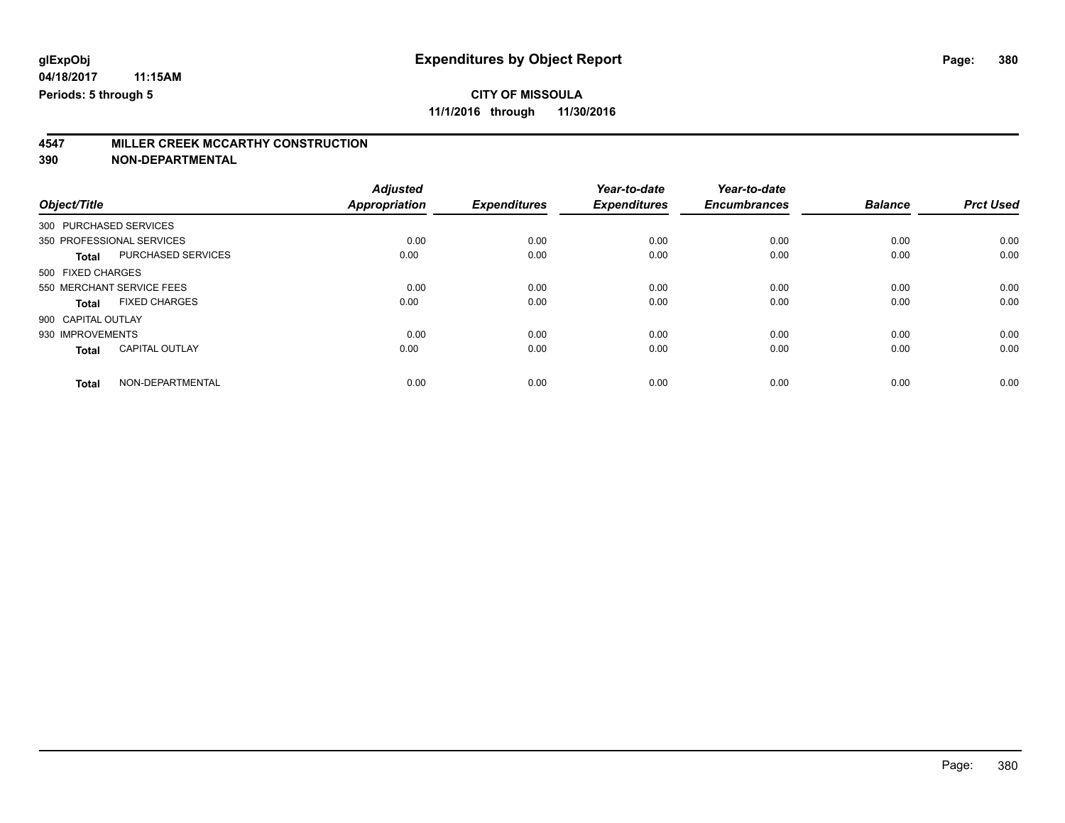**CITY OF MISSOULA**

**11/1/2016 through 11/30/2016**

# Expenditures by Object Report

glExpObj
04/18/2017 11:15AM
Periods: 5 through 5

## 4547 MILLER CREEK MCCARTHY CONSTRUCTION
## 390 NON-DEPARTMENTAL

| Object/Title | | Adjusted Appropriation | Expenditures | Year-to-date Expenditures | Year-to-date Encumbrances | Balance | Prct Used |
|---|---|---|---|---|---|---|---|
| 300 PURCHASED SERVICES | | | | | | | |
| 350 PROFESSIONAL SERVICES | | 0.00 | 0.00 | 0.00 | 0.00 | 0.00 | 0.00 |
| **Total** | PURCHASED SERVICES | 0.00 | 0.00 | 0.00 | 0.00 | 0.00 | 0.00 |
| 500 FIXED CHARGES | | | | | | | |
| 550 MERCHANT SERVICE FEES | | 0.00 | 0.00 | 0.00 | 0.00 | 0.00 | 0.00 |
| **Total** | FIXED CHARGES | 0.00 | 0.00 | 0.00 | 0.00 | 0.00 | 0.00 |
| 900 CAPITAL OUTLAY | | | | | | | |
| 930 IMPROVEMENTS | | 0.00 | 0.00 | 0.00 | 0.00 | 0.00 | 0.00 |
| **Total** | CAPITAL OUTLAY | 0.00 | 0.00 | 0.00 | 0.00 | 0.00 | 0.00 |
| **Total** | NON-DEPARTMENTAL | 0.00 | 0.00 | 0.00 | 0.00 | 0.00 | 0.00 |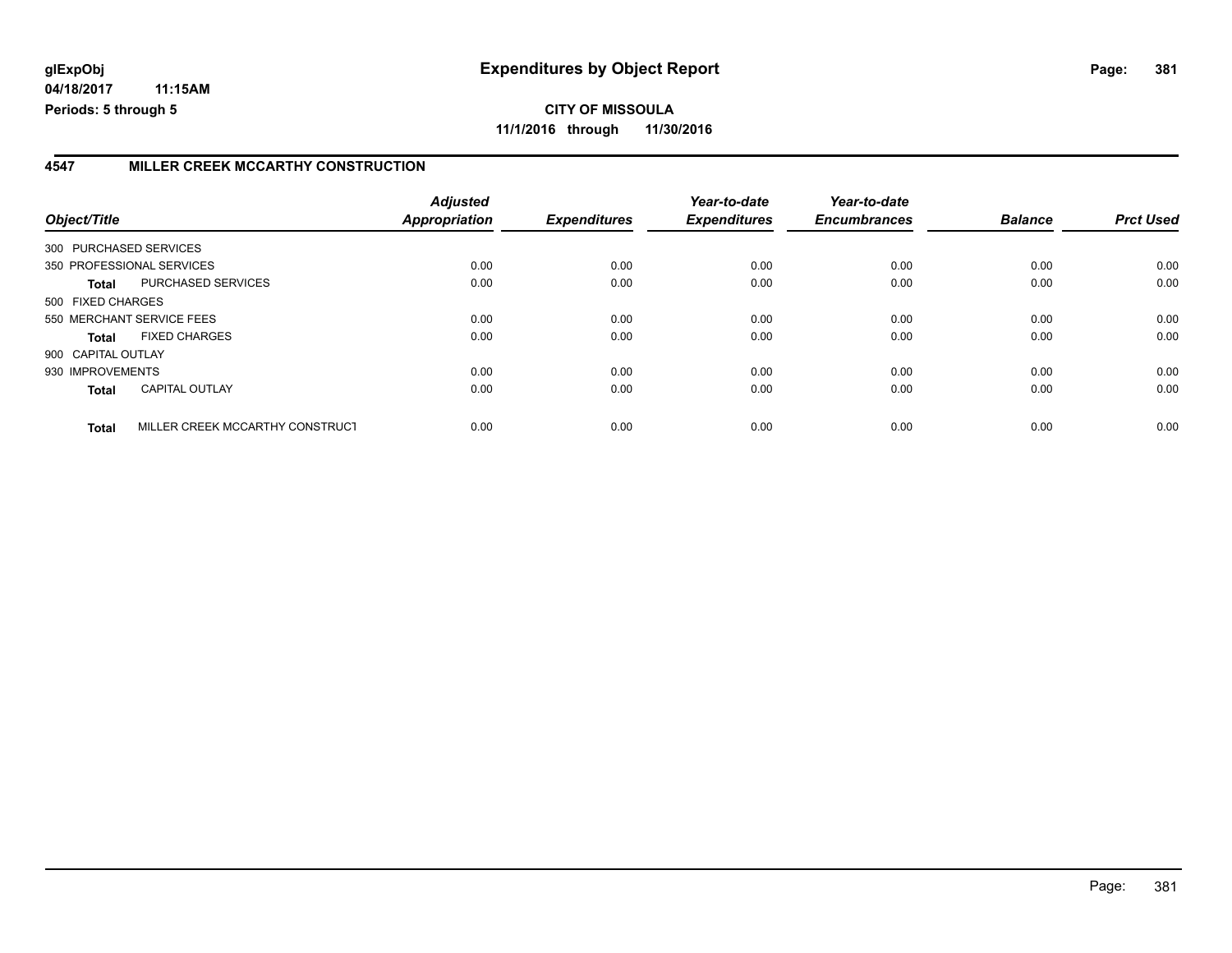**CITY OF MISSOULA**

**11/1/2016 through 11/30/2016**

## 4547 MILLER CREEK MCCARTHY CONSTRUCTION

| Object/Title | | Adjusted Appropriation | Expenditures | Year-to-date Expenditures | Year-to-date Encumbrances | Balance | Prct Used |
|---|---|---|---|---|---|---|---|
| 300 PURCHASED SERVICES | | | | | | | |
| 350 PROFESSIONAL SERVICES | | 0.00 | 0.00 | 0.00 | 0.00 | 0.00 | 0.00 |
| **Total** | PURCHASED SERVICES | 0.00 | 0.00 | 0.00 | 0.00 | 0.00 | 0.00 |
| 500 FIXED CHARGES | | | | | | | |
| 550 MERCHANT SERVICE FEES | | 0.00 | 0.00 | 0.00 | 0.00 | 0.00 | 0.00 |
| **Total** | FIXED CHARGES | 0.00 | 0.00 | 0.00 | 0.00 | 0.00 | 0.00 |
| 900 CAPITAL OUTLAY | | | | | | | |
| 930 IMPROVEMENTS | | 0.00 | 0.00 | 0.00 | 0.00 | 0.00 | 0.00 |
| **Total** | CAPITAL OUTLAY | 0.00 | 0.00 | 0.00 | 0.00 | 0.00 | 0.00 |
| **Total** | MILLER CREEK MCCARTHY CONSTRUCT | 0.00 | 0.00 | 0.00 | 0.00 | 0.00 | 0.00 |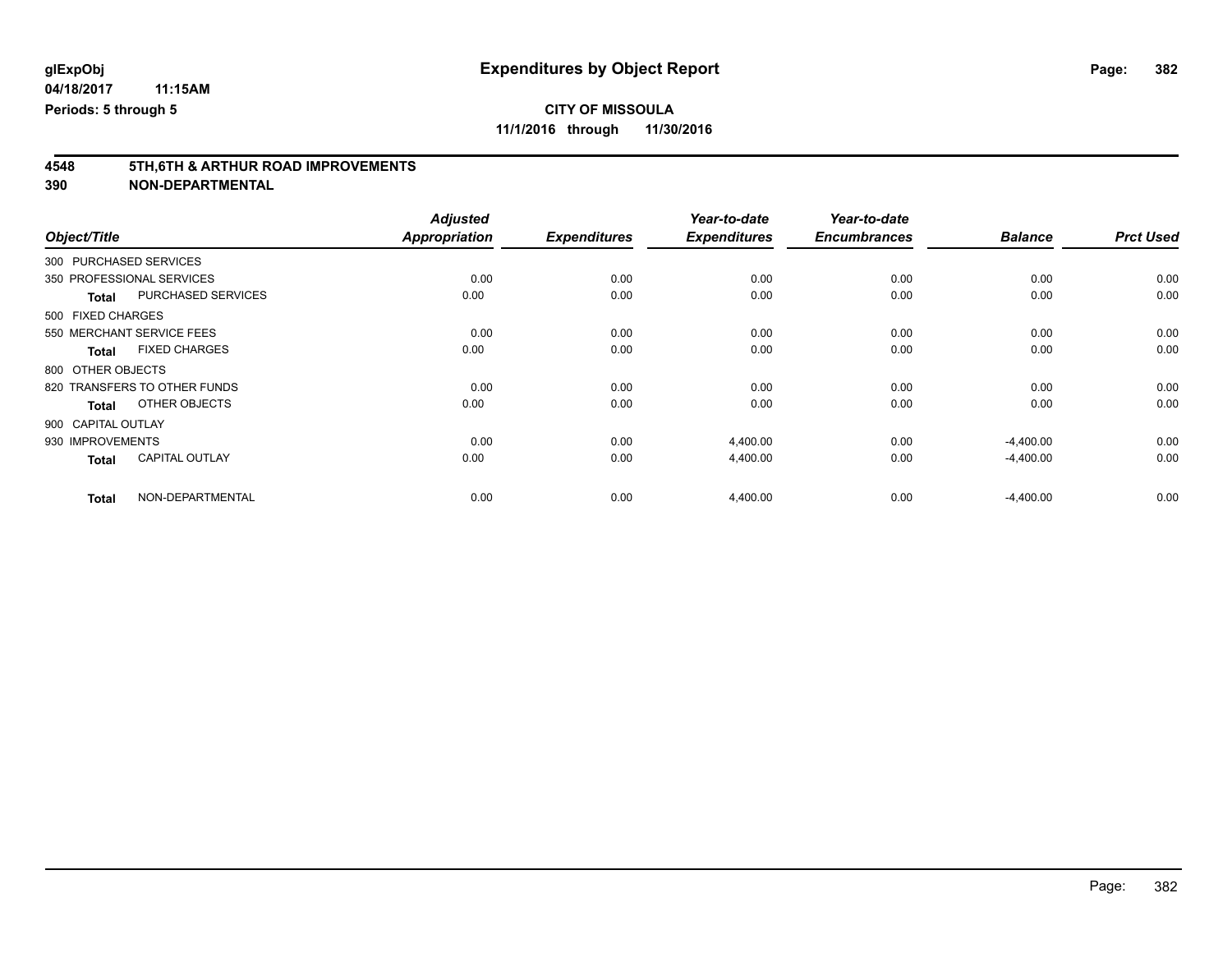**glExpObj** | **Expenditures by Object Report**

**04/18/2017 11:15AM**

**Periods: 5 through 5**

**CITY OF MISSOULA**

**11/1/2016 through 11/30/2016**

## 4548 5TH,6TH & ARTHUR ROAD IMPROVEMENTS
## 390 NON-DEPARTMENTAL

| Object/Title | Adjusted Appropriation | Expenditures | Year-to-date Expenditures | Year-to-date Encumbrances | Balance | Prct Used |
|---|---|---|---|---|---|---|
| 300 PURCHASED SERVICES | | | | | | |
| 350 PROFESSIONAL SERVICES | 0.00 | 0.00 | 0.00 | 0.00 | 0.00 | 0.00 |
| **Total** PURCHASED SERVICES | 0.00 | 0.00 | 0.00 | 0.00 | 0.00 | 0.00 |
| 500 FIXED CHARGES | | | | | | |
| 550 MERCHANT SERVICE FEES | 0.00 | 0.00 | 0.00 | 0.00 | 0.00 | 0.00 |
| **Total** FIXED CHARGES | 0.00 | 0.00 | 0.00 | 0.00 | 0.00 | 0.00 |
| 800 OTHER OBJECTS | | | | | | |
| 820 TRANSFERS TO OTHER FUNDS | 0.00 | 0.00 | 0.00 | 0.00 | 0.00 | 0.00 |
| **Total** OTHER OBJECTS | 0.00 | 0.00 | 0.00 | 0.00 | 0.00 | 0.00 |
| 900 CAPITAL OUTLAY | | | | | | |
| 930 IMPROVEMENTS | 0.00 | 0.00 | 4,400.00 | 0.00 | -4,400.00 | 0.00 |
| **Total** CAPITAL OUTLAY | 0.00 | 0.00 | 4,400.00 | 0.00 | -4,400.00 | 0.00 |
| **Total** NON-DEPARTMENTAL | 0.00 | 0.00 | 4,400.00 | 0.00 | -4,400.00 | 0.00 |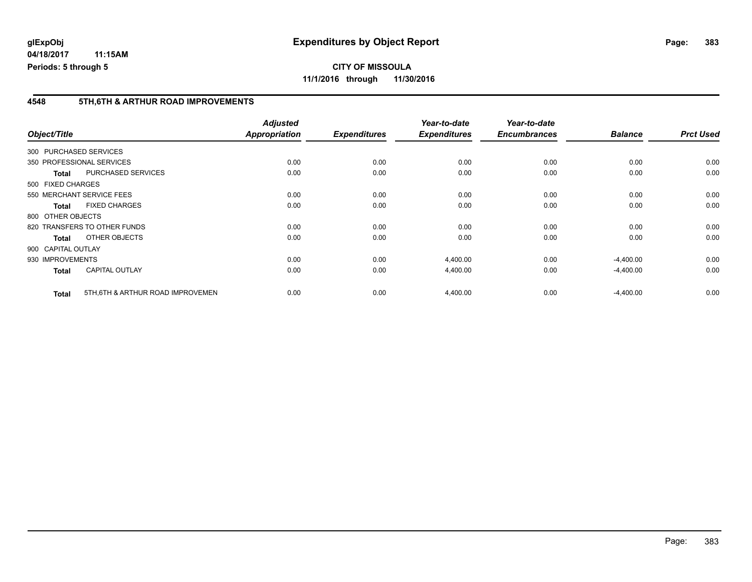**glExpObj** | **Expenditures by Object Report**

**04/18/2017 11:15AM**

**Periods: 5 through 5**

**CITY OF MISSOULA**

**11/1/2016 through 11/30/2016**

## 4548 5TH,6TH & ARTHUR ROAD IMPROVEMENTS

| Object/Title | | Adjusted Appropriation | Expenditures | Year-to-date Expenditures | Year-to-date Encumbrances | Balance | Prct Used |
|---|---|---|---|---|---|---|---|
| 300 PURCHASED SERVICES | | | | | | | |
| 350 PROFESSIONAL SERVICES | | 0.00 | 0.00 | 0.00 | 0.00 | 0.00 | 0.00 |
| **Total** | PURCHASED SERVICES | 0.00 | 0.00 | 0.00 | 0.00 | 0.00 | 0.00 |
| 500 FIXED CHARGES | | | | | | | |
| 550 MERCHANT SERVICE FEES | | 0.00 | 0.00 | 0.00 | 0.00 | 0.00 | 0.00 |
| **Total** | FIXED CHARGES | 0.00 | 0.00 | 0.00 | 0.00 | 0.00 | 0.00 |
| 800 OTHER OBJECTS | | | | | | | |
| 820 TRANSFERS TO OTHER FUNDS | | 0.00 | 0.00 | 0.00 | 0.00 | 0.00 | 0.00 |
| **Total** | OTHER OBJECTS | 0.00 | 0.00 | 0.00 | 0.00 | 0.00 | 0.00 |
| 900 CAPITAL OUTLAY | | | | | | | |
| 930 IMPROVEMENTS | | 0.00 | 0.00 | 4,400.00 | 0.00 | -4,400.00 | 0.00 |
| **Total** | CAPITAL OUTLAY | 0.00 | 0.00 | 4,400.00 | 0.00 | -4,400.00 | 0.00 |
| **Total** | 5TH,6TH & ARTHUR ROAD IMPROVEMEN | 0.00 | 0.00 | 4,400.00 | 0.00 | -4,400.00 | 0.00 |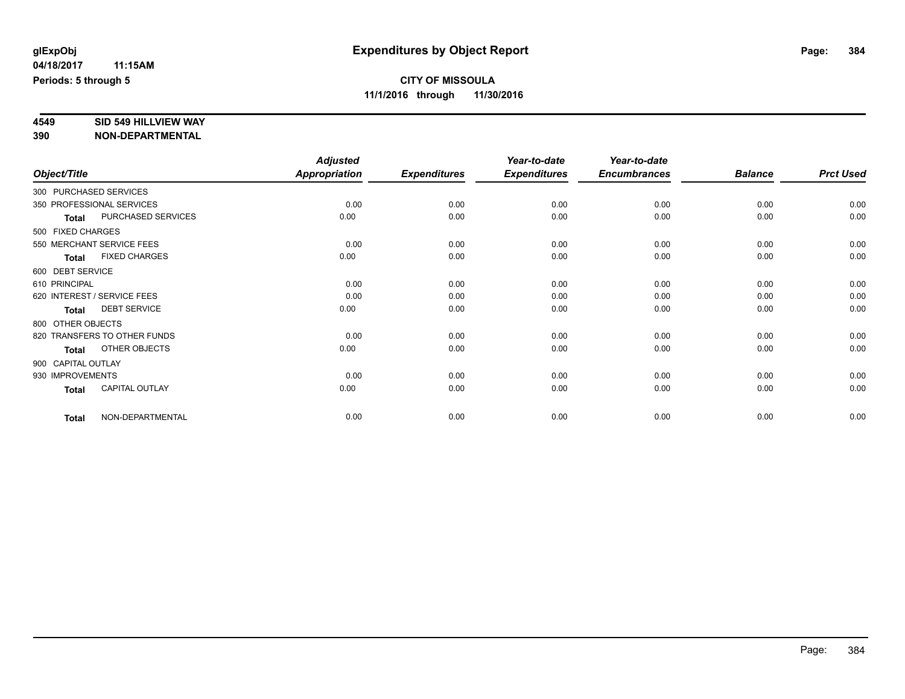**glExpObj**
**04/18/2017 11:15AM**
**Periods: 5 through 5**

# Expenditures by Object Report

**CITY OF MISSOULA**
**11/1/2016 through 11/30/2016**

**4549 SID 549 HILLVIEW WAY**
**390 NON-DEPARTMENTAL**

| Object/Title | | *Adjusted Appropriation* | *Expenditures* | *Year-to-date Expenditures* | *Year-to-date Encumbrances* | *Balance* | *Prct Used* |
|---|---|---|---|---|---|---|---|
| 300 PURCHASED SERVICES | | | | | | | |
| 350 PROFESSIONAL SERVICES | | 0.00 | 0.00 | 0.00 | 0.00 | 0.00 | 0.00 |
| **Total** | PURCHASED SERVICES | 0.00 | 0.00 | 0.00 | 0.00 | 0.00 | 0.00 |
| 500 FIXED CHARGES | | | | | | | |
| 550 MERCHANT SERVICE FEES | | 0.00 | 0.00 | 0.00 | 0.00 | 0.00 | 0.00 |
| **Total** | FIXED CHARGES | 0.00 | 0.00 | 0.00 | 0.00 | 0.00 | 0.00 |
| 600 DEBT SERVICE | | | | | | | |
| 610 PRINCIPAL | | 0.00 | 0.00 | 0.00 | 0.00 | 0.00 | 0.00 |
| 620 INTEREST / SERVICE FEES | | 0.00 | 0.00 | 0.00 | 0.00 | 0.00 | 0.00 |
| **Total** | DEBT SERVICE | 0.00 | 0.00 | 0.00 | 0.00 | 0.00 | 0.00 |
| 800 OTHER OBJECTS | | | | | | | |
| 820 TRANSFERS TO OTHER FUNDS | | 0.00 | 0.00 | 0.00 | 0.00 | 0.00 | 0.00 |
| **Total** | OTHER OBJECTS | 0.00 | 0.00 | 0.00 | 0.00 | 0.00 | 0.00 |
| 900 CAPITAL OUTLAY | | | | | | | |
| 930 IMPROVEMENTS | | 0.00 | 0.00 | 0.00 | 0.00 | 0.00 | 0.00 |
| **Total** | CAPITAL OUTLAY | 0.00 | 0.00 | 0.00 | 0.00 | 0.00 | 0.00 |
| **Total** | NON-DEPARTMENTAL | 0.00 | 0.00 | 0.00 | 0.00 | 0.00 | 0.00 |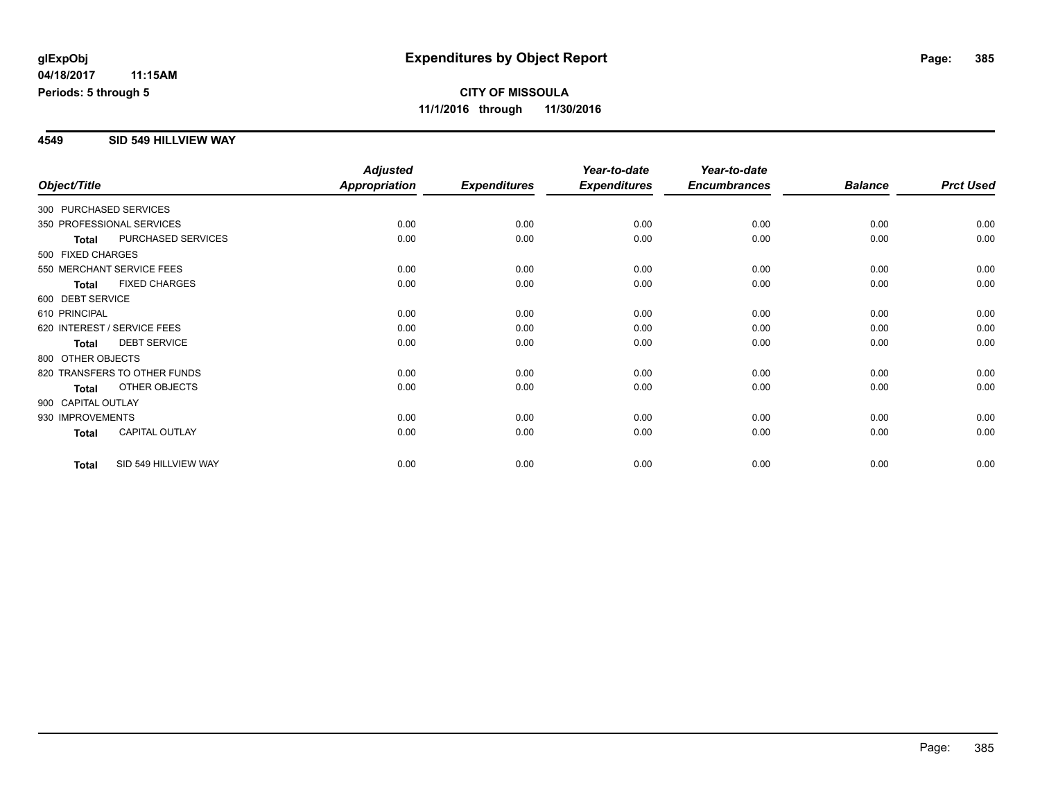**glExpObj**
**04/18/2017 11:15AM**
**Periods: 5 through 5**

# Expenditures by Object Report

**CITY OF MISSOULA**
**11/1/2016 through 11/30/2016**

## 4549 SID 549 HILLVIEW WAY

| Object/Title | | *Adjusted Appropriation* | *Expenditures* | *Year-to-date Expenditures* | *Year-to-date Encumbrances* | *Balance* | *Prct Used* |
|---|---|---|---|---|---|---|---|
| 300 PURCHASED SERVICES | | | | | | | |
| 350 PROFESSIONAL SERVICES | | 0.00 | 0.00 | 0.00 | 0.00 | 0.00 | 0.00 |
| **Total** | PURCHASED SERVICES | 0.00 | 0.00 | 0.00 | 0.00 | 0.00 | 0.00 |
| 500 FIXED CHARGES | | | | | | | |
| 550 MERCHANT SERVICE FEES | | 0.00 | 0.00 | 0.00 | 0.00 | 0.00 | 0.00 |
| **Total** | FIXED CHARGES | 0.00 | 0.00 | 0.00 | 0.00 | 0.00 | 0.00 |
| 600 DEBT SERVICE | | | | | | | |
| 610 PRINCIPAL | | 0.00 | 0.00 | 0.00 | 0.00 | 0.00 | 0.00 |
| 620 INTEREST / SERVICE FEES | | 0.00 | 0.00 | 0.00 | 0.00 | 0.00 | 0.00 |
| **Total** | DEBT SERVICE | 0.00 | 0.00 | 0.00 | 0.00 | 0.00 | 0.00 |
| 800 OTHER OBJECTS | | | | | | | |
| 820 TRANSFERS TO OTHER FUNDS | | 0.00 | 0.00 | 0.00 | 0.00 | 0.00 | 0.00 |
| **Total** | OTHER OBJECTS | 0.00 | 0.00 | 0.00 | 0.00 | 0.00 | 0.00 |
| 900 CAPITAL OUTLAY | | | | | | | |
| 930 IMPROVEMENTS | | 0.00 | 0.00 | 0.00 | 0.00 | 0.00 | 0.00 |
| **Total** | CAPITAL OUTLAY | 0.00 | 0.00 | 0.00 | 0.00 | 0.00 | 0.00 |
| **Total** | SID 549 HILLVIEW WAY | 0.00 | 0.00 | 0.00 | 0.00 | 0.00 | 0.00 |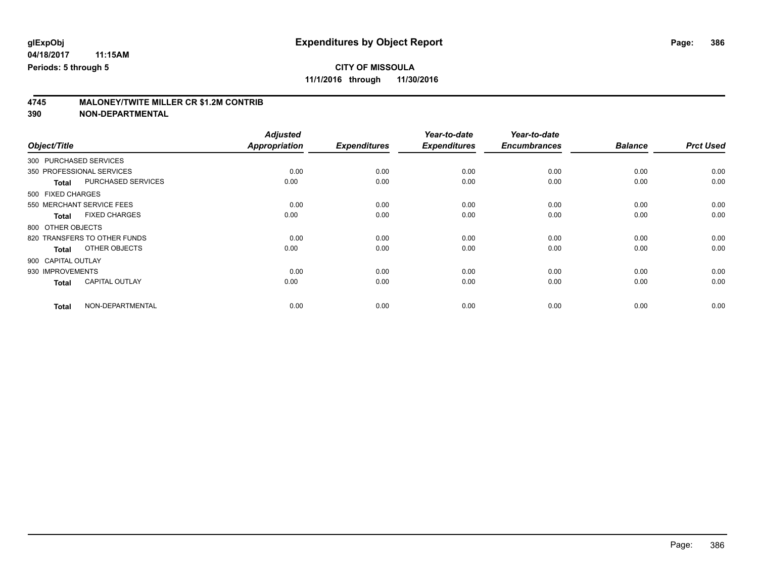**glExpObj** 
**04/18/2017 11:15AM** 
**Periods: 5 through 5**

# Expenditures by Object Report

**CITY OF MISSOULA**
**11/1/2016 through 11/30/2016**

## 4745 MALONEY/TWITE MILLER CR $1.2M CONTRIB
## 390 NON-DEPARTMENTAL

| Object/Title | Adjusted Appropriation | Expenditures | Year-to-date Expenditures | Year-to-date Encumbrances | Balance | Prct Used |
|---|---|---|---|---|---|---|
| 300 PURCHASED SERVICES | | | | | | |
| 350 PROFESSIONAL SERVICES | 0.00 | 0.00 | 0.00 | 0.00 | 0.00 | 0.00 |
| **Total** PURCHASED SERVICES | 0.00 | 0.00 | 0.00 | 0.00 | 0.00 | 0.00 |
| 500 FIXED CHARGES | | | | | | |
| 550 MERCHANT SERVICE FEES | 0.00 | 0.00 | 0.00 | 0.00 | 0.00 | 0.00 |
| **Total** FIXED CHARGES | 0.00 | 0.00 | 0.00 | 0.00 | 0.00 | 0.00 |
| 800 OTHER OBJECTS | | | | | | |
| 820 TRANSFERS TO OTHER FUNDS | 0.00 | 0.00 | 0.00 | 0.00 | 0.00 | 0.00 |
| **Total** OTHER OBJECTS | 0.00 | 0.00 | 0.00 | 0.00 | 0.00 | 0.00 |
| 900 CAPITAL OUTLAY | | | | | | |
| 930 IMPROVEMENTS | 0.00 | 0.00 | 0.00 | 0.00 | 0.00 | 0.00 |
| **Total** CAPITAL OUTLAY | 0.00 | 0.00 | 0.00 | 0.00 | 0.00 | 0.00 |
| **Total** NON-DEPARTMENTAL | 0.00 | 0.00 | 0.00 | 0.00 | 0.00 | 0.00 |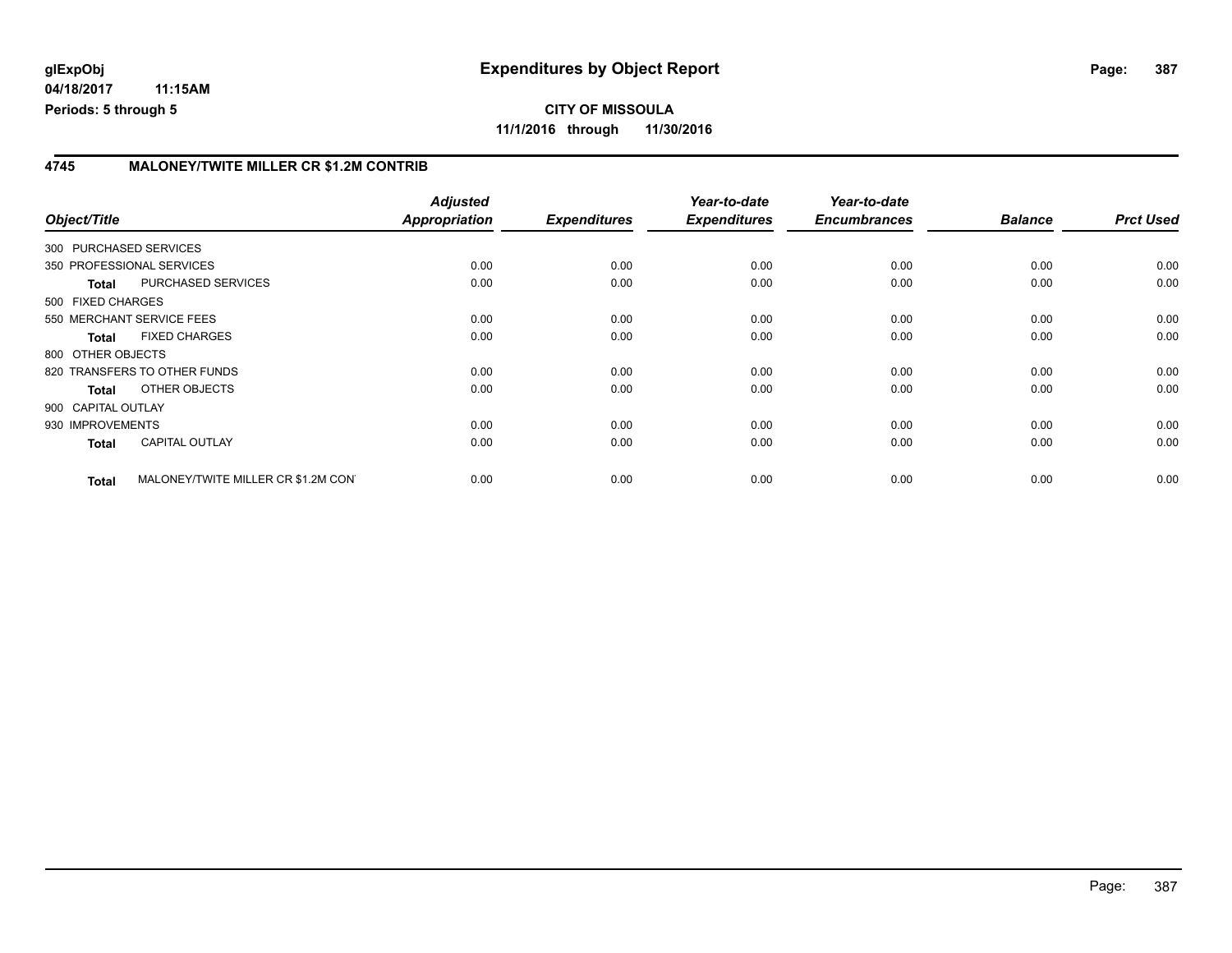**glExpObj**
**04/18/2017 11:15AM**
**Periods: 5 through 5**

# Expenditures by Object Report

**CITY OF MISSOULA**
**11/1/2016 through 11/30/2016**

## 4745 MALONEY/TWITE MILLER CR $1.2M CONTRIB

| Object/Title | | Adjusted Appropriation | Expenditures | Year-to-date Expenditures | Year-to-date Encumbrances | Balance | Prct Used |
|---|---|---|---|---|---|---|---|
| 300 PURCHASED SERVICES | | | | | | | |
| 350 PROFESSIONAL SERVICES | | 0.00 | 0.00 | 0.00 | 0.00 | 0.00 | 0.00 |
| **Total** | PURCHASED SERVICES | 0.00 | 0.00 | 0.00 | 0.00 | 0.00 | 0.00 |
| 500 FIXED CHARGES | | | | | | | |
| 550 MERCHANT SERVICE FEES | | 0.00 | 0.00 | 0.00 | 0.00 | 0.00 | 0.00 |
| **Total** | FIXED CHARGES | 0.00 | 0.00 | 0.00 | 0.00 | 0.00 | 0.00 |
| 800 OTHER OBJECTS | | | | | | | |
| 820 TRANSFERS TO OTHER FUNDS | | 0.00 | 0.00 | 0.00 | 0.00 | 0.00 | 0.00 |
| **Total** | OTHER OBJECTS | 0.00 | 0.00 | 0.00 | 0.00 | 0.00 | 0.00 |
| 900 CAPITAL OUTLAY | | | | | | | |
| 930 IMPROVEMENTS | | 0.00 | 0.00 | 0.00 | 0.00 | 0.00 | 0.00 |
| **Total** | CAPITAL OUTLAY | 0.00 | 0.00 | 0.00 | 0.00 | 0.00 | 0.00 |
| **Total** | MALONEY/TWITE MILLER CR $1.2M CON | 0.00 | 0.00 | 0.00 | 0.00 | 0.00 | 0.00 |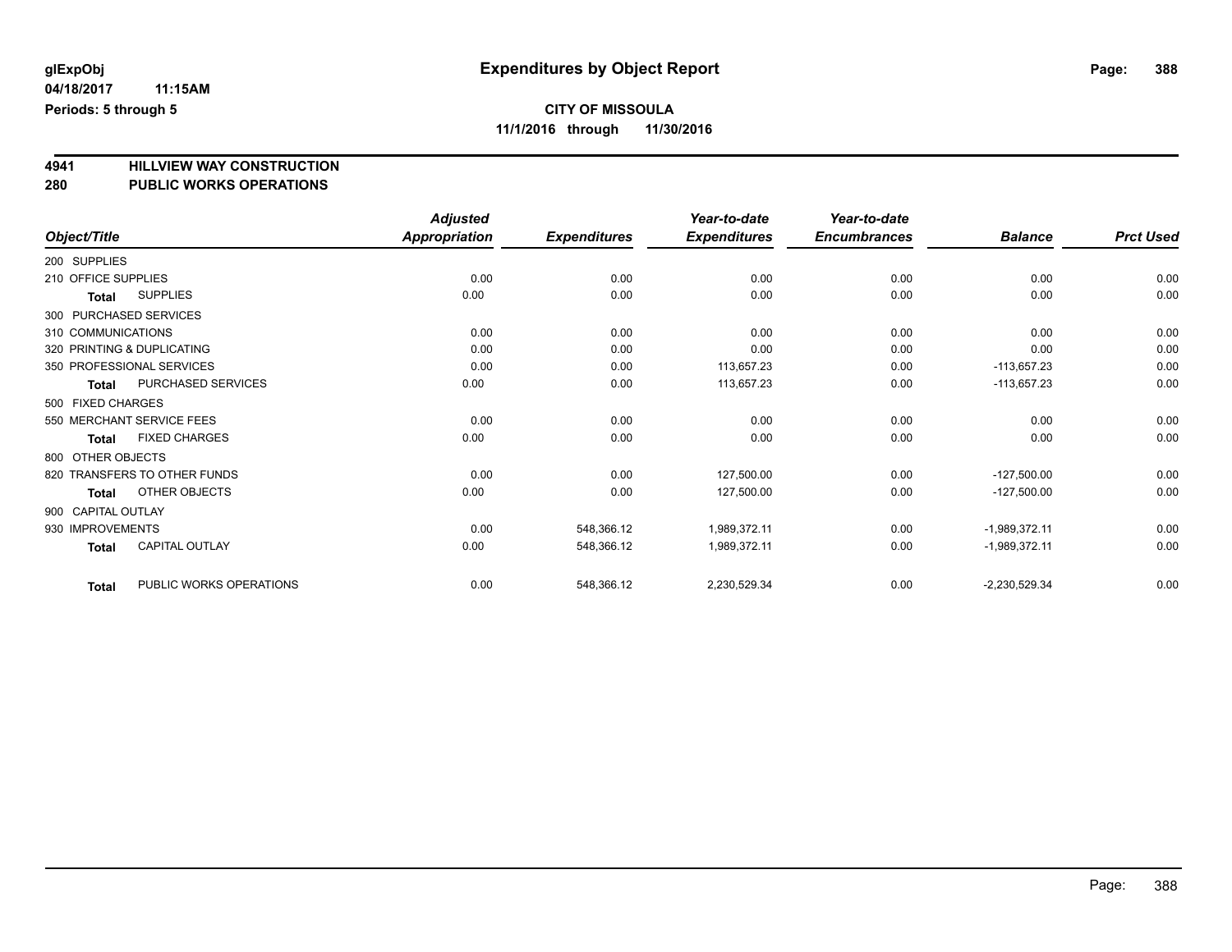# Expenditures by Object Report

glExpObj
04/18/2017 11:15AM
Periods: 5 through 5

**CITY OF MISSOULA**
**11/1/2016 through 11/30/2016**

## 4941 HILLVIEW WAY CONSTRUCTION
## 280 PUBLIC WORKS OPERATIONS

| Object/Title | Adjusted Appropriation | Expenditures | Year-to-date Expenditures | Year-to-date Encumbrances | Balance | Prct Used |
|---|---|---|---|---|---|---|
| 200 SUPPLIES | | | | | | |
| 210 OFFICE SUPPLIES | 0.00 | 0.00 | 0.00 | 0.00 | 0.00 | 0.00 |
| **Total** SUPPLIES | 0.00 | 0.00 | 0.00 | 0.00 | 0.00 | 0.00 |
| 300 PURCHASED SERVICES | | | | | | |
| 310 COMMUNICATIONS | 0.00 | 0.00 | 0.00 | 0.00 | 0.00 | 0.00 |
| 320 PRINTING & DUPLICATING | 0.00 | 0.00 | 0.00 | 0.00 | 0.00 | 0.00 |
| 350 PROFESSIONAL SERVICES | 0.00 | 0.00 | 113,657.23 | 0.00 | -113,657.23 | 0.00 |
| **Total** PURCHASED SERVICES | 0.00 | 0.00 | 113,657.23 | 0.00 | -113,657.23 | 0.00 |
| 500 FIXED CHARGES | | | | | | |
| 550 MERCHANT SERVICE FEES | 0.00 | 0.00 | 0.00 | 0.00 | 0.00 | 0.00 |
| **Total** FIXED CHARGES | 0.00 | 0.00 | 0.00 | 0.00 | 0.00 | 0.00 |
| 800 OTHER OBJECTS | | | | | | |
| 820 TRANSFERS TO OTHER FUNDS | 0.00 | 0.00 | 127,500.00 | 0.00 | -127,500.00 | 0.00 |
| **Total** OTHER OBJECTS | 0.00 | 0.00 | 127,500.00 | 0.00 | -127,500.00 | 0.00 |
| 900 CAPITAL OUTLAY | | | | | | |
| 930 IMPROVEMENTS | 0.00 | 548,366.12 | 1,989,372.11 | 0.00 | -1,989,372.11 | 0.00 |
| **Total** CAPITAL OUTLAY | 0.00 | 548,366.12 | 1,989,372.11 | 0.00 | -1,989,372.11 | 0.00 |
| **Total** PUBLIC WORKS OPERATIONS | 0.00 | 548,366.12 | 2,230,529.34 | 0.00 | -2,230,529.34 | 0.00 |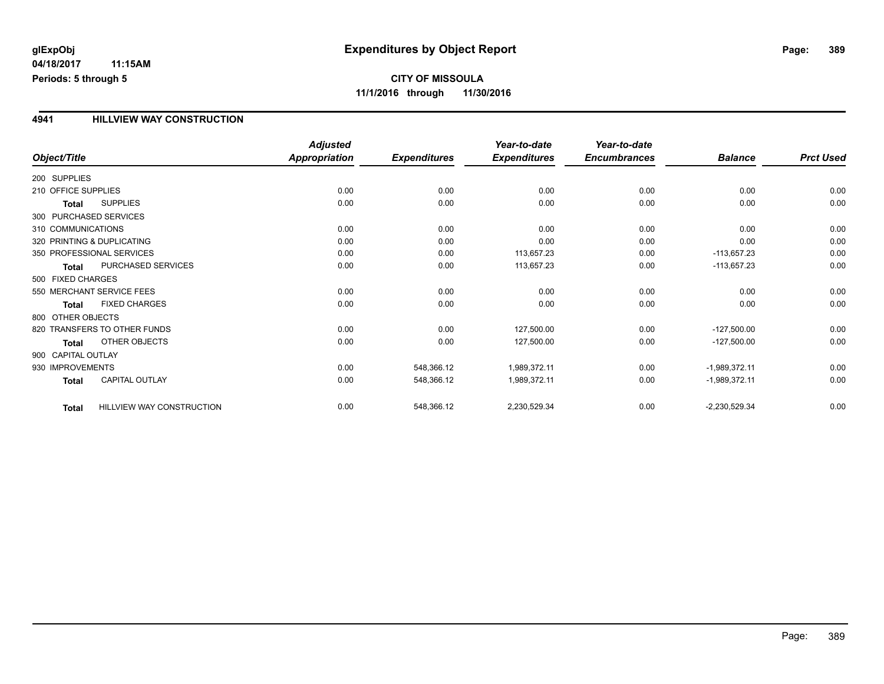**glExpObj** **Expenditures by Object Report**

**04/18/2017 11:15AM**

**Periods: 5 through 5**

**CITY OF MISSOULA**

**11/1/2016 through 11/30/2016**

## 4941 HILLVIEW WAY CONSTRUCTION

| Object/Title | Adjusted Appropriation | Expenditures | Year-to-date Expenditures | Year-to-date Encumbrances | Balance | Prct Used |
|---|---|---|---|---|---|---|
| 200 SUPPLIES | | | | | | |
| 210 OFFICE SUPPLIES | 0.00 | 0.00 | 0.00 | 0.00 | 0.00 | 0.00 |
| **Total** SUPPLIES | 0.00 | 0.00 | 0.00 | 0.00 | 0.00 | 0.00 |
| 300 PURCHASED SERVICES | | | | | | |
| 310 COMMUNICATIONS | 0.00 | 0.00 | 0.00 | 0.00 | 0.00 | 0.00 |
| 320 PRINTING & DUPLICATING | 0.00 | 0.00 | 0.00 | 0.00 | 0.00 | 0.00 |
| 350 PROFESSIONAL SERVICES | 0.00 | 0.00 | 113,657.23 | 0.00 | -113,657.23 | 0.00 |
| **Total** PURCHASED SERVICES | 0.00 | 0.00 | 113,657.23 | 0.00 | -113,657.23 | 0.00 |
| 500 FIXED CHARGES | | | | | | |
| 550 MERCHANT SERVICE FEES | 0.00 | 0.00 | 0.00 | 0.00 | 0.00 | 0.00 |
| **Total** FIXED CHARGES | 0.00 | 0.00 | 0.00 | 0.00 | 0.00 | 0.00 |
| 800 OTHER OBJECTS | | | | | | |
| 820 TRANSFERS TO OTHER FUNDS | 0.00 | 0.00 | 127,500.00 | 0.00 | -127,500.00 | 0.00 |
| **Total** OTHER OBJECTS | 0.00 | 0.00 | 127,500.00 | 0.00 | -127,500.00 | 0.00 |
| 900 CAPITAL OUTLAY | | | | | | |
| 930 IMPROVEMENTS | 0.00 | 548,366.12 | 1,989,372.11 | 0.00 | -1,989,372.11 | 0.00 |
| **Total** CAPITAL OUTLAY | 0.00 | 548,366.12 | 1,989,372.11 | 0.00 | -1,989,372.11 | 0.00 |
| **Total** HILLVIEW WAY CONSTRUCTION | 0.00 | 548,366.12 | 2,230,529.34 | 0.00 | -2,230,529.34 | 0.00 |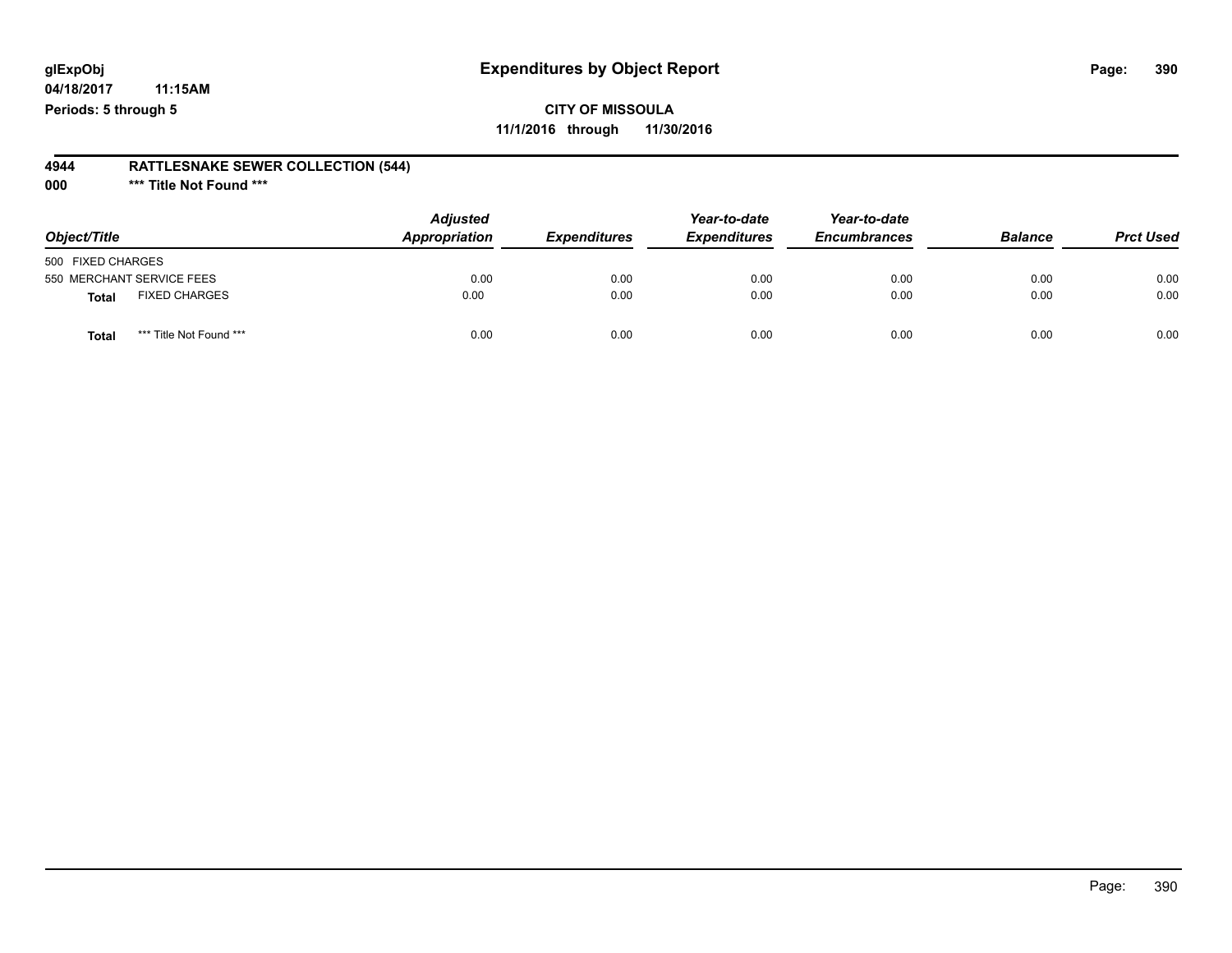**glExpObj** **Expenditures by Object Report**

**04/18/2017 11:15AM**

**Periods: 5 through 5**

**CITY OF MISSOULA**

**11/1/2016 through 11/30/2016**

**4944 RATTLESNAKE SEWER COLLECTION (544)**

**000 \*\*\* Title Not Found \*\*\***

| Object/Title | Adjusted Appropriation | Expenditures | Year-to-date Expenditures | Year-to-date Encumbrances | Balance | Prct Used |
|---|---|---|---|---|---|---|
| 500 FIXED CHARGES | | | | | | |
| 550 MERCHANT SERVICE FEES | 0.00 | 0.00 | 0.00 | 0.00 | 0.00 | 0.00 |
| **Total** FIXED CHARGES | 0.00 | 0.00 | 0.00 | 0.00 | 0.00 | 0.00 |
| **Total** \*\*\* Title Not Found \*\*\* | 0.00 | 0.00 | 0.00 | 0.00 | 0.00 | 0.00 |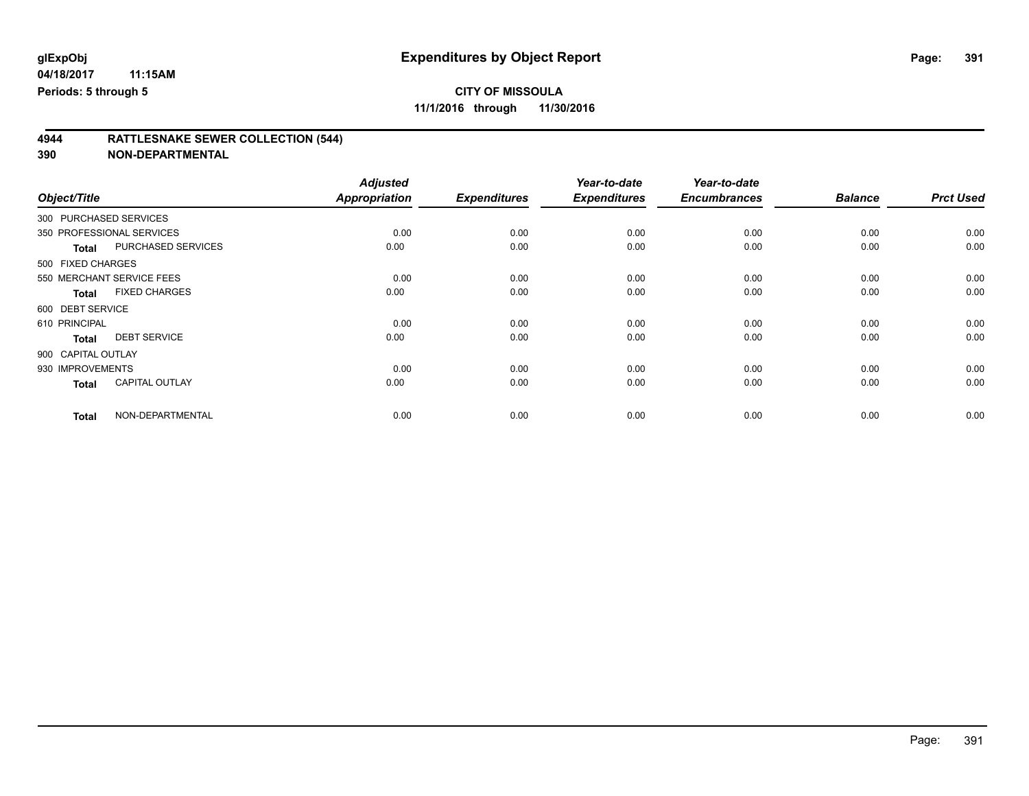# Expenditures by Object Report

glExpObj
04/18/2017 11:15AM
Periods: 5 through 5

**CITY OF MISSOULA**
**11/1/2016 through 11/30/2016**

## 4944 RATTLESNAKE SEWER COLLECTION (544)
## 390 NON-DEPARTMENTAL

| Object/Title | | Adjusted Appropriation | Expenditures | Year-to-date Expenditures | Year-to-date Encumbrances | Balance | Prct Used |
|---|---|---|---|---|---|---|---|
| 300 PURCHASED SERVICES | | | | | | | |
| 350 PROFESSIONAL SERVICES | | 0.00 | 0.00 | 0.00 | 0.00 | 0.00 | 0.00 |
| **Total** | PURCHASED SERVICES | 0.00 | 0.00 | 0.00 | 0.00 | 0.00 | 0.00 |
| 500 FIXED CHARGES | | | | | | | |
| 550 MERCHANT SERVICE FEES | | 0.00 | 0.00 | 0.00 | 0.00 | 0.00 | 0.00 |
| **Total** | FIXED CHARGES | 0.00 | 0.00 | 0.00 | 0.00 | 0.00 | 0.00 |
| 600 DEBT SERVICE | | | | | | | |
| 610 PRINCIPAL | | 0.00 | 0.00 | 0.00 | 0.00 | 0.00 | 0.00 |
| **Total** | DEBT SERVICE | 0.00 | 0.00 | 0.00 | 0.00 | 0.00 | 0.00 |
| 900 CAPITAL OUTLAY | | | | | | | |
| 930 IMPROVEMENTS | | 0.00 | 0.00 | 0.00 | 0.00 | 0.00 | 0.00 |
| **Total** | CAPITAL OUTLAY | 0.00 | 0.00 | 0.00 | 0.00 | 0.00 | 0.00 |
| **Total** | NON-DEPARTMENTAL | 0.00 | 0.00 | 0.00 | 0.00 | 0.00 | 0.00 |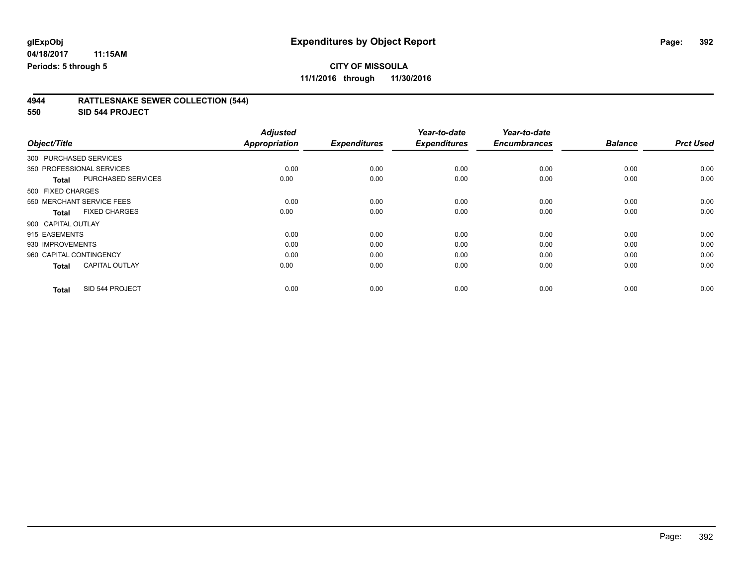**glExpObj**
**04/18/2017 11:15AM**
**Periods: 5 through 5**

# Expenditures by Object Report

**CITY OF MISSOULA**
**11/1/2016 through 11/30/2016**

## 4944 RATTLESNAKE SEWER COLLECTION (544)
## 550 SID 544 PROJECT

| Object/Title | | Adjusted Appropriation | Expenditures | Year-to-date Expenditures | Year-to-date Encumbrances | Balance | Prct Used |
|---|---|---|---|---|---|---|---|
| 300 PURCHASED SERVICES | | | | | | | |
| 350 PROFESSIONAL SERVICES | | 0.00 | 0.00 | 0.00 | 0.00 | 0.00 | 0.00 |
| **Total** | PURCHASED SERVICES | 0.00 | 0.00 | 0.00 | 0.00 | 0.00 | 0.00 |
| 500 FIXED CHARGES | | | | | | | |
| 550 MERCHANT SERVICE FEES | | 0.00 | 0.00 | 0.00 | 0.00 | 0.00 | 0.00 |
| **Total** | FIXED CHARGES | 0.00 | 0.00 | 0.00 | 0.00 | 0.00 | 0.00 |
| 900 CAPITAL OUTLAY | | | | | | | |
| 915 EASEMENTS | | 0.00 | 0.00 | 0.00 | 0.00 | 0.00 | 0.00 |
| 930 IMPROVEMENTS | | 0.00 | 0.00 | 0.00 | 0.00 | 0.00 | 0.00 |
| 960 CAPITAL CONTINGENCY | | 0.00 | 0.00 | 0.00 | 0.00 | 0.00 | 0.00 |
| **Total** | CAPITAL OUTLAY | 0.00 | 0.00 | 0.00 | 0.00 | 0.00 | 0.00 |
| **Total** | SID 544 PROJECT | 0.00 | 0.00 | 0.00 | 0.00 | 0.00 | 0.00 |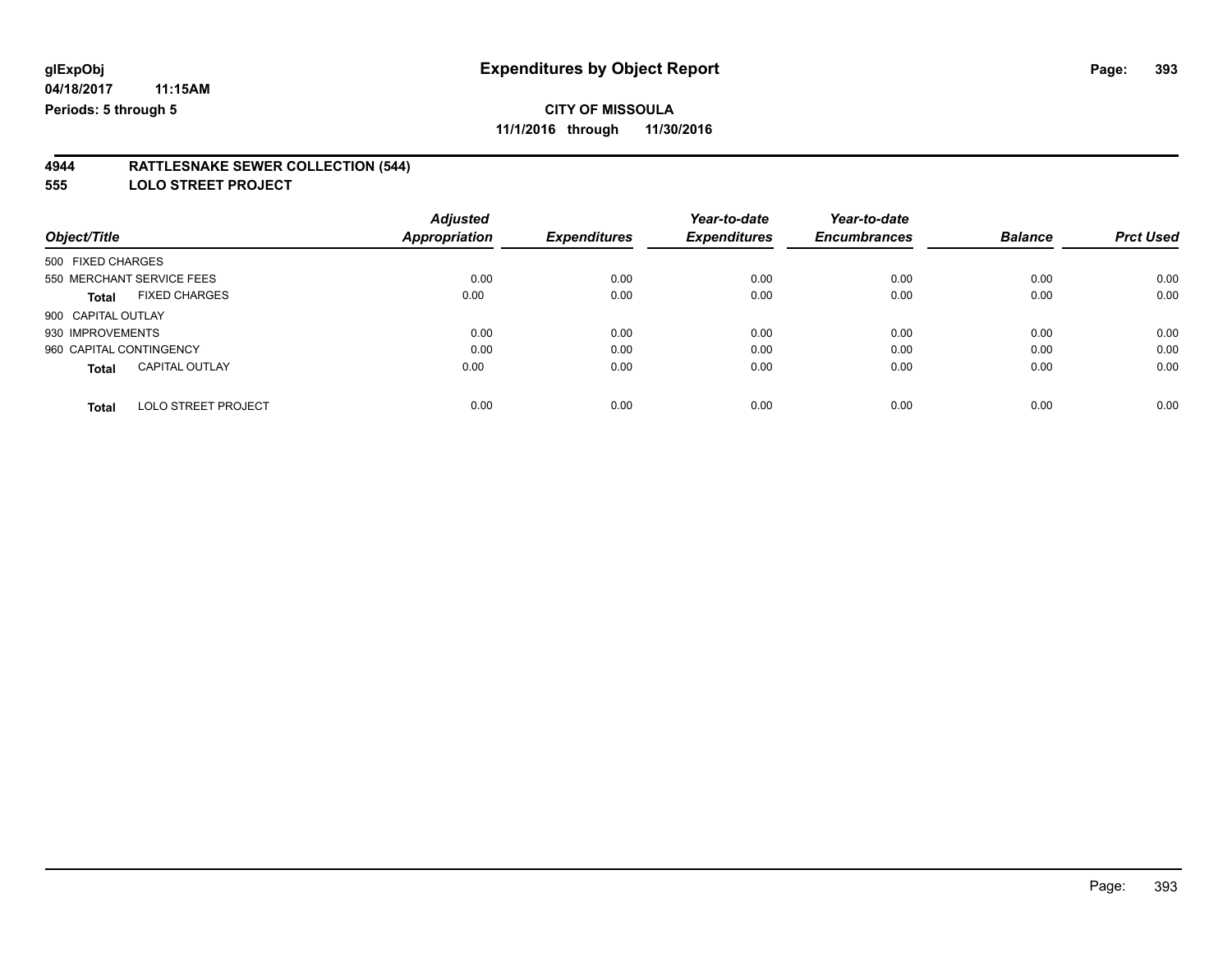**glExpObj** **Expenditures by Object Report**

**04/18/2017 11:15AM**

**Periods: 5 through 5**

**CITY OF MISSOULA**

**11/1/2016 through 11/30/2016**

## 4944 RATTLESNAKE SEWER COLLECTION (544)
## 555 LOLO STREET PROJECT

| Object/Title | Adjusted Appropriation | Expenditures | Year-to-date Expenditures | Year-to-date Encumbrances | Balance | Prct Used |
|---|---|---|---|---|---|---|
| 500 FIXED CHARGES | | | | | | |
| 550 MERCHANT SERVICE FEES | 0.00 | 0.00 | 0.00 | 0.00 | 0.00 | 0.00 |
| **Total** FIXED CHARGES | 0.00 | 0.00 | 0.00 | 0.00 | 0.00 | 0.00 |
| 900 CAPITAL OUTLAY | | | | | | |
| 930 IMPROVEMENTS | 0.00 | 0.00 | 0.00 | 0.00 | 0.00 | 0.00 |
| 960 CAPITAL CONTINGENCY | 0.00 | 0.00 | 0.00 | 0.00 | 0.00 | 0.00 |
| **Total** CAPITAL OUTLAY | 0.00 | 0.00 | 0.00 | 0.00 | 0.00 | 0.00 |
| **Total** LOLO STREET PROJECT | 0.00 | 0.00 | 0.00 | 0.00 | 0.00 | 0.00 |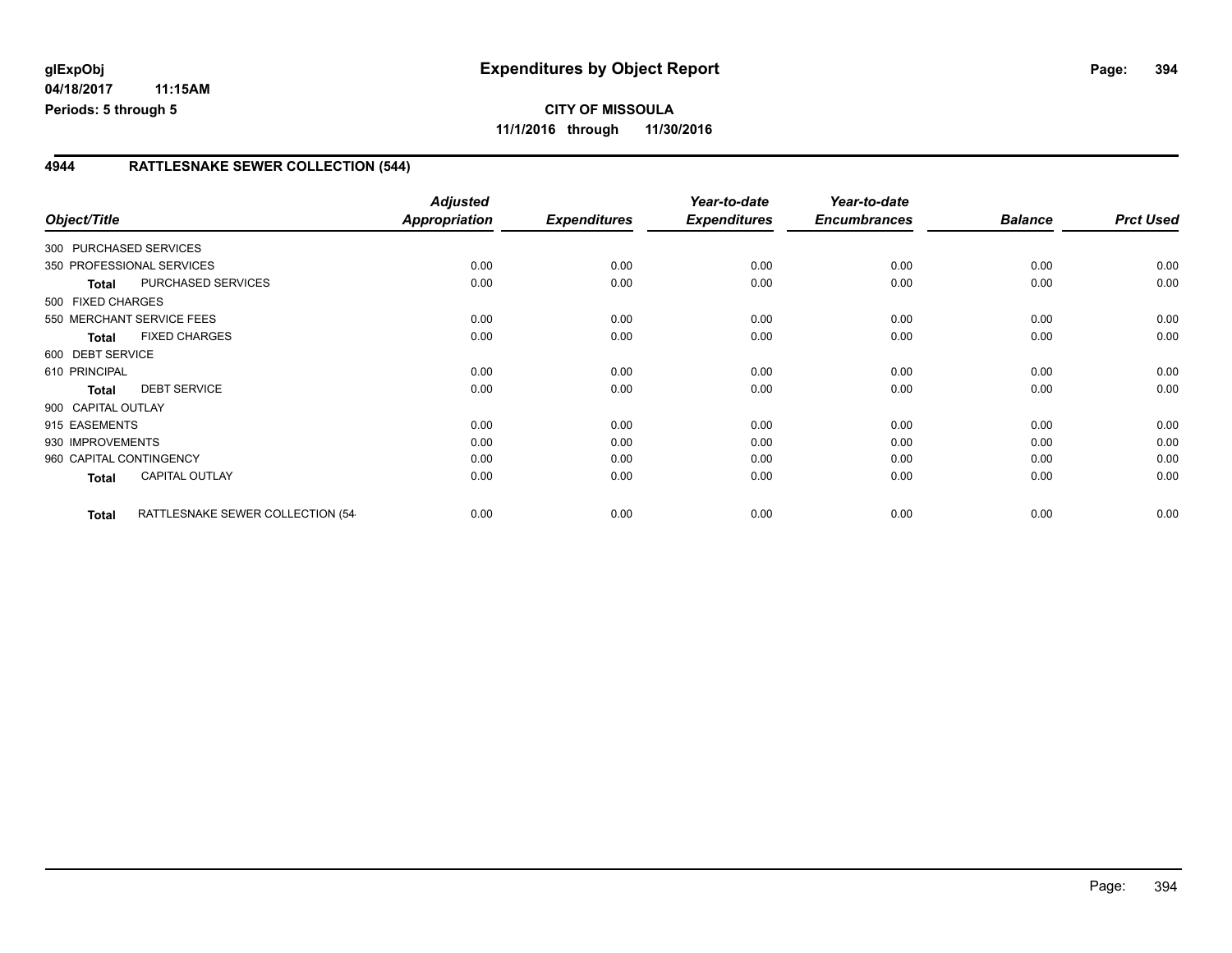**glExpObj** **Expenditures by Object Report**

**04/18/2017 11:15AM**

**Periods: 5 through 5**

**CITY OF MISSOULA**

**11/1/2016 through 11/30/2016**

## 4944 RATTLESNAKE SEWER COLLECTION (544)

| Object/Title | | Adjusted Appropriation | Expenditures | Year-to-date Expenditures | Year-to-date Encumbrances | Balance | Prct Used |
|---|---|---|---|---|---|---|---|
| 300 PURCHASED SERVICES | | | | | | | |
| 350 PROFESSIONAL SERVICES | | 0.00 | 0.00 | 0.00 | 0.00 | 0.00 | 0.00 |
| **Total** | PURCHASED SERVICES | 0.00 | 0.00 | 0.00 | 0.00 | 0.00 | 0.00 |
| 500 FIXED CHARGES | | | | | | | |
| 550 MERCHANT SERVICE FEES | | 0.00 | 0.00 | 0.00 | 0.00 | 0.00 | 0.00 |
| **Total** | FIXED CHARGES | 0.00 | 0.00 | 0.00 | 0.00 | 0.00 | 0.00 |
| 600 DEBT SERVICE | | | | | | | |
| 610 PRINCIPAL | | 0.00 | 0.00 | 0.00 | 0.00 | 0.00 | 0.00 |
| **Total** | DEBT SERVICE | 0.00 | 0.00 | 0.00 | 0.00 | 0.00 | 0.00 |
| 900 CAPITAL OUTLAY | | | | | | | |
| 915 EASEMENTS | | 0.00 | 0.00 | 0.00 | 0.00 | 0.00 | 0.00 |
| 930 IMPROVEMENTS | | 0.00 | 0.00 | 0.00 | 0.00 | 0.00 | 0.00 |
| 960 CAPITAL CONTINGENCY | | 0.00 | 0.00 | 0.00 | 0.00 | 0.00 | 0.00 |
| **Total** | CAPITAL OUTLAY | 0.00 | 0.00 | 0.00 | 0.00 | 0.00 | 0.00 |
| **Total** | RATTLESNAKE SEWER COLLECTION (54 | 0.00 | 0.00 | 0.00 | 0.00 | 0.00 | 0.00 |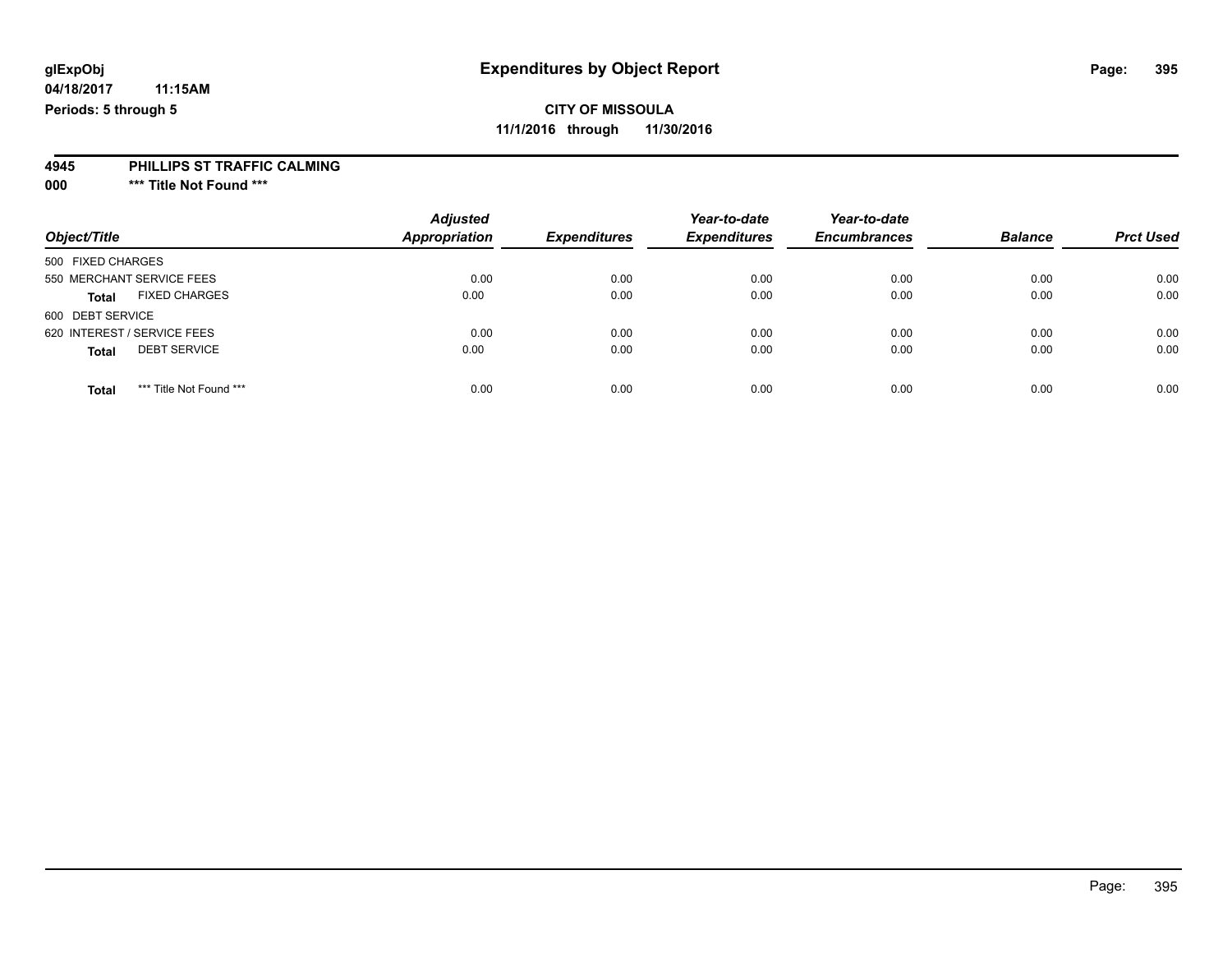**glExpObj**
**04/18/2017 11:15AM**
**Periods: 5 through 5**

# Expenditures by Object Report

**CITY OF MISSOULA**
**11/1/2016 through 11/30/2016**

**4945 PHILLIPS ST TRAFFIC CALMING**
**000 *** Title Not Found *****

| Object/Title | Adjusted Appropriation | Expenditures | Year-to-date Expenditures | Year-to-date Encumbrances | Balance | Prct Used |
|---|---|---|---|---|---|---|
| 500 FIXED CHARGES | | | | | | |
| 550 MERCHANT SERVICE FEES | 0.00 | 0.00 | 0.00 | 0.00 | 0.00 | 0.00 |
| **Total** FIXED CHARGES | 0.00 | 0.00 | 0.00 | 0.00 | 0.00 | 0.00 |
| 600 DEBT SERVICE | | | | | | |
| 620 INTEREST / SERVICE FEES | 0.00 | 0.00 | 0.00 | 0.00 | 0.00 | 0.00 |
| **Total** DEBT SERVICE | 0.00 | 0.00 | 0.00 | 0.00 | 0.00 | 0.00 |
| **Total** *** Title Not Found *** | 0.00 | 0.00 | 0.00 | 0.00 | 0.00 | 0.00 |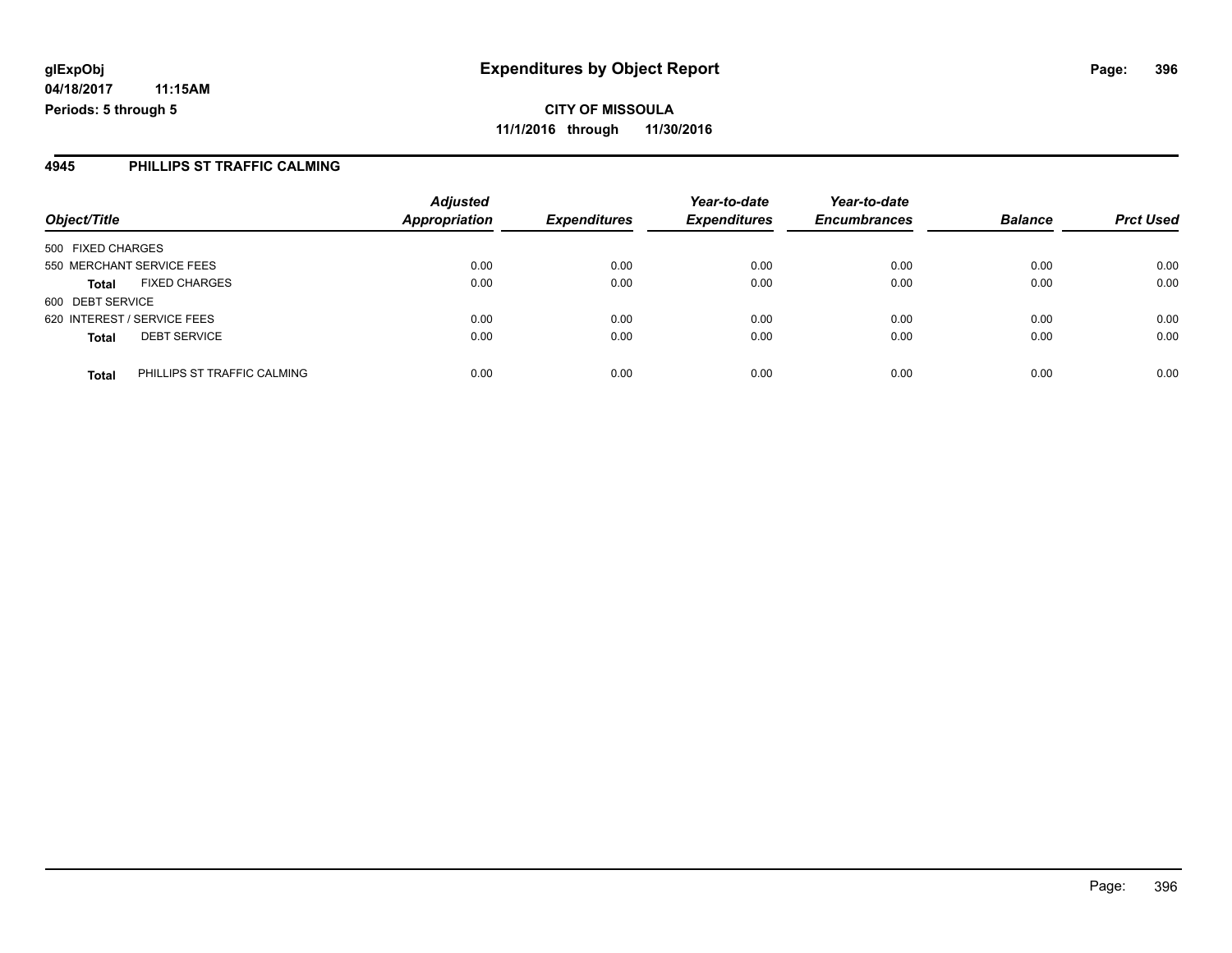**glExpObj** **Expenditures by Object Report**

**04/18/2017 11:15AM**

**Periods: 5 through 5**

**CITY OF MISSOULA**

**11/1/2016 through 11/30/2016**

## 4945 PHILLIPS ST TRAFFIC CALMING

| Object/Title | | Adjusted Appropriation | Expenditures | Year-to-date Expenditures | Year-to-date Encumbrances | Balance | Prct Used |
|---|---|---|---|---|---|---|---|
| 500 FIXED CHARGES | | | | | | | |
| 550 MERCHANT SERVICE FEES | | 0.00 | 0.00 | 0.00 | 0.00 | 0.00 | 0.00 |
| **Total** | FIXED CHARGES | 0.00 | 0.00 | 0.00 | 0.00 | 0.00 | 0.00 |
| 600 DEBT SERVICE | | | | | | | |
| 620 INTEREST / SERVICE FEES | | 0.00 | 0.00 | 0.00 | 0.00 | 0.00 | 0.00 |
| **Total** | DEBT SERVICE | 0.00 | 0.00 | 0.00 | 0.00 | 0.00 | 0.00 |
| **Total** | PHILLIPS ST TRAFFIC CALMING | 0.00 | 0.00 | 0.00 | 0.00 | 0.00 | 0.00 |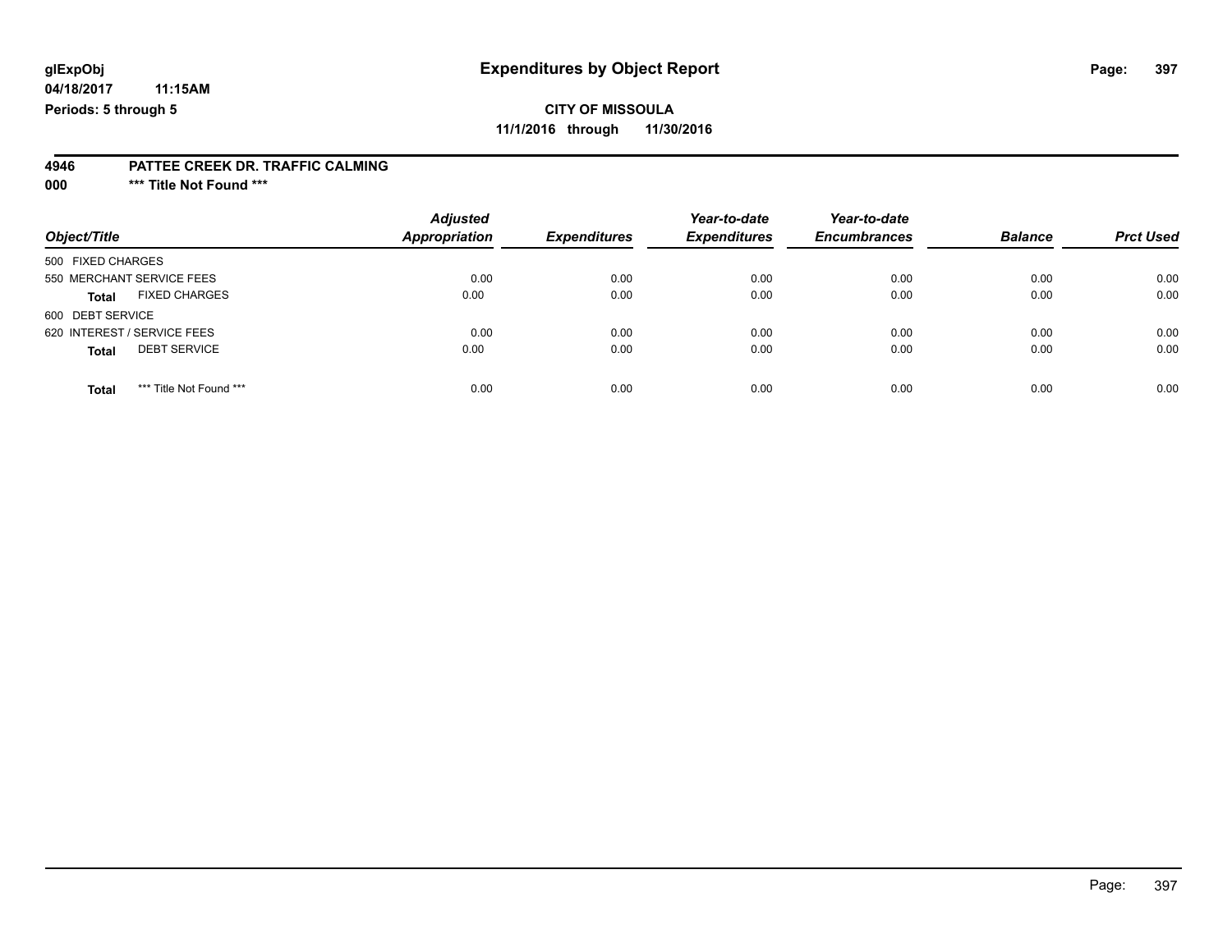**glExpObj**
**04/18/2017 11:15AM**
**Periods: 5 through 5**

# Expenditures by Object Report

**CITY OF MISSOULA**
**11/1/2016 through 11/30/2016**

**4946 PATTEE CREEK DR. TRAFFIC CALMING**
**000 \*\*\* Title Not Found \*\*\***

| Object/Title | Adjusted Appropriation | Expenditures | Year-to-date Expenditures | Year-to-date Encumbrances | Balance | Prct Used |
|---|---|---|---|---|---|---|
| 500 FIXED CHARGES | | | | | | |
| 550 MERCHANT SERVICE FEES | 0.00 | 0.00 | 0.00 | 0.00 | 0.00 | 0.00 |
| **Total** FIXED CHARGES | 0.00 | 0.00 | 0.00 | 0.00 | 0.00 | 0.00 |
| 600 DEBT SERVICE | | | | | | |
| 620 INTEREST / SERVICE FEES | 0.00 | 0.00 | 0.00 | 0.00 | 0.00 | 0.00 |
| **Total** DEBT SERVICE | 0.00 | 0.00 | 0.00 | 0.00 | 0.00 | 0.00 |
| **Total** *** Title Not Found *** | 0.00 | 0.00 | 0.00 | 0.00 | 0.00 | 0.00 |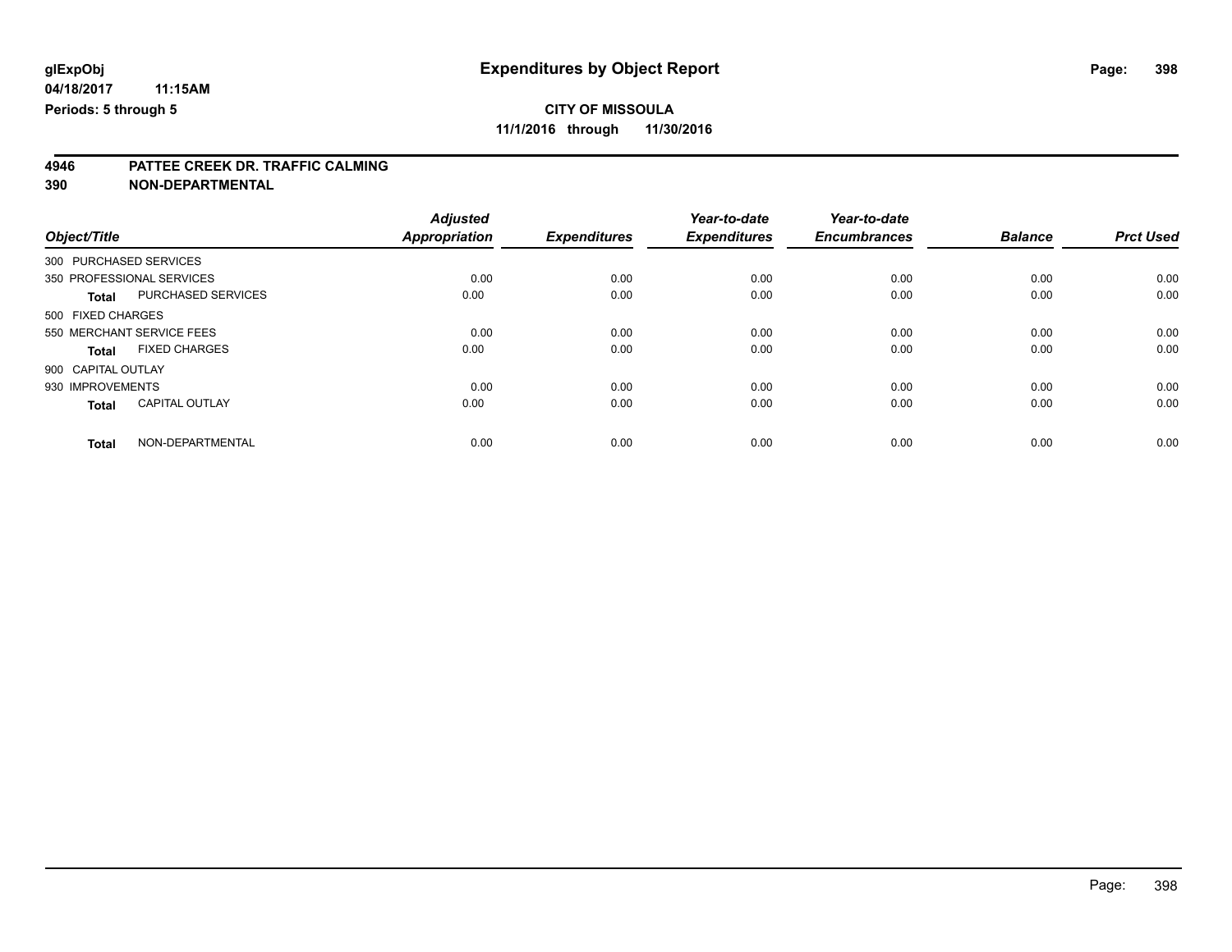glExpObj
04/18/2017 11:15AM
Periods: 5 through 5

# Expenditures by Object Report

**CITY OF MISSOULA**
**11/1/2016 through 11/30/2016**

## 4946 PATTEE CREEK DR. TRAFFIC CALMING
## 390 NON-DEPARTMENTAL

| Object/Title | | Adjusted Appropriation | Expenditures | Year-to-date Expenditures | Year-to-date Encumbrances | Balance | Prct Used |
|---|---|---|---|---|---|---|---|
| 300 PURCHASED SERVICES | | | | | | | |
| 350 PROFESSIONAL SERVICES | | 0.00 | 0.00 | 0.00 | 0.00 | 0.00 | 0.00 |
| **Total** | PURCHASED SERVICES | 0.00 | 0.00 | 0.00 | 0.00 | 0.00 | 0.00 |
| 500 FIXED CHARGES | | | | | | | |
| 550 MERCHANT SERVICE FEES | | 0.00 | 0.00 | 0.00 | 0.00 | 0.00 | 0.00 |
| **Total** | FIXED CHARGES | 0.00 | 0.00 | 0.00 | 0.00 | 0.00 | 0.00 |
| 900 CAPITAL OUTLAY | | | | | | | |
| 930 IMPROVEMENTS | | 0.00 | 0.00 | 0.00 | 0.00 | 0.00 | 0.00 |
| **Total** | CAPITAL OUTLAY | 0.00 | 0.00 | 0.00 | 0.00 | 0.00 | 0.00 |
| **Total** | NON-DEPARTMENTAL | 0.00 | 0.00 | 0.00 | 0.00 | 0.00 | 0.00 |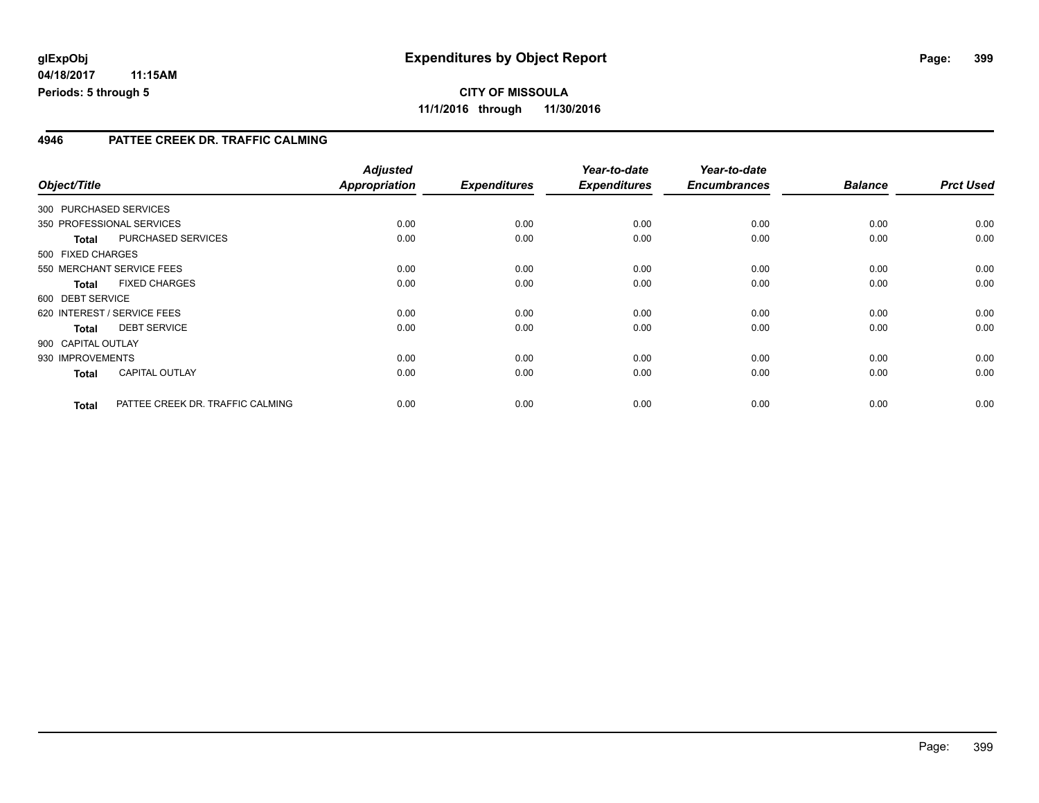# Expenditures by Object Report

glExpObj
04/18/2017 11:15AM
Periods: 5 through 5

**CITY OF MISSOULA**
**11/1/2016 through 11/30/2016**

## 4946 PATTEE CREEK DR. TRAFFIC CALMING

| Object/Title | | Adjusted Appropriation | Expenditures | Year-to-date Expenditures | Year-to-date Encumbrances | Balance | Prct Used |
|---|---|---|---|---|---|---|---|
| 300 PURCHASED SERVICES | | | | | | | |
| 350 PROFESSIONAL SERVICES | | 0.00 | 0.00 | 0.00 | 0.00 | 0.00 | 0.00 |
| **Total** | PURCHASED SERVICES | 0.00 | 0.00 | 0.00 | 0.00 | 0.00 | 0.00 |
| 500 FIXED CHARGES | | | | | | | |
| 550 MERCHANT SERVICE FEES | | 0.00 | 0.00 | 0.00 | 0.00 | 0.00 | 0.00 |
| **Total** | FIXED CHARGES | 0.00 | 0.00 | 0.00 | 0.00 | 0.00 | 0.00 |
| 600 DEBT SERVICE | | | | | | | |
| 620 INTEREST / SERVICE FEES | | 0.00 | 0.00 | 0.00 | 0.00 | 0.00 | 0.00 |
| **Total** | DEBT SERVICE | 0.00 | 0.00 | 0.00 | 0.00 | 0.00 | 0.00 |
| 900 CAPITAL OUTLAY | | | | | | | |
| 930 IMPROVEMENTS | | 0.00 | 0.00 | 0.00 | 0.00 | 0.00 | 0.00 |
| **Total** | CAPITAL OUTLAY | 0.00 | 0.00 | 0.00 | 0.00 | 0.00 | 0.00 |
| **Total** | PATTEE CREEK DR. TRAFFIC CALMING | 0.00 | 0.00 | 0.00 | 0.00 | 0.00 | 0.00 |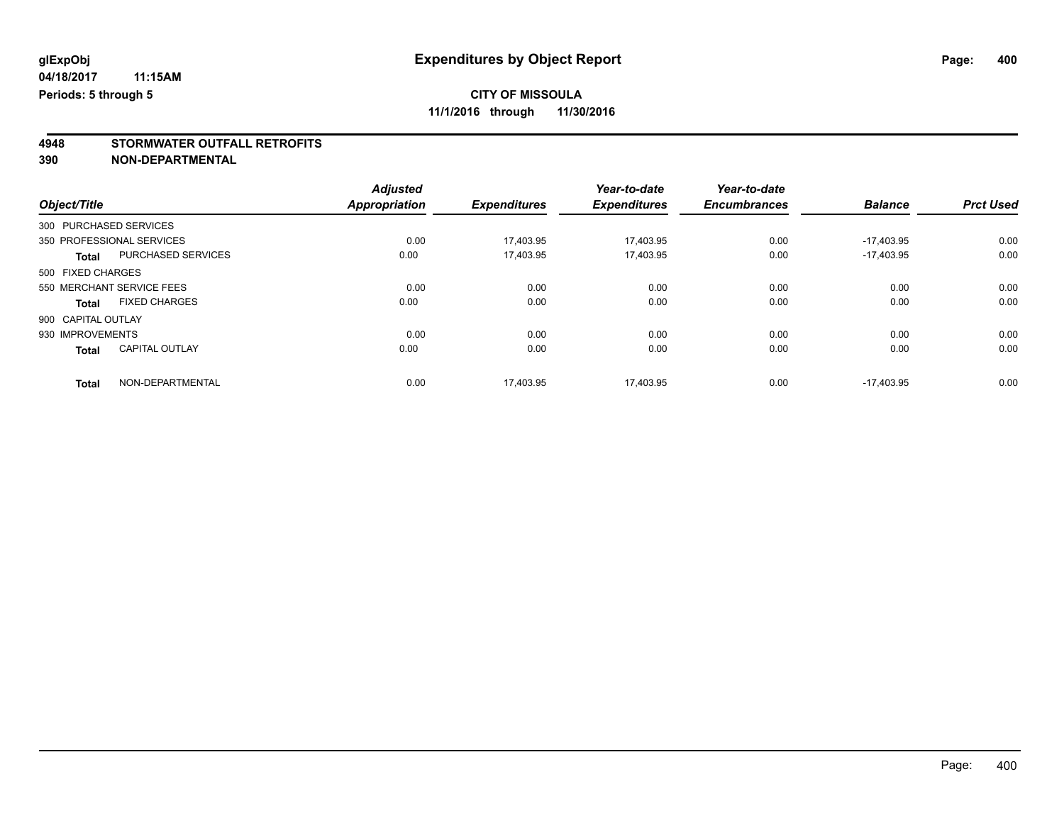**glExpObj**
**04/18/2017 11:15AM**
**Periods: 5 through 5**

# Expenditures by Object Report

**CITY OF MISSOULA**
**11/1/2016 through 11/30/2016**

**4948 STORMWATER OUTFALL RETROFITS**
**390 NON-DEPARTMENTAL**

| Object/Title | | *Adjusted Appropriation* | *Expenditures* | *Year-to-date Expenditures* | *Year-to-date Encumbrances* | *Balance* | *Prct Used* |
|---|---|---|---|---|---|---|---|
| 300 PURCHASED SERVICES | | | | | | | |
| 350 PROFESSIONAL SERVICES | | 0.00 | 17,403.95 | 17,403.95 | 0.00 | -17,403.95 | 0.00 |
| **Total** | PURCHASED SERVICES | 0.00 | 17,403.95 | 17,403.95 | 0.00 | -17,403.95 | 0.00 |
| 500 FIXED CHARGES | | | | | | | |
| 550 MERCHANT SERVICE FEES | | 0.00 | 0.00 | 0.00 | 0.00 | 0.00 | 0.00 |
| **Total** | FIXED CHARGES | 0.00 | 0.00 | 0.00 | 0.00 | 0.00 | 0.00 |
| 900 CAPITAL OUTLAY | | | | | | | |
| 930 IMPROVEMENTS | | 0.00 | 0.00 | 0.00 | 0.00 | 0.00 | 0.00 |
| **Total** | CAPITAL OUTLAY | 0.00 | 0.00 | 0.00 | 0.00 | 0.00 | 0.00 |
| **Total** | NON-DEPARTMENTAL | 0.00 | 17,403.95 | 17,403.95 | 0.00 | -17,403.95 | 0.00 |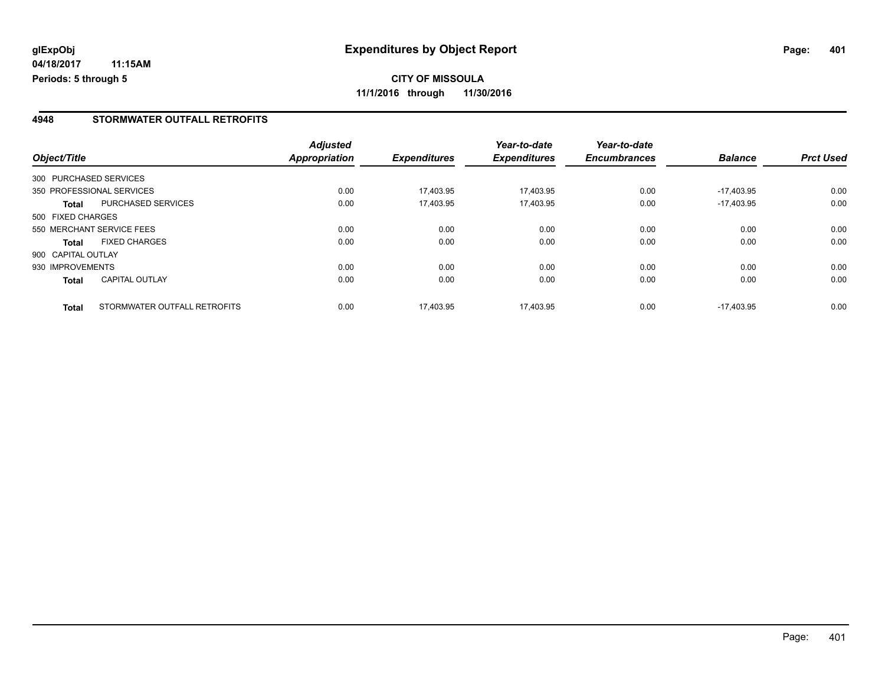# Expenditures by Object Report

glExpObj
04/18/2017 11:15AM
Periods: 5 through 5

**CITY OF MISSOULA**
**11/1/2016 through 11/30/2016**

## 4948 STORMWATER OUTFALL RETROFITS

| Object/Title | | *Adjusted Appropriation* | *Expenditures* | *Year-to-date Expenditures* | *Year-to-date Encumbrances* | *Balance* | *Prct Used* |
|---|---|---|---|---|---|---|---|
| 300 PURCHASED SERVICES | | | | | | | |
| 350 PROFESSIONAL SERVICES | | 0.00 | 17,403.95 | 17,403.95 | 0.00 | -17,403.95 | 0.00 |
| **Total** | PURCHASED SERVICES | 0.00 | 17,403.95 | 17,403.95 | 0.00 | -17,403.95 | 0.00 |
| 500 FIXED CHARGES | | | | | | | |
| 550 MERCHANT SERVICE FEES | | 0.00 | 0.00 | 0.00 | 0.00 | 0.00 | 0.00 |
| **Total** | FIXED CHARGES | 0.00 | 0.00 | 0.00 | 0.00 | 0.00 | 0.00 |
| 900 CAPITAL OUTLAY | | | | | | | |
| 930 IMPROVEMENTS | | 0.00 | 0.00 | 0.00 | 0.00 | 0.00 | 0.00 |
| **Total** | CAPITAL OUTLAY | 0.00 | 0.00 | 0.00 | 0.00 | 0.00 | 0.00 |
| **Total** | STORMWATER OUTFALL RETROFITS | 0.00 | 17,403.95 | 17,403.95 | 0.00 | -17,403.95 | 0.00 |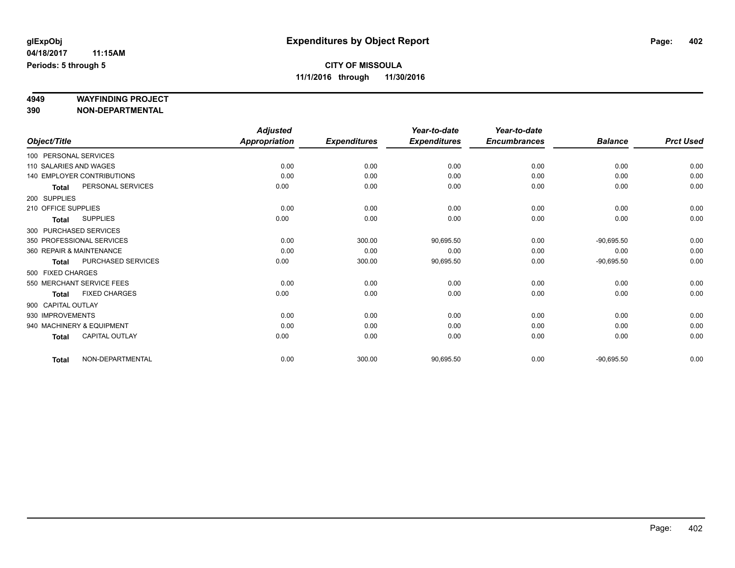**glExpObj**
**04/18/2017 11:15AM**
**Periods: 5 through 5**

# Expenditures by Object Report

**CITY OF MISSOULA**
**11/1/2016 through 11/30/2016**

## 4949 WAYFINDING PROJECT
## 390 NON-DEPARTMENTAL

| Object/Title | | Adjusted Appropriation | Expenditures | Year-to-date Expenditures | Year-to-date Encumbrances | Balance | Prct Used |
|---|---|---|---|---|---|---|---|
| 100 PERSONAL SERVICES | | | | | | | |
| 110 SALARIES AND WAGES | | 0.00 | 0.00 | 0.00 | 0.00 | 0.00 | 0.00 |
| 140 EMPLOYER CONTRIBUTIONS | | 0.00 | 0.00 | 0.00 | 0.00 | 0.00 | 0.00 |
| **Total** | PERSONAL SERVICES | 0.00 | 0.00 | 0.00 | 0.00 | 0.00 | 0.00 |
| 200 SUPPLIES | | | | | | | |
| 210 OFFICE SUPPLIES | | 0.00 | 0.00 | 0.00 | 0.00 | 0.00 | 0.00 |
| **Total** | SUPPLIES | 0.00 | 0.00 | 0.00 | 0.00 | 0.00 | 0.00 |
| 300 PURCHASED SERVICES | | | | | | | |
| 350 PROFESSIONAL SERVICES | | 0.00 | 300.00 | 90,695.50 | 0.00 | -90,695.50 | 0.00 |
| 360 REPAIR & MAINTENANCE | | 0.00 | 0.00 | 0.00 | 0.00 | 0.00 | 0.00 |
| **Total** | PURCHASED SERVICES | 0.00 | 300.00 | 90,695.50 | 0.00 | -90,695.50 | 0.00 |
| 500 FIXED CHARGES | | | | | | | |
| 550 MERCHANT SERVICE FEES | | 0.00 | 0.00 | 0.00 | 0.00 | 0.00 | 0.00 |
| **Total** | FIXED CHARGES | 0.00 | 0.00 | 0.00 | 0.00 | 0.00 | 0.00 |
| 900 CAPITAL OUTLAY | | | | | | | |
| 930 IMPROVEMENTS | | 0.00 | 0.00 | 0.00 | 0.00 | 0.00 | 0.00 |
| 940 MACHINERY & EQUIPMENT | | 0.00 | 0.00 | 0.00 | 0.00 | 0.00 | 0.00 |
| **Total** | CAPITAL OUTLAY | 0.00 | 0.00 | 0.00 | 0.00 | 0.00 | 0.00 |
| **Total** | NON-DEPARTMENTAL | 0.00 | 300.00 | 90,695.50 | 0.00 | -90,695.50 | 0.00 |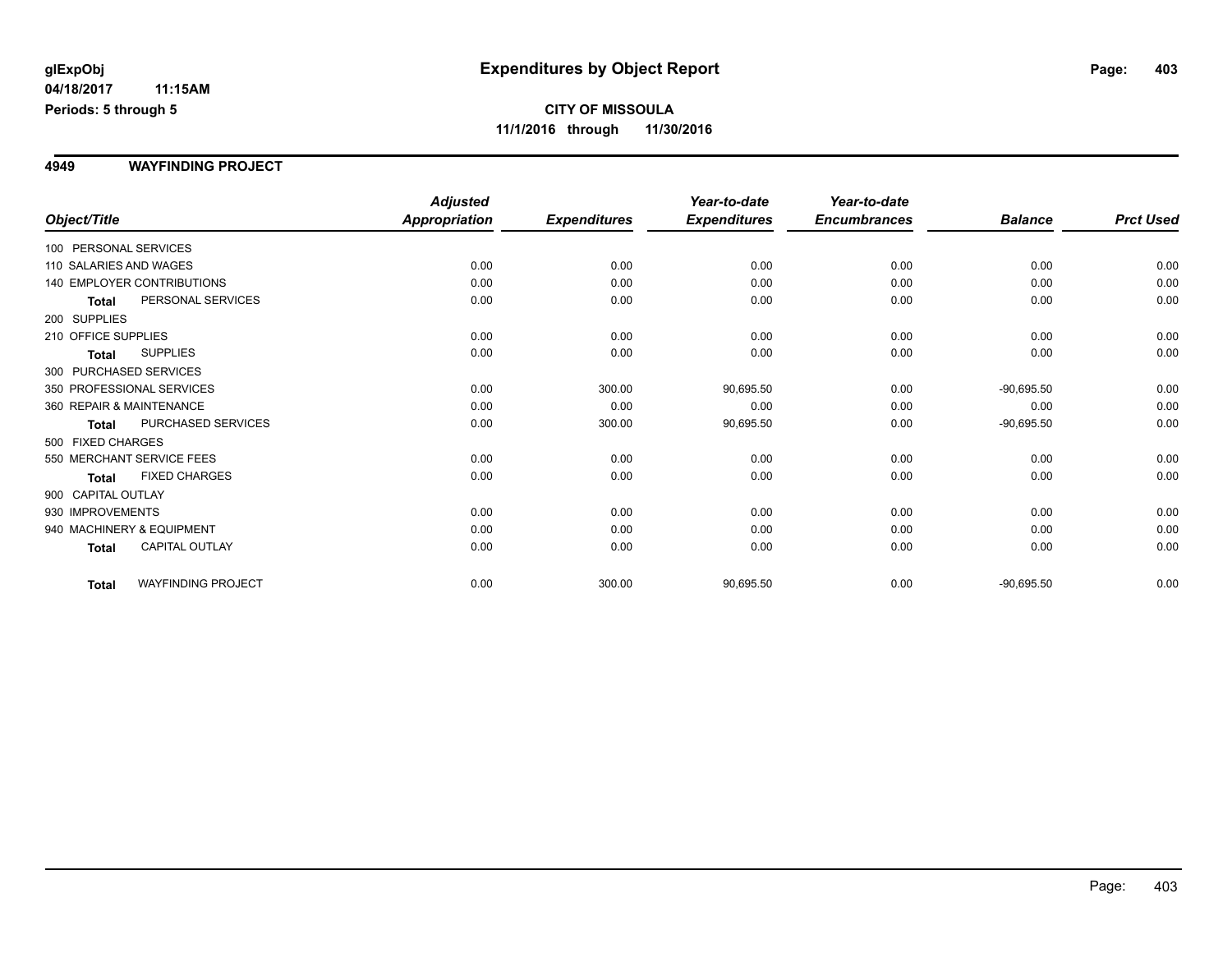glExpObj
04/18/2017 11:15AM
Periods: 5 through 5

# Expenditures by Object Report

**CITY OF MISSOULA**
**11/1/2016 through 11/30/2016**

## 4949 WAYFINDING PROJECT

| Object/Title | | Adjusted Appropriation | Expenditures | Year-to-date Expenditures | Year-to-date Encumbrances | Balance | Prct Used |
|---|---|---|---|---|---|---|---|
| 100 PERSONAL SERVICES | | | | | | | |
| 110 SALARIES AND WAGES | | 0.00 | 0.00 | 0.00 | 0.00 | 0.00 | 0.00 |
| 140 EMPLOYER CONTRIBUTIONS | | 0.00 | 0.00 | 0.00 | 0.00 | 0.00 | 0.00 |
| **Total** | PERSONAL SERVICES | 0.00 | 0.00 | 0.00 | 0.00 | 0.00 | 0.00 |
| 200 SUPPLIES | | | | | | | |
| 210 OFFICE SUPPLIES | | 0.00 | 0.00 | 0.00 | 0.00 | 0.00 | 0.00 |
| **Total** | SUPPLIES | 0.00 | 0.00 | 0.00 | 0.00 | 0.00 | 0.00 |
| 300 PURCHASED SERVICES | | | | | | | |
| 350 PROFESSIONAL SERVICES | | 0.00 | 300.00 | 90,695.50 | 0.00 | -90,695.50 | 0.00 |
| 360 REPAIR & MAINTENANCE | | 0.00 | 0.00 | 0.00 | 0.00 | 0.00 | 0.00 |
| **Total** | PURCHASED SERVICES | 0.00 | 300.00 | 90,695.50 | 0.00 | -90,695.50 | 0.00 |
| 500 FIXED CHARGES | | | | | | | |
| 550 MERCHANT SERVICE FEES | | 0.00 | 0.00 | 0.00 | 0.00 | 0.00 | 0.00 |
| **Total** | FIXED CHARGES | 0.00 | 0.00 | 0.00 | 0.00 | 0.00 | 0.00 |
| 900 CAPITAL OUTLAY | | | | | | | |
| 930 IMPROVEMENTS | | 0.00 | 0.00 | 0.00 | 0.00 | 0.00 | 0.00 |
| 940 MACHINERY & EQUIPMENT | | 0.00 | 0.00 | 0.00 | 0.00 | 0.00 | 0.00 |
| **Total** | CAPITAL OUTLAY | 0.00 | 0.00 | 0.00 | 0.00 | 0.00 | 0.00 |
| **Total** | WAYFINDING PROJECT | 0.00 | 300.00 | 90,695.50 | 0.00 | -90,695.50 | 0.00 |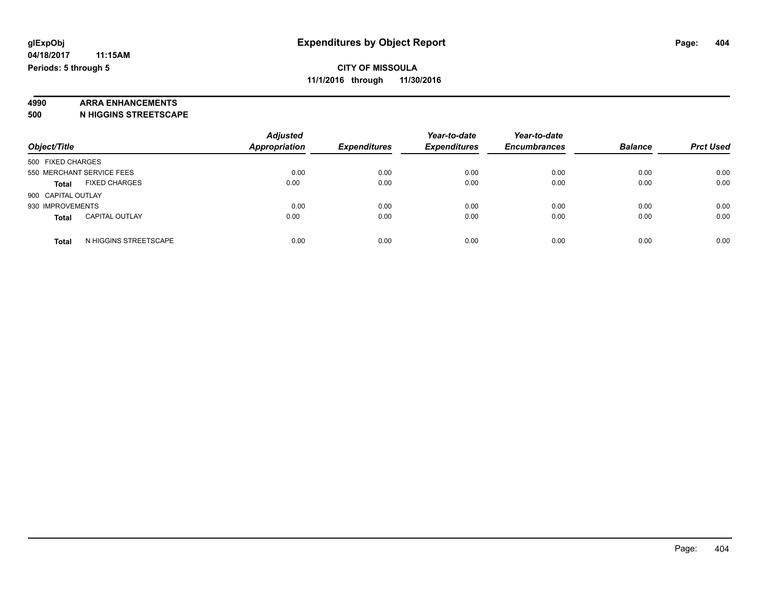**glExpObj** **Expenditures by Object Report**

**04/18/2017 11:15AM**

**Periods: 5 through 5**

**CITY OF MISSOULA**

**11/1/2016 through 11/30/2016**

**4990 ARRA ENHANCEMENTS**

**500 N HIGGINS STREETSCAPE**

| Object/Title | Adjusted Appropriation | Expenditures | Year-to-date Expenditures | Year-to-date Encumbrances | Balance | Prct Used |
|---|---|---|---|---|---|---|
| 500 FIXED CHARGES | | | | | | |
| 550 MERCHANT SERVICE FEES | 0.00 | 0.00 | 0.00 | 0.00 | 0.00 | 0.00 |
| **Total** FIXED CHARGES | 0.00 | 0.00 | 0.00 | 0.00 | 0.00 | 0.00 |
| 900 CAPITAL OUTLAY | | | | | | |
| 930 IMPROVEMENTS | 0.00 | 0.00 | 0.00 | 0.00 | 0.00 | 0.00 |
| **Total** CAPITAL OUTLAY | 0.00 | 0.00 | 0.00 | 0.00 | 0.00 | 0.00 |
| **Total** N HIGGINS STREETSCAPE | 0.00 | 0.00 | 0.00 | 0.00 | 0.00 | 0.00 |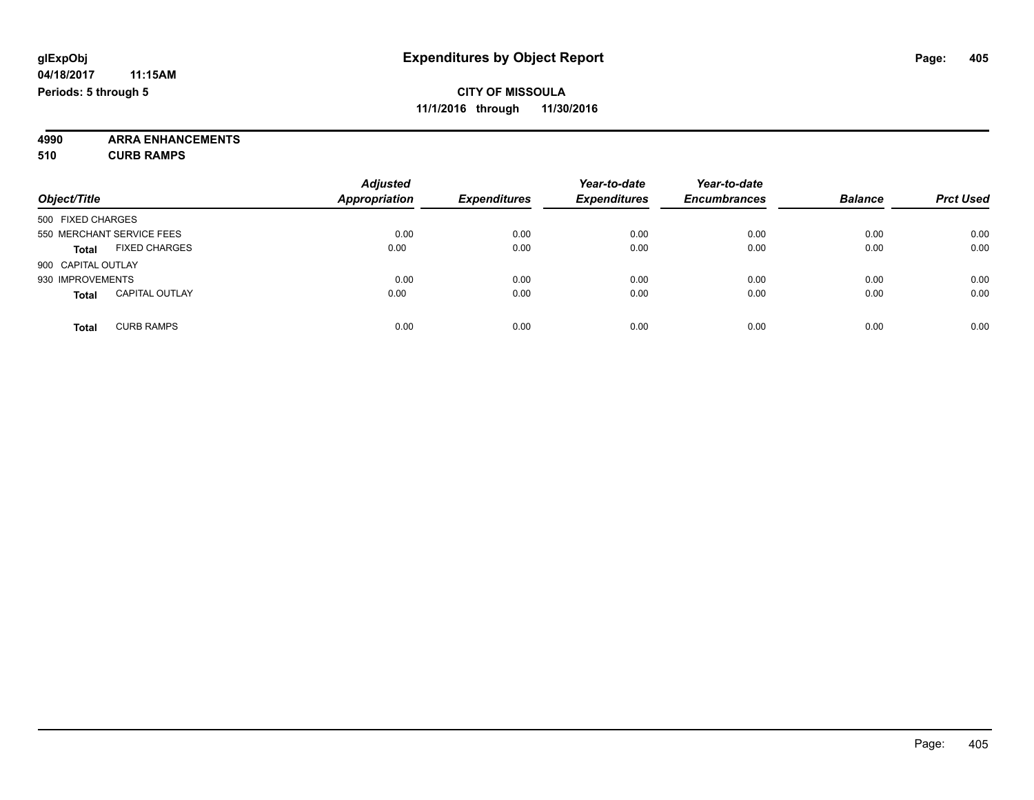glExpObj
04/18/2017 11:15AM
Periods: 5 through 5

# Expenditures by Object Report

**CITY OF MISSOULA**
**11/1/2016 through 11/30/2016**

**4990 ARRA ENHANCEMENTS**
**510 CURB RAMPS**

| Object/Title | | Adjusted Appropriation | Expenditures | Year-to-date Expenditures | Year-to-date Encumbrances | Balance | Prct Used |
|---|---|---|---|---|---|---|---|
| 500 FIXED CHARGES | | | | | | | |
| 550 MERCHANT SERVICE FEES | | 0.00 | 0.00 | 0.00 | 0.00 | 0.00 | 0.00 |
| **Total** | FIXED CHARGES | 0.00 | 0.00 | 0.00 | 0.00 | 0.00 | 0.00 |
| 900 CAPITAL OUTLAY | | | | | | | |
| 930 IMPROVEMENTS | | 0.00 | 0.00 | 0.00 | 0.00 | 0.00 | 0.00 |
| **Total** | CAPITAL OUTLAY | 0.00 | 0.00 | 0.00 | 0.00 | 0.00 | 0.00 |
| **Total** | CURB RAMPS | 0.00 | 0.00 | 0.00 | 0.00 | 0.00 | 0.00 |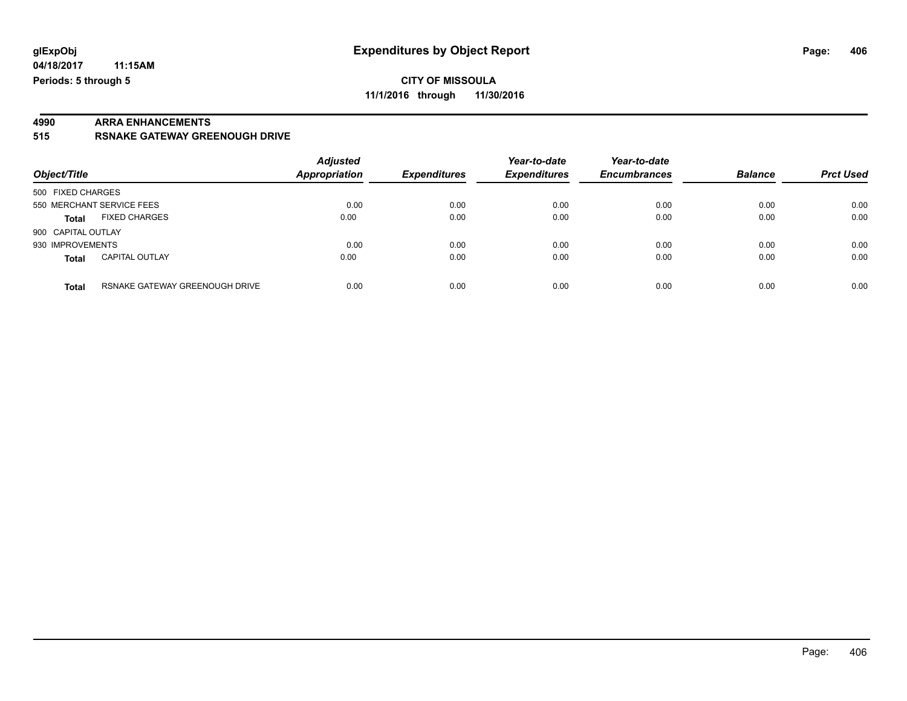**glExpObj**
**04/18/2017 11:15AM**
**Periods: 5 through 5**

# Expenditures by Object Report

**CITY OF MISSOULA**
**11/1/2016 through 11/30/2016**

**4990 ARRA ENHANCEMENTS**
**515 RSNAKE GATEWAY GREENOUGH DRIVE**

| Object/Title | | *Adjusted Appropriation* | *Expenditures* | *Year-to-date Expenditures* | *Year-to-date Encumbrances* | *Balance* | *Prct Used* |
|---|---|---|---|---|---|---|---|
| 500 FIXED CHARGES | | | | | | | |
| 550 MERCHANT SERVICE FEES | | 0.00 | 0.00 | 0.00 | 0.00 | 0.00 | 0.00 |
| **Total** | FIXED CHARGES | 0.00 | 0.00 | 0.00 | 0.00 | 0.00 | 0.00 |
| 900 CAPITAL OUTLAY | | | | | | | |
| 930 IMPROVEMENTS | | 0.00 | 0.00 | 0.00 | 0.00 | 0.00 | 0.00 |
| **Total** | CAPITAL OUTLAY | 0.00 | 0.00 | 0.00 | 0.00 | 0.00 | 0.00 |
| **Total** | RSNAKE GATEWAY GREENOUGH DRIVE | 0.00 | 0.00 | 0.00 | 0.00 | 0.00 | 0.00 |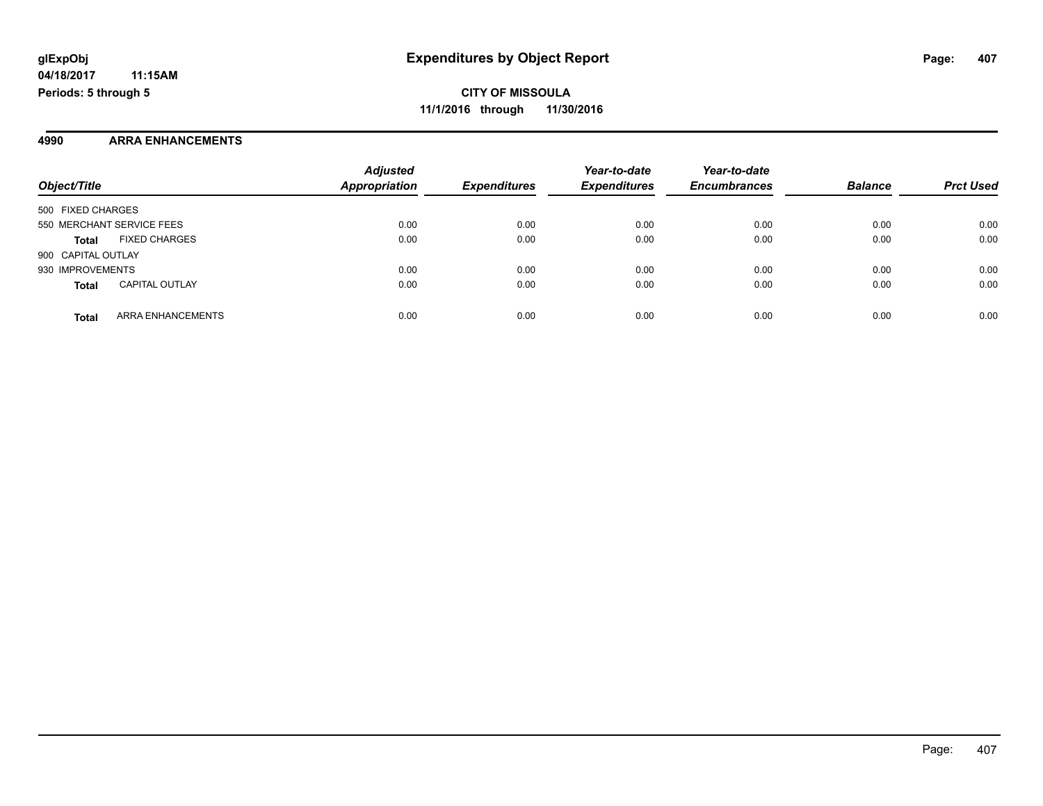**glExpObj** **Expenditures by Object Report**

**04/18/2017 11:15AM**

**Periods: 5 through 5**

**CITY OF MISSOULA**

**11/1/2016 through 11/30/2016**

## 4990 ARRA ENHANCEMENTS

| Object/Title | | Adjusted Appropriation | Expenditures | Year-to-date Expenditures | Year-to-date Encumbrances | Balance | Prct Used |
|---|---|---|---|---|---|---|---|
| 500 FIXED CHARGES | | | | | | | |
| 550 MERCHANT SERVICE FEES | | 0.00 | 0.00 | 0.00 | 0.00 | 0.00 | 0.00 |
| **Total** | FIXED CHARGES | 0.00 | 0.00 | 0.00 | 0.00 | 0.00 | 0.00 |
| 900 CAPITAL OUTLAY | | | | | | | |
| 930 IMPROVEMENTS | | 0.00 | 0.00 | 0.00 | 0.00 | 0.00 | 0.00 |
| **Total** | CAPITAL OUTLAY | 0.00 | 0.00 | 0.00 | 0.00 | 0.00 | 0.00 |
| **Total** | ARRA ENHANCEMENTS | 0.00 | 0.00 | 0.00 | 0.00 | 0.00 | 0.00 |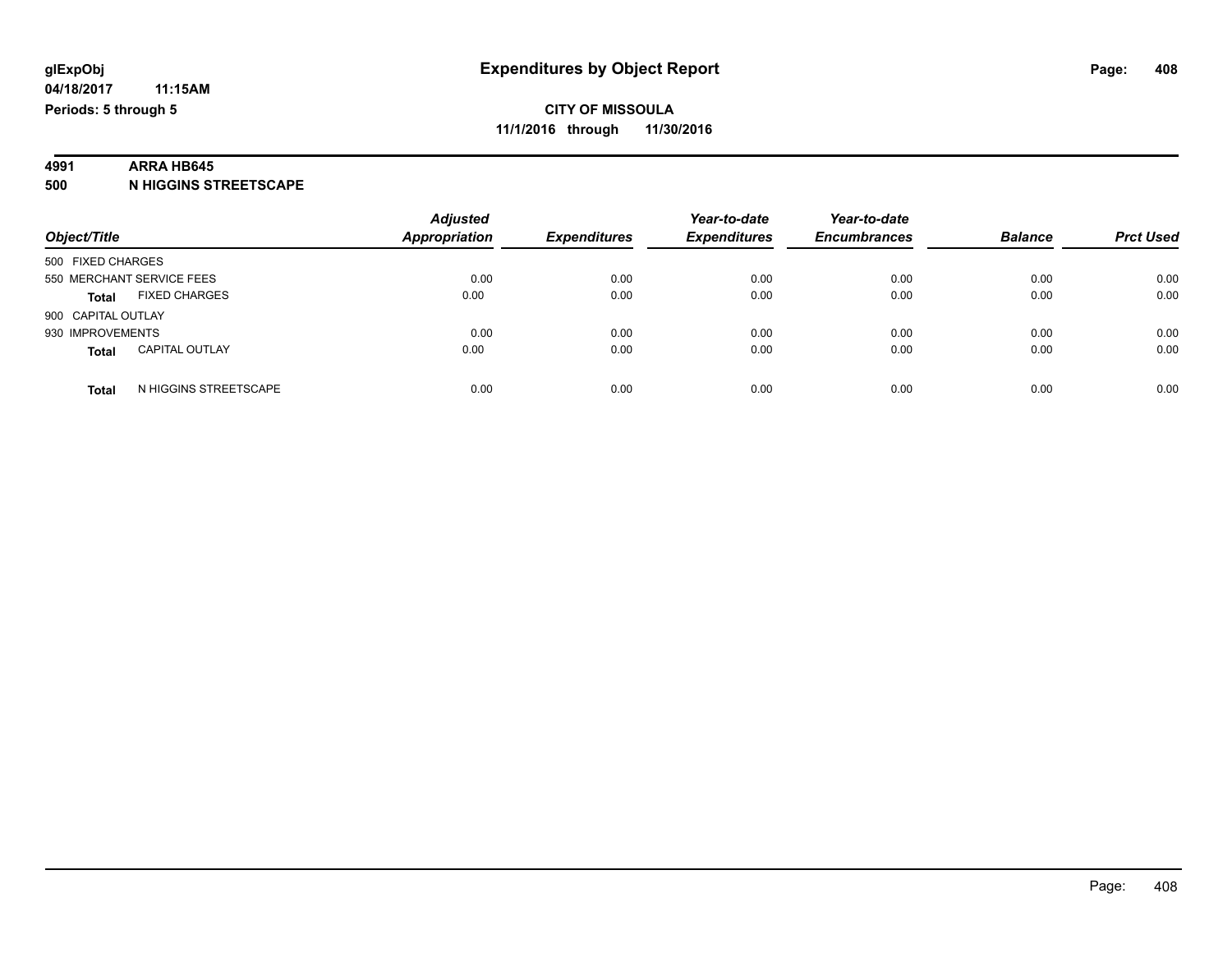**glExpObj** **Expenditures by Object Report**

**04/18/2017 11:15AM**

**Periods: 5 through 5**

**CITY OF MISSOULA**

**11/1/2016 through 11/30/2016**

**4991 ARRA HB645**

**500 N HIGGINS STREETSCAPE**

| Object/Title | Adjusted Appropriation | Expenditures | Year-to-date Expenditures | Year-to-date Encumbrances | Balance | Prct Used |
|---|---|---|---|---|---|---|
| 500 FIXED CHARGES | | | | | | |
| 550 MERCHANT SERVICE FEES | 0.00 | 0.00 | 0.00 | 0.00 | 0.00 | 0.00 |
| **Total** FIXED CHARGES | 0.00 | 0.00 | 0.00 | 0.00 | 0.00 | 0.00 |
| 900 CAPITAL OUTLAY | | | | | | |
| 930 IMPROVEMENTS | 0.00 | 0.00 | 0.00 | 0.00 | 0.00 | 0.00 |
| **Total** CAPITAL OUTLAY | 0.00 | 0.00 | 0.00 | 0.00 | 0.00 | 0.00 |
| **Total** N HIGGINS STREETSCAPE | 0.00 | 0.00 | 0.00 | 0.00 | 0.00 | 0.00 |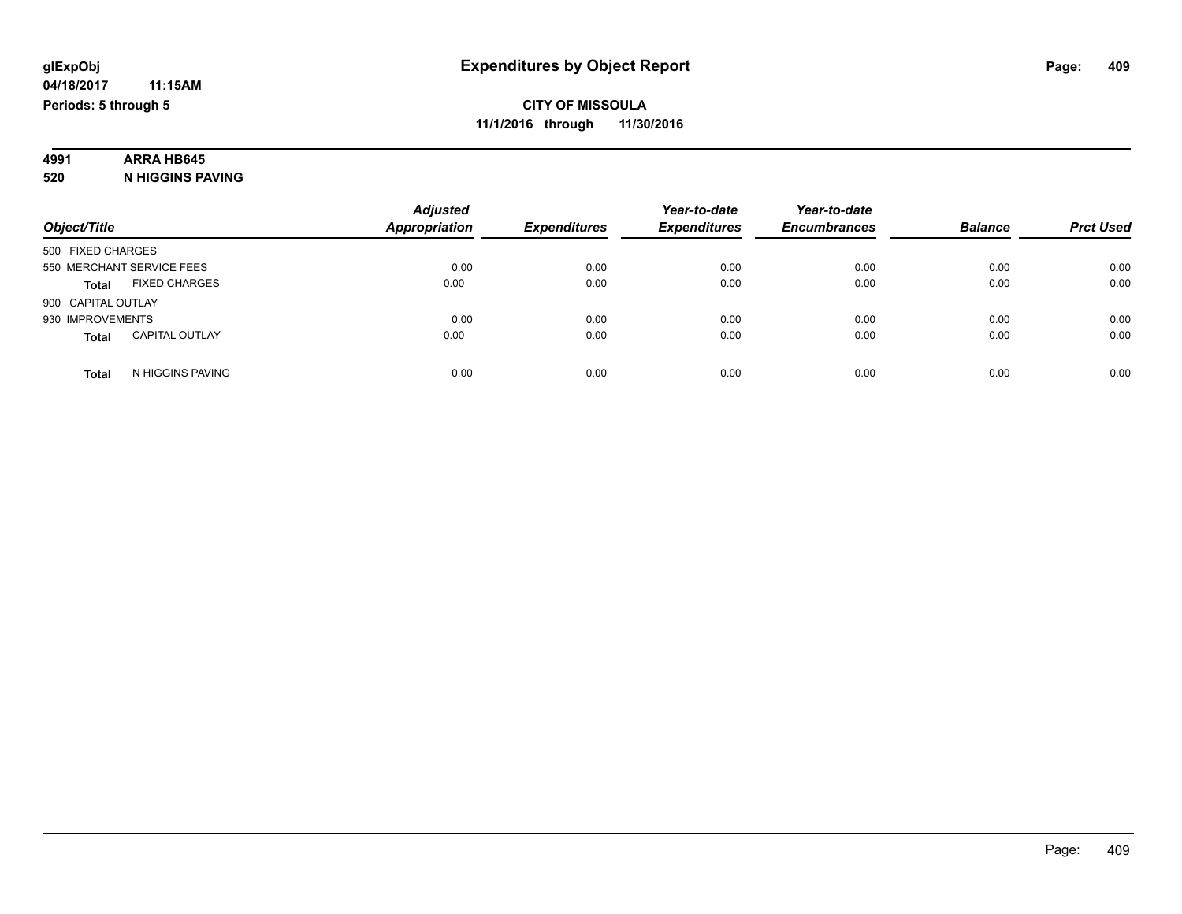**glExpObj** **Expenditures by Object Report**

**04/18/2017 11:15AM**

**Periods: 5 through 5**

**CITY OF MISSOULA**

**11/1/2016 through 11/30/2016**

**4991 ARRA HB645**

**520 N HIGGINS PAVING**

| Object/Title | Adjusted Appropriation | Expenditures | Year-to-date Expenditures | Year-to-date Encumbrances | Balance | Prct Used |
|---|---|---|---|---|---|---|
| 500 FIXED CHARGES | | | | | | |
| 550 MERCHANT SERVICE FEES | 0.00 | 0.00 | 0.00 | 0.00 | 0.00 | 0.00 |
| **Total** FIXED CHARGES | 0.00 | 0.00 | 0.00 | 0.00 | 0.00 | 0.00 |
| 900 CAPITAL OUTLAY | | | | | | |
| 930 IMPROVEMENTS | 0.00 | 0.00 | 0.00 | 0.00 | 0.00 | 0.00 |
| **Total** CAPITAL OUTLAY | 0.00 | 0.00 | 0.00 | 0.00 | 0.00 | 0.00 |
| **Total** N HIGGINS PAVING | 0.00 | 0.00 | 0.00 | 0.00 | 0.00 | 0.00 |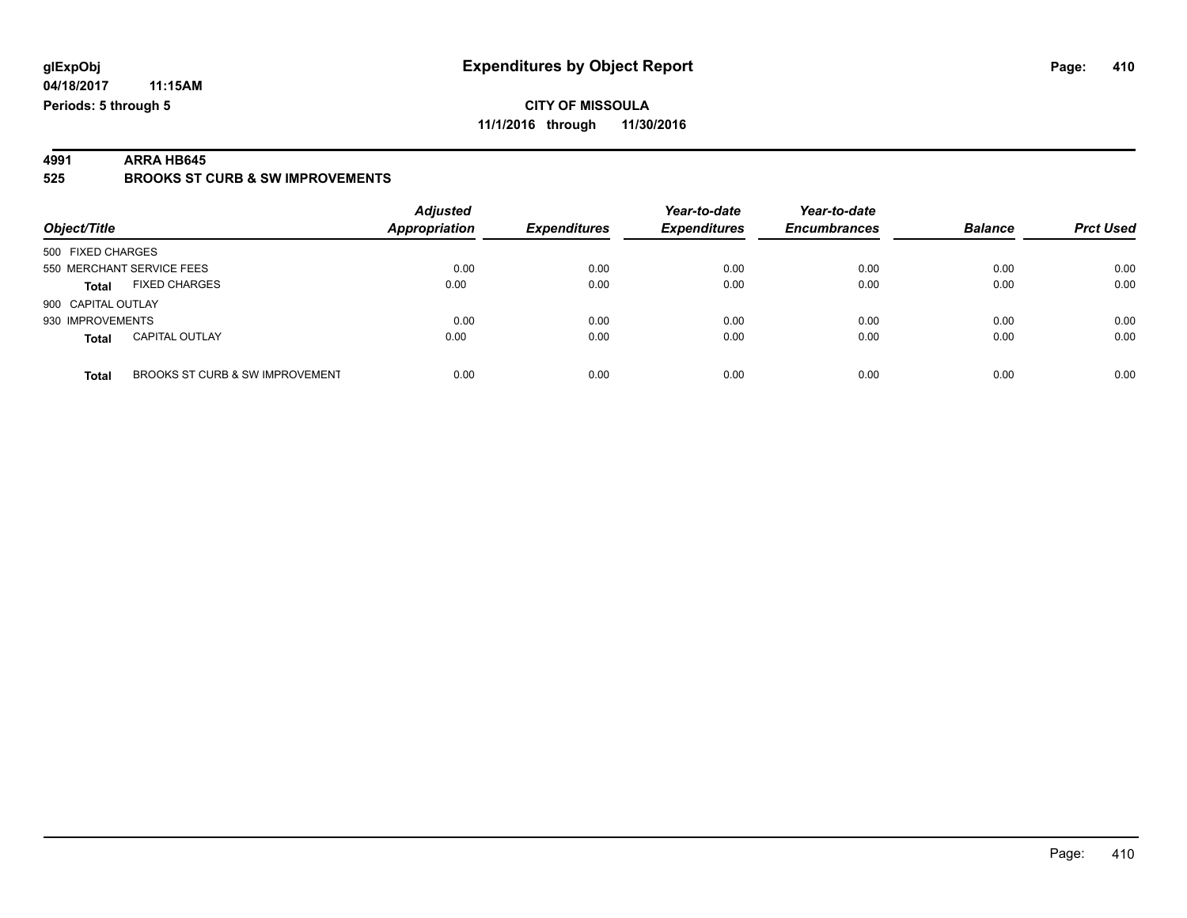**glExpObj** **Expenditures by Object Report**

**04/18/2017 11:15AM**

**Periods: 5 through 5**

**CITY OF MISSOULA**

**11/1/2016 through 11/30/2016**

**4991 ARRA HB645**

**525 BROOKS ST CURB & SW IMPROVEMENTS**

| Object/Title | | Adjusted Appropriation | Expenditures | Year-to-date Expenditures | Year-to-date Encumbrances | Balance | Prct Used |
|---|---|---|---|---|---|---|---|
| 500 FIXED CHARGES | | | | | | | |
| 550 MERCHANT SERVICE FEES | | 0.00 | 0.00 | 0.00 | 0.00 | 0.00 | 0.00 |
| **Total** | FIXED CHARGES | 0.00 | 0.00 | 0.00 | 0.00 | 0.00 | 0.00 |
| 900 CAPITAL OUTLAY | | | | | | | |
| 930 IMPROVEMENTS | | 0.00 | 0.00 | 0.00 | 0.00 | 0.00 | 0.00 |
| **Total** | CAPITAL OUTLAY | 0.00 | 0.00 | 0.00 | 0.00 | 0.00 | 0.00 |
| **Total** | BROOKS ST CURB & SW IMPROVEMENT | 0.00 | 0.00 | 0.00 | 0.00 | 0.00 | 0.00 |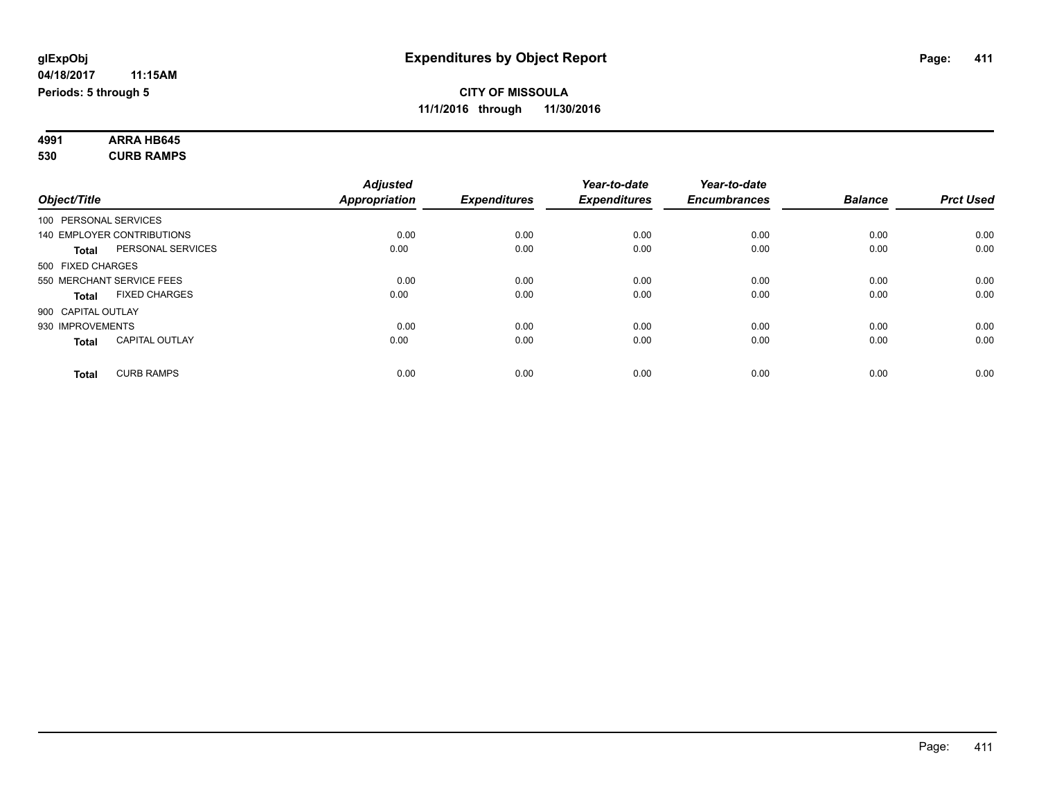**glExpObj** **Expenditures by Object Report**

**04/18/2017 11:15AM**

**Periods: 5 through 5**

**CITY OF MISSOULA**

**11/1/2016 through 11/30/2016**

**4991 ARRA HB645**

**530 CURB RAMPS**

| Object/Title | | Adjusted Appropriation | Expenditures | Year-to-date Expenditures | Year-to-date Encumbrances | Balance | Prct Used |
|---|---|---|---|---|---|---|---|
| 100 PERSONAL SERVICES | | | | | | | |
| 140 EMPLOYER CONTRIBUTIONS | | 0.00 | 0.00 | 0.00 | 0.00 | 0.00 | 0.00 |
| **Total** | PERSONAL SERVICES | 0.00 | 0.00 | 0.00 | 0.00 | 0.00 | 0.00 |
| 500 FIXED CHARGES | | | | | | | |
| 550 MERCHANT SERVICE FEES | | 0.00 | 0.00 | 0.00 | 0.00 | 0.00 | 0.00 |
| **Total** | FIXED CHARGES | 0.00 | 0.00 | 0.00 | 0.00 | 0.00 | 0.00 |
| 900 CAPITAL OUTLAY | | | | | | | |
| 930 IMPROVEMENTS | | 0.00 | 0.00 | 0.00 | 0.00 | 0.00 | 0.00 |
| **Total** | CAPITAL OUTLAY | 0.00 | 0.00 | 0.00 | 0.00 | 0.00 | 0.00 |
| **Total** | CURB RAMPS | 0.00 | 0.00 | 0.00 | 0.00 | 0.00 | 0.00 |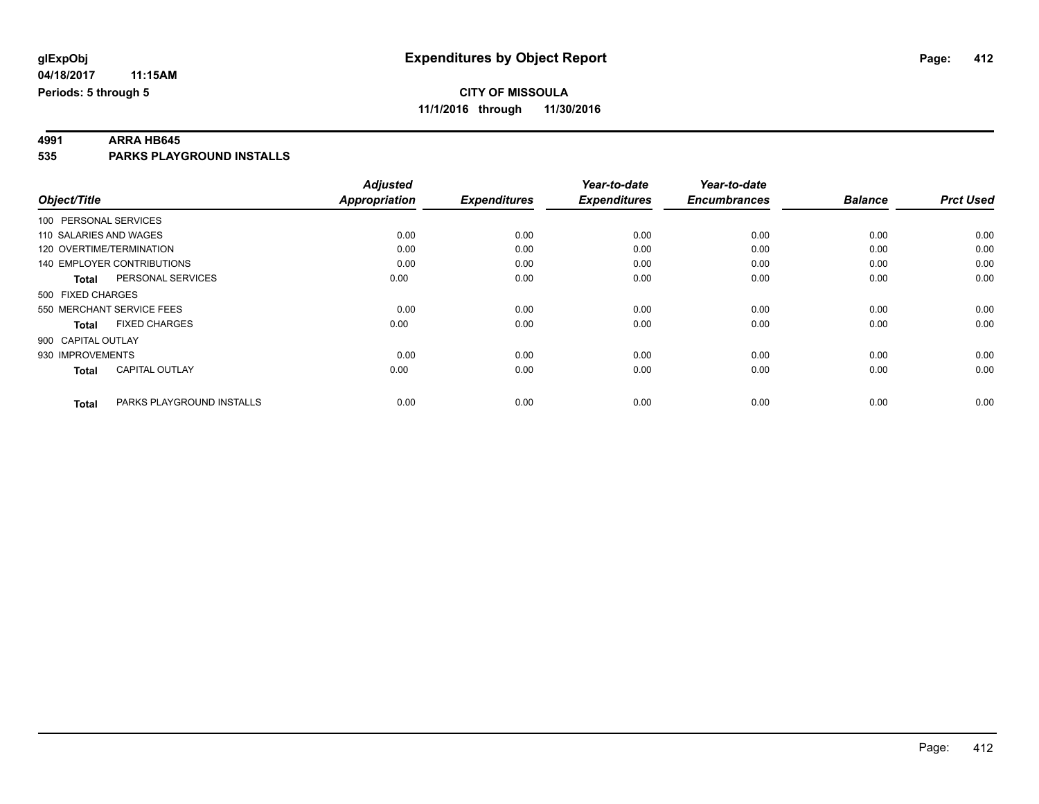# Expenditures by Object Report

glExpObj
04/18/2017 11:15AM
Periods: 5 through 5

**CITY OF MISSOULA**
**11/1/2016 through 11/30/2016**

**4991 ARRA HB645**
**535 PARKS PLAYGROUND INSTALLS**

| Object/Title | | Adjusted Appropriation | Expenditures | Year-to-date Expenditures | Year-to-date Encumbrances | Balance | Prct Used |
|---|---|---|---|---|---|---|---|
| 100 PERSONAL SERVICES | | | | | | | |
| 110 SALARIES AND WAGES | | 0.00 | 0.00 | 0.00 | 0.00 | 0.00 | 0.00 |
| 120 OVERTIME/TERMINATION | | 0.00 | 0.00 | 0.00 | 0.00 | 0.00 | 0.00 |
| 140 EMPLOYER CONTRIBUTIONS | | 0.00 | 0.00 | 0.00 | 0.00 | 0.00 | 0.00 |
| **Total** | PERSONAL SERVICES | 0.00 | 0.00 | 0.00 | 0.00 | 0.00 | 0.00 |
| 500 FIXED CHARGES | | | | | | | |
| 550 MERCHANT SERVICE FEES | | 0.00 | 0.00 | 0.00 | 0.00 | 0.00 | 0.00 |
| **Total** | FIXED CHARGES | 0.00 | 0.00 | 0.00 | 0.00 | 0.00 | 0.00 |
| 900 CAPITAL OUTLAY | | | | | | | |
| 930 IMPROVEMENTS | | 0.00 | 0.00 | 0.00 | 0.00 | 0.00 | 0.00 |
| **Total** | CAPITAL OUTLAY | 0.00 | 0.00 | 0.00 | 0.00 | 0.00 | 0.00 |
| **Total** | PARKS PLAYGROUND INSTALLS | 0.00 | 0.00 | 0.00 | 0.00 | 0.00 | 0.00 |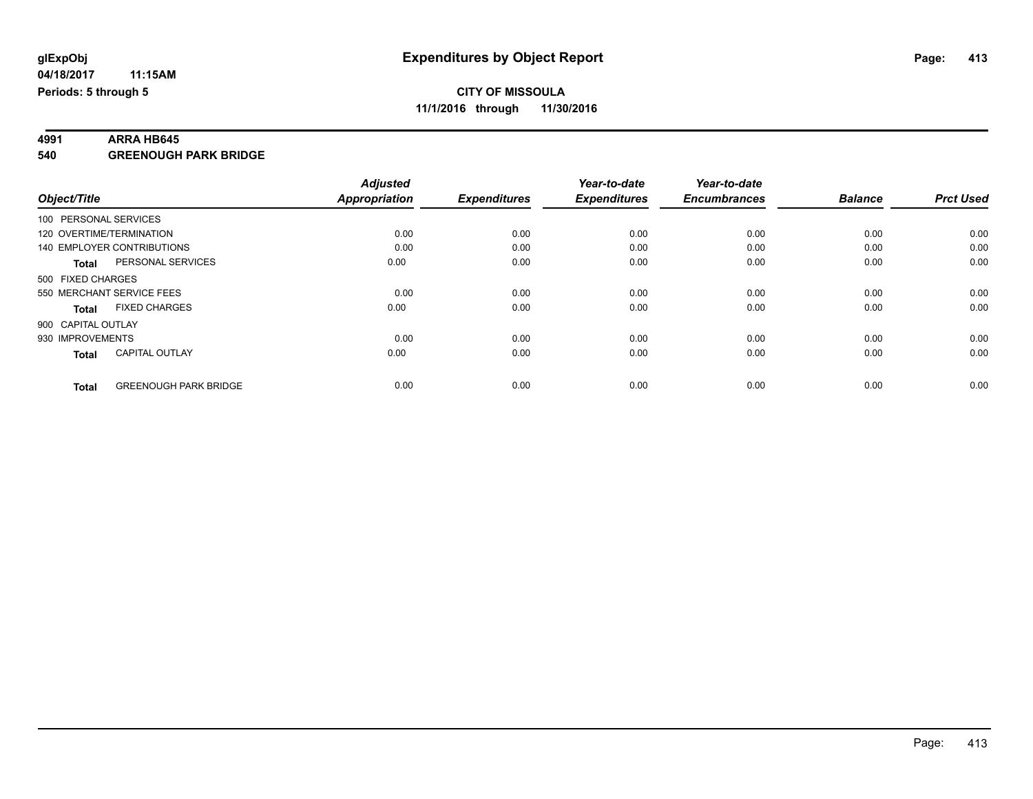**glExpObj** **Expenditures by Object Report**

**04/18/2017 11:15AM**

**Periods: 5 through 5**

**CITY OF MISSOULA**

**11/1/2016 through 11/30/2016**

**4991 ARRA HB645**

**540 GREENOUGH PARK BRIDGE**

| Object/Title | | Adjusted Appropriation | Expenditures | Year-to-date Expenditures | Year-to-date Encumbrances | Balance | Prct Used |
|---|---|---|---|---|---|---|---|
| 100 PERSONAL SERVICES | | | | | | | |
| 120 OVERTIME/TERMINATION | | 0.00 | 0.00 | 0.00 | 0.00 | 0.00 | 0.00 |
| 140 EMPLOYER CONTRIBUTIONS | | 0.00 | 0.00 | 0.00 | 0.00 | 0.00 | 0.00 |
| **Total** | PERSONAL SERVICES | 0.00 | 0.00 | 0.00 | 0.00 | 0.00 | 0.00 |
| 500 FIXED CHARGES | | | | | | | |
| 550 MERCHANT SERVICE FEES | | 0.00 | 0.00 | 0.00 | 0.00 | 0.00 | 0.00 |
| **Total** | FIXED CHARGES | 0.00 | 0.00 | 0.00 | 0.00 | 0.00 | 0.00 |
| 900 CAPITAL OUTLAY | | | | | | | |
| 930 IMPROVEMENTS | | 0.00 | 0.00 | 0.00 | 0.00 | 0.00 | 0.00 |
| **Total** | CAPITAL OUTLAY | 0.00 | 0.00 | 0.00 | 0.00 | 0.00 | 0.00 |
| **Total** | GREENOUGH PARK BRIDGE | 0.00 | 0.00 | 0.00 | 0.00 | 0.00 | 0.00 |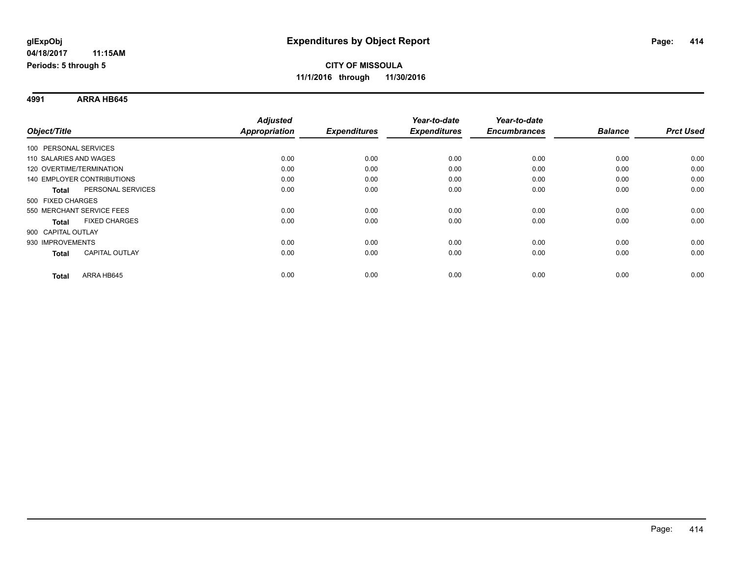**glExpObj** **Expenditures by Object Report**

**04/18/2017 11:15AM**

**Periods: 5 through 5**

**CITY OF MISSOULA**

**11/1/2016 through 11/30/2016**

**4991 ARRA HB645**

| Object/Title | | Adjusted Appropriation | Expenditures | Year-to-date Expenditures | Year-to-date Encumbrances | Balance | Prct Used |
|---|---|---|---|---|---|---|---|
| 100 PERSONAL SERVICES | | | | | | | |
| 110 SALARIES AND WAGES | | 0.00 | 0.00 | 0.00 | 0.00 | 0.00 | 0.00 |
| 120 OVERTIME/TERMINATION | | 0.00 | 0.00 | 0.00 | 0.00 | 0.00 | 0.00 |
| 140 EMPLOYER CONTRIBUTIONS | | 0.00 | 0.00 | 0.00 | 0.00 | 0.00 | 0.00 |
| **Total** | PERSONAL SERVICES | 0.00 | 0.00 | 0.00 | 0.00 | 0.00 | 0.00 |
| 500 FIXED CHARGES | | | | | | | |
| 550 MERCHANT SERVICE FEES | | 0.00 | 0.00 | 0.00 | 0.00 | 0.00 | 0.00 |
| **Total** | FIXED CHARGES | 0.00 | 0.00 | 0.00 | 0.00 | 0.00 | 0.00 |
| 900 CAPITAL OUTLAY | | | | | | | |
| 930 IMPROVEMENTS | | 0.00 | 0.00 | 0.00 | 0.00 | 0.00 | 0.00 |
| **Total** | CAPITAL OUTLAY | 0.00 | 0.00 | 0.00 | 0.00 | 0.00 | 0.00 |
| **Total** | ARRA HB645 | 0.00 | 0.00 | 0.00 | 0.00 | 0.00 | 0.00 |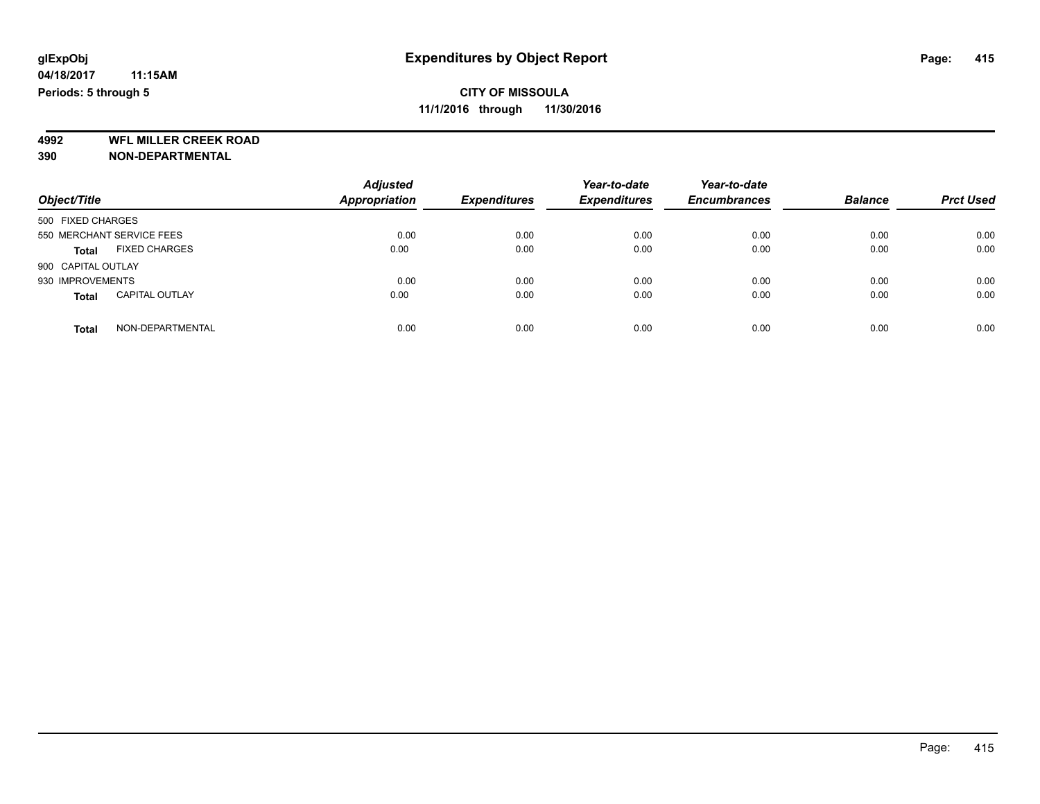**glExpObj** **Expenditures by Object Report**

**04/18/2017 11:15AM**

**Periods: 5 through 5**

**CITY OF MISSOULA**

**11/1/2016 through 11/30/2016**

**4992 WFL MILLER CREEK ROAD**

**390 NON-DEPARTMENTAL**

| Object/Title | | *Adjusted Appropriation* | *Expenditures* | *Year-to-date Expenditures* | *Year-to-date Encumbrances* | *Balance* | *Prct Used* |
|---|---|---|---|---|---|---|---|
| 500 FIXED CHARGES | | | | | | | |
| 550 MERCHANT SERVICE FEES | | 0.00 | 0.00 | 0.00 | 0.00 | 0.00 | 0.00 |
| **Total** | FIXED CHARGES | 0.00 | 0.00 | 0.00 | 0.00 | 0.00 | 0.00 |
| 900 CAPITAL OUTLAY | | | | | | | |
| 930 IMPROVEMENTS | | 0.00 | 0.00 | 0.00 | 0.00 | 0.00 | 0.00 |
| **Total** | CAPITAL OUTLAY | 0.00 | 0.00 | 0.00 | 0.00 | 0.00 | 0.00 |
| **Total** | NON-DEPARTMENTAL | 0.00 | 0.00 | 0.00 | 0.00 | 0.00 | 0.00 |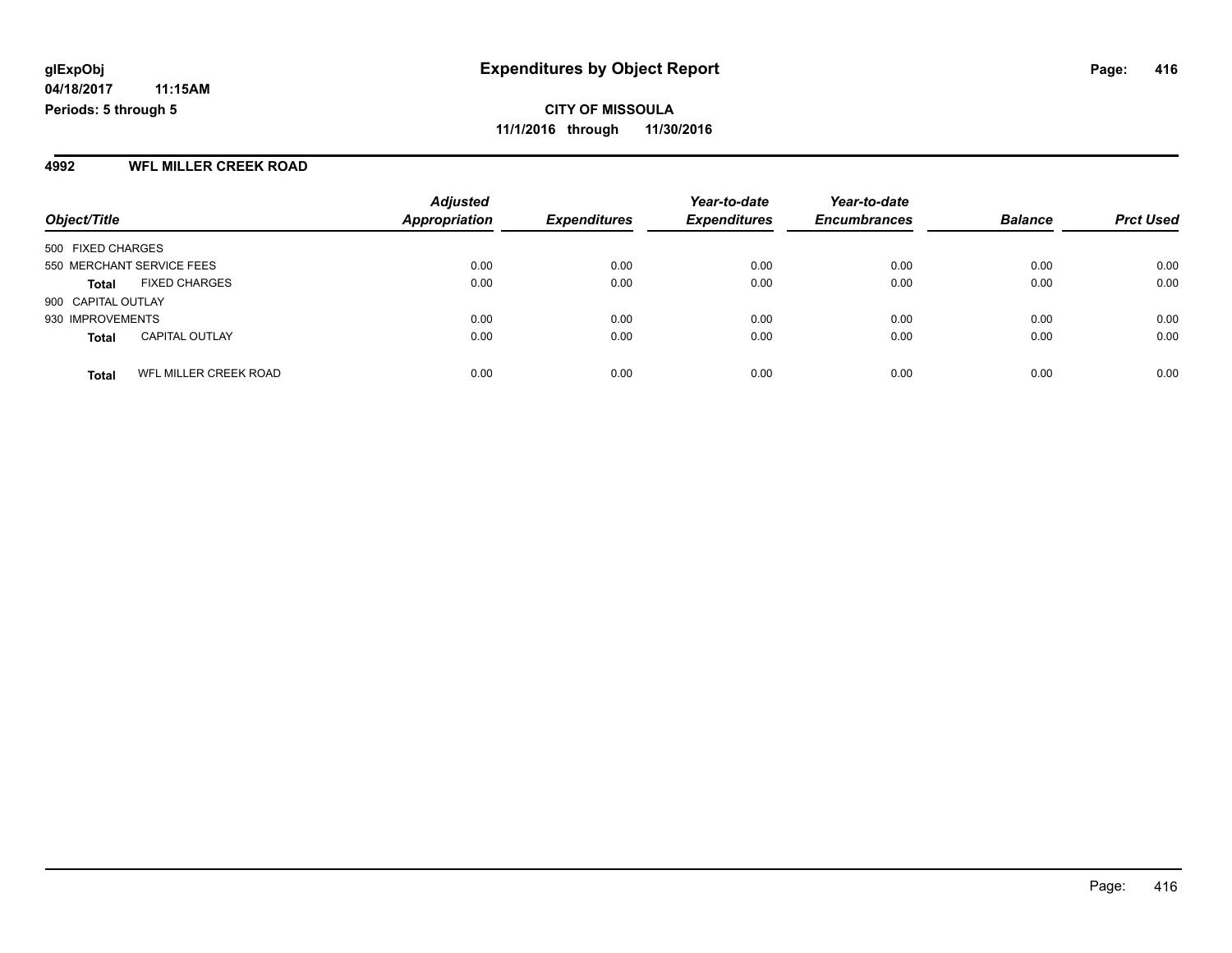**glExpObj**
**04/18/2017 11:15AM**
**Periods: 5 through 5**

# Expenditures by Object Report

**CITY OF MISSOULA**
**11/1/2016 through 11/30/2016**

## 4992 WFL MILLER CREEK ROAD

| Object/Title | | Adjusted Appropriation | Expenditures | Year-to-date Expenditures | Year-to-date Encumbrances | Balance | Prct Used |
|---|---|---|---|---|---|---|---|
| 500 FIXED CHARGES | | | | | | | |
| 550 MERCHANT SERVICE FEES | | 0.00 | 0.00 | 0.00 | 0.00 | 0.00 | 0.00 |
| **Total** | FIXED CHARGES | 0.00 | 0.00 | 0.00 | 0.00 | 0.00 | 0.00 |
| 900 CAPITAL OUTLAY | | | | | | | |
| 930 IMPROVEMENTS | | 0.00 | 0.00 | 0.00 | 0.00 | 0.00 | 0.00 |
| **Total** | CAPITAL OUTLAY | 0.00 | 0.00 | 0.00 | 0.00 | 0.00 | 0.00 |
| **Total** | WFL MILLER CREEK ROAD | 0.00 | 0.00 | 0.00 | 0.00 | 0.00 | 0.00 |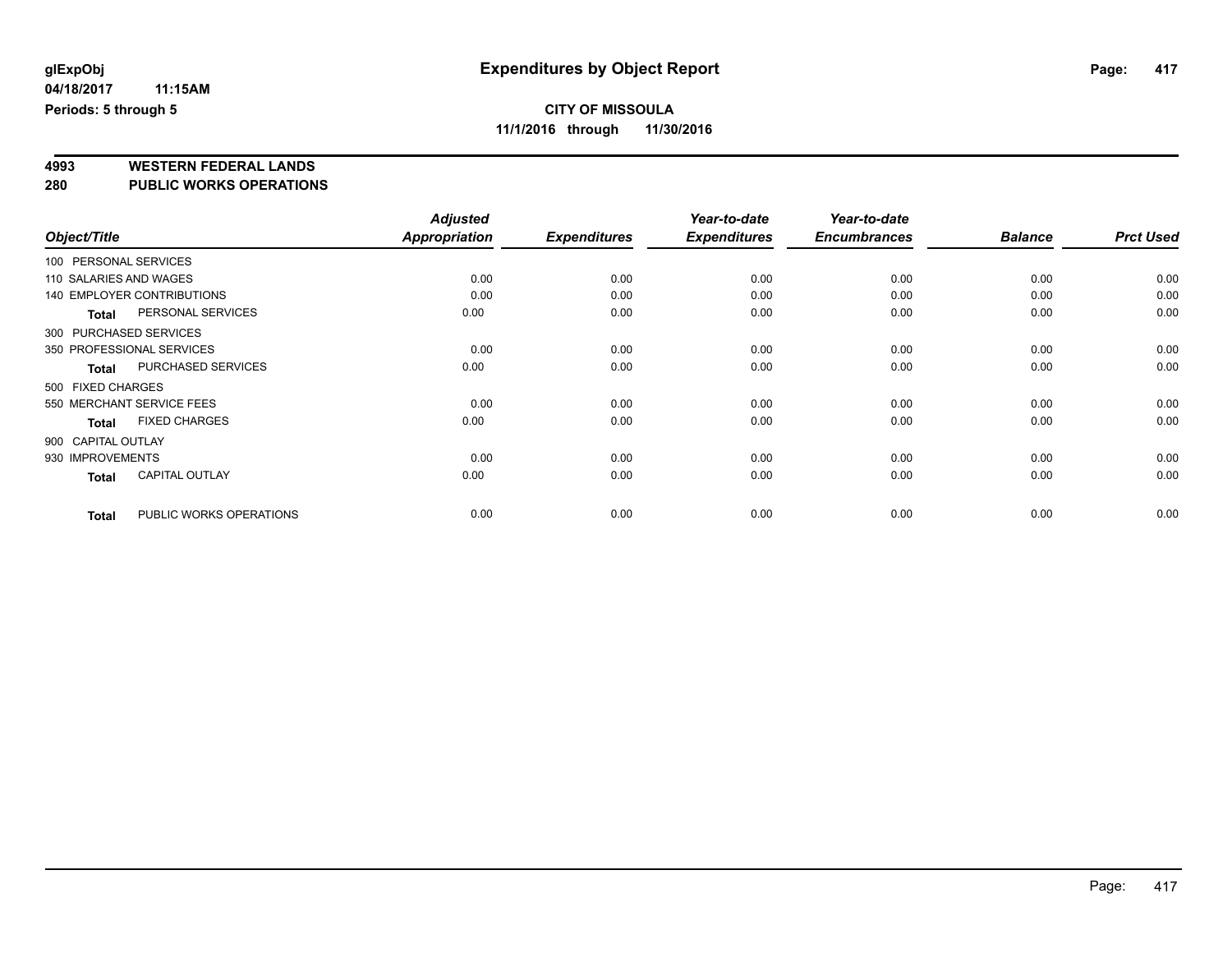**glExpObj** **Expenditures by Object Report**

**04/18/2017 11:15AM**

**Periods: 5 through 5**

**CITY OF MISSOULA**

**11/1/2016 through 11/30/2016**

## 4993 WESTERN FEDERAL LANDS

## 280 PUBLIC WORKS OPERATIONS

| Object/Title | | Adjusted Appropriation | Expenditures | Year-to-date Expenditures | Year-to-date Encumbrances | Balance | Prct Used |
|---|---|---|---|---|---|---|---|
| 100 PERSONAL SERVICES | | | | | | | |
| 110 SALARIES AND WAGES | | 0.00 | 0.00 | 0.00 | 0.00 | 0.00 | 0.00 |
| 140 EMPLOYER CONTRIBUTIONS | | 0.00 | 0.00 | 0.00 | 0.00 | 0.00 | 0.00 |
| **Total** | PERSONAL SERVICES | 0.00 | 0.00 | 0.00 | 0.00 | 0.00 | 0.00 |
| 300 PURCHASED SERVICES | | | | | | | |
| 350 PROFESSIONAL SERVICES | | 0.00 | 0.00 | 0.00 | 0.00 | 0.00 | 0.00 |
| **Total** | PURCHASED SERVICES | 0.00 | 0.00 | 0.00 | 0.00 | 0.00 | 0.00 |
| 500 FIXED CHARGES | | | | | | | |
| 550 MERCHANT SERVICE FEES | | 0.00 | 0.00 | 0.00 | 0.00 | 0.00 | 0.00 |
| **Total** | FIXED CHARGES | 0.00 | 0.00 | 0.00 | 0.00 | 0.00 | 0.00 |
| 900 CAPITAL OUTLAY | | | | | | | |
| 930 IMPROVEMENTS | | 0.00 | 0.00 | 0.00 | 0.00 | 0.00 | 0.00 |
| **Total** | CAPITAL OUTLAY | 0.00 | 0.00 | 0.00 | 0.00 | 0.00 | 0.00 |
| **Total** | PUBLIC WORKS OPERATIONS | 0.00 | 0.00 | 0.00 | 0.00 | 0.00 | 0.00 |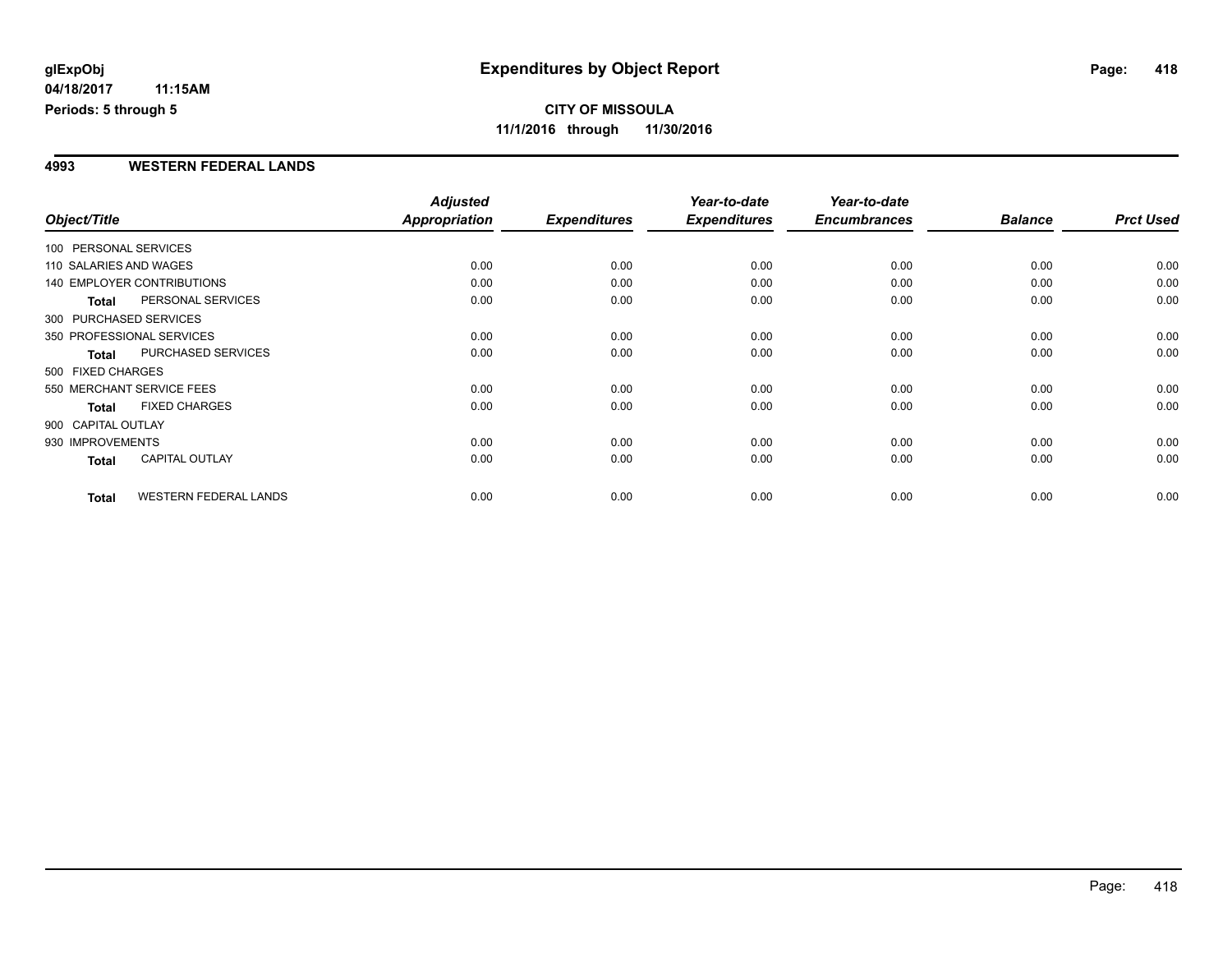**glExpObj**
**04/18/2017 11:15AM**
**Periods: 5 through 5**

# Expenditures by Object Report

**CITY OF MISSOULA**
**11/1/2016 through 11/30/2016**

## 4993 WESTERN FEDERAL LANDS

| Object/Title | Adjusted Appropriation | Expenditures | Year-to-date Expenditures | Year-to-date Encumbrances | Balance | Prct Used |
|---|---|---|---|---|---|---|
| 100 PERSONAL SERVICES | | | | | | |
| 110 SALARIES AND WAGES | 0.00 | 0.00 | 0.00 | 0.00 | 0.00 | 0.00 |
| 140 EMPLOYER CONTRIBUTIONS | 0.00 | 0.00 | 0.00 | 0.00 | 0.00 | 0.00 |
| **Total** PERSONAL SERVICES | 0.00 | 0.00 | 0.00 | 0.00 | 0.00 | 0.00 |
| 300 PURCHASED SERVICES | | | | | | |
| 350 PROFESSIONAL SERVICES | 0.00 | 0.00 | 0.00 | 0.00 | 0.00 | 0.00 |
| **Total** PURCHASED SERVICES | 0.00 | 0.00 | 0.00 | 0.00 | 0.00 | 0.00 |
| 500 FIXED CHARGES | | | | | | |
| 550 MERCHANT SERVICE FEES | 0.00 | 0.00 | 0.00 | 0.00 | 0.00 | 0.00 |
| **Total** FIXED CHARGES | 0.00 | 0.00 | 0.00 | 0.00 | 0.00 | 0.00 |
| 900 CAPITAL OUTLAY | | | | | | |
| 930 IMPROVEMENTS | 0.00 | 0.00 | 0.00 | 0.00 | 0.00 | 0.00 |
| **Total** CAPITAL OUTLAY | 0.00 | 0.00 | 0.00 | 0.00 | 0.00 | 0.00 |
| **Total** WESTERN FEDERAL LANDS | 0.00 | 0.00 | 0.00 | 0.00 | 0.00 | 0.00 |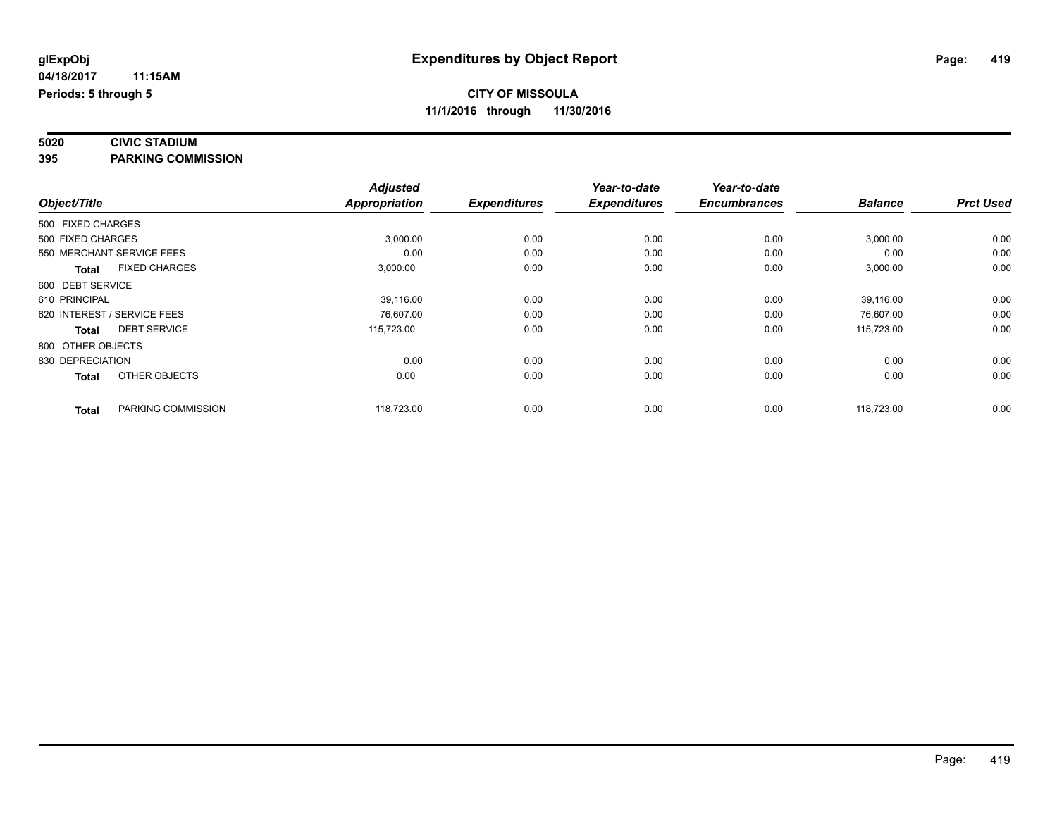**glExpObj** | **Expenditures by Object Report**

**04/18/2017 11:15AM**

**Periods: 5 through 5**

**CITY OF MISSOULA**

**11/1/2016 through 11/30/2016**

**5020 CIVIC STADIUM**

**395 PARKING COMMISSION**

| Object/Title | | Adjusted Appropriation | Expenditures | Year-to-date Expenditures | Year-to-date Encumbrances | Balance | Prct Used |
|---|---|---|---|---|---|---|---|
| 500 FIXED CHARGES | | | | | | | |
| 500 FIXED CHARGES | | 3,000.00 | 0.00 | 0.00 | 0.00 | 3,000.00 | 0.00 |
| 550 MERCHANT SERVICE FEES | | 0.00 | 0.00 | 0.00 | 0.00 | 0.00 | 0.00 |
| Total | FIXED CHARGES | 3,000.00 | 0.00 | 0.00 | 0.00 | 3,000.00 | 0.00 |
| 600 DEBT SERVICE | | | | | | | |
| 610 PRINCIPAL | | 39,116.00 | 0.00 | 0.00 | 0.00 | 39,116.00 | 0.00 |
| 620 INTEREST / SERVICE FEES | | 76,607.00 | 0.00 | 0.00 | 0.00 | 76,607.00 | 0.00 |
| Total | DEBT SERVICE | 115,723.00 | 0.00 | 0.00 | 0.00 | 115,723.00 | 0.00 |
| 800 OTHER OBJECTS | | | | | | | |
| 830 DEPRECIATION | | 0.00 | 0.00 | 0.00 | 0.00 | 0.00 | 0.00 |
| Total | OTHER OBJECTS | 0.00 | 0.00 | 0.00 | 0.00 | 0.00 | 0.00 |
| Total | PARKING COMMISSION | 118,723.00 | 0.00 | 0.00 | 0.00 | 118,723.00 | 0.00 |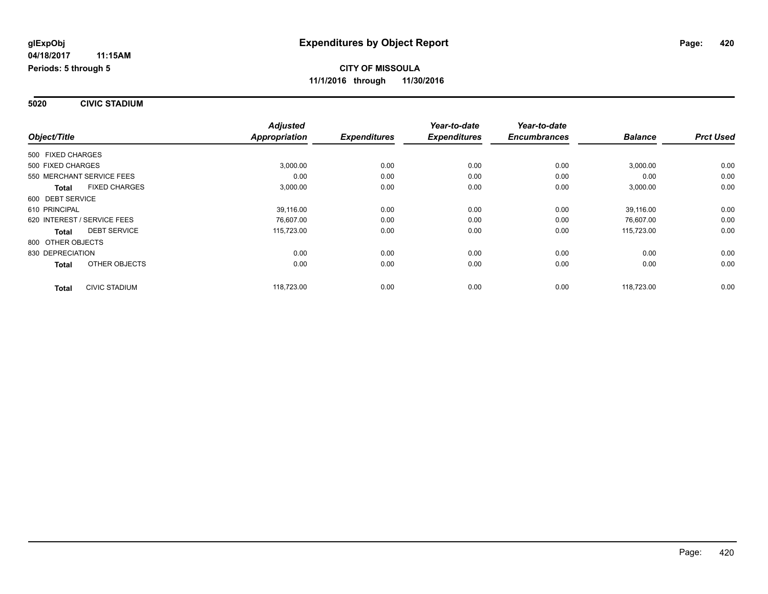**glExpObj**
**04/18/2017 11:15AM**
**Periods: 5 through 5**

# Expenditures by Object Report

**CITY OF MISSOULA**
**11/1/2016 through 11/30/2016**

## 5020 CIVIC STADIUM

| Object/Title | | Adjusted Appropriation | Expenditures | Year-to-date Expenditures | Year-to-date Encumbrances | Balance | Prct Used |
|---|---|---|---|---|---|---|---|
| 500 FIXED CHARGES | | | | | | | |
| 500 FIXED CHARGES | | 3,000.00 | 0.00 | 0.00 | 0.00 | 3,000.00 | 0.00 |
| 550 MERCHANT SERVICE FEES | | 0.00 | 0.00 | 0.00 | 0.00 | 0.00 | 0.00 |
| **Total** | FIXED CHARGES | 3,000.00 | 0.00 | 0.00 | 0.00 | 3,000.00 | 0.00 |
| 600 DEBT SERVICE | | | | | | | |
| 610 PRINCIPAL | | 39,116.00 | 0.00 | 0.00 | 0.00 | 39,116.00 | 0.00 |
| 620 INTEREST / SERVICE FEES | | 76,607.00 | 0.00 | 0.00 | 0.00 | 76,607.00 | 0.00 |
| **Total** | DEBT SERVICE | 115,723.00 | 0.00 | 0.00 | 0.00 | 115,723.00 | 0.00 |
| 800 OTHER OBJECTS | | | | | | | |
| 830 DEPRECIATION | | 0.00 | 0.00 | 0.00 | 0.00 | 0.00 | 0.00 |
| **Total** | OTHER OBJECTS | 0.00 | 0.00 | 0.00 | 0.00 | 0.00 | 0.00 |
| **Total** | CIVIC STADIUM | 118,723.00 | 0.00 | 0.00 | 0.00 | 118,723.00 | 0.00 |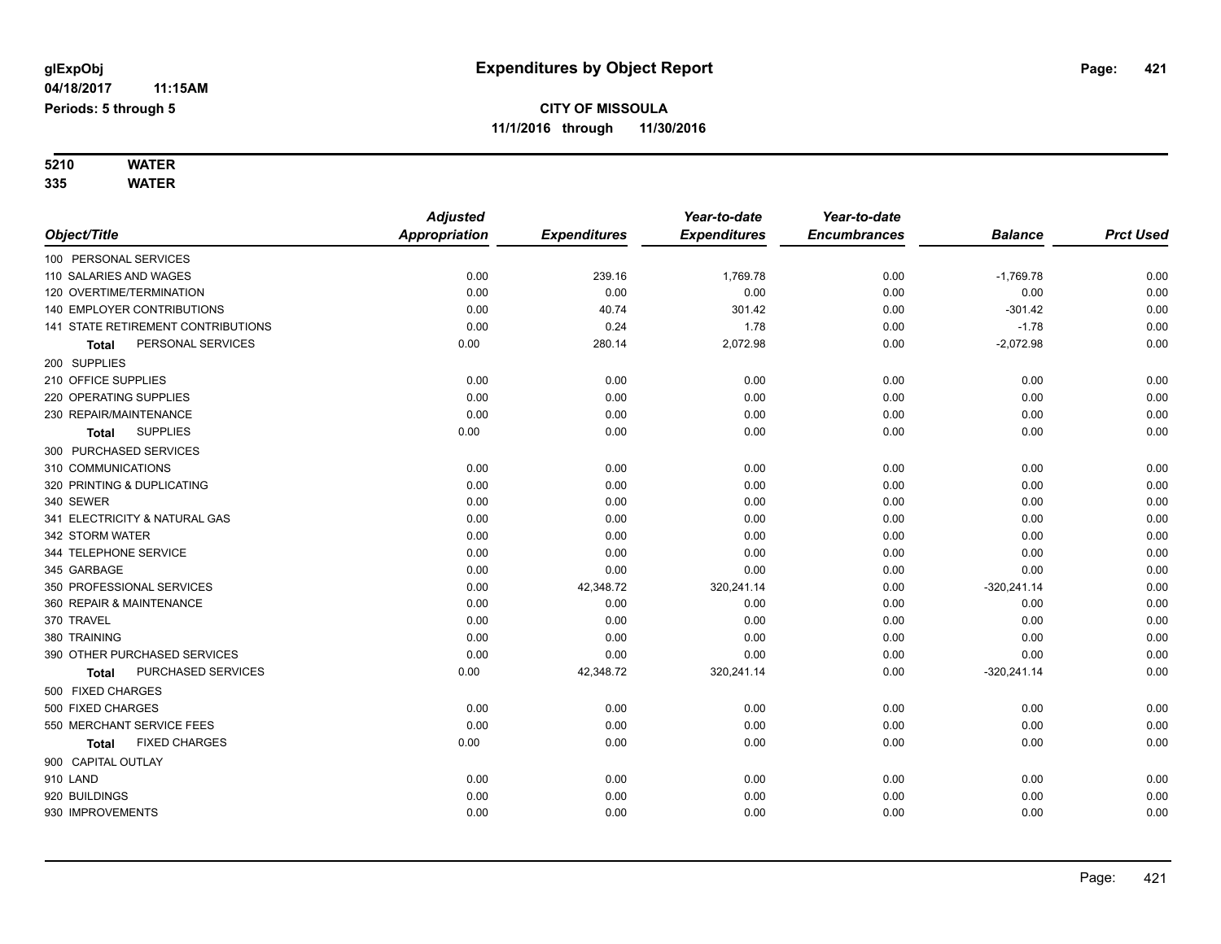**glExpObj**
**04/18/2017 11:15AM**
**Periods: 5 through 5**

# Expenditures by Object Report

**CITY OF MISSOULA**
**11/1/2016 through 11/30/2016**

**5210 WATER**
**335 WATER**

| Object/Title | Adjusted Appropriation | Expenditures | Year-to-date Expenditures | Year-to-date Encumbrances | Balance | Prct Used |
|---|---|---|---|---|---|---|
| 100 PERSONAL SERVICES | | | | | | |
| 110 SALARIES AND WAGES | 0.00 | 239.16 | 1,769.78 | 0.00 | -1,769.78 | 0.00 |
| 120 OVERTIME/TERMINATION | 0.00 | 0.00 | 0.00 | 0.00 | 0.00 | 0.00 |
| 140 EMPLOYER CONTRIBUTIONS | 0.00 | 40.74 | 301.42 | 0.00 | -301.42 | 0.00 |
| 141 STATE RETIREMENT CONTRIBUTIONS | 0.00 | 0.24 | 1.78 | 0.00 | -1.78 | 0.00 |
| **Total** PERSONAL SERVICES | 0.00 | 280.14 | 2,072.98 | 0.00 | -2,072.98 | 0.00 |
| 200 SUPPLIES | | | | | | |
| 210 OFFICE SUPPLIES | 0.00 | 0.00 | 0.00 | 0.00 | 0.00 | 0.00 |
| 220 OPERATING SUPPLIES | 0.00 | 0.00 | 0.00 | 0.00 | 0.00 | 0.00 |
| 230 REPAIR/MAINTENANCE | 0.00 | 0.00 | 0.00 | 0.00 | 0.00 | 0.00 |
| **Total** SUPPLIES | 0.00 | 0.00 | 0.00 | 0.00 | 0.00 | 0.00 |
| 300 PURCHASED SERVICES | | | | | | |
| 310 COMMUNICATIONS | 0.00 | 0.00 | 0.00 | 0.00 | 0.00 | 0.00 |
| 320 PRINTING & DUPLICATING | 0.00 | 0.00 | 0.00 | 0.00 | 0.00 | 0.00 |
| 340 SEWER | 0.00 | 0.00 | 0.00 | 0.00 | 0.00 | 0.00 |
| 341 ELECTRICITY & NATURAL GAS | 0.00 | 0.00 | 0.00 | 0.00 | 0.00 | 0.00 |
| 342 STORM WATER | 0.00 | 0.00 | 0.00 | 0.00 | 0.00 | 0.00 |
| 344 TELEPHONE SERVICE | 0.00 | 0.00 | 0.00 | 0.00 | 0.00 | 0.00 |
| 345 GARBAGE | 0.00 | 0.00 | 0.00 | 0.00 | 0.00 | 0.00 |
| 350 PROFESSIONAL SERVICES | 0.00 | 42,348.72 | 320,241.14 | 0.00 | -320,241.14 | 0.00 |
| 360 REPAIR & MAINTENANCE | 0.00 | 0.00 | 0.00 | 0.00 | 0.00 | 0.00 |
| 370 TRAVEL | 0.00 | 0.00 | 0.00 | 0.00 | 0.00 | 0.00 |
| 380 TRAINING | 0.00 | 0.00 | 0.00 | 0.00 | 0.00 | 0.00 |
| 390 OTHER PURCHASED SERVICES | 0.00 | 0.00 | 0.00 | 0.00 | 0.00 | 0.00 |
| **Total** PURCHASED SERVICES | 0.00 | 42,348.72 | 320,241.14 | 0.00 | -320,241.14 | 0.00 |
| 500 FIXED CHARGES | | | | | | |
| 500 FIXED CHARGES | 0.00 | 0.00 | 0.00 | 0.00 | 0.00 | 0.00 |
| 550 MERCHANT SERVICE FEES | 0.00 | 0.00 | 0.00 | 0.00 | 0.00 | 0.00 |
| **Total** FIXED CHARGES | 0.00 | 0.00 | 0.00 | 0.00 | 0.00 | 0.00 |
| 900 CAPITAL OUTLAY | | | | | | |
| 910 LAND | 0.00 | 0.00 | 0.00 | 0.00 | 0.00 | 0.00 |
| 920 BUILDINGS | 0.00 | 0.00 | 0.00 | 0.00 | 0.00 | 0.00 |
| 930 IMPROVEMENTS | 0.00 | 0.00 | 0.00 | 0.00 | 0.00 | 0.00 |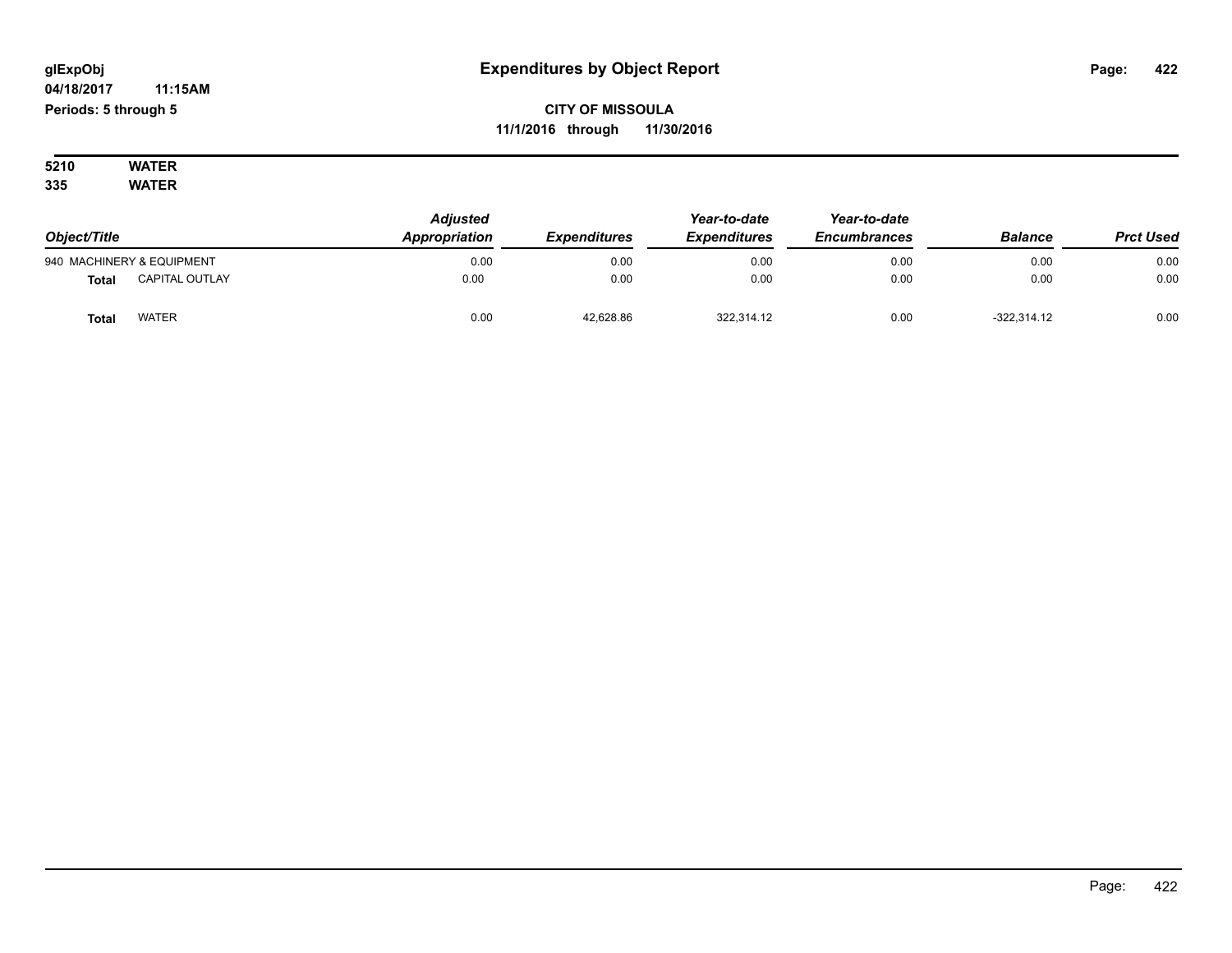**glExpObj**
**04/18/2017 11:15AM**
**Periods: 5 through 5**

# Expenditures by Object Report

**CITY OF MISSOULA**
**11/1/2016 through 11/30/2016**

**5210 WATER**
**335 WATER**

| Object/Title | | Adjusted Appropriation | Expenditures | Year-to-date Expenditures | Year-to-date Encumbrances | Balance | Prct Used |
|---|---|---|---|---|---|---|---|
| 940 MACHINERY & EQUIPMENT | | 0.00 | 0.00 | 0.00 | 0.00 | 0.00 | 0.00 |
| **Total** | CAPITAL OUTLAY | 0.00 | 0.00 | 0.00 | 0.00 | 0.00 | 0.00 |
| **Total** | WATER | 0.00 | 42,628.86 | 322,314.12 | 0.00 | -322,314.12 | 0.00 |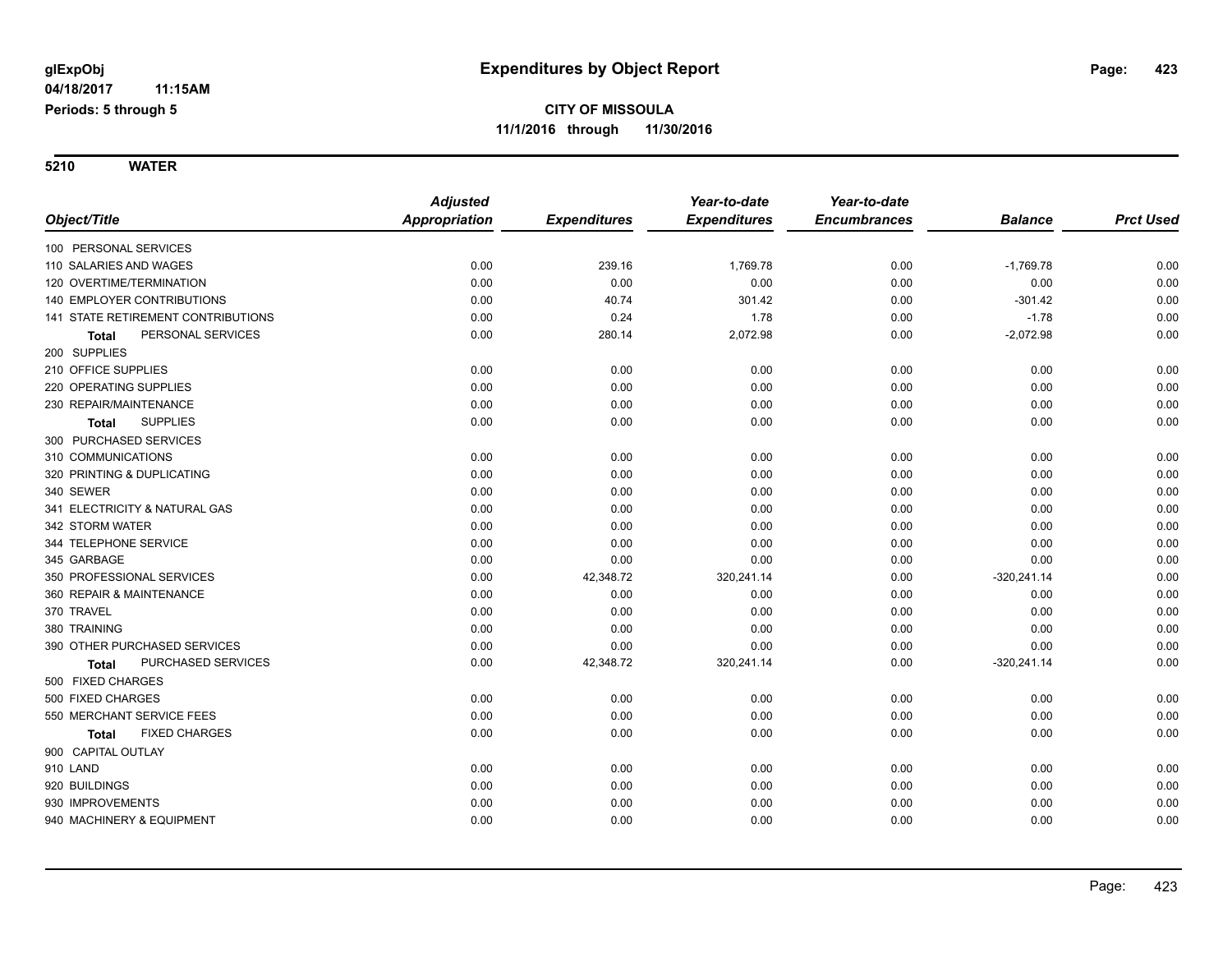**glExpObj**
**04/18/2017 11:15AM**
**Periods: 5 through 5**

# Expenditures by Object Report

**CITY OF MISSOULA**
**11/1/2016 through 11/30/2016**

## 5210 WATER

| Object/Title | *Adjusted Appropriation* | *Expenditures* | *Year-to-date Expenditures* | *Year-to-date Encumbrances* | *Balance* | *Prct Used* |
|---|---|---|---|---|---|---|
| 100 PERSONAL SERVICES | | | | | | |
| 110 SALARIES AND WAGES | 0.00 | 239.16 | 1,769.78 | 0.00 | -1,769.78 | 0.00 |
| 120 OVERTIME/TERMINATION | 0.00 | 0.00 | 0.00 | 0.00 | 0.00 | 0.00 |
| 140 EMPLOYER CONTRIBUTIONS | 0.00 | 40.74 | 301.42 | 0.00 | -301.42 | 0.00 |
| 141 STATE RETIREMENT CONTRIBUTIONS | 0.00 | 0.24 | 1.78 | 0.00 | -1.78 | 0.00 |
| **Total** PERSONAL SERVICES | 0.00 | 280.14 | 2,072.98 | 0.00 | -2,072.98 | 0.00 |
| 200 SUPPLIES | | | | | | |
| 210 OFFICE SUPPLIES | 0.00 | 0.00 | 0.00 | 0.00 | 0.00 | 0.00 |
| 220 OPERATING SUPPLIES | 0.00 | 0.00 | 0.00 | 0.00 | 0.00 | 0.00 |
| 230 REPAIR/MAINTENANCE | 0.00 | 0.00 | 0.00 | 0.00 | 0.00 | 0.00 |
| **Total** SUPPLIES | 0.00 | 0.00 | 0.00 | 0.00 | 0.00 | 0.00 |
| 300 PURCHASED SERVICES | | | | | | |
| 310 COMMUNICATIONS | 0.00 | 0.00 | 0.00 | 0.00 | 0.00 | 0.00 |
| 320 PRINTING & DUPLICATING | 0.00 | 0.00 | 0.00 | 0.00 | 0.00 | 0.00 |
| 340 SEWER | 0.00 | 0.00 | 0.00 | 0.00 | 0.00 | 0.00 |
| 341 ELECTRICITY & NATURAL GAS | 0.00 | 0.00 | 0.00 | 0.00 | 0.00 | 0.00 |
| 342 STORM WATER | 0.00 | 0.00 | 0.00 | 0.00 | 0.00 | 0.00 |
| 344 TELEPHONE SERVICE | 0.00 | 0.00 | 0.00 | 0.00 | 0.00 | 0.00 |
| 345 GARBAGE | 0.00 | 0.00 | 0.00 | 0.00 | 0.00 | 0.00 |
| 350 PROFESSIONAL SERVICES | 0.00 | 42,348.72 | 320,241.14 | 0.00 | -320,241.14 | 0.00 |
| 360 REPAIR & MAINTENANCE | 0.00 | 0.00 | 0.00 | 0.00 | 0.00 | 0.00 |
| 370 TRAVEL | 0.00 | 0.00 | 0.00 | 0.00 | 0.00 | 0.00 |
| 380 TRAINING | 0.00 | 0.00 | 0.00 | 0.00 | 0.00 | 0.00 |
| 390 OTHER PURCHASED SERVICES | 0.00 | 0.00 | 0.00 | 0.00 | 0.00 | 0.00 |
| **Total** PURCHASED SERVICES | 0.00 | 42,348.72 | 320,241.14 | 0.00 | -320,241.14 | 0.00 |
| 500 FIXED CHARGES | | | | | | |
| 500 FIXED CHARGES | 0.00 | 0.00 | 0.00 | 0.00 | 0.00 | 0.00 |
| 550 MERCHANT SERVICE FEES | 0.00 | 0.00 | 0.00 | 0.00 | 0.00 | 0.00 |
| **Total** FIXED CHARGES | 0.00 | 0.00 | 0.00 | 0.00 | 0.00 | 0.00 |
| 900 CAPITAL OUTLAY | | | | | | |
| 910 LAND | 0.00 | 0.00 | 0.00 | 0.00 | 0.00 | 0.00 |
| 920 BUILDINGS | 0.00 | 0.00 | 0.00 | 0.00 | 0.00 | 0.00 |
| 930 IMPROVEMENTS | 0.00 | 0.00 | 0.00 | 0.00 | 0.00 | 0.00 |
| 940 MACHINERY & EQUIPMENT | 0.00 | 0.00 | 0.00 | 0.00 | 0.00 | 0.00 |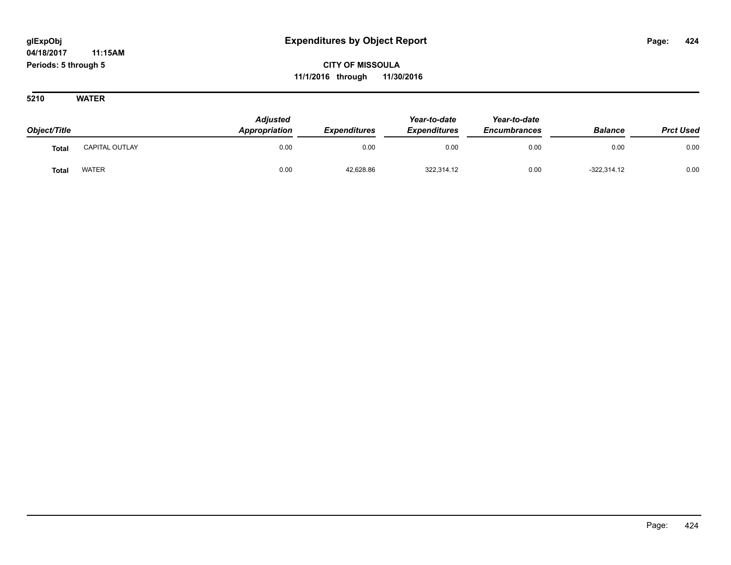**glExpObj** **Expenditures by Object Report**

**04/18/2017 11:15AM**

**Periods: 5 through 5**

**CITY OF MISSOULA**

**11/1/2016 through 11/30/2016**

**5210 WATER**

| Object/Title | | Adjusted Appropriation | Expenditures | Year-to-date Expenditures | Year-to-date Encumbrances | Balance | Prct Used |
|---|---|---|---|---|---|---|---|
| **Total** | CAPITAL OUTLAY | 0.00 | 0.00 | 0.00 | 0.00 | 0.00 | 0.00 |
| **Total** | WATER | 0.00 | 42,628.86 | 322,314.12 | 0.00 | -322,314.12 | 0.00 |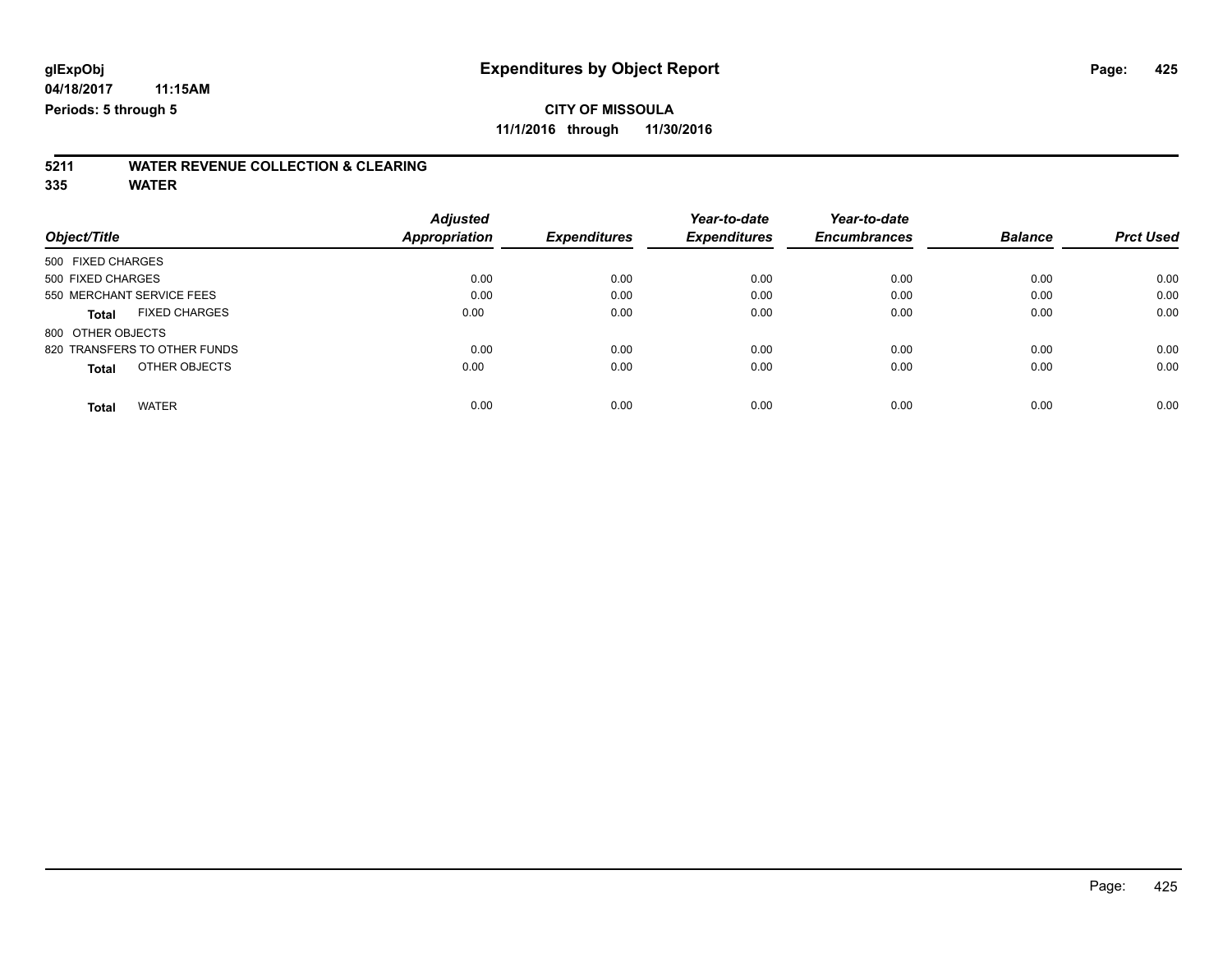**glExpObj**
**04/18/2017 11:15AM**
**Periods: 5 through 5**

# Expenditures by Object Report

**CITY OF MISSOULA**
**11/1/2016 through 11/30/2016**

## 5211 WATER REVENUE COLLECTION & CLEARING
## 335 WATER

| Object/Title | Adjusted Appropriation | Expenditures | Year-to-date Expenditures | Year-to-date Encumbrances | Balance | Prct Used |
|---|---|---|---|---|---|---|
| 500 FIXED CHARGES | | | | | | |
| 500 FIXED CHARGES | 0.00 | 0.00 | 0.00 | 0.00 | 0.00 | 0.00 |
| 550 MERCHANT SERVICE FEES | 0.00 | 0.00 | 0.00 | 0.00 | 0.00 | 0.00 |
| **Total** FIXED CHARGES | 0.00 | 0.00 | 0.00 | 0.00 | 0.00 | 0.00 |
| 800 OTHER OBJECTS | | | | | | |
| 820 TRANSFERS TO OTHER FUNDS | 0.00 | 0.00 | 0.00 | 0.00 | 0.00 | 0.00 |
| **Total** OTHER OBJECTS | 0.00 | 0.00 | 0.00 | 0.00 | 0.00 | 0.00 |
| **Total** WATER | 0.00 | 0.00 | 0.00 | 0.00 | 0.00 | 0.00 |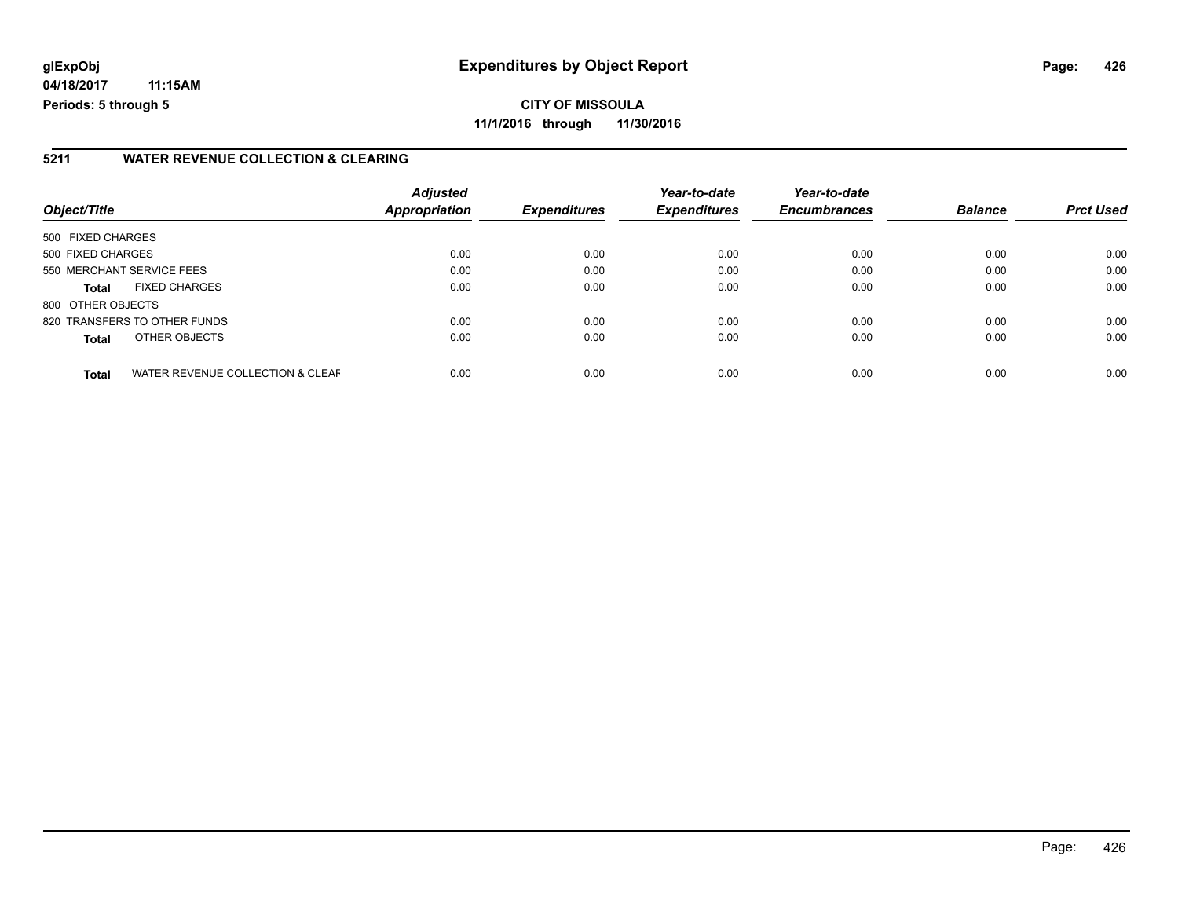## 5211 WATER REVENUE COLLECTION & CLEARING

| Object/Title | | Adjusted Appropriation | Expenditures | Year-to-date Expenditures | Year-to-date Encumbrances | Balance | Prct Used |
|---|---|---|---|---|---|---|---|
| 500 FIXED CHARGES | | | | | | | |
| 500 FIXED CHARGES | | 0.00 | 0.00 | 0.00 | 0.00 | 0.00 | 0.00 |
| 550 MERCHANT SERVICE FEES | | 0.00 | 0.00 | 0.00 | 0.00 | 0.00 | 0.00 |
| **Total** | FIXED CHARGES | 0.00 | 0.00 | 0.00 | 0.00 | 0.00 | 0.00 |
| 800 OTHER OBJECTS | | | | | | | |
| 820 TRANSFERS TO OTHER FUNDS | | 0.00 | 0.00 | 0.00 | 0.00 | 0.00 | 0.00 |
| **Total** | OTHER OBJECTS | 0.00 | 0.00 | 0.00 | 0.00 | 0.00 | 0.00 |
| **Total** | WATER REVENUE COLLECTION & CLEAF | 0.00 | 0.00 | 0.00 | 0.00 | 0.00 | 0.00 |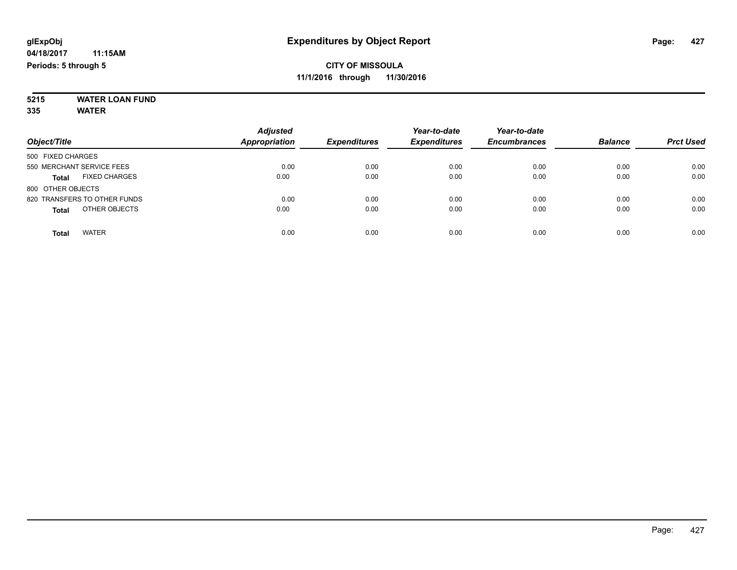glExpObj
04/18/2017 11:15AM
Periods: 5 through 5

# Expenditures by Object Report

**CITY OF MISSOULA**
**11/1/2016 through 11/30/2016**

**5215 WATER LOAN FUND**
**335 WATER**

| Object/Title | Adjusted Appropriation | Expenditures | Year-to-date Expenditures | Year-to-date Encumbrances | Balance | Prct Used |
|---|---|---|---|---|---|---|
| 500 FIXED CHARGES | | | | | | |
| 550 MERCHANT SERVICE FEES | 0.00 | 0.00 | 0.00 | 0.00 | 0.00 | 0.00 |
| **Total** FIXED CHARGES | 0.00 | 0.00 | 0.00 | 0.00 | 0.00 | 0.00 |
| 800 OTHER OBJECTS | | | | | | |
| 820 TRANSFERS TO OTHER FUNDS | 0.00 | 0.00 | 0.00 | 0.00 | 0.00 | 0.00 |
| **Total** OTHER OBJECTS | 0.00 | 0.00 | 0.00 | 0.00 | 0.00 | 0.00 |
| **Total** WATER | 0.00 | 0.00 | 0.00 | 0.00 | 0.00 | 0.00 |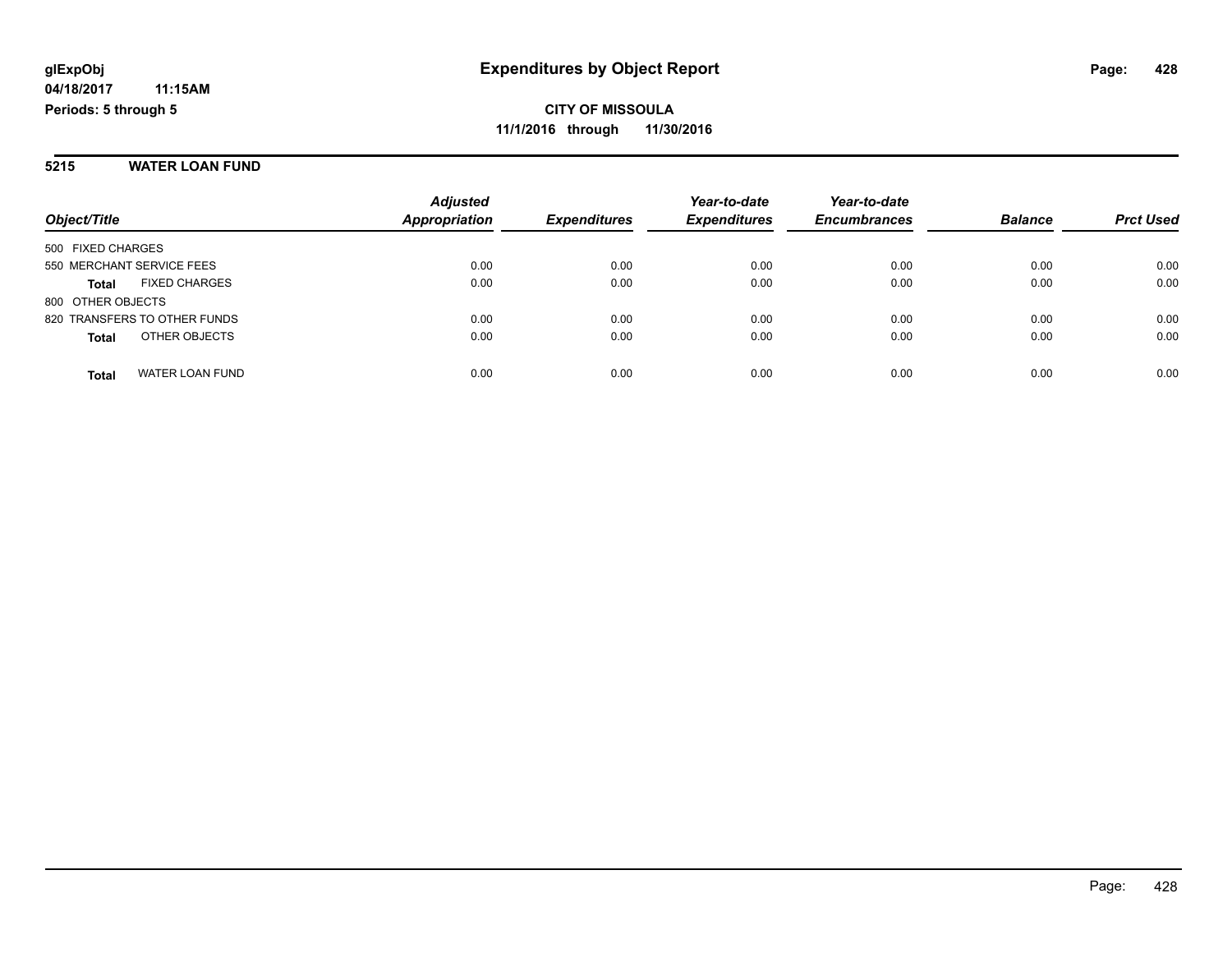glExpObj
04/18/2017 11:15AM
Periods: 5 through 5

# Expenditures by Object Report

CITY OF MISSOULA
11/1/2016 through 11/30/2016

**5215 WATER LOAN FUND**

| Object/Title | | Adjusted Appropriation | Expenditures | Year-to-date Expenditures | Year-to-date Encumbrances | Balance | Prct Used |
|---|---|---|---|---|---|---|---|
| 500 FIXED CHARGES | | | | | | | |
| 550 MERCHANT SERVICE FEES | | 0.00 | 0.00 | 0.00 | 0.00 | 0.00 | 0.00 |
| **Total** | FIXED CHARGES | 0.00 | 0.00 | 0.00 | 0.00 | 0.00 | 0.00 |
| 800 OTHER OBJECTS | | | | | | | |
| 820 TRANSFERS TO OTHER FUNDS | | 0.00 | 0.00 | 0.00 | 0.00 | 0.00 | 0.00 |
| **Total** | OTHER OBJECTS | 0.00 | 0.00 | 0.00 | 0.00 | 0.00 | 0.00 |
| **Total** | WATER LOAN FUND | 0.00 | 0.00 | 0.00 | 0.00 | 0.00 | 0.00 |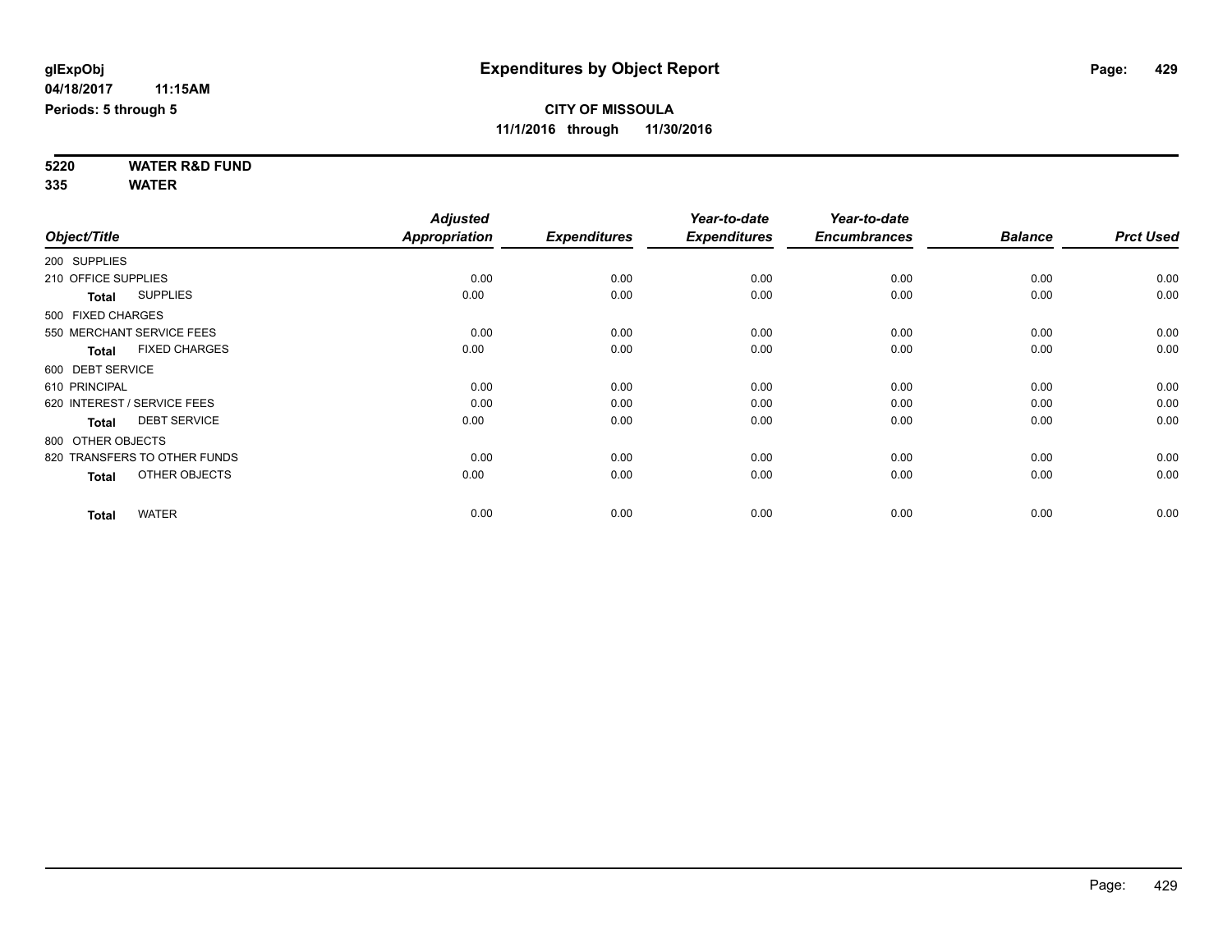**glExpObj** | **Expenditures by Object Report**

**04/18/2017 11:15AM**

**Periods: 5 through 5**

**CITY OF MISSOULA**

**11/1/2016 through 11/30/2016**

**5220 WATER R&D FUND**

**335 WATER**

| Object/Title | Adjusted Appropriation | Expenditures | Year-to-date Expenditures | Year-to-date Encumbrances | Balance | Prct Used |
|---|---|---|---|---|---|---|
| 200 SUPPLIES | | | | | | |
| 210 OFFICE SUPPLIES | 0.00 | 0.00 | 0.00 | 0.00 | 0.00 | 0.00 |
| **Total** SUPPLIES | 0.00 | 0.00 | 0.00 | 0.00 | 0.00 | 0.00 |
| 500 FIXED CHARGES | | | | | | |
| 550 MERCHANT SERVICE FEES | 0.00 | 0.00 | 0.00 | 0.00 | 0.00 | 0.00 |
| **Total** FIXED CHARGES | 0.00 | 0.00 | 0.00 | 0.00 | 0.00 | 0.00 |
| 600 DEBT SERVICE | | | | | | |
| 610 PRINCIPAL | 0.00 | 0.00 | 0.00 | 0.00 | 0.00 | 0.00 |
| 620 INTEREST / SERVICE FEES | 0.00 | 0.00 | 0.00 | 0.00 | 0.00 | 0.00 |
| **Total** DEBT SERVICE | 0.00 | 0.00 | 0.00 | 0.00 | 0.00 | 0.00 |
| 800 OTHER OBJECTS | | | | | | |
| 820 TRANSFERS TO OTHER FUNDS | 0.00 | 0.00 | 0.00 | 0.00 | 0.00 | 0.00 |
| **Total** OTHER OBJECTS | 0.00 | 0.00 | 0.00 | 0.00 | 0.00 | 0.00 |
| **Total** WATER | 0.00 | 0.00 | 0.00 | 0.00 | 0.00 | 0.00 |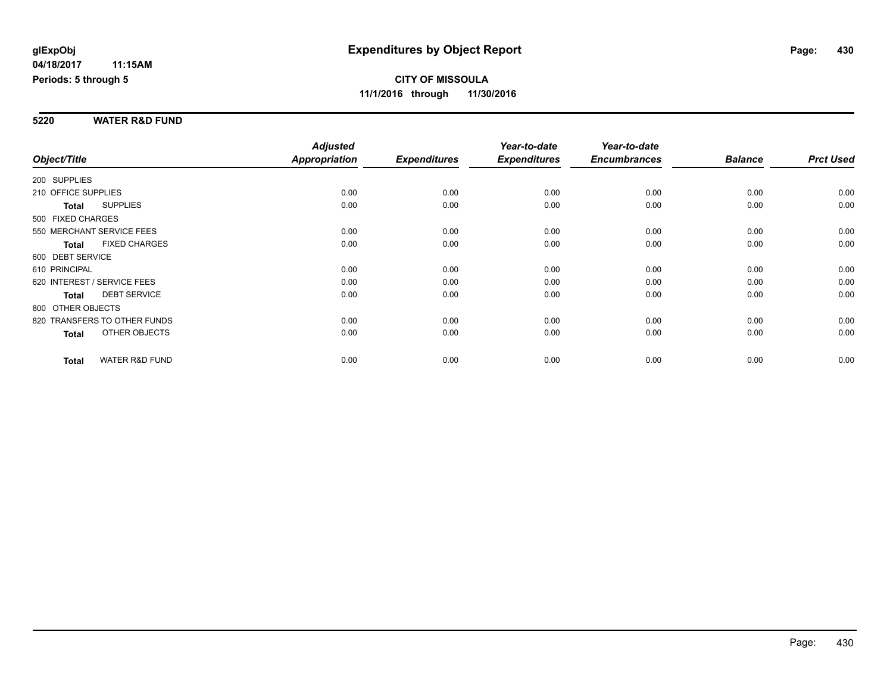glExpObj
04/18/2017 11:15AM
Periods: 5 through 5

# Expenditures by Object Report

**CITY OF MISSOULA**
**11/1/2016 through 11/30/2016**

## 5220 WATER R&D FUND

| Object/Title | Adjusted Appropriation | Expenditures | Year-to-date Expenditures | Year-to-date Encumbrances | Balance | Prct Used |
|---|---|---|---|---|---|---|
| 200 SUPPLIES | | | | | | |
| 210 OFFICE SUPPLIES | 0.00 | 0.00 | 0.00 | 0.00 | 0.00 | 0.00 |
| **Total** SUPPLIES | 0.00 | 0.00 | 0.00 | 0.00 | 0.00 | 0.00 |
| 500 FIXED CHARGES | | | | | | |
| 550 MERCHANT SERVICE FEES | 0.00 | 0.00 | 0.00 | 0.00 | 0.00 | 0.00 |
| **Total** FIXED CHARGES | 0.00 | 0.00 | 0.00 | 0.00 | 0.00 | 0.00 |
| 600 DEBT SERVICE | | | | | | |
| 610 PRINCIPAL | 0.00 | 0.00 | 0.00 | 0.00 | 0.00 | 0.00 |
| 620 INTEREST / SERVICE FEES | 0.00 | 0.00 | 0.00 | 0.00 | 0.00 | 0.00 |
| **Total** DEBT SERVICE | 0.00 | 0.00 | 0.00 | 0.00 | 0.00 | 0.00 |
| 800 OTHER OBJECTS | | | | | | |
| 820 TRANSFERS TO OTHER FUNDS | 0.00 | 0.00 | 0.00 | 0.00 | 0.00 | 0.00 |
| **Total** OTHER OBJECTS | 0.00 | 0.00 | 0.00 | 0.00 | 0.00 | 0.00 |
| **Total** WATER R&D FUND | 0.00 | 0.00 | 0.00 | 0.00 | 0.00 | 0.00 |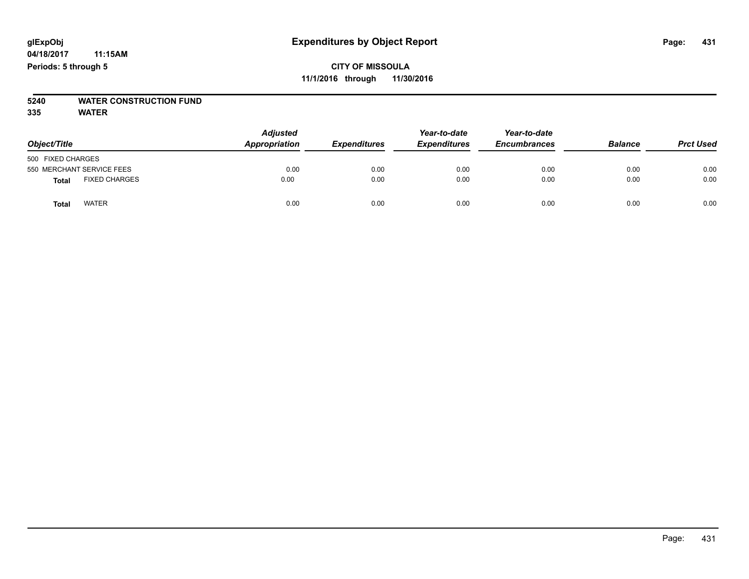**glExpObj** **Expenditures by Object Report**

**04/18/2017 11:15AM**

**Periods: 5 through 5**

**CITY OF MISSOULA**

**11/1/2016 through 11/30/2016**

**5240 WATER CONSTRUCTION FUND**

**335 WATER**

| *Object/Title* | | *Adjusted Appropriation* | *Expenditures* | *Year-to-date Expenditures* | *Year-to-date Encumbrances* | *Balance* | *Prct Used* |
|---|---|---|---|---|---|---|---|
| 500 FIXED CHARGES | | | | | | | |
| 550 MERCHANT SERVICE FEES | | 0.00 | 0.00 | 0.00 | 0.00 | 0.00 | 0.00 |
| **Total** | FIXED CHARGES | 0.00 | 0.00 | 0.00 | 0.00 | 0.00 | 0.00 |
| **Total** | WATER | 0.00 | 0.00 | 0.00 | 0.00 | 0.00 | 0.00 |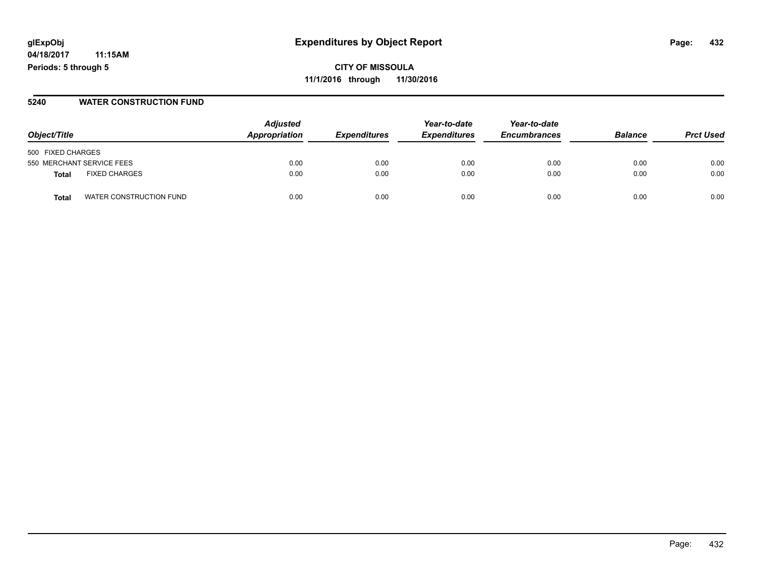**glExpObj**
**04/18/2017 11:15AM**
**Periods: 5 through 5**

# Expenditures by Object Report

**CITY OF MISSOULA**
**11/1/2016 through 11/30/2016**

## 5240 WATER CONSTRUCTION FUND

| Object/Title | | *Adjusted Appropriation* | *Expenditures* | *Year-to-date Expenditures* | *Year-to-date Encumbrances* | *Balance* | *Prct Used* |
|---|---|---|---|---|---|---|---|
| 500 FIXED CHARGES | | | | | | | |
| 550 MERCHANT SERVICE FEES | | 0.00 | 0.00 | 0.00 | 0.00 | 0.00 | 0.00 |
| **Total** | FIXED CHARGES | 0.00 | 0.00 | 0.00 | 0.00 | 0.00 | 0.00 |
| **Total** | WATER CONSTRUCTION FUND | 0.00 | 0.00 | 0.00 | 0.00 | 0.00 | 0.00 |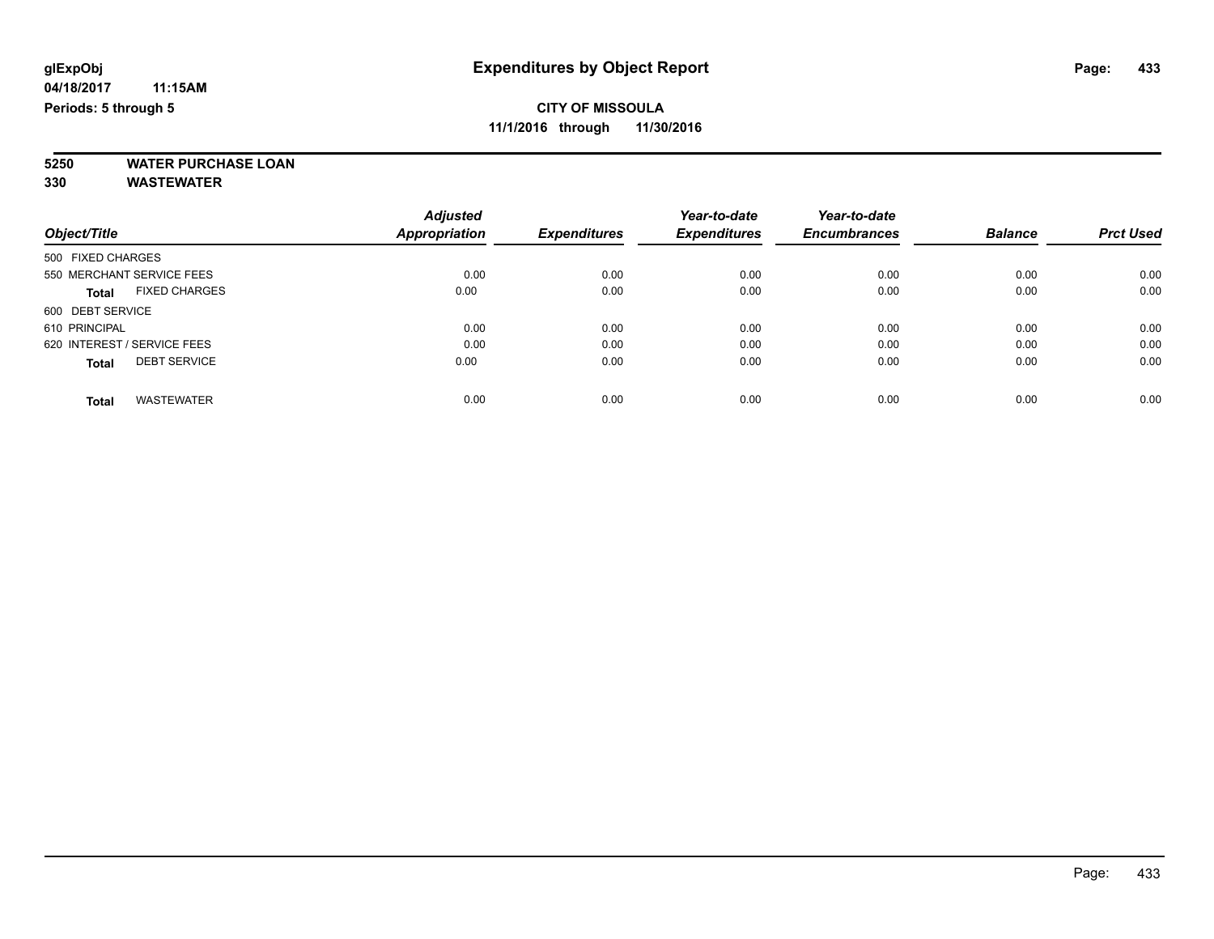**glExpObj** **Expenditures by Object Report**

**04/18/2017 11:15AM**

**Periods: 5 through 5**

**CITY OF MISSOULA**

**11/1/2016 through 11/30/2016**

**5250 WATER PURCHASE LOAN**

**330 WASTEWATER**

| Object/Title | Adjusted Appropriation | Expenditures | Year-to-date Expenditures | Year-to-date Encumbrances | Balance | Prct Used |
|---|---|---|---|---|---|---|
| 500 FIXED CHARGES | | | | | | |
| 550 MERCHANT SERVICE FEES | 0.00 | 0.00 | 0.00 | 0.00 | 0.00 | 0.00 |
| **Total** FIXED CHARGES | 0.00 | 0.00 | 0.00 | 0.00 | 0.00 | 0.00 |
| 600 DEBT SERVICE | | | | | | |
| 610 PRINCIPAL | 0.00 | 0.00 | 0.00 | 0.00 | 0.00 | 0.00 |
| 620 INTEREST / SERVICE FEES | 0.00 | 0.00 | 0.00 | 0.00 | 0.00 | 0.00 |
| **Total** DEBT SERVICE | 0.00 | 0.00 | 0.00 | 0.00 | 0.00 | 0.00 |
| **Total** WASTEWATER | 0.00 | 0.00 | 0.00 | 0.00 | 0.00 | 0.00 |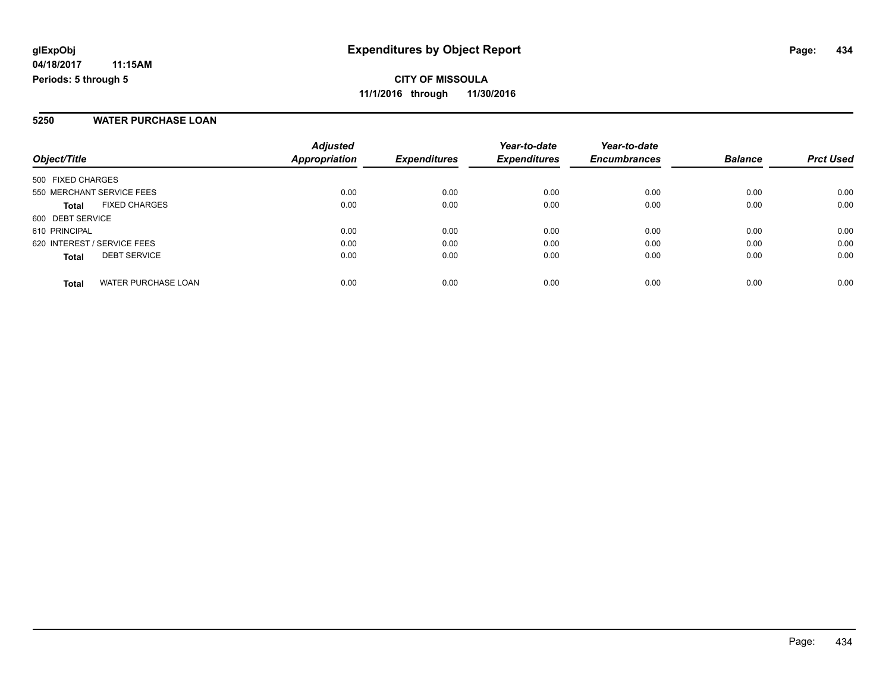**glExpObj**
**04/18/2017 11:15AM**
**Periods: 5 through 5**

## Expenditures by Object Report

**CITY OF MISSOULA**
**11/1/2016 through 11/30/2016**

### 5250 WATER PURCHASE LOAN

| Object/Title | Adjusted Appropriation | Expenditures | Year-to-date Expenditures | Year-to-date Encumbrances | Balance | Prct Used |
|---|---|---|---|---|---|---|
| 500 FIXED CHARGES | | | | | | |
| 550 MERCHANT SERVICE FEES | 0.00 | 0.00 | 0.00 | 0.00 | 0.00 | 0.00 |
| **Total** FIXED CHARGES | 0.00 | 0.00 | 0.00 | 0.00 | 0.00 | 0.00 |
| 600 DEBT SERVICE | | | | | | |
| 610 PRINCIPAL | 0.00 | 0.00 | 0.00 | 0.00 | 0.00 | 0.00 |
| 620 INTEREST / SERVICE FEES | 0.00 | 0.00 | 0.00 | 0.00 | 0.00 | 0.00 |
| **Total** DEBT SERVICE | 0.00 | 0.00 | 0.00 | 0.00 | 0.00 | 0.00 |
| **Total** WATER PURCHASE LOAN | 0.00 | 0.00 | 0.00 | 0.00 | 0.00 | 0.00 |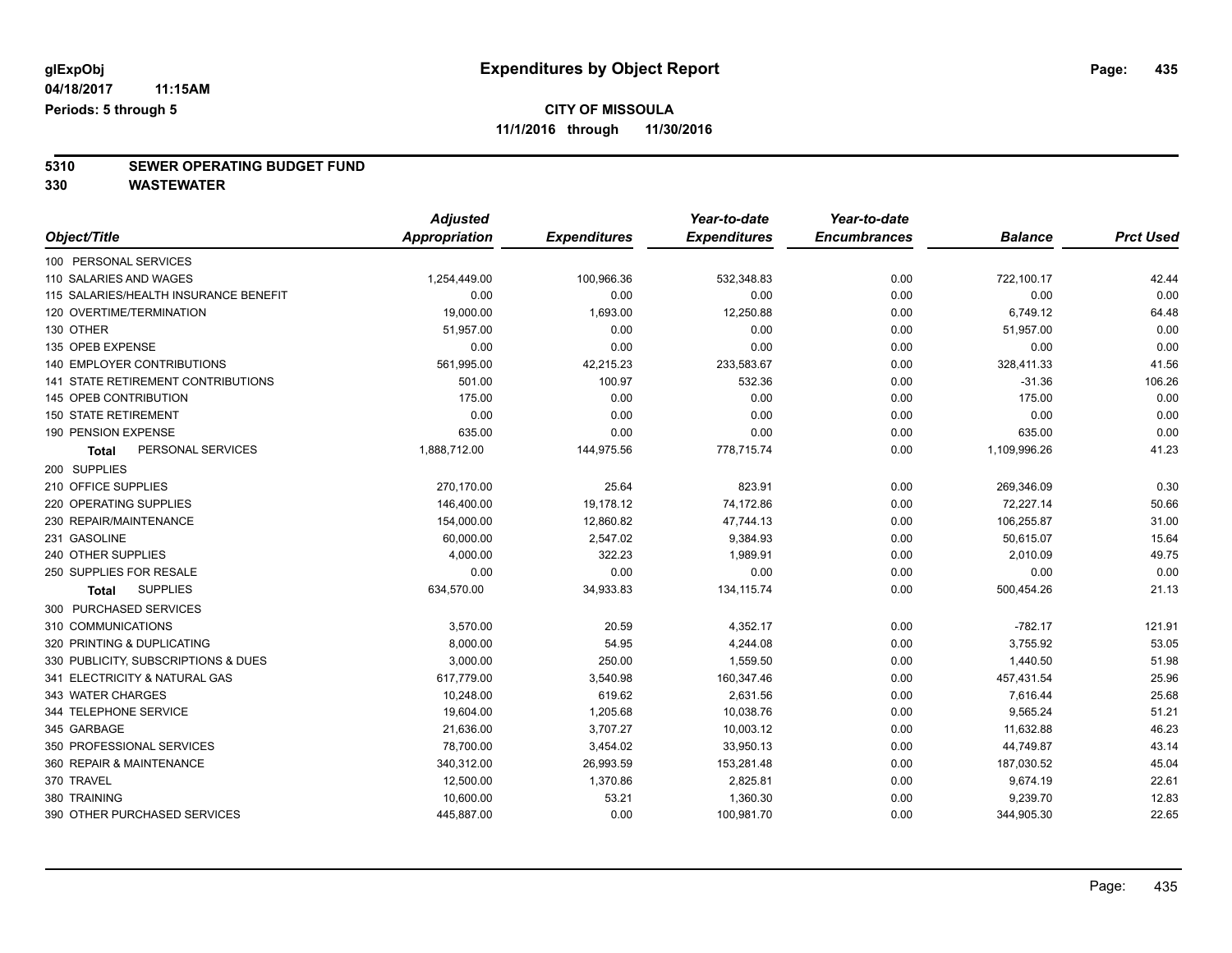**glExpObj**
**04/18/2017 11:15AM**
**Periods: 5 through 5**

# Expenditures by Object Report

**CITY OF MISSOULA**
**11/1/2016 through 11/30/2016**

## 5310 SEWER OPERATING BUDGET FUND
## 330 WASTEWATER

| Object/Title | *Adjusted Appropriation* | *Expenditures* | *Year-to-date Expenditures* | *Year-to-date Encumbrances* | *Balance* | *Prct Used* |
|---|---|---|---|---|---|---|
| 100 PERSONAL SERVICES | | | | | | |
| 110 SALARIES AND WAGES | 1,254,449.00 | 100,966.36 | 532,348.83 | 0.00 | 722,100.17 | 42.44 |
| 115 SALARIES/HEALTH INSURANCE BENEFIT | 0.00 | 0.00 | 0.00 | 0.00 | 0.00 | 0.00 |
| 120 OVERTIME/TERMINATION | 19,000.00 | 1,693.00 | 12,250.88 | 0.00 | 6,749.12 | 64.48 |
| 130 OTHER | 51,957.00 | 0.00 | 0.00 | 0.00 | 51,957.00 | 0.00 |
| 135 OPEB EXPENSE | 0.00 | 0.00 | 0.00 | 0.00 | 0.00 | 0.00 |
| 140 EMPLOYER CONTRIBUTIONS | 561,995.00 | 42,215.23 | 233,583.67 | 0.00 | 328,411.33 | 41.56 |
| 141 STATE RETIREMENT CONTRIBUTIONS | 501.00 | 100.97 | 532.36 | 0.00 | -31.36 | 106.26 |
| 145 OPEB CONTRIBUTION | 175.00 | 0.00 | 0.00 | 0.00 | 175.00 | 0.00 |
| 150 STATE RETIREMENT | 0.00 | 0.00 | 0.00 | 0.00 | 0.00 | 0.00 |
| 190 PENSION EXPENSE | 635.00 | 0.00 | 0.00 | 0.00 | 635.00 | 0.00 |
| **Total** PERSONAL SERVICES | 1,888,712.00 | 144,975.56 | 778,715.74 | 0.00 | 1,109,996.26 | 41.23 |
| 200 SUPPLIES | | | | | | |
| 210 OFFICE SUPPLIES | 270,170.00 | 25.64 | 823.91 | 0.00 | 269,346.09 | 0.30 |
| 220 OPERATING SUPPLIES | 146,400.00 | 19,178.12 | 74,172.86 | 0.00 | 72,227.14 | 50.66 |
| 230 REPAIR/MAINTENANCE | 154,000.00 | 12,860.82 | 47,744.13 | 0.00 | 106,255.87 | 31.00 |
| 231 GASOLINE | 60,000.00 | 2,547.02 | 9,384.93 | 0.00 | 50,615.07 | 15.64 |
| 240 OTHER SUPPLIES | 4,000.00 | 322.23 | 1,989.91 | 0.00 | 2,010.09 | 49.75 |
| 250 SUPPLIES FOR RESALE | 0.00 | 0.00 | 0.00 | 0.00 | 0.00 | 0.00 |
| **Total** SUPPLIES | 634,570.00 | 34,933.83 | 134,115.74 | 0.00 | 500,454.26 | 21.13 |
| 300 PURCHASED SERVICES | | | | | | |
| 310 COMMUNICATIONS | 3,570.00 | 20.59 | 4,352.17 | 0.00 | -782.17 | 121.91 |
| 320 PRINTING & DUPLICATING | 8,000.00 | 54.95 | 4,244.08 | 0.00 | 3,755.92 | 53.05 |
| 330 PUBLICITY, SUBSCRIPTIONS & DUES | 3,000.00 | 250.00 | 1,559.50 | 0.00 | 1,440.50 | 51.98 |
| 341 ELECTRICITY & NATURAL GAS | 617,779.00 | 3,540.98 | 160,347.46 | 0.00 | 457,431.54 | 25.96 |
| 343 WATER CHARGES | 10,248.00 | 619.62 | 2,631.56 | 0.00 | 7,616.44 | 25.68 |
| 344 TELEPHONE SERVICE | 19,604.00 | 1,205.68 | 10,038.76 | 0.00 | 9,565.24 | 51.21 |
| 345 GARBAGE | 21,636.00 | 3,707.27 | 10,003.12 | 0.00 | 11,632.88 | 46.23 |
| 350 PROFESSIONAL SERVICES | 78,700.00 | 3,454.02 | 33,950.13 | 0.00 | 44,749.87 | 43.14 |
| 360 REPAIR & MAINTENANCE | 340,312.00 | 26,993.59 | 153,281.48 | 0.00 | 187,030.52 | 45.04 |
| 370 TRAVEL | 12,500.00 | 1,370.86 | 2,825.81 | 0.00 | 9,674.19 | 22.61 |
| 380 TRAINING | 10,600.00 | 53.21 | 1,360.30 | 0.00 | 9,239.70 | 12.83 |
| 390 OTHER PURCHASED SERVICES | 445,887.00 | 0.00 | 100,981.70 | 0.00 | 344,905.30 | 22.65 |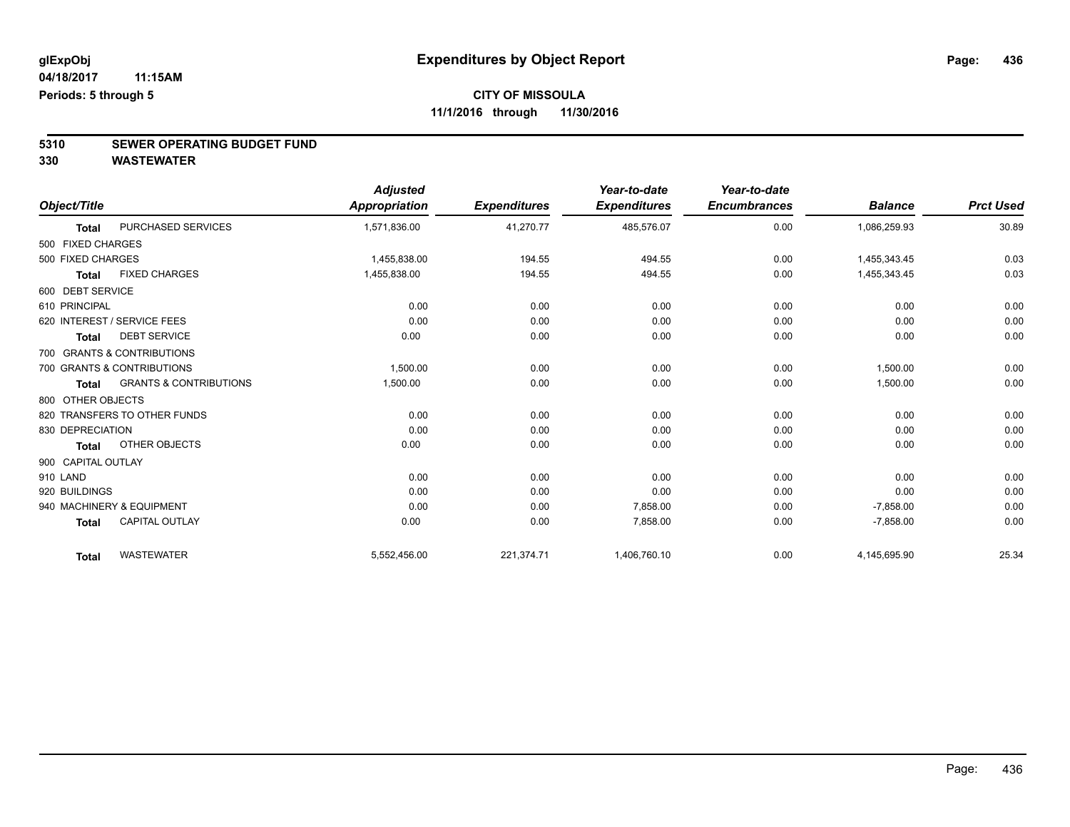**glExpObj**
**04/18/2017 11:15AM**
**Periods: 5 through 5**

# Expenditures by Object Report

**CITY OF MISSOULA**
**11/1/2016 through 11/30/2016**

## 5310 SEWER OPERATING BUDGET FUND
## 330 WASTEWATER

| Object/Title | | Adjusted Appropriation | Expenditures | Year-to-date Expenditures | Year-to-date Encumbrances | Balance | Prct Used |
|---|---|---|---|---|---|---|---|
| **Total** | PURCHASED SERVICES | 1,571,836.00 | 41,270.77 | 485,576.07 | 0.00 | 1,086,259.93 | 30.89 |
| 500 FIXED CHARGES | | | | | | | |
| 500 FIXED CHARGES | | 1,455,838.00 | 194.55 | 494.55 | 0.00 | 1,455,343.45 | 0.03 |
| **Total** | FIXED CHARGES | 1,455,838.00 | 194.55 | 494.55 | 0.00 | 1,455,343.45 | 0.03 |
| 600 DEBT SERVICE | | | | | | | |
| 610 PRINCIPAL | | 0.00 | 0.00 | 0.00 | 0.00 | 0.00 | 0.00 |
| 620 INTEREST / SERVICE FEES | | 0.00 | 0.00 | 0.00 | 0.00 | 0.00 | 0.00 |
| **Total** | DEBT SERVICE | 0.00 | 0.00 | 0.00 | 0.00 | 0.00 | 0.00 |
| 700 GRANTS & CONTRIBUTIONS | | | | | | | |
| 700 GRANTS & CONTRIBUTIONS | | 1,500.00 | 0.00 | 0.00 | 0.00 | 1,500.00 | 0.00 |
| **Total** | GRANTS & CONTRIBUTIONS | 1,500.00 | 0.00 | 0.00 | 0.00 | 1,500.00 | 0.00 |
| 800 OTHER OBJECTS | | | | | | | |
| 820 TRANSFERS TO OTHER FUNDS | | 0.00 | 0.00 | 0.00 | 0.00 | 0.00 | 0.00 |
| 830 DEPRECIATION | | 0.00 | 0.00 | 0.00 | 0.00 | 0.00 | 0.00 |
| **Total** | OTHER OBJECTS | 0.00 | 0.00 | 0.00 | 0.00 | 0.00 | 0.00 |
| 900 CAPITAL OUTLAY | | | | | | | |
| 910 LAND | | 0.00 | 0.00 | 0.00 | 0.00 | 0.00 | 0.00 |
| 920 BUILDINGS | | 0.00 | 0.00 | 0.00 | 0.00 | 0.00 | 0.00 |
| 940 MACHINERY & EQUIPMENT | | 0.00 | 0.00 | 7,858.00 | 0.00 | -7,858.00 | 0.00 |
| **Total** | CAPITAL OUTLAY | 0.00 | 0.00 | 7,858.00 | 0.00 | -7,858.00 | 0.00 |
| **Total** | WASTEWATER | 5,552,456.00 | 221,374.71 | 1,406,760.10 | 0.00 | 4,145,695.90 | 25.34 |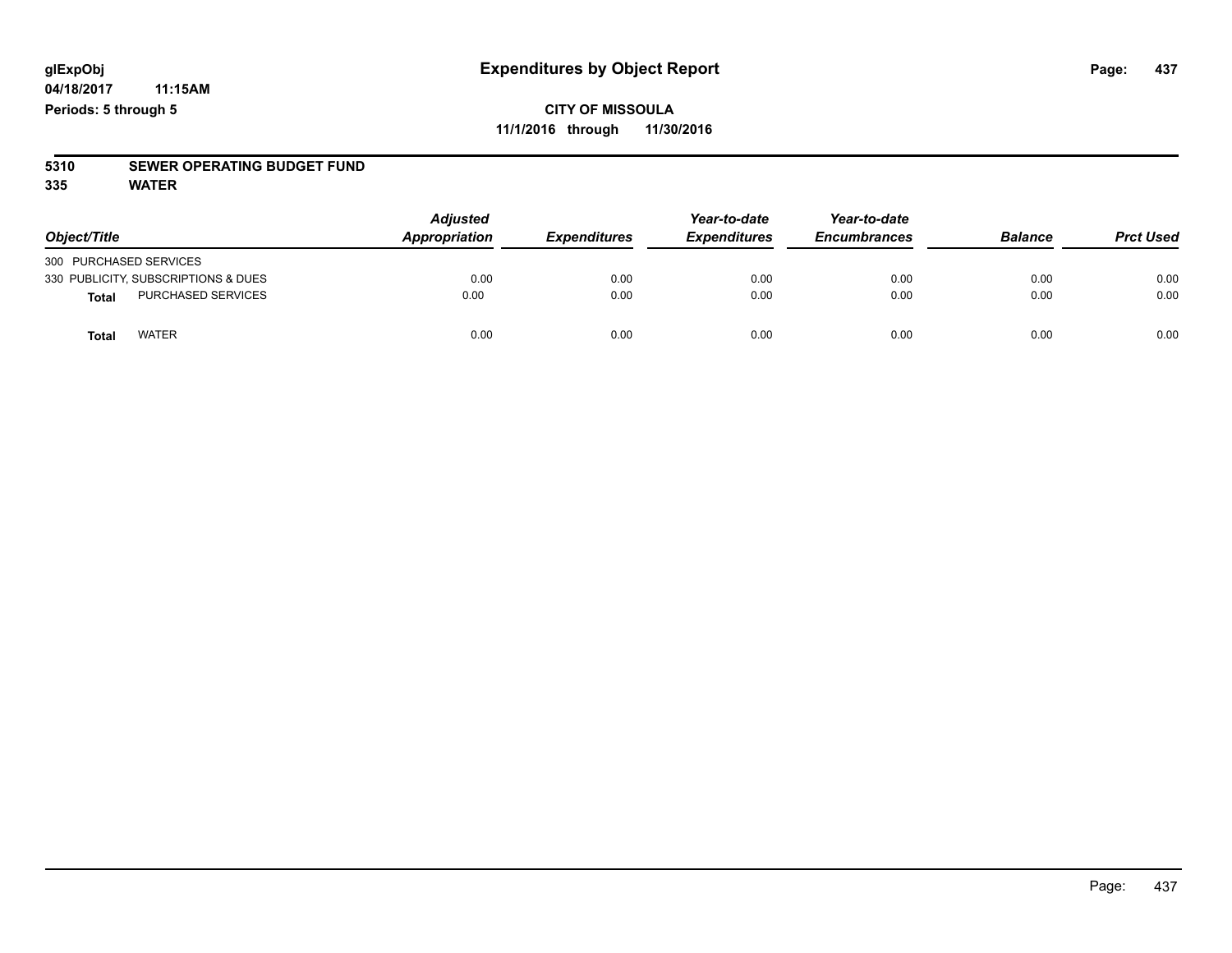glExpObj
04/18/2017 11:15AM
Periods: 5 through 5

# Expenditures by Object Report

**CITY OF MISSOULA**
**11/1/2016 through 11/30/2016**

**5310 SEWER OPERATING BUDGET FUND**
**335 WATER**

| Object/Title | | Adjusted Appropriation | Expenditures | Year-to-date Expenditures | Year-to-date Encumbrances | Balance | Prct Used |
|---|---|---|---|---|---|---|---|
| 300 PURCHASED SERVICES | | | | | | | |
| 330 PUBLICITY, SUBSCRIPTIONS & DUES | | 0.00 | 0.00 | 0.00 | 0.00 | 0.00 | 0.00 |
| **Total** | PURCHASED SERVICES | 0.00 | 0.00 | 0.00 | 0.00 | 0.00 | 0.00 |
| **Total** | WATER | 0.00 | 0.00 | 0.00 | 0.00 | 0.00 | 0.00 |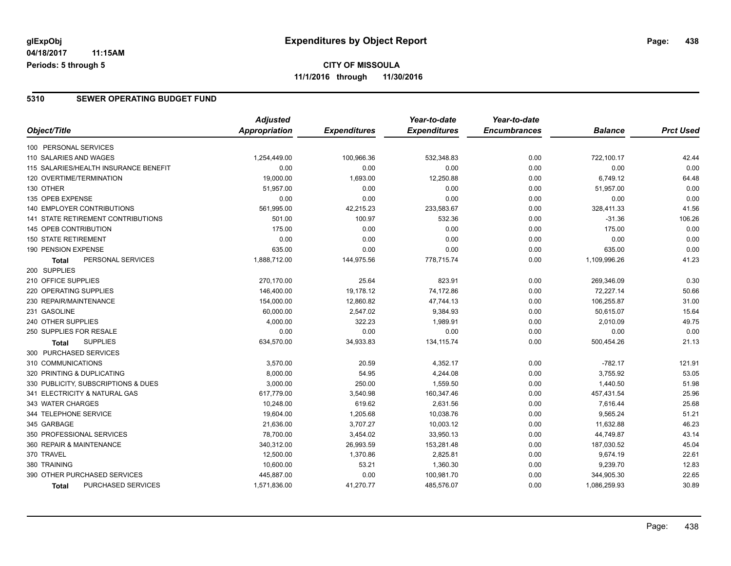**glExpObj** **Expenditures by Object Report**
**04/18/2017 11:15AM**
**Periods: 5 through 5**

**CITY OF MISSOULA**
**11/1/2016 through 11/30/2016**

## 5310 SEWER OPERATING BUDGET FUND

| Object/Title | Adjusted Appropriation | Expenditures | Year-to-date Expenditures | Year-to-date Encumbrances | Balance | Prct Used |
|---|---|---|---|---|---|---|
| 100 PERSONAL SERVICES | | | | | | |
| 110 SALARIES AND WAGES | 1,254,449.00 | 100,966.36 | 532,348.83 | 0.00 | 722,100.17 | 42.44 |
| 115 SALARIES/HEALTH INSURANCE BENEFIT | 0.00 | 0.00 | 0.00 | 0.00 | 0.00 | 0.00 |
| 120 OVERTIME/TERMINATION | 19,000.00 | 1,693.00 | 12,250.88 | 0.00 | 6,749.12 | 64.48 |
| 130 OTHER | 51,957.00 | 0.00 | 0.00 | 0.00 | 51,957.00 | 0.00 |
| 135 OPEB EXPENSE | 0.00 | 0.00 | 0.00 | 0.00 | 0.00 | 0.00 |
| 140 EMPLOYER CONTRIBUTIONS | 561,995.00 | 42,215.23 | 233,583.67 | 0.00 | 328,411.33 | 41.56 |
| 141 STATE RETIREMENT CONTRIBUTIONS | 501.00 | 100.97 | 532.36 | 0.00 | -31.36 | 106.26 |
| 145 OPEB CONTRIBUTION | 175.00 | 0.00 | 0.00 | 0.00 | 175.00 | 0.00 |
| 150 STATE RETIREMENT | 0.00 | 0.00 | 0.00 | 0.00 | 0.00 | 0.00 |
| 190 PENSION EXPENSE | 635.00 | 0.00 | 0.00 | 0.00 | 635.00 | 0.00 |
| **Total** PERSONAL SERVICES | 1,888,712.00 | 144,975.56 | 778,715.74 | 0.00 | 1,109,996.26 | 41.23 |
| 200 SUPPLIES | | | | | | |
| 210 OFFICE SUPPLIES | 270,170.00 | 25.64 | 823.91 | 0.00 | 269,346.09 | 0.30 |
| 220 OPERATING SUPPLIES | 146,400.00 | 19,178.12 | 74,172.86 | 0.00 | 72,227.14 | 50.66 |
| 230 REPAIR/MAINTENANCE | 154,000.00 | 12,860.82 | 47,744.13 | 0.00 | 106,255.87 | 31.00 |
| 231 GASOLINE | 60,000.00 | 2,547.02 | 9,384.93 | 0.00 | 50,615.07 | 15.64 |
| 240 OTHER SUPPLIES | 4,000.00 | 322.23 | 1,989.91 | 0.00 | 2,010.09 | 49.75 |
| 250 SUPPLIES FOR RESALE | 0.00 | 0.00 | 0.00 | 0.00 | 0.00 | 0.00 |
| **Total** SUPPLIES | 634,570.00 | 34,933.83 | 134,115.74 | 0.00 | 500,454.26 | 21.13 |
| 300 PURCHASED SERVICES | | | | | | |
| 310 COMMUNICATIONS | 3,570.00 | 20.59 | 4,352.17 | 0.00 | -782.17 | 121.91 |
| 320 PRINTING & DUPLICATING | 8,000.00 | 54.95 | 4,244.08 | 0.00 | 3,755.92 | 53.05 |
| 330 PUBLICITY, SUBSCRIPTIONS & DUES | 3,000.00 | 250.00 | 1,559.50 | 0.00 | 1,440.50 | 51.98 |
| 341 ELECTRICITY & NATURAL GAS | 617,779.00 | 3,540.98 | 160,347.46 | 0.00 | 457,431.54 | 25.96 |
| 343 WATER CHARGES | 10,248.00 | 619.62 | 2,631.56 | 0.00 | 7,616.44 | 25.68 |
| 344 TELEPHONE SERVICE | 19,604.00 | 1,205.68 | 10,038.76 | 0.00 | 9,565.24 | 51.21 |
| 345 GARBAGE | 21,636.00 | 3,707.27 | 10,003.12 | 0.00 | 11,632.88 | 46.23 |
| 350 PROFESSIONAL SERVICES | 78,700.00 | 3,454.02 | 33,950.13 | 0.00 | 44,749.87 | 43.14 |
| 360 REPAIR & MAINTENANCE | 340,312.00 | 26,993.59 | 153,281.48 | 0.00 | 187,030.52 | 45.04 |
| 370 TRAVEL | 12,500.00 | 1,370.86 | 2,825.81 | 0.00 | 9,674.19 | 22.61 |
| 380 TRAINING | 10,600.00 | 53.21 | 1,360.30 | 0.00 | 9,239.70 | 12.83 |
| 390 OTHER PURCHASED SERVICES | 445,887.00 | 0.00 | 100,981.70 | 0.00 | 344,905.30 | 22.65 |
| **Total** PURCHASED SERVICES | 1,571,836.00 | 41,270.77 | 485,576.07 | 0.00 | 1,086,259.93 | 30.89 |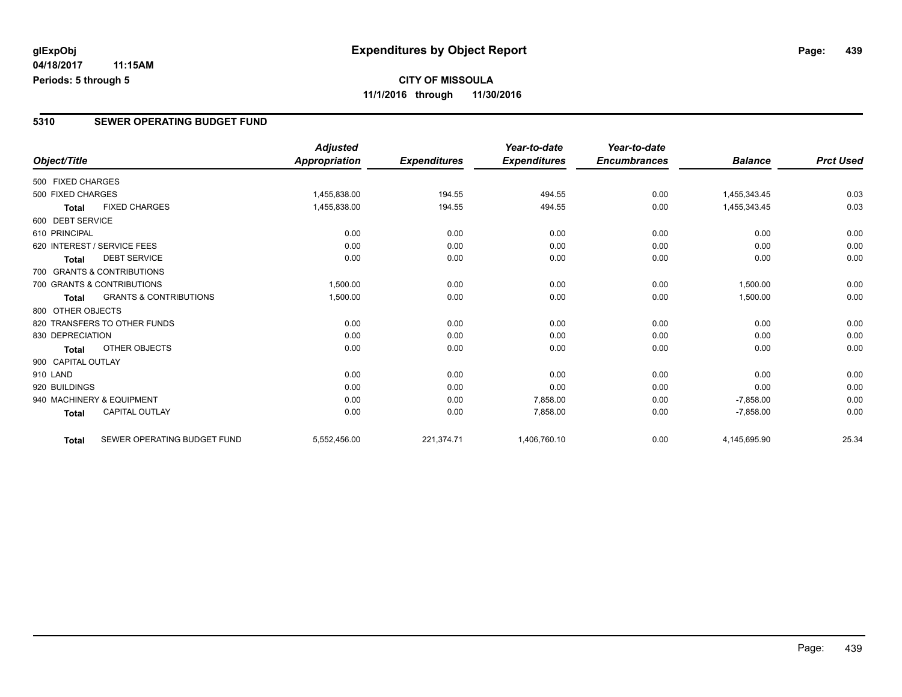# Expenditures by Object Report

glExpObj
04/18/2017 11:15AM
Periods: 5 through 5

**CITY OF MISSOULA**
**11/1/2016 through 11/30/2016**

## 5310 SEWER OPERATING BUDGET FUND

| Object/Title | | Adjusted Appropriation | Expenditures | Year-to-date Expenditures | Year-to-date Encumbrances | Balance | Prct Used |
|---|---|---|---|---|---|---|---|
| 500 FIXED CHARGES | | | | | | | |
| 500 FIXED CHARGES | | 1,455,838.00 | 194.55 | 494.55 | 0.00 | 1,455,343.45 | 0.03 |
| Total | FIXED CHARGES | 1,455,838.00 | 194.55 | 494.55 | 0.00 | 1,455,343.45 | 0.03 |
| 600 DEBT SERVICE | | | | | | | |
| 610 PRINCIPAL | | 0.00 | 0.00 | 0.00 | 0.00 | 0.00 | 0.00 |
| 620 INTEREST / SERVICE FEES | | 0.00 | 0.00 | 0.00 | 0.00 | 0.00 | 0.00 |
| Total | DEBT SERVICE | 0.00 | 0.00 | 0.00 | 0.00 | 0.00 | 0.00 |
| 700 GRANTS & CONTRIBUTIONS | | | | | | | |
| 700 GRANTS & CONTRIBUTIONS | | 1,500.00 | 0.00 | 0.00 | 0.00 | 1,500.00 | 0.00 |
| Total | GRANTS & CONTRIBUTIONS | 1,500.00 | 0.00 | 0.00 | 0.00 | 1,500.00 | 0.00 |
| 800 OTHER OBJECTS | | | | | | | |
| 820 TRANSFERS TO OTHER FUNDS | | 0.00 | 0.00 | 0.00 | 0.00 | 0.00 | 0.00 |
| 830 DEPRECIATION | | 0.00 | 0.00 | 0.00 | 0.00 | 0.00 | 0.00 |
| Total | OTHER OBJECTS | 0.00 | 0.00 | 0.00 | 0.00 | 0.00 | 0.00 |
| 900 CAPITAL OUTLAY | | | | | | | |
| 910 LAND | | 0.00 | 0.00 | 0.00 | 0.00 | 0.00 | 0.00 |
| 920 BUILDINGS | | 0.00 | 0.00 | 0.00 | 0.00 | 0.00 | 0.00 |
| 940 MACHINERY & EQUIPMENT | | 0.00 | 0.00 | 7,858.00 | 0.00 | -7,858.00 | 0.00 |
| Total | CAPITAL OUTLAY | 0.00 | 0.00 | 7,858.00 | 0.00 | -7,858.00 | 0.00 |
| Total | SEWER OPERATING BUDGET FUND | 5,552,456.00 | 221,374.71 | 1,406,760.10 | 0.00 | 4,145,695.90 | 25.34 |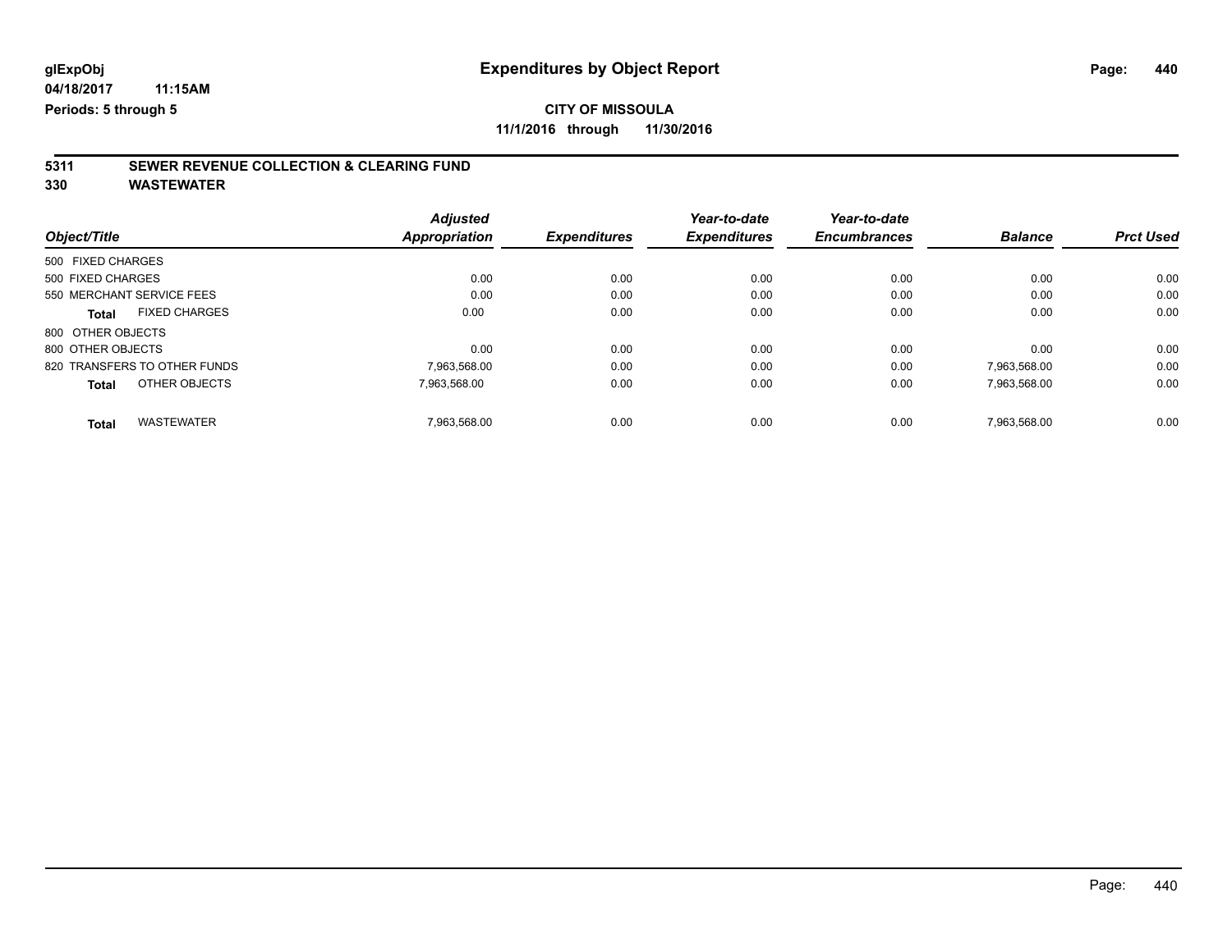**glExpObj** | **Expenditures by Object Report**

**04/18/2017 11:15AM**

**Periods: 5 through 5**

**CITY OF MISSOULA**

**11/1/2016 through 11/30/2016**

## 5311 SEWER REVENUE COLLECTION & CLEARING FUND

## 330 WASTEWATER

| Object/Title | Adjusted Appropriation | Expenditures | Year-to-date Expenditures | Year-to-date Encumbrances | Balance | Prct Used |
|---|---|---|---|---|---|---|
| 500 FIXED CHARGES | | | | | | |
| 500 FIXED CHARGES | 0.00 | 0.00 | 0.00 | 0.00 | 0.00 | 0.00 |
| 550 MERCHANT SERVICE FEES | 0.00 | 0.00 | 0.00 | 0.00 | 0.00 | 0.00 |
| **Total** FIXED CHARGES | 0.00 | 0.00 | 0.00 | 0.00 | 0.00 | 0.00 |
| 800 OTHER OBJECTS | | | | | | |
| 800 OTHER OBJECTS | 0.00 | 0.00 | 0.00 | 0.00 | 0.00 | 0.00 |
| 820 TRANSFERS TO OTHER FUNDS | 7,963,568.00 | 0.00 | 0.00 | 0.00 | 7,963,568.00 | 0.00 |
| **Total** OTHER OBJECTS | 7,963,568.00 | 0.00 | 0.00 | 0.00 | 7,963,568.00 | 0.00 |
| **Total** WASTEWATER | 7,963,568.00 | 0.00 | 0.00 | 0.00 | 7,963,568.00 | 0.00 |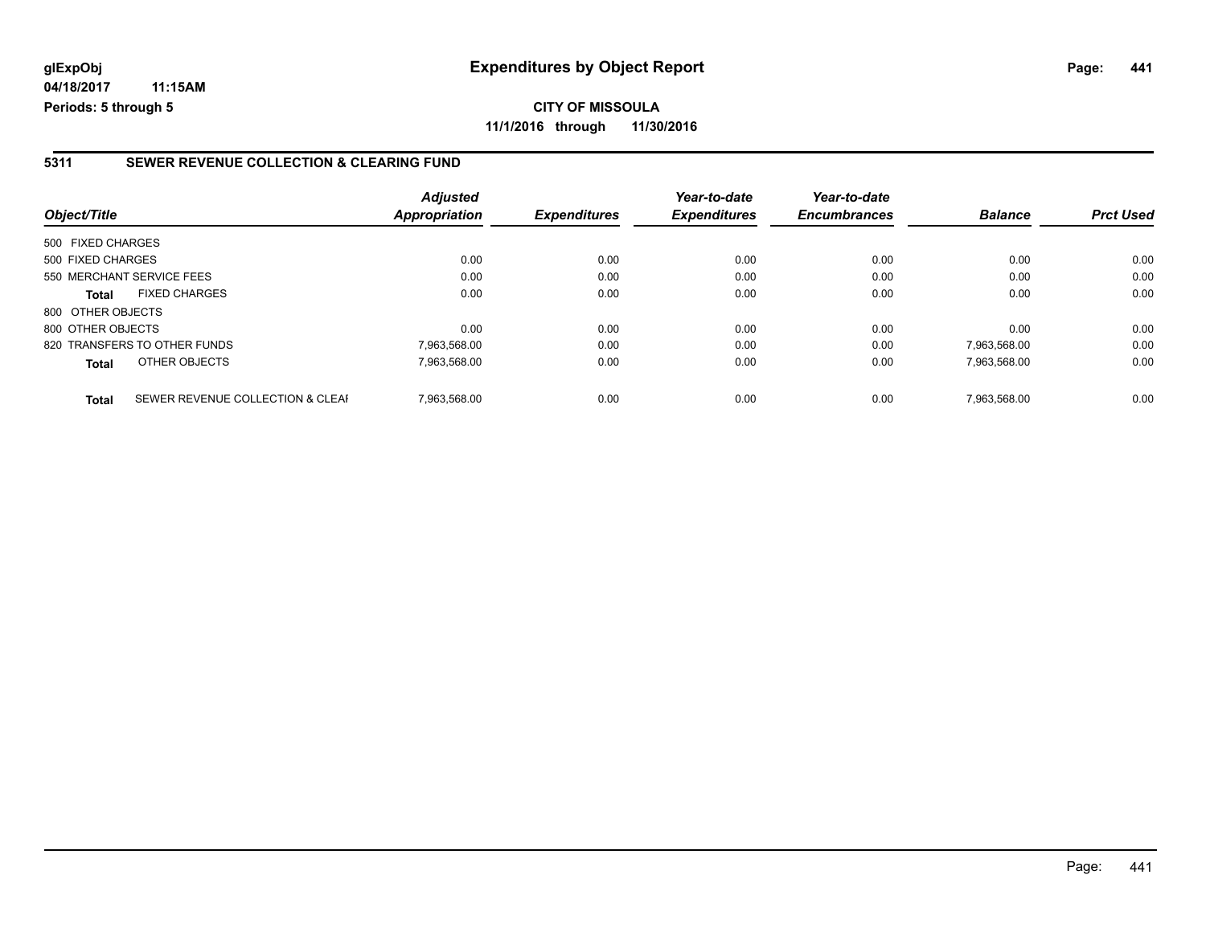# Expenditures by Object Report

glExpObj
04/18/2017 11:15AM
Periods: 5 through 5

**CITY OF MISSOULA**
**11/1/2016 through 11/30/2016**

## 5311 SEWER REVENUE COLLECTION & CLEARING FUND

| Object/Title | | Adjusted Appropriation | Expenditures | Year-to-date Expenditures | Year-to-date Encumbrances | Balance | Prct Used |
|---|---|---|---|---|---|---|---|
| 500 FIXED CHARGES | | | | | | | |
| 500 FIXED CHARGES | | 0.00 | 0.00 | 0.00 | 0.00 | 0.00 | 0.00 |
| 550 MERCHANT SERVICE FEES | | 0.00 | 0.00 | 0.00 | 0.00 | 0.00 | 0.00 |
| **Total** | FIXED CHARGES | 0.00 | 0.00 | 0.00 | 0.00 | 0.00 | 0.00 |
| 800 OTHER OBJECTS | | | | | | | |
| 800 OTHER OBJECTS | | 0.00 | 0.00 | 0.00 | 0.00 | 0.00 | 0.00 |
| 820 TRANSFERS TO OTHER FUNDS | | 7,963,568.00 | 0.00 | 0.00 | 0.00 | 7,963,568.00 | 0.00 |
| **Total** | OTHER OBJECTS | 7,963,568.00 | 0.00 | 0.00 | 0.00 | 7,963,568.00 | 0.00 |
| **Total** | SEWER REVENUE COLLECTION & CLEAI | 7,963,568.00 | 0.00 | 0.00 | 0.00 | 7,963,568.00 | 0.00 |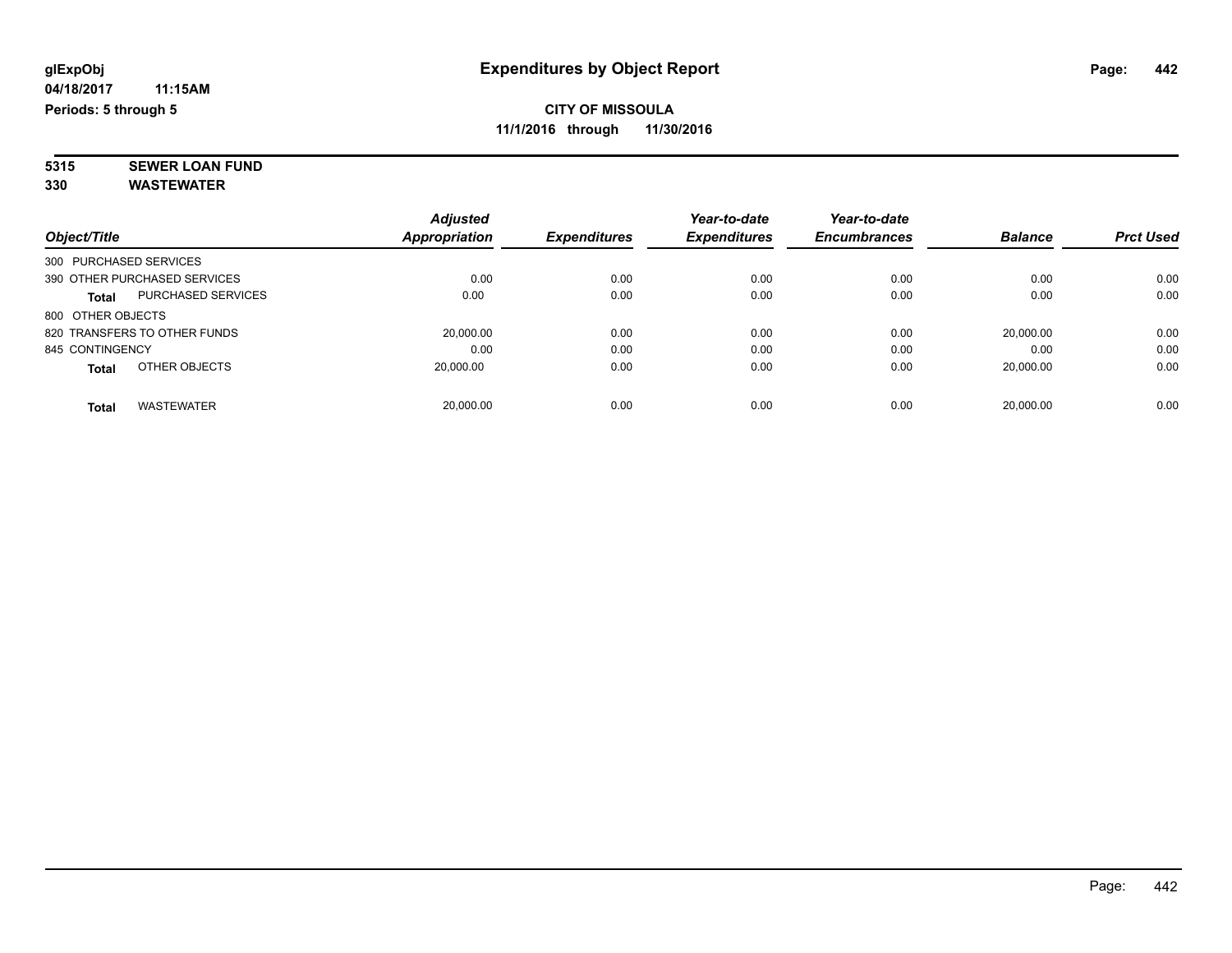**glExpObj** **Expenditures by Object Report**

**04/18/2017 11:15AM**

**Periods: 5 through 5**

**CITY OF MISSOULA**

**11/1/2016 through 11/30/2016**

**5315 SEWER LOAN FUND**

**330 WASTEWATER**

| Object/Title | Adjusted Appropriation | Expenditures | Year-to-date Expenditures | Year-to-date Encumbrances | Balance | Prct Used |
|---|---|---|---|---|---|---|
| 300 PURCHASED SERVICES | | | | | | |
| 390 OTHER PURCHASED SERVICES | 0.00 | 0.00 | 0.00 | 0.00 | 0.00 | 0.00 |
| **Total** PURCHASED SERVICES | 0.00 | 0.00 | 0.00 | 0.00 | 0.00 | 0.00 |
| 800 OTHER OBJECTS | | | | | | |
| 820 TRANSFERS TO OTHER FUNDS | 20,000.00 | 0.00 | 0.00 | 0.00 | 20,000.00 | 0.00 |
| 845 CONTINGENCY | 0.00 | 0.00 | 0.00 | 0.00 | 0.00 | 0.00 |
| **Total** OTHER OBJECTS | 20,000.00 | 0.00 | 0.00 | 0.00 | 20,000.00 | 0.00 |
| **Total** WASTEWATER | 20,000.00 | 0.00 | 0.00 | 0.00 | 20,000.00 | 0.00 |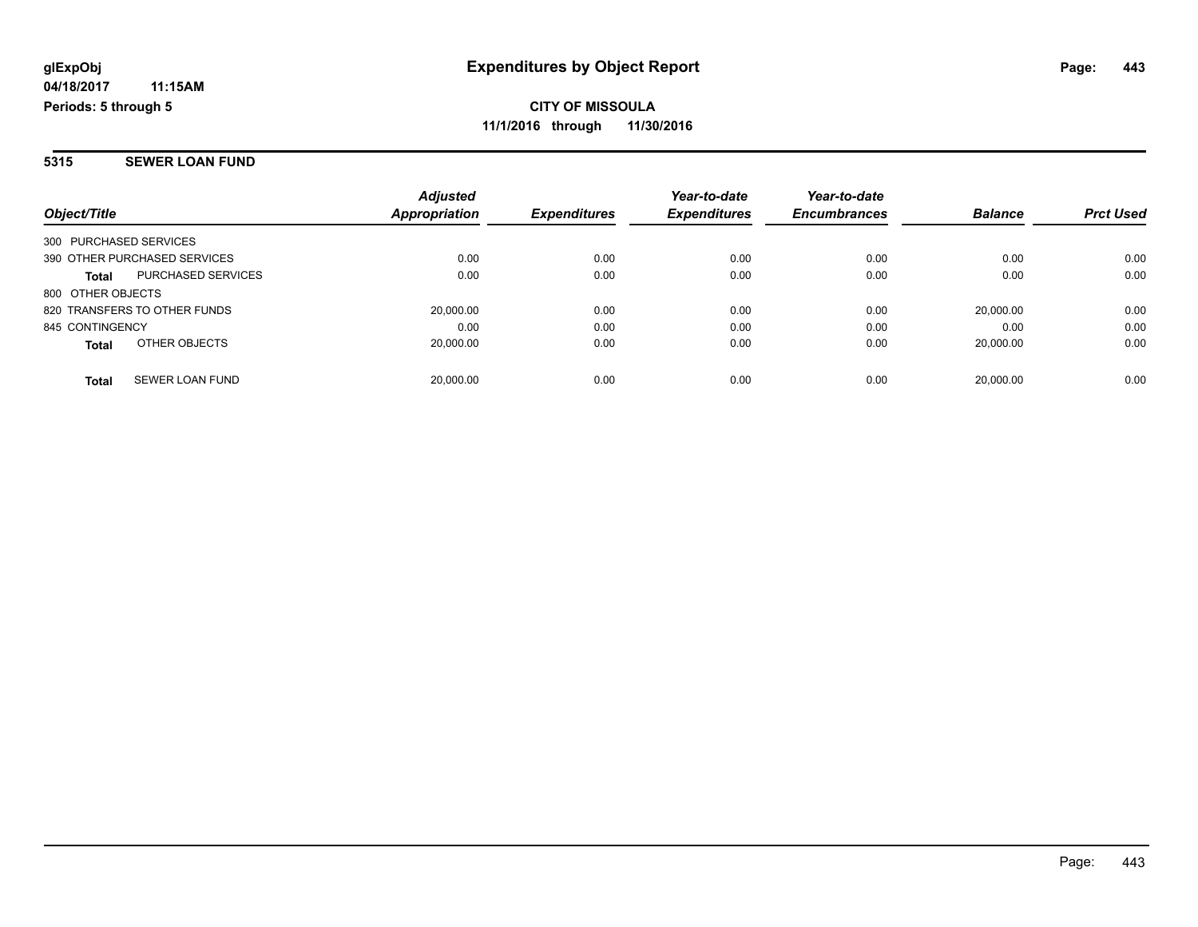**glExpObj** **Expenditures by Object Report**

**04/18/2017 11:15AM**

**Periods: 5 through 5**

**CITY OF MISSOULA**

**11/1/2016 through 11/30/2016**

## 5315 SEWER LOAN FUND

| Object/Title | Adjusted Appropriation | Expenditures | Year-to-date Expenditures | Year-to-date Encumbrances | Balance | Prct Used |
|---|---|---|---|---|---|---|
| 300 PURCHASED SERVICES | | | | | | |
| 390 OTHER PURCHASED SERVICES | 0.00 | 0.00 | 0.00 | 0.00 | 0.00 | 0.00 |
| **Total** PURCHASED SERVICES | 0.00 | 0.00 | 0.00 | 0.00 | 0.00 | 0.00 |
| 800 OTHER OBJECTS | | | | | | |
| 820 TRANSFERS TO OTHER FUNDS | 20,000.00 | 0.00 | 0.00 | 0.00 | 20,000.00 | 0.00 |
| 845 CONTINGENCY | 0.00 | 0.00 | 0.00 | 0.00 | 0.00 | 0.00 |
| **Total** OTHER OBJECTS | 20,000.00 | 0.00 | 0.00 | 0.00 | 20,000.00 | 0.00 |
| **Total** SEWER LOAN FUND | 20,000.00 | 0.00 | 0.00 | 0.00 | 20,000.00 | 0.00 |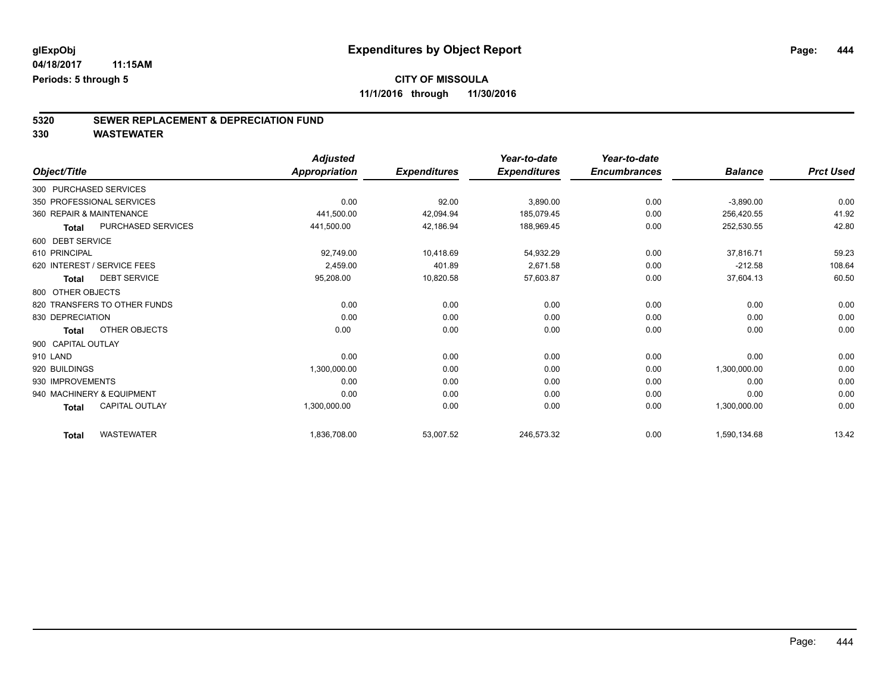**glExpObj**
**04/18/2017 11:15AM**
**Periods: 5 through 5**

# Expenditures by Object Report

**CITY OF MISSOULA**
**11/1/2016 through 11/30/2016**

## 5320 SEWER REPLACEMENT & DEPRECIATION FUND
## 330 WASTEWATER

| Object/Title | | Adjusted Appropriation | Expenditures | Year-to-date Expenditures | Year-to-date Encumbrances | Balance | Prct Used |
|---|---|---|---|---|---|---|---|
| 300 PURCHASED SERVICES | | | | | | | |
| 350 PROFESSIONAL SERVICES | | 0.00 | 92.00 | 3,890.00 | 0.00 | -3,890.00 | 0.00 |
| 360 REPAIR & MAINTENANCE | | 441,500.00 | 42,094.94 | 185,079.45 | 0.00 | 256,420.55 | 41.92 |
| **Total** | PURCHASED SERVICES | 441,500.00 | 42,186.94 | 188,969.45 | 0.00 | 252,530.55 | 42.80 |
| 600 DEBT SERVICE | | | | | | | |
| 610 PRINCIPAL | | 92,749.00 | 10,418.69 | 54,932.29 | 0.00 | 37,816.71 | 59.23 |
| 620 INTEREST / SERVICE FEES | | 2,459.00 | 401.89 | 2,671.58 | 0.00 | -212.58 | 108.64 |
| **Total** | DEBT SERVICE | 95,208.00 | 10,820.58 | 57,603.87 | 0.00 | 37,604.13 | 60.50 |
| 800 OTHER OBJECTS | | | | | | | |
| 820 TRANSFERS TO OTHER FUNDS | | 0.00 | 0.00 | 0.00 | 0.00 | 0.00 | 0.00 |
| 830 DEPRECIATION | | 0.00 | 0.00 | 0.00 | 0.00 | 0.00 | 0.00 |
| **Total** | OTHER OBJECTS | 0.00 | 0.00 | 0.00 | 0.00 | 0.00 | 0.00 |
| 900 CAPITAL OUTLAY | | | | | | | |
| 910 LAND | | 0.00 | 0.00 | 0.00 | 0.00 | 0.00 | 0.00 |
| 920 BUILDINGS | | 1,300,000.00 | 0.00 | 0.00 | 0.00 | 1,300,000.00 | 0.00 |
| 930 IMPROVEMENTS | | 0.00 | 0.00 | 0.00 | 0.00 | 0.00 | 0.00 |
| 940 MACHINERY & EQUIPMENT | | 0.00 | 0.00 | 0.00 | 0.00 | 0.00 | 0.00 |
| **Total** | CAPITAL OUTLAY | 1,300,000.00 | 0.00 | 0.00 | 0.00 | 1,300,000.00 | 0.00 |
| **Total** | WASTEWATER | 1,836,708.00 | 53,007.52 | 246,573.32 | 0.00 | 1,590,134.68 | 13.42 |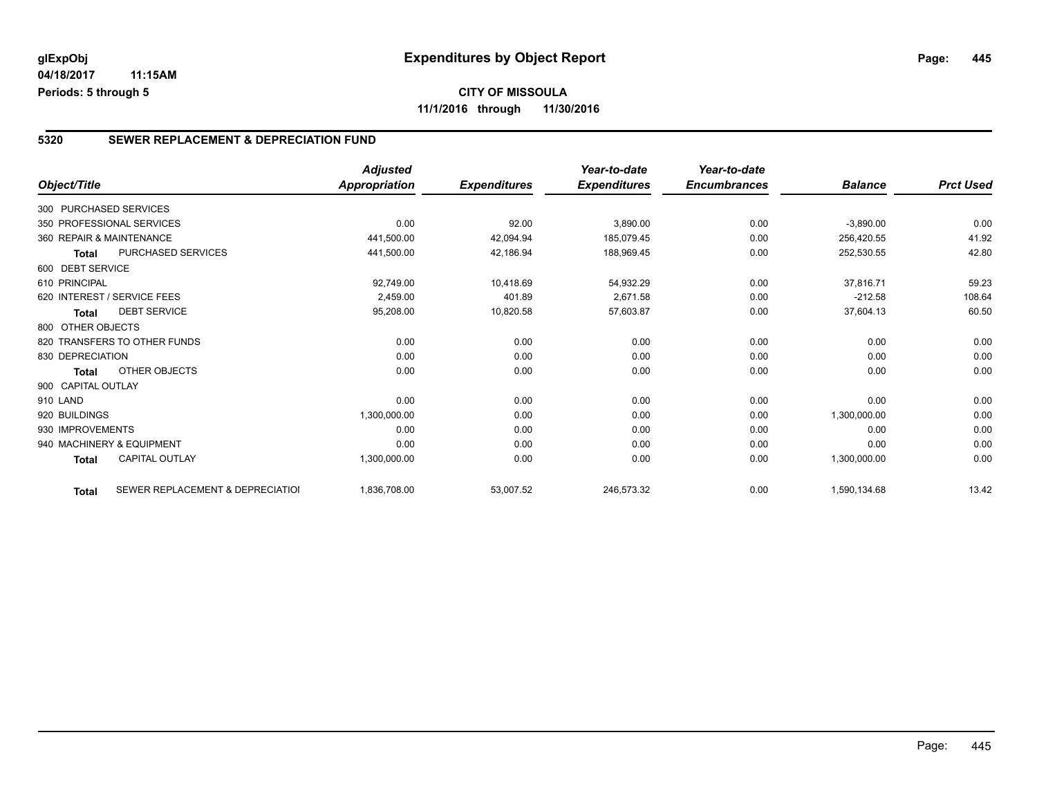glExpObj
04/18/2017 11:15AM
Periods: 5 through 5

# Expenditures by Object Report

**CITY OF MISSOULA**
**11/1/2016 through 11/30/2016**

## 5320 SEWER REPLACEMENT & DEPRECIATION FUND

| Object/Title | | Adjusted Appropriation | Expenditures | Year-to-date Expenditures | Year-to-date Encumbrances | Balance | Prct Used |
|---|---|---|---|---|---|---|---|
| 300 PURCHASED SERVICES | | | | | | | |
| 350 PROFESSIONAL SERVICES | | 0.00 | 92.00 | 3,890.00 | 0.00 | -3,890.00 | 0.00 |
| 360 REPAIR & MAINTENANCE | | 441,500.00 | 42,094.94 | 185,079.45 | 0.00 | 256,420.55 | 41.92 |
| Total | PURCHASED SERVICES | 441,500.00 | 42,186.94 | 188,969.45 | 0.00 | 252,530.55 | 42.80 |
| 600 DEBT SERVICE | | | | | | | |
| 610 PRINCIPAL | | 92,749.00 | 10,418.69 | 54,932.29 | 0.00 | 37,816.71 | 59.23 |
| 620 INTEREST / SERVICE FEES | | 2,459.00 | 401.89 | 2,671.58 | 0.00 | -212.58 | 108.64 |
| Total | DEBT SERVICE | 95,208.00 | 10,820.58 | 57,603.87 | 0.00 | 37,604.13 | 60.50 |
| 800 OTHER OBJECTS | | | | | | | |
| 820 TRANSFERS TO OTHER FUNDS | | 0.00 | 0.00 | 0.00 | 0.00 | 0.00 | 0.00 |
| 830 DEPRECIATION | | 0.00 | 0.00 | 0.00 | 0.00 | 0.00 | 0.00 |
| Total | OTHER OBJECTS | 0.00 | 0.00 | 0.00 | 0.00 | 0.00 | 0.00 |
| 900 CAPITAL OUTLAY | | | | | | | |
| 910 LAND | | 0.00 | 0.00 | 0.00 | 0.00 | 0.00 | 0.00 |
| 920 BUILDINGS | | 1,300,000.00 | 0.00 | 0.00 | 0.00 | 1,300,000.00 | 0.00 |
| 930 IMPROVEMENTS | | 0.00 | 0.00 | 0.00 | 0.00 | 0.00 | 0.00 |
| 940 MACHINERY & EQUIPMENT | | 0.00 | 0.00 | 0.00 | 0.00 | 0.00 | 0.00 |
| Total | CAPITAL OUTLAY | 1,300,000.00 | 0.00 | 0.00 | 0.00 | 1,300,000.00 | 0.00 |
| Total | SEWER REPLACEMENT & DEPRECIATIOI | 1,836,708.00 | 53,007.52 | 246,573.32 | 0.00 | 1,590,134.68 | 13.42 |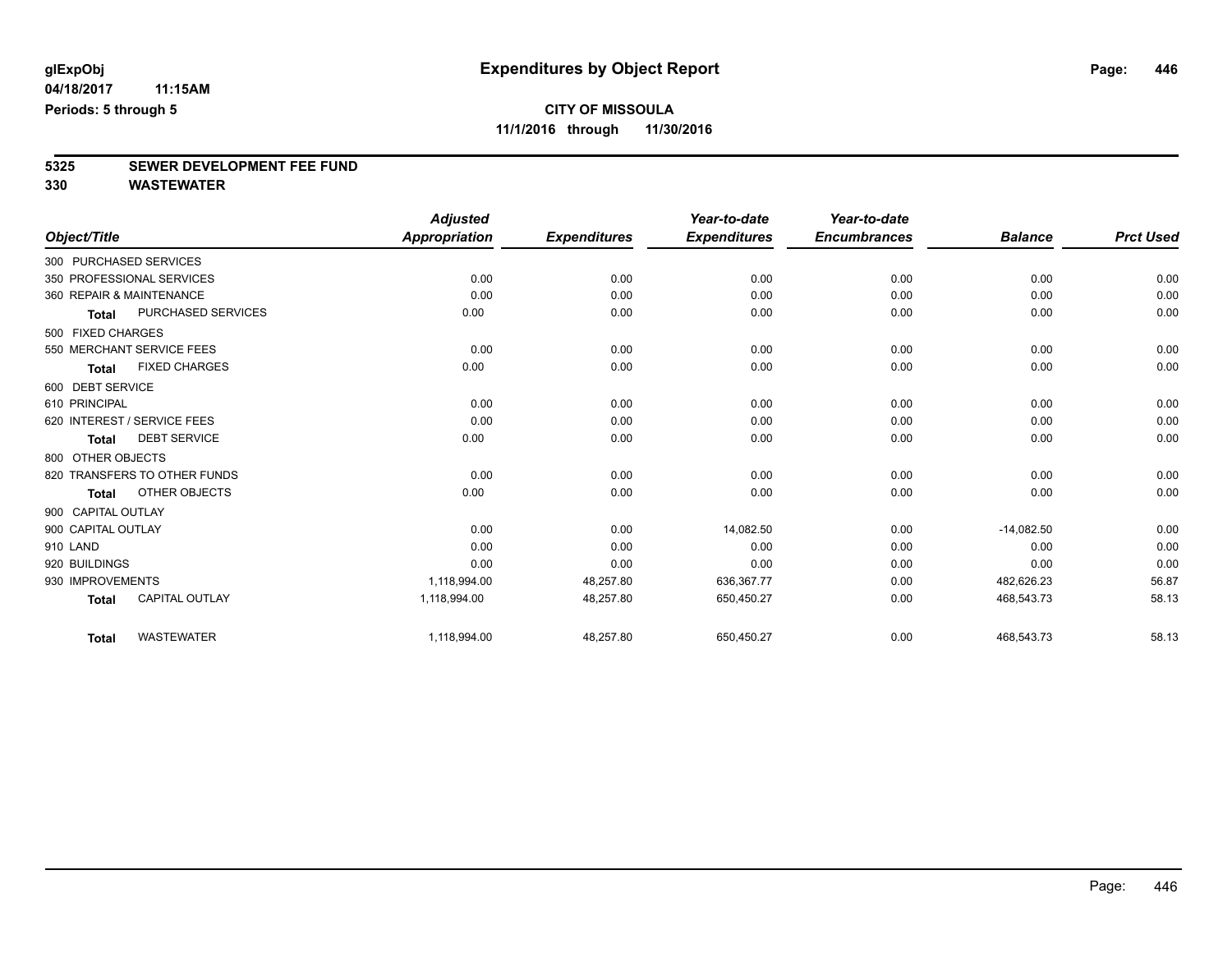# Expenditures by Object Report

glExpObj
04/18/2017 11:15AM
Periods: 5 through 5

**CITY OF MISSOULA**
**11/1/2016 through 11/30/2016**

## 5325 SEWER DEVELOPMENT FEE FUND
## 330 WASTEWATER

| Object/Title | Adjusted Appropriation | Expenditures | Year-to-date Expenditures | Year-to-date Encumbrances | Balance | Prct Used |
|---|---|---|---|---|---|---|
| 300 PURCHASED SERVICES | | | | | | |
| 350 PROFESSIONAL SERVICES | 0.00 | 0.00 | 0.00 | 0.00 | 0.00 | 0.00 |
| 360 REPAIR & MAINTENANCE | 0.00 | 0.00 | 0.00 | 0.00 | 0.00 | 0.00 |
| Total PURCHASED SERVICES | 0.00 | 0.00 | 0.00 | 0.00 | 0.00 | 0.00 |
| 500 FIXED CHARGES | | | | | | |
| 550 MERCHANT SERVICE FEES | 0.00 | 0.00 | 0.00 | 0.00 | 0.00 | 0.00 |
| Total FIXED CHARGES | 0.00 | 0.00 | 0.00 | 0.00 | 0.00 | 0.00 |
| 600 DEBT SERVICE | | | | | | |
| 610 PRINCIPAL | 0.00 | 0.00 | 0.00 | 0.00 | 0.00 | 0.00 |
| 620 INTEREST / SERVICE FEES | 0.00 | 0.00 | 0.00 | 0.00 | 0.00 | 0.00 |
| Total DEBT SERVICE | 0.00 | 0.00 | 0.00 | 0.00 | 0.00 | 0.00 |
| 800 OTHER OBJECTS | | | | | | |
| 820 TRANSFERS TO OTHER FUNDS | 0.00 | 0.00 | 0.00 | 0.00 | 0.00 | 0.00 |
| Total OTHER OBJECTS | 0.00 | 0.00 | 0.00 | 0.00 | 0.00 | 0.00 |
| 900 CAPITAL OUTLAY | | | | | | |
| 900 CAPITAL OUTLAY | 0.00 | 0.00 | 14,082.50 | 0.00 | -14,082.50 | 0.00 |
| 910 LAND | 0.00 | 0.00 | 0.00 | 0.00 | 0.00 | 0.00 |
| 920 BUILDINGS | 0.00 | 0.00 | 0.00 | 0.00 | 0.00 | 0.00 |
| 930 IMPROVEMENTS | 1,118,994.00 | 48,257.80 | 636,367.77 | 0.00 | 482,626.23 | 56.87 |
| Total CAPITAL OUTLAY | 1,118,994.00 | 48,257.80 | 650,450.27 | 0.00 | 468,543.73 | 58.13 |
| Total WASTEWATER | 1,118,994.00 | 48,257.80 | 650,450.27 | 0.00 | 468,543.73 | 58.13 |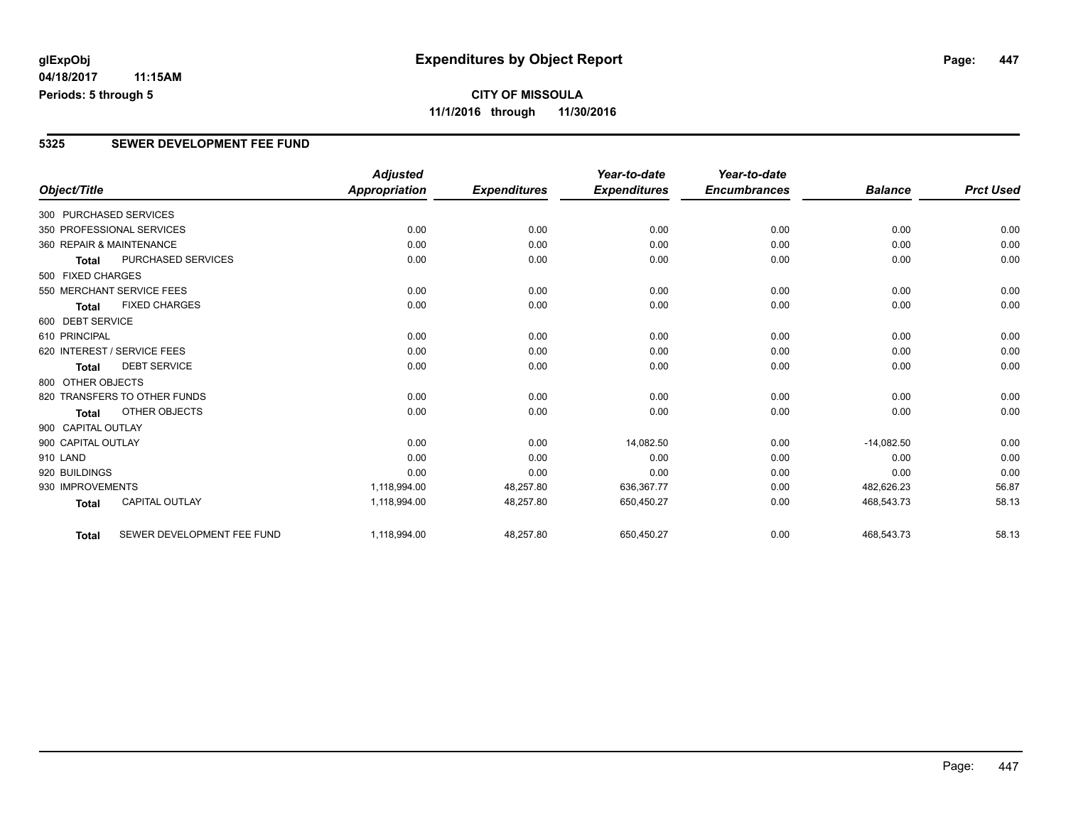# Expenditures by Object Report

glExpObj
04/18/2017 11:15AM
Periods: 5 through 5

**CITY OF MISSOULA**
**11/1/2016 through 11/30/2016**

## 5325 SEWER DEVELOPMENT FEE FUND

| Object/Title | Adjusted Appropriation | Expenditures | Year-to-date Expenditures | Year-to-date Encumbrances | Balance | Prct Used |
|---|---|---|---|---|---|---|
| 300 PURCHASED SERVICES | | | | | | |
| 350 PROFESSIONAL SERVICES | 0.00 | 0.00 | 0.00 | 0.00 | 0.00 | 0.00 |
| 360 REPAIR & MAINTENANCE | 0.00 | 0.00 | 0.00 | 0.00 | 0.00 | 0.00 |
| **Total** PURCHASED SERVICES | 0.00 | 0.00 | 0.00 | 0.00 | 0.00 | 0.00 |
| 500 FIXED CHARGES | | | | | | |
| 550 MERCHANT SERVICE FEES | 0.00 | 0.00 | 0.00 | 0.00 | 0.00 | 0.00 |
| **Total** FIXED CHARGES | 0.00 | 0.00 | 0.00 | 0.00 | 0.00 | 0.00 |
| 600 DEBT SERVICE | | | | | | |
| 610 PRINCIPAL | 0.00 | 0.00 | 0.00 | 0.00 | 0.00 | 0.00 |
| 620 INTEREST / SERVICE FEES | 0.00 | 0.00 | 0.00 | 0.00 | 0.00 | 0.00 |
| **Total** DEBT SERVICE | 0.00 | 0.00 | 0.00 | 0.00 | 0.00 | 0.00 |
| 800 OTHER OBJECTS | | | | | | |
| 820 TRANSFERS TO OTHER FUNDS | 0.00 | 0.00 | 0.00 | 0.00 | 0.00 | 0.00 |
| **Total** OTHER OBJECTS | 0.00 | 0.00 | 0.00 | 0.00 | 0.00 | 0.00 |
| 900 CAPITAL OUTLAY | | | | | | |
| 900 CAPITAL OUTLAY | 0.00 | 0.00 | 14,082.50 | 0.00 | -14,082.50 | 0.00 |
| 910 LAND | 0.00 | 0.00 | 0.00 | 0.00 | 0.00 | 0.00 |
| 920 BUILDINGS | 0.00 | 0.00 | 0.00 | 0.00 | 0.00 | 0.00 |
| 930 IMPROVEMENTS | 1,118,994.00 | 48,257.80 | 636,367.77 | 0.00 | 482,626.23 | 56.87 |
| **Total** CAPITAL OUTLAY | 1,118,994.00 | 48,257.80 | 650,450.27 | 0.00 | 468,543.73 | 58.13 |
| **Total** SEWER DEVELOPMENT FEE FUND | 1,118,994.00 | 48,257.80 | 650,450.27 | 0.00 | 468,543.73 | 58.13 |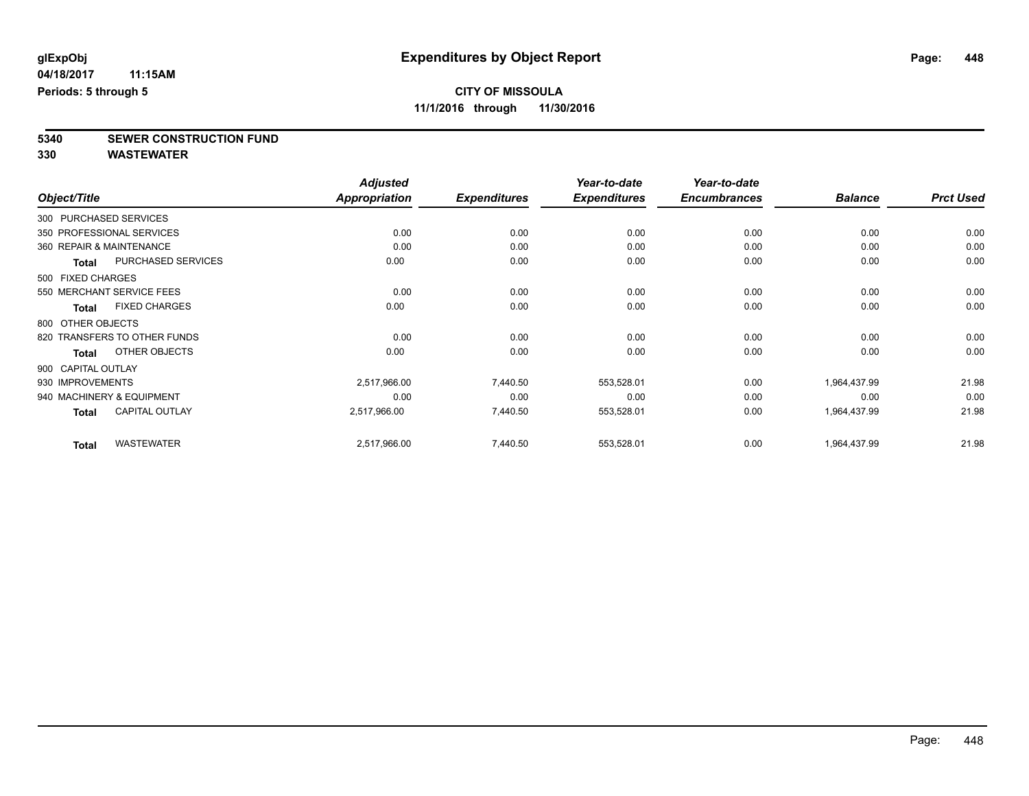**glExpObj**
**04/18/2017 11:15AM**
**Periods: 5 through 5**

# Expenditures by Object Report

**CITY OF MISSOULA**
**11/1/2016 through 11/30/2016**

**5340 SEWER CONSTRUCTION FUND**
**330 WASTEWATER**

| Object/Title | | *Adjusted Appropriation* | *Expenditures* | *Year-to-date Expenditures* | *Year-to-date Encumbrances* | *Balance* | *Prct Used* |
|---|---|---|---|---|---|---|---|
| 300 PURCHASED SERVICES | | | | | | | |
| 350 PROFESSIONAL SERVICES | | 0.00 | 0.00 | 0.00 | 0.00 | 0.00 | 0.00 |
| 360 REPAIR & MAINTENANCE | | 0.00 | 0.00 | 0.00 | 0.00 | 0.00 | 0.00 |
| **Total** | PURCHASED SERVICES | 0.00 | 0.00 | 0.00 | 0.00 | 0.00 | 0.00 |
| 500 FIXED CHARGES | | | | | | | |
| 550 MERCHANT SERVICE FEES | | 0.00 | 0.00 | 0.00 | 0.00 | 0.00 | 0.00 |
| **Total** | FIXED CHARGES | 0.00 | 0.00 | 0.00 | 0.00 | 0.00 | 0.00 |
| 800 OTHER OBJECTS | | | | | | | |
| 820 TRANSFERS TO OTHER FUNDS | | 0.00 | 0.00 | 0.00 | 0.00 | 0.00 | 0.00 |
| **Total** | OTHER OBJECTS | 0.00 | 0.00 | 0.00 | 0.00 | 0.00 | 0.00 |
| 900 CAPITAL OUTLAY | | | | | | | |
| 930 IMPROVEMENTS | | 2,517,966.00 | 7,440.50 | 553,528.01 | 0.00 | 1,964,437.99 | 21.98 |
| 940 MACHINERY & EQUIPMENT | | 0.00 | 0.00 | 0.00 | 0.00 | 0.00 | 0.00 |
| **Total** | CAPITAL OUTLAY | 2,517,966.00 | 7,440.50 | 553,528.01 | 0.00 | 1,964,437.99 | 21.98 |
| **Total** | WASTEWATER | 2,517,966.00 | 7,440.50 | 553,528.01 | 0.00 | 1,964,437.99 | 21.98 |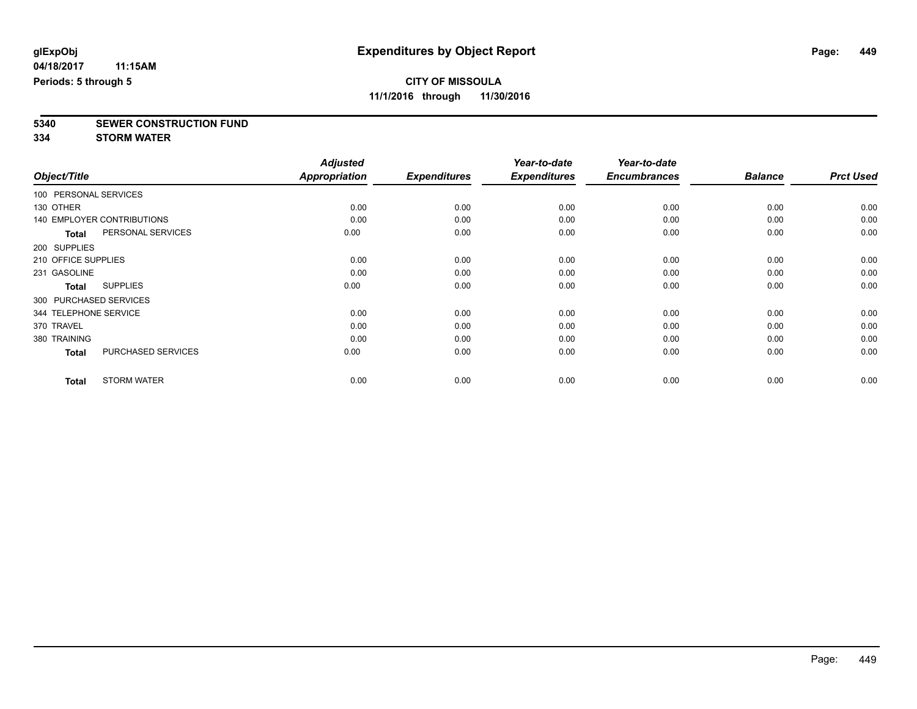**glExpObj**
**04/18/2017 11:15AM**
**Periods: 5 through 5**

# Expenditures by Object Report

**CITY OF MISSOULA**
**11/1/2016 through 11/30/2016**

## 5340 SEWER CONSTRUCTION FUND
## 334 STORM WATER

| Object/Title | | Adjusted Appropriation | Expenditures | Year-to-date Expenditures | Year-to-date Encumbrances | Balance | Prct Used |
|---|---|---|---|---|---|---|---|
| 100 PERSONAL SERVICES | | | | | | | |
| 130 OTHER | | 0.00 | 0.00 | 0.00 | 0.00 | 0.00 | 0.00 |
| 140 EMPLOYER CONTRIBUTIONS | | 0.00 | 0.00 | 0.00 | 0.00 | 0.00 | 0.00 |
| **Total** | PERSONAL SERVICES | 0.00 | 0.00 | 0.00 | 0.00 | 0.00 | 0.00 |
| 200 SUPPLIES | | | | | | | |
| 210 OFFICE SUPPLIES | | 0.00 | 0.00 | 0.00 | 0.00 | 0.00 | 0.00 |
| 231 GASOLINE | | 0.00 | 0.00 | 0.00 | 0.00 | 0.00 | 0.00 |
| **Total** | SUPPLIES | 0.00 | 0.00 | 0.00 | 0.00 | 0.00 | 0.00 |
| 300 PURCHASED SERVICES | | | | | | | |
| 344 TELEPHONE SERVICE | | 0.00 | 0.00 | 0.00 | 0.00 | 0.00 | 0.00 |
| 370 TRAVEL | | 0.00 | 0.00 | 0.00 | 0.00 | 0.00 | 0.00 |
| 380 TRAINING | | 0.00 | 0.00 | 0.00 | 0.00 | 0.00 | 0.00 |
| **Total** | PURCHASED SERVICES | 0.00 | 0.00 | 0.00 | 0.00 | 0.00 | 0.00 |
| **Total** | STORM WATER | 0.00 | 0.00 | 0.00 | 0.00 | 0.00 | 0.00 |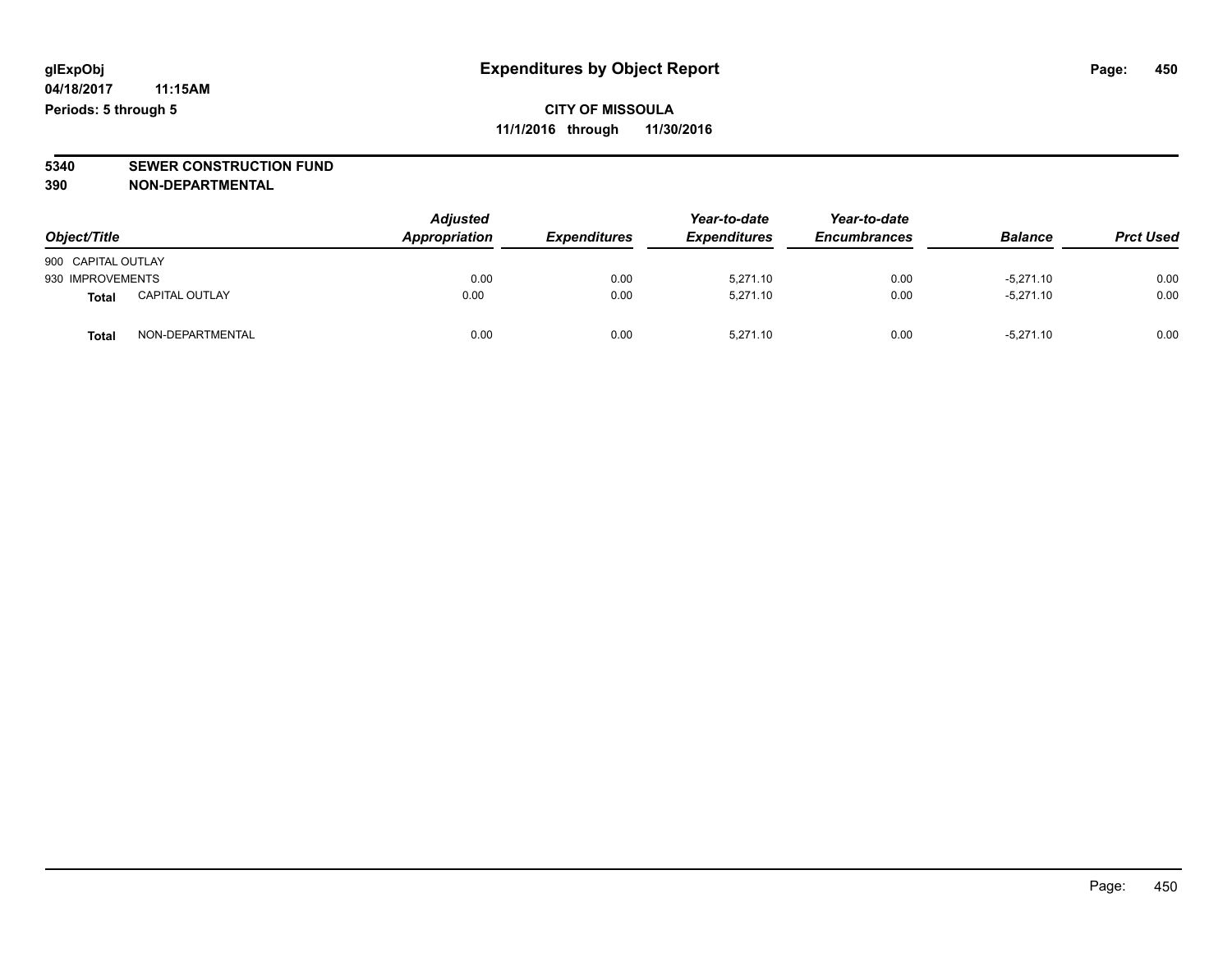glExpObj
04/18/2017 11:15AM
Periods: 5 through 5

# Expenditures by Object Report

**CITY OF MISSOULA**
**11/1/2016 through 11/30/2016**

**5340 SEWER CONSTRUCTION FUND**
**390 NON-DEPARTMENTAL**

| Object/Title | | Adjusted Appropriation | Expenditures | Year-to-date Expenditures | Year-to-date Encumbrances | Balance | Prct Used |
|---|---|---|---|---|---|---|---|
| 900 CAPITAL OUTLAY | | | | | | | |
| 930 IMPROVEMENTS | | 0.00 | 0.00 | 5,271.10 | 0.00 | -5,271.10 | 0.00 |
| **Total** | CAPITAL OUTLAY | 0.00 | 0.00 | 5,271.10 | 0.00 | -5,271.10 | 0.00 |
| **Total** | NON-DEPARTMENTAL | 0.00 | 0.00 | 5,271.10 | 0.00 | -5,271.10 | 0.00 |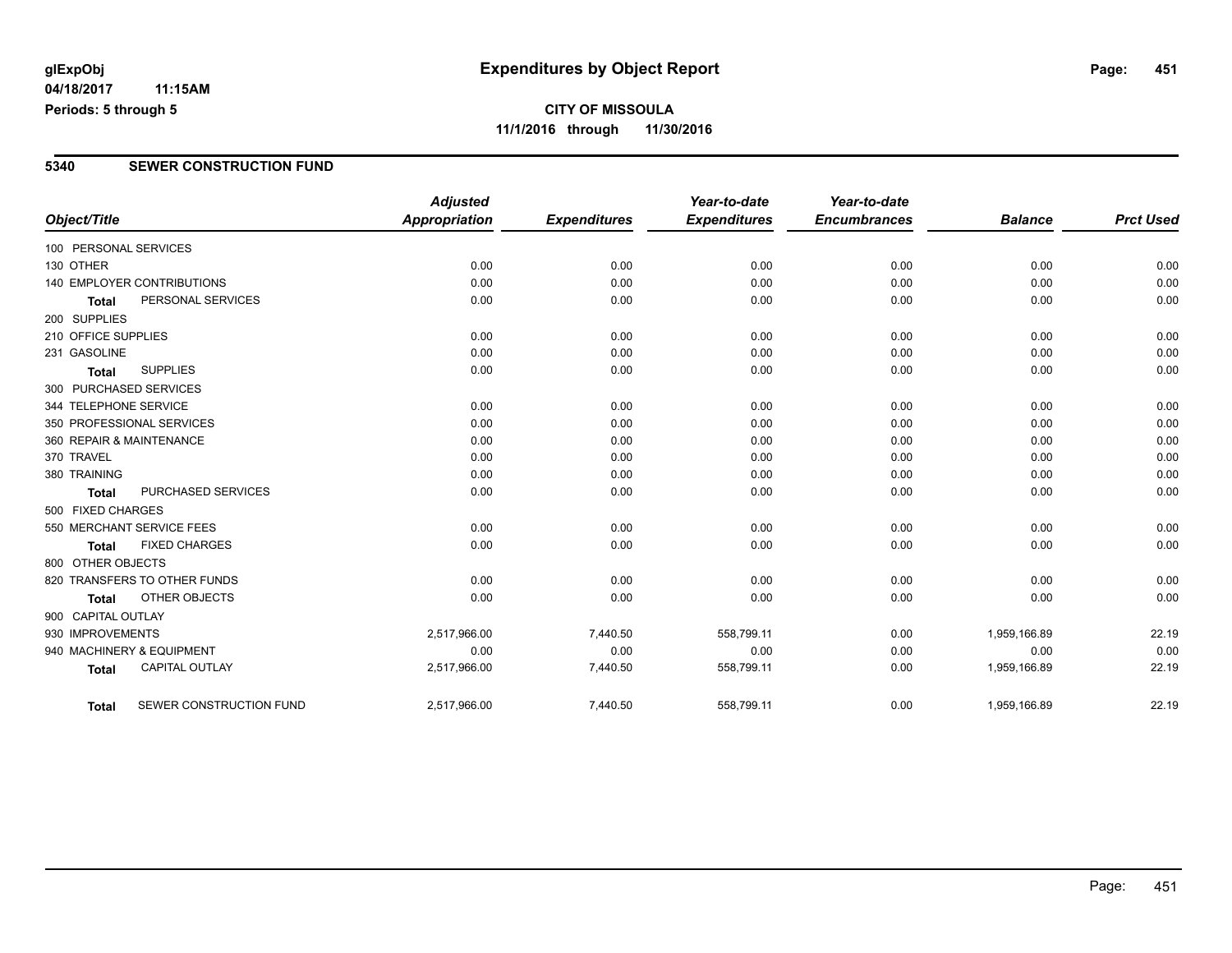glExpObj
04/18/2017 11:15AM
Periods: 5 through 5

# Expenditures by Object Report

**CITY OF MISSOULA**
**11/1/2016 through 11/30/2016**

## 5340 SEWER CONSTRUCTION FUND

| Object/Title | | Adjusted Appropriation | Expenditures | Year-to-date Expenditures | Year-to-date Encumbrances | Balance | Prct Used |
|---|---|---|---|---|---|---|---|
| 100 PERSONAL SERVICES | | | | | | | |
| 130 OTHER | | 0.00 | 0.00 | 0.00 | 0.00 | 0.00 | 0.00 |
| 140 EMPLOYER CONTRIBUTIONS | | 0.00 | 0.00 | 0.00 | 0.00 | 0.00 | 0.00 |
| **Total** | PERSONAL SERVICES | 0.00 | 0.00 | 0.00 | 0.00 | 0.00 | 0.00 |
| 200 SUPPLIES | | | | | | | |
| 210 OFFICE SUPPLIES | | 0.00 | 0.00 | 0.00 | 0.00 | 0.00 | 0.00 |
| 231 GASOLINE | | 0.00 | 0.00 | 0.00 | 0.00 | 0.00 | 0.00 |
| **Total** | SUPPLIES | 0.00 | 0.00 | 0.00 | 0.00 | 0.00 | 0.00 |
| 300 PURCHASED SERVICES | | | | | | | |
| 344 TELEPHONE SERVICE | | 0.00 | 0.00 | 0.00 | 0.00 | 0.00 | 0.00 |
| 350 PROFESSIONAL SERVICES | | 0.00 | 0.00 | 0.00 | 0.00 | 0.00 | 0.00 |
| 360 REPAIR & MAINTENANCE | | 0.00 | 0.00 | 0.00 | 0.00 | 0.00 | 0.00 |
| 370 TRAVEL | | 0.00 | 0.00 | 0.00 | 0.00 | 0.00 | 0.00 |
| 380 TRAINING | | 0.00 | 0.00 | 0.00 | 0.00 | 0.00 | 0.00 |
| **Total** | PURCHASED SERVICES | 0.00 | 0.00 | 0.00 | 0.00 | 0.00 | 0.00 |
| 500 FIXED CHARGES | | | | | | | |
| 550 MERCHANT SERVICE FEES | | 0.00 | 0.00 | 0.00 | 0.00 | 0.00 | 0.00 |
| **Total** | FIXED CHARGES | 0.00 | 0.00 | 0.00 | 0.00 | 0.00 | 0.00 |
| 800 OTHER OBJECTS | | | | | | | |
| 820 TRANSFERS TO OTHER FUNDS | | 0.00 | 0.00 | 0.00 | 0.00 | 0.00 | 0.00 |
| **Total** | OTHER OBJECTS | 0.00 | 0.00 | 0.00 | 0.00 | 0.00 | 0.00 |
| 900 CAPITAL OUTLAY | | | | | | | |
| 930 IMPROVEMENTS | | 2,517,966.00 | 7,440.50 | 558,799.11 | 0.00 | 1,959,166.89 | 22.19 |
| 940 MACHINERY & EQUIPMENT | | 0.00 | 0.00 | 0.00 | 0.00 | 0.00 | 0.00 |
| **Total** | CAPITAL OUTLAY | 2,517,966.00 | 7,440.50 | 558,799.11 | 0.00 | 1,959,166.89 | 22.19 |
| **Total** | SEWER CONSTRUCTION FUND | 2,517,966.00 | 7,440.50 | 558,799.11 | 0.00 | 1,959,166.89 | 22.19 |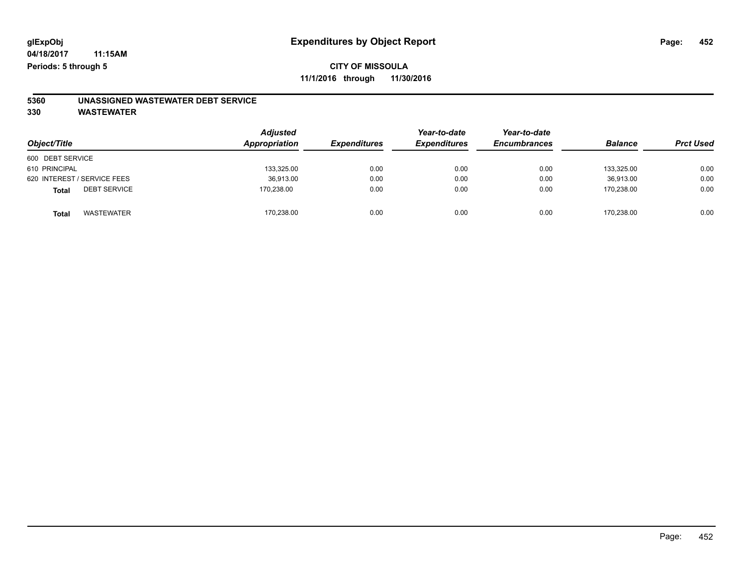glExpObj
04/18/2017 11:15AM
Periods: 5 through 5

# Expenditures by Object Report

**CITY OF MISSOULA**
**11/1/2016 through 11/30/2016**

**5360 UNASSIGNED WASTEWATER DEBT SERVICE**
**330 WASTEWATER**

| Object/Title | Adjusted Appropriation | Expenditures | Year-to-date Expenditures | Year-to-date Encumbrances | Balance | Prct Used |
|---|---|---|---|---|---|---|
| 600 DEBT SERVICE | | | | | | |
| 610 PRINCIPAL | 133,325.00 | 0.00 | 0.00 | 0.00 | 133,325.00 | 0.00 |
| 620 INTEREST / SERVICE FEES | 36,913.00 | 0.00 | 0.00 | 0.00 | 36,913.00 | 0.00 |
| **Total** DEBT SERVICE | 170,238.00 | 0.00 | 0.00 | 0.00 | 170,238.00 | 0.00 |
| **Total** WASTEWATER | 170,238.00 | 0.00 | 0.00 | 0.00 | 170,238.00 | 0.00 |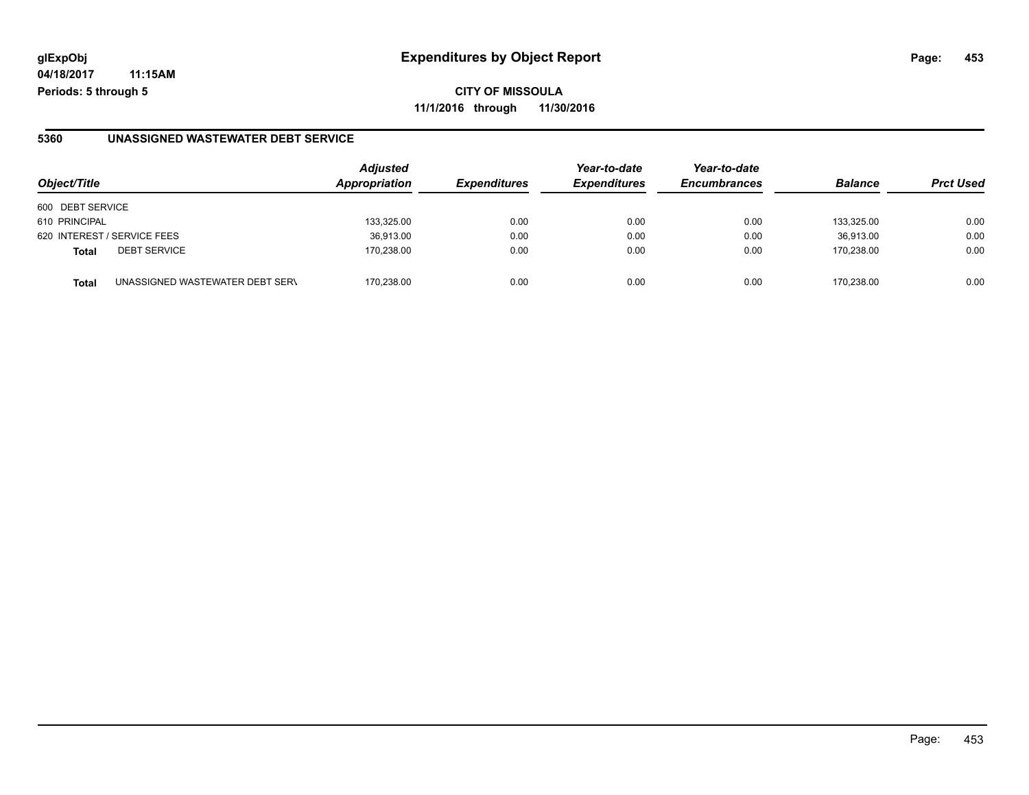**glExpObj** **Expenditures by Object Report**

**04/18/2017 11:15AM**

**Periods: 5 through 5**

**CITY OF MISSOULA**

**11/1/2016 through 11/30/2016**

## 5360 UNASSIGNED WASTEWATER DEBT SERVICE

| Object/Title | | Adjusted Appropriation | Expenditures | Year-to-date Expenditures | Year-to-date Encumbrances | Balance | Prct Used |
|---|---|---|---|---|---|---|---|
| 600 DEBT SERVICE | | | | | | | |
| 610 PRINCIPAL | | 133,325.00 | 0.00 | 0.00 | 0.00 | 133,325.00 | 0.00 |
| 620 INTEREST / SERVICE FEES | | 36,913.00 | 0.00 | 0.00 | 0.00 | 36,913.00 | 0.00 |
| **Total** | DEBT SERVICE | 170,238.00 | 0.00 | 0.00 | 0.00 | 170,238.00 | 0.00 |
| **Total** | UNASSIGNED WASTEWATER DEBT SERV | 170,238.00 | 0.00 | 0.00 | 0.00 | 170,238.00 | 0.00 |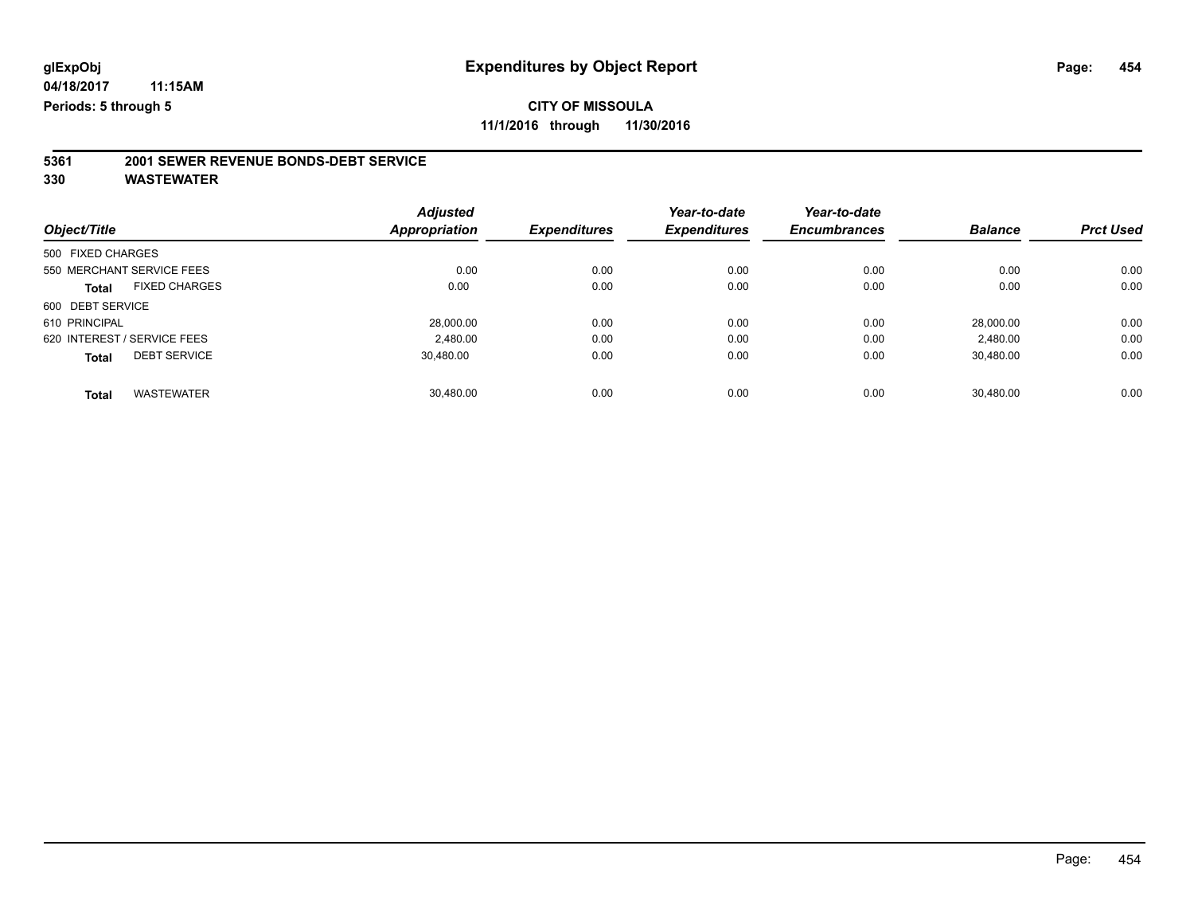glExpObj

04/18/2017 11:15AM

Periods: 5 through 5

# Expenditures by Object Report

**CITY OF MISSOULA**

**11/1/2016 through 11/30/2016**

## 5361 2001 SEWER REVENUE BONDS-DEBT SERVICE

## 330 WASTEWATER

| Object/Title | | Adjusted Appropriation | Expenditures | Year-to-date Expenditures | Year-to-date Encumbrances | Balance | Prct Used |
|---|---|---|---|---|---|---|---|
| 500 FIXED CHARGES | | | | | | | |
| 550 MERCHANT SERVICE FEES | | 0.00 | 0.00 | 0.00 | 0.00 | 0.00 | 0.00 |
| **Total** | FIXED CHARGES | 0.00 | 0.00 | 0.00 | 0.00 | 0.00 | 0.00 |
| 600 DEBT SERVICE | | | | | | | |
| 610 PRINCIPAL | | 28,000.00 | 0.00 | 0.00 | 0.00 | 28,000.00 | 0.00 |
| 620 INTEREST / SERVICE FEES | | 2,480.00 | 0.00 | 0.00 | 0.00 | 2,480.00 | 0.00 |
| **Total** | DEBT SERVICE | 30,480.00 | 0.00 | 0.00 | 0.00 | 30,480.00 | 0.00 |
| **Total** | WASTEWATER | 30,480.00 | 0.00 | 0.00 | 0.00 | 30,480.00 | 0.00 |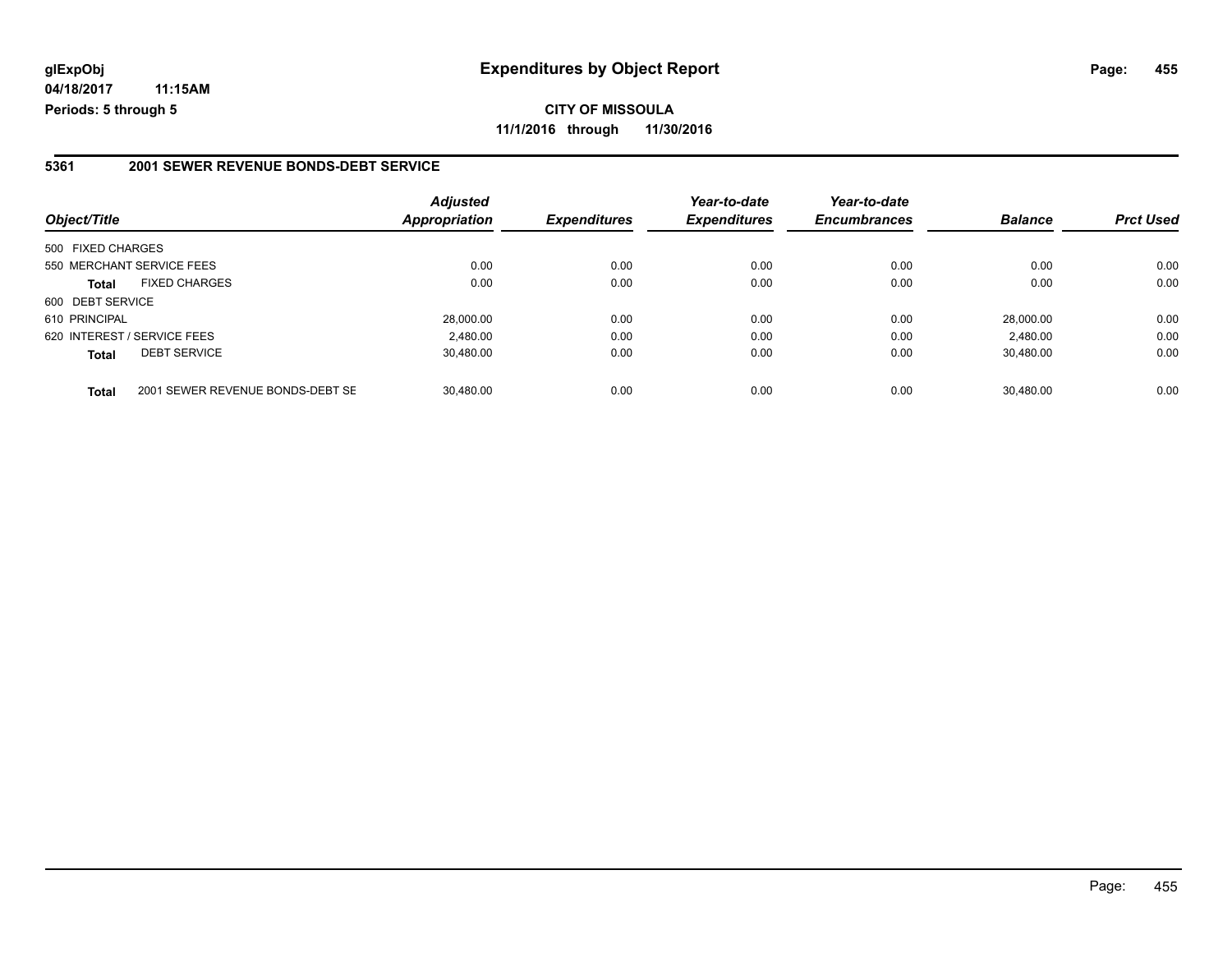**glExpObj** **Expenditures by Object Report**

**04/18/2017 11:15AM**

**Periods: 5 through 5**

**CITY OF MISSOULA**

**11/1/2016 through 11/30/2016**

### 5361 2001 SEWER REVENUE BONDS-DEBT SERVICE

| Object/Title | | Adjusted Appropriation | Expenditures | Year-to-date Expenditures | Year-to-date Encumbrances | Balance | Prct Used |
|---|---|---|---|---|---|---|---|
| 500 FIXED CHARGES | | | | | | | |
| 550 MERCHANT SERVICE FEES | | 0.00 | 0.00 | 0.00 | 0.00 | 0.00 | 0.00 |
| **Total** | FIXED CHARGES | 0.00 | 0.00 | 0.00 | 0.00 | 0.00 | 0.00 |
| 600 DEBT SERVICE | | | | | | | |
| 610 PRINCIPAL | | 28,000.00 | 0.00 | 0.00 | 0.00 | 28,000.00 | 0.00 |
| 620 INTEREST / SERVICE FEES | | 2,480.00 | 0.00 | 0.00 | 0.00 | 2,480.00 | 0.00 |
| **Total** | DEBT SERVICE | 30,480.00 | 0.00 | 0.00 | 0.00 | 30,480.00 | 0.00 |
| **Total** | 2001 SEWER REVENUE BONDS-DEBT SE | 30,480.00 | 0.00 | 0.00 | 0.00 | 30,480.00 | 0.00 |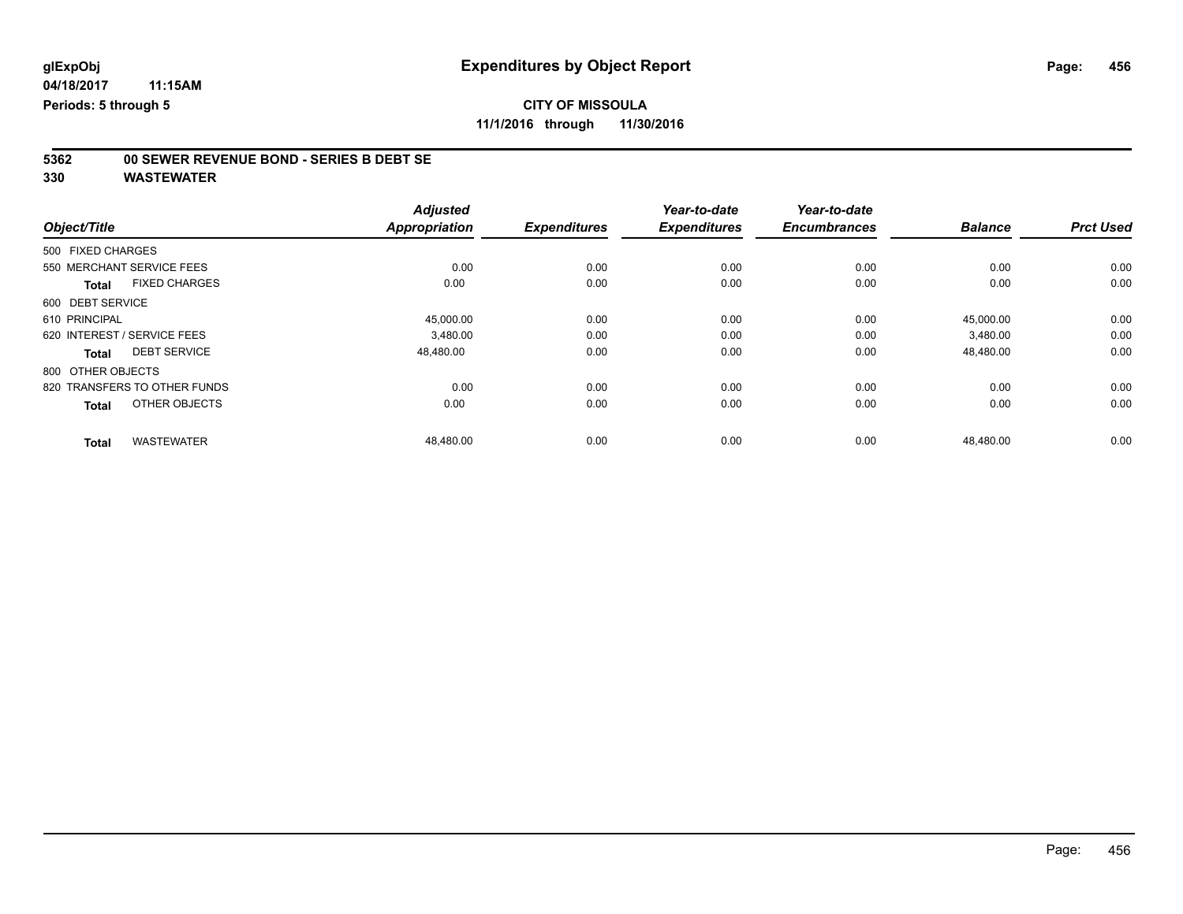**glExpObj** **Expenditures by Object Report**

**04/18/2017 11:15AM**

**Periods: 5 through 5**

**CITY OF MISSOULA**

**11/1/2016 through 11/30/2016**

**5362 00 SEWER REVENUE BOND - SERIES B DEBT SE**

**330 WASTEWATER**

| Object/Title | Adjusted Appropriation | Expenditures | Year-to-date Expenditures | Year-to-date Encumbrances | Balance | Prct Used |
|---|---|---|---|---|---|---|
| 500 FIXED CHARGES | | | | | | |
| 550 MERCHANT SERVICE FEES | 0.00 | 0.00 | 0.00 | 0.00 | 0.00 | 0.00 |
| **Total** FIXED CHARGES | 0.00 | 0.00 | 0.00 | 0.00 | 0.00 | 0.00 |
| 600 DEBT SERVICE | | | | | | |
| 610 PRINCIPAL | 45,000.00 | 0.00 | 0.00 | 0.00 | 45,000.00 | 0.00 |
| 620 INTEREST / SERVICE FEES | 3,480.00 | 0.00 | 0.00 | 0.00 | 3,480.00 | 0.00 |
| **Total** DEBT SERVICE | 48,480.00 | 0.00 | 0.00 | 0.00 | 48,480.00 | 0.00 |
| 800 OTHER OBJECTS | | | | | | |
| 820 TRANSFERS TO OTHER FUNDS | 0.00 | 0.00 | 0.00 | 0.00 | 0.00 | 0.00 |
| **Total** OTHER OBJECTS | 0.00 | 0.00 | 0.00 | 0.00 | 0.00 | 0.00 |
| **Total** WASTEWATER | 48,480.00 | 0.00 | 0.00 | 0.00 | 48,480.00 | 0.00 |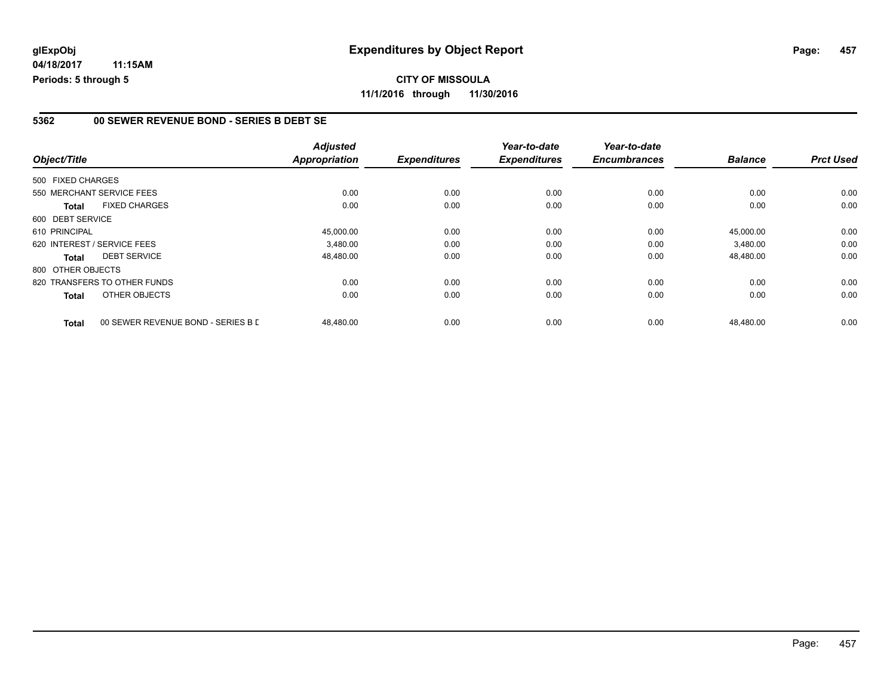**glExpObj**
**04/18/2017 11:15AM**
**Periods: 5 through 5**

# Expenditures by Object Report

**CITY OF MISSOULA**
**11/1/2016 through 11/30/2016**

## 5362 00 SEWER REVENUE BOND - SERIES B DEBT SE

| Object/Title | | Adjusted Appropriation | Expenditures | Year-to-date Expenditures | Year-to-date Encumbrances | Balance | Prct Used |
|---|---|---|---|---|---|---|---|
| 500 FIXED CHARGES | | | | | | | |
| 550 MERCHANT SERVICE FEES | | 0.00 | 0.00 | 0.00 | 0.00 | 0.00 | 0.00 |
| **Total** | FIXED CHARGES | 0.00 | 0.00 | 0.00 | 0.00 | 0.00 | 0.00 |
| 600 DEBT SERVICE | | | | | | | |
| 610 PRINCIPAL | | 45,000.00 | 0.00 | 0.00 | 0.00 | 45,000.00 | 0.00 |
| 620 INTEREST / SERVICE FEES | | 3,480.00 | 0.00 | 0.00 | 0.00 | 3,480.00 | 0.00 |
| **Total** | DEBT SERVICE | 48,480.00 | 0.00 | 0.00 | 0.00 | 48,480.00 | 0.00 |
| 800 OTHER OBJECTS | | | | | | | |
| 820 TRANSFERS TO OTHER FUNDS | | 0.00 | 0.00 | 0.00 | 0.00 | 0.00 | 0.00 |
| **Total** | OTHER OBJECTS | 0.00 | 0.00 | 0.00 | 0.00 | 0.00 | 0.00 |
| **Total** | 00 SEWER REVENUE BOND - SERIES B D | 48,480.00 | 0.00 | 0.00 | 0.00 | 48,480.00 | 0.00 |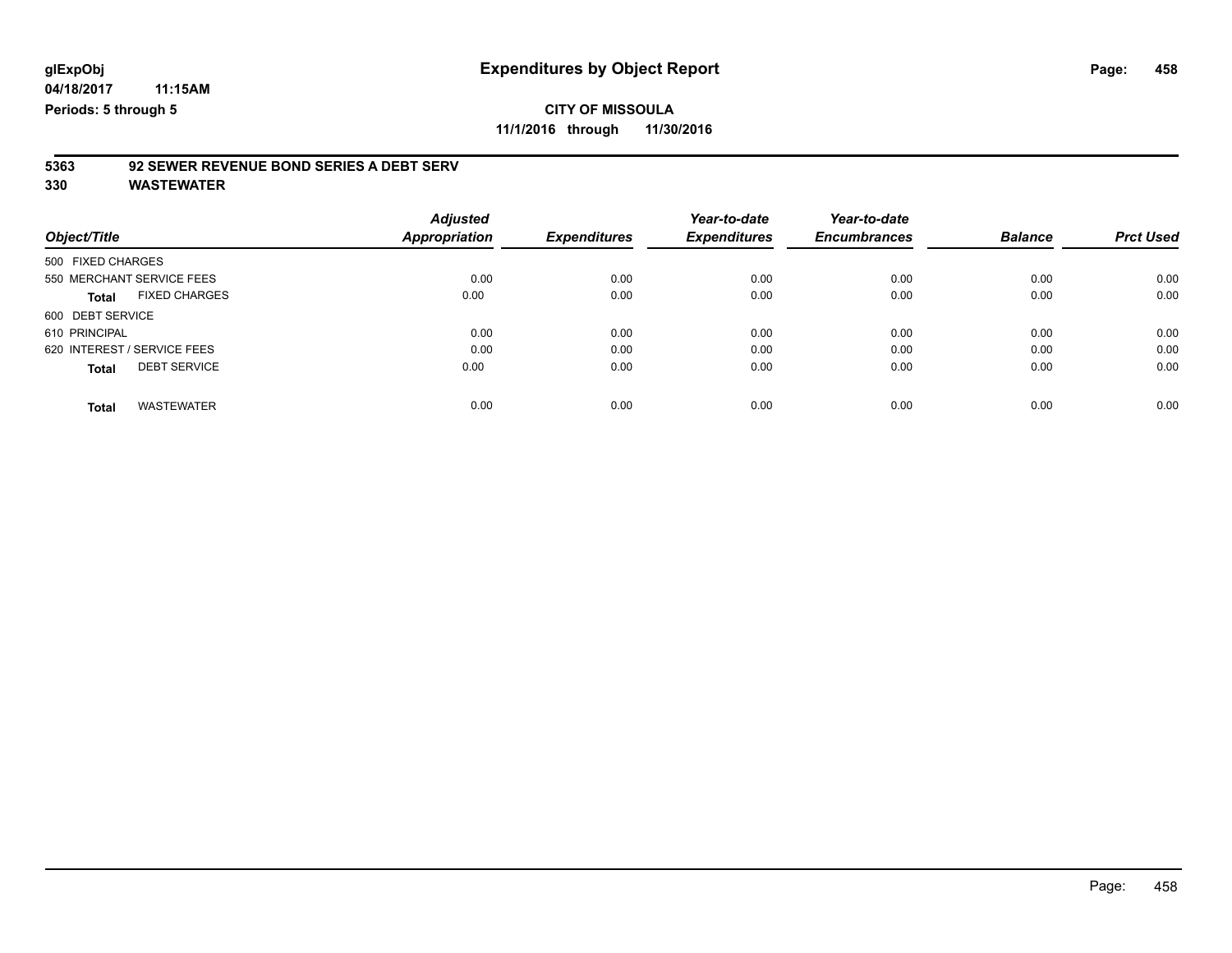**glExpObj** **Expenditures by Object Report**

**04/18/2017 11:15AM**

**Periods: 5 through 5**

**CITY OF MISSOULA**

**11/1/2016 through 11/30/2016**

**5363 92 SEWER REVENUE BOND SERIES A DEBT SERV**

**330 WASTEWATER**

| Object/Title | Adjusted Appropriation | Expenditures | Year-to-date Expenditures | Year-to-date Encumbrances | Balance | Prct Used |
|---|---|---|---|---|---|---|
| 500 FIXED CHARGES | | | | | | |
| 550 MERCHANT SERVICE FEES | 0.00 | 0.00 | 0.00 | 0.00 | 0.00 | 0.00 |
| **Total** FIXED CHARGES | 0.00 | 0.00 | 0.00 | 0.00 | 0.00 | 0.00 |
| 600 DEBT SERVICE | | | | | | |
| 610 PRINCIPAL | 0.00 | 0.00 | 0.00 | 0.00 | 0.00 | 0.00 |
| 620 INTEREST / SERVICE FEES | 0.00 | 0.00 | 0.00 | 0.00 | 0.00 | 0.00 |
| **Total** DEBT SERVICE | 0.00 | 0.00 | 0.00 | 0.00 | 0.00 | 0.00 |
| **Total** WASTEWATER | 0.00 | 0.00 | 0.00 | 0.00 | 0.00 | 0.00 |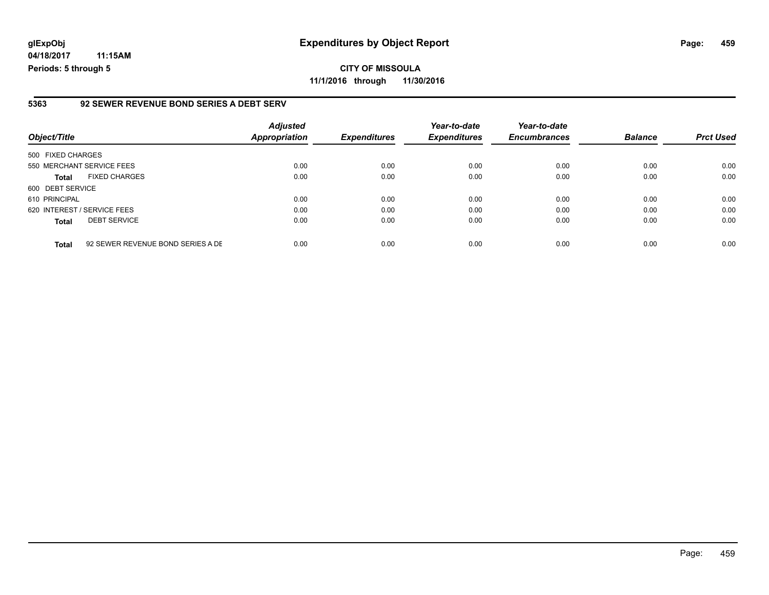glExpObj
04/18/2017 11:15AM
Periods: 5 through 5

# Expenditures by Object Report

**CITY OF MISSOULA**
**11/1/2016 through 11/30/2016**

## 5363 92 SEWER REVENUE BOND SERIES A DEBT SERV

| Object/Title | | Adjusted Appropriation | Expenditures | Year-to-date Expenditures | Year-to-date Encumbrances | Balance | Prct Used |
|---|---|---|---|---|---|---|---|
| 500 FIXED CHARGES | | | | | | | |
| 550 MERCHANT SERVICE FEES | | 0.00 | 0.00 | 0.00 | 0.00 | 0.00 | 0.00 |
| **Total** | FIXED CHARGES | 0.00 | 0.00 | 0.00 | 0.00 | 0.00 | 0.00 |
| 600 DEBT SERVICE | | | | | | | |
| 610 PRINCIPAL | | 0.00 | 0.00 | 0.00 | 0.00 | 0.00 | 0.00 |
| 620 INTEREST / SERVICE FEES | | 0.00 | 0.00 | 0.00 | 0.00 | 0.00 | 0.00 |
| **Total** | DEBT SERVICE | 0.00 | 0.00 | 0.00 | 0.00 | 0.00 | 0.00 |
| **Total** | 92 SEWER REVENUE BOND SERIES A DE | 0.00 | 0.00 | 0.00 | 0.00 | 0.00 | 0.00 |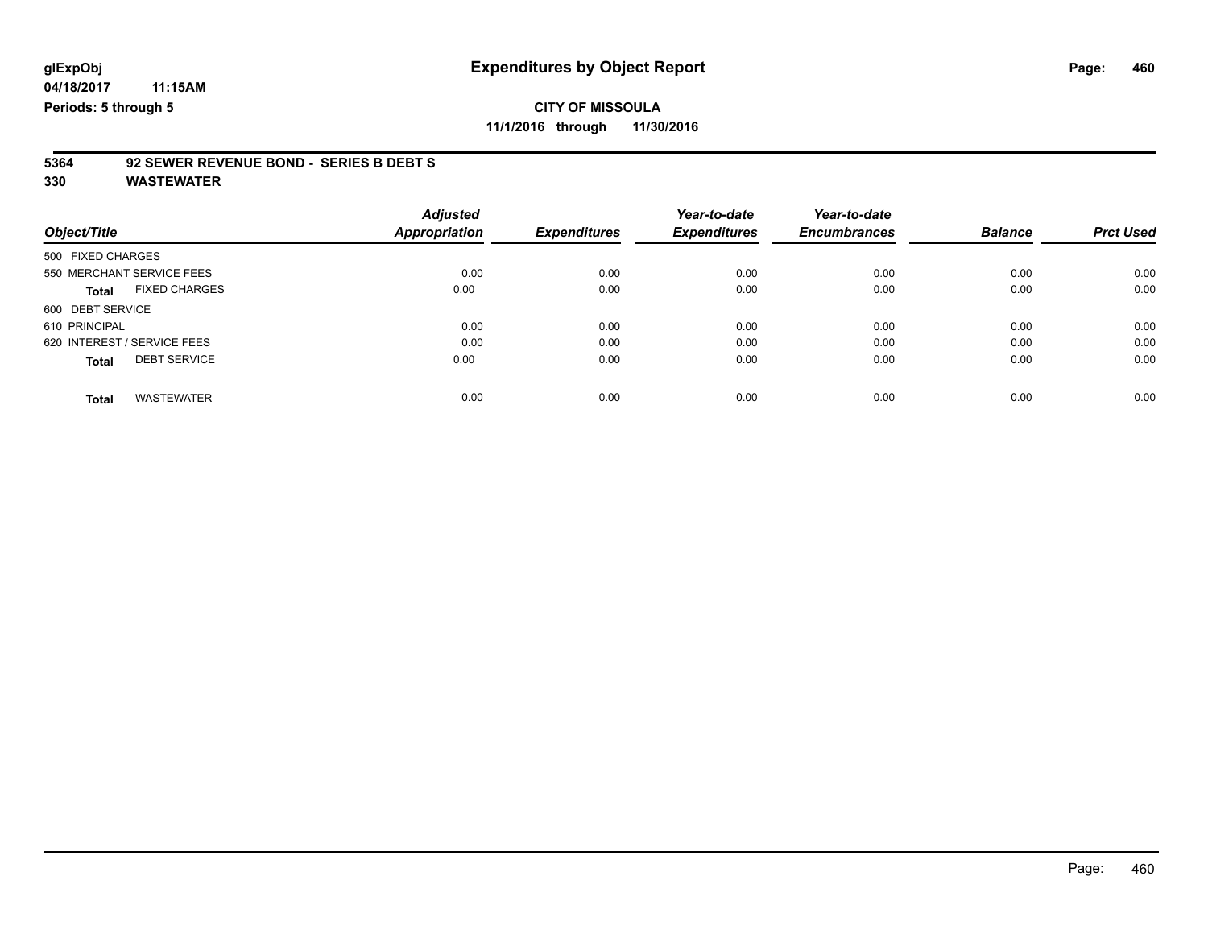glExpObj
04/18/2017 11:15AM
Periods: 5 through 5

# Expenditures by Object Report

**CITY OF MISSOULA**
**11/1/2016 through 11/30/2016**

**5364 92 SEWER REVENUE BOND - SERIES B DEBT S**
**330 WASTEWATER**

| Object/Title | Adjusted Appropriation | Expenditures | Year-to-date Expenditures | Year-to-date Encumbrances | Balance | Prct Used |
|---|---|---|---|---|---|---|
| 500 FIXED CHARGES | | | | | | |
| 550 MERCHANT SERVICE FEES | 0.00 | 0.00 | 0.00 | 0.00 | 0.00 | 0.00 |
| **Total** FIXED CHARGES | 0.00 | 0.00 | 0.00 | 0.00 | 0.00 | 0.00 |
| 600 DEBT SERVICE | | | | | | |
| 610 PRINCIPAL | 0.00 | 0.00 | 0.00 | 0.00 | 0.00 | 0.00 |
| 620 INTEREST / SERVICE FEES | 0.00 | 0.00 | 0.00 | 0.00 | 0.00 | 0.00 |
| **Total** DEBT SERVICE | 0.00 | 0.00 | 0.00 | 0.00 | 0.00 | 0.00 |
| **Total** WASTEWATER | 0.00 | 0.00 | 0.00 | 0.00 | 0.00 | 0.00 |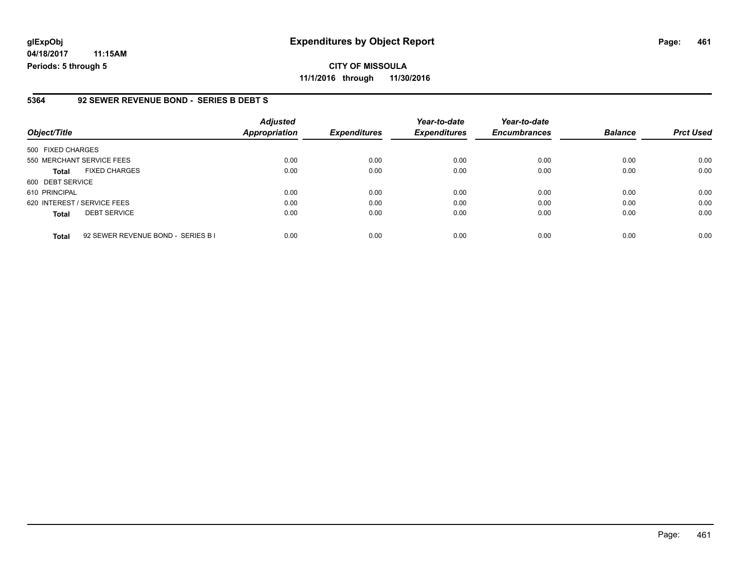**glExpObj**
**04/18/2017 11:15AM**
**Periods: 5 through 5**

# Expenditures by Object Report

**CITY OF MISSOULA**
**11/1/2016 through 11/30/2016**

## 5364 92 SEWER REVENUE BOND - SERIES B DEBT S

| Object/Title | Adjusted Appropriation | Expenditures | Year-to-date Expenditures | Year-to-date Encumbrances | Balance | Prct Used |
|---|---|---|---|---|---|---|
| 500 FIXED CHARGES | | | | | | |
| 550 MERCHANT SERVICE FEES | 0.00 | 0.00 | 0.00 | 0.00 | 0.00 | 0.00 |
| **Total** FIXED CHARGES | 0.00 | 0.00 | 0.00 | 0.00 | 0.00 | 0.00 |
| 600 DEBT SERVICE | | | | | | |
| 610 PRINCIPAL | 0.00 | 0.00 | 0.00 | 0.00 | 0.00 | 0.00 |
| 620 INTEREST / SERVICE FEES | 0.00 | 0.00 | 0.00 | 0.00 | 0.00 | 0.00 |
| **Total** DEBT SERVICE | 0.00 | 0.00 | 0.00 | 0.00 | 0.00 | 0.00 |
| **Total** 92 SEWER REVENUE BOND - SERIES B I | 0.00 | 0.00 | 0.00 | 0.00 | 0.00 | 0.00 |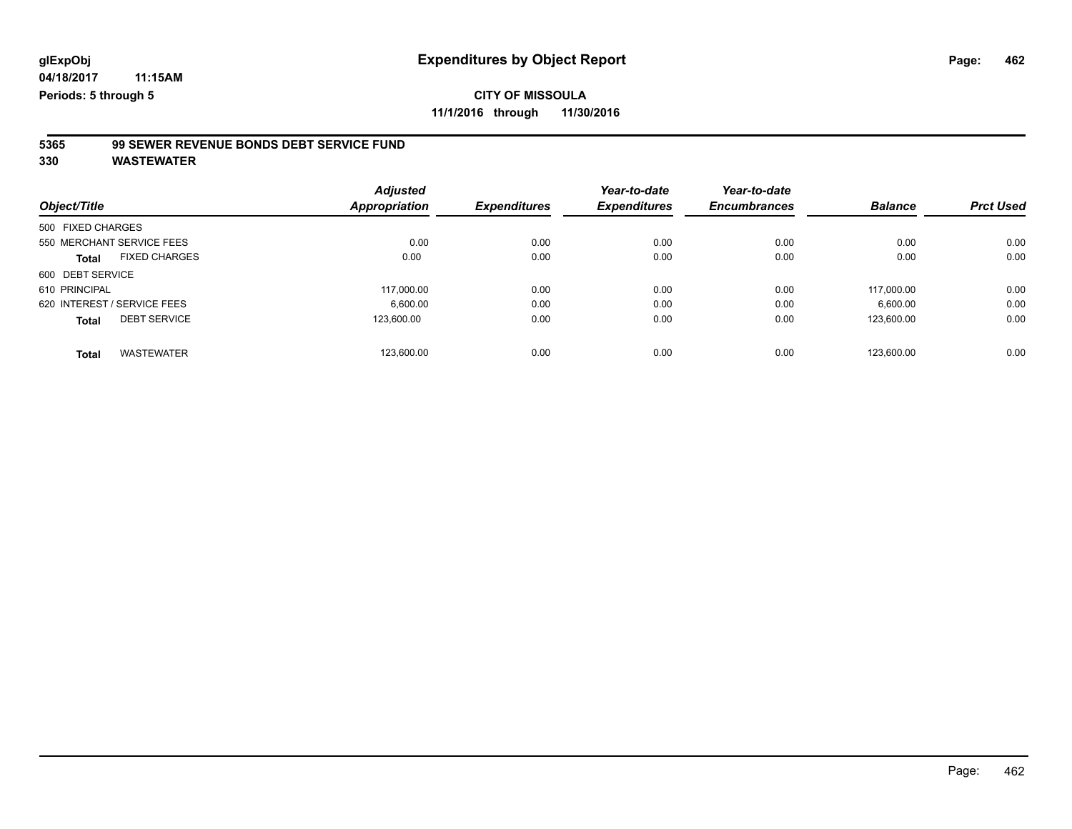**glExpObj** **Expenditures by Object Report**

**04/18/2017 11:15AM**

**Periods: 5 through 5**

**CITY OF MISSOULA**

**11/1/2016 through 11/30/2016**

**5365 99 SEWER REVENUE BONDS DEBT SERVICE FUND**

**330 WASTEWATER**

| Object/Title | Adjusted Appropriation | Expenditures | Year-to-date Expenditures | Year-to-date Encumbrances | Balance | Prct Used |
|---|---|---|---|---|---|---|
| 500 FIXED CHARGES | | | | | | |
| 550 MERCHANT SERVICE FEES | 0.00 | 0.00 | 0.00 | 0.00 | 0.00 | 0.00 |
| **Total** FIXED CHARGES | 0.00 | 0.00 | 0.00 | 0.00 | 0.00 | 0.00 |
| 600 DEBT SERVICE | | | | | | |
| 610 PRINCIPAL | 117,000.00 | 0.00 | 0.00 | 0.00 | 117,000.00 | 0.00 |
| 620 INTEREST / SERVICE FEES | 6,600.00 | 0.00 | 0.00 | 0.00 | 6,600.00 | 0.00 |
| **Total** DEBT SERVICE | 123,600.00 | 0.00 | 0.00 | 0.00 | 123,600.00 | 0.00 |
| **Total** WASTEWATER | 123,600.00 | 0.00 | 0.00 | 0.00 | 123,600.00 | 0.00 |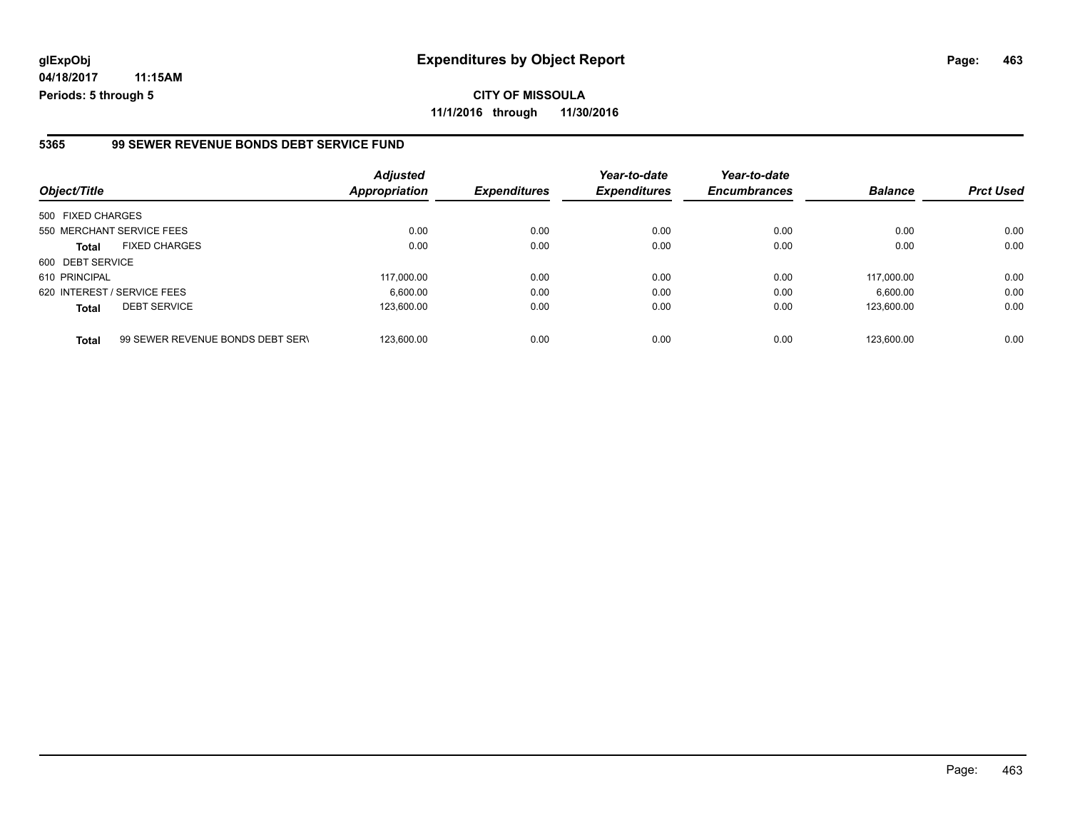**glExpObj**
**04/18/2017 11:15AM**
**Periods: 5 through 5**

# Expenditures by Object Report

**CITY OF MISSOULA**
**11/1/2016 through 11/30/2016**

## 5365 99 SEWER REVENUE BONDS DEBT SERVICE FUND

| Object/Title | | *Adjusted Appropriation* | *Expenditures* | *Year-to-date Expenditures* | *Year-to-date Encumbrances* | *Balance* | *Prct Used* |
|---|---|---|---|---|---|---|---|
| 500 FIXED CHARGES | | | | | | | |
| 550 MERCHANT SERVICE FEES | | 0.00 | 0.00 | 0.00 | 0.00 | 0.00 | 0.00 |
| **Total** | FIXED CHARGES | 0.00 | 0.00 | 0.00 | 0.00 | 0.00 | 0.00 |
| 600 DEBT SERVICE | | | | | | | |
| 610 PRINCIPAL | | 117,000.00 | 0.00 | 0.00 | 0.00 | 117,000.00 | 0.00 |
| 620 INTEREST / SERVICE FEES | | 6,600.00 | 0.00 | 0.00 | 0.00 | 6,600.00 | 0.00 |
| **Total** | DEBT SERVICE | 123,600.00 | 0.00 | 0.00 | 0.00 | 123,600.00 | 0.00 |
| **Total** | 99 SEWER REVENUE BONDS DEBT SERV | 123,600.00 | 0.00 | 0.00 | 0.00 | 123,600.00 | 0.00 |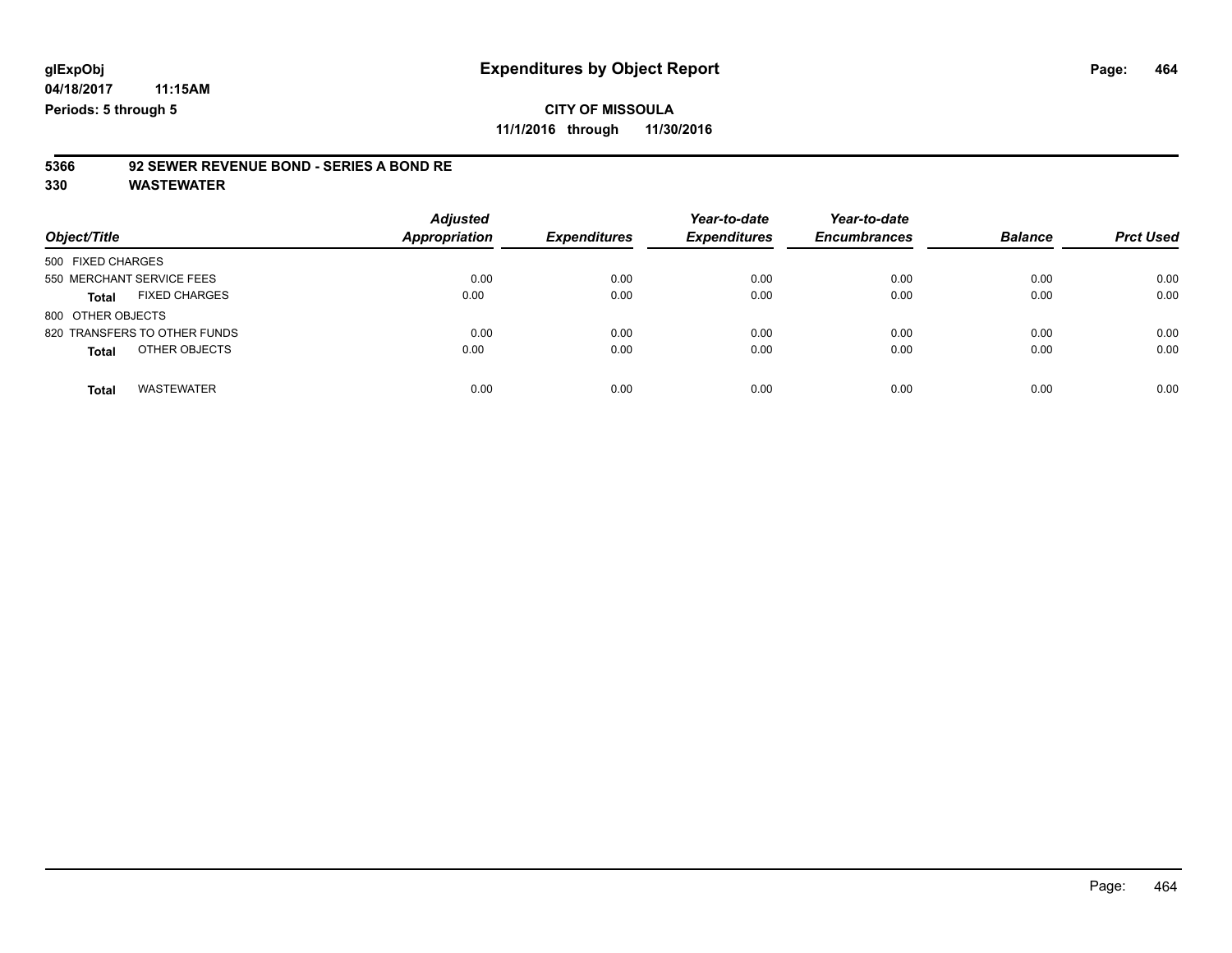**glExpObj**
**04/18/2017 11:15AM**
**Periods: 5 through 5**

# Expenditures by Object Report

**CITY OF MISSOULA**
**11/1/2016 through 11/30/2016**

**5366 92 SEWER REVENUE BOND - SERIES A BOND RE**
**330 WASTEWATER**

| Object/Title | Adjusted Appropriation | Expenditures | Year-to-date Expenditures | Year-to-date Encumbrances | Balance | Prct Used |
|---|---|---|---|---|---|---|
| 500 FIXED CHARGES | | | | | | |
| 550 MERCHANT SERVICE FEES | 0.00 | 0.00 | 0.00 | 0.00 | 0.00 | 0.00 |
| **Total** FIXED CHARGES | 0.00 | 0.00 | 0.00 | 0.00 | 0.00 | 0.00 |
| 800 OTHER OBJECTS | | | | | | |
| 820 TRANSFERS TO OTHER FUNDS | 0.00 | 0.00 | 0.00 | 0.00 | 0.00 | 0.00 |
| **Total** OTHER OBJECTS | 0.00 | 0.00 | 0.00 | 0.00 | 0.00 | 0.00 |
| **Total** WASTEWATER | 0.00 | 0.00 | 0.00 | 0.00 | 0.00 | 0.00 |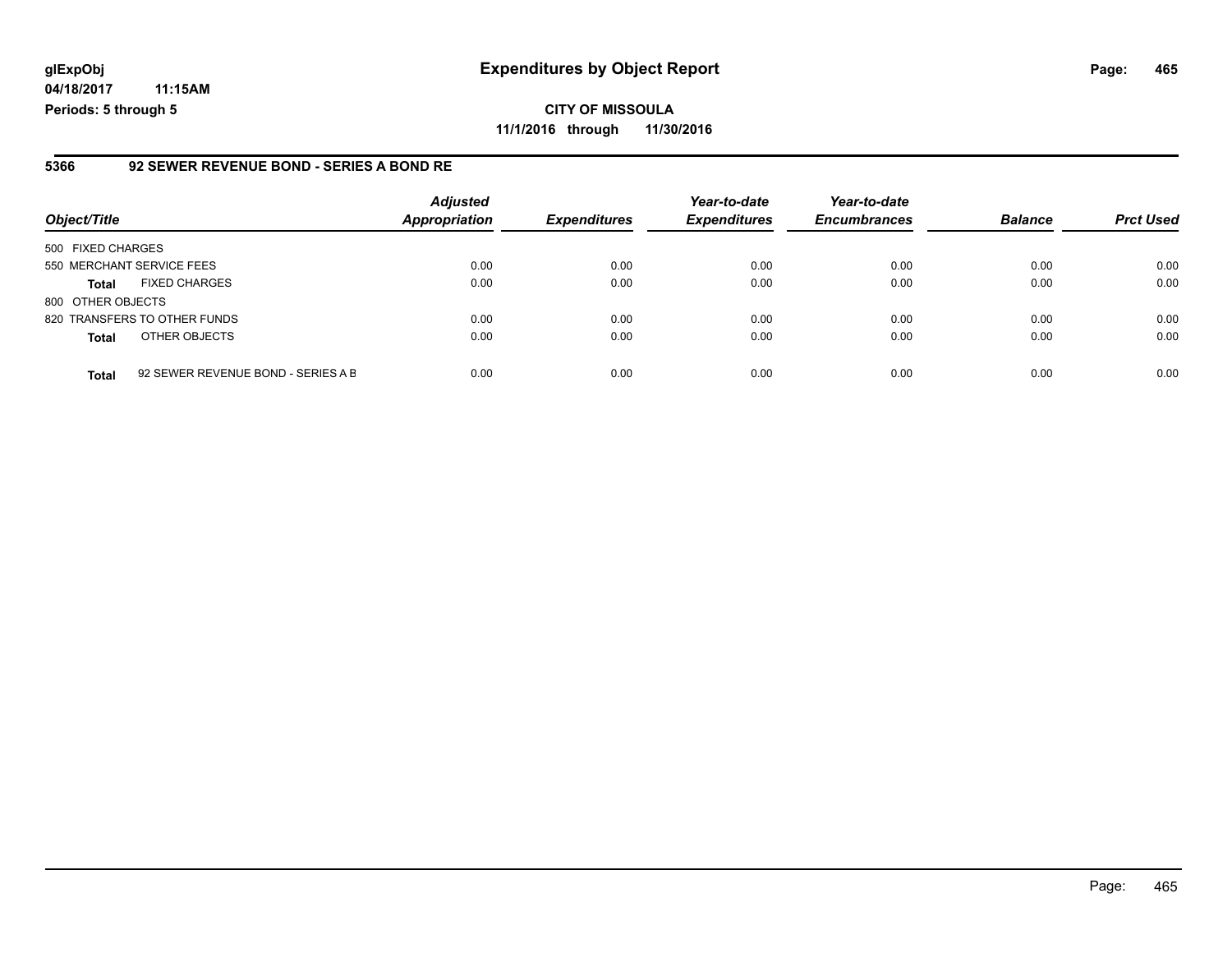**glExpObj**
**04/18/2017 11:15AM**
**Periods: 5 through 5**

# Expenditures by Object Report

**CITY OF MISSOULA**
**11/1/2016 through 11/30/2016**

## 5366 92 SEWER REVENUE BOND - SERIES A BOND RE

| Object/Title | | Adjusted Appropriation | Expenditures | Year-to-date Expenditures | Year-to-date Encumbrances | Balance | Prct Used |
|---|---|---|---|---|---|---|---|
| 500 FIXED CHARGES | | | | | | | |
| 550 MERCHANT SERVICE FEES | | 0.00 | 0.00 | 0.00 | 0.00 | 0.00 | 0.00 |
| **Total** | FIXED CHARGES | 0.00 | 0.00 | 0.00 | 0.00 | 0.00 | 0.00 |
| 800 OTHER OBJECTS | | | | | | | |
| 820 TRANSFERS TO OTHER FUNDS | | 0.00 | 0.00 | 0.00 | 0.00 | 0.00 | 0.00 |
| **Total** | OTHER OBJECTS | 0.00 | 0.00 | 0.00 | 0.00 | 0.00 | 0.00 |
| **Total** | 92 SEWER REVENUE BOND - SERIES A B | 0.00 | 0.00 | 0.00 | 0.00 | 0.00 | 0.00 |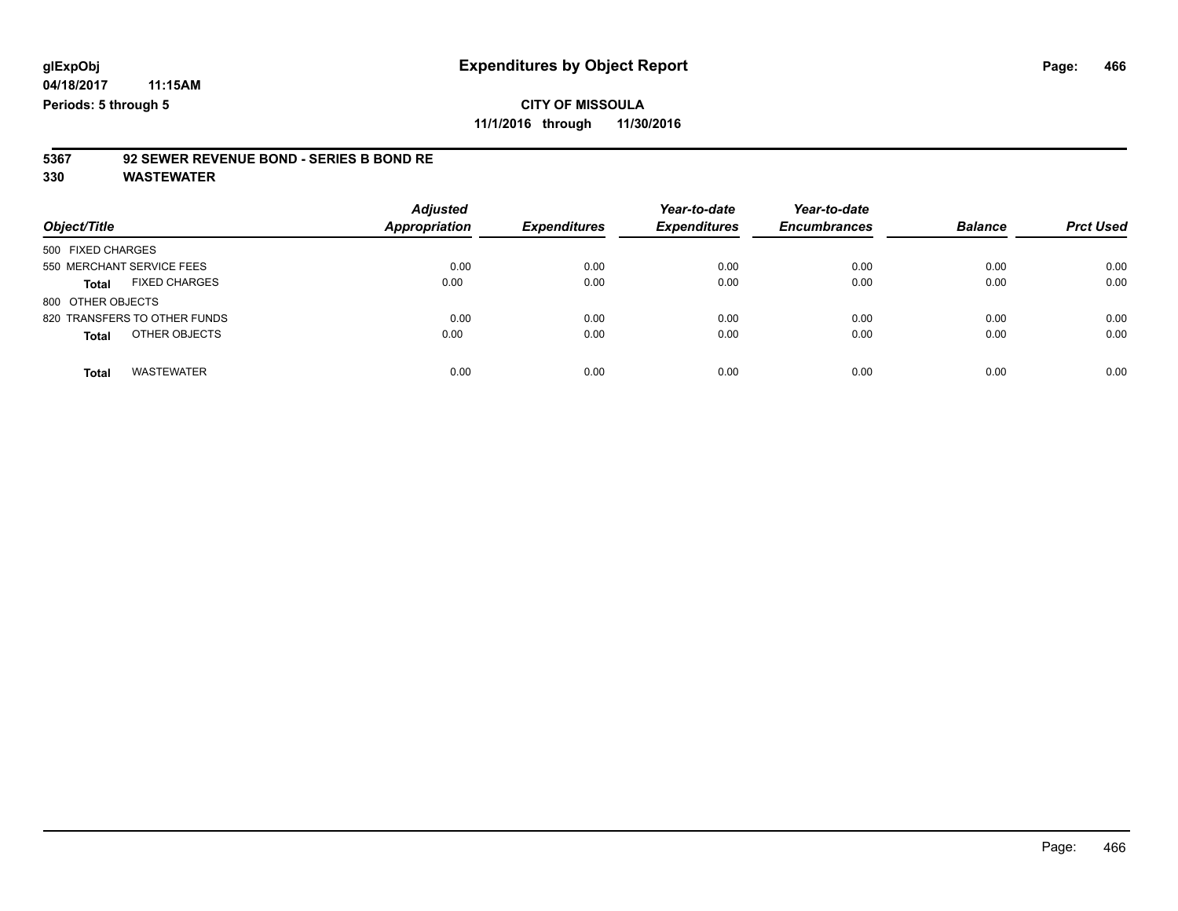# Expenditures by Object Report

glExpObj
04/18/2017 11:15AM
Periods: 5 through 5

**CITY OF MISSOULA**
**11/1/2016 through 11/30/2016**

**5367 92 SEWER REVENUE BOND - SERIES B BOND RE**
**330 WASTEWATER**

| Object/Title | Adjusted Appropriation | Expenditures | Year-to-date Expenditures | Year-to-date Encumbrances | Balance | Prct Used |
|---|---|---|---|---|---|---|
| 500 FIXED CHARGES | | | | | | |
| 550 MERCHANT SERVICE FEES | 0.00 | 0.00 | 0.00 | 0.00 | 0.00 | 0.00 |
| **Total** FIXED CHARGES | 0.00 | 0.00 | 0.00 | 0.00 | 0.00 | 0.00 |
| 800 OTHER OBJECTS | | | | | | |
| 820 TRANSFERS TO OTHER FUNDS | 0.00 | 0.00 | 0.00 | 0.00 | 0.00 | 0.00 |
| **Total** OTHER OBJECTS | 0.00 | 0.00 | 0.00 | 0.00 | 0.00 | 0.00 |
| **Total** WASTEWATER | 0.00 | 0.00 | 0.00 | 0.00 | 0.00 | 0.00 |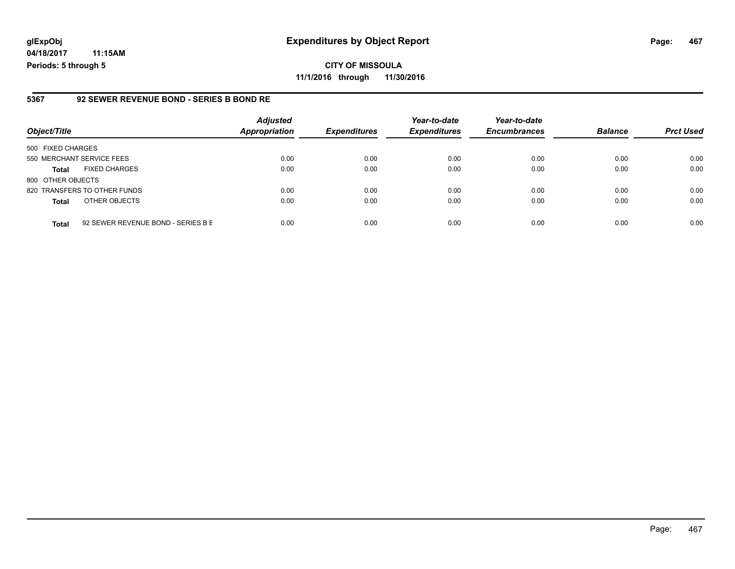**glExpObj**
**04/18/2017 11:15AM**
**Periods: 5 through 5**

# Expenditures by Object Report

**CITY OF MISSOULA**
**11/1/2016 through 11/30/2016**

## 5367 92 SEWER REVENUE BOND - SERIES B BOND RE

| Object/Title | | Adjusted Appropriation | Expenditures | Year-to-date Expenditures | Year-to-date Encumbrances | Balance | Prct Used |
|---|---|---|---|---|---|---|---|
| 500 FIXED CHARGES | | | | | | | |
| 550 MERCHANT SERVICE FEES | | 0.00 | 0.00 | 0.00 | 0.00 | 0.00 | 0.00 |
| **Total** | FIXED CHARGES | 0.00 | 0.00 | 0.00 | 0.00 | 0.00 | 0.00 |
| 800 OTHER OBJECTS | | | | | | | |
| 820 TRANSFERS TO OTHER FUNDS | | 0.00 | 0.00 | 0.00 | 0.00 | 0.00 | 0.00 |
| **Total** | OTHER OBJECTS | 0.00 | 0.00 | 0.00 | 0.00 | 0.00 | 0.00 |
| **Total** | 92 SEWER REVENUE BOND - SERIES B E | 0.00 | 0.00 | 0.00 | 0.00 | 0.00 | 0.00 |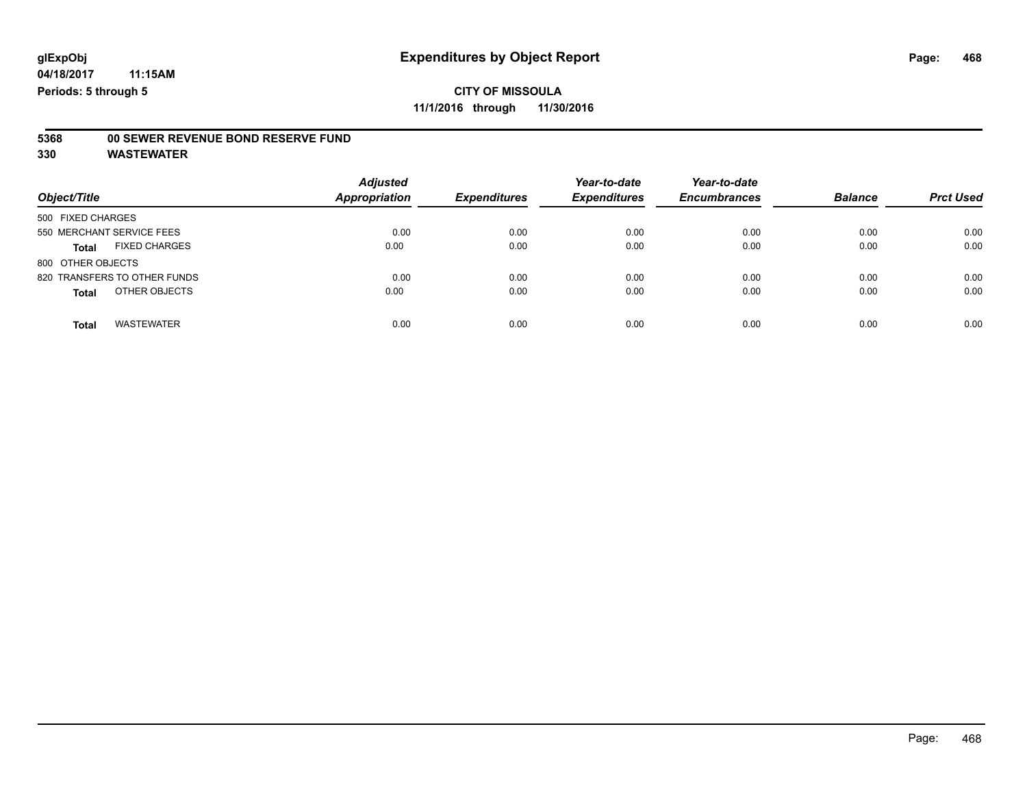glExpObj
04/18/2017 11:15AM
Periods: 5 through 5

# Expenditures by Object Report

**CITY OF MISSOULA**
**11/1/2016 through 11/30/2016**

**5368 00 SEWER REVENUE BOND RESERVE FUND**
**330 WASTEWATER**

| Object/Title | Adjusted Appropriation | Expenditures | Year-to-date Expenditures | Year-to-date Encumbrances | Balance | Prct Used |
|---|---|---|---|---|---|---|
| 500 FIXED CHARGES | | | | | | |
| 550 MERCHANT SERVICE FEES | 0.00 | 0.00 | 0.00 | 0.00 | 0.00 | 0.00 |
| **Total** FIXED CHARGES | 0.00 | 0.00 | 0.00 | 0.00 | 0.00 | 0.00 |
| 800 OTHER OBJECTS | | | | | | |
| 820 TRANSFERS TO OTHER FUNDS | 0.00 | 0.00 | 0.00 | 0.00 | 0.00 | 0.00 |
| **Total** OTHER OBJECTS | 0.00 | 0.00 | 0.00 | 0.00 | 0.00 | 0.00 |
| **Total** WASTEWATER | 0.00 | 0.00 | 0.00 | 0.00 | 0.00 | 0.00 |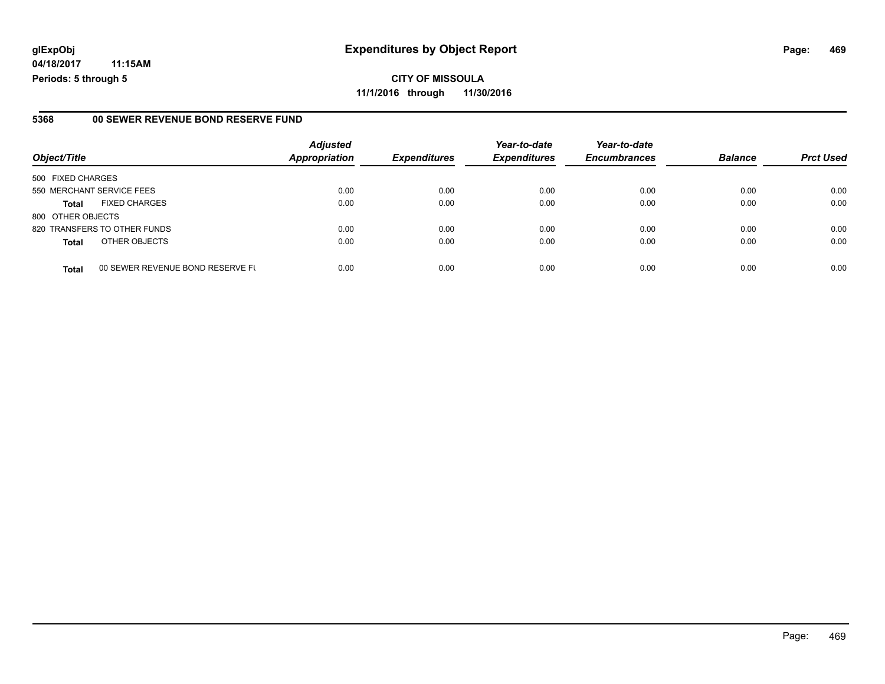**glExpObj** **Expenditures by Object Report**
**04/18/2017 11:15AM**
**Periods: 5 through 5**

**CITY OF MISSOULA**
**11/1/2016 through 11/30/2016**

### 5368 00 SEWER REVENUE BOND RESERVE FUND

| Object/Title | | *Adjusted Appropriation* | *Expenditures* | *Year-to-date Expenditures* | *Year-to-date Encumbrances* | *Balance* | *Prct Used* |
|---|---|---|---|---|---|---|---|
| 500 FIXED CHARGES | | | | | | | |
| 550 MERCHANT SERVICE FEES | | 0.00 | 0.00 | 0.00 | 0.00 | 0.00 | 0.00 |
| **Total** | FIXED CHARGES | 0.00 | 0.00 | 0.00 | 0.00 | 0.00 | 0.00 |
| 800 OTHER OBJECTS | | | | | | | |
| 820 TRANSFERS TO OTHER FUNDS | | 0.00 | 0.00 | 0.00 | 0.00 | 0.00 | 0.00 |
| **Total** | OTHER OBJECTS | 0.00 | 0.00 | 0.00 | 0.00 | 0.00 | 0.00 |
| **Total** | 00 SEWER REVENUE BOND RESERVE FU | 0.00 | 0.00 | 0.00 | 0.00 | 0.00 | 0.00 |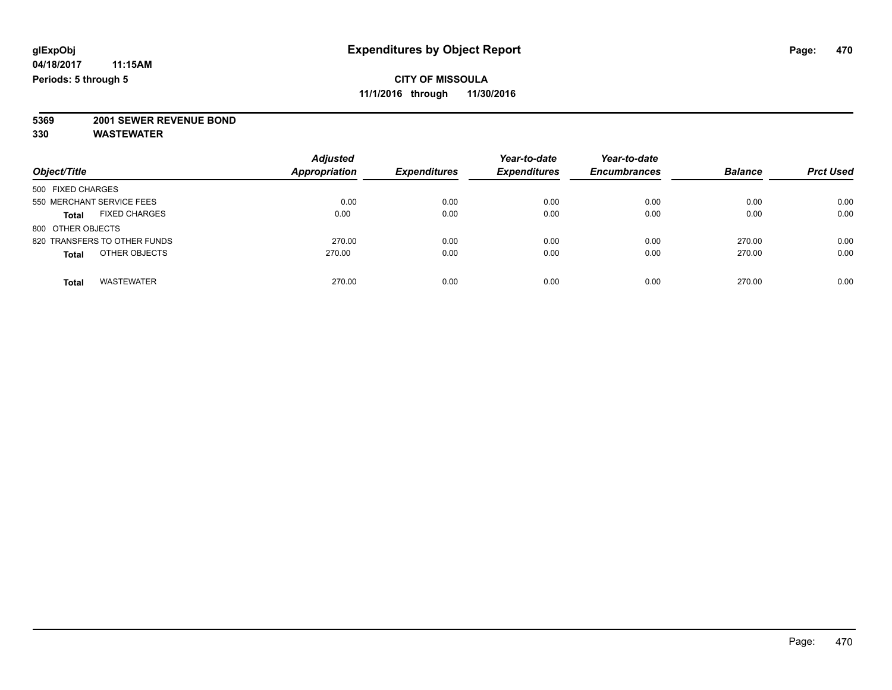**glExpObj** **Expenditures by Object Report**
**04/18/2017 11:15AM**
**Periods: 5 through 5**

**CITY OF MISSOULA**
**11/1/2016 through 11/30/2016**

**5369 2001 SEWER REVENUE BOND**
**330 WASTEWATER**

| Object/Title | Adjusted Appropriation | Expenditures | Year-to-date Expenditures | Year-to-date Encumbrances | Balance | Prct Used |
|---|---|---|---|---|---|---|
| 500 FIXED CHARGES | | | | | | |
| 550 MERCHANT SERVICE FEES | 0.00 | 0.00 | 0.00 | 0.00 | 0.00 | 0.00 |
| **Total** FIXED CHARGES | 0.00 | 0.00 | 0.00 | 0.00 | 0.00 | 0.00 |
| 800 OTHER OBJECTS | | | | | | |
| 820 TRANSFERS TO OTHER FUNDS | 270.00 | 0.00 | 0.00 | 0.00 | 270.00 | 0.00 |
| **Total** OTHER OBJECTS | 270.00 | 0.00 | 0.00 | 0.00 | 270.00 | 0.00 |
| **Total** WASTEWATER | 270.00 | 0.00 | 0.00 | 0.00 | 270.00 | 0.00 |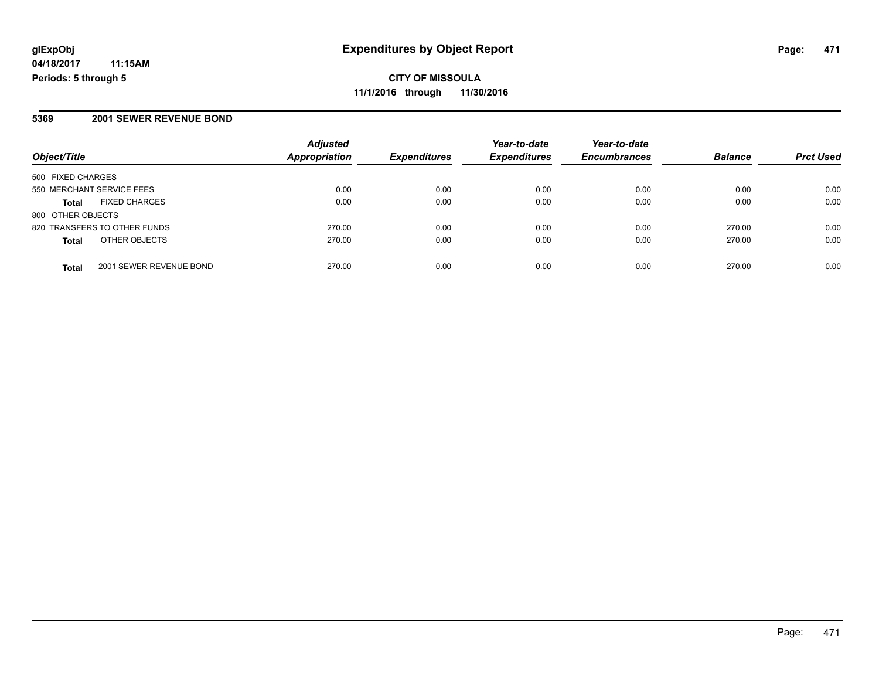**glExpObj** **Expenditures by Object Report**

**04/18/2017 11:15AM**

**Periods: 5 through 5**

**CITY OF MISSOULA**

**11/1/2016 through 11/30/2016**

**5369 2001 SEWER REVENUE BOND**

| Object/Title | | Adjusted Appropriation | Expenditures | Year-to-date Expenditures | Year-to-date Encumbrances | Balance | Prct Used |
|---|---|---|---|---|---|---|---|
| 500 FIXED CHARGES | | | | | | | |
| 550 MERCHANT SERVICE FEES | | 0.00 | 0.00 | 0.00 | 0.00 | 0.00 | 0.00 |
| **Total** | FIXED CHARGES | 0.00 | 0.00 | 0.00 | 0.00 | 0.00 | 0.00 |
| 800 OTHER OBJECTS | | | | | | | |
| 820 TRANSFERS TO OTHER FUNDS | | 270.00 | 0.00 | 0.00 | 0.00 | 270.00 | 0.00 |
| **Total** | OTHER OBJECTS | 270.00 | 0.00 | 0.00 | 0.00 | 270.00 | 0.00 |
| **Total** | 2001 SEWER REVENUE BOND | 270.00 | 0.00 | 0.00 | 0.00 | 270.00 | 0.00 |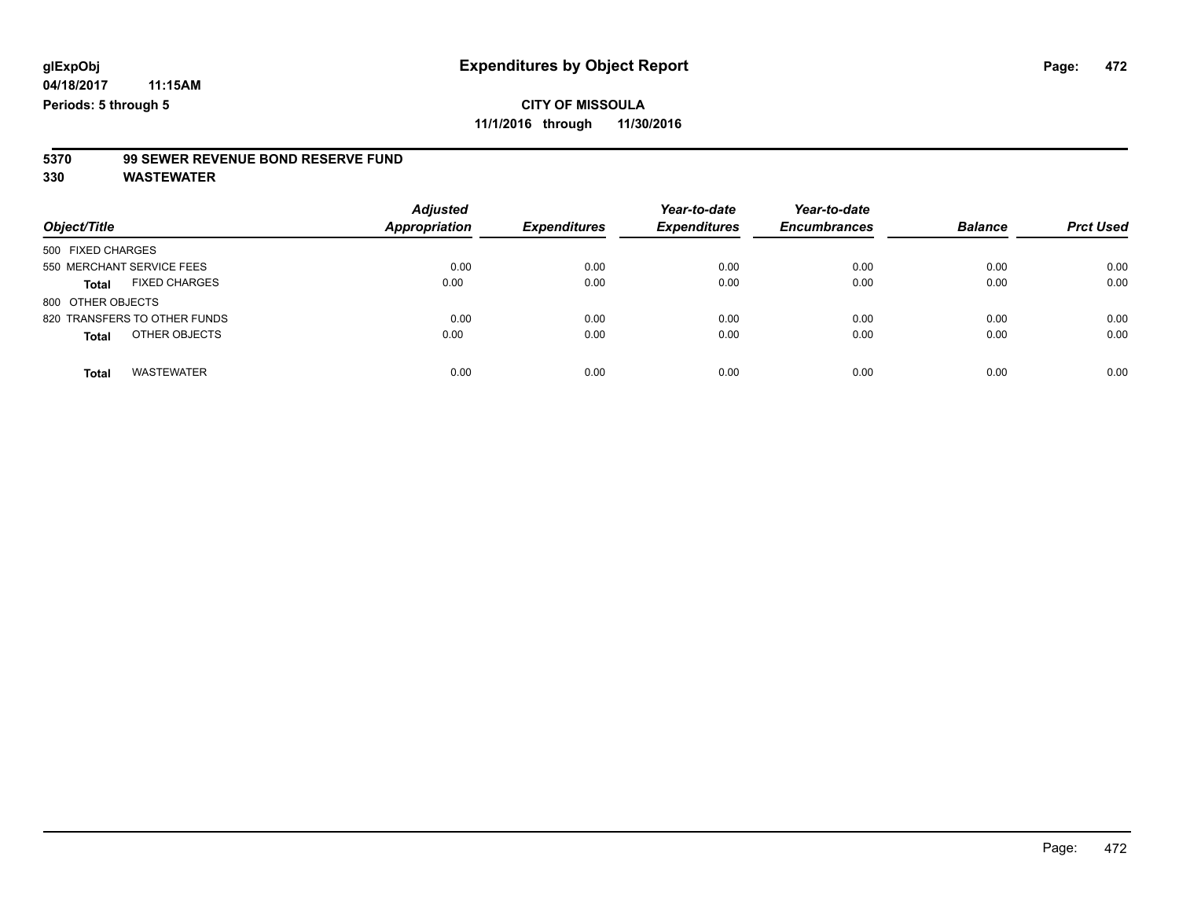**glExpObj**
**04/18/2017 11:15AM**
**Periods: 5 through 5**

# Expenditures by Object Report

**CITY OF MISSOULA**
**11/1/2016 through 11/30/2016**

**5370 99 SEWER REVENUE BOND RESERVE FUND**
**330 WASTEWATER**

| Object/Title | | Adjusted Appropriation | Expenditures | Year-to-date Expenditures | Year-to-date Encumbrances | Balance | Prct Used |
|---|---|---|---|---|---|---|---|
| 500 FIXED CHARGES | | | | | | | |
| 550 MERCHANT SERVICE FEES | | 0.00 | 0.00 | 0.00 | 0.00 | 0.00 | 0.00 |
| **Total** | FIXED CHARGES | 0.00 | 0.00 | 0.00 | 0.00 | 0.00 | 0.00 |
| 800 OTHER OBJECTS | | | | | | | |
| 820 TRANSFERS TO OTHER FUNDS | | 0.00 | 0.00 | 0.00 | 0.00 | 0.00 | 0.00 |
| **Total** | OTHER OBJECTS | 0.00 | 0.00 | 0.00 | 0.00 | 0.00 | 0.00 |
| **Total** | WASTEWATER | 0.00 | 0.00 | 0.00 | 0.00 | 0.00 | 0.00 |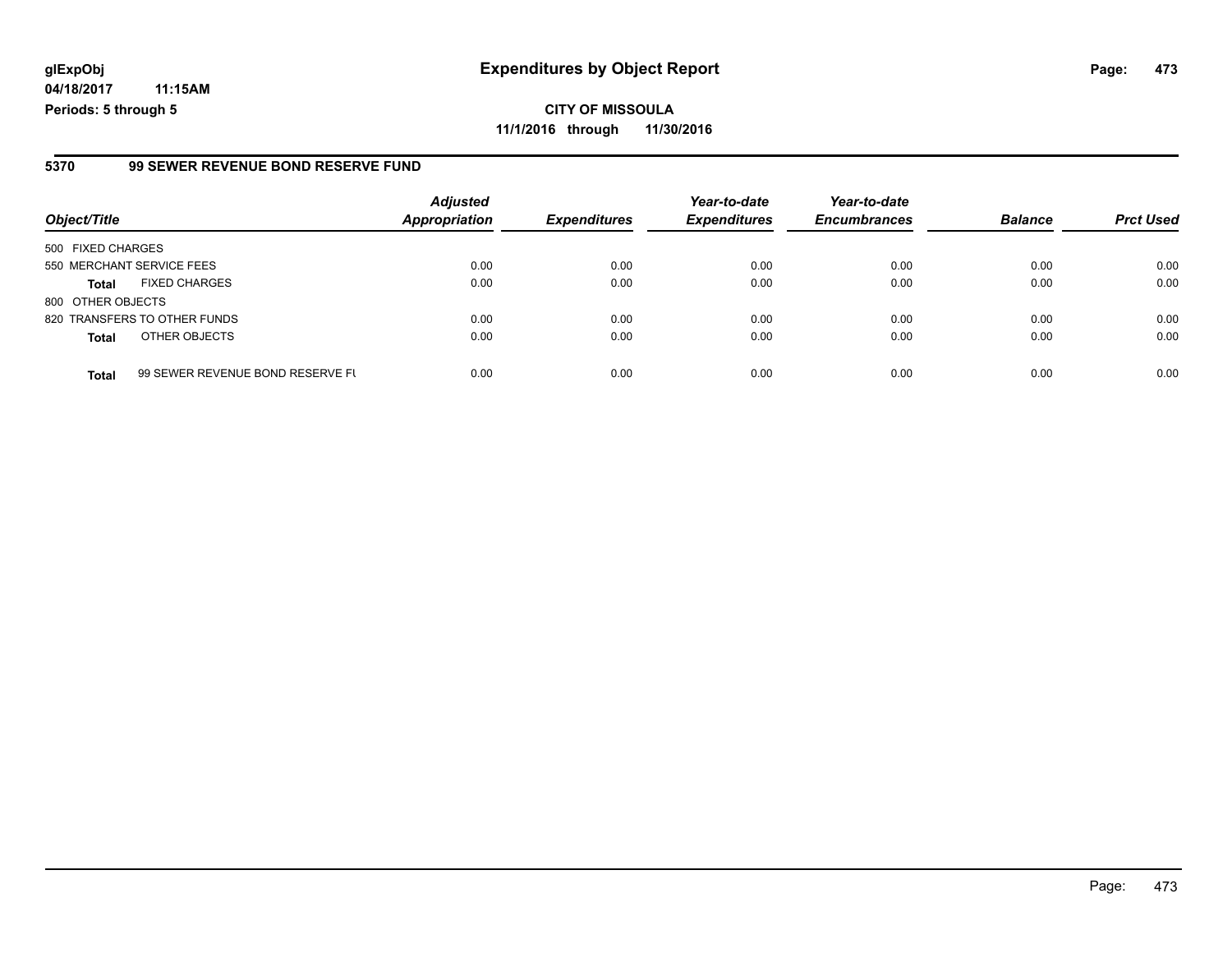**glExpObj**
**04/18/2017 11:15AM**
**Periods: 5 through 5**

# Expenditures by Object Report

**CITY OF MISSOULA**
**11/1/2016 through 11/30/2016**

## 5370 99 SEWER REVENUE BOND RESERVE FUND

| Object/Title | | Adjusted Appropriation | Expenditures | Year-to-date Expenditures | Year-to-date Encumbrances | Balance | Prct Used |
|---|---|---|---|---|---|---|---|
| 500 FIXED CHARGES | | | | | | | |
| 550 MERCHANT SERVICE FEES | | 0.00 | 0.00 | 0.00 | 0.00 | 0.00 | 0.00 |
| **Total** | FIXED CHARGES | 0.00 | 0.00 | 0.00 | 0.00 | 0.00 | 0.00 |
| 800 OTHER OBJECTS | | | | | | | |
| 820 TRANSFERS TO OTHER FUNDS | | 0.00 | 0.00 | 0.00 | 0.00 | 0.00 | 0.00 |
| **Total** | OTHER OBJECTS | 0.00 | 0.00 | 0.00 | 0.00 | 0.00 | 0.00 |
| **Total** | 99 SEWER REVENUE BOND RESERVE FU | 0.00 | 0.00 | 0.00 | 0.00 | 0.00 | 0.00 |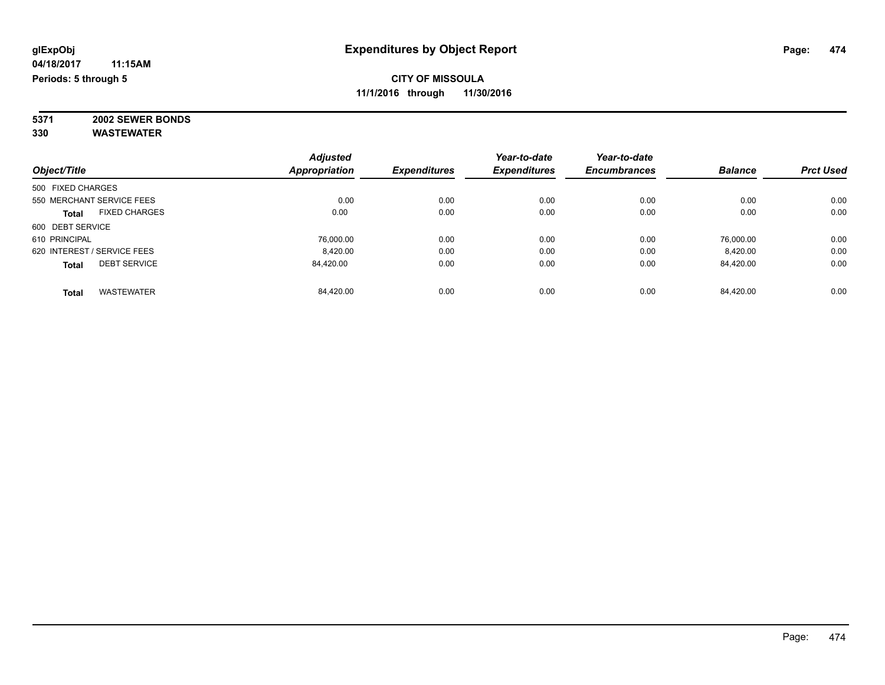**glExpObj** **Expenditures by Object Report**

**04/18/2017 11:15AM**

**Periods: 5 through 5**

**CITY OF MISSOULA**

**11/1/2016 through 11/30/2016**

**5371 2002 SEWER BONDS**

**330 WASTEWATER**

| Object/Title | Adjusted Appropriation | Expenditures | Year-to-date Expenditures | Year-to-date Encumbrances | Balance | Prct Used |
|---|---|---|---|---|---|---|
| 500 FIXED CHARGES | | | | | | |
| 550 MERCHANT SERVICE FEES | 0.00 | 0.00 | 0.00 | 0.00 | 0.00 | 0.00 |
| **Total** FIXED CHARGES | 0.00 | 0.00 | 0.00 | 0.00 | 0.00 | 0.00 |
| 600 DEBT SERVICE | | | | | | |
| 610 PRINCIPAL | 76,000.00 | 0.00 | 0.00 | 0.00 | 76,000.00 | 0.00 |
| 620 INTEREST / SERVICE FEES | 8,420.00 | 0.00 | 0.00 | 0.00 | 8,420.00 | 0.00 |
| **Total** DEBT SERVICE | 84,420.00 | 0.00 | 0.00 | 0.00 | 84,420.00 | 0.00 |
| **Total** WASTEWATER | 84,420.00 | 0.00 | 0.00 | 0.00 | 84,420.00 | 0.00 |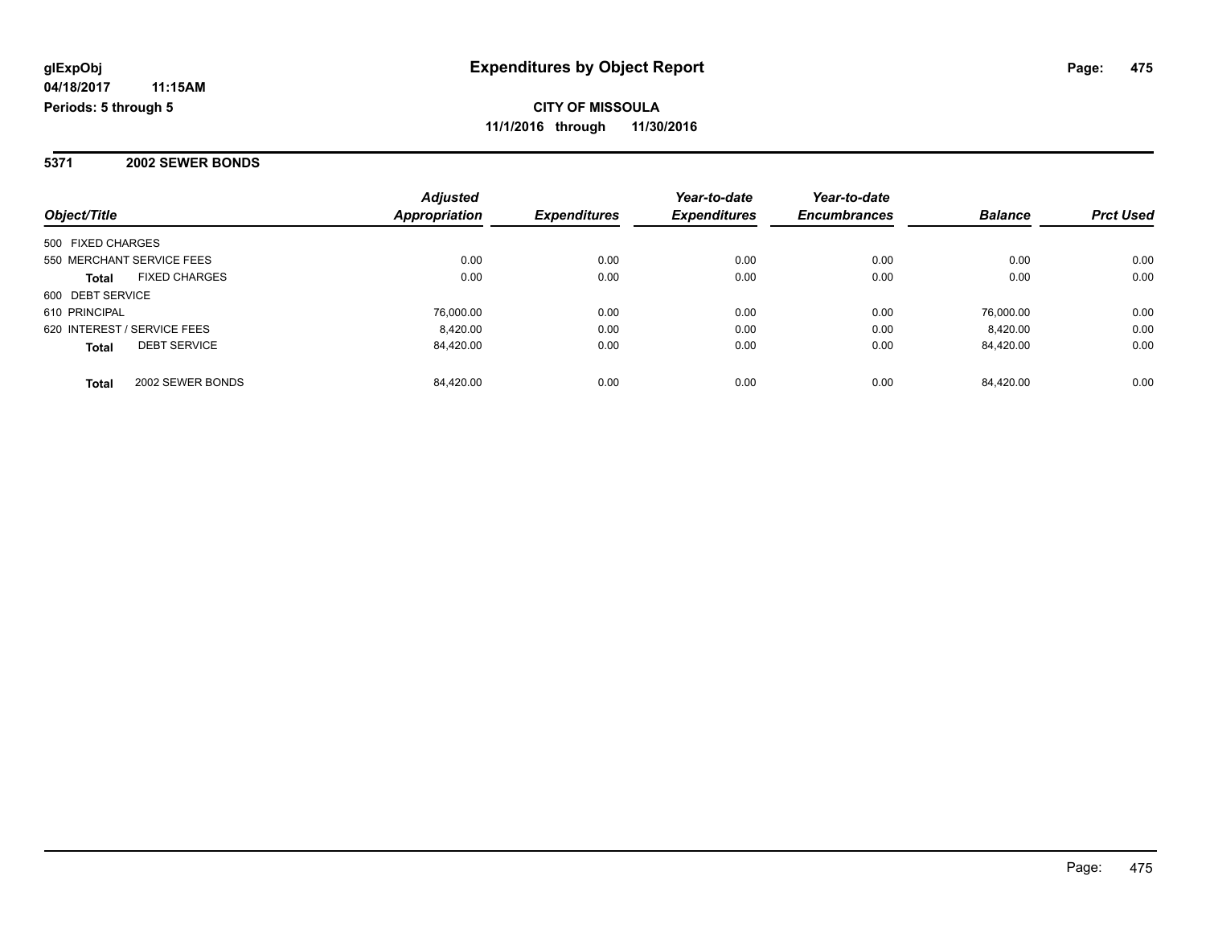**glExpObj** | **Expenditures by Object Report**

**04/18/2017 11:15AM**

**Periods: 5 through 5**

**CITY OF MISSOULA**

**11/1/2016 through 11/30/2016**

## 5371 2002 SEWER BONDS

| Object/Title | Adjusted Appropriation | Expenditures | Year-to-date Expenditures | Year-to-date Encumbrances | Balance | Prct Used |
|---|---|---|---|---|---|---|
| 500 FIXED CHARGES | | | | | | |
| 550 MERCHANT SERVICE FEES | 0.00 | 0.00 | 0.00 | 0.00 | 0.00 | 0.00 |
| **Total** FIXED CHARGES | 0.00 | 0.00 | 0.00 | 0.00 | 0.00 | 0.00 |
| 600 DEBT SERVICE | | | | | | |
| 610 PRINCIPAL | 76,000.00 | 0.00 | 0.00 | 0.00 | 76,000.00 | 0.00 |
| 620 INTEREST / SERVICE FEES | 8,420.00 | 0.00 | 0.00 | 0.00 | 8,420.00 | 0.00 |
| **Total** DEBT SERVICE | 84,420.00 | 0.00 | 0.00 | 0.00 | 84,420.00 | 0.00 |
| **Total** 2002 SEWER BONDS | 84,420.00 | 0.00 | 0.00 | 0.00 | 84,420.00 | 0.00 |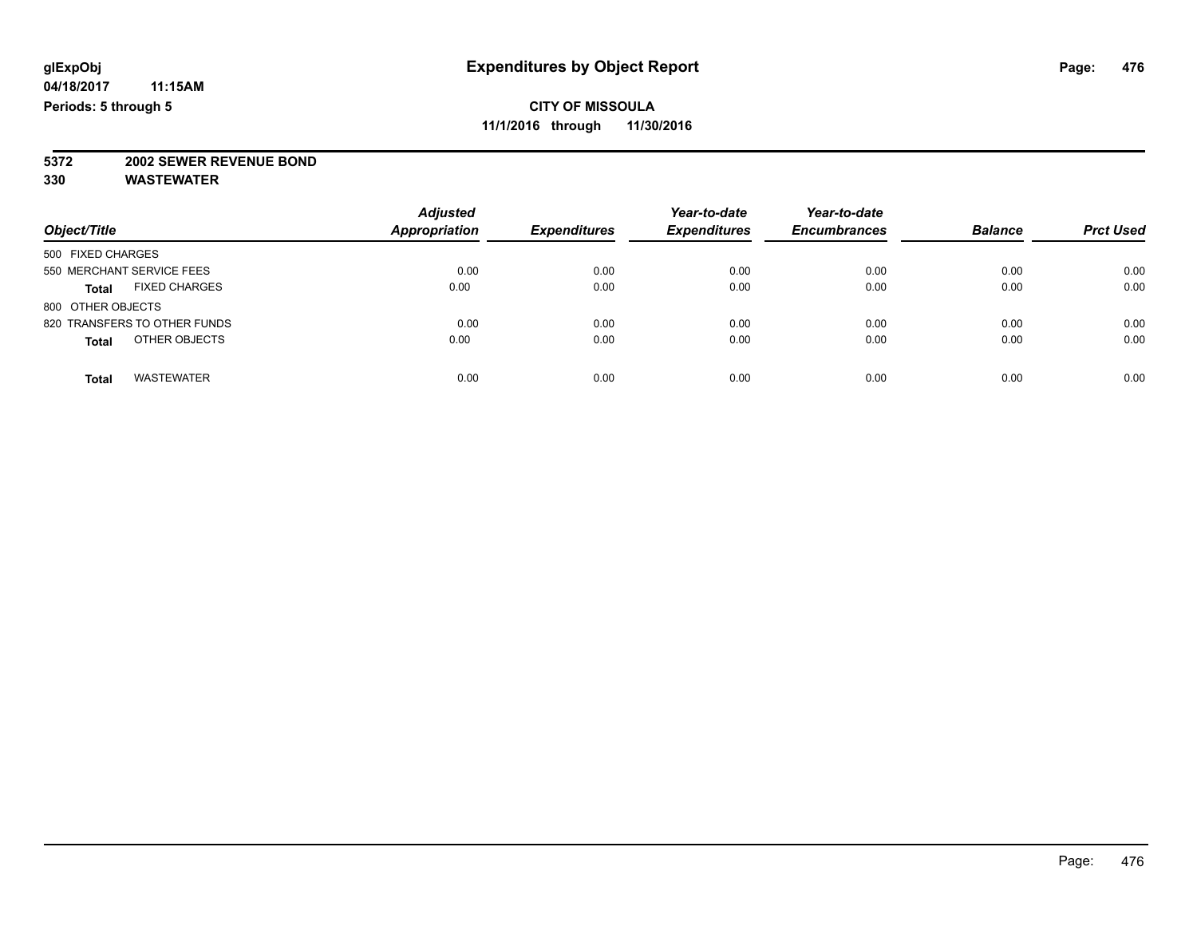**glExpObj** **Expenditures by Object Report**

**04/18/2017 11:15AM**

**Periods: 5 through 5**

**CITY OF MISSOULA**

**11/1/2016 through 11/30/2016**

**5372 2002 SEWER REVENUE BOND**

**330 WASTEWATER**

| Object/Title | Adjusted Appropriation | Expenditures | Year-to-date Expenditures | Year-to-date Encumbrances | Balance | Prct Used |
|---|---|---|---|---|---|---|
| 500 FIXED CHARGES | | | | | | |
| 550 MERCHANT SERVICE FEES | 0.00 | 0.00 | 0.00 | 0.00 | 0.00 | 0.00 |
| **Total** FIXED CHARGES | 0.00 | 0.00 | 0.00 | 0.00 | 0.00 | 0.00 |
| 800 OTHER OBJECTS | | | | | | |
| 820 TRANSFERS TO OTHER FUNDS | 0.00 | 0.00 | 0.00 | 0.00 | 0.00 | 0.00 |
| **Total** OTHER OBJECTS | 0.00 | 0.00 | 0.00 | 0.00 | 0.00 | 0.00 |
| **Total** WASTEWATER | 0.00 | 0.00 | 0.00 | 0.00 | 0.00 | 0.00 |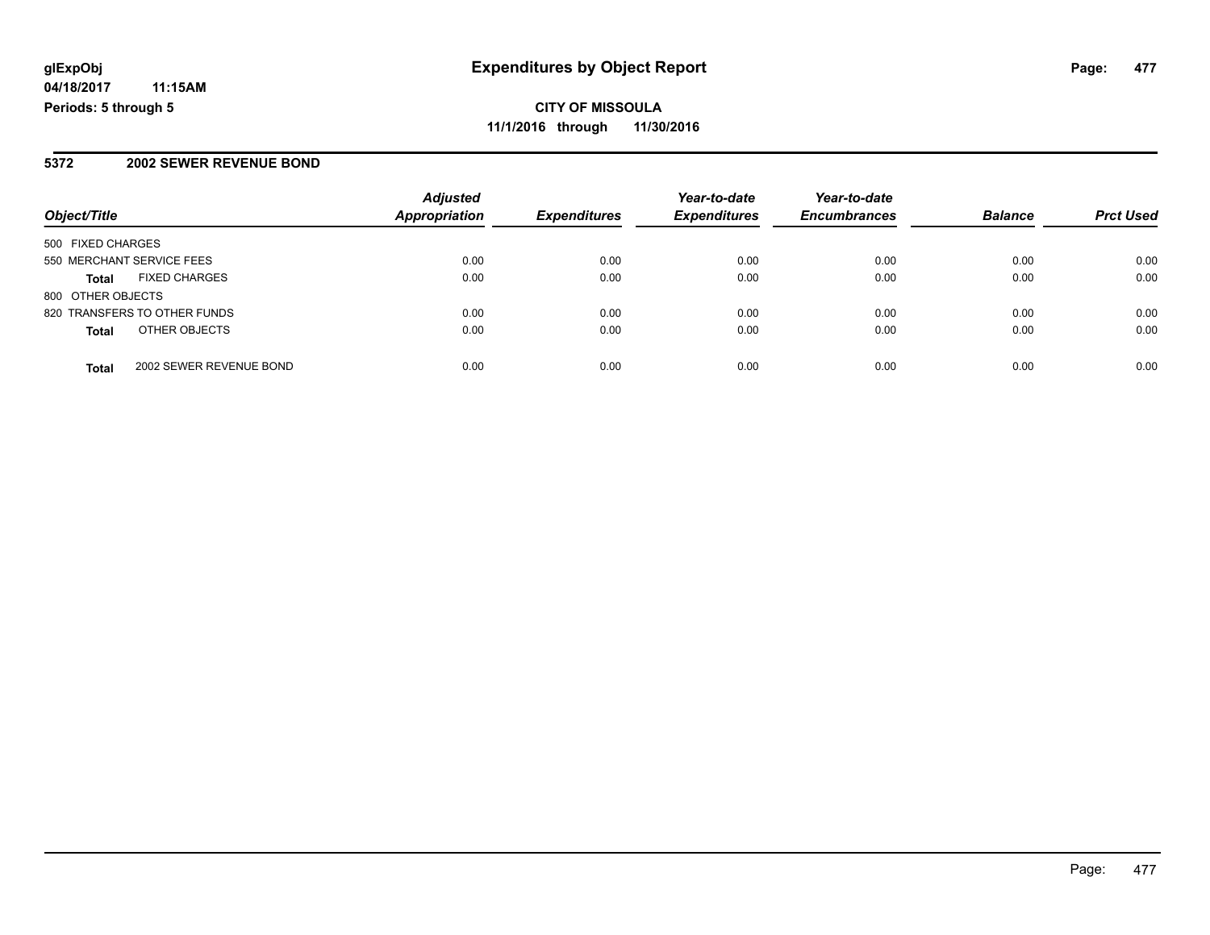**glExpObj** **Expenditures by Object Report**

**04/18/2017 11:15AM**

**Periods: 5 through 5**

**CITY OF MISSOULA**

**11/1/2016 through 11/30/2016**

**5372 2002 SEWER REVENUE BOND**

| Object/Title | Adjusted Appropriation | Expenditures | Year-to-date Expenditures | Year-to-date Encumbrances | Balance | Prct Used |
|---|---|---|---|---|---|---|
| 500 FIXED CHARGES | | | | | | |
| 550 MERCHANT SERVICE FEES | 0.00 | 0.00 | 0.00 | 0.00 | 0.00 | 0.00 |
| **Total** FIXED CHARGES | 0.00 | 0.00 | 0.00 | 0.00 | 0.00 | 0.00 |
| 800 OTHER OBJECTS | | | | | | |
| 820 TRANSFERS TO OTHER FUNDS | 0.00 | 0.00 | 0.00 | 0.00 | 0.00 | 0.00 |
| **Total** OTHER OBJECTS | 0.00 | 0.00 | 0.00 | 0.00 | 0.00 | 0.00 |
| **Total** 2002 SEWER REVENUE BOND | 0.00 | 0.00 | 0.00 | 0.00 | 0.00 | 0.00 |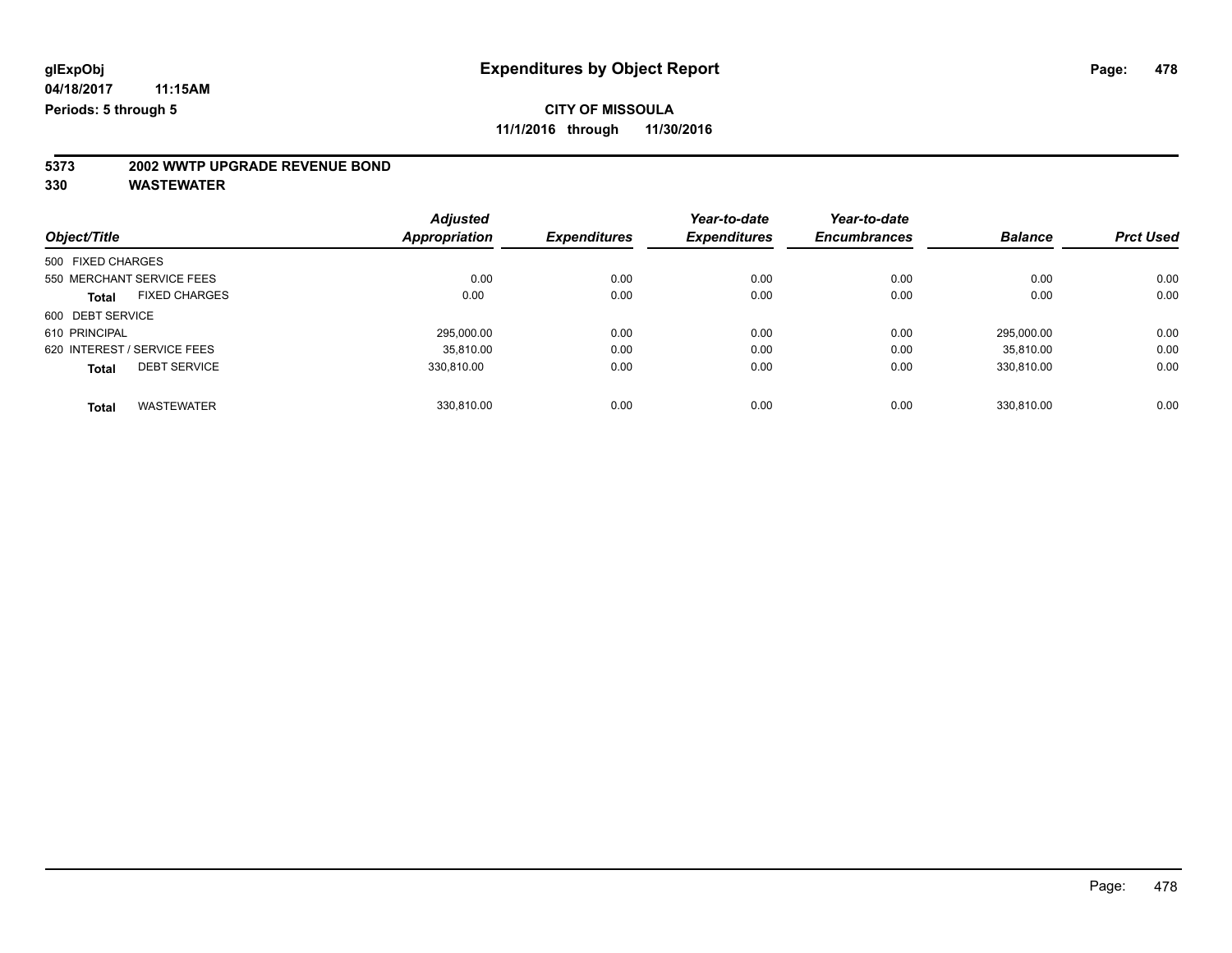glExpObj
04/18/2017 11:15AM
Periods: 5 through 5

# Expenditures by Object Report

**CITY OF MISSOULA**
**11/1/2016 through 11/30/2016**

**5373 2002 WWTP UPGRADE REVENUE BOND**
**330 WASTEWATER**

| Object/Title | | Adjusted Appropriation | Expenditures | Year-to-date Expenditures | Year-to-date Encumbrances | Balance | Prct Used |
|---|---|---|---|---|---|---|---|
| 500 FIXED CHARGES | | | | | | | |
| 550 MERCHANT SERVICE FEES | | 0.00 | 0.00 | 0.00 | 0.00 | 0.00 | 0.00 |
| **Total** | FIXED CHARGES | 0.00 | 0.00 | 0.00 | 0.00 | 0.00 | 0.00 |
| 600 DEBT SERVICE | | | | | | | |
| 610 PRINCIPAL | | 295,000.00 | 0.00 | 0.00 | 0.00 | 295,000.00 | 0.00 |
| 620 INTEREST / SERVICE FEES | | 35,810.00 | 0.00 | 0.00 | 0.00 | 35,810.00 | 0.00 |
| **Total** | DEBT SERVICE | 330,810.00 | 0.00 | 0.00 | 0.00 | 330,810.00 | 0.00 |
| **Total** | WASTEWATER | 330,810.00 | 0.00 | 0.00 | 0.00 | 330,810.00 | 0.00 |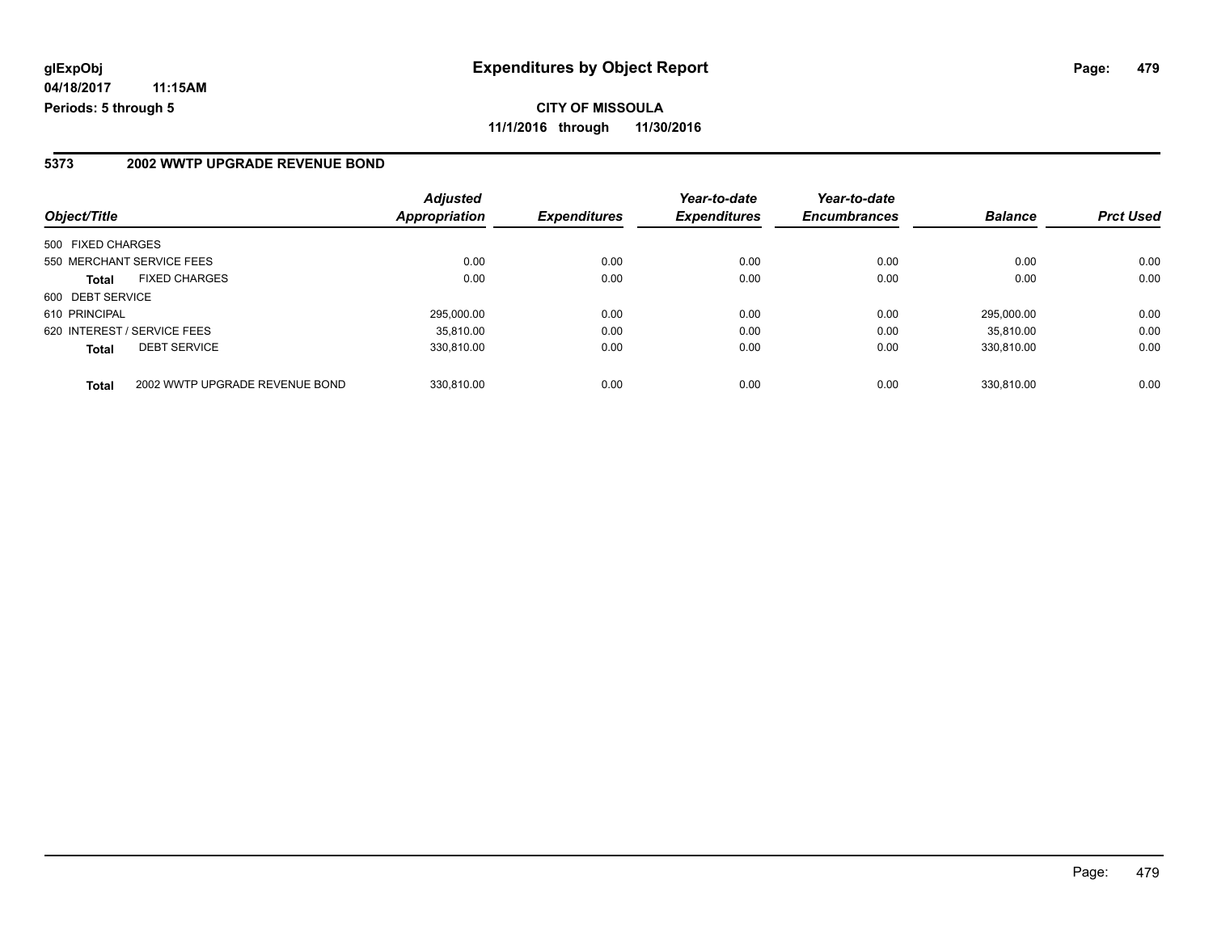**glExpObj** **Expenditures by Object Report**

**04/18/2017 11:15AM**

**Periods: 5 through 5**

**CITY OF MISSOULA**

**11/1/2016 through 11/30/2016**

**5373 2002 WWTP UPGRADE REVENUE BOND**

| Object/Title | | Adjusted Appropriation | Expenditures | Year-to-date Expenditures | Year-to-date Encumbrances | Balance | Prct Used |
|---|---|---|---|---|---|---|---|
| 500 FIXED CHARGES | | | | | | | |
| 550 MERCHANT SERVICE FEES | | 0.00 | 0.00 | 0.00 | 0.00 | 0.00 | 0.00 |
| **Total** | FIXED CHARGES | 0.00 | 0.00 | 0.00 | 0.00 | 0.00 | 0.00 |
| 600 DEBT SERVICE | | | | | | | |
| 610 PRINCIPAL | | 295,000.00 | 0.00 | 0.00 | 0.00 | 295,000.00 | 0.00 |
| 620 INTEREST / SERVICE FEES | | 35,810.00 | 0.00 | 0.00 | 0.00 | 35,810.00 | 0.00 |
| **Total** | DEBT SERVICE | 330,810.00 | 0.00 | 0.00 | 0.00 | 330,810.00 | 0.00 |
| **Total** | 2002 WWTP UPGRADE REVENUE BOND | 330,810.00 | 0.00 | 0.00 | 0.00 | 330,810.00 | 0.00 |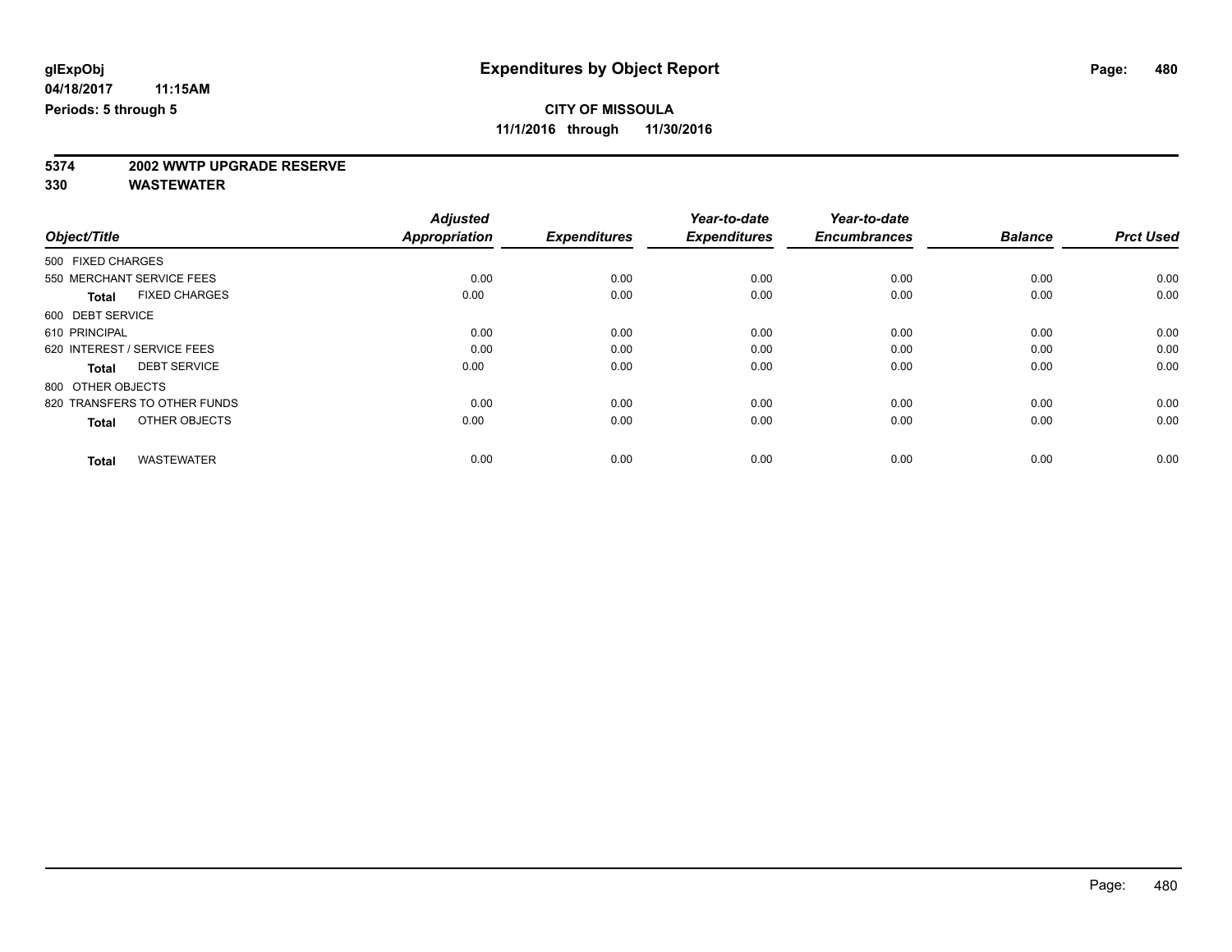**glExpObj**
**04/18/2017 11:15AM**
**Periods: 5 through 5**

# Expenditures by Object Report

**CITY OF MISSOULA**
**11/1/2016 through 11/30/2016**

**5374 2002 WWTP UPGRADE RESERVE**
**330 WASTEWATER**

| Object/Title | Adjusted Appropriation | Expenditures | Year-to-date Expenditures | Year-to-date Encumbrances | Balance | Prct Used |
|---|---|---|---|---|---|---|
| 500 FIXED CHARGES | | | | | | |
| 550 MERCHANT SERVICE FEES | 0.00 | 0.00 | 0.00 | 0.00 | 0.00 | 0.00 |
| **Total** FIXED CHARGES | 0.00 | 0.00 | 0.00 | 0.00 | 0.00 | 0.00 |
| 600 DEBT SERVICE | | | | | | |
| 610 PRINCIPAL | 0.00 | 0.00 | 0.00 | 0.00 | 0.00 | 0.00 |
| 620 INTEREST / SERVICE FEES | 0.00 | 0.00 | 0.00 | 0.00 | 0.00 | 0.00 |
| **Total** DEBT SERVICE | 0.00 | 0.00 | 0.00 | 0.00 | 0.00 | 0.00 |
| 800 OTHER OBJECTS | | | | | | |
| 820 TRANSFERS TO OTHER FUNDS | 0.00 | 0.00 | 0.00 | 0.00 | 0.00 | 0.00 |
| **Total** OTHER OBJECTS | 0.00 | 0.00 | 0.00 | 0.00 | 0.00 | 0.00 |
| **Total** WASTEWATER | 0.00 | 0.00 | 0.00 | 0.00 | 0.00 | 0.00 |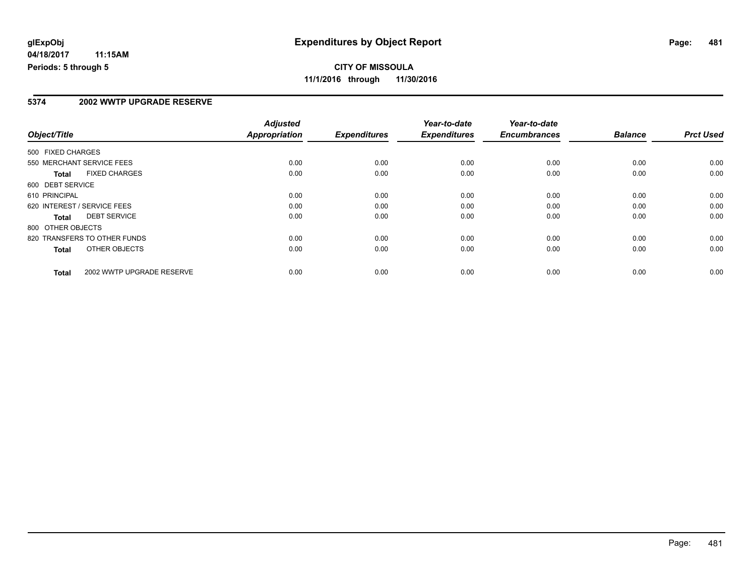**glExpObj**
**04/18/2017 11:15AM**
**Periods: 5 through 5**

# Expenditures by Object Report

**CITY OF MISSOULA**
**11/1/2016 through 11/30/2016**

## 5374 2002 WWTP UPGRADE RESERVE

| Object/Title | Adjusted Appropriation | Expenditures | Year-to-date Expenditures | Year-to-date Encumbrances | Balance | Prct Used |
|---|---|---|---|---|---|---|
| 500 FIXED CHARGES | | | | | | |
| 550 MERCHANT SERVICE FEES | 0.00 | 0.00 | 0.00 | 0.00 | 0.00 | 0.00 |
| **Total** FIXED CHARGES | 0.00 | 0.00 | 0.00 | 0.00 | 0.00 | 0.00 |
| 600 DEBT SERVICE | | | | | | |
| 610 PRINCIPAL | 0.00 | 0.00 | 0.00 | 0.00 | 0.00 | 0.00 |
| 620 INTEREST / SERVICE FEES | 0.00 | 0.00 | 0.00 | 0.00 | 0.00 | 0.00 |
| **Total** DEBT SERVICE | 0.00 | 0.00 | 0.00 | 0.00 | 0.00 | 0.00 |
| 800 OTHER OBJECTS | | | | | | |
| 820 TRANSFERS TO OTHER FUNDS | 0.00 | 0.00 | 0.00 | 0.00 | 0.00 | 0.00 |
| **Total** OTHER OBJECTS | 0.00 | 0.00 | 0.00 | 0.00 | 0.00 | 0.00 |
| **Total** 2002 WWTP UPGRADE RESERVE | 0.00 | 0.00 | 0.00 | 0.00 | 0.00 | 0.00 |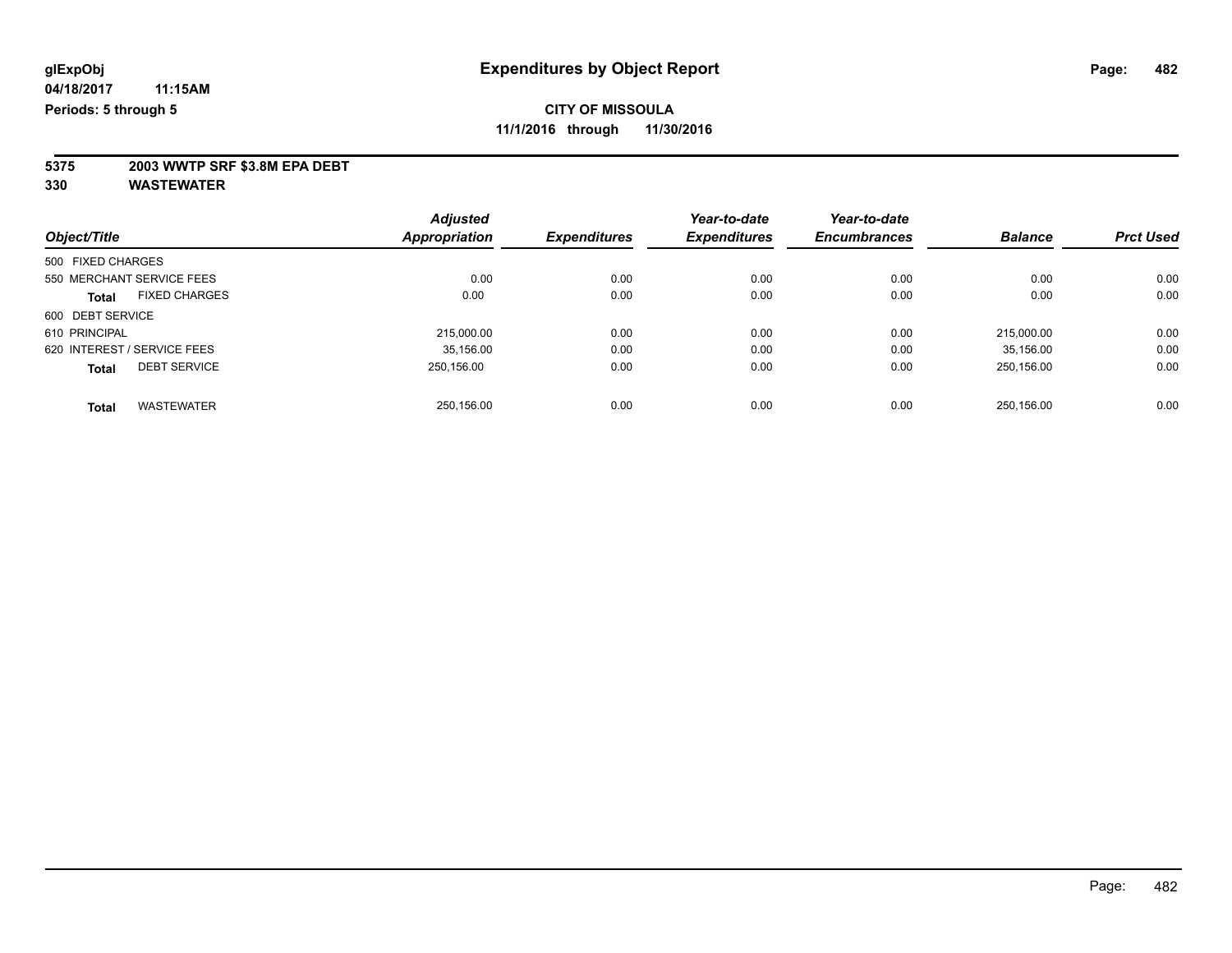**glExpObj** **Expenditures by Object Report**

**04/18/2017 11:15AM**

**Periods: 5 through 5**

**CITY OF MISSOULA**

**11/1/2016 through 11/30/2016**

**5375 2003 WWTP SRF $3.8M EPA DEBT**

**330 WASTEWATER**

| Object/Title | Adjusted Appropriation | Expenditures | Year-to-date Expenditures | Year-to-date Encumbrances | Balance | Prct Used |
|---|---|---|---|---|---|---|
| 500 FIXED CHARGES | | | | | | |
| 550 MERCHANT SERVICE FEES | 0.00 | 0.00 | 0.00 | 0.00 | 0.00 | 0.00 |
| **Total** FIXED CHARGES | 0.00 | 0.00 | 0.00 | 0.00 | 0.00 | 0.00 |
| 600 DEBT SERVICE | | | | | | |
| 610 PRINCIPAL | 215,000.00 | 0.00 | 0.00 | 0.00 | 215,000.00 | 0.00 |
| 620 INTEREST / SERVICE FEES | 35,156.00 | 0.00 | 0.00 | 0.00 | 35,156.00 | 0.00 |
| **Total** DEBT SERVICE | 250,156.00 | 0.00 | 0.00 | 0.00 | 250,156.00 | 0.00 |
| **Total** WASTEWATER | 250,156.00 | 0.00 | 0.00 | 0.00 | 250,156.00 | 0.00 |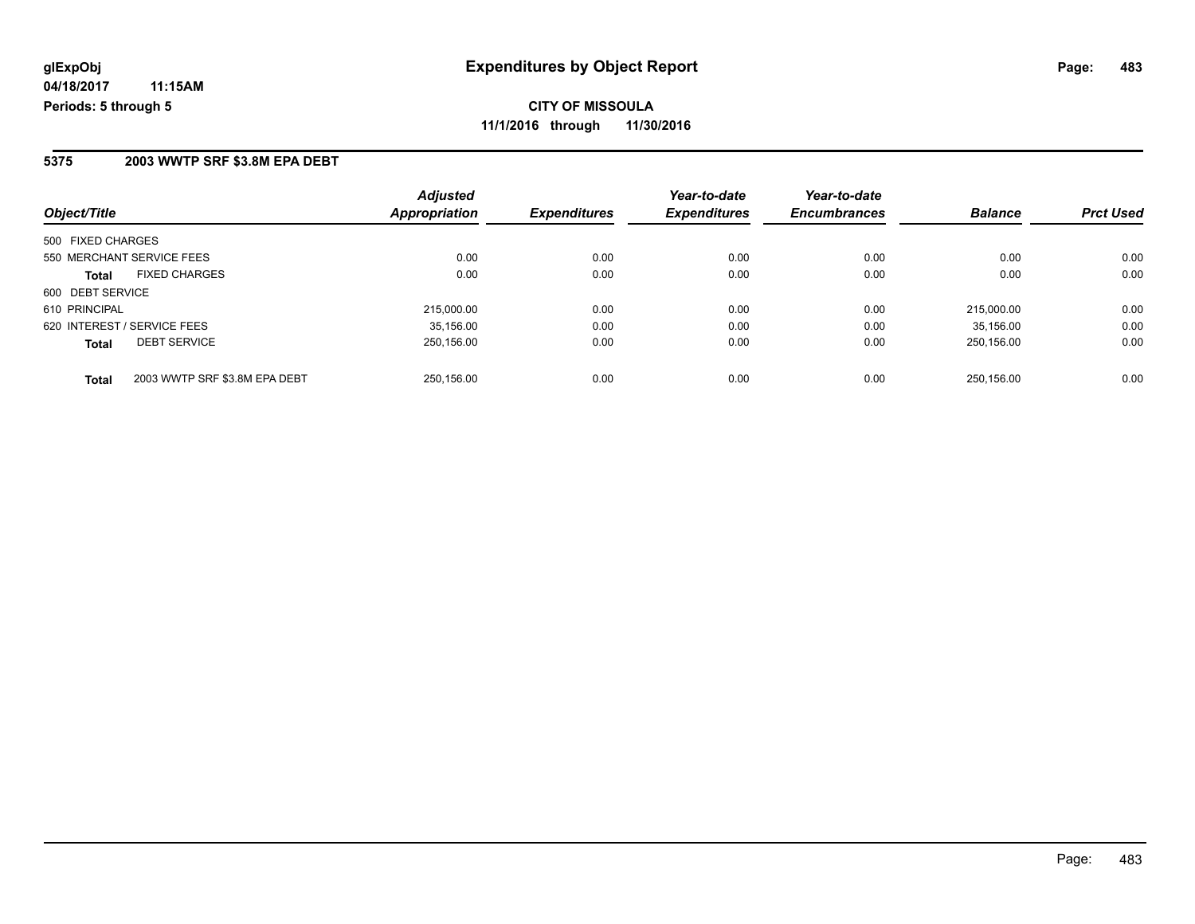# Expenditures by Object Report

glExpObj
04/18/2017 11:15AM
Periods: 5 through 5

**CITY OF MISSOULA**
**11/1/2016 through 11/30/2016**

## 5375 2003 WWTP SRF $3.8M EPA DEBT

| Object/Title | | Adjusted Appropriation | Expenditures | Year-to-date Expenditures | Year-to-date Encumbrances | Balance | Prct Used |
|---|---|---|---|---|---|---|---|
| 500 FIXED CHARGES | | | | | | | |
| 550 MERCHANT SERVICE FEES | | 0.00 | 0.00 | 0.00 | 0.00 | 0.00 | 0.00 |
| **Total** | FIXED CHARGES | 0.00 | 0.00 | 0.00 | 0.00 | 0.00 | 0.00 |
| 600 DEBT SERVICE | | | | | | | |
| 610 PRINCIPAL | | 215,000.00 | 0.00 | 0.00 | 0.00 | 215,000.00 | 0.00 |
| 620 INTEREST / SERVICE FEES | | 35,156.00 | 0.00 | 0.00 | 0.00 | 35,156.00 | 0.00 |
| **Total** | DEBT SERVICE | 250,156.00 | 0.00 | 0.00 | 0.00 | 250,156.00 | 0.00 |
| **Total** | 2003 WWTP SRF $3.8M EPA DEBT | 250,156.00 | 0.00 | 0.00 | 0.00 | 250,156.00 | 0.00 |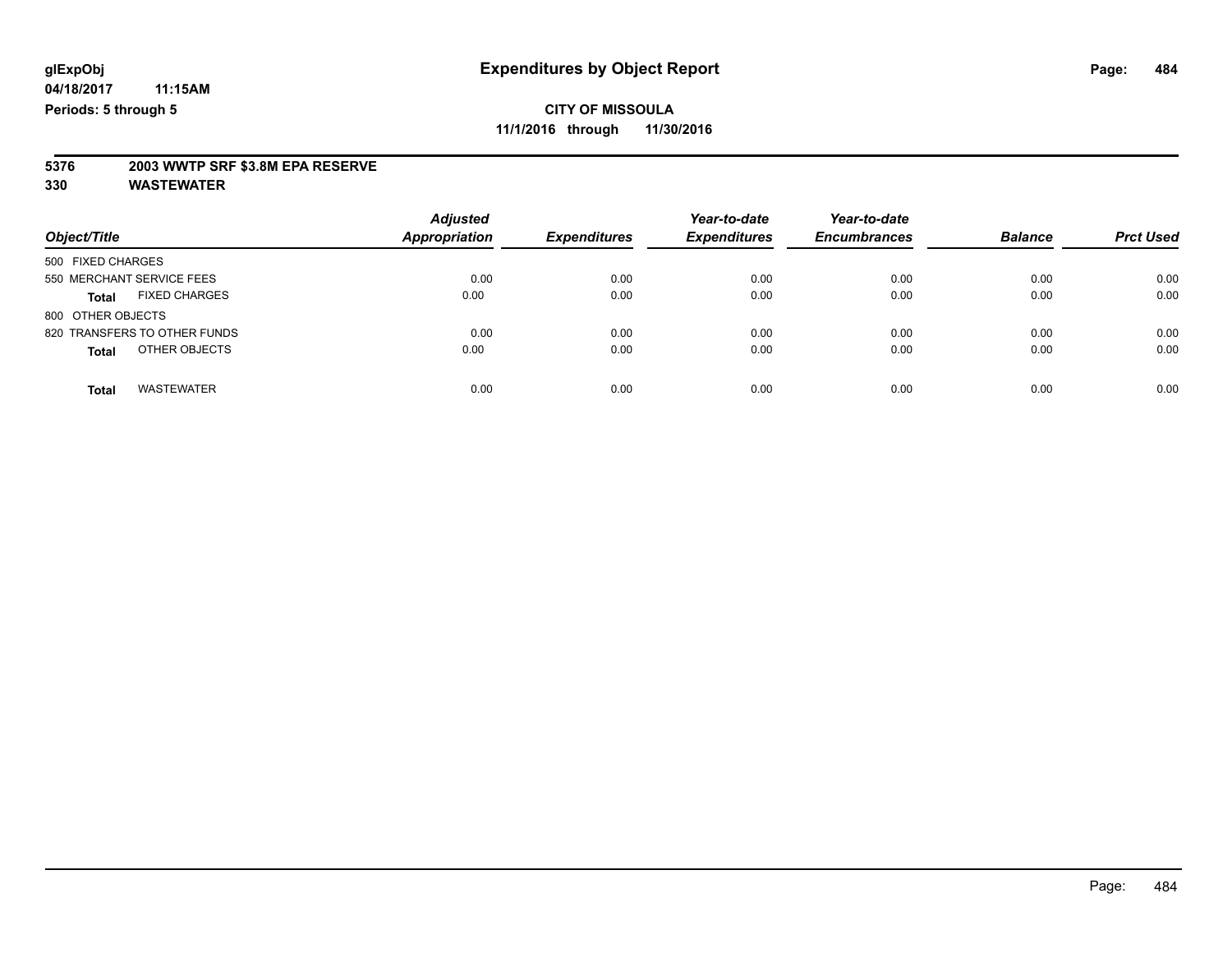# Expenditures by Object Report

glExpObj
04/18/2017 11:15AM
Periods: 5 through 5

**CITY OF MISSOULA**
**11/1/2016 through 11/30/2016**

**5376 2003 WWTP SRF $3.8M EPA RESERVE**
**330 WASTEWATER**

| Object/Title | | Adjusted Appropriation | Expenditures | Year-to-date Expenditures | Year-to-date Encumbrances | Balance | Prct Used |
|---|---|---|---|---|---|---|---|
| 500 FIXED CHARGES | | | | | | | |
| 550 MERCHANT SERVICE FEES | | 0.00 | 0.00 | 0.00 | 0.00 | 0.00 | 0.00 |
| **Total** | FIXED CHARGES | 0.00 | 0.00 | 0.00 | 0.00 | 0.00 | 0.00 |
| 800 OTHER OBJECTS | | | | | | | |
| 820 TRANSFERS TO OTHER FUNDS | | 0.00 | 0.00 | 0.00 | 0.00 | 0.00 | 0.00 |
| **Total** | OTHER OBJECTS | 0.00 | 0.00 | 0.00 | 0.00 | 0.00 | 0.00 |
| **Total** | WASTEWATER | 0.00 | 0.00 | 0.00 | 0.00 | 0.00 | 0.00 |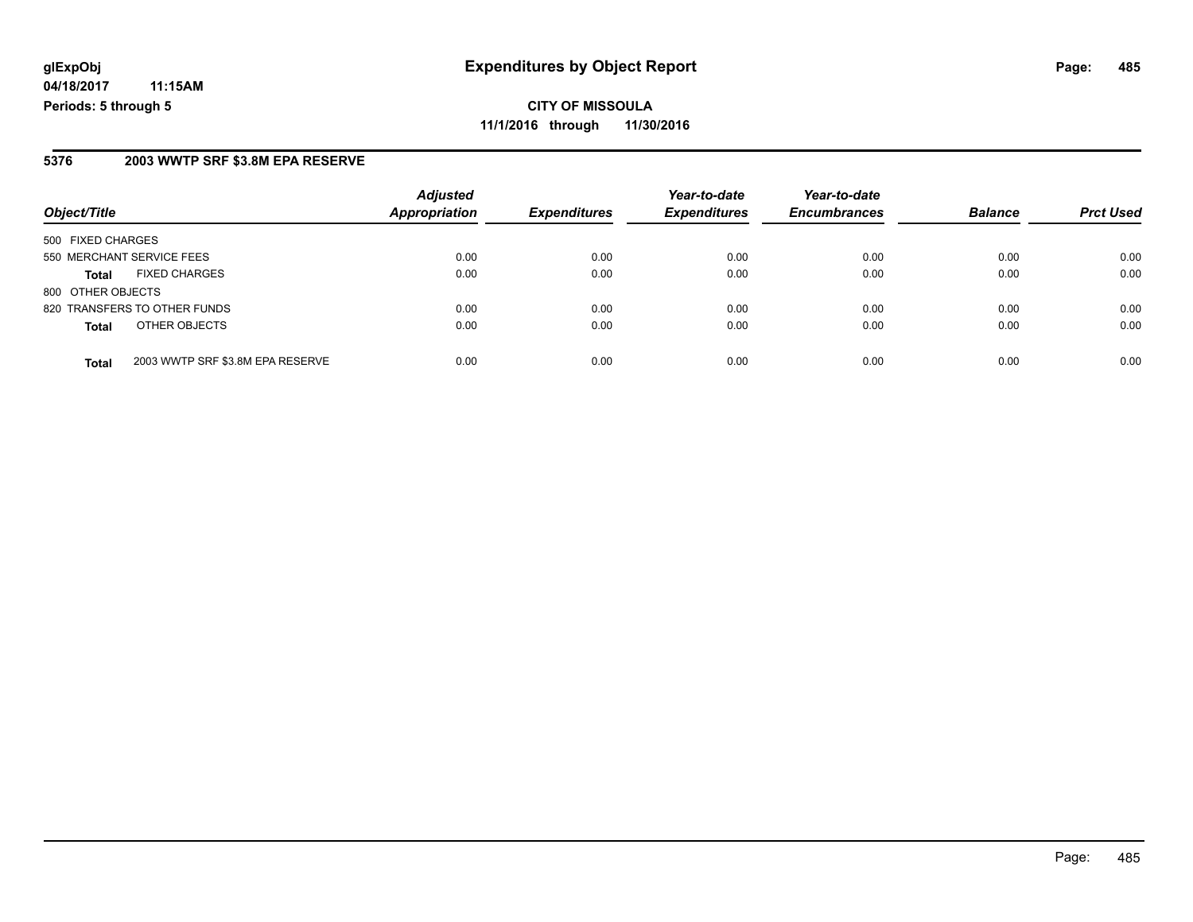**glExpObj**
**04/18/2017 11:15AM**
**Periods: 5 through 5**

# Expenditures by Object Report

**CITY OF MISSOULA**
**11/1/2016 through 11/30/2016**

### 5376 2003 WWTP SRF $3.8M EPA RESERVE

| Object/Title | | Adjusted Appropriation | Expenditures | Year-to-date Expenditures | Year-to-date Encumbrances | Balance | Prct Used |
|---|---|---|---|---|---|---|---|
| 500 FIXED CHARGES | | | | | | | |
| 550 MERCHANT SERVICE FEES | | 0.00 | 0.00 | 0.00 | 0.00 | 0.00 | 0.00 |
| **Total** | FIXED CHARGES | 0.00 | 0.00 | 0.00 | 0.00 | 0.00 | 0.00 |
| 800 OTHER OBJECTS | | | | | | | |
| 820 TRANSFERS TO OTHER FUNDS | | 0.00 | 0.00 | 0.00 | 0.00 | 0.00 | 0.00 |
| **Total** | OTHER OBJECTS | 0.00 | 0.00 | 0.00 | 0.00 | 0.00 | 0.00 |
| **Total** | 2003 WWTP SRF $3.8M EPA RESERVE | 0.00 | 0.00 | 0.00 | 0.00 | 0.00 | 0.00 |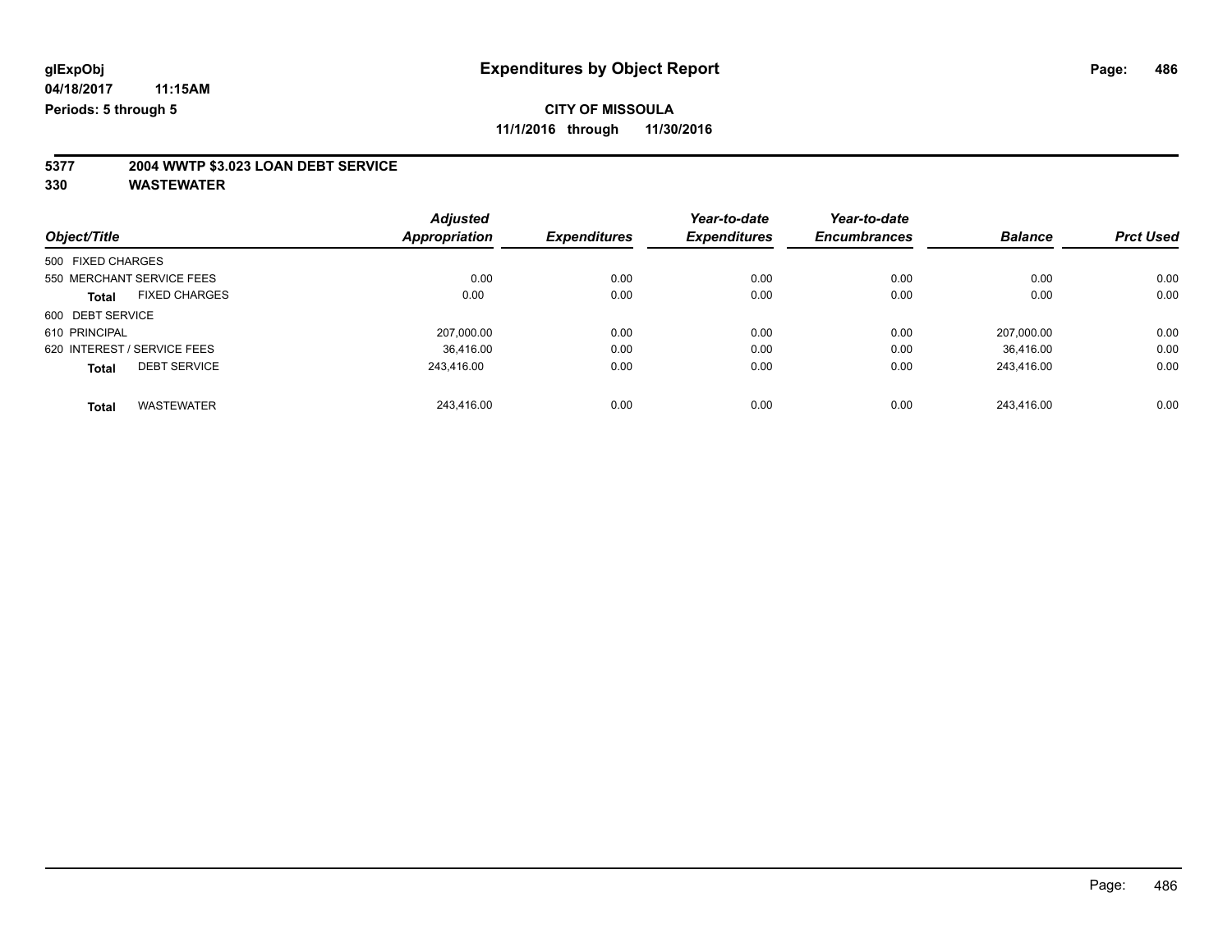**glExpObj**
**04/18/2017 11:15AM**
**Periods: 5 through 5**

# Expenditures by Object Report

**CITY OF MISSOULA**
**11/1/2016 through 11/30/2016**

## 5377 2004 WWTP $3.023 LOAN DEBT SERVICE
## 330 WASTEWATER

| Object/Title | | Adjusted Appropriation | Expenditures | Year-to-date Expenditures | Year-to-date Encumbrances | Balance | Prct Used |
|---|---|---|---|---|---|---|---|
| 500 FIXED CHARGES | | | | | | | |
| 550 MERCHANT SERVICE FEES | | 0.00 | 0.00 | 0.00 | 0.00 | 0.00 | 0.00 |
| **Total** | FIXED CHARGES | 0.00 | 0.00 | 0.00 | 0.00 | 0.00 | 0.00 |
| 600 DEBT SERVICE | | | | | | | |
| 610 PRINCIPAL | | 207,000.00 | 0.00 | 0.00 | 0.00 | 207,000.00 | 0.00 |
| 620 INTEREST / SERVICE FEES | | 36,416.00 | 0.00 | 0.00 | 0.00 | 36,416.00 | 0.00 |
| **Total** | DEBT SERVICE | 243,416.00 | 0.00 | 0.00 | 0.00 | 243,416.00 | 0.00 |
| **Total** | WASTEWATER | 243,416.00 | 0.00 | 0.00 | 0.00 | 243,416.00 | 0.00 |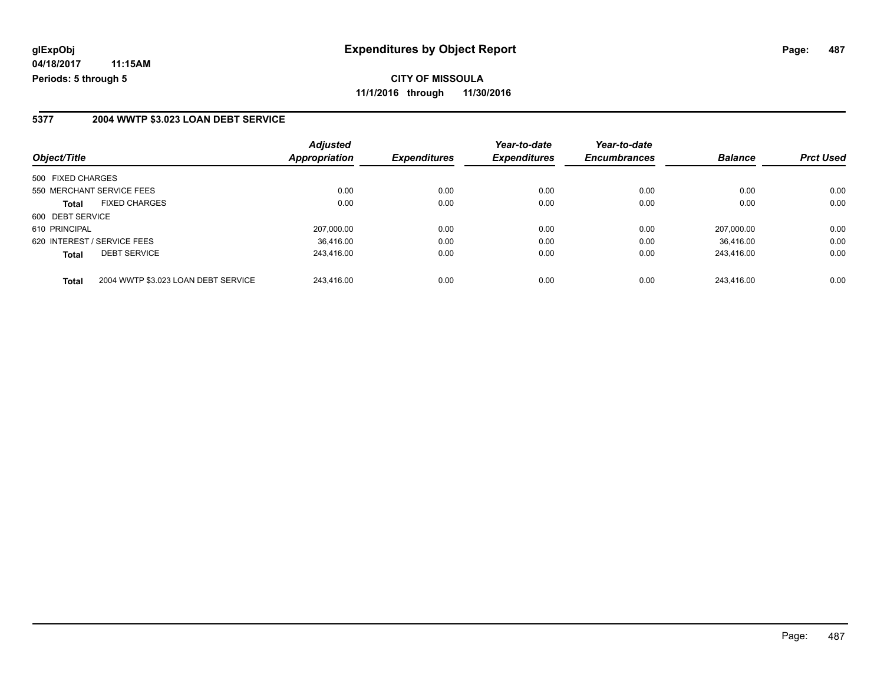**glExpObj** **Expenditures by Object Report**
**04/18/2017 11:15AM**
**Periods: 5 through 5**

**CITY OF MISSOULA**
**11/1/2016 through 11/30/2016**

## 5377 2004 WWTP $3.023 LOAN DEBT SERVICE

| Object/Title | | Adjusted Appropriation | Expenditures | Year-to-date Expenditures | Year-to-date Encumbrances | Balance | Prct Used |
|---|---|---|---|---|---|---|---|
| 500 FIXED CHARGES | | | | | | | |
| 550 MERCHANT SERVICE FEES | | 0.00 | 0.00 | 0.00 | 0.00 | 0.00 | 0.00 |
| **Total** | FIXED CHARGES | 0.00 | 0.00 | 0.00 | 0.00 | 0.00 | 0.00 |
| 600 DEBT SERVICE | | | | | | | |
| 610 PRINCIPAL | | 207,000.00 | 0.00 | 0.00 | 0.00 | 207,000.00 | 0.00 |
| 620 INTEREST / SERVICE FEES | | 36,416.00 | 0.00 | 0.00 | 0.00 | 36,416.00 | 0.00 |
| **Total** | DEBT SERVICE | 243,416.00 | 0.00 | 0.00 | 0.00 | 243,416.00 | 0.00 |
| **Total** | 2004 WWTP $3.023 LOAN DEBT SERVICE | 243,416.00 | 0.00 | 0.00 | 0.00 | 243,416.00 | 0.00 |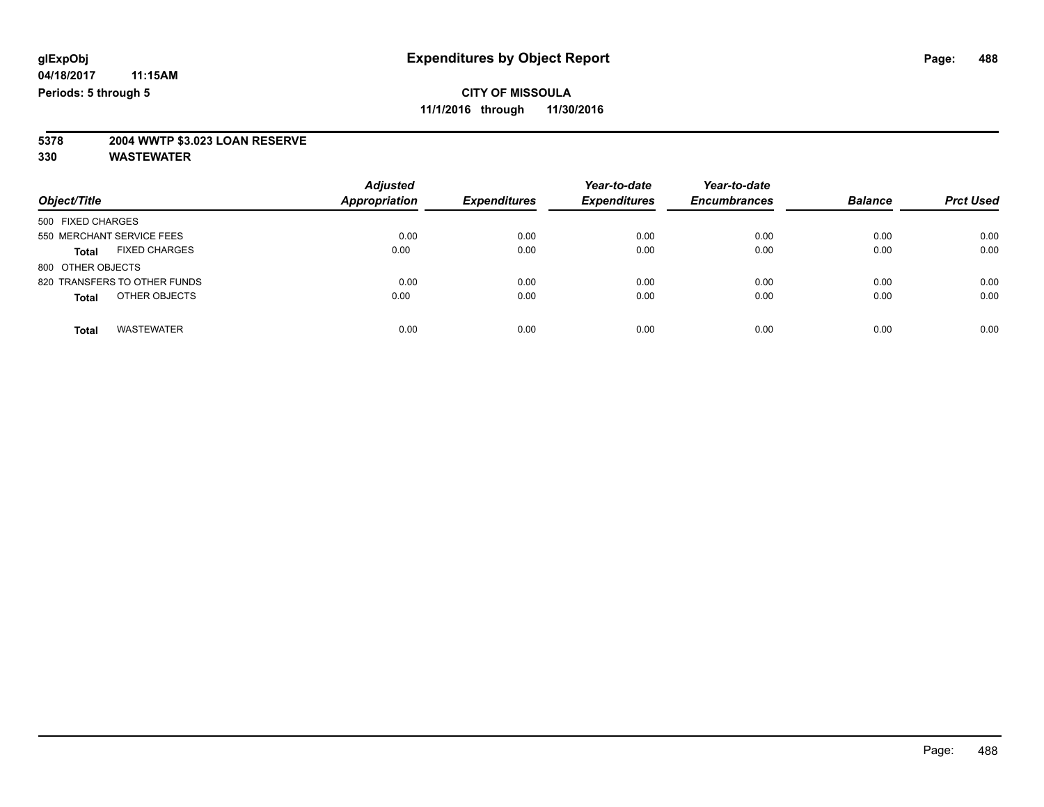**glExpObj** 
**04/18/2017 11:15AM** 
**Periods: 5 through 5**

# Expenditures by Object Report

**CITY OF MISSOULA** 
**11/1/2016 through 11/30/2016**

**5378 2004 WWTP $3.023 LOAN RESERVE** 
**330 WASTEWATER**

| Object/Title | Adjusted Appropriation | Expenditures | Year-to-date Expenditures | Year-to-date Encumbrances | Balance | Prct Used |
|---|---|---|---|---|---|---|
| 500 FIXED CHARGES | | | | | | |
| 550 MERCHANT SERVICE FEES | 0.00 | 0.00 | 0.00 | 0.00 | 0.00 | 0.00 |
| **Total** FIXED CHARGES | 0.00 | 0.00 | 0.00 | 0.00 | 0.00 | 0.00 |
| 800 OTHER OBJECTS | | | | | | |
| 820 TRANSFERS TO OTHER FUNDS | 0.00 | 0.00 | 0.00 | 0.00 | 0.00 | 0.00 |
| **Total** OTHER OBJECTS | 0.00 | 0.00 | 0.00 | 0.00 | 0.00 | 0.00 |
| **Total** WASTEWATER | 0.00 | 0.00 | 0.00 | 0.00 | 0.00 | 0.00 |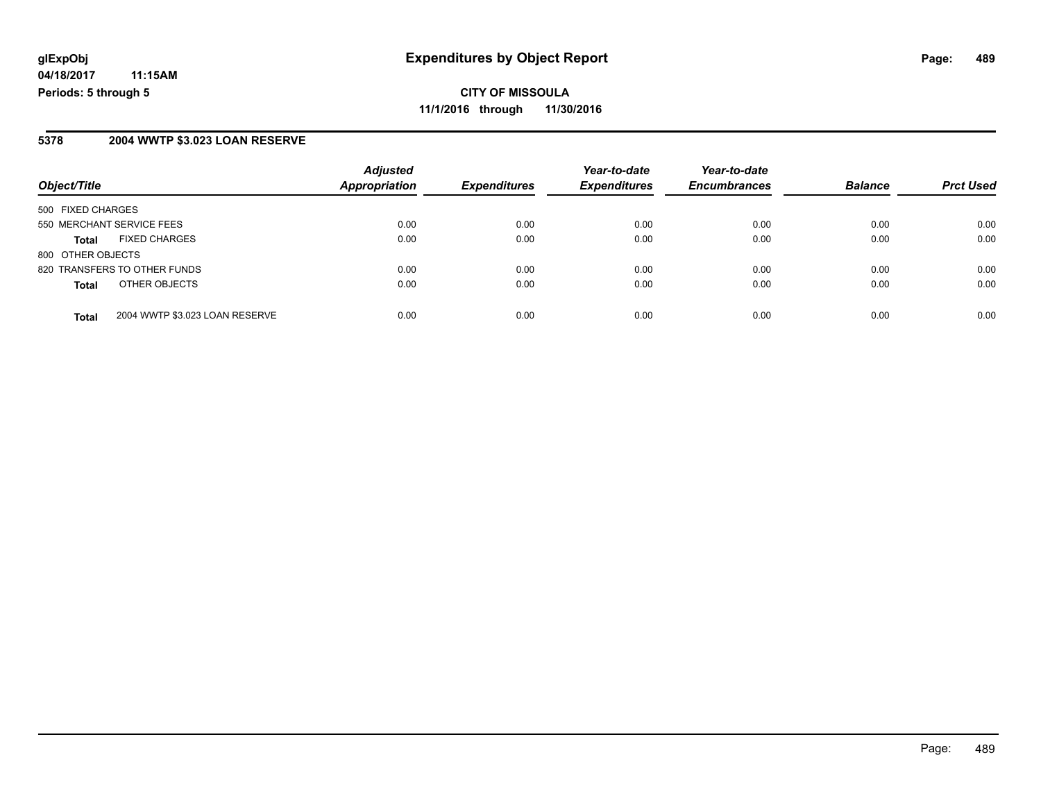**glExpObj** **Expenditures by Object Report**

**04/18/2017 11:15AM**

**Periods: 5 through 5**

**CITY OF MISSOULA**

**11/1/2016 through 11/30/2016**

## 5378 2004 WWTP $3.023 LOAN RESERVE

| Object/Title | | Adjusted Appropriation | Expenditures | Year-to-date Expenditures | Year-to-date Encumbrances | Balance | Prct Used |
|---|---|---|---|---|---|---|---|
| 500 FIXED CHARGES | | | | | | | |
| 550 MERCHANT SERVICE FEES | | 0.00 | 0.00 | 0.00 | 0.00 | 0.00 | 0.00 |
| **Total** | FIXED CHARGES | 0.00 | 0.00 | 0.00 | 0.00 | 0.00 | 0.00 |
| 800 OTHER OBJECTS | | | | | | | |
| 820 TRANSFERS TO OTHER FUNDS | | 0.00 | 0.00 | 0.00 | 0.00 | 0.00 | 0.00 |
| **Total** | OTHER OBJECTS | 0.00 | 0.00 | 0.00 | 0.00 | 0.00 | 0.00 |
| **Total** | 2004 WWTP $3.023 LOAN RESERVE | 0.00 | 0.00 | 0.00 | 0.00 | 0.00 | 0.00 |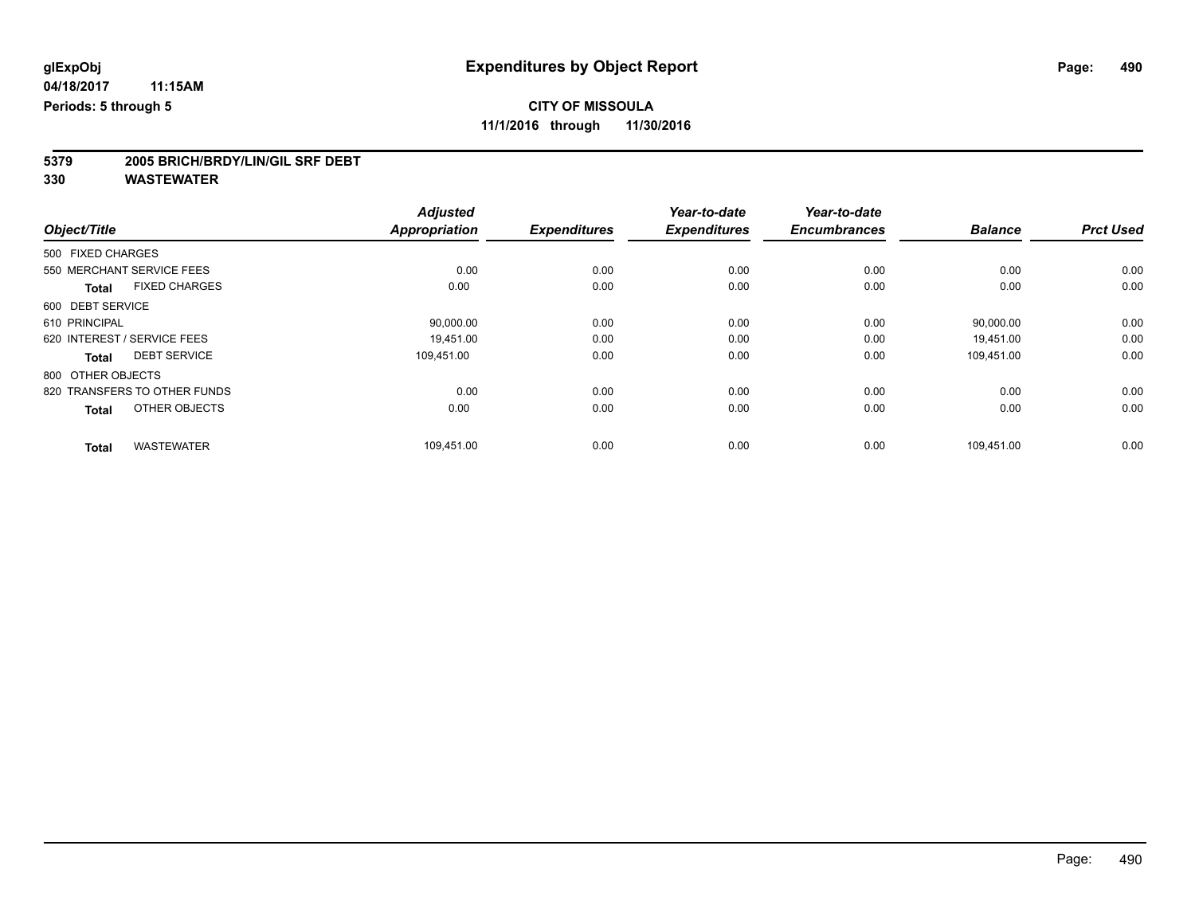**glExpObj** **Expenditures by Object Report**

**04/18/2017 11:15AM**

**Periods: 5 through 5**

**CITY OF MISSOULA**

**11/1/2016 through 11/30/2016**

**5379 2005 BRICH/BRDY/LIN/GIL SRF DEBT**

**330 WASTEWATER**

| Object/Title | Adjusted Appropriation | Expenditures | Year-to-date Expenditures | Year-to-date Encumbrances | Balance | Prct Used |
|---|---|---|---|---|---|---|
| 500 FIXED CHARGES | | | | | | |
| 550 MERCHANT SERVICE FEES | 0.00 | 0.00 | 0.00 | 0.00 | 0.00 | 0.00 |
| **Total** FIXED CHARGES | 0.00 | 0.00 | 0.00 | 0.00 | 0.00 | 0.00 |
| 600 DEBT SERVICE | | | | | | |
| 610 PRINCIPAL | 90,000.00 | 0.00 | 0.00 | 0.00 | 90,000.00 | 0.00 |
| 620 INTEREST / SERVICE FEES | 19,451.00 | 0.00 | 0.00 | 0.00 | 19,451.00 | 0.00 |
| **Total** DEBT SERVICE | 109,451.00 | 0.00 | 0.00 | 0.00 | 109,451.00 | 0.00 |
| 800 OTHER OBJECTS | | | | | | |
| 820 TRANSFERS TO OTHER FUNDS | 0.00 | 0.00 | 0.00 | 0.00 | 0.00 | 0.00 |
| **Total** OTHER OBJECTS | 0.00 | 0.00 | 0.00 | 0.00 | 0.00 | 0.00 |
| **Total** WASTEWATER | 109,451.00 | 0.00 | 0.00 | 0.00 | 109,451.00 | 0.00 |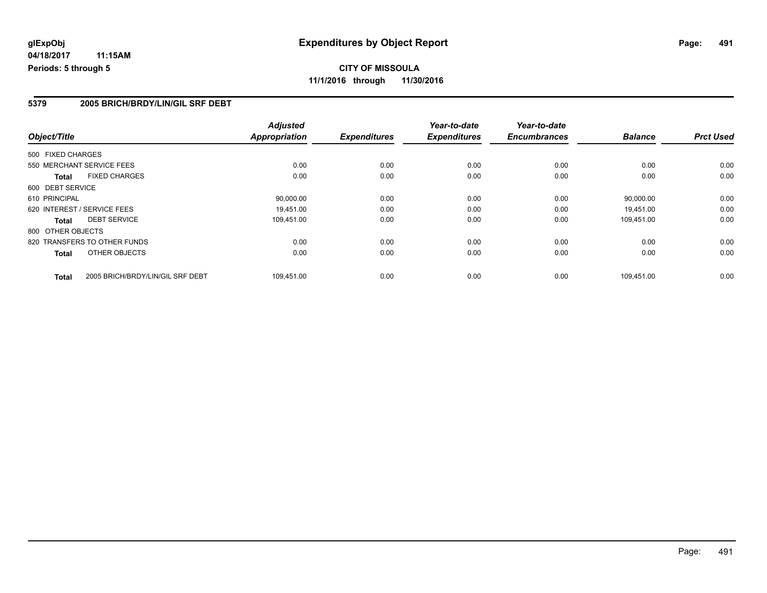# Expenditures by Object Report

glExpObj
04/18/2017 11:15AM
Periods: 5 through 5

**CITY OF MISSOULA**
**11/1/2016 through 11/30/2016**

## 5379 2005 BRICH/BRDY/LIN/GIL SRF DEBT

| Object/Title | | Adjusted Appropriation | Expenditures | Year-to-date Expenditures | Year-to-date Encumbrances | Balance | Prct Used |
|---|---|---|---|---|---|---|---|
| 500 FIXED CHARGES | | | | | | | |
| 550 MERCHANT SERVICE FEES | | 0.00 | 0.00 | 0.00 | 0.00 | 0.00 | 0.00 |
| **Total** | FIXED CHARGES | 0.00 | 0.00 | 0.00 | 0.00 | 0.00 | 0.00 |
| 600 DEBT SERVICE | | | | | | | |
| 610 PRINCIPAL | | 90,000.00 | 0.00 | 0.00 | 0.00 | 90,000.00 | 0.00 |
| 620 INTEREST / SERVICE FEES | | 19,451.00 | 0.00 | 0.00 | 0.00 | 19,451.00 | 0.00 |
| **Total** | DEBT SERVICE | 109,451.00 | 0.00 | 0.00 | 0.00 | 109,451.00 | 0.00 |
| 800 OTHER OBJECTS | | | | | | | |
| 820 TRANSFERS TO OTHER FUNDS | | 0.00 | 0.00 | 0.00 | 0.00 | 0.00 | 0.00 |
| **Total** | OTHER OBJECTS | 0.00 | 0.00 | 0.00 | 0.00 | 0.00 | 0.00 |
| **Total** | 2005 BRICH/BRDY/LIN/GIL SRF DEBT | 109,451.00 | 0.00 | 0.00 | 0.00 | 109,451.00 | 0.00 |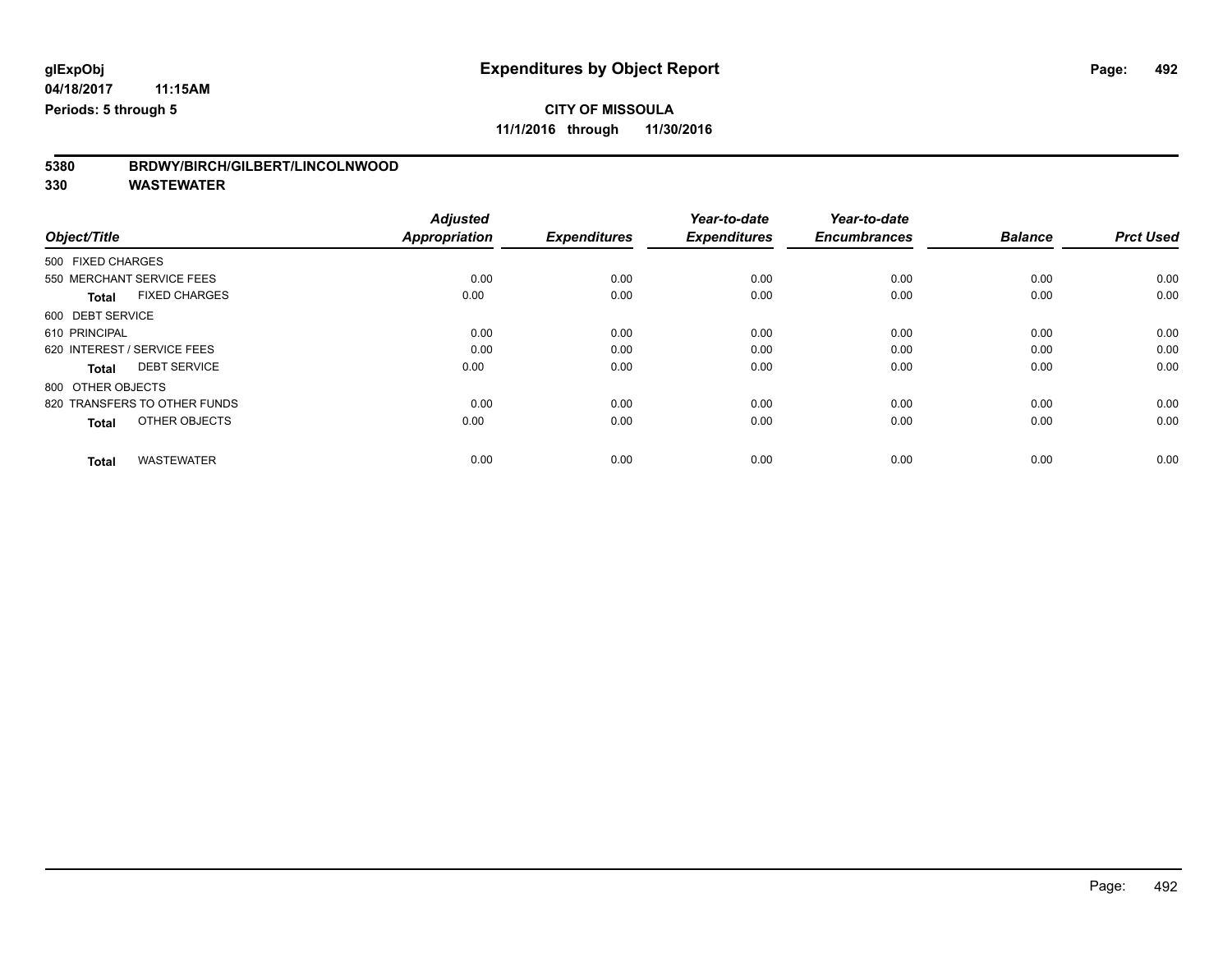**glExpObj**
**04/18/2017 11:15AM**
**Periods: 5 through 5**

# Expenditures by Object Report

**CITY OF MISSOULA**
**11/1/2016 through 11/30/2016**

**5380 BRDWY/BIRCH/GILBERT/LINCOLNWOOD**
**330 WASTEWATER**

| Object/Title | Adjusted Appropriation | Expenditures | Year-to-date Expenditures | Year-to-date Encumbrances | Balance | Prct Used |
|---|---|---|---|---|---|---|
| 500 FIXED CHARGES | | | | | | |
| 550 MERCHANT SERVICE FEES | 0.00 | 0.00 | 0.00 | 0.00 | 0.00 | 0.00 |
| **Total** FIXED CHARGES | 0.00 | 0.00 | 0.00 | 0.00 | 0.00 | 0.00 |
| 600 DEBT SERVICE | | | | | | |
| 610 PRINCIPAL | 0.00 | 0.00 | 0.00 | 0.00 | 0.00 | 0.00 |
| 620 INTEREST / SERVICE FEES | 0.00 | 0.00 | 0.00 | 0.00 | 0.00 | 0.00 |
| **Total** DEBT SERVICE | 0.00 | 0.00 | 0.00 | 0.00 | 0.00 | 0.00 |
| 800 OTHER OBJECTS | | | | | | |
| 820 TRANSFERS TO OTHER FUNDS | 0.00 | 0.00 | 0.00 | 0.00 | 0.00 | 0.00 |
| **Total** OTHER OBJECTS | 0.00 | 0.00 | 0.00 | 0.00 | 0.00 | 0.00 |
| **Total** WASTEWATER | 0.00 | 0.00 | 0.00 | 0.00 | 0.00 | 0.00 |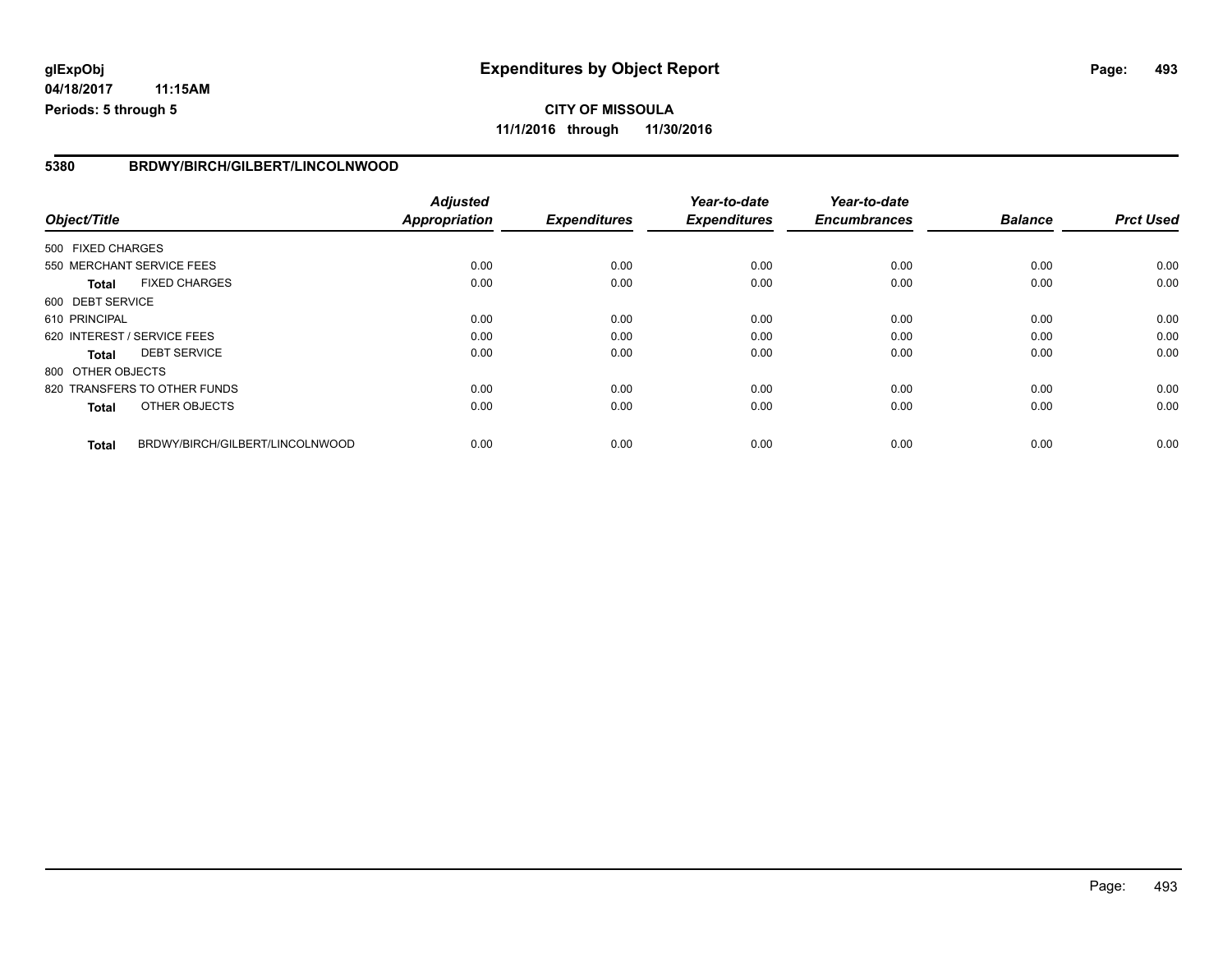**CITY OF MISSOULA**

**11/1/2016 through 11/30/2016**

**Expenditures by Object Report**

glExpObj
04/18/2017 11:15AM
Periods: 5 through 5

## 5380 BRDWY/BIRCH/GILBERT/LINCOLNWOOD

| Object/Title | Adjusted Appropriation | Expenditures | Year-to-date Expenditures | Year-to-date Encumbrances | Balance | Prct Used |
|---|---|---|---|---|---|---|
| 500 FIXED CHARGES | | | | | | |
| 550 MERCHANT SERVICE FEES | 0.00 | 0.00 | 0.00 | 0.00 | 0.00 | 0.00 |
| **Total** FIXED CHARGES | 0.00 | 0.00 | 0.00 | 0.00 | 0.00 | 0.00 |
| 600 DEBT SERVICE | | | | | | |
| 610 PRINCIPAL | 0.00 | 0.00 | 0.00 | 0.00 | 0.00 | 0.00 |
| 620 INTEREST / SERVICE FEES | 0.00 | 0.00 | 0.00 | 0.00 | 0.00 | 0.00 |
| **Total** DEBT SERVICE | 0.00 | 0.00 | 0.00 | 0.00 | 0.00 | 0.00 |
| 800 OTHER OBJECTS | | | | | | |
| 820 TRANSFERS TO OTHER FUNDS | 0.00 | 0.00 | 0.00 | 0.00 | 0.00 | 0.00 |
| **Total** OTHER OBJECTS | 0.00 | 0.00 | 0.00 | 0.00 | 0.00 | 0.00 |
| **Total** BRDWY/BIRCH/GILBERT/LINCOLNWOOD | 0.00 | 0.00 | 0.00 | 0.00 | 0.00 | 0.00 |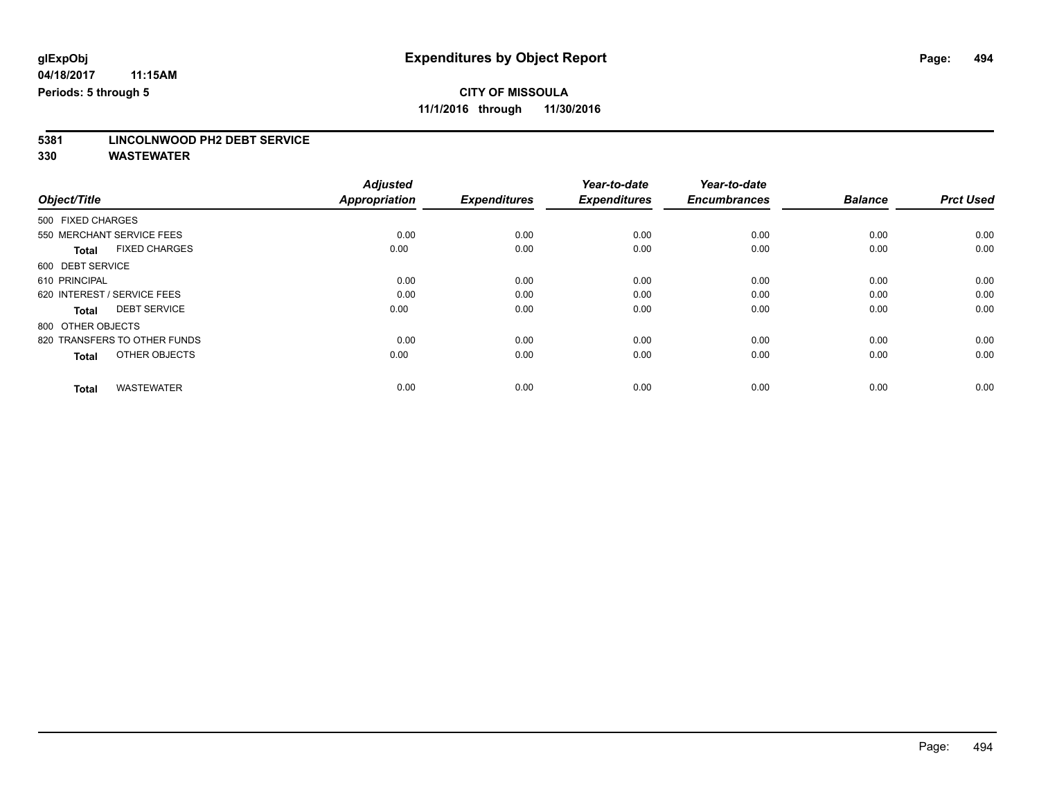**glExpObj**
**04/18/2017 11:15AM**
**Periods: 5 through 5**

# Expenditures by Object Report

**CITY OF MISSOULA**
**11/1/2016 through 11/30/2016**

## 5381 LINCOLNWOOD PH2 DEBT SERVICE
## 330 WASTEWATER

| Object/Title | Adjusted Appropriation | Expenditures | Year-to-date Expenditures | Year-to-date Encumbrances | Balance | Prct Used |
|---|---|---|---|---|---|---|
| 500 FIXED CHARGES | | | | | | |
| 550 MERCHANT SERVICE FEES | 0.00 | 0.00 | 0.00 | 0.00 | 0.00 | 0.00 |
| **Total** FIXED CHARGES | 0.00 | 0.00 | 0.00 | 0.00 | 0.00 | 0.00 |
| 600 DEBT SERVICE | | | | | | |
| 610 PRINCIPAL | 0.00 | 0.00 | 0.00 | 0.00 | 0.00 | 0.00 |
| 620 INTEREST / SERVICE FEES | 0.00 | 0.00 | 0.00 | 0.00 | 0.00 | 0.00 |
| **Total** DEBT SERVICE | 0.00 | 0.00 | 0.00 | 0.00 | 0.00 | 0.00 |
| 800 OTHER OBJECTS | | | | | | |
| 820 TRANSFERS TO OTHER FUNDS | 0.00 | 0.00 | 0.00 | 0.00 | 0.00 | 0.00 |
| **Total** OTHER OBJECTS | 0.00 | 0.00 | 0.00 | 0.00 | 0.00 | 0.00 |
| **Total** WASTEWATER | 0.00 | 0.00 | 0.00 | 0.00 | 0.00 | 0.00 |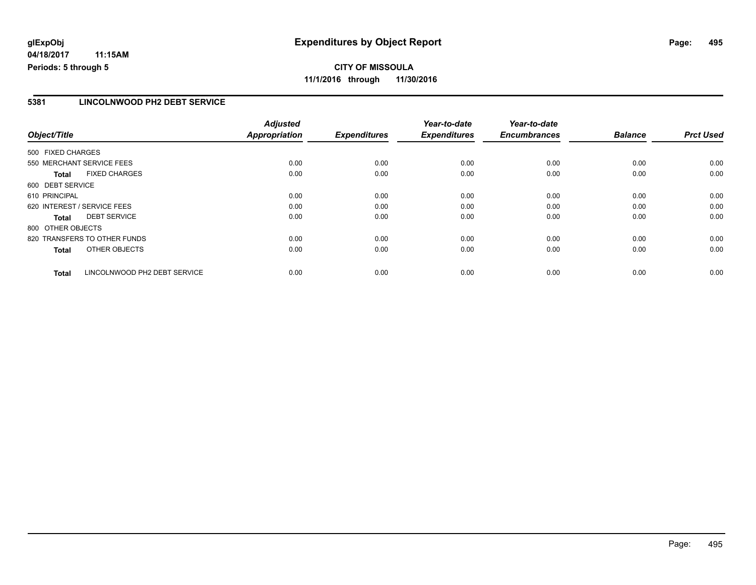**glExpObj**
**04/18/2017 11:15AM**
**Periods: 5 through 5**

# Expenditures by Object Report

**CITY OF MISSOULA**
**11/1/2016 through 11/30/2016**

## 5381 LINCOLNWOOD PH2 DEBT SERVICE

| Object/Title | Adjusted Appropriation | Expenditures | Year-to-date Expenditures | Year-to-date Encumbrances | Balance | Prct Used |
|---|---|---|---|---|---|---|
| 500 FIXED CHARGES | | | | | | |
| 550 MERCHANT SERVICE FEES | 0.00 | 0.00 | 0.00 | 0.00 | 0.00 | 0.00 |
| **Total** FIXED CHARGES | 0.00 | 0.00 | 0.00 | 0.00 | 0.00 | 0.00 |
| 600 DEBT SERVICE | | | | | | |
| 610 PRINCIPAL | 0.00 | 0.00 | 0.00 | 0.00 | 0.00 | 0.00 |
| 620 INTEREST / SERVICE FEES | 0.00 | 0.00 | 0.00 | 0.00 | 0.00 | 0.00 |
| **Total** DEBT SERVICE | 0.00 | 0.00 | 0.00 | 0.00 | 0.00 | 0.00 |
| 800 OTHER OBJECTS | | | | | | |
| 820 TRANSFERS TO OTHER FUNDS | 0.00 | 0.00 | 0.00 | 0.00 | 0.00 | 0.00 |
| **Total** OTHER OBJECTS | 0.00 | 0.00 | 0.00 | 0.00 | 0.00 | 0.00 |
| **Total** LINCOLNWOOD PH2 DEBT SERVICE | 0.00 | 0.00 | 0.00 | 0.00 | 0.00 | 0.00 |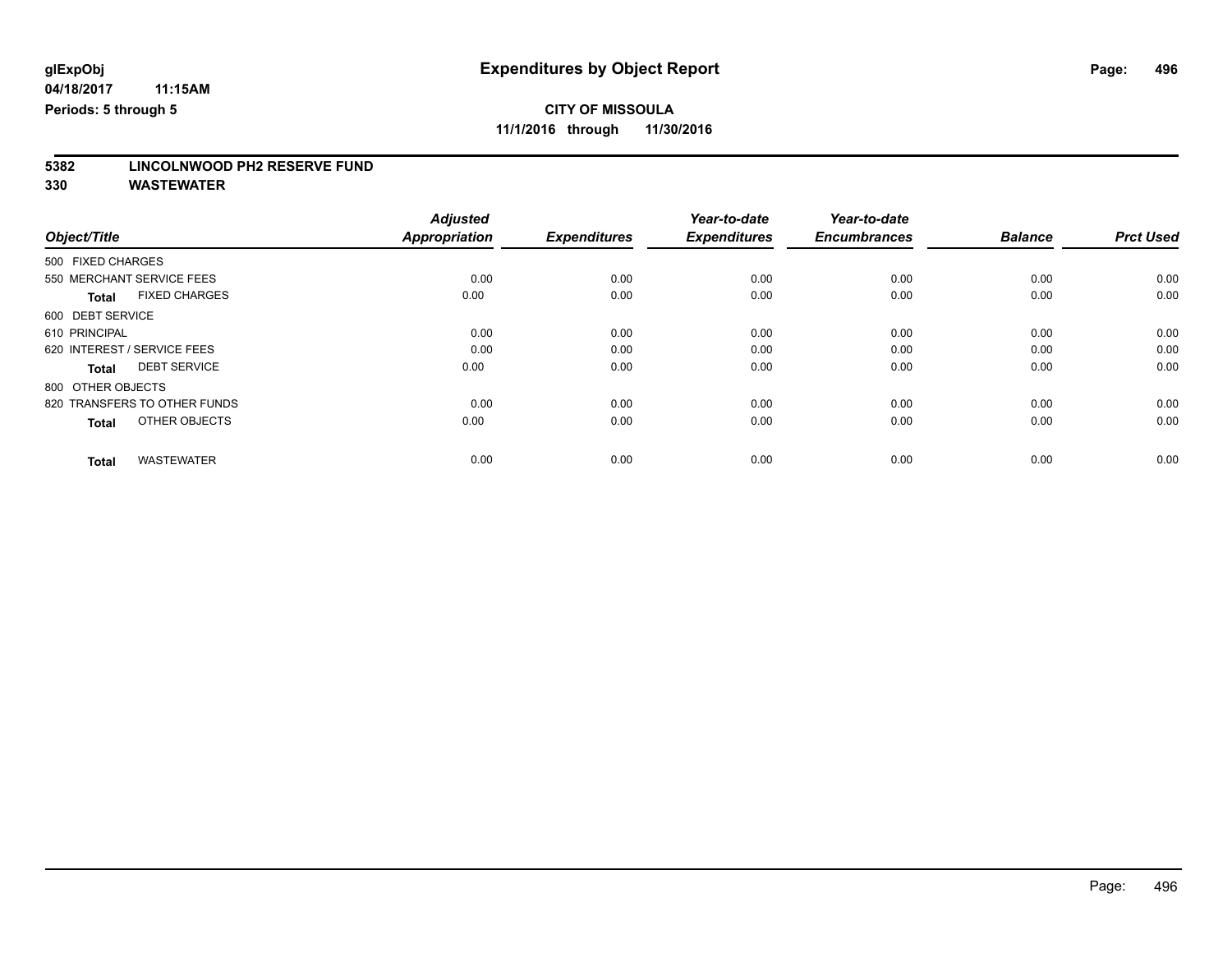**glExpObj** **Expenditures by Object Report**

**04/18/2017 11:15AM**

**Periods: 5 through 5**

**CITY OF MISSOULA**

**11/1/2016 through 11/30/2016**

**5382 LINCOLNWOOD PH2 RESERVE FUND**

**330 WASTEWATER**

| Object/Title | Adjusted Appropriation | Expenditures | Year-to-date Expenditures | Year-to-date Encumbrances | Balance | Prct Used |
|---|---|---|---|---|---|---|
| 500 FIXED CHARGES | | | | | | |
| 550 MERCHANT SERVICE FEES | 0.00 | 0.00 | 0.00 | 0.00 | 0.00 | 0.00 |
| **Total** FIXED CHARGES | 0.00 | 0.00 | 0.00 | 0.00 | 0.00 | 0.00 |
| 600 DEBT SERVICE | | | | | | |
| 610 PRINCIPAL | 0.00 | 0.00 | 0.00 | 0.00 | 0.00 | 0.00 |
| 620 INTEREST / SERVICE FEES | 0.00 | 0.00 | 0.00 | 0.00 | 0.00 | 0.00 |
| **Total** DEBT SERVICE | 0.00 | 0.00 | 0.00 | 0.00 | 0.00 | 0.00 |
| 800 OTHER OBJECTS | | | | | | |
| 820 TRANSFERS TO OTHER FUNDS | 0.00 | 0.00 | 0.00 | 0.00 | 0.00 | 0.00 |
| **Total** OTHER OBJECTS | 0.00 | 0.00 | 0.00 | 0.00 | 0.00 | 0.00 |
| **Total** WASTEWATER | 0.00 | 0.00 | 0.00 | 0.00 | 0.00 | 0.00 |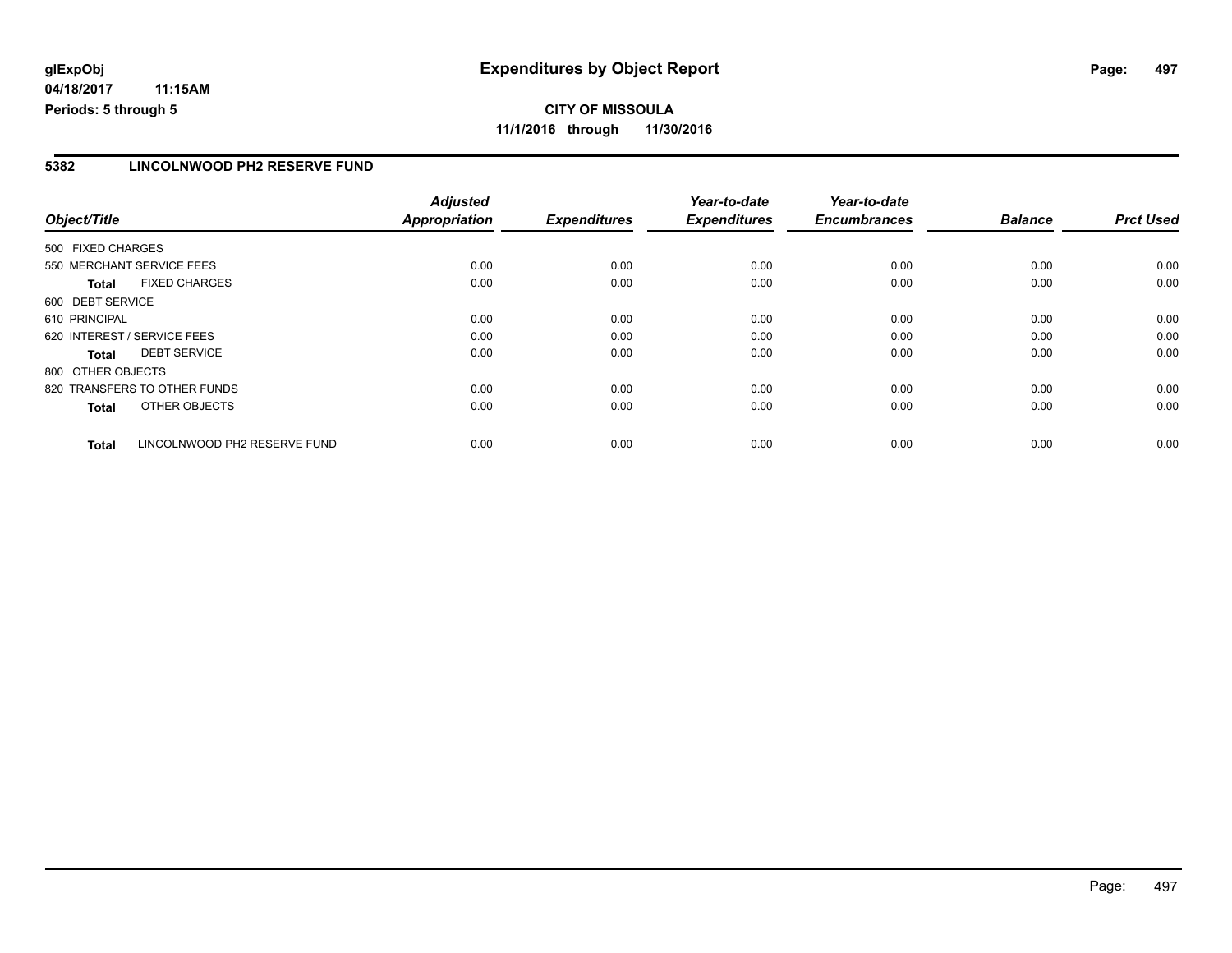**glExpObj**
**04/18/2017 11:15AM**
**Periods: 5 through 5**

# Expenditures by Object Report

**CITY OF MISSOULA**
**11/1/2016 through 11/30/2016**

## 5382 LINCOLNWOOD PH2 RESERVE FUND

| Object/Title | Adjusted Appropriation | Expenditures | Year-to-date Expenditures | Year-to-date Encumbrances | Balance | Prct Used |
|---|---|---|---|---|---|---|
| 500 FIXED CHARGES | | | | | | |
| 550 MERCHANT SERVICE FEES | 0.00 | 0.00 | 0.00 | 0.00 | 0.00 | 0.00 |
| **Total** FIXED CHARGES | 0.00 | 0.00 | 0.00 | 0.00 | 0.00 | 0.00 |
| 600 DEBT SERVICE | | | | | | |
| 610 PRINCIPAL | 0.00 | 0.00 | 0.00 | 0.00 | 0.00 | 0.00 |
| 620 INTEREST / SERVICE FEES | 0.00 | 0.00 | 0.00 | 0.00 | 0.00 | 0.00 |
| **Total** DEBT SERVICE | 0.00 | 0.00 | 0.00 | 0.00 | 0.00 | 0.00 |
| 800 OTHER OBJECTS | | | | | | |
| 820 TRANSFERS TO OTHER FUNDS | 0.00 | 0.00 | 0.00 | 0.00 | 0.00 | 0.00 |
| **Total** OTHER OBJECTS | 0.00 | 0.00 | 0.00 | 0.00 | 0.00 | 0.00 |
| **Total** LINCOLNWOOD PH2 RESERVE FUND | 0.00 | 0.00 | 0.00 | 0.00 | 0.00 | 0.00 |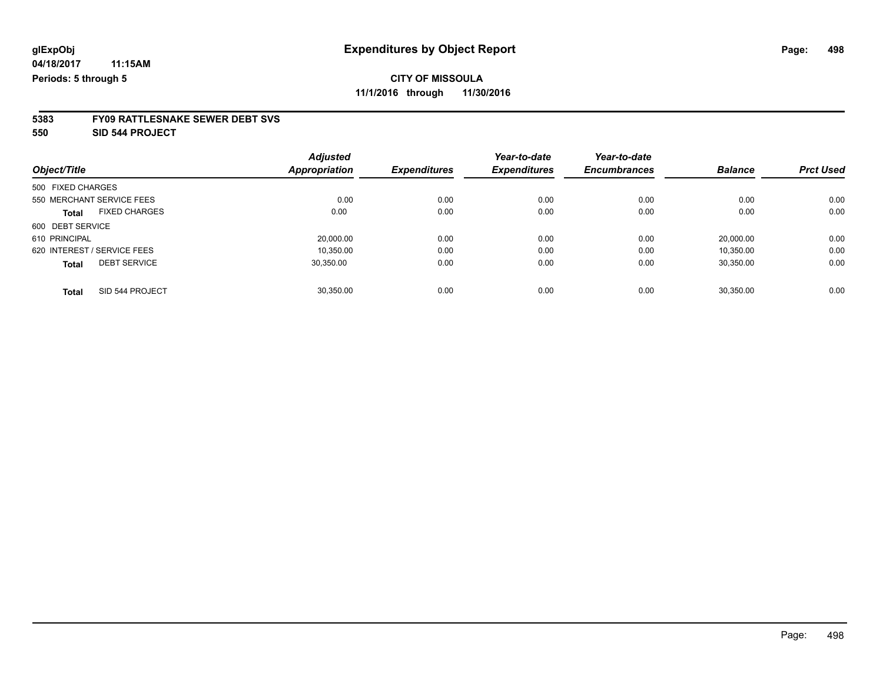**glExpObj** **Expenditures by Object Report**

**04/18/2017 11:15AM**

**Periods: 5 through 5**

**CITY OF MISSOULA**

**11/1/2016 through 11/30/2016**

**5383 FY09 RATTLESNAKE SEWER DEBT SVS**

**550 SID 544 PROJECT**

| Object/Title | | Adjusted Appropriation | Expenditures | Year-to-date Expenditures | Year-to-date Encumbrances | Balance | Prct Used |
|---|---|---|---|---|---|---|---|
| 500 FIXED CHARGES | | | | | | | |
| 550 MERCHANT SERVICE FEES | | 0.00 | 0.00 | 0.00 | 0.00 | 0.00 | 0.00 |
| **Total** | FIXED CHARGES | 0.00 | 0.00 | 0.00 | 0.00 | 0.00 | 0.00 |
| 600 DEBT SERVICE | | | | | | | |
| 610 PRINCIPAL | | 20,000.00 | 0.00 | 0.00 | 0.00 | 20,000.00 | 0.00 |
| 620 INTEREST / SERVICE FEES | | 10,350.00 | 0.00 | 0.00 | 0.00 | 10,350.00 | 0.00 |
| **Total** | DEBT SERVICE | 30,350.00 | 0.00 | 0.00 | 0.00 | 30,350.00 | 0.00 |
| **Total** | SID 544 PROJECT | 30,350.00 | 0.00 | 0.00 | 0.00 | 30,350.00 | 0.00 |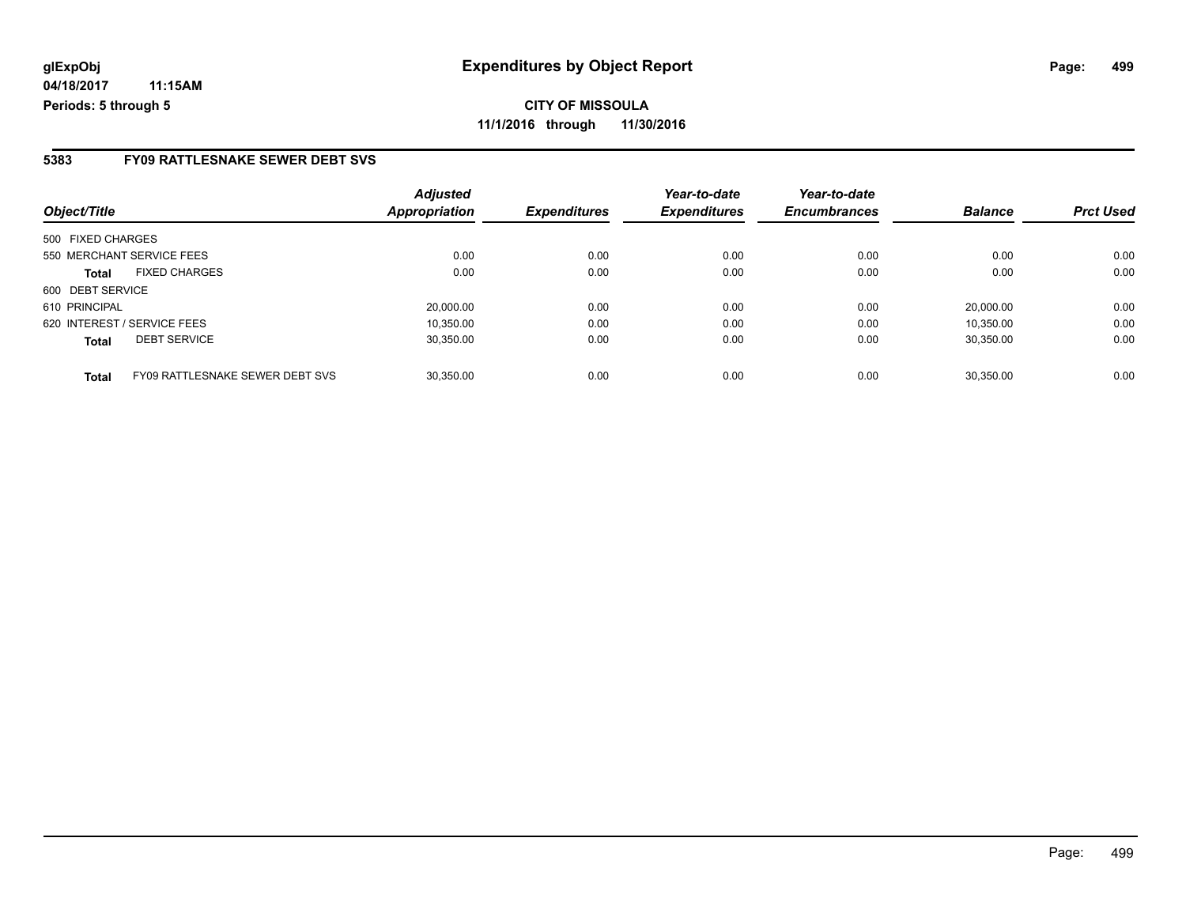**glExpObj** **Expenditures by Object Report**

**04/18/2017 11:15AM**

**Periods: 5 through 5**

**CITY OF MISSOULA**

**11/1/2016 through 11/30/2016**

## 5383 FY09 RATTLESNAKE SEWER DEBT SVS

| Object/Title | | Adjusted Appropriation | Expenditures | Year-to-date Expenditures | Year-to-date Encumbrances | Balance | Prct Used |
|---|---|---|---|---|---|---|---|
| 500 FIXED CHARGES | | | | | | | |
| 550 MERCHANT SERVICE FEES | | 0.00 | 0.00 | 0.00 | 0.00 | 0.00 | 0.00 |
| **Total** | FIXED CHARGES | 0.00 | 0.00 | 0.00 | 0.00 | 0.00 | 0.00 |
| 600 DEBT SERVICE | | | | | | | |
| 610 PRINCIPAL | | 20,000.00 | 0.00 | 0.00 | 0.00 | 20,000.00 | 0.00 |
| 620 INTEREST / SERVICE FEES | | 10,350.00 | 0.00 | 0.00 | 0.00 | 10,350.00 | 0.00 |
| **Total** | DEBT SERVICE | 30,350.00 | 0.00 | 0.00 | 0.00 | 30,350.00 | 0.00 |
| **Total** | FY09 RATTLESNAKE SEWER DEBT SVS | 30,350.00 | 0.00 | 0.00 | 0.00 | 30,350.00 | 0.00 |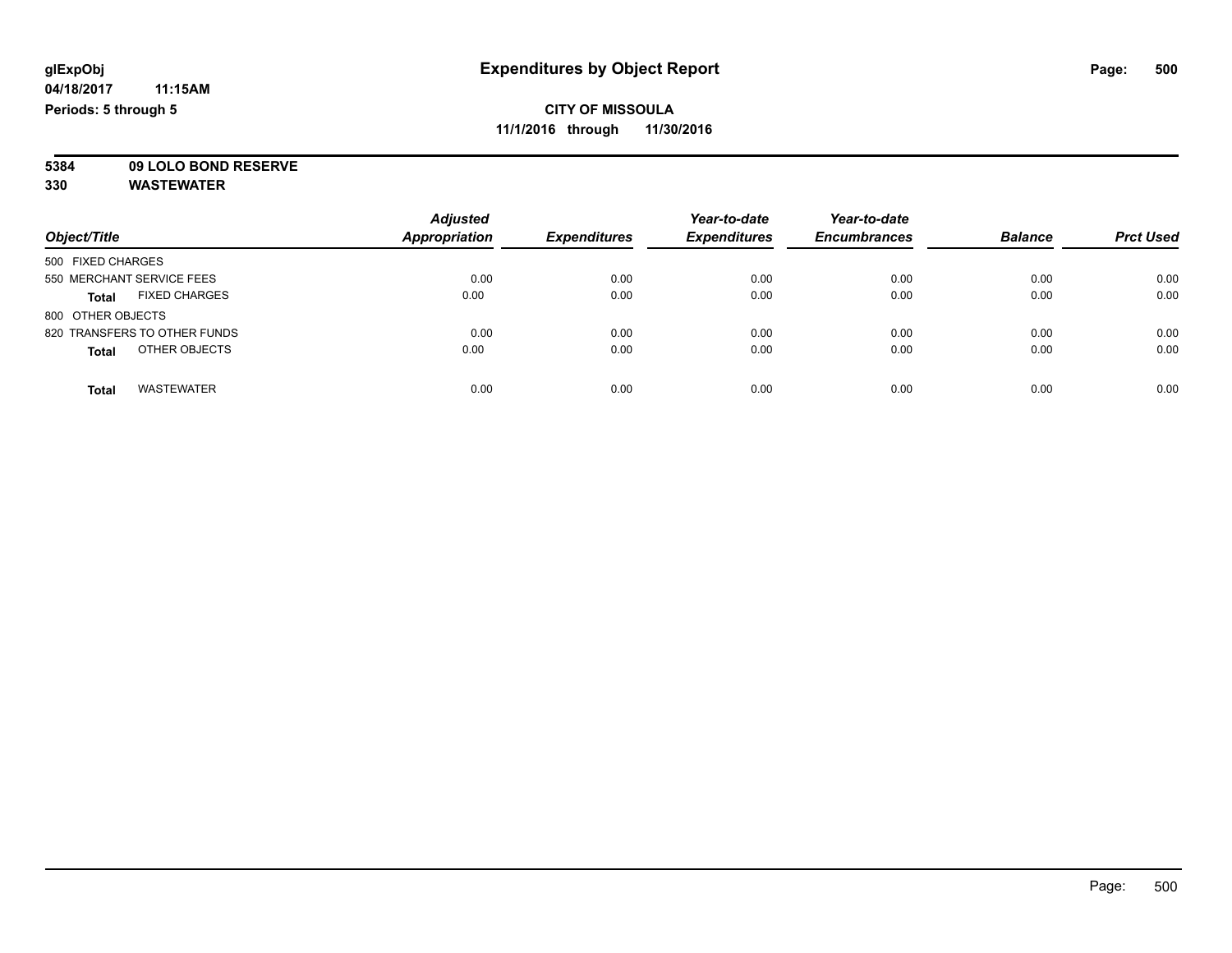**glExpObj** 
**04/18/2017 11:15AM** 
**Periods: 5 through 5**

# Expenditures by Object Report

**CITY OF MISSOULA** 
**11/1/2016 through 11/30/2016**

**5384 09 LOLO BOND RESERVE** 
**330 WASTEWATER**

| Object/Title | | Adjusted Appropriation | Expenditures | Year-to-date Expenditures | Year-to-date Encumbrances | Balance | Prct Used |
|---|---|---|---|---|---|---|---|
| 500 FIXED CHARGES | | | | | | | |
| 550 MERCHANT SERVICE FEES | | 0.00 | 0.00 | 0.00 | 0.00 | 0.00 | 0.00 |
| **Total** | FIXED CHARGES | 0.00 | 0.00 | 0.00 | 0.00 | 0.00 | 0.00 |
| 800 OTHER OBJECTS | | | | | | | |
| 820 TRANSFERS TO OTHER FUNDS | | 0.00 | 0.00 | 0.00 | 0.00 | 0.00 | 0.00 |
| **Total** | OTHER OBJECTS | 0.00 | 0.00 | 0.00 | 0.00 | 0.00 | 0.00 |
| **Total** | WASTEWATER | 0.00 | 0.00 | 0.00 | 0.00 | 0.00 | 0.00 |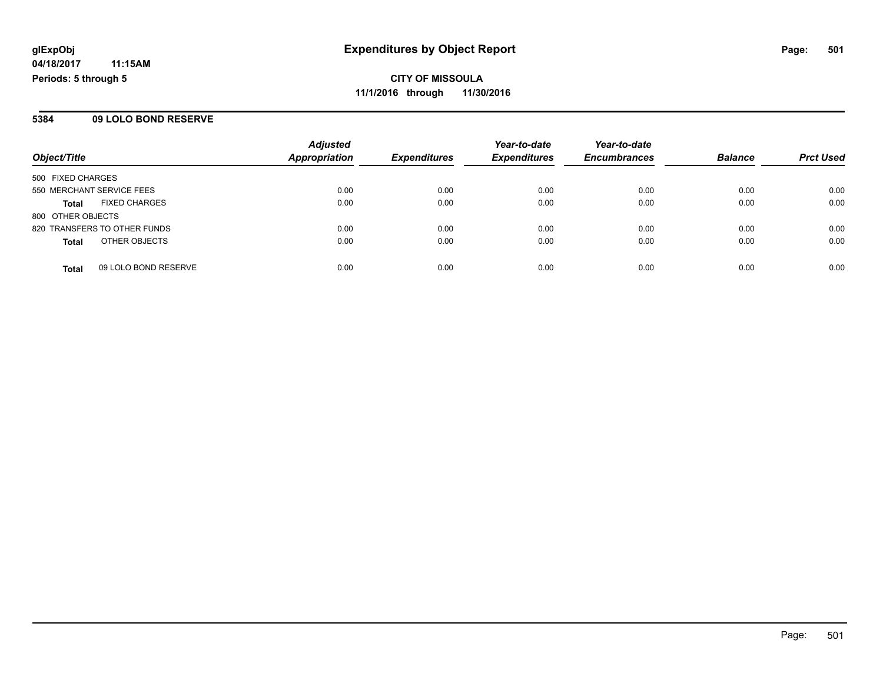**glExpObj**
**04/18/2017 11:15AM**
**Periods: 5 through 5**

# Expenditures by Object Report

**CITY OF MISSOULA**
**11/1/2016 through 11/30/2016**

## 5384 09 LOLO BOND RESERVE

| Object/Title | Adjusted Appropriation | Expenditures | Year-to-date Expenditures | Year-to-date Encumbrances | Balance | Prct Used |
|---|---|---|---|---|---|---|
| 500 FIXED CHARGES | | | | | | |
| 550 MERCHANT SERVICE FEES | 0.00 | 0.00 | 0.00 | 0.00 | 0.00 | 0.00 |
| **Total** FIXED CHARGES | 0.00 | 0.00 | 0.00 | 0.00 | 0.00 | 0.00 |
| 800 OTHER OBJECTS | | | | | | |
| 820 TRANSFERS TO OTHER FUNDS | 0.00 | 0.00 | 0.00 | 0.00 | 0.00 | 0.00 |
| **Total** OTHER OBJECTS | 0.00 | 0.00 | 0.00 | 0.00 | 0.00 | 0.00 |
| **Total** 09 LOLO BOND RESERVE | 0.00 | 0.00 | 0.00 | 0.00 | 0.00 | 0.00 |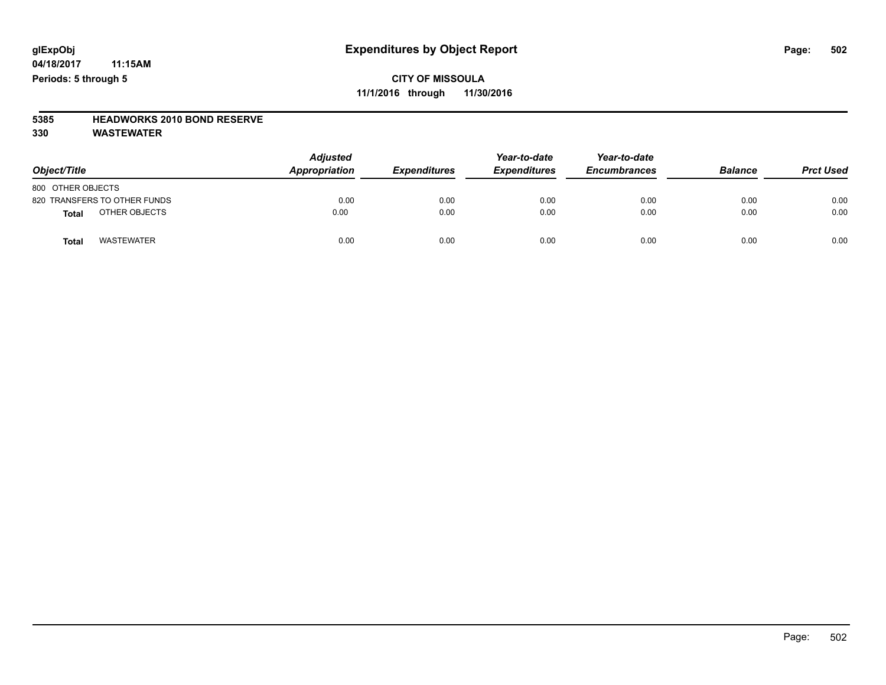glExpObj
04/18/2017 11:15AM
Periods: 5 through 5

# Expenditures by Object Report

**CITY OF MISSOULA**
**11/1/2016 through 11/30/2016**

**5385 HEADWORKS 2010 BOND RESERVE**
**330 WASTEWATER**

| Object/Title | | Adjusted Appropriation | Expenditures | Year-to-date Expenditures | Year-to-date Encumbrances | Balance | Prct Used |
|---|---|---|---|---|---|---|---|
| 800 OTHER OBJECTS | | | | | | | |
| 820 TRANSFERS TO OTHER FUNDS | | 0.00 | 0.00 | 0.00 | 0.00 | 0.00 | 0.00 |
| **Total** | OTHER OBJECTS | 0.00 | 0.00 | 0.00 | 0.00 | 0.00 | 0.00 |
| **Total** | WASTEWATER | 0.00 | 0.00 | 0.00 | 0.00 | 0.00 | 0.00 |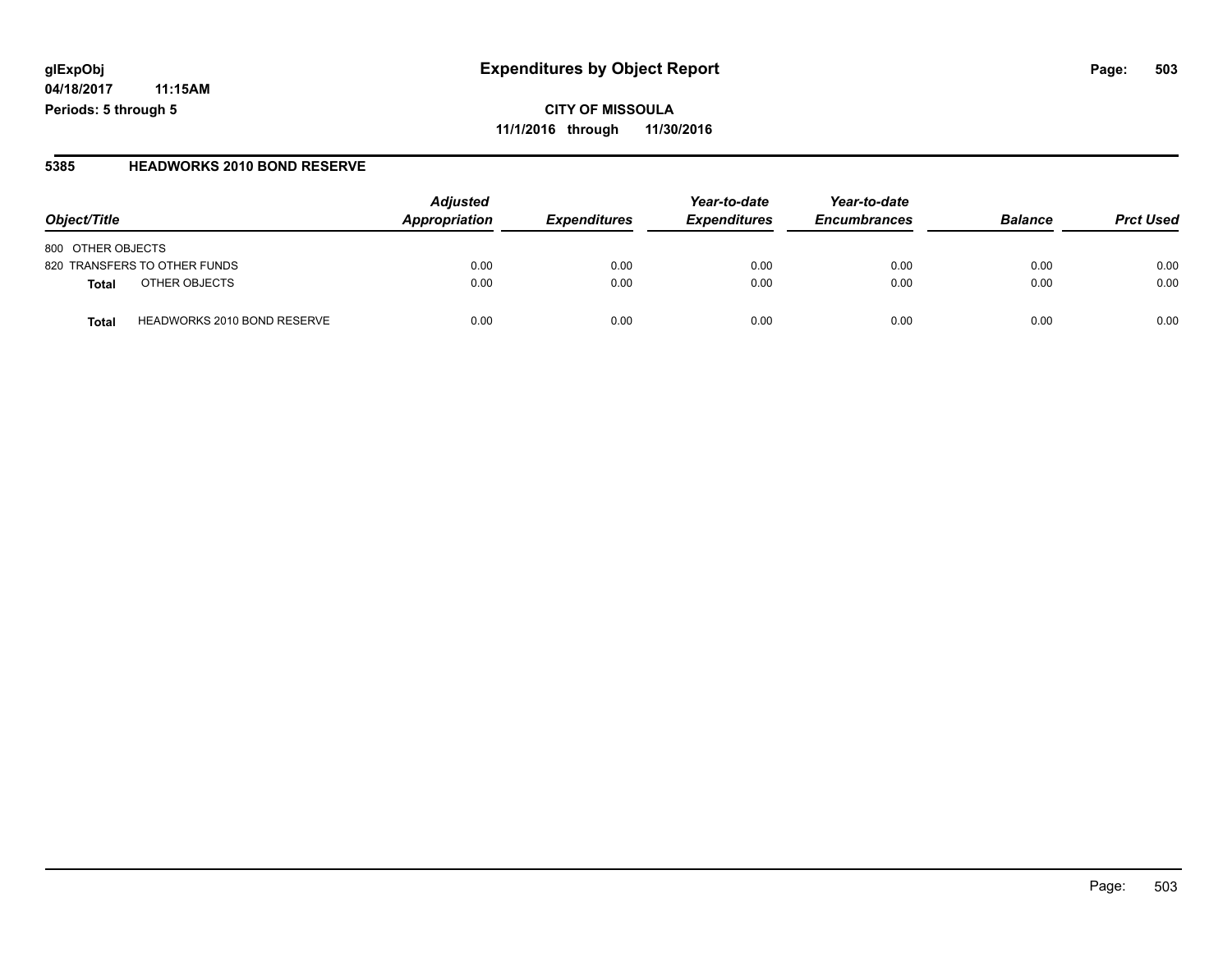**glExpObj**
**04/18/2017 11:15AM**
**Periods: 5 through 5**

# Expenditures by Object Report

**CITY OF MISSOULA**
**11/1/2016 through 11/30/2016**

## 5385 HEADWORKS 2010 BOND RESERVE

| Object/Title | | Adjusted Appropriation | Expenditures | Year-to-date Expenditures | Year-to-date Encumbrances | Balance | Prct Used |
|---|---|---|---|---|---|---|---|
| 800 OTHER OBJECTS | | | | | | | |
| 820 TRANSFERS TO OTHER FUNDS | | 0.00 | 0.00 | 0.00 | 0.00 | 0.00 | 0.00 |
| **Total** | OTHER OBJECTS | 0.00 | 0.00 | 0.00 | 0.00 | 0.00 | 0.00 |
| **Total** | HEADWORKS 2010 BOND RESERVE | 0.00 | 0.00 | 0.00 | 0.00 | 0.00 | 0.00 |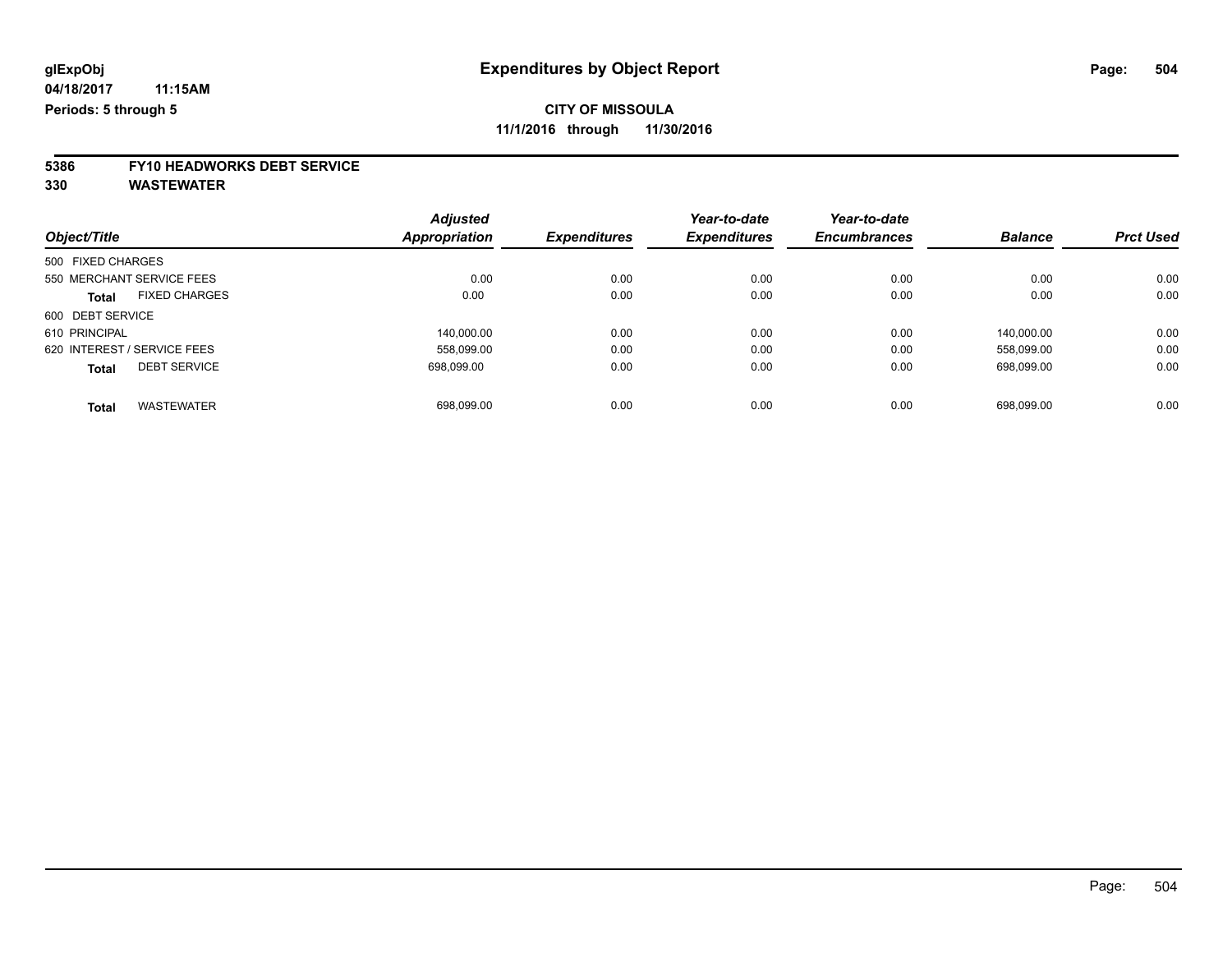**glExpObj** **Expenditures by Object Report**

**04/18/2017 11:15AM**

**Periods: 5 through 5**

**CITY OF MISSOULA**

**11/1/2016 through 11/30/2016**

**5386 FY10 HEADWORKS DEBT SERVICE**

**330 WASTEWATER**

| Object/Title | Adjusted Appropriation | Expenditures | Year-to-date Expenditures | Year-to-date Encumbrances | Balance | Prct Used |
|---|---|---|---|---|---|---|
| 500 FIXED CHARGES | | | | | | |
| 550 MERCHANT SERVICE FEES | 0.00 | 0.00 | 0.00 | 0.00 | 0.00 | 0.00 |
| **Total** FIXED CHARGES | 0.00 | 0.00 | 0.00 | 0.00 | 0.00 | 0.00 |
| 600 DEBT SERVICE | | | | | | |
| 610 PRINCIPAL | 140,000.00 | 0.00 | 0.00 | 0.00 | 140,000.00 | 0.00 |
| 620 INTEREST / SERVICE FEES | 558,099.00 | 0.00 | 0.00 | 0.00 | 558,099.00 | 0.00 |
| **Total** DEBT SERVICE | 698,099.00 | 0.00 | 0.00 | 0.00 | 698,099.00 | 0.00 |
| **Total** WASTEWATER | 698,099.00 | 0.00 | 0.00 | 0.00 | 698,099.00 | 0.00 |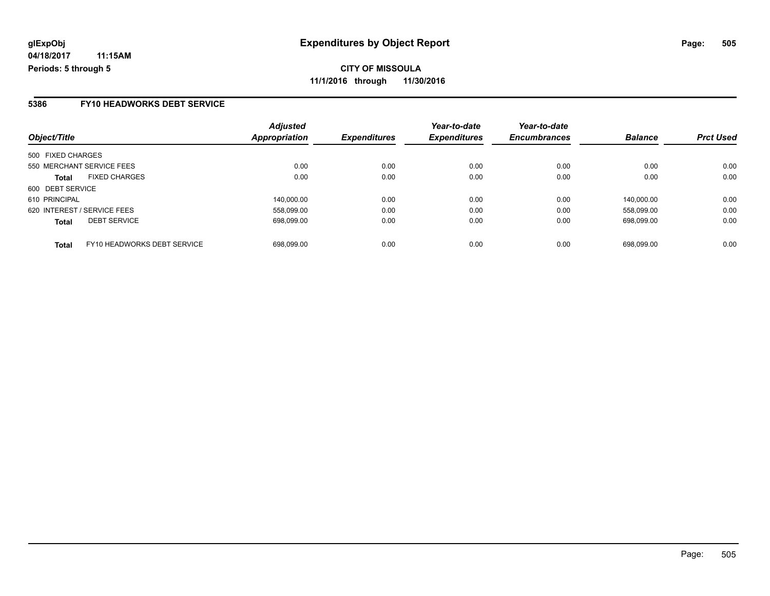glExpObj
04/18/2017 11:15AM
Periods: 5 through 5

# Expenditures by Object Report

**CITY OF MISSOULA**
**11/1/2016 through 11/30/2016**

## 5386 FY10 HEADWORKS DEBT SERVICE

| Object/Title | | Adjusted Appropriation | Expenditures | Year-to-date Expenditures | Year-to-date Encumbrances | Balance | Prct Used |
|---|---|---|---|---|---|---|---|
| 500 FIXED CHARGES | | | | | | | |
| 550 MERCHANT SERVICE FEES | | 0.00 | 0.00 | 0.00 | 0.00 | 0.00 | 0.00 |
| **Total** | FIXED CHARGES | 0.00 | 0.00 | 0.00 | 0.00 | 0.00 | 0.00 |
| 600 DEBT SERVICE | | | | | | | |
| 610 PRINCIPAL | | 140,000.00 | 0.00 | 0.00 | 0.00 | 140,000.00 | 0.00 |
| 620 INTEREST / SERVICE FEES | | 558,099.00 | 0.00 | 0.00 | 0.00 | 558,099.00 | 0.00 |
| **Total** | DEBT SERVICE | 698,099.00 | 0.00 | 0.00 | 0.00 | 698,099.00 | 0.00 |
| **Total** | FY10 HEADWORKS DEBT SERVICE | 698,099.00 | 0.00 | 0.00 | 0.00 | 698,099.00 | 0.00 |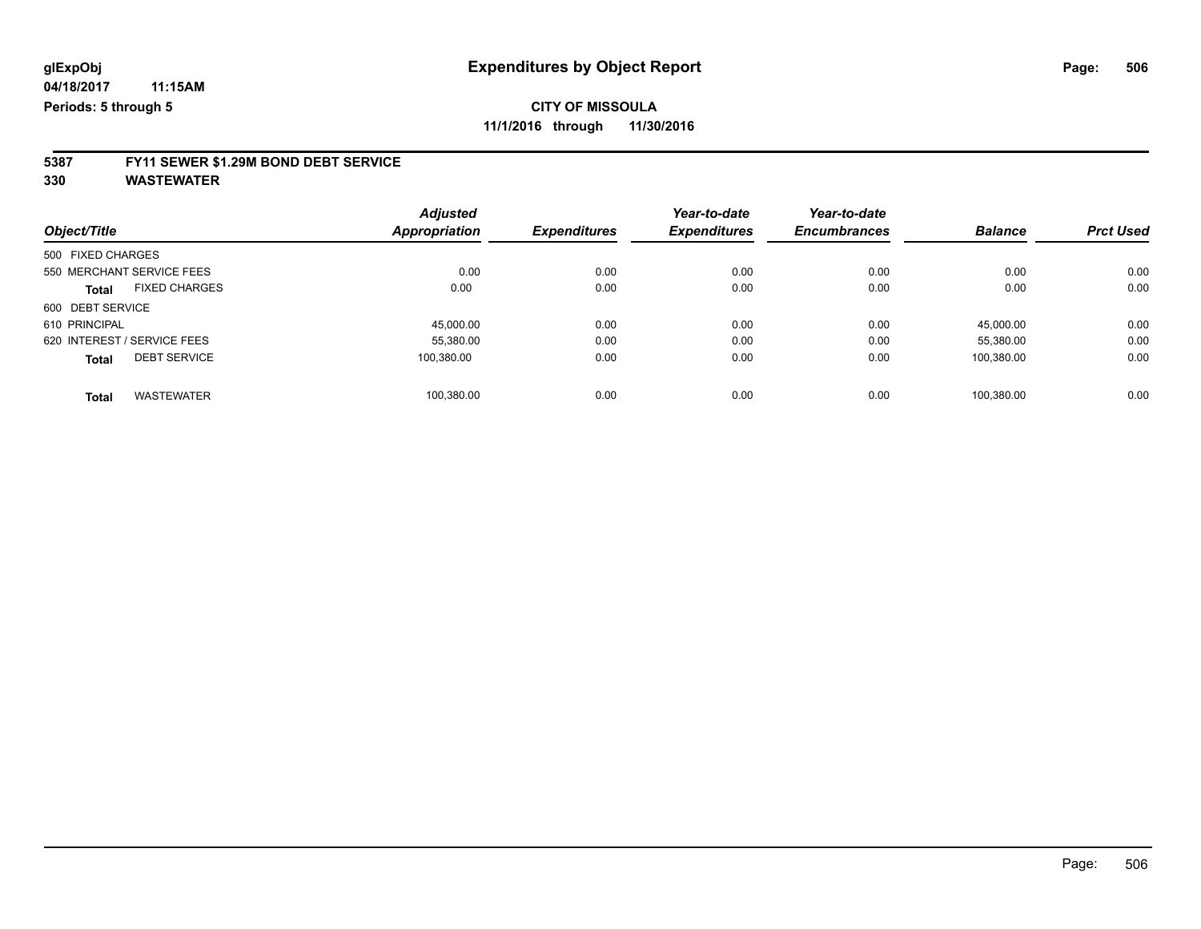glExpObj
04/18/2017 11:15AM
Periods: 5 through 5

# Expenditures by Object Report

**CITY OF MISSOULA**
**11/1/2016 through 11/30/2016**

**5387 FY11 SEWER $1.29M BOND DEBT SERVICE**
**330 WASTEWATER**

| Object/Title | Adjusted Appropriation | Expenditures | Year-to-date Expenditures | Year-to-date Encumbrances | Balance | Prct Used |
|---|---|---|---|---|---|---|
| 500 FIXED CHARGES | | | | | | |
| 550 MERCHANT SERVICE FEES | 0.00 | 0.00 | 0.00 | 0.00 | 0.00 | 0.00 |
| **Total** FIXED CHARGES | 0.00 | 0.00 | 0.00 | 0.00 | 0.00 | 0.00 |
| 600 DEBT SERVICE | | | | | | |
| 610 PRINCIPAL | 45,000.00 | 0.00 | 0.00 | 0.00 | 45,000.00 | 0.00 |
| 620 INTEREST / SERVICE FEES | 55,380.00 | 0.00 | 0.00 | 0.00 | 55,380.00 | 0.00 |
| **Total** DEBT SERVICE | 100,380.00 | 0.00 | 0.00 | 0.00 | 100,380.00 | 0.00 |
| **Total** WASTEWATER | 100,380.00 | 0.00 | 0.00 | 0.00 | 100,380.00 | 0.00 |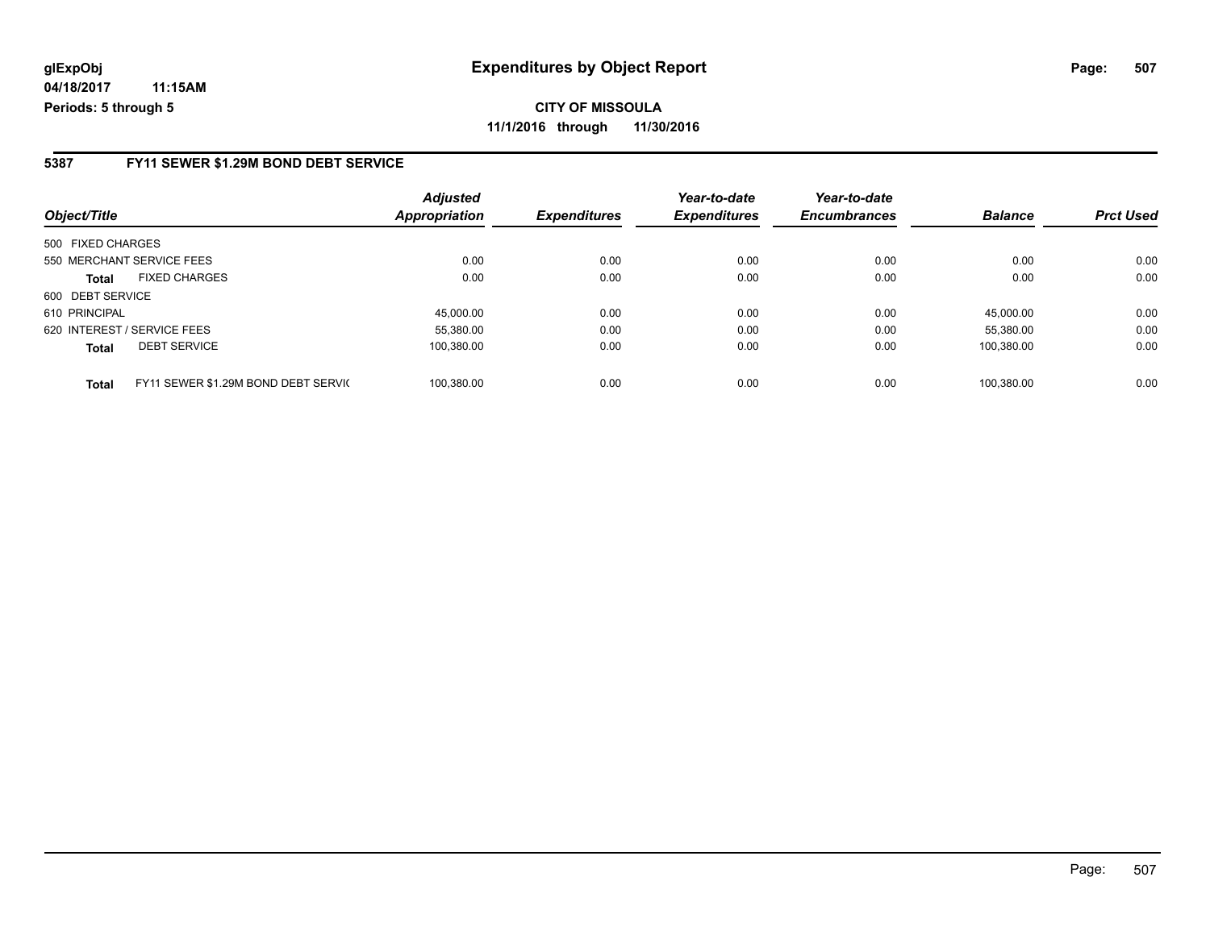**CITY OF MISSOULA**

**11/1/2016 through 11/30/2016**

**glExpObj**
**04/18/2017 11:15AM**
**Periods: 5 through 5**

# Expenditures by Object Report

## 5387 FY11 SEWER $1.29M BOND DEBT SERVICE

| Object/Title | | Adjusted Appropriation | Expenditures | Year-to-date Expenditures | Year-to-date Encumbrances | Balance | Prct Used |
|---|---|---|---|---|---|---|---|
| 500 FIXED CHARGES | | | | | | | |
| 550 MERCHANT SERVICE FEES | | 0.00 | 0.00 | 0.00 | 0.00 | 0.00 | 0.00 |
| **Total** | FIXED CHARGES | 0.00 | 0.00 | 0.00 | 0.00 | 0.00 | 0.00 |
| 600 DEBT SERVICE | | | | | | | |
| 610 PRINCIPAL | | 45,000.00 | 0.00 | 0.00 | 0.00 | 45,000.00 | 0.00 |
| 620 INTEREST / SERVICE FEES | | 55,380.00 | 0.00 | 0.00 | 0.00 | 55,380.00 | 0.00 |
| **Total** | DEBT SERVICE | 100,380.00 | 0.00 | 0.00 | 0.00 | 100,380.00 | 0.00 |
| **Total** | FY11 SEWER $1.29M BOND DEBT SERVIC | 100,380.00 | 0.00 | 0.00 | 0.00 | 100,380.00 | 0.00 |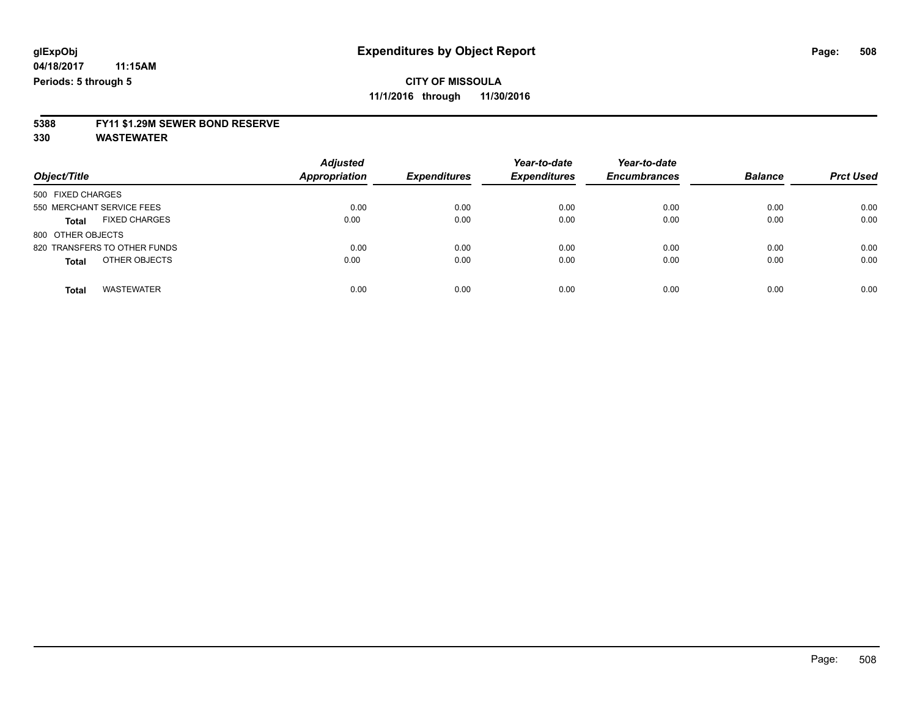# Expenditures by Object Report

**CITY OF MISSOULA**
**11/1/2016 through 11/30/2016**

glExpObj
04/18/2017 11:15AM
Periods: 5 through 5

## 5388 FY11 $1.29M SEWER BOND RESERVE
## 330 WASTEWATER

| Object/Title | Adjusted Appropriation | Expenditures | Year-to-date Expenditures | Year-to-date Encumbrances | Balance | Prct Used |
|---|---|---|---|---|---|---|
| 500 FIXED CHARGES | | | | | | |
| 550 MERCHANT SERVICE FEES | 0.00 | 0.00 | 0.00 | 0.00 | 0.00 | 0.00 |
| **Total** FIXED CHARGES | 0.00 | 0.00 | 0.00 | 0.00 | 0.00 | 0.00 |
| 800 OTHER OBJECTS | | | | | | |
| 820 TRANSFERS TO OTHER FUNDS | 0.00 | 0.00 | 0.00 | 0.00 | 0.00 | 0.00 |
| **Total** OTHER OBJECTS | 0.00 | 0.00 | 0.00 | 0.00 | 0.00 | 0.00 |
| **Total** WASTEWATER | 0.00 | 0.00 | 0.00 | 0.00 | 0.00 | 0.00 |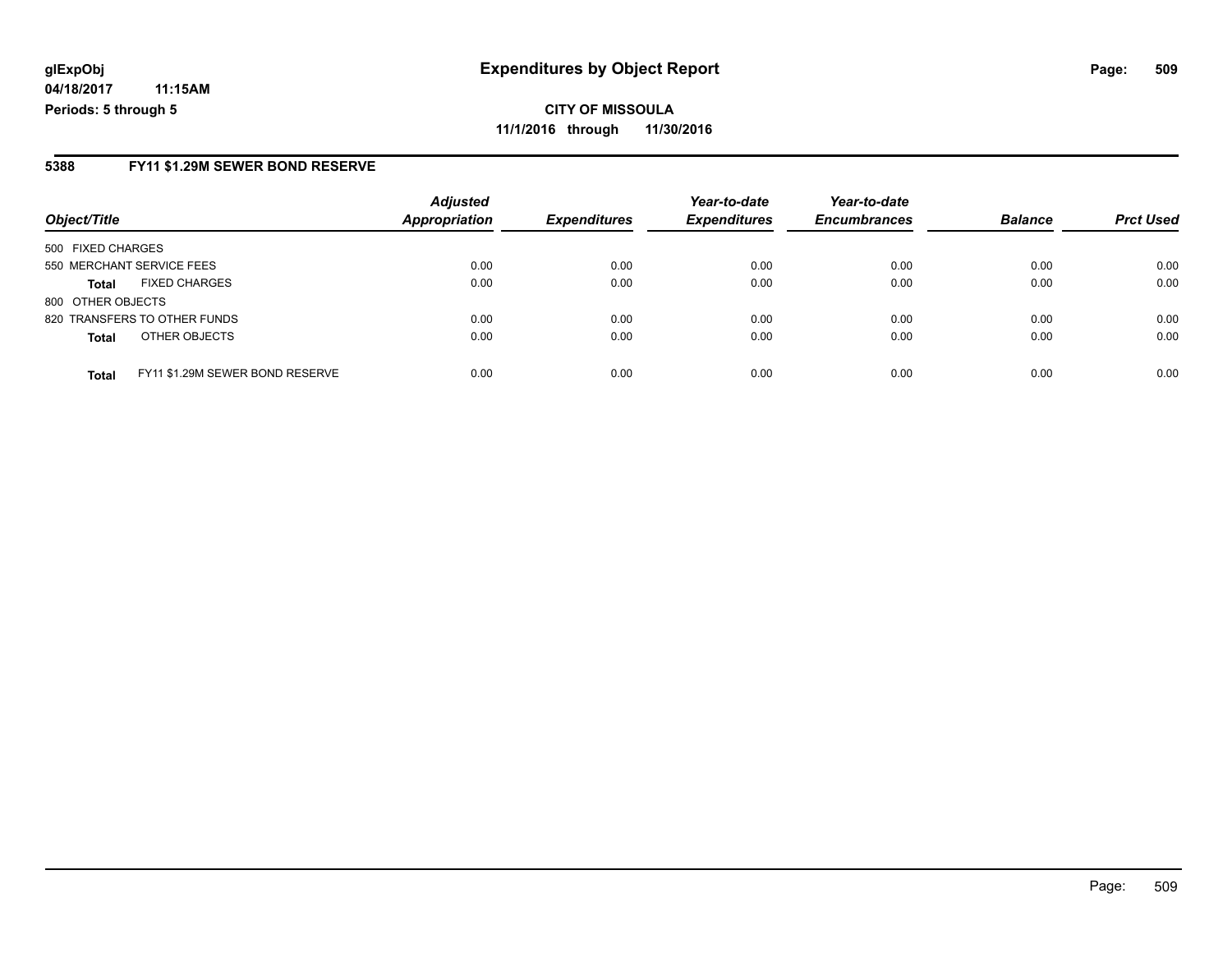**glExpObj**
**04/18/2017 11:15AM**
**Periods: 5 through 5**

# Expenditures by Object Report

**CITY OF MISSOULA**
**11/1/2016 through 11/30/2016**

## 5388 FY11 $1.29M SEWER BOND RESERVE

| Object/Title | | *Adjusted Appropriation* | *Expenditures* | *Year-to-date Expenditures* | *Year-to-date Encumbrances* | *Balance* | *Prct Used* |
|---|---|---|---|---|---|---|---|
| 500 FIXED CHARGES | | | | | | | |
| 550 MERCHANT SERVICE FEES | | 0.00 | 0.00 | 0.00 | 0.00 | 0.00 | 0.00 |
| **Total** | FIXED CHARGES | 0.00 | 0.00 | 0.00 | 0.00 | 0.00 | 0.00 |
| 800 OTHER OBJECTS | | | | | | | |
| 820 TRANSFERS TO OTHER FUNDS | | 0.00 | 0.00 | 0.00 | 0.00 | 0.00 | 0.00 |
| **Total** | OTHER OBJECTS | 0.00 | 0.00 | 0.00 | 0.00 | 0.00 | 0.00 |
| **Total** | FY11 $1.29M SEWER BOND RESERVE | 0.00 | 0.00 | 0.00 | 0.00 | 0.00 | 0.00 |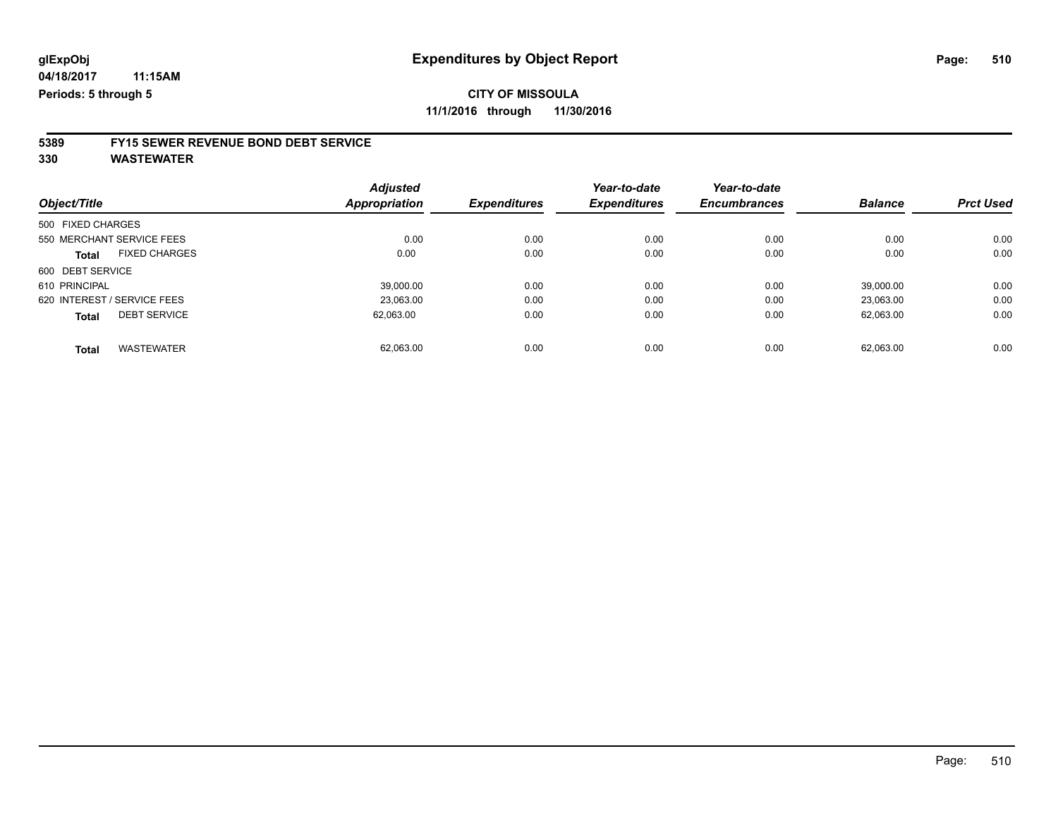**glExpObj** | **Expenditures by Object Report**

**04/18/2017 11:15AM**

**Periods: 5 through 5**

**CITY OF MISSOULA**

**11/1/2016 through 11/30/2016**

## 5389 FY15 SEWER REVENUE BOND DEBT SERVICE

## 330 WASTEWATER

| Object/Title | Adjusted Appropriation | Expenditures | Year-to-date Expenditures | Year-to-date Encumbrances | Balance | Prct Used |
|---|---|---|---|---|---|---|
| 500 FIXED CHARGES | | | | | | |
| 550 MERCHANT SERVICE FEES | 0.00 | 0.00 | 0.00 | 0.00 | 0.00 | 0.00 |
| **Total** FIXED CHARGES | 0.00 | 0.00 | 0.00 | 0.00 | 0.00 | 0.00 |
| 600 DEBT SERVICE | | | | | | |
| 610 PRINCIPAL | 39,000.00 | 0.00 | 0.00 | 0.00 | 39,000.00 | 0.00 |
| 620 INTEREST / SERVICE FEES | 23,063.00 | 0.00 | 0.00 | 0.00 | 23,063.00 | 0.00 |
| **Total** DEBT SERVICE | 62,063.00 | 0.00 | 0.00 | 0.00 | 62,063.00 | 0.00 |
| **Total** WASTEWATER | 62,063.00 | 0.00 | 0.00 | 0.00 | 62,063.00 | 0.00 |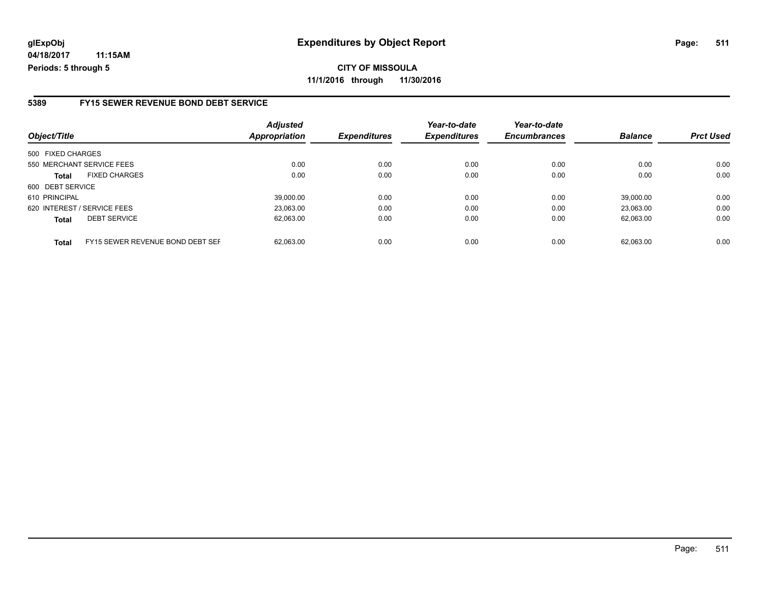**glExpObj** **Expenditures by Object Report**

**04/18/2017 11:15AM**

**Periods: 5 through 5**

**CITY OF MISSOULA**

**11/1/2016 through 11/30/2016**

## 5389 FY15 SEWER REVENUE BOND DEBT SERVICE

| Object/Title | | Adjusted Appropriation | Expenditures | Year-to-date Expenditures | Year-to-date Encumbrances | Balance | Prct Used |
|---|---|---|---|---|---|---|---|
| 500 FIXED CHARGES | | | | | | | |
| 550 MERCHANT SERVICE FEES | | 0.00 | 0.00 | 0.00 | 0.00 | 0.00 | 0.00 |
| **Total** | FIXED CHARGES | 0.00 | 0.00 | 0.00 | 0.00 | 0.00 | 0.00 |
| 600 DEBT SERVICE | | | | | | | |
| 610 PRINCIPAL | | 39,000.00 | 0.00 | 0.00 | 0.00 | 39,000.00 | 0.00 |
| 620 INTEREST / SERVICE FEES | | 23,063.00 | 0.00 | 0.00 | 0.00 | 23,063.00 | 0.00 |
| **Total** | DEBT SERVICE | 62,063.00 | 0.00 | 0.00 | 0.00 | 62,063.00 | 0.00 |
| **Total** | FY15 SEWER REVENUE BOND DEBT SEF | 62,063.00 | 0.00 | 0.00 | 0.00 | 62,063.00 | 0.00 |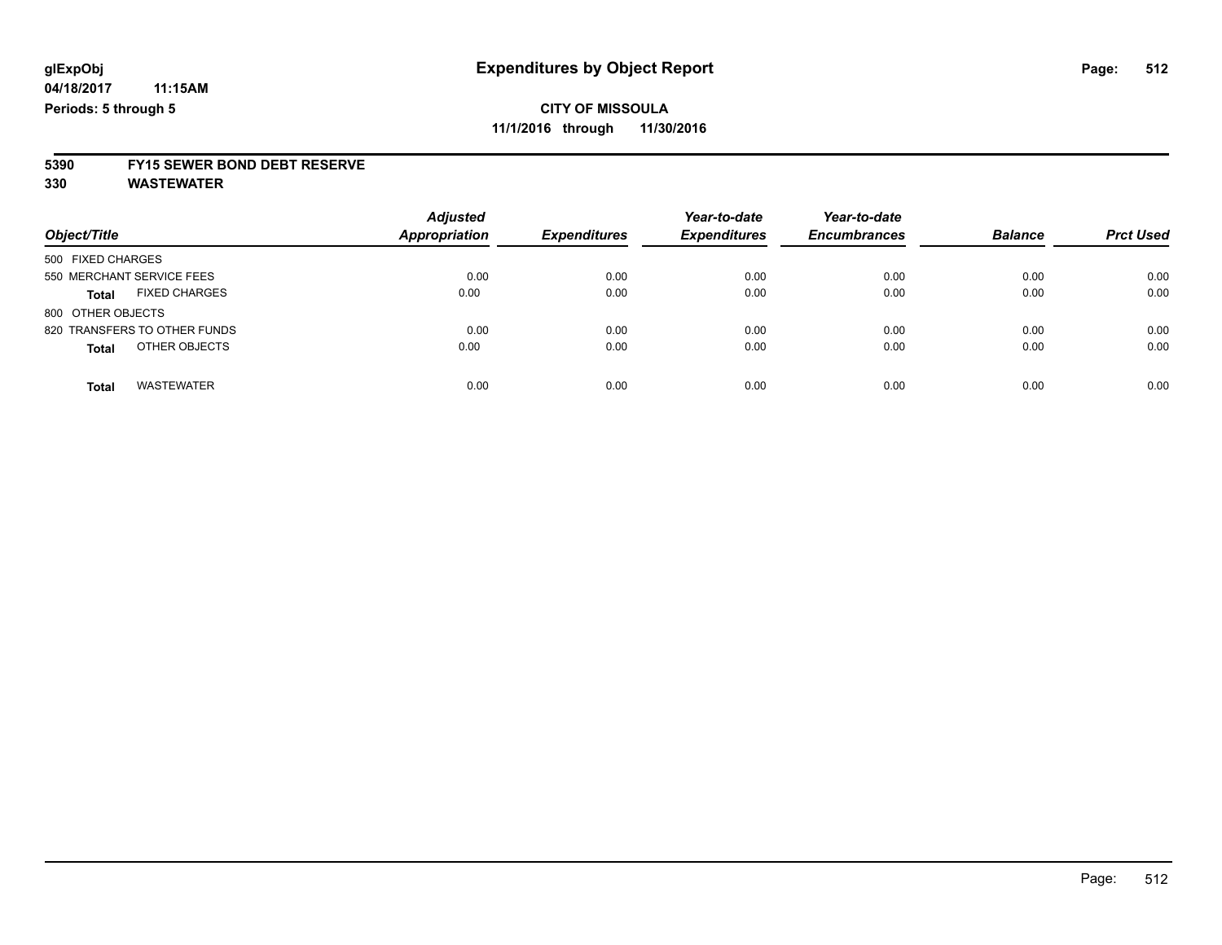**glExpObj**
**04/18/2017 11:15AM**
**Periods: 5 through 5**

# Expenditures by Object Report

**CITY OF MISSOULA**
**11/1/2016 through 11/30/2016**

**5390 FY15 SEWER BOND DEBT RESERVE**
**330 WASTEWATER**

| Object/Title | Adjusted Appropriation | Expenditures | Year-to-date Expenditures | Year-to-date Encumbrances | Balance | Prct Used |
|---|---|---|---|---|---|---|
| 500 FIXED CHARGES | | | | | | |
| 550 MERCHANT SERVICE FEES | 0.00 | 0.00 | 0.00 | 0.00 | 0.00 | 0.00 |
| **Total** FIXED CHARGES | 0.00 | 0.00 | 0.00 | 0.00 | 0.00 | 0.00 |
| 800 OTHER OBJECTS | | | | | | |
| 820 TRANSFERS TO OTHER FUNDS | 0.00 | 0.00 | 0.00 | 0.00 | 0.00 | 0.00 |
| **Total** OTHER OBJECTS | 0.00 | 0.00 | 0.00 | 0.00 | 0.00 | 0.00 |
| **Total** WASTEWATER | 0.00 | 0.00 | 0.00 | 0.00 | 0.00 | 0.00 |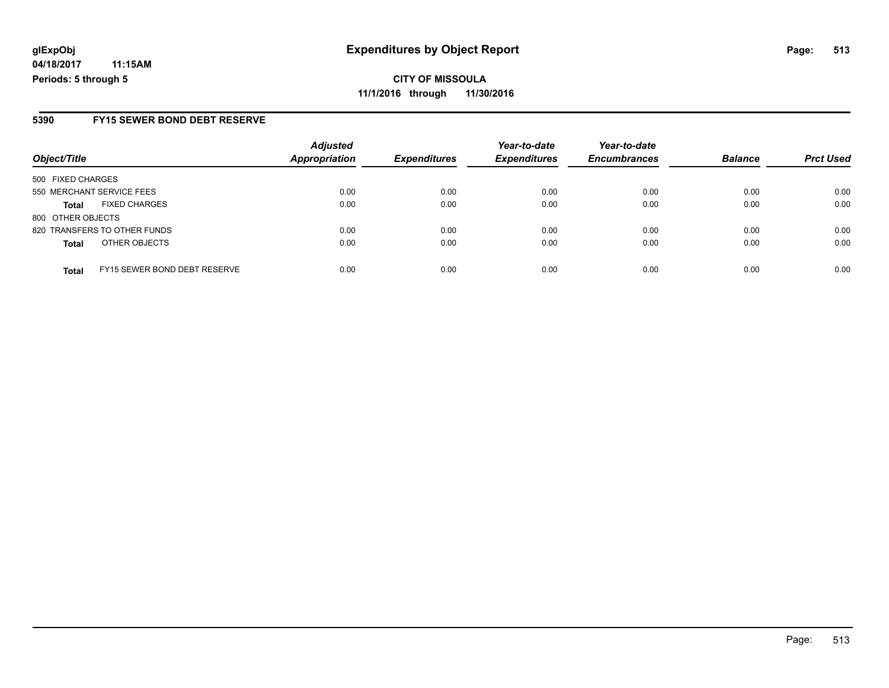**glExpObj**
**04/18/2017 11:15AM**
**Periods: 5 through 5**

# Expenditures by Object Report

**CITY OF MISSOULA**
**11/1/2016 through 11/30/2016**

## 5390 FY15 SEWER BOND DEBT RESERVE

| Object/Title | | Adjusted Appropriation | Expenditures | Year-to-date Expenditures | Year-to-date Encumbrances | Balance | Prct Used |
|---|---|---|---|---|---|---|---|
| 500 FIXED CHARGES | | | | | | | |
| 550 MERCHANT SERVICE FEES | | 0.00 | 0.00 | 0.00 | 0.00 | 0.00 | 0.00 |
| **Total** | FIXED CHARGES | 0.00 | 0.00 | 0.00 | 0.00 | 0.00 | 0.00 |
| 800 OTHER OBJECTS | | | | | | | |
| 820 TRANSFERS TO OTHER FUNDS | | 0.00 | 0.00 | 0.00 | 0.00 | 0.00 | 0.00 |
| **Total** | OTHER OBJECTS | 0.00 | 0.00 | 0.00 | 0.00 | 0.00 | 0.00 |
| **Total** | FY15 SEWER BOND DEBT RESERVE | 0.00 | 0.00 | 0.00 | 0.00 | 0.00 | 0.00 |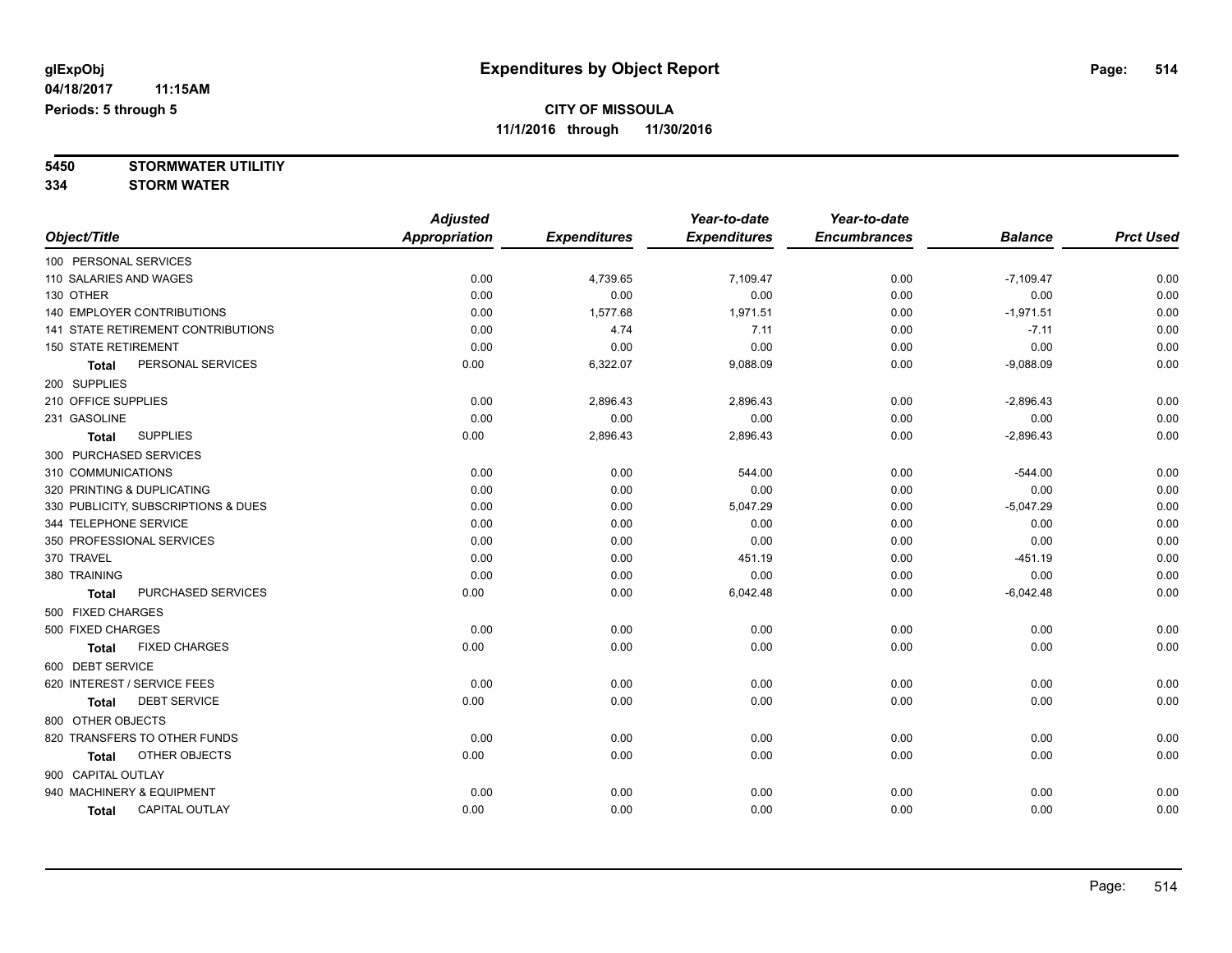# Expenditures by Object Report

glExpObj
04/18/2017 11:15AM
Periods: 5 through 5

**CITY OF MISSOULA**
**11/1/2016 through 11/30/2016**

**5450 STORMWATER UTILITIY**
**334 STORM WATER**

| Object/Title | Adjusted Appropriation | Expenditures | Year-to-date Expenditures | Year-to-date Encumbrances | Balance | Prct Used |
|---|---|---|---|---|---|---|
| 100 PERSONAL SERVICES | | | | | | |
| 110 SALARIES AND WAGES | 0.00 | 4,739.65 | 7,109.47 | 0.00 | -7,109.47 | 0.00 |
| 130 OTHER | 0.00 | 0.00 | 0.00 | 0.00 | 0.00 | 0.00 |
| 140 EMPLOYER CONTRIBUTIONS | 0.00 | 1,577.68 | 1,971.51 | 0.00 | -1,971.51 | 0.00 |
| 141 STATE RETIREMENT CONTRIBUTIONS | 0.00 | 4.74 | 7.11 | 0.00 | -7.11 | 0.00 |
| 150 STATE RETIREMENT | 0.00 | 0.00 | 0.00 | 0.00 | 0.00 | 0.00 |
| **Total** PERSONAL SERVICES | 0.00 | 6,322.07 | 9,088.09 | 0.00 | -9,088.09 | 0.00 |
| 200 SUPPLIES | | | | | | |
| 210 OFFICE SUPPLIES | 0.00 | 2,896.43 | 2,896.43 | 0.00 | -2,896.43 | 0.00 |
| 231 GASOLINE | 0.00 | 0.00 | 0.00 | 0.00 | 0.00 | 0.00 |
| **Total** SUPPLIES | 0.00 | 2,896.43 | 2,896.43 | 0.00 | -2,896.43 | 0.00 |
| 300 PURCHASED SERVICES | | | | | | |
| 310 COMMUNICATIONS | 0.00 | 0.00 | 544.00 | 0.00 | -544.00 | 0.00 |
| 320 PRINTING & DUPLICATING | 0.00 | 0.00 | 0.00 | 0.00 | 0.00 | 0.00 |
| 330 PUBLICITY, SUBSCRIPTIONS & DUES | 0.00 | 0.00 | 5,047.29 | 0.00 | -5,047.29 | 0.00 |
| 344 TELEPHONE SERVICE | 0.00 | 0.00 | 0.00 | 0.00 | 0.00 | 0.00 |
| 350 PROFESSIONAL SERVICES | 0.00 | 0.00 | 0.00 | 0.00 | 0.00 | 0.00 |
| 370 TRAVEL | 0.00 | 0.00 | 451.19 | 0.00 | -451.19 | 0.00 |
| 380 TRAINING | 0.00 | 0.00 | 0.00 | 0.00 | 0.00 | 0.00 |
| **Total** PURCHASED SERVICES | 0.00 | 0.00 | 6,042.48 | 0.00 | -6,042.48 | 0.00 |
| 500 FIXED CHARGES | | | | | | |
| 500 FIXED CHARGES | 0.00 | 0.00 | 0.00 | 0.00 | 0.00 | 0.00 |
| **Total** FIXED CHARGES | 0.00 | 0.00 | 0.00 | 0.00 | 0.00 | 0.00 |
| 600 DEBT SERVICE | | | | | | |
| 620 INTEREST / SERVICE FEES | 0.00 | 0.00 | 0.00 | 0.00 | 0.00 | 0.00 |
| **Total** DEBT SERVICE | 0.00 | 0.00 | 0.00 | 0.00 | 0.00 | 0.00 |
| 800 OTHER OBJECTS | | | | | | |
| 820 TRANSFERS TO OTHER FUNDS | 0.00 | 0.00 | 0.00 | 0.00 | 0.00 | 0.00 |
| **Total** OTHER OBJECTS | 0.00 | 0.00 | 0.00 | 0.00 | 0.00 | 0.00 |
| 900 CAPITAL OUTLAY | | | | | | |
| 940 MACHINERY & EQUIPMENT | 0.00 | 0.00 | 0.00 | 0.00 | 0.00 | 0.00 |
| **Total** CAPITAL OUTLAY | 0.00 | 0.00 | 0.00 | 0.00 | 0.00 | 0.00 |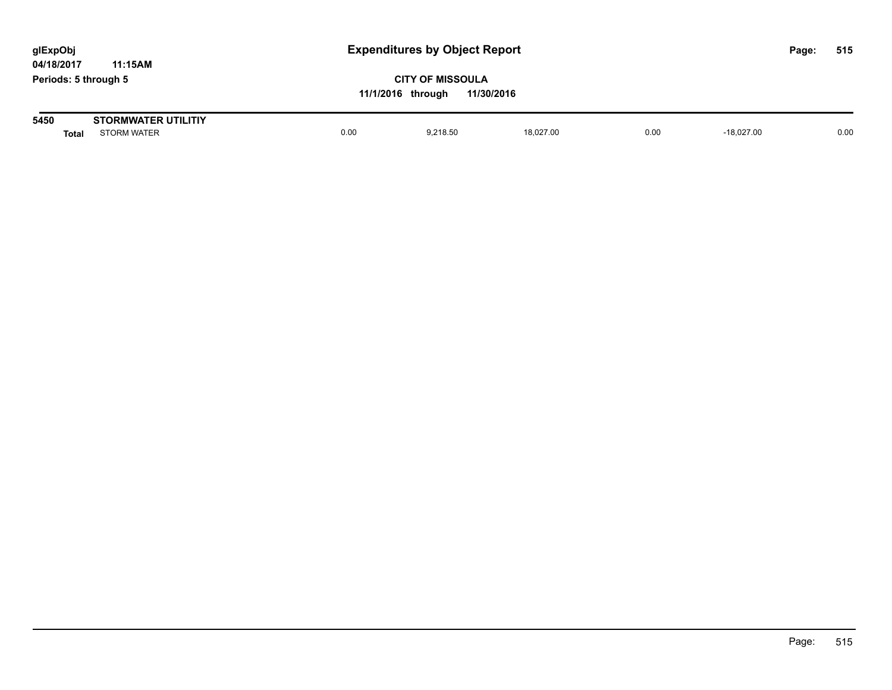glExpObj
04/18/2017 11:15AM
Periods: 5 through 5

# Expenditures by Object Report

**CITY OF MISSOULA**
**11/1/2016 through 11/30/2016**

| | | | | | | | |
|---|---|---|---|---|---|---|---|
| **5450** | **STORMWATER UTILITIY** | | | | | | |
| **Total** | STORM WATER | 0.00 | 9,218.50 | 18,027.00 | 0.00 | -18,027.00 | 0.00 |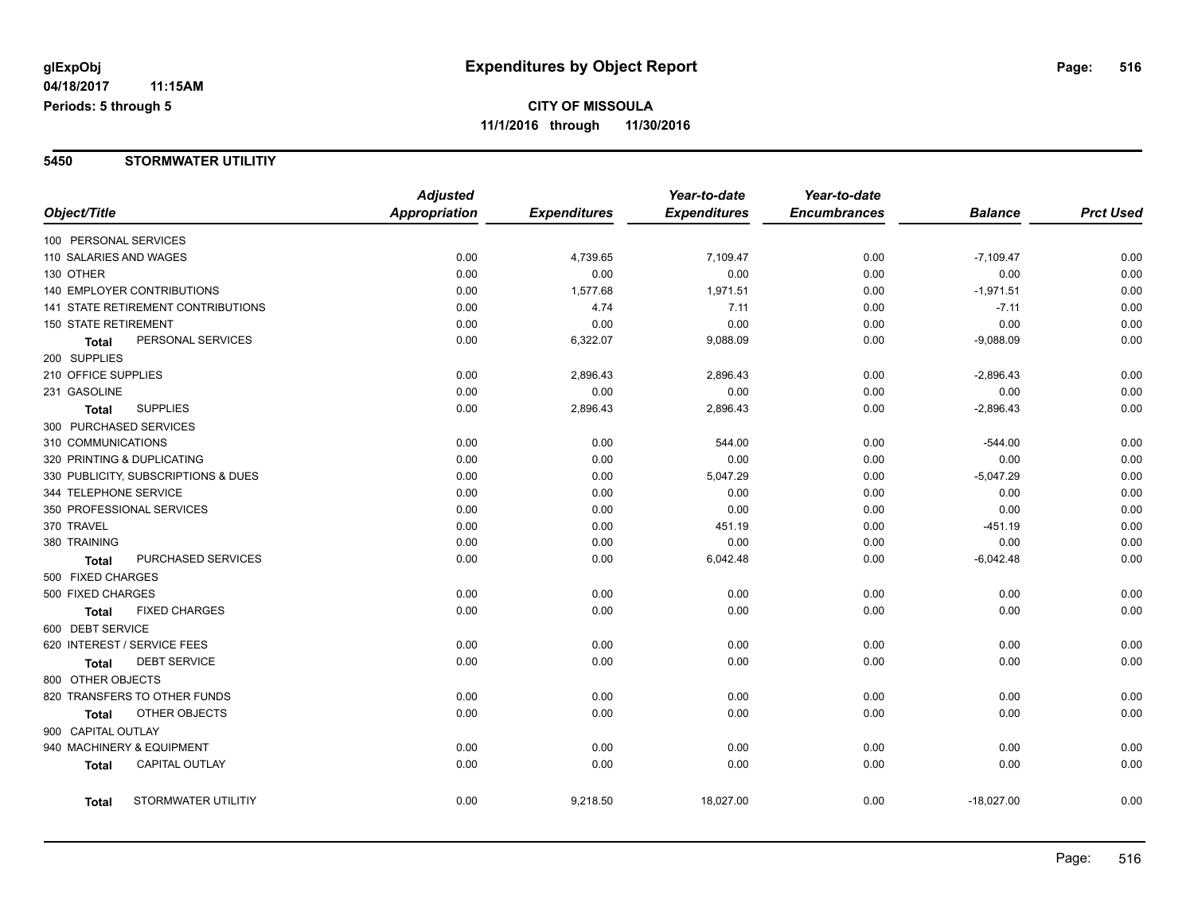**glExpObj** 
**04/18/2017 11:15AM** 
**Periods: 5 through 5**

# Expenditures by Object Report

**CITY OF MISSOULA** 
**11/1/2016 through 11/30/2016**

## 5450 STORMWATER UTILITIY

| Object/Title | Adjusted Appropriation | Expenditures | Year-to-date Expenditures | Year-to-date Encumbrances | Balance | Prct Used |
|---|---|---|---|---|---|---|
| 100 PERSONAL SERVICES | | | | | | |
| 110 SALARIES AND WAGES | 0.00 | 4,739.65 | 7,109.47 | 0.00 | -7,109.47 | 0.00 |
| 130 OTHER | 0.00 | 0.00 | 0.00 | 0.00 | 0.00 | 0.00 |
| 140 EMPLOYER CONTRIBUTIONS | 0.00 | 1,577.68 | 1,971.51 | 0.00 | -1,971.51 | 0.00 |
| 141 STATE RETIREMENT CONTRIBUTIONS | 0.00 | 4.74 | 7.11 | 0.00 | -7.11 | 0.00 |
| 150 STATE RETIREMENT | 0.00 | 0.00 | 0.00 | 0.00 | 0.00 | 0.00 |
| **Total** PERSONAL SERVICES | 0.00 | 6,322.07 | 9,088.09 | 0.00 | -9,088.09 | 0.00 |
| 200 SUPPLIES | | | | | | |
| 210 OFFICE SUPPLIES | 0.00 | 2,896.43 | 2,896.43 | 0.00 | -2,896.43 | 0.00 |
| 231 GASOLINE | 0.00 | 0.00 | 0.00 | 0.00 | 0.00 | 0.00 |
| **Total** SUPPLIES | 0.00 | 2,896.43 | 2,896.43 | 0.00 | -2,896.43 | 0.00 |
| 300 PURCHASED SERVICES | | | | | | |
| 310 COMMUNICATIONS | 0.00 | 0.00 | 544.00 | 0.00 | -544.00 | 0.00 |
| 320 PRINTING & DUPLICATING | 0.00 | 0.00 | 0.00 | 0.00 | 0.00 | 0.00 |
| 330 PUBLICITY, SUBSCRIPTIONS & DUES | 0.00 | 0.00 | 5,047.29 | 0.00 | -5,047.29 | 0.00 |
| 344 TELEPHONE SERVICE | 0.00 | 0.00 | 0.00 | 0.00 | 0.00 | 0.00 |
| 350 PROFESSIONAL SERVICES | 0.00 | 0.00 | 0.00 | 0.00 | 0.00 | 0.00 |
| 370 TRAVEL | 0.00 | 0.00 | 451.19 | 0.00 | -451.19 | 0.00 |
| 380 TRAINING | 0.00 | 0.00 | 0.00 | 0.00 | 0.00 | 0.00 |
| **Total** PURCHASED SERVICES | 0.00 | 0.00 | 6,042.48 | 0.00 | -6,042.48 | 0.00 |
| 500 FIXED CHARGES | | | | | | |
| 500 FIXED CHARGES | 0.00 | 0.00 | 0.00 | 0.00 | 0.00 | 0.00 |
| **Total** FIXED CHARGES | 0.00 | 0.00 | 0.00 | 0.00 | 0.00 | 0.00 |
| 600 DEBT SERVICE | | | | | | |
| 620 INTEREST / SERVICE FEES | 0.00 | 0.00 | 0.00 | 0.00 | 0.00 | 0.00 |
| **Total** DEBT SERVICE | 0.00 | 0.00 | 0.00 | 0.00 | 0.00 | 0.00 |
| 800 OTHER OBJECTS | | | | | | |
| 820 TRANSFERS TO OTHER FUNDS | 0.00 | 0.00 | 0.00 | 0.00 | 0.00 | 0.00 |
| **Total** OTHER OBJECTS | 0.00 | 0.00 | 0.00 | 0.00 | 0.00 | 0.00 |
| 900 CAPITAL OUTLAY | | | | | | |
| 940 MACHINERY & EQUIPMENT | 0.00 | 0.00 | 0.00 | 0.00 | 0.00 | 0.00 |
| **Total** CAPITAL OUTLAY | 0.00 | 0.00 | 0.00 | 0.00 | 0.00 | 0.00 |
| **Total** STORMWATER UTILITIY | 0.00 | 9,218.50 | 18,027.00 | 0.00 | -18,027.00 | 0.00 |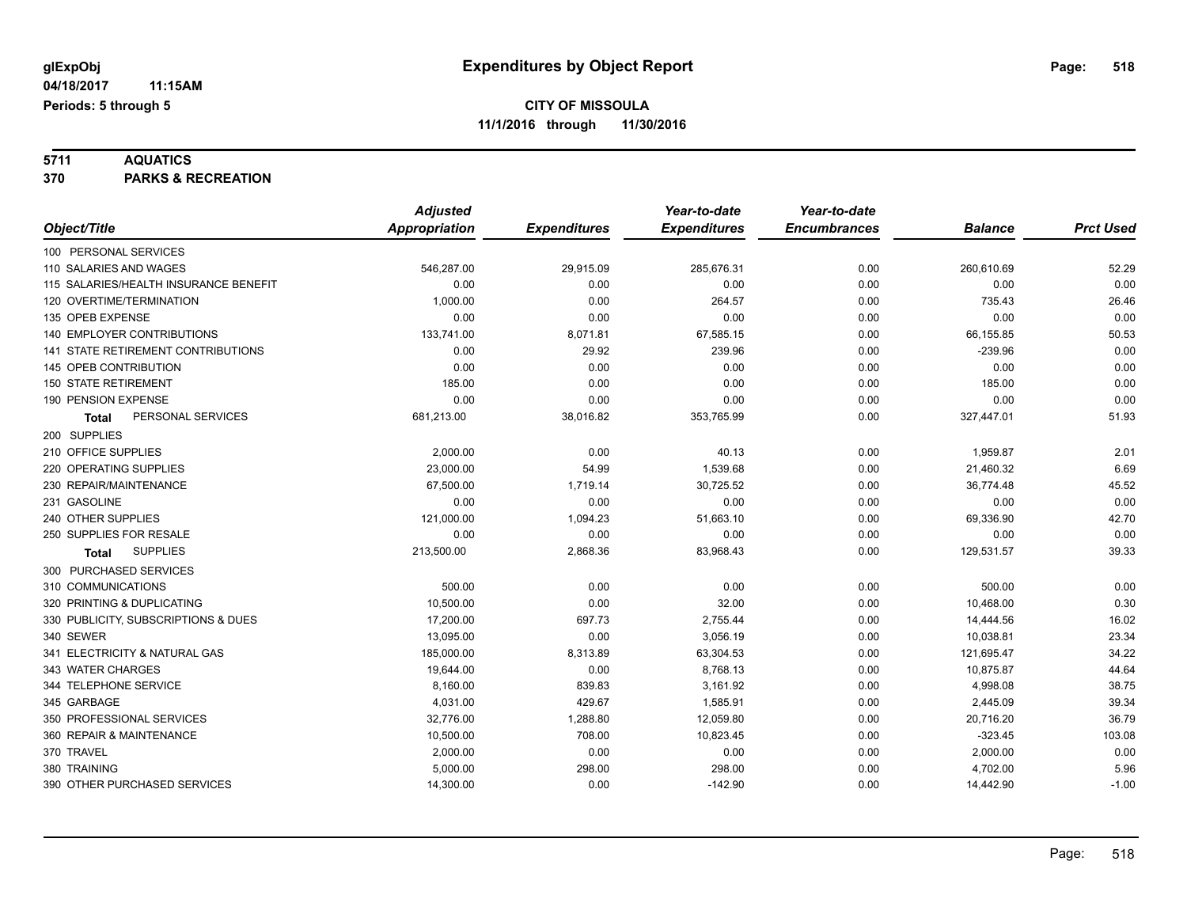# Expenditures by Object Report

glExpObj
04/18/2017 11:15AM
Periods: 5 through 5

**CITY OF MISSOULA**
**11/1/2016 through 11/30/2016**

**5711 AQUATICS**
**370 PARKS & RECREATION**

| Object/Title | Adjusted Appropriation | Expenditures | Year-to-date Expenditures | Year-to-date Encumbrances | Balance | Prct Used |
|---|---|---|---|---|---|---|
| 100 PERSONAL SERVICES | | | | | | |
| 110 SALARIES AND WAGES | 546,287.00 | 29,915.09 | 285,676.31 | 0.00 | 260,610.69 | 52.29 |
| 115 SALARIES/HEALTH INSURANCE BENEFIT | 0.00 | 0.00 | 0.00 | 0.00 | 0.00 | 0.00 |
| 120 OVERTIME/TERMINATION | 1,000.00 | 0.00 | 264.57 | 0.00 | 735.43 | 26.46 |
| 135 OPEB EXPENSE | 0.00 | 0.00 | 0.00 | 0.00 | 0.00 | 0.00 |
| 140 EMPLOYER CONTRIBUTIONS | 133,741.00 | 8,071.81 | 67,585.15 | 0.00 | 66,155.85 | 50.53 |
| 141 STATE RETIREMENT CONTRIBUTIONS | 0.00 | 29.92 | 239.96 | 0.00 | -239.96 | 0.00 |
| 145 OPEB CONTRIBUTION | 0.00 | 0.00 | 0.00 | 0.00 | 0.00 | 0.00 |
| 150 STATE RETIREMENT | 185.00 | 0.00 | 0.00 | 0.00 | 185.00 | 0.00 |
| 190 PENSION EXPENSE | 0.00 | 0.00 | 0.00 | 0.00 | 0.00 | 0.00 |
| **Total** PERSONAL SERVICES | 681,213.00 | 38,016.82 | 353,765.99 | 0.00 | 327,447.01 | 51.93 |
| 200 SUPPLIES | | | | | | |
| 210 OFFICE SUPPLIES | 2,000.00 | 0.00 | 40.13 | 0.00 | 1,959.87 | 2.01 |
| 220 OPERATING SUPPLIES | 23,000.00 | 54.99 | 1,539.68 | 0.00 | 21,460.32 | 6.69 |
| 230 REPAIR/MAINTENANCE | 67,500.00 | 1,719.14 | 30,725.52 | 0.00 | 36,774.48 | 45.52 |
| 231 GASOLINE | 0.00 | 0.00 | 0.00 | 0.00 | 0.00 | 0.00 |
| 240 OTHER SUPPLIES | 121,000.00 | 1,094.23 | 51,663.10 | 0.00 | 69,336.90 | 42.70 |
| 250 SUPPLIES FOR RESALE | 0.00 | 0.00 | 0.00 | 0.00 | 0.00 | 0.00 |
| **Total** SUPPLIES | 213,500.00 | 2,868.36 | 83,968.43 | 0.00 | 129,531.57 | 39.33 |
| 300 PURCHASED SERVICES | | | | | | |
| 310 COMMUNICATIONS | 500.00 | 0.00 | 0.00 | 0.00 | 500.00 | 0.00 |
| 320 PRINTING & DUPLICATING | 10,500.00 | 0.00 | 32.00 | 0.00 | 10,468.00 | 0.30 |
| 330 PUBLICITY, SUBSCRIPTIONS & DUES | 17,200.00 | 697.73 | 2,755.44 | 0.00 | 14,444.56 | 16.02 |
| 340 SEWER | 13,095.00 | 0.00 | 3,056.19 | 0.00 | 10,038.81 | 23.34 |
| 341 ELECTRICITY & NATURAL GAS | 185,000.00 | 8,313.89 | 63,304.53 | 0.00 | 121,695.47 | 34.22 |
| 343 WATER CHARGES | 19,644.00 | 0.00 | 8,768.13 | 0.00 | 10,875.87 | 44.64 |
| 344 TELEPHONE SERVICE | 8,160.00 | 839.83 | 3,161.92 | 0.00 | 4,998.08 | 38.75 |
| 345 GARBAGE | 4,031.00 | 429.67 | 1,585.91 | 0.00 | 2,445.09 | 39.34 |
| 350 PROFESSIONAL SERVICES | 32,776.00 | 1,288.80 | 12,059.80 | 0.00 | 20,716.20 | 36.79 |
| 360 REPAIR & MAINTENANCE | 10,500.00 | 708.00 | 10,823.45 | 0.00 | -323.45 | 103.08 |
| 370 TRAVEL | 2,000.00 | 0.00 | 0.00 | 0.00 | 2,000.00 | 0.00 |
| 380 TRAINING | 5,000.00 | 298.00 | 298.00 | 0.00 | 4,702.00 | 5.96 |
| 390 OTHER PURCHASED SERVICES | 14,300.00 | 0.00 | -142.90 | 0.00 | 14,442.90 | -1.00 |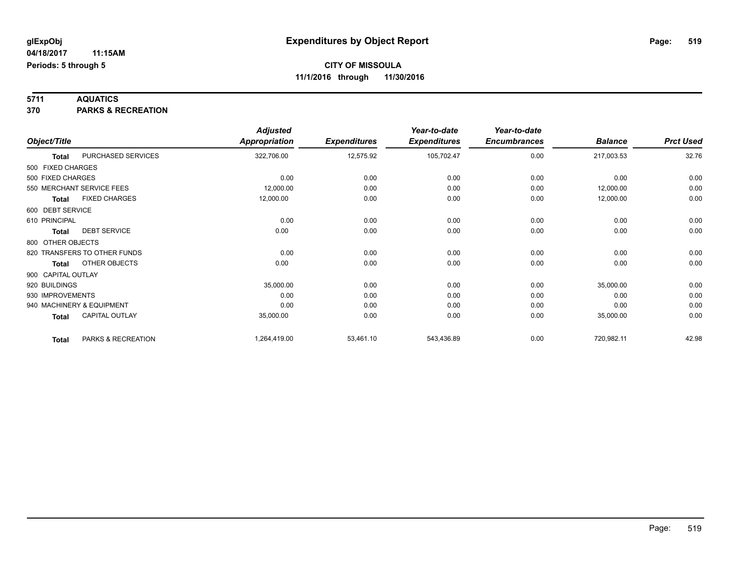# Expenditures by Object Report

glExpObj
04/18/2017 11:15AM
Periods: 5 through 5

**CITY OF MISSOULA**
**11/1/2016 through 11/30/2016**

**5711 AQUATICS**
**370 PARKS & RECREATION**

| Object/Title | | Adjusted Appropriation | Expenditures | Year-to-date Expenditures | Year-to-date Encumbrances | Balance | Prct Used |
|---|---|---|---|---|---|---|---|
| **Total** | PURCHASED SERVICES | 322,706.00 | 12,575.92 | 105,702.47 | 0.00 | 217,003.53 | 32.76 |
| 500 FIXED CHARGES | | | | | | | |
| 500 FIXED CHARGES | | 0.00 | 0.00 | 0.00 | 0.00 | 0.00 | 0.00 |
| 550 MERCHANT SERVICE FEES | | 12,000.00 | 0.00 | 0.00 | 0.00 | 12,000.00 | 0.00 |
| **Total** | FIXED CHARGES | 12,000.00 | 0.00 | 0.00 | 0.00 | 12,000.00 | 0.00 |
| 600 DEBT SERVICE | | | | | | | |
| 610 PRINCIPAL | | 0.00 | 0.00 | 0.00 | 0.00 | 0.00 | 0.00 |
| **Total** | DEBT SERVICE | 0.00 | 0.00 | 0.00 | 0.00 | 0.00 | 0.00 |
| 800 OTHER OBJECTS | | | | | | | |
| 820 TRANSFERS TO OTHER FUNDS | | 0.00 | 0.00 | 0.00 | 0.00 | 0.00 | 0.00 |
| **Total** | OTHER OBJECTS | 0.00 | 0.00 | 0.00 | 0.00 | 0.00 | 0.00 |
| 900 CAPITAL OUTLAY | | | | | | | |
| 920 BUILDINGS | | 35,000.00 | 0.00 | 0.00 | 0.00 | 35,000.00 | 0.00 |
| 930 IMPROVEMENTS | | 0.00 | 0.00 | 0.00 | 0.00 | 0.00 | 0.00 |
| 940 MACHINERY & EQUIPMENT | | 0.00 | 0.00 | 0.00 | 0.00 | 0.00 | 0.00 |
| **Total** | CAPITAL OUTLAY | 35,000.00 | 0.00 | 0.00 | 0.00 | 35,000.00 | 0.00 |
| **Total** | PARKS & RECREATION | 1,264,419.00 | 53,461.10 | 543,436.89 | 0.00 | 720,982.11 | 42.98 |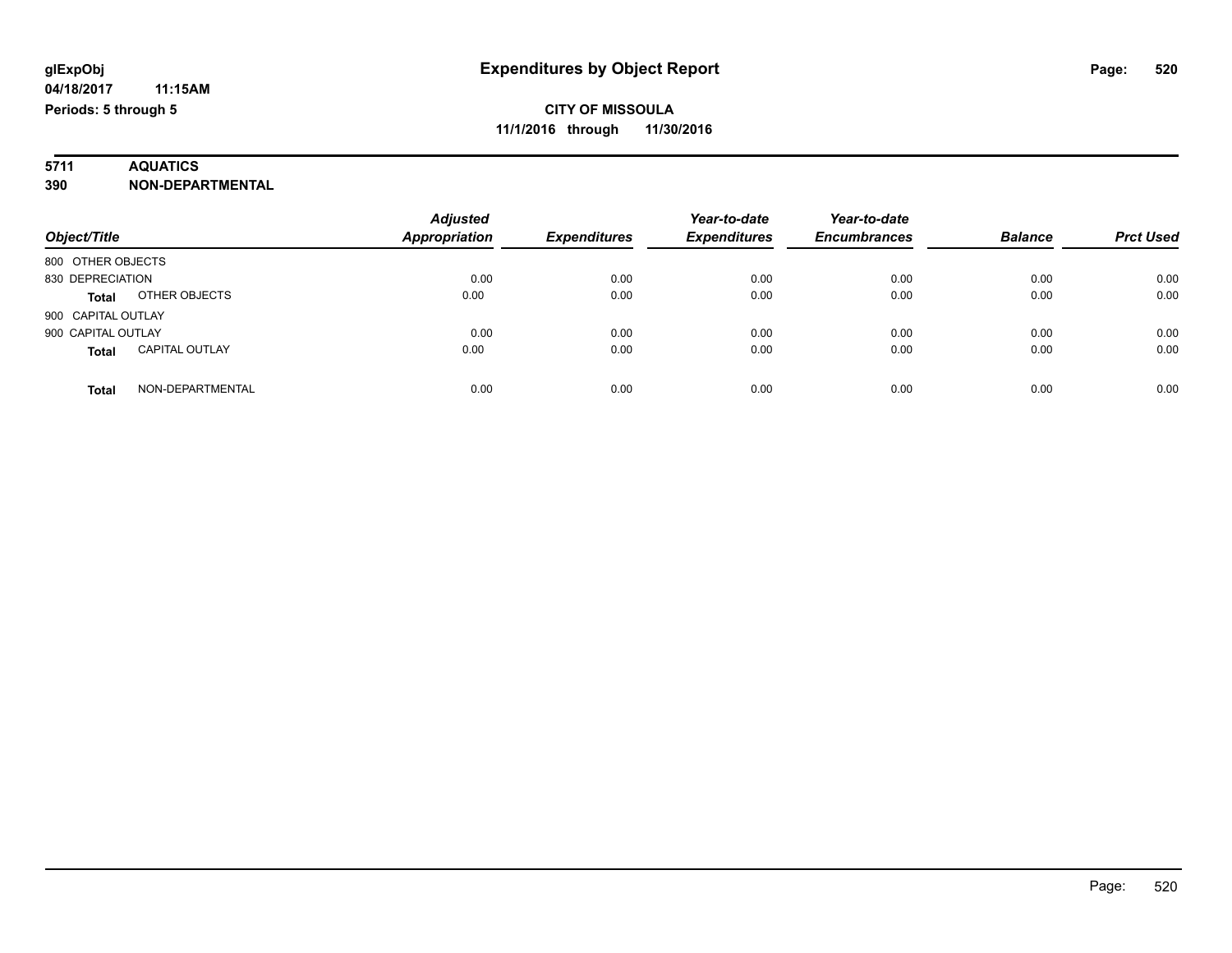**glExpObj**
**04/18/2017 11:15AM**
**Periods: 5 through 5**

# Expenditures by Object Report

**CITY OF MISSOULA**
**11/1/2016 through 11/30/2016**

**5711 AQUATICS**
**390 NON-DEPARTMENTAL**

| Object/Title | | Adjusted Appropriation | Expenditures | Year-to-date Expenditures | Year-to-date Encumbrances | Balance | Prct Used |
|---|---|---|---|---|---|---|---|
| 800 OTHER OBJECTS | | | | | | | |
| 830 DEPRECIATION | | 0.00 | 0.00 | 0.00 | 0.00 | 0.00 | 0.00 |
| **Total** | OTHER OBJECTS | 0.00 | 0.00 | 0.00 | 0.00 | 0.00 | 0.00 |
| 900 CAPITAL OUTLAY | | | | | | | |
| 900 CAPITAL OUTLAY | | 0.00 | 0.00 | 0.00 | 0.00 | 0.00 | 0.00 |
| **Total** | CAPITAL OUTLAY | 0.00 | 0.00 | 0.00 | 0.00 | 0.00 | 0.00 |
| **Total** | NON-DEPARTMENTAL | 0.00 | 0.00 | 0.00 | 0.00 | 0.00 | 0.00 |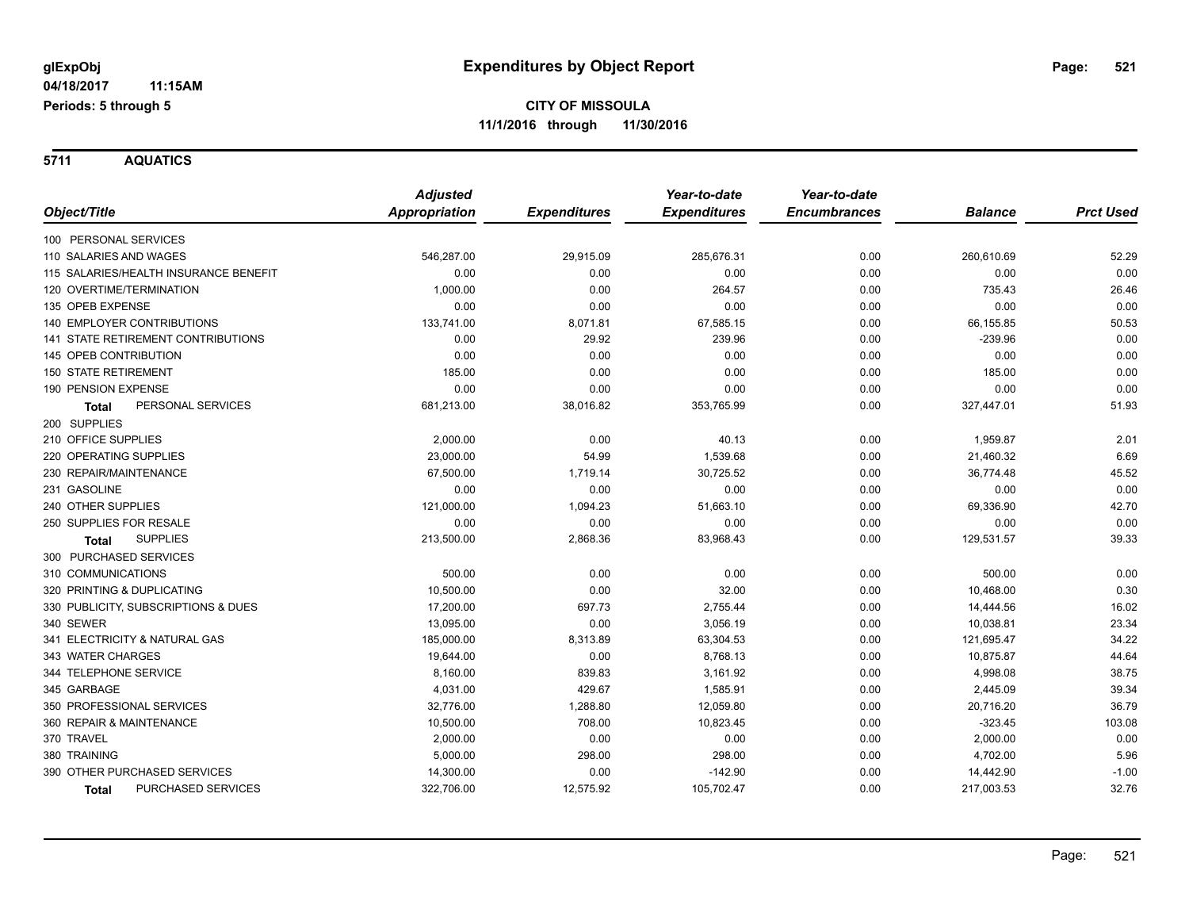**glExpObj**
**04/18/2017 11:15AM**
**Periods: 5 through 5**

# Expenditures by Object Report

**CITY OF MISSOULA**
**11/1/2016 through 11/30/2016**

## 5711 AQUATICS

| Object/Title | Adjusted Appropriation | Expenditures | Year-to-date Expenditures | Year-to-date Encumbrances | Balance | Prct Used |
|---|---|---|---|---|---|---|
| 100 PERSONAL SERVICES | | | | | | |
| 110 SALARIES AND WAGES | 546,287.00 | 29,915.09 | 285,676.31 | 0.00 | 260,610.69 | 52.29 |
| 115 SALARIES/HEALTH INSURANCE BENEFIT | 0.00 | 0.00 | 0.00 | 0.00 | 0.00 | 0.00 |
| 120 OVERTIME/TERMINATION | 1,000.00 | 0.00 | 264.57 | 0.00 | 735.43 | 26.46 |
| 135 OPEB EXPENSE | 0.00 | 0.00 | 0.00 | 0.00 | 0.00 | 0.00 |
| 140 EMPLOYER CONTRIBUTIONS | 133,741.00 | 8,071.81 | 67,585.15 | 0.00 | 66,155.85 | 50.53 |
| 141 STATE RETIREMENT CONTRIBUTIONS | 0.00 | 29.92 | 239.96 | 0.00 | -239.96 | 0.00 |
| 145 OPEB CONTRIBUTION | 0.00 | 0.00 | 0.00 | 0.00 | 0.00 | 0.00 |
| 150 STATE RETIREMENT | 185.00 | 0.00 | 0.00 | 0.00 | 185.00 | 0.00 |
| 190 PENSION EXPENSE | 0.00 | 0.00 | 0.00 | 0.00 | 0.00 | 0.00 |
| **Total** PERSONAL SERVICES | 681,213.00 | 38,016.82 | 353,765.99 | 0.00 | 327,447.01 | 51.93 |
| 200 SUPPLIES | | | | | | |
| 210 OFFICE SUPPLIES | 2,000.00 | 0.00 | 40.13 | 0.00 | 1,959.87 | 2.01 |
| 220 OPERATING SUPPLIES | 23,000.00 | 54.99 | 1,539.68 | 0.00 | 21,460.32 | 6.69 |
| 230 REPAIR/MAINTENANCE | 67,500.00 | 1,719.14 | 30,725.52 | 0.00 | 36,774.48 | 45.52 |
| 231 GASOLINE | 0.00 | 0.00 | 0.00 | 0.00 | 0.00 | 0.00 |
| 240 OTHER SUPPLIES | 121,000.00 | 1,094.23 | 51,663.10 | 0.00 | 69,336.90 | 42.70 |
| 250 SUPPLIES FOR RESALE | 0.00 | 0.00 | 0.00 | 0.00 | 0.00 | 0.00 |
| **Total** SUPPLIES | 213,500.00 | 2,868.36 | 83,968.43 | 0.00 | 129,531.57 | 39.33 |
| 300 PURCHASED SERVICES | | | | | | |
| 310 COMMUNICATIONS | 500.00 | 0.00 | 0.00 | 0.00 | 500.00 | 0.00 |
| 320 PRINTING & DUPLICATING | 10,500.00 | 0.00 | 32.00 | 0.00 | 10,468.00 | 0.30 |
| 330 PUBLICITY, SUBSCRIPTIONS & DUES | 17,200.00 | 697.73 | 2,755.44 | 0.00 | 14,444.56 | 16.02 |
| 340 SEWER | 13,095.00 | 0.00 | 3,056.19 | 0.00 | 10,038.81 | 23.34 |
| 341 ELECTRICITY & NATURAL GAS | 185,000.00 | 8,313.89 | 63,304.53 | 0.00 | 121,695.47 | 34.22 |
| 343 WATER CHARGES | 19,644.00 | 0.00 | 8,768.13 | 0.00 | 10,875.87 | 44.64 |
| 344 TELEPHONE SERVICE | 8,160.00 | 839.83 | 3,161.92 | 0.00 | 4,998.08 | 38.75 |
| 345 GARBAGE | 4,031.00 | 429.67 | 1,585.91 | 0.00 | 2,445.09 | 39.34 |
| 350 PROFESSIONAL SERVICES | 32,776.00 | 1,288.80 | 12,059.80 | 0.00 | 20,716.20 | 36.79 |
| 360 REPAIR & MAINTENANCE | 10,500.00 | 708.00 | 10,823.45 | 0.00 | -323.45 | 103.08 |
| 370 TRAVEL | 2,000.00 | 0.00 | 0.00 | 0.00 | 2,000.00 | 0.00 |
| 380 TRAINING | 5,000.00 | 298.00 | 298.00 | 0.00 | 4,702.00 | 5.96 |
| 390 OTHER PURCHASED SERVICES | 14,300.00 | 0.00 | -142.90 | 0.00 | 14,442.90 | -1.00 |
| **Total** PURCHASED SERVICES | 322,706.00 | 12,575.92 | 105,702.47 | 0.00 | 217,003.53 | 32.76 |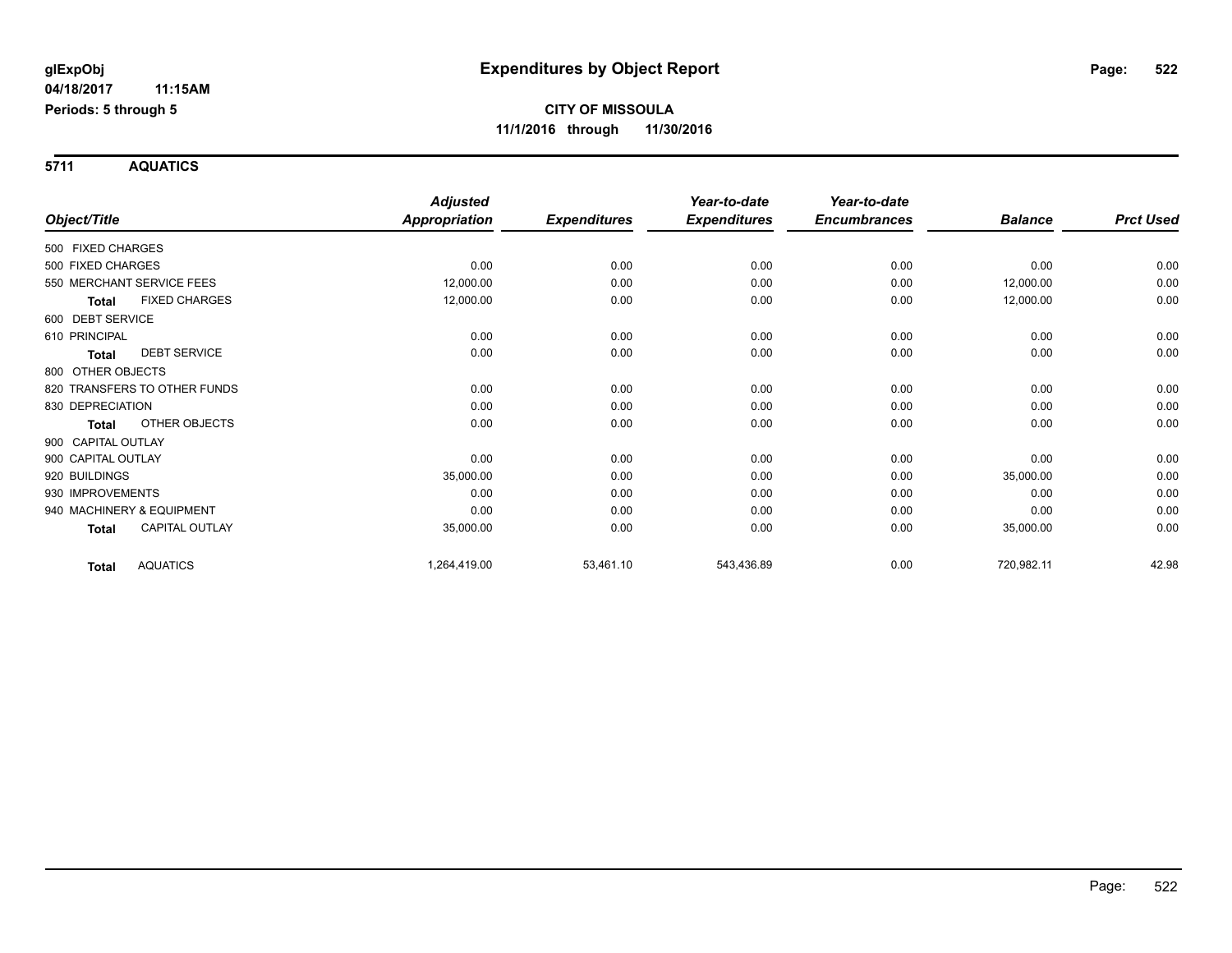glExpObj
04/18/2017 11:15AM
Periods: 5 through 5

# Expenditures by Object Report

**CITY OF MISSOULA**
**11/1/2016 through 11/30/2016**

## 5711 AQUATICS

| Object/Title | Adjusted Appropriation | Expenditures | Year-to-date Expenditures | Year-to-date Encumbrances | Balance | Prct Used |
|---|---|---|---|---|---|---|
| 500 FIXED CHARGES | | | | | | |
| 500 FIXED CHARGES | 0.00 | 0.00 | 0.00 | 0.00 | 0.00 | 0.00 |
| 550 MERCHANT SERVICE FEES | 12,000.00 | 0.00 | 0.00 | 0.00 | 12,000.00 | 0.00 |
| **Total** FIXED CHARGES | 12,000.00 | 0.00 | 0.00 | 0.00 | 12,000.00 | 0.00 |
| 600 DEBT SERVICE | | | | | | |
| 610 PRINCIPAL | 0.00 | 0.00 | 0.00 | 0.00 | 0.00 | 0.00 |
| **Total** DEBT SERVICE | 0.00 | 0.00 | 0.00 | 0.00 | 0.00 | 0.00 |
| 800 OTHER OBJECTS | | | | | | |
| 820 TRANSFERS TO OTHER FUNDS | 0.00 | 0.00 | 0.00 | 0.00 | 0.00 | 0.00 |
| 830 DEPRECIATION | 0.00 | 0.00 | 0.00 | 0.00 | 0.00 | 0.00 |
| **Total** OTHER OBJECTS | 0.00 | 0.00 | 0.00 | 0.00 | 0.00 | 0.00 |
| 900 CAPITAL OUTLAY | | | | | | |
| 900 CAPITAL OUTLAY | 0.00 | 0.00 | 0.00 | 0.00 | 0.00 | 0.00 |
| 920 BUILDINGS | 35,000.00 | 0.00 | 0.00 | 0.00 | 35,000.00 | 0.00 |
| 930 IMPROVEMENTS | 0.00 | 0.00 | 0.00 | 0.00 | 0.00 | 0.00 |
| 940 MACHINERY & EQUIPMENT | 0.00 | 0.00 | 0.00 | 0.00 | 0.00 | 0.00 |
| **Total** CAPITAL OUTLAY | 35,000.00 | 0.00 | 0.00 | 0.00 | 35,000.00 | 0.00 |
| **Total** AQUATICS | 1,264,419.00 | 53,461.10 | 543,436.89 | 0.00 | 720,982.11 | 42.98 |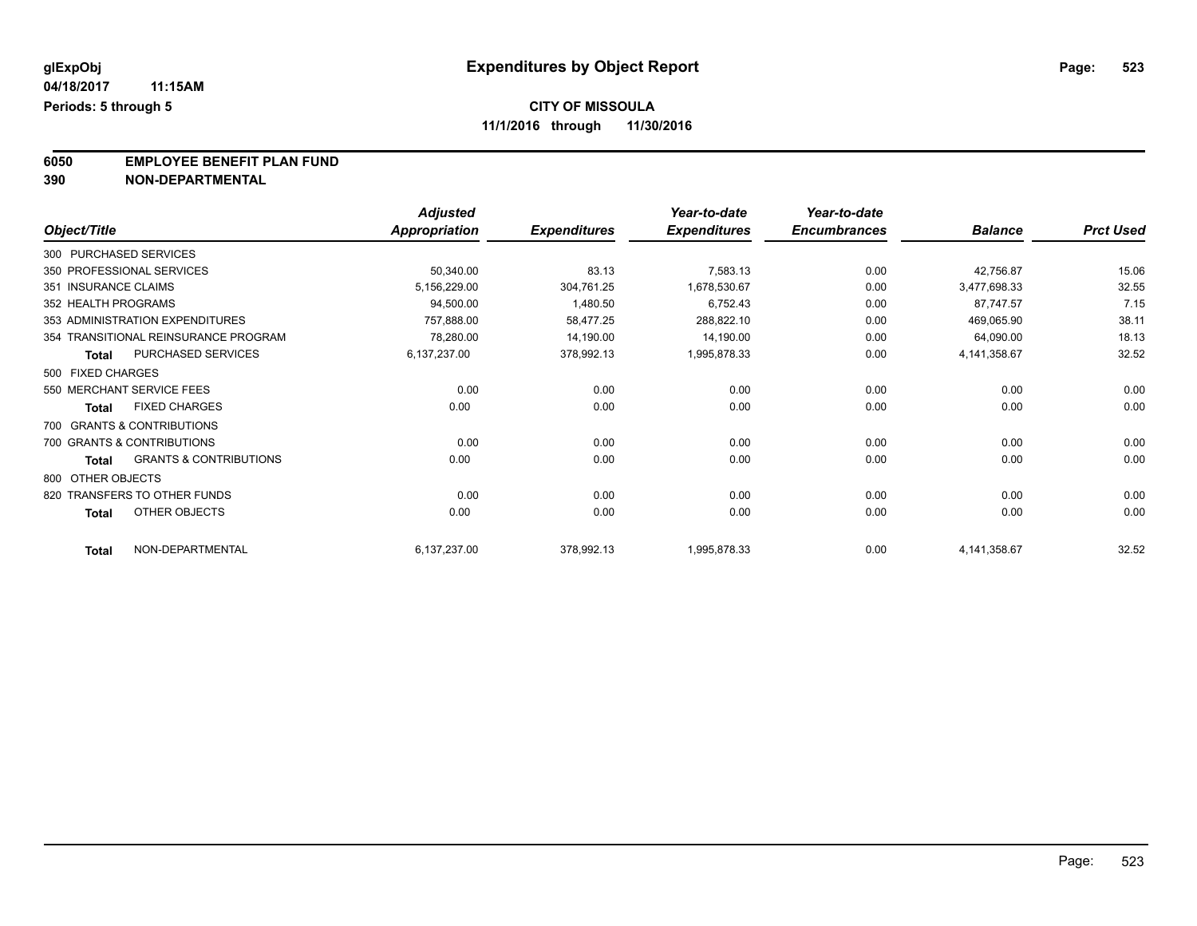glExpObj
04/18/2017 11:15AM
Periods: 5 through 5

# Expenditures by Object Report

**CITY OF MISSOULA**
**11/1/2016 through 11/30/2016**

## 6050 EMPLOYEE BENEFIT PLAN FUND
## 390 NON-DEPARTMENTAL

| Object/Title | Adjusted Appropriation | Expenditures | Year-to-date Expenditures | Year-to-date Encumbrances | Balance | Prct Used |
|---|---|---|---|---|---|---|
| 300 PURCHASED SERVICES | | | | | | |
| 350 PROFESSIONAL SERVICES | 50,340.00 | 83.13 | 7,583.13 | 0.00 | 42,756.87 | 15.06 |
| 351 INSURANCE CLAIMS | 5,156,229.00 | 304,761.25 | 1,678,530.67 | 0.00 | 3,477,698.33 | 32.55 |
| 352 HEALTH PROGRAMS | 94,500.00 | 1,480.50 | 6,752.43 | 0.00 | 87,747.57 | 7.15 |
| 353 ADMINISTRATION EXPENDITURES | 757,888.00 | 58,477.25 | 288,822.10 | 0.00 | 469,065.90 | 38.11 |
| 354 TRANSITIONAL REINSURANCE PROGRAM | 78,280.00 | 14,190.00 | 14,190.00 | 0.00 | 64,090.00 | 18.13 |
| **Total** PURCHASED SERVICES | 6,137,237.00 | 378,992.13 | 1,995,878.33 | 0.00 | 4,141,358.67 | 32.52 |
| 500 FIXED CHARGES | | | | | | |
| 550 MERCHANT SERVICE FEES | 0.00 | 0.00 | 0.00 | 0.00 | 0.00 | 0.00 |
| **Total** FIXED CHARGES | 0.00 | 0.00 | 0.00 | 0.00 | 0.00 | 0.00 |
| 700 GRANTS & CONTRIBUTIONS | | | | | | |
| 700 GRANTS & CONTRIBUTIONS | 0.00 | 0.00 | 0.00 | 0.00 | 0.00 | 0.00 |
| **Total** GRANTS & CONTRIBUTIONS | 0.00 | 0.00 | 0.00 | 0.00 | 0.00 | 0.00 |
| 800 OTHER OBJECTS | | | | | | |
| 820 TRANSFERS TO OTHER FUNDS | 0.00 | 0.00 | 0.00 | 0.00 | 0.00 | 0.00 |
| **Total** OTHER OBJECTS | 0.00 | 0.00 | 0.00 | 0.00 | 0.00 | 0.00 |
| **Total** NON-DEPARTMENTAL | 6,137,237.00 | 378,992.13 | 1,995,878.33 | 0.00 | 4,141,358.67 | 32.52 |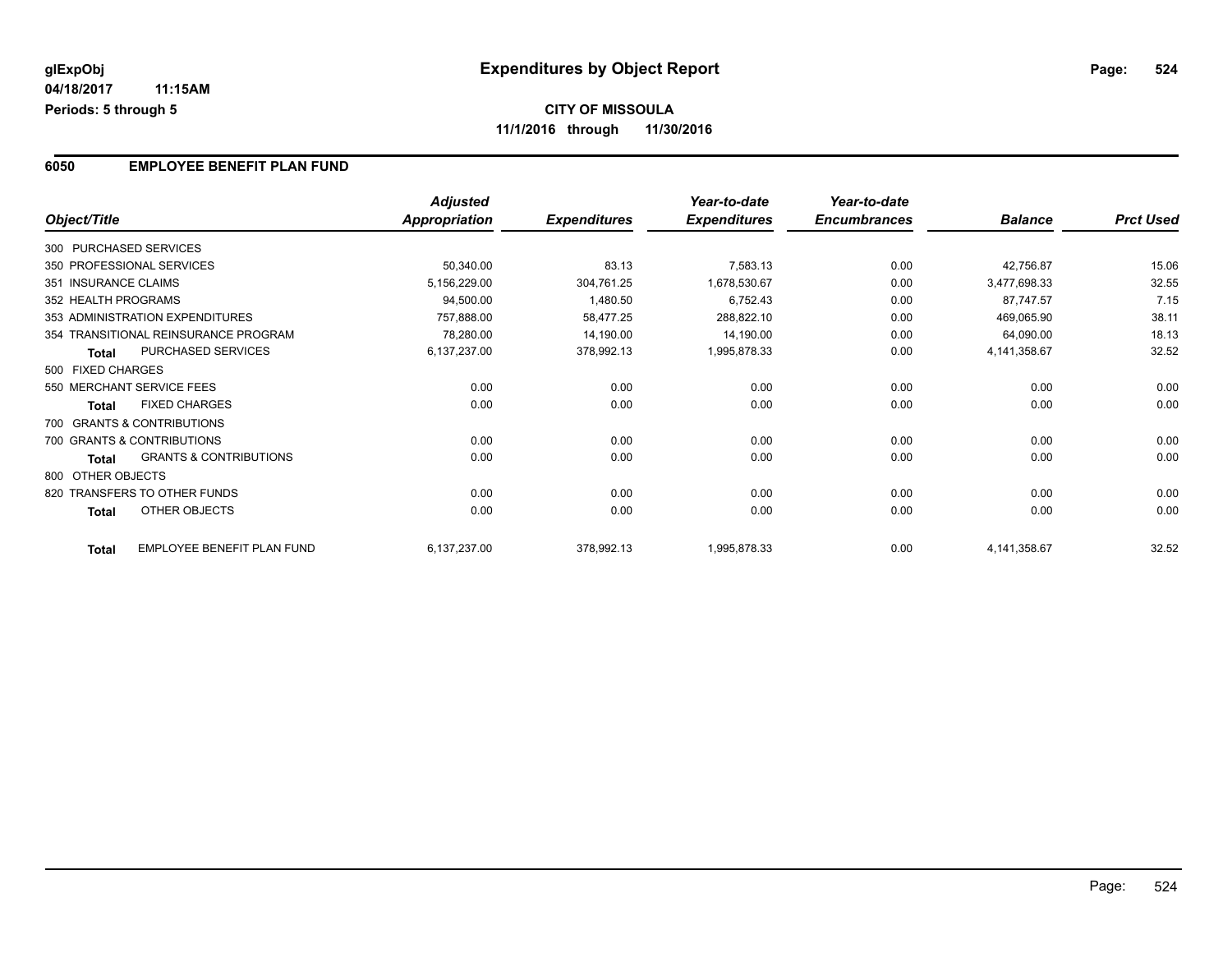# Expenditures by Object Report

glExpObj
04/18/2017 11:15AM
Periods: 5 through 5

**CITY OF MISSOULA**
**11/1/2016 through 11/30/2016**

## 6050 EMPLOYEE BENEFIT PLAN FUND

| Object/Title | | Adjusted Appropriation | Expenditures | Year-to-date Expenditures | Year-to-date Encumbrances | Balance | Prct Used |
|---|---|---|---|---|---|---|---|
| 300 PURCHASED SERVICES | | | | | | | |
| 350 PROFESSIONAL SERVICES | | 50,340.00 | 83.13 | 7,583.13 | 0.00 | 42,756.87 | 15.06 |
| 351 INSURANCE CLAIMS | | 5,156,229.00 | 304,761.25 | 1,678,530.67 | 0.00 | 3,477,698.33 | 32.55 |
| 352 HEALTH PROGRAMS | | 94,500.00 | 1,480.50 | 6,752.43 | 0.00 | 87,747.57 | 7.15 |
| 353 ADMINISTRATION EXPENDITURES | | 757,888.00 | 58,477.25 | 288,822.10 | 0.00 | 469,065.90 | 38.11 |
| 354 TRANSITIONAL REINSURANCE PROGRAM | | 78,280.00 | 14,190.00 | 14,190.00 | 0.00 | 64,090.00 | 18.13 |
| **Total** | PURCHASED SERVICES | 6,137,237.00 | 378,992.13 | 1,995,878.33 | 0.00 | 4,141,358.67 | 32.52 |
| 500 FIXED CHARGES | | | | | | | |
| 550 MERCHANT SERVICE FEES | | 0.00 | 0.00 | 0.00 | 0.00 | 0.00 | 0.00 |
| **Total** | FIXED CHARGES | 0.00 | 0.00 | 0.00 | 0.00 | 0.00 | 0.00 |
| 700 GRANTS & CONTRIBUTIONS | | | | | | | |
| 700 GRANTS & CONTRIBUTIONS | | 0.00 | 0.00 | 0.00 | 0.00 | 0.00 | 0.00 |
| **Total** | GRANTS & CONTRIBUTIONS | 0.00 | 0.00 | 0.00 | 0.00 | 0.00 | 0.00 |
| 800 OTHER OBJECTS | | | | | | | |
| 820 TRANSFERS TO OTHER FUNDS | | 0.00 | 0.00 | 0.00 | 0.00 | 0.00 | 0.00 |
| **Total** | OTHER OBJECTS | 0.00 | 0.00 | 0.00 | 0.00 | 0.00 | 0.00 |
| **Total** | EMPLOYEE BENEFIT PLAN FUND | 6,137,237.00 | 378,992.13 | 1,995,878.33 | 0.00 | 4,141,358.67 | 32.52 |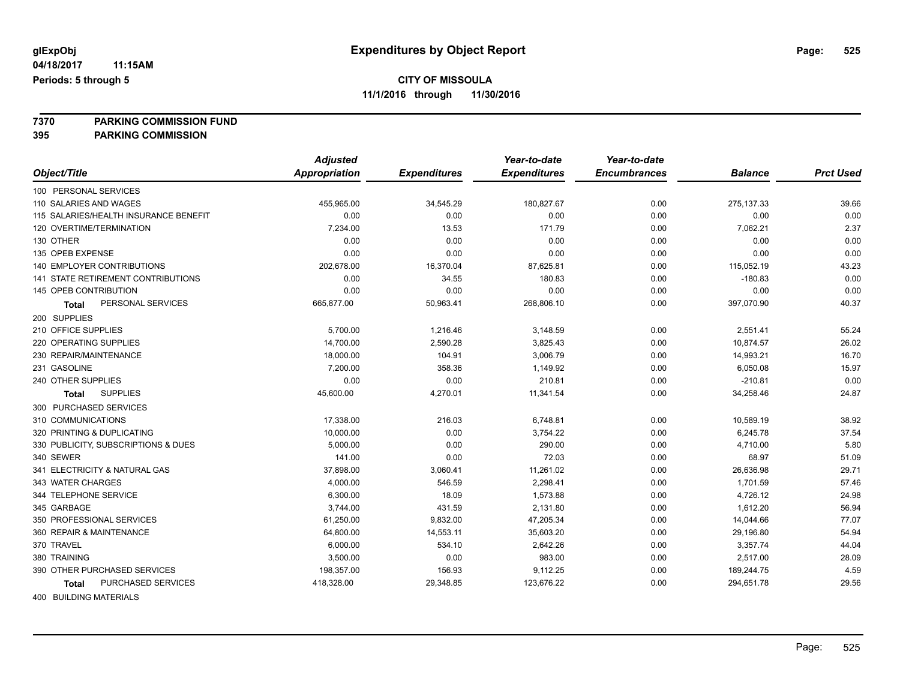# Expenditures by Object Report

glExpObj
04/18/2017 11:15AM
Periods: 5 through 5

**CITY OF MISSOULA**
**11/1/2016 through 11/30/2016**

**7370 PARKING COMMISSION FUND**
**395 PARKING COMMISSION**

| Object/Title | Adjusted Appropriation | Expenditures | Year-to-date Expenditures | Year-to-date Encumbrances | Balance | Prct Used |
|---|---|---|---|---|---|---|
| 100 PERSONAL SERVICES | | | | | | |
| 110 SALARIES AND WAGES | 455,965.00 | 34,545.29 | 180,827.67 | 0.00 | 275,137.33 | 39.66 |
| 115 SALARIES/HEALTH INSURANCE BENEFIT | 0.00 | 0.00 | 0.00 | 0.00 | 0.00 | 0.00 |
| 120 OVERTIME/TERMINATION | 7,234.00 | 13.53 | 171.79 | 0.00 | 7,062.21 | 2.37 |
| 130 OTHER | 0.00 | 0.00 | 0.00 | 0.00 | 0.00 | 0.00 |
| 135 OPEB EXPENSE | 0.00 | 0.00 | 0.00 | 0.00 | 0.00 | 0.00 |
| 140 EMPLOYER CONTRIBUTIONS | 202,678.00 | 16,370.04 | 87,625.81 | 0.00 | 115,052.19 | 43.23 |
| 141 STATE RETIREMENT CONTRIBUTIONS | 0.00 | 34.55 | 180.83 | 0.00 | -180.83 | 0.00 |
| 145 OPEB CONTRIBUTION | 0.00 | 0.00 | 0.00 | 0.00 | 0.00 | 0.00 |
| **Total** PERSONAL SERVICES | 665,877.00 | 50,963.41 | 268,806.10 | 0.00 | 397,070.90 | 40.37 |
| 200 SUPPLIES | | | | | | |
| 210 OFFICE SUPPLIES | 5,700.00 | 1,216.46 | 3,148.59 | 0.00 | 2,551.41 | 55.24 |
| 220 OPERATING SUPPLIES | 14,700.00 | 2,590.28 | 3,825.43 | 0.00 | 10,874.57 | 26.02 |
| 230 REPAIR/MAINTENANCE | 18,000.00 | 104.91 | 3,006.79 | 0.00 | 14,993.21 | 16.70 |
| 231 GASOLINE | 7,200.00 | 358.36 | 1,149.92 | 0.00 | 6,050.08 | 15.97 |
| 240 OTHER SUPPLIES | 0.00 | 0.00 | 210.81 | 0.00 | -210.81 | 0.00 |
| **Total** SUPPLIES | 45,600.00 | 4,270.01 | 11,341.54 | 0.00 | 34,258.46 | 24.87 |
| 300 PURCHASED SERVICES | | | | | | |
| 310 COMMUNICATIONS | 17,338.00 | 216.03 | 6,748.81 | 0.00 | 10,589.19 | 38.92 |
| 320 PRINTING & DUPLICATING | 10,000.00 | 0.00 | 3,754.22 | 0.00 | 6,245.78 | 37.54 |
| 330 PUBLICITY, SUBSCRIPTIONS & DUES | 5,000.00 | 0.00 | 290.00 | 0.00 | 4,710.00 | 5.80 |
| 340 SEWER | 141.00 | 0.00 | 72.03 | 0.00 | 68.97 | 51.09 |
| 341 ELECTRICITY & NATURAL GAS | 37,898.00 | 3,060.41 | 11,261.02 | 0.00 | 26,636.98 | 29.71 |
| 343 WATER CHARGES | 4,000.00 | 546.59 | 2,298.41 | 0.00 | 1,701.59 | 57.46 |
| 344 TELEPHONE SERVICE | 6,300.00 | 18.09 | 1,573.88 | 0.00 | 4,726.12 | 24.98 |
| 345 GARBAGE | 3,744.00 | 431.59 | 2,131.80 | 0.00 | 1,612.20 | 56.94 |
| 350 PROFESSIONAL SERVICES | 61,250.00 | 9,832.00 | 47,205.34 | 0.00 | 14,044.66 | 77.07 |
| 360 REPAIR & MAINTENANCE | 64,800.00 | 14,553.11 | 35,603.20 | 0.00 | 29,196.80 | 54.94 |
| 370 TRAVEL | 6,000.00 | 534.10 | 2,642.26 | 0.00 | 3,357.74 | 44.04 |
| 380 TRAINING | 3,500.00 | 0.00 | 983.00 | 0.00 | 2,517.00 | 28.09 |
| 390 OTHER PURCHASED SERVICES | 198,357.00 | 156.93 | 9,112.25 | 0.00 | 189,244.75 | 4.59 |
| **Total** PURCHASED SERVICES | 418,328.00 | 29,348.85 | 123,676.22 | 0.00 | 294,651.78 | 29.56 |
| 400 BUILDING MATERIALS | | | | | | |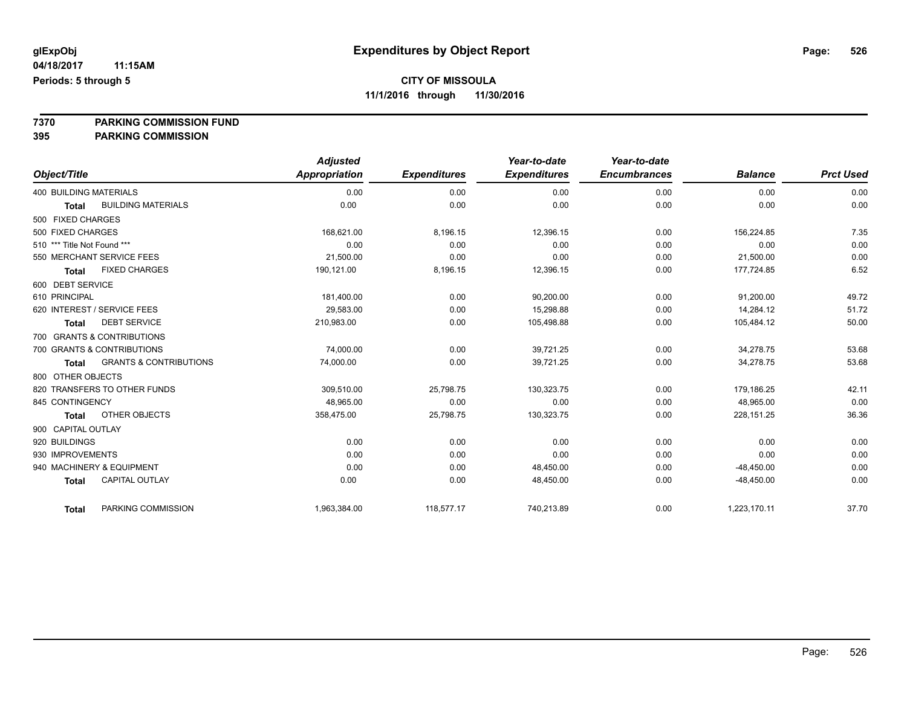# Expenditures by Object Report

glExpObj
04/18/2017 11:15AM
Periods: 5 through 5

**CITY OF MISSOULA**
**11/1/2016 through 11/30/2016**

## 7370 PARKING COMMISSION FUND
## 395 PARKING COMMISSION

| Object/Title | | Adjusted Appropriation | Expenditures | Year-to-date Expenditures | Year-to-date Encumbrances | Balance | Prct Used |
|---|---|---|---|---|---|---|---|
| 400 BUILDING MATERIALS | | 0.00 | 0.00 | 0.00 | 0.00 | 0.00 | 0.00 |
| **Total** | BUILDING MATERIALS | 0.00 | 0.00 | 0.00 | 0.00 | 0.00 | 0.00 |
| 500 FIXED CHARGES | | | | | | | |
| 500 FIXED CHARGES | | 168,621.00 | 8,196.15 | 12,396.15 | 0.00 | 156,224.85 | 7.35 |
| 510 *** Title Not Found *** | | 0.00 | 0.00 | 0.00 | 0.00 | 0.00 | 0.00 |
| 550 MERCHANT SERVICE FEES | | 21,500.00 | 0.00 | 0.00 | 0.00 | 21,500.00 | 0.00 |
| **Total** | FIXED CHARGES | 190,121.00 | 8,196.15 | 12,396.15 | 0.00 | 177,724.85 | 6.52 |
| 600 DEBT SERVICE | | | | | | | |
| 610 PRINCIPAL | | 181,400.00 | 0.00 | 90,200.00 | 0.00 | 91,200.00 | 49.72 |
| 620 INTEREST / SERVICE FEES | | 29,583.00 | 0.00 | 15,298.88 | 0.00 | 14,284.12 | 51.72 |
| **Total** | DEBT SERVICE | 210,983.00 | 0.00 | 105,498.88 | 0.00 | 105,484.12 | 50.00 |
| 700 GRANTS & CONTRIBUTIONS | | | | | | | |
| 700 GRANTS & CONTRIBUTIONS | | 74,000.00 | 0.00 | 39,721.25 | 0.00 | 34,278.75 | 53.68 |
| **Total** | GRANTS & CONTRIBUTIONS | 74,000.00 | 0.00 | 39,721.25 | 0.00 | 34,278.75 | 53.68 |
| 800 OTHER OBJECTS | | | | | | | |
| 820 TRANSFERS TO OTHER FUNDS | | 309,510.00 | 25,798.75 | 130,323.75 | 0.00 | 179,186.25 | 42.11 |
| 845 CONTINGENCY | | 48,965.00 | 0.00 | 0.00 | 0.00 | 48,965.00 | 0.00 |
| **Total** | OTHER OBJECTS | 358,475.00 | 25,798.75 | 130,323.75 | 0.00 | 228,151.25 | 36.36 |
| 900 CAPITAL OUTLAY | | | | | | | |
| 920 BUILDINGS | | 0.00 | 0.00 | 0.00 | 0.00 | 0.00 | 0.00 |
| 930 IMPROVEMENTS | | 0.00 | 0.00 | 0.00 | 0.00 | 0.00 | 0.00 |
| 940 MACHINERY & EQUIPMENT | | 0.00 | 0.00 | 48,450.00 | 0.00 | -48,450.00 | 0.00 |
| **Total** | CAPITAL OUTLAY | 0.00 | 0.00 | 48,450.00 | 0.00 | -48,450.00 | 0.00 |
| **Total** | PARKING COMMISSION | 1,963,384.00 | 118,577.17 | 740,213.89 | 0.00 | 1,223,170.11 | 37.70 |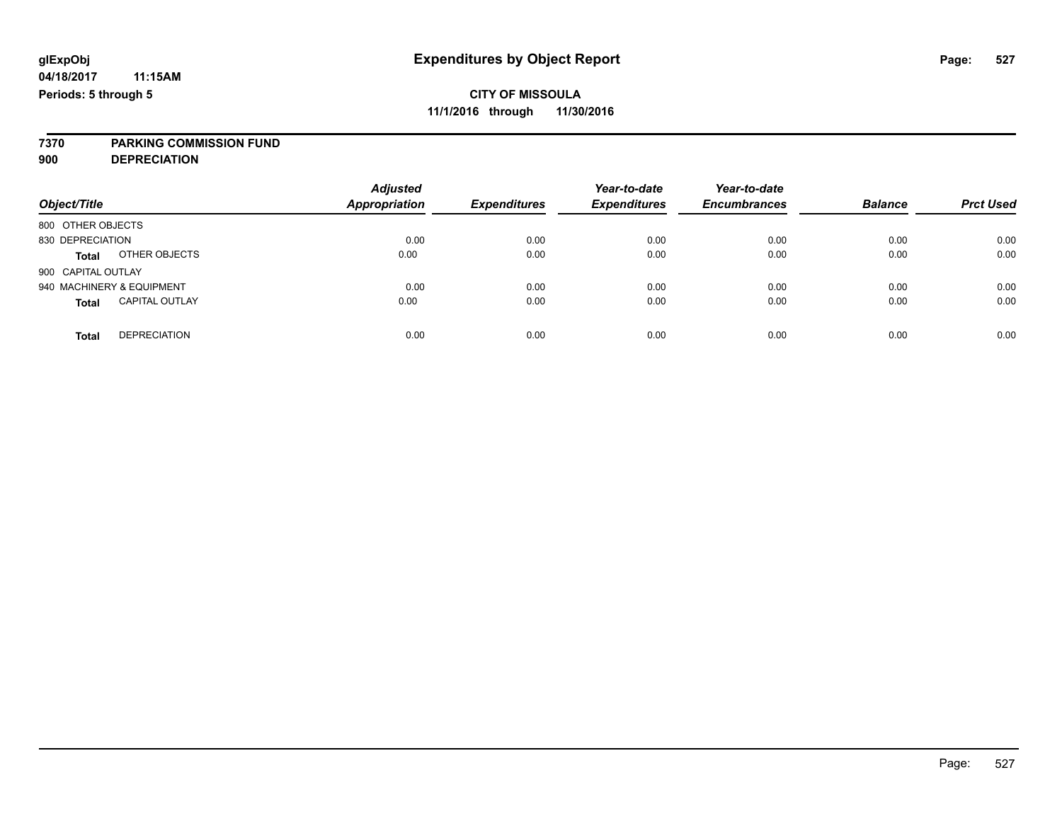**glExpObj** **Expenditures by Object Report**

**04/18/2017 11:15AM**

**Periods: 5 through 5**

**CITY OF MISSOULA**

**11/1/2016 through 11/30/2016**

**7370 PARKING COMMISSION FUND**

**900 DEPRECIATION**

| Object/Title | | Adjusted Appropriation | Expenditures | Year-to-date Expenditures | Year-to-date Encumbrances | Balance | Prct Used |
|---|---|---|---|---|---|---|---|
| 800 OTHER OBJECTS | | | | | | | |
| 830 DEPRECIATION | | 0.00 | 0.00 | 0.00 | 0.00 | 0.00 | 0.00 |
| **Total** | OTHER OBJECTS | 0.00 | 0.00 | 0.00 | 0.00 | 0.00 | 0.00 |
| 900 CAPITAL OUTLAY | | | | | | | |
| 940 MACHINERY & EQUIPMENT | | 0.00 | 0.00 | 0.00 | 0.00 | 0.00 | 0.00 |
| **Total** | CAPITAL OUTLAY | 0.00 | 0.00 | 0.00 | 0.00 | 0.00 | 0.00 |
| **Total** | DEPRECIATION | 0.00 | 0.00 | 0.00 | 0.00 | 0.00 | 0.00 |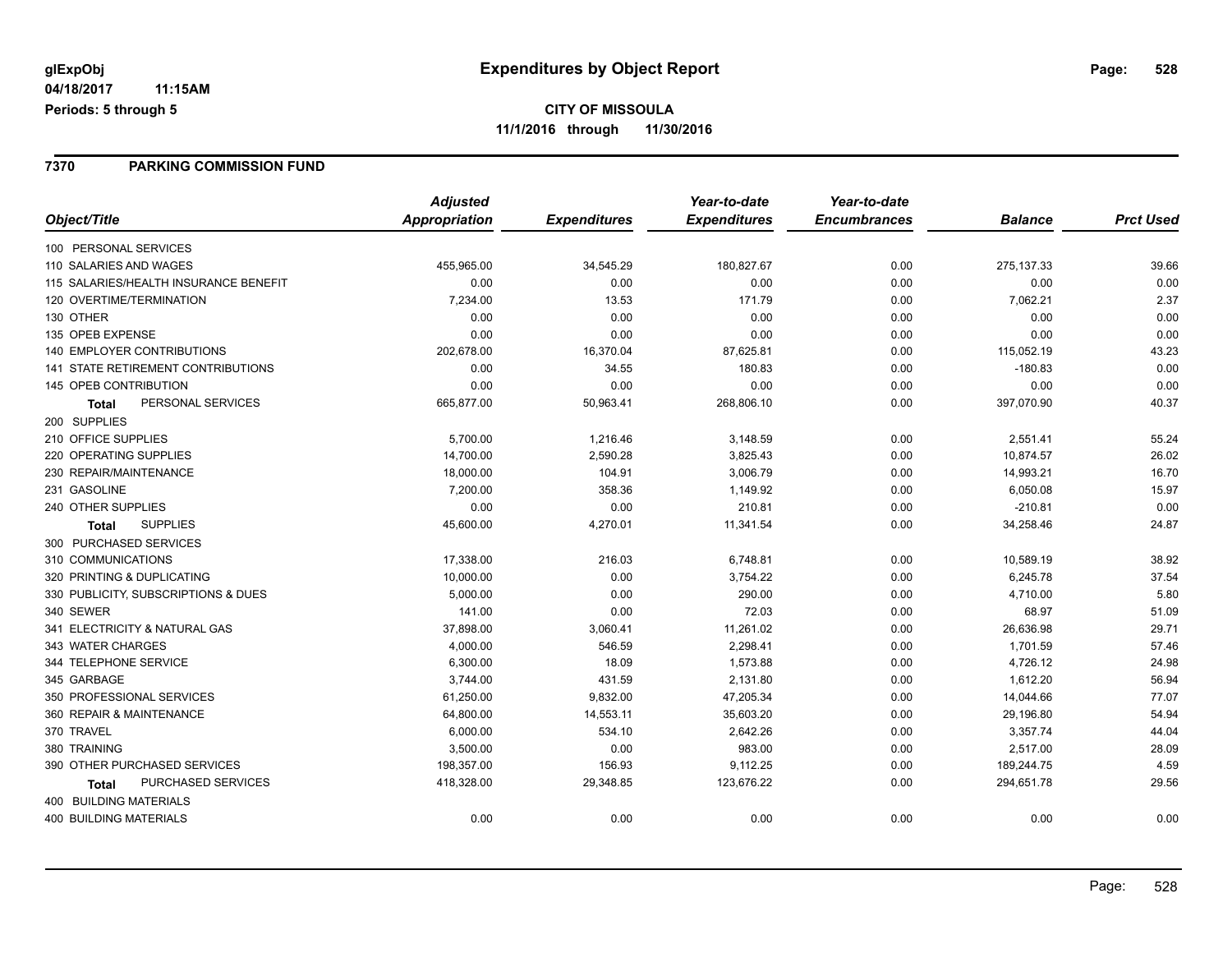**glExpObj**
**04/18/2017 11:15AM**
**Periods: 5 through 5**

# Expenditures by Object Report

**CITY OF MISSOULA**
**11/1/2016 through 11/30/2016**

## 7370 PARKING COMMISSION FUND

| Object/Title | Adjusted Appropriation | Expenditures | Year-to-date Expenditures | Year-to-date Encumbrances | Balance | Prct Used |
|---|---|---|---|---|---|---|
| 100 PERSONAL SERVICES | | | | | | |
| 110 SALARIES AND WAGES | 455,965.00 | 34,545.29 | 180,827.67 | 0.00 | 275,137.33 | 39.66 |
| 115 SALARIES/HEALTH INSURANCE BENEFIT | 0.00 | 0.00 | 0.00 | 0.00 | 0.00 | 0.00 |
| 120 OVERTIME/TERMINATION | 7,234.00 | 13.53 | 171.79 | 0.00 | 7,062.21 | 2.37 |
| 130 OTHER | 0.00 | 0.00 | 0.00 | 0.00 | 0.00 | 0.00 |
| 135 OPEB EXPENSE | 0.00 | 0.00 | 0.00 | 0.00 | 0.00 | 0.00 |
| 140 EMPLOYER CONTRIBUTIONS | 202,678.00 | 16,370.04 | 87,625.81 | 0.00 | 115,052.19 | 43.23 |
| 141 STATE RETIREMENT CONTRIBUTIONS | 0.00 | 34.55 | 180.83 | 0.00 | -180.83 | 0.00 |
| 145 OPEB CONTRIBUTION | 0.00 | 0.00 | 0.00 | 0.00 | 0.00 | 0.00 |
| **Total** PERSONAL SERVICES | 665,877.00 | 50,963.41 | 268,806.10 | 0.00 | 397,070.90 | 40.37 |
| 200 SUPPLIES | | | | | | |
| 210 OFFICE SUPPLIES | 5,700.00 | 1,216.46 | 3,148.59 | 0.00 | 2,551.41 | 55.24 |
| 220 OPERATING SUPPLIES | 14,700.00 | 2,590.28 | 3,825.43 | 0.00 | 10,874.57 | 26.02 |
| 230 REPAIR/MAINTENANCE | 18,000.00 | 104.91 | 3,006.79 | 0.00 | 14,993.21 | 16.70 |
| 231 GASOLINE | 7,200.00 | 358.36 | 1,149.92 | 0.00 | 6,050.08 | 15.97 |
| 240 OTHER SUPPLIES | 0.00 | 0.00 | 210.81 | 0.00 | -210.81 | 0.00 |
| **Total** SUPPLIES | 45,600.00 | 4,270.01 | 11,341.54 | 0.00 | 34,258.46 | 24.87 |
| 300 PURCHASED SERVICES | | | | | | |
| 310 COMMUNICATIONS | 17,338.00 | 216.03 | 6,748.81 | 0.00 | 10,589.19 | 38.92 |
| 320 PRINTING & DUPLICATING | 10,000.00 | 0.00 | 3,754.22 | 0.00 | 6,245.78 | 37.54 |
| 330 PUBLICITY, SUBSCRIPTIONS & DUES | 5,000.00 | 0.00 | 290.00 | 0.00 | 4,710.00 | 5.80 |
| 340 SEWER | 141.00 | 0.00 | 72.03 | 0.00 | 68.97 | 51.09 |
| 341 ELECTRICITY & NATURAL GAS | 37,898.00 | 3,060.41 | 11,261.02 | 0.00 | 26,636.98 | 29.71 |
| 343 WATER CHARGES | 4,000.00 | 546.59 | 2,298.41 | 0.00 | 1,701.59 | 57.46 |
| 344 TELEPHONE SERVICE | 6,300.00 | 18.09 | 1,573.88 | 0.00 | 4,726.12 | 24.98 |
| 345 GARBAGE | 3,744.00 | 431.59 | 2,131.80 | 0.00 | 1,612.20 | 56.94 |
| 350 PROFESSIONAL SERVICES | 61,250.00 | 9,832.00 | 47,205.34 | 0.00 | 14,044.66 | 77.07 |
| 360 REPAIR & MAINTENANCE | 64,800.00 | 14,553.11 | 35,603.20 | 0.00 | 29,196.80 | 54.94 |
| 370 TRAVEL | 6,000.00 | 534.10 | 2,642.26 | 0.00 | 3,357.74 | 44.04 |
| 380 TRAINING | 3,500.00 | 0.00 | 983.00 | 0.00 | 2,517.00 | 28.09 |
| 390 OTHER PURCHASED SERVICES | 198,357.00 | 156.93 | 9,112.25 | 0.00 | 189,244.75 | 4.59 |
| **Total** PURCHASED SERVICES | 418,328.00 | 29,348.85 | 123,676.22 | 0.00 | 294,651.78 | 29.56 |
| 400 BUILDING MATERIALS | | | | | | |
| 400 BUILDING MATERIALS | 0.00 | 0.00 | 0.00 | 0.00 | 0.00 | 0.00 |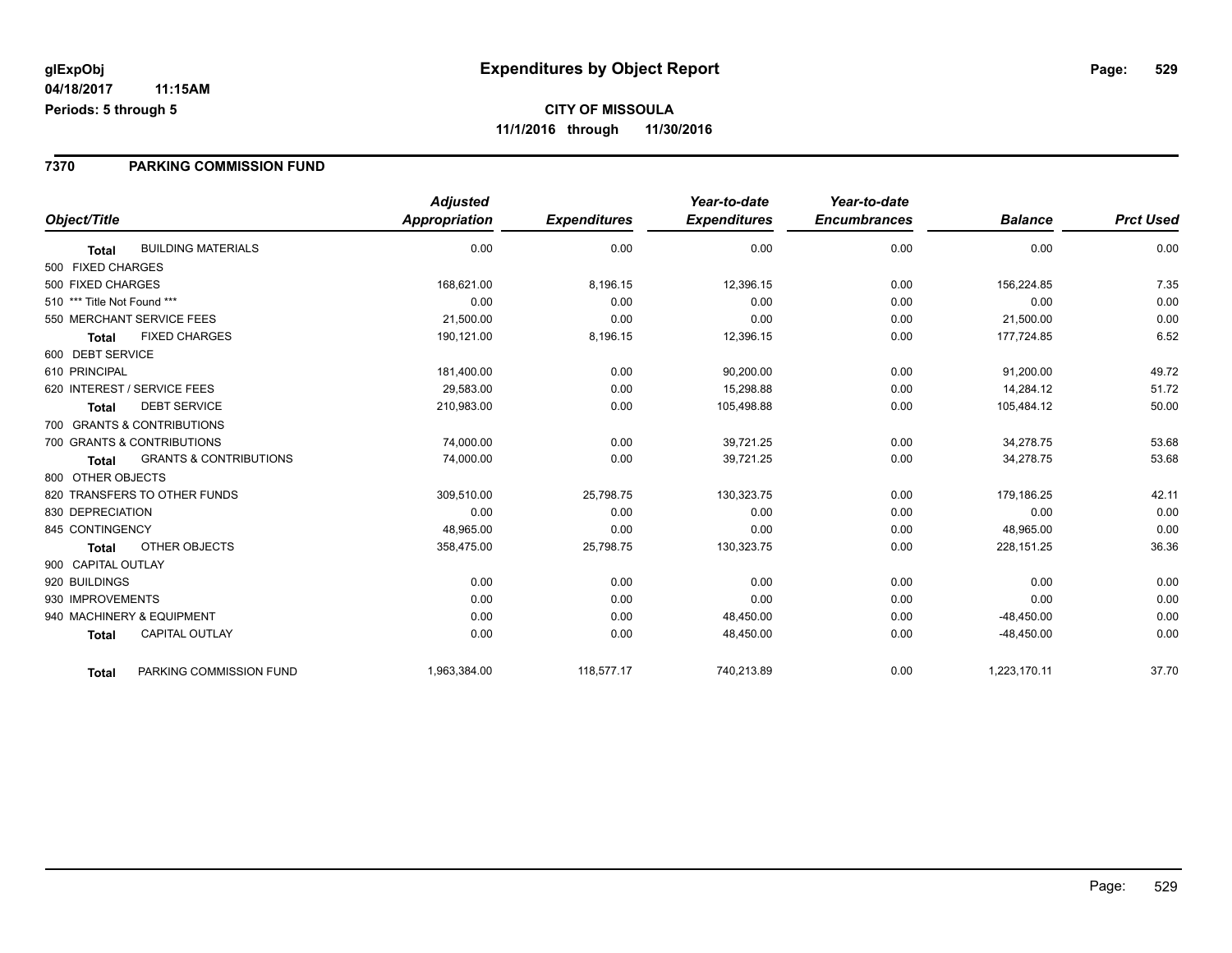# Expenditures by Object Report

glExpObj
04/18/2017 11:15AM
Periods: 5 through 5

**CITY OF MISSOULA**
**11/1/2016 through 11/30/2016**

## 7370 PARKING COMMISSION FUND

| Object/Title | | Adjusted Appropriation | Expenditures | Year-to-date Expenditures | Year-to-date Encumbrances | Balance | Prct Used |
|---|---|---|---|---|---|---|---|
| Total | BUILDING MATERIALS | 0.00 | 0.00 | 0.00 | 0.00 | 0.00 | 0.00 |
| 500 FIXED CHARGES | | | | | | | |
| 500 FIXED CHARGES | | 168,621.00 | 8,196.15 | 12,396.15 | 0.00 | 156,224.85 | 7.35 |
| 510 *** Title Not Found *** | | 0.00 | 0.00 | 0.00 | 0.00 | 0.00 | 0.00 |
| 550 MERCHANT SERVICE FEES | | 21,500.00 | 0.00 | 0.00 | 0.00 | 21,500.00 | 0.00 |
| Total | FIXED CHARGES | 190,121.00 | 8,196.15 | 12,396.15 | 0.00 | 177,724.85 | 6.52 |
| 600 DEBT SERVICE | | | | | | | |
| 610 PRINCIPAL | | 181,400.00 | 0.00 | 90,200.00 | 0.00 | 91,200.00 | 49.72 |
| 620 INTEREST / SERVICE FEES | | 29,583.00 | 0.00 | 15,298.88 | 0.00 | 14,284.12 | 51.72 |
| Total | DEBT SERVICE | 210,983.00 | 0.00 | 105,498.88 | 0.00 | 105,484.12 | 50.00 |
| 700 GRANTS & CONTRIBUTIONS | | | | | | | |
| 700 GRANTS & CONTRIBUTIONS | | 74,000.00 | 0.00 | 39,721.25 | 0.00 | 34,278.75 | 53.68 |
| Total | GRANTS & CONTRIBUTIONS | 74,000.00 | 0.00 | 39,721.25 | 0.00 | 34,278.75 | 53.68 |
| 800 OTHER OBJECTS | | | | | | | |
| 820 TRANSFERS TO OTHER FUNDS | | 309,510.00 | 25,798.75 | 130,323.75 | 0.00 | 179,186.25 | 42.11 |
| 830 DEPRECIATION | | 0.00 | 0.00 | 0.00 | 0.00 | 0.00 | 0.00 |
| 845 CONTINGENCY | | 48,965.00 | 0.00 | 0.00 | 0.00 | 48,965.00 | 0.00 |
| Total | OTHER OBJECTS | 358,475.00 | 25,798.75 | 130,323.75 | 0.00 | 228,151.25 | 36.36 |
| 900 CAPITAL OUTLAY | | | | | | | |
| 920 BUILDINGS | | 0.00 | 0.00 | 0.00 | 0.00 | 0.00 | 0.00 |
| 930 IMPROVEMENTS | | 0.00 | 0.00 | 0.00 | 0.00 | 0.00 | 0.00 |
| 940 MACHINERY & EQUIPMENT | | 0.00 | 0.00 | 48,450.00 | 0.00 | -48,450.00 | 0.00 |
| Total | CAPITAL OUTLAY | 0.00 | 0.00 | 48,450.00 | 0.00 | -48,450.00 | 0.00 |
| Total | PARKING COMMISSION FUND | 1,963,384.00 | 118,577.17 | 740,213.89 | 0.00 | 1,223,170.11 | 37.70 |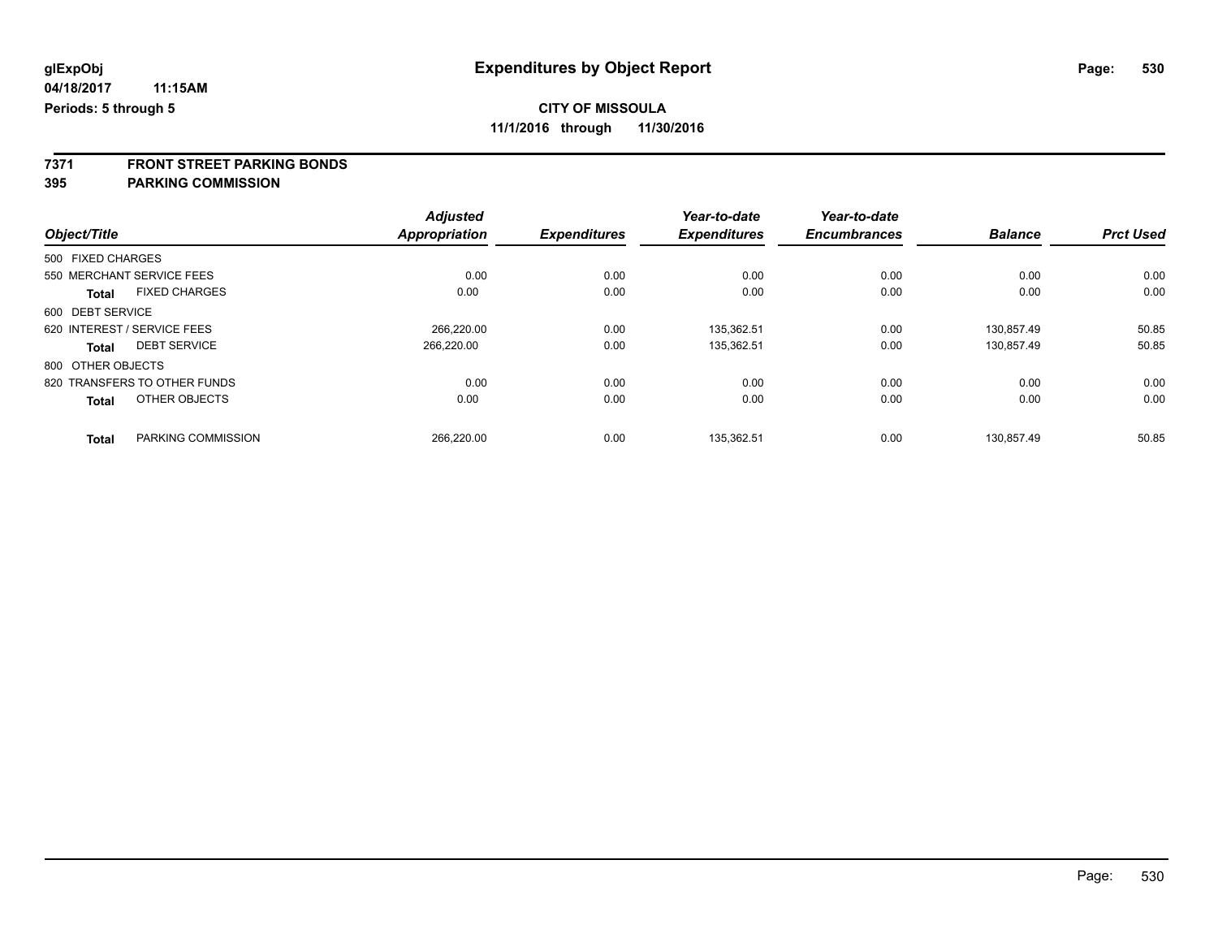**glExpObj** **Expenditures by Object Report**

**04/18/2017 11:15AM**

**Periods: 5 through 5**

**CITY OF MISSOULA**

**11/1/2016 through 11/30/2016**

**7371 FRONT STREET PARKING BONDS**

**395 PARKING COMMISSION**

| Object/Title | Adjusted Appropriation | Expenditures | Year-to-date Expenditures | Year-to-date Encumbrances | Balance | Prct Used |
|---|---|---|---|---|---|---|
| 500 FIXED CHARGES | | | | | | |
| 550 MERCHANT SERVICE FEES | 0.00 | 0.00 | 0.00 | 0.00 | 0.00 | 0.00 |
| **Total** FIXED CHARGES | 0.00 | 0.00 | 0.00 | 0.00 | 0.00 | 0.00 |
| 600 DEBT SERVICE | | | | | | |
| 620 INTEREST / SERVICE FEES | 266,220.00 | 0.00 | 135,362.51 | 0.00 | 130,857.49 | 50.85 |
| **Total** DEBT SERVICE | 266,220.00 | 0.00 | 135,362.51 | 0.00 | 130,857.49 | 50.85 |
| 800 OTHER OBJECTS | | | | | | |
| 820 TRANSFERS TO OTHER FUNDS | 0.00 | 0.00 | 0.00 | 0.00 | 0.00 | 0.00 |
| **Total** OTHER OBJECTS | 0.00 | 0.00 | 0.00 | 0.00 | 0.00 | 0.00 |
| **Total** PARKING COMMISSION | 266,220.00 | 0.00 | 135,362.51 | 0.00 | 130,857.49 | 50.85 |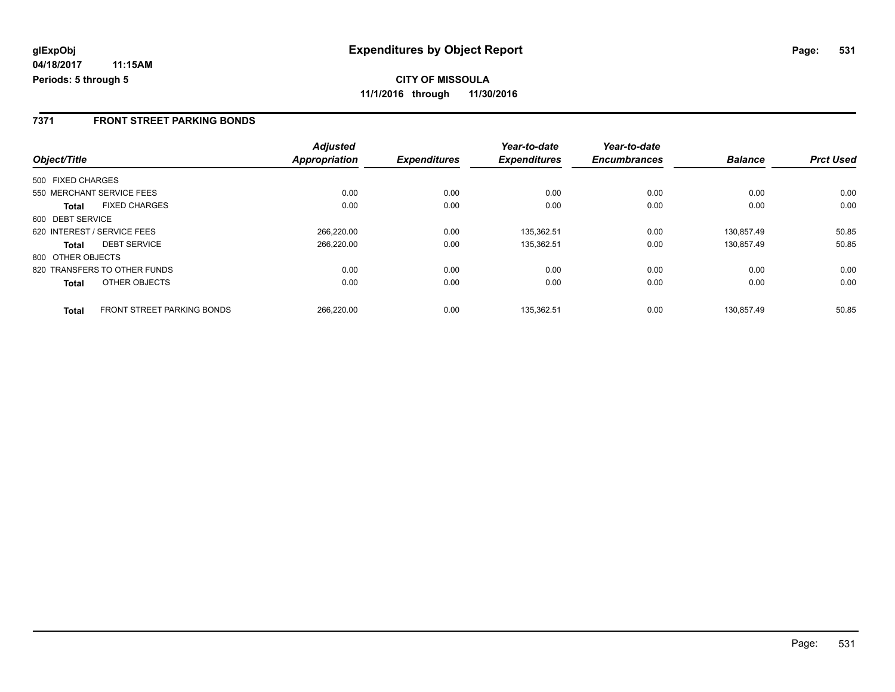**glExpObj**
**04/18/2017 11:15AM**
**Periods: 5 through 5**

# Expenditures by Object Report

**CITY OF MISSOULA**
**11/1/2016 through 11/30/2016**

## 7371 FRONT STREET PARKING BONDS

| Object/Title | | Adjusted Appropriation | Expenditures | Year-to-date Expenditures | Year-to-date Encumbrances | Balance | Prct Used |
|---|---|---|---|---|---|---|---|
| 500 FIXED CHARGES | | | | | | | |
| 550 MERCHANT SERVICE FEES | | 0.00 | 0.00 | 0.00 | 0.00 | 0.00 | 0.00 |
| **Total** | FIXED CHARGES | 0.00 | 0.00 | 0.00 | 0.00 | 0.00 | 0.00 |
| 600 DEBT SERVICE | | | | | | | |
| 620 INTEREST / SERVICE FEES | | 266,220.00 | 0.00 | 135,362.51 | 0.00 | 130,857.49 | 50.85 |
| **Total** | DEBT SERVICE | 266,220.00 | 0.00 | 135,362.51 | 0.00 | 130,857.49 | 50.85 |
| 800 OTHER OBJECTS | | | | | | | |
| 820 TRANSFERS TO OTHER FUNDS | | 0.00 | 0.00 | 0.00 | 0.00 | 0.00 | 0.00 |
| **Total** | OTHER OBJECTS | 0.00 | 0.00 | 0.00 | 0.00 | 0.00 | 0.00 |
| **Total** | FRONT STREET PARKING BONDS | 266,220.00 | 0.00 | 135,362.51 | 0.00 | 130,857.49 | 50.85 |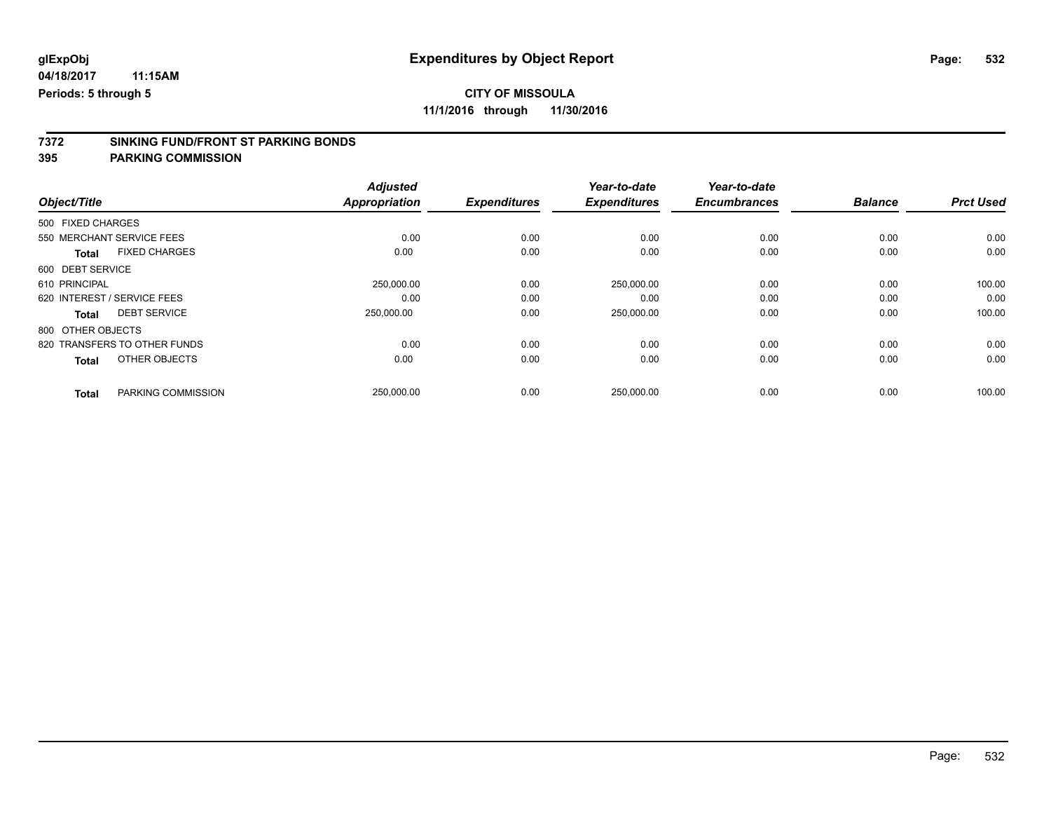**glExpObj** **Expenditures by Object Report**

**04/18/2017 11:15AM**

**Periods: 5 through 5**

**CITY OF MISSOULA**

**11/1/2016 through 11/30/2016**

## 7372 SINKING FUND/FRONT ST PARKING BONDS

## 395 PARKING COMMISSION

| Object/Title | | Adjusted Appropriation | Expenditures | Year-to-date Expenditures | Year-to-date Encumbrances | Balance | Prct Used |
|---|---|---|---|---|---|---|---|
| 500 FIXED CHARGES | | | | | | | |
| 550 MERCHANT SERVICE FEES | | 0.00 | 0.00 | 0.00 | 0.00 | 0.00 | 0.00 |
| **Total** | FIXED CHARGES | 0.00 | 0.00 | 0.00 | 0.00 | 0.00 | 0.00 |
| 600 DEBT SERVICE | | | | | | | |
| 610 PRINCIPAL | | 250,000.00 | 0.00 | 250,000.00 | 0.00 | 0.00 | 100.00 |
| 620 INTEREST / SERVICE FEES | | 0.00 | 0.00 | 0.00 | 0.00 | 0.00 | 0.00 |
| **Total** | DEBT SERVICE | 250,000.00 | 0.00 | 250,000.00 | 0.00 | 0.00 | 100.00 |
| 800 OTHER OBJECTS | | | | | | | |
| 820 TRANSFERS TO OTHER FUNDS | | 0.00 | 0.00 | 0.00 | 0.00 | 0.00 | 0.00 |
| **Total** | OTHER OBJECTS | 0.00 | 0.00 | 0.00 | 0.00 | 0.00 | 0.00 |
| **Total** | PARKING COMMISSION | 250,000.00 | 0.00 | 250,000.00 | 0.00 | 0.00 | 100.00 |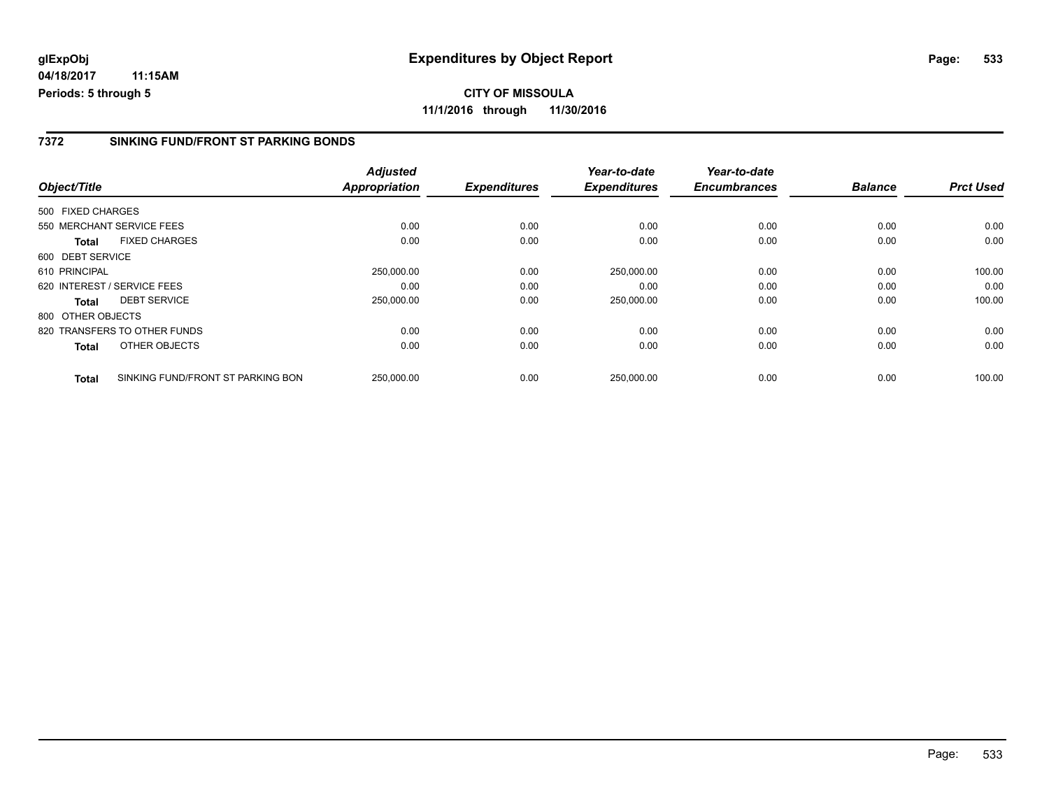# Expenditures by Object Report

glExpObj
04/18/2017 11:15AM
Periods: 5 through 5

**CITY OF MISSOULA**
**11/1/2016 through 11/30/2016**

## 7372 SINKING FUND/FRONT ST PARKING BONDS

| Object/Title | | Adjusted Appropriation | Expenditures | Year-to-date Expenditures | Year-to-date Encumbrances | Balance | Prct Used |
|---|---|---|---|---|---|---|---|
| 500 FIXED CHARGES | | | | | | | |
| 550 MERCHANT SERVICE FEES | | 0.00 | 0.00 | 0.00 | 0.00 | 0.00 | 0.00 |
| **Total** | FIXED CHARGES | 0.00 | 0.00 | 0.00 | 0.00 | 0.00 | 0.00 |
| 600 DEBT SERVICE | | | | | | | |
| 610 PRINCIPAL | | 250,000.00 | 0.00 | 250,000.00 | 0.00 | 0.00 | 100.00 |
| 620 INTEREST / SERVICE FEES | | 0.00 | 0.00 | 0.00 | 0.00 | 0.00 | 0.00 |
| **Total** | DEBT SERVICE | 250,000.00 | 0.00 | 250,000.00 | 0.00 | 0.00 | 100.00 |
| 800 OTHER OBJECTS | | | | | | | |
| 820 TRANSFERS TO OTHER FUNDS | | 0.00 | 0.00 | 0.00 | 0.00 | 0.00 | 0.00 |
| **Total** | OTHER OBJECTS | 0.00 | 0.00 | 0.00 | 0.00 | 0.00 | 0.00 |
| **Total** | SINKING FUND/FRONT ST PARKING BON | 250,000.00 | 0.00 | 250,000.00 | 0.00 | 0.00 | 100.00 |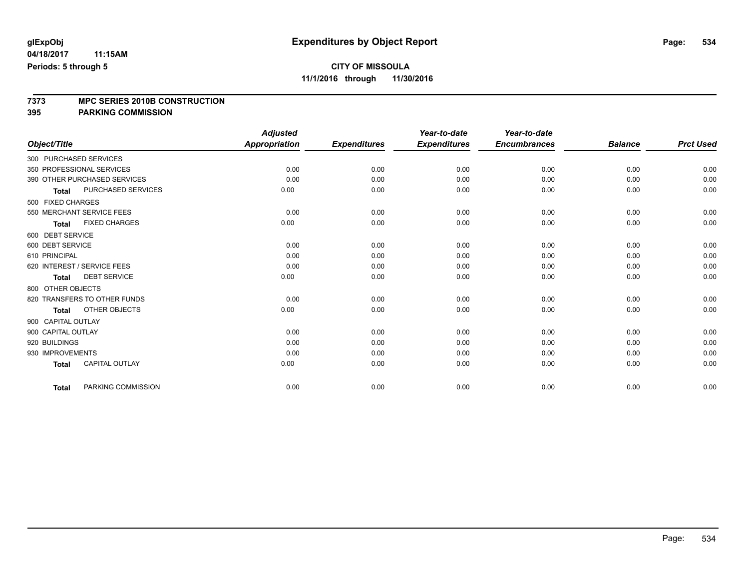**glExpObj**
**04/18/2017 11:15AM**
**Periods: 5 through 5**

# Expenditures by Object Report

**CITY OF MISSOULA**
**11/1/2016 through 11/30/2016**

**7373 MPC SERIES 2010B CONSTRUCTION**
**395 PARKING COMMISSION**

| Object/Title | Adjusted Appropriation | Expenditures | Year-to-date Expenditures | Year-to-date Encumbrances | Balance | Prct Used |
|---|---|---|---|---|---|---|
| 300 PURCHASED SERVICES | | | | | | |
| 350 PROFESSIONAL SERVICES | 0.00 | 0.00 | 0.00 | 0.00 | 0.00 | 0.00 |
| 390 OTHER PURCHASED SERVICES | 0.00 | 0.00 | 0.00 | 0.00 | 0.00 | 0.00 |
| **Total** PURCHASED SERVICES | 0.00 | 0.00 | 0.00 | 0.00 | 0.00 | 0.00 |
| 500 FIXED CHARGES | | | | | | |
| 550 MERCHANT SERVICE FEES | 0.00 | 0.00 | 0.00 | 0.00 | 0.00 | 0.00 |
| **Total** FIXED CHARGES | 0.00 | 0.00 | 0.00 | 0.00 | 0.00 | 0.00 |
| 600 DEBT SERVICE | | | | | | |
| 600 DEBT SERVICE | 0.00 | 0.00 | 0.00 | 0.00 | 0.00 | 0.00 |
| 610 PRINCIPAL | 0.00 | 0.00 | 0.00 | 0.00 | 0.00 | 0.00 |
| 620 INTEREST / SERVICE FEES | 0.00 | 0.00 | 0.00 | 0.00 | 0.00 | 0.00 |
| **Total** DEBT SERVICE | 0.00 | 0.00 | 0.00 | 0.00 | 0.00 | 0.00 |
| 800 OTHER OBJECTS | | | | | | |
| 820 TRANSFERS TO OTHER FUNDS | 0.00 | 0.00 | 0.00 | 0.00 | 0.00 | 0.00 |
| **Total** OTHER OBJECTS | 0.00 | 0.00 | 0.00 | 0.00 | 0.00 | 0.00 |
| 900 CAPITAL OUTLAY | | | | | | |
| 900 CAPITAL OUTLAY | 0.00 | 0.00 | 0.00 | 0.00 | 0.00 | 0.00 |
| 920 BUILDINGS | 0.00 | 0.00 | 0.00 | 0.00 | 0.00 | 0.00 |
| 930 IMPROVEMENTS | 0.00 | 0.00 | 0.00 | 0.00 | 0.00 | 0.00 |
| **Total** CAPITAL OUTLAY | 0.00 | 0.00 | 0.00 | 0.00 | 0.00 | 0.00 |
| **Total** PARKING COMMISSION | 0.00 | 0.00 | 0.00 | 0.00 | 0.00 | 0.00 |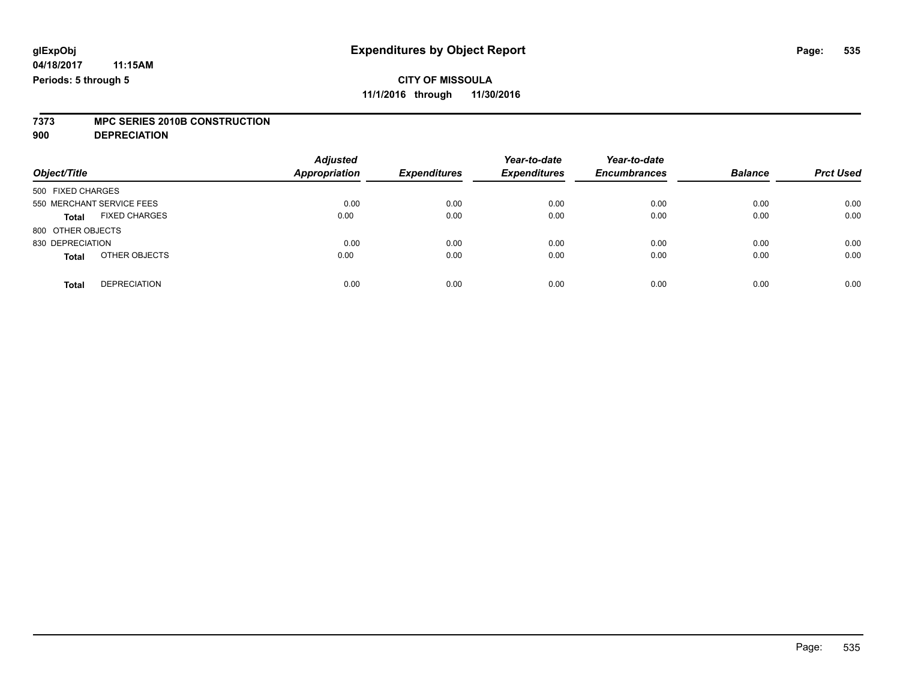glExpObj **Expenditures by Object Report**

04/18/2017 11:15AM

Periods: 5 through 5

**CITY OF MISSOULA**

**11/1/2016 through 11/30/2016**

**7373 MPC SERIES 2010B CONSTRUCTION**

**900 DEPRECIATION**

| Object/Title | | Adjusted Appropriation | Expenditures | Year-to-date Expenditures | Year-to-date Encumbrances | Balance | Prct Used |
|---|---|---|---|---|---|---|---|
| 500 FIXED CHARGES | | | | | | | |
| 550 MERCHANT SERVICE FEES | | 0.00 | 0.00 | 0.00 | 0.00 | 0.00 | 0.00 |
| **Total** | FIXED CHARGES | 0.00 | 0.00 | 0.00 | 0.00 | 0.00 | 0.00 |
| 800 OTHER OBJECTS | | | | | | | |
| 830 DEPRECIATION | | 0.00 | 0.00 | 0.00 | 0.00 | 0.00 | 0.00 |
| **Total** | OTHER OBJECTS | 0.00 | 0.00 | 0.00 | 0.00 | 0.00 | 0.00 |
| **Total** | DEPRECIATION | 0.00 | 0.00 | 0.00 | 0.00 | 0.00 | 0.00 |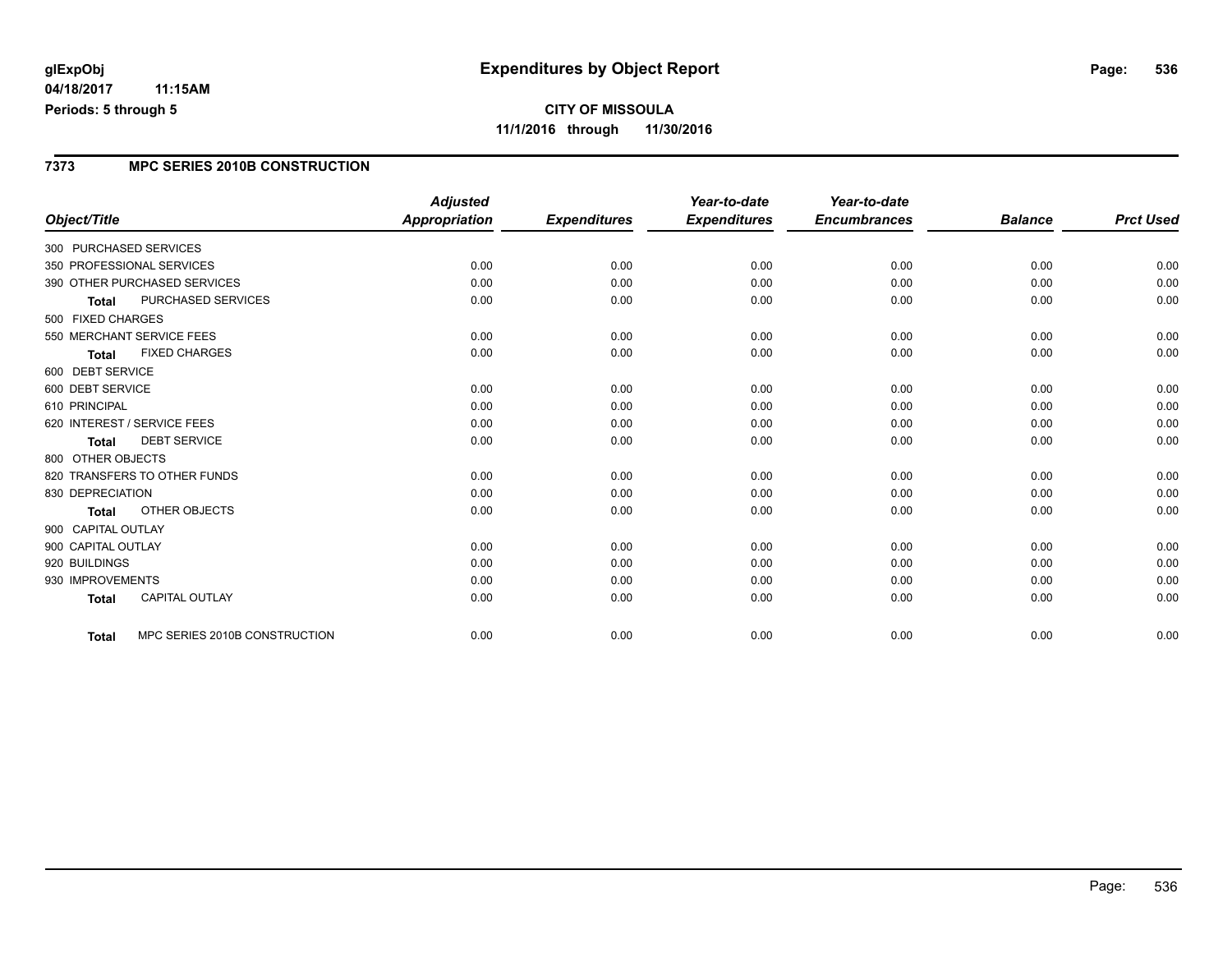**glExpObj**
**04/18/2017 11:15AM**
**Periods: 5 through 5**

# Expenditures by Object Report

**CITY OF MISSOULA**
**11/1/2016 through 11/30/2016**

## 7373 MPC SERIES 2010B CONSTRUCTION

| Object/Title | Adjusted Appropriation | Expenditures | Year-to-date Expenditures | Year-to-date Encumbrances | Balance | Prct Used |
|---|---|---|---|---|---|---|
| 300 PURCHASED SERVICES | | | | | | |
| 350 PROFESSIONAL SERVICES | 0.00 | 0.00 | 0.00 | 0.00 | 0.00 | 0.00 |
| 390 OTHER PURCHASED SERVICES | 0.00 | 0.00 | 0.00 | 0.00 | 0.00 | 0.00 |
| **Total** PURCHASED SERVICES | 0.00 | 0.00 | 0.00 | 0.00 | 0.00 | 0.00 |
| 500 FIXED CHARGES | | | | | | |
| 550 MERCHANT SERVICE FEES | 0.00 | 0.00 | 0.00 | 0.00 | 0.00 | 0.00 |
| **Total** FIXED CHARGES | 0.00 | 0.00 | 0.00 | 0.00 | 0.00 | 0.00 |
| 600 DEBT SERVICE | | | | | | |
| 600 DEBT SERVICE | 0.00 | 0.00 | 0.00 | 0.00 | 0.00 | 0.00 |
| 610 PRINCIPAL | 0.00 | 0.00 | 0.00 | 0.00 | 0.00 | 0.00 |
| 620 INTEREST / SERVICE FEES | 0.00 | 0.00 | 0.00 | 0.00 | 0.00 | 0.00 |
| **Total** DEBT SERVICE | 0.00 | 0.00 | 0.00 | 0.00 | 0.00 | 0.00 |
| 800 OTHER OBJECTS | | | | | | |
| 820 TRANSFERS TO OTHER FUNDS | 0.00 | 0.00 | 0.00 | 0.00 | 0.00 | 0.00 |
| 830 DEPRECIATION | 0.00 | 0.00 | 0.00 | 0.00 | 0.00 | 0.00 |
| **Total** OTHER OBJECTS | 0.00 | 0.00 | 0.00 | 0.00 | 0.00 | 0.00 |
| 900 CAPITAL OUTLAY | | | | | | |
| 900 CAPITAL OUTLAY | 0.00 | 0.00 | 0.00 | 0.00 | 0.00 | 0.00 |
| 920 BUILDINGS | 0.00 | 0.00 | 0.00 | 0.00 | 0.00 | 0.00 |
| 930 IMPROVEMENTS | 0.00 | 0.00 | 0.00 | 0.00 | 0.00 | 0.00 |
| **Total** CAPITAL OUTLAY | 0.00 | 0.00 | 0.00 | 0.00 | 0.00 | 0.00 |
| **Total** MPC SERIES 2010B CONSTRUCTION | 0.00 | 0.00 | 0.00 | 0.00 | 0.00 | 0.00 |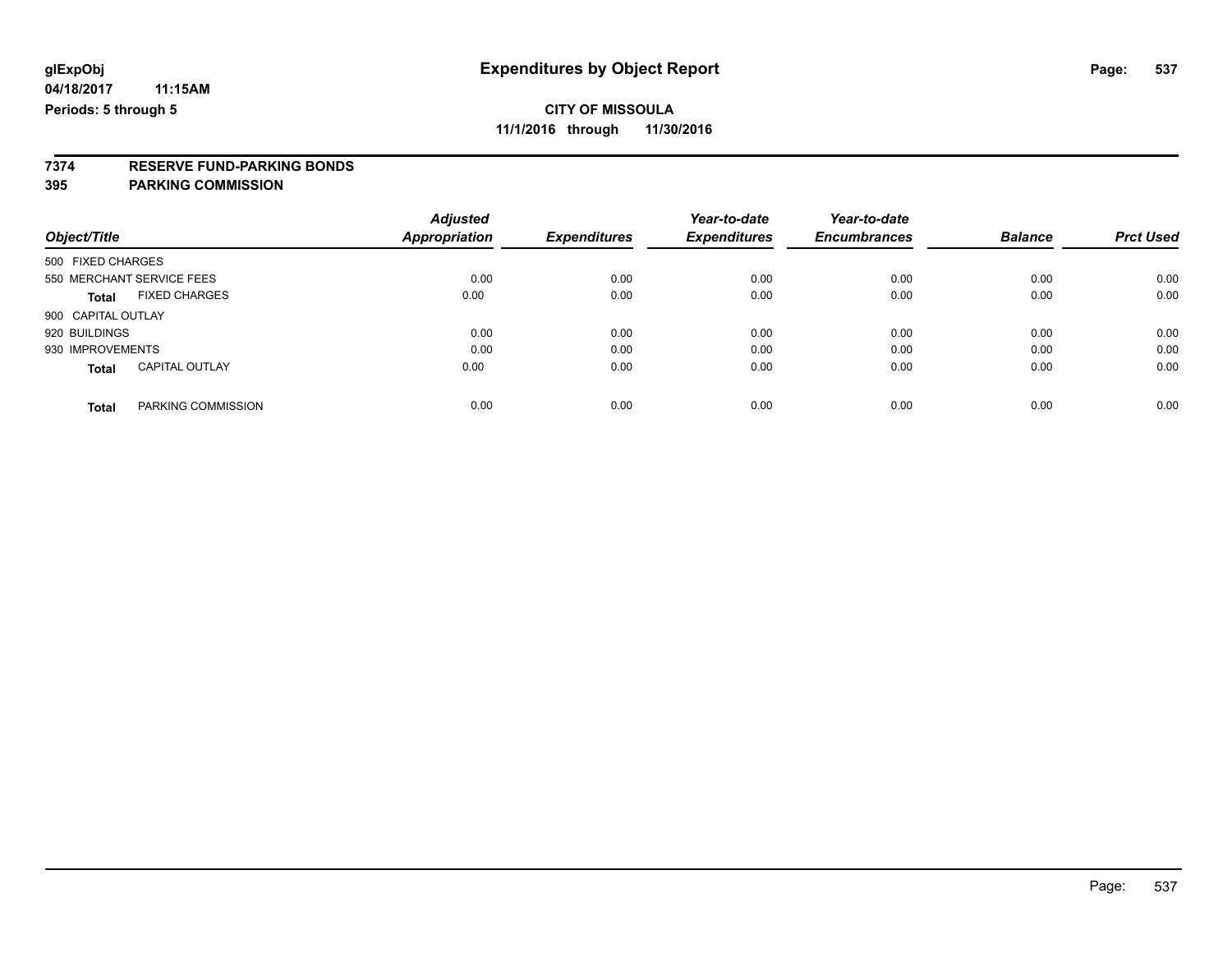**glExpObj** | **Expenditures by Object Report**

**04/18/2017 11:15AM**

**Periods: 5 through 5**

**CITY OF MISSOULA**

**11/1/2016 through 11/30/2016**

**7374 RESERVE FUND-PARKING BONDS**

**395 PARKING COMMISSION**

| Object/Title | Adjusted Appropriation | Expenditures | Year-to-date Expenditures | Year-to-date Encumbrances | Balance | Prct Used |
|---|---|---|---|---|---|---|
| 500 FIXED CHARGES | | | | | | |
| 550 MERCHANT SERVICE FEES | 0.00 | 0.00 | 0.00 | 0.00 | 0.00 | 0.00 |
| **Total** FIXED CHARGES | 0.00 | 0.00 | 0.00 | 0.00 | 0.00 | 0.00 |
| 900 CAPITAL OUTLAY | | | | | | |
| 920 BUILDINGS | 0.00 | 0.00 | 0.00 | 0.00 | 0.00 | 0.00 |
| 930 IMPROVEMENTS | 0.00 | 0.00 | 0.00 | 0.00 | 0.00 | 0.00 |
| **Total** CAPITAL OUTLAY | 0.00 | 0.00 | 0.00 | 0.00 | 0.00 | 0.00 |
| **Total** PARKING COMMISSION | 0.00 | 0.00 | 0.00 | 0.00 | 0.00 | 0.00 |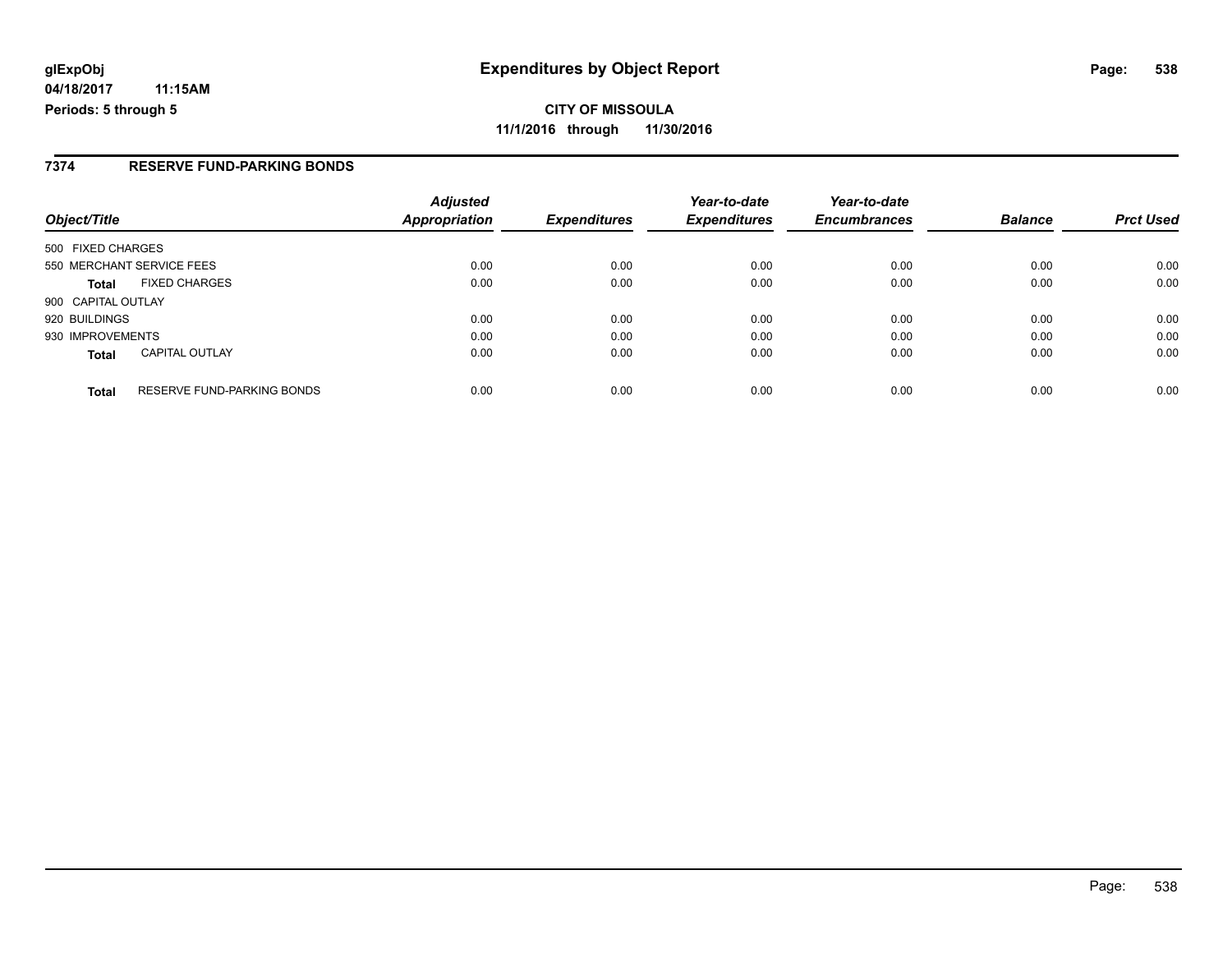**glExpObj**
**04/18/2017 11:15AM**
**Periods: 5 through 5**

# Expenditures by Object Report

**CITY OF MISSOULA**
**11/1/2016 through 11/30/2016**

## 7374 RESERVE FUND-PARKING BONDS

| Object/Title | | *Adjusted Appropriation* | *Expenditures* | *Year-to-date Expenditures* | *Year-to-date Encumbrances* | *Balance* | *Prct Used* |
|---|---|---|---|---|---|---|---|
| 500 FIXED CHARGES | | | | | | | |
| 550 MERCHANT SERVICE FEES | | 0.00 | 0.00 | 0.00 | 0.00 | 0.00 | 0.00 |
| **Total** | FIXED CHARGES | 0.00 | 0.00 | 0.00 | 0.00 | 0.00 | 0.00 |
| 900 CAPITAL OUTLAY | | | | | | | |
| 920 BUILDINGS | | 0.00 | 0.00 | 0.00 | 0.00 | 0.00 | 0.00 |
| 930 IMPROVEMENTS | | 0.00 | 0.00 | 0.00 | 0.00 | 0.00 | 0.00 |
| **Total** | CAPITAL OUTLAY | 0.00 | 0.00 | 0.00 | 0.00 | 0.00 | 0.00 |
| **Total** | RESERVE FUND-PARKING BONDS | 0.00 | 0.00 | 0.00 | 0.00 | 0.00 | 0.00 |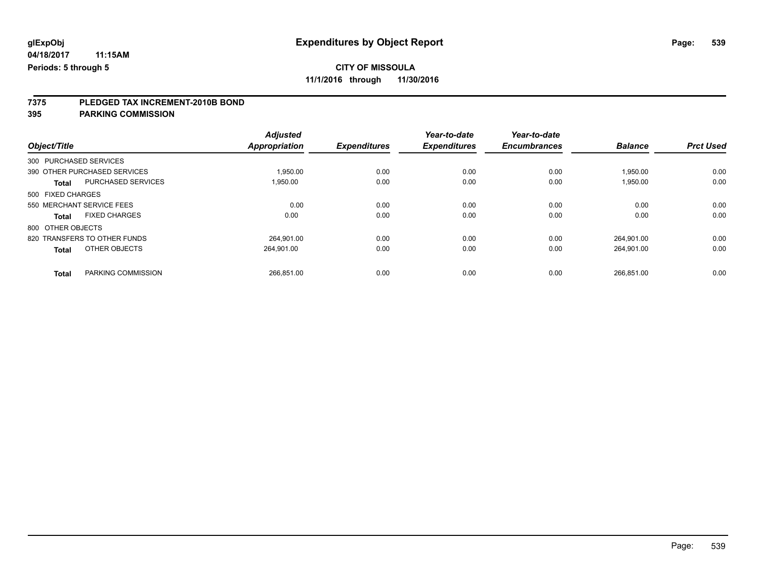glExpObj
04/18/2017 11:15AM
Periods: 5 through 5

# Expenditures by Object Report

**CITY OF MISSOULA**
**11/1/2016 through 11/30/2016**

## 7375 PLEDGED TAX INCREMENT-2010B BOND
## 395 PARKING COMMISSION

| Object/Title | | Adjusted Appropriation | Expenditures | Year-to-date Expenditures | Year-to-date Encumbrances | Balance | Prct Used |
|---|---|---|---|---|---|---|---|
| 300 PURCHASED SERVICES | | | | | | | |
| 390 OTHER PURCHASED SERVICES | | 1,950.00 | 0.00 | 0.00 | 0.00 | 1,950.00 | 0.00 |
| **Total** | PURCHASED SERVICES | 1,950.00 | 0.00 | 0.00 | 0.00 | 1,950.00 | 0.00 |
| 500 FIXED CHARGES | | | | | | | |
| 550 MERCHANT SERVICE FEES | | 0.00 | 0.00 | 0.00 | 0.00 | 0.00 | 0.00 |
| **Total** | FIXED CHARGES | 0.00 | 0.00 | 0.00 | 0.00 | 0.00 | 0.00 |
| 800 OTHER OBJECTS | | | | | | | |
| 820 TRANSFERS TO OTHER FUNDS | | 264,901.00 | 0.00 | 0.00 | 0.00 | 264,901.00 | 0.00 |
| **Total** | OTHER OBJECTS | 264,901.00 | 0.00 | 0.00 | 0.00 | 264,901.00 | 0.00 |
| **Total** | PARKING COMMISSION | 266,851.00 | 0.00 | 0.00 | 0.00 | 266,851.00 | 0.00 |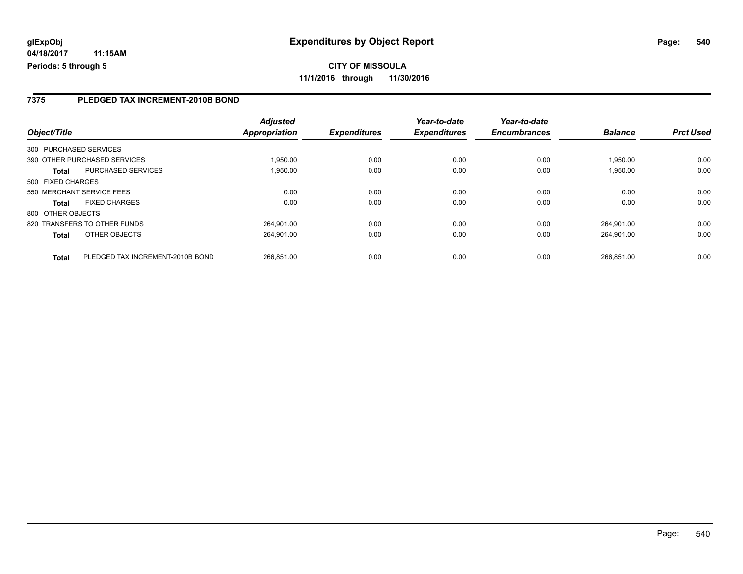**CITY OF MISSOULA**

**11/1/2016 through 11/30/2016**

## 7375 PLEDGED TAX INCREMENT-2010B BOND

| Object/Title | | Adjusted Appropriation | Expenditures | Year-to-date Expenditures | Year-to-date Encumbrances | Balance | Prct Used |
|---|---|---|---|---|---|---|---|
| 300 PURCHASED SERVICES | | | | | | | |
| 390 OTHER PURCHASED SERVICES | | 1,950.00 | 0.00 | 0.00 | 0.00 | 1,950.00 | 0.00 |
| **Total** | PURCHASED SERVICES | 1,950.00 | 0.00 | 0.00 | 0.00 | 1,950.00 | 0.00 |
| 500 FIXED CHARGES | | | | | | | |
| 550 MERCHANT SERVICE FEES | | 0.00 | 0.00 | 0.00 | 0.00 | 0.00 | 0.00 |
| **Total** | FIXED CHARGES | 0.00 | 0.00 | 0.00 | 0.00 | 0.00 | 0.00 |
| 800 OTHER OBJECTS | | | | | | | |
| 820 TRANSFERS TO OTHER FUNDS | | 264,901.00 | 0.00 | 0.00 | 0.00 | 264,901.00 | 0.00 |
| **Total** | OTHER OBJECTS | 264,901.00 | 0.00 | 0.00 | 0.00 | 264,901.00 | 0.00 |
| **Total** | PLEDGED TAX INCREMENT-2010B BOND | 266,851.00 | 0.00 | 0.00 | 0.00 | 266,851.00 | 0.00 |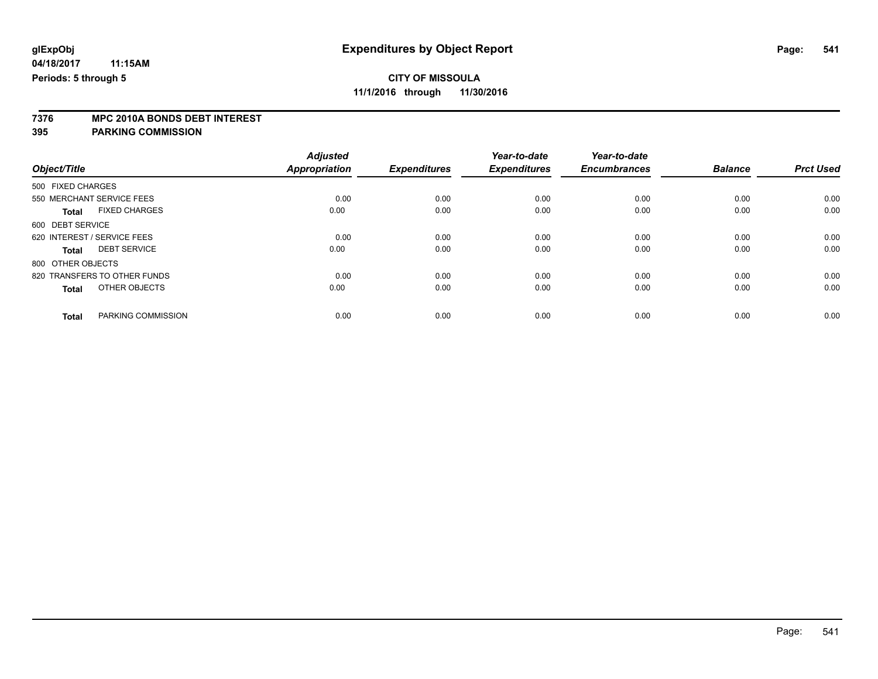**glExpObj** **Expenditures by Object Report**

**04/18/2017 11:15AM**

**Periods: 5 through 5**

**CITY OF MISSOULA**

**11/1/2016 through 11/30/2016**

**7376 MPC 2010A BONDS DEBT INTEREST**

**395 PARKING COMMISSION**

| Object/Title | Adjusted Appropriation | Expenditures | Year-to-date Expenditures | Year-to-date Encumbrances | Balance | Prct Used |
|---|---|---|---|---|---|---|
| 500 FIXED CHARGES | | | | | | |
| 550 MERCHANT SERVICE FEES | 0.00 | 0.00 | 0.00 | 0.00 | 0.00 | 0.00 |
| **Total** FIXED CHARGES | 0.00 | 0.00 | 0.00 | 0.00 | 0.00 | 0.00 |
| 600 DEBT SERVICE | | | | | | |
| 620 INTEREST / SERVICE FEES | 0.00 | 0.00 | 0.00 | 0.00 | 0.00 | 0.00 |
| **Total** DEBT SERVICE | 0.00 | 0.00 | 0.00 | 0.00 | 0.00 | 0.00 |
| 800 OTHER OBJECTS | | | | | | |
| 820 TRANSFERS TO OTHER FUNDS | 0.00 | 0.00 | 0.00 | 0.00 | 0.00 | 0.00 |
| **Total** OTHER OBJECTS | 0.00 | 0.00 | 0.00 | 0.00 | 0.00 | 0.00 |
| **Total** PARKING COMMISSION | 0.00 | 0.00 | 0.00 | 0.00 | 0.00 | 0.00 |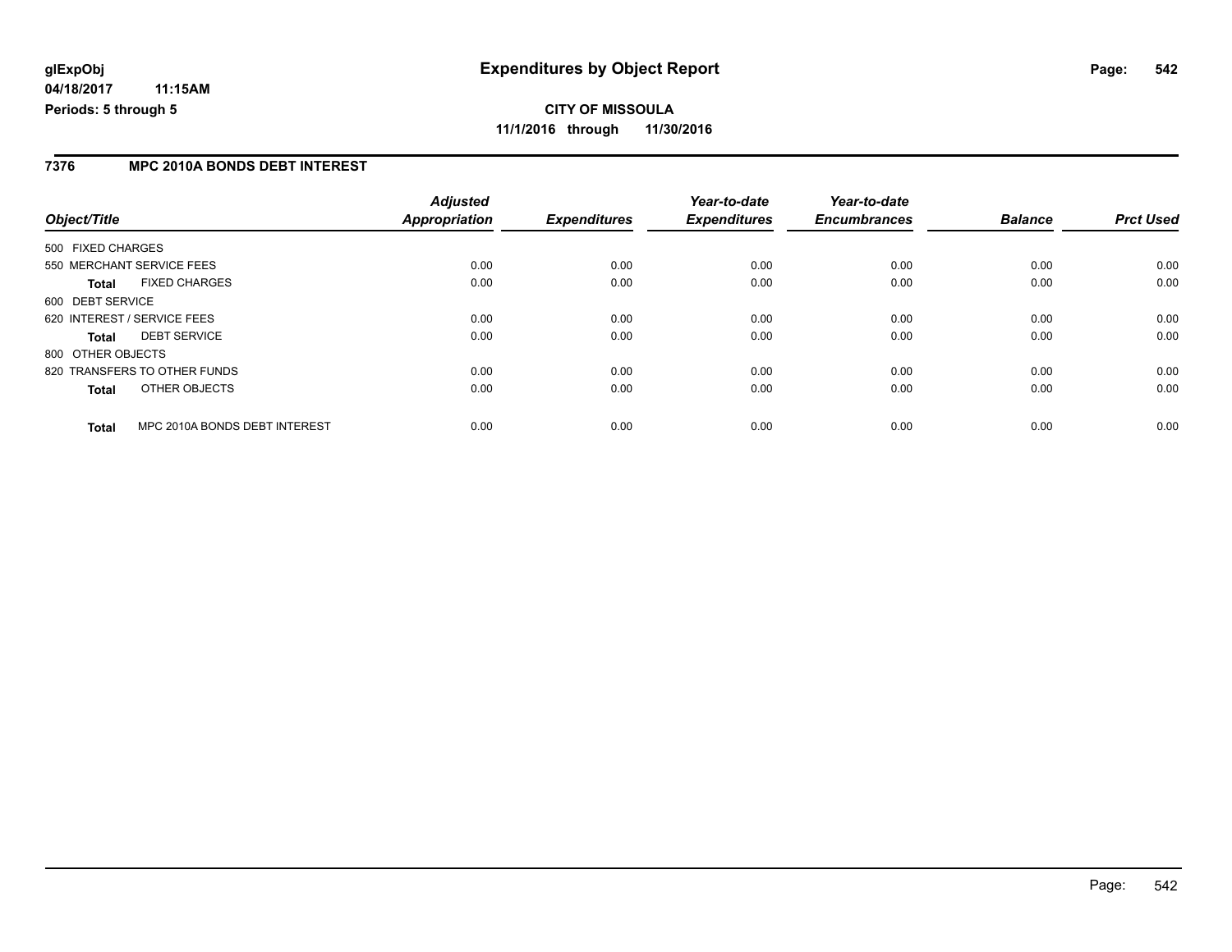**glExpObj**
**04/18/2017 11:15AM**
**Periods: 5 through 5**

# Expenditures by Object Report

**CITY OF MISSOULA**
**11/1/2016 through 11/30/2016**

## 7376 MPC 2010A BONDS DEBT INTEREST

| Object/Title | Adjusted Appropriation | Expenditures | Year-to-date Expenditures | Year-to-date Encumbrances | Balance | Prct Used |
|---|---|---|---|---|---|---|
| 500 FIXED CHARGES | | | | | | |
| 550 MERCHANT SERVICE FEES | 0.00 | 0.00 | 0.00 | 0.00 | 0.00 | 0.00 |
| **Total** FIXED CHARGES | 0.00 | 0.00 | 0.00 | 0.00 | 0.00 | 0.00 |
| 600 DEBT SERVICE | | | | | | |
| 620 INTEREST / SERVICE FEES | 0.00 | 0.00 | 0.00 | 0.00 | 0.00 | 0.00 |
| **Total** DEBT SERVICE | 0.00 | 0.00 | 0.00 | 0.00 | 0.00 | 0.00 |
| 800 OTHER OBJECTS | | | | | | |
| 820 TRANSFERS TO OTHER FUNDS | 0.00 | 0.00 | 0.00 | 0.00 | 0.00 | 0.00 |
| **Total** OTHER OBJECTS | 0.00 | 0.00 | 0.00 | 0.00 | 0.00 | 0.00 |
| **Total** MPC 2010A BONDS DEBT INTEREST | 0.00 | 0.00 | 0.00 | 0.00 | 0.00 | 0.00 |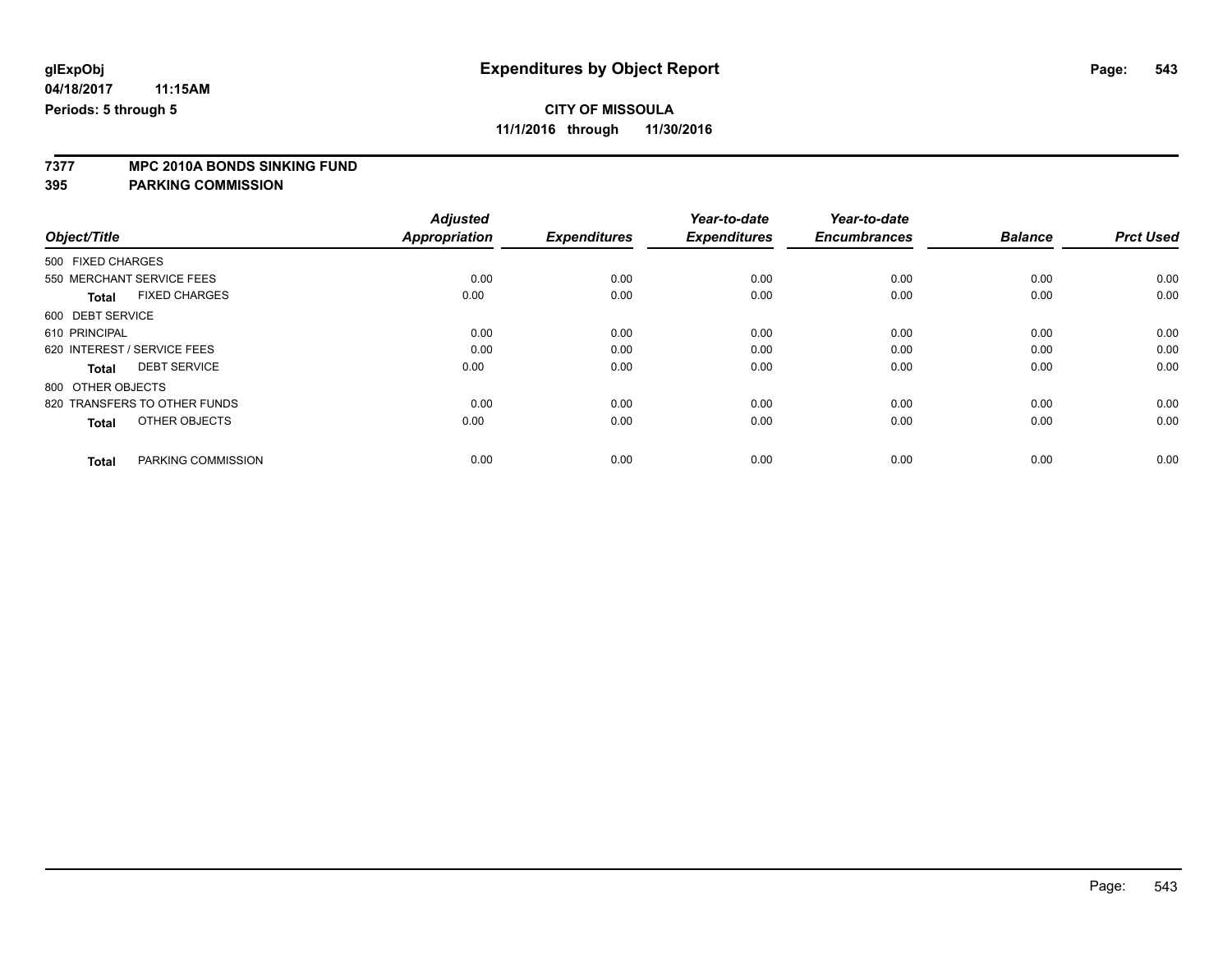**glExpObj**
**04/18/2017 11:15AM**
**Periods: 5 through 5**

# Expenditures by Object Report

**CITY OF MISSOULA**
**11/1/2016 through 11/30/2016**

**7377 MPC 2010A BONDS SINKING FUND**
**395 PARKING COMMISSION**

| Object/Title | Adjusted Appropriation | Expenditures | Year-to-date Expenditures | Year-to-date Encumbrances | Balance | Prct Used |
|---|---|---|---|---|---|---|
| 500 FIXED CHARGES | | | | | | |
| 550 MERCHANT SERVICE FEES | 0.00 | 0.00 | 0.00 | 0.00 | 0.00 | 0.00 |
| **Total** FIXED CHARGES | 0.00 | 0.00 | 0.00 | 0.00 | 0.00 | 0.00 |
| 600 DEBT SERVICE | | | | | | |
| 610 PRINCIPAL | 0.00 | 0.00 | 0.00 | 0.00 | 0.00 | 0.00 |
| 620 INTEREST / SERVICE FEES | 0.00 | 0.00 | 0.00 | 0.00 | 0.00 | 0.00 |
| **Total** DEBT SERVICE | 0.00 | 0.00 | 0.00 | 0.00 | 0.00 | 0.00 |
| 800 OTHER OBJECTS | | | | | | |
| 820 TRANSFERS TO OTHER FUNDS | 0.00 | 0.00 | 0.00 | 0.00 | 0.00 | 0.00 |
| **Total** OTHER OBJECTS | 0.00 | 0.00 | 0.00 | 0.00 | 0.00 | 0.00 |
| **Total** PARKING COMMISSION | 0.00 | 0.00 | 0.00 | 0.00 | 0.00 | 0.00 |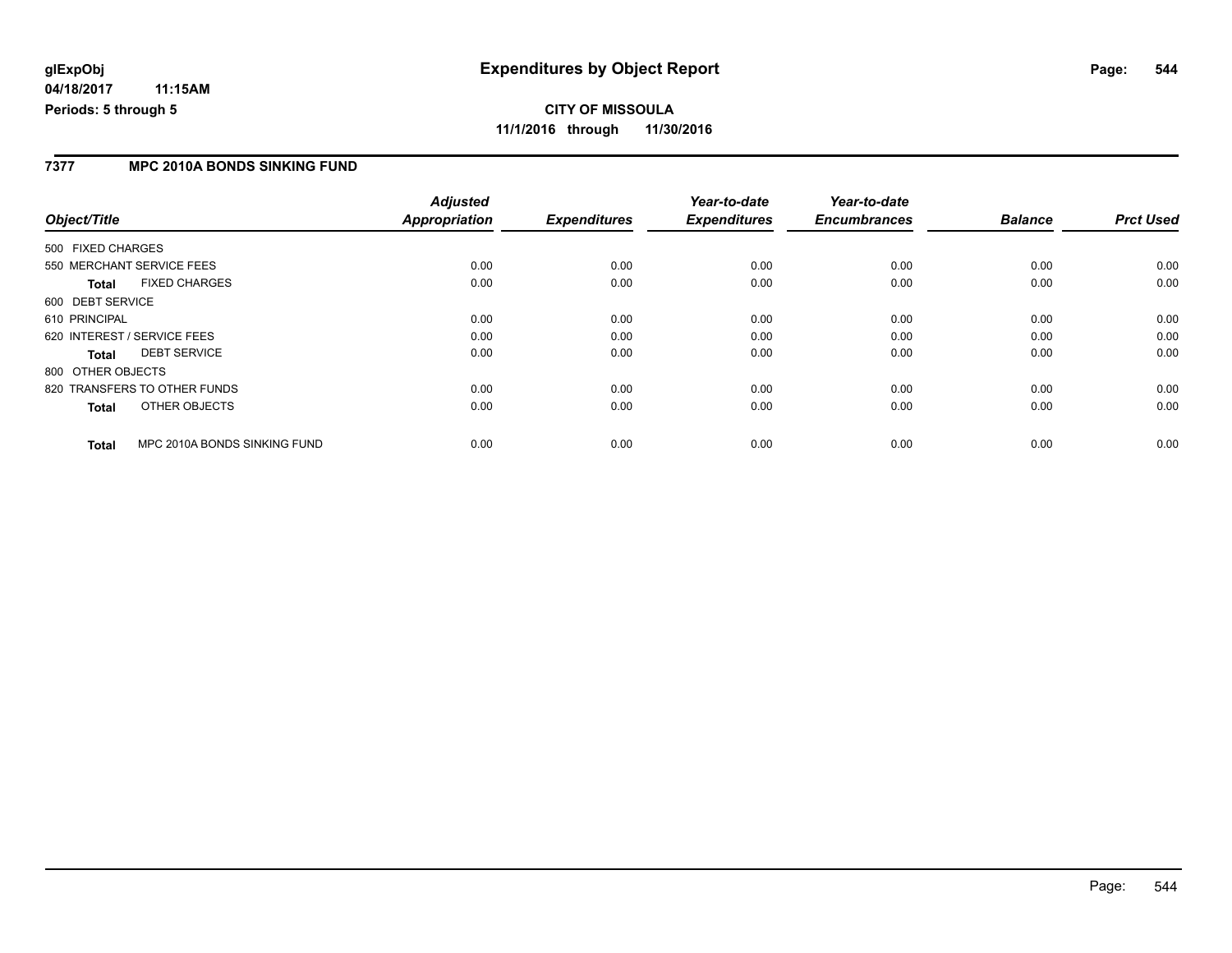**glExpObj**
**04/18/2017 11:15AM**
**Periods: 5 through 5**

# Expenditures by Object Report

**CITY OF MISSOULA**
**11/1/2016 through 11/30/2016**

## 7377 MPC 2010A BONDS SINKING FUND

| Object/Title | | Adjusted Appropriation | Expenditures | Year-to-date Expenditures | Year-to-date Encumbrances | Balance | Prct Used |
|---|---|---|---|---|---|---|---|
| 500 FIXED CHARGES | | | | | | | |
| 550 MERCHANT SERVICE FEES | | 0.00 | 0.00 | 0.00 | 0.00 | 0.00 | 0.00 |
| **Total** | FIXED CHARGES | 0.00 | 0.00 | 0.00 | 0.00 | 0.00 | 0.00 |
| 600 DEBT SERVICE | | | | | | | |
| 610 PRINCIPAL | | 0.00 | 0.00 | 0.00 | 0.00 | 0.00 | 0.00 |
| 620 INTEREST / SERVICE FEES | | 0.00 | 0.00 | 0.00 | 0.00 | 0.00 | 0.00 |
| **Total** | DEBT SERVICE | 0.00 | 0.00 | 0.00 | 0.00 | 0.00 | 0.00 |
| 800 OTHER OBJECTS | | | | | | | |
| 820 TRANSFERS TO OTHER FUNDS | | 0.00 | 0.00 | 0.00 | 0.00 | 0.00 | 0.00 |
| **Total** | OTHER OBJECTS | 0.00 | 0.00 | 0.00 | 0.00 | 0.00 | 0.00 |
| **Total** | MPC 2010A BONDS SINKING FUND | 0.00 | 0.00 | 0.00 | 0.00 | 0.00 | 0.00 |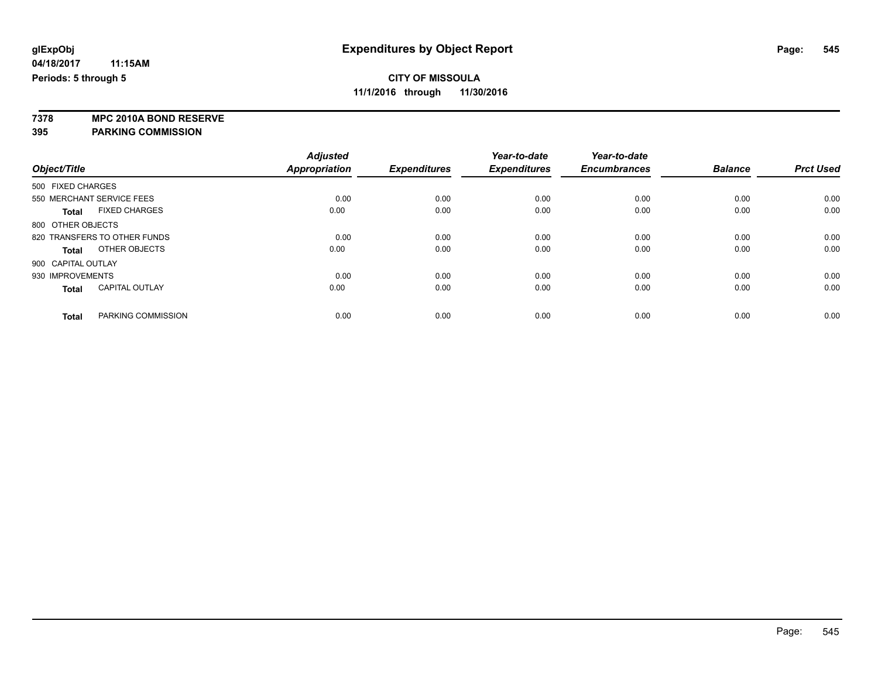# Expenditures by Object Report

glExpObj
04/18/2017 11:15AM
Periods: 5 through 5

**CITY OF MISSOULA**
**11/1/2016 through 11/30/2016**

**7378 MPC 2010A BOND RESERVE**
**395 PARKING COMMISSION**

| Object/Title | | Adjusted Appropriation | Expenditures | Year-to-date Expenditures | Year-to-date Encumbrances | Balance | Prct Used |
|---|---|---|---|---|---|---|---|
| 500 FIXED CHARGES | | | | | | | |
| 550 MERCHANT SERVICE FEES | | 0.00 | 0.00 | 0.00 | 0.00 | 0.00 | 0.00 |
| **Total** | FIXED CHARGES | 0.00 | 0.00 | 0.00 | 0.00 | 0.00 | 0.00 |
| 800 OTHER OBJECTS | | | | | | | |
| 820 TRANSFERS TO OTHER FUNDS | | 0.00 | 0.00 | 0.00 | 0.00 | 0.00 | 0.00 |
| **Total** | OTHER OBJECTS | 0.00 | 0.00 | 0.00 | 0.00 | 0.00 | 0.00 |
| 900 CAPITAL OUTLAY | | | | | | | |
| 930 IMPROVEMENTS | | 0.00 | 0.00 | 0.00 | 0.00 | 0.00 | 0.00 |
| **Total** | CAPITAL OUTLAY | 0.00 | 0.00 | 0.00 | 0.00 | 0.00 | 0.00 |
| **Total** | PARKING COMMISSION | 0.00 | 0.00 | 0.00 | 0.00 | 0.00 | 0.00 |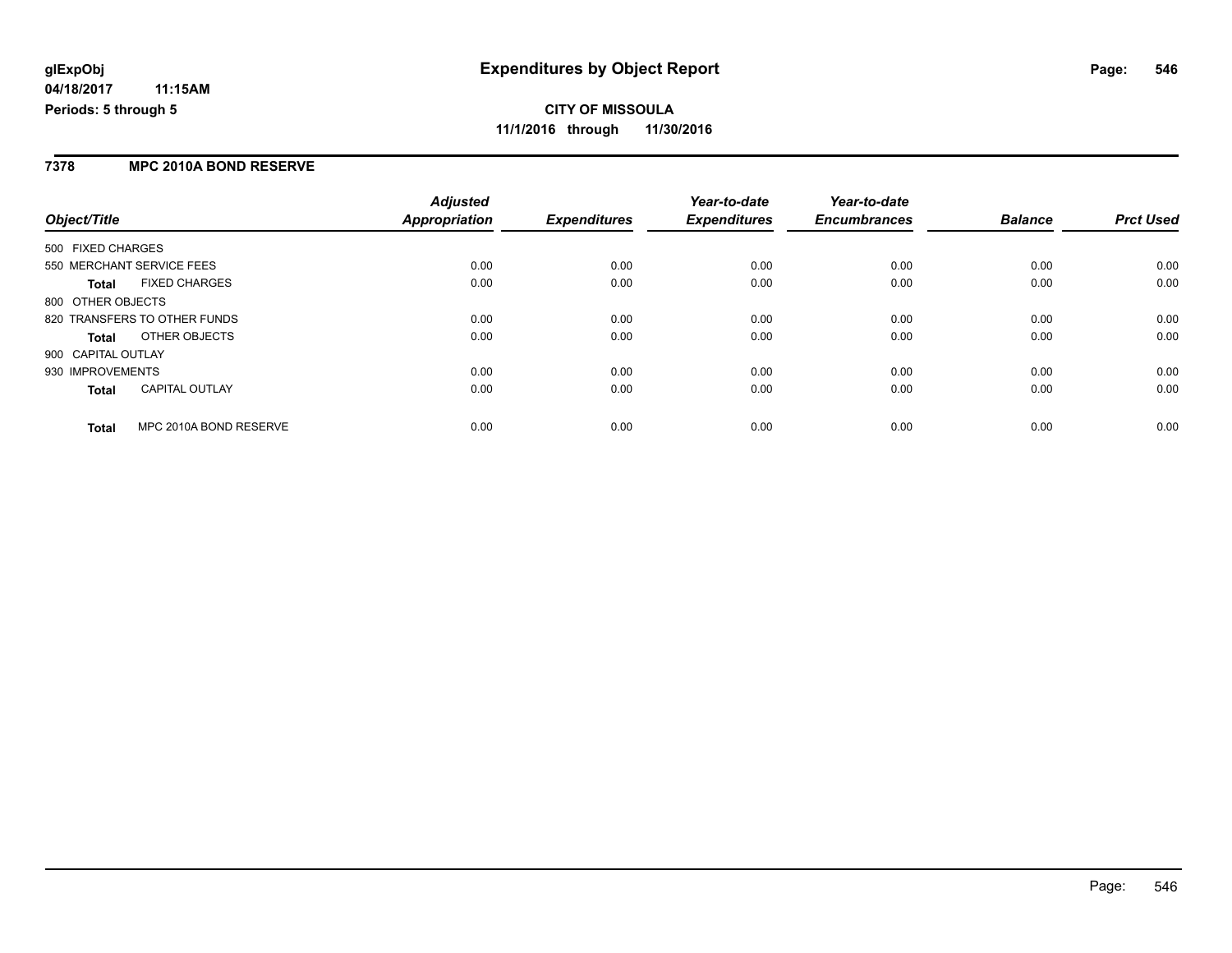glExpObj
04/18/2017 11:15AM
Periods: 5 through 5

# Expenditures by Object Report

**CITY OF MISSOULA**
**11/1/2016 through 11/30/2016**

## 7378 MPC 2010A BOND RESERVE

| Object/Title | | Adjusted Appropriation | Expenditures | Year-to-date Expenditures | Year-to-date Encumbrances | Balance | Prct Used |
|---|---|---|---|---|---|---|---|
| 500 FIXED CHARGES | | | | | | | |
| 550 MERCHANT SERVICE FEES | | 0.00 | 0.00 | 0.00 | 0.00 | 0.00 | 0.00 |
| **Total** | FIXED CHARGES | 0.00 | 0.00 | 0.00 | 0.00 | 0.00 | 0.00 |
| 800 OTHER OBJECTS | | | | | | | |
| 820 TRANSFERS TO OTHER FUNDS | | 0.00 | 0.00 | 0.00 | 0.00 | 0.00 | 0.00 |
| **Total** | OTHER OBJECTS | 0.00 | 0.00 | 0.00 | 0.00 | 0.00 | 0.00 |
| 900 CAPITAL OUTLAY | | | | | | | |
| 930 IMPROVEMENTS | | 0.00 | 0.00 | 0.00 | 0.00 | 0.00 | 0.00 |
| **Total** | CAPITAL OUTLAY | 0.00 | 0.00 | 0.00 | 0.00 | 0.00 | 0.00 |
| **Total** | MPC 2010A BOND RESERVE | 0.00 | 0.00 | 0.00 | 0.00 | 0.00 | 0.00 |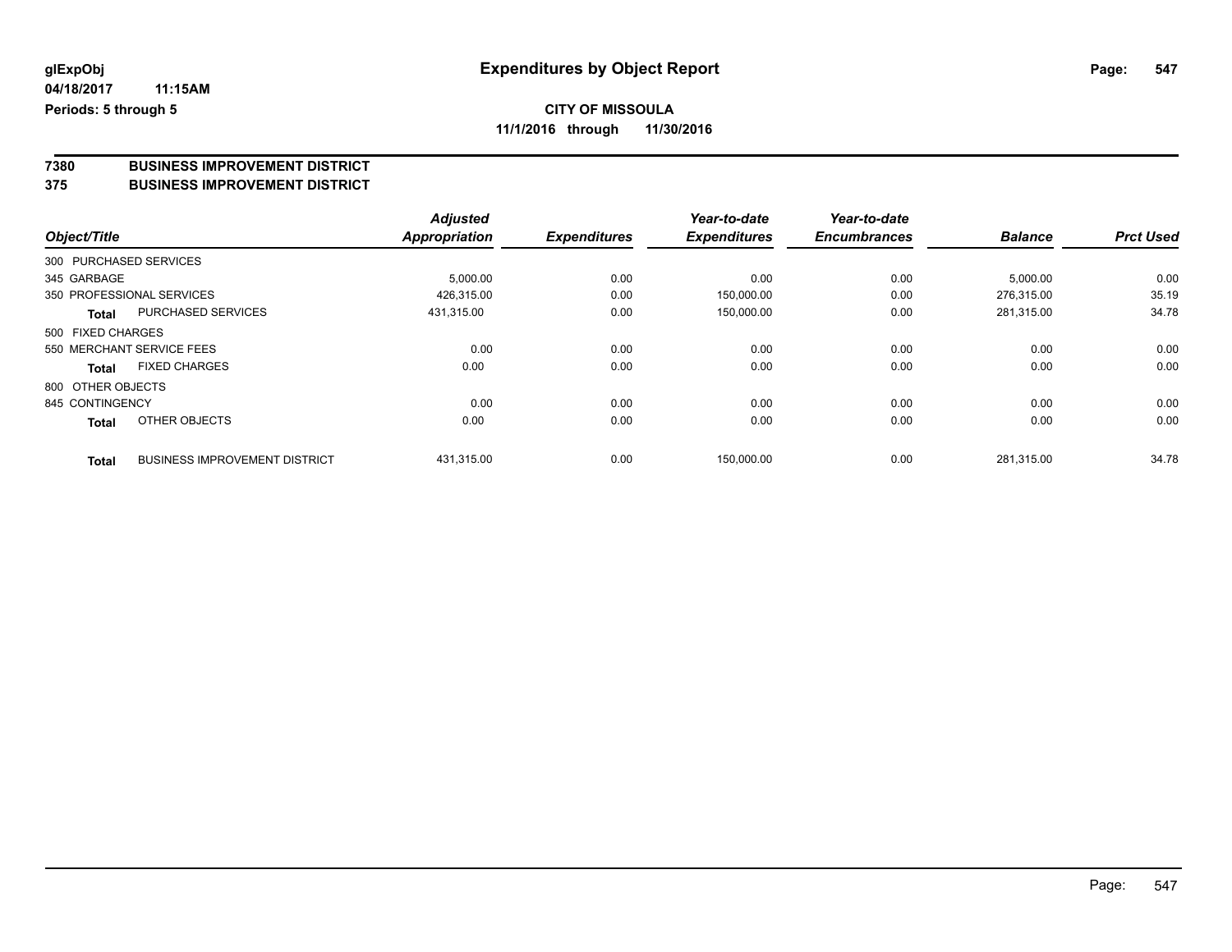**glExpObj** 04/18/2017 11:15AM
**Periods: 5 through 5**

# Expenditures by Object Report

**CITY OF MISSOULA**
**11/1/2016 through 11/30/2016**

## 7380 BUSINESS IMPROVEMENT DISTRICT
## 375 BUSINESS IMPROVEMENT DISTRICT

| Object/Title | | Adjusted Appropriation | Expenditures | Year-to-date Expenditures | Year-to-date Encumbrances | Balance | Prct Used |
|---|---|---|---|---|---|---|---|
| 300 PURCHASED SERVICES | | | | | | | |
| 345 GARBAGE | | 5,000.00 | 0.00 | 0.00 | 0.00 | 5,000.00 | 0.00 |
| 350 PROFESSIONAL SERVICES | | 426,315.00 | 0.00 | 150,000.00 | 0.00 | 276,315.00 | 35.19 |
| **Total** | PURCHASED SERVICES | 431,315.00 | 0.00 | 150,000.00 | 0.00 | 281,315.00 | 34.78 |
| 500 FIXED CHARGES | | | | | | | |
| 550 MERCHANT SERVICE FEES | | 0.00 | 0.00 | 0.00 | 0.00 | 0.00 | 0.00 |
| **Total** | FIXED CHARGES | 0.00 | 0.00 | 0.00 | 0.00 | 0.00 | 0.00 |
| 800 OTHER OBJECTS | | | | | | | |
| 845 CONTINGENCY | | 0.00 | 0.00 | 0.00 | 0.00 | 0.00 | 0.00 |
| **Total** | OTHER OBJECTS | 0.00 | 0.00 | 0.00 | 0.00 | 0.00 | 0.00 |
| **Total** | BUSINESS IMPROVEMENT DISTRICT | 431,315.00 | 0.00 | 150,000.00 | 0.00 | 281,315.00 | 34.78 |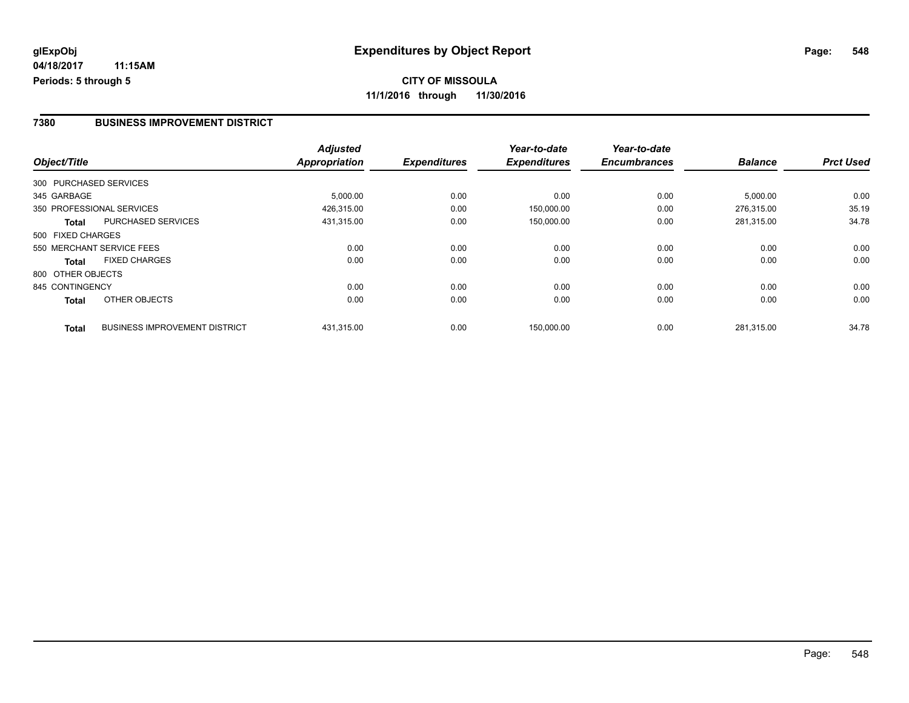**CITY OF MISSOULA**

**11/1/2016 through 11/30/2016**

glExpObj
04/18/2017 11:15AM
Periods: 5 through 5

# Expenditures by Object Report

## 7380 BUSINESS IMPROVEMENT DISTRICT

| Object/Title | | *Adjusted Appropriation* | *Expenditures* | *Year-to-date Expenditures* | *Year-to-date Encumbrances* | *Balance* | *Prct Used* |
|---|---|---|---|---|---|---|---|
| 300 PURCHASED SERVICES | | | | | | | |
| 345 GARBAGE | | 5,000.00 | 0.00 | 0.00 | 0.00 | 5,000.00 | 0.00 |
| 350 PROFESSIONAL SERVICES | | 426,315.00 | 0.00 | 150,000.00 | 0.00 | 276,315.00 | 35.19 |
| **Total** | PURCHASED SERVICES | 431,315.00 | 0.00 | 150,000.00 | 0.00 | 281,315.00 | 34.78 |
| 500 FIXED CHARGES | | | | | | | |
| 550 MERCHANT SERVICE FEES | | 0.00 | 0.00 | 0.00 | 0.00 | 0.00 | 0.00 |
| **Total** | FIXED CHARGES | 0.00 | 0.00 | 0.00 | 0.00 | 0.00 | 0.00 |
| 800 OTHER OBJECTS | | | | | | | |
| 845 CONTINGENCY | | 0.00 | 0.00 | 0.00 | 0.00 | 0.00 | 0.00 |
| **Total** | OTHER OBJECTS | 0.00 | 0.00 | 0.00 | 0.00 | 0.00 | 0.00 |
| **Total** | BUSINESS IMPROVEMENT DISTRICT | 431,315.00 | 0.00 | 150,000.00 | 0.00 | 281,315.00 | 34.78 |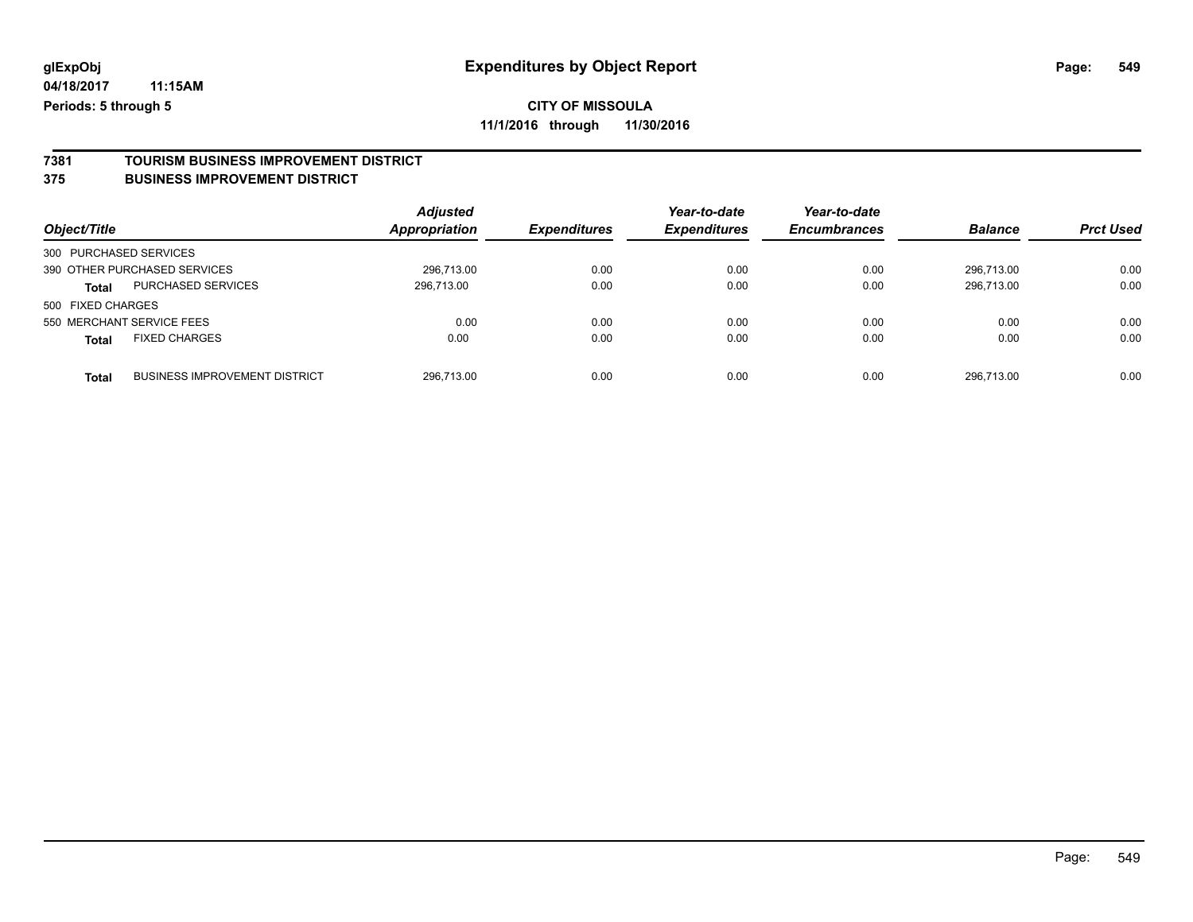**glExpObj**
**04/18/2017 11:15AM**
**Periods: 5 through 5**

# Expenditures by Object Report

**CITY OF MISSOULA**
**11/1/2016 through 11/30/2016**

## 7381 TOURISM BUSINESS IMPROVEMENT DISTRICT
## 375 BUSINESS IMPROVEMENT DISTRICT

| Object/Title | | Adjusted Appropriation | Expenditures | Year-to-date Expenditures | Year-to-date Encumbrances | Balance | Prct Used |
|---|---|---|---|---|---|---|---|
| 300 PURCHASED SERVICES | | | | | | | |
| 390 OTHER PURCHASED SERVICES | | 296,713.00 | 0.00 | 0.00 | 0.00 | 296,713.00 | 0.00 |
| **Total** | PURCHASED SERVICES | 296,713.00 | 0.00 | 0.00 | 0.00 | 296,713.00 | 0.00 |
| 500 FIXED CHARGES | | | | | | | |
| 550 MERCHANT SERVICE FEES | | 0.00 | 0.00 | 0.00 | 0.00 | 0.00 | 0.00 |
| **Total** | FIXED CHARGES | 0.00 | 0.00 | 0.00 | 0.00 | 0.00 | 0.00 |
| **Total** | BUSINESS IMPROVEMENT DISTRICT | 296,713.00 | 0.00 | 0.00 | 0.00 | 296,713.00 | 0.00 |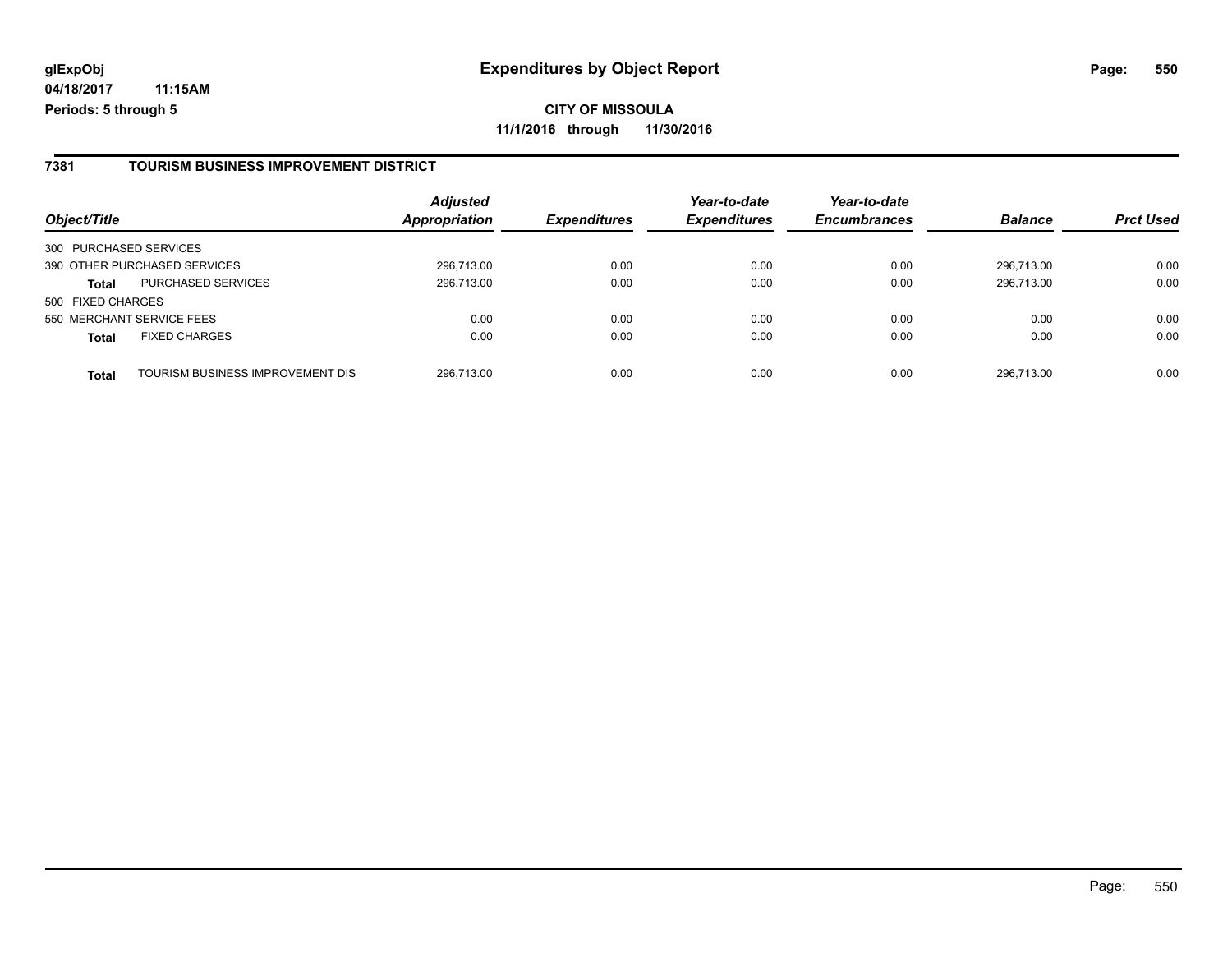**glExpObj** **Expenditures by Object Report**

**04/18/2017 11:15AM**

**Periods: 5 through 5**

**CITY OF MISSOULA**

**11/1/2016 through 11/30/2016**

### 7381 TOURISM BUSINESS IMPROVEMENT DISTRICT

| Object/Title | | Adjusted Appropriation | Expenditures | Year-to-date Expenditures | Year-to-date Encumbrances | Balance | Prct Used |
|---|---|---|---|---|---|---|---|
| 300 PURCHASED SERVICES | | | | | | | |
| 390 OTHER PURCHASED SERVICES | | 296,713.00 | 0.00 | 0.00 | 0.00 | 296,713.00 | 0.00 |
| **Total** | PURCHASED SERVICES | 296,713.00 | 0.00 | 0.00 | 0.00 | 296,713.00 | 0.00 |
| 500 FIXED CHARGES | | | | | | | |
| 550 MERCHANT SERVICE FEES | | 0.00 | 0.00 | 0.00 | 0.00 | 0.00 | 0.00 |
| **Total** | FIXED CHARGES | 0.00 | 0.00 | 0.00 | 0.00 | 0.00 | 0.00 |
| **Total** | TOURISM BUSINESS IMPROVEMENT DIS | 296,713.00 | 0.00 | 0.00 | 0.00 | 296,713.00 | 0.00 |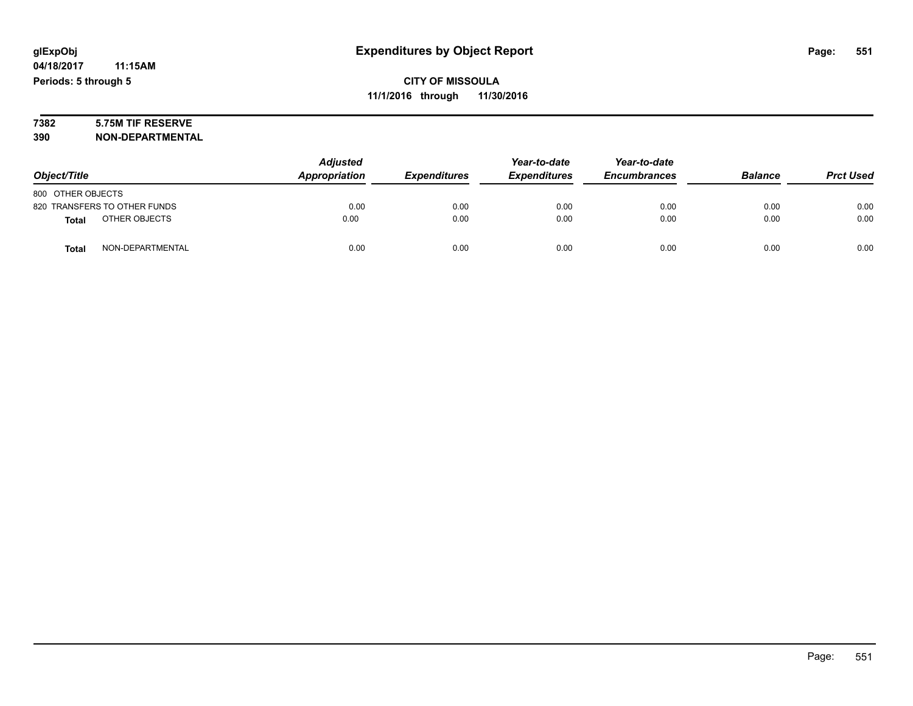glExpObj
04/18/2017 11:15AM
Periods: 5 through 5

# Expenditures by Object Report

## CITY OF MISSOULA

11/1/2016 through 11/30/2016

### 7382 5.75M TIF RESERVE
### 390 NON-DEPARTMENTAL

| Object/Title | | Adjusted Appropriation | Expenditures | Year-to-date Expenditures | Year-to-date Encumbrances | Balance | Prct Used |
|---|---|---|---|---|---|---|---|
| 800 OTHER OBJECTS | | | | | | | |
| 820 TRANSFERS TO OTHER FUNDS | | 0.00 | 0.00 | 0.00 | 0.00 | 0.00 | 0.00 |
| **Total** | OTHER OBJECTS | 0.00 | 0.00 | 0.00 | 0.00 | 0.00 | 0.00 |
| **Total** | NON-DEPARTMENTAL | 0.00 | 0.00 | 0.00 | 0.00 | 0.00 | 0.00 |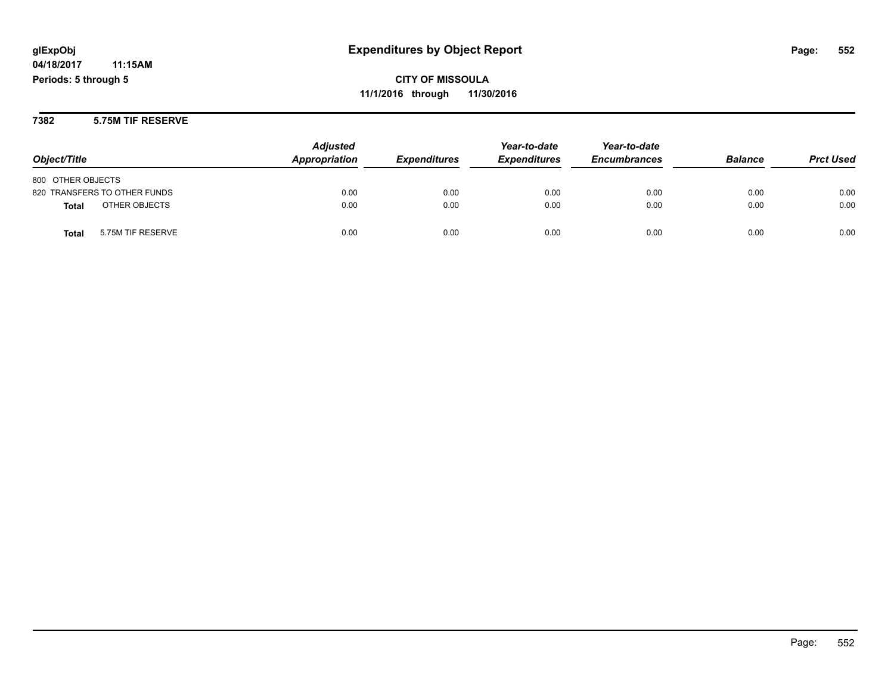glExpObj
04/18/2017 11:15AM
Periods: 5 through 5

# Expenditures by Object Report

**CITY OF MISSOULA**
**11/1/2016 through 11/30/2016**

## 7382 5.75M TIF RESERVE

| Object/Title | | Adjusted Appropriation | Expenditures | Year-to-date Expenditures | Year-to-date Encumbrances | Balance | Prct Used |
|---|---|---|---|---|---|---|---|
| 800 OTHER OBJECTS | | | | | | | |
| 820 TRANSFERS TO OTHER FUNDS | | 0.00 | 0.00 | 0.00 | 0.00 | 0.00 | 0.00 |
| **Total** | OTHER OBJECTS | 0.00 | 0.00 | 0.00 | 0.00 | 0.00 | 0.00 |
| **Total** | 5.75M TIF RESERVE | 0.00 | 0.00 | 0.00 | 0.00 | 0.00 | 0.00 |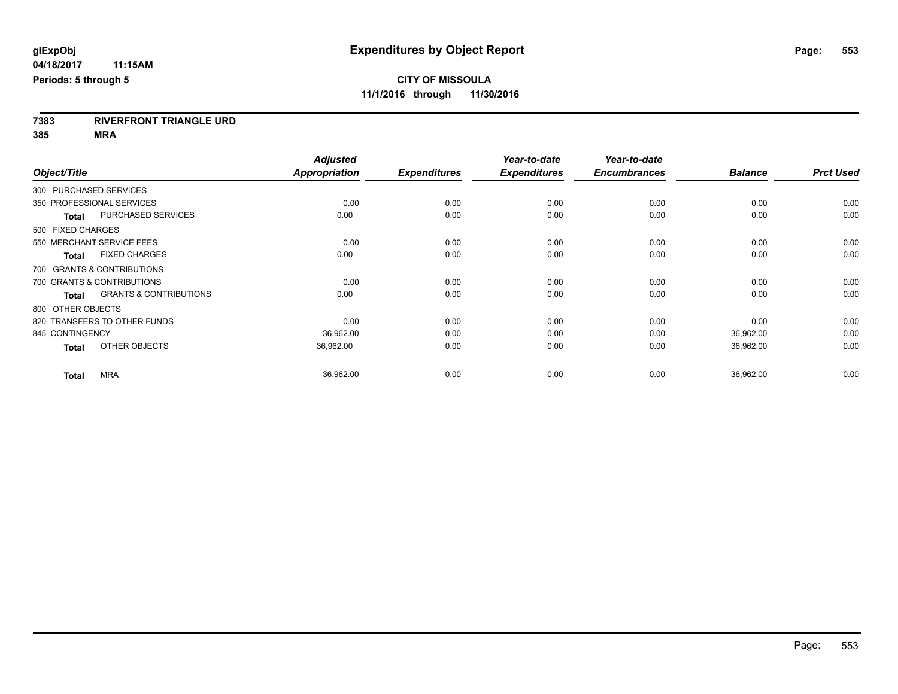**glExpObj**
**04/18/2017 11:15AM**
**Periods: 5 through 5**

# Expenditures by Object Report

**CITY OF MISSOULA**
**11/1/2016 through 11/30/2016**

**7383 RIVERFRONT TRIANGLE URD**
**385 MRA**

| Object/Title | Adjusted Appropriation | Expenditures | Year-to-date Expenditures | Year-to-date Encumbrances | Balance | Prct Used |
|---|---|---|---|---|---|---|
| 300 PURCHASED SERVICES | | | | | | |
| 350 PROFESSIONAL SERVICES | 0.00 | 0.00 | 0.00 | 0.00 | 0.00 | 0.00 |
| **Total** PURCHASED SERVICES | 0.00 | 0.00 | 0.00 | 0.00 | 0.00 | 0.00 |
| 500 FIXED CHARGES | | | | | | |
| 550 MERCHANT SERVICE FEES | 0.00 | 0.00 | 0.00 | 0.00 | 0.00 | 0.00 |
| **Total** FIXED CHARGES | 0.00 | 0.00 | 0.00 | 0.00 | 0.00 | 0.00 |
| 700 GRANTS & CONTRIBUTIONS | | | | | | |
| 700 GRANTS & CONTRIBUTIONS | 0.00 | 0.00 | 0.00 | 0.00 | 0.00 | 0.00 |
| **Total** GRANTS & CONTRIBUTIONS | 0.00 | 0.00 | 0.00 | 0.00 | 0.00 | 0.00 |
| 800 OTHER OBJECTS | | | | | | |
| 820 TRANSFERS TO OTHER FUNDS | 0.00 | 0.00 | 0.00 | 0.00 | 0.00 | 0.00 |
| 845 CONTINGENCY | 36,962.00 | 0.00 | 0.00 | 0.00 | 36,962.00 | 0.00 |
| **Total** OTHER OBJECTS | 36,962.00 | 0.00 | 0.00 | 0.00 | 36,962.00 | 0.00 |
| **Total** MRA | 36,962.00 | 0.00 | 0.00 | 0.00 | 36,962.00 | 0.00 |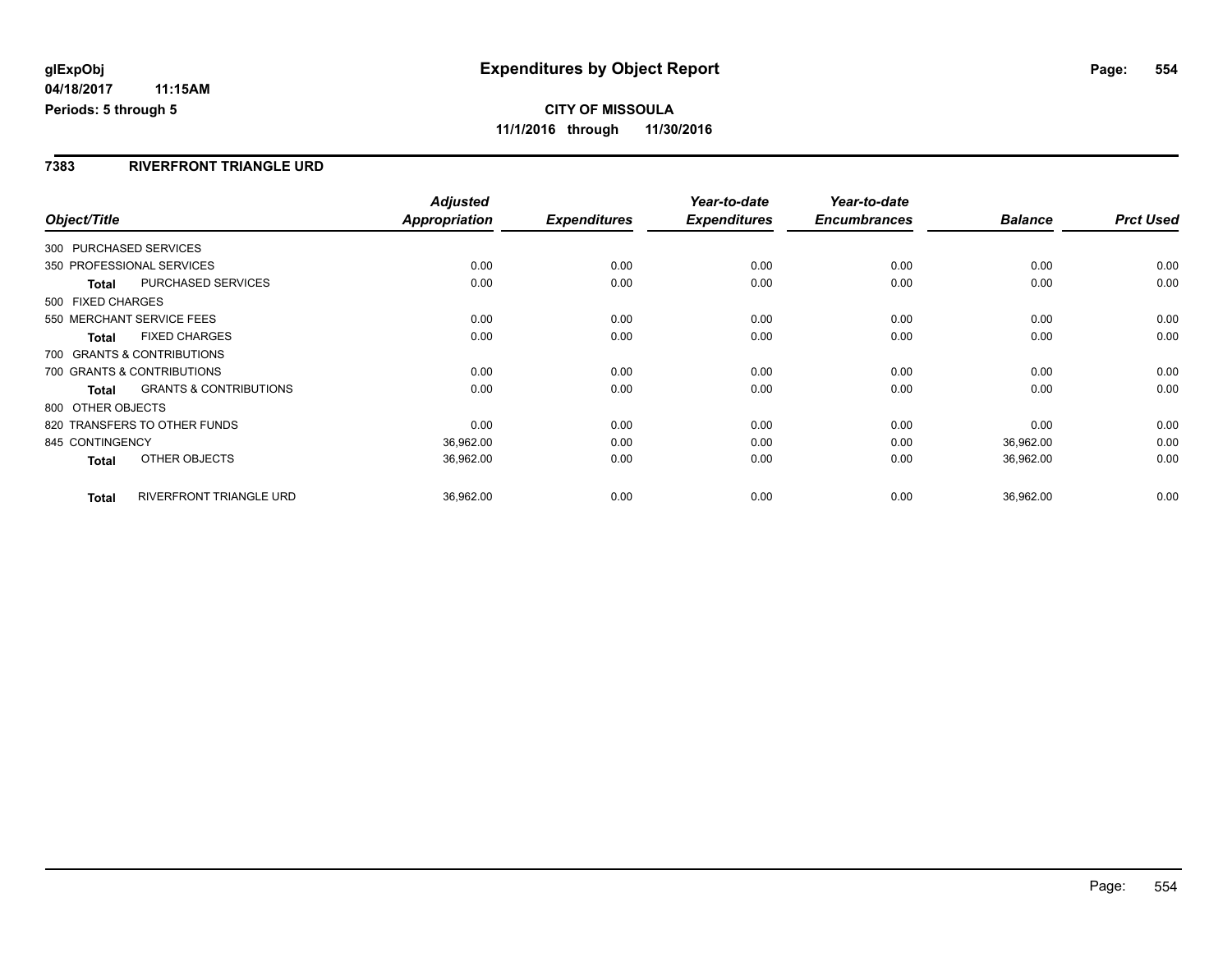**glExpObj**
**04/18/2017 11:15AM**
**Periods: 5 through 5**

# Expenditures by Object Report

**CITY OF MISSOULA**
**11/1/2016 through 11/30/2016**

## 7383 RIVERFRONT TRIANGLE URD

| Object/Title | | Adjusted Appropriation | Expenditures | Year-to-date Expenditures | Year-to-date Encumbrances | Balance | Prct Used |
|---|---|---|---|---|---|---|---|
| 300 PURCHASED SERVICES | | | | | | | |
| 350 PROFESSIONAL SERVICES | | 0.00 | 0.00 | 0.00 | 0.00 | 0.00 | 0.00 |
| **Total** | PURCHASED SERVICES | 0.00 | 0.00 | 0.00 | 0.00 | 0.00 | 0.00 |
| 500 FIXED CHARGES | | | | | | | |
| 550 MERCHANT SERVICE FEES | | 0.00 | 0.00 | 0.00 | 0.00 | 0.00 | 0.00 |
| **Total** | FIXED CHARGES | 0.00 | 0.00 | 0.00 | 0.00 | 0.00 | 0.00 |
| 700 GRANTS & CONTRIBUTIONS | | | | | | | |
| 700 GRANTS & CONTRIBUTIONS | | 0.00 | 0.00 | 0.00 | 0.00 | 0.00 | 0.00 |
| **Total** | GRANTS & CONTRIBUTIONS | 0.00 | 0.00 | 0.00 | 0.00 | 0.00 | 0.00 |
| 800 OTHER OBJECTS | | | | | | | |
| 820 TRANSFERS TO OTHER FUNDS | | 0.00 | 0.00 | 0.00 | 0.00 | 0.00 | 0.00 |
| 845 CONTINGENCY | | 36,962.00 | 0.00 | 0.00 | 0.00 | 36,962.00 | 0.00 |
| **Total** | OTHER OBJECTS | 36,962.00 | 0.00 | 0.00 | 0.00 | 36,962.00 | 0.00 |
| **Total** | RIVERFRONT TRIANGLE URD | 36,962.00 | 0.00 | 0.00 | 0.00 | 36,962.00 | 0.00 |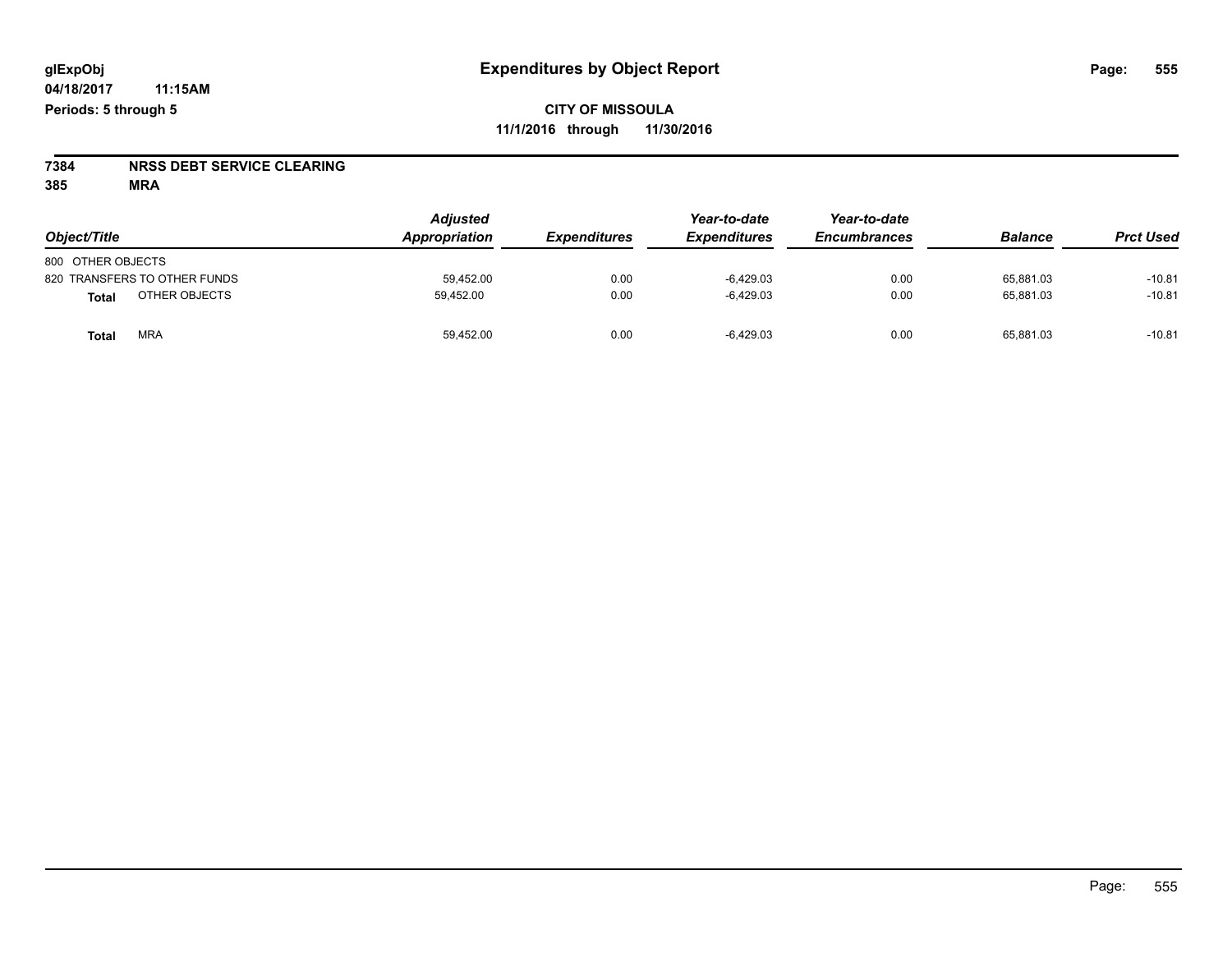**glExpObj** **Expenditures by Object Report**

**04/18/2017 11:15AM**

**Periods: 5 through 5**

**CITY OF MISSOULA**

**11/1/2016 through 11/30/2016**

**7384 NRSS DEBT SERVICE CLEARING**

**385 MRA**

| Object/Title | | Adjusted Appropriation | Expenditures | Year-to-date Expenditures | Year-to-date Encumbrances | Balance | Prct Used |
|---|---|---|---|---|---|---|---|
| 800 OTHER OBJECTS | | | | | | | |
| 820 TRANSFERS TO OTHER FUNDS | | 59,452.00 | 0.00 | -6,429.03 | 0.00 | 65,881.03 | -10.81 |
| **Total** | OTHER OBJECTS | 59,452.00 | 0.00 | -6,429.03 | 0.00 | 65,881.03 | -10.81 |
| **Total** | MRA | 59,452.00 | 0.00 | -6,429.03 | 0.00 | 65,881.03 | -10.81 |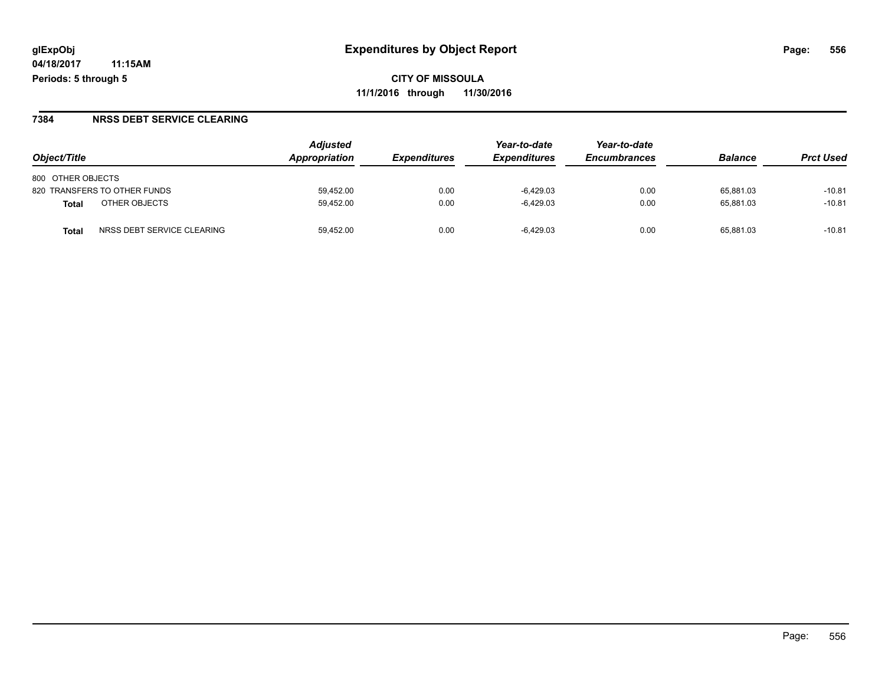**glExpObj**
**04/18/2017 11:15AM**
**Periods: 5 through 5**

# Expenditures by Object Report

**CITY OF MISSOULA**
**11/1/2016 through 11/30/2016**

## 7384 NRSS DEBT SERVICE CLEARING

| Object/Title | Adjusted Appropriation | Expenditures | Year-to-date Expenditures | Year-to-date Encumbrances | Balance | Prct Used |
|---|---|---|---|---|---|---|
| 800 OTHER OBJECTS | | | | | | |
| 820 TRANSFERS TO OTHER FUNDS | 59,452.00 | 0.00 | -6,429.03 | 0.00 | 65,881.03 | -10.81 |
| **Total** OTHER OBJECTS | 59,452.00 | 0.00 | -6,429.03 | 0.00 | 65,881.03 | -10.81 |
| **Total** NRSS DEBT SERVICE CLEARING | 59,452.00 | 0.00 | -6,429.03 | 0.00 | 65,881.03 | -10.81 |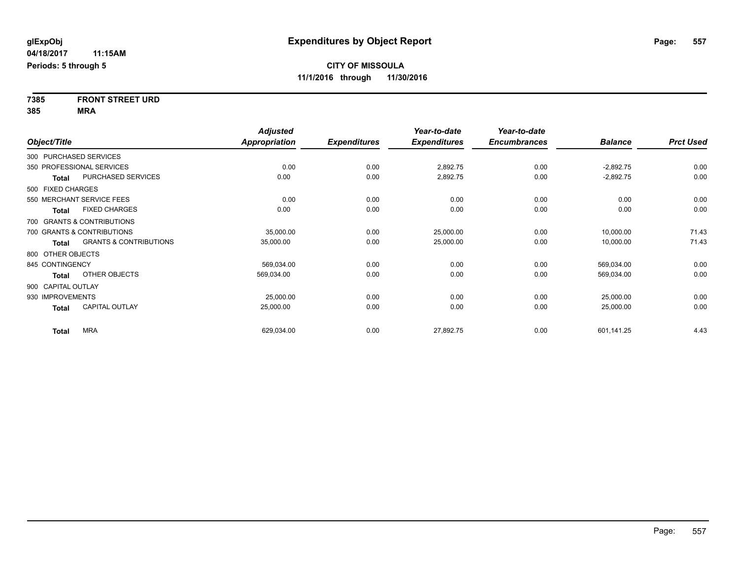# Expenditures by Object Report

glExpObj
04/18/2017 11:15AM
Periods: 5 through 5

**CITY OF MISSOULA**
**11/1/2016 through 11/30/2016**

**7385 FRONT STREET URD**
**385 MRA**

| Object/Title | | Adjusted Appropriation | Expenditures | Year-to-date Expenditures | Year-to-date Encumbrances | Balance | Prct Used |
|---|---|---|---|---|---|---|---|
| 300 PURCHASED SERVICES | | | | | | | |
| 350 PROFESSIONAL SERVICES | | 0.00 | 0.00 | 2,892.75 | 0.00 | -2,892.75 | 0.00 |
| **Total** | PURCHASED SERVICES | 0.00 | 0.00 | 2,892.75 | 0.00 | -2,892.75 | 0.00 |
| 500 FIXED CHARGES | | | | | | | |
| 550 MERCHANT SERVICE FEES | | 0.00 | 0.00 | 0.00 | 0.00 | 0.00 | 0.00 |
| **Total** | FIXED CHARGES | 0.00 | 0.00 | 0.00 | 0.00 | 0.00 | 0.00 |
| 700 GRANTS & CONTRIBUTIONS | | | | | | | |
| 700 GRANTS & CONTRIBUTIONS | | 35,000.00 | 0.00 | 25,000.00 | 0.00 | 10,000.00 | 71.43 |
| **Total** | GRANTS & CONTRIBUTIONS | 35,000.00 | 0.00 | 25,000.00 | 0.00 | 10,000.00 | 71.43 |
| 800 OTHER OBJECTS | | | | | | | |
| 845 CONTINGENCY | | 569,034.00 | 0.00 | 0.00 | 0.00 | 569,034.00 | 0.00 |
| **Total** | OTHER OBJECTS | 569,034.00 | 0.00 | 0.00 | 0.00 | 569,034.00 | 0.00 |
| 900 CAPITAL OUTLAY | | | | | | | |
| 930 IMPROVEMENTS | | 25,000.00 | 0.00 | 0.00 | 0.00 | 25,000.00 | 0.00 |
| **Total** | CAPITAL OUTLAY | 25,000.00 | 0.00 | 0.00 | 0.00 | 25,000.00 | 0.00 |
| **Total** | MRA | 629,034.00 | 0.00 | 27,892.75 | 0.00 | 601,141.25 | 4.43 |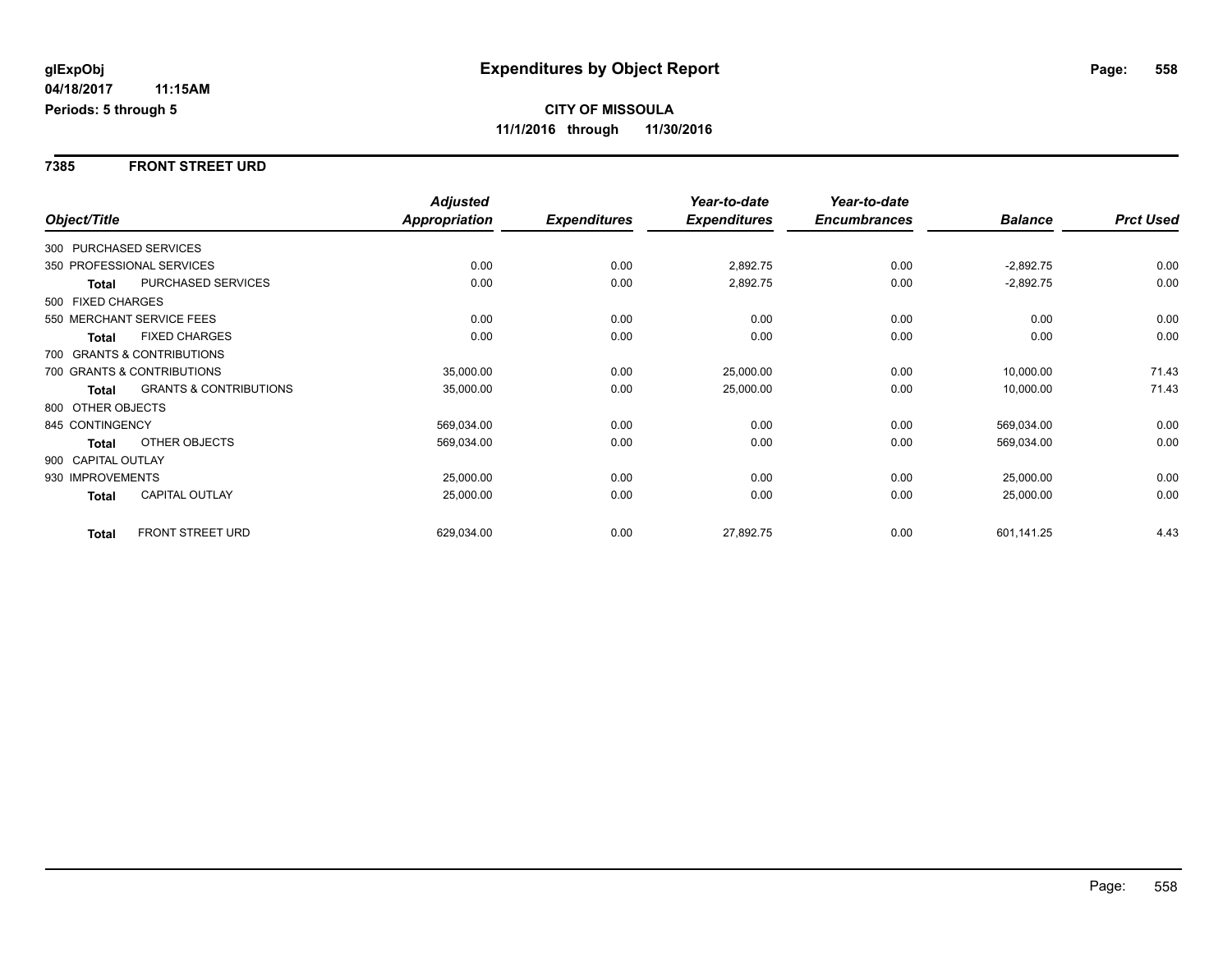glExpObj **Expenditures by Object Report**

04/18/2017 11:15AM

Periods: 5 through 5

**CITY OF MISSOULA**

**11/1/2016 through 11/30/2016**

## 7385 FRONT STREET URD

| Object/Title | | Adjusted Appropriation | Expenditures | Year-to-date Expenditures | Year-to-date Encumbrances | Balance | Prct Used |
|---|---|---|---|---|---|---|---|
| 300 PURCHASED SERVICES | | | | | | | |
| 350 PROFESSIONAL SERVICES | | 0.00 | 0.00 | 2,892.75 | 0.00 | -2,892.75 | 0.00 |
| Total | PURCHASED SERVICES | 0.00 | 0.00 | 2,892.75 | 0.00 | -2,892.75 | 0.00 |
| 500 FIXED CHARGES | | | | | | | |
| 550 MERCHANT SERVICE FEES | | 0.00 | 0.00 | 0.00 | 0.00 | 0.00 | 0.00 |
| Total | FIXED CHARGES | 0.00 | 0.00 | 0.00 | 0.00 | 0.00 | 0.00 |
| 700 GRANTS & CONTRIBUTIONS | | | | | | | |
| 700 GRANTS & CONTRIBUTIONS | | 35,000.00 | 0.00 | 25,000.00 | 0.00 | 10,000.00 | 71.43 |
| Total | GRANTS & CONTRIBUTIONS | 35,000.00 | 0.00 | 25,000.00 | 0.00 | 10,000.00 | 71.43 |
| 800 OTHER OBJECTS | | | | | | | |
| 845 CONTINGENCY | | 569,034.00 | 0.00 | 0.00 | 0.00 | 569,034.00 | 0.00 |
| Total | OTHER OBJECTS | 569,034.00 | 0.00 | 0.00 | 0.00 | 569,034.00 | 0.00 |
| 900 CAPITAL OUTLAY | | | | | | | |
| 930 IMPROVEMENTS | | 25,000.00 | 0.00 | 0.00 | 0.00 | 25,000.00 | 0.00 |
| Total | CAPITAL OUTLAY | 25,000.00 | 0.00 | 0.00 | 0.00 | 25,000.00 | 0.00 |
| Total | FRONT STREET URD | 629,034.00 | 0.00 | 27,892.75 | 0.00 | 601,141.25 | 4.43 |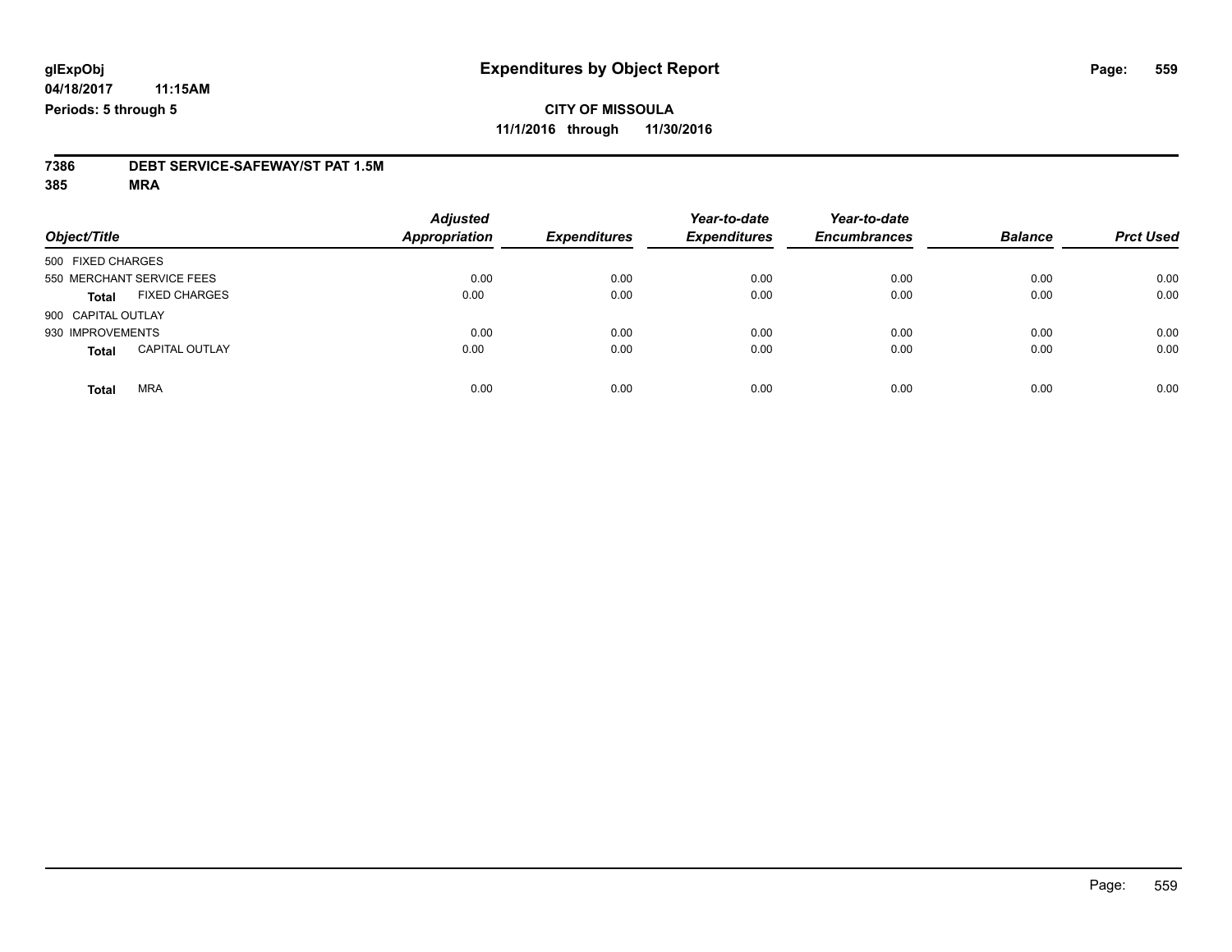# Expenditures by Object Report

glExpObj
04/18/2017 11:15AM
Periods: 5 through 5

**CITY OF MISSOULA**
**11/1/2016 through 11/30/2016**

**7386 DEBT SERVICE-SAFEWAY/ST PAT 1.5M**
**385 MRA**

| Object/Title | Adjusted Appropriation | Expenditures | Year-to-date Expenditures | Year-to-date Encumbrances | Balance | Prct Used |
|---|---|---|---|---|---|---|
| 500 FIXED CHARGES | | | | | | |
| 550 MERCHANT SERVICE FEES | 0.00 | 0.00 | 0.00 | 0.00 | 0.00 | 0.00 |
| **Total** FIXED CHARGES | 0.00 | 0.00 | 0.00 | 0.00 | 0.00 | 0.00 |
| 900 CAPITAL OUTLAY | | | | | | |
| 930 IMPROVEMENTS | 0.00 | 0.00 | 0.00 | 0.00 | 0.00 | 0.00 |
| **Total** CAPITAL OUTLAY | 0.00 | 0.00 | 0.00 | 0.00 | 0.00 | 0.00 |
| **Total** MRA | 0.00 | 0.00 | 0.00 | 0.00 | 0.00 | 0.00 |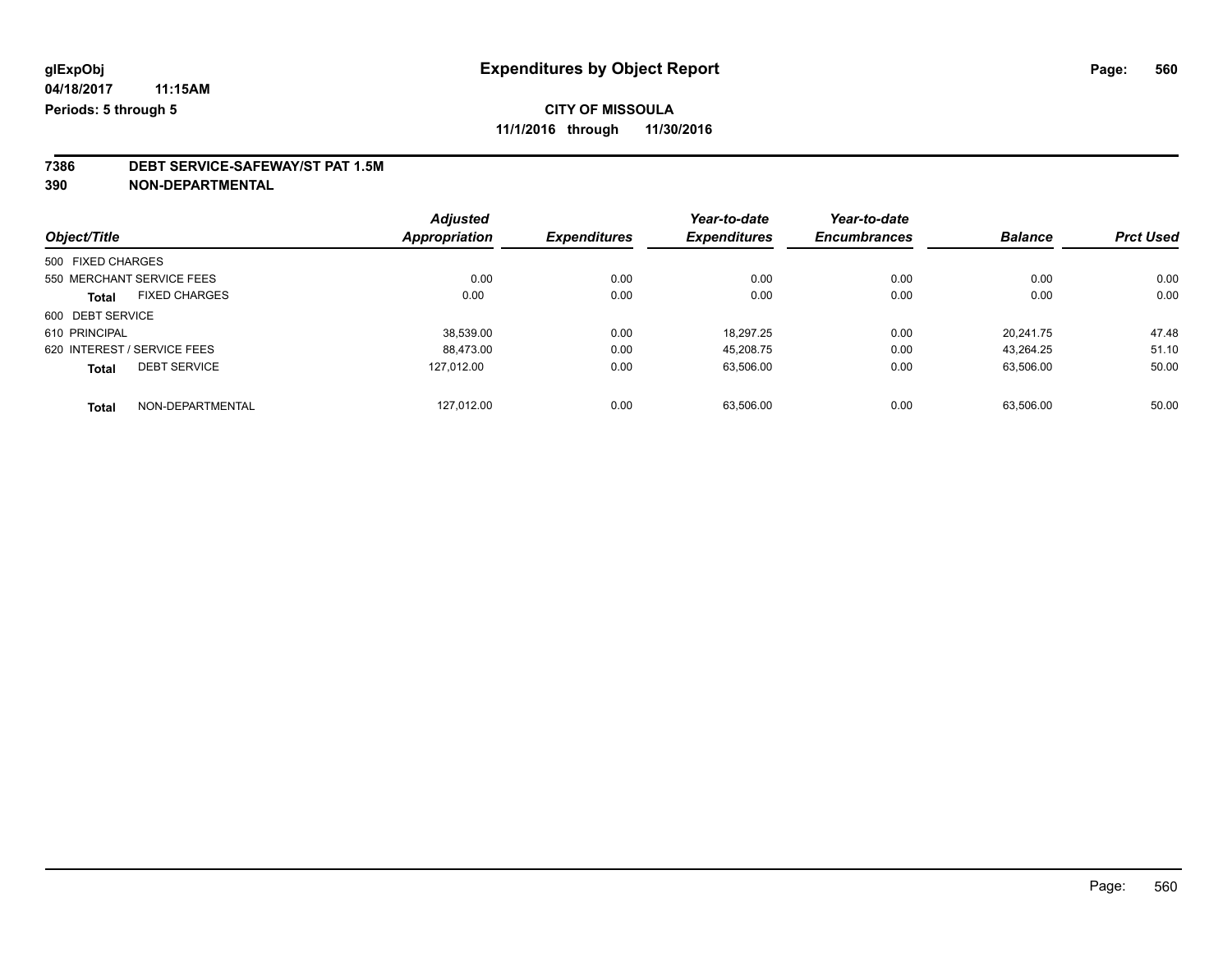glExpObj

04/18/2017 11:15AM

Periods: 5 through 5

# Expenditures by Object Report

**CITY OF MISSOULA**

**11/1/2016 through 11/30/2016**

**7386 DEBT SERVICE-SAFEWAY/ST PAT 1.5M**

**390 NON-DEPARTMENTAL**

| Object/Title | | Adjusted Appropriation | Expenditures | Year-to-date Expenditures | Year-to-date Encumbrances | Balance | Prct Used |
|---|---|---|---|---|---|---|---|
| 500 FIXED CHARGES | | | | | | | |
| 550 MERCHANT SERVICE FEES | | 0.00 | 0.00 | 0.00 | 0.00 | 0.00 | 0.00 |
| **Total** | FIXED CHARGES | 0.00 | 0.00 | 0.00 | 0.00 | 0.00 | 0.00 |
| 600 DEBT SERVICE | | | | | | | |
| 610 PRINCIPAL | | 38,539.00 | 0.00 | 18,297.25 | 0.00 | 20,241.75 | 47.48 |
| 620 INTEREST / SERVICE FEES | | 88,473.00 | 0.00 | 45,208.75 | 0.00 | 43,264.25 | 51.10 |
| **Total** | DEBT SERVICE | 127,012.00 | 0.00 | 63,506.00 | 0.00 | 63,506.00 | 50.00 |
| **Total** | NON-DEPARTMENTAL | 127,012.00 | 0.00 | 63,506.00 | 0.00 | 63,506.00 | 50.00 |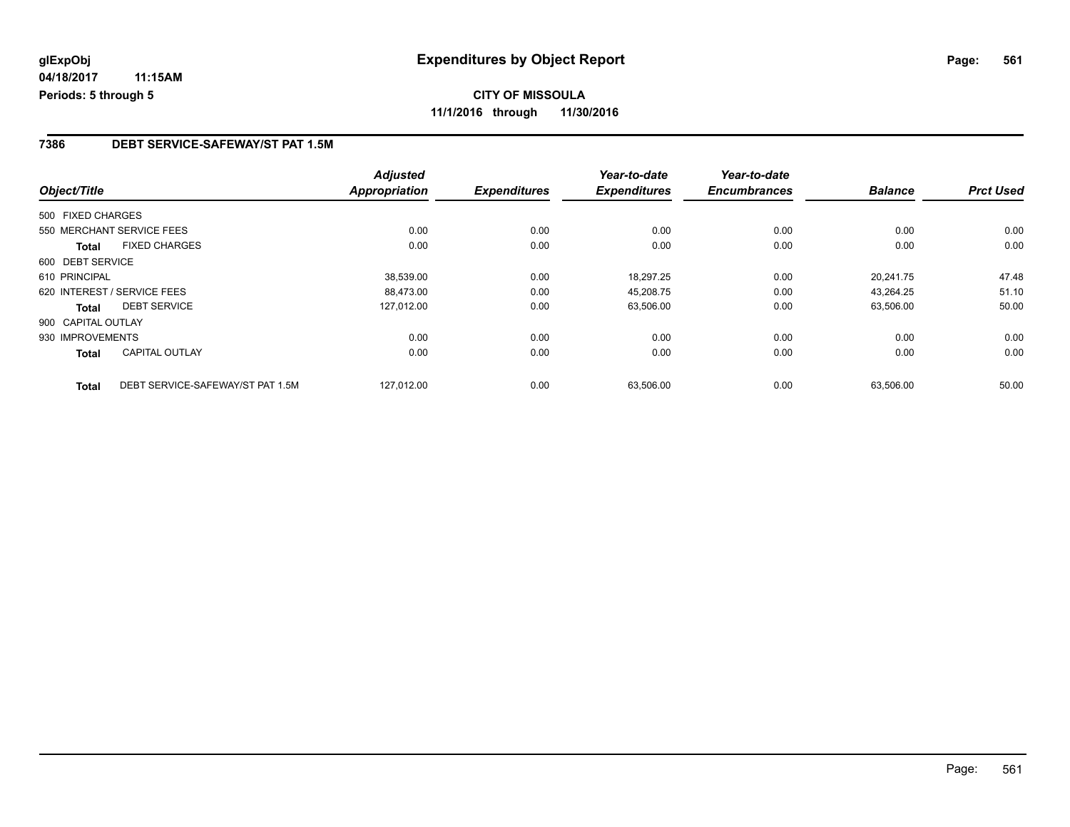**glExpObj**
**04/18/2017 11:15AM**
**Periods: 5 through 5**

# Expenditures by Object Report

**CITY OF MISSOULA**
**11/1/2016 through 11/30/2016**

## 7386 DEBT SERVICE-SAFEWAY/ST PAT 1.5M

| Object/Title | | Adjusted Appropriation | Expenditures | Year-to-date Expenditures | Year-to-date Encumbrances | Balance | Prct Used |
|---|---|---|---|---|---|---|---|
| 500 FIXED CHARGES | | | | | | | |
| 550 MERCHANT SERVICE FEES | | 0.00 | 0.00 | 0.00 | 0.00 | 0.00 | 0.00 |
| Total | FIXED CHARGES | 0.00 | 0.00 | 0.00 | 0.00 | 0.00 | 0.00 |
| 600 DEBT SERVICE | | | | | | | |
| 610 PRINCIPAL | | 38,539.00 | 0.00 | 18,297.25 | 0.00 | 20,241.75 | 47.48 |
| 620 INTEREST / SERVICE FEES | | 88,473.00 | 0.00 | 45,208.75 | 0.00 | 43,264.25 | 51.10 |
| Total | DEBT SERVICE | 127,012.00 | 0.00 | 63,506.00 | 0.00 | 63,506.00 | 50.00 |
| 900 CAPITAL OUTLAY | | | | | | | |
| 930 IMPROVEMENTS | | 0.00 | 0.00 | 0.00 | 0.00 | 0.00 | 0.00 |
| Total | CAPITAL OUTLAY | 0.00 | 0.00 | 0.00 | 0.00 | 0.00 | 0.00 |
| Total | DEBT SERVICE-SAFEWAY/ST PAT 1.5M | 127,012.00 | 0.00 | 63,506.00 | 0.00 | 63,506.00 | 50.00 |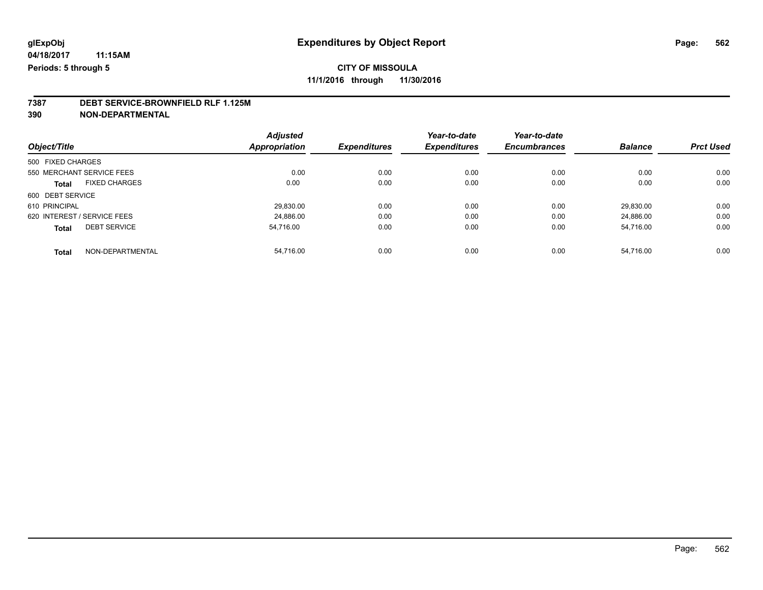**glExpObj** | **Expenditures by Object Report**

**04/18/2017 11:15AM**

**Periods: 5 through 5**

**CITY OF MISSOULA**

**11/1/2016 through 11/30/2016**

## 7387 DEBT SERVICE-BROWNFIELD RLF 1.125M

## 390 NON-DEPARTMENTAL

| Object/Title | Adjusted Appropriation | Expenditures | Year-to-date Expenditures | Year-to-date Encumbrances | Balance | Prct Used |
|---|---|---|---|---|---|---|
| 500 FIXED CHARGES | | | | | | |
| 550 MERCHANT SERVICE FEES | 0.00 | 0.00 | 0.00 | 0.00 | 0.00 | 0.00 |
| **Total** FIXED CHARGES | 0.00 | 0.00 | 0.00 | 0.00 | 0.00 | 0.00 |
| 600 DEBT SERVICE | | | | | | |
| 610 PRINCIPAL | 29,830.00 | 0.00 | 0.00 | 0.00 | 29,830.00 | 0.00 |
| 620 INTEREST / SERVICE FEES | 24,886.00 | 0.00 | 0.00 | 0.00 | 24,886.00 | 0.00 |
| **Total** DEBT SERVICE | 54,716.00 | 0.00 | 0.00 | 0.00 | 54,716.00 | 0.00 |
| **Total** NON-DEPARTMENTAL | 54,716.00 | 0.00 | 0.00 | 0.00 | 54,716.00 | 0.00 |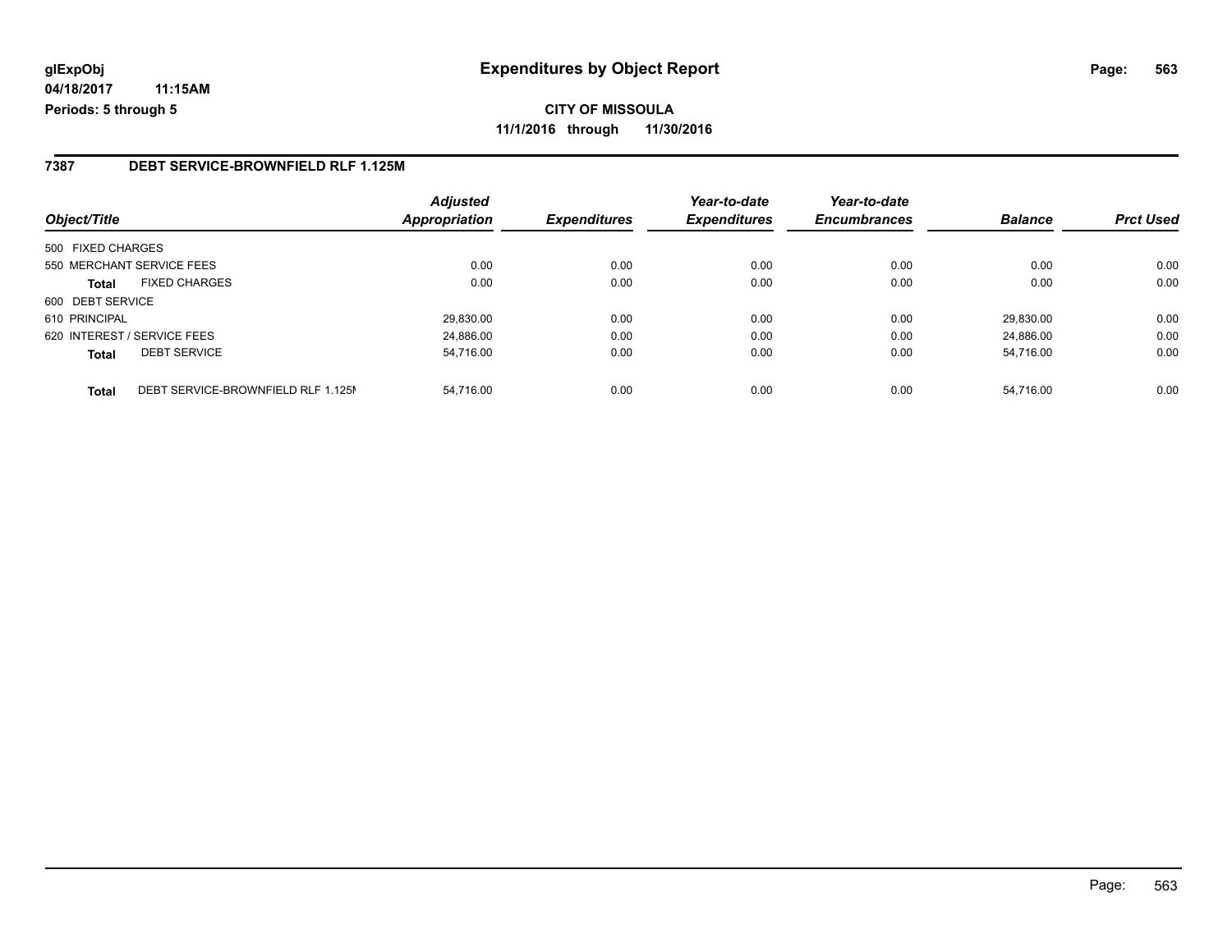**glExpObj** 04/18/2017 11:15AM
**Periods: 5 through 5**

# Expenditures by Object Report

**CITY OF MISSOULA**
**11/1/2016 through 11/30/2016**

## 7387 DEBT SERVICE-BROWNFIELD RLF 1.125M

| Object/Title | | Adjusted Appropriation | Expenditures | Year-to-date Expenditures | Year-to-date Encumbrances | Balance | Prct Used |
|---|---|---|---|---|---|---|---|
| 500 FIXED CHARGES | | | | | | | |
| 550 MERCHANT SERVICE FEES | | 0.00 | 0.00 | 0.00 | 0.00 | 0.00 | 0.00 |
| **Total** | FIXED CHARGES | 0.00 | 0.00 | 0.00 | 0.00 | 0.00 | 0.00 |
| 600 DEBT SERVICE | | | | | | | |
| 610 PRINCIPAL | | 29,830.00 | 0.00 | 0.00 | 0.00 | 29,830.00 | 0.00 |
| 620 INTEREST / SERVICE FEES | | 24,886.00 | 0.00 | 0.00 | 0.00 | 24,886.00 | 0.00 |
| **Total** | DEBT SERVICE | 54,716.00 | 0.00 | 0.00 | 0.00 | 54,716.00 | 0.00 |
| **Total** | DEBT SERVICE-BROWNFIELD RLF 1.125M | 54,716.00 | 0.00 | 0.00 | 0.00 | 54,716.00 | 0.00 |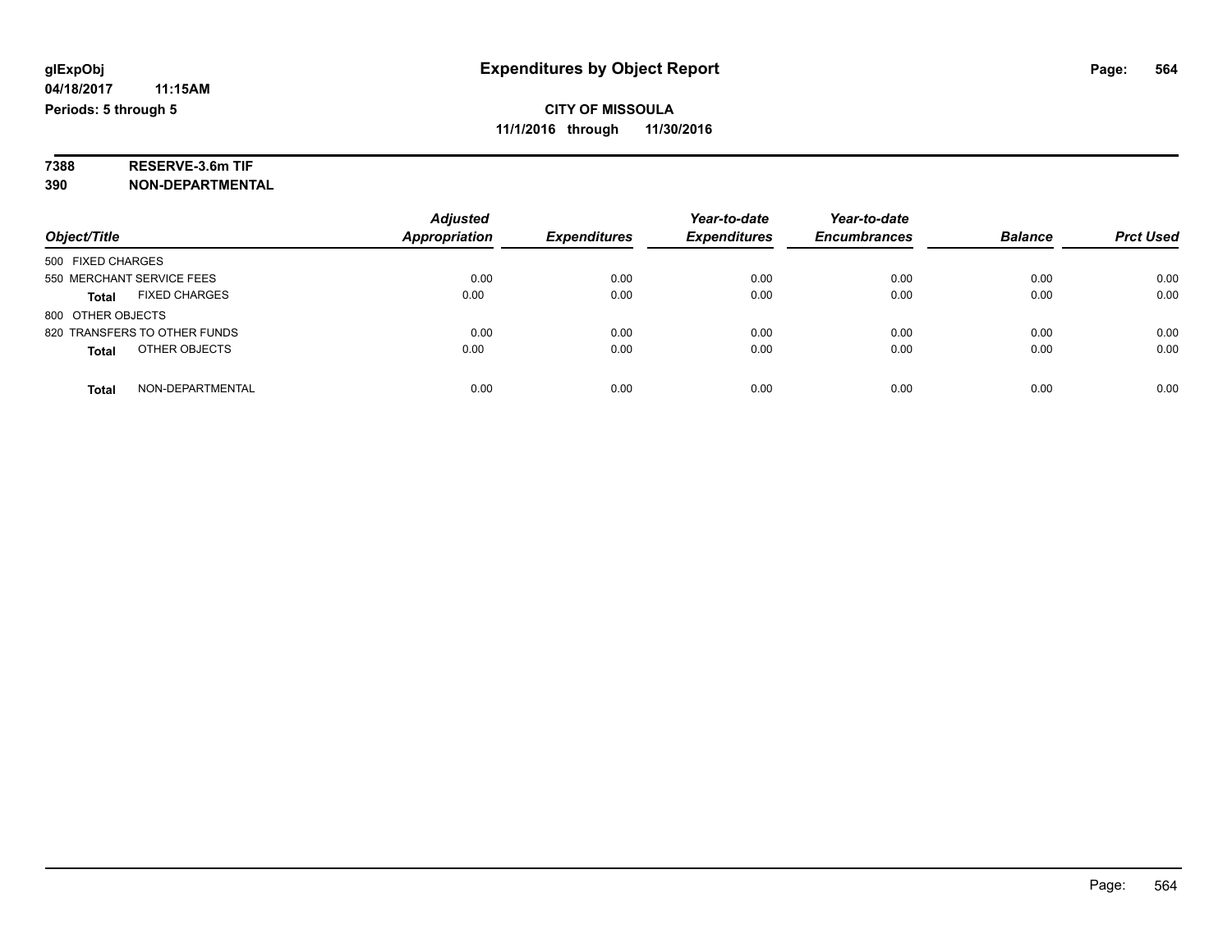**glExpObj** | **Expenditures by Object Report**

**04/18/2017 11:15AM**

**Periods: 5 through 5**

**CITY OF MISSOULA**

**11/1/2016 through 11/30/2016**

**7388 RESERVE-3.6m TIF**

**390 NON-DEPARTMENTAL**

| Object/Title | Adjusted Appropriation | Expenditures | Year-to-date Expenditures | Year-to-date Encumbrances | Balance | Prct Used |
|---|---|---|---|---|---|---|
| 500 FIXED CHARGES | | | | | | |
| 550 MERCHANT SERVICE FEES | 0.00 | 0.00 | 0.00 | 0.00 | 0.00 | 0.00 |
| **Total** FIXED CHARGES | 0.00 | 0.00 | 0.00 | 0.00 | 0.00 | 0.00 |
| 800 OTHER OBJECTS | | | | | | |
| 820 TRANSFERS TO OTHER FUNDS | 0.00 | 0.00 | 0.00 | 0.00 | 0.00 | 0.00 |
| **Total** OTHER OBJECTS | 0.00 | 0.00 | 0.00 | 0.00 | 0.00 | 0.00 |
| **Total** NON-DEPARTMENTAL | 0.00 | 0.00 | 0.00 | 0.00 | 0.00 | 0.00 |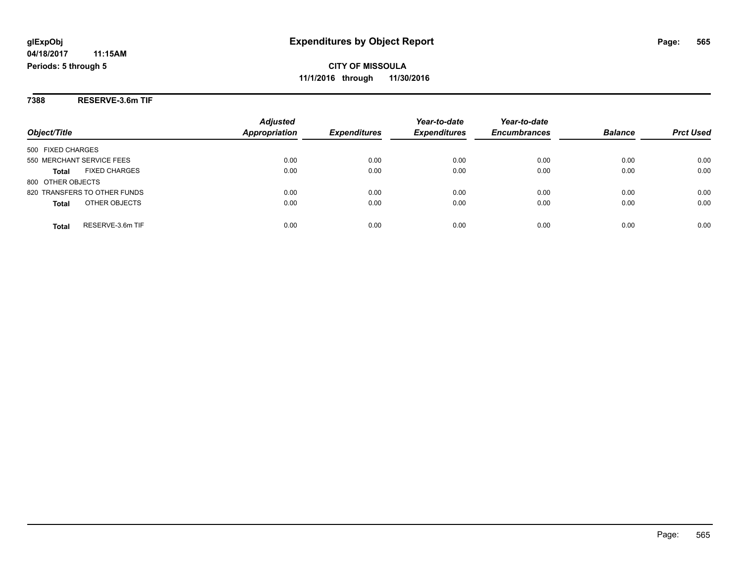**glExpObj** **Expenditures by Object Report**

**04/18/2017 11:15AM**

**Periods: 5 through 5**

**CITY OF MISSOULA**

**11/1/2016 through 11/30/2016**

**7388 RESERVE-3.6m TIF**

| Object/Title | | Adjusted Appropriation | Expenditures | Year-to-date Expenditures | Year-to-date Encumbrances | Balance | Prct Used |
|---|---|---|---|---|---|---|---|
| 500 FIXED CHARGES | | | | | | | |
| 550 MERCHANT SERVICE FEES | | 0.00 | 0.00 | 0.00 | 0.00 | 0.00 | 0.00 |
| **Total** | FIXED CHARGES | 0.00 | 0.00 | 0.00 | 0.00 | 0.00 | 0.00 |
| 800 OTHER OBJECTS | | | | | | | |
| 820 TRANSFERS TO OTHER FUNDS | | 0.00 | 0.00 | 0.00 | 0.00 | 0.00 | 0.00 |
| **Total** | OTHER OBJECTS | 0.00 | 0.00 | 0.00 | 0.00 | 0.00 | 0.00 |
| **Total** | RESERVE-3.6m TIF | 0.00 | 0.00 | 0.00 | 0.00 | 0.00 | 0.00 |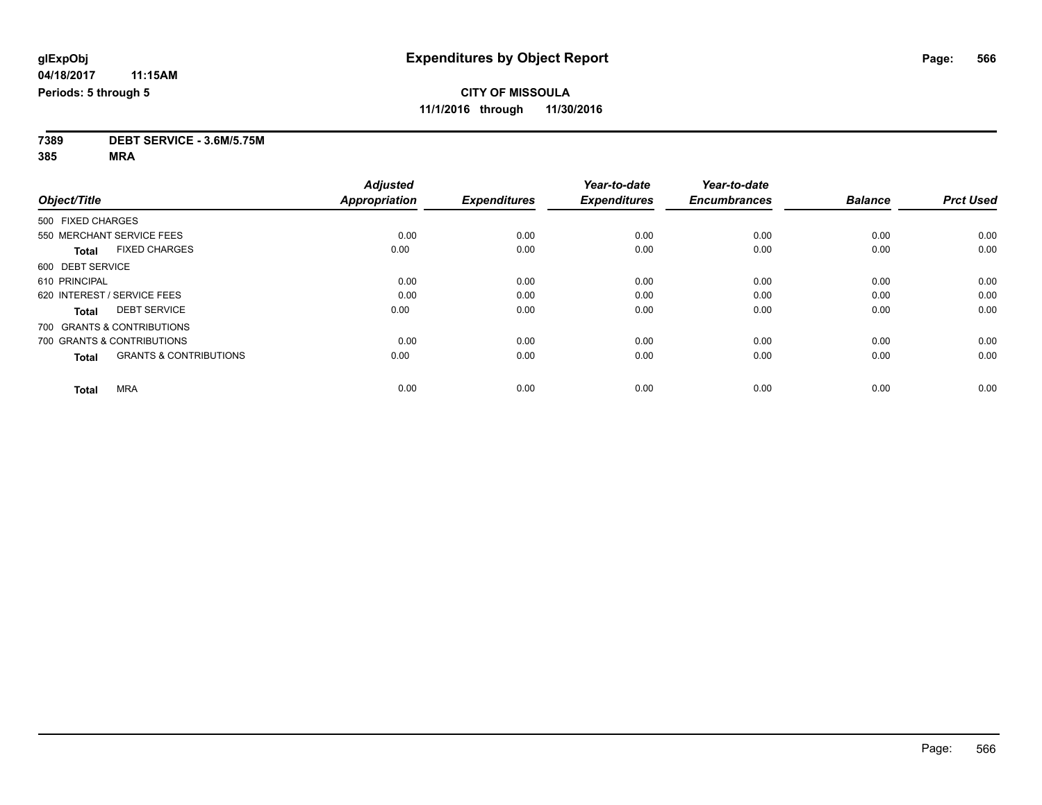# Expenditures by Object Report

glExpObj
04/18/2017 11:15AM
Periods: 5 through 5

**CITY OF MISSOULA**
**11/1/2016 through 11/30/2016**

**7389 DEBT SERVICE - 3.6M/5.75M**
**385 MRA**

| Object/Title | Adjusted Appropriation | Expenditures | Year-to-date Expenditures | Year-to-date Encumbrances | Balance | Prct Used |
|---|---|---|---|---|---|---|
| 500 FIXED CHARGES | | | | | | |
| 550 MERCHANT SERVICE FEES | 0.00 | 0.00 | 0.00 | 0.00 | 0.00 | 0.00 |
| **Total** FIXED CHARGES | 0.00 | 0.00 | 0.00 | 0.00 | 0.00 | 0.00 |
| 600 DEBT SERVICE | | | | | | |
| 610 PRINCIPAL | 0.00 | 0.00 | 0.00 | 0.00 | 0.00 | 0.00 |
| 620 INTEREST / SERVICE FEES | 0.00 | 0.00 | 0.00 | 0.00 | 0.00 | 0.00 |
| **Total** DEBT SERVICE | 0.00 | 0.00 | 0.00 | 0.00 | 0.00 | 0.00 |
| 700 GRANTS & CONTRIBUTIONS | | | | | | |
| 700 GRANTS & CONTRIBUTIONS | 0.00 | 0.00 | 0.00 | 0.00 | 0.00 | 0.00 |
| **Total** GRANTS & CONTRIBUTIONS | 0.00 | 0.00 | 0.00 | 0.00 | 0.00 | 0.00 |
| **Total** MRA | 0.00 | 0.00 | 0.00 | 0.00 | 0.00 | 0.00 |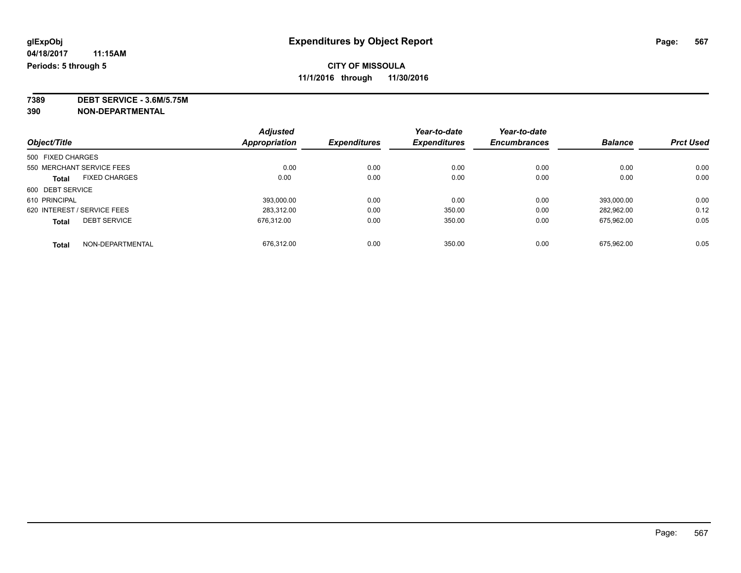**glExpObj** **Expenditures by Object Report**

**04/18/2017 11:15AM**

**Periods: 5 through 5**

**CITY OF MISSOULA**

**11/1/2016 through 11/30/2016**

**7389 DEBT SERVICE - 3.6M/5.75M**

**390 NON-DEPARTMENTAL**

| Object/Title | Adjusted Appropriation | Expenditures | Year-to-date Expenditures | Year-to-date Encumbrances | Balance | Prct Used |
|---|---|---|---|---|---|---|
| 500 FIXED CHARGES | | | | | | |
| 550 MERCHANT SERVICE FEES | 0.00 | 0.00 | 0.00 | 0.00 | 0.00 | 0.00 |
| **Total** FIXED CHARGES | 0.00 | 0.00 | 0.00 | 0.00 | 0.00 | 0.00 |
| 600 DEBT SERVICE | | | | | | |
| 610 PRINCIPAL | 393,000.00 | 0.00 | 0.00 | 0.00 | 393,000.00 | 0.00 |
| 620 INTEREST / SERVICE FEES | 283,312.00 | 0.00 | 350.00 | 0.00 | 282,962.00 | 0.12 |
| **Total** DEBT SERVICE | 676,312.00 | 0.00 | 350.00 | 0.00 | 675,962.00 | 0.05 |
| **Total** NON-DEPARTMENTAL | 676,312.00 | 0.00 | 350.00 | 0.00 | 675,962.00 | 0.05 |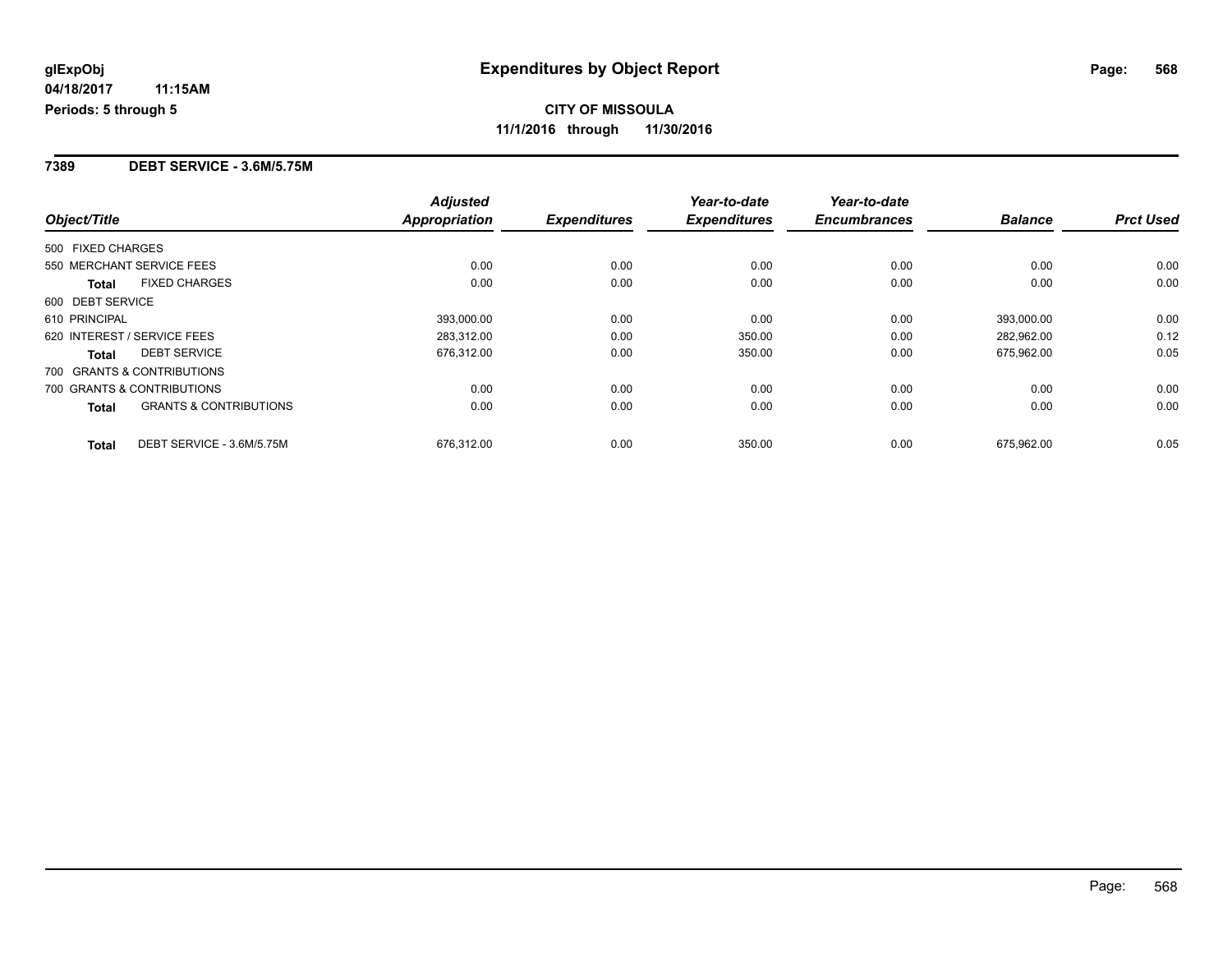# Expenditures by Object Report

glExpObj
04/18/2017 11:15AM
Periods: 5 through 5

**CITY OF MISSOULA**
**11/1/2016 through 11/30/2016**

## 7389 DEBT SERVICE - 3.6M/5.75M

| Object/Title | Adjusted Appropriation | Expenditures | Year-to-date Expenditures | Year-to-date Encumbrances | Balance | Prct Used |
|---|---|---|---|---|---|---|
| 500 FIXED CHARGES | | | | | | |
| 550 MERCHANT SERVICE FEES | 0.00 | 0.00 | 0.00 | 0.00 | 0.00 | 0.00 |
| **Total** FIXED CHARGES | 0.00 | 0.00 | 0.00 | 0.00 | 0.00 | 0.00 |
| 600 DEBT SERVICE | | | | | | |
| 610 PRINCIPAL | 393,000.00 | 0.00 | 0.00 | 0.00 | 393,000.00 | 0.00 |
| 620 INTEREST / SERVICE FEES | 283,312.00 | 0.00 | 350.00 | 0.00 | 282,962.00 | 0.12 |
| **Total** DEBT SERVICE | 676,312.00 | 0.00 | 350.00 | 0.00 | 675,962.00 | 0.05 |
| 700 GRANTS & CONTRIBUTIONS | | | | | | |
| 700 GRANTS & CONTRIBUTIONS | 0.00 | 0.00 | 0.00 | 0.00 | 0.00 | 0.00 |
| **Total** GRANTS & CONTRIBUTIONS | 0.00 | 0.00 | 0.00 | 0.00 | 0.00 | 0.00 |
| **Total** DEBT SERVICE - 3.6M/5.75M | 676,312.00 | 0.00 | 350.00 | 0.00 | 675,962.00 | 0.05 |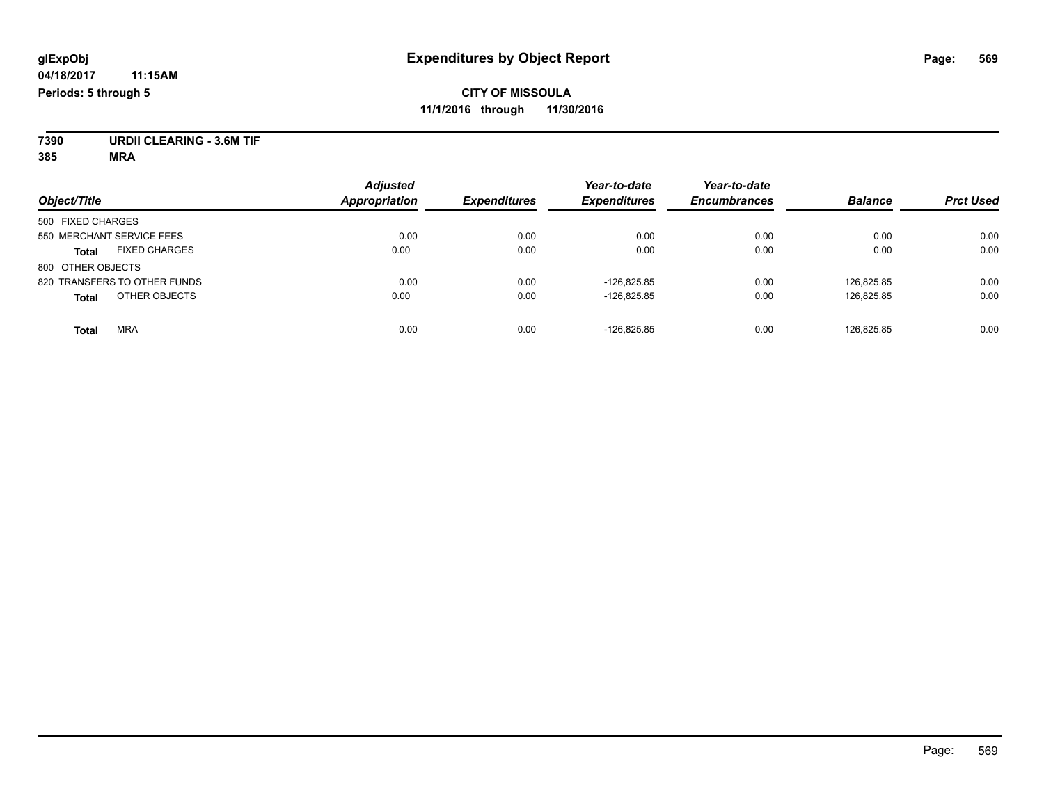# Expenditures by Object Report

glExpObj
04/18/2017 11:15AM
Periods: 5 through 5

**CITY OF MISSOULA**
**11/1/2016 through 11/30/2016**

**7390 URDII CLEARING - 3.6M TIF**
**385 MRA**

| Object/Title | | Adjusted Appropriation | Expenditures | Year-to-date Expenditures | Year-to-date Encumbrances | Balance | Prct Used |
|---|---|---|---|---|---|---|---|
| 500 FIXED CHARGES | | | | | | | |
| 550 MERCHANT SERVICE FEES | | 0.00 | 0.00 | 0.00 | 0.00 | 0.00 | 0.00 |
| **Total** | FIXED CHARGES | 0.00 | 0.00 | 0.00 | 0.00 | 0.00 | 0.00 |
| 800 OTHER OBJECTS | | | | | | | |
| 820 TRANSFERS TO OTHER FUNDS | | 0.00 | 0.00 | -126,825.85 | 0.00 | 126,825.85 | 0.00 |
| **Total** | OTHER OBJECTS | 0.00 | 0.00 | -126,825.85 | 0.00 | 126,825.85 | 0.00 |
| **Total** | MRA | 0.00 | 0.00 | -126,825.85 | 0.00 | 126,825.85 | 0.00 |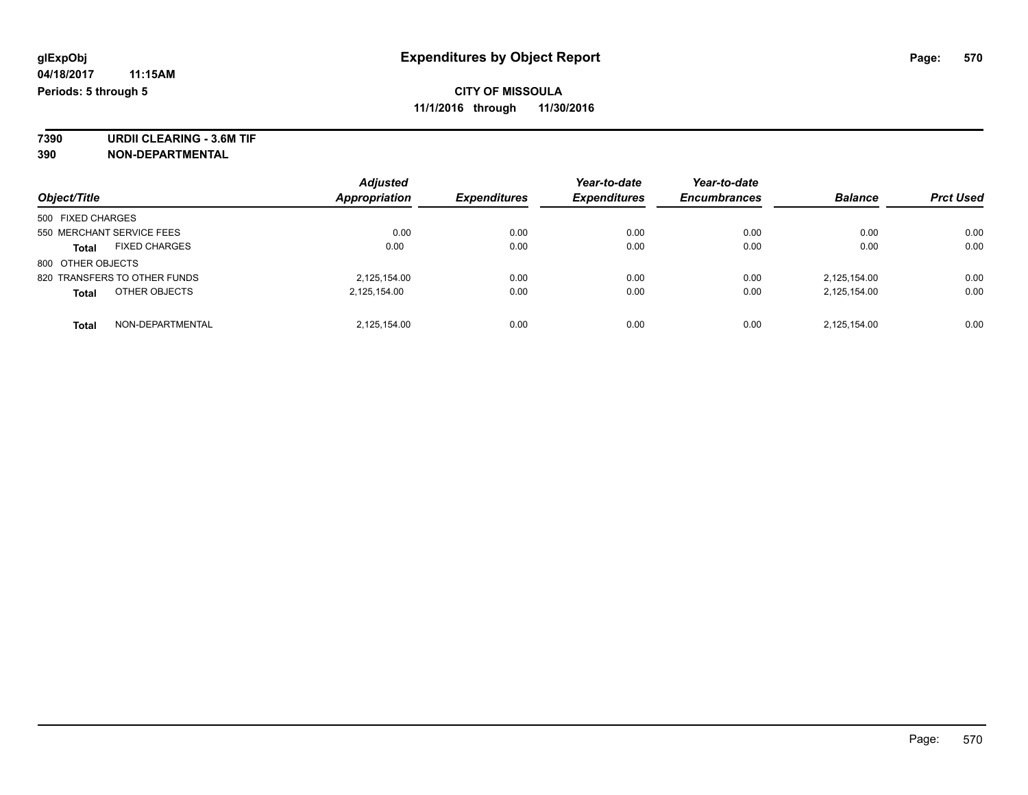**glExpObj** **Expenditures by Object Report**
**04/18/2017 11:15AM**
**Periods: 5 through 5**

**CITY OF MISSOULA**
**11/1/2016 through 11/30/2016**

**7390 URDII CLEARING - 3.6M TIF**
**390 NON-DEPARTMENTAL**

| Object/Title | Adjusted Appropriation | Expenditures | Year-to-date Expenditures | Year-to-date Encumbrances | Balance | Prct Used |
|---|---|---|---|---|---|---|
| 500 FIXED CHARGES | | | | | | |
| 550 MERCHANT SERVICE FEES | 0.00 | 0.00 | 0.00 | 0.00 | 0.00 | 0.00 |
| **Total** FIXED CHARGES | 0.00 | 0.00 | 0.00 | 0.00 | 0.00 | 0.00 |
| 800 OTHER OBJECTS | | | | | | |
| 820 TRANSFERS TO OTHER FUNDS | 2,125,154.00 | 0.00 | 0.00 | 0.00 | 2,125,154.00 | 0.00 |
| **Total** OTHER OBJECTS | 2,125,154.00 | 0.00 | 0.00 | 0.00 | 2,125,154.00 | 0.00 |
| **Total** NON-DEPARTMENTAL | 2,125,154.00 | 0.00 | 0.00 | 0.00 | 2,125,154.00 | 0.00 |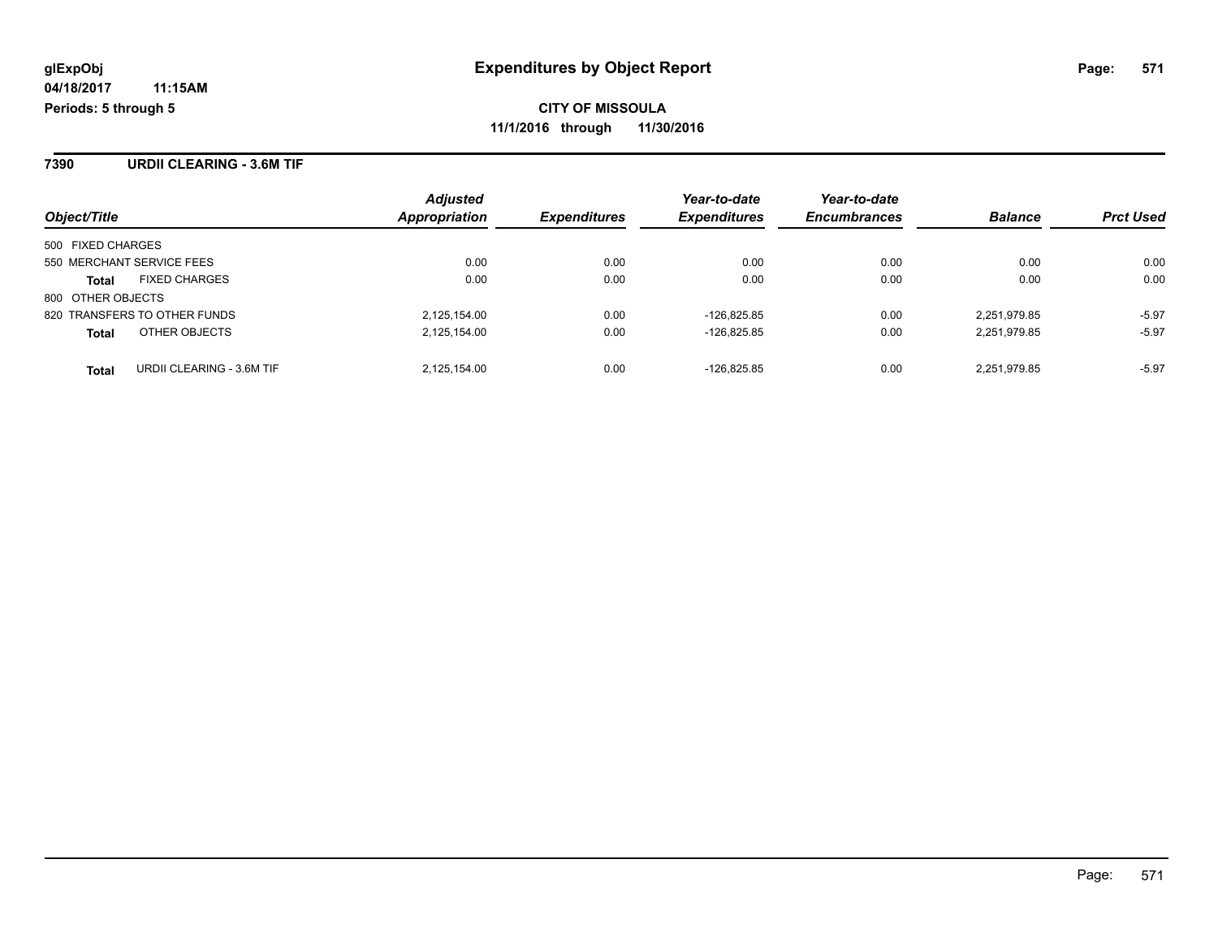**glExpObj**
**04/18/2017 11:15AM**
**Periods: 5 through 5**

# Expenditures by Object Report

**CITY OF MISSOULA**
**11/1/2016 through 11/30/2016**

## 7390 URDII CLEARING - 3.6M TIF

| Object/Title | Adjusted Appropriation | Expenditures | Year-to-date Expenditures | Year-to-date Encumbrances | Balance | Prct Used |
|---|---|---|---|---|---|---|
| 500 FIXED CHARGES | | | | | | |
| 550 MERCHANT SERVICE FEES | 0.00 | 0.00 | 0.00 | 0.00 | 0.00 | 0.00 |
| **Total** FIXED CHARGES | 0.00 | 0.00 | 0.00 | 0.00 | 0.00 | 0.00 |
| 800 OTHER OBJECTS | | | | | | |
| 820 TRANSFERS TO OTHER FUNDS | 2,125,154.00 | 0.00 | -126,825.85 | 0.00 | 2,251,979.85 | -5.97 |
| **Total** OTHER OBJECTS | 2,125,154.00 | 0.00 | -126,825.85 | 0.00 | 2,251,979.85 | -5.97 |
| **Total** URDII CLEARING - 3.6M TIF | 2,125,154.00 | 0.00 | -126,825.85 | 0.00 | 2,251,979.85 | -5.97 |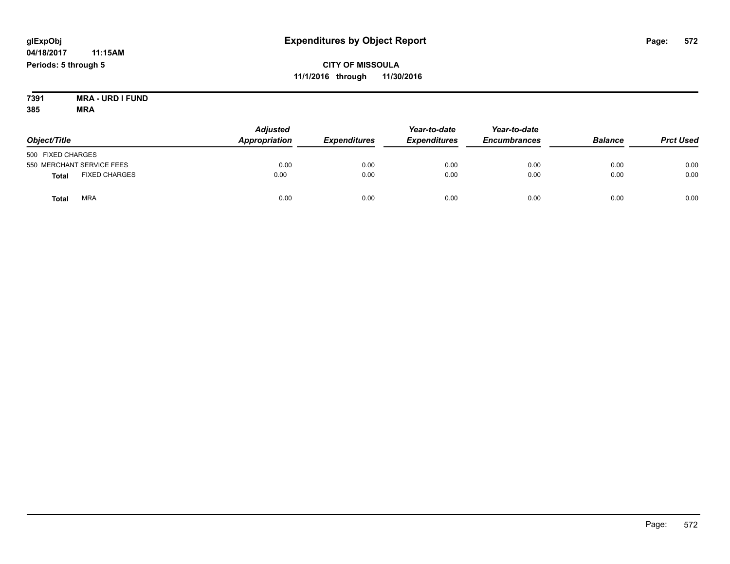glExpObj

04/18/2017 11:15AM

Periods: 5 through 5

# Expenditures by Object Report

**CITY OF MISSOULA**

**11/1/2016 through 11/30/2016**

**7391 MRA - URD I FUND**

**385 MRA**

| Object/Title | | Adjusted Appropriation | Expenditures | Year-to-date Expenditures | Year-to-date Encumbrances | Balance | Prct Used |
|---|---|---|---|---|---|---|---|
| 500 FIXED CHARGES | | | | | | | |
| 550 MERCHANT SERVICE FEES | | 0.00 | 0.00 | 0.00 | 0.00 | 0.00 | 0.00 |
| **Total** | FIXED CHARGES | 0.00 | 0.00 | 0.00 | 0.00 | 0.00 | 0.00 |
| **Total** | MRA | 0.00 | 0.00 | 0.00 | 0.00 | 0.00 | 0.00 |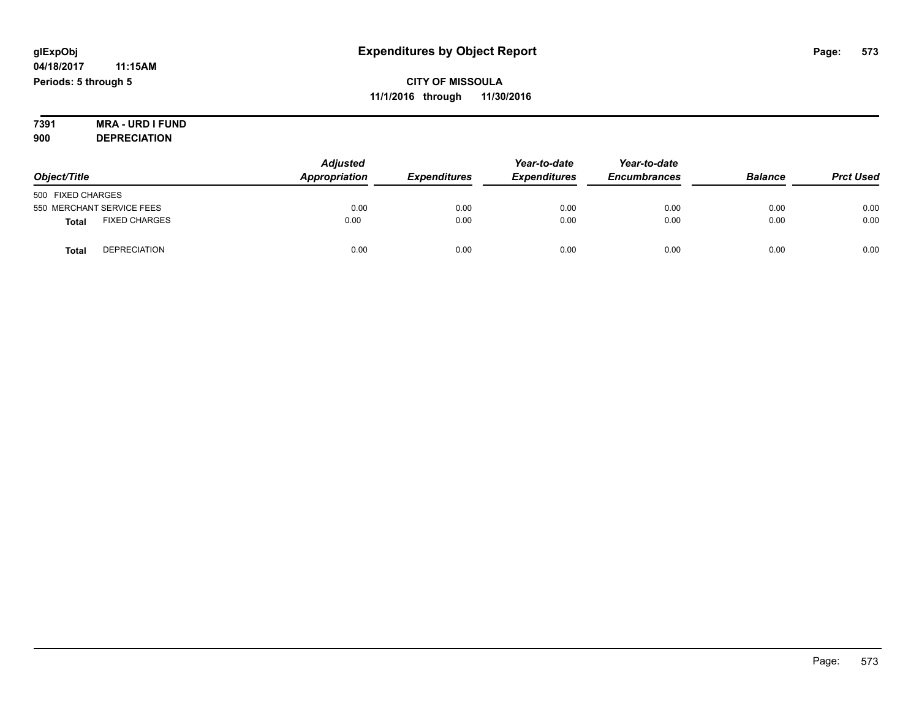**glExpObj** **Expenditures by Object Report**

**04/18/2017 11:15AM**

**Periods: 5 through 5**

**CITY OF MISSOULA**

**11/1/2016 through 11/30/2016**

**7391 MRA - URD I FUND**

**900 DEPRECIATION**

| Object/Title | | Adjusted Appropriation | Expenditures | Year-to-date Expenditures | Year-to-date Encumbrances | Balance | Prct Used |
|---|---|---|---|---|---|---|---|
| 500 FIXED CHARGES | | | | | | | |
| 550 MERCHANT SERVICE FEES | | 0.00 | 0.00 | 0.00 | 0.00 | 0.00 | 0.00 |
| **Total** | FIXED CHARGES | 0.00 | 0.00 | 0.00 | 0.00 | 0.00 | 0.00 |
| **Total** | DEPRECIATION | 0.00 | 0.00 | 0.00 | 0.00 | 0.00 | 0.00 |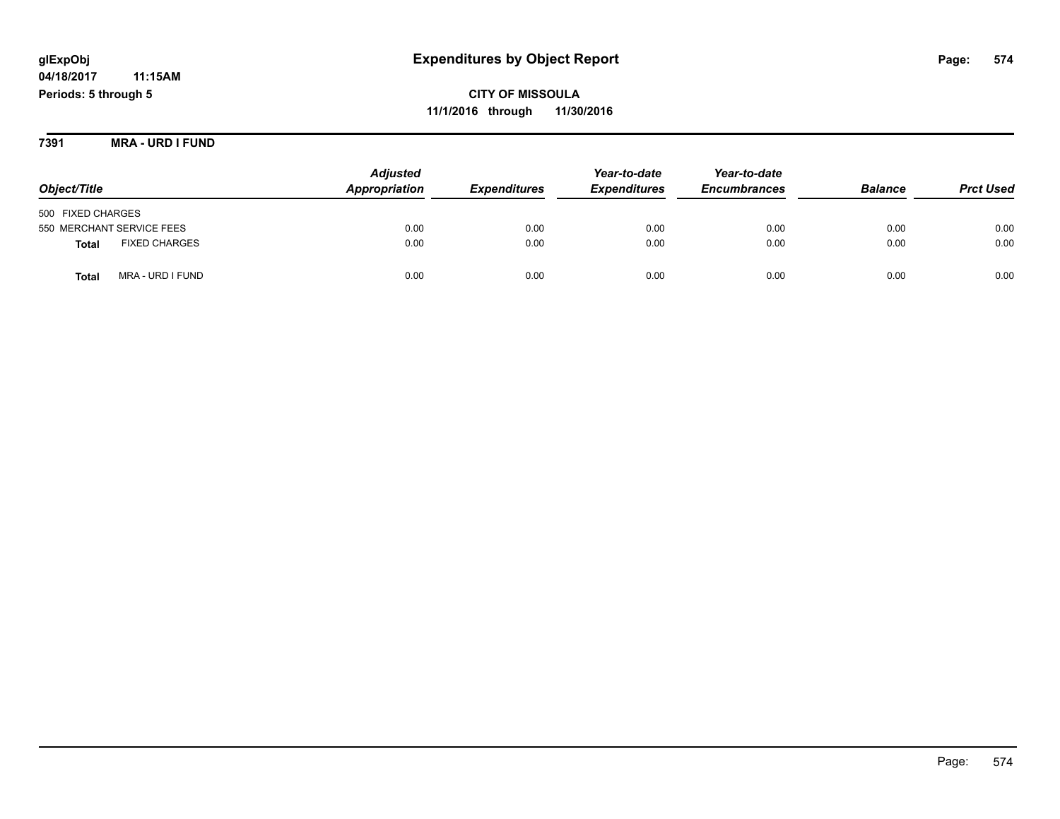**glExpObj**
**04/18/2017 11:15AM**
**Periods: 5 through 5**

# Expenditures by Object Report

**CITY OF MISSOULA**
**11/1/2016 through 11/30/2016**

**7391 MRA - URD I FUND**

| Object/Title | | Adjusted Appropriation | Expenditures | Year-to-date Expenditures | Year-to-date Encumbrances | Balance | Prct Used |
|---|---|---|---|---|---|---|---|
| 500 FIXED CHARGES | | | | | | | |
| 550 MERCHANT SERVICE FEES | | 0.00 | 0.00 | 0.00 | 0.00 | 0.00 | 0.00 |
| **Total** | FIXED CHARGES | 0.00 | 0.00 | 0.00 | 0.00 | 0.00 | 0.00 |
| **Total** | MRA - URD I FUND | 0.00 | 0.00 | 0.00 | 0.00 | 0.00 | 0.00 |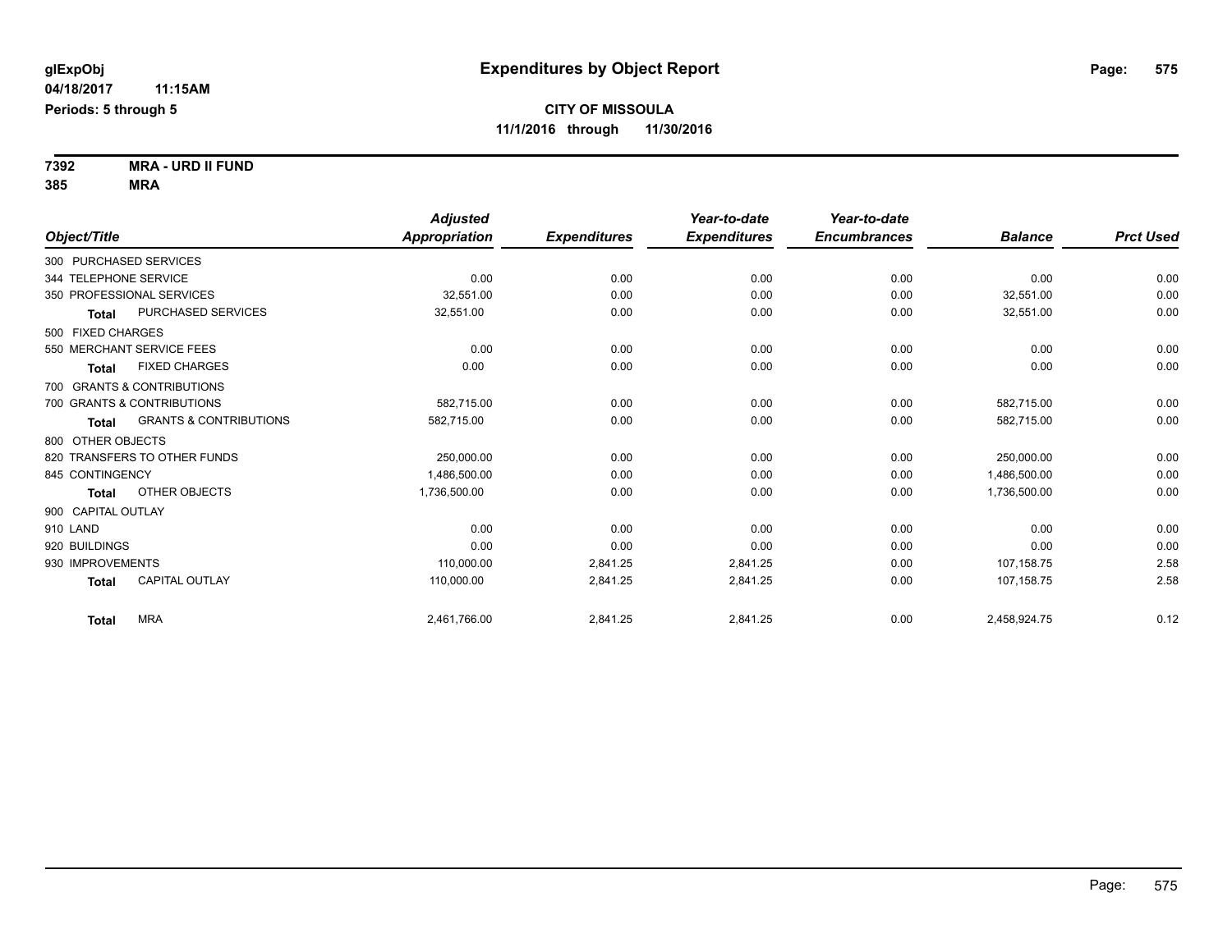**glExpObj** **Expenditures by Object Report**

**04/18/2017 11:15AM**

**Periods: 5 through 5**

**CITY OF MISSOULA**

**11/1/2016 through 11/30/2016**

**7392 MRA - URD II FUND**

**385 MRA**

| Object/Title | Adjusted Appropriation | Expenditures | Year-to-date Expenditures | Year-to-date Encumbrances | Balance | Prct Used |
|---|---|---|---|---|---|---|
| 300 PURCHASED SERVICES | | | | | | |
| 344 TELEPHONE SERVICE | 0.00 | 0.00 | 0.00 | 0.00 | 0.00 | 0.00 |
| 350 PROFESSIONAL SERVICES | 32,551.00 | 0.00 | 0.00 | 0.00 | 32,551.00 | 0.00 |
| **Total** PURCHASED SERVICES | 32,551.00 | 0.00 | 0.00 | 0.00 | 32,551.00 | 0.00 |
| 500 FIXED CHARGES | | | | | | |
| 550 MERCHANT SERVICE FEES | 0.00 | 0.00 | 0.00 | 0.00 | 0.00 | 0.00 |
| **Total** FIXED CHARGES | 0.00 | 0.00 | 0.00 | 0.00 | 0.00 | 0.00 |
| 700 GRANTS & CONTRIBUTIONS | | | | | | |
| 700 GRANTS & CONTRIBUTIONS | 582,715.00 | 0.00 | 0.00 | 0.00 | 582,715.00 | 0.00 |
| **Total** GRANTS & CONTRIBUTIONS | 582,715.00 | 0.00 | 0.00 | 0.00 | 582,715.00 | 0.00 |
| 800 OTHER OBJECTS | | | | | | |
| 820 TRANSFERS TO OTHER FUNDS | 250,000.00 | 0.00 | 0.00 | 0.00 | 250,000.00 | 0.00 |
| 845 CONTINGENCY | 1,486,500.00 | 0.00 | 0.00 | 0.00 | 1,486,500.00 | 0.00 |
| **Total** OTHER OBJECTS | 1,736,500.00 | 0.00 | 0.00 | 0.00 | 1,736,500.00 | 0.00 |
| 900 CAPITAL OUTLAY | | | | | | |
| 910 LAND | 0.00 | 0.00 | 0.00 | 0.00 | 0.00 | 0.00 |
| 920 BUILDINGS | 0.00 | 0.00 | 0.00 | 0.00 | 0.00 | 0.00 |
| 930 IMPROVEMENTS | 110,000.00 | 2,841.25 | 2,841.25 | 0.00 | 107,158.75 | 2.58 |
| **Total** CAPITAL OUTLAY | 110,000.00 | 2,841.25 | 2,841.25 | 0.00 | 107,158.75 | 2.58 |
| **Total** MRA | 2,461,766.00 | 2,841.25 | 2,841.25 | 0.00 | 2,458,924.75 | 0.12 |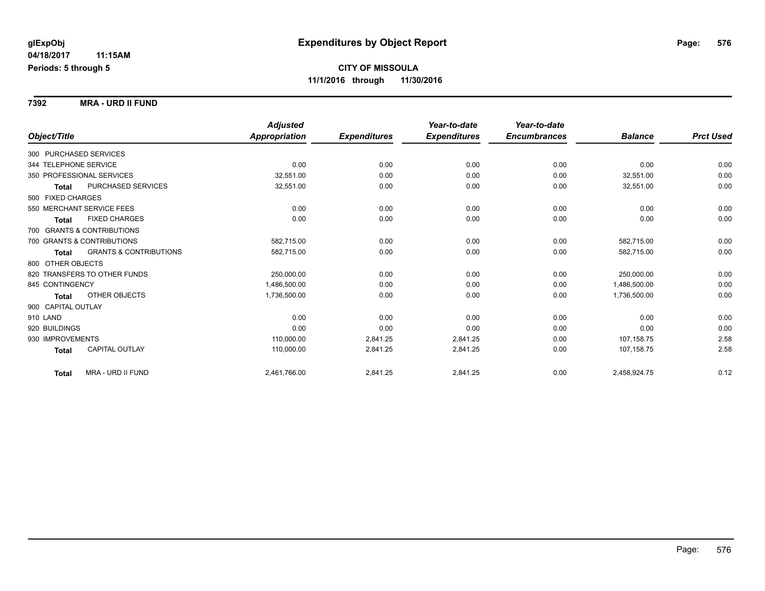**glExpObj** **Expenditures by Object Report**

**04/18/2017 11:15AM**

**Periods: 5 through 5**

**CITY OF MISSOULA**

**11/1/2016 through 11/30/2016**

## 7392 MRA - URD II FUND

| Object/Title | | Adjusted Appropriation | Expenditures | Year-to-date Expenditures | Year-to-date Encumbrances | Balance | Prct Used |
|---|---|---|---|---|---|---|---|
| 300 PURCHASED SERVICES | | | | | | | |
| 344 TELEPHONE SERVICE | | 0.00 | 0.00 | 0.00 | 0.00 | 0.00 | 0.00 |
| 350 PROFESSIONAL SERVICES | | 32,551.00 | 0.00 | 0.00 | 0.00 | 32,551.00 | 0.00 |
| **Total** | PURCHASED SERVICES | 32,551.00 | 0.00 | 0.00 | 0.00 | 32,551.00 | 0.00 |
| 500 FIXED CHARGES | | | | | | | |
| 550 MERCHANT SERVICE FEES | | 0.00 | 0.00 | 0.00 | 0.00 | 0.00 | 0.00 |
| **Total** | FIXED CHARGES | 0.00 | 0.00 | 0.00 | 0.00 | 0.00 | 0.00 |
| 700 GRANTS & CONTRIBUTIONS | | | | | | | |
| 700 GRANTS & CONTRIBUTIONS | | 582,715.00 | 0.00 | 0.00 | 0.00 | 582,715.00 | 0.00 |
| **Total** | GRANTS & CONTRIBUTIONS | 582,715.00 | 0.00 | 0.00 | 0.00 | 582,715.00 | 0.00 |
| 800 OTHER OBJECTS | | | | | | | |
| 820 TRANSFERS TO OTHER FUNDS | | 250,000.00 | 0.00 | 0.00 | 0.00 | 250,000.00 | 0.00 |
| 845 CONTINGENCY | | 1,486,500.00 | 0.00 | 0.00 | 0.00 | 1,486,500.00 | 0.00 |
| **Total** | OTHER OBJECTS | 1,736,500.00 | 0.00 | 0.00 | 0.00 | 1,736,500.00 | 0.00 |
| 900 CAPITAL OUTLAY | | | | | | | |
| 910 LAND | | 0.00 | 0.00 | 0.00 | 0.00 | 0.00 | 0.00 |
| 920 BUILDINGS | | 0.00 | 0.00 | 0.00 | 0.00 | 0.00 | 0.00 |
| 930 IMPROVEMENTS | | 110,000.00 | 2,841.25 | 2,841.25 | 0.00 | 107,158.75 | 2.58 |
| **Total** | CAPITAL OUTLAY | 110,000.00 | 2,841.25 | 2,841.25 | 0.00 | 107,158.75 | 2.58 |
| **Total** | MRA - URD II FUND | 2,461,766.00 | 2,841.25 | 2,841.25 | 0.00 | 2,458,924.75 | 0.12 |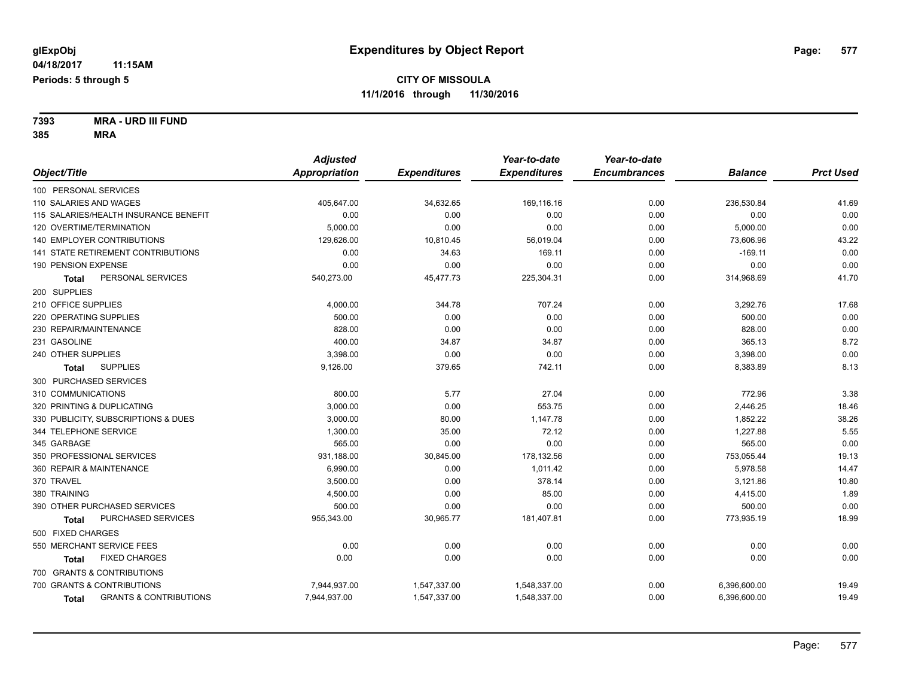**glExpObj** 04/18/2017 11:15AM
**Periods: 5 through 5**

# Expenditures by Object Report

**CITY OF MISSOULA**
**11/1/2016 through 11/30/2016**

**7393 MRA - URD III FUND**
**385 MRA**

| Object/Title | Adjusted Appropriation | Expenditures | Year-to-date Expenditures | Year-to-date Encumbrances | Balance | Prct Used |
|---|---|---|---|---|---|---|
| 100 PERSONAL SERVICES | | | | | | |
| 110 SALARIES AND WAGES | 405,647.00 | 34,632.65 | 169,116.16 | 0.00 | 236,530.84 | 41.69 |
| 115 SALARIES/HEALTH INSURANCE BENEFIT | 0.00 | 0.00 | 0.00 | 0.00 | 0.00 | 0.00 |
| 120 OVERTIME/TERMINATION | 5,000.00 | 0.00 | 0.00 | 0.00 | 5,000.00 | 0.00 |
| 140 EMPLOYER CONTRIBUTIONS | 129,626.00 | 10,810.45 | 56,019.04 | 0.00 | 73,606.96 | 43.22 |
| 141 STATE RETIREMENT CONTRIBUTIONS | 0.00 | 34.63 | 169.11 | 0.00 | -169.11 | 0.00 |
| 190 PENSION EXPENSE | 0.00 | 0.00 | 0.00 | 0.00 | 0.00 | 0.00 |
| **Total** PERSONAL SERVICES | 540,273.00 | 45,477.73 | 225,304.31 | 0.00 | 314,968.69 | 41.70 |
| 200 SUPPLIES | | | | | | |
| 210 OFFICE SUPPLIES | 4,000.00 | 344.78 | 707.24 | 0.00 | 3,292.76 | 17.68 |
| 220 OPERATING SUPPLIES | 500.00 | 0.00 | 0.00 | 0.00 | 500.00 | 0.00 |
| 230 REPAIR/MAINTENANCE | 828.00 | 0.00 | 0.00 | 0.00 | 828.00 | 0.00 |
| 231 GASOLINE | 400.00 | 34.87 | 34.87 | 0.00 | 365.13 | 8.72 |
| 240 OTHER SUPPLIES | 3,398.00 | 0.00 | 0.00 | 0.00 | 3,398.00 | 0.00 |
| **Total** SUPPLIES | 9,126.00 | 379.65 | 742.11 | 0.00 | 8,383.89 | 8.13 |
| 300 PURCHASED SERVICES | | | | | | |
| 310 COMMUNICATIONS | 800.00 | 5.77 | 27.04 | 0.00 | 772.96 | 3.38 |
| 320 PRINTING & DUPLICATING | 3,000.00 | 0.00 | 553.75 | 0.00 | 2,446.25 | 18.46 |
| 330 PUBLICITY, SUBSCRIPTIONS & DUES | 3,000.00 | 80.00 | 1,147.78 | 0.00 | 1,852.22 | 38.26 |
| 344 TELEPHONE SERVICE | 1,300.00 | 35.00 | 72.12 | 0.00 | 1,227.88 | 5.55 |
| 345 GARBAGE | 565.00 | 0.00 | 0.00 | 0.00 | 565.00 | 0.00 |
| 350 PROFESSIONAL SERVICES | 931,188.00 | 30,845.00 | 178,132.56 | 0.00 | 753,055.44 | 19.13 |
| 360 REPAIR & MAINTENANCE | 6,990.00 | 0.00 | 1,011.42 | 0.00 | 5,978.58 | 14.47 |
| 370 TRAVEL | 3,500.00 | 0.00 | 378.14 | 0.00 | 3,121.86 | 10.80 |
| 380 TRAINING | 4,500.00 | 0.00 | 85.00 | 0.00 | 4,415.00 | 1.89 |
| 390 OTHER PURCHASED SERVICES | 500.00 | 0.00 | 0.00 | 0.00 | 500.00 | 0.00 |
| **Total** PURCHASED SERVICES | 955,343.00 | 30,965.77 | 181,407.81 | 0.00 | 773,935.19 | 18.99 |
| 500 FIXED CHARGES | | | | | | |
| 550 MERCHANT SERVICE FEES | 0.00 | 0.00 | 0.00 | 0.00 | 0.00 | 0.00 |
| **Total** FIXED CHARGES | 0.00 | 0.00 | 0.00 | 0.00 | 0.00 | 0.00 |
| 700 GRANTS & CONTRIBUTIONS | | | | | | |
| 700 GRANTS & CONTRIBUTIONS | 7,944,937.00 | 1,547,337.00 | 1,548,337.00 | 0.00 | 6,396,600.00 | 19.49 |
| **Total** GRANTS & CONTRIBUTIONS | 7,944,937.00 | 1,547,337.00 | 1,548,337.00 | 0.00 | 6,396,600.00 | 19.49 |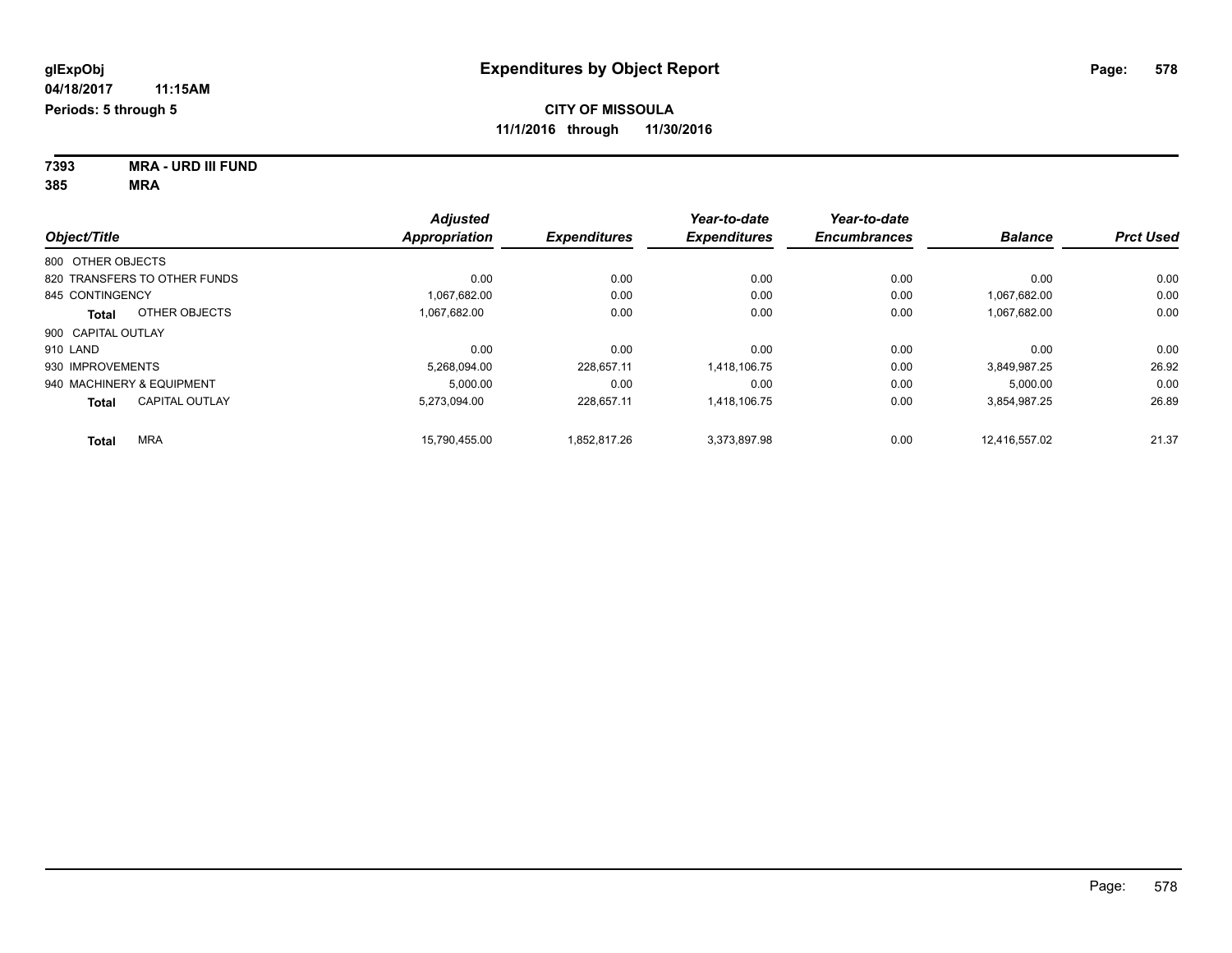**glExpObj**
**04/18/2017 11:15AM**
**Periods: 5 through 5**

# Expenditures by Object Report

**CITY OF MISSOULA**
**11/1/2016 through 11/30/2016**

**7393 MRA - URD III FUND**
**385 MRA**

| Object/Title | Adjusted Appropriation | Expenditures | Year-to-date Expenditures | Year-to-date Encumbrances | Balance | Prct Used |
|---|---|---|---|---|---|---|
| 800 OTHER OBJECTS | | | | | | |
| 820 TRANSFERS TO OTHER FUNDS | 0.00 | 0.00 | 0.00 | 0.00 | 0.00 | 0.00 |
| 845 CONTINGENCY | 1,067,682.00 | 0.00 | 0.00 | 0.00 | 1,067,682.00 | 0.00 |
| **Total** OTHER OBJECTS | 1,067,682.00 | 0.00 | 0.00 | 0.00 | 1,067,682.00 | 0.00 |
| 900 CAPITAL OUTLAY | | | | | | |
| 910 LAND | 0.00 | 0.00 | 0.00 | 0.00 | 0.00 | 0.00 |
| 930 IMPROVEMENTS | 5,268,094.00 | 228,657.11 | 1,418,106.75 | 0.00 | 3,849,987.25 | 26.92 |
| 940 MACHINERY & EQUIPMENT | 5,000.00 | 0.00 | 0.00 | 0.00 | 5,000.00 | 0.00 |
| **Total** CAPITAL OUTLAY | 5,273,094.00 | 228,657.11 | 1,418,106.75 | 0.00 | 3,854,987.25 | 26.89 |
| **Total** MRA | 15,790,455.00 | 1,852,817.26 | 3,373,897.98 | 0.00 | 12,416,557.02 | 21.37 |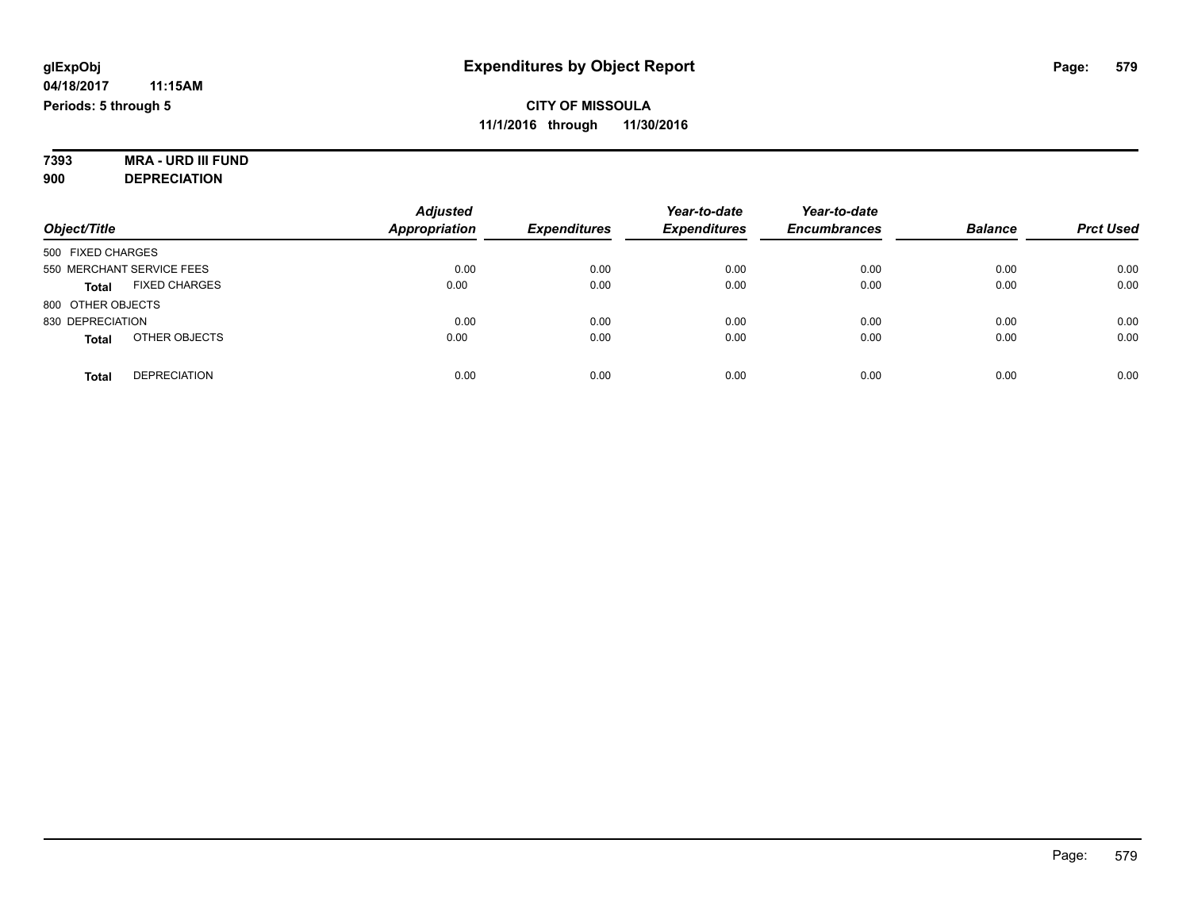glExpObj

04/18/2017 11:15AM

Periods: 5 through 5

# Expenditures by Object Report

**CITY OF MISSOULA**

**11/1/2016 through 11/30/2016**

**7393 MRA - URD III FUND**

**900 DEPRECIATION**

| Object/Title | Adjusted Appropriation | Expenditures | Year-to-date Expenditures | Year-to-date Encumbrances | Balance | Prct Used |
|---|---|---|---|---|---|---|
| 500 FIXED CHARGES | | | | | | |
| 550 MERCHANT SERVICE FEES | 0.00 | 0.00 | 0.00 | 0.00 | 0.00 | 0.00 |
| **Total** FIXED CHARGES | 0.00 | 0.00 | 0.00 | 0.00 | 0.00 | 0.00 |
| 800 OTHER OBJECTS | | | | | | |
| 830 DEPRECIATION | 0.00 | 0.00 | 0.00 | 0.00 | 0.00 | 0.00 |
| **Total** OTHER OBJECTS | 0.00 | 0.00 | 0.00 | 0.00 | 0.00 | 0.00 |
| **Total** DEPRECIATION | 0.00 | 0.00 | 0.00 | 0.00 | 0.00 | 0.00 |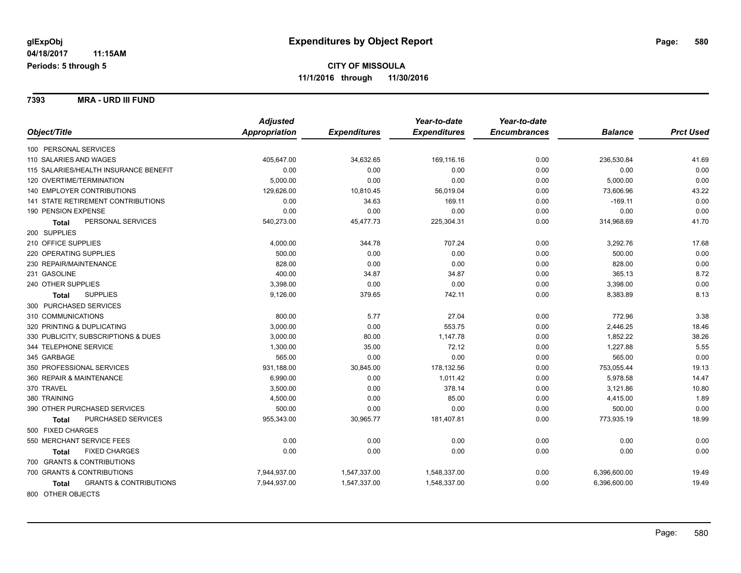**glExpObj**
**04/18/2017 11:15AM**
**Periods: 5 through 5**

# Expenditures by Object Report

**CITY OF MISSOULA**
**11/1/2016 through 11/30/2016**

**7393 MRA - URD III FUND**

| Object/Title | *Adjusted Appropriation* | *Expenditures* | *Year-to-date Expenditures* | *Year-to-date Encumbrances* | *Balance* | *Prct Used* |
|---|---|---|---|---|---|---|
| 100 PERSONAL SERVICES | | | | | | |
| 110 SALARIES AND WAGES | 405,647.00 | 34,632.65 | 169,116.16 | 0.00 | 236,530.84 | 41.69 |
| 115 SALARIES/HEALTH INSURANCE BENEFIT | 0.00 | 0.00 | 0.00 | 0.00 | 0.00 | 0.00 |
| 120 OVERTIME/TERMINATION | 5,000.00 | 0.00 | 0.00 | 0.00 | 5,000.00 | 0.00 |
| 140 EMPLOYER CONTRIBUTIONS | 129,626.00 | 10,810.45 | 56,019.04 | 0.00 | 73,606.96 | 43.22 |
| 141 STATE RETIREMENT CONTRIBUTIONS | 0.00 | 34.63 | 169.11 | 0.00 | -169.11 | 0.00 |
| 190 PENSION EXPENSE | 0.00 | 0.00 | 0.00 | 0.00 | 0.00 | 0.00 |
| **Total** PERSONAL SERVICES | 540,273.00 | 45,477.73 | 225,304.31 | 0.00 | 314,968.69 | 41.70 |
| 200 SUPPLIES | | | | | | |
| 210 OFFICE SUPPLIES | 4,000.00 | 344.78 | 707.24 | 0.00 | 3,292.76 | 17.68 |
| 220 OPERATING SUPPLIES | 500.00 | 0.00 | 0.00 | 0.00 | 500.00 | 0.00 |
| 230 REPAIR/MAINTENANCE | 828.00 | 0.00 | 0.00 | 0.00 | 828.00 | 0.00 |
| 231 GASOLINE | 400.00 | 34.87 | 34.87 | 0.00 | 365.13 | 8.72 |
| 240 OTHER SUPPLIES | 3,398.00 | 0.00 | 0.00 | 0.00 | 3,398.00 | 0.00 |
| **Total** SUPPLIES | 9,126.00 | 379.65 | 742.11 | 0.00 | 8,383.89 | 8.13 |
| 300 PURCHASED SERVICES | | | | | | |
| 310 COMMUNICATIONS | 800.00 | 5.77 | 27.04 | 0.00 | 772.96 | 3.38 |
| 320 PRINTING & DUPLICATING | 3,000.00 | 0.00 | 553.75 | 0.00 | 2,446.25 | 18.46 |
| 330 PUBLICITY, SUBSCRIPTIONS & DUES | 3,000.00 | 80.00 | 1,147.78 | 0.00 | 1,852.22 | 38.26 |
| 344 TELEPHONE SERVICE | 1,300.00 | 35.00 | 72.12 | 0.00 | 1,227.88 | 5.55 |
| 345 GARBAGE | 565.00 | 0.00 | 0.00 | 0.00 | 565.00 | 0.00 |
| 350 PROFESSIONAL SERVICES | 931,188.00 | 30,845.00 | 178,132.56 | 0.00 | 753,055.44 | 19.13 |
| 360 REPAIR & MAINTENANCE | 6,990.00 | 0.00 | 1,011.42 | 0.00 | 5,978.58 | 14.47 |
| 370 TRAVEL | 3,500.00 | 0.00 | 378.14 | 0.00 | 3,121.86 | 10.80 |
| 380 TRAINING | 4,500.00 | 0.00 | 85.00 | 0.00 | 4,415.00 | 1.89 |
| 390 OTHER PURCHASED SERVICES | 500.00 | 0.00 | 0.00 | 0.00 | 500.00 | 0.00 |
| **Total** PURCHASED SERVICES | 955,343.00 | 30,965.77 | 181,407.81 | 0.00 | 773,935.19 | 18.99 |
| 500 FIXED CHARGES | | | | | | |
| 550 MERCHANT SERVICE FEES | 0.00 | 0.00 | 0.00 | 0.00 | 0.00 | 0.00 |
| **Total** FIXED CHARGES | 0.00 | 0.00 | 0.00 | 0.00 | 0.00 | 0.00 |
| 700 GRANTS & CONTRIBUTIONS | | | | | | |
| 700 GRANTS & CONTRIBUTIONS | 7,944,937.00 | 1,547,337.00 | 1,548,337.00 | 0.00 | 6,396,600.00 | 19.49 |
| **Total** GRANTS & CONTRIBUTIONS | 7,944,937.00 | 1,547,337.00 | 1,548,337.00 | 0.00 | 6,396,600.00 | 19.49 |
| 800 OTHER OBJECTS | | | | | | |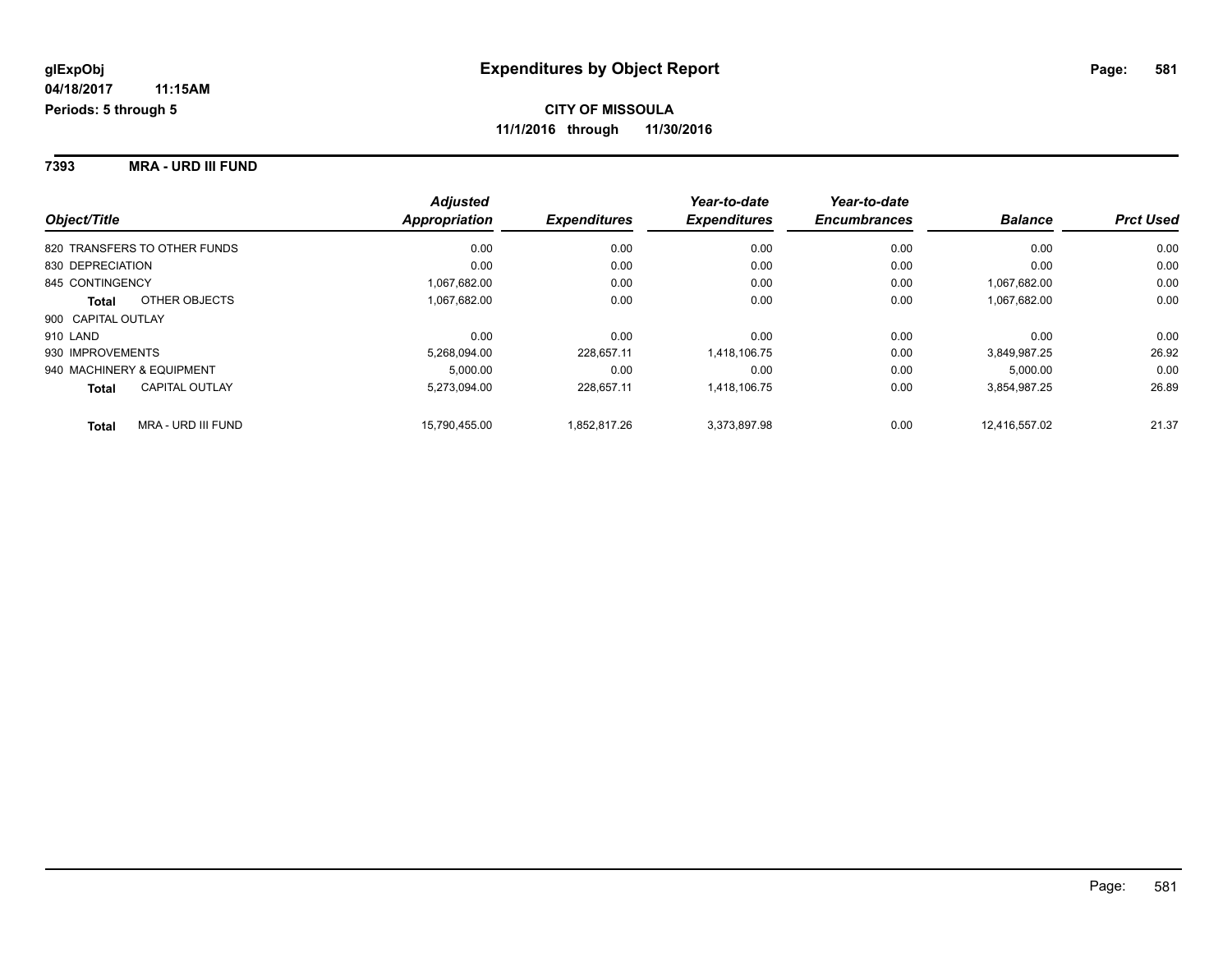**glExpObj** | **Expenditures by Object Report**

**04/18/2017 11:15AM**

**Periods: 5 through 5**

**CITY OF MISSOULA**

**11/1/2016 through 11/30/2016**

## 7393 MRA - URD III FUND

| Object/Title | | Adjusted Appropriation | Expenditures | Year-to-date Expenditures | Year-to-date Encumbrances | Balance | Prct Used |
|---|---|---|---|---|---|---|---|
| 820 TRANSFERS TO OTHER FUNDS | | 0.00 | 0.00 | 0.00 | 0.00 | 0.00 | 0.00 |
| 830 DEPRECIATION | | 0.00 | 0.00 | 0.00 | 0.00 | 0.00 | 0.00 |
| 845 CONTINGENCY | | 1,067,682.00 | 0.00 | 0.00 | 0.00 | 1,067,682.00 | 0.00 |
| **Total** | OTHER OBJECTS | 1,067,682.00 | 0.00 | 0.00 | 0.00 | 1,067,682.00 | 0.00 |
| 900 CAPITAL OUTLAY | | | | | | | |
| 910 LAND | | 0.00 | 0.00 | 0.00 | 0.00 | 0.00 | 0.00 |
| 930 IMPROVEMENTS | | 5,268,094.00 | 228,657.11 | 1,418,106.75 | 0.00 | 3,849,987.25 | 26.92 |
| 940 MACHINERY & EQUIPMENT | | 5,000.00 | 0.00 | 0.00 | 0.00 | 5,000.00 | 0.00 |
| **Total** | CAPITAL OUTLAY | 5,273,094.00 | 228,657.11 | 1,418,106.75 | 0.00 | 3,854,987.25 | 26.89 |
| **Total** | MRA - URD III FUND | 15,790,455.00 | 1,852,817.26 | 3,373,897.98 | 0.00 | 12,416,557.02 | 21.37 |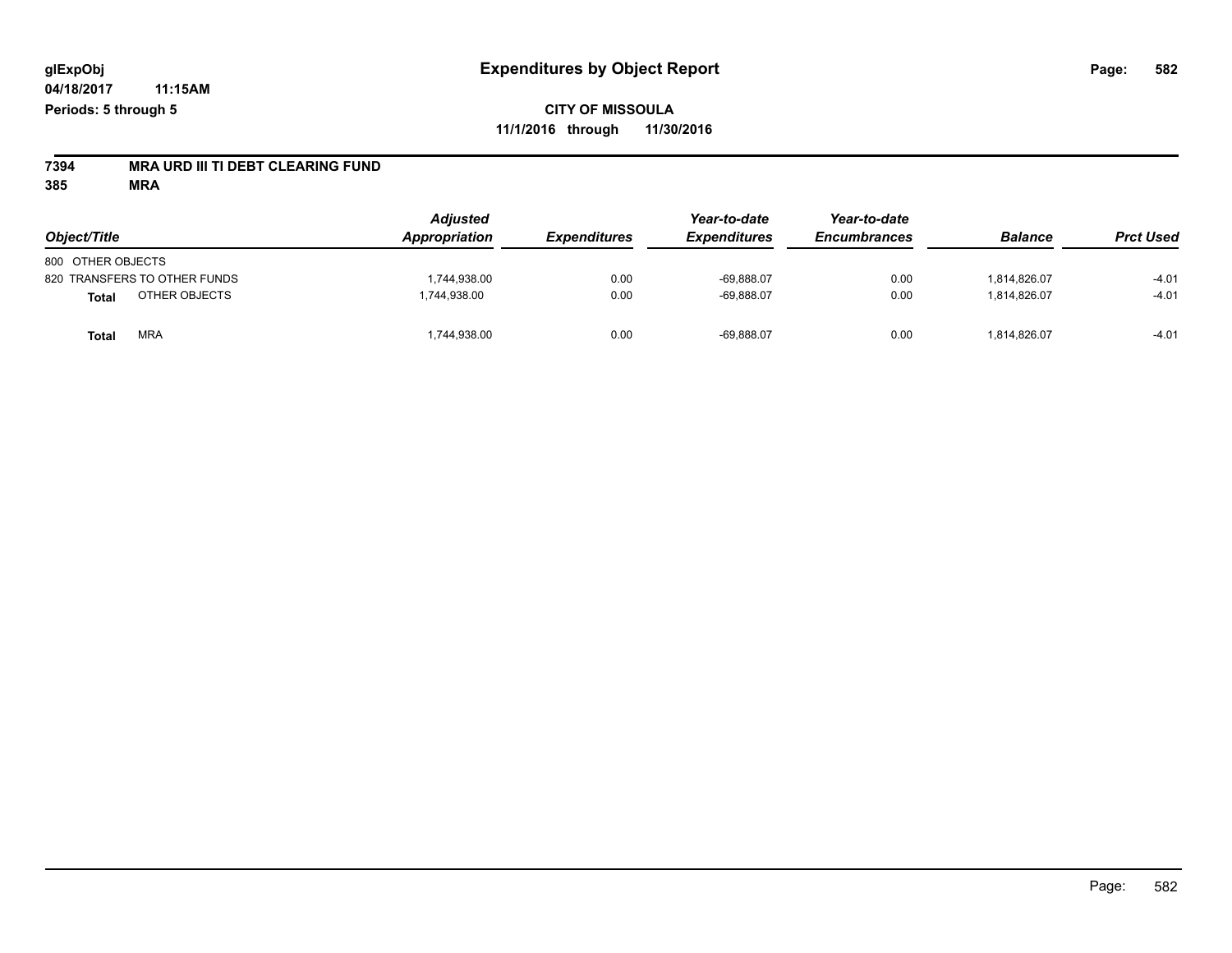glExpObj
04/18/2017 11:15AM
Periods: 5 through 5

# Expenditures by Object Report

**CITY OF MISSOULA**
**11/1/2016 through 11/30/2016**

**7394 MRA URD III TI DEBT CLEARING FUND**
**385 MRA**

| Object/Title | | Adjusted Appropriation | Expenditures | Year-to-date Expenditures | Year-to-date Encumbrances | Balance | Prct Used |
|---|---|---|---|---|---|---|---|
| 800 OTHER OBJECTS | | | | | | | |
| 820 TRANSFERS TO OTHER FUNDS | | 1,744,938.00 | 0.00 | -69,888.07 | 0.00 | 1,814,826.07 | -4.01 |
| **Total** | OTHER OBJECTS | 1,744,938.00 | 0.00 | -69,888.07 | 0.00 | 1,814,826.07 | -4.01 |
| **Total** | MRA | 1,744,938.00 | 0.00 | -69,888.07 | 0.00 | 1,814,826.07 | -4.01 |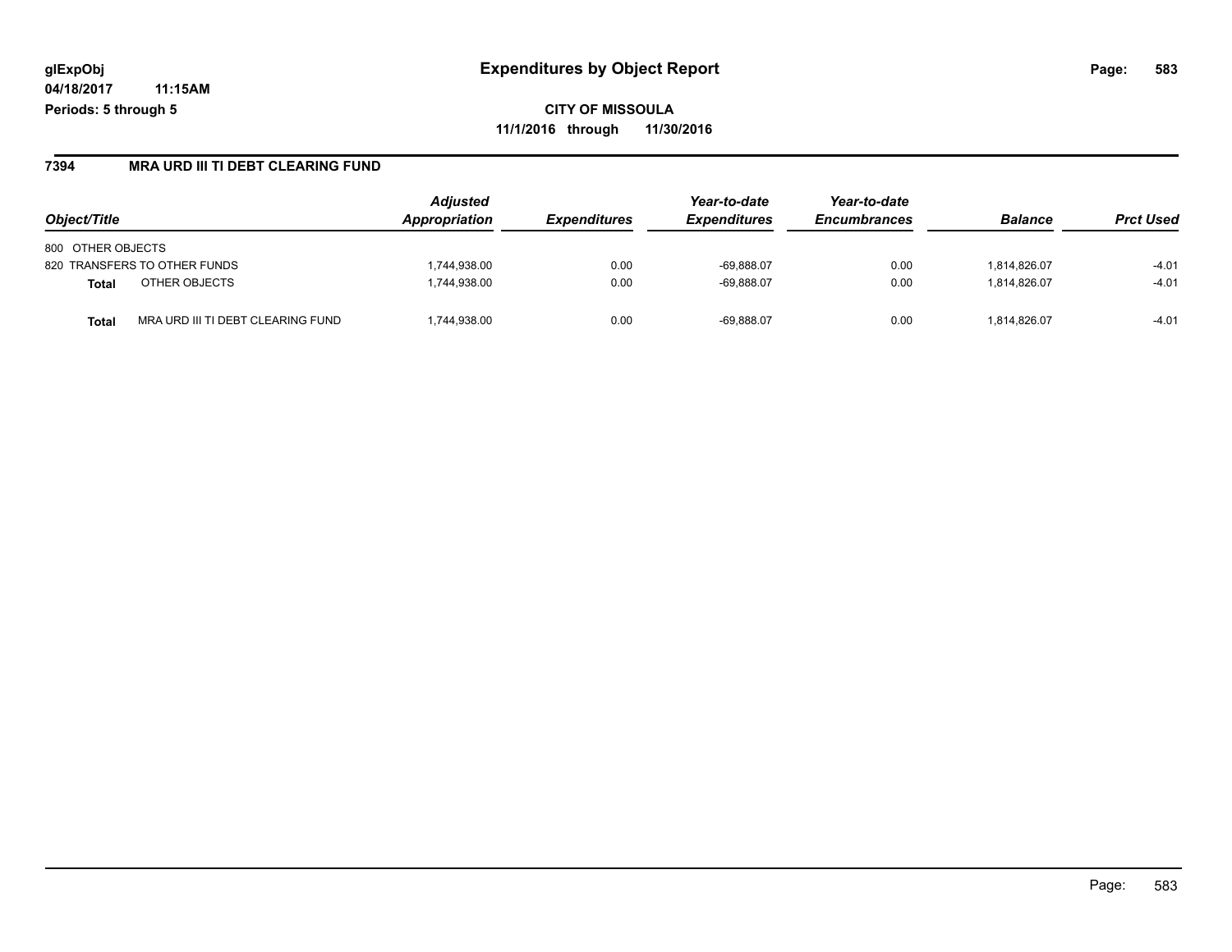**glExpObj**
**04/18/2017 11:15AM**
**Periods: 5 through 5**

# Expenditures by Object Report

**CITY OF MISSOULA**
**11/1/2016 through 11/30/2016**

## 7394 MRA URD III TI DEBT CLEARING FUND

| Object/Title | | Adjusted Appropriation | Expenditures | Year-to-date Expenditures | Year-to-date Encumbrances | Balance | Prct Used |
|---|---|---|---|---|---|---|---|
| 800 OTHER OBJECTS | | | | | | | |
| 820 TRANSFERS TO OTHER FUNDS | | 1,744,938.00 | 0.00 | -69,888.07 | 0.00 | 1,814,826.07 | -4.01 |
| **Total** | OTHER OBJECTS | 1,744,938.00 | 0.00 | -69,888.07 | 0.00 | 1,814,826.07 | -4.01 |
| **Total** | MRA URD III TI DEBT CLEARING FUND | 1,744,938.00 | 0.00 | -69,888.07 | 0.00 | 1,814,826.07 | -4.01 |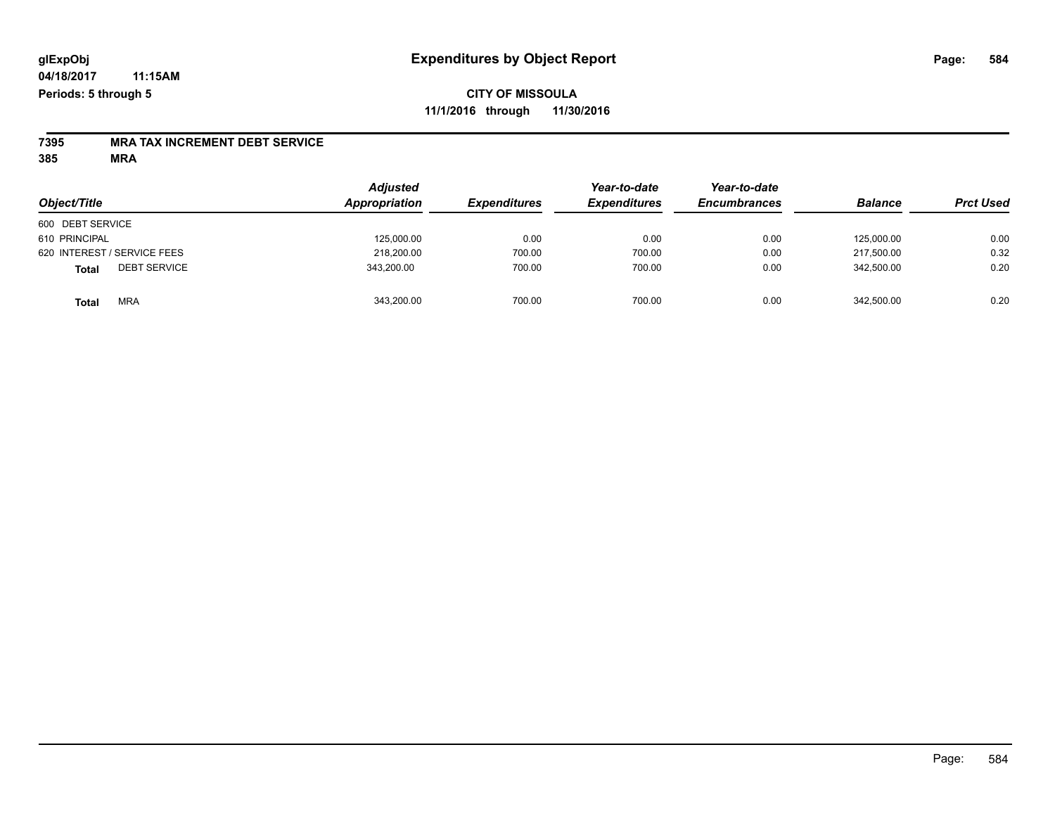glExpObj
04/18/2017 11:15AM
Periods: 5 through 5

# Expenditures by Object Report

**CITY OF MISSOULA**
**11/1/2016 through 11/30/2016**

**7395 MRA TAX INCREMENT DEBT SERVICE**
**385 MRA**

| Object/Title | Adjusted Appropriation | Expenditures | Year-to-date Expenditures | Year-to-date Encumbrances | Balance | Prct Used |
|---|---|---|---|---|---|---|
| 600 DEBT SERVICE | | | | | | |
| 610 PRINCIPAL | 125,000.00 | 0.00 | 0.00 | 0.00 | 125,000.00 | 0.00 |
| 620 INTEREST / SERVICE FEES | 218,200.00 | 700.00 | 700.00 | 0.00 | 217,500.00 | 0.32 |
| **Total** DEBT SERVICE | 343,200.00 | 700.00 | 700.00 | 0.00 | 342,500.00 | 0.20 |
| **Total** MRA | 343,200.00 | 700.00 | 700.00 | 0.00 | 342,500.00 | 0.20 |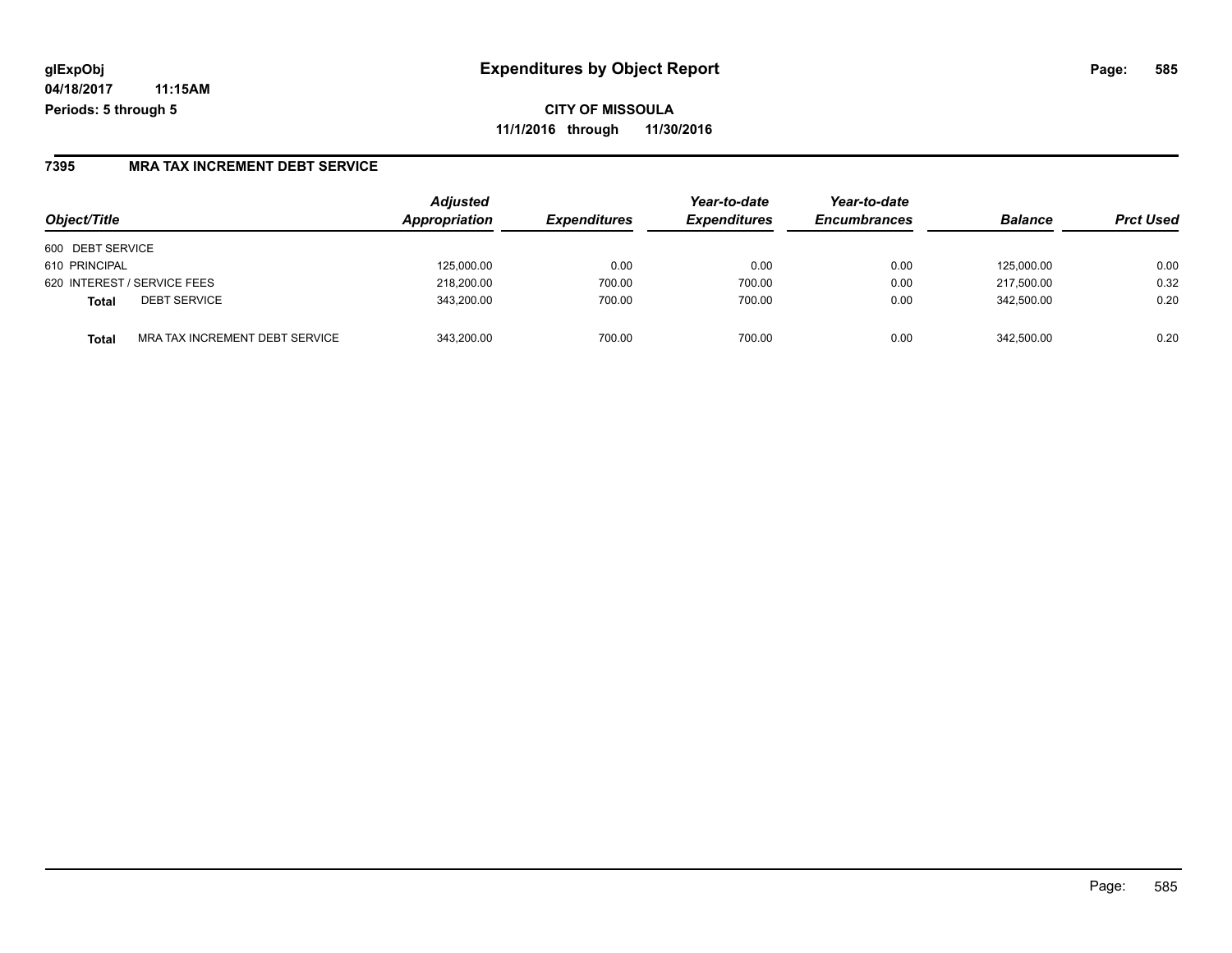# Expenditures by Object Report

**glExpObj**
**04/18/2017 11:15AM**
**Periods: 5 through 5**

**CITY OF MISSOULA**
**11/1/2016 through 11/30/2016**

## 7395 MRA TAX INCREMENT DEBT SERVICE

| Object/Title | | Adjusted Appropriation | Expenditures | Year-to-date Expenditures | Year-to-date Encumbrances | Balance | Prct Used |
|---|---|---|---|---|---|---|---|
| 600 DEBT SERVICE | | | | | | | |
| 610 PRINCIPAL | | 125,000.00 | 0.00 | 0.00 | 0.00 | 125,000.00 | 0.00 |
| 620 INTEREST / SERVICE FEES | | 218,200.00 | 700.00 | 700.00 | 0.00 | 217,500.00 | 0.32 |
| **Total** | DEBT SERVICE | 343,200.00 | 700.00 | 700.00 | 0.00 | 342,500.00 | 0.20 |
| **Total** | MRA TAX INCREMENT DEBT SERVICE | 343,200.00 | 700.00 | 700.00 | 0.00 | 342,500.00 | 0.20 |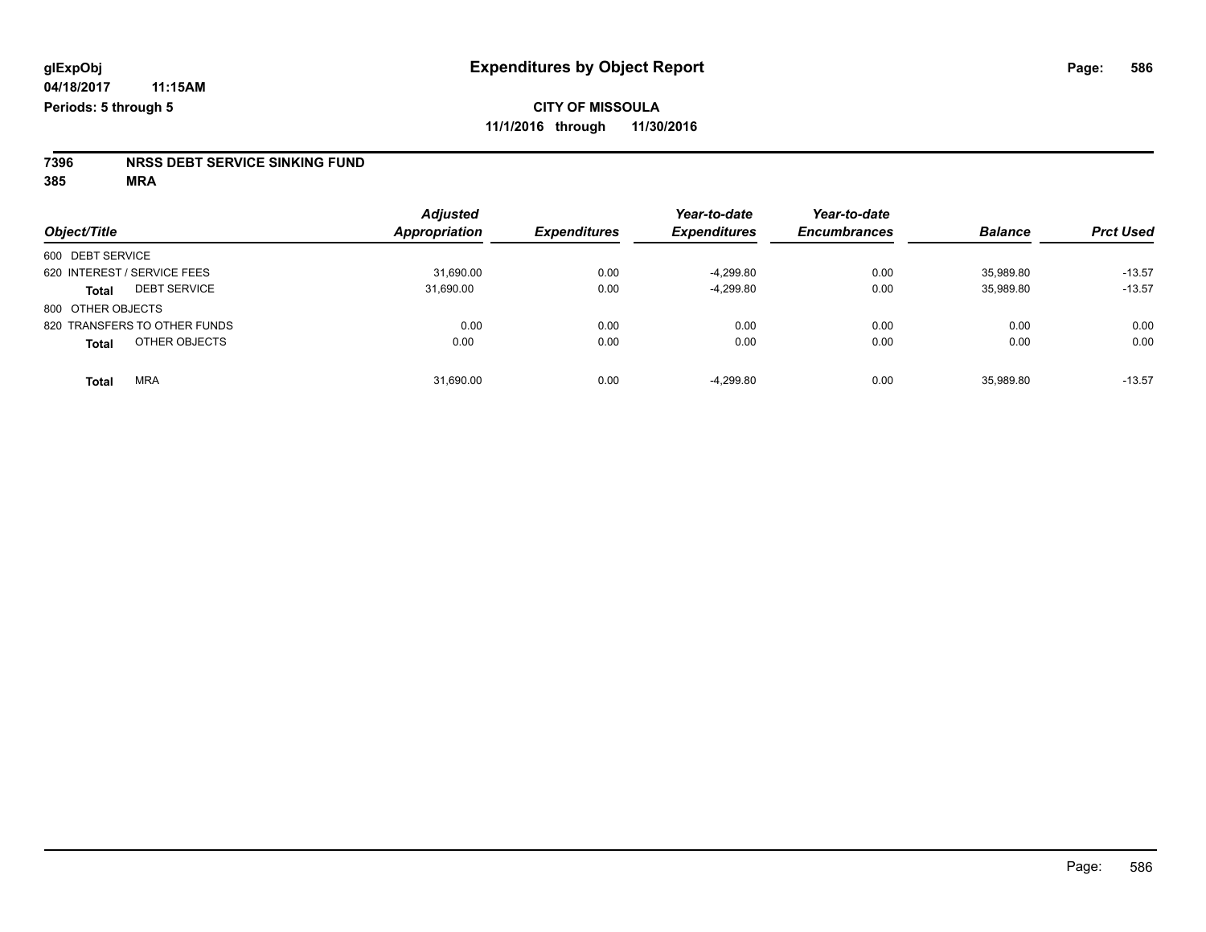**glExpObj**
**04/18/2017 11:15AM**
**Periods: 5 through 5**

# Expenditures by Object Report

**CITY OF MISSOULA**
**11/1/2016 through 11/30/2016**

**7396 NRSS DEBT SERVICE SINKING FUND**
**385 MRA**

| Object/Title | | Adjusted Appropriation | Expenditures | Year-to-date Expenditures | Year-to-date Encumbrances | Balance | Prct Used |
|---|---|---|---|---|---|---|---|
| 600 DEBT SERVICE | | | | | | | |
| 620 INTEREST / SERVICE FEES | | 31,690.00 | 0.00 | -4,299.80 | 0.00 | 35,989.80 | -13.57 |
| **Total** | DEBT SERVICE | 31,690.00 | 0.00 | -4,299.80 | 0.00 | 35,989.80 | -13.57 |
| 800 OTHER OBJECTS | | | | | | | |
| 820 TRANSFERS TO OTHER FUNDS | | 0.00 | 0.00 | 0.00 | 0.00 | 0.00 | 0.00 |
| **Total** | OTHER OBJECTS | 0.00 | 0.00 | 0.00 | 0.00 | 0.00 | 0.00 |
| **Total** | MRA | 31,690.00 | 0.00 | -4,299.80 | 0.00 | 35,989.80 | -13.57 |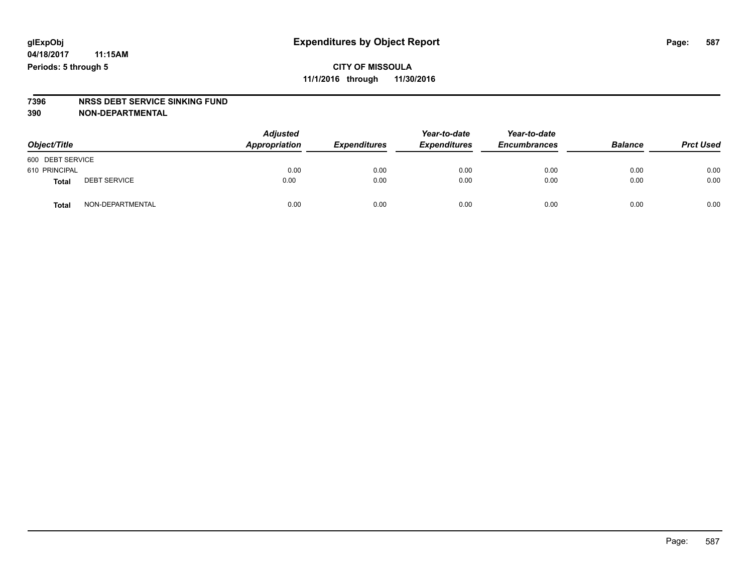# Expenditures by Object Report

glExpObj
04/18/2017 11:15AM
Periods: 5 through 5

**CITY OF MISSOULA**
**11/1/2016 through 11/30/2016**

**7396 NRSS DEBT SERVICE SINKING FUND**
**390 NON-DEPARTMENTAL**

| Object/Title | | Adjusted Appropriation | Expenditures | Year-to-date Expenditures | Year-to-date Encumbrances | Balance | Prct Used |
|---|---|---|---|---|---|---|---|
| 600 DEBT SERVICE | | | | | | | |
| 610 PRINCIPAL | | 0.00 | 0.00 | 0.00 | 0.00 | 0.00 | 0.00 |
| **Total** | DEBT SERVICE | 0.00 | 0.00 | 0.00 | 0.00 | 0.00 | 0.00 |
| **Total** | NON-DEPARTMENTAL | 0.00 | 0.00 | 0.00 | 0.00 | 0.00 | 0.00 |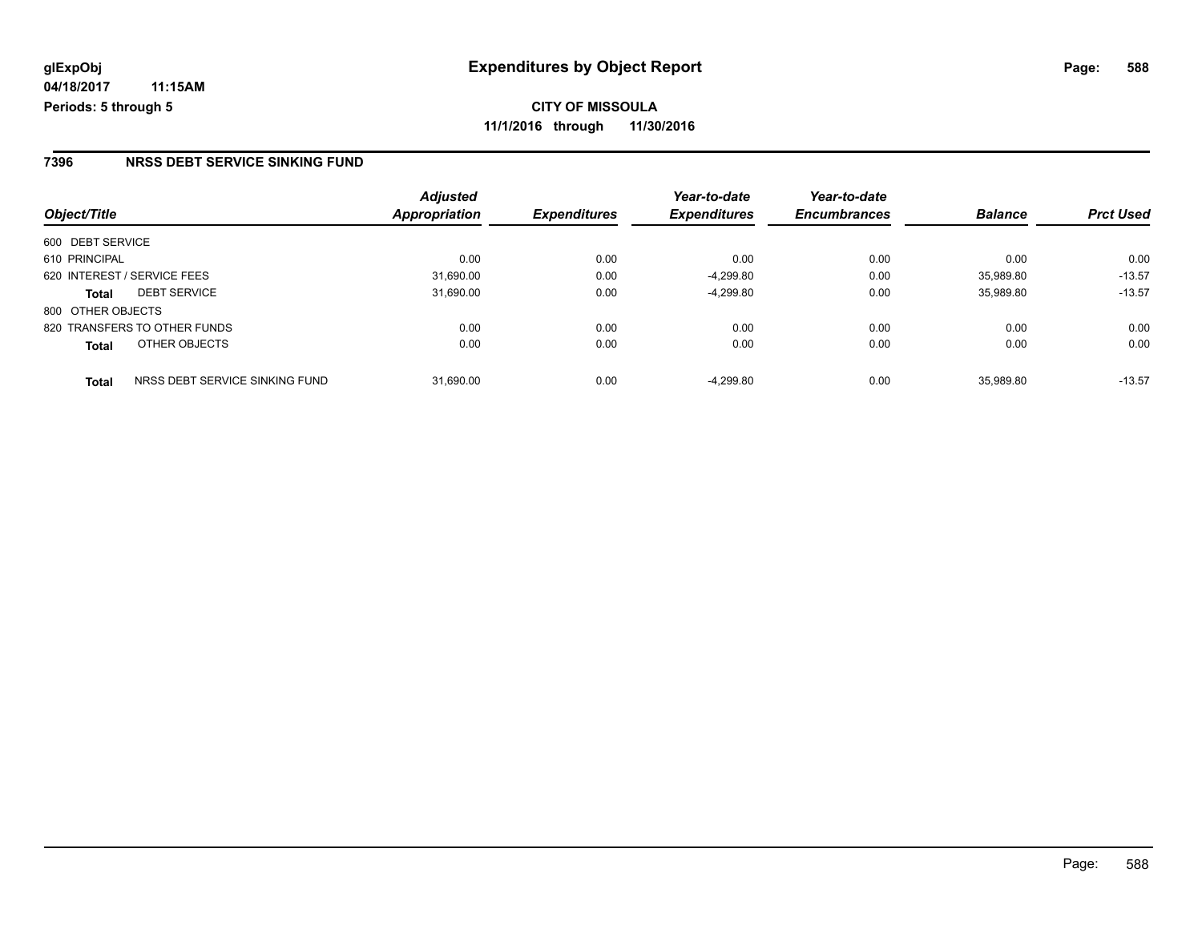**glExpObj** **Expenditures by Object Report**
**04/18/2017 11:15AM**
**Periods: 5 through 5**

**CITY OF MISSOULA**
**11/1/2016 through 11/30/2016**

## 7396 NRSS DEBT SERVICE SINKING FUND

| Object/Title | Adjusted Appropriation | Expenditures | Year-to-date Expenditures | Year-to-date Encumbrances | Balance | Prct Used |
|---|---|---|---|---|---|---|
| 600 DEBT SERVICE | | | | | | |
| 610 PRINCIPAL | 0.00 | 0.00 | 0.00 | 0.00 | 0.00 | 0.00 |
| 620 INTEREST / SERVICE FEES | 31,690.00 | 0.00 | -4,299.80 | 0.00 | 35,989.80 | -13.57 |
| **Total** DEBT SERVICE | 31,690.00 | 0.00 | -4,299.80 | 0.00 | 35,989.80 | -13.57 |
| 800 OTHER OBJECTS | | | | | | |
| 820 TRANSFERS TO OTHER FUNDS | 0.00 | 0.00 | 0.00 | 0.00 | 0.00 | 0.00 |
| **Total** OTHER OBJECTS | 0.00 | 0.00 | 0.00 | 0.00 | 0.00 | 0.00 |
| **Total** NRSS DEBT SERVICE SINKING FUND | 31,690.00 | 0.00 | -4,299.80 | 0.00 | 35,989.80 | -13.57 |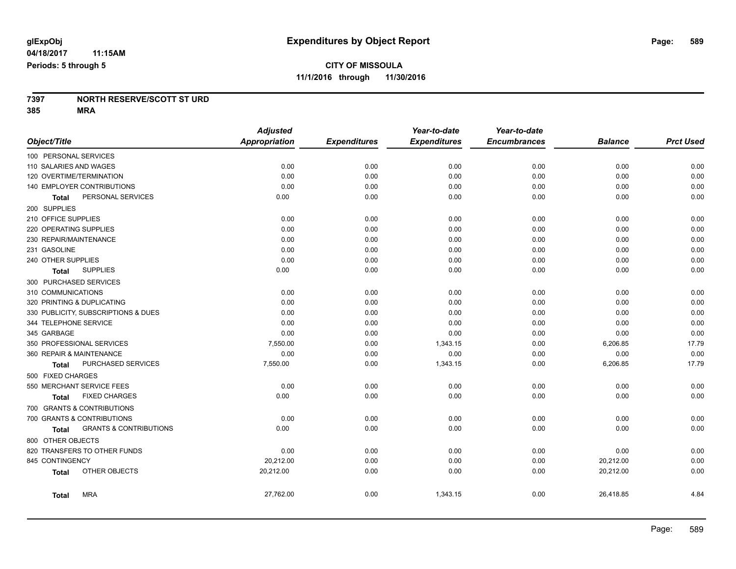**glExpObj**
**04/18/2017 11:15AM**
**Periods: 5 through 5**

# Expenditures by Object Report

**CITY OF MISSOULA**
**11/1/2016 through 11/30/2016**

**7397 NORTH RESERVE/SCOTT ST URD**
**385 MRA**

| Object/Title | Adjusted Appropriation | Expenditures | Year-to-date Expenditures | Year-to-date Encumbrances | Balance | Prct Used |
|---|---|---|---|---|---|---|
| 100 PERSONAL SERVICES | | | | | | |
| 110 SALARIES AND WAGES | 0.00 | 0.00 | 0.00 | 0.00 | 0.00 | 0.00 |
| 120 OVERTIME/TERMINATION | 0.00 | 0.00 | 0.00 | 0.00 | 0.00 | 0.00 |
| 140 EMPLOYER CONTRIBUTIONS | 0.00 | 0.00 | 0.00 | 0.00 | 0.00 | 0.00 |
| **Total** PERSONAL SERVICES | 0.00 | 0.00 | 0.00 | 0.00 | 0.00 | 0.00 |
| 200 SUPPLIES | | | | | | |
| 210 OFFICE SUPPLIES | 0.00 | 0.00 | 0.00 | 0.00 | 0.00 | 0.00 |
| 220 OPERATING SUPPLIES | 0.00 | 0.00 | 0.00 | 0.00 | 0.00 | 0.00 |
| 230 REPAIR/MAINTENANCE | 0.00 | 0.00 | 0.00 | 0.00 | 0.00 | 0.00 |
| 231 GASOLINE | 0.00 | 0.00 | 0.00 | 0.00 | 0.00 | 0.00 |
| 240 OTHER SUPPLIES | 0.00 | 0.00 | 0.00 | 0.00 | 0.00 | 0.00 |
| **Total** SUPPLIES | 0.00 | 0.00 | 0.00 | 0.00 | 0.00 | 0.00 |
| 300 PURCHASED SERVICES | | | | | | |
| 310 COMMUNICATIONS | 0.00 | 0.00 | 0.00 | 0.00 | 0.00 | 0.00 |
| 320 PRINTING & DUPLICATING | 0.00 | 0.00 | 0.00 | 0.00 | 0.00 | 0.00 |
| 330 PUBLICITY, SUBSCRIPTIONS & DUES | 0.00 | 0.00 | 0.00 | 0.00 | 0.00 | 0.00 |
| 344 TELEPHONE SERVICE | 0.00 | 0.00 | 0.00 | 0.00 | 0.00 | 0.00 |
| 345 GARBAGE | 0.00 | 0.00 | 0.00 | 0.00 | 0.00 | 0.00 |
| 350 PROFESSIONAL SERVICES | 7,550.00 | 0.00 | 1,343.15 | 0.00 | 6,206.85 | 17.79 |
| 360 REPAIR & MAINTENANCE | 0.00 | 0.00 | 0.00 | 0.00 | 0.00 | 0.00 |
| **Total** PURCHASED SERVICES | 7,550.00 | 0.00 | 1,343.15 | 0.00 | 6,206.85 | 17.79 |
| 500 FIXED CHARGES | | | | | | |
| 550 MERCHANT SERVICE FEES | 0.00 | 0.00 | 0.00 | 0.00 | 0.00 | 0.00 |
| **Total** FIXED CHARGES | 0.00 | 0.00 | 0.00 | 0.00 | 0.00 | 0.00 |
| 700 GRANTS & CONTRIBUTIONS | | | | | | |
| 700 GRANTS & CONTRIBUTIONS | 0.00 | 0.00 | 0.00 | 0.00 | 0.00 | 0.00 |
| **Total** GRANTS & CONTRIBUTIONS | 0.00 | 0.00 | 0.00 | 0.00 | 0.00 | 0.00 |
| 800 OTHER OBJECTS | | | | | | |
| 820 TRANSFERS TO OTHER FUNDS | 0.00 | 0.00 | 0.00 | 0.00 | 0.00 | 0.00 |
| 845 CONTINGENCY | 20,212.00 | 0.00 | 0.00 | 0.00 | 20,212.00 | 0.00 |
| **Total** OTHER OBJECTS | 20,212.00 | 0.00 | 0.00 | 0.00 | 20,212.00 | 0.00 |
| **Total** MRA | 27,762.00 | 0.00 | 1,343.15 | 0.00 | 26,418.85 | 4.84 |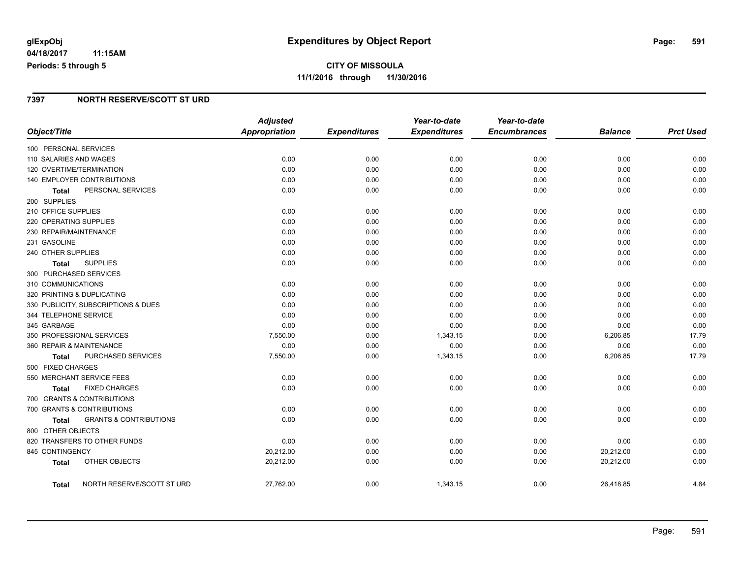**glExpObj**
**04/18/2017 11:15AM**
**Periods: 5 through 5**

# Expenditures by Object Report

**CITY OF MISSOULA**
**11/1/2016 through 11/30/2016**

## 7397 NORTH RESERVE/SCOTT ST URD

| Object/Title | Adjusted Appropriation | Expenditures | Year-to-date Expenditures | Year-to-date Encumbrances | Balance | Prct Used |
|---|---|---|---|---|---|---|
| 100 PERSONAL SERVICES | | | | | | |
| 110 SALARIES AND WAGES | 0.00 | 0.00 | 0.00 | 0.00 | 0.00 | 0.00 |
| 120 OVERTIME/TERMINATION | 0.00 | 0.00 | 0.00 | 0.00 | 0.00 | 0.00 |
| 140 EMPLOYER CONTRIBUTIONS | 0.00 | 0.00 | 0.00 | 0.00 | 0.00 | 0.00 |
| **Total** PERSONAL SERVICES | 0.00 | 0.00 | 0.00 | 0.00 | 0.00 | 0.00 |
| 200 SUPPLIES | | | | | | |
| 210 OFFICE SUPPLIES | 0.00 | 0.00 | 0.00 | 0.00 | 0.00 | 0.00 |
| 220 OPERATING SUPPLIES | 0.00 | 0.00 | 0.00 | 0.00 | 0.00 | 0.00 |
| 230 REPAIR/MAINTENANCE | 0.00 | 0.00 | 0.00 | 0.00 | 0.00 | 0.00 |
| 231 GASOLINE | 0.00 | 0.00 | 0.00 | 0.00 | 0.00 | 0.00 |
| 240 OTHER SUPPLIES | 0.00 | 0.00 | 0.00 | 0.00 | 0.00 | 0.00 |
| **Total** SUPPLIES | 0.00 | 0.00 | 0.00 | 0.00 | 0.00 | 0.00 |
| 300 PURCHASED SERVICES | | | | | | |
| 310 COMMUNICATIONS | 0.00 | 0.00 | 0.00 | 0.00 | 0.00 | 0.00 |
| 320 PRINTING & DUPLICATING | 0.00 | 0.00 | 0.00 | 0.00 | 0.00 | 0.00 |
| 330 PUBLICITY, SUBSCRIPTIONS & DUES | 0.00 | 0.00 | 0.00 | 0.00 | 0.00 | 0.00 |
| 344 TELEPHONE SERVICE | 0.00 | 0.00 | 0.00 | 0.00 | 0.00 | 0.00 |
| 345 GARBAGE | 0.00 | 0.00 | 0.00 | 0.00 | 0.00 | 0.00 |
| 350 PROFESSIONAL SERVICES | 7,550.00 | 0.00 | 1,343.15 | 0.00 | 6,206.85 | 17.79 |
| 360 REPAIR & MAINTENANCE | 0.00 | 0.00 | 0.00 | 0.00 | 0.00 | 0.00 |
| **Total** PURCHASED SERVICES | 7,550.00 | 0.00 | 1,343.15 | 0.00 | 6,206.85 | 17.79 |
| 500 FIXED CHARGES | | | | | | |
| 550 MERCHANT SERVICE FEES | 0.00 | 0.00 | 0.00 | 0.00 | 0.00 | 0.00 |
| **Total** FIXED CHARGES | 0.00 | 0.00 | 0.00 | 0.00 | 0.00 | 0.00 |
| 700 GRANTS & CONTRIBUTIONS | | | | | | |
| 700 GRANTS & CONTRIBUTIONS | 0.00 | 0.00 | 0.00 | 0.00 | 0.00 | 0.00 |
| **Total** GRANTS & CONTRIBUTIONS | 0.00 | 0.00 | 0.00 | 0.00 | 0.00 | 0.00 |
| 800 OTHER OBJECTS | | | | | | |
| 820 TRANSFERS TO OTHER FUNDS | 0.00 | 0.00 | 0.00 | 0.00 | 0.00 | 0.00 |
| 845 CONTINGENCY | 20,212.00 | 0.00 | 0.00 | 0.00 | 20,212.00 | 0.00 |
| **Total** OTHER OBJECTS | 20,212.00 | 0.00 | 0.00 | 0.00 | 20,212.00 | 0.00 |
| **Total** NORTH RESERVE/SCOTT ST URD | 27,762.00 | 0.00 | 1,343.15 | 0.00 | 26,418.85 | 4.84 |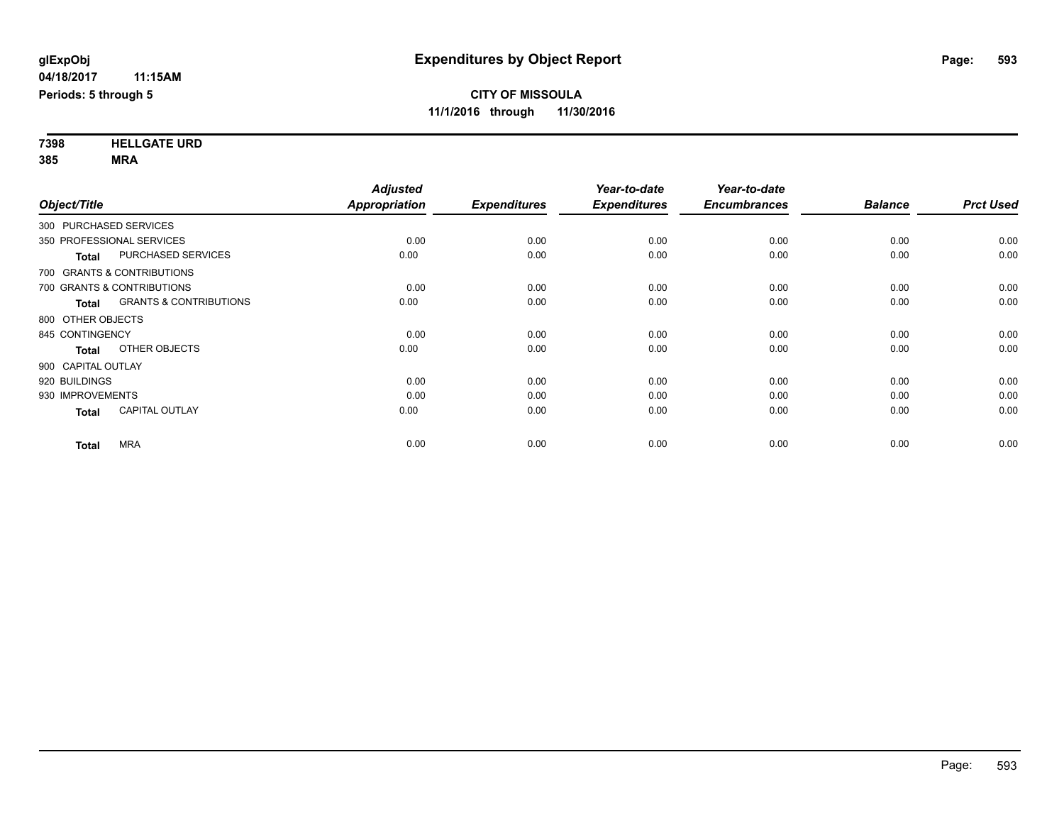**glExpObj**
**04/18/2017 11:15AM**
**Periods: 5 through 5**

# Expenditures by Object Report

**CITY OF MISSOULA**
**11/1/2016 through 11/30/2016**

**7398 HELLGATE URD**
**385 MRA**

| Object/Title | | Adjusted Appropriation | Expenditures | Year-to-date Expenditures | Year-to-date Encumbrances | Balance | Prct Used |
|---|---|---|---|---|---|---|---|
| 300 PURCHASED SERVICES | | | | | | | |
| 350 PROFESSIONAL SERVICES | | 0.00 | 0.00 | 0.00 | 0.00 | 0.00 | 0.00 |
| **Total** | PURCHASED SERVICES | 0.00 | 0.00 | 0.00 | 0.00 | 0.00 | 0.00 |
| 700 GRANTS & CONTRIBUTIONS | | | | | | | |
| 700 GRANTS & CONTRIBUTIONS | | 0.00 | 0.00 | 0.00 | 0.00 | 0.00 | 0.00 |
| **Total** | GRANTS & CONTRIBUTIONS | 0.00 | 0.00 | 0.00 | 0.00 | 0.00 | 0.00 |
| 800 OTHER OBJECTS | | | | | | | |
| 845 CONTINGENCY | | 0.00 | 0.00 | 0.00 | 0.00 | 0.00 | 0.00 |
| **Total** | OTHER OBJECTS | 0.00 | 0.00 | 0.00 | 0.00 | 0.00 | 0.00 |
| 900 CAPITAL OUTLAY | | | | | | | |
| 920 BUILDINGS | | 0.00 | 0.00 | 0.00 | 0.00 | 0.00 | 0.00 |
| 930 IMPROVEMENTS | | 0.00 | 0.00 | 0.00 | 0.00 | 0.00 | 0.00 |
| **Total** | CAPITAL OUTLAY | 0.00 | 0.00 | 0.00 | 0.00 | 0.00 | 0.00 |
| **Total** | MRA | 0.00 | 0.00 | 0.00 | 0.00 | 0.00 | 0.00 |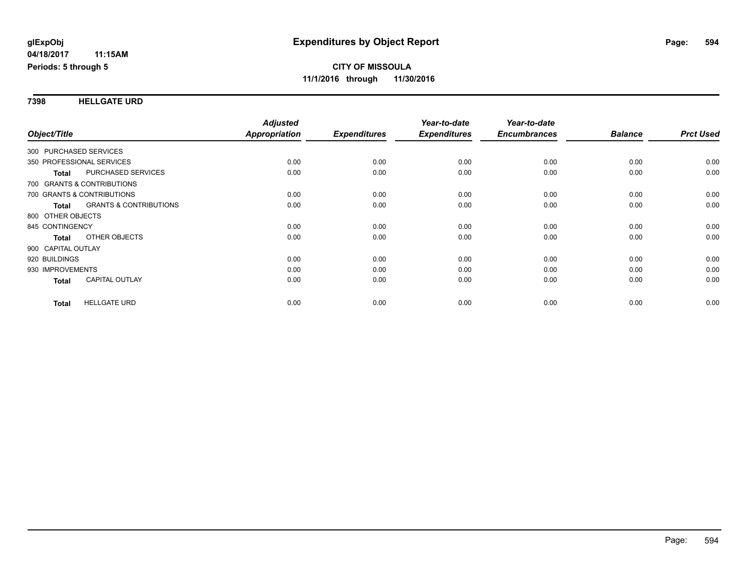**glExpObj**
**04/18/2017 11:15AM**
**Periods: 5 through 5**

# Expenditures by Object Report

**CITY OF MISSOULA**
**11/1/2016 through 11/30/2016**

## 7398 HELLGATE URD

| Object/Title | | Adjusted Appropriation | Expenditures | Year-to-date Expenditures | Year-to-date Encumbrances | Balance | Prct Used |
|---|---|---|---|---|---|---|---|
| 300 PURCHASED SERVICES | | | | | | | |
| 350 PROFESSIONAL SERVICES | | 0.00 | 0.00 | 0.00 | 0.00 | 0.00 | 0.00 |
| **Total** | PURCHASED SERVICES | 0.00 | 0.00 | 0.00 | 0.00 | 0.00 | 0.00 |
| 700 GRANTS & CONTRIBUTIONS | | | | | | | |
| 700 GRANTS & CONTRIBUTIONS | | 0.00 | 0.00 | 0.00 | 0.00 | 0.00 | 0.00 |
| **Total** | GRANTS & CONTRIBUTIONS | 0.00 | 0.00 | 0.00 | 0.00 | 0.00 | 0.00 |
| 800 OTHER OBJECTS | | | | | | | |
| 845 CONTINGENCY | | 0.00 | 0.00 | 0.00 | 0.00 | 0.00 | 0.00 |
| **Total** | OTHER OBJECTS | 0.00 | 0.00 | 0.00 | 0.00 | 0.00 | 0.00 |
| 900 CAPITAL OUTLAY | | | | | | | |
| 920 BUILDINGS | | 0.00 | 0.00 | 0.00 | 0.00 | 0.00 | 0.00 |
| 930 IMPROVEMENTS | | 0.00 | 0.00 | 0.00 | 0.00 | 0.00 | 0.00 |
| **Total** | CAPITAL OUTLAY | 0.00 | 0.00 | 0.00 | 0.00 | 0.00 | 0.00 |
| **Total** | HELLGATE URD | 0.00 | 0.00 | 0.00 | 0.00 | 0.00 | 0.00 |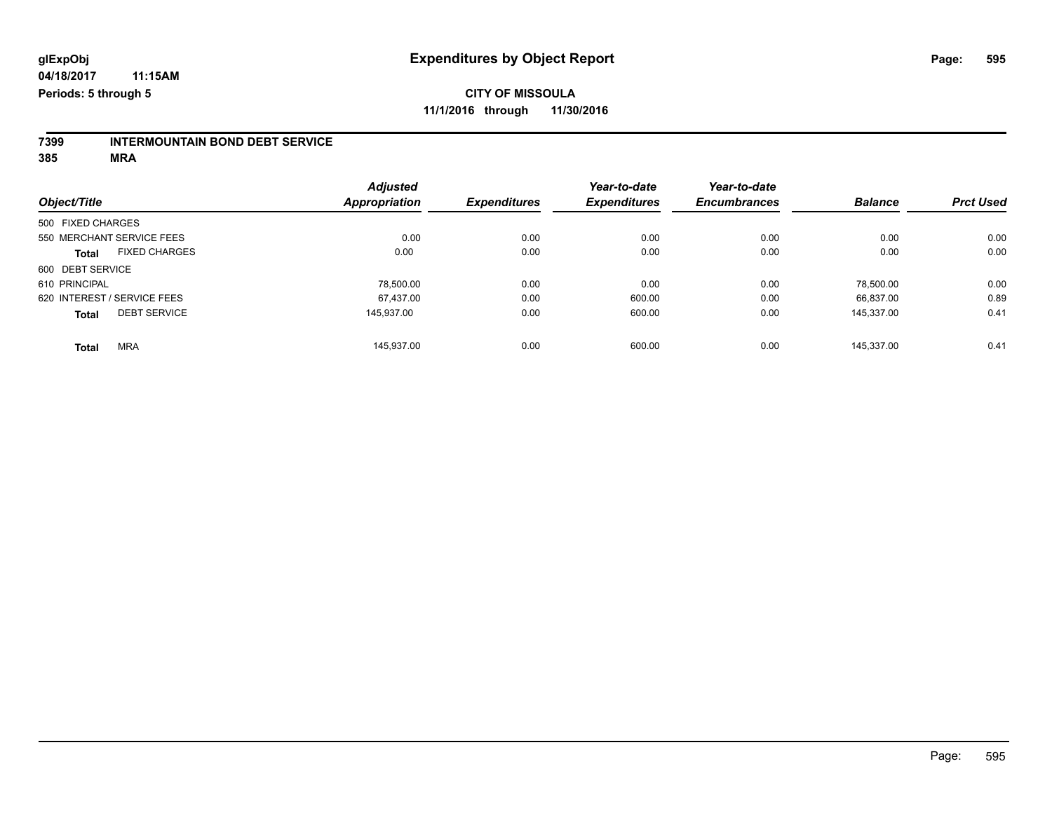glExpObj
04/18/2017 11:15AM
Periods: 5 through 5

# Expenditures by Object Report

**CITY OF MISSOULA**
**11/1/2016 through 11/30/2016**

**7399 INTERMOUNTAIN BOND DEBT SERVICE**
**385 MRA**

| Object/Title | Adjusted Appropriation | Expenditures | Year-to-date Expenditures | Year-to-date Encumbrances | Balance | Prct Used |
|---|---|---|---|---|---|---|
| 500 FIXED CHARGES | | | | | | |
| 550 MERCHANT SERVICE FEES | 0.00 | 0.00 | 0.00 | 0.00 | 0.00 | 0.00 |
| **Total** FIXED CHARGES | 0.00 | 0.00 | 0.00 | 0.00 | 0.00 | 0.00 |
| 600 DEBT SERVICE | | | | | | |
| 610 PRINCIPAL | 78,500.00 | 0.00 | 0.00 | 0.00 | 78,500.00 | 0.00 |
| 620 INTEREST / SERVICE FEES | 67,437.00 | 0.00 | 600.00 | 0.00 | 66,837.00 | 0.89 |
| **Total** DEBT SERVICE | 145,937.00 | 0.00 | 600.00 | 0.00 | 145,337.00 | 0.41 |
| **Total** MRA | 145,937.00 | 0.00 | 600.00 | 0.00 | 145,337.00 | 0.41 |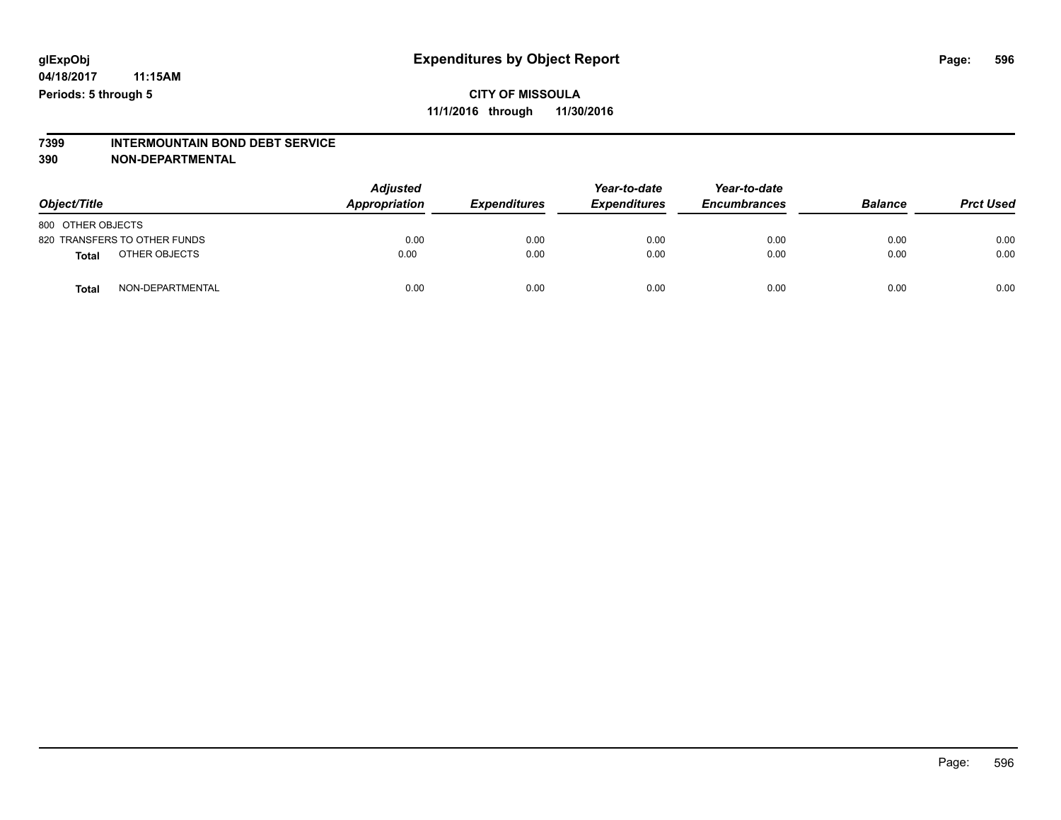**glExpObj** | **Expenditures by Object Report**

**04/18/2017 11:15AM**

**Periods: 5 through 5**

**CITY OF MISSOULA**

**11/1/2016 through 11/30/2016**

**7399 INTERMOUNTAIN BOND DEBT SERVICE**

**390 NON-DEPARTMENTAL**

| *Object/Title* | *Adjusted Appropriation* | *Expenditures* | *Year-to-date Expenditures* | *Year-to-date Encumbrances* | *Balance* | *Prct Used* |
|---|---|---|---|---|---|---|
| 800 OTHER OBJECTS | | | | | | |
| 820 TRANSFERS TO OTHER FUNDS | 0.00 | 0.00 | 0.00 | 0.00 | 0.00 | 0.00 |
| **Total** OTHER OBJECTS | 0.00 | 0.00 | 0.00 | 0.00 | 0.00 | 0.00 |
| **Total** NON-DEPARTMENTAL | 0.00 | 0.00 | 0.00 | 0.00 | 0.00 | 0.00 |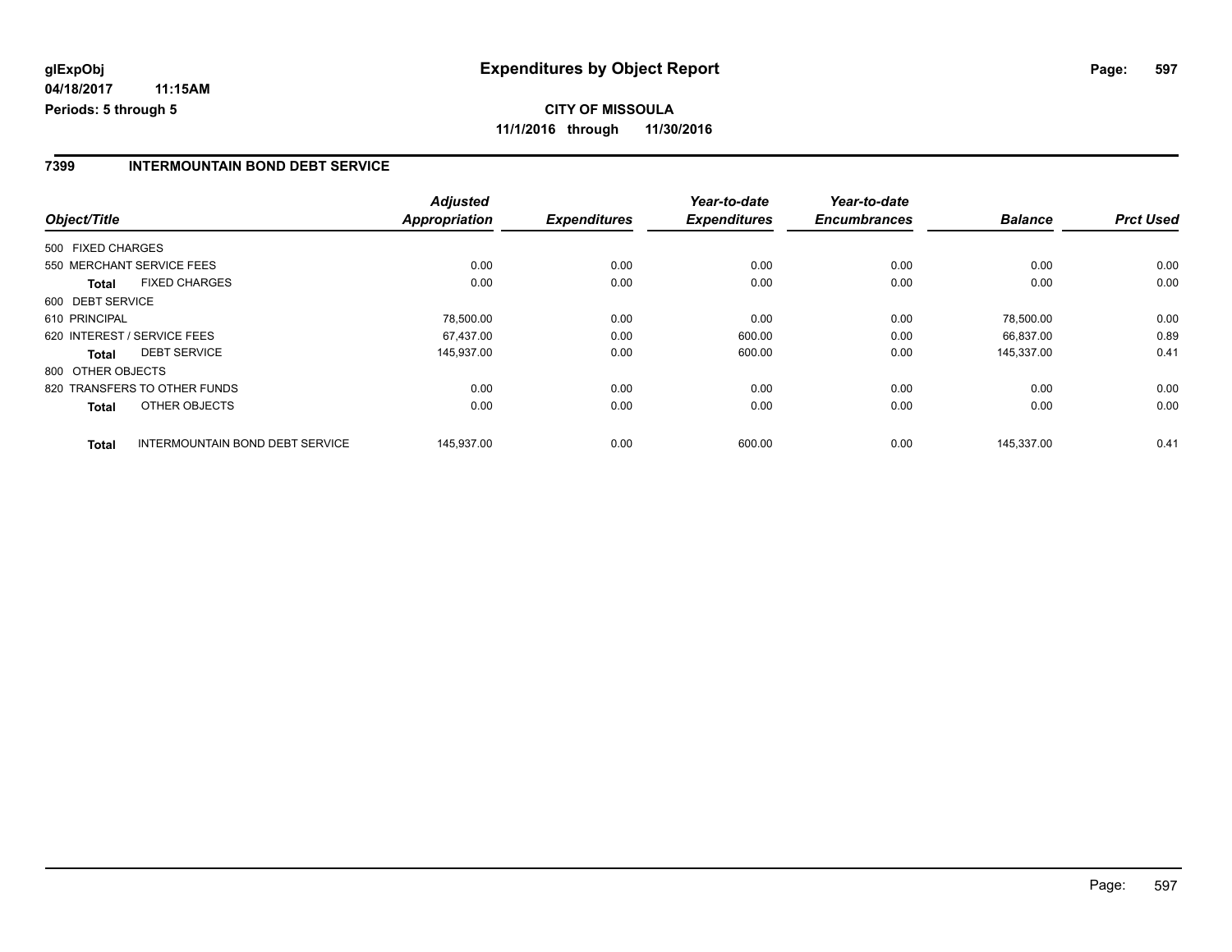glExpObj
04/18/2017 11:15AM
Periods: 5 through 5

# Expenditures by Object Report

CITY OF MISSOULA
11/1/2016 through 11/30/2016

## 7399 INTERMOUNTAIN BOND DEBT SERVICE

| Object/Title | | Adjusted Appropriation | Expenditures | Year-to-date Expenditures | Year-to-date Encumbrances | Balance | Prct Used |
|---|---|---|---|---|---|---|---|
| 500 FIXED CHARGES | | | | | | | |
| 550 MERCHANT SERVICE FEES | | 0.00 | 0.00 | 0.00 | 0.00 | 0.00 | 0.00 |
| Total | FIXED CHARGES | 0.00 | 0.00 | 0.00 | 0.00 | 0.00 | 0.00 |
| 600 DEBT SERVICE | | | | | | | |
| 610 PRINCIPAL | | 78,500.00 | 0.00 | 0.00 | 0.00 | 78,500.00 | 0.00 |
| 620 INTEREST / SERVICE FEES | | 67,437.00 | 0.00 | 600.00 | 0.00 | 66,837.00 | 0.89 |
| Total | DEBT SERVICE | 145,937.00 | 0.00 | 600.00 | 0.00 | 145,337.00 | 0.41 |
| 800 OTHER OBJECTS | | | | | | | |
| 820 TRANSFERS TO OTHER FUNDS | | 0.00 | 0.00 | 0.00 | 0.00 | 0.00 | 0.00 |
| Total | OTHER OBJECTS | 0.00 | 0.00 | 0.00 | 0.00 | 0.00 | 0.00 |
| Total | INTERMOUNTAIN BOND DEBT SERVICE | 145,937.00 | 0.00 | 600.00 | 0.00 | 145,337.00 | 0.41 |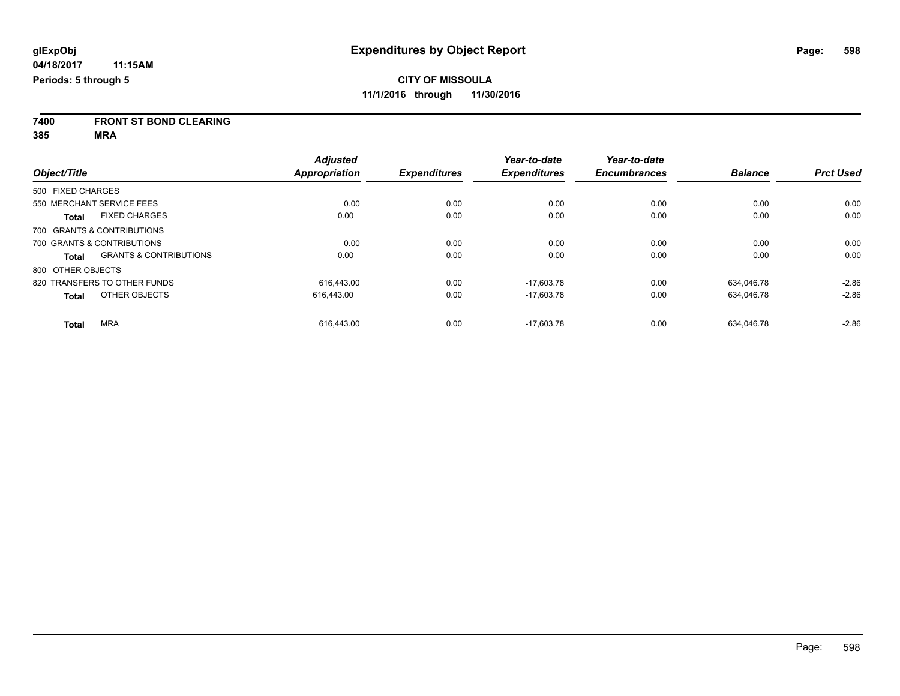**glExpObj** **Expenditures by Object Report**

**04/18/2017 11:15AM**

**Periods: 5 through 5**

**CITY OF MISSOULA**

**11/1/2016 through 11/30/2016**

**7400 FRONT ST BOND CLEARING**

**385 MRA**

| Object/Title | | Adjusted Appropriation | Expenditures | Year-to-date Expenditures | Year-to-date Encumbrances | Balance | Prct Used |
|---|---|---|---|---|---|---|---|
| 500 FIXED CHARGES | | | | | | | |
| 550 MERCHANT SERVICE FEES | | 0.00 | 0.00 | 0.00 | 0.00 | 0.00 | 0.00 |
| **Total** | FIXED CHARGES | 0.00 | 0.00 | 0.00 | 0.00 | 0.00 | 0.00 |
| 700 GRANTS & CONTRIBUTIONS | | | | | | | |
| 700 GRANTS & CONTRIBUTIONS | | 0.00 | 0.00 | 0.00 | 0.00 | 0.00 | 0.00 |
| **Total** | GRANTS & CONTRIBUTIONS | 0.00 | 0.00 | 0.00 | 0.00 | 0.00 | 0.00 |
| 800 OTHER OBJECTS | | | | | | | |
| 820 TRANSFERS TO OTHER FUNDS | | 616,443.00 | 0.00 | -17,603.78 | 0.00 | 634,046.78 | -2.86 |
| **Total** | OTHER OBJECTS | 616,443.00 | 0.00 | -17,603.78 | 0.00 | 634,046.78 | -2.86 |
| **Total** | MRA | 616,443.00 | 0.00 | -17,603.78 | 0.00 | 634,046.78 | -2.86 |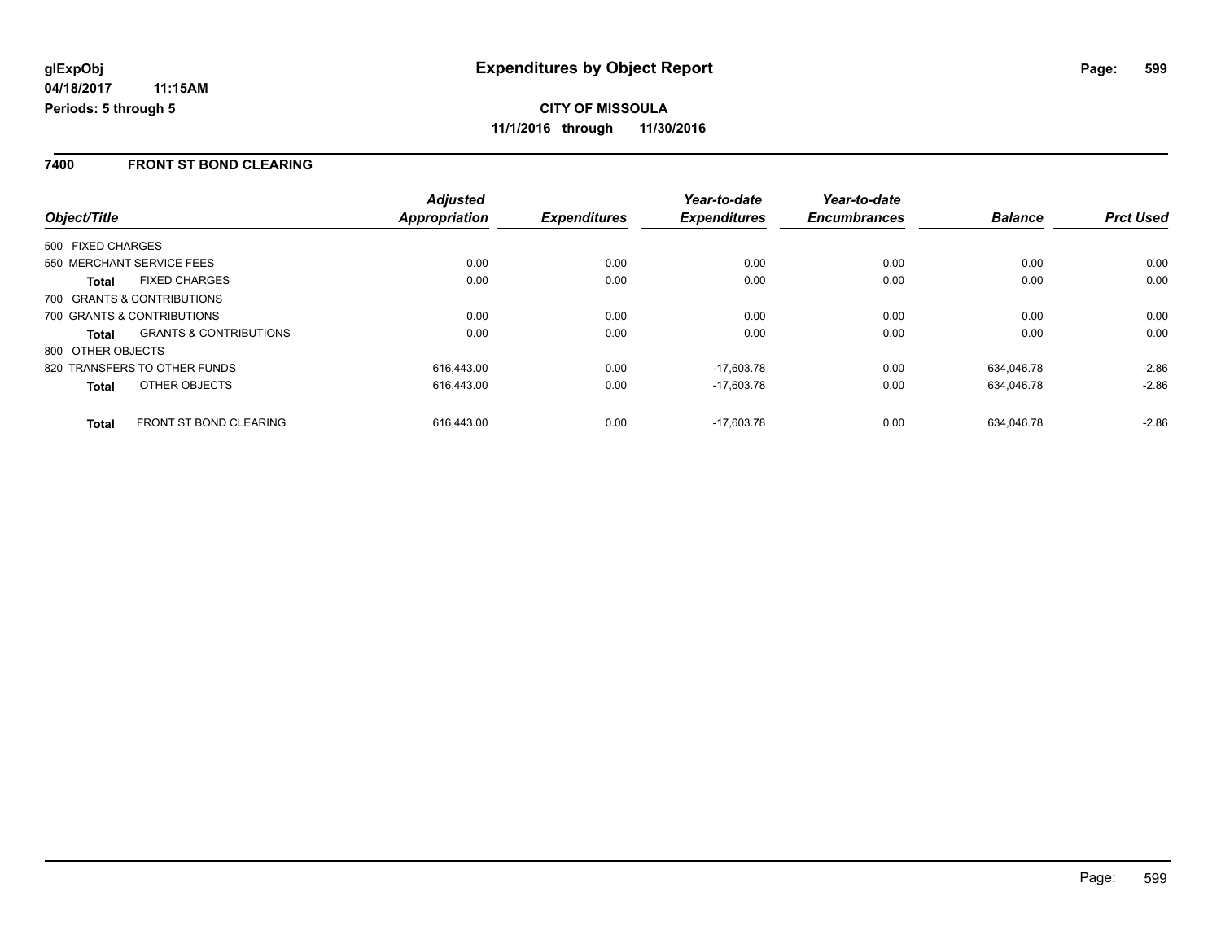**glExpObj** 04/18/2017 11:15AM
**Periods: 5 through 5**

# Expenditures by Object Report

**CITY OF MISSOULA**
**11/1/2016 through 11/30/2016**

## 7400 FRONT ST BOND CLEARING

| Object/Title | | Adjusted Appropriation | Expenditures | Year-to-date Expenditures | Year-to-date Encumbrances | Balance | Prct Used |
|---|---|---|---|---|---|---|---|
| 500 FIXED CHARGES | | | | | | | |
| 550 MERCHANT SERVICE FEES | | 0.00 | 0.00 | 0.00 | 0.00 | 0.00 | 0.00 |
| **Total** | FIXED CHARGES | 0.00 | 0.00 | 0.00 | 0.00 | 0.00 | 0.00 |
| 700 GRANTS & CONTRIBUTIONS | | | | | | | |
| 700 GRANTS & CONTRIBUTIONS | | 0.00 | 0.00 | 0.00 | 0.00 | 0.00 | 0.00 |
| **Total** | GRANTS & CONTRIBUTIONS | 0.00 | 0.00 | 0.00 | 0.00 | 0.00 | 0.00 |
| 800 OTHER OBJECTS | | | | | | | |
| 820 TRANSFERS TO OTHER FUNDS | | 616,443.00 | 0.00 | -17,603.78 | 0.00 | 634,046.78 | -2.86 |
| **Total** | OTHER OBJECTS | 616,443.00 | 0.00 | -17,603.78 | 0.00 | 634,046.78 | -2.86 |
| **Total** | FRONT ST BOND CLEARING | 616,443.00 | 0.00 | -17,603.78 | 0.00 | 634,046.78 | -2.86 |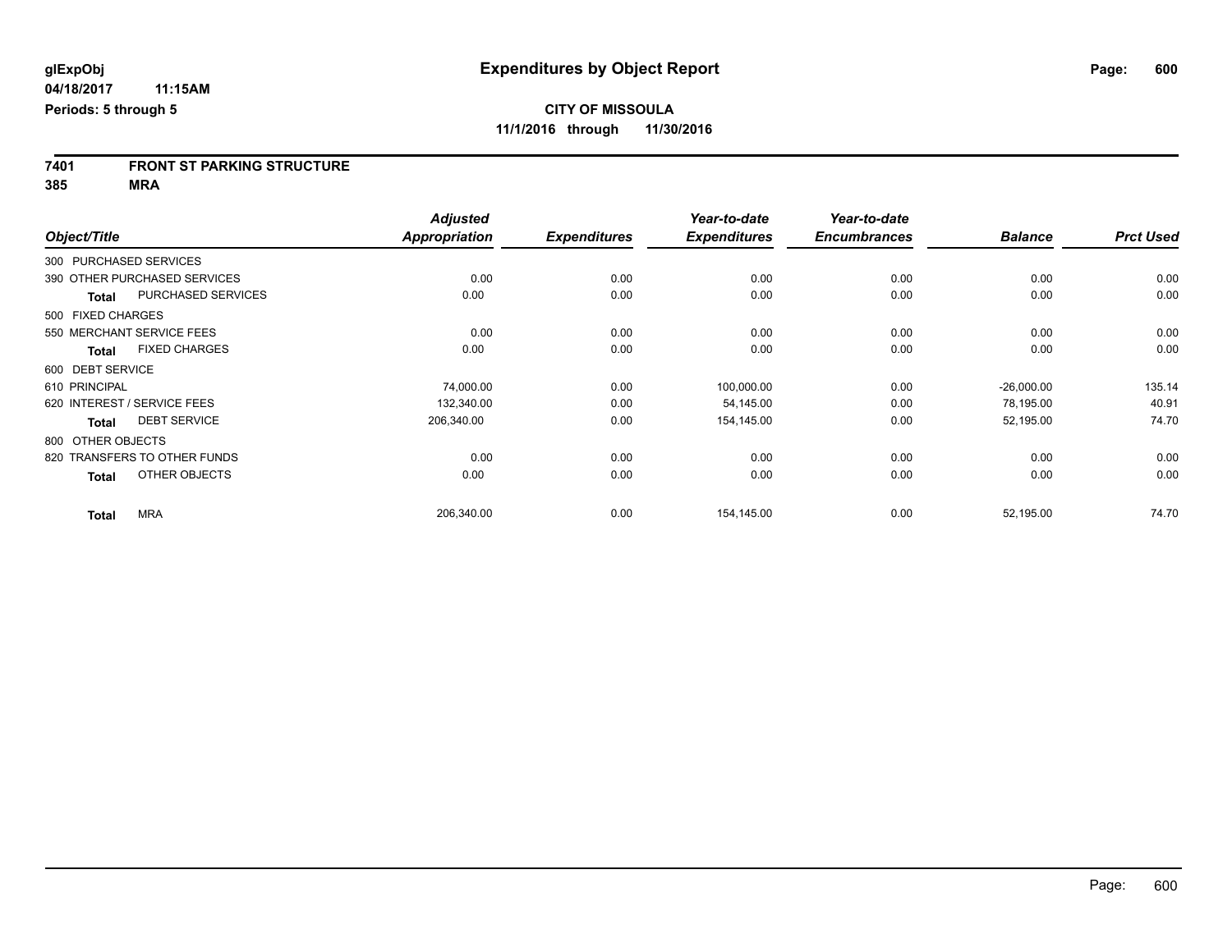**glExpObj**
**04/18/2017 11:15AM**
**Periods: 5 through 5**

# Expenditures by Object Report

**CITY OF MISSOULA**
**11/1/2016 through 11/30/2016**

**7401 FRONT ST PARKING STRUCTURE**
**385 MRA**

| Object/Title | Adjusted Appropriation | Expenditures | Year-to-date Expenditures | Year-to-date Encumbrances | Balance | Prct Used |
|---|---|---|---|---|---|---|
| 300 PURCHASED SERVICES | | | | | | |
| 390 OTHER PURCHASED SERVICES | 0.00 | 0.00 | 0.00 | 0.00 | 0.00 | 0.00 |
| **Total** PURCHASED SERVICES | 0.00 | 0.00 | 0.00 | 0.00 | 0.00 | 0.00 |
| 500 FIXED CHARGES | | | | | | |
| 550 MERCHANT SERVICE FEES | 0.00 | 0.00 | 0.00 | 0.00 | 0.00 | 0.00 |
| **Total** FIXED CHARGES | 0.00 | 0.00 | 0.00 | 0.00 | 0.00 | 0.00 |
| 600 DEBT SERVICE | | | | | | |
| 610 PRINCIPAL | 74,000.00 | 0.00 | 100,000.00 | 0.00 | -26,000.00 | 135.14 |
| 620 INTEREST / SERVICE FEES | 132,340.00 | 0.00 | 54,145.00 | 0.00 | 78,195.00 | 40.91 |
| **Total** DEBT SERVICE | 206,340.00 | 0.00 | 154,145.00 | 0.00 | 52,195.00 | 74.70 |
| 800 OTHER OBJECTS | | | | | | |
| 820 TRANSFERS TO OTHER FUNDS | 0.00 | 0.00 | 0.00 | 0.00 | 0.00 | 0.00 |
| **Total** OTHER OBJECTS | 0.00 | 0.00 | 0.00 | 0.00 | 0.00 | 0.00 |
| **Total** MRA | 206,340.00 | 0.00 | 154,145.00 | 0.00 | 52,195.00 | 74.70 |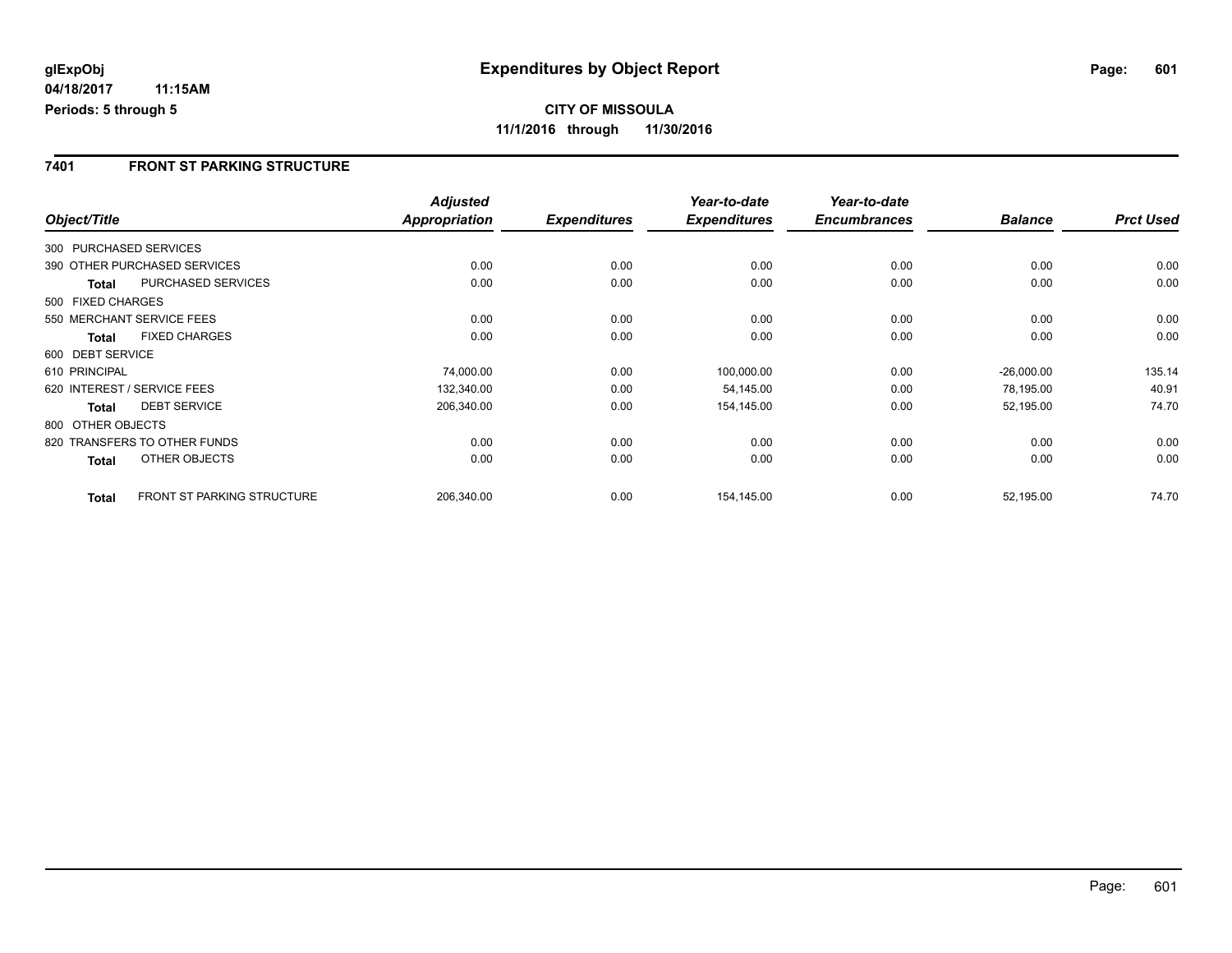**glExpObj**
**04/18/2017 11:15AM**
**Periods: 5 through 5**

# Expenditures by Object Report

**CITY OF MISSOULA**
**11/1/2016 through 11/30/2016**

## 7401 FRONT ST PARKING STRUCTURE

| Object/Title | | Adjusted Appropriation | Expenditures | Year-to-date Expenditures | Year-to-date Encumbrances | Balance | Prct Used |
|---|---|---|---|---|---|---|---|
| 300 PURCHASED SERVICES | | | | | | | |
| 390 OTHER PURCHASED SERVICES | | 0.00 | 0.00 | 0.00 | 0.00 | 0.00 | 0.00 |
| **Total** | PURCHASED SERVICES | 0.00 | 0.00 | 0.00 | 0.00 | 0.00 | 0.00 |
| 500 FIXED CHARGES | | | | | | | |
| 550 MERCHANT SERVICE FEES | | 0.00 | 0.00 | 0.00 | 0.00 | 0.00 | 0.00 |
| **Total** | FIXED CHARGES | 0.00 | 0.00 | 0.00 | 0.00 | 0.00 | 0.00 |
| 600 DEBT SERVICE | | | | | | | |
| 610 PRINCIPAL | | 74,000.00 | 0.00 | 100,000.00 | 0.00 | -26,000.00 | 135.14 |
| 620 INTEREST / SERVICE FEES | | 132,340.00 | 0.00 | 54,145.00 | 0.00 | 78,195.00 | 40.91 |
| **Total** | DEBT SERVICE | 206,340.00 | 0.00 | 154,145.00 | 0.00 | 52,195.00 | 74.70 |
| 800 OTHER OBJECTS | | | | | | | |
| 820 TRANSFERS TO OTHER FUNDS | | 0.00 | 0.00 | 0.00 | 0.00 | 0.00 | 0.00 |
| **Total** | OTHER OBJECTS | 0.00 | 0.00 | 0.00 | 0.00 | 0.00 | 0.00 |
| **Total** | FRONT ST PARKING STRUCTURE | 206,340.00 | 0.00 | 154,145.00 | 0.00 | 52,195.00 | 74.70 |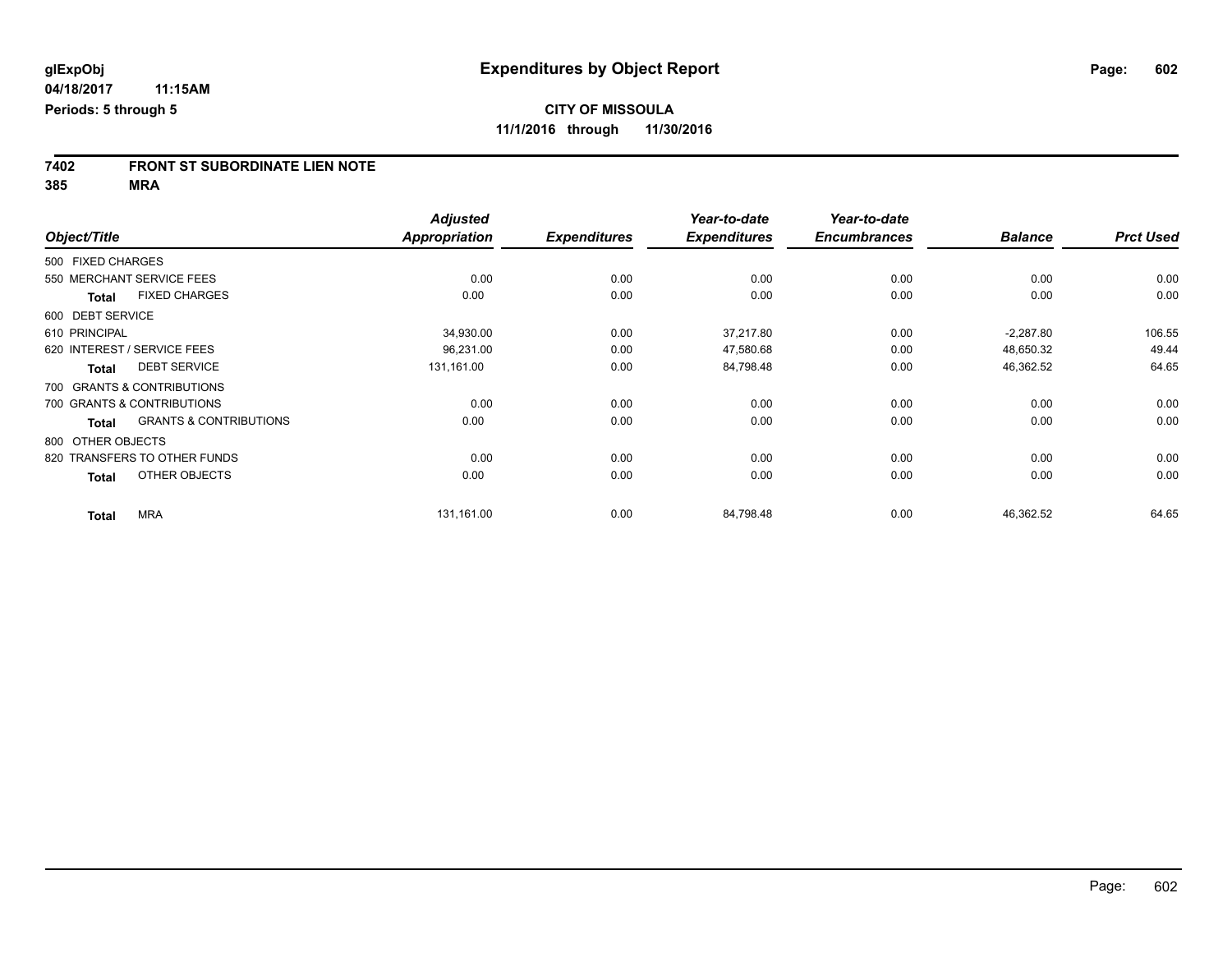**glExpObj**
**04/18/2017 11:15AM**
**Periods: 5 through 5**

# Expenditures by Object Report

**CITY OF MISSOULA**
**11/1/2016 through 11/30/2016**

## 7402 FRONT ST SUBORDINATE LIEN NOTE
### 385 MRA

| Object/Title | Adjusted Appropriation | Expenditures | Year-to-date Expenditures | Year-to-date Encumbrances | Balance | Prct Used |
|---|---|---|---|---|---|---|
| 500 FIXED CHARGES | | | | | | |
| 550 MERCHANT SERVICE FEES | 0.00 | 0.00 | 0.00 | 0.00 | 0.00 | 0.00 |
| **Total** FIXED CHARGES | 0.00 | 0.00 | 0.00 | 0.00 | 0.00 | 0.00 |
| 600 DEBT SERVICE | | | | | | |
| 610 PRINCIPAL | 34,930.00 | 0.00 | 37,217.80 | 0.00 | -2,287.80 | 106.55 |
| 620 INTEREST / SERVICE FEES | 96,231.00 | 0.00 | 47,580.68 | 0.00 | 48,650.32 | 49.44 |
| **Total** DEBT SERVICE | 131,161.00 | 0.00 | 84,798.48 | 0.00 | 46,362.52 | 64.65 |
| 700 GRANTS & CONTRIBUTIONS | | | | | | |
| 700 GRANTS & CONTRIBUTIONS | 0.00 | 0.00 | 0.00 | 0.00 | 0.00 | 0.00 |
| **Total** GRANTS & CONTRIBUTIONS | 0.00 | 0.00 | 0.00 | 0.00 | 0.00 | 0.00 |
| 800 OTHER OBJECTS | | | | | | |
| 820 TRANSFERS TO OTHER FUNDS | 0.00 | 0.00 | 0.00 | 0.00 | 0.00 | 0.00 |
| **Total** OTHER OBJECTS | 0.00 | 0.00 | 0.00 | 0.00 | 0.00 | 0.00 |
| **Total** MRA | 131,161.00 | 0.00 | 84,798.48 | 0.00 | 46,362.52 | 64.65 |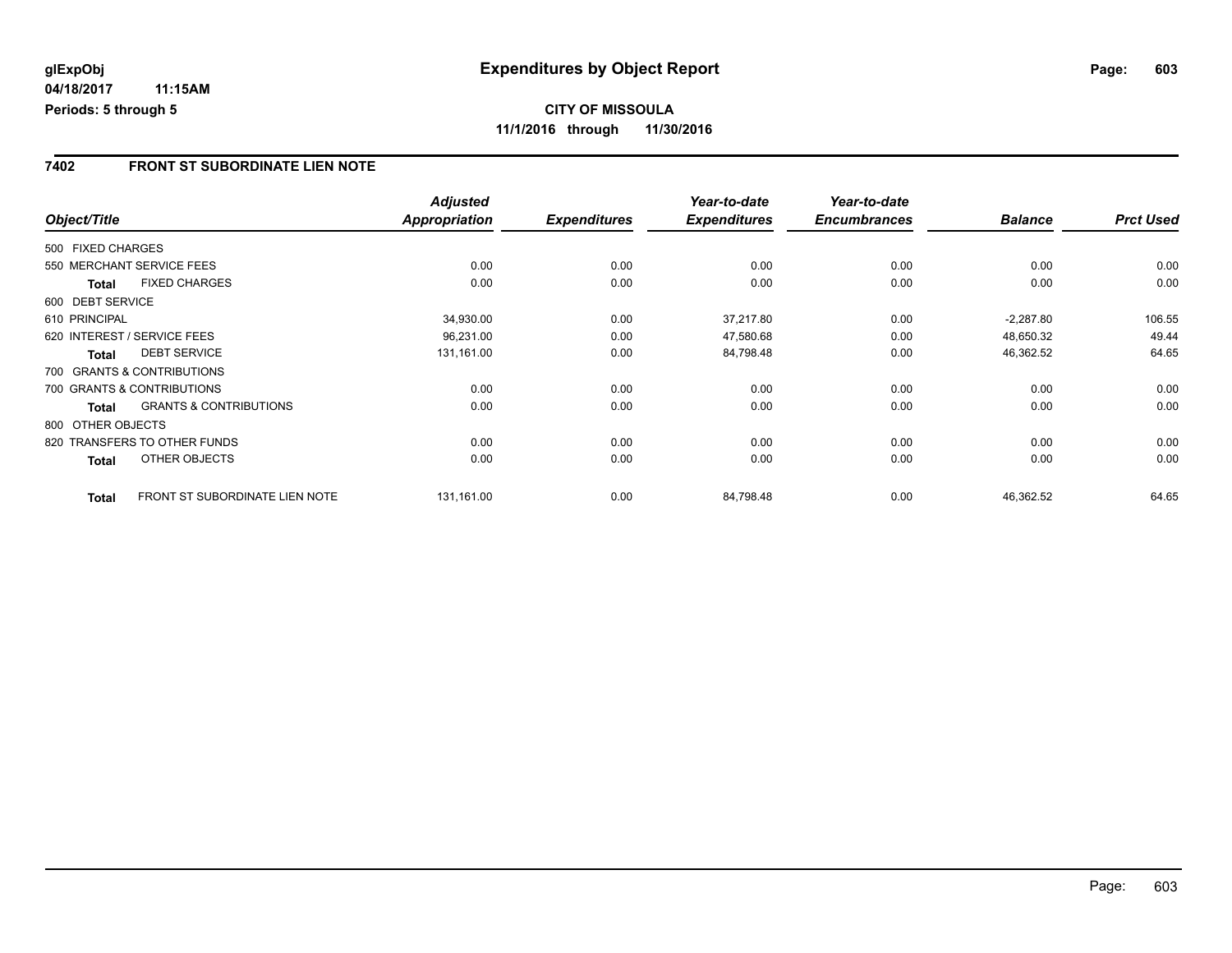**glExpObj**
**04/18/2017 11:15AM**
**Periods: 5 through 5**

# Expenditures by Object Report

**CITY OF MISSOULA**
**11/1/2016 through 11/30/2016**

## 7402 FRONT ST SUBORDINATE LIEN NOTE

| Object/Title | Adjusted Appropriation | Expenditures | Year-to-date Expenditures | Year-to-date Encumbrances | Balance | Prct Used |
|---|---|---|---|---|---|---|
| 500 FIXED CHARGES | | | | | | |
| 550 MERCHANT SERVICE FEES | 0.00 | 0.00 | 0.00 | 0.00 | 0.00 | 0.00 |
| **Total** FIXED CHARGES | 0.00 | 0.00 | 0.00 | 0.00 | 0.00 | 0.00 |
| 600 DEBT SERVICE | | | | | | |
| 610 PRINCIPAL | 34,930.00 | 0.00 | 37,217.80 | 0.00 | -2,287.80 | 106.55 |
| 620 INTEREST / SERVICE FEES | 96,231.00 | 0.00 | 47,580.68 | 0.00 | 48,650.32 | 49.44 |
| **Total** DEBT SERVICE | 131,161.00 | 0.00 | 84,798.48 | 0.00 | 46,362.52 | 64.65 |
| 700 GRANTS & CONTRIBUTIONS | | | | | | |
| 700 GRANTS & CONTRIBUTIONS | 0.00 | 0.00 | 0.00 | 0.00 | 0.00 | 0.00 |
| **Total** GRANTS & CONTRIBUTIONS | 0.00 | 0.00 | 0.00 | 0.00 | 0.00 | 0.00 |
| 800 OTHER OBJECTS | | | | | | |
| 820 TRANSFERS TO OTHER FUNDS | 0.00 | 0.00 | 0.00 | 0.00 | 0.00 | 0.00 |
| **Total** OTHER OBJECTS | 0.00 | 0.00 | 0.00 | 0.00 | 0.00 | 0.00 |
| **Total** FRONT ST SUBORDINATE LIEN NOTE | 131,161.00 | 0.00 | 84,798.48 | 0.00 | 46,362.52 | 64.65 |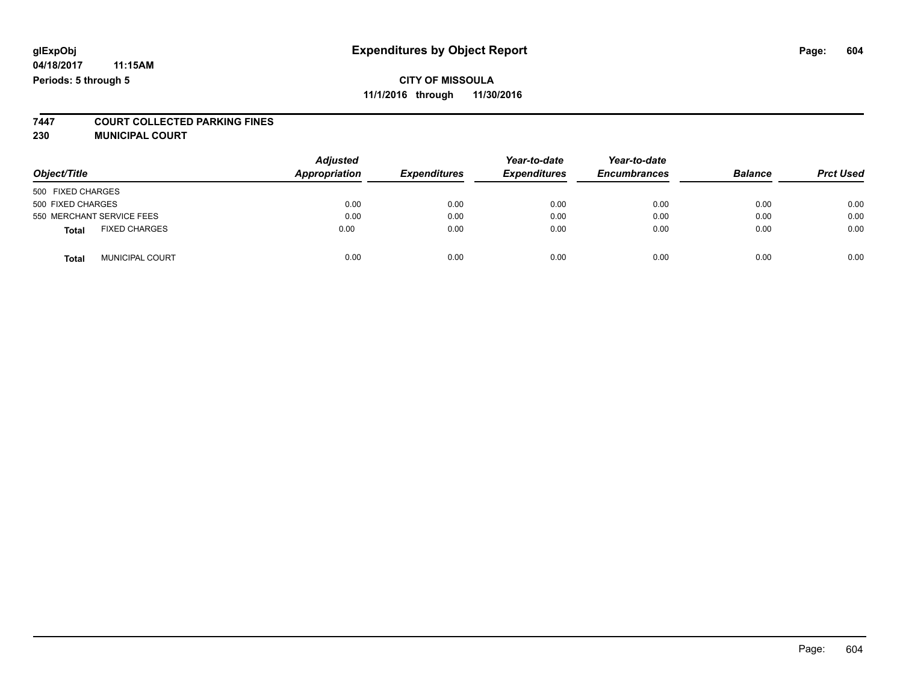**glExpObj**
**04/18/2017 11:15AM**
**Periods: 5 through 5**

# Expenditures by Object Report

**CITY OF MISSOULA**
**11/1/2016 through 11/30/2016**

**7447 COURT COLLECTED PARKING FINES**
**230 MUNICIPAL COURT**

| Object/Title | | Adjusted Appropriation | Expenditures | Year-to-date Expenditures | Year-to-date Encumbrances | Balance | Prct Used |
|---|---|---|---|---|---|---|---|
| 500 FIXED CHARGES | | | | | | | |
| 500 FIXED CHARGES | | 0.00 | 0.00 | 0.00 | 0.00 | 0.00 | 0.00 |
| 550 MERCHANT SERVICE FEES | | 0.00 | 0.00 | 0.00 | 0.00 | 0.00 | 0.00 |
| **Total** | FIXED CHARGES | 0.00 | 0.00 | 0.00 | 0.00 | 0.00 | 0.00 |
| **Total** | MUNICIPAL COURT | 0.00 | 0.00 | 0.00 | 0.00 | 0.00 | 0.00 |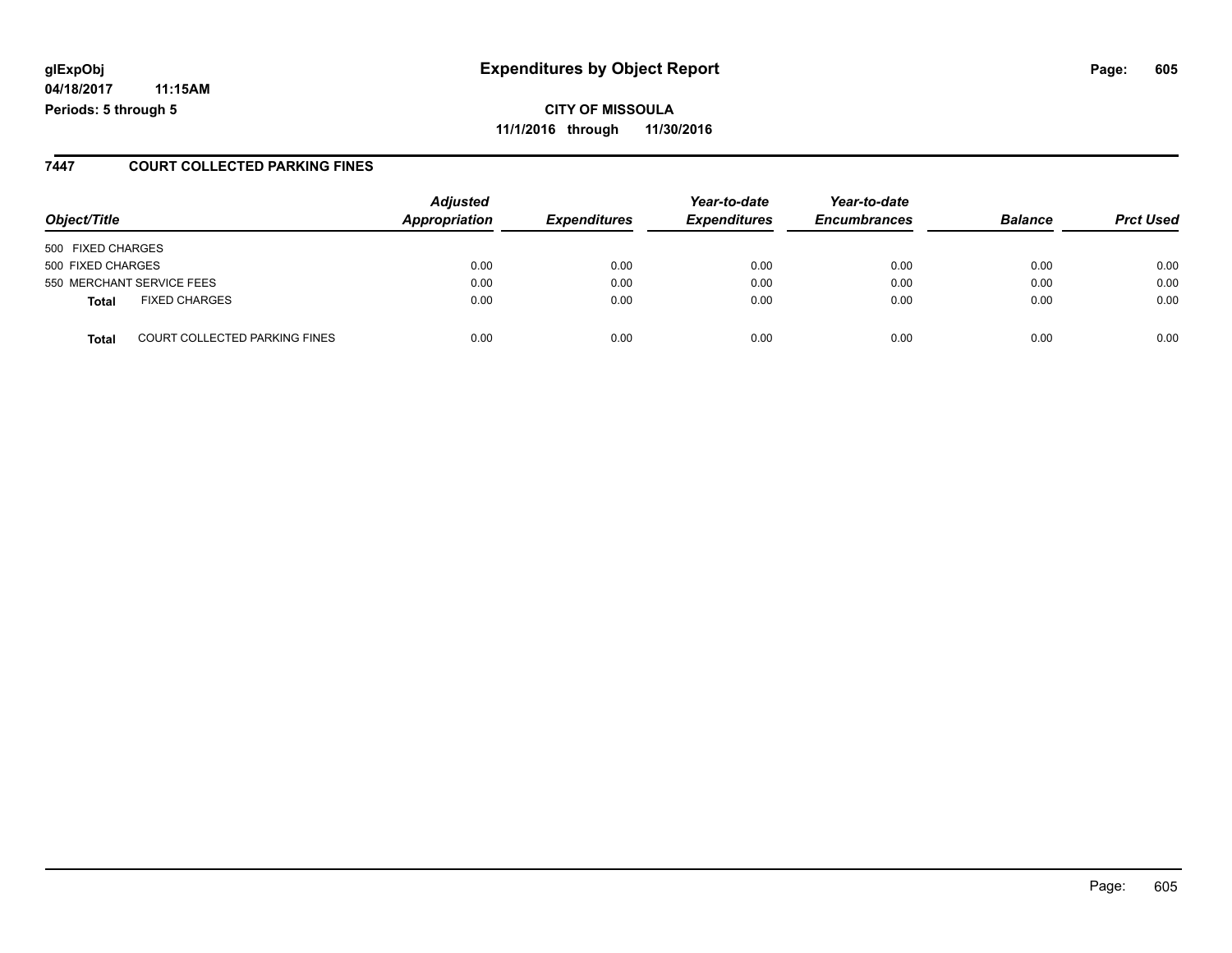# Expenditures by Object Report

glExpObj
04/18/2017 11:15AM
Periods: 5 through 5

**CITY OF MISSOULA**
**11/1/2016 through 11/30/2016**

## 7447 COURT COLLECTED PARKING FINES

| Object/Title | | Adjusted Appropriation | Expenditures | Year-to-date Expenditures | Year-to-date Encumbrances | Balance | Prct Used |
|---|---|---|---|---|---|---|---|
| 500 FIXED CHARGES | | | | | | | |
| 500 FIXED CHARGES | | 0.00 | 0.00 | 0.00 | 0.00 | 0.00 | 0.00 |
| 550 MERCHANT SERVICE FEES | | 0.00 | 0.00 | 0.00 | 0.00 | 0.00 | 0.00 |
| **Total** | FIXED CHARGES | 0.00 | 0.00 | 0.00 | 0.00 | 0.00 | 0.00 |
| **Total** | COURT COLLECTED PARKING FINES | 0.00 | 0.00 | 0.00 | 0.00 | 0.00 | 0.00 |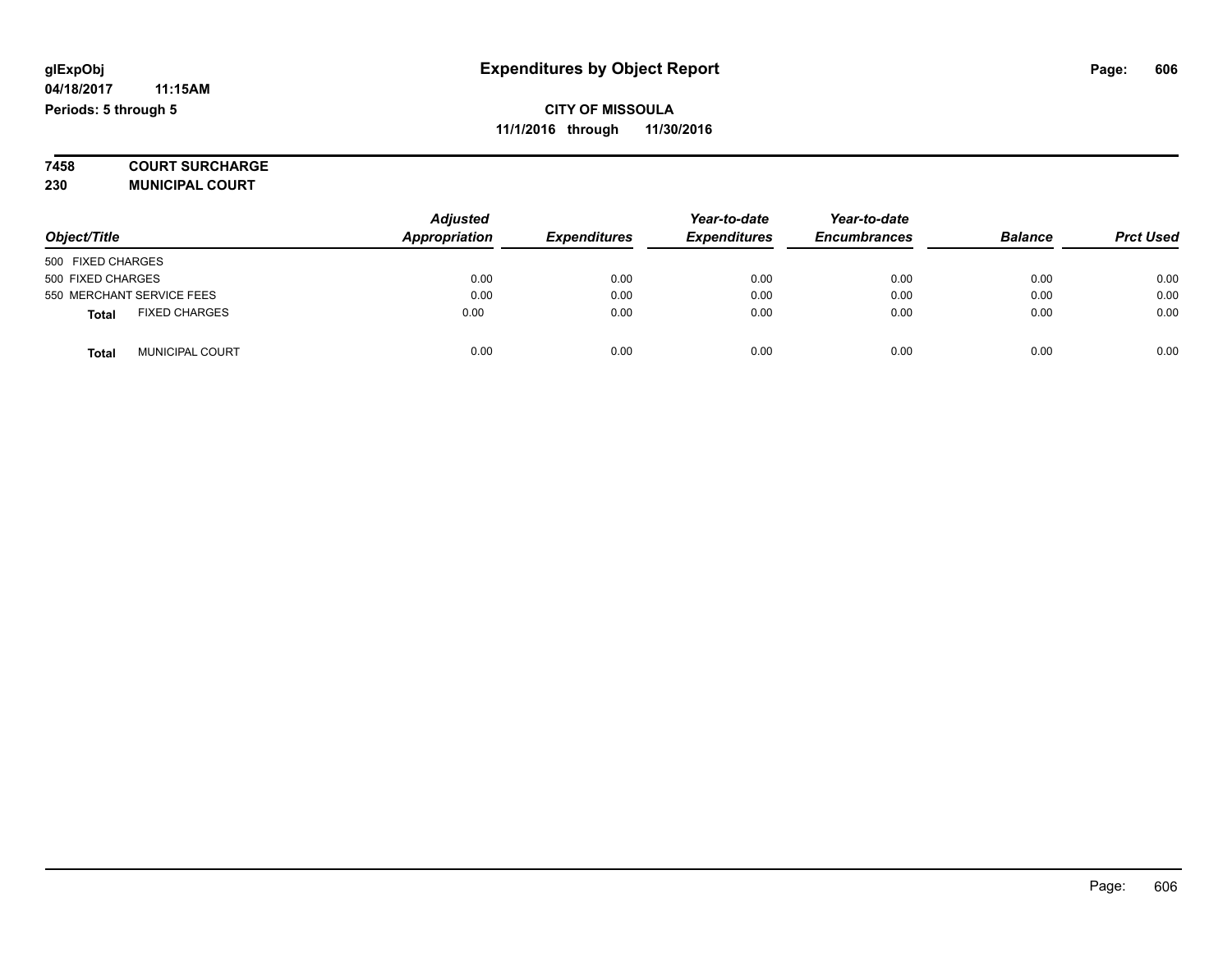glExpObj **Expenditures by Object Report**

04/18/2017 11:15AM

Periods: 5 through 5

**CITY OF MISSOULA**

**11/1/2016 through 11/30/2016**

**7458 COURT SURCHARGE**

**230 MUNICIPAL COURT**

| Object/Title | Adjusted Appropriation | Expenditures | Year-to-date Expenditures | Year-to-date Encumbrances | Balance | Prct Used |
|---|---|---|---|---|---|---|
| 500 FIXED CHARGES | | | | | | |
| 500 FIXED CHARGES | 0.00 | 0.00 | 0.00 | 0.00 | 0.00 | 0.00 |
| 550 MERCHANT SERVICE FEES | 0.00 | 0.00 | 0.00 | 0.00 | 0.00 | 0.00 |
| **Total** FIXED CHARGES | 0.00 | 0.00 | 0.00 | 0.00 | 0.00 | 0.00 |
| **Total** MUNICIPAL COURT | 0.00 | 0.00 | 0.00 | 0.00 | 0.00 | 0.00 |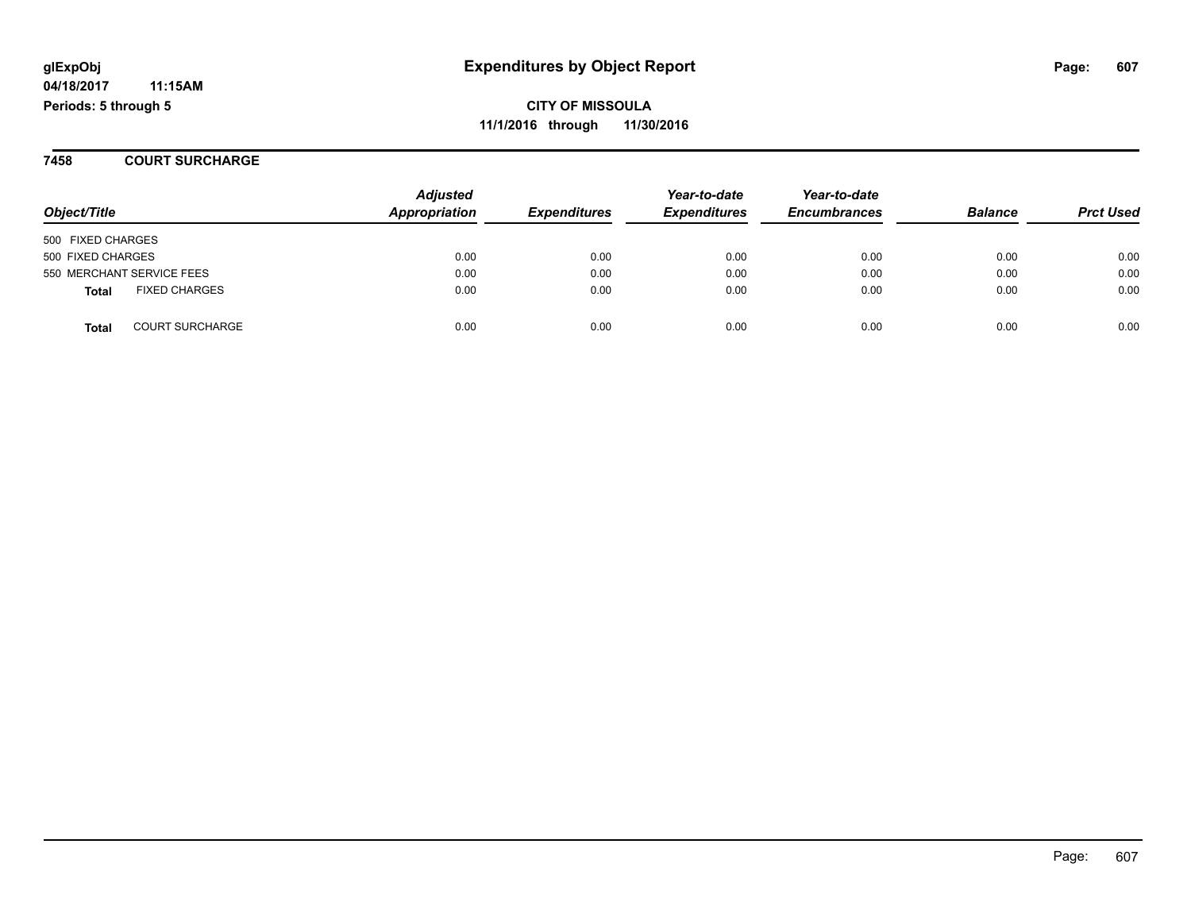**glExpObj** **Expenditures by Object Report**
**04/18/2017 11:15AM**
**Periods: 5 through 5**

**CITY OF MISSOULA**
**11/1/2016 through 11/30/2016**

## 7458 COURT SURCHARGE

| Object/Title | | Adjusted Appropriation | Expenditures | Year-to-date Expenditures | Year-to-date Encumbrances | Balance | Prct Used |
|---|---|---|---|---|---|---|---|
| 500 FIXED CHARGES | | | | | | | |
| 500 FIXED CHARGES | | 0.00 | 0.00 | 0.00 | 0.00 | 0.00 | 0.00 |
| 550 MERCHANT SERVICE FEES | | 0.00 | 0.00 | 0.00 | 0.00 | 0.00 | 0.00 |
| **Total** | FIXED CHARGES | 0.00 | 0.00 | 0.00 | 0.00 | 0.00 | 0.00 |
| **Total** | COURT SURCHARGE | 0.00 | 0.00 | 0.00 | 0.00 | 0.00 | 0.00 |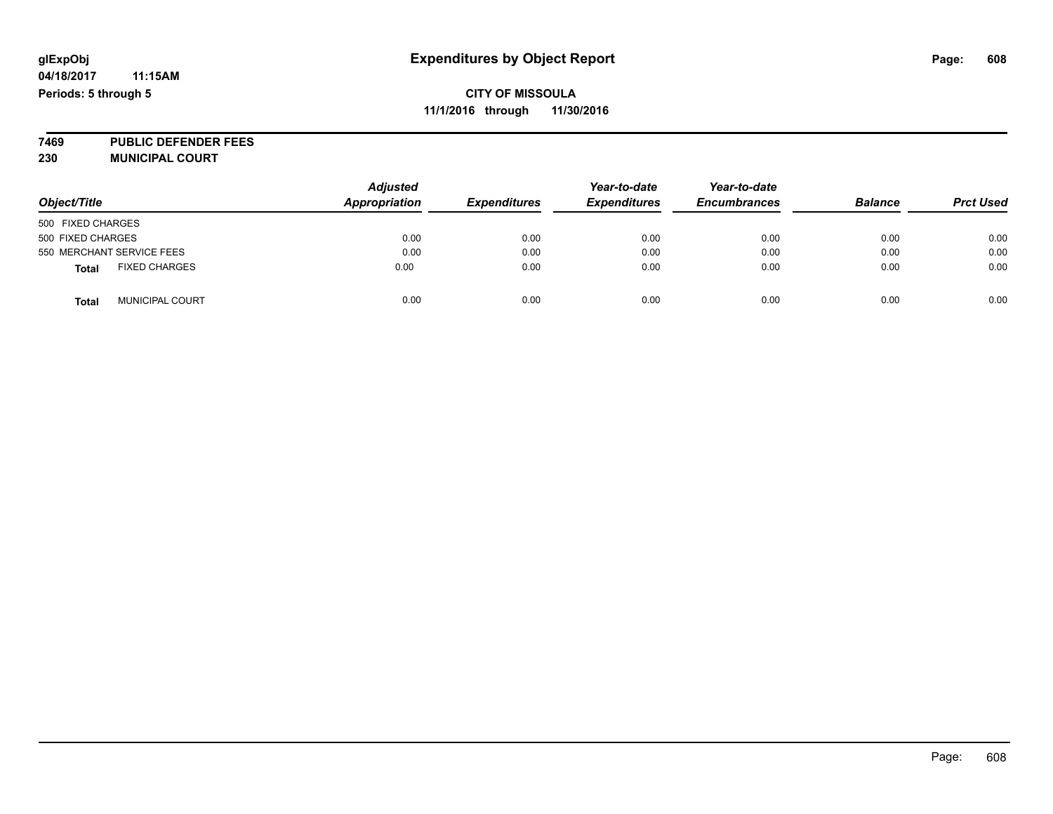**glExpObj** **Expenditures by Object Report**

**04/18/2017 11:15AM**

**Periods: 5 through 5**

**CITY OF MISSOULA**

**11/1/2016 through 11/30/2016**

**7469 PUBLIC DEFENDER FEES**

**230 MUNICIPAL COURT**

| Object/Title | Adjusted Appropriation | Expenditures | Year-to-date Expenditures | Year-to-date Encumbrances | Balance | Prct Used |
|---|---|---|---|---|---|---|
| 500 FIXED CHARGES | | | | | | |
| 500 FIXED CHARGES | 0.00 | 0.00 | 0.00 | 0.00 | 0.00 | 0.00 |
| 550 MERCHANT SERVICE FEES | 0.00 | 0.00 | 0.00 | 0.00 | 0.00 | 0.00 |
| **Total** FIXED CHARGES | 0.00 | 0.00 | 0.00 | 0.00 | 0.00 | 0.00 |
| **Total** MUNICIPAL COURT | 0.00 | 0.00 | 0.00 | 0.00 | 0.00 | 0.00 |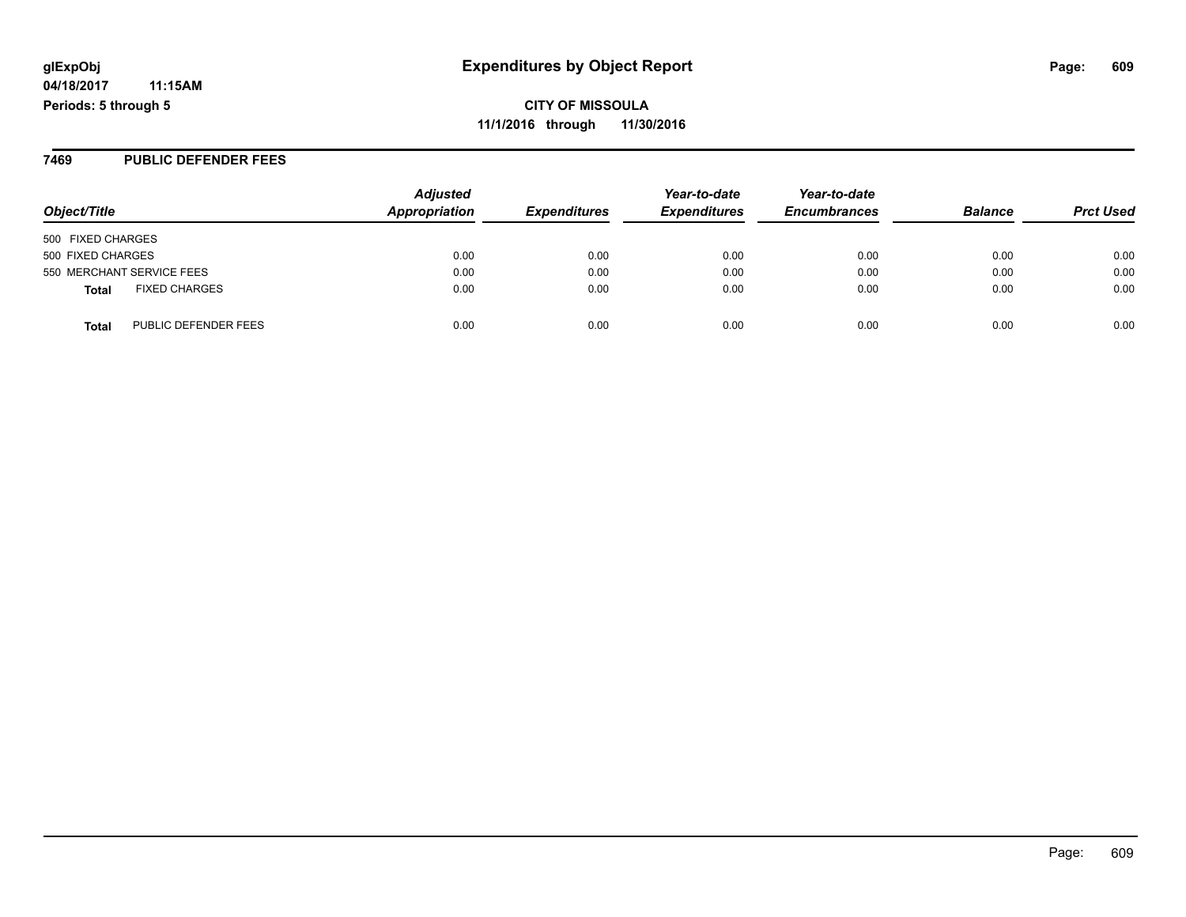# Expenditures by Object Report

**CITY OF MISSOULA**
**11/1/2016 through 11/30/2016**

glExpObj
04/18/2017 11:15AM
Periods: 5 through 5

## 7469 PUBLIC DEFENDER FEES

| Object/Title | Adjusted Appropriation | Expenditures | Year-to-date Expenditures | Year-to-date Encumbrances | Balance | Prct Used |
|---|---|---|---|---|---|---|
| 500 FIXED CHARGES | | | | | | |
| 500 FIXED CHARGES | 0.00 | 0.00 | 0.00 | 0.00 | 0.00 | 0.00 |
| 550 MERCHANT SERVICE FEES | 0.00 | 0.00 | 0.00 | 0.00 | 0.00 | 0.00 |
| **Total** FIXED CHARGES | 0.00 | 0.00 | 0.00 | 0.00 | 0.00 | 0.00 |
| **Total** PUBLIC DEFENDER FEES | 0.00 | 0.00 | 0.00 | 0.00 | 0.00 | 0.00 |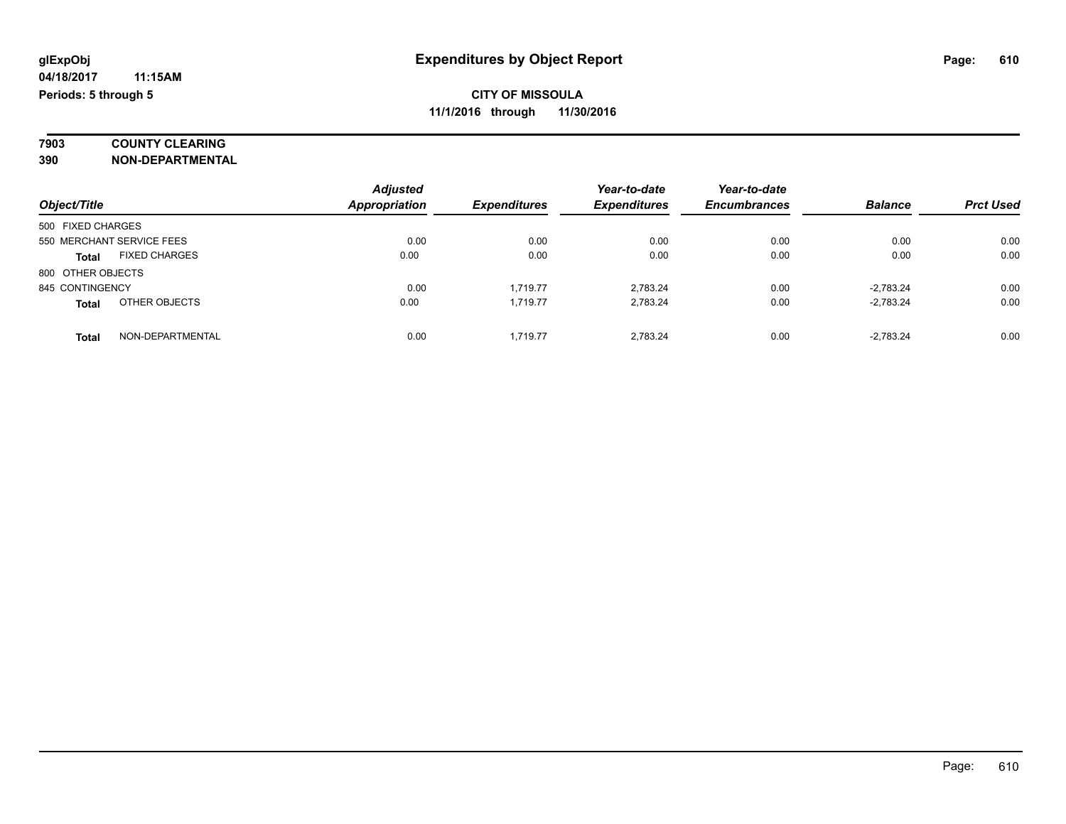**glExpObj** **Expenditures by Object Report**

**04/18/2017 11:15AM**

**Periods: 5 through 5**

**CITY OF MISSOULA**

**11/1/2016 through 11/30/2016**

**7903 COUNTY CLEARING**

**390 NON-DEPARTMENTAL**

| Object/Title | | Adjusted Appropriation | Expenditures | Year-to-date Expenditures | Year-to-date Encumbrances | Balance | Prct Used |
|---|---|---|---|---|---|---|---|
| 500 FIXED CHARGES | | | | | | | |
| 550 MERCHANT SERVICE FEES | | 0.00 | 0.00 | 0.00 | 0.00 | 0.00 | 0.00 |
| **Total** | FIXED CHARGES | 0.00 | 0.00 | 0.00 | 0.00 | 0.00 | 0.00 |
| 800 OTHER OBJECTS | | | | | | | |
| 845 CONTINGENCY | | 0.00 | 1,719.77 | 2,783.24 | 0.00 | -2,783.24 | 0.00 |
| **Total** | OTHER OBJECTS | 0.00 | 1,719.77 | 2,783.24 | 0.00 | -2,783.24 | 0.00 |
| **Total** | NON-DEPARTMENTAL | 0.00 | 1,719.77 | 2,783.24 | 0.00 | -2,783.24 | 0.00 |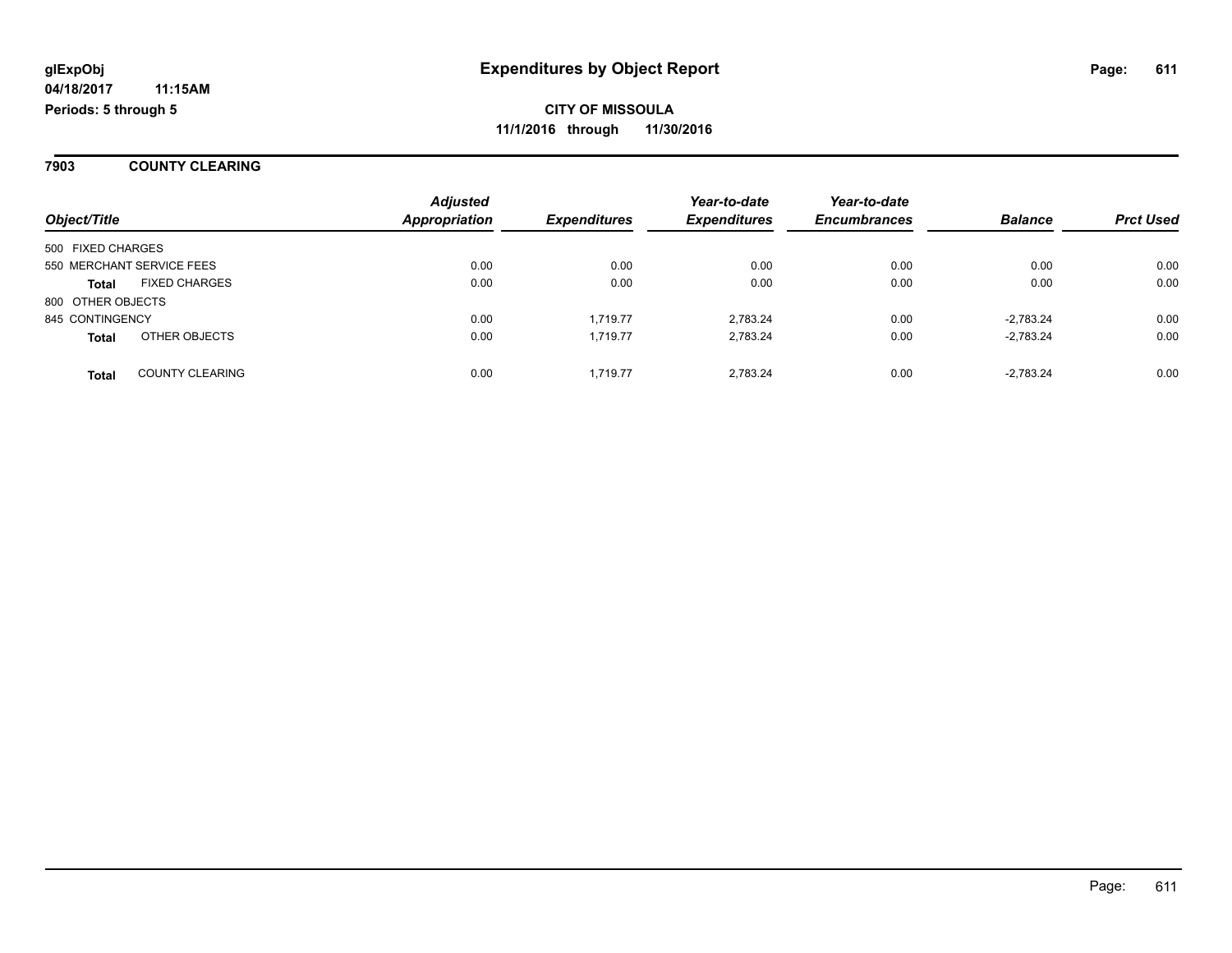**glExpObj**
**04/18/2017 11:15AM**
**Periods: 5 through 5**

# Expenditures by Object Report

**CITY OF MISSOULA**
**11/1/2016 through 11/30/2016**

## 7903 COUNTY CLEARING

| Object/Title | | Adjusted Appropriation | Expenditures | Year-to-date Expenditures | Year-to-date Encumbrances | Balance | Prct Used |
|---|---|---|---|---|---|---|---|
| 500 FIXED CHARGES | | | | | | | |
| 550 MERCHANT SERVICE FEES | | 0.00 | 0.00 | 0.00 | 0.00 | 0.00 | 0.00 |
| **Total** | FIXED CHARGES | 0.00 | 0.00 | 0.00 | 0.00 | 0.00 | 0.00 |
| 800 OTHER OBJECTS | | | | | | | |
| 845 CONTINGENCY | | 0.00 | 1,719.77 | 2,783.24 | 0.00 | -2,783.24 | 0.00 |
| **Total** | OTHER OBJECTS | 0.00 | 1,719.77 | 2,783.24 | 0.00 | -2,783.24 | 0.00 |
| **Total** | COUNTY CLEARING | 0.00 | 1,719.77 | 2,783.24 | 0.00 | -2,783.24 | 0.00 |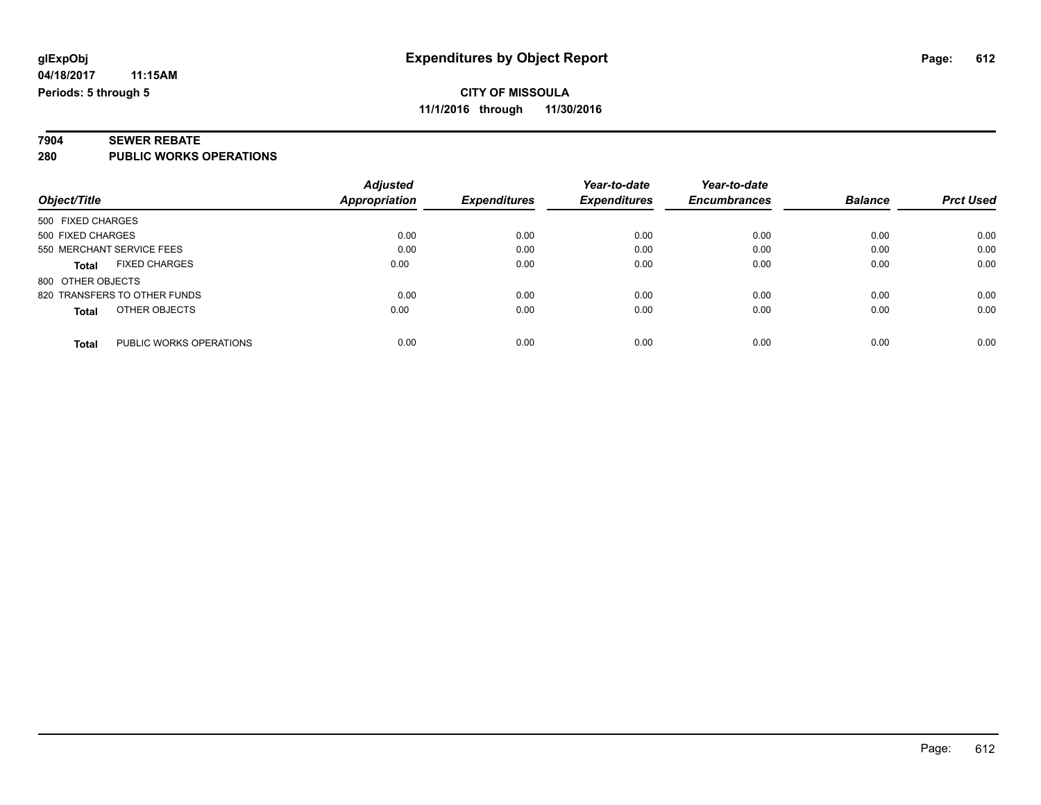glExpObj
04/18/2017 11:15AM
Periods: 5 through 5

# Expenditures by Object Report

**CITY OF MISSOULA**
**11/1/2016 through 11/30/2016**

**7904 SEWER REBATE**
**280 PUBLIC WORKS OPERATIONS**

| Object/Title | | Adjusted Appropriation | Expenditures | Year-to-date Expenditures | Year-to-date Encumbrances | Balance | Prct Used |
|---|---|---|---|---|---|---|---|
| 500 FIXED CHARGES | | | | | | | |
| 500 FIXED CHARGES | | 0.00 | 0.00 | 0.00 | 0.00 | 0.00 | 0.00 |
| 550 MERCHANT SERVICE FEES | | 0.00 | 0.00 | 0.00 | 0.00 | 0.00 | 0.00 |
| **Total** | FIXED CHARGES | 0.00 | 0.00 | 0.00 | 0.00 | 0.00 | 0.00 |
| 800 OTHER OBJECTS | | | | | | | |
| 820 TRANSFERS TO OTHER FUNDS | | 0.00 | 0.00 | 0.00 | 0.00 | 0.00 | 0.00 |
| **Total** | OTHER OBJECTS | 0.00 | 0.00 | 0.00 | 0.00 | 0.00 | 0.00 |
| **Total** | PUBLIC WORKS OPERATIONS | 0.00 | 0.00 | 0.00 | 0.00 | 0.00 | 0.00 |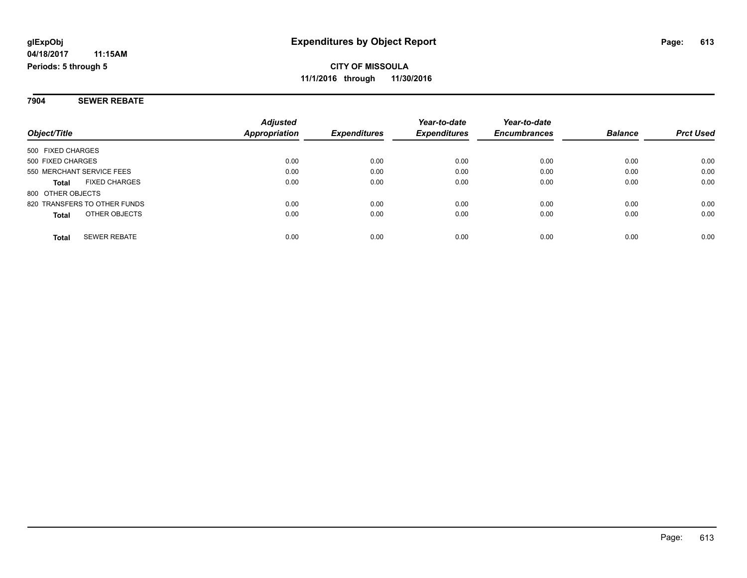glExpObj
04/18/2017 11:15AM
Periods: 5 through 5

# Expenditures by Object Report

CITY OF MISSOULA
11/1/2016 through 11/30/2016

## 7904 SEWER REBATE

| Object/Title | | Adjusted Appropriation | Expenditures | Year-to-date Expenditures | Year-to-date Encumbrances | Balance | Prct Used |
|---|---|---|---|---|---|---|---|
| 500 FIXED CHARGES | | | | | | | |
| 500 FIXED CHARGES | | 0.00 | 0.00 | 0.00 | 0.00 | 0.00 | 0.00 |
| 550 MERCHANT SERVICE FEES | | 0.00 | 0.00 | 0.00 | 0.00 | 0.00 | 0.00 |
| **Total** | FIXED CHARGES | 0.00 | 0.00 | 0.00 | 0.00 | 0.00 | 0.00 |
| 800 OTHER OBJECTS | | | | | | | |
| 820 TRANSFERS TO OTHER FUNDS | | 0.00 | 0.00 | 0.00 | 0.00 | 0.00 | 0.00 |
| **Total** | OTHER OBJECTS | 0.00 | 0.00 | 0.00 | 0.00 | 0.00 | 0.00 |
| **Total** | SEWER REBATE | 0.00 | 0.00 | 0.00 | 0.00 | 0.00 | 0.00 |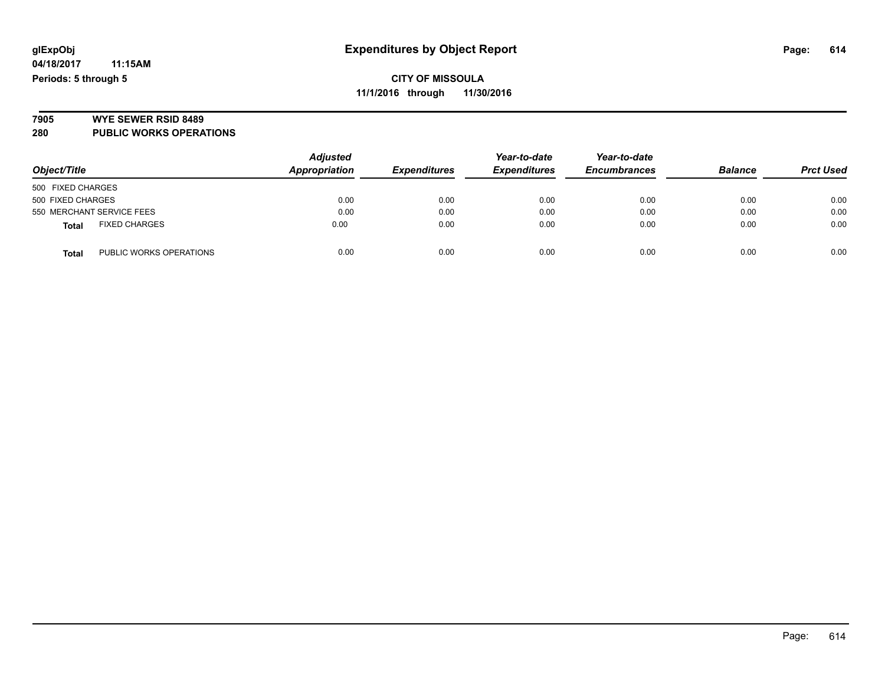glExpObj
04/18/2017 11:15AM
Periods: 5 through 5

# Expenditures by Object Report

**CITY OF MISSOULA**
**11/1/2016 through 11/30/2016**

**7905 WYE SEWER RSID 8489**
**280 PUBLIC WORKS OPERATIONS**

| Object/Title | | Adjusted Appropriation | Expenditures | Year-to-date Expenditures | Year-to-date Encumbrances | Balance | Prct Used |
|---|---|---|---|---|---|---|---|
| 500 FIXED CHARGES | | | | | | | |
| 500 FIXED CHARGES | | 0.00 | 0.00 | 0.00 | 0.00 | 0.00 | 0.00 |
| 550 MERCHANT SERVICE FEES | | 0.00 | 0.00 | 0.00 | 0.00 | 0.00 | 0.00 |
| **Total** | FIXED CHARGES | 0.00 | 0.00 | 0.00 | 0.00 | 0.00 | 0.00 |
| **Total** | PUBLIC WORKS OPERATIONS | 0.00 | 0.00 | 0.00 | 0.00 | 0.00 | 0.00 |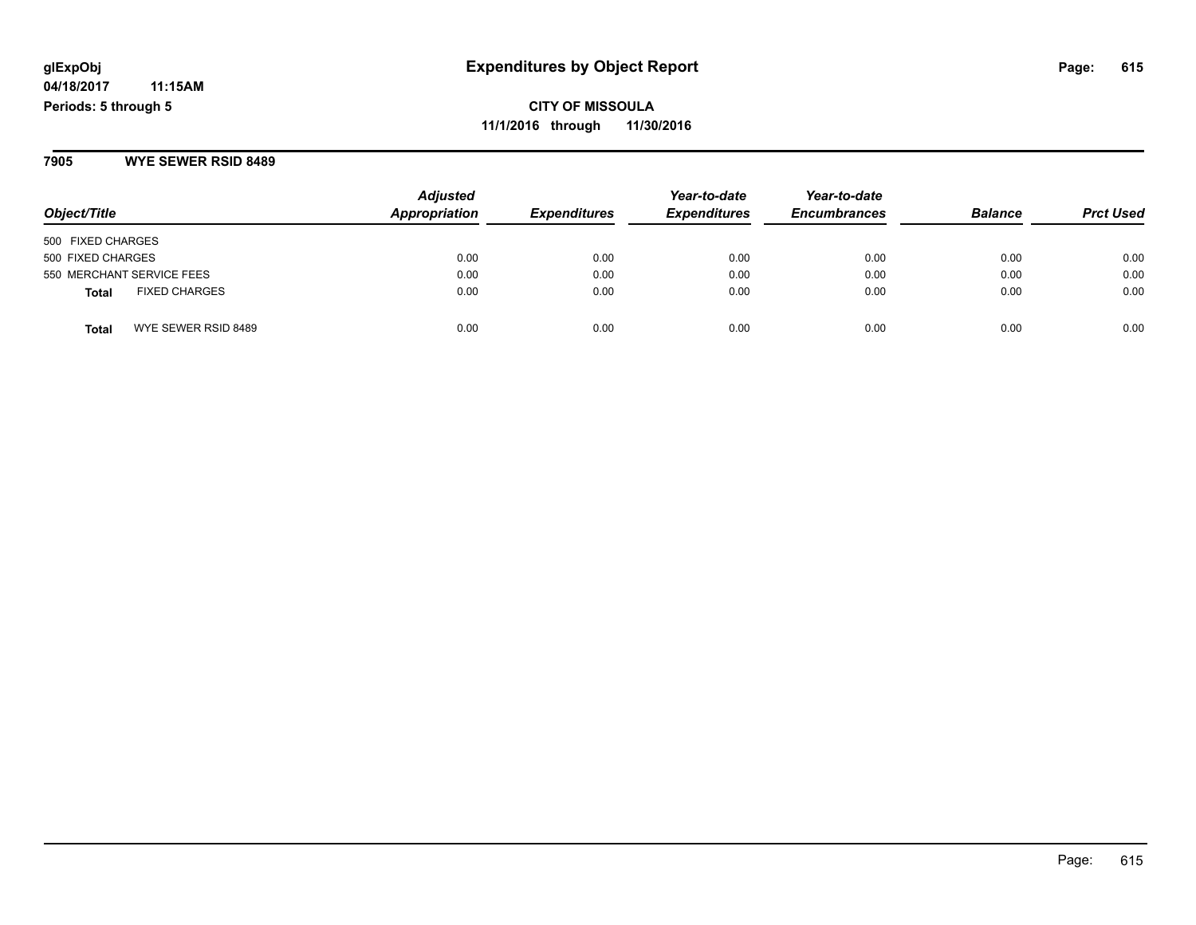**glExpObj** **Expenditures by Object Report**

**04/18/2017 11:15AM**

**Periods: 5 through 5**

**CITY OF MISSOULA**

**11/1/2016 through 11/30/2016**

**7905 WYE SEWER RSID 8489**

| *Object/Title* | *Adjusted Appropriation* | *Expenditures* | *Year-to-date Expenditures* | *Year-to-date Encumbrances* | *Balance* | *Prct Used* |
|---|---|---|---|---|---|---|
| 500 FIXED CHARGES | | | | | | |
| 500 FIXED CHARGES | 0.00 | 0.00 | 0.00 | 0.00 | 0.00 | 0.00 |
| 550 MERCHANT SERVICE FEES | 0.00 | 0.00 | 0.00 | 0.00 | 0.00 | 0.00 |
| **Total** FIXED CHARGES | 0.00 | 0.00 | 0.00 | 0.00 | 0.00 | 0.00 |
| **Total** WYE SEWER RSID 8489 | 0.00 | 0.00 | 0.00 | 0.00 | 0.00 | 0.00 |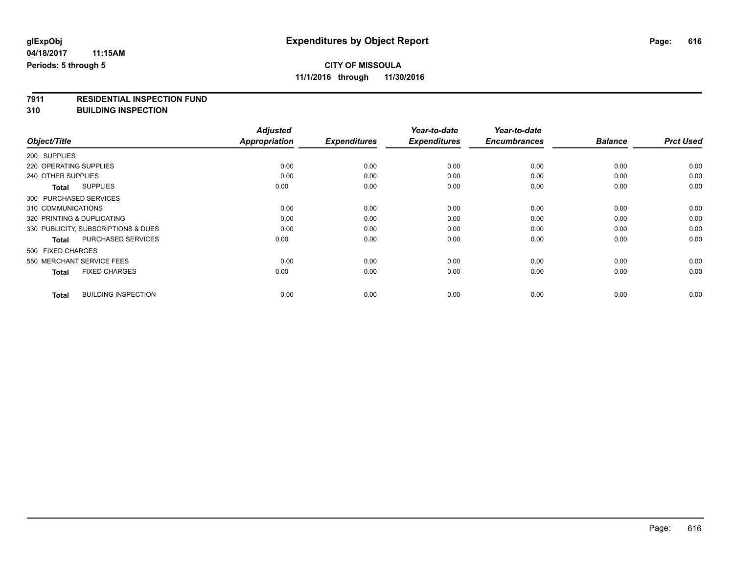# Expenditures by Object Report

glExpObj
04/18/2017 11:15AM
Periods: 5 through 5

**CITY OF MISSOULA**
**11/1/2016 through 11/30/2016**

**7911 RESIDENTIAL INSPECTION FUND**
**310 BUILDING INSPECTION**

| Object/Title | Adjusted Appropriation | Expenditures | Year-to-date Expenditures | Year-to-date Encumbrances | Balance | Prct Used |
|---|---|---|---|---|---|---|
| 200 SUPPLIES | | | | | | |
| 220 OPERATING SUPPLIES | 0.00 | 0.00 | 0.00 | 0.00 | 0.00 | 0.00 |
| 240 OTHER SUPPLIES | 0.00 | 0.00 | 0.00 | 0.00 | 0.00 | 0.00 |
| **Total** SUPPLIES | 0.00 | 0.00 | 0.00 | 0.00 | 0.00 | 0.00 |
| 300 PURCHASED SERVICES | | | | | | |
| 310 COMMUNICATIONS | 0.00 | 0.00 | 0.00 | 0.00 | 0.00 | 0.00 |
| 320 PRINTING & DUPLICATING | 0.00 | 0.00 | 0.00 | 0.00 | 0.00 | 0.00 |
| 330 PUBLICITY, SUBSCRIPTIONS & DUES | 0.00 | 0.00 | 0.00 | 0.00 | 0.00 | 0.00 |
| **Total** PURCHASED SERVICES | 0.00 | 0.00 | 0.00 | 0.00 | 0.00 | 0.00 |
| 500 FIXED CHARGES | | | | | | |
| 550 MERCHANT SERVICE FEES | 0.00 | 0.00 | 0.00 | 0.00 | 0.00 | 0.00 |
| **Total** FIXED CHARGES | 0.00 | 0.00 | 0.00 | 0.00 | 0.00 | 0.00 |
| **Total** BUILDING INSPECTION | 0.00 | 0.00 | 0.00 | 0.00 | 0.00 | 0.00 |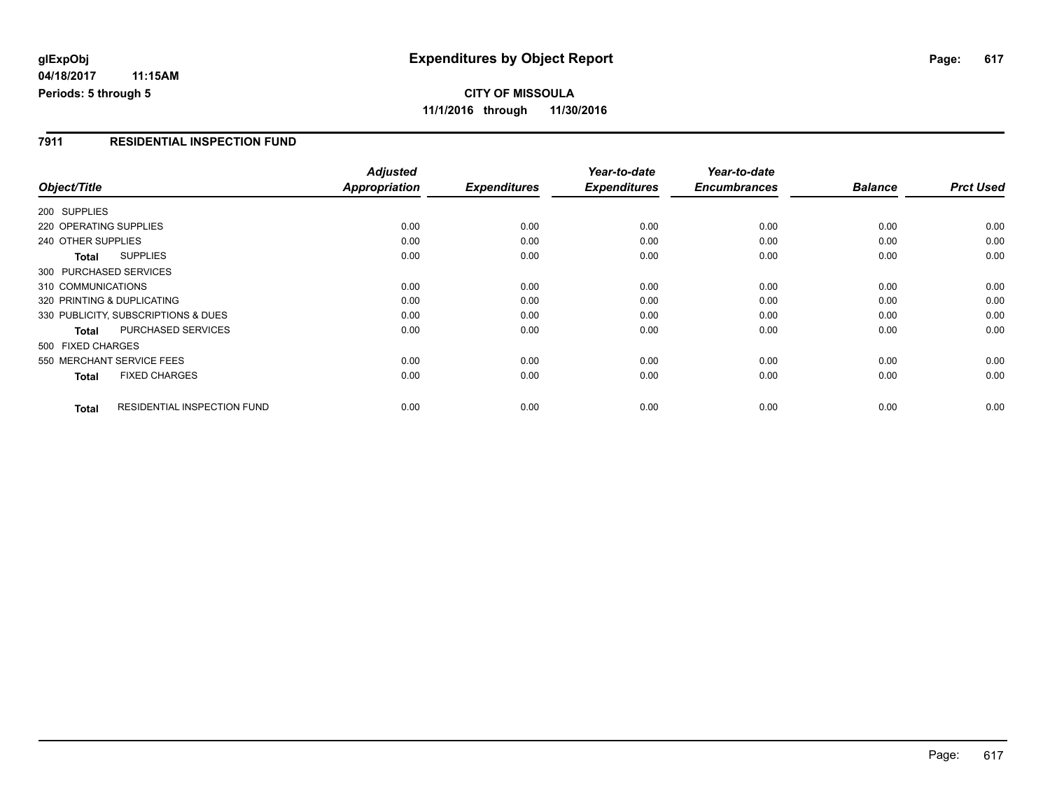# Expenditures by Object Report

glExpObj
04/18/2017 11:15AM
Periods: 5 through 5

**CITY OF MISSOULA**
**11/1/2016 through 11/30/2016**

## 7911 RESIDENTIAL INSPECTION FUND

| Object/Title | | Adjusted Appropriation | Expenditures | Year-to-date Expenditures | Year-to-date Encumbrances | Balance | Prct Used |
|---|---|---|---|---|---|---|---|
| 200 SUPPLIES | | | | | | | |
| 220 OPERATING SUPPLIES | | 0.00 | 0.00 | 0.00 | 0.00 | 0.00 | 0.00 |
| 240 OTHER SUPPLIES | | 0.00 | 0.00 | 0.00 | 0.00 | 0.00 | 0.00 |
| **Total** | SUPPLIES | 0.00 | 0.00 | 0.00 | 0.00 | 0.00 | 0.00 |
| 300 PURCHASED SERVICES | | | | | | | |
| 310 COMMUNICATIONS | | 0.00 | 0.00 | 0.00 | 0.00 | 0.00 | 0.00 |
| 320 PRINTING & DUPLICATING | | 0.00 | 0.00 | 0.00 | 0.00 | 0.00 | 0.00 |
| 330 PUBLICITY, SUBSCRIPTIONS & DUES | | 0.00 | 0.00 | 0.00 | 0.00 | 0.00 | 0.00 |
| **Total** | PURCHASED SERVICES | 0.00 | 0.00 | 0.00 | 0.00 | 0.00 | 0.00 |
| 500 FIXED CHARGES | | | | | | | |
| 550 MERCHANT SERVICE FEES | | 0.00 | 0.00 | 0.00 | 0.00 | 0.00 | 0.00 |
| **Total** | FIXED CHARGES | 0.00 | 0.00 | 0.00 | 0.00 | 0.00 | 0.00 |
| **Total** | RESIDENTIAL INSPECTION FUND | 0.00 | 0.00 | 0.00 | 0.00 | 0.00 | 0.00 |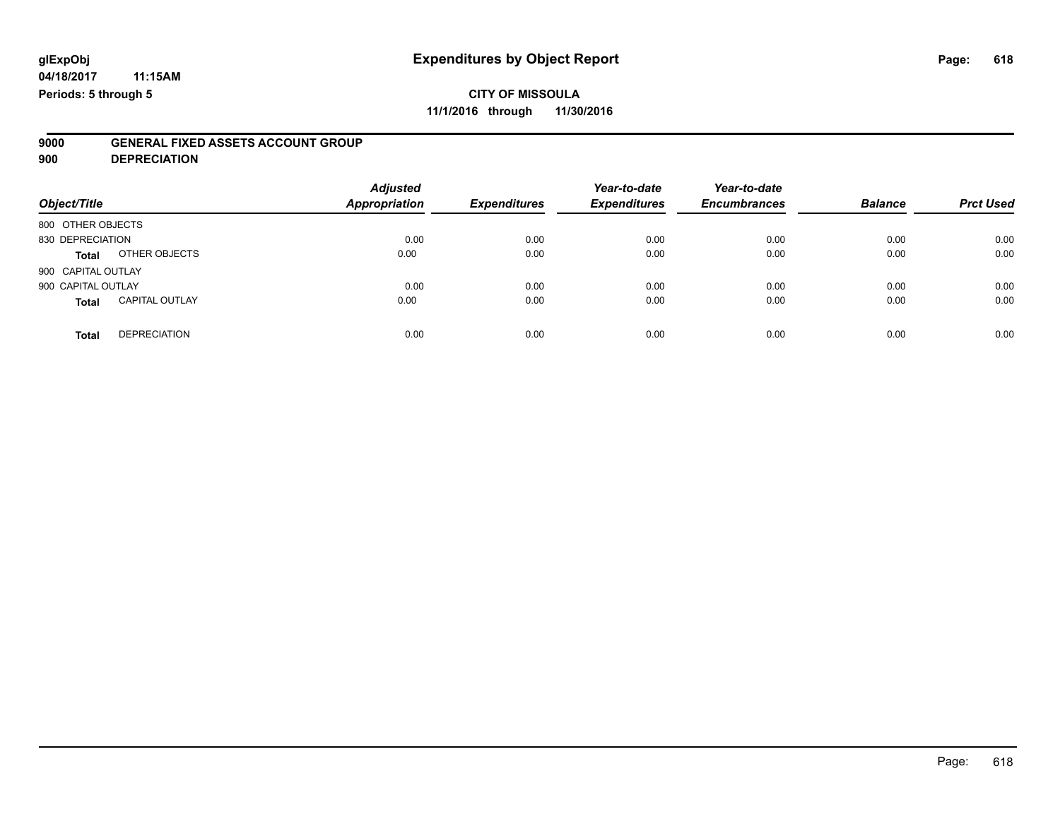**glExpObj** **Expenditures by Object Report**

**04/18/2017 11:15AM**

**Periods: 5 through 5**

**CITY OF MISSOULA**

**11/1/2016 through 11/30/2016**

**9000 GENERAL FIXED ASSETS ACCOUNT GROUP**

**900 DEPRECIATION**

| Object/Title | | Adjusted Appropriation | Expenditures | Year-to-date Expenditures | Year-to-date Encumbrances | Balance | Prct Used |
|---|---|---|---|---|---|---|---|
| 800 OTHER OBJECTS | | | | | | | |
| 830 DEPRECIATION | | 0.00 | 0.00 | 0.00 | 0.00 | 0.00 | 0.00 |
| **Total** | OTHER OBJECTS | 0.00 | 0.00 | 0.00 | 0.00 | 0.00 | 0.00 |
| 900 CAPITAL OUTLAY | | | | | | | |
| 900 CAPITAL OUTLAY | | 0.00 | 0.00 | 0.00 | 0.00 | 0.00 | 0.00 |
| **Total** | CAPITAL OUTLAY | 0.00 | 0.00 | 0.00 | 0.00 | 0.00 | 0.00 |
| **Total** | DEPRECIATION | 0.00 | 0.00 | 0.00 | 0.00 | 0.00 | 0.00 |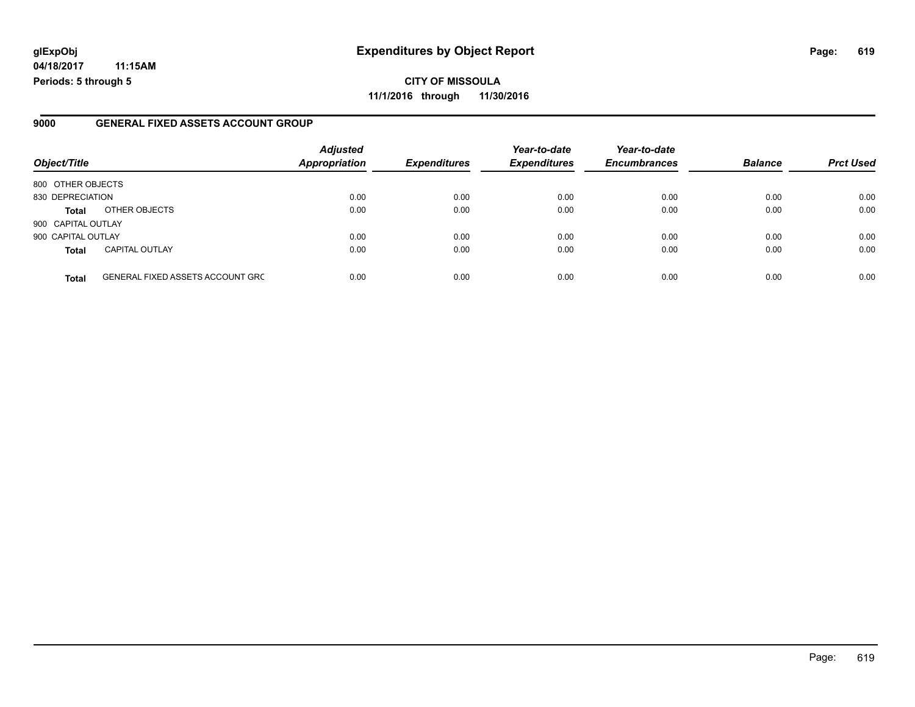**glExpObj**
**04/18/2017 11:15AM**
**Periods: 5 through 5**

# Expenditures by Object Report

**CITY OF MISSOULA**
**11/1/2016 through 11/30/2016**

## 9000 GENERAL FIXED ASSETS ACCOUNT GROUP

| Object/Title | | Adjusted Appropriation | Expenditures | Year-to-date Expenditures | Year-to-date Encumbrances | Balance | Prct Used |
|---|---|---|---|---|---|---|---|
| 800 OTHER OBJECTS | | | | | | | |
| 830 DEPRECIATION | | 0.00 | 0.00 | 0.00 | 0.00 | 0.00 | 0.00 |
| **Total** | OTHER OBJECTS | 0.00 | 0.00 | 0.00 | 0.00 | 0.00 | 0.00 |
| 900 CAPITAL OUTLAY | | | | | | | |
| 900 CAPITAL OUTLAY | | 0.00 | 0.00 | 0.00 | 0.00 | 0.00 | 0.00 |
| **Total** | CAPITAL OUTLAY | 0.00 | 0.00 | 0.00 | 0.00 | 0.00 | 0.00 |
| **Total** | GENERAL FIXED ASSETS ACCOUNT GRC | 0.00 | 0.00 | 0.00 | 0.00 | 0.00 | 0.00 |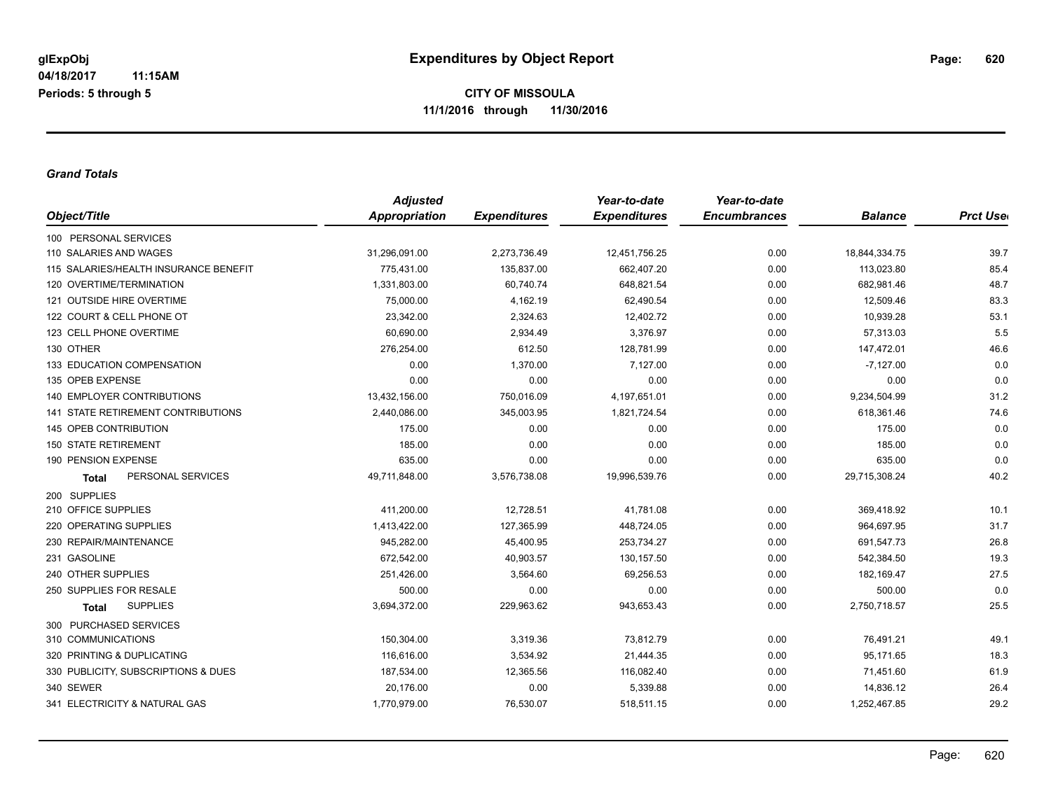# Expenditures by Object Report

glExpObj
04/18/2017 11:15AM
Periods: 5 through 5

**CITY OF MISSOULA**
**11/1/2016 through 11/30/2016**

***Grand Totals***

| Object/Title | Adjusted Appropriation | Expenditures | Year-to-date Expenditures | Year-to-date Encumbrances | Balance | Prct Used |
|---|---|---|---|---|---|---|
| 100 PERSONAL SERVICES | | | | | | |
| 110 SALARIES AND WAGES | 31,296,091.00 | 2,273,736.49 | 12,451,756.25 | 0.00 | 18,844,334.75 | 39.7 |
| 115 SALARIES/HEALTH INSURANCE BENEFIT | 775,431.00 | 135,837.00 | 662,407.20 | 0.00 | 113,023.80 | 85.4 |
| 120 OVERTIME/TERMINATION | 1,331,803.00 | 60,740.74 | 648,821.54 | 0.00 | 682,981.46 | 48.7 |
| 121 OUTSIDE HIRE OVERTIME | 75,000.00 | 4,162.19 | 62,490.54 | 0.00 | 12,509.46 | 83.3 |
| 122 COURT & CELL PHONE OT | 23,342.00 | 2,324.63 | 12,402.72 | 0.00 | 10,939.28 | 53.1 |
| 123 CELL PHONE OVERTIME | 60,690.00 | 2,934.49 | 3,376.97 | 0.00 | 57,313.03 | 5.5 |
| 130 OTHER | 276,254.00 | 612.50 | 128,781.99 | 0.00 | 147,472.01 | 46.6 |
| 133 EDUCATION COMPENSATION | 0.00 | 1,370.00 | 7,127.00 | 0.00 | -7,127.00 | 0.0 |
| 135 OPEB EXPENSE | 0.00 | 0.00 | 0.00 | 0.00 | 0.00 | 0.0 |
| 140 EMPLOYER CONTRIBUTIONS | 13,432,156.00 | 750,016.09 | 4,197,651.01 | 0.00 | 9,234,504.99 | 31.2 |
| 141 STATE RETIREMENT CONTRIBUTIONS | 2,440,086.00 | 345,003.95 | 1,821,724.54 | 0.00 | 618,361.46 | 74.6 |
| 145 OPEB CONTRIBUTION | 175.00 | 0.00 | 0.00 | 0.00 | 175.00 | 0.0 |
| 150 STATE RETIREMENT | 185.00 | 0.00 | 0.00 | 0.00 | 185.00 | 0.0 |
| 190 PENSION EXPENSE | 635.00 | 0.00 | 0.00 | 0.00 | 635.00 | 0.0 |
| **Total** PERSONAL SERVICES | 49,711,848.00 | 3,576,738.08 | 19,996,539.76 | 0.00 | 29,715,308.24 | 40.2 |
| 200 SUPPLIES | | | | | | |
| 210 OFFICE SUPPLIES | 411,200.00 | 12,728.51 | 41,781.08 | 0.00 | 369,418.92 | 10.1 |
| 220 OPERATING SUPPLIES | 1,413,422.00 | 127,365.99 | 448,724.05 | 0.00 | 964,697.95 | 31.7 |
| 230 REPAIR/MAINTENANCE | 945,282.00 | 45,400.95 | 253,734.27 | 0.00 | 691,547.73 | 26.8 |
| 231 GASOLINE | 672,542.00 | 40,903.57 | 130,157.50 | 0.00 | 542,384.50 | 19.3 |
| 240 OTHER SUPPLIES | 251,426.00 | 3,564.60 | 69,256.53 | 0.00 | 182,169.47 | 27.5 |
| 250 SUPPLIES FOR RESALE | 500.00 | 0.00 | 0.00 | 0.00 | 500.00 | 0.0 |
| **Total** SUPPLIES | 3,694,372.00 | 229,963.62 | 943,653.43 | 0.00 | 2,750,718.57 | 25.5 |
| 300 PURCHASED SERVICES | | | | | | |
| 310 COMMUNICATIONS | 150,304.00 | 3,319.36 | 73,812.79 | 0.00 | 76,491.21 | 49.1 |
| 320 PRINTING & DUPLICATING | 116,616.00 | 3,534.92 | 21,444.35 | 0.00 | 95,171.65 | 18.3 |
| 330 PUBLICITY, SUBSCRIPTIONS & DUES | 187,534.00 | 12,365.56 | 116,082.40 | 0.00 | 71,451.60 | 61.9 |
| 340 SEWER | 20,176.00 | 0.00 | 5,339.88 | 0.00 | 14,836.12 | 26.4 |
| 341 ELECTRICITY & NATURAL GAS | 1,770,979.00 | 76,530.07 | 518,511.15 | 0.00 | 1,252,467.85 | 29.2 |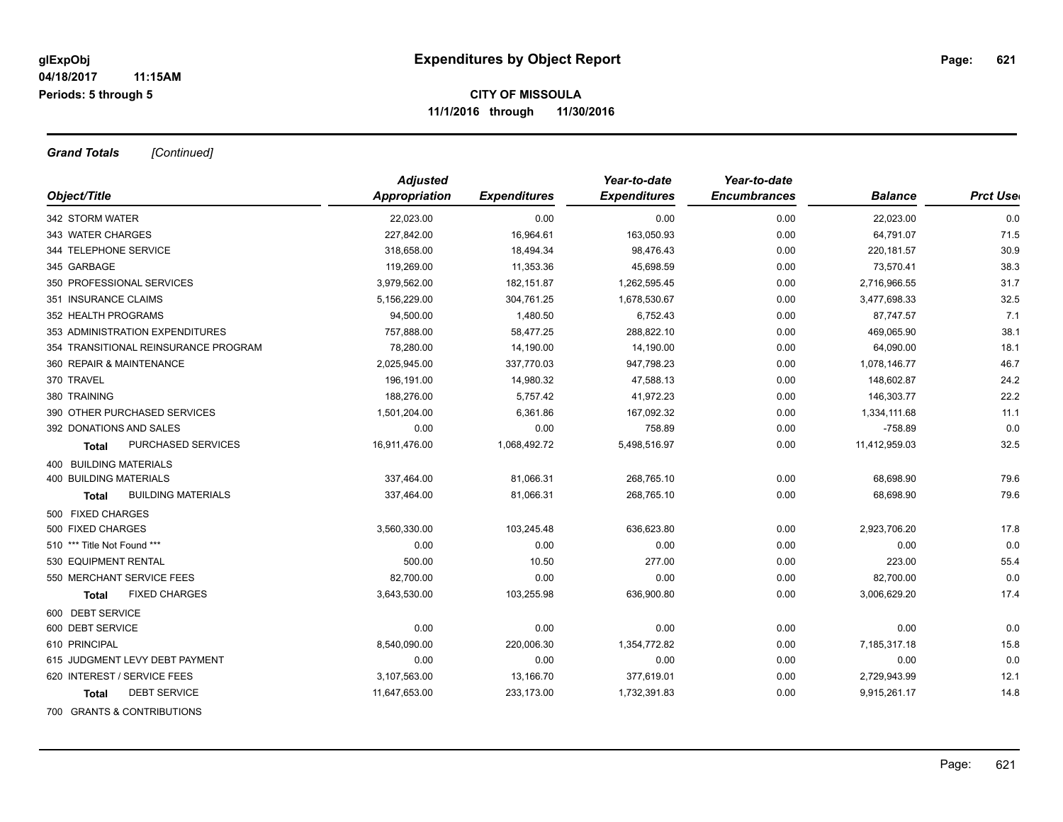# Expenditures by Object Report

glExpObj
04/18/2017 11:15AM
Periods: 5 through 5

**CITY OF MISSOULA**
**11/1/2016 through 11/30/2016**

***Grand Totals*** *[Continued]*

| Object/Title | Adjusted Appropriation | Expenditures | Year-to-date Expenditures | Year-to-date Encumbrances | Balance | Prct Used |
|---|---|---|---|---|---|---|
| 342 STORM WATER | 22,023.00 | 0.00 | 0.00 | 0.00 | 22,023.00 | 0.0 |
| 343 WATER CHARGES | 227,842.00 | 16,964.61 | 163,050.93 | 0.00 | 64,791.07 | 71.5 |
| 344 TELEPHONE SERVICE | 318,658.00 | 18,494.34 | 98,476.43 | 0.00 | 220,181.57 | 30.9 |
| 345 GARBAGE | 119,269.00 | 11,353.36 | 45,698.59 | 0.00 | 73,570.41 | 38.3 |
| 350 PROFESSIONAL SERVICES | 3,979,562.00 | 182,151.87 | 1,262,595.45 | 0.00 | 2,716,966.55 | 31.7 |
| 351 INSURANCE CLAIMS | 5,156,229.00 | 304,761.25 | 1,678,530.67 | 0.00 | 3,477,698.33 | 32.5 |
| 352 HEALTH PROGRAMS | 94,500.00 | 1,480.50 | 6,752.43 | 0.00 | 87,747.57 | 7.1 |
| 353 ADMINISTRATION EXPENDITURES | 757,888.00 | 58,477.25 | 288,822.10 | 0.00 | 469,065.90 | 38.1 |
| 354 TRANSITIONAL REINSURANCE PROGRAM | 78,280.00 | 14,190.00 | 14,190.00 | 0.00 | 64,090.00 | 18.1 |
| 360 REPAIR & MAINTENANCE | 2,025,945.00 | 337,770.03 | 947,798.23 | 0.00 | 1,078,146.77 | 46.7 |
| 370 TRAVEL | 196,191.00 | 14,980.32 | 47,588.13 | 0.00 | 148,602.87 | 24.2 |
| 380 TRAINING | 188,276.00 | 5,757.42 | 41,972.23 | 0.00 | 146,303.77 | 22.2 |
| 390 OTHER PURCHASED SERVICES | 1,501,204.00 | 6,361.86 | 167,092.32 | 0.00 | 1,334,111.68 | 11.1 |
| 392 DONATIONS AND SALES | 0.00 | 0.00 | 758.89 | 0.00 | -758.89 | 0.0 |
| **Total** PURCHASED SERVICES | 16,911,476.00 | 1,068,492.72 | 5,498,516.97 | 0.00 | 11,412,959.03 | 32.5 |
| 400 BUILDING MATERIALS | | | | | | |
| 400 BUILDING MATERIALS | 337,464.00 | 81,066.31 | 268,765.10 | 0.00 | 68,698.90 | 79.6 |
| **Total** BUILDING MATERIALS | 337,464.00 | 81,066.31 | 268,765.10 | 0.00 | 68,698.90 | 79.6 |
| 500 FIXED CHARGES | | | | | | |
| 500 FIXED CHARGES | 3,560,330.00 | 103,245.48 | 636,623.80 | 0.00 | 2,923,706.20 | 17.8 |
| 510 *** Title Not Found *** | 0.00 | 0.00 | 0.00 | 0.00 | 0.00 | 0.0 |
| 530 EQUIPMENT RENTAL | 500.00 | 10.50 | 277.00 | 0.00 | 223.00 | 55.4 |
| 550 MERCHANT SERVICE FEES | 82,700.00 | 0.00 | 0.00 | 0.00 | 82,700.00 | 0.0 |
| **Total** FIXED CHARGES | 3,643,530.00 | 103,255.98 | 636,900.80 | 0.00 | 3,006,629.20 | 17.4 |
| 600 DEBT SERVICE | | | | | | |
| 600 DEBT SERVICE | 0.00 | 0.00 | 0.00 | 0.00 | 0.00 | 0.0 |
| 610 PRINCIPAL | 8,540,090.00 | 220,006.30 | 1,354,772.82 | 0.00 | 7,185,317.18 | 15.8 |
| 615 JUDGMENT LEVY DEBT PAYMENT | 0.00 | 0.00 | 0.00 | 0.00 | 0.00 | 0.0 |
| 620 INTEREST / SERVICE FEES | 3,107,563.00 | 13,166.70 | 377,619.01 | 0.00 | 2,729,943.99 | 12.1 |
| **Total** DEBT SERVICE | 11,647,653.00 | 233,173.00 | 1,732,391.83 | 0.00 | 9,915,261.17 | 14.8 |
| 700 GRANTS & CONTRIBUTIONS | | | | | | |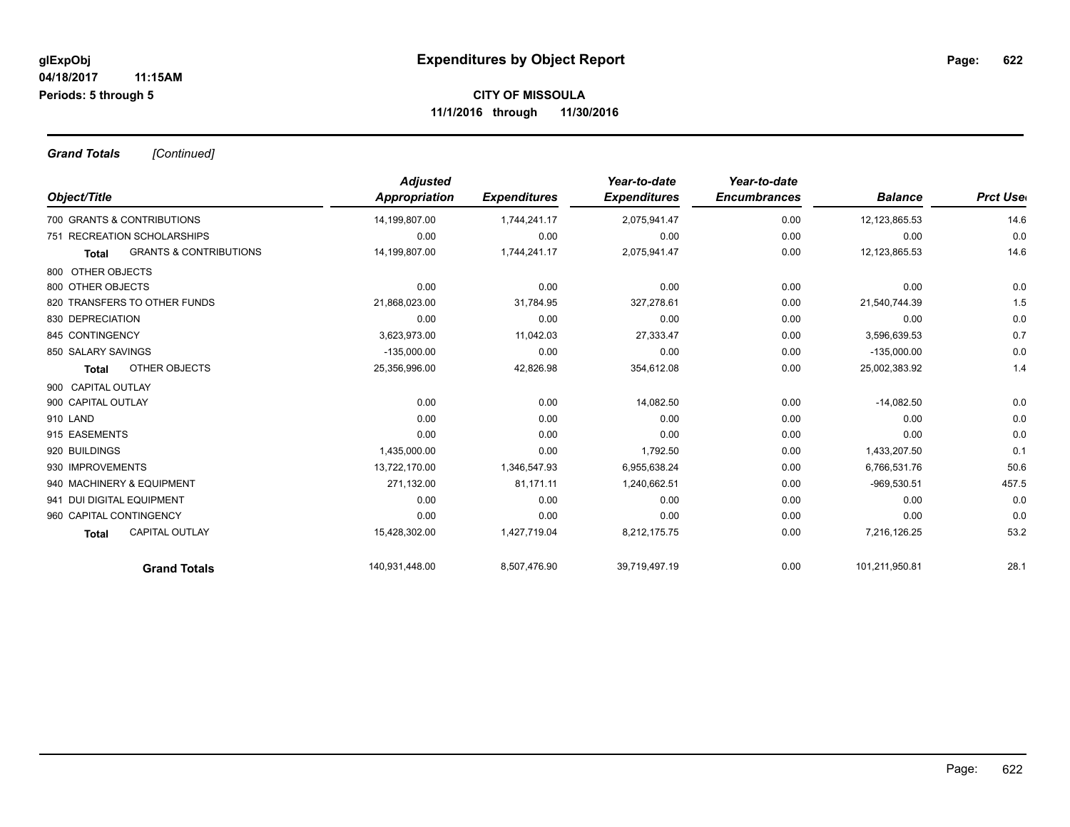**glExpObj**
**04/18/2017 11:15AM**
**Periods: 5 through 5**

# Expenditures by Object Report

**CITY OF MISSOULA**
**11/1/2016 through 11/30/2016**

***Grand Totals*** *[Continued]*

| Object/Title | | Adjusted Appropriation | Expenditures | Year-to-date Expenditures | Year-to-date Encumbrances | Balance | Prct Used |
|---|---|---|---|---|---|---|---|
| 700 GRANTS & CONTRIBUTIONS | | 14,199,807.00 | 1,744,241.17 | 2,075,941.47 | 0.00 | 12,123,865.53 | 14.6 |
| 751 RECREATION SCHOLARSHIPS | | 0.00 | 0.00 | 0.00 | 0.00 | 0.00 | 0.0 |
| **Total** | GRANTS & CONTRIBUTIONS | 14,199,807.00 | 1,744,241.17 | 2,075,941.47 | 0.00 | 12,123,865.53 | 14.6 |
| 800 OTHER OBJECTS | | | | | | | |
| 800 OTHER OBJECTS | | 0.00 | 0.00 | 0.00 | 0.00 | 0.00 | 0.0 |
| 820 TRANSFERS TO OTHER FUNDS | | 21,868,023.00 | 31,784.95 | 327,278.61 | 0.00 | 21,540,744.39 | 1.5 |
| 830 DEPRECIATION | | 0.00 | 0.00 | 0.00 | 0.00 | 0.00 | 0.0 |
| 845 CONTINGENCY | | 3,623,973.00 | 11,042.03 | 27,333.47 | 0.00 | 3,596,639.53 | 0.7 |
| 850 SALARY SAVINGS | | -135,000.00 | 0.00 | 0.00 | 0.00 | -135,000.00 | 0.0 |
| **Total** | OTHER OBJECTS | 25,356,996.00 | 42,826.98 | 354,612.08 | 0.00 | 25,002,383.92 | 1.4 |
| 900 CAPITAL OUTLAY | | | | | | | |
| 900 CAPITAL OUTLAY | | 0.00 | 0.00 | 14,082.50 | 0.00 | -14,082.50 | 0.0 |
| 910 LAND | | 0.00 | 0.00 | 0.00 | 0.00 | 0.00 | 0.0 |
| 915 EASEMENTS | | 0.00 | 0.00 | 0.00 | 0.00 | 0.00 | 0.0 |
| 920 BUILDINGS | | 1,435,000.00 | 0.00 | 1,792.50 | 0.00 | 1,433,207.50 | 0.1 |
| 930 IMPROVEMENTS | | 13,722,170.00 | 1,346,547.93 | 6,955,638.24 | 0.00 | 6,766,531.76 | 50.6 |
| 940 MACHINERY & EQUIPMENT | | 271,132.00 | 81,171.11 | 1,240,662.51 | 0.00 | -969,530.51 | 457.5 |
| 941 DUI DIGITAL EQUIPMENT | | 0.00 | 0.00 | 0.00 | 0.00 | 0.00 | 0.0 |
| 960 CAPITAL CONTINGENCY | | 0.00 | 0.00 | 0.00 | 0.00 | 0.00 | 0.0 |
| **Total** | CAPITAL OUTLAY | 15,428,302.00 | 1,427,719.04 | 8,212,175.75 | 0.00 | 7,216,126.25 | 53.2 |
| **Grand Totals** | | 140,931,448.00 | 8,507,476.90 | 39,719,497.19 | 0.00 | 101,211,950.81 | 28.1 |